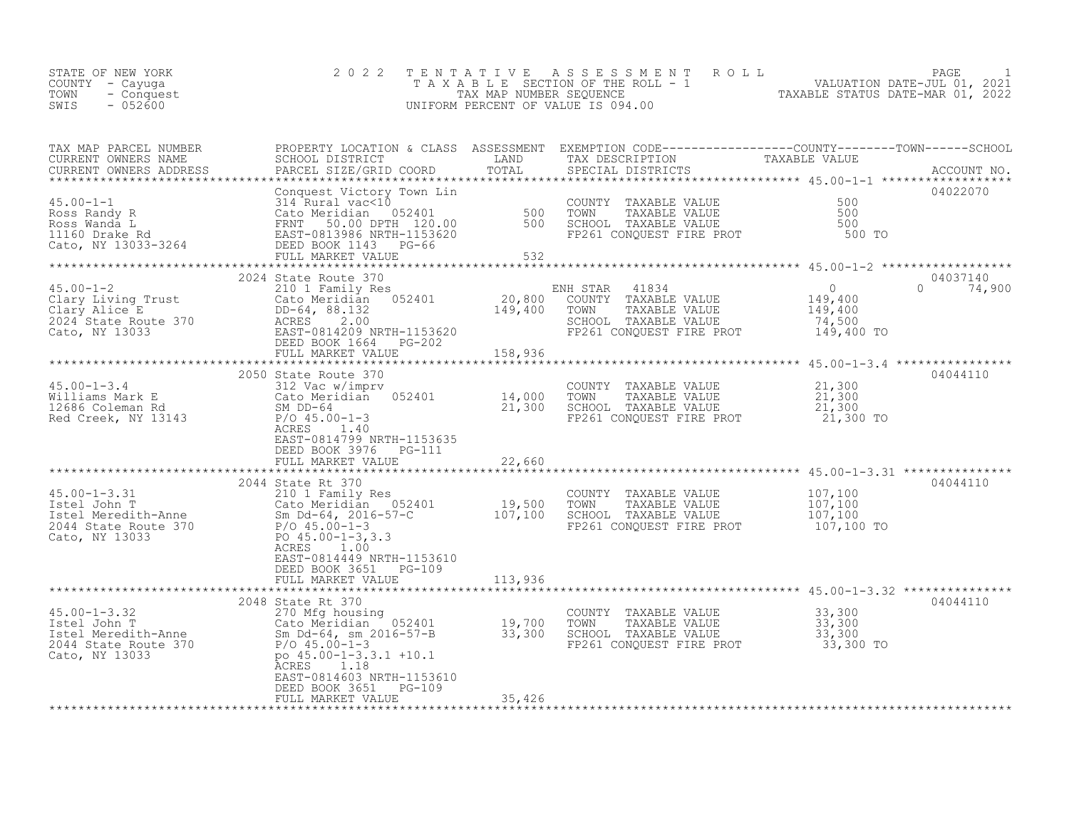STATE OF NEW YORK
COUNTY - Cayuga
TOWN - Conquest
SWIS - 052600

# 2022 TENTATIVE ASSESSMENT ROLL

TAXABLE SECTION OF THE ROLL - 1
TAX MAP NUMBER SEQUENCE
UNIFORM PERCENT OF VALUE IS 094.00

VALUATION DATE-JUL 01, 2021
TAXABLE STATUS DATE-MAR 01, 2022

| TAX MAP PARCEL NUMBER / CURRENT OWNERS NAME / CURRENT OWNERS ADDRESS | PROPERTY LOCATION & CLASS / SCHOOL DISTRICT / PARCEL SIZE/GRID COORD | ASSESSMENT LAND / TOTAL | EXEMPTION CODE / TAX DESCRIPTION / SPECIAL DISTRICTS | COUNTY / TOWN / SCHOOL TAXABLE VALUE | ACCOUNT NO. |
|---|---|---|---|---|---|
| **45.00-1-1** | Conquest Victory Town Lin | | | | 04022070 |
| 45.00-1-1 | 314 Rural vac<10 | | COUNTY TAXABLE VALUE | 500 | |
| Ross Randy R | Cato Meridian 052401 | 500 | TOWN TAXABLE VALUE | 500 | |
| Ross Wanda L | FRNT 50.00 DPTH 120.00 | 500 | SCHOOL TAXABLE VALUE | 500 | |
| 11160 Drake Rd | EAST-0813986 NRTH-1153620 | | FP261 CONQUEST FIRE PROT | 500 TO | |
| Cato, NY 13033-3264 | DEED BOOK 1143 PG-66 | | | | |
| | FULL MARKET VALUE | 532 | | | |
| **45.00-1-2** | 2024 State Route 370 | | | | 04037140 |
| 45.00-1-2 | 210 1 Family Res | | ENH STAR 41834 | 0 0 | 74,900 |
| Clary Living Trust | Cato Meridian 052401 | 20,800 | COUNTY TAXABLE VALUE | 149,400 | |
| Clary Alice E | DD-64, 88.132 | 149,400 | TOWN TAXABLE VALUE | 149,400 | |
| 2024 State Route 370 | ACRES 2.00 | | SCHOOL TAXABLE VALUE | 74,500 | |
| Cato, NY 13033 | EAST-0814209 NRTH-1153620 | | FP261 CONQUEST FIRE PROT | 149,400 TO | |
| | DEED BOOK 1664 PG-202 | | | | |
| | FULL MARKET VALUE | 158,936 | | | |
| **45.00-1-3.4** | 2050 State Route 370 | | | | 04044110 |
| 45.00-1-3.4 | 312 Vac w/imprv | | COUNTY TAXABLE VALUE | 21,300 | |
| Williams Mark E | Cato Meridian 052401 | 14,000 | TOWN TAXABLE VALUE | 21,300 | |
| 12686 Coleman Rd | SM DD-64 | 21,300 | SCHOOL TAXABLE VALUE | 21,300 | |
| Red Creek, NY 13143 | P/O 45.00-1-3 | | FP261 CONQUEST FIRE PROT | 21,300 TO | |
| | ACRES 1.40 | | | | |
| | EAST-0814799 NRTH-1153635 | | | | |
| | DEED BOOK 3976 PG-111 | | | | |
| | FULL MARKET VALUE | 22,660 | | | |
| **45.00-1-3.31** | 2044 State Rt 370 | | | | 04044110 |
| 45.00-1-3.31 | 210 1 Family Res | | COUNTY TAXABLE VALUE | 107,100 | |
| Istel John T | Cato Meridian 052401 | 19,500 | TOWN TAXABLE VALUE | 107,100 | |
| Istel Meredith-Anne | Sm Dd-64, 2016-57-C | 107,100 | SCHOOL TAXABLE VALUE | 107,100 | |
| 2044 State Route 370 | P/O 45.00-1-3 | | FP261 CONQUEST FIRE PROT | 107,100 TO | |
| Cato, NY 13033 | PO 45.00-1-3,3.3 | | | | |
| | ACRES 1.00 | | | | |
| | EAST-0814449 NRTH-1153610 | | | | |
| | DEED BOOK 3651 PG-109 | | | | |
| | FULL MARKET VALUE | 113,936 | | | |
| **45.00-1-3.32** | 2048 State Rt 370 | | | | 04044110 |
| 45.00-1-3.32 | 270 Mfg housing | | COUNTY TAXABLE VALUE | 33,300 | |
| Istel John T | Cato Meridian 052401 | 19,700 | TOWN TAXABLE VALUE | 33,300 | |
| Istel Meredith-Anne | Sm Dd-64, sm 2016-57-B | 33,300 | SCHOOL TAXABLE VALUE | 33,300 | |
| 2044 State Route 370 | P/O 45.00-1-3 | | FP261 CONQUEST FIRE PROT | 33,300 TO | |
| Cato, NY 13033 | po 45.00-1-3.3.1 +10.1 | | | | |
| | ACRES 1.18 | | | | |
| | EAST-0814603 NRTH-1153610 | | | | |
| | DEED BOOK 3651 PG-109 | | | | |
| | FULL MARKET VALUE | 35,426 | | | |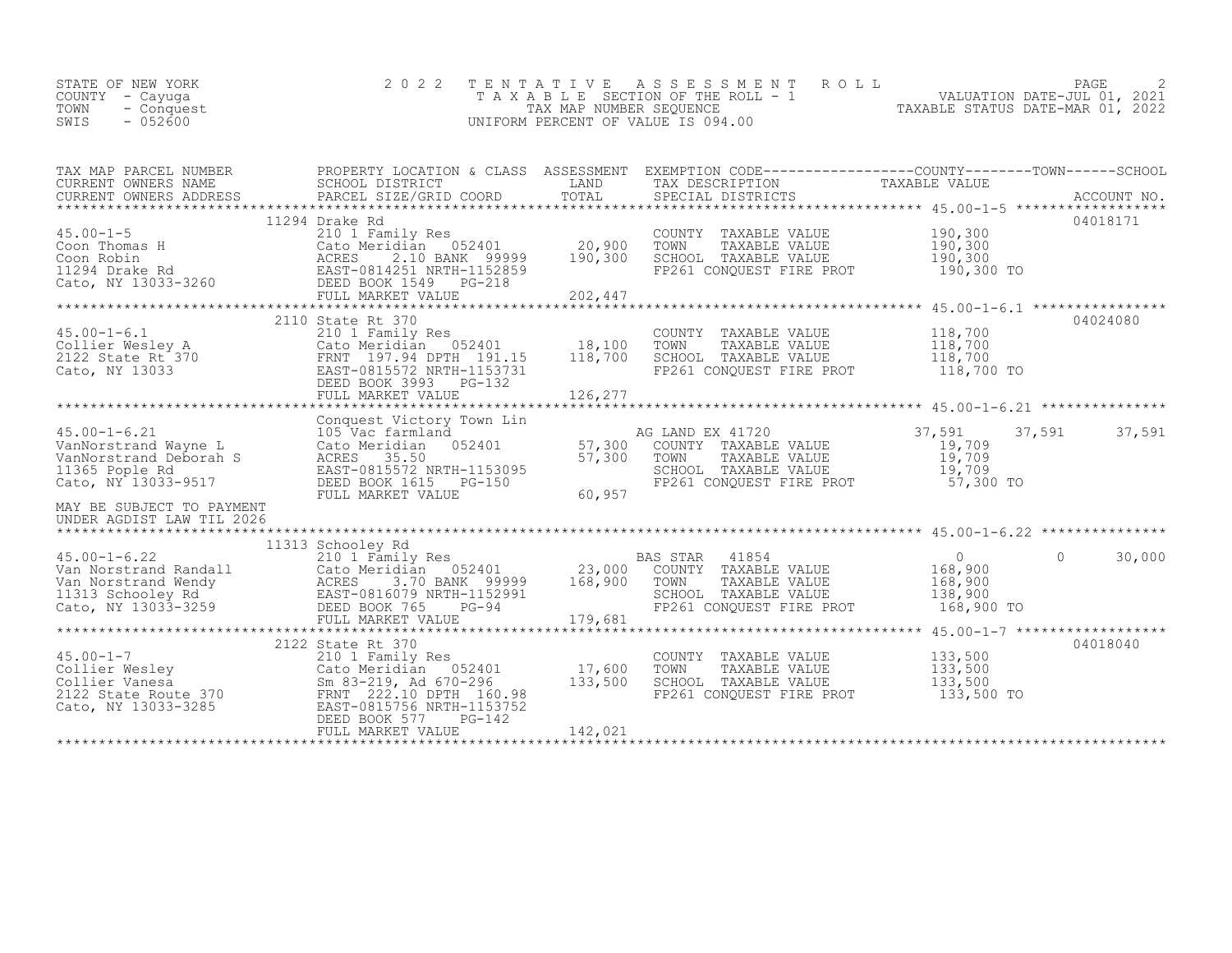STATE OF NEW YORK
COUNTY - Cayuga
TOWN - Conquest
SWIS - 052600

# 2022 TENTATIVE ASSESSMENT ROLL
TAXABLE SECTION OF THE ROLL - 1
TAX MAP NUMBER SEQUENCE
UNIFORM PERCENT OF VALUE IS 094.00

VALUATION DATE-JUL 01, 2021
TAXABLE STATUS DATE-MAR 01, 2022

| TAX MAP PARCEL NUMBER / CURRENT OWNERS NAME / CURRENT OWNERS ADDRESS | PROPERTY LOCATION & CLASS / SCHOOL DISTRICT / PARCEL SIZE/GRID COORD | ASSESSMENT LAND / TOTAL | EXEMPTION CODE / TAX DESCRIPTION / SPECIAL DISTRICTS | COUNTY TAXABLE VALUE | TOWN | SCHOOL | ACCOUNT NO. |
|---|---|---|---|---|---|---|---|
| **45.00-1-5** | 11294 Drake Rd | | | | | | 04018171 |
| 45.00-1-5 | 210 1 Family Res | | COUNTY TAXABLE VALUE | 190,300 | | | |
| Coon Thomas H | Cato Meridian 052401 | 20,900 | TOWN TAXABLE VALUE | 190,300 | | | |
| Coon Robin | ACRES 2.10 BANK 99999 | 190,300 | SCHOOL TAXABLE VALUE | 190,300 | | | |
| 11294 Drake Rd | EAST-0814251 NRTH-1152859 | | FP261 CONQUEST FIRE PROT | 190,300 TO | | | |
| Cato, NY 13033-3260 | DEED BOOK 1549 PG-218 | | | | | | |
| | FULL MARKET VALUE | 202,447 | | | | | |
| **45.00-1-6.1** | 2110 State Rt 370 | | | | | | 04024080 |
| 45.00-1-6.1 | 210 1 Family Res | | COUNTY TAXABLE VALUE | 118,700 | | | |
| Collier Wesley A | Cato Meridian 052401 | 18,100 | TOWN TAXABLE VALUE | 118,700 | | | |
| 2122 State Rt 370 | FRNT 197.94 DPTH 191.15 | 118,700 | SCHOOL TAXABLE VALUE | 118,700 | | | |
| Cato, NY 13033 | EAST-0815572 NRTH-1153731 | | FP261 CONQUEST FIRE PROT | 118,700 TO | | | |
| | DEED BOOK 3993 PG-132 | | | | | | |
| | FULL MARKET VALUE | 126,277 | | | | | |
| **45.00-1-6.21** | Conquest Victory Town Lin | | | | | | |
| 45.00-1-6.21 | 105 Vac farmland | | AG LAND EX 41720 | 37,591 | 37,591 | 37,591 | |
| VanNorstrand Wayne L | Cato Meridian 052401 | 57,300 | COUNTY TAXABLE VALUE | 19,709 | | | |
| VanNorstrand Deborah S | ACRES 35.50 | 57,300 | TOWN TAXABLE VALUE | 19,709 | | | |
| 11365 Pople Rd | EAST-0815572 NRTH-1153095 | | SCHOOL TAXABLE VALUE | 19,709 | | | |
| Cato, NY 13033-9517 | DEED BOOK 1615 PG-150 | | FP261 CONQUEST FIRE PROT | 57,300 TO | | | |
| | FULL MARKET VALUE | 60,957 | | | | | |
| MAY BE SUBJECT TO PAYMENT UNDER AGDIST LAW TIL 2026 | | | | | | | |
| **45.00-1-6.22** | 11313 Schooley Rd | | | | | | |
| 45.00-1-6.22 | 210 1 Family Res | | BAS STAR 41854 | 0 | 0 | 30,000 | |
| Van Norstrand Randall | Cato Meridian 052401 | 23,000 | COUNTY TAXABLE VALUE | 168,900 | | | |
| Van Norstrand Wendy | ACRES 3.70 BANK 99999 | 168,900 | TOWN TAXABLE VALUE | 168,900 | | | |
| 11313 Schooley Rd | EAST-0816079 NRTH-1152991 | | SCHOOL TAXABLE VALUE | 138,900 | | | |
| Cato, NY 13033-3259 | DEED BOOK 765 PG-94 | | FP261 CONQUEST FIRE PROT | 168,900 TO | | | |
| | FULL MARKET VALUE | 179,681 | | | | | |
| **45.00-1-7** | 2122 State Rt 370 | | | | | | 04018040 |
| 45.00-1-7 | 210 1 Family Res | | COUNTY TAXABLE VALUE | 133,500 | | | |
| Collier Wesley | Cato Meridian 052401 | 17,600 | TOWN TAXABLE VALUE | 133,500 | | | |
| Collier Vanesa | Sm 83-219, Ad 670-296 | 133,500 | SCHOOL TAXABLE VALUE | 133,500 | | | |
| 2122 State Route 370 | FRNT 222.10 DPTH 160.98 | | FP261 CONQUEST FIRE PROT | 133,500 TO | | | |
| Cato, NY 13033-3285 | EAST-0815756 NRTH-1153752 | | | | | | |
| | DEED BOOK 577 PG-142 | | | | | | |
| | FULL MARKET VALUE | 142,021 | | | | | |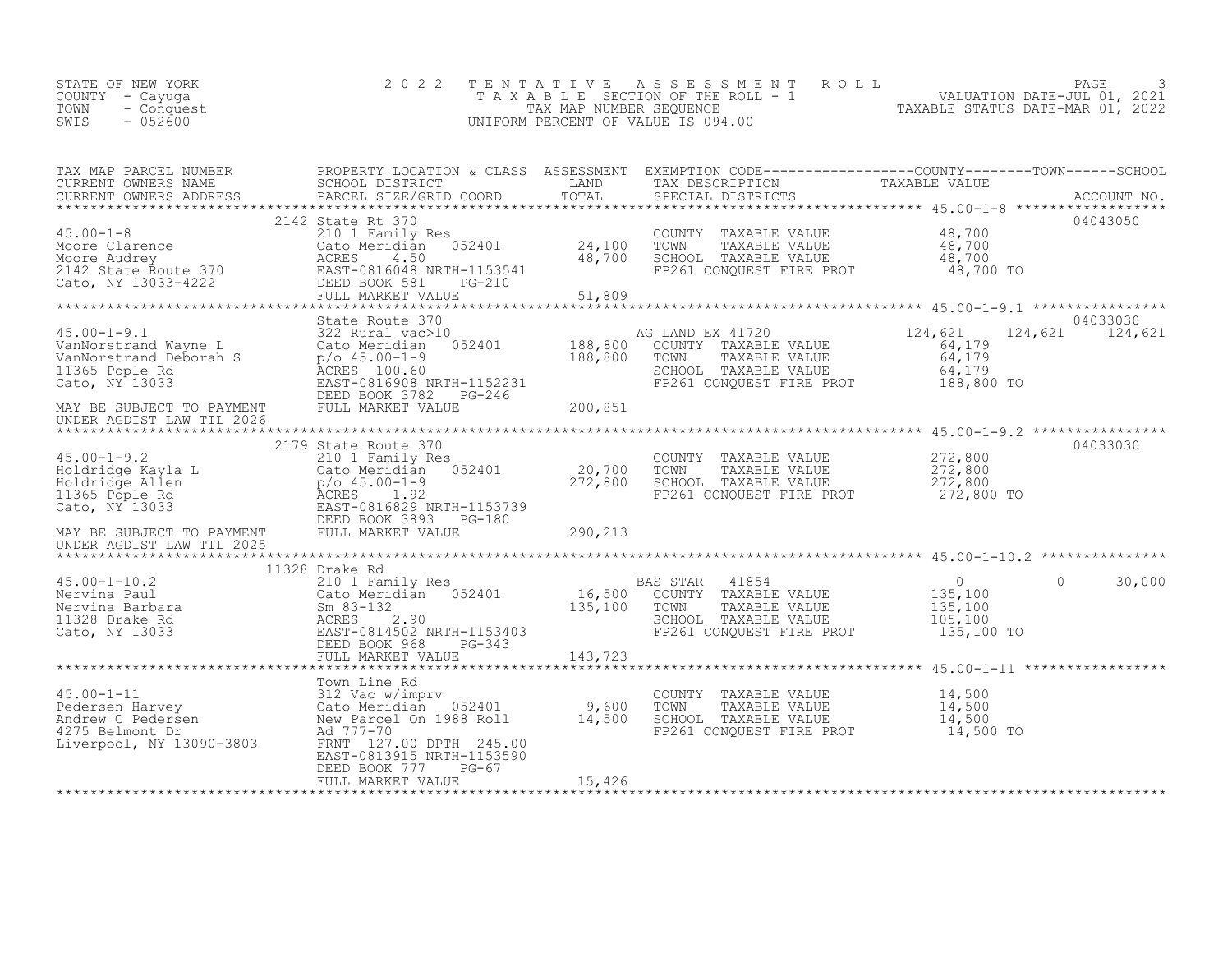STATE OF NEW YORK
COUNTY - Cayuga
TOWN - Conquest
SWIS - 052600

# 2022 TENTATIVE ASSESSMENT ROLL

TAXABLE SECTION OF THE ROLL - 1
TAX MAP NUMBER SEQUENCE
UNIFORM PERCENT OF VALUE IS 094.00

VALUATION DATE-JUL 01, 2021
TAXABLE STATUS DATE-MAR 01, 2022

| TAX MAP PARCEL NUMBER / CURRENT OWNERS NAME / CURRENT OWNERS ADDRESS | PROPERTY LOCATION & CLASS / SCHOOL DISTRICT / PARCEL SIZE/GRID COORD | ASSESSMENT LAND | TOTAL | EXEMPTION CODE / TAX DESCRIPTION / SPECIAL DISTRICTS | COUNTY TAXABLE VALUE | TOWN | SCHOOL | ACCOUNT NO. |
|---|---|---|---|---|---|---|---|---|
| **45.00-1-8** | 2142 State Rt 370 | | | | | | | 04043050 |
| Moore Clarence | 210 1 Family Res | | | COUNTY TAXABLE VALUE | 48,700 | | | |
| Moore Audrey | Cato Meridian 052401 | 24,100 | | TOWN TAXABLE VALUE | 48,700 | | | |
| 2142 State Route 370 | ACRES 4.50 | | 48,700 | SCHOOL TAXABLE VALUE | 48,700 | | | |
| Cato, NY 13033-4222 | EAST-0816048 NRTH-1153541 | | | FP261 CONQUEST FIRE PROT | 48,700 TO | | | |
| | DEED BOOK 581 PG-210 | | | | | | | |
| | FULL MARKET VALUE | | 51,809 | | | | | |
| **45.00-1-9.1** | State Route 370 | | | | | | | 04033030 |
| VanNorstrand Wayne L | 322 Rural vac>10 | | | AG LAND EX 41720 | 124,621 | 124,621 | 124,621 | |
| VanNorstrand Deborah S | Cato Meridian 052401 | 188,800 | | COUNTY TAXABLE VALUE | 64,179 | | | |
| 11365 Pople Rd | p/o 45.00-1-9 | | 188,800 | TOWN TAXABLE VALUE | 64,179 | | | |
| Cato, NY 13033 | ACRES 100.60 | | | SCHOOL TAXABLE VALUE | 64,179 | | | |
| | EAST-0816908 NRTH-1152231 | | | FP261 CONQUEST FIRE PROT | 188,800 TO | | | |
| | DEED BOOK 3782 PG-246 | | | | | | | |
| MAY BE SUBJECT TO PAYMENT UNDER AGDIST LAW TIL 2026 | FULL MARKET VALUE | | 200,851 | | | | | |
| **45.00-1-9.2** | 2179 State Route 370 | | | | | | | 04033030 |
| Holdridge Kayla L | 210 1 Family Res | | | COUNTY TAXABLE VALUE | 272,800 | | | |
| Holdridge Allen | Cato Meridian 052401 | 20,700 | | TOWN TAXABLE VALUE | 272,800 | | | |
| 11365 Pople Rd | p/o 45.00-1-9 | | 272,800 | SCHOOL TAXABLE VALUE | 272,800 | | | |
| Cato, NY 13033 | ACRES 1.92 | | | FP261 CONQUEST FIRE PROT | 272,800 TO | | | |
| | EAST-0816829 NRTH-1153739 | | | | | | | |
| | DEED BOOK 3893 PG-180 | | | | | | | |
| MAY BE SUBJECT TO PAYMENT UNDER AGDIST LAW TIL 2025 | FULL MARKET VALUE | | 290,213 | | | | | |
| **45.00-1-10.2** | 11328 Drake Rd | | | | | | | |
| Nervina Paul | 210 1 Family Res | | | BAS STAR 41854 | 0 | 0 | 30,000 | |
| Nervina Barbara | Cato Meridian 052401 | 16,500 | | COUNTY TAXABLE VALUE | 135,100 | | | |
| 11328 Drake Rd | Sm 83-132 | | 135,100 | TOWN TAXABLE VALUE | 135,100 | | | |
| Cato, NY 13033 | ACRES 2.90 | | | SCHOOL TAXABLE VALUE | 105,100 | | | |
| | EAST-0814502 NRTH-1153403 | | | FP261 CONQUEST FIRE PROT | 135,100 TO | | | |
| | DEED BOOK 968 PG-343 | | | | | | | |
| | FULL MARKET VALUE | | 143,723 | | | | | |
| **45.00-1-11** | Town Line Rd | | | | | | | |
| Pedersen Harvey | 312 Vac w/imprv | | | COUNTY TAXABLE VALUE | 14,500 | | | |
| Andrew C Pedersen | Cato Meridian 052401 | 9,600 | | TOWN TAXABLE VALUE | 14,500 | | | |
| 4275 Belmont Dr | New Parcel On 1988 Roll | | 14,500 | SCHOOL TAXABLE VALUE | 14,500 | | | |
| Liverpool, NY 13090-3803 | Ad 777-70 | | | FP261 CONQUEST FIRE PROT | 14,500 TO | | | |
| | FRNT 127.00 DPTH 245.00 | | | | | | | |
| | EAST-0813915 NRTH-1153590 | | | | | | | |
| | DEED BOOK 777 PG-67 | | | | | | | |
| | FULL MARKET VALUE | | 15,426 | | | | | |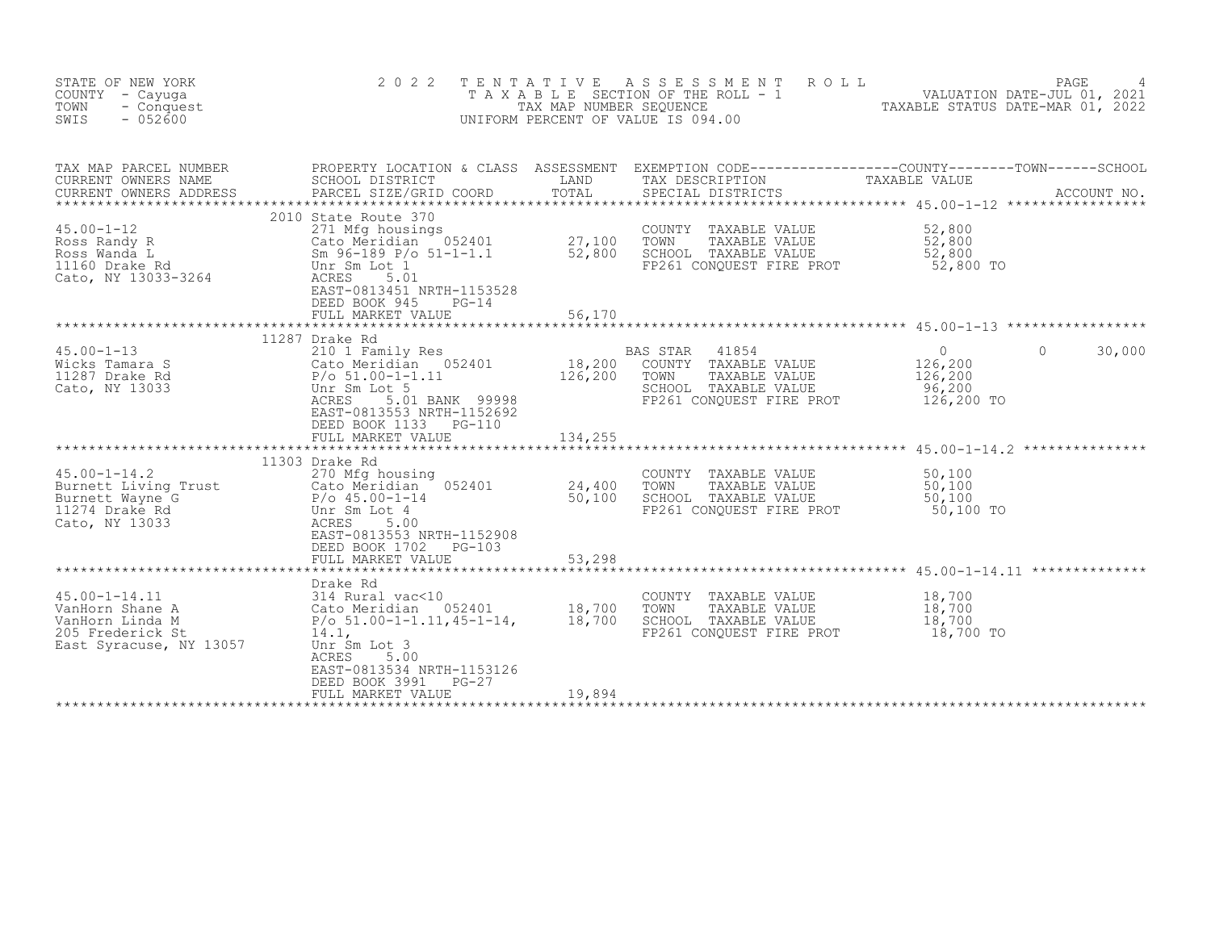STATE OF NEW YORK
COUNTY - Cayuga
TOWN - Conquest
SWIS - 052600

# 2022 TENTATIVE ASSESSMENT ROLL

TAXABLE SECTION OF THE ROLL - 1
TAX MAP NUMBER SEQUENCE
UNIFORM PERCENT OF VALUE IS 094.00

VALUATION DATE-JUL 01, 2021
TAXABLE STATUS DATE-MAR 01, 2022

| TAX MAP PARCEL NUMBER / CURRENT OWNERS NAME / CURRENT OWNERS ADDRESS | PROPERTY LOCATION & CLASS / SCHOOL DISTRICT / PARCEL SIZE/GRID COORD | ASSESSMENT LAND / TOTAL | EXEMPTION CODE / TAX DESCRIPTION / SPECIAL DISTRICTS | COUNTY TAXABLE VALUE | TOWN | SCHOOL / ACCOUNT NO. |
|---|---|---|---|---|---|---|
| **45.00-1-12** | 2010 State Route 370 | | | | | |
| 45.00-1-12 | 271 Mfg housings | | COUNTY TAXABLE VALUE | 52,800 | | |
| Ross Randy R | Cato Meridian 052401 | 27,100 | TOWN TAXABLE VALUE | 52,800 | | |
| Ross Wanda L | Sm 96-189 P/o 51-1-1.1 | 52,800 | SCHOOL TAXABLE VALUE | 52,800 | | |
| 11160 Drake Rd | Unr Sm Lot 1 | | FP261 CONQUEST FIRE PROT | 52,800 TO | | |
| Cato, NY 13033-3264 | ACRES 5.01 | | | | | |
| | EAST-0813451 NRTH-1153528 | | | | | |
| | DEED BOOK 945 PG-14 | | | | | |
| | FULL MARKET VALUE | 56,170 | | | | |
| **45.00-1-13** | 11287 Drake Rd | | | | | |
| 45.00-1-13 | 210 1 Family Res | | BAS STAR 41854 | 0 | 0 | 30,000 |
| Wicks Tamara S | Cato Meridian 052401 | 18,200 | COUNTY TAXABLE VALUE | 126,200 | | |
| 11287 Drake Rd | P/o 51.00-1-1.11 | 126,200 | TOWN TAXABLE VALUE | 126,200 | | |
| Cato, NY 13033 | Unr Sm Lot 5 | | SCHOOL TAXABLE VALUE | 96,200 | | |
| | ACRES 5.01 BANK 99998 | | FP261 CONQUEST FIRE PROT | 126,200 TO | | |
| | EAST-0813553 NRTH-1152692 | | | | | |
| | DEED BOOK 1133 PG-110 | | | | | |
| | FULL MARKET VALUE | 134,255 | | | | |
| **45.00-1-14.2** | 11303 Drake Rd | | | | | |
| 45.00-1-14.2 | 270 Mfg housing | | COUNTY TAXABLE VALUE | 50,100 | | |
| Burnett Living Trust | Cato Meridian 052401 | 24,400 | TOWN TAXABLE VALUE | 50,100 | | |
| Burnett Wayne G | P/o 45.00-1-14 | 50,100 | SCHOOL TAXABLE VALUE | 50,100 | | |
| 11274 Drake Rd | Unr Sm Lot 4 | | FP261 CONQUEST FIRE PROT | 50,100 TO | | |
| Cato, NY 13033 | ACRES 5.00 | | | | | |
| | EAST-0813553 NRTH-1152908 | | | | | |
| | DEED BOOK 1702 PG-103 | | | | | |
| | FULL MARKET VALUE | 53,298 | | | | |
| **45.00-1-14.11** | Drake Rd | | | | | |
| 45.00-1-14.11 | 314 Rural vac<10 | | COUNTY TAXABLE VALUE | 18,700 | | |
| VanHorn Shane A | Cato Meridian 052401 | 18,700 | TOWN TAXABLE VALUE | 18,700 | | |
| VanHorn Linda M | P/o 51.00-1-1.11,45-1-14, | 18,700 | SCHOOL TAXABLE VALUE | 18,700 | | |
| 205 Frederick St | 14.1, | | FP261 CONQUEST FIRE PROT | 18,700 TO | | |
| East Syracuse, NY 13057 | Unr Sm Lot 3 | | | | | |
| | ACRES 5.00 | | | | | |
| | EAST-0813534 NRTH-1153126 | | | | | |
| | DEED BOOK 3991 PG-27 | | | | | |
| | FULL MARKET VALUE | 19,894 | | | | |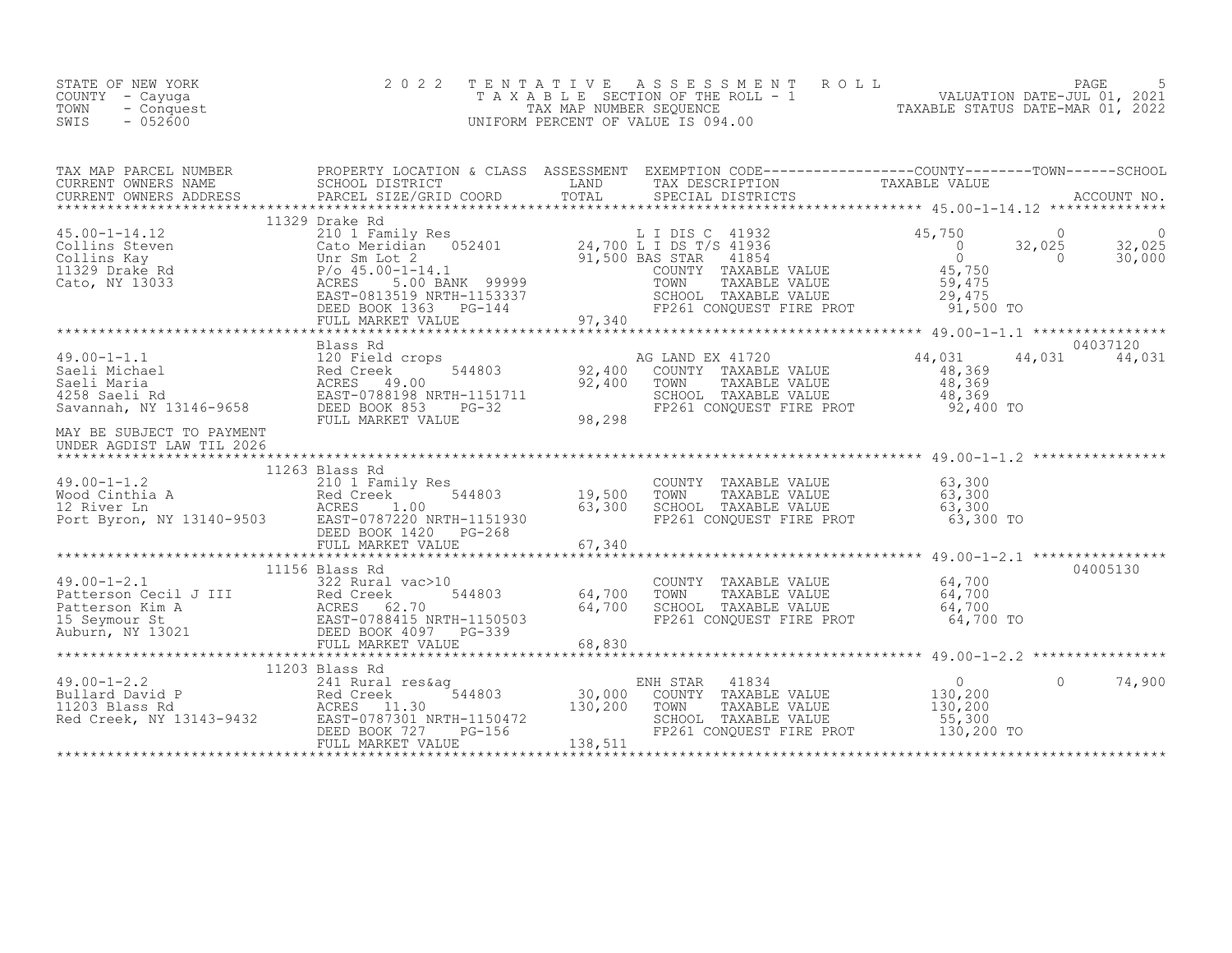STATE OF NEW YORK
COUNTY - Cayuga
TOWN - Conquest
SWIS - 052600

# 2022 TENTATIVE ASSESSMENT ROLL

TAXABLE SECTION OF THE ROLL - 1
TAX MAP NUMBER SEQUENCE
UNIFORM PERCENT OF VALUE IS 094.00

VALUATION DATE-JUL 01, 2021
TAXABLE STATUS DATE-MAR 01, 2022

| TAX MAP PARCEL NUMBER / CURRENT OWNERS NAME / CURRENT OWNERS ADDRESS | PROPERTY LOCATION & CLASS / SCHOOL DISTRICT / PARCEL SIZE/GRID COORD | ASSESSMENT LAND / TOTAL | EXEMPTION CODE / TAX DESCRIPTION / SPECIAL DISTRICTS | COUNTY TAXABLE VALUE | TOWN | SCHOOL | ACCOUNT NO. |
|---|---|---|---|---|---|---|---|
| **45.00-1-14.12** | 11329 Drake Rd | | | | | | |
| 45.00-1-14.12 | 210 1 Family Res | | L I DIS C 41932 | 45,750 | 0 | 0 | |
| Collins Steven | Cato Meridian 052401 | 24,700 | L I DS T/S 41936 | 0 | 32,025 | 32,025 | |
| Collins Kay | Unr Sm Lot 2 | 91,500 | BAS STAR 41854 | 0 | 0 | 30,000 | |
| 11329 Drake Rd | P/o 45.00-1-14.1 | | COUNTY TAXABLE VALUE | 45,750 | | | |
| Cato, NY 13033 | ACRES 5.00 BANK 99999 | | TOWN TAXABLE VALUE | 59,475 | | | |
| | EAST-0813519 NRTH-1153337 | | SCHOOL TAXABLE VALUE | 29,475 | | | |
| | DEED BOOK 1363 PG-144 | | FP261 CONQUEST FIRE PROT | 91,500 TO | | | |
| | FULL MARKET VALUE | 97,340 | | | | | |
| **49.00-1-1.1** | Blass Rd | | | | | | 04037120 |
| 49.00-1-1.1 | 120 Field crops | | AG LAND EX 41720 | 44,031 | 44,031 | 44,031 | |
| Saeli Michael | Red Creek 544803 | 92,400 | COUNTY TAXABLE VALUE | 48,369 | | | |
| Saeli Maria | ACRES 49.00 | 92,400 | TOWN TAXABLE VALUE | 48,369 | | | |
| 4258 Saeli Rd | EAST-0788198 NRTH-1151711 | | SCHOOL TAXABLE VALUE | 48,369 | | | |
| Savannah, NY 13146-9658 | DEED BOOK 853 PG-32 | | FP261 CONQUEST FIRE PROT | 92,400 TO | | | |
| | FULL MARKET VALUE | 98,298 | | | | | |
| MAY BE SUBJECT TO PAYMENT UNDER AGDIST LAW TIL 2026 | | | | | | | |
| **49.00-1-1.2** | 11263 Blass Rd | | | | | | |
| 49.00-1-1.2 | 210 1 Family Res | | COUNTY TAXABLE VALUE | 63,300 | | | |
| Wood Cinthia A | Red Creek 544803 | 19,500 | TOWN TAXABLE VALUE | 63,300 | | | |
| 12 River Ln | ACRES 1.00 | 63,300 | SCHOOL TAXABLE VALUE | 63,300 | | | |
| Port Byron, NY 13140-9503 | EAST-0787220 NRTH-1151930 | | FP261 CONQUEST FIRE PROT | 63,300 TO | | | |
| | DEED BOOK 1420 PG-268 | | | | | | |
| | FULL MARKET VALUE | 67,340 | | | | | |
| **49.00-1-2.1** | 11156 Blass Rd | | | | | | 04005130 |
| 49.00-1-2.1 | 322 Rural vac>10 | | COUNTY TAXABLE VALUE | 64,700 | | | |
| Patterson Cecil J III | Red Creek 544803 | 64,700 | TOWN TAXABLE VALUE | 64,700 | | | |
| Patterson Kim A | ACRES 62.70 | 64,700 | SCHOOL TAXABLE VALUE | 64,700 | | | |
| 15 Seymour St | EAST-0788415 NRTH-1150503 | | FP261 CONQUEST FIRE PROT | 64,700 TO | | | |
| Auburn, NY 13021 | DEED BOOK 4097 PG-339 | | | | | | |
| | FULL MARKET VALUE | 68,830 | | | | | |
| **49.00-1-2.2** | 11203 Blass Rd | | | | | | |
| 49.00-1-2.2 | 241 Rural res&ag | | ENH STAR 41834 | 0 | 0 | 74,900 | |
| Bullard David P | Red Creek 544803 | 30,000 | COUNTY TAXABLE VALUE | 130,200 | | | |
| 11203 Blass Rd | ACRES 11.30 | 130,200 | TOWN TAXABLE VALUE | 130,200 | | | |
| Red Creek, NY 13143-9432 | EAST-0787301 NRTH-1150472 | | SCHOOL TAXABLE VALUE | 55,300 | | | |
| | DEED BOOK 727 PG-156 | | FP261 CONQUEST FIRE PROT | 130,200 TO | | | |
| | FULL MARKET VALUE | 138,511 | | | | | |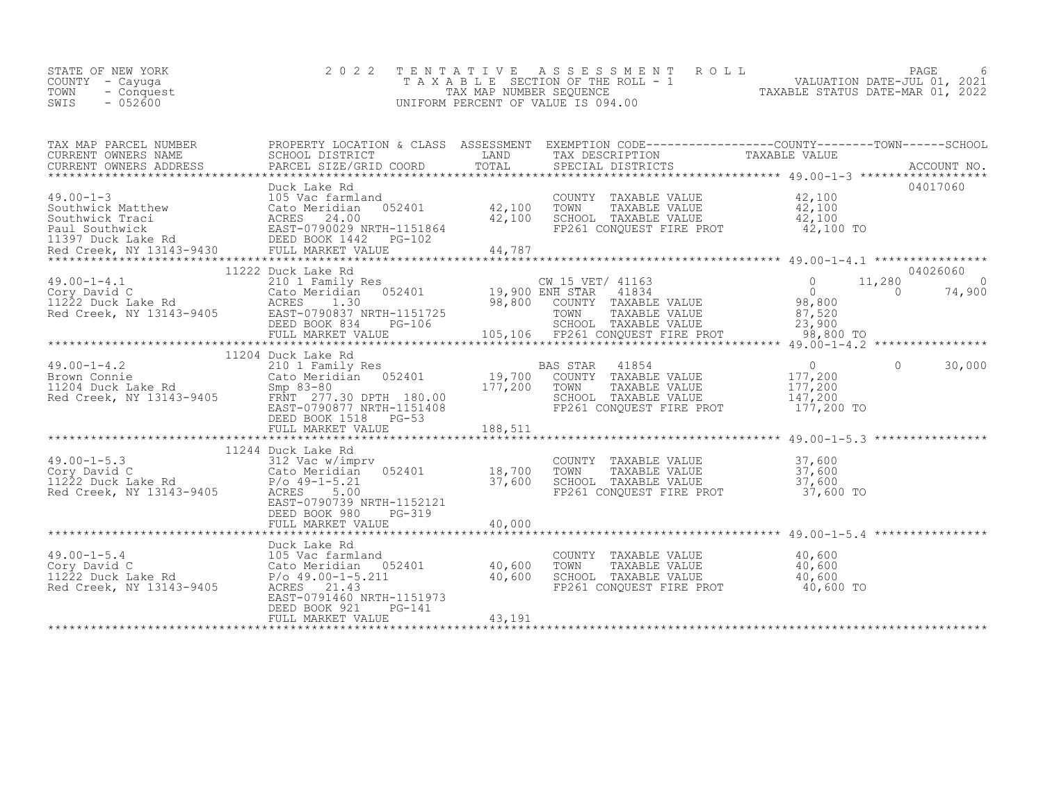STATE OF NEW YORK
COUNTY - Cayuga
TOWN - Conquest
SWIS - 052600

# 2022 TENTATIVE ASSESSMENT ROLL

TAXABLE SECTION OF THE ROLL - 1
TAX MAP NUMBER SEQUENCE
UNIFORM PERCENT OF VALUE IS 094.00

VALUATION DATE-JUL 01, 2021
TAXABLE STATUS DATE-MAR 01, 2022

| TAX MAP PARCEL NUMBER / CURRENT OWNERS NAME / CURRENT OWNERS ADDRESS | PROPERTY LOCATION & CLASS / SCHOOL DISTRICT / PARCEL SIZE/GRID COORD | ASSESSMENT LAND / TOTAL | EXEMPTION CODE / TAX DESCRIPTION / SPECIAL DISTRICTS | COUNTY | TOWN | SCHOOL / ACCOUNT NO. |
|---|---|---|---|---|---|---|
| 49.00-1-3 | Duck Lake Rd | | | | | 04017060 |
| 49.00-1-3 | 105 Vac farmland | | COUNTY TAXABLE VALUE | 42,100 | | |
| Southwick Matthew | Cato Meridian 052401 | 42,100 | TOWN TAXABLE VALUE | 42,100 | | |
| Southwick Traci | ACRES 24.00 | 42,100 | SCHOOL TAXABLE VALUE | 42,100 | | |
| Paul Southwick | EAST-0790029 NRTH-1151864 | | FP261 CONQUEST FIRE PROT | 42,100 TO | | |
| 11397 Duck Lake Rd | DEED BOOK 1442 PG-102 | | | | | |
| Red Creek, NY 13143-9430 | FULL MARKET VALUE | 44,787 | | | | |
| 49.00-1-4.1 | 11222 Duck Lake Rd | | | | | 04026060 |
| 49.00-1-4.1 | 210 1 Family Res | | CW_15_VET/ 41163 | 0 | 11,280 | 0 |
| Cory David C | Cato Meridian 052401 | 19,900 | ENH STAR 41834 | 0 | 0 | 74,900 |
| 11222 Duck Lake Rd | ACRES 1.30 | 98,800 | COUNTY TAXABLE VALUE | 98,800 | | |
| Red Creek, NY 13143-9405 | EAST-0790837 NRTH-1151725 | | TOWN TAXABLE VALUE | 87,520 | | |
| | DEED BOOK 834 PG-106 | | SCHOOL TAXABLE VALUE | 23,900 | | |
| | FULL MARKET VALUE | 105,106 | FP261 CONQUEST FIRE PROT | 98,800 TO | | |
| 49.00-1-4.2 | 11204 Duck Lake Rd | | | | | |
| 49.00-1-4.2 | 210 1 Family Res | | BAS STAR 41854 | 0 | 0 | 30,000 |
| Brown Connie | Cato Meridian 052401 | 19,700 | COUNTY TAXABLE VALUE | 177,200 | | |
| 11204 Duck Lake Rd | Smp 83-80 | 177,200 | TOWN TAXABLE VALUE | 177,200 | | |
| Red Creek, NY 13143-9405 | FRNT 277.30 DPTH 180.00 | | SCHOOL TAXABLE VALUE | 147,200 | | |
| | EAST-0790877 NRTH-1151408 | | FP261 CONQUEST FIRE PROT | 177,200 TO | | |
| | DEED BOOK 1518 PG-53 | | | | | |
| | FULL MARKET VALUE | 188,511 | | | | |
| 49.00-1-5.3 | 11244 Duck Lake Rd | | | | | |
| 49.00-1-5.3 | 312 Vac w/imprv | | COUNTY TAXABLE VALUE | 37,600 | | |
| Cory David C | Cato Meridian 052401 | 18,700 | TOWN TAXABLE VALUE | 37,600 | | |
| 11222 Duck Lake Rd | P/o 49-1-5.21 | 37,600 | SCHOOL TAXABLE VALUE | 37,600 | | |
| Red Creek, NY 13143-9405 | ACRES 5.00 | | FP261 CONQUEST FIRE PROT | 37,600 TO | | |
| | EAST-0790739 NRTH-1152121 | | | | | |
| | DEED BOOK 980 PG-319 | | | | | |
| | FULL MARKET VALUE | 40,000 | | | | |
| 49.00-1-5.4 | Duck Lake Rd | | | | | |
| 49.00-1-5.4 | 105 Vac farmland | | COUNTY TAXABLE VALUE | 40,600 | | |
| Cory David C | Cato Meridian 052401 | 40,600 | TOWN TAXABLE VALUE | 40,600 | | |
| 11222 Duck Lake Rd | P/o 49.00-1-5.211 | 40,600 | SCHOOL TAXABLE VALUE | 40,600 | | |
| Red Creek, NY 13143-9405 | ACRES 21.43 | | FP261 CONQUEST FIRE PROT | 40,600 TO | | |
| | EAST-0791460 NRTH-1151973 | | | | | |
| | DEED BOOK 921 PG-141 | | | | | |
| | FULL MARKET VALUE | 43,191 | | | | |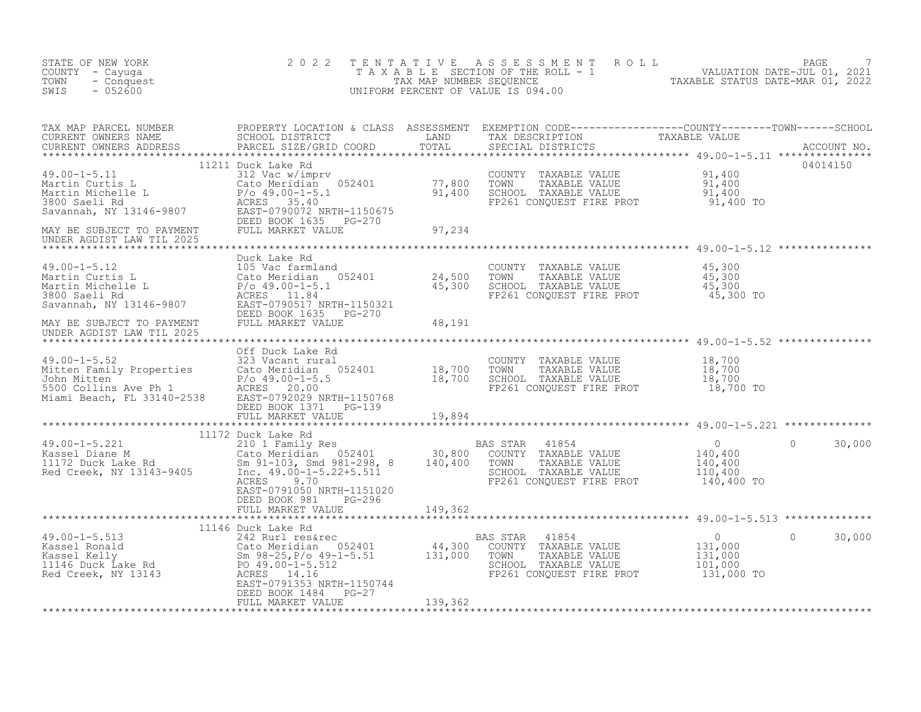STATE OF NEW YORK
COUNTY - Cayuga
TOWN - Conquest
SWIS - 052600

# 2022 TENTATIVE ASSESSMENT ROLL

TAXABLE SECTION OF THE ROLL - 1
TAX MAP NUMBER SEQUENCE
UNIFORM PERCENT OF VALUE IS 094.00

VALUATION DATE-JUL 01, 2021
TAXABLE STATUS DATE-MAR 01, 2022

| TAX MAP PARCEL NUMBER / CURRENT OWNERS NAME / CURRENT OWNERS ADDRESS | PROPERTY LOCATION & CLASS / SCHOOL DISTRICT / PARCEL SIZE/GRID COORD | ASSESSMENT LAND / TOTAL | EXEMPTION CODE / TAX DESCRIPTION / SPECIAL DISTRICTS | COUNTY | TOWN | SCHOOL | ACCOUNT NO. |
|---|---|---|---|---|---|---|---|
| **49.00-1-5.11** | 11211 Duck Lake Rd | | | | | | 04014150 |
| 49.00-1-5.11 | 312 Vac w/imprv | | COUNTY TAXABLE VALUE | 91,400 | | | |
| Martin Curtis L | Cato Meridian 052401 | 77,800 | TOWN TAXABLE VALUE | | 91,400 | | |
| Martin Michelle L | P/o 49.00-1-5.1 | 91,400 | SCHOOL TAXABLE VALUE | | | 91,400 | |
| 3800 Saeli Rd | ACRES 35.40 | | FP261 CONQUEST FIRE PROT | 91,400 TO | | | |
| Savannah, NY 13146-9807 | EAST-0790072 NRTH-1150675 | | | | | | |
| | DEED BOOK 1635 PG-270 | | | | | | |
| MAY BE SUBJECT TO PAYMENT UNDER AGDIST LAW TIL 2025 | FULL MARKET VALUE | 97,234 | | | | | |
| **49.00-1-5.12** | Duck Lake Rd | | | | | | |
| 49.00-1-5.12 | 105 Vac farmland | | COUNTY TAXABLE VALUE | 45,300 | | | |
| Martin Curtis L | Cato Meridian 052401 | 24,500 | TOWN TAXABLE VALUE | | 45,300 | | |
| Martin Michelle L | P/o 49.00-1-5.1 | 45,300 | SCHOOL TAXABLE VALUE | | | 45,300 | |
| 3800 Saeli Rd | ACRES 11.84 | | FP261 CONQUEST FIRE PROT | 45,300 TO | | | |
| Savannah, NY 13146-9807 | EAST-0790517 NRTH-1150321 | | | | | | |
| | DEED BOOK 1635 PG-270 | | | | | | |
| MAY BE SUBJECT TO PAYMENT UNDER AGDIST LAW TIL 2025 | FULL MARKET VALUE | 48,191 | | | | | |
| **49.00-1-5.52** | Off Duck Lake Rd | | | | | | |
| 49.00-1-5.52 | 323 Vacant rural | | COUNTY TAXABLE VALUE | 18,700 | | | |
| Mitten Family Properties | Cato Meridian 052401 | 18,700 | TOWN TAXABLE VALUE | | 18,700 | | |
| John Mitten | P/o 49.00-1-5.5 | 18,700 | SCHOOL TAXABLE VALUE | | | 18,700 | |
| 5500 Collins Ave Ph 1 | ACRES 20.00 | | FP261 CONQUEST FIRE PROT | 18,700 TO | | | |
| Miami Beach, FL 33140-2538 | EAST-0792029 NRTH-1150768 | | | | | | |
| | DEED BOOK 1371 PG-139 | | | | | | |
| | FULL MARKET VALUE | 19,894 | | | | | |
| **49.00-1-5.221** | 11172 Duck Lake Rd | | | | | | |
| 49.00-1-5.221 | 210 1 Family Res | | BAS STAR 41854 | 0 | 0 | 30,000 | |
| Kassel Diane M | Cato Meridian 052401 | 30,800 | COUNTY TAXABLE VALUE | 140,400 | | | |
| 11172 Duck Lake Rd | Sm 91-103, Smd 981-298, 8 | 140,400 | TOWN TAXABLE VALUE | | 140,400 | | |
| Red Creek, NY 13143-9405 | Inc. 49.00-1-5.22+5.511 | | SCHOOL TAXABLE VALUE | | | 110,400 | |
| | ACRES 9.70 | | FP261 CONQUEST FIRE PROT | 140,400 TO | | | |
| | EAST-0791050 NRTH-1151020 | | | | | | |
| | DEED BOOK 981 PG-296 | | | | | | |
| | FULL MARKET VALUE | 149,362 | | | | | |
| **49.00-1-5.513** | 11146 Duck Lake Rd | | | | | | |
| 49.00-1-5.513 | 242 Rurl res&rec | | BAS STAR 41854 | 0 | 0 | 30,000 | |
| Kassel Ronald | Cato Meridian 052401 | 44,300 | COUNTY TAXABLE VALUE | 131,000 | | | |
| Kassel Kelly | Sm 98-25,P/o 49-1-5.51 | 131,000 | TOWN TAXABLE VALUE | | 131,000 | | |
| 11146 Duck Lake Rd | PO 49.00-1-5.512 | | SCHOOL TAXABLE VALUE | | | 101,000 | |
| Red Creek, NY 13143 | ACRES 14.16 | | FP261 CONQUEST FIRE PROT | 131,000 TO | | | |
| | EAST-0791353 NRTH-1150744 | | | | | | |
| | DEED BOOK 1484 PG-27 | | | | | | |
| | FULL MARKET VALUE | 139,362 | | | | | |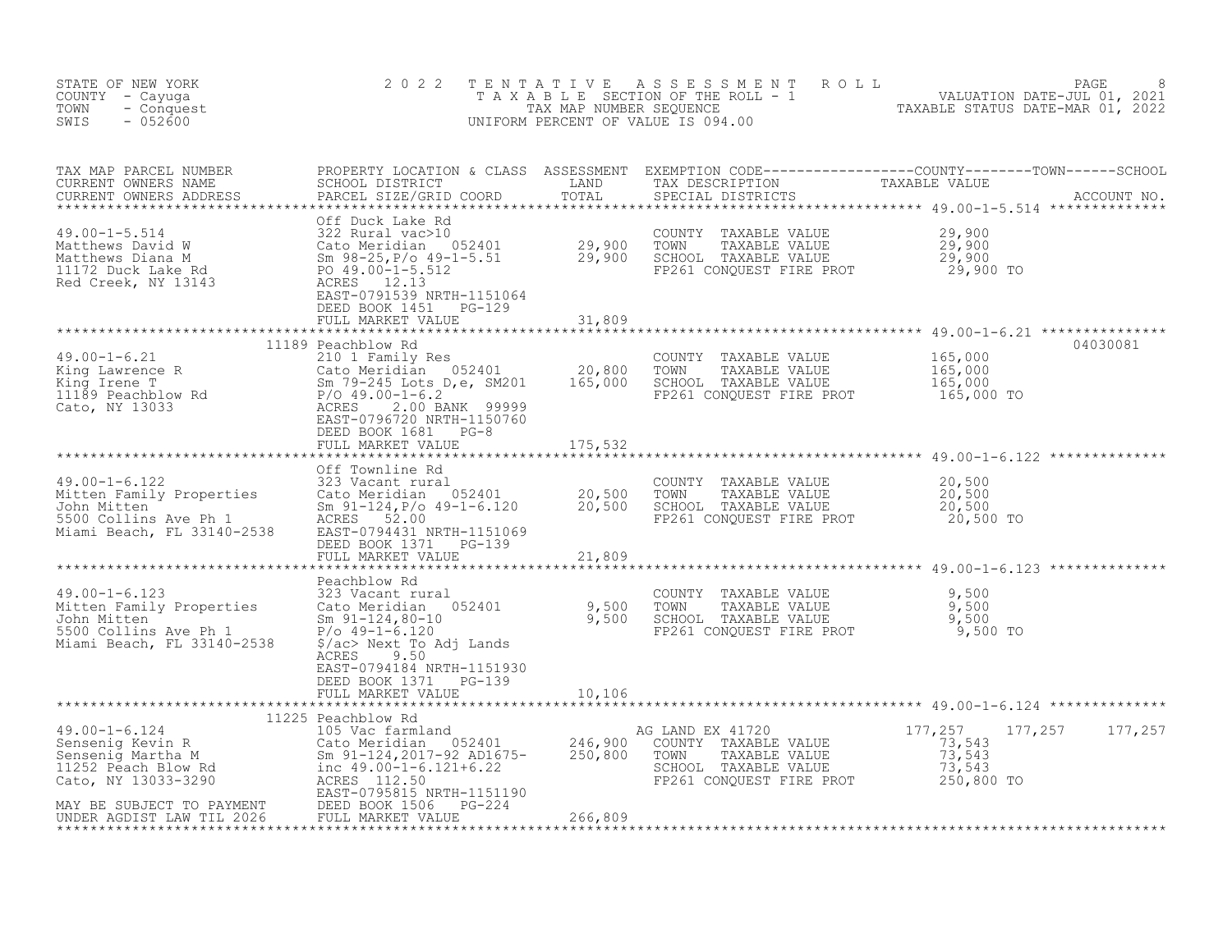STATE OF NEW YORK
COUNTY - Cayuga
TOWN - Conquest
SWIS - 052600

# 2022 TENTATIVE ASSESSMENT ROLL
TAXABLE SECTION OF THE ROLL - 1
TAX MAP NUMBER SEQUENCE
UNIFORM PERCENT OF VALUE IS 094.00

VALUATION DATE-JUL 01, 2021
TAXABLE STATUS DATE-MAR 01, 2022

| TAX MAP PARCEL NUMBER / CURRENT OWNERS NAME / CURRENT OWNERS ADDRESS | PROPERTY LOCATION & CLASS / SCHOOL DISTRICT / PARCEL SIZE/GRID COORD | ASSESSMENT LAND / TOTAL | EXEMPTION CODE / TAX DESCRIPTION / SPECIAL DISTRICTS | COUNTY TAXABLE VALUE | TOWN | SCHOOL | ACCOUNT NO. |
|---|---|---|---|---|---|---|---|
| 49.00-1-5.514 | Off Duck Lake Rd | | | | | | |
| | 322 Rural vac>10 | | COUNTY TAXABLE VALUE | 29,900 | | | |
| Matthews David W | Cato Meridian 052401 | 29,900 | TOWN TAXABLE VALUE | 29,900 | | | |
| Matthews Diana M | Sm 98-25,P/o 49-1-5.51 | 29,900 | SCHOOL TAXABLE VALUE | 29,900 | | | |
| 11172 Duck Lake Rd | PO 49.00-1-5.512 | | FP261 CONQUEST FIRE PROT | 29,900 TO | | | |
| Red Creek, NY 13143 | ACRES 12.13 | | | | | | |
| | EAST-0791539 NRTH-1151064 | | | | | | |
| | DEED BOOK 1451 PG-129 | | | | | | |
| | FULL MARKET VALUE | 31,809 | | | | | |
| 49.00-1-6.21 | 11189 Peachblow Rd | | | | | | 04030081 |
| | 210 1 Family Res | | COUNTY TAXABLE VALUE | 165,000 | | | |
| King Lawrence R | Cato Meridian 052401 | 20,800 | TOWN TAXABLE VALUE | 165,000 | | | |
| King Irene T | Sm 79-245 Lots D,e, SM201 | 165,000 | SCHOOL TAXABLE VALUE | 165,000 | | | |
| 11189 Peachblow Rd | P/O 49.00-1-6.2 | | FP261 CONQUEST FIRE PROT | 165,000 TO | | | |
| Cato, NY 13033 | ACRES 2.00 BANK 99999 | | | | | | |
| | EAST-0796720 NRTH-1150760 | | | | | | |
| | DEED BOOK 1681 PG-8 | | | | | | |
| | FULL MARKET VALUE | 175,532 | | | | | |
| 49.00-1-6.122 | Off Townline Rd | | | | | | |
| | 323 Vacant rural | | COUNTY TAXABLE VALUE | 20,500 | | | |
| Mitten Family Properties | Cato Meridian 052401 | 20,500 | TOWN TAXABLE VALUE | 20,500 | | | |
| John Mitten | Sm 91-124,P/o 49-1-6.120 | 20,500 | SCHOOL TAXABLE VALUE | 20,500 | | | |
| 5500 Collins Ave Ph 1 | ACRES 52.00 | | FP261 CONQUEST FIRE PROT | 20,500 TO | | | |
| Miami Beach, FL 33140-2538 | EAST-0794431 NRTH-1151069 | | | | | | |
| | DEED BOOK 1371 PG-139 | | | | | | |
| | FULL MARKET VALUE | 21,809 | | | | | |
| 49.00-1-6.123 | Peachblow Rd | | | | | | |
| | 323 Vacant rural | | COUNTY TAXABLE VALUE | 9,500 | | | |
| Mitten Family Properties | Cato Meridian 052401 | 9,500 | TOWN TAXABLE VALUE | 9,500 | | | |
| John Mitten | Sm 91-124,80-10 | 9,500 | SCHOOL TAXABLE VALUE | 9,500 | | | |
| 5500 Collins Ave Ph 1 | P/o 49-1-6.120 | | FP261 CONQUEST FIRE PROT | 9,500 TO | | | |
| Miami Beach, FL 33140-2538 | $/ac> Next To Adj Lands | | | | | | |
| | ACRES 9.50 | | | | | | |
| | EAST-0794184 NRTH-1151930 | | | | | | |
| | DEED BOOK 1371 PG-139 | | | | | | |
| | FULL MARKET VALUE | 10,106 | | | | | |
| 49.00-1-6.124 | 11225 Peachblow Rd | | | | | | |
| | 105 Vac farmland | | AG LAND EX 41720 | 177,257 | 177,257 | 177,257 | |
| Sensenig Kevin R | Cato Meridian 052401 | 246,900 | COUNTY TAXABLE VALUE | 73,543 | | | |
| Sensenig Martha M | Sm 91-124,2017-92 AD1675- | 250,800 | TOWN TAXABLE VALUE | 73,543 | | | |
| 11252 Peach Blow Rd | inc 49.00-1-6.121+6.22 | | SCHOOL TAXABLE VALUE | 73,543 | | | |
| Cato, NY 13033-3290 | ACRES 112.50 | | FP261 CONQUEST FIRE PROT | 250,800 TO | | | |
| | EAST-0795815 NRTH-1151190 | | | | | | |
| MAY BE SUBJECT TO PAYMENT | DEED BOOK 1506 PG-224 | | | | | | |
| UNDER AGDIST LAW TIL 2026 | FULL MARKET VALUE | 266,809 | | | | | |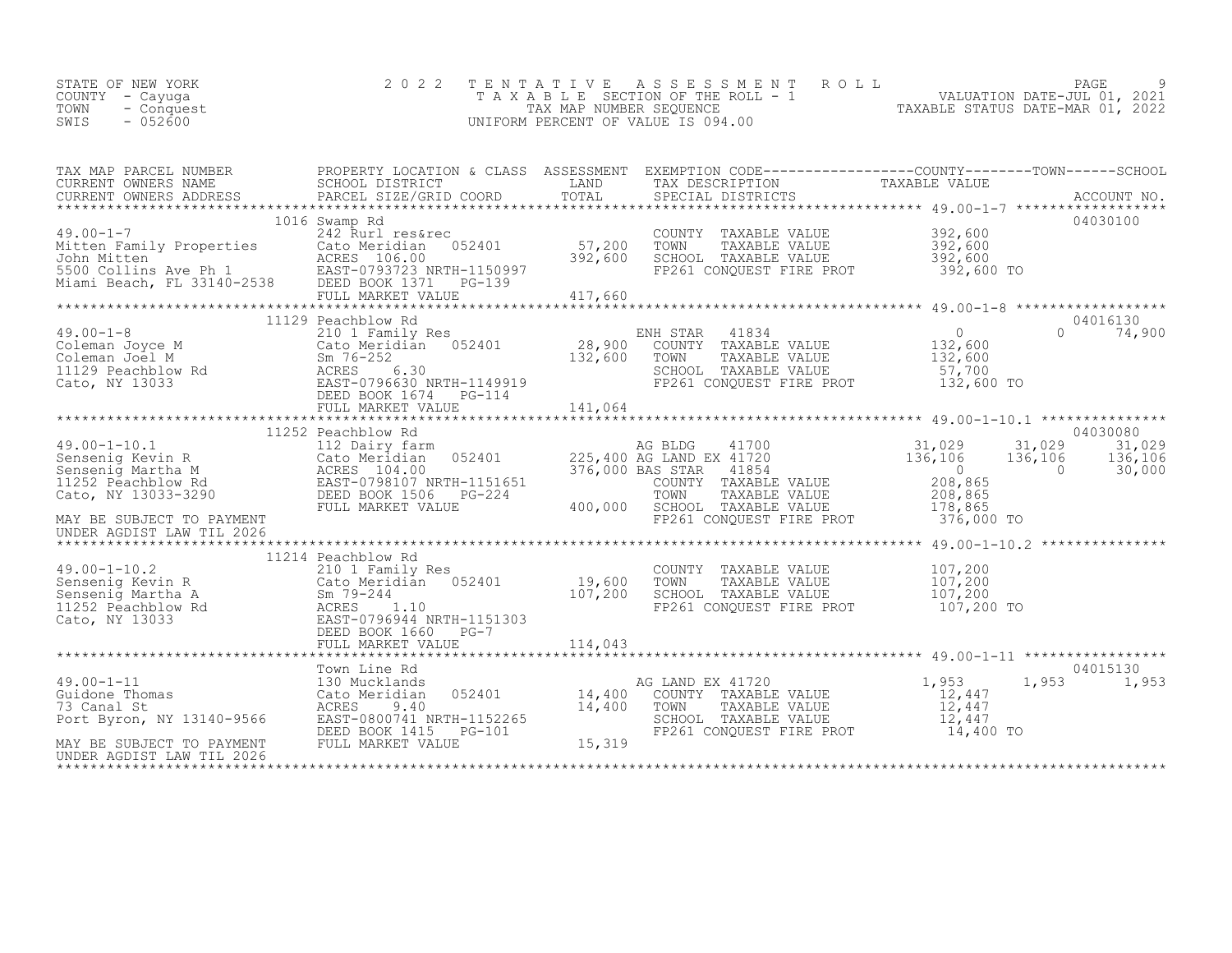STATE OF NEW YORK
COUNTY - Cayuga
TOWN - Conquest
SWIS - 052600

2022 TENTATIVE ASSESSMENT ROLL
TAXABLE SECTION OF THE ROLL - 1
TAX MAP NUMBER SEQUENCE
UNIFORM PERCENT OF VALUE IS 094.00

VALUATION DATE-JUL 01, 2021
TAXABLE STATUS DATE-MAR 01, 2022

| TAX MAP PARCEL NUMBER / CURRENT OWNERS NAME / CURRENT OWNERS ADDRESS | PROPERTY LOCATION & CLASS / SCHOOL DISTRICT / PARCEL SIZE/GRID COORD | ASSESSMENT LAND / TOTAL | EXEMPTION CODE / TAX DESCRIPTION / SPECIAL DISTRICTS | COUNTY TAXABLE VALUE | TOWN | SCHOOL | ACCOUNT NO. |
|---|---|---|---|---|---|---|---|
| **49.00-1-7** | 1016 Swamp Rd | | | | | | 04030100 |
| 49.00-1-7 | 242 Rurl res&rec | | COUNTY TAXABLE VALUE | 392,600 | | | |
| Mitten Family Properties | Cato Meridian 052401 | 57,200 | TOWN TAXABLE VALUE | 392,600 | | | |
| John Mitten | ACRES 106.00 | 392,600 | SCHOOL TAXABLE VALUE | 392,600 | | | |
| 5500 Collins Ave Ph 1 | EAST-0793723 NRTH-1150997 | | FP261 CONQUEST FIRE PROT | 392,600 TO | | | |
| Miami Beach, FL 33140-2538 | DEED BOOK 1371 PG-139 | | | | | | |
| | FULL MARKET VALUE | 417,660 | | | | | |
| **49.00-1-8** | 11129 Peachblow Rd | | | | | | 04016130 |
| 49.00-1-8 | 210 1 Family Res | | ENH STAR 41834 | 0 | 0 | 74,900 | |
| Coleman Joyce M | Cato Meridian 052401 | 28,900 | COUNTY TAXABLE VALUE | 132,600 | | | |
| Coleman Joel M | Sm 76-252 | 132,600 | TOWN TAXABLE VALUE | 132,600 | | | |
| 11129 Peachblow Rd | ACRES 6.30 | | SCHOOL TAXABLE VALUE | 57,700 | | | |
| Cato, NY 13033 | EAST-0796630 NRTH-1149919 | | FP261 CONQUEST FIRE PROT | 132,600 TO | | | |
| | DEED BOOK 1674 PG-114 | | | | | | |
| | FULL MARKET VALUE | 141,064 | | | | | |
| **49.00-1-10.1** | 11252 Peachblow Rd | | | | | | 04030080 |
| 49.00-1-10.1 | 112 Dairy farm | | AG BLDG 41700 | 31,029 | 31,029 | 31,029 | |
| Sensenig Kevin R | Cato Meridian 052401 | 225,400 | AG LAND EX 41720 | 136,106 | 136,106 | 136,106 | |
| Sensenig Martha M | ACRES 104.00 | 376,000 | BAS STAR 41854 | 0 | 0 | 30,000 | |
| 11252 Peachblow Rd | EAST-0798107 NRTH-1151651 | | COUNTY TAXABLE VALUE | 208,865 | | | |
| Cato, NY 13033-3290 | DEED BOOK 1506 PG-224 | | TOWN TAXABLE VALUE | 208,865 | | | |
| | FULL MARKET VALUE | 400,000 | SCHOOL TAXABLE VALUE | 178,865 | | | |
| MAY BE SUBJECT TO PAYMENT UNDER AGDIST LAW TIL 2026 | | | FP261 CONQUEST FIRE PROT | 376,000 TO | | | |
| **49.00-1-10.2** | 11214 Peachblow Rd | | | | | | |
| 49.00-1-10.2 | 210 1 Family Res | | COUNTY TAXABLE VALUE | 107,200 | | | |
| Sensenig Kevin R | Cato Meridian 052401 | 19,600 | TOWN TAXABLE VALUE | 107,200 | | | |
| Sensenig Martha A | Sm 79-244 | 107,200 | SCHOOL TAXABLE VALUE | 107,200 | | | |
| 11252 Peachblow Rd | ACRES 1.10 | | FP261 CONQUEST FIRE PROT | 107,200 TO | | | |
| Cato, NY 13033 | EAST-0796944 NRTH-1151303 | | | | | | |
| | DEED BOOK 1660 PG-7 | | | | | | |
| | FULL MARKET VALUE | 114,043 | | | | | |
| **49.00-1-11** | Town Line Rd | | | | | | 04015130 |
| 49.00-1-11 | 130 Mucklands | | AG LAND EX 41720 | 1,953 | 1,953 | 1,953 | |
| Guidone Thomas | Cato Meridian 052401 | 14,400 | COUNTY TAXABLE VALUE | 12,447 | | | |
| 73 Canal St | ACRES 9.40 | 14,400 | TOWN TAXABLE VALUE | 12,447 | | | |
| Port Byron, NY 13140-9566 | EAST-0800741 NRTH-1152265 | | SCHOOL TAXABLE VALUE | 12,447 | | | |
| | DEED BOOK 1415 PG-101 | | FP261 CONQUEST FIRE PROT | 14,400 TO | | | |
| MAY BE SUBJECT TO PAYMENT UNDER AGDIST LAW TIL 2026 | FULL MARKET VALUE | 15,319 | | | | | |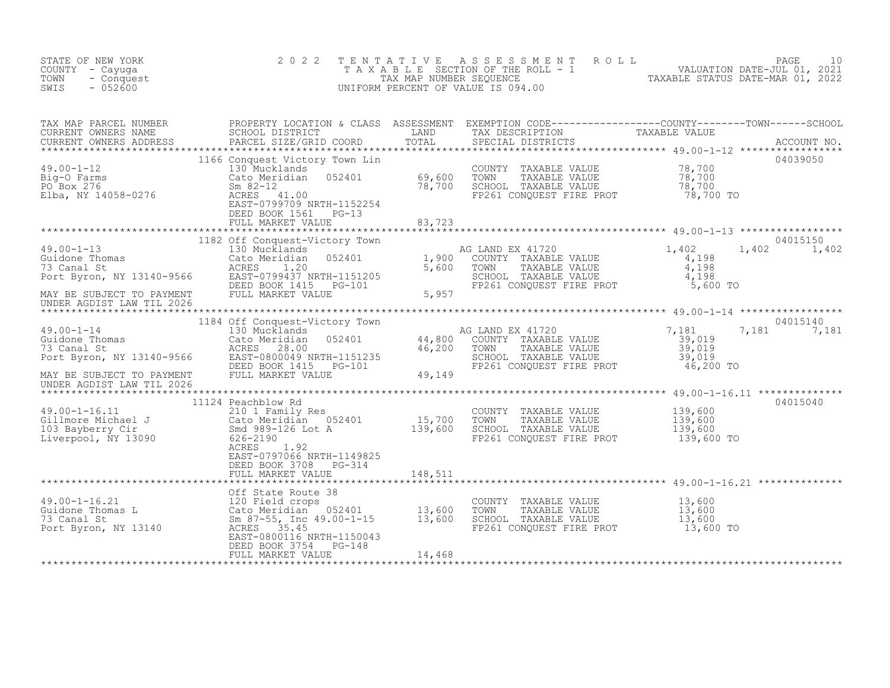STATE OF NEW YORK
COUNTY - Cayuga
TOWN - Conquest
SWIS - 052600

2022 TENTATIVE ASSESSMENT ROLL
TAXABLE SECTION OF THE ROLL - 1
TAX MAP NUMBER SEQUENCE
UNIFORM PERCENT OF VALUE IS 094.00

VALUATION DATE-JUL 01, 2021
TAXABLE STATUS DATE-MAR 01, 2022

| TAX MAP PARCEL NUMBER / CURRENT OWNERS NAME / CURRENT OWNERS ADDRESS | PROPERTY LOCATION & CLASS / SCHOOL DISTRICT / PARCEL SIZE/GRID COORD | ASSESSMENT LAND / TOTAL | EXEMPTION CODE / TAX DESCRIPTION / SPECIAL DISTRICTS | COUNTY TAXABLE VALUE | TOWN | SCHOOL | ACCOUNT NO. |
|---|---|---|---|---|---|---|---|
| **49.00-1-12** | 1166 Conquest Victory Town Lin | | | | | | 04039050 |
| 49.00-1-12 | 130 Mucklands | | COUNTY TAXABLE VALUE | 78,700 | | | |
| Big-O Farms | Cato Meridian 052401 | 69,600 | TOWN TAXABLE VALUE | 78,700 | | | |
| PO Box 276 | Sm 82-12 | 78,700 | SCHOOL TAXABLE VALUE | 78,700 | | | |
| Elba, NY 14058-0276 | ACRES 41.00 | | FP261 CONQUEST FIRE PROT | 78,700 TO | | | |
| | EAST-0799709 NRTH-1152254 | | | | | | |
| | DEED BOOK 1561 PG-13 | | | | | | |
| | FULL MARKET VALUE | 83,723 | | | | | |
| **49.00-1-13** | 1182 Off Conquest-Victory Town | | | | | | 04015150 |
| 49.00-1-13 | 130 Mucklands | | AG LAND EX 41720 | 1,402 | 1,402 | 1,402 | |
| Guidone Thomas | Cato Meridian 052401 | 1,900 | COUNTY TAXABLE VALUE | 4,198 | | | |
| 73 Canal St | ACRES 1.20 | 5,600 | TOWN TAXABLE VALUE | 4,198 | | | |
| Port Byron, NY 13140-9566 | EAST-0799437 NRTH-1151205 | | SCHOOL TAXABLE VALUE | 4,198 | | | |
| | DEED BOOK 1415 PG-101 | | FP261 CONQUEST FIRE PROT | 5,600 TO | | | |
| MAY BE SUBJECT TO PAYMENT | FULL MARKET VALUE | 5,957 | | | | | |
| UNDER AGDIST LAW TIL 2026 | | | | | | | |
| **49.00-1-14** | 1184 Off Conquest-Victory Town | | | | | | 04015140 |
| 49.00-1-14 | 130 Mucklands | | AG LAND EX 41720 | 7,181 | 7,181 | 7,181 | |
| Guidone Thomas | Cato Meridian 052401 | 44,800 | COUNTY TAXABLE VALUE | 39,019 | | | |
| 73 Canal St | ACRES 28.00 | 46,200 | TOWN TAXABLE VALUE | 39,019 | | | |
| Port Byron, NY 13140-9566 | EAST-0800049 NRTH-1151235 | | SCHOOL TAXABLE VALUE | 39,019 | | | |
| | DEED BOOK 1415 PG-101 | | FP261 CONQUEST FIRE PROT | 46,200 TO | | | |
| MAY BE SUBJECT TO PAYMENT | FULL MARKET VALUE | 49,149 | | | | | |
| UNDER AGDIST LAW TIL 2026 | | | | | | | |
| **49.00-1-16.11** | 11124 Peachblow Rd | | | | | | 04015040 |
| 49.00-1-16.11 | 210 1 Family Res | | COUNTY TAXABLE VALUE | 139,600 | | | |
| Gillmore Michael J | Cato Meridian 052401 | 15,700 | TOWN TAXABLE VALUE | 139,600 | | | |
| 103 Bayberry Cir | Smd 989-126 Lot A | 139,600 | SCHOOL TAXABLE VALUE | 139,600 | | | |
| Liverpool, NY 13090 | 626-2190 | | FP261 CONQUEST FIRE PROT | 139,600 TO | | | |
| | ACRES 1.92 | | | | | | |
| | EAST-0797066 NRTH-1149825 | | | | | | |
| | DEED BOOK 3708 PG-314 | | | | | | |
| | FULL MARKET VALUE | 148,511 | | | | | |
| **49.00-1-16.21** | Off State Route 38 | | | | | | |
| 49.00-1-16.21 | 120 Field crops | | COUNTY TAXABLE VALUE | 13,600 | | | |
| Guidone Thomas L | Cato Meridian 052401 | 13,600 | TOWN TAXABLE VALUE | 13,600 | | | |
| 73 Canal St | Sm 87-55, Inc 49.00-1-15 | 13,600 | SCHOOL TAXABLE VALUE | 13,600 | | | |
| Port Byron, NY 13140 | ACRES 35.45 | | FP261 CONQUEST FIRE PROT | 13,600 TO | | | |
| | EAST-0800116 NRTH-1150043 | | | | | | |
| | DEED BOOK 3754 PG-148 | | | | | | |
| | FULL MARKET VALUE | 14,468 | | | | | |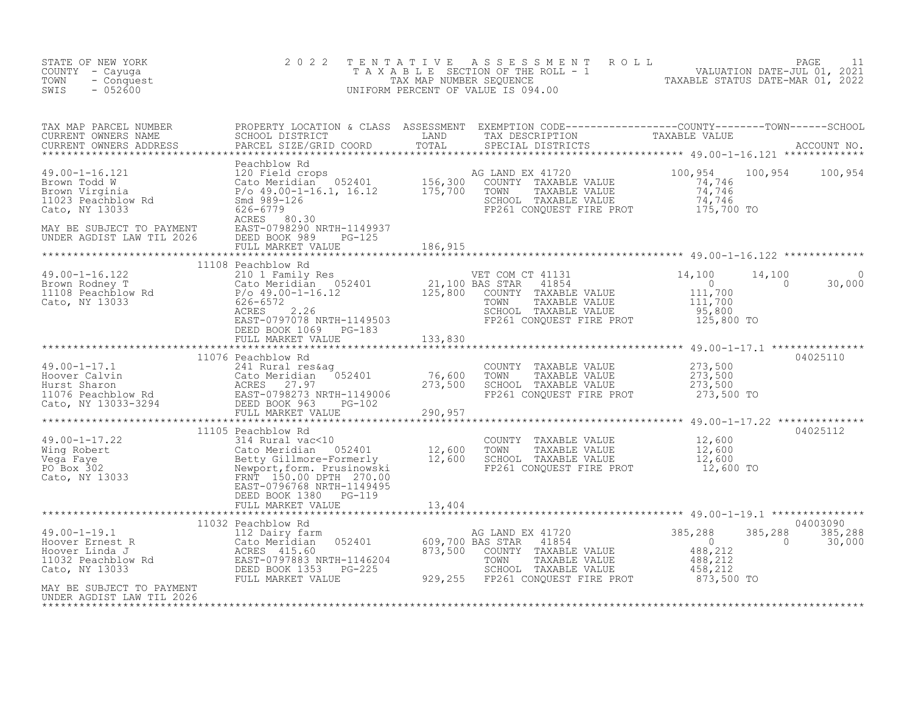STATE OF NEW YORK
COUNTY - Cayuga
TOWN - Conquest
SWIS - 052600

2022 TENTATIVE ASSESSMENT ROLL
TAXABLE SECTION OF THE ROLL - 1
TAX MAP NUMBER SEQUENCE
UNIFORM PERCENT OF VALUE IS 094.00

VALUATION DATE-JUL 01, 2021
TAXABLE STATUS DATE-MAR 01, 2022

```
TAX MAP PARCEL NUMBER          PROPERTY LOCATION & CLASS  ASSESSMENT  EXEMPTION CODE------------------COUNTY--------TOWN------SCHOOL
CURRENT OWNERS NAME            SCHOOL DISTRICT               LAND      TAX DESCRIPTION              TAXABLE VALUE
CURRENT OWNERS ADDRESS         PARCEL SIZE/GRID COORD        TOTAL     SPECIAL DISTRICTS                                          ACCOUNT NO.
******************************************************************************************************* 49.00-1-16.121 *************
                               Peachblow Rd
49.00-1-16.121                 120 Field crops                        AG LAND EX 41720              100,954     100,954     100,954
Brown Todd W                   Cato Meridian   052401       156,300   COUNTY  TAXABLE VALUE          74,746
Brown Virginia                 P/o 49.00-1-16.1, 16.12      175,700   TOWN    TAXABLE VALUE          74,746
11023 Peachblow Rd             Smd 989-126                            SCHOOL  TAXABLE VALUE          74,746
Cato, NY 13033                 626-6779                               FP261 CONQUEST FIRE PROT      175,700 TO
                               ACRES   80.30
MAY BE SUBJECT TO PAYMENT      EAST-0798290 NRTH-1149937
UNDER AGDIST LAW TIL 2026      DEED BOOK 989     PG-125
                               FULL MARKET VALUE            186,915
******************************************************************************************************* 49.00-1-16.122 *************
                         11108 Peachblow Rd
49.00-1-16.122                 210 1 Family Res                       VET COM CT 41131               14,100      14,100           0
Brown Rodney T                 Cato Meridian   052401        21,100 BAS STAR   41854                      0           0      30,000
11108 Peachblow Rd             P/o 49.00-1-16.12            125,800   COUNTY  TAXABLE VALUE         111,700
Cato, NY 13033                 626-6572                               TOWN    TAXABLE VALUE         111,700
                               ACRES    2.26                          SCHOOL  TAXABLE VALUE          95,800
                               EAST-0797078 NRTH-1149503              FP261 CONQUEST FIRE PROT      125,800 TO
                               DEED BOOK 1069    PG-183
                               FULL MARKET VALUE            133,830
******************************************************************************************************* 49.00-1-17.1 ***************
                         11076 Peachblow Rd                                                                               04025110
49.00-1-17.1                   241 Rural res&ag                       COUNTY  TAXABLE VALUE         273,500
Hoover Calvin                  Cato Meridian   052401        76,600   TOWN    TAXABLE VALUE         273,500
Hurst Sharon                   ACRES   27.97                273,500   SCHOOL  TAXABLE VALUE         273,500
11076 Peachblow Rd             EAST-0798273 NRTH-1149006              FP261 CONQUEST FIRE PROT      273,500 TO
Cato, NY 13033-3294            DEED BOOK 963     PG-102
                               FULL MARKET VALUE            290,957
******************************************************************************************************* 49.00-1-17.22 **************
                         11105 Peachblow Rd                                                                               04025112
49.00-1-17.22                  314 Rural vac<10                       COUNTY  TAXABLE VALUE          12,600
Wing Robert                    Cato Meridian   052401        12,600   TOWN    TAXABLE VALUE          12,600
Vega Faye                      Betty Gillmore-Formerly       12,600   SCHOOL  TAXABLE VALUE          12,600
PO Box 302                     Newport,form. Prusinowski              FP261 CONQUEST FIRE PROT       12,600 TO
Cato, NY 13033                 FRNT 150.00 DPTH 270.00
                               EAST-0796768 NRTH-1149495
                               DEED BOOK 1380    PG-119
                               FULL MARKET VALUE             13,404
******************************************************************************************************* 49.00-1-19.1 ***************
                         11032 Peachblow Rd                                                                               04003090
49.00-1-19.1                   112 Dairy farm                         AG LAND EX 41720              385,288     385,288     385,288
Hoover Ernest R                Cato Meridian   052401       609,700 BAS STAR   41854                      0           0      30,000
Hoover Linda J                 ACRES  415.60                873,500   COUNTY  TAXABLE VALUE         488,212
11032 Peachblow Rd             EAST-0797883 NRTH-1146204              TOWN    TAXABLE VALUE         488,212
Cato, NY 13033                 DEED BOOK 1353    PG-225               SCHOOL  TAXABLE VALUE         458,212
                               FULL MARKET VALUE            929,255   FP261 CONQUEST FIRE PROT      873,500 TO
MAY BE SUBJECT TO PAYMENT
UNDER AGDIST LAW TIL 2026
************************************************************************************************************************************
```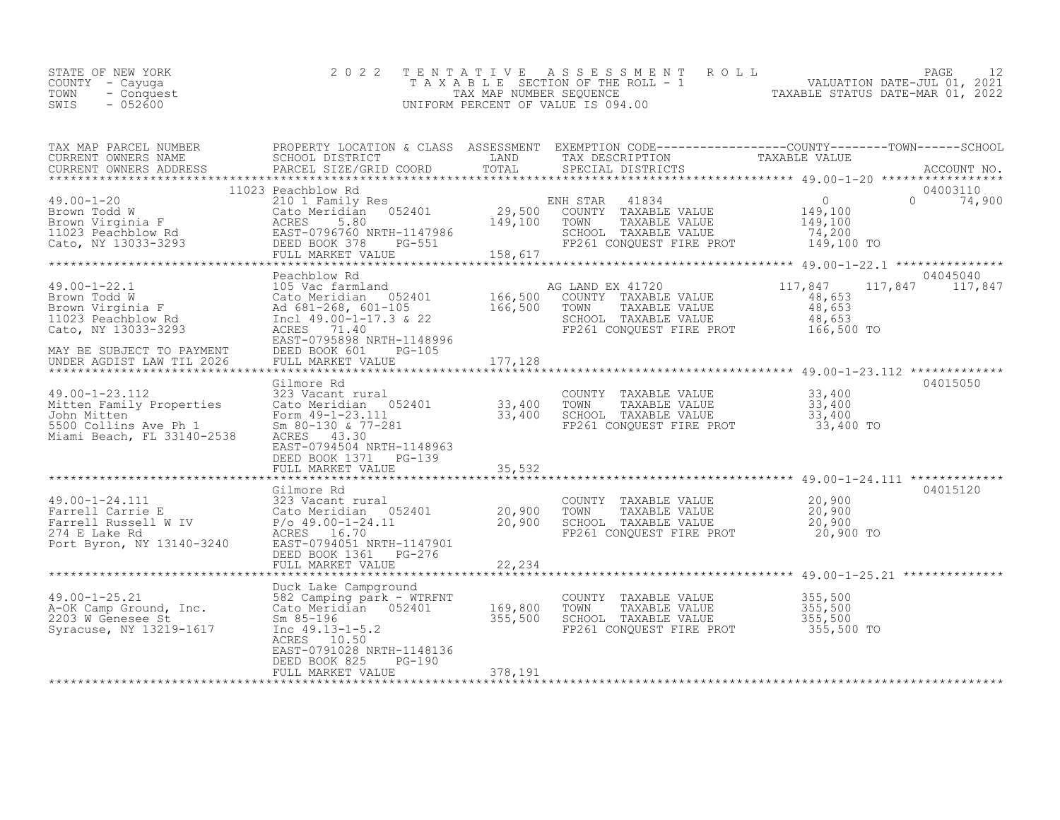STATE OF NEW YORK
COUNTY - Cayuga
TOWN - Conquest
SWIS - 052600

# 2022 TENTATIVE ASSESSMENT ROLL

TAXABLE SECTION OF THE ROLL - 1
TAX MAP NUMBER SEQUENCE
UNIFORM PERCENT OF VALUE IS 094.00

VALUATION DATE-JUL 01, 2021
TAXABLE STATUS DATE-MAR 01, 2022

| TAX MAP PARCEL NUMBER / CURRENT OWNERS NAME / CURRENT OWNERS ADDRESS | PROPERTY LOCATION & CLASS / SCHOOL DISTRICT / PARCEL SIZE/GRID COORD | ASSESSMENT LAND / TOTAL | EXEMPTION CODE / TAX DESCRIPTION / SPECIAL DISTRICTS | COUNTY TAXABLE VALUE | TOWN | SCHOOL | ACCOUNT NO. |
|---|---|---|---|---|---|---|---|
| **49.00-1-20** | 11023 Peachblow Rd | | | | | | 04003110 |
| 49.00-1-20 | 210 1 Family Res | | ENH STAR 41834 | 0 | 0 | 74,900 | |
| Brown Todd W | Cato Meridian 052401 | 29,500 | COUNTY TAXABLE VALUE | 149,100 | | | |
| Brown Virginia F | ACRES 5.80 | 149,100 | TOWN TAXABLE VALUE | 149,100 | | | |
| 11023 Peachblow Rd | EAST-0796760 NRTH-1147986 | | SCHOOL TAXABLE VALUE | 74,200 | | | |
| Cato, NY 13033-3293 | DEED BOOK 378 PG-551 | | FP261 CONQUEST FIRE PROT | 149,100 TO | | | |
| | FULL MARKET VALUE | 158,617 | | | | | |
| **49.00-1-22.1** | Peachblow Rd | | | | | | 04045040 |
| 49.00-1-22.1 | 105 Vac farmland | | AG LAND EX 41720 | 117,847 | 117,847 | 117,847 | |
| Brown Todd W | Cato Meridian 052401 | 166,500 | COUNTY TAXABLE VALUE | 48,653 | | | |
| Brown Virginia F | Ad 681-268, 601-105 | 166,500 | TOWN TAXABLE VALUE | 48,653 | | | |
| 11023 Peachblow Rd | Incl 49.00-1-17.3 & 22 | | SCHOOL TAXABLE VALUE | 48,653 | | | |
| Cato, NY 13033-3293 | ACRES 71.40 | | FP261 CONQUEST FIRE PROT | 166,500 TO | | | |
| | EAST-0795898 NRTH-1148996 | | | | | | |
| MAY BE SUBJECT TO PAYMENT | DEED BOOK 601 PG-105 | | | | | | |
| UNDER AGDIST LAW TIL 2026 | FULL MARKET VALUE | 177,128 | | | | | |
| **49.00-1-23.112** | Gilmore Rd | | | | | | 04015050 |
| 49.00-1-23.112 | 323 Vacant rural | | COUNTY TAXABLE VALUE | 33,400 | | | |
| Mitten Family Properties | Cato Meridian 052401 | 33,400 | TOWN TAXABLE VALUE | 33,400 | | | |
| John Mitten | Form 49-1-23.111 | 33,400 | SCHOOL TAXABLE VALUE | 33,400 | | | |
| 5500 Collins Ave Ph 1 | Sm 80-130 & 77-281 | | FP261 CONQUEST FIRE PROT | 33,400 TO | | | |
| Miami Beach, FL 33140-2538 | ACRES 43.30 | | | | | | |
| | EAST-0794504 NRTH-1148963 | | | | | | |
| | DEED BOOK 1371 PG-139 | | | | | | |
| | FULL MARKET VALUE | 35,532 | | | | | |
| **49.00-1-24.111** | Gilmore Rd | | | | | | 04015120 |
| 49.00-1-24.111 | 323 Vacant rural | | COUNTY TAXABLE VALUE | 20,900 | | | |
| Farrell Carrie E | Cato Meridian 052401 | 20,900 | TOWN TAXABLE VALUE | 20,900 | | | |
| Farrell Russell W IV | P/o 49.00-1-24.11 | 20,900 | SCHOOL TAXABLE VALUE | 20,900 | | | |
| 274 E Lake Rd | ACRES 16.70 | | FP261 CONQUEST FIRE PROT | 20,900 TO | | | |
| Port Byron, NY 13140-3240 | EAST-0794051 NRTH-1147901 | | | | | | |
| | DEED BOOK 1361 PG-276 | | | | | | |
| | FULL MARKET VALUE | 22,234 | | | | | |
| **49.00-1-25.21** | Duck Lake Campground | | | | | | |
| 49.00-1-25.21 | 582 Camping park - WTRFNT | | COUNTY TAXABLE VALUE | 355,500 | | | |
| A-OK Camp Ground, Inc. | Cato Meridian 052401 | 169,800 | TOWN TAXABLE VALUE | 355,500 | | | |
| 2203 W Genesee St | Sm 85-196 | 355,500 | SCHOOL TAXABLE VALUE | 355,500 | | | |
| Syracuse, NY 13219-1617 | Inc 49.13-1-5.2 | | FP261 CONQUEST FIRE PROT | 355,500 TO | | | |
| | ACRES 10.50 | | | | | | |
| | EAST-0791028 NRTH-1148136 | | | | | | |
| | DEED BOOK 825 PG-190 | | | | | | |
| | FULL MARKET VALUE | 378,191 | | | | | |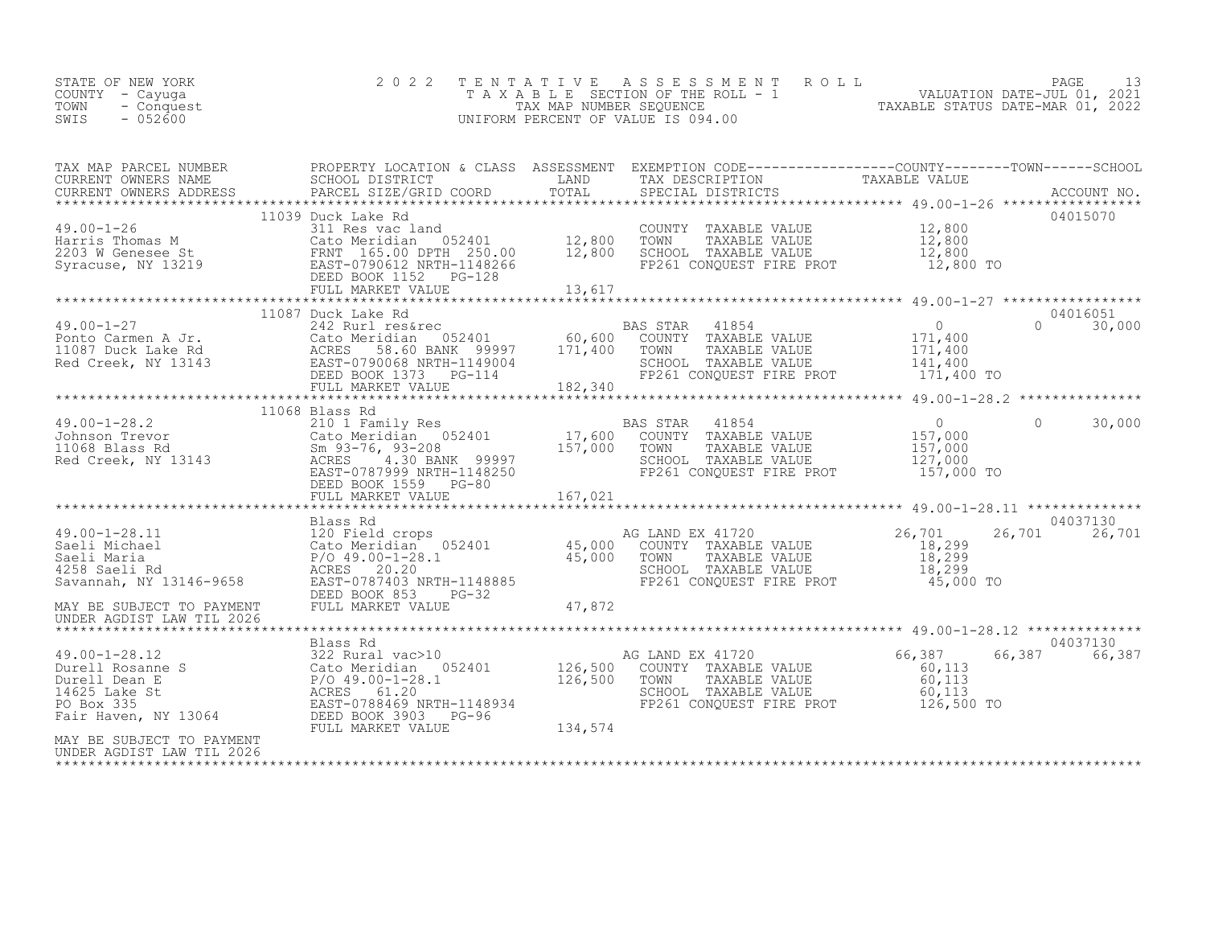STATE OF NEW YORK
COUNTY - Cayuga
TOWN - Conquest
SWIS - 052600

# 2022 TENTATIVE ASSESSMENT ROLL
TAXABLE SECTION OF THE ROLL - 1
TAX MAP NUMBER SEQUENCE
UNIFORM PERCENT OF VALUE IS 094.00

VALUATION DATE-JUL 01, 2021
TAXABLE STATUS DATE-MAR 01, 2022

| TAX MAP PARCEL NUMBER / CURRENT OWNERS NAME / CURRENT OWNERS ADDRESS | PROPERTY LOCATION & CLASS / SCHOOL DISTRICT / PARCEL SIZE/GRID COORD | ASSESSMENT LAND / TOTAL | EXEMPTION CODE / TAX DESCRIPTION / SPECIAL DISTRICTS | COUNTY TAXABLE VALUE | TOWN | SCHOOL | ACCOUNT NO. |
|---|---|---|---|---|---|---|---|
| 49.00-1-26 | 11039 Duck Lake Rd | | | | | | 04015070 |
| 49.00-1-26 | 311 Res vac land | | COUNTY TAXABLE VALUE | 12,800 | | | |
| Harris Thomas M | Cato Meridian 052401 | 12,800 | TOWN TAXABLE VALUE | 12,800 | | | |
| 2203 W Genesee St | FRNT 165.00 DPTH 250.00 | 12,800 | SCHOOL TAXABLE VALUE | 12,800 | | | |
| Syracuse, NY 13219 | EAST-0790612 NRTH-1148266 | | FP261 CONQUEST FIRE PROT | 12,800 TO | | | |
| | DEED BOOK 1152 PG-128 | | | | | | |
| | FULL MARKET VALUE | 13,617 | | | | | |
| 49.00-1-27 | 11087 Duck Lake Rd | | | | | | 04016051 |
| 49.00-1-27 | 242 Rurl res&rec | | BAS STAR 41854 | 0 | 0 | 30,000 | |
| Ponto Carmen A Jr. | Cato Meridian 052401 | 60,600 | COUNTY TAXABLE VALUE | 171,400 | | | |
| 11087 Duck Lake Rd | ACRES 58.60 BANK 99997 | 171,400 | TOWN TAXABLE VALUE | 171,400 | | | |
| Red Creek, NY 13143 | EAST-0790068 NRTH-1149004 | | SCHOOL TAXABLE VALUE | 141,400 | | | |
| | DEED BOOK 1373 PG-114 | | FP261 CONQUEST FIRE PROT | 171,400 TO | | | |
| | FULL MARKET VALUE | 182,340 | | | | | |
| 49.00-1-28.2 | 11068 Blass Rd | | | | | | |
| 49.00-1-28.2 | 210 1 Family Res | | BAS STAR 41854 | 0 | 0 | 30,000 | |
| Johnson Trevor | Cato Meridian 052401 | 17,600 | COUNTY TAXABLE VALUE | 157,000 | | | |
| 11068 Blass Rd | Sm 93-76, 93-208 | 157,000 | TOWN TAXABLE VALUE | 157,000 | | | |
| Red Creek, NY 13143 | ACRES 4.30 BANK 99997 | | SCHOOL TAXABLE VALUE | 127,000 | | | |
| | EAST-0787999 NRTH-1148250 | | FP261 CONQUEST FIRE PROT | 157,000 TO | | | |
| | DEED BOOK 1559 PG-80 | | | | | | |
| | FULL MARKET VALUE | 167,021 | | | | | |
| 49.00-1-28.11 | Blass Rd | | | | | | 04037130 |
| 49.00-1-28.11 | 120 Field crops | | AG LAND EX 41720 | 26,701 | 26,701 | 26,701 | |
| Saeli Michael | Cato Meridian 052401 | 45,000 | COUNTY TAXABLE VALUE | 18,299 | | | |
| Saeli Maria | P/O 49.00-1-28.1 | 45,000 | TOWN TAXABLE VALUE | 18,299 | | | |
| 4258 Saeli Rd | ACRES 20.20 | | SCHOOL TAXABLE VALUE | 18,299 | | | |
| Savannah, NY 13146-9658 | EAST-0787403 NRTH-1148885 | | FP261 CONQUEST FIRE PROT | 45,000 TO | | | |
| | DEED BOOK 853 PG-32 | | | | | | |
| MAY BE SUBJECT TO PAYMENT UNDER AGDIST LAW TIL 2026 | FULL MARKET VALUE | 47,872 | | | | | |
| 49.00-1-28.12 | Blass Rd | | | | | | 04037130 |
| 49.00-1-28.12 | 322 Rural vac>10 | | AG LAND EX 41720 | 66,387 | 66,387 | 66,387 | |
| Durell Rosanne S | Cato Meridian 052401 | 126,500 | COUNTY TAXABLE VALUE | 60,113 | | | |
| Durell Dean E | P/O 49.00-1-28.1 | 126,500 | TOWN TAXABLE VALUE | 60,113 | | | |
| 14625 Lake St | ACRES 61.20 | | SCHOOL TAXABLE VALUE | 60,113 | | | |
| PO Box 335 | EAST-0788469 NRTH-1148934 | | FP261 CONQUEST FIRE PROT | 126,500 TO | | | |
| Fair Haven, NY 13064 | DEED BOOK 3903 PG-96 | | | | | | |
| MAY BE SUBJECT TO PAYMENT UNDER AGDIST LAW TIL 2026 | FULL MARKET VALUE | 134,574 | | | | | |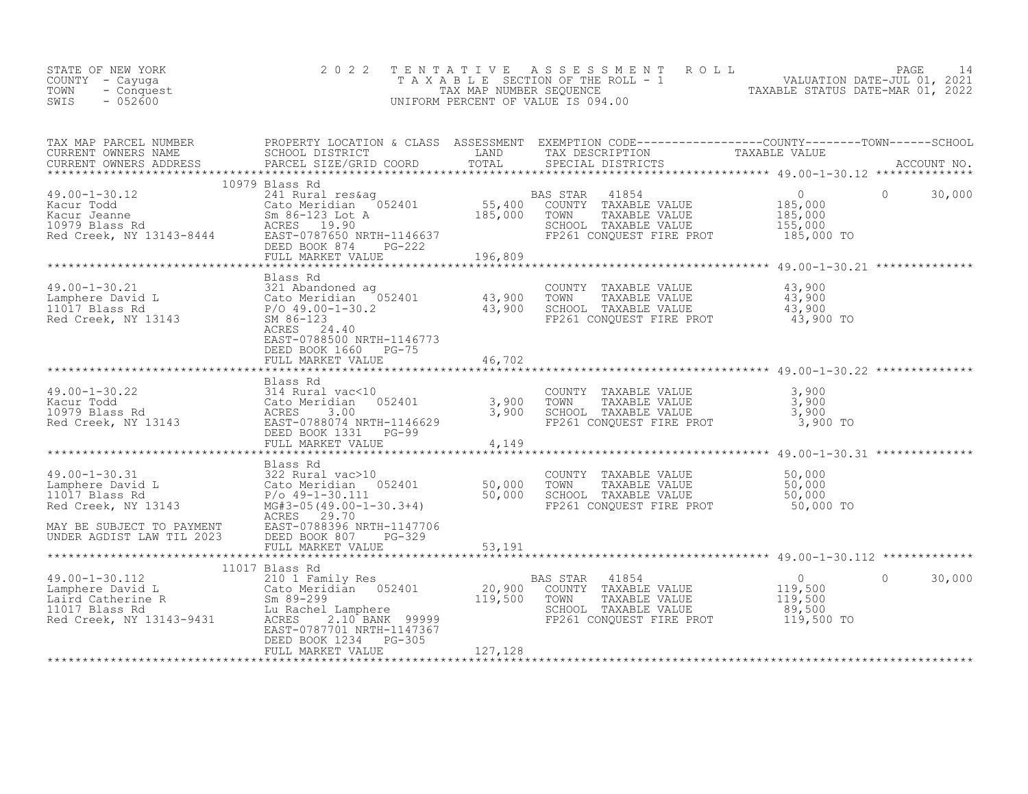STATE OF NEW YORK
COUNTY - Cayuga
TOWN - Conquest
SWIS - 052600

# 2022 TENTATIVE ASSESSMENT ROLL

TAXABLE SECTION OF THE ROLL - 1
TAX MAP NUMBER SEQUENCE
UNIFORM PERCENT OF VALUE IS 094.00

VALUATION DATE-JUL 01, 2021
TAXABLE STATUS DATE-MAR 01, 2022

| TAX MAP PARCEL NUMBER / CURRENT OWNERS NAME / CURRENT OWNERS ADDRESS | PROPERTY LOCATION & CLASS / SCHOOL DISTRICT / PARCEL SIZE/GRID COORD | ASSESSMENT LAND / TOTAL | EXEMPTION CODE / TAX DESCRIPTION / SPECIAL DISTRICTS | COUNTY | TOWN | SCHOOL |
|---|---|---|---|---|---|---|
| **49.00-1-30.12** | 10979 Blass Rd | | | | | |
| 49.00-1-30.12 | 241 Rural res&ag | | BAS STAR 41854 | 0 | 0 | 30,000 |
| Kacur Todd | Cato Meridian 052401 | 55,400 | COUNTY TAXABLE VALUE | 185,000 | | |
| Kacur Jeanne | Sm 86-123 Lot A | 185,000 | TOWN TAXABLE VALUE | 185,000 | | |
| 10979 Blass Rd | ACRES 19.90 | | SCHOOL TAXABLE VALUE | 155,000 | | |
| Red Creek, NY 13143-8444 | EAST-0787650 NRTH-1146637 | | FP261 CONQUEST FIRE PROT | 185,000 TO | | |
| | DEED BOOK 874 PG-222 | | | | | |
| | FULL MARKET VALUE | 196,809 | | | | |
| **49.00-1-30.21** | Blass Rd | | | | | |
| 49.00-1-30.21 | 321 Abandoned ag | | COUNTY TAXABLE VALUE | 43,900 | | |
| Lamphere David L | Cato Meridian 052401 | 43,900 | TOWN TAXABLE VALUE | 43,900 | | |
| 11017 Blass Rd | P/O 49.00-1-30.2 | 43,900 | SCHOOL TAXABLE VALUE | 43,900 | | |
| Red Creek, NY 13143 | SM 86-123 | | FP261 CONQUEST FIRE PROT | 43,900 TO | | |
| | ACRES 24.40 | | | | | |
| | EAST-0788500 NRTH-1146773 | | | | | |
| | DEED BOOK 1660 PG-75 | | | | | |
| | FULL MARKET VALUE | 46,702 | | | | |
| **49.00-1-30.22** | Blass Rd | | | | | |
| 49.00-1-30.22 | 314 Rural vac<10 | | COUNTY TAXABLE VALUE | 3,900 | | |
| Kacur Todd | Cato Meridian 052401 | 3,900 | TOWN TAXABLE VALUE | 3,900 | | |
| 10979 Blass Rd | ACRES 3.00 | 3,900 | SCHOOL TAXABLE VALUE | 3,900 | | |
| Red Creek, NY 13143 | EAST-0788074 NRTH-1146629 | | FP261 CONQUEST FIRE PROT | 3,900 TO | | |
| | DEED BOOK 1331 PG-99 | | | | | |
| | FULL MARKET VALUE | 4,149 | | | | |
| **49.00-1-30.31** | Blass Rd | | | | | |
| 49.00-1-30.31 | 322 Rural vac>10 | | COUNTY TAXABLE VALUE | 50,000 | | |
| Lamphere David L | Cato Meridian 052401 | 50,000 | TOWN TAXABLE VALUE | 50,000 | | |
| 11017 Blass Rd | P/o 49-1-30.111 | 50,000 | SCHOOL TAXABLE VALUE | 50,000 | | |
| Red Creek, NY 13143 | MG#3-05(49.00-1-30.3+4) | | FP261 CONQUEST FIRE PROT | 50,000 TO | | |
| | ACRES 29.70 | | | | | |
| MAY BE SUBJECT TO PAYMENT | EAST-0788396 NRTH-1147706 | | | | | |
| UNDER AGDIST LAW TIL 2023 | DEED BOOK 807 PG-329 | | | | | |
| | FULL MARKET VALUE | 53,191 | | | | |
| **49.00-1-30.112** | 11017 Blass Rd | | | | | |
| 49.00-1-30.112 | 210 1 Family Res | | BAS STAR 41854 | 0 | 0 | 30,000 |
| Lamphere David L | Cato Meridian 052401 | 20,900 | COUNTY TAXABLE VALUE | 119,500 | | |
| Laird Catherine R | Sm 89-299 | 119,500 | TOWN TAXABLE VALUE | 119,500 | | |
| 11017 Blass Rd | Lu Rachel Lamphere | | SCHOOL TAXABLE VALUE | 89,500 | | |
| Red Creek, NY 13143-9431 | ACRES 2.10 BANK 99999 | | FP261 CONQUEST FIRE PROT | 119,500 TO | | |
| | EAST-0787701 NRTH-1147367 | | | | | |
| | DEED BOOK 1234 PG-305 | | | | | |
| | FULL MARKET VALUE | 127,128 | | | | |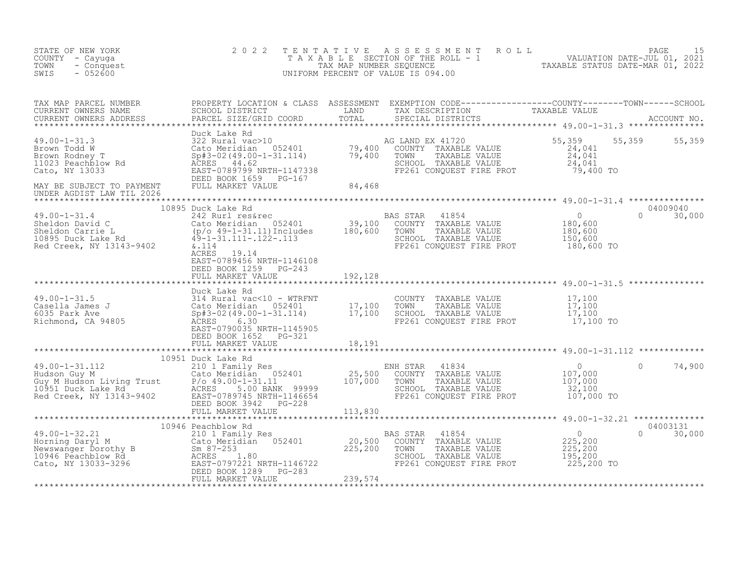STATE OF NEW YORK
COUNTY - Cayuga
TOWN - Conquest
SWIS - 052600

# 2022 TENTATIVE ASSESSMENT ROLL

TAXABLE SECTION OF THE ROLL - 1
TAX MAP NUMBER SEQUENCE
UNIFORM PERCENT OF VALUE IS 094.00

VALUATION DATE-JUL 01, 2021
TAXABLE STATUS DATE-MAR 01, 2022

| TAX MAP PARCEL NUMBER / CURRENT OWNERS NAME / CURRENT OWNERS ADDRESS | PROPERTY LOCATION & CLASS / SCHOOL DISTRICT / PARCEL SIZE/GRID COORD | ASSESSMENT LAND | TOTAL | EXEMPTION CODE / TAX DESCRIPTION / SPECIAL DISTRICTS | COUNTY TAXABLE VALUE | TOWN | SCHOOL | ACCOUNT NO. |
|---|---|---|---|---|---|---|---|---|
| **49.00-1-31.3** | Duck Lake Rd | | | | | | | |
| 49.00-1-31.3 | 322 Rural vac>10 | | | AG LAND EX 41720 | 55,359 | 55,359 | 55,359 | |
| Brown Todd W | Cato Meridian 052401 | 79,400 | | COUNTY TAXABLE VALUE | 24,041 | | | |
| Brown Rodney T | Sp#3-02(49.00-1-31.114) | | 79,400 | TOWN TAXABLE VALUE | 24,041 | | | |
| 11023 Peachblow Rd | ACRES 44.62 | | | SCHOOL TAXABLE VALUE | 24,041 | | | |
| Cato, NY 13033 | EAST-0789799 NRTH-1147338 | | | FP261 CONQUEST FIRE PROT | 79,400 TO | | | |
| | DEED BOOK 1659 PG-167 | | | | | | | |
| MAY BE SUBJECT TO PAYMENT | FULL MARKET VALUE | | 84,468 | | | | | |
| UNDER AGDIST LAW TIL 2026 | | | | | | | | |
| **49.00-1-31.4** | 10895 Duck Lake Rd | | | | | | | 04009040 |
| 49.00-1-31.4 | 242 Rurl res&rec | | | BAS STAR 41854 | 0 | 0 | 30,000 | |
| Sheldon David C | Cato Meridian 052401 | 39,100 | | COUNTY TAXABLE VALUE | 180,600 | | | |
| Sheldon Carrie L | (p/o 49-1-31.11)Includes | | 180,600 | TOWN TAXABLE VALUE | 180,600 | | | |
| 10895 Duck Lake Rd | 49-1-31.111-.122-.113 | | | SCHOOL TAXABLE VALUE | 150,600 | | | |
| Red Creek, NY 13143-9402 | &.114 | | | FP261 CONQUEST FIRE PROT | 180,600 TO | | | |
| | ACRES 19.14 | | | | | | | |
| | EAST-0789456 NRTH-1146108 | | | | | | | |
| | DEED BOOK 1259 PG-243 | | | | | | | |
| | FULL MARKET VALUE | | 192,128 | | | | | |
| **49.00-1-31.5** | Duck Lake Rd | | | | | | | |
| 49.00-1-31.5 | 314 Rural vac<10 - WTRFNT | | | COUNTY TAXABLE VALUE | 17,100 | | | |
| Casella James J | Cato Meridian 052401 | 17,100 | | TOWN TAXABLE VALUE | 17,100 | | | |
| 6035 Park Ave | Sp#3-02(49.00-1-31.114) | | 17,100 | SCHOOL TAXABLE VALUE | 17,100 | | | |
| Richmond, CA 94805 | ACRES 6.30 | | | FP261 CONQUEST FIRE PROT | 17,100 TO | | | |
| | EAST-0790035 NRTH-1145905 | | | | | | | |
| | DEED BOOK 1652 PG-321 | | | | | | | |
| | FULL MARKET VALUE | | 18,191 | | | | | |
| **49.00-1-31.112** | 10951 Duck Lake Rd | | | | | | | |
| 49.00-1-31.112 | 210 1 Family Res | | | ENH STAR 41834 | 0 | 0 | 74,900 | |
| Hudson Guy M | Cato Meridian 052401 | 25,500 | | COUNTY TAXABLE VALUE | 107,000 | | | |
| Guy M Hudson Living Trust | P/o 49.00-1-31.11 | | 107,000 | TOWN TAXABLE VALUE | 107,000 | | | |
| 10951 Duck Lake Rd | ACRES 5.00 BANK 99999 | | | SCHOOL TAXABLE VALUE | 32,100 | | | |
| Red Creek, NY 13143-9402 | EAST-0789745 NRTH-1146654 | | | FP261 CONQUEST FIRE PROT | 107,000 TO | | | |
| | DEED BOOK 3942 PG-228 | | | | | | | |
| | FULL MARKET VALUE | | 113,830 | | | | | |
| **49.00-1-32.21** | 10946 Peachblow Rd | | | | | | | 04003131 |
| 49.00-1-32.21 | 210 1 Family Res | | | BAS STAR 41854 | 0 | 0 | 30,000 | |
| Horning Daryl M | Cato Meridian 052401 | 20,500 | | COUNTY TAXABLE VALUE | 225,200 | | | |
| Newswanger Dorothy B | Sm 87-253 | | 225,200 | TOWN TAXABLE VALUE | 225,200 | | | |
| 10946 Peachblow Rd | ACRES 1.80 | | | SCHOOL TAXABLE VALUE | 195,200 | | | |
| Cato, NY 13033-3296 | EAST-0797221 NRTH-1146722 | | | FP261 CONQUEST FIRE PROT | 225,200 TO | | | |
| | DEED BOOK 1289 PG-283 | | | | | | | |
| | FULL MARKET VALUE | | 239,574 | | | | | |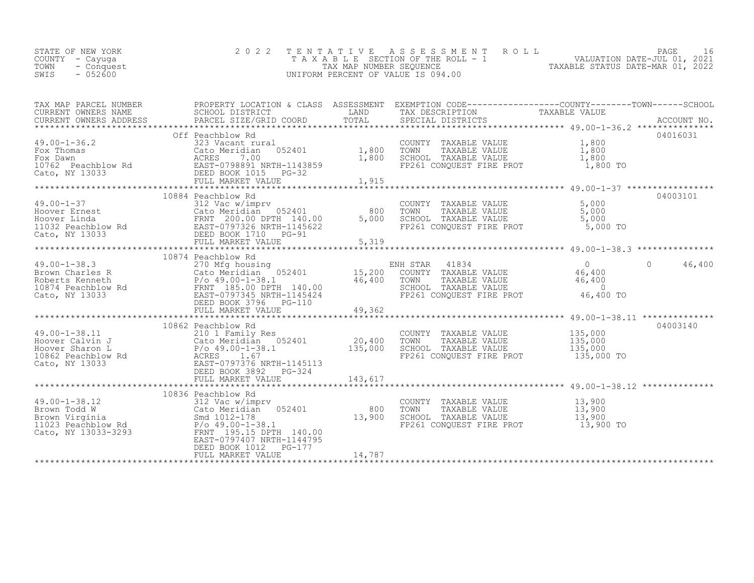STATE OF NEW YORK
COUNTY - Cayuga
TOWN - Conquest
SWIS - 052600

# 2022 TENTATIVE ASSESSMENT ROLL

TAXABLE SECTION OF THE ROLL - 1
TAX MAP NUMBER SEQUENCE
UNIFORM PERCENT OF VALUE IS 094.00

VALUATION DATE-JUL 01, 2021
TAXABLE STATUS DATE-MAR 01, 2022

| TAX MAP PARCEL NUMBER / CURRENT OWNERS NAME / CURRENT OWNERS ADDRESS | PROPERTY LOCATION & CLASS / SCHOOL DISTRICT / PARCEL SIZE/GRID COORD | ASSESSMENT LAND | ASSESSMENT TOTAL | EXEMPTION CODE / TAX DESCRIPTION / SPECIAL DISTRICTS | COUNTY TAXABLE VALUE | TOWN | SCHOOL | ACCOUNT NO. |
|---|---|---|---|---|---|---|---|---|
| **49.00-1-36.2** | Off Peachblow Rd | | | | | | | 04016031 |
| Fox Thomas | 323 Vacant rural | | | COUNTY TAXABLE VALUE | 1,800 | | | |
| Fox Dawn | Cato Meridian 052401 | 1,800 | | TOWN TAXABLE VALUE | 1,800 | | | |
| 10762 Peachblow Rd | ACRES 7.00 | | 1,800 | SCHOOL TAXABLE VALUE | 1,800 | | | |
| Cato, NY 13033 | EAST-0798891 NRTH-1143859 | | | FP261 CONQUEST FIRE PROT | 1,800 TO | | | |
| | DEED BOOK 1015 PG-32 | | | | | | | |
| | FULL MARKET VALUE | | 1,915 | | | | | |
| **49.00-1-37** | 10884 Peachblow Rd | | | | | | | 04003101 |
| Hoover Ernest | 312 Vac w/imprv | | | COUNTY TAXABLE VALUE | 5,000 | | | |
| Hoover Linda | Cato Meridian 052401 | 800 | | TOWN TAXABLE VALUE | 5,000 | | | |
| 11032 Peachblow Rd | FRNT 200.00 DPTH 140.00 | | 5,000 | SCHOOL TAXABLE VALUE | 5,000 | | | |
| Cato, NY 13033 | EAST-0797326 NRTH-1145622 | | | FP261 CONQUEST FIRE PROT | 5,000 TO | | | |
| | DEED BOOK 1710 PG-91 | | | | | | | |
| | FULL MARKET VALUE | | 5,319 | | | | | |
| **49.00-1-38.3** | 10874 Peachblow Rd | | | | | | | |
| Brown Charles R | 270 Mfg housing | | | ENH STAR 41834 | 0 | 0 | 46,400 | |
| Roberts Kenneth | Cato Meridian 052401 | 15,200 | | COUNTY TAXABLE VALUE | 46,400 | | | |
| 10874 Peachblow Rd | P/o 49.00-1-38.1 | | 46,400 | TOWN TAXABLE VALUE | 46,400 | | | |
| Cato, NY 13033 | FRNT 185.00 DPTH 140.00 | | | SCHOOL TAXABLE VALUE | 0 | | | |
| | EAST-0797345 NRTH-1145424 | | | FP261 CONQUEST FIRE PROT | 46,400 TO | | | |
| | DEED BOOK 3796 PG-110 | | | | | | | |
| | FULL MARKET VALUE | | 49,362 | | | | | |
| **49.00-1-38.11** | 10862 Peachblow Rd | | | | | | | 04003140 |
| Hoover Calvin J | 210 1 Family Res | | | COUNTY TAXABLE VALUE | 135,000 | | | |
| Hoover Sharon L | Cato Meridian 052401 | 20,400 | | TOWN TAXABLE VALUE | 135,000 | | | |
| 10862 Peachblow Rd | P/o 49.00-1-38.1 | | 135,000 | SCHOOL TAXABLE VALUE | 135,000 | | | |
| Cato, NY 13033 | ACRES 1.67 | | | FP261 CONQUEST FIRE PROT | 135,000 TO | | | |
| | EAST-0797376 NRTH-1145113 | | | | | | | |
| | DEED BOOK 3892 PG-324 | | | | | | | |
| | FULL MARKET VALUE | | 143,617 | | | | | |
| **49.00-1-38.12** | 10836 Peachblow Rd | | | | | | | |
| Brown Todd W | 312 Vac w/imprv | | | COUNTY TAXABLE VALUE | 13,900 | | | |
| Brown Virginia | Cato Meridian 052401 | 800 | | TOWN TAXABLE VALUE | 13,900 | | | |
| 11023 Peachblow Rd | Smd 1012-178 | | 13,900 | SCHOOL TAXABLE VALUE | 13,900 | | | |
| Cato, NY 13033-3293 | P/o 49.00-1-38.1 | | | FP261 CONQUEST FIRE PROT | 13,900 TO | | | |
| | FRNT 195.15 DPTH 140.00 | | | | | | | |
| | EAST-0797407 NRTH-1144795 | | | | | | | |
| | DEED BOOK 1012 PG-177 | | | | | | | |
| | FULL MARKET VALUE | | 14,787 | | | | | |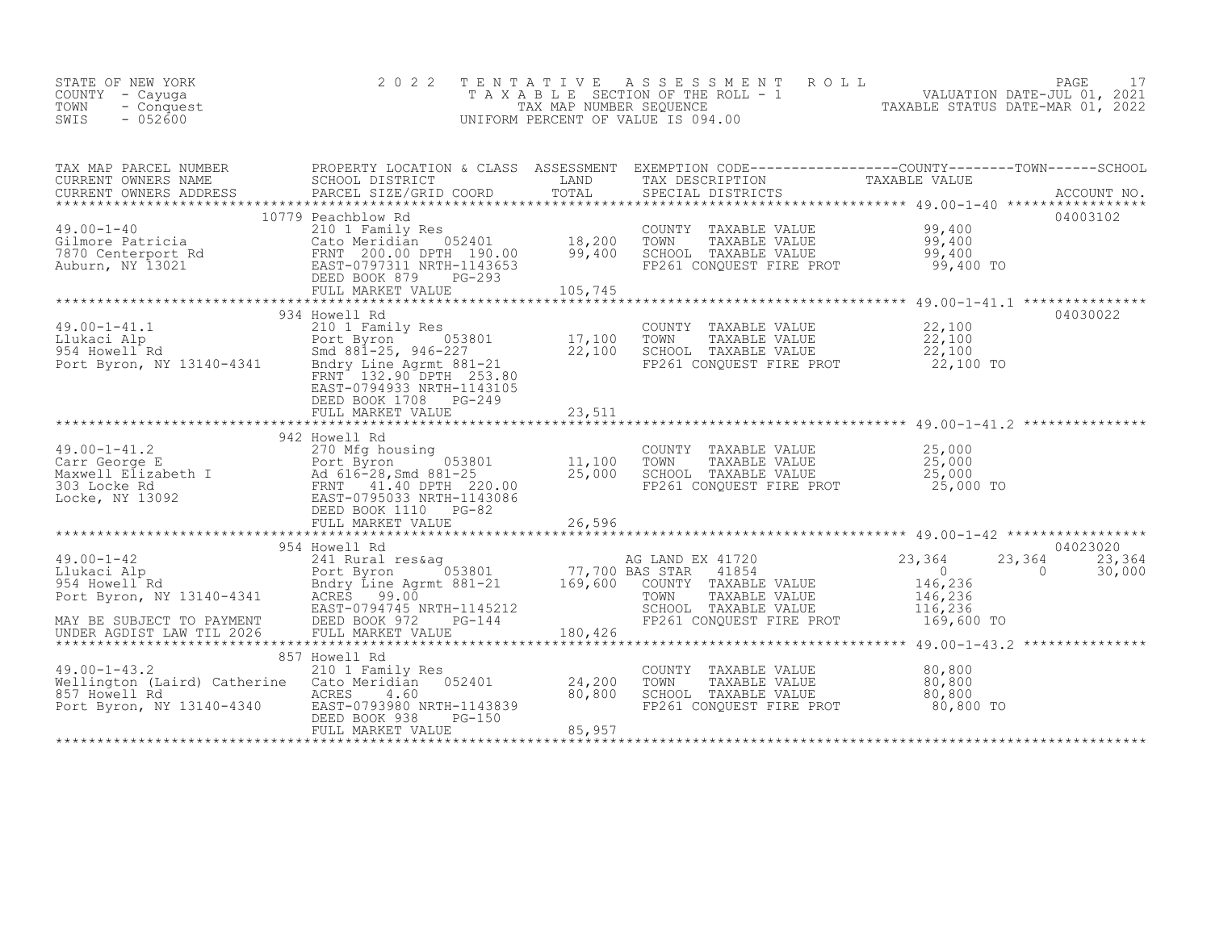STATE OF NEW YORK · COUNTY - Cayuga · TOWN - Conquest · SWIS - 052600

# 2022 TENTATIVE ASSESSMENT ROLL

TAXABLE SECTION OF THE ROLL - 1
TAX MAP NUMBER SEQUENCE
UNIFORM PERCENT OF VALUE IS 094.00

VALUATION DATE-JUL 01, 2021
TAXABLE STATUS DATE-MAR 01, 2022

| TAX MAP PARCEL NUMBER / CURRENT OWNERS NAME / CURRENT OWNERS ADDRESS | PROPERTY LOCATION & CLASS / SCHOOL DISTRICT / PARCEL SIZE/GRID COORD | ASSESSMENT LAND | TOTAL | EXEMPTION CODE / TAX DESCRIPTION / SPECIAL DISTRICTS | COUNTY | TOWN | SCHOOL | ACCOUNT NO. |
|---|---|---|---|---|---|---|---|---|
| **49.00-1-40** | 10779 Peachblow Rd | | | | | | | 04003102 |
| Gilmore Patricia | 210 1 Family Res | | | COUNTY TAXABLE VALUE | 99,400 | | | |
| 7870 Centerport Rd | Cato Meridian 052401 | 18,200 | | TOWN TAXABLE VALUE | | 99,400 | | |
| Auburn, NY 13021 | FRNT 200.00 DPTH 190.00 | | 99,400 | SCHOOL TAXABLE VALUE | | | 99,400 | |
| | EAST-0797311 NRTH-1143653 | | | FP261 CONQUEST FIRE PROT | 99,400 TO | | | |
| | DEED BOOK 879 PG-293 | | | | | | | |
| | FULL MARKET VALUE | | 105,745 | | | | | |
| **49.00-1-41.1** | 934 Howell Rd | | | | | | | 04030022 |
| Llukaci Alp | 210 1 Family Res | | | COUNTY TAXABLE VALUE | 22,100 | | | |
| 954 Howell Rd | Port Byron 053801 | 17,100 | | TOWN TAXABLE VALUE | | 22,100 | | |
| Port Byron, NY 13140-4341 | Smd 881-25, 946-227 | | 22,100 | SCHOOL TAXABLE VALUE | | | 22,100 | |
| | Bndry Line Agrmt 881-21 | | | FP261 CONQUEST FIRE PROT | 22,100 TO | | | |
| | FRNT 132.90 DPTH 253.80 | | | | | | | |
| | EAST-0794933 NRTH-1143105 | | | | | | | |
| | DEED BOOK 1708 PG-249 | | | | | | | |
| | FULL MARKET VALUE | | 23,511 | | | | | |
| **49.00-1-41.2** | 942 Howell Rd | | | | | | | |
| Carr George E | 270 Mfg housing | | | COUNTY TAXABLE VALUE | 25,000 | | | |
| Maxwell Elizabeth I | Port Byron 053801 | 11,100 | | TOWN TAXABLE VALUE | | 25,000 | | |
| 303 Locke Rd | Ad 616-28,Smd 881-25 | | 25,000 | SCHOOL TAXABLE VALUE | | | 25,000 | |
| Locke, NY 13092 | FRNT 41.40 DPTH 220.00 | | | FP261 CONQUEST FIRE PROT | 25,000 TO | | | |
| | EAST-0795033 NRTH-1143086 | | | | | | | |
| | DEED BOOK 1110 PG-82 | | | | | | | |
| | FULL MARKET VALUE | | 26,596 | | | | | |
| **49.00-1-42** | 954 Howell Rd | | | | | | | 04023020 |
| Llukaci Alp | 241 Rural res&ag | | | AG LAND EX 41720 | 23,364 | 23,364 | 23,364 | |
| 954 Howell Rd | Port Byron 053801 | 77,700 | | BAS STAR 41854 | 0 | 0 | 30,000 | |
| Port Byron, NY 13140-4341 | Bndry Line Agrmt 881-21 | | 169,600 | COUNTY TAXABLE VALUE | 146,236 | | | |
| | ACRES 99.00 | | | TOWN TAXABLE VALUE | | 146,236 | | |
| | EAST-0794745 NRTH-1145212 | | | SCHOOL TAXABLE VALUE | | | 116,236 | |
| MAY BE SUBJECT TO PAYMENT | DEED BOOK 972 PG-144 | | | FP261 CONQUEST FIRE PROT | 169,600 TO | | | |
| UNDER AGDIST LAW TIL 2026 | FULL MARKET VALUE | | 180,426 | | | | | |
| **49.00-1-43.2** | 857 Howell Rd | | | | | | | |
| Wellington (Laird) Catherine | 210 1 Family Res | | | COUNTY TAXABLE VALUE | 80,800 | | | |
| 857 Howell Rd | Cato Meridian 052401 | 24,200 | | TOWN TAXABLE VALUE | | 80,800 | | |
| Port Byron, NY 13140-4340 | ACRES 4.60 | | 80,800 | SCHOOL TAXABLE VALUE | | | 80,800 | |
| | EAST-0793980 NRTH-1143839 | | | FP261 CONQUEST FIRE PROT | 80,800 TO | | | |
| | DEED BOOK 938 PG-150 | | | | | | | |
| | FULL MARKET VALUE | | 85,957 | | | | | |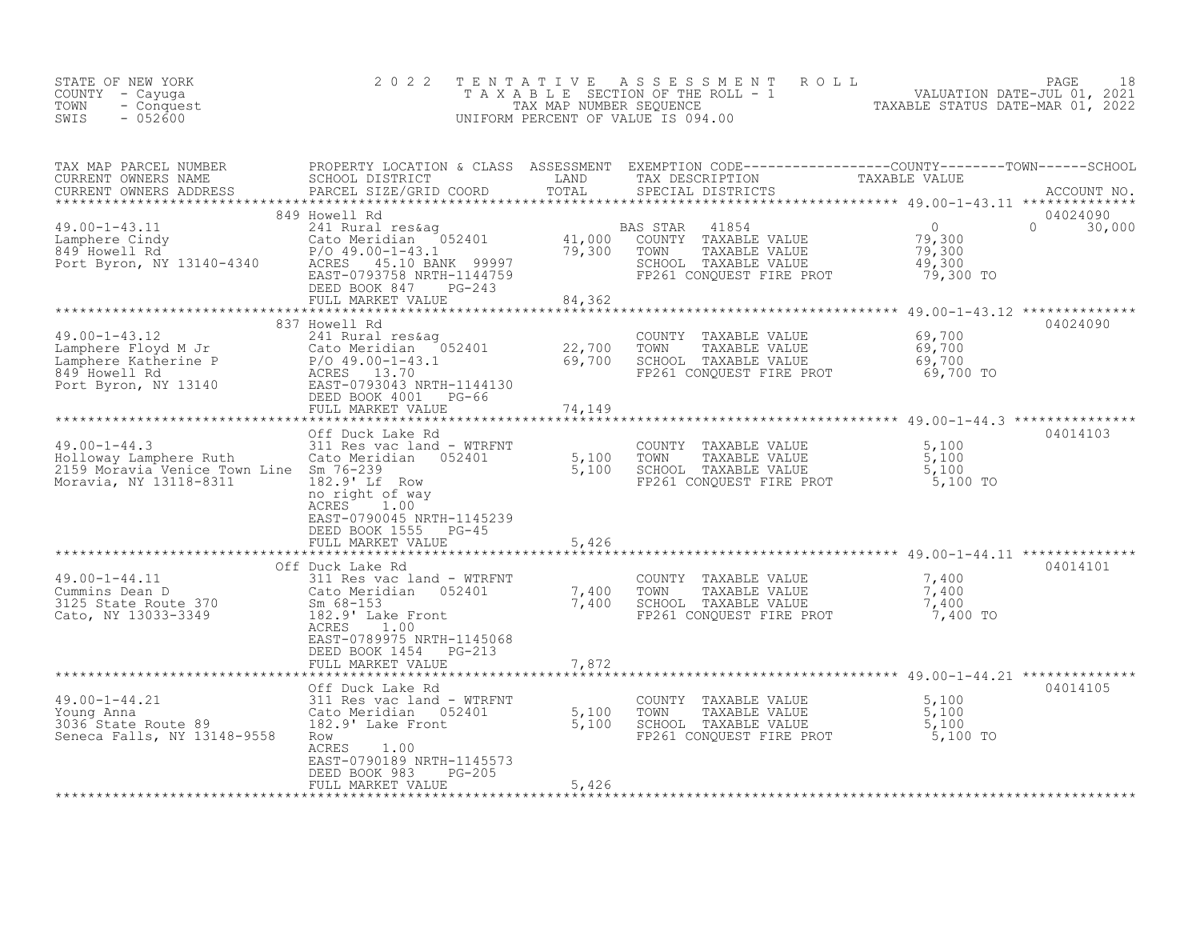STATE OF NEW YORK
COUNTY - Cayuga
TOWN - Conquest
SWIS - 052600

# 2022 TENTATIVE ASSESSMENT ROLL
TAXABLE SECTION OF THE ROLL - 1
TAX MAP NUMBER SEQUENCE
UNIFORM PERCENT OF VALUE IS 094.00

VALUATION DATE-JUL 01, 2021
TAXABLE STATUS DATE-MAR 01, 2022

| TAX MAP PARCEL NUMBER / CURRENT OWNERS NAME / CURRENT OWNERS ADDRESS | PROPERTY LOCATION & CLASS / SCHOOL DISTRICT / PARCEL SIZE/GRID COORD | ASSESSMENT LAND / TOTAL | EXEMPTION CODE / TAX DESCRIPTION / SPECIAL DISTRICTS | COUNTY TAXABLE VALUE | TOWN | SCHOOL | ACCOUNT NO. |
|---|---|---|---|---|---|---|---|
| **49.00-1-43.11** | 849 Howell Rd | | | | | | 04024090 |
| 49.00-1-43.11 | 241 Rural res&ag | | BAS STAR 41854 | 0 | 0 | 30,000 | |
| Lamphere Cindy | Cato Meridian 052401 | 41,000 | COUNTY TAXABLE VALUE | 79,300 | | | |
| 849 Howell Rd | P/O 49.00-1-43.1 | 79,300 | TOWN TAXABLE VALUE | 79,300 | | | |
| Port Byron, NY 13140-4340 | ACRES 45.10 BANK 99997 | | SCHOOL TAXABLE VALUE | 49,300 | | | |
| | EAST-0793758 NRTH-1144759 | | FP261 CONQUEST FIRE PROT | 79,300 TO | | | |
| | DEED BOOK 847 PG-243 | | | | | | |
| | FULL MARKET VALUE | 84,362 | | | | | |
| **49.00-1-43.12** | 837 Howell Rd | | | | | | 04024090 |
| 49.00-1-43.12 | 241 Rural res&ag | | COUNTY TAXABLE VALUE | 69,700 | | | |
| Lamphere Floyd M Jr | Cato Meridian 052401 | 22,700 | TOWN TAXABLE VALUE | 69,700 | | | |
| Lamphere Katherine P | P/O 49.00-1-43.1 | 69,700 | SCHOOL TAXABLE VALUE | 69,700 | | | |
| 849 Howell Rd | ACRES 13.70 | | FP261 CONQUEST FIRE PROT | 69,700 TO | | | |
| Port Byron, NY 13140 | EAST-0793043 NRTH-1144130 | | | | | | |
| | DEED BOOK 4001 PG-66 | | | | | | |
| | FULL MARKET VALUE | 74,149 | | | | | |
| **49.00-1-44.3** | Off Duck Lake Rd | | | | | | 04014103 |
| 49.00-1-44.3 | 311 Res vac land - WTRFNT | | COUNTY TAXABLE VALUE | 5,100 | | | |
| Holloway Lamphere Ruth | Cato Meridian 052401 | 5,100 | TOWN TAXABLE VALUE | 5,100 | | | |
| 2159 Moravia Venice Town Line | Sm 76-239 | 5,100 | SCHOOL TAXABLE VALUE | 5,100 | | | |
| Moravia, NY 13118-8311 | 182.9' Lf Row | | FP261 CONQUEST FIRE PROT | 5,100 TO | | | |
| | no right of way | | | | | | |
| | ACRES 1.00 | | | | | | |
| | EAST-0790045 NRTH-1145239 | | | | | | |
| | DEED BOOK 1555 PG-45 | | | | | | |
| | FULL MARKET VALUE | 5,426 | | | | | |
| **49.00-1-44.11** | Off Duck Lake Rd | | | | | | 04014101 |
| 49.00-1-44.11 | 311 Res vac land - WTRFNT | | COUNTY TAXABLE VALUE | 7,400 | | | |
| Cummins Dean D | Cato Meridian 052401 | 7,400 | TOWN TAXABLE VALUE | 7,400 | | | |
| 3125 State Route 370 | Sm 68-153 | 7,400 | SCHOOL TAXABLE VALUE | 7,400 | | | |
| Cato, NY 13033-3349 | 182.9' Lake Front | | FP261 CONQUEST FIRE PROT | 7,400 TO | | | |
| | ACRES 1.00 | | | | | | |
| | EAST-0789975 NRTH-1145068 | | | | | | |
| | DEED BOOK 1454 PG-213 | | | | | | |
| | FULL MARKET VALUE | 7,872 | | | | | |
| **49.00-1-44.21** | Off Duck Lake Rd | | | | | | 04014105 |
| 49.00-1-44.21 | 311 Res vac land - WTRFNT | | COUNTY TAXABLE VALUE | 5,100 | | | |
| Young Anna | Cato Meridian 052401 | 5,100 | TOWN TAXABLE VALUE | 5,100 | | | |
| 3036 State Route 89 | 182.9' Lake Front | 5,100 | SCHOOL TAXABLE VALUE | 5,100 | | | |
| Seneca Falls, NY 13148-9558 | Row | | FP261 CONQUEST FIRE PROT | 5,100 TO | | | |
| | ACRES 1.00 | | | | | | |
| | EAST-0790189 NRTH-1145573 | | | | | | |
| | DEED BOOK 983 PG-205 | | | | | | |
| | FULL MARKET VALUE | 5,426 | | | | | |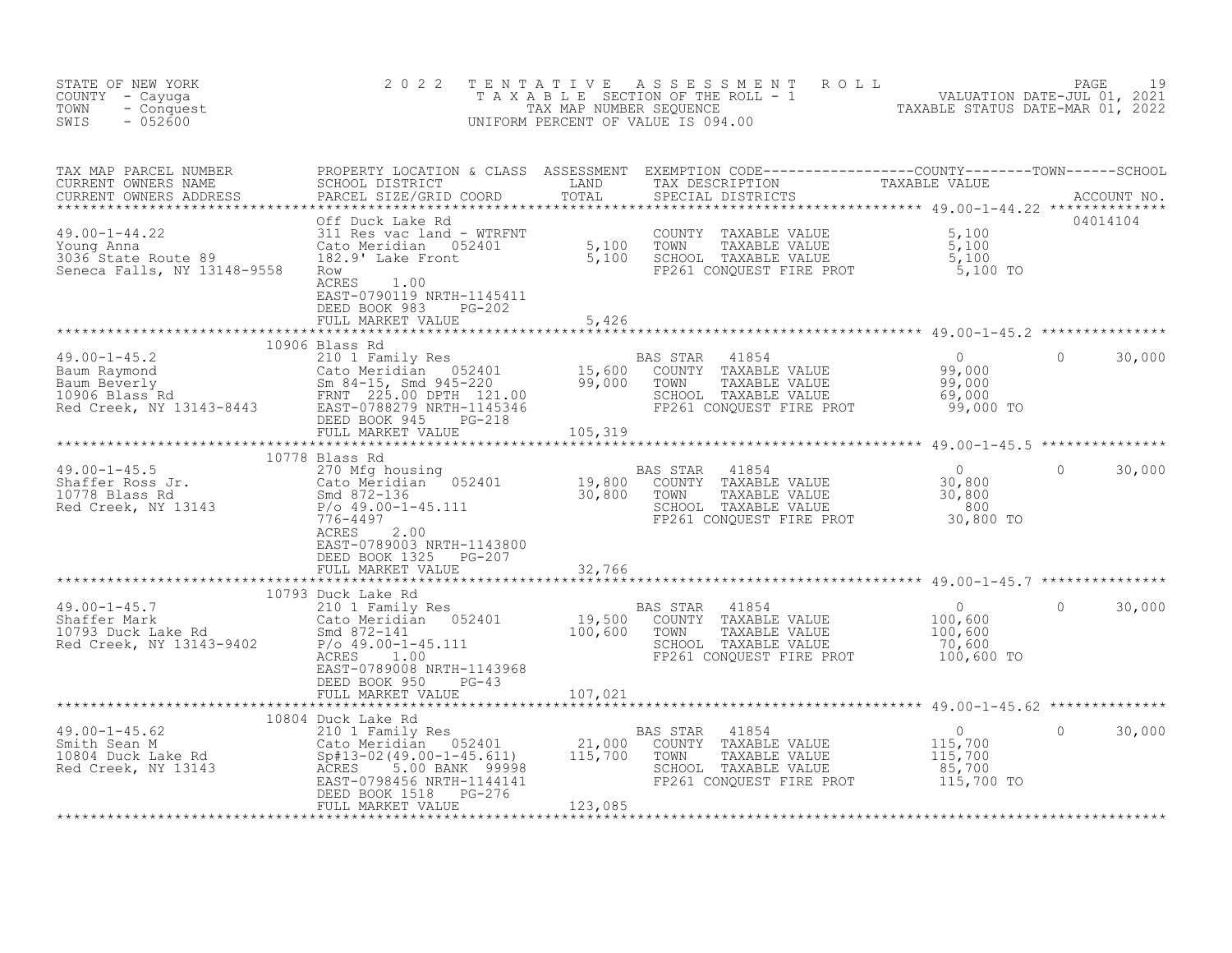STATE OF NEW YORK
COUNTY - Cayuga
TOWN - Conquest
SWIS - 052600

# 2022 TENTATIVE ASSESSMENT ROLL

TAXABLE SECTION OF THE ROLL - 1
TAX MAP NUMBER SEQUENCE
UNIFORM PERCENT OF VALUE IS 094.00

VALUATION DATE-JUL 01, 2021
TAXABLE STATUS DATE-MAR 01, 2022

| TAX MAP PARCEL NUMBER / CURRENT OWNERS NAME / CURRENT OWNERS ADDRESS | PROPERTY LOCATION & CLASS / SCHOOL DISTRICT / PARCEL SIZE/GRID COORD | ASSESSMENT LAND / TOTAL | EXEMPTION CODE / TAX DESCRIPTION / SPECIAL DISTRICTS | COUNTY / TAXABLE VALUE | TOWN | SCHOOL / ACCOUNT NO. |
|---|---|---|---|---|---|---|
| 49.00-1-44.22 | Off Duck Lake Rd | | | | | 04014104 |
| 49.00-1-44.22 | 311 Res vac land - WTRFNT | | COUNTY TAXABLE VALUE | 5,100 | | |
| Young Anna | Cato Meridian 052401 | 5,100 | TOWN TAXABLE VALUE | 5,100 | | |
| 3036 State Route 89 | 182.9' Lake Front | 5,100 | SCHOOL TAXABLE VALUE | 5,100 | | |
| Seneca Falls, NY 13148-9558 | Row | | FP261 CONQUEST FIRE PROT | 5,100 TO | | |
| | ACRES 1.00 | | | | | |
| | EAST-0790119 NRTH-1145411 | | | | | |
| | DEED BOOK 983 PG-202 | | | | | |
| | FULL MARKET VALUE | 5,426 | | | | |
| 49.00-1-45.2 | 10906 Blass Rd | | | | | |
| 49.00-1-45.2 | 210 1 Family Res | | BAS STAR 41854 | 0 | 0 | 30,000 |
| Baum Raymond | Cato Meridian 052401 | 15,600 | COUNTY TAXABLE VALUE | 99,000 | | |
| Baum Beverly | Sm 84-15, Smd 945-220 | 99,000 | TOWN TAXABLE VALUE | 99,000 | | |
| 10906 Blass Rd | FRNT 225.00 DPTH 121.00 | | SCHOOL TAXABLE VALUE | 69,000 | | |
| Red Creek, NY 13143-8443 | EAST-0788279 NRTH-1145346 | | FP261 CONQUEST FIRE PROT | 99,000 TO | | |
| | DEED BOOK 945 PG-218 | | | | | |
| | FULL MARKET VALUE | 105,319 | | | | |
| 49.00-1-45.5 | 10778 Blass Rd | | | | | |
| 49.00-1-45.5 | 270 Mfg housing | | BAS STAR 41854 | 0 | 0 | 30,000 |
| Shaffer Ross Jr. | Cato Meridian 052401 | 19,800 | COUNTY TAXABLE VALUE | 30,800 | | |
| 10778 Blass Rd | Smd 872-136 | 30,800 | TOWN TAXABLE VALUE | 30,800 | | |
| Red Creek, NY 13143 | P/o 49.00-1-45.111 | | SCHOOL TAXABLE VALUE | 800 | | |
| | 776-4497 | | FP261 CONQUEST FIRE PROT | 30,800 TO | | |
| | ACRES 2.00 | | | | | |
| | EAST-0789003 NRTH-1143800 | | | | | |
| | DEED BOOK 1325 PG-207 | | | | | |
| | FULL MARKET VALUE | 32,766 | | | | |
| 49.00-1-45.7 | 10793 Duck Lake Rd | | | | | |
| 49.00-1-45.7 | 210 1 Family Res | | BAS STAR 41854 | 0 | 0 | 30,000 |
| Shaffer Mark | Cato Meridian 052401 | 19,500 | COUNTY TAXABLE VALUE | 100,600 | | |
| 10793 Duck Lake Rd | Smd 872-141 | 100,600 | TOWN TAXABLE VALUE | 100,600 | | |
| Red Creek, NY 13143-9402 | P/o 49.00-1-45.111 | | SCHOOL TAXABLE VALUE | 70,600 | | |
| | ACRES 1.00 | | FP261 CONQUEST FIRE PROT | 100,600 TO | | |
| | EAST-0789008 NRTH-1143968 | | | | | |
| | DEED BOOK 950 PG-43 | | | | | |
| | FULL MARKET VALUE | 107,021 | | | | |
| 49.00-1-45.62 | 10804 Duck Lake Rd | | | | | |
| 49.00-1-45.62 | 210 1 Family Res | | BAS STAR 41854 | 0 | 0 | 30,000 |
| Smith Sean M | Cato Meridian 052401 | 21,000 | COUNTY TAXABLE VALUE | 115,700 | | |
| 10804 Duck Lake Rd | Sp#13-02(49.00-1-45.611) | 115,700 | TOWN TAXABLE VALUE | 115,700 | | |
| Red Creek, NY 13143 | ACRES 5.00 BANK 99998 | | SCHOOL TAXABLE VALUE | 85,700 | | |
| | EAST-0798456 NRTH-1144141 | | FP261 CONQUEST FIRE PROT | 115,700 TO | | |
| | DEED BOOK 1518 PG-276 | | | | | |
| | FULL MARKET VALUE | 123,085 | | | | |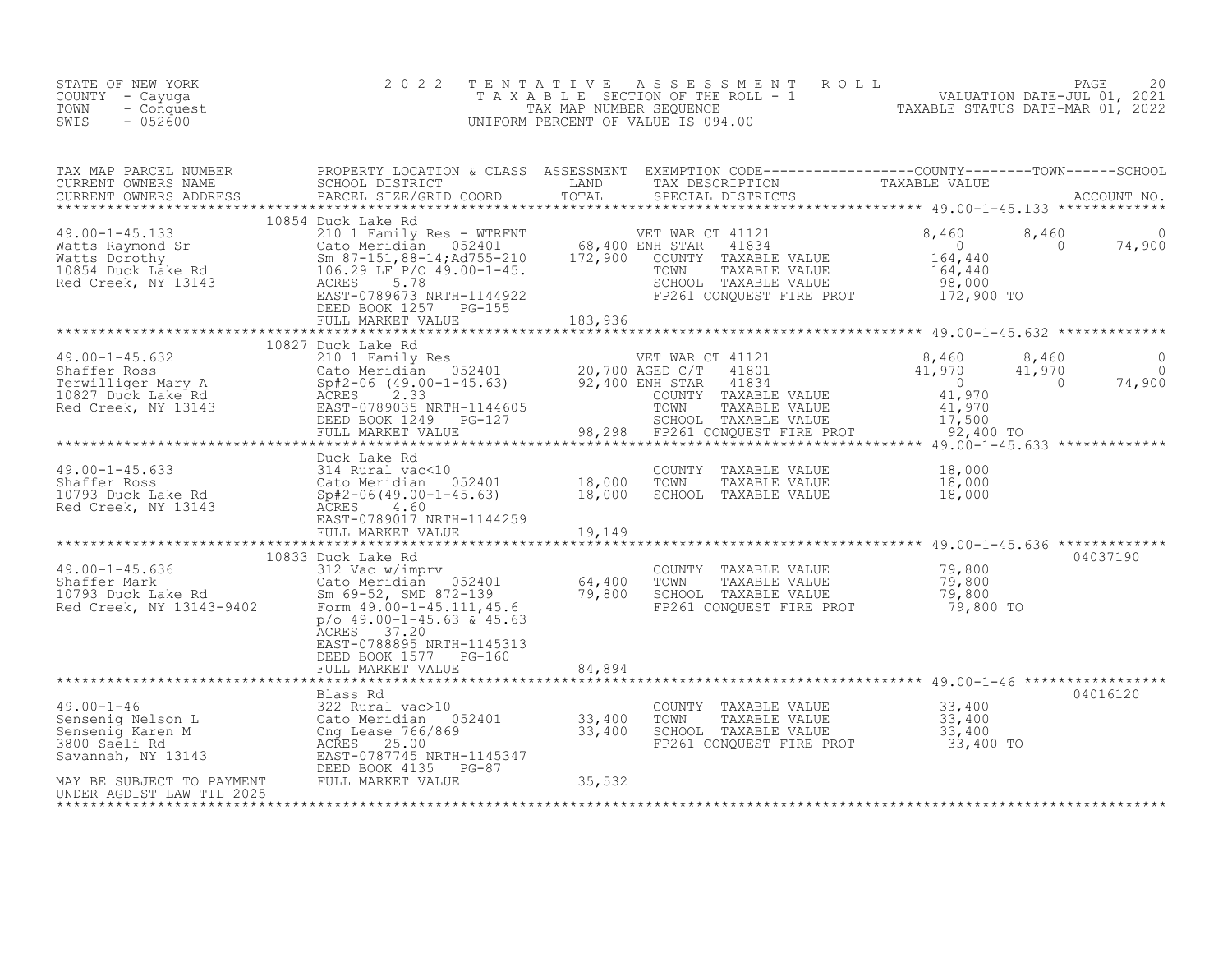STATE OF NEW YORK
COUNTY - Cayuga
TOWN - Conquest
SWIS - 052600

2022 TENTATIVE ASSESSMENT ROLL
TAXABLE SECTION OF THE ROLL - 1
TAX MAP NUMBER SEQUENCE
UNIFORM PERCENT OF VALUE IS 094.00

VALUATION DATE-JUL 01, 2021
TAXABLE STATUS DATE-MAR 01, 2022

| TAX MAP PARCEL NUMBER / CURRENT OWNERS NAME / CURRENT OWNERS ADDRESS | PROPERTY LOCATION & CLASS / SCHOOL DISTRICT / PARCEL SIZE/GRID COORD | ASSESSMENT LAND / TOTAL | EXEMPTION CODE / TAX DESCRIPTION / SPECIAL DISTRICTS | COUNTY TAXABLE VALUE | TOWN | SCHOOL | ACCOUNT NO. |
|---|---|---|---|---|---|---|---|
| 49.00-1-45.133 | 10854 Duck Lake Rd | | | | | | |
| Watts Raymond Sr | 210 1 Family Res - WTRFNT | | VET WAR CT 41121 | 8,460 | 8,460 | 0 | |
| Watts Dorothy | Cato Meridian 052401 | 68,400 | ENH STAR 41834 | 0 | 0 | 74,900 | |
| 10854 Duck Lake Rd | Sm 87-151,88-14;Ad755-210 | 172,900 | COUNTY TAXABLE VALUE | 164,440 | | | |
| Red Creek, NY 13143 | 106.29 LF P/O 49.00-1-45. | | TOWN TAXABLE VALUE | 164,440 | | | |
| | ACRES 5.78 | | SCHOOL TAXABLE VALUE | 98,000 | | | |
| | EAST-0789673 NRTH-1144922 | | FP261 CONQUEST FIRE PROT | 172,900 TO | | | |
| | DEED BOOK 1257 PG-155 | | | | | | |
| | FULL MARKET VALUE | 183,936 | | | | | |
| 49.00-1-45.632 | 10827 Duck Lake Rd | | | | | | |
| Shaffer Ross | 210 1 Family Res | | VET WAR CT 41121 | 8,460 | 8,460 | 0 | |
| Terwilliger Mary A | Cato Meridian 052401 | 20,700 | AGED C/T 41801 | 41,970 | 41,970 | 0 | |
| 10827 Duck Lake Rd | Sp#2-06 (49.00-1-45.63) | 92,400 | ENH STAR 41834 | 0 | 0 | 74,900 | |
| Red Creek, NY 13143 | ACRES 2.33 | | COUNTY TAXABLE VALUE | 41,970 | | | |
| | EAST-0789035 NRTH-1144605 | | TOWN TAXABLE VALUE | 41,970 | | | |
| | DEED BOOK 1249 PG-127 | | SCHOOL TAXABLE VALUE | 17,500 | | | |
| | FULL MARKET VALUE | 98,298 | FP261 CONQUEST FIRE PROT | 92,400 TO | | | |
| 49.00-1-45.633 | Duck Lake Rd | | | | | | |
| Shaffer Ross | 314 Rural vac<10 | | COUNTY TAXABLE VALUE | 18,000 | | | |
| 10793 Duck Lake Rd | Cato Meridian 052401 | 18,000 | TOWN TAXABLE VALUE | 18,000 | | | |
| Red Creek, NY 13143 | Sp#2-06(49.00-1-45.63) | 18,000 | SCHOOL TAXABLE VALUE | 18,000 | | | |
| | ACRES 4.60 | | | | | | |
| | EAST-0789017 NRTH-1144259 | | | | | | |
| | FULL MARKET VALUE | 19,149 | | | | | |
| 49.00-1-45.636 | 10833 Duck Lake Rd | | | | | | 04037190 |
| Shaffer Mark | 312 Vac w/imprv | | COUNTY TAXABLE VALUE | 79,800 | | | |
| 10793 Duck Lake Rd | Cato Meridian 052401 | 64,400 | TOWN TAXABLE VALUE | 79,800 | | | |
| Red Creek, NY 13143-9402 | Sm 69-52, SMD 872-139 | 79,800 | SCHOOL TAXABLE VALUE | 79,800 | | | |
| | Form 49.00-1-45.111,45.6 | | FP261 CONQUEST FIRE PROT | 79,800 TO | | | |
| | p/o 49.00-1-45.63 & 45.63 | | | | | | |
| | ACRES 37.20 | | | | | | |
| | EAST-0788895 NRTH-1145313 | | | | | | |
| | DEED BOOK 1577 PG-160 | | | | | | |
| | FULL MARKET VALUE | 84,894 | | | | | |
| 49.00-1-46 | Blass Rd | | | | | | 04016120 |
| Sensenig Nelson L | 322 Rural vac>10 | | COUNTY TAXABLE VALUE | 33,400 | | | |
| Sensenig Karen M | Cato Meridian 052401 | 33,400 | TOWN TAXABLE VALUE | 33,400 | | | |
| 3800 Saeli Rd | Cng Lease 766/869 | 33,400 | SCHOOL TAXABLE VALUE | 33,400 | | | |
| Savannah, NY 13143 | ACRES 25.00 | | FP261 CONQUEST FIRE PROT | 33,400 TO | | | |
| | EAST-0787745 NRTH-1145347 | | | | | | |
| | DEED BOOK 4135 PG-87 | | | | | | |
| MAY BE SUBJECT TO PAYMENT UNDER AGDIST LAW TIL 2025 | FULL MARKET VALUE | 35,532 | | | | | |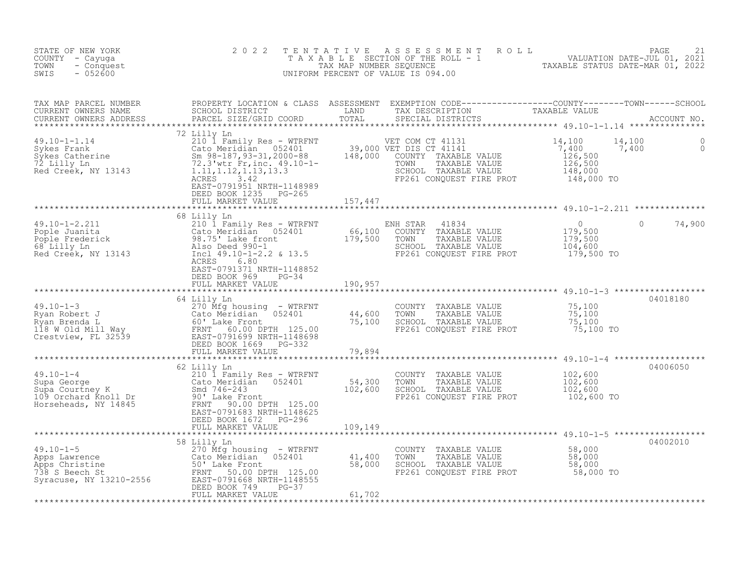STATE OF NEW YORK
COUNTY - Cayuga
TOWN - Conquest
SWIS - 052600

# 2022 TENTATIVE ASSESSMENT ROLL

TAXABLE SECTION OF THE ROLL - 1
TAX MAP NUMBER SEQUENCE
UNIFORM PERCENT OF VALUE IS 094.00

VALUATION DATE-JUL 01, 2021
TAXABLE STATUS DATE-MAR 01, 2022

| TAX MAP PARCEL NUMBER / CURRENT OWNERS NAME / CURRENT OWNERS ADDRESS | PROPERTY LOCATION & CLASS / SCHOOL DISTRICT / PARCEL SIZE/GRID COORD | ASSESSMENT LAND / TOTAL | EXEMPTION CODE / TAX DESCRIPTION / SPECIAL DISTRICTS | COUNTY TAXABLE VALUE | TOWN | SCHOOL | ACCOUNT NO. |
|---|---|---|---|---|---|---|---|
| **49.10-1-1.14** | 72 Lilly Ln | | | | | | |
| 49.10-1-1.14 | 210 1 Family Res - WTRFNT | | VET COM CT 41131 | 14,100 | 14,100 | 0 | |
| Sykes Frank | Cato Meridian 052401 | 39,000 | VET DIS CT 41141 | 7,400 | 7,400 | 0 | |
| Sykes Catherine | Sm 98-187,93-31,2000-88 | 148,000 | COUNTY TAXABLE VALUE | 126,500 | | | |
| 72 Lilly Ln | 72.3'wtr Fr,inc. 49.10-1- | | TOWN TAXABLE VALUE | 126,500 | | | |
| Red Creek, NY 13143 | 1.11,1.12,1.13,13.3 | | SCHOOL TAXABLE VALUE | 148,000 | | | |
| | ACRES 3.42 | | FP261 CONQUEST FIRE PROT | 148,000 TO | | | |
| | EAST-0791951 NRTH-1148989 | | | | | | |
| | DEED BOOK 1235 PG-265 | | | | | | |
| | FULL MARKET VALUE | 157,447 | | | | | |
| **49.10-1-2.211** | 68 Lilly Ln | | | | | | |
| 49.10-1-2.211 | 210 1 Family Res - WTRFNT | | ENH STAR 41834 | 0 | 0 | 74,900 | |
| Pople Juanita | Cato Meridian 052401 | 66,100 | COUNTY TAXABLE VALUE | 179,500 | | | |
| Pople Frederick | 98.75' Lake front | 179,500 | TOWN TAXABLE VALUE | 179,500 | | | |
| 68 Lilly Ln | Also Deed 990-1 | | SCHOOL TAXABLE VALUE | 104,600 | | | |
| Red Creek, NY 13143 | Incl 49.10-1-2.2 & 13.5 | | FP261 CONQUEST FIRE PROT | 179,500 TO | | | |
| | ACRES 6.80 | | | | | | |
| | EAST-0791371 NRTH-1148852 | | | | | | |
| | DEED BOOK 969 PG-34 | | | | | | |
| | FULL MARKET VALUE | 190,957 | | | | | |
| **49.10-1-3** | 64 Lilly Ln | | | | | | 04018180 |
| 49.10-1-3 | 270 Mfg housing - WTRFNT | | COUNTY TAXABLE VALUE | 75,100 | | | |
| Ryan Robert J | Cato Meridian 052401 | 44,600 | TOWN TAXABLE VALUE | 75,100 | | | |
| Ryan Brenda L | 60' Lake Front | 75,100 | SCHOOL TAXABLE VALUE | 75,100 | | | |
| 118 W Old Mill Way | FRNT 60.00 DPTH 125.00 | | FP261 CONQUEST FIRE PROT | 75,100 TO | | | |
| Crestview, FL 32539 | EAST-0791699 NRTH-1148698 | | | | | | |
| | DEED BOOK 1669 PG-332 | | | | | | |
| | FULL MARKET VALUE | 79,894 | | | | | |
| **49.10-1-4** | 62 Lilly Ln | | | | | | 04006050 |
| 49.10-1-4 | 210 1 Family Res - WTRFNT | | COUNTY TAXABLE VALUE | 102,600 | | | |
| Supa George | Cato Meridian 052401 | 54,300 | TOWN TAXABLE VALUE | 102,600 | | | |
| Supa Courtney K | Smd 746-243 | 102,600 | SCHOOL TAXABLE VALUE | 102,600 | | | |
| 109 Orchard Knoll Dr | 90' Lake Front | | FP261 CONQUEST FIRE PROT | 102,600 TO | | | |
| Horseheads, NY 14845 | FRNT 90.00 DPTH 125.00 | | | | | | |
| | EAST-0791683 NRTH-1148625 | | | | | | |
| | DEED BOOK 1672 PG-296 | | | | | | |
| | FULL MARKET VALUE | 109,149 | | | | | |
| **49.10-1-5** | 58 Lilly Ln | | | | | | 04002010 |
| 49.10-1-5 | 270 Mfg housing - WTRFNT | | COUNTY TAXABLE VALUE | 58,000 | | | |
| Apps Lawrence | Cato Meridian 052401 | 41,400 | TOWN TAXABLE VALUE | 58,000 | | | |
| Apps Christine | 50' Lake Front | 58,000 | SCHOOL TAXABLE VALUE | 58,000 | | | |
| 738 S Beech St | FRNT 50.00 DPTH 125.00 | | FP261 CONQUEST FIRE PROT | 58,000 TO | | | |
| Syracuse, NY 13210-2556 | EAST-0791668 NRTH-1148555 | | | | | | |
| | DEED BOOK 749 PG-37 | | | | | | |
| | FULL MARKET VALUE | 61,702 | | | | | |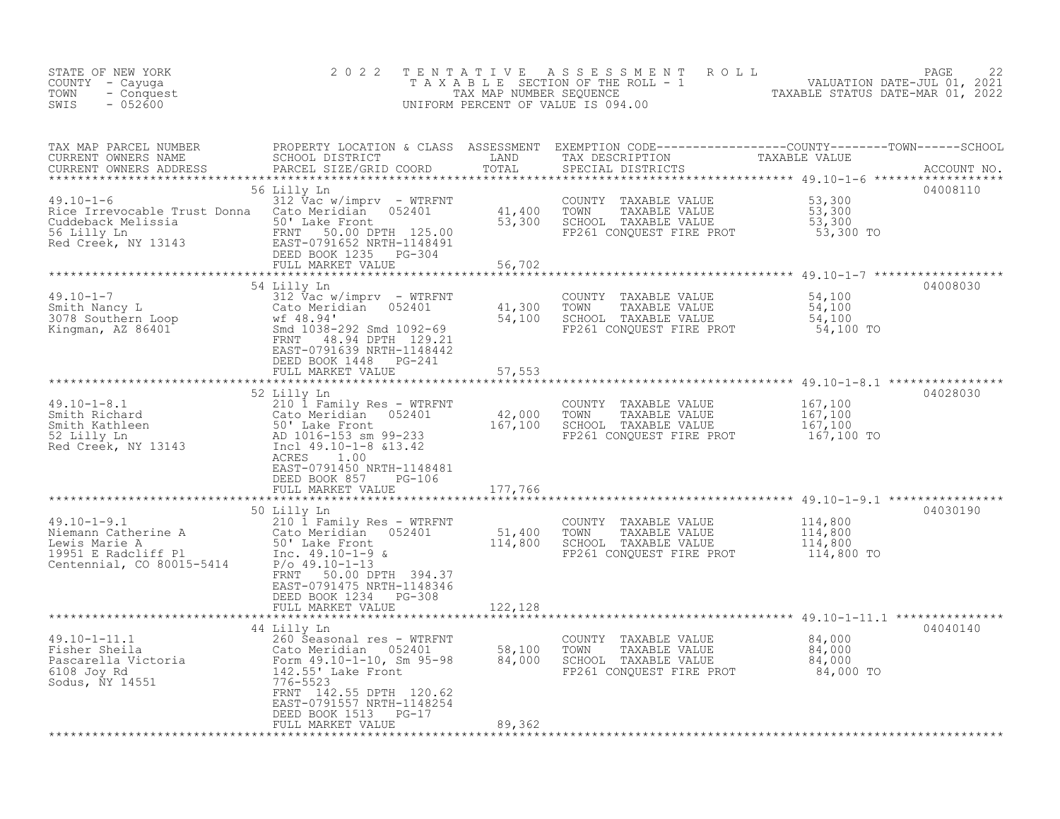STATE OF NEW YORK
COUNTY - Cayuga
TOWN - Conquest
SWIS - 052600

2 0 2 2 T E N T A T I V E A S S E S S M E N T R O L L
T A X A B L E SECTION OF THE ROLL - 1
TAX MAP NUMBER SEQUENCE
UNIFORM PERCENT OF VALUE IS 094.00

VALUATION DATE-JUL 01, 2021
TAXABLE STATUS DATE-MAR 01, 2022

| TAX MAP PARCEL NUMBER / CURRENT OWNERS NAME / CURRENT OWNERS ADDRESS | PROPERTY LOCATION & CLASS / SCHOOL DISTRICT / PARCEL SIZE/GRID COORD | ASSESSMENT LAND / TOTAL | EXEMPTION CODE / TAX DESCRIPTION / SPECIAL DISTRICTS | TAXABLE VALUE (COUNTY / TOWN / SCHOOL) | ACCOUNT NO. |
|---|---|---|---|---|---|
| 49.10-1-6<br>Rice Irrevocable Trust Donna<br>Cuddeback Melissia<br>56 Lilly Ln<br>Red Creek, NY 13143 | 56 Lilly Ln<br>312 Vac w/imprv - WTRFNT<br>Cato Meridian 052401<br>50' Lake Front<br>FRNT 50.00 DPTH 125.00<br>EAST-0791652 NRTH-1148491<br>DEED BOOK 1235 PG-304<br>FULL MARKET VALUE | 41,400<br>53,300<br><br><br><br><br><br>56,702 | COUNTY TAXABLE VALUE<br>TOWN TAXABLE VALUE<br>SCHOOL TAXABLE VALUE<br>FP261 CONQUEST FIRE PROT | 53,300<br>53,300<br>53,300<br>53,300 TO | 04008110 |
| 49.10-1-7<br>Smith Nancy L<br>3078 Southern Loop<br>Kingman, AZ 86401 | 54 Lilly Ln<br>312 Vac w/imprv - WTRFNT<br>Cato Meridian 052401<br>wf 48.94'<br>Smd 1038-292 Smd 1092-69<br>FRNT 48.94 DPTH 129.21<br>EAST-0791639 NRTH-1148442<br>DEED BOOK 1448 PG-241<br>FULL MARKET VALUE | 41,300<br>54,100<br><br><br><br><br><br><br>57,553 | COUNTY TAXABLE VALUE<br>TOWN TAXABLE VALUE<br>SCHOOL TAXABLE VALUE<br>FP261 CONQUEST FIRE PROT | 54,100<br>54,100<br>54,100<br>54,100 TO | 04008030 |
| 49.10-1-8.1<br>Smith Richard<br>Smith Kathleen<br>52 Lilly Ln<br>Red Creek, NY 13143 | 52 Lilly Ln<br>210 1 Family Res - WTRFNT<br>Cato Meridian 052401<br>50' Lake Front<br>AD 1016-153 sm 99-233<br>Incl 49.10-1-8 &13.42<br>ACRES 1.00<br>EAST-0791450 NRTH-1148481<br>DEED BOOK 857 PG-106<br>FULL MARKET VALUE | 42,000<br>167,100<br><br><br><br><br><br><br><br>177,766 | COUNTY TAXABLE VALUE<br>TOWN TAXABLE VALUE<br>SCHOOL TAXABLE VALUE<br>FP261 CONQUEST FIRE PROT | 167,100<br>167,100<br>167,100<br>167,100 TO | 04028030 |
| 49.10-1-9.1<br>Niemann Catherine A<br>Lewis Marie A<br>19951 E Radcliff Pl<br>Centennial, CO 80015-5414 | 50 Lilly Ln<br>210 1 Family Res - WTRFNT<br>Cato Meridian 052401<br>50' Lake Front<br>Inc. 49.10-1-9 &<br>P/o 49.10-1-13<br>FRNT 50.00 DPTH 394.37<br>EAST-0791475 NRTH-1148346<br>DEED BOOK 1234 PG-308<br>FULL MARKET VALUE | 51,400<br>114,800<br><br><br><br><br><br><br><br>122,128 | COUNTY TAXABLE VALUE<br>TOWN TAXABLE VALUE<br>SCHOOL TAXABLE VALUE<br>FP261 CONQUEST FIRE PROT | 114,800<br>114,800<br>114,800<br>114,800 TO | 04030190 |
| 49.10-1-11.1<br>Fisher Sheila<br>Pascarella Victoria<br>6108 Joy Rd<br>Sodus, NY 14551 | 44 Lilly Ln<br>260 Seasonal res - WTRFNT<br>Cato Meridian 052401<br>Form 49.10-1-10, Sm 95-98<br>142.55' Lake Front<br>776-5523<br>FRNT 142.55 DPTH 120.62<br>EAST-0791557 NRTH-1148254<br>DEED BOOK 1513 PG-17<br>FULL MARKET VALUE | 58,100<br>84,000<br><br><br><br><br><br><br><br>89,362 | COUNTY TAXABLE VALUE<br>TOWN TAXABLE VALUE<br>SCHOOL TAXABLE VALUE<br>FP261 CONQUEST FIRE PROT | 84,000<br>84,000<br>84,000<br>84,000 TO | 04040140 |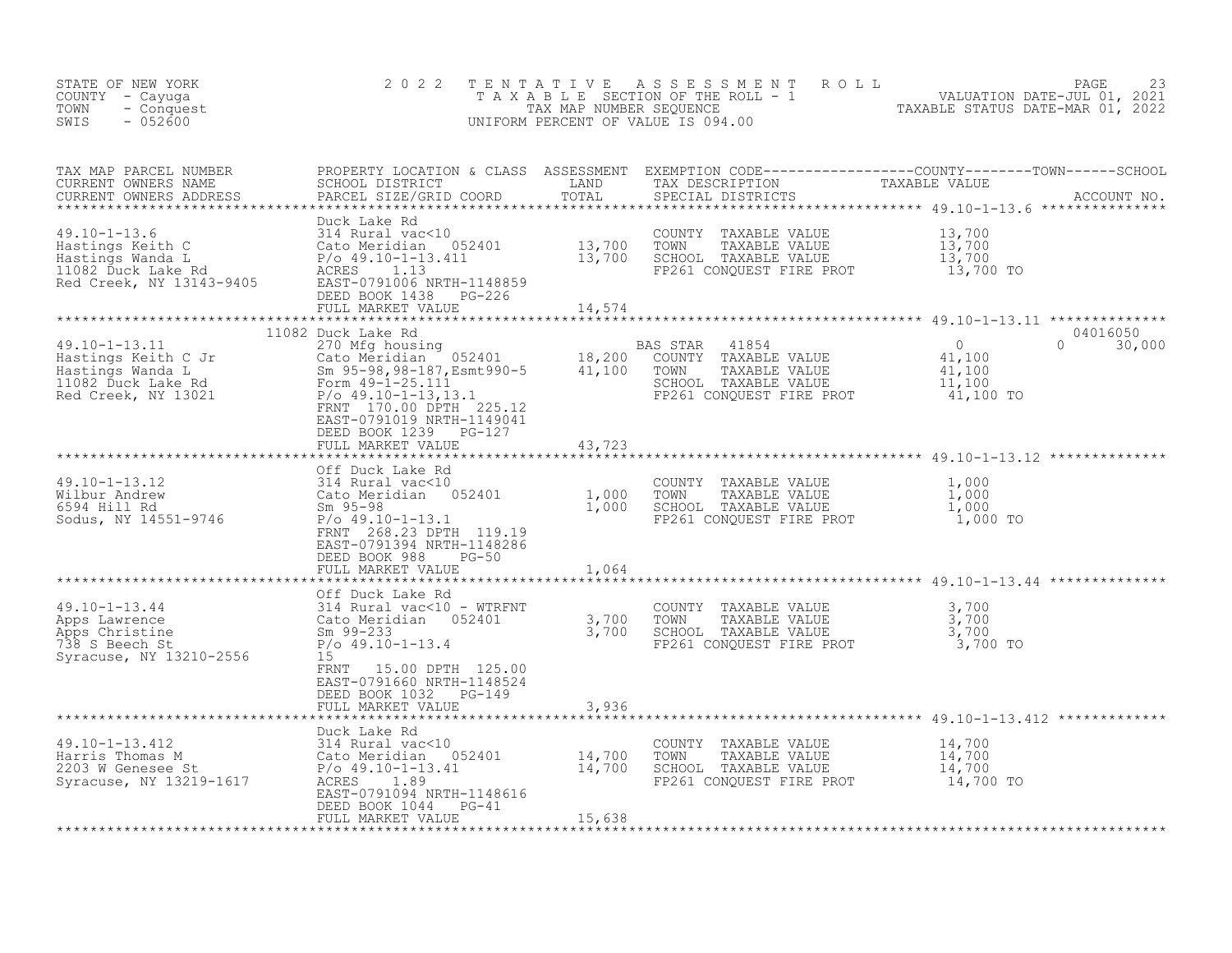STATE OF NEW YORK
COUNTY - Cayuga
TOWN - Conquest
SWIS - 052600

# 2022 TENTATIVE ASSESSMENT ROLL

TAXABLE SECTION OF THE ROLL - 1
TAX MAP NUMBER SEQUENCE
UNIFORM PERCENT OF VALUE IS 094.00

VALUATION DATE-JUL 01, 2021
TAXABLE STATUS DATE-MAR 01, 2022

| TAX MAP PARCEL NUMBER / CURRENT OWNERS NAME / CURRENT OWNERS ADDRESS | PROPERTY LOCATION & CLASS / SCHOOL DISTRICT / PARCEL SIZE/GRID COORD | ASSESSMENT LAND / TOTAL | EXEMPTION CODE / TAX DESCRIPTION / SPECIAL DISTRICTS | COUNTY | TOWN | SCHOOL | TAXABLE VALUE / ACCOUNT NO. |
|---|---|---|---|---|---|---|---|
| **49.10-1-13.6** | Duck Lake Rd | | | | | | |
| 49.10-1-13.6 | 314 Rural vac<10 | | COUNTY TAXABLE VALUE | | | | 13,700 |
| Hastings Keith C | Cato Meridian 052401 | 13,700 | TOWN TAXABLE VALUE | | | | 13,700 |
| Hastings Wanda L | P/o 49.10-1-13.411 | 13,700 | SCHOOL TAXABLE VALUE | | | | 13,700 |
| 11082 Duck Lake Rd | ACRES 1.13 | | FP261 CONQUEST FIRE PROT | | | | 13,700 TO |
| Red Creek, NY 13143-9405 | EAST-0791006 NRTH-1148859 | | | | | | |
| | DEED BOOK 1438 PG-226 | | | | | | |
| | FULL MARKET VALUE | 14,574 | | | | | |
| **49.10-1-13.11** | 11082 Duck Lake Rd | | | | | | 04016050 |
| 49.10-1-13.11 | 270 Mfg housing | | BAS STAR 41854 | 0 | 0 | 30,000 | |
| Hastings Keith C Jr | Cato Meridian 052401 | 18,200 | COUNTY TAXABLE VALUE | | | | 41,100 |
| Hastings Wanda L | Sm 95-98,98-187,Esmt990-5 | 41,100 | TOWN TAXABLE VALUE | | | | 41,100 |
| 11082 Duck Lake Rd | Form 49-1-25.111 | | SCHOOL TAXABLE VALUE | | | | 11,100 |
| Red Creek, NY 13021 | P/o 49.10-1-13,13.1 | | FP261 CONQUEST FIRE PROT | | | | 41,100 TO |
| | FRNT 170.00 DPTH 225.12 | | | | | | |
| | EAST-0791019 NRTH-1149041 | | | | | | |
| | DEED BOOK 1239 PG-127 | | | | | | |
| | FULL MARKET VALUE | 43,723 | | | | | |
| **49.10-1-13.12** | Off Duck Lake Rd | | | | | | |
| 49.10-1-13.12 | 314 Rural vac<10 | | COUNTY TAXABLE VALUE | | | | 1,000 |
| Wilbur Andrew | Cato Meridian 052401 | 1,000 | TOWN TAXABLE VALUE | | | | 1,000 |
| 6594 Hill Rd | Sm 95-98 | 1,000 | SCHOOL TAXABLE VALUE | | | | 1,000 |
| Sodus, NY 14551-9746 | P/o 49.10-1-13.1 | | FP261 CONQUEST FIRE PROT | | | | 1,000 TO |
| | FRNT 268.23 DPTH 119.19 | | | | | | |
| | EAST-0791394 NRTH-1148286 | | | | | | |
| | DEED BOOK 988 PG-50 | | | | | | |
| | FULL MARKET VALUE | 1,064 | | | | | |
| **49.10-1-13.44** | Off Duck Lake Rd | | | | | | |
| 49.10-1-13.44 | 314 Rural vac<10 - WTRFNT | | COUNTY TAXABLE VALUE | | | | 3,700 |
| Apps Lawrence | Cato Meridian 052401 | 3,700 | TOWN TAXABLE VALUE | | | | 3,700 |
| Apps Christine | Sm 99-233 | 3,700 | SCHOOL TAXABLE VALUE | | | | 3,700 |
| 738 S Beech St | P/o 49.10-1-13.4 | | FP261 CONQUEST FIRE PROT | | | | 3,700 TO |
| Syracuse, NY 13210-2556 | 15 | | | | | | |
| | FRNT 15.00 DPTH 125.00 | | | | | | |
| | EAST-0791660 NRTH-1148524 | | | | | | |
| | DEED BOOK 1032 PG-149 | | | | | | |
| | FULL MARKET VALUE | 3,936 | | | | | |
| **49.10-1-13.412** | Duck Lake Rd | | | | | | |
| 49.10-1-13.412 | 314 Rural vac<10 | | COUNTY TAXABLE VALUE | | | | 14,700 |
| Harris Thomas M | Cato Meridian 052401 | 14,700 | TOWN TAXABLE VALUE | | | | 14,700 |
| 2203 W Genesee St | P/o 49.10-1-13.41 | 14,700 | SCHOOL TAXABLE VALUE | | | | 14,700 |
| Syracuse, NY 13219-1617 | ACRES 1.89 | | FP261 CONQUEST FIRE PROT | | | | 14,700 TO |
| | EAST-0791094 NRTH-1148616 | | | | | | |
| | DEED BOOK 1044 PG-41 | | | | | | |
| | FULL MARKET VALUE | 15,638 | | | | | |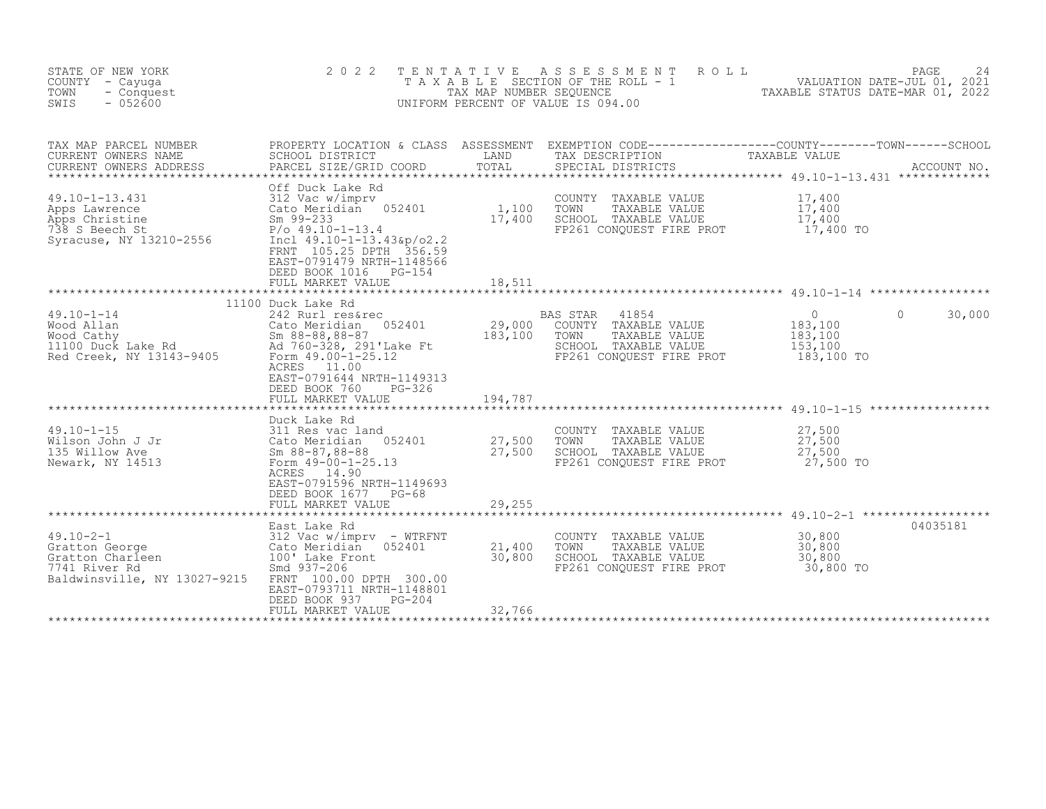STATE OF NEW YORK — 2022 TENTATIVE ASSESSMENT ROLL
COUNTY - Cayuga — TAXABLE SECTION OF THE ROLL - 1 — VALUATION DATE-JUL 01, 2021
TOWN - Conquest — TAX MAP NUMBER SEQUENCE — TAXABLE STATUS DATE-MAR 01, 2022
SWIS - 052600 — UNIFORM PERCENT OF VALUE IS 094.00

| TAX MAP PARCEL NUMBER / CURRENT OWNERS NAME / CURRENT OWNERS ADDRESS | PROPERTY LOCATION & CLASS / SCHOOL DISTRICT / PARCEL SIZE/GRID COORD | ASSESSMENT LAND / TOTAL | EXEMPTION CODE / TAX DESCRIPTION / SPECIAL DISTRICTS | COUNTY TAXABLE VALUE | TOWN | SCHOOL / ACCOUNT NO. |
|---|---|---|---|---|---|---|
| **49.10-1-13.431** | Off Duck Lake Rd | | | | | |
| 49.10-1-13.431 | 312 Vac w/imprv | | COUNTY TAXABLE VALUE | 17,400 | | |
| Apps Lawrence | Cato Meridian 052401 | 1,100 | TOWN TAXABLE VALUE | 17,400 | | |
| Apps Christine | Sm 99-233 | 17,400 | SCHOOL TAXABLE VALUE | 17,400 | | |
| 738 S Beech St | P/o 49.10-1-13.4 | | FP261 CONQUEST FIRE PROT | 17,400 TO | | |
| Syracuse, NY 13210-2556 | Incl 49.10-1-13.43&p/o2.2 | | | | | |
| | FRNT 105.25 DPTH 356.59 | | | | | |
| | EAST-0791479 NRTH-1148566 | | | | | |
| | DEED BOOK 1016 PG-154 | | | | | |
| | FULL MARKET VALUE | 18,511 | | | | |
| **49.10-1-14** | 11100 Duck Lake Rd | | | | | |
| 49.10-1-14 | 242 Rurl res&rec | | BAS STAR 41854 | 0 | 0 | 30,000 |
| Wood Allan | Cato Meridian 052401 | 29,000 | COUNTY TAXABLE VALUE | 183,100 | | |
| Wood Cathy | Sm 88-88,88-87 | 183,100 | TOWN TAXABLE VALUE | 183,100 | | |
| 11100 Duck Lake Rd | Ad 760-328, 291'Lake Ft | | SCHOOL TAXABLE VALUE | 153,100 | | |
| Red Creek, NY 13143-9405 | Form 49.00-1-25.12 | | FP261 CONQUEST FIRE PROT | 183,100 TO | | |
| | ACRES 11.00 | | | | | |
| | EAST-0791644 NRTH-1149313 | | | | | |
| | DEED BOOK 760 PG-326 | | | | | |
| | FULL MARKET VALUE | 194,787 | | | | |
| **49.10-1-15** | Duck Lake Rd | | | | | |
| 49.10-1-15 | 311 Res vac land | | COUNTY TAXABLE VALUE | 27,500 | | |
| Wilson John J Jr | Cato Meridian 052401 | 27,500 | TOWN TAXABLE VALUE | 27,500 | | |
| 135 Willow Ave | Sm 88-87,88-88 | 27,500 | SCHOOL TAXABLE VALUE | 27,500 | | |
| Newark, NY 14513 | Form 49-00-1-25.13 | | FP261 CONQUEST FIRE PROT | 27,500 TO | | |
| | ACRES 14.90 | | | | | |
| | EAST-0791596 NRTH-1149693 | | | | | |
| | DEED BOOK 1677 PG-68 | | | | | |
| | FULL MARKET VALUE | 29,255 | | | | |
| **49.10-2-1** | East Lake Rd | | | | | 04035181 |
| 49.10-2-1 | 312 Vac w/imprv - WTRFNT | | COUNTY TAXABLE VALUE | 30,800 | | |
| Gratton George | Cato Meridian 052401 | 21,400 | TOWN TAXABLE VALUE | 30,800 | | |
| Gratton Charleen | 100' Lake Front | 30,800 | SCHOOL TAXABLE VALUE | 30,800 | | |
| 7741 River Rd | Smd 937-206 | | FP261 CONQUEST FIRE PROT | 30,800 TO | | |
| Baldwinsville, NY 13027-9215 | FRNT 100.00 DPTH 300.00 | | | | | |
| | EAST-0793711 NRTH-1148801 | | | | | |
| | DEED BOOK 937 PG-204 | | | | | |
| | FULL MARKET VALUE | 32,766 | | | | |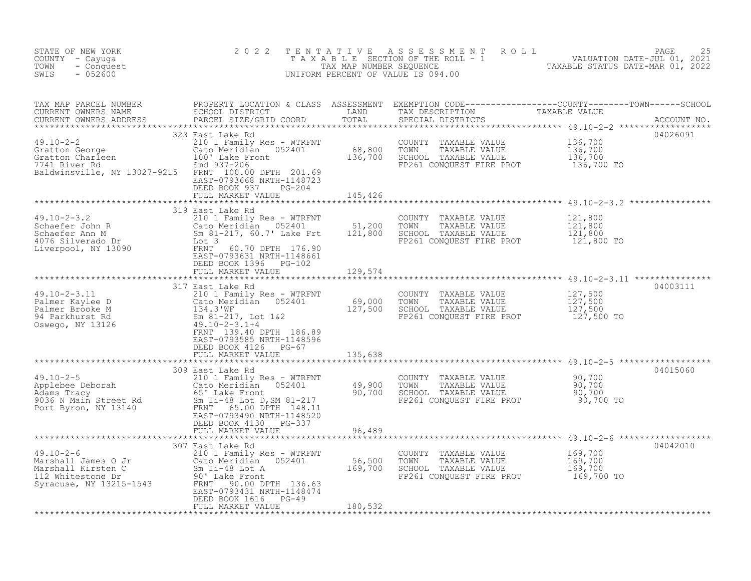STATE OF NEW YORK | COUNTY - Cayuga | TOWN - Conquest | SWIS - 052600

2022 TENTATIVE ASSESSMENT ROLL
TAXABLE SECTION OF THE ROLL - 1
TAX MAP NUMBER SEQUENCE
UNIFORM PERCENT OF VALUE IS 094.00

VALUATION DATE-JUL 01, 2021
TAXABLE STATUS DATE-MAR 01, 2022

| TAX MAP PARCEL NUMBER / CURRENT OWNERS NAME / CURRENT OWNERS ADDRESS | PROPERTY LOCATION & CLASS / SCHOOL DISTRICT / PARCEL SIZE/GRID COORD | ASSESSMENT LAND | TOTAL | EXEMPTION CODE / TAX DESCRIPTION / SPECIAL DISTRICTS | TAXABLE VALUE (COUNTY / TOWN / SCHOOL) | ACCOUNT NO. |
|---|---|---|---|---|---|---|
| 49.10-2-2 | 323 East Lake Rd | | | | | 04026091 |
| Gratton George | 210 1 Family Res - WTRFNT | | | COUNTY TAXABLE VALUE | 136,700 | |
| Gratton Charleen | Cato Meridian 052401 | 68,800 | | TOWN TAXABLE VALUE | 136,700 | |
| 7741 River Rd | 100' Lake Front | | 136,700 | SCHOOL TAXABLE VALUE | 136,700 | |
| Baldwinsville, NY 13027-9215 | Smd 937-206 | | | FP261 CONQUEST FIRE PROT | 136,700 TO | |
| | FRNT 100.00 DPTH 201.69 | | | | | |
| | EAST-0793668 NRTH-1148723 | | | | | |
| | DEED BOOK 937 PG-204 | | | | | |
| | FULL MARKET VALUE | | 145,426 | | | |
| 49.10-2-3.2 | 319 East Lake Rd | | | | | |
| Schaefer John R | 210 1 Family Res - WTRFNT | | | COUNTY TAXABLE VALUE | 121,800 | |
| Schaefer Ann M | Cato Meridian 052401 | 51,200 | | TOWN TAXABLE VALUE | 121,800 | |
| 4076 Silverado Dr | Sm 81-217, 60.7' Lake Frt | | 121,800 | SCHOOL TAXABLE VALUE | 121,800 | |
| Liverpool, NY 13090 | Lot 3 | | | FP261 CONQUEST FIRE PROT | 121,800 TO | |
| | FRNT 60.70 DPTH 176.90 | | | | | |
| | EAST-0793631 NRTH-1148661 | | | | | |
| | DEED BOOK 1396 PG-102 | | | | | |
| | FULL MARKET VALUE | | 129,574 | | | |
| 49.10-2-3.11 | 317 East Lake Rd | | | | | 04003111 |
| Palmer Kaylee D | 210 1 Family Res - WTRFNT | | | COUNTY TAXABLE VALUE | 127,500 | |
| Palmer Brooke M | Cato Meridian 052401 | 69,000 | | TOWN TAXABLE VALUE | 127,500 | |
| 94 Parkhurst Rd | 134.3'WF | | 127,500 | SCHOOL TAXABLE VALUE | 127,500 | |
| Oswego, NY 13126 | Sm 81-217, Lot 1&2 | | | FP261 CONQUEST FIRE PROT | 127,500 TO | |
| | 49.10-2-3.1+4 | | | | | |
| | FRNT 139.40 DPTH 186.89 | | | | | |
| | EAST-0793585 NRTH-1148596 | | | | | |
| | DEED BOOK 4126 PG-67 | | | | | |
| | FULL MARKET VALUE | | 135,638 | | | |
| 49.10-2-5 | 309 East Lake Rd | | | | | 04015060 |
| Applebee Deborah | 210 1 Family Res - WTRFNT | | | COUNTY TAXABLE VALUE | 90,700 | |
| Adams Tracy | Cato Meridian 052401 | 49,900 | | TOWN TAXABLE VALUE | 90,700 | |
| 9036 N Main Street Rd | 65' Lake Front | | 90,700 | SCHOOL TAXABLE VALUE | 90,700 | |
| Port Byron, NY 13140 | Sm Ii-48 Lot D,SM 81-217 | | | FP261 CONQUEST FIRE PROT | 90,700 TO | |
| | FRNT 65.00 DPTH 148.11 | | | | | |
| | EAST-0793490 NRTH-1148520 | | | | | |
| | DEED BOOK 4130 PG-337 | | | | | |
| | FULL MARKET VALUE | | 96,489 | | | |
| 49.10-2-6 | 307 East Lake Rd | | | | | 04042010 |
| Marshall James O Jr | 210 1 Family Res - WTRFNT | | | COUNTY TAXABLE VALUE | 169,700 | |
| Marshall Kirsten C | Cato Meridian 052401 | 56,500 | | TOWN TAXABLE VALUE | 169,700 | |
| 112 Whitestone Dr | Sm Ii-48 Lot A | | 169,700 | SCHOOL TAXABLE VALUE | 169,700 | |
| Syracuse, NY 13215-1543 | 90' Lake Front | | | FP261 CONQUEST FIRE PROT | 169,700 TO | |
| | FRNT 90.00 DPTH 136.63 | | | | | |
| | EAST-0793431 NRTH-1148474 | | | | | |
| | DEED BOOK 1616 PG-49 | | | | | |
| | FULL MARKET VALUE | | 180,532 | | | |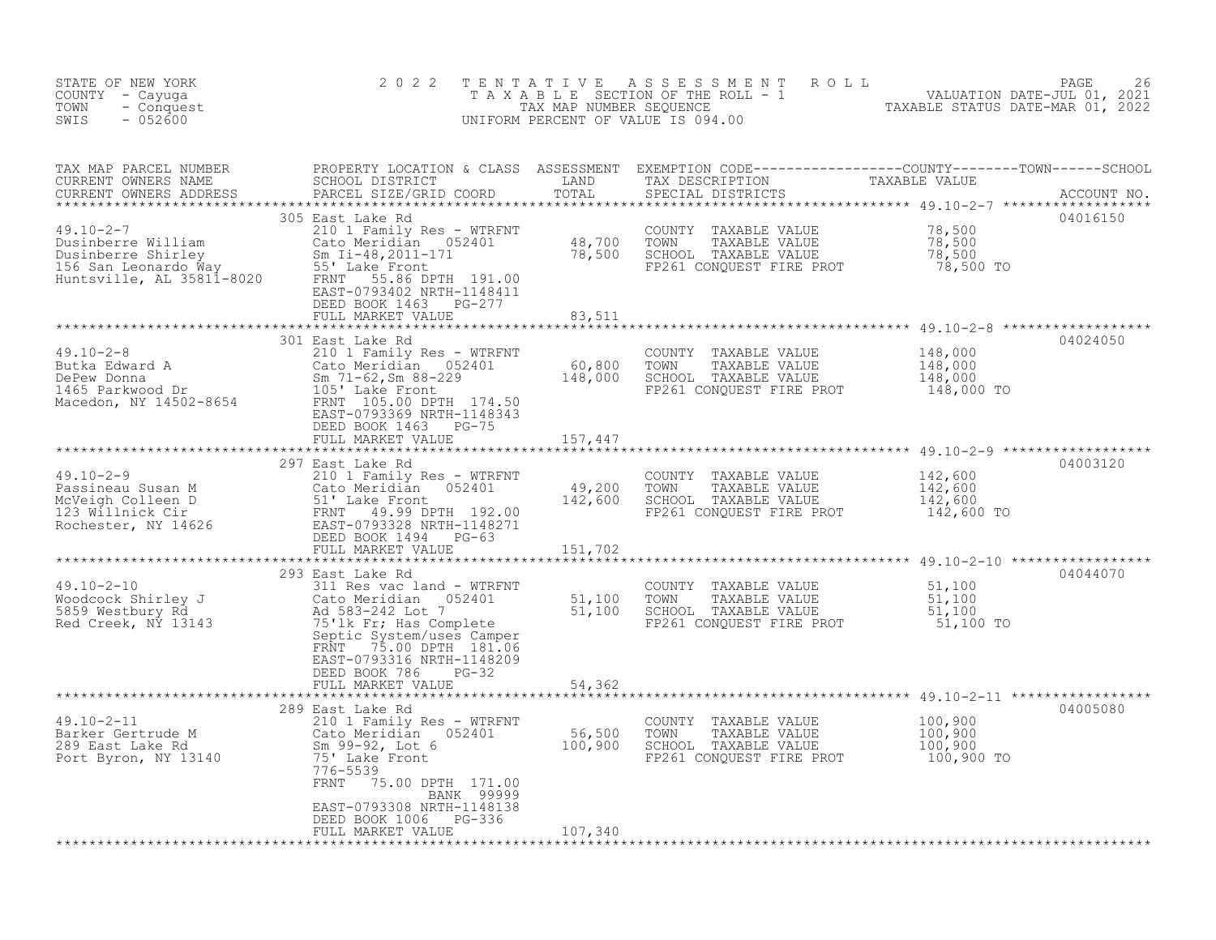STATE OF NEW YORK
COUNTY - Cayuga
TOWN - Conquest
SWIS - 052600

2022 TENTATIVE ASSESSMENT ROLL
TAXABLE SECTION OF THE ROLL - 1
TAX MAP NUMBER SEQUENCE
UNIFORM PERCENT OF VALUE IS 094.00

VALUATION DATE-JUL 01, 2021
TAXABLE STATUS DATE-MAR 01, 2022

| TAX MAP PARCEL NUMBER / CURRENT OWNERS NAME / CURRENT OWNERS ADDRESS | PROPERTY LOCATION & CLASS / SCHOOL DISTRICT / PARCEL SIZE/GRID COORD | ASSESSMENT LAND | ASSESSMENT TOTAL | EXEMPTION CODE / TAX DESCRIPTION / SPECIAL DISTRICTS | TAXABLE VALUE (COUNTY / TOWN / SCHOOL) | ACCOUNT NO. |
|---|---|---|---|---|---|---|
| 49.10-2-7 | 305 East Lake Rd | | | | | 04016150 |
| Dusinberre William | 210 1 Family Res - WTRFNT | | | COUNTY TAXABLE VALUE | 78,500 | |
| Dusinberre Shirley | Cato Meridian 052401 | 48,700 | | TOWN TAXABLE VALUE | 78,500 | |
| 156 San Leonardo Way | Sm Ii-48,2011-171 | | 78,500 | SCHOOL TAXABLE VALUE | 78,500 | |
| Huntsville, AL 35811-8020 | 55' Lake Front | | | FP261 CONQUEST FIRE PROT | 78,500 TO | |
| | FRNT 55.86 DPTH 191.00 | | | | | |
| | EAST-0793402 NRTH-1148411 | | | | | |
| | DEED BOOK 1463 PG-277 | | | | | |
| | FULL MARKET VALUE | | 83,511 | | | |
| 49.10-2-8 | 301 East Lake Rd | | | | | 04024050 |
| Butka Edward A | 210 1 Family Res - WTRFNT | | | COUNTY TAXABLE VALUE | 148,000 | |
| DePew Donna | Cato Meridian 052401 | 60,800 | | TOWN TAXABLE VALUE | 148,000 | |
| 1465 Parkwood Dr | Sm 71-62,Sm 88-229 | | 148,000 | SCHOOL TAXABLE VALUE | 148,000 | |
| Macedon, NY 14502-8654 | 105' Lake Front | | | FP261 CONQUEST FIRE PROT | 148,000 TO | |
| | FRNT 105.00 DPTH 174.50 | | | | | |
| | EAST-0793369 NRTH-1148343 | | | | | |
| | DEED BOOK 1463 PG-75 | | | | | |
| | FULL MARKET VALUE | | 157,447 | | | |
| 49.10-2-9 | 297 East Lake Rd | | | | | 04003120 |
| Passineau Susan M | 210 1 Family Res - WTRFNT | | | COUNTY TAXABLE VALUE | 142,600 | |
| McVeigh Colleen D | Cato Meridian 052401 | 49,200 | | TOWN TAXABLE VALUE | 142,600 | |
| 123 Willnick Cir | 51' Lake Front | | 142,600 | SCHOOL TAXABLE VALUE | 142,600 | |
| Rochester, NY 14626 | FRNT 49.99 DPTH 192.00 | | | FP261 CONQUEST FIRE PROT | 142,600 TO | |
| | EAST-0793328 NRTH-1148271 | | | | | |
| | DEED BOOK 1494 PG-63 | | | | | |
| | FULL MARKET VALUE | | 151,702 | | | |
| 49.10-2-10 | 293 East Lake Rd | | | | | 04044070 |
| Woodcock Shirley J | 311 Res vac land - WTRFNT | | | COUNTY TAXABLE VALUE | 51,100 | |
| 5859 Westbury Rd | Cato Meridian 052401 | 51,100 | | TOWN TAXABLE VALUE | 51,100 | |
| Red Creek, NY 13143 | Ad 583-242 Lot 7 | | 51,100 | SCHOOL TAXABLE VALUE | 51,100 | |
| | 75'lk Fr; Has Complete | | | FP261 CONQUEST FIRE PROT | 51,100 TO | |
| | Septic System/uses Camper | | | | | |
| | FRNT 75.00 DPTH 181.06 | | | | | |
| | EAST-0793316 NRTH-1148209 | | | | | |
| | DEED BOOK 786 PG-32 | | | | | |
| | FULL MARKET VALUE | | 54,362 | | | |
| 49.10-2-11 | 289 East Lake Rd | | | | | 04005080 |
| Barker Gertrude M | 210 1 Family Res - WTRFNT | | | COUNTY TAXABLE VALUE | 100,900 | |
| 289 East Lake Rd | Cato Meridian 052401 | 56,500 | | TOWN TAXABLE VALUE | 100,900 | |
| Port Byron, NY 13140 | Sm 99-92, Lot 6 | | 100,900 | SCHOOL TAXABLE VALUE | 100,900 | |
| | 75' Lake Front | | | FP261 CONQUEST FIRE PROT | 100,900 TO | |
| | 776-5539 | | | | | |
| | FRNT 75.00 DPTH 171.00 | | | | | |
| | BANK 99999 | | | | | |
| | EAST-0793308 NRTH-1148138 | | | | | |
| | DEED BOOK 1006 PG-336 | | | | | |
| | FULL MARKET VALUE | | 107,340 | | | |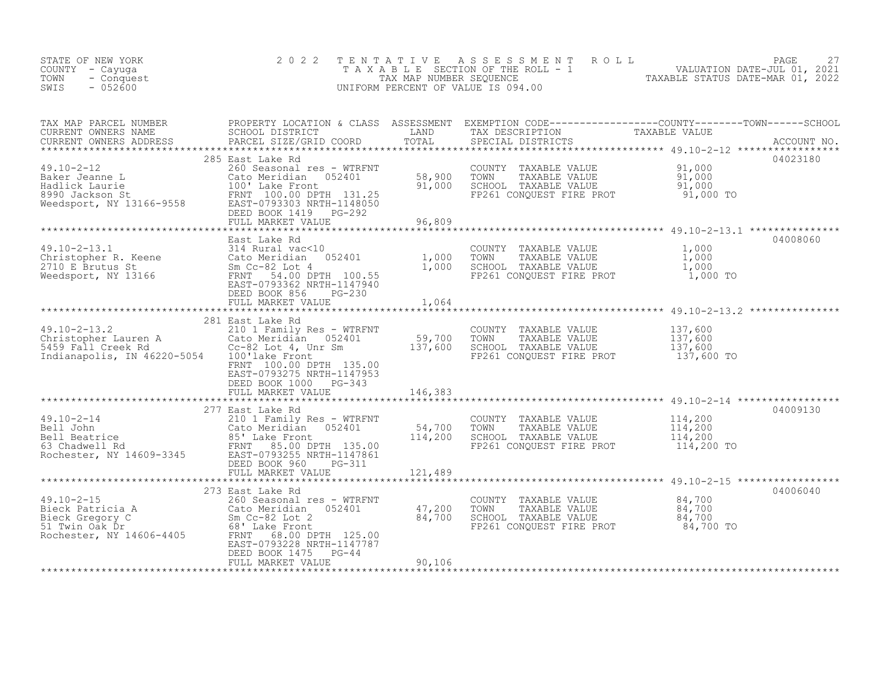STATE OF NEW YORK
COUNTY - Cayuga
TOWN - Conquest
SWIS - 052600

# 2022 TENTATIVE ASSESSMENT ROLL
TAXABLE SECTION OF THE ROLL - 1
TAX MAP NUMBER SEQUENCE
UNIFORM PERCENT OF VALUE IS 094.00

VALUATION DATE-JUL 01, 2021
TAXABLE STATUS DATE-MAR 01, 2022

| TAX MAP PARCEL NUMBER / CURRENT OWNERS NAME / CURRENT OWNERS ADDRESS | PROPERTY LOCATION & CLASS / SCHOOL DISTRICT / PARCEL SIZE/GRID COORD | ASSESSMENT LAND / TOTAL | EXEMPTION CODE / TAX DESCRIPTION / SPECIAL DISTRICTS | TAXABLE VALUE (COUNTY / TOWN / SCHOOL) | ACCOUNT NO. |
|---|---|---|---|---|---|
| 49.10-2-12 | 285 East Lake Rd | | | | 04023180 |
| Baker Jeanne L | 260 Seasonal res - WTRFNT | | COUNTY TAXABLE VALUE | 91,000 | |
| Hadlick Laurie | Cato Meridian 052401 | 58,900 | TOWN TAXABLE VALUE | 91,000 | |
| 8990 Jackson St | 100' Lake Front | 91,000 | SCHOOL TAXABLE VALUE | 91,000 | |
| Weedsport, NY 13166-9558 | FRNT 100.00 DPTH 131.25 | | FP261 CONQUEST FIRE PROT | 91,000 TO | |
| | EAST-0793303 NRTH-1148050 | | | | |
| | DEED BOOK 1419 PG-292 | | | | |
| | FULL MARKET VALUE | 96,809 | | | |
| 49.10-2-13.1 | East Lake Rd | | | | 04008060 |
| Christopher R. Keene | 314 Rural vac<10 | | COUNTY TAXABLE VALUE | 1,000 | |
| 2710 E Brutus St | Cato Meridian 052401 | 1,000 | TOWN TAXABLE VALUE | 1,000 | |
| Weedsport, NY 13166 | Sm Cc-82 Lot 4 | 1,000 | SCHOOL TAXABLE VALUE | 1,000 | |
| | FRNT 54.00 DPTH 100.55 | | FP261 CONQUEST FIRE PROT | 1,000 TO | |
| | EAST-0793362 NRTH-1147940 | | | | |
| | DEED BOOK 856 PG-230 | | | | |
| | FULL MARKET VALUE | 1,064 | | | |
| 49.10-2-13.2 | 281 East Lake Rd | | | | |
| Christopher Lauren A | 210 1 Family Res - WTRFNT | | COUNTY TAXABLE VALUE | 137,600 | |
| 5459 Fall Creek Rd | Cato Meridian 052401 | 59,700 | TOWN TAXABLE VALUE | 137,600 | |
| Indianapolis, IN 46220-5054 | Cc-82 Lot 4, Unr Sm | 137,600 | SCHOOL TAXABLE VALUE | 137,600 | |
| | 100'lake Front | | FP261 CONQUEST FIRE PROT | 137,600 TO | |
| | FRNT 100.00 DPTH 135.00 | | | | |
| | EAST-0793275 NRTH-1147953 | | | | |
| | DEED BOOK 1000 PG-343 | | | | |
| | FULL MARKET VALUE | 146,383 | | | |
| 49.10-2-14 | 277 East Lake Rd | | | | 04009130 |
| Bell John | 210 1 Family Res - WTRFNT | | COUNTY TAXABLE VALUE | 114,200 | |
| Bell Beatrice | Cato Meridian 052401 | 54,700 | TOWN TAXABLE VALUE | 114,200 | |
| 63 Chadwell Rd | 85' Lake Front | 114,200 | SCHOOL TAXABLE VALUE | 114,200 | |
| Rochester, NY 14609-3345 | FRNT 85.00 DPTH 135.00 | | FP261 CONQUEST FIRE PROT | 114,200 TO | |
| | EAST-0793255 NRTH-1147861 | | | | |
| | DEED BOOK 960 PG-311 | | | | |
| | FULL MARKET VALUE | 121,489 | | | |
| 49.10-2-15 | 273 East Lake Rd | | | | 04006040 |
| Bieck Patricia A | 260 Seasonal res - WTRFNT | | COUNTY TAXABLE VALUE | 84,700 | |
| Bieck Gregory C | Cato Meridian 052401 | 47,200 | TOWN TAXABLE VALUE | 84,700 | |
| 51 Twin Oak Dr | Sm Cc-82 Lot 2 | 84,700 | SCHOOL TAXABLE VALUE | 84,700 | |
| Rochester, NY 14606-4405 | 68' Lake Front | | FP261 CONQUEST FIRE PROT | 84,700 TO | |
| | FRNT 68.00 DPTH 125.00 | | | | |
| | EAST-0793228 NRTH-1147787 | | | | |
| | DEED BOOK 1475 PG-44 | | | | |
| | FULL MARKET VALUE | 90,106 | | | |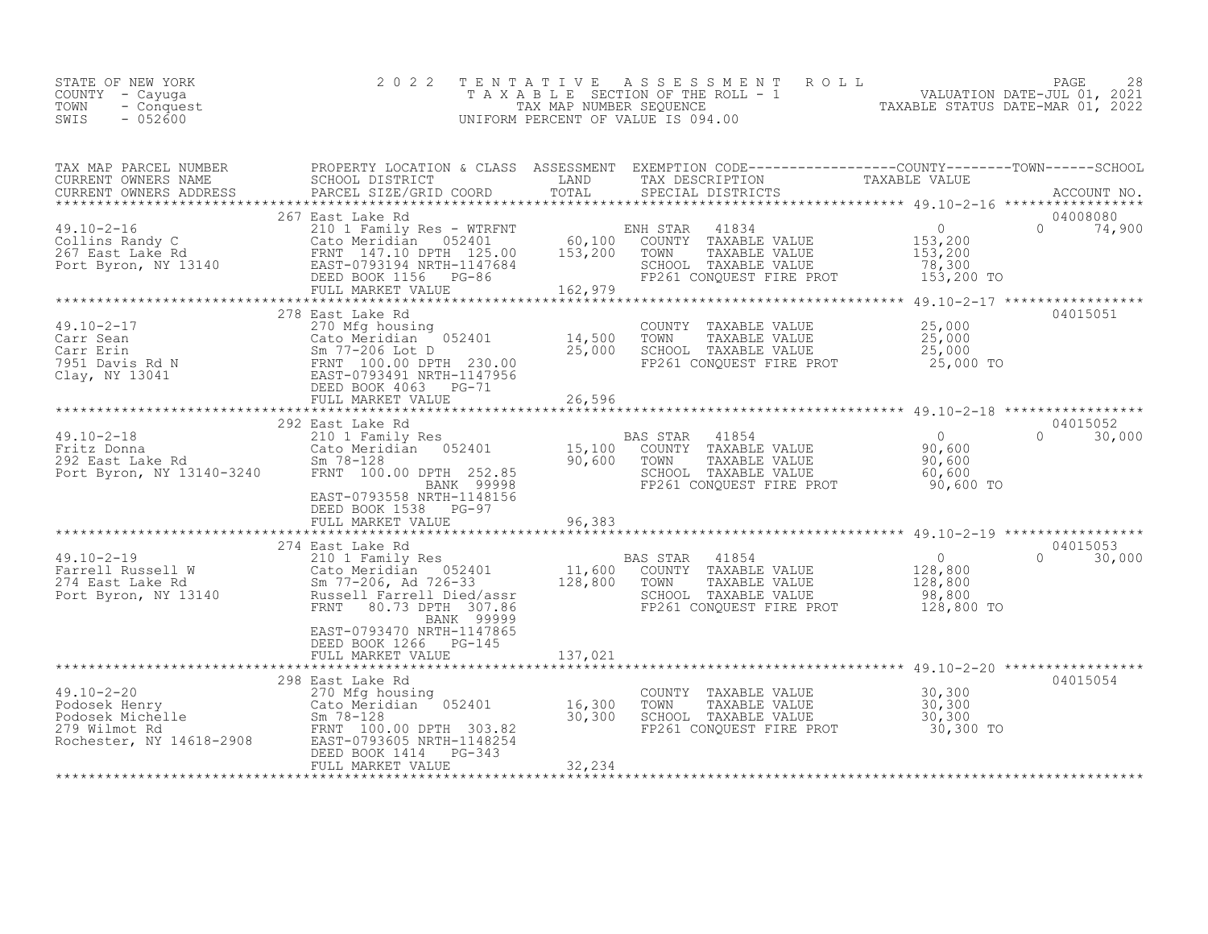STATE OF NEW YORK
COUNTY - Cayuga
TOWN - Conquest
SWIS - 052600

# 2022 TENTATIVE ASSESSMENT ROLL

TAXABLE SECTION OF THE ROLL - 1
TAX MAP NUMBER SEQUENCE
UNIFORM PERCENT OF VALUE IS 094.00

VALUATION DATE-JUL 01, 2021
TAXABLE STATUS DATE-MAR 01, 2022

| TAX MAP PARCEL NUMBER / CURRENT OWNERS NAME / CURRENT OWNERS ADDRESS | PROPERTY LOCATION & CLASS / SCHOOL DISTRICT / PARCEL SIZE/GRID COORD | ASSESSMENT LAND / TOTAL | EXEMPTION CODE / TAX DESCRIPTION / SPECIAL DISTRICTS | COUNTY / TAXABLE VALUE | TOWN | SCHOOL / ACCOUNT NO. |
|---|---|---|---|---|---|---|
| 49.10-2-16 | 267 East Lake Rd | | | | | 04008080 |
| | 210 1 Family Res - WTRFNT | | ENH STAR 41834 | 0 | 0 | 74,900 |
| Collins Randy C | Cato Meridian 052401 | 60,100 | COUNTY TAXABLE VALUE | 153,200 | | |
| 267 East Lake Rd | FRNT 147.10 DPTH 125.00 | 153,200 | TOWN TAXABLE VALUE | 153,200 | | |
| Port Byron, NY 13140 | EAST-0793194 NRTH-1147684 | | SCHOOL TAXABLE VALUE | 78,300 | | |
| | DEED BOOK 1156 PG-86 | | FP261 CONQUEST FIRE PROT | 153,200 TO | | |
| | FULL MARKET VALUE | 162,979 | | | | |
| 49.10-2-17 | 278 East Lake Rd | | | | | 04015051 |
| | 270 Mfg housing | | COUNTY TAXABLE VALUE | 25,000 | | |
| Carr Sean | Cato Meridian 052401 | 14,500 | TOWN TAXABLE VALUE | 25,000 | | |
| Carr Erin | Sm 77-206 Lot D | 25,000 | SCHOOL TAXABLE VALUE | 25,000 | | |
| 7951 Davis Rd N | FRNT 100.00 DPTH 230.00 | | FP261 CONQUEST FIRE PROT | 25,000 TO | | |
| Clay, NY 13041 | EAST-0793491 NRTH-1147956 | | | | | |
| | DEED BOOK 4063 PG-71 | | | | | |
| | FULL MARKET VALUE | 26,596 | | | | |
| 49.10-2-18 | 292 East Lake Rd | | | | | 04015052 |
| | 210 1 Family Res | | BAS STAR 41854 | 0 | 0 | 30,000 |
| Fritz Donna | Cato Meridian 052401 | 15,100 | COUNTY TAXABLE VALUE | 90,600 | | |
| 292 East Lake Rd | Sm 78-128 | 90,600 | TOWN TAXABLE VALUE | 90,600 | | |
| Port Byron, NY 13140-3240 | FRNT 100.00 DPTH 252.85 | | SCHOOL TAXABLE VALUE | 60,600 | | |
| | BANK 99998 | | FP261 CONQUEST FIRE PROT | 90,600 TO | | |
| | EAST-0793558 NRTH-1148156 | | | | | |
| | DEED BOOK 1538 PG-97 | | | | | |
| | FULL MARKET VALUE | 96,383 | | | | |
| 49.10-2-19 | 274 East Lake Rd | | | | | 04015053 |
| | 210 1 Family Res | | BAS STAR 41854 | 0 | 0 | 30,000 |
| Farrell Russell W | Cato Meridian 052401 | 11,600 | COUNTY TAXABLE VALUE | 128,800 | | |
| 274 East Lake Rd | Sm 77-206, Ad 726-33 | 128,800 | TOWN TAXABLE VALUE | 128,800 | | |
| Port Byron, NY 13140 | Russell Farrell Died/assr | | SCHOOL TAXABLE VALUE | 98,800 | | |
| | FRNT 80.73 DPTH 307.86 | | FP261 CONQUEST FIRE PROT | 128,800 TO | | |
| | BANK 99999 | | | | | |
| | EAST-0793470 NRTH-1147865 | | | | | |
| | DEED BOOK 1266 PG-145 | | | | | |
| | FULL MARKET VALUE | 137,021 | | | | |
| 49.10-2-20 | 298 East Lake Rd | | | | | 04015054 |
| | 270 Mfg housing | | COUNTY TAXABLE VALUE | 30,300 | | |
| Podosek Henry | Cato Meridian 052401 | 16,300 | TOWN TAXABLE VALUE | 30,300 | | |
| Podosek Michelle | Sm 78-128 | 30,300 | SCHOOL TAXABLE VALUE | 30,300 | | |
| 279 Wilmot Rd | FRNT 100.00 DPTH 303.82 | | FP261 CONQUEST FIRE PROT | 30,300 TO | | |
| Rochester, NY 14618-2908 | EAST-0793605 NRTH-1148254 | | | | | |
| | DEED BOOK 1414 PG-343 | | | | | |
| | FULL MARKET VALUE | 32,234 | | | | |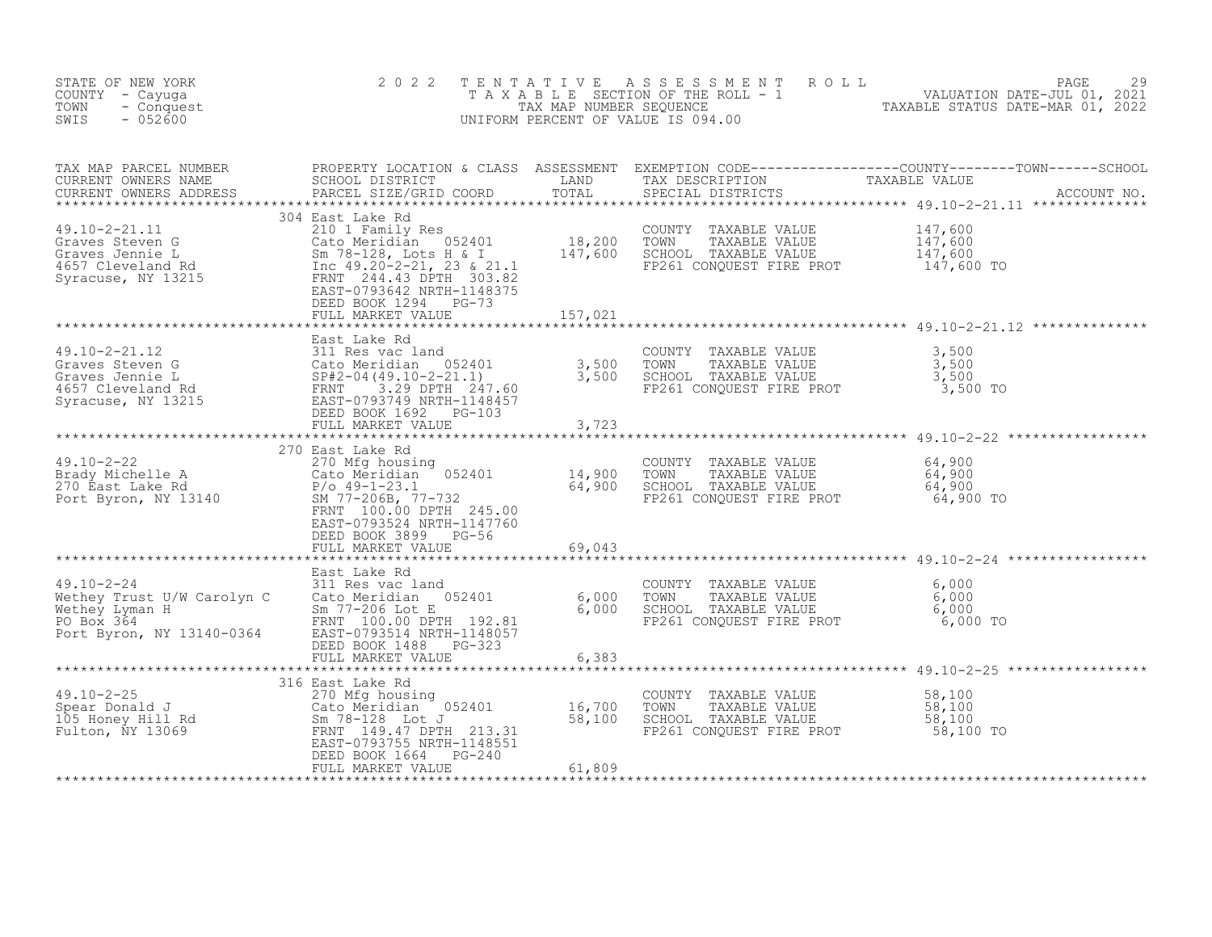STATE OF NEW YORK
COUNTY - Cayuga
TOWN - Conquest
SWIS - 052600

# 2022 TENTATIVE ASSESSMENT ROLL
TAXABLE SECTION OF THE ROLL - 1
TAX MAP NUMBER SEQUENCE
UNIFORM PERCENT OF VALUE IS 094.00

VALUATION DATE-JUL 01, 2021
TAXABLE STATUS DATE-MAR 01, 2022

| TAX MAP PARCEL NUMBER / CURRENT OWNERS NAME / CURRENT OWNERS ADDRESS | PROPERTY LOCATION & CLASS / SCHOOL DISTRICT / PARCEL SIZE/GRID COORD | ASSESSMENT LAND | TOTAL | EXEMPTION CODE / TAX DESCRIPTION / SPECIAL DISTRICTS | TAXABLE VALUE (COUNTY / TOWN / SCHOOL) | ACCOUNT NO. |
|---|---|---|---|---|---|---|
| 49.10-2-21.11 | 304 East Lake Rd | | | | | |
| Graves Steven G | 210 1 Family Res | | | COUNTY TAXABLE VALUE | 147,600 | |
| Graves Jennie L | Cato Meridian 052401 | 18,200 | | TOWN TAXABLE VALUE | 147,600 | |
| 4657 Cleveland Rd | Sm 78-128, Lots H & I | | 147,600 | SCHOOL TAXABLE VALUE | 147,600 | |
| Syracuse, NY 13215 | Inc 49.20-2-21, 23 & 21.1 | | | FP261 CONQUEST FIRE PROT | 147,600 TO | |
| | FRNT 244.43 DPTH 303.82 | | | | | |
| | EAST-0793642 NRTH-1148375 | | | | | |
| | DEED BOOK 1294 PG-73 | | | | | |
| | FULL MARKET VALUE | | 157,021 | | | |
| 49.10-2-21.12 | East Lake Rd | | | | | |
| Graves Steven G | 311 Res vac land | | | COUNTY TAXABLE VALUE | 3,500 | |
| Graves Jennie L | Cato Meridian 052401 | 3,500 | | TOWN TAXABLE VALUE | 3,500 | |
| 4657 Cleveland Rd | SP#2-04(49.10-2-21.1) | | 3,500 | SCHOOL TAXABLE VALUE | 3,500 | |
| Syracuse, NY 13215 | FRNT 3.29 DPTH 247.60 | | | FP261 CONQUEST FIRE PROT | 3,500 TO | |
| | EAST-0793749 NRTH-1148457 | | | | | |
| | DEED BOOK 1692 PG-103 | | | | | |
| | FULL MARKET VALUE | | 3,723 | | | |
| 49.10-2-22 | 270 East Lake Rd | | | | | |
| Brady Michelle A | 270 Mfg housing | | | COUNTY TAXABLE VALUE | 64,900 | |
| 270 East Lake Rd | Cato Meridian 052401 | 14,900 | | TOWN TAXABLE VALUE | 64,900 | |
| Port Byron, NY 13140 | P/o 49-1-23.1 | | 64,900 | SCHOOL TAXABLE VALUE | 64,900 | |
| | SM 77-206B, 77-732 | | | FP261 CONQUEST FIRE PROT | 64,900 TO | |
| | FRNT 100.00 DPTH 245.00 | | | | | |
| | EAST-0793524 NRTH-1147760 | | | | | |
| | DEED BOOK 3899 PG-56 | | | | | |
| | FULL MARKET VALUE | | 69,043 | | | |
| 49.10-2-24 | East Lake Rd | | | | | |
| Wethey Trust U/W Carolyn C | 311 Res vac land | | | COUNTY TAXABLE VALUE | 6,000 | |
| Wethey Lyman H | Cato Meridian 052401 | 6,000 | | TOWN TAXABLE VALUE | 6,000 | |
| PO Box 364 | Sm 77-206 Lot E | | 6,000 | SCHOOL TAXABLE VALUE | 6,000 | |
| Port Byron, NY 13140-0364 | FRNT 100.00 DPTH 192.81 | | | FP261 CONQUEST FIRE PROT | 6,000 TO | |
| | EAST-0793514 NRTH-1148057 | | | | | |
| | DEED BOOK 1488 PG-323 | | | | | |
| | FULL MARKET VALUE | | 6,383 | | | |
| 49.10-2-25 | 316 East Lake Rd | | | | | |
| Spear Donald J | 270 Mfg housing | | | COUNTY TAXABLE VALUE | 58,100 | |
| 105 Honey Hill Rd | Cato Meridian 052401 | 16,700 | | TOWN TAXABLE VALUE | 58,100 | |
| Fulton, NY 13069 | Sm 78-128 Lot J | | 58,100 | SCHOOL TAXABLE VALUE | 58,100 | |
| | FRNT 149.47 DPTH 213.31 | | | FP261 CONQUEST FIRE PROT | 58,100 TO | |
| | EAST-0793755 NRTH-1148551 | | | | | |
| | DEED BOOK 1664 PG-240 | | | | | |
| | FULL MARKET VALUE | | 61,809 | | | |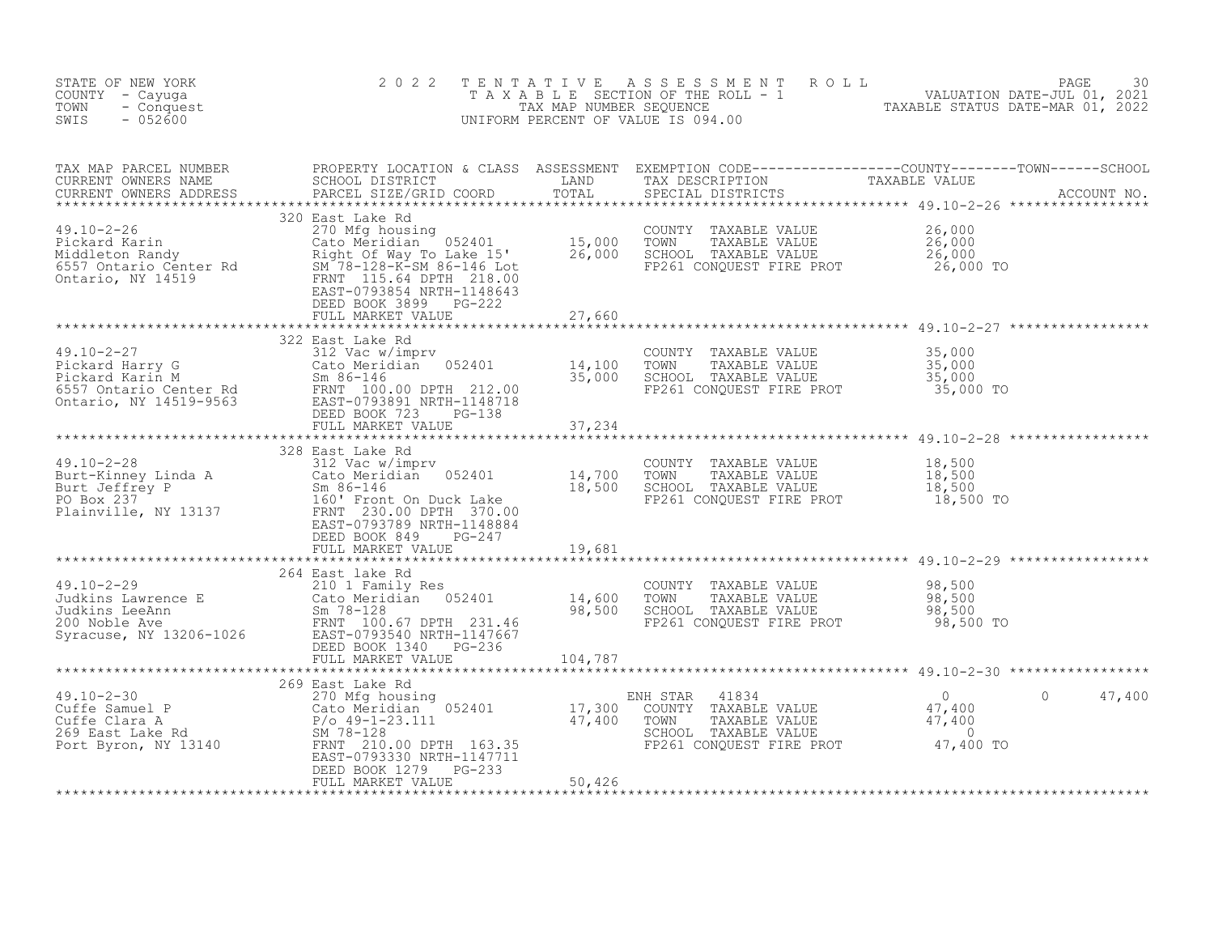STATE OF NEW YORK
COUNTY - Cayuga
TOWN - Conquest
SWIS - 052600

2022 TENTATIVE ASSESSMENT ROLL
TAXABLE SECTION OF THE ROLL - 1
TAX MAP NUMBER SEQUENCE
UNIFORM PERCENT OF VALUE IS 094.00

VALUATION DATE-JUL 01, 2021
TAXABLE STATUS DATE-MAR 01, 2022

| TAX MAP PARCEL NUMBER / CURRENT OWNERS NAME / CURRENT OWNERS ADDRESS | PROPERTY LOCATION & CLASS / SCHOOL DISTRICT / PARCEL SIZE/GRID COORD | ASSESSMENT LAND / TOTAL | EXEMPTION CODE / TAX DESCRIPTION / SPECIAL DISTRICTS | COUNTY TAXABLE VALUE | TOWN | SCHOOL / ACCOUNT NO. |
|---|---|---|---|---|---|---|
| **49.10-2-26** | 320 East Lake Rd | | | | | |
| 49.10-2-26 | 270 Mfg housing | | COUNTY TAXABLE VALUE | 26,000 | | |
| Pickard Karin | Cato Meridian 052401 | 15,000 | TOWN TAXABLE VALUE | 26,000 | | |
| Middleton Randy | Right Of Way To Lake 15' | 26,000 | SCHOOL TAXABLE VALUE | 26,000 | | |
| 6557 Ontario Center Rd | SM 78-128-K-SM 86-146 Lot | | FP261 CONQUEST FIRE PROT | 26,000 TO | | |
| Ontario, NY 14519 | FRNT 115.64 DPTH 218.00 | | | | | |
| | EAST-0793854 NRTH-1148643 | | | | | |
| | DEED BOOK 3899 PG-222 | | | | | |
| | FULL MARKET VALUE | 27,660 | | | | |
| **49.10-2-27** | 322 East Lake Rd | | | | | |
| 49.10-2-27 | 312 Vac w/imprv | | COUNTY TAXABLE VALUE | 35,000 | | |
| Pickard Harry G | Cato Meridian 052401 | 14,100 | TOWN TAXABLE VALUE | 35,000 | | |
| Pickard Karin M | Sm 86-146 | 35,000 | SCHOOL TAXABLE VALUE | 35,000 | | |
| 6557 Ontario Center Rd | FRNT 100.00 DPTH 212.00 | | FP261 CONQUEST FIRE PROT | 35,000 TO | | |
| Ontario, NY 14519-9563 | EAST-0793891 NRTH-1148718 | | | | | |
| | DEED BOOK 723 PG-138 | | | | | |
| | FULL MARKET VALUE | 37,234 | | | | |
| **49.10-2-28** | 328 East Lake Rd | | | | | |
| 49.10-2-28 | 312 Vac w/imprv | | COUNTY TAXABLE VALUE | 18,500 | | |
| Burt-Kinney Linda A | Cato Meridian 052401 | 14,700 | TOWN TAXABLE VALUE | 18,500 | | |
| Burt Jeffrey P | Sm 86-146 | 18,500 | SCHOOL TAXABLE VALUE | 18,500 | | |
| PO Box 237 | 160' Front On Duck Lake | | FP261 CONQUEST FIRE PROT | 18,500 TO | | |
| Plainville, NY 13137 | FRNT 230.00 DPTH 370.00 | | | | | |
| | EAST-0793789 NRTH-1148884 | | | | | |
| | DEED BOOK 849 PG-247 | | | | | |
| | FULL MARKET VALUE | 19,681 | | | | |
| **49.10-2-29** | 264 East lake Rd | | | | | |
| 49.10-2-29 | 210 1 Family Res | | COUNTY TAXABLE VALUE | 98,500 | | |
| Judkins Lawrence E | Cato Meridian 052401 | 14,600 | TOWN TAXABLE VALUE | 98,500 | | |
| Judkins LeeAnn | Sm 78-128 | 98,500 | SCHOOL TAXABLE VALUE | 98,500 | | |
| 200 Noble Ave | FRNT 100.67 DPTH 231.46 | | FP261 CONQUEST FIRE PROT | 98,500 TO | | |
| Syracuse, NY 13206-1026 | EAST-0793540 NRTH-1147667 | | | | | |
| | DEED BOOK 1340 PG-236 | | | | | |
| | FULL MARKET VALUE | 104,787 | | | | |
| **49.10-2-30** | 269 East Lake Rd | | | | | |
| 49.10-2-30 | 270 Mfg housing | | ENH STAR 41834 | 0 | 0 | 47,400 |
| Cuffe Samuel P | Cato Meridian 052401 | 17,300 | COUNTY TAXABLE VALUE | 47,400 | | |
| Cuffe Clara A | P/o 49-1-23.111 | 47,400 | TOWN TAXABLE VALUE | 47,400 | | |
| 269 East Lake Rd | SM 78-128 | | SCHOOL TAXABLE VALUE | 0 | | |
| Port Byron, NY 13140 | FRNT 210.00 DPTH 163.35 | | FP261 CONQUEST FIRE PROT | 47,400 TO | | |
| | EAST-0793330 NRTH-1147711 | | | | | |
| | DEED BOOK 1279 PG-233 | | | | | |
| | FULL MARKET VALUE | 50,426 | | | | |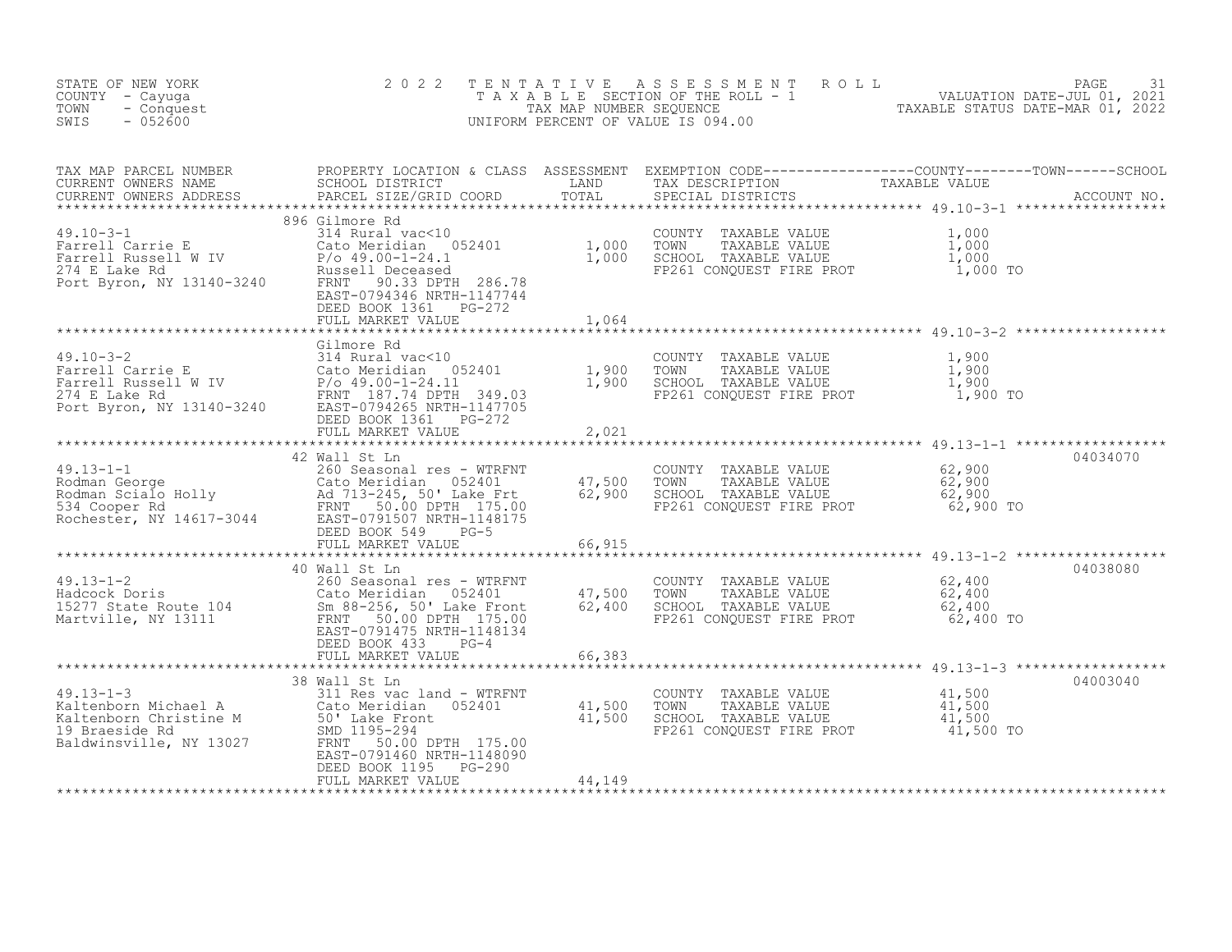STATE OF NEW YORK
COUNTY - Cayuga
TOWN - Conquest
SWIS - 052600

# 2022 TENTATIVE ASSESSMENT ROLL

TAXABLE SECTION OF THE ROLL - 1
TAX MAP NUMBER SEQUENCE
UNIFORM PERCENT OF VALUE IS 094.00

VALUATION DATE-JUL 01, 2021
TAXABLE STATUS DATE-MAR 01, 2022

| TAX MAP PARCEL NUMBER / CURRENT OWNERS NAME / CURRENT OWNERS ADDRESS | PROPERTY LOCATION & CLASS / SCHOOL DISTRICT / PARCEL SIZE/GRID COORD | ASSESSMENT LAND / TOTAL | EXEMPTION CODE / TAX DESCRIPTION / SPECIAL DISTRICTS | TAXABLE VALUE (COUNTY / TOWN / SCHOOL) | ACCOUNT NO. |
|---|---|---|---|---|---|
| 49.10-3-1 | 896 Gilmore Rd | | | | |
| Farrell Carrie E | 314 Rural vac<10 | | COUNTY TAXABLE VALUE | 1,000 | |
| Farrell Russell W IV | Cato Meridian 052401 | 1,000 | TOWN TAXABLE VALUE | 1,000 | |
| 274 E Lake Rd | P/o 49.00-1-24.1 | 1,000 | SCHOOL TAXABLE VALUE | 1,000 | |
| Port Byron, NY 13140-3240 | Russell Deceased | | FP261 CONQUEST FIRE PROT | 1,000 TO | |
| | FRNT 90.33 DPTH 286.78 | | | | |
| | EAST-0794346 NRTH-1147744 | | | | |
| | DEED BOOK 1361 PG-272 | | | | |
| | FULL MARKET VALUE | 1,064 | | | |
| 49.10-3-2 | Gilmore Rd | | | | |
| Farrell Carrie E | 314 Rural vac<10 | | COUNTY TAXABLE VALUE | 1,900 | |
| Farrell Russell W IV | Cato Meridian 052401 | 1,900 | TOWN TAXABLE VALUE | 1,900 | |
| 274 E Lake Rd | P/o 49.00-1-24.11 | 1,900 | SCHOOL TAXABLE VALUE | 1,900 | |
| Port Byron, NY 13140-3240 | FRNT 187.74 DPTH 349.03 | | FP261 CONQUEST FIRE PROT | 1,900 TO | |
| | EAST-0794265 NRTH-1147705 | | | | |
| | DEED BOOK 1361 PG-272 | | | | |
| | FULL MARKET VALUE | 2,021 | | | |
| 49.13-1-1 | 42 Wall St Ln | | | | 04034070 |
| Rodman George | 260 Seasonal res - WTRFNT | | COUNTY TAXABLE VALUE | 62,900 | |
| Rodman Scialo Holly | Cato Meridian 052401 | 47,500 | TOWN TAXABLE VALUE | 62,900 | |
| 534 Cooper Rd | Ad 713-245, 50' Lake Frt | 62,900 | SCHOOL TAXABLE VALUE | 62,900 | |
| Rochester, NY 14617-3044 | FRNT 50.00 DPTH 175.00 | | FP261 CONQUEST FIRE PROT | 62,900 TO | |
| | EAST-0791507 NRTH-1148175 | | | | |
| | DEED BOOK 549 PG-5 | | | | |
| | FULL MARKET VALUE | 66,915 | | | |
| 49.13-1-2 | 40 Wall St Ln | | | | 04038080 |
| Hadcock Doris | 260 Seasonal res - WTRFNT | | COUNTY TAXABLE VALUE | 62,400 | |
| 15277 State Route 104 | Cato Meridian 052401 | 47,500 | TOWN TAXABLE VALUE | 62,400 | |
| Martville, NY 13111 | Sm 88-256, 50' Lake Front | 62,400 | SCHOOL TAXABLE VALUE | 62,400 | |
| | FRNT 50.00 DPTH 175.00 | | FP261 CONQUEST FIRE PROT | 62,400 TO | |
| | EAST-0791475 NRTH-1148134 | | | | |
| | DEED BOOK 433 PG-4 | | | | |
| | FULL MARKET VALUE | 66,383 | | | |
| 49.13-1-3 | 38 Wall St Ln | | | | 04003040 |
| Kaltenborn Michael A | 311 Res vac land - WTRFNT | | COUNTY TAXABLE VALUE | 41,500 | |
| Kaltenborn Christine M | Cato Meridian 052401 | 41,500 | TOWN TAXABLE VALUE | 41,500 | |
| 19 Braeside Rd | 50' Lake Front | 41,500 | SCHOOL TAXABLE VALUE | 41,500 | |
| Baldwinsville, NY 13027 | SMD 1195-294 | | FP261 CONQUEST FIRE PROT | 41,500 TO | |
| | FRNT 50.00 DPTH 175.00 | | | | |
| | EAST-0791460 NRTH-1148090 | | | | |
| | DEED BOOK 1195 PG-290 | | | | |
| | FULL MARKET VALUE | 44,149 | | | |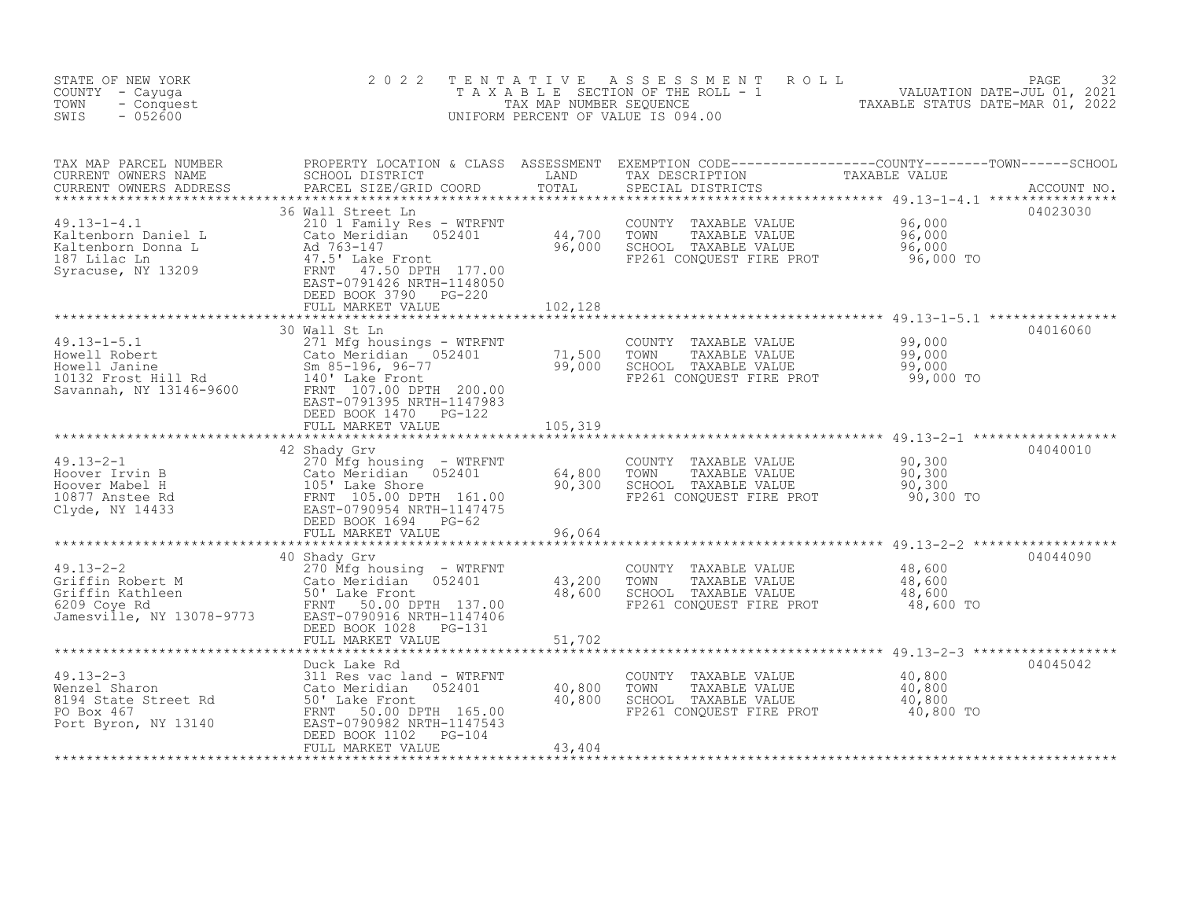STATE OF NEW YORK
COUNTY - Cayuga
TOWN - Conquest
SWIS - 052600

2022 TENTATIVE ASSESSMENT ROLL
TAXABLE SECTION OF THE ROLL - 1
TAX MAP NUMBER SEQUENCE
UNIFORM PERCENT OF VALUE IS 094.00

VALUATION DATE-JUL 01, 2021
TAXABLE STATUS DATE-MAR 01, 2022

| TAX MAP PARCEL NUMBER / CURRENT OWNERS NAME / CURRENT OWNERS ADDRESS | PROPERTY LOCATION & CLASS / SCHOOL DISTRICT / PARCEL SIZE/GRID COORD | ASSESSMENT LAND / TOTAL | EXEMPTION CODE / TAX DESCRIPTION / SPECIAL DISTRICTS | TAXABLE VALUE (COUNTY / TOWN / SCHOOL) | ACCOUNT NO. |
|---|---|---|---|---|---|
| **49.13-1-4.1** | 36 Wall Street Ln | | | | 04023030 |
| Kaltenborn Daniel L | 210 1 Family Res - WTRFNT | | COUNTY TAXABLE VALUE | 96,000 | |
| Kaltenborn Donna L | Cato Meridian 052401 | 44,700 | TOWN TAXABLE VALUE | 96,000 | |
| 187 Lilac Ln | Ad 763-147 | 96,000 | SCHOOL TAXABLE VALUE | 96,000 | |
| Syracuse, NY 13209 | 47.5' Lake Front | | FP261 CONQUEST FIRE PROT | 96,000 TO | |
| | FRNT 47.50 DPTH 177.00 | | | | |
| | EAST-0791426 NRTH-1148050 | | | | |
| | DEED BOOK 3790 PG-220 | | | | |
| | FULL MARKET VALUE | 102,128 | | | |
| **49.13-1-5.1** | 30 Wall St Ln | | | | 04016060 |
| Howell Robert | 271 Mfg housings - WTRFNT | | COUNTY TAXABLE VALUE | 99,000 | |
| Howell Janine | Cato Meridian 052401 | 71,500 | TOWN TAXABLE VALUE | 99,000 | |
| 10132 Frost Hill Rd | Sm 85-196, 96-77 | 99,000 | SCHOOL TAXABLE VALUE | 99,000 | |
| Savannah, NY 13146-9600 | 140' Lake Front | | FP261 CONQUEST FIRE PROT | 99,000 TO | |
| | FRNT 107.00 DPTH 200.00 | | | | |
| | EAST-0791395 NRTH-1147983 | | | | |
| | DEED BOOK 1470 PG-122 | | | | |
| | FULL MARKET VALUE | 105,319 | | | |
| **49.13-2-1** | 42 Shady Grv | | | | 04040010 |
| Hoover Irvin B | 270 Mfg housing - WTRFNT | | COUNTY TAXABLE VALUE | 90,300 | |
| Hoover Mabel H | Cato Meridian 052401 | 64,800 | TOWN TAXABLE VALUE | 90,300 | |
| 10877 Anstee Rd | 105' Lake Shore | 90,300 | SCHOOL TAXABLE VALUE | 90,300 | |
| Clyde, NY 14433 | FRNT 105.00 DPTH 161.00 | | FP261 CONQUEST FIRE PROT | 90,300 TO | |
| | EAST-0790954 NRTH-1147475 | | | | |
| | DEED BOOK 1694 PG-62 | | | | |
| | FULL MARKET VALUE | 96,064 | | | |
| **49.13-2-2** | 40 Shady Grv | | | | 04044090 |
| Griffin Robert M | 270 Mfg housing - WTRFNT | | COUNTY TAXABLE VALUE | 48,600 | |
| Griffin Kathleen | Cato Meridian 052401 | 43,200 | TOWN TAXABLE VALUE | 48,600 | |
| 6209 Coye Rd | 50' Lake Front | 48,600 | SCHOOL TAXABLE VALUE | 48,600 | |
| Jamesville, NY 13078-9773 | FRNT 50.00 DPTH 137.00 | | FP261 CONQUEST FIRE PROT | 48,600 TO | |
| | EAST-0790916 NRTH-1147406 | | | | |
| | DEED BOOK 1028 PG-131 | | | | |
| | FULL MARKET VALUE | 51,702 | | | |
| **49.13-2-3** | Duck Lake Rd | | | | 04045042 |
| Wenzel Sharon | 311 Res vac land - WTRFNT | | COUNTY TAXABLE VALUE | 40,800 | |
| 8194 State Street Rd | Cato Meridian 052401 | 40,800 | TOWN TAXABLE VALUE | 40,800 | |
| PO Box 467 | 50' Lake Front | 40,800 | SCHOOL TAXABLE VALUE | 40,800 | |
| Port Byron, NY 13140 | FRNT 50.00 DPTH 165.00 | | FP261 CONQUEST FIRE PROT | 40,800 TO | |
| | EAST-0790982 NRTH-1147543 | | | | |
| | DEED BOOK 1102 PG-104 | | | | |
| | FULL MARKET VALUE | 43,404 | | | |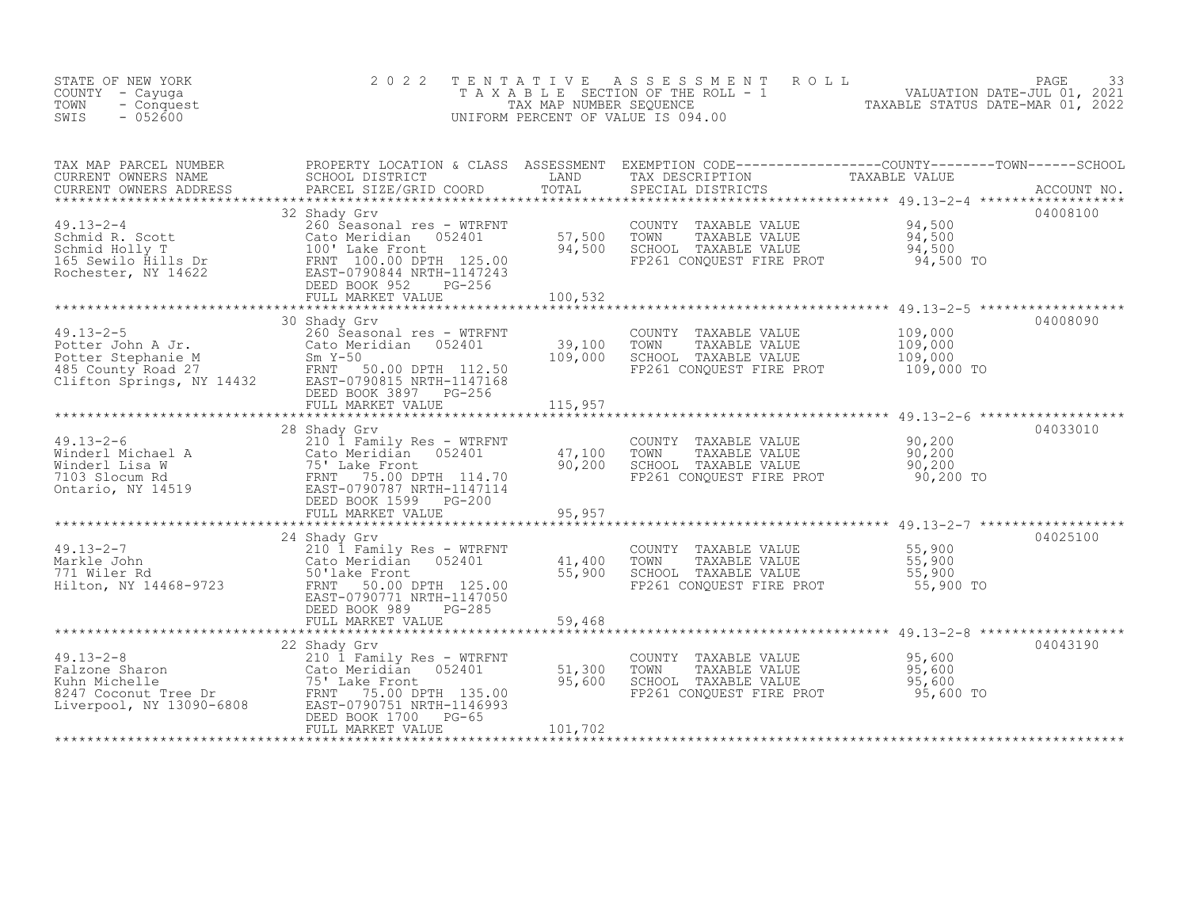STATE OF NEW YORK
COUNTY - Cayuga
TOWN - Conquest
SWIS - 052600

# 2022 TENTATIVE ASSESSMENT ROLL

TAXABLE SECTION OF THE ROLL - 1
TAX MAP NUMBER SEQUENCE
UNIFORM PERCENT OF VALUE IS 094.00

VALUATION DATE-JUL 01, 2021
TAXABLE STATUS DATE-MAR 01, 2022

| TAX MAP PARCEL NUMBER / CURRENT OWNERS NAME / CURRENT OWNERS ADDRESS | PROPERTY LOCATION & CLASS / SCHOOL DISTRICT / PARCEL SIZE/GRID COORD | ASSESSMENT LAND / TOTAL | EXEMPTION CODE / TAX DESCRIPTION / SPECIAL DISTRICTS | TAXABLE VALUE (COUNTY / TOWN / SCHOOL) | ACCOUNT NO. |
|---|---|---|---|---|---|
| 49.13-2-4 | 32 Shady Grv | | | | 04008100 |
| Schmid R. Scott | 260 Seasonal res - WTRFNT | | COUNTY TAXABLE VALUE | 94,500 | |
| Schmid Holly T | Cato Meridian 052401 | 57,500 | TOWN TAXABLE VALUE | 94,500 | |
| 165 Sewilo Hills Dr | 100' Lake Front | 94,500 | SCHOOL TAXABLE VALUE | 94,500 | |
| Rochester, NY 14622 | FRNT 100.00 DPTH 125.00 | | FP261 CONQUEST FIRE PROT | 94,500 TO | |
| | EAST-0790844 NRTH-1147243 | | | | |
| | DEED BOOK 952 PG-256 | | | | |
| | FULL MARKET VALUE | 100,532 | | | |
| 49.13-2-5 | 30 Shady Grv | | | | 04008090 |
| Potter John A Jr. | 260 Seasonal res - WTRFNT | | COUNTY TAXABLE VALUE | 109,000 | |
| Potter Stephanie M | Cato Meridian 052401 | 39,100 | TOWN TAXABLE VALUE | 109,000 | |
| 485 County Road 27 | Sm Y-50 | 109,000 | SCHOOL TAXABLE VALUE | 109,000 | |
| Clifton Springs, NY 14432 | FRNT 50.00 DPTH 112.50 | | FP261 CONQUEST FIRE PROT | 109,000 TO | |
| | EAST-0790815 NRTH-1147168 | | | | |
| | DEED BOOK 3897 PG-256 | | | | |
| | FULL MARKET VALUE | 115,957 | | | |
| 49.13-2-6 | 28 Shady Grv | | | | 04033010 |
| Winderl Michael A | 210 1 Family Res - WTRFNT | | COUNTY TAXABLE VALUE | 90,200 | |
| Winderl Lisa W | Cato Meridian 052401 | 47,100 | TOWN TAXABLE VALUE | 90,200 | |
| 7103 Slocum Rd | 75' Lake Front | 90,200 | SCHOOL TAXABLE VALUE | 90,200 | |
| Ontario, NY 14519 | FRNT 75.00 DPTH 114.70 | | FP261 CONQUEST FIRE PROT | 90,200 TO | |
| | EAST-0790787 NRTH-1147114 | | | | |
| | DEED BOOK 1599 PG-200 | | | | |
| | FULL MARKET VALUE | 95,957 | | | |
| 49.13-2-7 | 24 Shady Grv | | | | 04025100 |
| Markle John | 210 1 Family Res - WTRFNT | | COUNTY TAXABLE VALUE | 55,900 | |
| 771 Wiler Rd | Cato Meridian 052401 | 41,400 | TOWN TAXABLE VALUE | 55,900 | |
| Hilton, NY 14468-9723 | 50'lake Front | 55,900 | SCHOOL TAXABLE VALUE | 55,900 | |
| | FRNT 50.00 DPTH 125.00 | | FP261 CONQUEST FIRE PROT | 55,900 TO | |
| | EAST-0790771 NRTH-1147050 | | | | |
| | DEED BOOK 989 PG-285 | | | | |
| | FULL MARKET VALUE | 59,468 | | | |
| 49.13-2-8 | 22 Shady Grv | | | | 04043190 |
| Falzone Sharon | 210 1 Family Res - WTRFNT | | COUNTY TAXABLE VALUE | 95,600 | |
| Kuhn Michelle | Cato Meridian 052401 | 51,300 | TOWN TAXABLE VALUE | 95,600 | |
| 8247 Coconut Tree Dr | 75' Lake Front | 95,600 | SCHOOL TAXABLE VALUE | 95,600 | |
| Liverpool, NY 13090-6808 | FRNT 75.00 DPTH 135.00 | | FP261 CONQUEST FIRE PROT | 95,600 TO | |
| | EAST-0790751 NRTH-1146993 | | | | |
| | DEED BOOK 1700 PG-65 | | | | |
| | FULL MARKET VALUE | 101,702 | | | |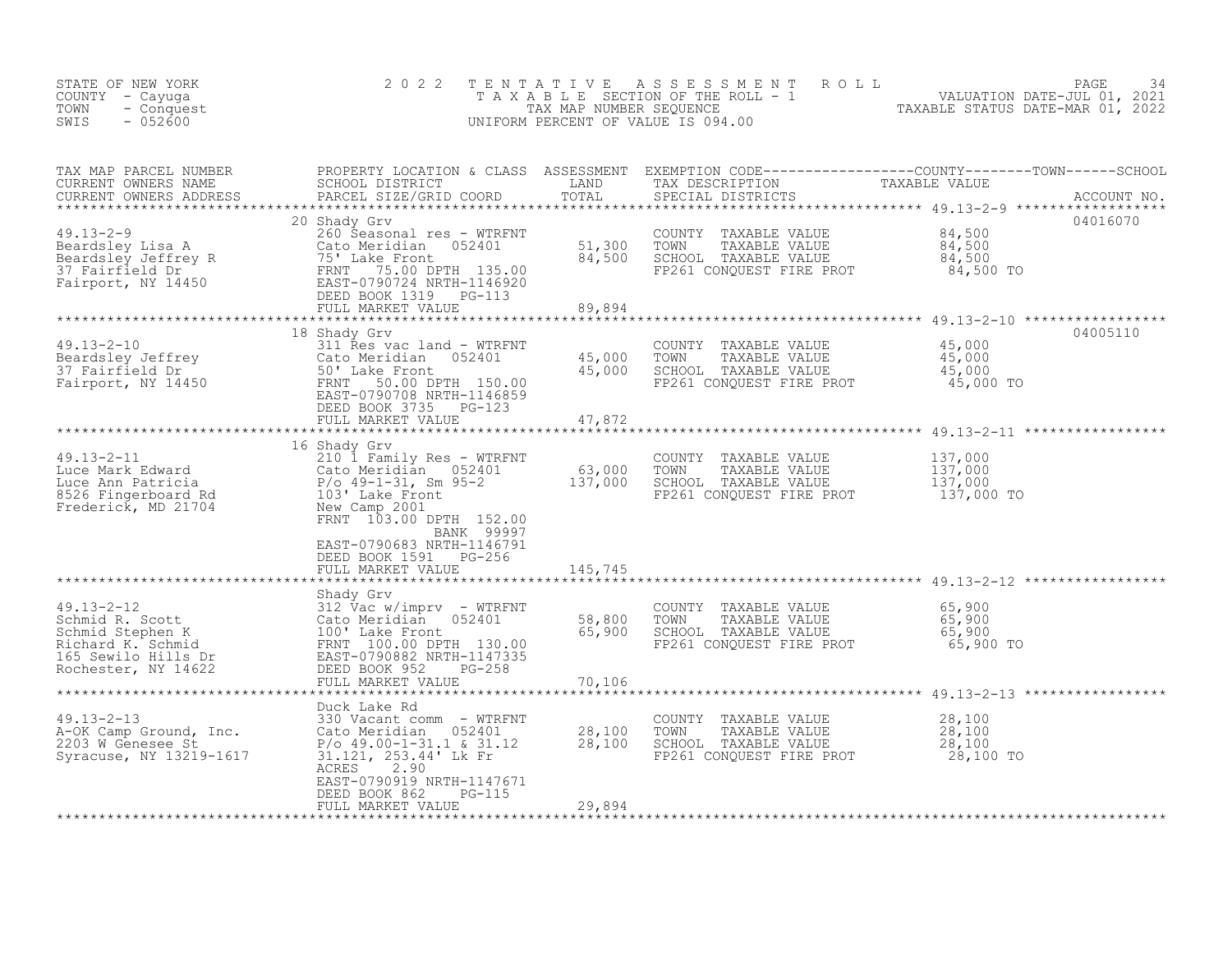STATE OF NEW YORK
COUNTY - Cayuga
TOWN - Conquest
SWIS - 052600

2022 TENTATIVE ASSESSMENT ROLL
TAXABLE SECTION OF THE ROLL - 1
TAX MAP NUMBER SEQUENCE
UNIFORM PERCENT OF VALUE IS 094.00

VALUATION DATE-JUL 01, 2021
TAXABLE STATUS DATE-MAR 01, 2022

| TAX MAP PARCEL NUMBER / CURRENT OWNERS NAME / CURRENT OWNERS ADDRESS | PROPERTY LOCATION & CLASS / SCHOOL DISTRICT / PARCEL SIZE/GRID COORD | ASSESSMENT LAND / TOTAL | EXEMPTION CODE / TAX DESCRIPTION / SPECIAL DISTRICTS | TAXABLE VALUE (COUNTY / TOWN / SCHOOL) | ACCOUNT NO. |
|---|---|---|---|---|---|
| 49.13-2-9<br>Beardsley Lisa A<br>Beardsley Jeffrey R<br>37 Fairfield Dr<br>Fairport, NY 14450 | 20 Shady Grv<br>260 Seasonal res - WTRFNT<br>Cato Meridian 052401<br>75' Lake Front<br>FRNT 75.00 DPTH 135.00<br>EAST-0790724 NRTH-1146920<br>DEED BOOK 1319 PG-113<br>FULL MARKET VALUE | 51,300<br>84,500<br><br>89,894 | COUNTY TAXABLE VALUE<br>TOWN TAXABLE VALUE<br>SCHOOL TAXABLE VALUE<br>FP261 CONQUEST FIRE PROT | 84,500<br>84,500<br>84,500<br>84,500 TO | 04016070 |
| 49.13-2-10<br>Beardsley Jeffrey<br>37 Fairfield Dr<br>Fairport, NY 14450 | 18 Shady Grv<br>311 Res vac land - WTRFNT<br>Cato Meridian 052401<br>50' Lake Front<br>FRNT 50.00 DPTH 150.00<br>EAST-0790708 NRTH-1146859<br>DEED BOOK 3735 PG-123<br>FULL MARKET VALUE | 45,000<br>45,000<br><br>47,872 | COUNTY TAXABLE VALUE<br>TOWN TAXABLE VALUE<br>SCHOOL TAXABLE VALUE<br>FP261 CONQUEST FIRE PROT | 45,000<br>45,000<br>45,000<br>45,000 TO | 04005110 |
| 49.13-2-11<br>Luce Mark Edward<br>Luce Ann Patricia<br>8526 Fingerboard Rd<br>Frederick, MD 21704 | 16 Shady Grv<br>210 1 Family Res - WTRFNT<br>Cato Meridian 052401<br>P/o 49-1-31, Sm 95-2<br>103' Lake Front<br>New Camp 2001<br>FRNT 103.00 DPTH 152.00<br>BANK 99997<br>EAST-0790683 NRTH-1146791<br>DEED BOOK 1591 PG-256<br>FULL MARKET VALUE | 63,000<br>137,000<br><br>145,745 | COUNTY TAXABLE VALUE<br>TOWN TAXABLE VALUE<br>SCHOOL TAXABLE VALUE<br>FP261 CONQUEST FIRE PROT | 137,000<br>137,000<br>137,000<br>137,000 TO | |
| 49.13-2-12<br>Schmid R. Scott<br>Schmid Stephen K<br>Richard K. Schmid<br>165 Sewilo Hills Dr<br>Rochester, NY 14622 | Shady Grv<br>312 Vac w/imprv - WTRFNT<br>Cato Meridian 052401<br>100' Lake Front<br>FRNT 100.00 DPTH 130.00<br>EAST-0790882 NRTH-1147335<br>DEED BOOK 952 PG-258<br>FULL MARKET VALUE | 58,800<br>65,900<br><br>70,106 | COUNTY TAXABLE VALUE<br>TOWN TAXABLE VALUE<br>SCHOOL TAXABLE VALUE<br>FP261 CONQUEST FIRE PROT | 65,900<br>65,900<br>65,900<br>65,900 TO | |
| 49.13-2-13<br>A-OK Camp Ground, Inc.<br>2203 W Genesee St<br>Syracuse, NY 13219-1617 | Duck Lake Rd<br>330 Vacant comm - WTRFNT<br>Cato Meridian 052401<br>P/o 49.00-1-31.1 & 31.12<br>31.121, 253.44' Lk Fr<br>ACRES 2.90<br>EAST-0790919 NRTH-1147671<br>DEED BOOK 862 PG-115<br>FULL MARKET VALUE | 28,100<br>28,100<br><br>29,894 | COUNTY TAXABLE VALUE<br>TOWN TAXABLE VALUE<br>SCHOOL TAXABLE VALUE<br>FP261 CONQUEST FIRE PROT | 28,100<br>28,100<br>28,100<br>28,100 TO | |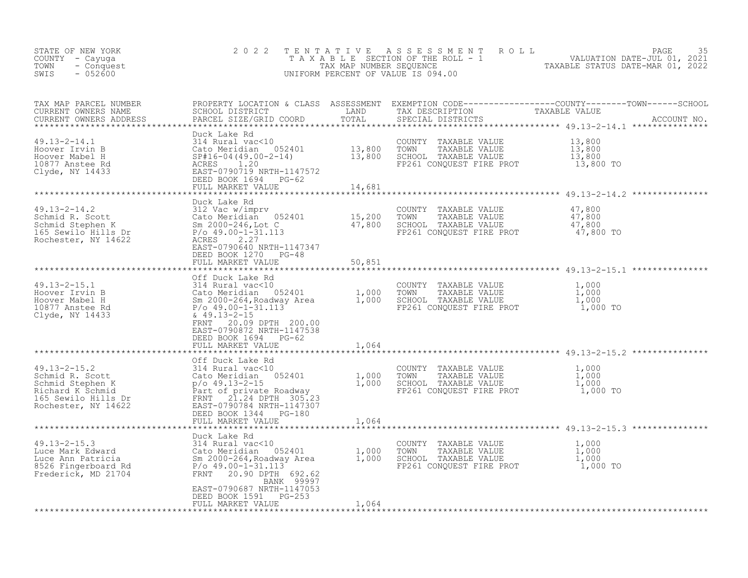STATE OF NEW YORK
COUNTY - Cayuga
TOWN - Conquest
SWIS - 052600

2 0 2 2 T E N T A T I V E A S S E S S M E N T R O L L
T A X A B L E SECTION OF THE ROLL - 1
TAX MAP NUMBER SEQUENCE
UNIFORM PERCENT OF VALUE IS 094.00

VALUATION DATE-JUL 01, 2021
TAXABLE STATUS DATE-MAR 01, 2022

| TAX MAP PARCEL NUMBER / CURRENT OWNERS NAME / CURRENT OWNERS ADDRESS | PROPERTY LOCATION & CLASS / SCHOOL DISTRICT / PARCEL SIZE/GRID COORD | ASSESSMENT LAND / TOTAL | EXEMPTION CODE / TAX DESCRIPTION / SPECIAL DISTRICTS | TAXABLE VALUE (COUNTY / TOWN / SCHOOL) | ACCOUNT NO. |
|---|---|---|---|---|---|
| **49.13-2-14.1** | Duck Lake Rd | | | | |
| 49.13-2-14.1 | 314 Rural vac<10 | | COUNTY TAXABLE VALUE | 13,800 | |
| Hoover Irvin B | Cato Meridian 052401 | 13,800 | TOWN TAXABLE VALUE | 13,800 | |
| Hoover Mabel H | SP#16-04(49.00-2-14) | 13,800 | SCHOOL TAXABLE VALUE | 13,800 | |
| 10877 Anstee Rd | ACRES 1.20 | | FP261 CONQUEST FIRE PROT | 13,800 TO | |
| Clyde, NY 14433 | EAST-0790719 NRTH-1147572 | | | | |
| | DEED BOOK 1694 PG-62 | | | | |
| | FULL MARKET VALUE | 14,681 | | | |
| **49.13-2-14.2** | Duck Lake Rd | | | | |
| 49.13-2-14.2 | 312 Vac w/imprv | | COUNTY TAXABLE VALUE | 47,800 | |
| Schmid R. Scott | Cato Meridian 052401 | 15,200 | TOWN TAXABLE VALUE | 47,800 | |
| Schmid Stephen K | Sm 2000-246,Lot C | 47,800 | SCHOOL TAXABLE VALUE | 47,800 | |
| 165 Sewilo Hills Dr | P/o 49.00-1-31.113 | | FP261 CONQUEST FIRE PROT | 47,800 TO | |
| Rochester, NY 14622 | ACRES 2.27 | | | | |
| | EAST-0790640 NRTH-1147347 | | | | |
| | DEED BOOK 1270 PG-48 | | | | |
| | FULL MARKET VALUE | 50,851 | | | |
| **49.13-2-15.1** | Off Duck Lake Rd | | | | |
| 49.13-2-15.1 | 314 Rural vac<10 | | COUNTY TAXABLE VALUE | 1,000 | |
| Hoover Irvin B | Cato Meridian 052401 | 1,000 | TOWN TAXABLE VALUE | 1,000 | |
| Hoover Mabel H | Sm 2000-264,Roadway Area | 1,000 | SCHOOL TAXABLE VALUE | 1,000 | |
| 10877 Anstee Rd | P/o 49.00-1-31.113 | | FP261 CONQUEST FIRE PROT | 1,000 TO | |
| Clyde, NY 14433 | & 49.13-2-15 | | | | |
| | FRNT 20.09 DPTH 200.00 | | | | |
| | EAST-0790872 NRTH-1147538 | | | | |
| | DEED BOOK 1694 PG-62 | | | | |
| | FULL MARKET VALUE | 1,064 | | | |
| **49.13-2-15.2** | Off Duck Lake Rd | | | | |
| 49.13-2-15.2 | 314 Rural vac<10 | | COUNTY TAXABLE VALUE | 1,000 | |
| Schmid R. Scott | Cato Meridian 052401 | 1,000 | TOWN TAXABLE VALUE | 1,000 | |
| Schmid Stephen K | p/o 49.13-2-15 | 1,000 | SCHOOL TAXABLE VALUE | 1,000 | |
| Richard K Schmid | Part of private Roadway | | FP261 CONQUEST FIRE PROT | 1,000 TO | |
| 165 Sewilo Hills Dr | FRNT 21.24 DPTH 305.23 | | | | |
| Rochester, NY 14622 | EAST-0790784 NRTH-1147307 | | | | |
| | DEED BOOK 1344 PG-180 | | | | |
| | FULL MARKET VALUE | 1,064 | | | |
| **49.13-2-15.3** | Duck Lake Rd | | | | |
| 49.13-2-15.3 | 314 Rural vac<10 | | COUNTY TAXABLE VALUE | 1,000 | |
| Luce Mark Edward | Cato Meridian 052401 | 1,000 | TOWN TAXABLE VALUE | 1,000 | |
| Luce Ann Patricia | Sm 2000-264,Roadway Area | 1,000 | SCHOOL TAXABLE VALUE | 1,000 | |
| 8526 Fingerboard Rd | P/o 49.00-1-31.113 | | FP261 CONQUEST FIRE PROT | 1,000 TO | |
| Frederick, MD 21704 | FRNT 20.90 DPTH 692.62 | | | | |
| | BANK 99997 | | | | |
| | EAST-0790687 NRTH-1147053 | | | | |
| | DEED BOOK 1591 PG-253 | | | | |
| | FULL MARKET VALUE | 1,064 | | | |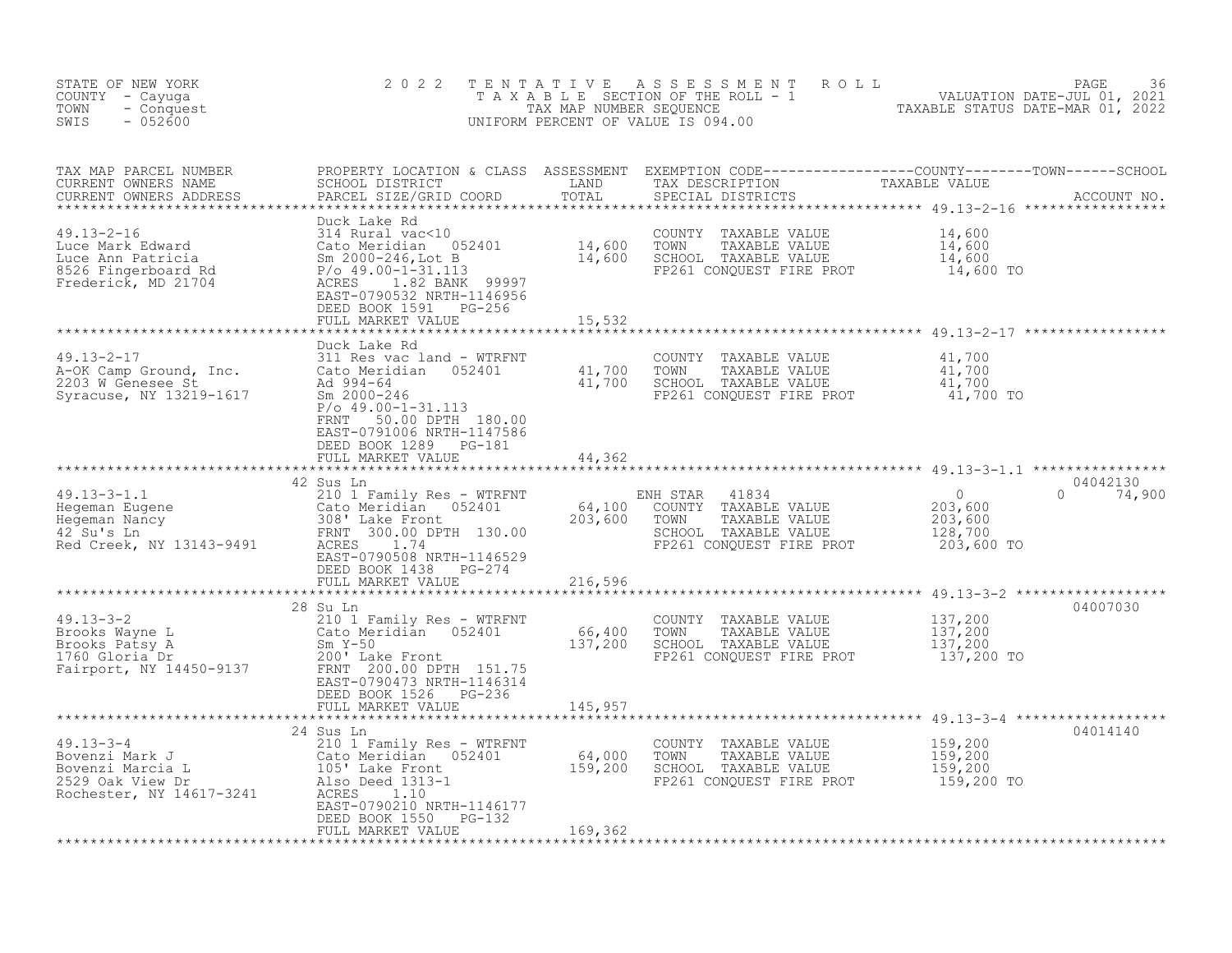STATE OF NEW YORK
COUNTY - Cayuga
TOWN - Conquest
SWIS - 052600

2022 TENTATIVE ASSESSMENT ROLL
TAXABLE SECTION OF THE ROLL - 1
TAX MAP NUMBER SEQUENCE
UNIFORM PERCENT OF VALUE IS 094.00

VALUATION DATE-JUL 01, 2021
TAXABLE STATUS DATE-MAR 01, 2022

| TAX MAP PARCEL NUMBER / CURRENT OWNERS NAME / CURRENT OWNERS ADDRESS | PROPERTY LOCATION & CLASS / SCHOOL DISTRICT / PARCEL SIZE/GRID COORD | ASSESSMENT LAND | TOTAL | EXEMPTION CODE / TAX DESCRIPTION / SPECIAL DISTRICTS | COUNTY / TOWN / SCHOOL TAXABLE VALUE | ACCOUNT NO. |
|---|---|---|---|---|---|---|
| 49.13-2-16 | Duck Lake Rd | | | | | |
| Luce Mark Edward | 314 Rural vac<10 | | | COUNTY TAXABLE VALUE | 14,600 | |
| Luce Ann Patricia | Cato Meridian 052401 | 14,600 | | TOWN TAXABLE VALUE | 14,600 | |
| 8526 Fingerboard Rd | Sm 2000-246,Lot B | | 14,600 | SCHOOL TAXABLE VALUE | 14,600 | |
| Frederick, MD 21704 | P/o 49.00-1-31.113 | | | FP261 CONQUEST FIRE PROT | 14,600 TO | |
| | ACRES 1.82 BANK 99997 | | | | | |
| | EAST-0790532 NRTH-1146956 | | | | | |
| | DEED BOOK 1591 PG-256 | | | | | |
| | FULL MARKET VALUE | | 15,532 | | | |
| 49.13-2-17 | Duck Lake Rd | | | | | |
| A-OK Camp Ground, Inc. | 311 Res vac land - WTRFNT | | | COUNTY TAXABLE VALUE | 41,700 | |
| 2203 W Genesee St | Cato Meridian 052401 | 41,700 | | TOWN TAXABLE VALUE | 41,700 | |
| Syracuse, NY 13219-1617 | Ad 994-64 | | 41,700 | SCHOOL TAXABLE VALUE | 41,700 | |
| | Sm 2000-246 | | | FP261 CONQUEST FIRE PROT | 41,700 TO | |
| | P/o 49.00-1-31.113 | | | | | |
| | FRNT 50.00 DPTH 180.00 | | | | | |
| | EAST-0791006 NRTH-1147586 | | | | | |
| | DEED BOOK 1289 PG-181 | | | | | |
| | FULL MARKET VALUE | | 44,362 | | | |
| 49.13-3-1.1 | 42 Sus Ln | | | | | 04042130 |
| Hegeman Eugene | 210 1 Family Res - WTRFNT | | | ENH STAR 41834 | 0 0 74,900 | |
| Hegeman Nancy | Cato Meridian 052401 | 64,100 | | COUNTY TAXABLE VALUE | 203,600 | |
| 42 Su's Ln | 308' Lake Front | | 203,600 | TOWN TAXABLE VALUE | 203,600 | |
| Red Creek, NY 13143-9491 | FRNT 300.00 DPTH 130.00 | | | SCHOOL TAXABLE VALUE | 128,700 | |
| | ACRES 1.74 | | | FP261 CONQUEST FIRE PROT | 203,600 TO | |
| | EAST-0790508 NRTH-1146529 | | | | | |
| | DEED BOOK 1438 PG-274 | | | | | |
| | FULL MARKET VALUE | | 216,596 | | | |
| 49.13-3-2 | 28 Su Ln | | | | | 04007030 |
| Brooks Wayne L | 210 1 Family Res - WTRFNT | | | COUNTY TAXABLE VALUE | 137,200 | |
| Brooks Patsy A | Cato Meridian 052401 | 66,400 | | TOWN TAXABLE VALUE | 137,200 | |
| 1760 Gloria Dr | Sm Y-50 | | 137,200 | SCHOOL TAXABLE VALUE | 137,200 | |
| Fairport, NY 14450-9137 | 200' Lake Front | | | FP261 CONQUEST FIRE PROT | 137,200 TO | |
| | FRNT 200.00 DPTH 151.75 | | | | | |
| | EAST-0790473 NRTH-1146314 | | | | | |
| | DEED BOOK 1526 PG-236 | | | | | |
| | FULL MARKET VALUE | | 145,957 | | | |
| 49.13-3-4 | 24 Sus Ln | | | | | 04014140 |
| Bovenzi Mark J | 210 1 Family Res - WTRFNT | | | COUNTY TAXABLE VALUE | 159,200 | |
| Bovenzi Marcia L | Cato Meridian 052401 | 64,000 | | TOWN TAXABLE VALUE | 159,200 | |
| 2529 Oak View Dr | 105' Lake Front | | 159,200 | SCHOOL TAXABLE VALUE | 159,200 | |
| Rochester, NY 14617-3241 | Also Deed 1313-1 | | | FP261 CONQUEST FIRE PROT | 159,200 TO | |
| | ACRES 1.10 | | | | | |
| | EAST-0790210 NRTH-1146177 | | | | | |
| | DEED BOOK 1550 PG-132 | | | | | |
| | FULL MARKET VALUE | | 169,362 | | | |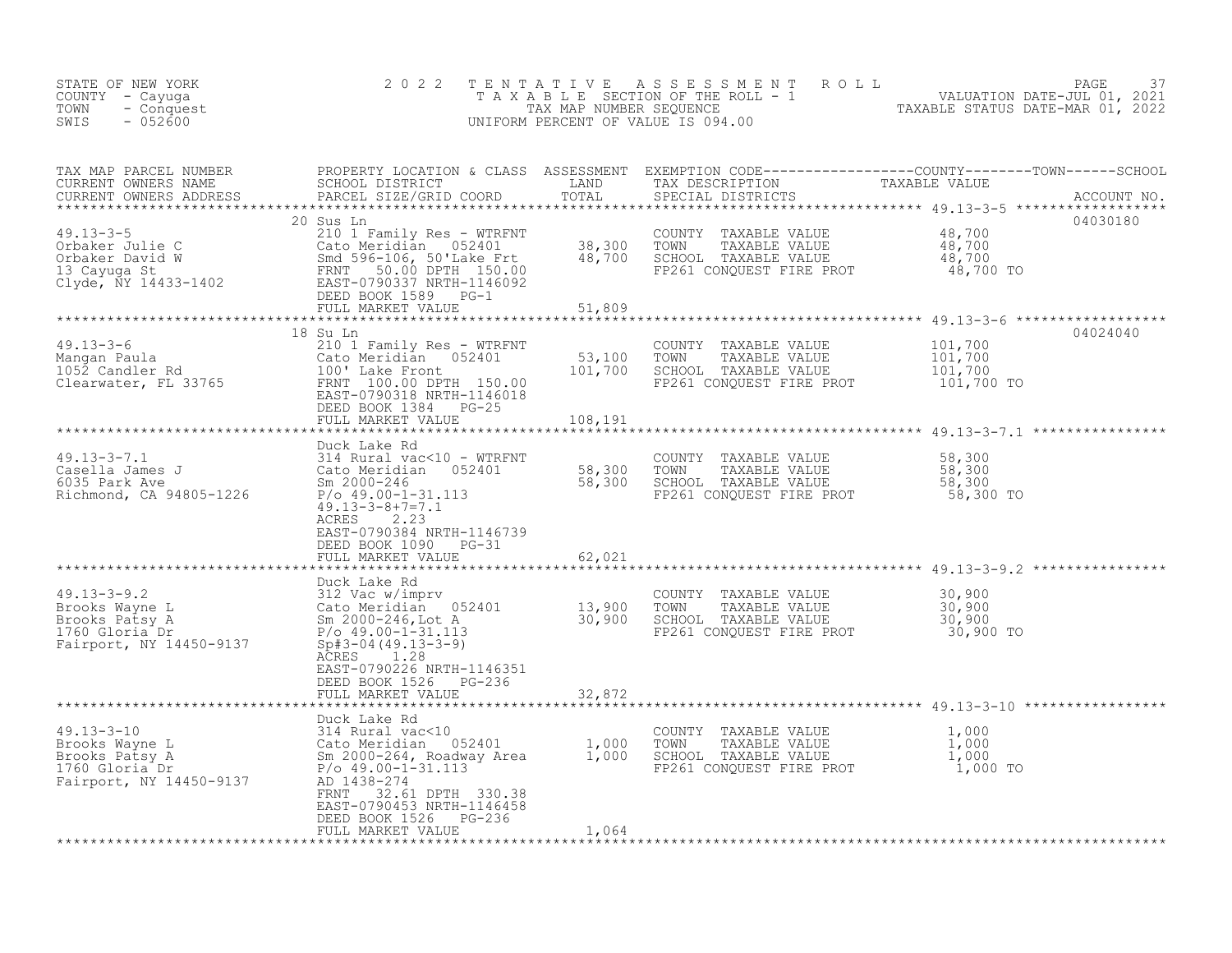STATE OF NEW YORK
COUNTY - Cayuga
TOWN - Conquest
SWIS - 052600

2022 TENTATIVE ASSESSMENT ROLL
TAXABLE SECTION OF THE ROLL - 1
TAX MAP NUMBER SEQUENCE
UNIFORM PERCENT OF VALUE IS 094.00

VALUATION DATE-JUL 01, 2021
TAXABLE STATUS DATE-MAR 01, 2022

| TAX MAP PARCEL NUMBER / CURRENT OWNERS NAME / CURRENT OWNERS ADDRESS | PROPERTY LOCATION & CLASS / SCHOOL DISTRICT / PARCEL SIZE/GRID COORD | ASSESSMENT LAND | TOTAL | EXEMPTION CODE / TAX DESCRIPTION / SPECIAL DISTRICTS | TAXABLE VALUE (COUNTY / TOWN / SCHOOL) | ACCOUNT NO. |
|---|---|---|---|---|---|---|
| 49.13-3-5 | 20 Sus Ln | | | | | 04030180 |
| Orbaker Julie C | 210 1 Family Res - WTRFNT | | | COUNTY TAXABLE VALUE | 48,700 | |
| Orbaker David W | Cato Meridian 052401 | 38,300 | | TOWN TAXABLE VALUE | 48,700 | |
| 13 Cayuga St | Smd 596-106, 50'Lake Frt | | 48,700 | SCHOOL TAXABLE VALUE | 48,700 | |
| Clyde, NY 14433-1402 | FRNT 50.00 DPTH 150.00 | | | FP261 CONQUEST FIRE PROT | 48,700 TO | |
| | EAST-0790337 NRTH-1146092 | | | | | |
| | DEED BOOK 1589 PG-1 | | | | | |
| | FULL MARKET VALUE | | 51,809 | | | |
| 49.13-3-6 | 18 Su Ln | | | | | 04024040 |
| Mangan Paula | 210 1 Family Res - WTRFNT | | | COUNTY TAXABLE VALUE | 101,700 | |
| 1052 Candler Rd | Cato Meridian 052401 | 53,100 | | TOWN TAXABLE VALUE | 101,700 | |
| Clearwater, FL 33765 | 100' Lake Front | | 101,700 | SCHOOL TAXABLE VALUE | 101,700 | |
| | FRNT 100.00 DPTH 150.00 | | | FP261 CONQUEST FIRE PROT | 101,700 TO | |
| | EAST-0790318 NRTH-1146018 | | | | | |
| | DEED BOOK 1384 PG-25 | | | | | |
| | FULL MARKET VALUE | | 108,191 | | | |
| 49.13-3-7.1 | Duck Lake Rd | | | | | |
| Casella James J | 314 Rural vac<10 - WTRFNT | | | COUNTY TAXABLE VALUE | 58,300 | |
| 6035 Park Ave | Cato Meridian 052401 | 58,300 | | TOWN TAXABLE VALUE | 58,300 | |
| Richmond, CA 94805-1226 | Sm 2000-246 | | 58,300 | SCHOOL TAXABLE VALUE | 58,300 | |
| | P/o 49.00-1-31.113 | | | FP261 CONQUEST FIRE PROT | 58,300 TO | |
| | 49.13-3-8+7=7.1 | | | | | |
| | ACRES 2.23 | | | | | |
| | EAST-0790384 NRTH-1146739 | | | | | |
| | DEED BOOK 1090 PG-31 | | | | | |
| | FULL MARKET VALUE | | 62,021 | | | |
| 49.13-3-9.2 | Duck Lake Rd | | | | | |
| Brooks Wayne L | 312 Vac w/imprv | | | COUNTY TAXABLE VALUE | 30,900 | |
| Brooks Patsy A | Cato Meridian 052401 | 13,900 | | TOWN TAXABLE VALUE | 30,900 | |
| 1760 Gloria Dr | Sm 2000-246,Lot A | | 30,900 | SCHOOL TAXABLE VALUE | 30,900 | |
| Fairport, NY 14450-9137 | P/o 49.00-1-31.113 | | | FP261 CONQUEST FIRE PROT | 30,900 TO | |
| | Sp#3-04(49.13-3-9) | | | | | |
| | ACRES 1.28 | | | | | |
| | EAST-0790226 NRTH-1146351 | | | | | |
| | DEED BOOK 1526 PG-236 | | | | | |
| | FULL MARKET VALUE | | 32,872 | | | |
| 49.13-3-10 | Duck Lake Rd | | | | | |
| Brooks Wayne L | 314 Rural vac<10 | | | COUNTY TAXABLE VALUE | 1,000 | |
| Brooks Patsy A | Cato Meridian 052401 | 1,000 | | TOWN TAXABLE VALUE | 1,000 | |
| 1760 Gloria Dr | Sm 2000-264, Roadway Area | | 1,000 | SCHOOL TAXABLE VALUE | 1,000 | |
| Fairport, NY 14450-9137 | P/o 49.00-1-31.113 | | | FP261 CONQUEST FIRE PROT | 1,000 TO | |
| | AD 1438-274 | | | | | |
| | FRNT 32.61 DPTH 330.38 | | | | | |
| | EAST-0790453 NRTH-1146458 | | | | | |
| | DEED BOOK 1526 PG-236 | | | | | |
| | FULL MARKET VALUE | | 1,064 | | | |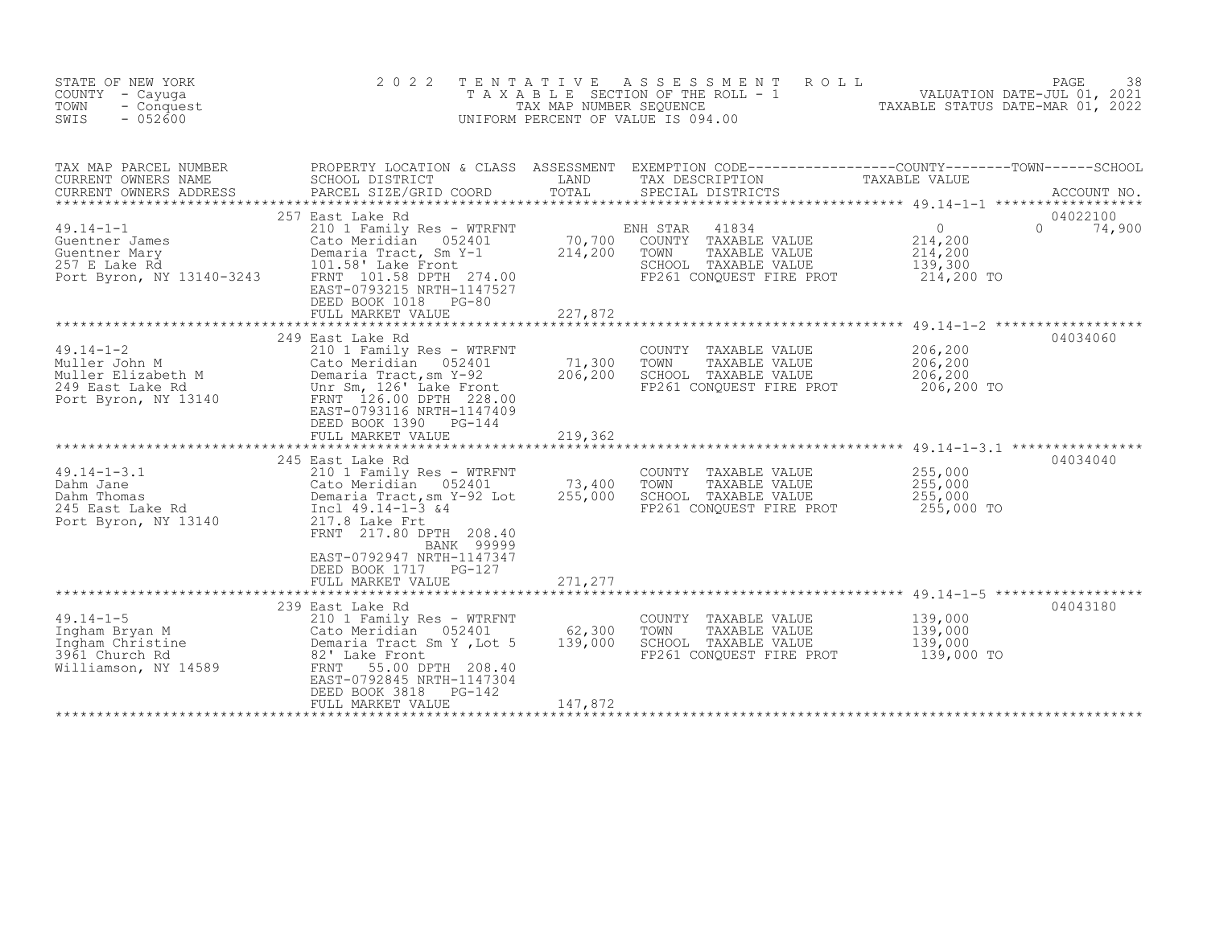STATE OF NEW YORK
COUNTY - Cayuga
TOWN - Conquest
SWIS - 052600

2 0 2 2 T E N T A T I V E A S S E S S M E N T R O L L
T A X A B L E SECTION OF THE ROLL - 1
TAX MAP NUMBER SEQUENCE
UNIFORM PERCENT OF VALUE IS 094.00

VALUATION DATE-JUL 01, 2021
TAXABLE STATUS DATE-MAR 01, 2022

| TAX MAP PARCEL NUMBER / CURRENT OWNERS NAME / CURRENT OWNERS ADDRESS | PROPERTY LOCATION & CLASS / SCHOOL DISTRICT / PARCEL SIZE/GRID COORD | ASSESSMENT LAND / TOTAL | EXEMPTION CODE / TAX DESCRIPTION / SPECIAL DISTRICTS | COUNTY / TOWN / SCHOOL TAXABLE VALUE | ACCOUNT NO. |
|---|---|---|---|---|---|
| **49.14-1-1** | 257 East Lake Rd | | | | 04022100 |
| 49.14-1-1 | 210 1 Family Res - WTRFNT | | ENH STAR 41834 | 0 0 74,900 | |
| Guentner James | Cato Meridian 052401 | 70,700 | COUNTY TAXABLE VALUE | 214,200 | |
| Guentner Mary | Demaria Tract, Sm Y-1 | 214,200 | TOWN TAXABLE VALUE | 214,200 | |
| 257 E Lake Rd | 101.58' Lake Front | | SCHOOL TAXABLE VALUE | 139,300 | |
| Port Byron, NY 13140-3243 | FRNT 101.58 DPTH 274.00 | | FP261 CONQUEST FIRE PROT | 214,200 TO | |
| | EAST-0793215 NRTH-1147527 | | | | |
| | DEED BOOK 1018 PG-80 | | | | |
| | FULL MARKET VALUE | 227,872 | | | |
| **49.14-1-2** | 249 East Lake Rd | | | | 04034060 |
| 49.14-1-2 | 210 1 Family Res - WTRFNT | | COUNTY TAXABLE VALUE | 206,200 | |
| Muller John M | Cato Meridian 052401 | 71,300 | TOWN TAXABLE VALUE | 206,200 | |
| Muller Elizabeth M | Demaria Tract,sm Y-92 | 206,200 | SCHOOL TAXABLE VALUE | 206,200 | |
| 249 East Lake Rd | Unr Sm, 126' Lake Front | | FP261 CONQUEST FIRE PROT | 206,200 TO | |
| Port Byron, NY 13140 | FRNT 126.00 DPTH 228.00 | | | | |
| | EAST-0793116 NRTH-1147409 | | | | |
| | DEED BOOK 1390 PG-144 | | | | |
| | FULL MARKET VALUE | 219,362 | | | |
| **49.14-1-3.1** | 245 East Lake Rd | | | | 04034040 |
| 49.14-1-3.1 | 210 1 Family Res - WTRFNT | | COUNTY TAXABLE VALUE | 255,000 | |
| Dahm Jane | Cato Meridian 052401 | 73,400 | TOWN TAXABLE VALUE | 255,000 | |
| Dahm Thomas | Demaria Tract,sm Y-92 Lot | 255,000 | SCHOOL TAXABLE VALUE | 255,000 | |
| 245 East Lake Rd | Incl 49.14-1-3 &4 | | FP261 CONQUEST FIRE PROT | 255,000 TO | |
| Port Byron, NY 13140 | 217.8 Lake Frt | | | | |
| | FRNT 217.80 DPTH 208.40 | | | | |
| | BANK 99999 | | | | |
| | EAST-0792947 NRTH-1147347 | | | | |
| | DEED BOOK 1717 PG-127 | | | | |
| | FULL MARKET VALUE | 271,277 | | | |
| **49.14-1-5** | 239 East Lake Rd | | | | 04043180 |
| 49.14-1-5 | 210 1 Family Res - WTRFNT | | COUNTY TAXABLE VALUE | 139,000 | |
| Ingham Bryan M | Cato Meridian 052401 | 62,300 | TOWN TAXABLE VALUE | 139,000 | |
| Ingham Christine | Demaria Tract Sm Y ,Lot 5 | 139,000 | SCHOOL TAXABLE VALUE | 139,000 | |
| 3961 Church Rd | 82' Lake Front | | FP261 CONQUEST FIRE PROT | 139,000 TO | |
| Williamson, NY 14589 | FRNT 55.00 DPTH 208.40 | | | | |
| | EAST-0792845 NRTH-1147304 | | | | |
| | DEED BOOK 3818 PG-142 | | | | |
| | FULL MARKET VALUE | 147,872 | | | |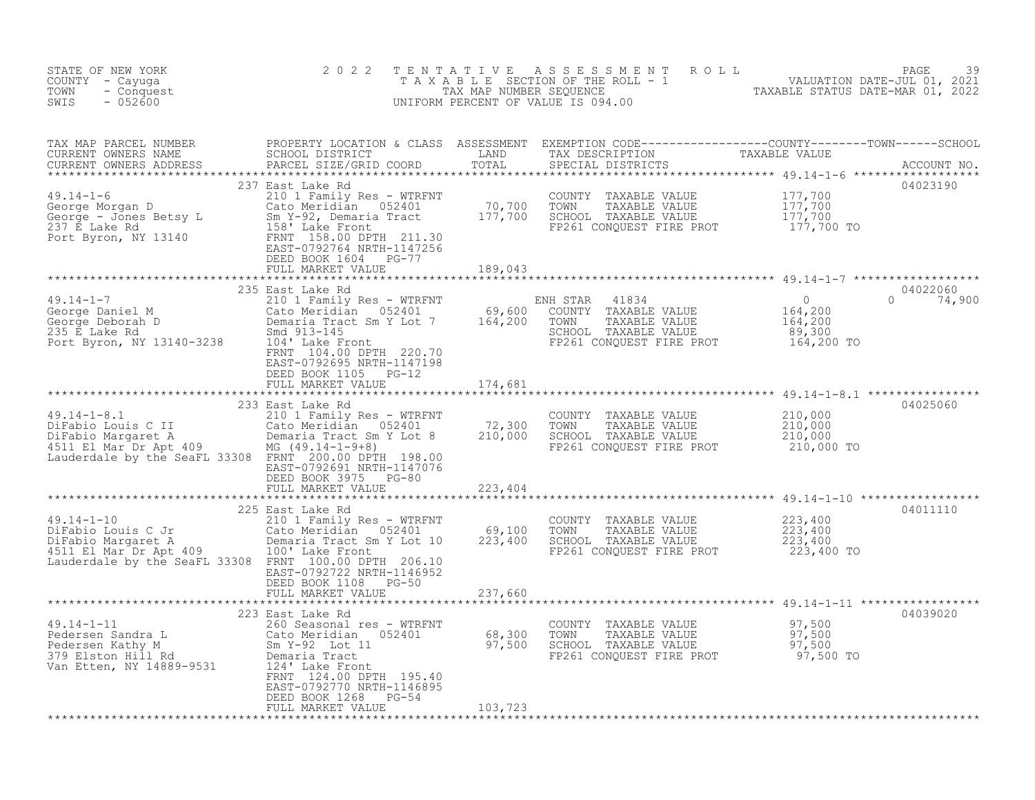STATE OF NEW YORK
COUNTY - Cayuga
TOWN - Conquest
SWIS - 052600

2022 TENTATIVE ASSESSMENT ROLL
TAXABLE SECTION OF THE ROLL - 1
TAX MAP NUMBER SEQUENCE
UNIFORM PERCENT OF VALUE IS 094.00

VALUATION DATE-JUL 01, 2021
TAXABLE STATUS DATE-MAR 01, 2022

| TAX MAP PARCEL NUMBER / CURRENT OWNERS NAME / CURRENT OWNERS ADDRESS | PROPERTY LOCATION & CLASS / SCHOOL DISTRICT / PARCEL SIZE/GRID COORD | ASSESSMENT LAND / TOTAL | EXEMPTION CODE / TAX DESCRIPTION / SPECIAL DISTRICTS | COUNTY / TOWN / SCHOOL TAXABLE VALUE | ACCOUNT NO. |
|---|---|---|---|---|---|
| 49.14-1-6 | 237 East Lake Rd | | | | 04023190 |
| | 210 1 Family Res - WTRFNT | | COUNTY TAXABLE VALUE | 177,700 | |
| George Morgan D | Cato Meridian 052401 | 70,700 | TOWN TAXABLE VALUE | 177,700 | |
| George - Jones Betsy L | Sm Y-92, Demaria Tract | 177,700 | SCHOOL TAXABLE VALUE | 177,700 | |
| 237 E Lake Rd | 158' Lake Front | | FP261 CONQUEST FIRE PROT | 177,700 TO | |
| Port Byron, NY 13140 | FRNT 158.00 DPTH 211.30 | | | | |
| | EAST-0792764 NRTH-1147256 | | | | |
| | DEED BOOK 1604 PG-77 | | | | |
| | FULL MARKET VALUE | 189,043 | | | |
| 49.14-1-7 | 235 East Lake Rd | | | | 04022060 |
| | 210 1 Family Res - WTRFNT | | ENH STAR 41834 | 0 0 74,900 | |
| George Daniel M | Cato Meridian 052401 | 69,600 | COUNTY TAXABLE VALUE | 164,200 | |
| George Deborah D | Demaria Tract Sm Y Lot 7 | 164,200 | TOWN TAXABLE VALUE | 164,200 | |
| 235 E Lake Rd | Smd 913-145 | | SCHOOL TAXABLE VALUE | 89,300 | |
| Port Byron, NY 13140-3238 | 104' Lake Front | | FP261 CONQUEST FIRE PROT | 164,200 TO | |
| | FRNT 104.00 DPTH 220.70 | | | | |
| | EAST-0792695 NRTH-1147198 | | | | |
| | DEED BOOK 1105 PG-12 | | | | |
| | FULL MARKET VALUE | 174,681 | | | |
| 49.14-1-8.1 | 233 East Lake Rd | | | | 04025060 |
| | 210 1 Family Res - WTRFNT | | COUNTY TAXABLE VALUE | 210,000 | |
| DiFabio Louis C II | Cato Meridian 052401 | 72,300 | TOWN TAXABLE VALUE | 210,000 | |
| DiFabio Margaret A | Demaria Tract Sm Y Lot 8 | 210,000 | SCHOOL TAXABLE VALUE | 210,000 | |
| 4511 El Mar Dr Apt 409 | MG (49.14-1-9+8) | | FP261 CONQUEST FIRE PROT | 210,000 TO | |
| Lauderdale by the SeaFL 33308 | FRNT 200.00 DPTH 198.00 | | | | |
| | EAST-0792691 NRTH-1147076 | | | | |
| | DEED BOOK 3975 PG-80 | | | | |
| | FULL MARKET VALUE | 223,404 | | | |
| 49.14-1-10 | 225 East Lake Rd | | | | 04011110 |
| | 210 1 Family Res - WTRFNT | | COUNTY TAXABLE VALUE | 223,400 | |
| DiFabio Louis C Jr | Cato Meridian 052401 | 69,100 | TOWN TAXABLE VALUE | 223,400 | |
| DiFabio Margaret A | Demaria Tract Sm Y Lot 10 | 223,400 | SCHOOL TAXABLE VALUE | 223,400 | |
| 4511 El Mar Dr Apt 409 | 100' Lake Front | | FP261 CONQUEST FIRE PROT | 223,400 TO | |
| Lauderdale by the SeaFL 33308 | FRNT 100.00 DPTH 206.10 | | | | |
| | EAST-0792722 NRTH-1146952 | | | | |
| | DEED BOOK 1108 PG-50 | | | | |
| | FULL MARKET VALUE | 237,660 | | | |
| 49.14-1-11 | 223 East Lake Rd | | | | 04039020 |
| | 260 Seasonal res - WTRFNT | | COUNTY TAXABLE VALUE | 97,500 | |
| Pedersen Sandra L | Cato Meridian 052401 | 68,300 | TOWN TAXABLE VALUE | 97,500 | |
| Pedersen Kathy M | Sm Y-92 Lot 11 | 97,500 | SCHOOL TAXABLE VALUE | 97,500 | |
| 379 Elston Hill Rd | Demaria Tract | | FP261 CONQUEST FIRE PROT | 97,500 TO | |
| Van Etten, NY 14889-9531 | 124' Lake Front | | | | |
| | FRNT 124.00 DPTH 195.40 | | | | |
| | EAST-0792770 NRTH-1146895 | | | | |
| | DEED BOOK 1268 PG-54 | | | | |
| | FULL MARKET VALUE | 103,723 | | | |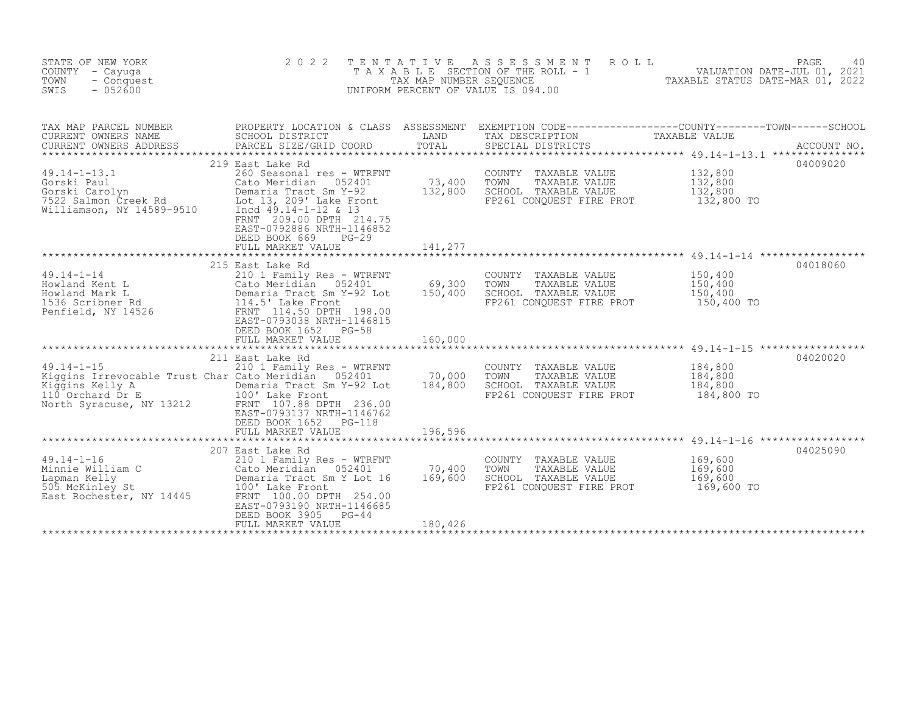STATE OF NEW YORK
COUNTY - Cayuga
TOWN - Conquest
SWIS - 052600

2 0 2 2 T E N T A T I V E A S S E S S M E N T R O L L
T A X A B L E SECTION OF THE ROLL - 1
TAX MAP NUMBER SEQUENCE
UNIFORM PERCENT OF VALUE IS 094.00

VALUATION DATE-JUL 01, 2021
TAXABLE STATUS DATE-MAR 01, 2022

| TAX MAP PARCEL NUMBER / CURRENT OWNERS NAME / CURRENT OWNERS ADDRESS | PROPERTY LOCATION & CLASS / SCHOOL DISTRICT / PARCEL SIZE/GRID COORD | ASSESSMENT LAND / TOTAL | EXEMPTION CODE / TAX DESCRIPTION / SPECIAL DISTRICTS | COUNTY / TOWN / SCHOOL TAXABLE VALUE | ACCOUNT NO. |
|---|---|---|---|---|---|
| 49.14-1-13.1 | 219 East Lake Rd | | | | 04009020 |
| 49.14-1-13.1 | 260 Seasonal res - WTRFNT | | COUNTY TAXABLE VALUE | 132,800 | |
| Gorski Paul | Cato Meridian 052401 | 73,400 | TOWN TAXABLE VALUE | 132,800 | |
| Gorski Carolyn | Demaria Tract Sm Y-92 | 132,800 | SCHOOL TAXABLE VALUE | 132,800 | |
| 7522 Salmon Creek Rd | Lot 13, 209' Lake Front | | FP261 CONQUEST FIRE PROT | 132,800 TO | |
| Williamson, NY 14589-9510 | Incd 49.14-1-12 & 13 | | | | |
| | FRNT 209.00 DPTH 214.75 | | | | |
| | EAST-0792886 NRTH-1146852 | | | | |
| | DEED BOOK 669 PG-29 | | | | |
| | FULL MARKET VALUE | 141,277 | | | |
| 49.14-1-14 | 215 East Lake Rd | | | | 04018060 |
| 49.14-1-14 | 210 1 Family Res - WTRFNT | | COUNTY TAXABLE VALUE | 150,400 | |
| Howland Kent L | Cato Meridian 052401 | 69,300 | TOWN TAXABLE VALUE | 150,400 | |
| Howland Mark L | Demaria Tract Sm Y-92 Lot | 150,400 | SCHOOL TAXABLE VALUE | 150,400 | |
| 1536 Scribner Rd | 114.5' Lake Front | | FP261 CONQUEST FIRE PROT | 150,400 TO | |
| Penfield, NY 14526 | FRNT 114.50 DPTH 198.00 | | | | |
| | EAST-0793038 NRTH-1146815 | | | | |
| | DEED BOOK 1652 PG-58 | | | | |
| | FULL MARKET VALUE | 160,000 | | | |
| 49.14-1-15 | 211 East Lake Rd | | | | 04020020 |
| 49.14-1-15 | 210 1 Family Res - WTRFNT | | COUNTY TAXABLE VALUE | 184,800 | |
| Kiggins Irrevocable Trust Char | Cato Meridian 052401 | 70,000 | TOWN TAXABLE VALUE | 184,800 | |
| Kiggins Kelly A | Demaria Tract Sm Y-92 Lot | 184,800 | SCHOOL TAXABLE VALUE | 184,800 | |
| 110 Orchard Dr E | 100' Lake Front | | FP261 CONQUEST FIRE PROT | 184,800 TO | |
| North Syracuse, NY 13212 | FRNT 107.88 DPTH 236.00 | | | | |
| | EAST-0793137 NRTH-1146762 | | | | |
| | DEED BOOK 1652 PG-118 | | | | |
| | FULL MARKET VALUE | 196,596 | | | |
| 49.14-1-16 | 207 East Lake Rd | | | | 04025090 |
| 49.14-1-16 | 210 1 Family Res - WTRFNT | | COUNTY TAXABLE VALUE | 169,600 | |
| Minnie William C | Cato Meridian 052401 | 70,400 | TOWN TAXABLE VALUE | 169,600 | |
| Lapman Kelly | Demaria Tract Sm Y Lot 16 | 169,600 | SCHOOL TAXABLE VALUE | 169,600 | |
| 505 McKinley St | 100' Lake Front | | FP261 CONQUEST FIRE PROT | 169,600 TO | |
| East Rochester, NY 14445 | FRNT 100.00 DPTH 254.00 | | | | |
| | EAST-0793190 NRTH-1146685 | | | | |
| | DEED BOOK 3905 PG-44 | | | | |
| | FULL MARKET VALUE | 180,426 | | | |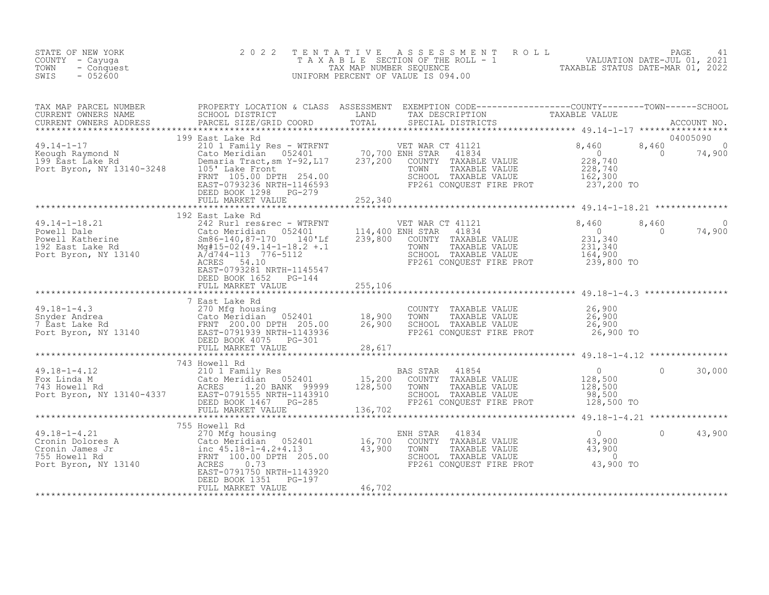STATE OF NEW YORK
COUNTY - Cayuga
TOWN - Conquest
SWIS - 052600

2022 TENTATIVE ASSESSMENT ROLL
TAXABLE SECTION OF THE ROLL - 1
TAX MAP NUMBER SEQUENCE
UNIFORM PERCENT OF VALUE IS 094.00

VALUATION DATE-JUL 01, 2021
TAXABLE STATUS DATE-MAR 01, 2022

| TAX MAP PARCEL NUMBER / CURRENT OWNERS NAME / CURRENT OWNERS ADDRESS | PROPERTY LOCATION & CLASS / SCHOOL DISTRICT / PARCEL SIZE/GRID COORD | ASSESSMENT LAND / TOTAL | EXEMPTION CODE / TAX DESCRIPTION / SPECIAL DISTRICTS | COUNTY TAXABLE VALUE | TOWN | SCHOOL / ACCOUNT NO. |
|---|---|---|---|---|---|---|
| | 199 East Lake Rd | | | | | 04005090 |
| 49.14-1-17 | 210 1 Family Res - WTRFNT | | VET WAR CT 41121 | 8,460 | 8,460 | 0 |
| Keough Raymond N | Cato Meridian 052401 | 70,700 | ENH STAR 41834 | 0 | 0 | 74,900 |
| 199 East Lake Rd | Demaria Tract,sm Y-92,L17 | 237,200 | COUNTY TAXABLE VALUE | 228,740 | | |
| Port Byron, NY 13140-3248 | 105' Lake Front | | TOWN TAXABLE VALUE | 228,740 | | |
| | FRNT 105.00 DPTH 254.00 | | SCHOOL TAXABLE VALUE | 162,300 | | |
| | EAST-0793236 NRTH-1146593 | | FP261 CONQUEST FIRE PROT | 237,200 TO | | |
| | DEED BOOK 1298 PG-279 | | | | | |
| | FULL MARKET VALUE | 252,340 | | | | |
| | 192 East Lake Rd | | | | | |
| 49.14-1-18.21 | 242 Rurl res&rec - WTRFNT | | VET WAR CT 41121 | 8,460 | 8,460 | 0 |
| Powell Dale | Cato Meridian 052401 | 114,400 | ENH STAR 41834 | 0 | 0 | 74,900 |
| Powell Katherine | Sm86-140,87-170 140'Lf | 239,800 | COUNTY TAXABLE VALUE | 231,340 | | |
| 192 East Lake Rd | Mg#15-02(49.14-1-18.2 +.1 | | TOWN TAXABLE VALUE | 231,340 | | |
| Port Byron, NY 13140 | A/d744-113 776-5112 | | SCHOOL TAXABLE VALUE | 164,900 | | |
| | ACRES 54.10 | | FP261 CONQUEST FIRE PROT | 239,800 TO | | |
| | EAST-0793281 NRTH-1145547 | | | | | |
| | DEED BOOK 1652 PG-144 | | | | | |
| | FULL MARKET VALUE | 255,106 | | | | |
| | 7 East Lake Rd | | | | | |
| 49.18-1-4.3 | 270 Mfg housing | | COUNTY TAXABLE VALUE | 26,900 | | |
| Snyder Andrea | Cato Meridian 052401 | 18,900 | TOWN TAXABLE VALUE | 26,900 | | |
| 7 East Lake Rd | FRNT 200.00 DPTH 205.00 | 26,900 | SCHOOL TAXABLE VALUE | 26,900 | | |
| Port Byron, NY 13140 | EAST-0791939 NRTH-1143936 | | FP261 CONQUEST FIRE PROT | 26,900 TO | | |
| | DEED BOOK 4075 PG-301 | | | | | |
| | FULL MARKET VALUE | 28,617 | | | | |
| | 743 Howell Rd | | | | | |
| 49.18-1-4.12 | 210 1 Family Res | | BAS STAR 41854 | 0 | 0 | 30,000 |
| Fox Linda M | Cato Meridian 052401 | 15,200 | COUNTY TAXABLE VALUE | 128,500 | | |
| 743 Howell Rd | ACRES 1.20 BANK 99999 | 128,500 | TOWN TAXABLE VALUE | 128,500 | | |
| Port Byron, NY 13140-4337 | EAST-0791555 NRTH-1143910 | | SCHOOL TAXABLE VALUE | 98,500 | | |
| | DEED BOOK 1467 PG-285 | | FP261 CONQUEST FIRE PROT | 128,500 TO | | |
| | FULL MARKET VALUE | 136,702 | | | | |
| | 755 Howell Rd | | | | | |
| 49.18-1-4.21 | 270 Mfg housing | | ENH STAR 41834 | 0 | 0 | 43,900 |
| Cronin Dolores A | Cato Meridian 052401 | 16,700 | COUNTY TAXABLE VALUE | 43,900 | | |
| Cronin James Jr | inc 45.18-1-4.2+4.13 | 43,900 | TOWN TAXABLE VALUE | 43,900 | | |
| 755 Howell Rd | FRNT 100.00 DPTH 205.00 | | SCHOOL TAXABLE VALUE | 0 | | |
| Port Byron, NY 13140 | ACRES 0.73 | | FP261 CONQUEST FIRE PROT | 43,900 TO | | |
| | EAST-0791750 NRTH-1143920 | | | | | |
| | DEED BOOK 1351 PG-197 | | | | | |
| | FULL MARKET VALUE | 46,702 | | | | |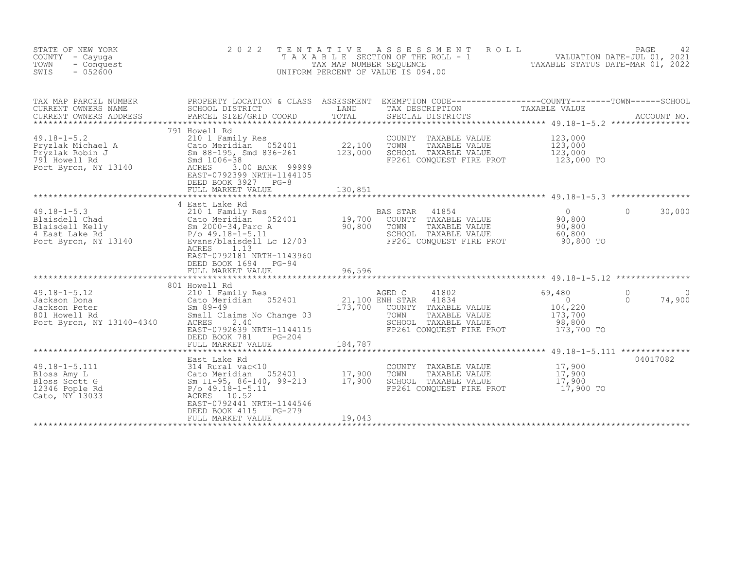STATE OF NEW YORK
COUNTY - Cayuga
TOWN - Conquest
SWIS - 052600

2022 TENTATIVE ASSESSMENT ROLL
TAXABLE SECTION OF THE ROLL - 1
TAX MAP NUMBER SEQUENCE
UNIFORM PERCENT OF VALUE IS 094.00

VALUATION DATE-JUL 01, 2021
TAXABLE STATUS DATE-MAR 01, 2022

| TAX MAP PARCEL NUMBER / CURRENT OWNERS NAME / CURRENT OWNERS ADDRESS | PROPERTY LOCATION & CLASS / SCHOOL DISTRICT / PARCEL SIZE/GRID COORD | ASSESSMENT LAND / TOTAL | EXEMPTION CODE / TAX DESCRIPTION / SPECIAL DISTRICTS | COUNTY TAXABLE VALUE | TOWN | SCHOOL / ACCOUNT NO. |
|---|---|---|---|---|---|---|
| 49.18-1-5.2 | 791 Howell Rd | | | | | |
| | 210 1 Family Res | | COUNTY TAXABLE VALUE | 123,000 | | |
| Pryzlak Michael A | Cato Meridian 052401 | 22,100 | TOWN TAXABLE VALUE | 123,000 | | |
| Pryzlak Robin J | Sm 88-195, Smd 836-261 | 123,000 | SCHOOL TAXABLE VALUE | 123,000 | | |
| 791 Howell Rd | Smd 1006-38 | | FP261 CONQUEST FIRE PROT | 123,000 TO | | |
| Port Byron, NY 13140 | ACRES 3.00 BANK 99999 | | | | | |
| | EAST-0792399 NRTH-1144105 | | | | | |
| | DEED BOOK 3927 PG-8 | | | | | |
| | FULL MARKET VALUE | 130,851 | | | | |
| 49.18-1-5.3 | 4 East Lake Rd | | | | | |
| | 210 1 Family Res | | BAS STAR 41854 | 0 | 0 | 30,000 |
| Blaisdell Chad | Cato Meridian 052401 | 19,700 | COUNTY TAXABLE VALUE | 90,800 | | |
| Blaisdell Kelly | Sm 2000-34,Parc A | 90,800 | TOWN TAXABLE VALUE | 90,800 | | |
| 4 East Lake Rd | P/o 49.18-1-5.11 | | SCHOOL TAXABLE VALUE | 60,800 | | |
| Port Byron, NY 13140 | Evans/blaisdell Lc 12/03 | | FP261 CONQUEST FIRE PROT | 90,800 TO | | |
| | ACRES 1.13 | | | | | |
| | EAST-0792181 NRTH-1143960 | | | | | |
| | DEED BOOK 1694 PG-94 | | | | | |
| | FULL MARKET VALUE | 96,596 | | | | |
| 49.18-1-5.12 | 801 Howell Rd | | | | | |
| | 210 1 Family Res | | AGED C 41802 | 69,480 | 0 | 0 |
| Jackson Dona | Cato Meridian 052401 | 21,100 | ENH STAR 41834 | 0 | 0 | 74,900 |
| Jackson Peter | Sm 89-49 | 173,700 | COUNTY TAXABLE VALUE | 104,220 | | |
| 801 Howell Rd | Small Claims No Change 03 | | TOWN TAXABLE VALUE | 173,700 | | |
| Port Byron, NY 13140-4340 | ACRES 2.40 | | SCHOOL TAXABLE VALUE | 98,800 | | |
| | EAST-0792639 NRTH-1144115 | | FP261 CONQUEST FIRE PROT | 173,700 TO | | |
| | DEED BOOK 781 PG-204 | | | | | |
| | FULL MARKET VALUE | 184,787 | | | | |
| 49.18-1-5.111 | East Lake Rd | | | | | 04017082 |
| | 314 Rural vac<10 | | COUNTY TAXABLE VALUE | 17,900 | | |
| Bloss Amy L | Cato Meridian 052401 | 17,900 | TOWN TAXABLE VALUE | 17,900 | | |
| Bloss Scott G | Sm II-95, 86-140, 99-213 | 17,900 | SCHOOL TAXABLE VALUE | 17,900 | | |
| 12346 Pople Rd | P/o 49.18-1-5.11 | | FP261 CONQUEST FIRE PROT | 17,900 TO | | |
| Cato, NY 13033 | ACRES 10.52 | | | | | |
| | EAST-0792441 NRTH-1144546 | | | | | |
| | DEED BOOK 4115 PG-279 | | | | | |
| | FULL MARKET VALUE | 19,043 | | | | |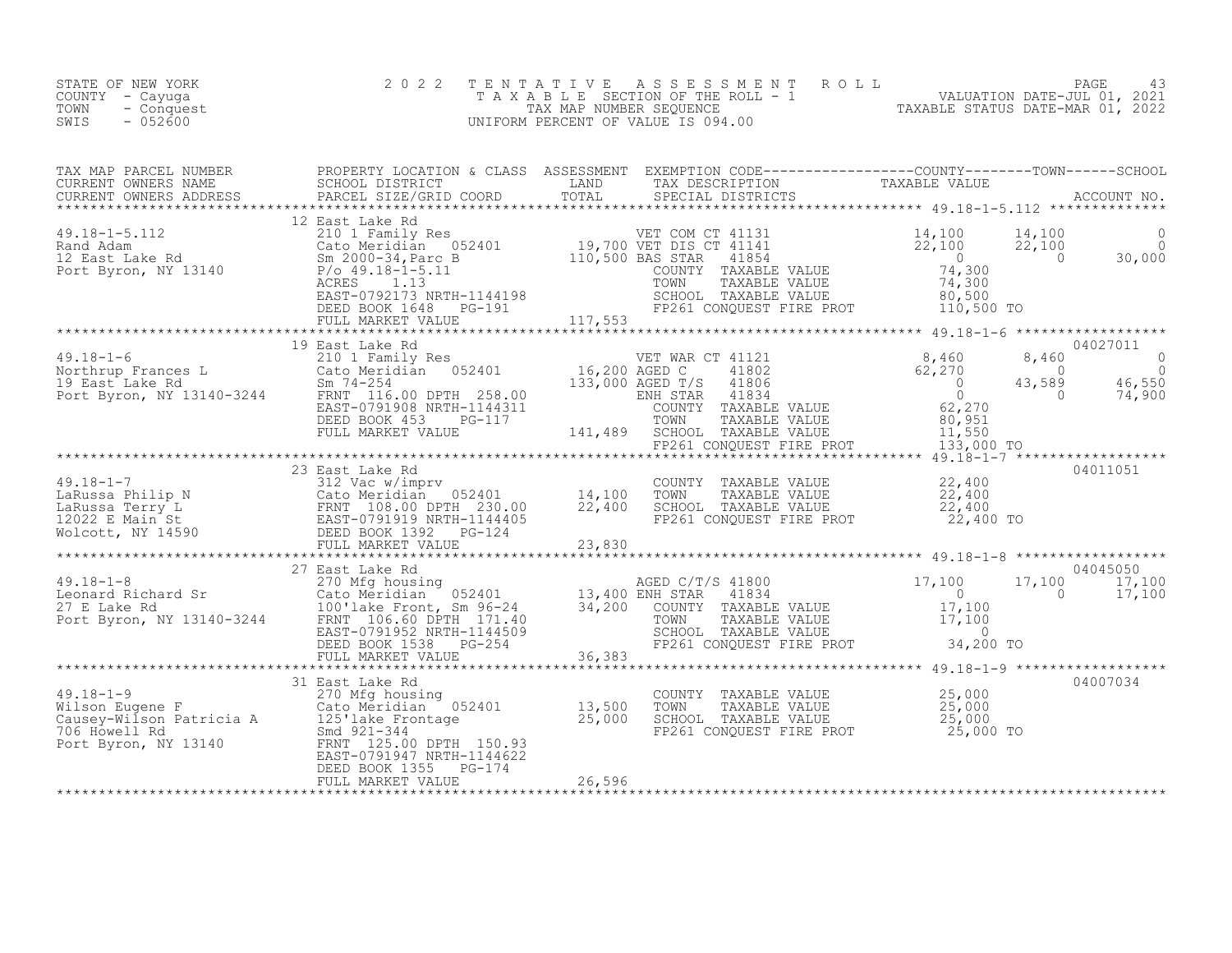STATE OF NEW YORK
COUNTY - Cayuga
TOWN - Conquest
SWIS - 052600

2022 TENTATIVE ASSESSMENT ROLL
TAXABLE SECTION OF THE ROLL - 1
TAX MAP NUMBER SEQUENCE
UNIFORM PERCENT OF VALUE IS 094.00

VALUATION DATE-JUL 01, 2021
TAXABLE STATUS DATE-MAR 01, 2022

| TAX MAP PARCEL NUMBER / CURRENT OWNERS NAME / CURRENT OWNERS ADDRESS | PROPERTY LOCATION & CLASS / SCHOOL DISTRICT / PARCEL SIZE/GRID COORD | ASSESSMENT LAND / TOTAL | EXEMPTION CODE / TAX DESCRIPTION / SPECIAL DISTRICTS | COUNTY TAXABLE VALUE | TOWN | SCHOOL / ACCOUNT NO. |
|---|---|---|---|---|---|---|
| **49.18-1-5.112** | 12 East Lake Rd | | | | | |
| 49.18-1-5.112 | 210 1 Family Res | | VET COM CT 41131 | 14,100 | 14,100 | 0 |
| Rand Adam | Cato Meridian 052401 | 19,700 | VET DIS CT 41141 | 22,100 | 22,100 | 0 |
| 12 East Lake Rd | Sm 2000-34,Parc B | 110,500 | BAS STAR 41854 | 0 | 0 | 30,000 |
| Port Byron, NY 13140 | P/o 49.18-1-5.11 | | COUNTY TAXABLE VALUE | 74,300 | | |
| | ACRES 1.13 | | TOWN TAXABLE VALUE | 74,300 | | |
| | EAST-0792173 NRTH-1144198 | | SCHOOL TAXABLE VALUE | 80,500 | | |
| | DEED BOOK 1648 PG-191 | | FP261 CONQUEST FIRE PROT | 110,500 TO | | |
| | FULL MARKET VALUE | 117,553 | | | | |
| **49.18-1-6** | 19 East Lake Rd | | | | | 04027011 |
| 49.18-1-6 | 210 1 Family Res | | VET WAR CT 41121 | 8,460 | 8,460 | 0 |
| Northrup Frances L | Cato Meridian 052401 | 16,200 | AGED C 41802 | 62,270 | 0 | 0 |
| 19 East Lake Rd | Sm 74-254 | 133,000 | AGED T/S 41806 | 0 | 43,589 | 46,550 |
| Port Byron, NY 13140-3244 | FRNT 116.00 DPTH 258.00 | | ENH STAR 41834 | 0 | 0 | 74,900 |
| | EAST-0791908 NRTH-1144311 | | COUNTY TAXABLE VALUE | 62,270 | | |
| | DEED BOOK 453 PG-117 | | TOWN TAXABLE VALUE | 80,951 | | |
| | FULL MARKET VALUE | 141,489 | SCHOOL TAXABLE VALUE | 11,550 | | |
| | | | FP261 CONQUEST FIRE PROT | 133,000 TO | | |
| **49.18-1-7** | 23 East Lake Rd | | | | | 04011051 |
| 49.18-1-7 | 312 Vac w/imprv | | COUNTY TAXABLE VALUE | 22,400 | | |
| LaRussa Philip N | Cato Meridian 052401 | 14,100 | TOWN TAXABLE VALUE | 22,400 | | |
| LaRussa Terry L | FRNT 108.00 DPTH 230.00 | 22,400 | SCHOOL TAXABLE VALUE | 22,400 | | |
| 12022 E Main St | EAST-0791919 NRTH-1144405 | | FP261 CONQUEST FIRE PROT | 22,400 TO | | |
| Wolcott, NY 14590 | DEED BOOK 1392 PG-124 | | | | | |
| | FULL MARKET VALUE | 23,830 | | | | |
| **49.18-1-8** | 27 East Lake Rd | | | | | 04045050 |
| 49.18-1-8 | 270 Mfg housing | | AGED C/T/S 41800 | 17,100 | 17,100 | 17,100 |
| Leonard Richard Sr | Cato Meridian 052401 | 13,400 | ENH STAR 41834 | 0 | 0 | 17,100 |
| 27 E Lake Rd | 100'lake Front, Sm 96-24 | 34,200 | COUNTY TAXABLE VALUE | 17,100 | | |
| Port Byron, NY 13140-3244 | FRNT 106.60 DPTH 171.40 | | TOWN TAXABLE VALUE | 17,100 | | |
| | EAST-0791952 NRTH-1144509 | | SCHOOL TAXABLE VALUE | 0 | | |
| | DEED BOOK 1538 PG-254 | | FP261 CONQUEST FIRE PROT | 34,200 TO | | |
| | FULL MARKET VALUE | 36,383 | | | | |
| **49.18-1-9** | 31 East Lake Rd | | | | | 04007034 |
| 49.18-1-9 | 270 Mfg housing | | COUNTY TAXABLE VALUE | 25,000 | | |
| Wilson Eugene F | Cato Meridian 052401 | 13,500 | TOWN TAXABLE VALUE | 25,000 | | |
| Causey-Wilson Patricia A | 125'lake Frontage | 25,000 | SCHOOL TAXABLE VALUE | 25,000 | | |
| 706 Howell Rd | Smd 921-344 | | FP261 CONQUEST FIRE PROT | 25,000 TO | | |
| Port Byron, NY 13140 | FRNT 125.00 DPTH 150.93 | | | | | |
| | EAST-0791947 NRTH-1144622 | | | | | |
| | DEED BOOK 1355 PG-174 | | | | | |
| | FULL MARKET VALUE | 26,596 | | | | |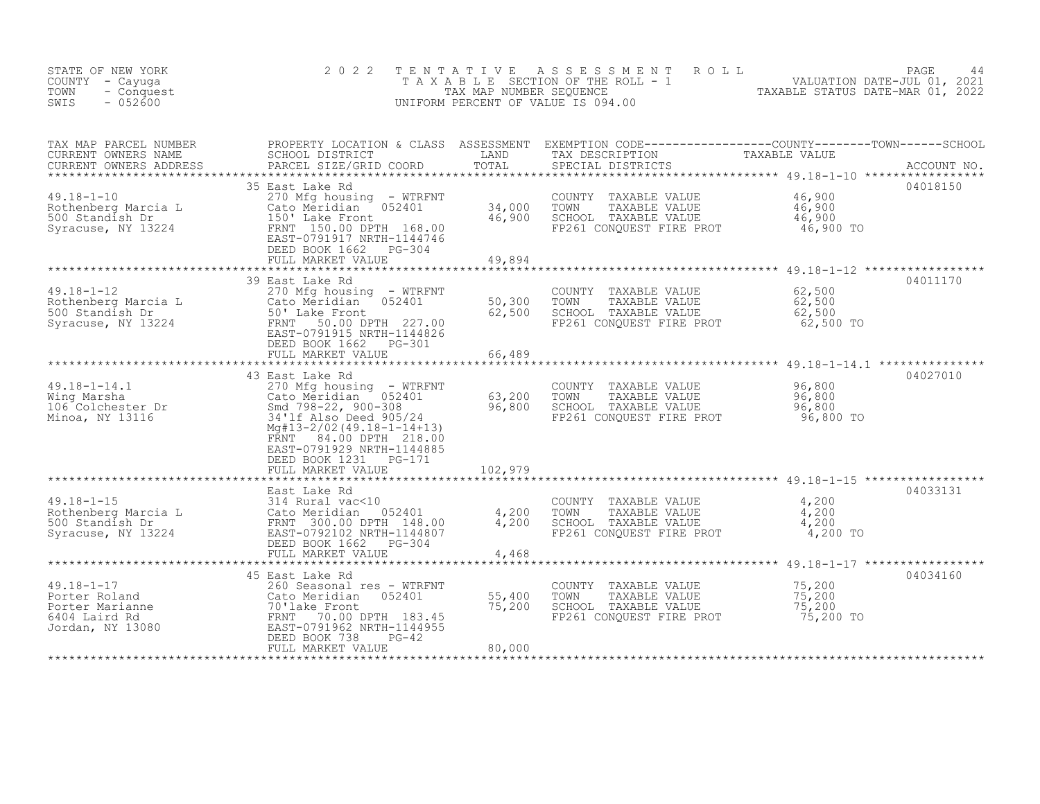STATE OF NEW YORK
COUNTY - Cayuga
TOWN - Conquest
SWIS - 052600

# 2022 TENTATIVE ASSESSMENT ROLL

TAXABLE SECTION OF THE ROLL - 1
TAX MAP NUMBER SEQUENCE
UNIFORM PERCENT OF VALUE IS 094.00

VALUATION DATE-JUL 01, 2021
TAXABLE STATUS DATE-MAR 01, 2022

| TAX MAP PARCEL NUMBER / CURRENT OWNERS NAME / CURRENT OWNERS ADDRESS | PROPERTY LOCATION & CLASS / SCHOOL DISTRICT / PARCEL SIZE/GRID COORD | ASSESSMENT LAND | ASSESSMENT TOTAL | EXEMPTION CODE / TAX DESCRIPTION / SPECIAL DISTRICTS | TAXABLE VALUE (COUNTY / TOWN / SCHOOL) | ACCOUNT NO. |
|---|---|---|---|---|---|---|
| 49.18-1-10 | 35 East Lake Rd | | | | | 04018150 |
| Rothenberg Marcia L | 270 Mfg housing - WTRFNT | | | COUNTY TAXABLE VALUE | 46,900 | |
| 500 Standish Dr | Cato Meridian 052401 | 34,000 | | TOWN TAXABLE VALUE | 46,900 | |
| Syracuse, NY 13224 | 150' Lake Front | | 46,900 | SCHOOL TAXABLE VALUE | 46,900 | |
| | FRNT 150.00 DPTH 168.00 | | | FP261 CONQUEST FIRE PROT | 46,900 TO | |
| | EAST-0791917 NRTH-1144746 | | | | | |
| | DEED BOOK 1662 PG-304 | | | | | |
| | FULL MARKET VALUE | | 49,894 | | | |
| 49.18-1-12 | 39 East Lake Rd | | | | | 04011170 |
| Rothenberg Marcia L | 270 Mfg housing - WTRFNT | | | COUNTY TAXABLE VALUE | 62,500 | |
| 500 Standish Dr | Cato Meridian 052401 | 50,300 | | TOWN TAXABLE VALUE | 62,500 | |
| Syracuse, NY 13224 | 50' Lake Front | | 62,500 | SCHOOL TAXABLE VALUE | 62,500 | |
| | FRNT 50.00 DPTH 227.00 | | | FP261 CONQUEST FIRE PROT | 62,500 TO | |
| | EAST-0791915 NRTH-1144826 | | | | | |
| | DEED BOOK 1662 PG-301 | | | | | |
| | FULL MARKET VALUE | | 66,489 | | | |
| 49.18-1-14.1 | 43 East Lake Rd | | | | | 04027010 |
| Wing Marsha | 270 Mfg housing - WTRFNT | | | COUNTY TAXABLE VALUE | 96,800 | |
| 106 Colchester Dr | Cato Meridian 052401 | 63,200 | | TOWN TAXABLE VALUE | 96,800 | |
| Minoa, NY 13116 | Smd 798-22, 900-308 | | 96,800 | SCHOOL TAXABLE VALUE | 96,800 | |
| | 34'lf Also Deed 905/24 | | | FP261 CONQUEST FIRE PROT | 96,800 TO | |
| | Mg#13-2/02(49.18-1-14+13) | | | | | |
| | FRNT 84.00 DPTH 218.00 | | | | | |
| | EAST-0791929 NRTH-1144885 | | | | | |
| | DEED BOOK 1231 PG-171 | | | | | |
| | FULL MARKET VALUE | | 102,979 | | | |
| 49.18-1-15 | East Lake Rd | | | | | 04033131 |
| Rothenberg Marcia L | 314 Rural vac<10 | | | COUNTY TAXABLE VALUE | 4,200 | |
| 500 Standish Dr | Cato Meridian 052401 | 4,200 | | TOWN TAXABLE VALUE | 4,200 | |
| Syracuse, NY 13224 | FRNT 300.00 DPTH 148.00 | | 4,200 | SCHOOL TAXABLE VALUE | 4,200 | |
| | EAST-0792102 NRTH-1144807 | | | FP261 CONQUEST FIRE PROT | 4,200 TO | |
| | DEED BOOK 1662 PG-304 | | | | | |
| | FULL MARKET VALUE | | 4,468 | | | |
| 49.18-1-17 | 45 East Lake Rd | | | | | 04034160 |
| Porter Roland | 260 Seasonal res - WTRFNT | | | COUNTY TAXABLE VALUE | 75,200 | |
| Porter Marianne | Cato Meridian 052401 | 55,400 | | TOWN TAXABLE VALUE | 75,200 | |
| 6404 Laird Rd | 70'lake Front | | 75,200 | SCHOOL TAXABLE VALUE | 75,200 | |
| Jordan, NY 13080 | FRNT 70.00 DPTH 183.45 | | | FP261 CONQUEST FIRE PROT | 75,200 TO | |
| | EAST-0791962 NRTH-1144955 | | | | | |
| | DEED BOOK 738 PG-42 | | | | | |
| | FULL MARKET VALUE | | 80,000 | | | |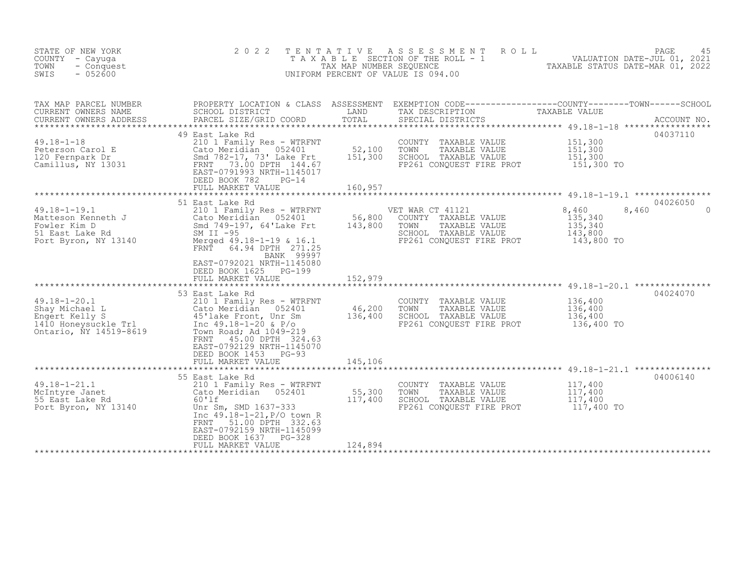STATE OF NEW YORK
COUNTY - Cayuga
TOWN - Conquest
SWIS - 052600

2022 TENTATIVE ASSESSMENT ROLL
TAXABLE SECTION OF THE ROLL - 1
TAX MAP NUMBER SEQUENCE
UNIFORM PERCENT OF VALUE IS 094.00

VALUATION DATE-JUL 01, 2021
TAXABLE STATUS DATE-MAR 01, 2022

| TAX MAP PARCEL NUMBER / CURRENT OWNERS NAME / CURRENT OWNERS ADDRESS | PROPERTY LOCATION & CLASS / SCHOOL DISTRICT / PARCEL SIZE/GRID COORD | ASSESSMENT LAND / TOTAL | EXEMPTION CODE / TAX DESCRIPTION / SPECIAL DISTRICTS | COUNTY | TOWN | SCHOOL | ACCOUNT NO. |
|---|---|---|---|---|---|---|---|
| | 49 East Lake Rd | | | | | | 04037110 |
| 49.18-1-18 | 210 1 Family Res - WTRFNT | | COUNTY TAXABLE VALUE | 151,300 | | | |
| Peterson Carol E | Cato Meridian 052401 | 52,100 | TOWN TAXABLE VALUE | 151,300 | | | |
| 120 Fernpark Dr | Smd 782-17, 73' Lake Frt | 151,300 | SCHOOL TAXABLE VALUE | 151,300 | | | |
| Camillus, NY 13031 | FRNT 73.00 DPTH 144.67 | | FP261 CONQUEST FIRE PROT | 151,300 TO | | | |
| | EAST-0791993 NRTH-1145017 | | | | | | |
| | DEED BOOK 782 PG-14 | | | | | | |
| | FULL MARKET VALUE | 160,957 | | | | | |
| | 51 East Lake Rd | | | | | | 04026050 |
| 49.18-1-19.1 | 210 1 Family Res - WTRFNT | | VET WAR CT 41121 | 8,460 | 8,460 | 0 | |
| Matteson Kenneth J | Cato Meridian 052401 | 56,800 | COUNTY TAXABLE VALUE | 135,340 | | | |
| Fowler Kim D | Smd 749-197, 64'Lake Frt | 143,800 | TOWN TAXABLE VALUE | 135,340 | | | |
| 51 East Lake Rd | SM II -95 | | SCHOOL TAXABLE VALUE | 143,800 | | | |
| Port Byron, NY 13140 | Merged 49.18-1-19 & 16.1 | | FP261 CONQUEST FIRE PROT | 143,800 TO | | | |
| | FRNT 64.94 DPTH 271.25 | | | | | | |
| | BANK 99997 | | | | | | |
| | EAST-0792021 NRTH-1145080 | | | | | | |
| | DEED BOOK 1625 PG-199 | | | | | | |
| | FULL MARKET VALUE | 152,979 | | | | | |
| | 53 East Lake Rd | | | | | | 04024070 |
| 49.18-1-20.1 | 210 1 Family Res - WTRFNT | | COUNTY TAXABLE VALUE | 136,400 | | | |
| Shay Michael L | Cato Meridian 052401 | 46,200 | TOWN TAXABLE VALUE | 136,400 | | | |
| Engert Kelly S | 45'lake Front, Unr Sm | 136,400 | SCHOOL TAXABLE VALUE | 136,400 | | | |
| 1410 Honeysuckle Trl | Inc 49.18-1-20 & P/o | | FP261 CONQUEST FIRE PROT | 136,400 TO | | | |
| Ontario, NY 14519-8619 | Town Road; Ad 1049-219 | | | | | | |
| | FRNT 45.00 DPTH 324.63 | | | | | | |
| | EAST-0792129 NRTH-1145070 | | | | | | |
| | DEED BOOK 1453 PG-93 | | | | | | |
| | FULL MARKET VALUE | 145,106 | | | | | |
| | 55 East Lake Rd | | | | | | 04006140 |
| 49.18-1-21.1 | 210 1 Family Res - WTRFNT | | COUNTY TAXABLE VALUE | 117,400 | | | |
| McIntyre Janet | Cato Meridian 052401 | 55,300 | TOWN TAXABLE VALUE | 117,400 | | | |
| 55 East Lake Rd | 60'lf | 117,400 | SCHOOL TAXABLE VALUE | 117,400 | | | |
| Port Byron, NY 13140 | Unr Sm, SMD 1637-333 | | FP261 CONQUEST FIRE PROT | 117,400 TO | | | |
| | Inc 49.18-1-21,P/O town R | | | | | | |
| | FRNT 51.00 DPTH 332.63 | | | | | | |
| | EAST-0792159 NRTH-1145099 | | | | | | |
| | DEED BOOK 1637 PG-328 | | | | | | |
| | FULL MARKET VALUE | 124,894 | | | | | |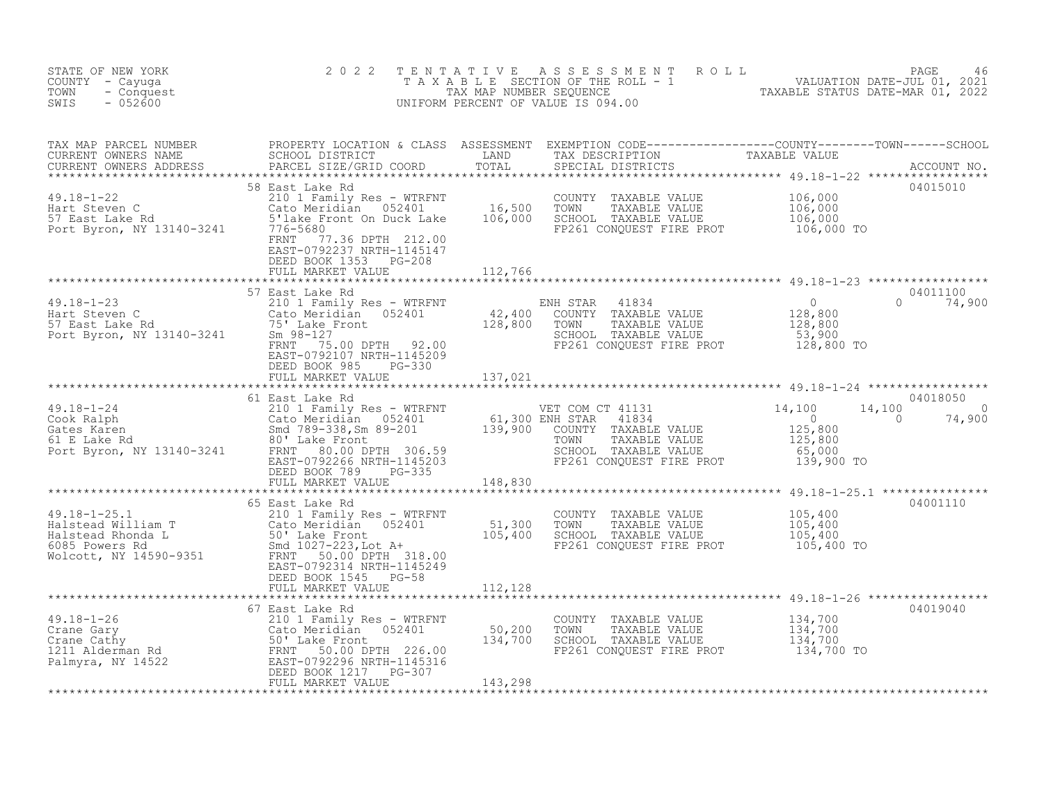STATE OF NEW YORK
COUNTY - Cayuga
TOWN - Conquest
SWIS - 052600

2022 TENTATIVE ASSESSMENT ROLL
TAXABLE SECTION OF THE ROLL - 1
TAX MAP NUMBER SEQUENCE
UNIFORM PERCENT OF VALUE IS 094.00

VALUATION DATE-JUL 01, 2021
TAXABLE STATUS DATE-MAR 01, 2022

| TAX MAP PARCEL NUMBER / CURRENT OWNERS NAME / CURRENT OWNERS ADDRESS | PROPERTY LOCATION & CLASS / SCHOOL DISTRICT / PARCEL SIZE/GRID COORD | ASSESSMENT LAND / TOTAL | EXEMPTION CODE / TAX DESCRIPTION / SPECIAL DISTRICTS | COUNTY TAXABLE VALUE | TOWN | SCHOOL | ACCOUNT NO. |
|---|---|---|---|---|---|---|---|
| **49.18-1-22** | 58 East Lake Rd | | | | | | 04015010 |
| Hart Steven C | 210 1 Family Res - WTRFNT | | COUNTY TAXABLE VALUE | 106,000 | | | |
| 57 East Lake Rd | Cato Meridian 052401 | 16,500 | TOWN TAXABLE VALUE | 106,000 | | | |
| Port Byron, NY 13140-3241 | 5'lake Front On Duck Lake | 106,000 | SCHOOL TAXABLE VALUE | 106,000 | | | |
| | 776-5680 | | FP261 CONQUEST FIRE PROT | 106,000 TO | | | |
| | FRNT 77.36 DPTH 212.00 | | | | | | |
| | EAST-0792237 NRTH-1145147 | | | | | | |
| | DEED BOOK 1353 PG-208 | | | | | | |
| | FULL MARKET VALUE | 112,766 | | | | | |
| **49.18-1-23** | 57 East Lake Rd | | | | | | 04011100 |
| Hart Steven C | 210 1 Family Res - WTRFNT | | ENH STAR 41834 | 0 | 0 | 74,900 | |
| 57 East Lake Rd | Cato Meridian 052401 | 42,400 | COUNTY TAXABLE VALUE | 128,800 | | | |
| Port Byron, NY 13140-3241 | 75' Lake Front | 128,800 | TOWN TAXABLE VALUE | 128,800 | | | |
| | Sm 98-127 | | SCHOOL TAXABLE VALUE | 53,900 | | | |
| | FRNT 75.00 DPTH 92.00 | | FP261 CONQUEST FIRE PROT | 128,800 TO | | | |
| | EAST-0792107 NRTH-1145209 | | | | | | |
| | DEED BOOK 985 PG-330 | | | | | | |
| | FULL MARKET VALUE | 137,021 | | | | | |
| **49.18-1-24** | 61 East Lake Rd | | | | | | 04018050 |
| Cook Ralph | 210 1 Family Res - WTRFNT | | VET COM CT 41131 | 14,100 | 14,100 | 0 | |
| Gates Karen | Cato Meridian 052401 | 61,300 | ENH STAR 41834 | 0 | 0 | 74,900 | |
| 61 E Lake Rd | Smd 789-338,Sm 89-201 | 139,900 | COUNTY TAXABLE VALUE | 125,800 | | | |
| Port Byron, NY 13140-3241 | 80' Lake Front | | TOWN TAXABLE VALUE | 125,800 | | | |
| | FRNT 80.00 DPTH 306.59 | | SCHOOL TAXABLE VALUE | 65,000 | | | |
| | EAST-0792266 NRTH-1145203 | | FP261 CONQUEST FIRE PROT | 139,900 TO | | | |
| | DEED BOOK 789 PG-335 | | | | | | |
| | FULL MARKET VALUE | 148,830 | | | | | |
| **49.18-1-25.1** | 65 East Lake Rd | | | | | | 04001110 |
| Halstead William T | 210 1 Family Res - WTRFNT | | COUNTY TAXABLE VALUE | 105,400 | | | |
| Halstead Rhonda L | Cato Meridian 052401 | 51,300 | TOWN TAXABLE VALUE | 105,400 | | | |
| 6085 Powers Rd | 50' Lake Front | 105,400 | SCHOOL TAXABLE VALUE | 105,400 | | | |
| Wolcott, NY 14590-9351 | Smd 1027-223,Lot A+ | | FP261 CONQUEST FIRE PROT | 105,400 TO | | | |
| | FRNT 50.00 DPTH 318.00 | | | | | | |
| | EAST-0792314 NRTH-1145249 | | | | | | |
| | DEED BOOK 1545 PG-58 | | | | | | |
| | FULL MARKET VALUE | 112,128 | | | | | |
| **49.18-1-26** | 67 East Lake Rd | | | | | | 04019040 |
| Crane Gary | 210 1 Family Res - WTRFNT | | COUNTY TAXABLE VALUE | 134,700 | | | |
| Crane Cathy | Cato Meridian 052401 | 50,200 | TOWN TAXABLE VALUE | 134,700 | | | |
| 1211 Alderman Rd | 50' Lake Front | 134,700 | SCHOOL TAXABLE VALUE | 134,700 | | | |
| Palmyra, NY 14522 | FRNT 50.00 DPTH 226.00 | | FP261 CONQUEST FIRE PROT | 134,700 TO | | | |
| | EAST-0792296 NRTH-1145316 | | | | | | |
| | DEED BOOK 1217 PG-307 | | | | | | |
| | FULL MARKET VALUE | 143,298 | | | | | |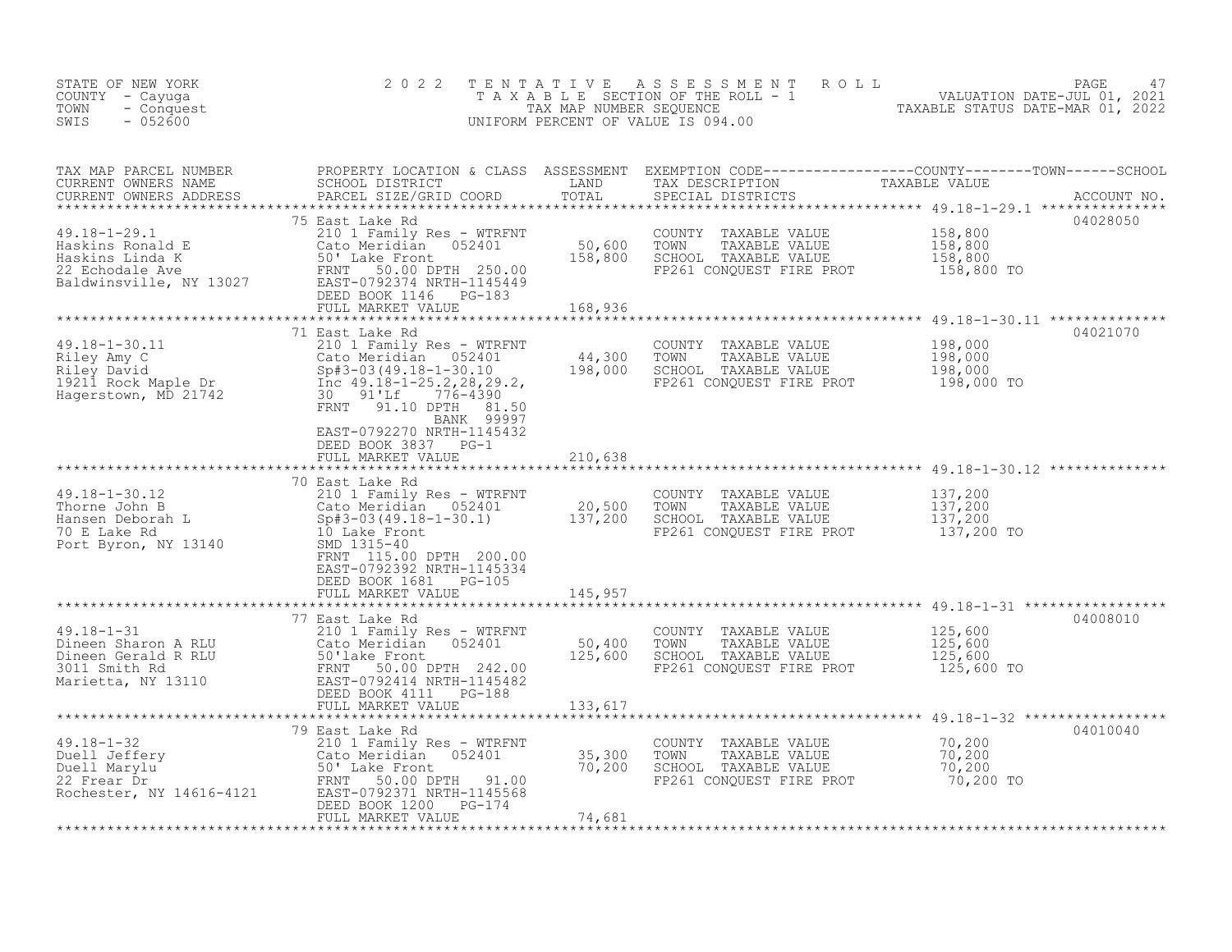STATE OF NEW YORK · COUNTY - Cayuga · TOWN - Conquest · SWIS - 052600

# 2022 TENTATIVE ASSESSMENT ROLL

TAXABLE SECTION OF THE ROLL - 1 · TAX MAP NUMBER SEQUENCE · UNIFORM PERCENT OF VALUE IS 094.00

VALUATION DATE-JUL 01, 2021 · TAXABLE STATUS DATE-MAR 01, 2022

| TAX MAP PARCEL NUMBER / CURRENT OWNERS NAME / CURRENT OWNERS ADDRESS | PROPERTY LOCATION & CLASS / SCHOOL DISTRICT / PARCEL SIZE/GRID COORD | ASSESSMENT LAND / TOTAL | EXEMPTION CODE / TAX DESCRIPTION / SPECIAL DISTRICTS | TAXABLE VALUE (COUNTY / TOWN / SCHOOL) | ACCOUNT NO. |
|---|---|---|---|---|---|
| 49.18-1-29.1 | 75 East Lake Rd | | | | 04028050 |
| | 210 1 Family Res - WTRFNT | | COUNTY TAXABLE VALUE | 158,800 | |
| Haskins Ronald E | Cato Meridian 052401 | 50,600 | TOWN TAXABLE VALUE | 158,800 | |
| Haskins Linda K | 50' Lake Front | 158,800 | SCHOOL TAXABLE VALUE | 158,800 | |
| 22 Echodale Ave | FRNT 50.00 DPTH 250.00 | | FP261 CONQUEST FIRE PROT | 158,800 TO | |
| Baldwinsville, NY 13027 | EAST-0792374 NRTH-1145449 | | | | |
| | DEED BOOK 1146 PG-183 | | | | |
| | FULL MARKET VALUE | 168,936 | | | |
| 49.18-1-30.11 | 71 East Lake Rd | | | | 04021070 |
| | 210 1 Family Res - WTRFNT | | COUNTY TAXABLE VALUE | 198,000 | |
| Riley Amy C | Cato Meridian 052401 | 44,300 | TOWN TAXABLE VALUE | 198,000 | |
| Riley David | Sp#3-03(49.18-1-30.10 | 198,000 | SCHOOL TAXABLE VALUE | 198,000 | |
| 19211 Rock Maple Dr | Inc 49.18-1-25.2,28,29.2, | | FP261 CONQUEST FIRE PROT | 198,000 TO | |
| Hagerstown, MD 21742 | 30 91'Lf 776-4390 | | | | |
| | FRNT 91.10 DPTH 81.50 | | | | |
| | BANK 99997 | | | | |
| | EAST-0792270 NRTH-1145432 | | | | |
| | DEED BOOK 3837 PG-1 | | | | |
| | FULL MARKET VALUE | 210,638 | | | |
| 49.18-1-30.12 | 70 East Lake Rd | | | | |
| | 210 1 Family Res - WTRFNT | | COUNTY TAXABLE VALUE | 137,200 | |
| Thorne John B | Cato Meridian 052401 | 20,500 | TOWN TAXABLE VALUE | 137,200 | |
| Hansen Deborah L | Sp#3-03(49.18-1-30.1) | 137,200 | SCHOOL TAXABLE VALUE | 137,200 | |
| 70 E Lake Rd | 10 Lake Front | | FP261 CONQUEST FIRE PROT | 137,200 TO | |
| Port Byron, NY 13140 | SMD 1315-40 | | | | |
| | FRNT 115.00 DPTH 200.00 | | | | |
| | EAST-0792392 NRTH-1145334 | | | | |
| | DEED BOOK 1681 PG-105 | | | | |
| | FULL MARKET VALUE | 145,957 | | | |
| 49.18-1-31 | 77 East Lake Rd | | | | 04008010 |
| | 210 1 Family Res - WTRFNT | | COUNTY TAXABLE VALUE | 125,600 | |
| Dineen Sharon A RLU | Cato Meridian 052401 | 50,400 | TOWN TAXABLE VALUE | 125,600 | |
| Dineen Gerald R RLU | 50'lake Front | 125,600 | SCHOOL TAXABLE VALUE | 125,600 | |
| 3011 Smith Rd | FRNT 50.00 DPTH 242.00 | | FP261 CONQUEST FIRE PROT | 125,600 TO | |
| Marietta, NY 13110 | EAST-0792414 NRTH-1145482 | | | | |
| | DEED BOOK 4111 PG-188 | | | | |
| | FULL MARKET VALUE | 133,617 | | | |
| 49.18-1-32 | 79 East Lake Rd | | | | 04010040 |
| | 210 1 Family Res - WTRFNT | | COUNTY TAXABLE VALUE | 70,200 | |
| Duell Jeffery | Cato Meridian 052401 | 35,300 | TOWN TAXABLE VALUE | 70,200 | |
| Duell Marylu | 50' Lake Front | 70,200 | SCHOOL TAXABLE VALUE | 70,200 | |
| 22 Frear Dr | FRNT 50.00 DPTH 91.00 | | FP261 CONQUEST FIRE PROT | 70,200 TO | |
| Rochester, NY 14616-4121 | EAST-0792371 NRTH-1145568 | | | | |
| | DEED BOOK 1200 PG-174 | | | | |
| | FULL MARKET VALUE | 74,681 | | | |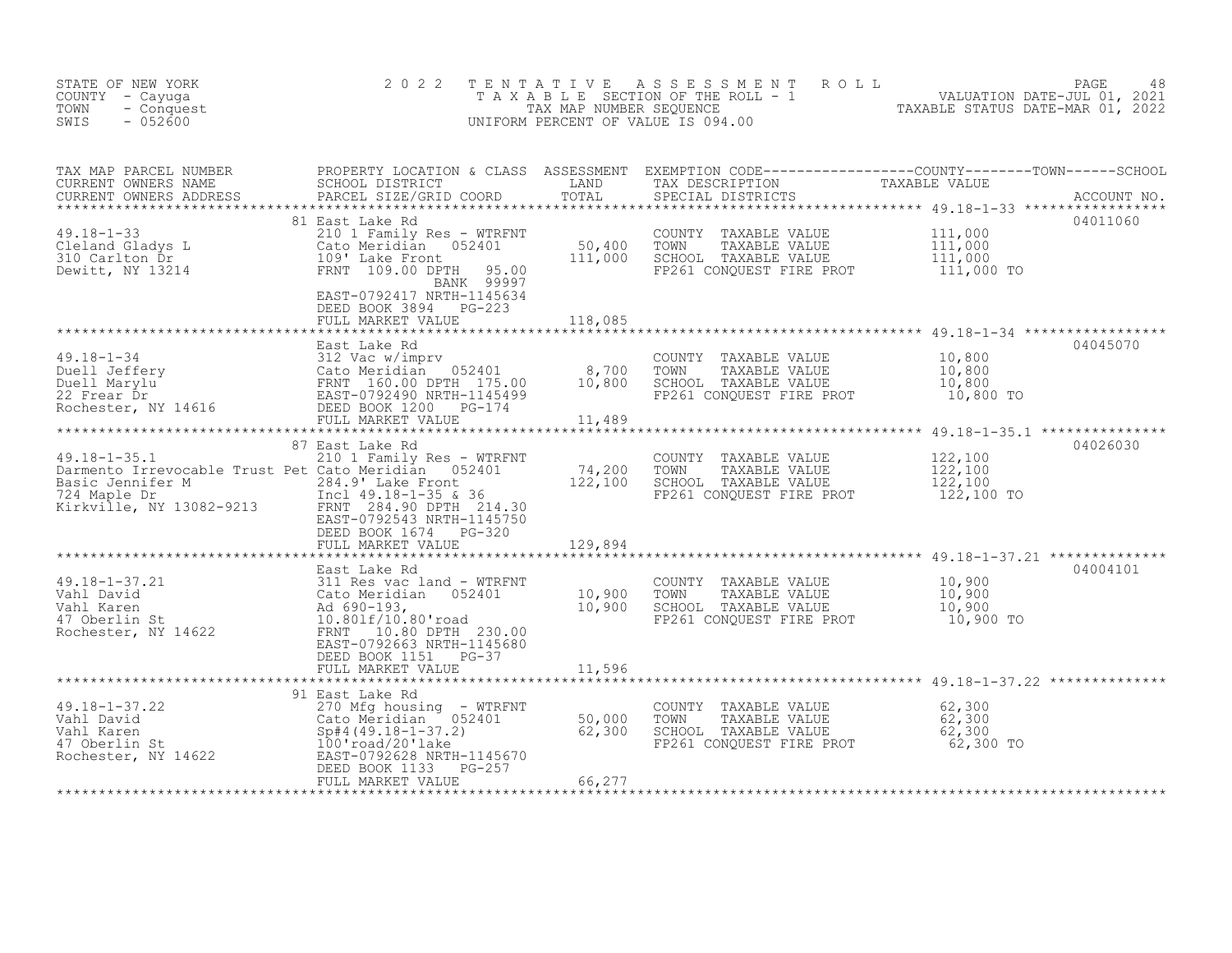STATE OF NEW YORK
COUNTY - Cayuga
TOWN - Conquest
SWIS - 052600

# 2022 TENTATIVE ASSESSMENT ROLL
TAXABLE SECTION OF THE ROLL - 1
TAX MAP NUMBER SEQUENCE
UNIFORM PERCENT OF VALUE IS 094.00

VALUATION DATE-JUL 01, 2021
TAXABLE STATUS DATE-MAR 01, 2022

| TAX MAP PARCEL NUMBER / CURRENT OWNERS NAME / CURRENT OWNERS ADDRESS | PROPERTY LOCATION & CLASS / SCHOOL DISTRICT / PARCEL SIZE/GRID COORD | ASSESSMENT LAND / TOTAL | EXEMPTION CODE / TAX DESCRIPTION / SPECIAL DISTRICTS | TAXABLE VALUE (COUNTY / TOWN / SCHOOL) | ACCOUNT NO. |
|---|---|---|---|---|---|
| **49.18-1-33** | 81 East Lake Rd | | | | 04011060 |
| 49.18-1-33 | 210 1 Family Res - WTRFNT | | COUNTY TAXABLE VALUE | 111,000 | |
| Cleland Gladys L | Cato Meridian 052401 | 50,400 | TOWN TAXABLE VALUE | 111,000 | |
| 310 Carlton Dr | 109' Lake Front | 111,000 | SCHOOL TAXABLE VALUE | 111,000 | |
| Dewitt, NY 13214 | FRNT 109.00 DPTH 95.00 | | FP261 CONQUEST FIRE PROT | 111,000 TO | |
| | BANK 99997 | | | | |
| | EAST-0792417 NRTH-1145634 | | | | |
| | DEED BOOK 3894 PG-223 | | | | |
| | FULL MARKET VALUE | 118,085 | | | |
| **49.18-1-34** | East Lake Rd | | | | 04045070 |
| 49.18-1-34 | 312 Vac w/imprv | | COUNTY TAXABLE VALUE | 10,800 | |
| Duell Jeffery | Cato Meridian 052401 | 8,700 | TOWN TAXABLE VALUE | 10,800 | |
| Duell Marylu | FRNT 160.00 DPTH 175.00 | 10,800 | SCHOOL TAXABLE VALUE | 10,800 | |
| 22 Frear Dr | EAST-0792490 NRTH-1145499 | | FP261 CONQUEST FIRE PROT | 10,800 TO | |
| Rochester, NY 14616 | DEED BOOK 1200 PG-174 | | | | |
| | FULL MARKET VALUE | 11,489 | | | |
| **49.18-1-35.1** | 87 East Lake Rd | | | | 04026030 |
| 49.18-1-35.1 | 210 1 Family Res - WTRFNT | | COUNTY TAXABLE VALUE | 122,100 | |
| Darmento Irrevocable Trust Pet | Cato Meridian 052401 | 74,200 | TOWN TAXABLE VALUE | 122,100 | |
| Basic Jennifer M | 284.9' Lake Front | 122,100 | SCHOOL TAXABLE VALUE | 122,100 | |
| 724 Maple Dr | Incl 49.18-1-35 & 36 | | FP261 CONQUEST FIRE PROT | 122,100 TO | |
| Kirkville, NY 13082-9213 | FRNT 284.90 DPTH 214.30 | | | | |
| | EAST-0792543 NRTH-1145750 | | | | |
| | DEED BOOK 1674 PG-320 | | | | |
| | FULL MARKET VALUE | 129,894 | | | |
| **49.18-1-37.21** | East Lake Rd | | | | 04004101 |
| 49.18-1-37.21 | 311 Res vac land - WTRFNT | | COUNTY TAXABLE VALUE | 10,900 | |
| Vahl David | Cato Meridian 052401 | 10,900 | TOWN TAXABLE VALUE | 10,900 | |
| Vahl Karen | Ad 690-193, | 10,900 | SCHOOL TAXABLE VALUE | 10,900 | |
| 47 Oberlin St | 10.80lf/10.80'road | | FP261 CONQUEST FIRE PROT | 10,900 TO | |
| Rochester, NY 14622 | FRNT 10.80 DPTH 230.00 | | | | |
| | EAST-0792663 NRTH-1145680 | | | | |
| | DEED BOOK 1151 PG-37 | | | | |
| | FULL MARKET VALUE | 11,596 | | | |
| **49.18-1-37.22** | 91 East Lake Rd | | | | |
| 49.18-1-37.22 | 270 Mfg housing - WTRFNT | | COUNTY TAXABLE VALUE | 62,300 | |
| Vahl David | Cato Meridian 052401 | 50,000 | TOWN TAXABLE VALUE | 62,300 | |
| Vahl Karen | Sp#4(49.18-1-37.2) | 62,300 | SCHOOL TAXABLE VALUE | 62,300 | |
| 47 Oberlin St | 100'road/20'lake | | FP261 CONQUEST FIRE PROT | 62,300 TO | |
| Rochester, NY 14622 | EAST-0792628 NRTH-1145670 | | | | |
| | DEED BOOK 1133 PG-257 | | | | |
| | FULL MARKET VALUE | 66,277 | | | |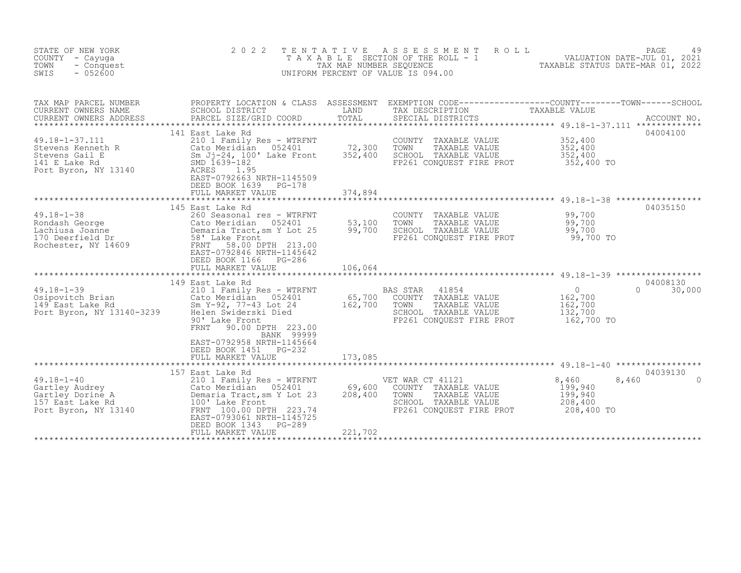STATE OF NEW YORK — 2022 TENTATIVE ASSESSMENT ROLL — VALUATION DATE-JUL 01, 2021
COUNTY - Cayuga — TAXABLE SECTION OF THE ROLL - 1 — TAXABLE STATUS DATE-MAR 01, 2022
TOWN - Conquest — TAX MAP NUMBER SEQUENCE
SWIS - 052600 — UNIFORM PERCENT OF VALUE IS 094.00

| TAX MAP PARCEL NUMBER / CURRENT OWNERS NAME / CURRENT OWNERS ADDRESS | PROPERTY LOCATION & CLASS / SCHOOL DISTRICT / PARCEL SIZE/GRID COORD | ASSESSMENT LAND | TOTAL | EXEMPTION CODE / TAX DESCRIPTION / SPECIAL DISTRICTS | COUNTY TAXABLE VALUE | TOWN | SCHOOL | ACCOUNT NO. |
|---|---|---|---|---|---|---|---|---|
| **49.18-1-37.111** | 141 East Lake Rd | | | | | | | 04004100 |
| Stevens Kenneth R | 210 1 Family Res - WTRFNT | | | COUNTY TAXABLE VALUE | 352,400 | | | |
| Stevens Gail E | Cato Meridian 052401 | 72,300 | | TOWN TAXABLE VALUE | 352,400 | | | |
| 141 E Lake Rd | Sm Jj-24, 100' Lake Front | | 352,400 | SCHOOL TAXABLE VALUE | 352,400 | | | |
| Port Byron, NY 13140 | SMD 1639-182 | | | FP261 CONQUEST FIRE PROT | 352,400 TO | | | |
| | ACRES 1.95 | | | | | | | |
| | EAST-0792663 NRTH-1145509 | | | | | | | |
| | DEED BOOK 1639 PG-178 | | | | | | | |
| | FULL MARKET VALUE | | 374,894 | | | | | |
| **49.18-1-38** | 145 East Lake Rd | | | | | | | 04035150 |
| Rondash George | 260 Seasonal res - WTRFNT | | | COUNTY TAXABLE VALUE | 99,700 | | | |
| Lachiusa Joanne | Cato Meridian 052401 | 53,100 | | TOWN TAXABLE VALUE | 99,700 | | | |
| 170 Deerfield Dr | Demaria Tract,sm Y Lot 25 | | 99,700 | SCHOOL TAXABLE VALUE | 99,700 | | | |
| Rochester, NY 14609 | 58' Lake Front | | | FP261 CONQUEST FIRE PROT | 99,700 TO | | | |
| | FRNT 58.00 DPTH 213.00 | | | | | | | |
| | EAST-0792846 NRTH-1145642 | | | | | | | |
| | DEED BOOK 1166 PG-286 | | | | | | | |
| | FULL MARKET VALUE | | 106,064 | | | | | |
| **49.18-1-39** | 149 East Lake Rd | | | | | | | 04008130 |
| Osipovitch Brian | 210 1 Family Res - WTRFNT | | | BAS STAR 41854 | 0 | 0 | 30,000 | |
| 149 East Lake Rd | Cato Meridian 052401 | 65,700 | | COUNTY TAXABLE VALUE | 162,700 | | | |
| Port Byron, NY 13140-3239 | Sm Y-92, 77-43 Lot 24 | | 162,700 | TOWN TAXABLE VALUE | 162,700 | | | |
| | Helen Swiderski Died | | | SCHOOL TAXABLE VALUE | 132,700 | | | |
| | 90' Lake Front | | | FP261 CONQUEST FIRE PROT | 162,700 TO | | | |
| | FRNT 90.00 DPTH 223.00 | | | | | | | |
| | BANK 99999 | | | | | | | |
| | EAST-0792958 NRTH-1145664 | | | | | | | |
| | DEED BOOK 1451 PG-232 | | | | | | | |
| | FULL MARKET VALUE | | 173,085 | | | | | |
| **49.18-1-40** | 157 East Lake Rd | | | | | | | 04039130 |
| Gartley Audrey | 210 1 Family Res - WTRFNT | | | VET WAR CT 41121 | 8,460 | 8,460 | 0 | |
| Gartley Dorine A | Cato Meridian 052401 | 69,600 | | COUNTY TAXABLE VALUE | 199,940 | | | |
| 157 East Lake Rd | Demaria Tract,sm Y Lot 23 | | 208,400 | TOWN TAXABLE VALUE | 199,940 | | | |
| Port Byron, NY 13140 | 100' Lake Front | | | SCHOOL TAXABLE VALUE | 208,400 | | | |
| | FRNT 100.00 DPTH 223.74 | | | FP261 CONQUEST FIRE PROT | 208,400 TO | | | |
| | EAST-0793061 NRTH-1145725 | | | | | | | |
| | DEED BOOK 1343 PG-289 | | | | | | | |
| | FULL MARKET VALUE | | 221,702 | | | | | |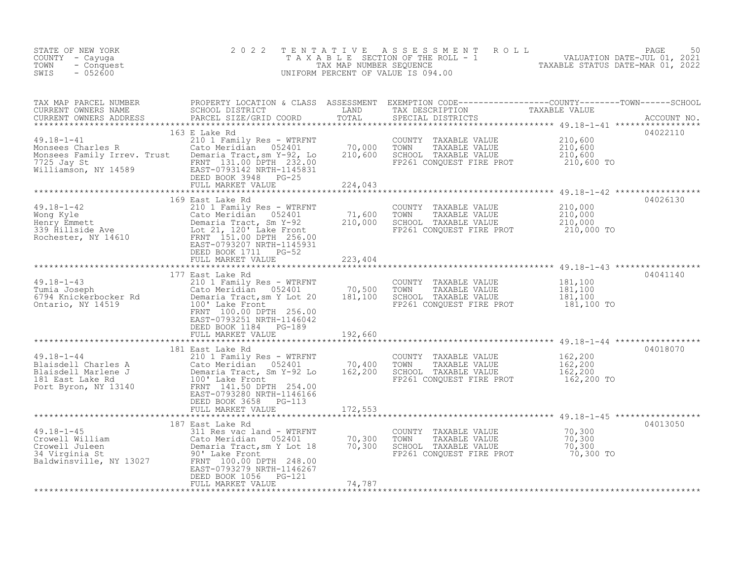STATE OF NEW YORK
COUNTY - Cayuga
TOWN - Conquest
SWIS - 052600

# 2022 TENTATIVE ASSESSMENT ROLL

TAXABLE SECTION OF THE ROLL - 1
TAX MAP NUMBER SEQUENCE
UNIFORM PERCENT OF VALUE IS 094.00

VALUATION DATE-JUL 01, 2021
TAXABLE STATUS DATE-MAR 01, 2022

| TAX MAP PARCEL NUMBER / CURRENT OWNERS NAME / CURRENT OWNERS ADDRESS | PROPERTY LOCATION & CLASS / SCHOOL DISTRICT / PARCEL SIZE/GRID COORD | ASSESSMENT LAND / TOTAL | EXEMPTION CODE / TAX DESCRIPTION / SPECIAL DISTRICTS | TAXABLE VALUE (COUNTY / TOWN / SCHOOL) | ACCOUNT NO. |
|---|---|---|---|---|---|
| 49.18-1-41 | 163 E Lake Rd | | | | 04022110 |
| Monsees Charles R | 210 1 Family Res - WTRFNT | | COUNTY TAXABLE VALUE | 210,600 | |
| Monsees Family Irrev. Trust | Cato Meridian 052401 | 70,000 | TOWN TAXABLE VALUE | 210,600 | |
| 7725 Jay St | Demaria Tract,sm Y-92, Lo | 210,600 | SCHOOL TAXABLE VALUE | 210,600 | |
| Williamson, NY 14589 | FRNT 131.00 DPTH 232.00 | | FP261 CONQUEST FIRE PROT | 210,600 TO | |
| | EAST-0793142 NRTH-1145831 | | | | |
| | DEED BOOK 3948 PG-25 | | | | |
| | FULL MARKET VALUE | 224,043 | | | |
| 49.18-1-42 | 169 East Lake Rd | | | | 04026130 |
| Wong Kyle | 210 1 Family Res - WTRFNT | | COUNTY TAXABLE VALUE | 210,000 | |
| Henry Emmett | Cato Meridian 052401 | 71,600 | TOWN TAXABLE VALUE | 210,000 | |
| 339 Hillside Ave | Demaria Tract, Sm Y-92 | 210,000 | SCHOOL TAXABLE VALUE | 210,000 | |
| Rochester, NY 14610 | Lot 21, 120' Lake Front | | FP261 CONQUEST FIRE PROT | 210,000 TO | |
| | FRNT 151.00 DPTH 256.00 | | | | |
| | EAST-0793207 NRTH-1145931 | | | | |
| | DEED BOOK 1711 PG-52 | | | | |
| | FULL MARKET VALUE | 223,404 | | | |
| 49.18-1-43 | 177 East Lake Rd | | | | 04041140 |
| Tumia Joseph | 210 1 Family Res - WTRFNT | | COUNTY TAXABLE VALUE | 181,100 | |
| 6794 Knickerbocker Rd | Cato Meridian 052401 | 70,500 | TOWN TAXABLE VALUE | 181,100 | |
| Ontario, NY 14519 | Demaria Tract,sm Y Lot 20 | 181,100 | SCHOOL TAXABLE VALUE | 181,100 | |
| | 100' Lake Front | | FP261 CONQUEST FIRE PROT | 181,100 TO | |
| | FRNT 100.00 DPTH 256.00 | | | | |
| | EAST-0793251 NRTH-1146042 | | | | |
| | DEED BOOK 1184 PG-189 | | | | |
| | FULL MARKET VALUE | 192,660 | | | |
| 49.18-1-44 | 181 East Lake Rd | | | | 04018070 |
| Blaisdell Charles A | 210 1 Family Res - WTRFNT | | COUNTY TAXABLE VALUE | 162,200 | |
| Blaisdell Marlene J | Cato Meridian 052401 | 70,400 | TOWN TAXABLE VALUE | 162,200 | |
| 181 East Lake Rd | Demaria Tract, Sm Y-92 Lo | 162,200 | SCHOOL TAXABLE VALUE | 162,200 | |
| Port Byron, NY 13140 | 100' Lake Front | | FP261 CONQUEST FIRE PROT | 162,200 TO | |
| | FRNT 141.50 DPTH 254.00 | | | | |
| | EAST-0793280 NRTH-1146166 | | | | |
| | DEED BOOK 3658 PG-113 | | | | |
| | FULL MARKET VALUE | 172,553 | | | |
| 49.18-1-45 | 187 East Lake Rd | | | | 04013050 |
| Crowell William | 311 Res vac land - WTRFNT | | COUNTY TAXABLE VALUE | 70,300 | |
| Crowell Juleen | Cato Meridian 052401 | 70,300 | TOWN TAXABLE VALUE | 70,300 | |
| 34 Virginia St | Demaria Tract,sm Y Lot 18 | 70,300 | SCHOOL TAXABLE VALUE | 70,300 | |
| Baldwinsville, NY 13027 | 90' Lake Front | | FP261 CONQUEST FIRE PROT | 70,300 TO | |
| | FRNT 100.00 DPTH 248.00 | | | | |
| | EAST-0793279 NRTH-1146267 | | | | |
| | DEED BOOK 1056 PG-121 | | | | |
| | FULL MARKET VALUE | 74,787 | | | |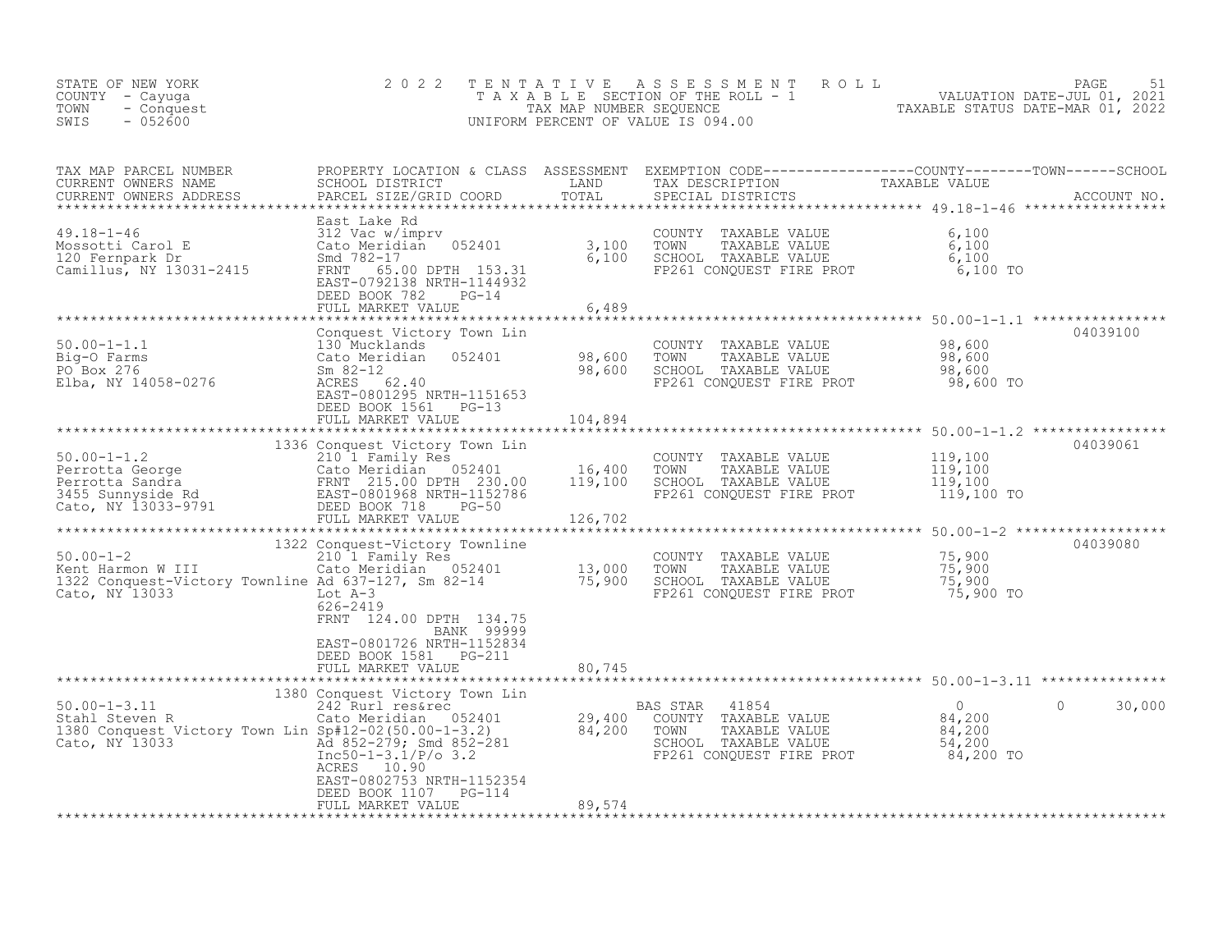STATE OF NEW YORK — COUNTY - Cayuga — TOWN - Conquest — SWIS - 052600

**2022 TENTATIVE ASSESSMENT ROLL**
TAXABLE SECTION OF THE ROLL - 1
TAX MAP NUMBER SEQUENCE
UNIFORM PERCENT OF VALUE IS 094.00

VALUATION DATE-JUL 01, 2021
TAXABLE STATUS DATE-MAR 01, 2022

| TAX MAP PARCEL NUMBER / CURRENT OWNERS NAME / CURRENT OWNERS ADDRESS | PROPERTY LOCATION & CLASS / SCHOOL DISTRICT / PARCEL SIZE/GRID COORD | ASSESSMENT LAND | TOTAL | EXEMPTION CODE / TAX DESCRIPTION / SPECIAL DISTRICTS | COUNTY TAXABLE VALUE | TOWN | SCHOOL | ACCOUNT NO. |
|---|---|---|---|---|---|---|---|---|
| **49.18-1-46** | East Lake Rd | | | | | | | |
| 49.18-1-46 | 312 Vac w/imprv | | | COUNTY TAXABLE VALUE | 6,100 | | | |
| Mossotti Carol E | Cato Meridian 052401 | 3,100 | | TOWN TAXABLE VALUE | 6,100 | | | |
| 120 Fernpark Dr | Smd 782-17 | | 6,100 | SCHOOL TAXABLE VALUE | 6,100 | | | |
| Camillus, NY 13031-2415 | FRNT 65.00 DPTH 153.31 | | | FP261 CONQUEST FIRE PROT | 6,100 TO | | | |
| | EAST-0792138 NRTH-1144932 | | | | | | | |
| | DEED BOOK 782 PG-14 | | | | | | | |
| | FULL MARKET VALUE | | 6,489 | | | | | |
| **50.00-1-1.1** | Conquest Victory Town Lin | | | | | | | 04039100 |
| 50.00-1-1.1 | 130 Mucklands | | | COUNTY TAXABLE VALUE | 98,600 | | | |
| Big-O Farms | Cato Meridian 052401 | 98,600 | | TOWN TAXABLE VALUE | 98,600 | | | |
| PO Box 276 | Sm 82-12 | | 98,600 | SCHOOL TAXABLE VALUE | 98,600 | | | |
| Elba, NY 14058-0276 | ACRES 62.40 | | | FP261 CONQUEST FIRE PROT | 98,600 TO | | | |
| | EAST-0801295 NRTH-1151653 | | | | | | | |
| | DEED BOOK 1561 PG-13 | | | | | | | |
| | FULL MARKET VALUE | | 104,894 | | | | | |
| **50.00-1-1.2** | 1336 Conquest Victory Town Lin | | | | | | | 04039061 |
| 50.00-1-1.2 | 210 1 Family Res | | | COUNTY TAXABLE VALUE | 119,100 | | | |
| Perrotta George | Cato Meridian 052401 | 16,400 | | TOWN TAXABLE VALUE | 119,100 | | | |
| Perrotta Sandra | FRNT 215.00 DPTH 230.00 | | 119,100 | SCHOOL TAXABLE VALUE | 119,100 | | | |
| 3455 Sunnyside Rd | EAST-0801968 NRTH-1152786 | | | FP261 CONQUEST FIRE PROT | 119,100 TO | | | |
| Cato, NY 13033-9791 | DEED BOOK 718 PG-50 | | | | | | | |
| | FULL MARKET VALUE | | 126,702 | | | | | |
| **50.00-1-2** | 1322 Conquest-Victory Townline | | | | | | | 04039080 |
| 50.00-1-2 | 210 1 Family Res | | | COUNTY TAXABLE VALUE | 75,900 | | | |
| Kent Harmon W III | Cato Meridian 052401 | 13,000 | | TOWN TAXABLE VALUE | 75,900 | | | |
| 1322 Conquest-Victory Townline | Ad 637-127, Sm 82-14 | | 75,900 | SCHOOL TAXABLE VALUE | 75,900 | | | |
| Cato, NY 13033 | Lot A-3 | | | FP261 CONQUEST FIRE PROT | 75,900 TO | | | |
| | 626-2419 | | | | | | | |
| | FRNT 124.00 DPTH 134.75 | | | | | | | |
| | BANK 99999 | | | | | | | |
| | EAST-0801726 NRTH-1152834 | | | | | | | |
| | DEED BOOK 1581 PG-211 | | | | | | | |
| | FULL MARKET VALUE | | 80,745 | | | | | |
| **50.00-1-3.11** | 1380 Conquest Victory Town Lin | | | | | | | |
| 50.00-1-3.11 | 242 Rurl res&rec | | | BAS STAR 41854 | 0 | 0 | 30,000 | |
| Stahl Steven R | Cato Meridian 052401 | 29,400 | | COUNTY TAXABLE VALUE | 84,200 | | | |
| 1380 Conquest Victory Town Lin | Sp#12-02(50.00-1-3.2) | | 84,200 | TOWN TAXABLE VALUE | 84,200 | | | |
| Cato, NY 13033 | Ad 852-279; Smd 852-281 | | | SCHOOL TAXABLE VALUE | 54,200 | | | |
| | Inc50-1-3.1/P/o 3.2 | | | FP261 CONQUEST FIRE PROT | 84,200 TO | | | |
| | ACRES 10.90 | | | | | | | |
| | EAST-0802753 NRTH-1152354 | | | | | | | |
| | DEED BOOK 1107 PG-114 | | | | | | | |
| | FULL MARKET VALUE | | 89,574 | | | | | |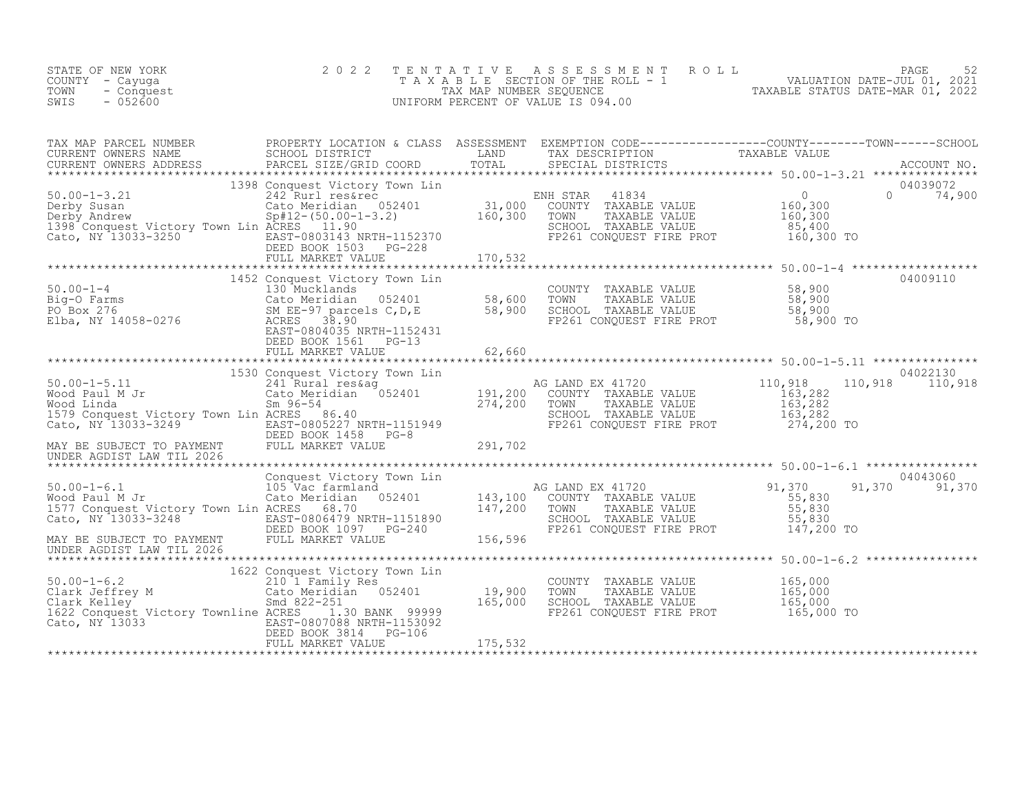STATE OF NEW YORK
COUNTY - Cayuga
TOWN - Conquest
SWIS - 052600

# 2022 TENTATIVE ASSESSMENT ROLL
TAXABLE SECTION OF THE ROLL - 1
TAX MAP NUMBER SEQUENCE
UNIFORM PERCENT OF VALUE IS 094.00

VALUATION DATE-JUL 01, 2021
TAXABLE STATUS DATE-MAR 01, 2022

| TAX MAP PARCEL NUMBER / CURRENT OWNERS NAME / CURRENT OWNERS ADDRESS | PROPERTY LOCATION & CLASS / SCHOOL DISTRICT / PARCEL SIZE/GRID COORD | ASSESSMENT LAND / TOTAL | EXEMPTION CODE / TAX DESCRIPTION / SPECIAL DISTRICTS | COUNTY | TOWN | SCHOOL | ACCOUNT NO. |
|---|---|---|---|---|---|---|---|
| 50.00-1-3.21 | 1398 Conquest Victory Town Lin | | | | | | 04039072 |
| Derby Susan | 242 Rurl res&rec | | ENH STAR 41834 | 0 | 0 | 74,900 | |
| Derby Andrew | Cato Meridian 052401 | 31,000 | COUNTY TAXABLE VALUE | 160,300 | | | |
| 1398 Conquest Victory Town Lin | Sp#12-(50.00-1-3.2) | 160,300 | TOWN TAXABLE VALUE | | 160,300 | | |
| Cato, NY 13033-3250 | ACRES 11.90 | | SCHOOL TAXABLE VALUE | | | 85,400 | |
| | EAST-0803143 NRTH-1152370 | | FP261 CONQUEST FIRE PROT | 160,300 TO | | | |
| | DEED BOOK 1503 PG-228 | | | | | | |
| | FULL MARKET VALUE | 170,532 | | | | | |
| 50.00-1-4 | 1452 Conquest Victory Town Lin | | | | | | 04009110 |
| Big-O Farms | 130 Mucklands | | COUNTY TAXABLE VALUE | 58,900 | | | |
| PO Box 276 | Cato Meridian 052401 | 58,600 | TOWN TAXABLE VALUE | | 58,900 | | |
| Elba, NY 14058-0276 | SM EE-97 parcels C,D,E | 58,900 | SCHOOL TAXABLE VALUE | | | 58,900 | |
| | ACRES 38.90 | | FP261 CONQUEST FIRE PROT | 58,900 TO | | | |
| | EAST-0804035 NRTH-1152431 | | | | | | |
| | DEED BOOK 1561 PG-13 | | | | | | |
| | FULL MARKET VALUE | 62,660 | | | | | |
| 50.00-1-5.11 | 1530 Conquest Victory Town Lin | | | | | | 04022130 |
| Wood Paul M Jr | 241 Rural res&ag | | AG LAND EX 41720 | 110,918 | 110,918 | 110,918 | |
| Wood Linda | Cato Meridian 052401 | 191,200 | COUNTY TAXABLE VALUE | 163,282 | | | |
| 1579 Conquest Victory Town Lin | Sm 96-54 | 274,200 | TOWN TAXABLE VALUE | | 163,282 | | |
| Cato, NY 13033-3249 | ACRES 86.40 | | SCHOOL TAXABLE VALUE | | | 163,282 | |
| | EAST-0805227 NRTH-1151949 | | FP261 CONQUEST FIRE PROT | 274,200 TO | | | |
| | DEED BOOK 1458 PG-8 | | | | | | |
| MAY BE SUBJECT TO PAYMENT UNDER AGDIST LAW TIL 2026 | FULL MARKET VALUE | 291,702 | | | | | |
| 50.00-1-6.1 | Conquest Victory Town Lin | | | | | | 04043060 |
| Wood Paul M Jr | 105 Vac farmland | | AG LAND EX 41720 | 91,370 | 91,370 | 91,370 | |
| 1577 Conquest Victory Town Lin | Cato Meridian 052401 | 143,100 | COUNTY TAXABLE VALUE | 55,830 | | | |
| Cato, NY 13033-3248 | ACRES 68.70 | 147,200 | TOWN TAXABLE VALUE | | 55,830 | | |
| | EAST-0806479 NRTH-1151890 | | SCHOOL TAXABLE VALUE | | | 55,830 | |
| | DEED BOOK 1097 PG-240 | | FP261 CONQUEST FIRE PROT | 147,200 TO | | | |
| MAY BE SUBJECT TO PAYMENT UNDER AGDIST LAW TIL 2026 | FULL MARKET VALUE | 156,596 | | | | | |
| 50.00-1-6.2 | 1622 Conquest Victory Town Lin | | | | | | |
| Clark Jeffrey M | 210 1 Family Res | | COUNTY TAXABLE VALUE | 165,000 | | | |
| Clark Kelley | Cato Meridian 052401 | 19,900 | TOWN TAXABLE VALUE | | 165,000 | | |
| 1622 Conquest Victory Townline | Smd 822-251 | 165,000 | SCHOOL TAXABLE VALUE | | | 165,000 | |
| Cato, NY 13033 | ACRES 1.30 BANK 99999 | | FP261 CONQUEST FIRE PROT | 165,000 TO | | | |
| | EAST-0807088 NRTH-1153092 | | | | | | |
| | DEED BOOK 3814 PG-106 | | | | | | |
| | FULL MARKET VALUE | 175,532 | | | | | |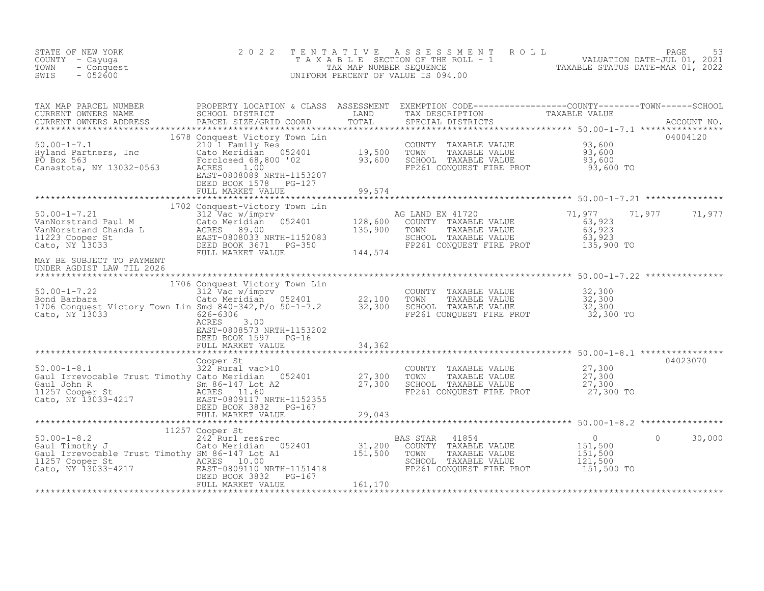STATE OF NEW YORK
COUNTY - Cayuga
TOWN - Conquest
SWIS - 052600

2 0 2 2 T E N T A T I V E A S S E S S M E N T R O L L
T A X A B L E SECTION OF THE ROLL - 1
TAX MAP NUMBER SEQUENCE
UNIFORM PERCENT OF VALUE IS 094.00

VALUATION DATE-JUL 01, 2021
TAXABLE STATUS DATE-MAR 01, 2022

| TAX MAP PARCEL NUMBER / CURRENT OWNERS NAME / CURRENT OWNERS ADDRESS | PROPERTY LOCATION & CLASS / SCHOOL DISTRICT / PARCEL SIZE/GRID COORD | ASSESSMENT LAND / TOTAL | EXEMPTION CODE / TAX DESCRIPTION / SPECIAL DISTRICTS | COUNTY TAXABLE VALUE | TOWN | SCHOOL | ACCOUNT NO. |
|---|---|---|---|---|---|---|---|
| 50.00-1-7.1 | 1678 Conquest Victory Town Lin | | | | | | 04004120 |
| Hyland Partners, Inc | 210 1 Family Res | | COUNTY TAXABLE VALUE | 93,600 | | | |
| PO Box 563 | Cato Meridian 052401 | 19,500 | TOWN TAXABLE VALUE | 93,600 | | | |
| Canastota, NY 13032-0563 | Forclosed 68,800 '02 | 93,600 | SCHOOL TAXABLE VALUE | 93,600 | | | |
| | ACRES 1.00 | | FP261 CONQUEST FIRE PROT | 93,600 TO | | | |
| | EAST-0808089 NRTH-1153207 | | | | | | |
| | DEED BOOK 1578 PG-127 | | | | | | |
| | FULL MARKET VALUE | 99,574 | | | | | |
| 50.00-1-7.21 | 1702 Conquest-Victory Town Lin | | | | | | |
| VanNorstrand Paul M | 312 Vac w/imprv | | AG LAND EX 41720 | 71,977 | 71,977 | 71,977 | |
| VanNorstrand Chanda L | Cato Meridian 052401 | 128,600 | COUNTY TAXABLE VALUE | 63,923 | | | |
| 11223 Cooper St | ACRES 89.00 | 135,900 | TOWN TAXABLE VALUE | 63,923 | | | |
| Cato, NY 13033 | EAST-0808033 NRTH-1152083 | | SCHOOL TAXABLE VALUE | 63,923 | | | |
| | DEED BOOK 3671 PG-350 | | FP261 CONQUEST FIRE PROT | 135,900 TO | | | |
| | FULL MARKET VALUE | 144,574 | | | | | |
| MAY BE SUBJECT TO PAYMENT UNDER AGDIST LAW TIL 2026 | | | | | | | |
| 50.00-1-7.22 | 1706 Conquest Victory Town Lin | | | | | | |
| Bond Barbara | 312 Vac w/imprv | | COUNTY TAXABLE VALUE | 32,300 | | | |
| 1706 Conquest Victory Town Lin | Cato Meridian 052401 | 22,100 | TOWN TAXABLE VALUE | 32,300 | | | |
| Cato, NY 13033 | Smd 840-342,P/o 50-1-7.2 | 32,300 | SCHOOL TAXABLE VALUE | 32,300 | | | |
| | 626-6306 | | FP261 CONQUEST FIRE PROT | 32,300 TO | | | |
| | ACRES 3.00 | | | | | | |
| | EAST-0808573 NRTH-1153202 | | | | | | |
| | DEED BOOK 1597 PG-16 | | | | | | |
| | FULL MARKET VALUE | 34,362 | | | | | |
| 50.00-1-8.1 | Cooper St | | | | | | 04023070 |
| Gaul Irrevocable Trust Timothy | 322 Rural vac>10 | | COUNTY TAXABLE VALUE | 27,300 | | | |
| Gaul John R | Cato Meridian 052401 | 27,300 | TOWN TAXABLE VALUE | 27,300 | | | |
| 11257 Cooper St | Sm 86-147 Lot A2 | 27,300 | SCHOOL TAXABLE VALUE | 27,300 | | | |
| Cato, NY 13033-4217 | ACRES 11.60 | | FP261 CONQUEST FIRE PROT | 27,300 TO | | | |
| | EAST-0809117 NRTH-1152355 | | | | | | |
| | DEED BOOK 3832 PG-167 | | | | | | |
| | FULL MARKET VALUE | 29,043 | | | | | |
| 50.00-1-8.2 | 11257 Cooper St | | | | | | |
| Gaul Timothy J | 242 Rurl res&rec | | BAS STAR 41854 | 0 | 0 | 30,000 | |
| Gaul Irrevocable Trust Timothy | Cato Meridian 052401 | 31,200 | COUNTY TAXABLE VALUE | 151,500 | | | |
| 11257 Cooper St | SM 86-147 Lot A1 | 151,500 | TOWN TAXABLE VALUE | 151,500 | | | |
| Cato, NY 13033-4217 | ACRES 10.00 | | SCHOOL TAXABLE VALUE | 121,500 | | | |
| | EAST-0809110 NRTH-1151418 | | FP261 CONQUEST FIRE PROT | 151,500 TO | | | |
| | DEED BOOK 3832 PG-167 | | | | | | |
| | FULL MARKET VALUE | 161,170 | | | | | |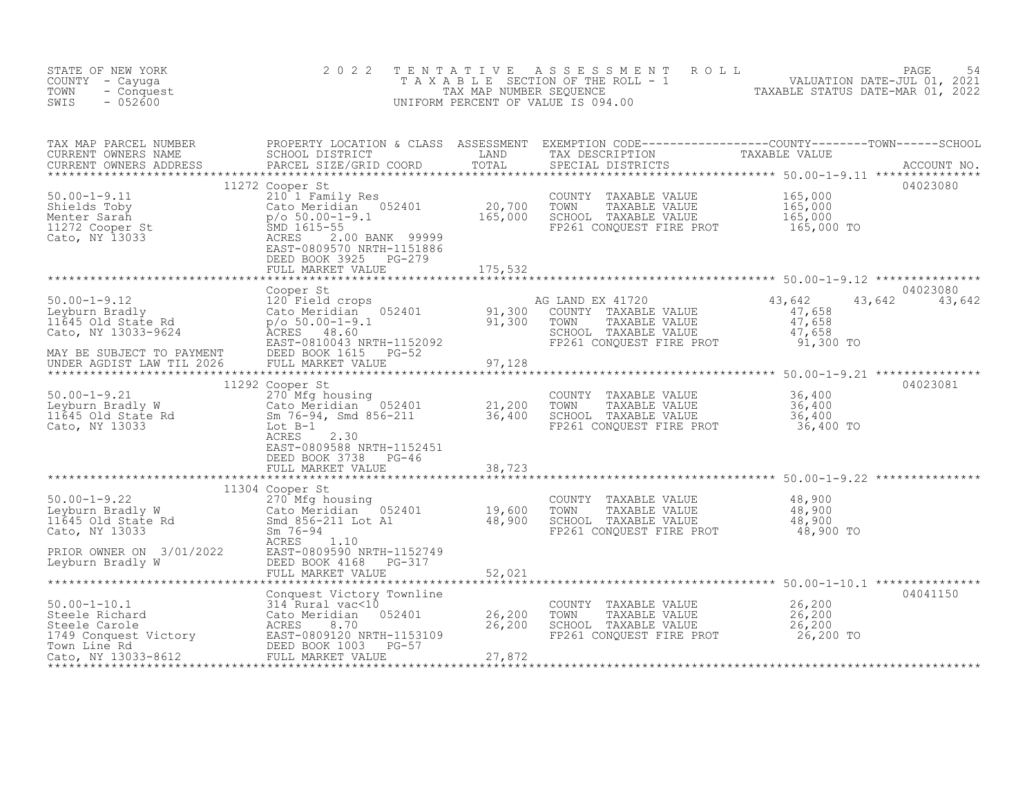STATE OF NEW YORK
COUNTY - Cayuga
TOWN - Conquest
SWIS - 052600

2 0 2 2 T E N T A T I V E A S S E S S M E N T R O L L
T A X A B L E SECTION OF THE ROLL - 1
TAX MAP NUMBER SEQUENCE
UNIFORM PERCENT OF VALUE IS 094.00

VALUATION DATE-JUL 01, 2021
TAXABLE STATUS DATE-MAR 01, 2022

```
TAX MAP PARCEL NUMBER          PROPERTY LOCATION & CLASS  ASSESSMENT  EXEMPTION CODE------------------COUNTY--------TOWN------SCHOOL
CURRENT OWNERS NAME            SCHOOL DISTRICT               LAND      TAX DESCRIPTION            TAXABLE VALUE
CURRENT OWNERS ADDRESS         PARCEL SIZE/GRID COORD        TOTAL     SPECIAL DISTRICTS                                     ACCOUNT NO.
******************************************************************************************************* 50.00-1-9.11 ***************
                      11272 Cooper St                                                                                 04023080
50.00-1-9.11                   210 1 Family Res                        COUNTY  TAXABLE VALUE          165,000
Shields Toby                   Cato Meridian   052401       20,700     TOWN    TAXABLE VALUE          165,000
Menter Sarah                   p/o 50.00-1-9.1             165,000     SCHOOL  TAXABLE VALUE          165,000
11272 Cooper St                SMD 1615-55                             FP261 CONQUEST FIRE PROT        165,000 TO
Cato, NY 13033                 ACRES     2.00 BANK  99999
                               EAST-0809570 NRTH-1151886
                               DEED BOOK 3925    PG-279
                               FULL MARKET VALUE           175,532
******************************************************************************************************* 50.00-1-9.12 ***************
                               Cooper St                                                                              04023080
50.00-1-9.12                   120 Field crops                         AG LAND EX 41720               43,642     43,642     43,642
Leyburn Bradly                 Cato Meridian   052401       91,300     COUNTY  TAXABLE VALUE           47,658
11645 Old State Rd             p/o 50.00-1-9.1              91,300     TOWN    TAXABLE VALUE           47,658
Cato, NY 13033-9624            ACRES    48.60                          SCHOOL  TAXABLE VALUE           47,658
                               EAST-0810043 NRTH-1152092               FP261 CONQUEST FIRE PROT         91,300 TO
MAY BE SUBJECT TO PAYMENT      DEED BOOK 1615    PG-52
UNDER AGDIST LAW TIL 2026      FULL MARKET VALUE            97,128
******************************************************************************************************* 50.00-1-9.21 ***************
                      11292 Cooper St                                                                                 04023081
50.00-1-9.21                   270 Mfg housing                         COUNTY  TAXABLE VALUE           36,400
Leyburn Bradly W               Cato Meridian   052401       21,200     TOWN    TAXABLE VALUE           36,400
11645 Old State Rd             Sm 76-94, Smd 856-211        36,400     SCHOOL  TAXABLE VALUE           36,400
Cato, NY 13033                 Lot B-1                                 FP261 CONQUEST FIRE PROT         36,400 TO
                               ACRES     2.30
                               EAST-0809588 NRTH-1152451
                               DEED BOOK 3738    PG-46
                               FULL MARKET VALUE            38,723
******************************************************************************************************* 50.00-1-9.22 ***************
                      11304 Cooper St
50.00-1-9.22                   270 Mfg housing                         COUNTY  TAXABLE VALUE           48,900
Leyburn Bradly W               Cato Meridian   052401       19,600     TOWN    TAXABLE VALUE           48,900
11645 Old State Rd             Smd 856-211 Lot A1           48,900     SCHOOL  TAXABLE VALUE           48,900
Cato, NY 13033                 Sm 76-94                                FP261 CONQUEST FIRE PROT         48,900 TO
                               ACRES     1.10
PRIOR OWNER ON 3/01/2022       EAST-0809590 NRTH-1152749
Leyburn Bradly W               DEED BOOK 4168    PG-317
                               FULL MARKET VALUE            52,021
******************************************************************************************************* 50.00-1-10.1 ***************
                               Conquest Victory Townline                                                              04041150
50.00-1-10.1                   314 Rural vac<10                        COUNTY  TAXABLE VALUE           26,200
Steele Richard                 Cato Meridian   052401       26,200     TOWN    TAXABLE VALUE           26,200
Steele Carole                  ACRES     8.70               26,200     SCHOOL  TAXABLE VALUE           26,200
1749 Conquest Victory          EAST-0809120 NRTH-1153109               FP261 CONQUEST FIRE PROT         26,200 TO
Town Line Rd                   DEED BOOK 1003    PG-57
Cato, NY 13033-8612            FULL MARKET VALUE            27,872
************************************************************************************************************************************
```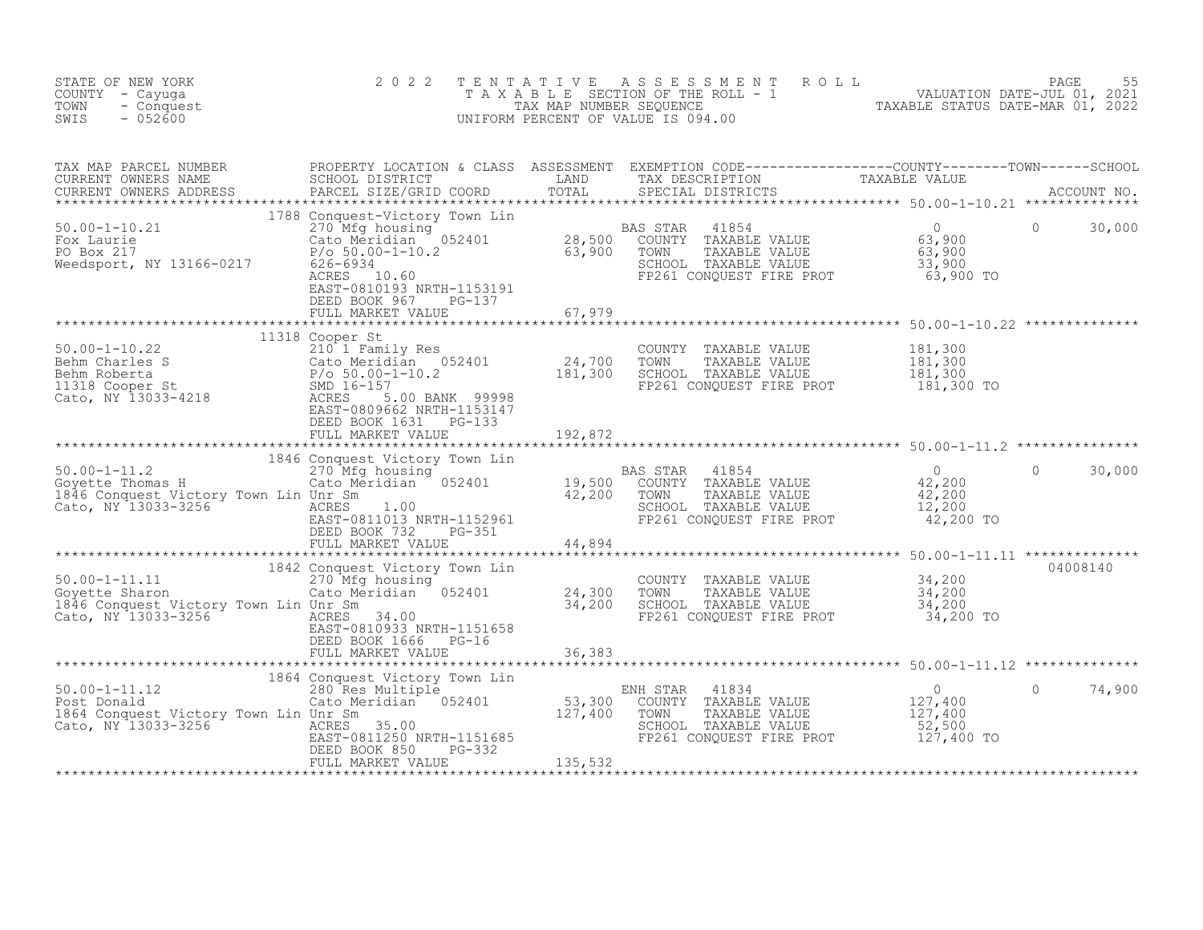STATE OF NEW YORK
COUNTY - Cayuga
TOWN - Conquest
SWIS - 052600

# 2022 TENTATIVE ASSESSMENT ROLL

TAXABLE SECTION OF THE ROLL - 1
TAX MAP NUMBER SEQUENCE
UNIFORM PERCENT OF VALUE IS 094.00

VALUATION DATE-JUL 01, 2021
TAXABLE STATUS DATE-MAR 01, 2022

| TAX MAP PARCEL NUMBER / CURRENT OWNERS NAME / CURRENT OWNERS ADDRESS | PROPERTY LOCATION & CLASS / SCHOOL DISTRICT / PARCEL SIZE/GRID COORD | ASSESSMENT LAND | ASSESSMENT TOTAL | EXEMPTION CODE / TAX DESCRIPTION / SPECIAL DISTRICTS | COUNTY TAXABLE VALUE | TOWN | SCHOOL | ACCOUNT NO. |
|---|---|---|---|---|---|---|---|---|
| **50.00-1-10.21** | 1788 Conquest-Victory Town Lin | | | | | | | |
| 50.00-1-10.21 | 270 Mfg housing | | | BAS STAR 41854 | 0 | 0 | 30,000 | |
| Fox Laurie | Cato Meridian 052401 | 28,500 | | COUNTY TAXABLE VALUE | 63,900 | | | |
| PO Box 217 | P/o 50.00-1-10.2 | | 63,900 | TOWN TAXABLE VALUE | 63,900 | | | |
| Weedsport, NY 13166-0217 | 626-6934 | | | SCHOOL TAXABLE VALUE | 33,900 | | | |
| | ACRES 10.60 | | | FP261 CONQUEST FIRE PROT | 63,900 TO | | | |
| | EAST-0810193 NRTH-1153191 | | | | | | | |
| | DEED BOOK 967 PG-137 | | | | | | | |
| | FULL MARKET VALUE | | 67,979 | | | | | |
| **50.00-1-10.22** | 11318 Cooper St | | | | | | | |
| 50.00-1-10.22 | 210 1 Family Res | | | COUNTY TAXABLE VALUE | 181,300 | | | |
| Behm Charles S | Cato Meridian 052401 | 24,700 | | TOWN TAXABLE VALUE | 181,300 | | | |
| Behm Roberta | P/o 50.00-1-10.2 | | 181,300 | SCHOOL TAXABLE VALUE | 181,300 | | | |
| 11318 Cooper St | SMD 16-157 | | | FP261 CONQUEST FIRE PROT | 181,300 TO | | | |
| Cato, NY 13033-4218 | ACRES 5.00 BANK 99998 | | | | | | | |
| | EAST-0809662 NRTH-1153147 | | | | | | | |
| | DEED BOOK 1631 PG-133 | | | | | | | |
| | FULL MARKET VALUE | | 192,872 | | | | | |
| **50.00-1-11.2** | 1846 Conquest Victory Town Lin | | | | | | | |
| 50.00-1-11.2 | 270 Mfg housing | | | BAS STAR 41854 | 0 | 0 | 30,000 | |
| Goyette Thomas H | Cato Meridian 052401 | 19,500 | | COUNTY TAXABLE VALUE | 42,200 | | | |
| 1846 Conquest Victory Town Lin | Unr Sm | | 42,200 | TOWN TAXABLE VALUE | 42,200 | | | |
| Cato, NY 13033-3256 | ACRES 1.00 | | | SCHOOL TAXABLE VALUE | 12,200 | | | |
| | EAST-0811013 NRTH-1152961 | | | FP261 CONQUEST FIRE PROT | 42,200 TO | | | |
| | DEED BOOK 732 PG-351 | | | | | | | |
| | FULL MARKET VALUE | | 44,894 | | | | | |
| **50.00-1-11.11** | 1842 Conquest Victory Town Lin | | | | | | | 04008140 |
| 50.00-1-11.11 | 270 Mfg housing | | | COUNTY TAXABLE VALUE | 34,200 | | | |
| Goyette Sharon | Cato Meridian 052401 | 24,300 | | TOWN TAXABLE VALUE | 34,200 | | | |
| 1846 Conquest Victory Town Lin | Unr Sm | | 34,200 | SCHOOL TAXABLE VALUE | 34,200 | | | |
| Cato, NY 13033-3256 | ACRES 34.00 | | | FP261 CONQUEST FIRE PROT | 34,200 TO | | | |
| | EAST-0810933 NRTH-1151658 | | | | | | | |
| | DEED BOOK 1666 PG-16 | | | | | | | |
| | FULL MARKET VALUE | | 36,383 | | | | | |
| **50.00-1-11.12** | 1864 Conquest Victory Town Lin | | | | | | | |
| 50.00-1-11.12 | 280 Res Multiple | | | ENH STAR 41834 | 0 | 0 | 74,900 | |
| Post Donald | Cato Meridian 052401 | 53,300 | | COUNTY TAXABLE VALUE | 127,400 | | | |
| 1864 Conquest Victory Town Lin | Unr Sm | | 127,400 | TOWN TAXABLE VALUE | 127,400 | | | |
| Cato, NY 13033-3256 | ACRES 35.00 | | | SCHOOL TAXABLE VALUE | 52,500 | | | |
| | EAST-0811250 NRTH-1151685 | | | FP261 CONQUEST FIRE PROT | 127,400 TO | | | |
| | DEED BOOK 850 PG-332 | | | | | | | |
| | FULL MARKET VALUE | | 135,532 | | | | | |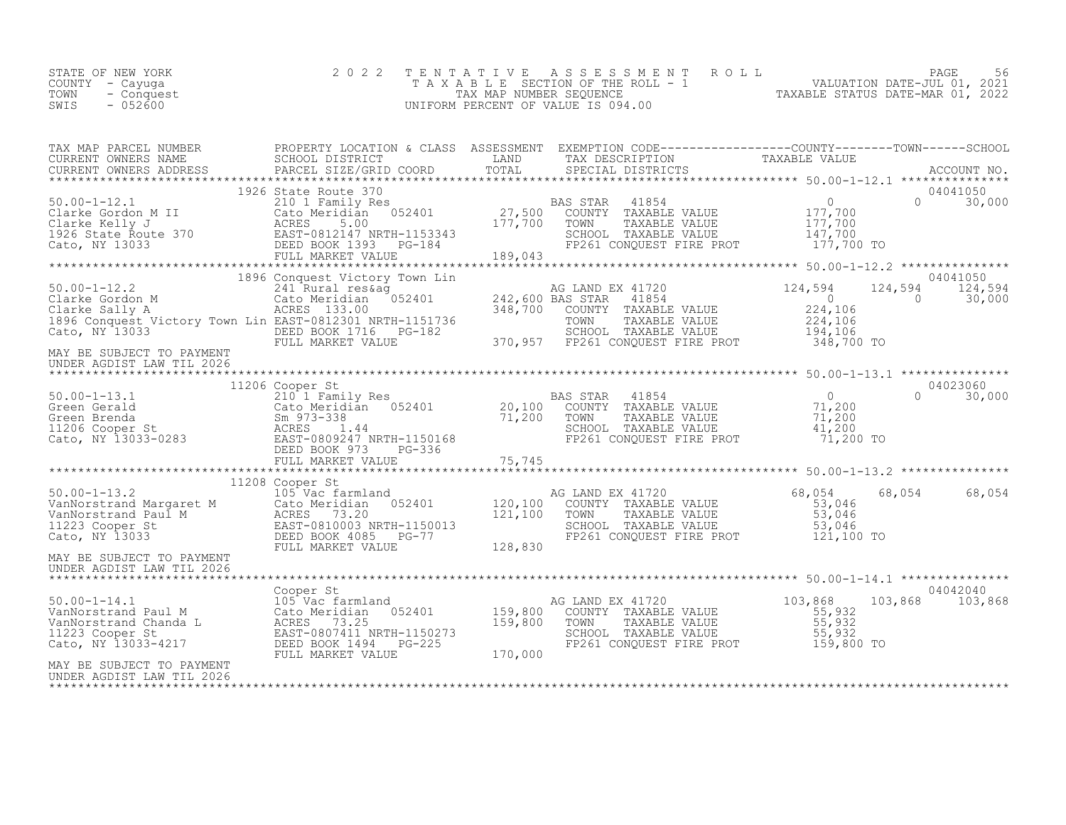STATE OF NEW YORK
COUNTY - Cayuga
TOWN - Conquest
SWIS - 052600

2 0 2 2 TENTATIVE ASSESSMENT ROLL
TAXABLE SECTION OF THE ROLL - 1
TAX MAP NUMBER SEQUENCE
UNIFORM PERCENT OF VALUE IS 094.00

VALUATION DATE-JUL 01, 2021
TAXABLE STATUS DATE-MAR 01, 2022

| TAX MAP PARCEL NUMBER / CURRENT OWNERS NAME / CURRENT OWNERS ADDRESS | PROPERTY LOCATION & CLASS / SCHOOL DISTRICT / PARCEL SIZE/GRID COORD | ASSESSMENT LAND / TOTAL | EXEMPTION CODE / TAX DESCRIPTION / SPECIAL DISTRICTS | COUNTY TAXABLE VALUE | TOWN | SCHOOL / ACCOUNT NO. |
|---|---|---|---|---|---|---|
| 50.00-1-12.1 | 1926 State Route 370 | | | | | 04041050 |
| Clarke Gordon M II | 210 1 Family Res | | BAS STAR 41854 | 0 | 0 | 30,000 |
| Clarke Kelly J | Cato Meridian 052401 | 27,500 | COUNTY TAXABLE VALUE | 177,700 | | |
| 1926 State Route 370 | ACRES 5.00 | 177,700 | TOWN TAXABLE VALUE | 177,700 | | |
| Cato, NY 13033 | EAST-0812147 NRTH-1153343 | | SCHOOL TAXABLE VALUE | 147,700 | | |
| | DEED BOOK 1393 PG-184 | | FP261 CONQUEST FIRE PROT | 177,700 TO | | |
| | FULL MARKET VALUE | 189,043 | | | | |
| 50.00-1-12.2 | 1896 Conquest Victory Town Lin | | | | | 04041050 |
| Clarke Gordon M | 241 Rural res&ag | | AG LAND EX 41720 | 124,594 | 124,594 | 124,594 |
| Clarke Sally A | Cato Meridian 052401 | 242,600 | BAS STAR 41854 | 0 | 0 | 30,000 |
| 1896 Conquest Victory Town Lin | ACRES 133.00 | 348,700 | COUNTY TAXABLE VALUE | 224,106 | | |
| Cato, NY 13033 | EAST-0812301 NRTH-1151736 | | TOWN TAXABLE VALUE | 224,106 | | |
| | DEED BOOK 1716 PG-182 | | SCHOOL TAXABLE VALUE | 194,106 | | |
| MAY BE SUBJECT TO PAYMENT UNDER AGDIST LAW TIL 2026 | FULL MARKET VALUE | 370,957 | FP261 CONQUEST FIRE PROT | 348,700 TO | | |
| 50.00-1-13.1 | 11206 Cooper St | | | | | 04023060 |
| Green Gerald | 210 1 Family Res | | BAS STAR 41854 | 0 | 0 | 30,000 |
| Green Brenda | Cato Meridian 052401 | 20,100 | COUNTY TAXABLE VALUE | 71,200 | | |
| 11206 Cooper St | Sm 973-338 | 71,200 | TOWN TAXABLE VALUE | 71,200 | | |
| Cato, NY 13033-0283 | ACRES 1.44 | | SCHOOL TAXABLE VALUE | 41,200 | | |
| | EAST-0809247 NRTH-1150168 | | FP261 CONQUEST FIRE PROT | 71,200 TO | | |
| | DEED BOOK 973 PG-336 | | | | | |
| | FULL MARKET VALUE | 75,745 | | | | |
| 50.00-1-13.2 | 11208 Cooper St | | | | | |
| VanNorstrand Margaret M | 105 Vac farmland | | AG LAND EX 41720 | 68,054 | 68,054 | 68,054 |
| VanNorstrand Paul M | Cato Meridian 052401 | 120,100 | COUNTY TAXABLE VALUE | 53,046 | | |
| 11223 Cooper St | ACRES 73.20 | 121,100 | TOWN TAXABLE VALUE | 53,046 | | |
| Cato, NY 13033 | EAST-0810003 NRTH-1150013 | | SCHOOL TAXABLE VALUE | 53,046 | | |
| | DEED BOOK 4085 PG-77 | | FP261 CONQUEST FIRE PROT | 121,100 TO | | |
| MAY BE SUBJECT TO PAYMENT UNDER AGDIST LAW TIL 2026 | FULL MARKET VALUE | 128,830 | | | | |
| 50.00-1-14.1 | Cooper St | | | | | 04042040 |
| VanNorstrand Paul M | 105 Vac farmland | | AG LAND EX 41720 | 103,868 | 103,868 | 103,868 |
| VanNorstrand Chanda L | Cato Meridian 052401 | 159,800 | COUNTY TAXABLE VALUE | 55,932 | | |
| 11223 Cooper St | ACRES 73.25 | 159,800 | TOWN TAXABLE VALUE | 55,932 | | |
| Cato, NY 13033-4217 | EAST-0807411 NRTH-1150273 | | SCHOOL TAXABLE VALUE | 55,932 | | |
| | DEED BOOK 1494 PG-225 | | FP261 CONQUEST FIRE PROT | 159,800 TO | | |
| MAY BE SUBJECT TO PAYMENT UNDER AGDIST LAW TIL 2026 | FULL MARKET VALUE | 170,000 | | | | |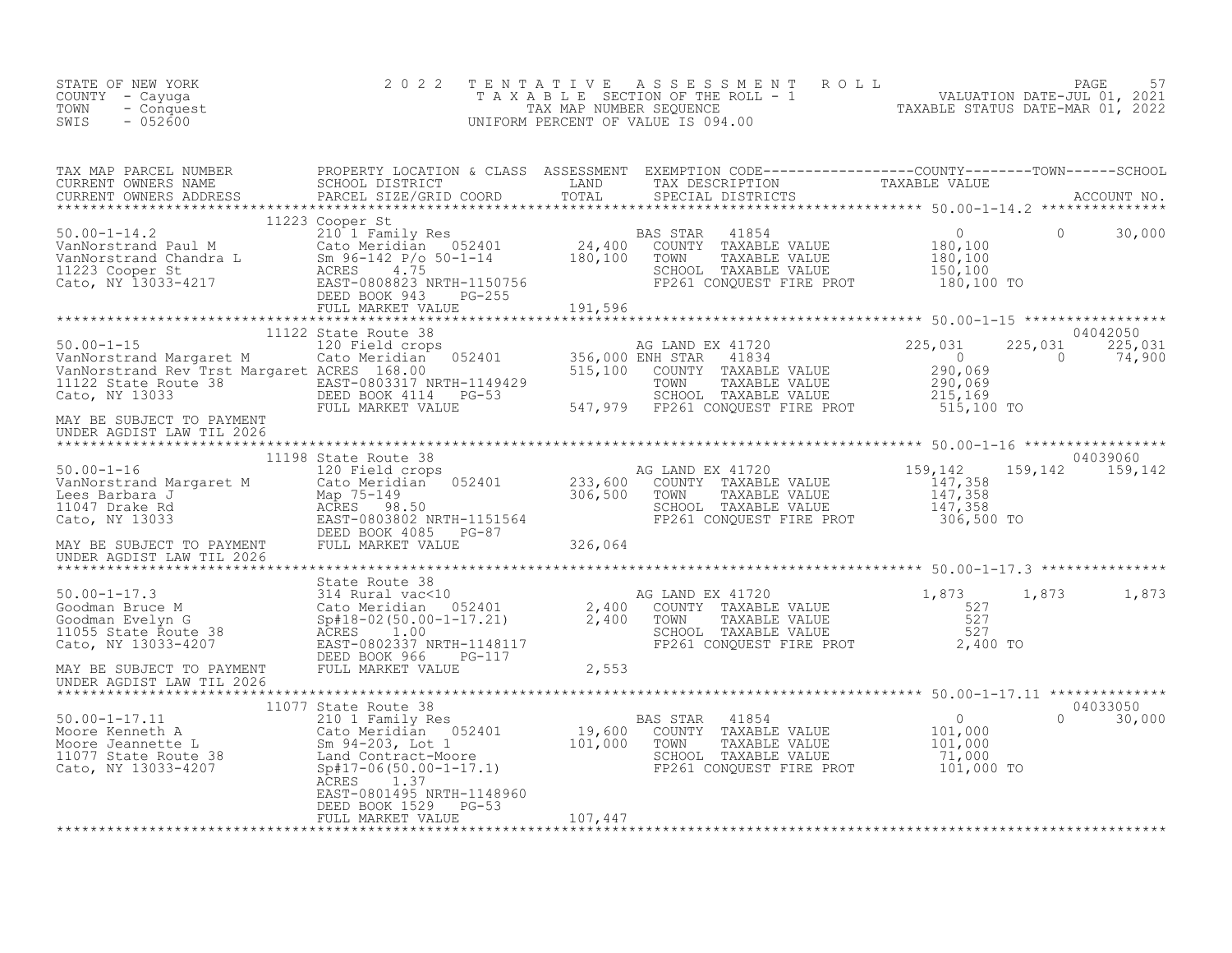STATE OF NEW YORK
COUNTY - Cayuga
TOWN - Conquest
SWIS - 052600

# 2022 TENTATIVE ASSESSMENT ROLL

TAXABLE SECTION OF THE ROLL - 1
TAX MAP NUMBER SEQUENCE
UNIFORM PERCENT OF VALUE IS 094.00

VALUATION DATE-JUL 01, 2021
TAXABLE STATUS DATE-MAR 01, 2022

| TAX MAP PARCEL NUMBER / CURRENT OWNERS NAME / CURRENT OWNERS ADDRESS | PROPERTY LOCATION & CLASS / SCHOOL DISTRICT / PARCEL SIZE/GRID COORD | ASSESSMENT LAND / TOTAL | EXEMPTION CODE / TAX DESCRIPTION / SPECIAL DISTRICTS | COUNTY TAXABLE VALUE | TOWN | SCHOOL / ACCOUNT NO. |
|---|---|---|---|---|---|---|
| **50.00-1-14.2** | 11223 Cooper St | | | | | |
| 50.00-1-14.2 | 210 1 Family Res | | BAS STAR 41854 | 0 | 0 | 30,000 |
| VanNorstrand Paul M | Cato Meridian 052401 | 24,400 | COUNTY TAXABLE VALUE | 180,100 | | |
| VanNorstrand Chandra L | Sm 96-142 P/o 50-1-14 | 180,100 | TOWN TAXABLE VALUE | 180,100 | | |
| 11223 Cooper St | ACRES 4.75 | | SCHOOL TAXABLE VALUE | 150,100 | | |
| Cato, NY 13033-4217 | EAST-0808823 NRTH-1150756 | | FP261 CONQUEST FIRE PROT | 180,100 TO | | |
| | DEED BOOK 943 PG-255 | | | | | |
| | FULL MARKET VALUE | 191,596 | | | | |
| **50.00-1-15** | 11122 State Route 38 | | | | | 04042050 |
| 50.00-1-15 | 120 Field crops | | AG LAND EX 41720 | 225,031 | 225,031 | 225,031 |
| VanNorstrand Margaret M | Cato Meridian 052401 | 356,000 | ENH STAR 41834 | 0 | 0 | 74,900 |
| VanNorstrand Rev Trst Margaret | ACRES 168.00 | 515,100 | COUNTY TAXABLE VALUE | 290,069 | | |
| 11122 State Route 38 | EAST-0803317 NRTH-1149429 | | TOWN TAXABLE VALUE | 290,069 | | |
| Cato, NY 13033 | DEED BOOK 4114 PG-53 | | SCHOOL TAXABLE VALUE | 215,169 | | |
| | FULL MARKET VALUE | 547,979 | FP261 CONQUEST FIRE PROT | 515,100 TO | | |
| MAY BE SUBJECT TO PAYMENT UNDER AGDIST LAW TIL 2026 | | | | | | |
| **50.00-1-16** | 11198 State Route 38 | | | | | 04039060 |
| 50.00-1-16 | 120 Field crops | | AG LAND EX 41720 | 159,142 | 159,142 | 159,142 |
| VanNorstrand Margaret M | Cato Meridian 052401 | 233,600 | COUNTY TAXABLE VALUE | 147,358 | | |
| Lees Barbara J | Map 75-149 | 306,500 | TOWN TAXABLE VALUE | 147,358 | | |
| 11047 Drake Rd | ACRES 98.50 | | SCHOOL TAXABLE VALUE | 147,358 | | |
| Cato, NY 13033 | EAST-0803802 NRTH-1151564 | | FP261 CONQUEST FIRE PROT | 306,500 TO | | |
| | DEED BOOK 4085 PG-87 | | | | | |
| MAY BE SUBJECT TO PAYMENT UNDER AGDIST LAW TIL 2026 | FULL MARKET VALUE | 326,064 | | | | |
| **50.00-1-17.3** | State Route 38 | | | | | |
| 50.00-1-17.3 | 314 Rural vac<10 | | AG LAND EX 41720 | 1,873 | 1,873 | 1,873 |
| Goodman Bruce M | Cato Meridian 052401 | 2,400 | COUNTY TAXABLE VALUE | 527 | | |
| Goodman Evelyn G | Sp#18-02(50.00-1-17.21) | 2,400 | TOWN TAXABLE VALUE | 527 | | |
| 11055 State Route 38 | ACRES 1.00 | | SCHOOL TAXABLE VALUE | 527 | | |
| Cato, NY 13033-4207 | EAST-0802337 NRTH-1148117 | | FP261 CONQUEST FIRE PROT | 2,400 TO | | |
| | DEED BOOK 966 PG-117 | | | | | |
| MAY BE SUBJECT TO PAYMENT UNDER AGDIST LAW TIL 2026 | FULL MARKET VALUE | 2,553 | | | | |
| **50.00-1-17.11** | 11077 State Route 38 | | | | | 04033050 |
| 50.00-1-17.11 | 210 1 Family Res | | BAS STAR 41854 | 0 | 0 | 30,000 |
| Moore Kenneth A | Cato Meridian 052401 | 19,600 | COUNTY TAXABLE VALUE | 101,000 | | |
| Moore Jeannette L | Sm 94-203, Lot 1 | 101,000 | TOWN TAXABLE VALUE | 101,000 | | |
| 11077 State Route 38 | Land Contract-Moore | | SCHOOL TAXABLE VALUE | 71,000 | | |
| Cato, NY 13033-4207 | Sp#17-06(50.00-1-17.1) | | FP261 CONQUEST FIRE PROT | 101,000 TO | | |
| | ACRES 1.37 | | | | | |
| | EAST-0801495 NRTH-1148960 | | | | | |
| | DEED BOOK 1529 PG-53 | | | | | |
| | FULL MARKET VALUE | 107,447 | | | | |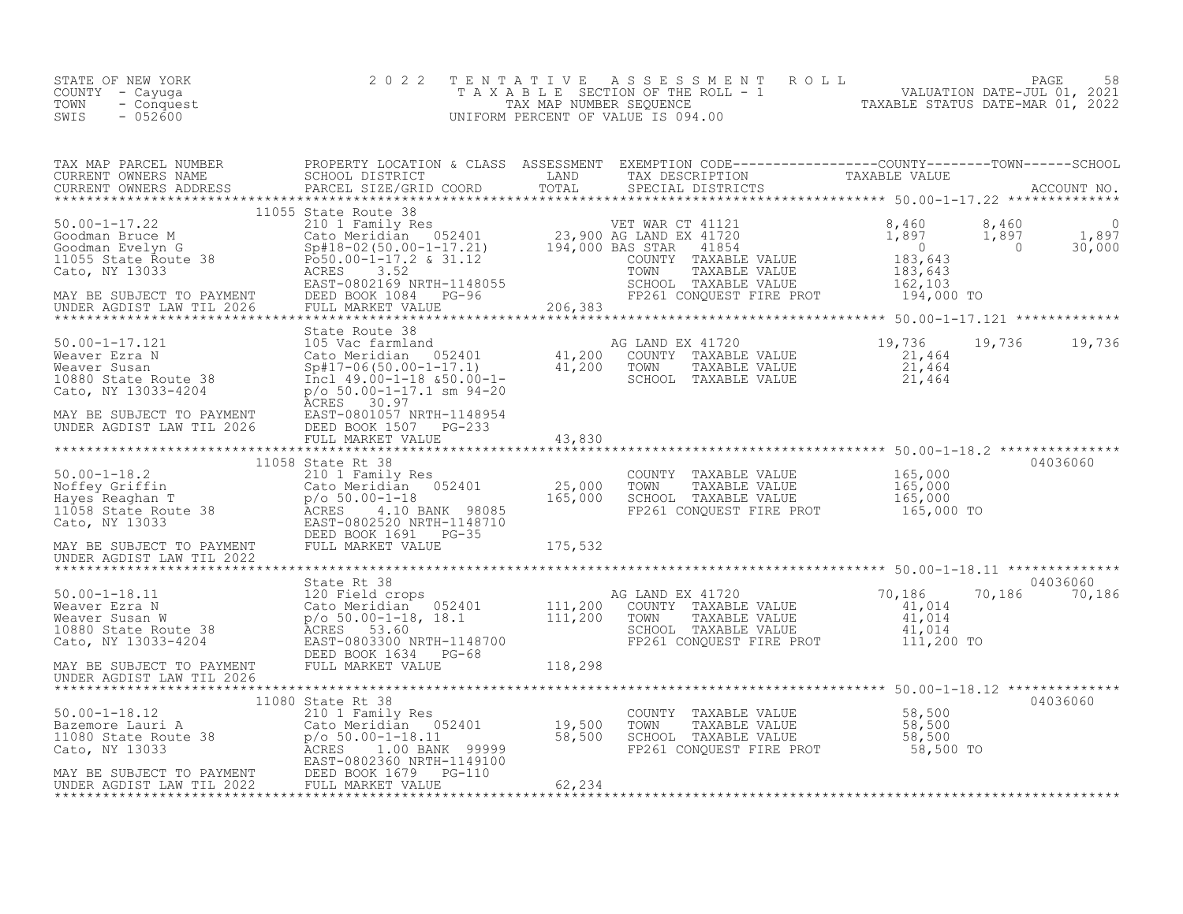STATE OF NEW YORK
COUNTY - Cayuga
TOWN - Conquest
SWIS - 052600

# 2022 TENTATIVE ASSESSMENT ROLL

TAXABLE SECTION OF THE ROLL - 1
TAX MAP NUMBER SEQUENCE
UNIFORM PERCENT OF VALUE IS 094.00

VALUATION DATE-JUL 01, 2021
TAXABLE STATUS DATE-MAR 01, 2022

| TAX MAP PARCEL NUMBER / CURRENT OWNERS NAME / CURRENT OWNERS ADDRESS | PROPERTY LOCATION & CLASS / SCHOOL DISTRICT / PARCEL SIZE/GRID COORD | ASSESSMENT LAND / TOTAL | EXEMPTION CODE / TAX DESCRIPTION / SPECIAL DISTRICTS | COUNTY TAXABLE VALUE | TOWN | SCHOOL / ACCOUNT NO. |
|---|---|---|---|---|---|---|
| **50.00-1-17.22** | 11055 State Route 38 | | | | | |
| 50.00-1-17.22 | 210 1 Family Res | | VET WAR CT 41121 | 8,460 | 8,460 | 0 |
| Goodman Bruce M | Cato Meridian 052401 | 23,900 | AG LAND EX 41720 | 1,897 | 1,897 | 1,897 |
| Goodman Evelyn G | Sp#18-02(50.00-1-17.21) | 194,000 | BAS STAR 41854 | 0 | 0 | 30,000 |
| 11055 State Route 38 | Po50.00-1-17.2 & 31.12 | | COUNTY TAXABLE VALUE | 183,643 | | |
| Cato, NY 13033 | ACRES 3.52 | | TOWN TAXABLE VALUE | 183,643 | | |
| | EAST-0802169 NRTH-1148055 | | SCHOOL TAXABLE VALUE | 162,103 | | |
| MAY BE SUBJECT TO PAYMENT | DEED BOOK 1084 PG-96 | | FP261 CONQUEST FIRE PROT | 194,000 TO | | |
| UNDER AGDIST LAW TIL 2026 | FULL MARKET VALUE | 206,383 | | | | |
| **50.00-1-17.121** | State Route 38 | | | | | |
| 50.00-1-17.121 | 105 Vac farmland | | AG LAND EX 41720 | 19,736 | 19,736 | 19,736 |
| Weaver Ezra N | Cato Meridian 052401 | 41,200 | COUNTY TAXABLE VALUE | 21,464 | | |
| Weaver Susan | Sp#17-06(50.00-1-17.1) | 41,200 | TOWN TAXABLE VALUE | 21,464 | | |
| 10880 State Route 38 | Incl 49.00-1-18 &50.00-1- | | SCHOOL TAXABLE VALUE | 21,464 | | |
| Cato, NY 13033-4204 | p/o 50.00-1-17.1 sm 94-20 | | | | | |
| | ACRES 30.97 | | | | | |
| MAY BE SUBJECT TO PAYMENT | EAST-0801057 NRTH-1148954 | | | | | |
| UNDER AGDIST LAW TIL 2026 | DEED BOOK 1507 PG-233 | | | | | |
| | FULL MARKET VALUE | 43,830 | | | | |
| **50.00-1-18.2** | 11058 State Rt 38 | | | | | 04036060 |
| 50.00-1-18.2 | 210 1 Family Res | | COUNTY TAXABLE VALUE | 165,000 | | |
| Noffey Griffin | Cato Meridian 052401 | 25,000 | TOWN TAXABLE VALUE | 165,000 | | |
| Hayes Reaghan T | p/o 50.00-1-18 | 165,000 | SCHOOL TAXABLE VALUE | 165,000 | | |
| 11058 State Route 38 | ACRES 4.10 BANK 98085 | | FP261 CONQUEST FIRE PROT | 165,000 TO | | |
| Cato, NY 13033 | EAST-0802520 NRTH-1148710 | | | | | |
| | DEED BOOK 1691 PG-35 | | | | | |
| MAY BE SUBJECT TO PAYMENT | FULL MARKET VALUE | 175,532 | | | | |
| UNDER AGDIST LAW TIL 2022 | | | | | | |
| **50.00-1-18.11** | State Rt 38 | | | | | 04036060 |
| 50.00-1-18.11 | 120 Field crops | | AG LAND EX 41720 | 70,186 | 70,186 | 70,186 |
| Weaver Ezra N | Cato Meridian 052401 | 111,200 | COUNTY TAXABLE VALUE | 41,014 | | |
| Weaver Susan W | p/o 50.00-1-18, 18.1 | 111,200 | TOWN TAXABLE VALUE | 41,014 | | |
| 10880 State Route 38 | ACRES 53.60 | | SCHOOL TAXABLE VALUE | 41,014 | | |
| Cato, NY 13033-4204 | EAST-0803300 NRTH-1148700 | | FP261 CONQUEST FIRE PROT | 111,200 TO | | |
| | DEED BOOK 1634 PG-68 | | | | | |
| MAY BE SUBJECT TO PAYMENT | FULL MARKET VALUE | 118,298 | | | | |
| UNDER AGDIST LAW TIL 2026 | | | | | | |
| **50.00-1-18.12** | 11080 State Rt 38 | | | | | 04036060 |
| 50.00-1-18.12 | 210 1 Family Res | | COUNTY TAXABLE VALUE | 58,500 | | |
| Bazemore Lauri A | Cato Meridian 052401 | 19,500 | TOWN TAXABLE VALUE | 58,500 | | |
| 11080 State Route 38 | p/o 50.00-1-18.11 | 58,500 | SCHOOL TAXABLE VALUE | 58,500 | | |
| Cato, NY 13033 | ACRES 1.00 BANK 99999 | | FP261 CONQUEST FIRE PROT | 58,500 TO | | |
| | EAST-0802360 NRTH-1149100 | | | | | |
| MAY BE SUBJECT TO PAYMENT | DEED BOOK 1679 PG-110 | | | | | |
| UNDER AGDIST LAW TIL 2022 | FULL MARKET VALUE | 62,234 | | | | |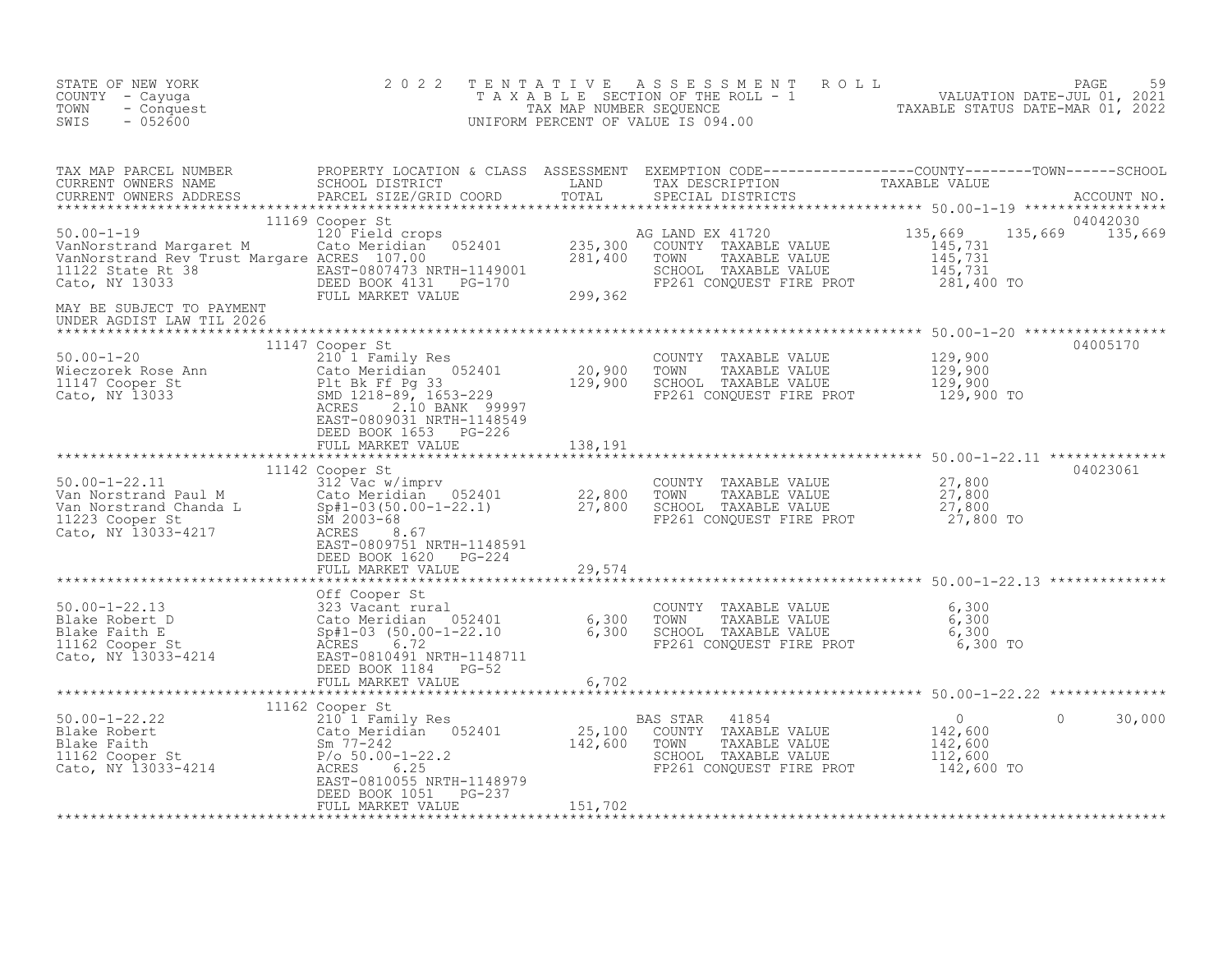STATE OF NEW YORK
COUNTY - Cayuga
TOWN - Conquest
SWIS - 052600

2 0 2 2 T E N T A T I V E A S S E S S M E N T R O L L
T A X A B L E SECTION OF THE ROLL - 1
TAX MAP NUMBER SEQUENCE
UNIFORM PERCENT OF VALUE IS 094.00

VALUATION DATE-JUL 01, 2021
TAXABLE STATUS DATE-MAR 01, 2022

```
TAX MAP PARCEL NUMBER          PROPERTY LOCATION & CLASS  ASSESSMENT  EXEMPTION CODE------------------COUNTY--------TOWN------SCHOOL
CURRENT OWNERS NAME            SCHOOL DISTRICT               LAND      TAX DESCRIPTION              TAXABLE VALUE
CURRENT OWNERS ADDRESS         PARCEL SIZE/GRID COORD       TOTAL      SPECIAL DISTRICTS                                    ACCOUNT NO.
******************************************************************************************************* 50.00-1-19 *****************
                        11169 Cooper St                                                                                    04042030
50.00-1-19                     120 Field crops                         AG LAND EX 41720          135,669    135,669    135,669
VanNorstrand Margaret M        Cato Meridian   052401      235,300    COUNTY  TAXABLE VALUE        145,731
VanNorstrand Rev Trust Margare ACRES  107.00               281,400    TOWN    TAXABLE VALUE        145,731
11122 State Rt 38              EAST-0807473 NRTH-1149001              SCHOOL  TAXABLE VALUE        145,731
Cato, NY 13033                 DEED BOOK 4131   PG-170                FP261 CONQUEST FIRE PROT       281,400 TO
                               FULL MARKET VALUE           299,362
MAY BE SUBJECT TO PAYMENT
UNDER AGDIST LAW TIL 2026
******************************************************************************************************* 50.00-1-20 *****************
                        11147 Cooper St                                                                                    04005170
50.00-1-20                     210 1 Family Res                       COUNTY  TAXABLE VALUE        129,900
Wieczorek Rose Ann             Cato Meridian   052401       20,900    TOWN    TAXABLE VALUE        129,900
11147 Cooper St                Plt Bk Ff Pg 33             129,900    SCHOOL  TAXABLE VALUE        129,900
Cato, NY 13033                 SMD 1218-89, 1653-229                  FP261 CONQUEST FIRE PROT       129,900 TO
                               ACRES    2.10 BANK  99997
                               EAST-0809031 NRTH-1148549
                               DEED BOOK 1653   PG-226
                               FULL MARKET VALUE           138,191
******************************************************************************************************* 50.00-1-22.11 **************
                        11142 Cooper St                                                                                    04023061
50.00-1-22.11                  312 Vac w/imprv                        COUNTY  TAXABLE VALUE         27,800
Van Norstrand Paul M           Cato Meridian   052401       22,800    TOWN    TAXABLE VALUE         27,800
Van Norstrand Chanda L         Sp#1-03(50.00-1-22.1)        27,800    SCHOOL  TAXABLE VALUE         27,800
11223 Cooper St                SM 2003-68                             FP261 CONQUEST FIRE PROT        27,800 TO
Cato, NY 13033-4217            ACRES    8.67
                               EAST-0809751 NRTH-1148591
                               DEED BOOK 1620   PG-224
                               FULL MARKET VALUE            29,574
******************************************************************************************************* 50.00-1-22.13 **************
                               Off Cooper St
50.00-1-22.13                  323 Vacant rural                       COUNTY  TAXABLE VALUE          6,300
Blake Robert D                 Cato Meridian   052401        6,300    TOWN    TAXABLE VALUE          6,300
Blake Faith E                  Sp#1-03 (50.00-1-22.10        6,300    SCHOOL  TAXABLE VALUE          6,300
11162 Cooper St                ACRES    6.72                          FP261 CONQUEST FIRE PROT         6,300 TO
Cato, NY 13033-4214            EAST-0810491 NRTH-1148711
                               DEED BOOK 1184   PG-52
                               FULL MARKET VALUE             6,702
******************************************************************************************************* 50.00-1-22.22 **************
                        11162 Cooper St
50.00-1-22.22                  210 1 Family Res                        BAS STAR   41854                  0          0     30,000
Blake Robert                   Cato Meridian   052401       25,100    COUNTY  TAXABLE VALUE        142,600
Blake Faith                    Sm 77-242                   142,600    TOWN    TAXABLE VALUE        142,600
11162 Cooper St                P/o 50.00-1-22.2                       SCHOOL  TAXABLE VALUE        112,600
Cato, NY 13033-4214            ACRES    6.25                          FP261 CONQUEST FIRE PROT       142,600 TO
                               EAST-0810055 NRTH-1148979
                               DEED BOOK 1051   PG-237
                               FULL MARKET VALUE           151,702
************************************************************************************************************************************
```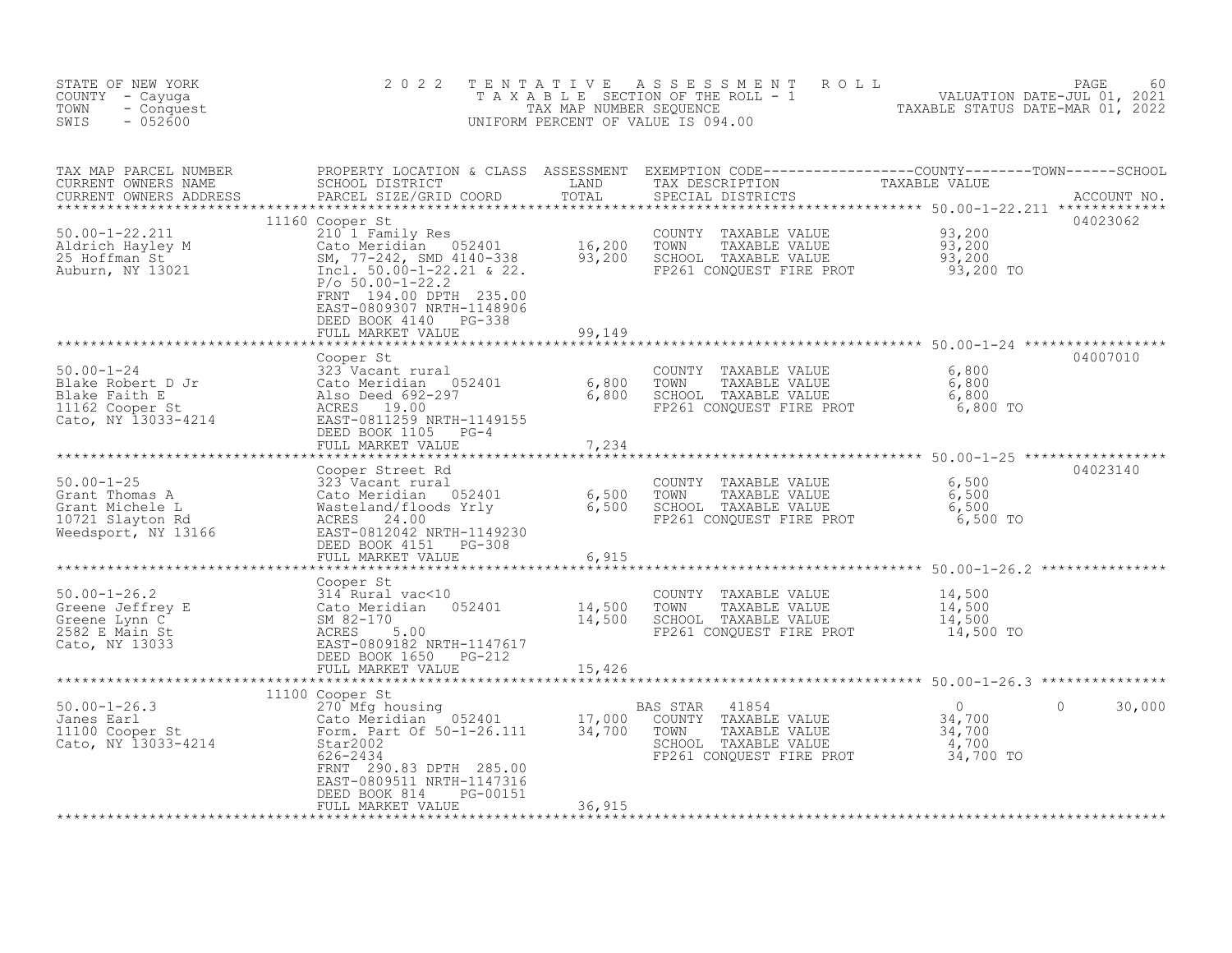STATE OF NEW YORK
COUNTY - Cayuga
TOWN - Conquest
SWIS - 052600

2022 TENTATIVE ASSESSMENT ROLL
TAXABLE SECTION OF THE ROLL - 1
TAX MAP NUMBER SEQUENCE
UNIFORM PERCENT OF VALUE IS 094.00

VALUATION DATE-JUL 01, 2021
TAXABLE STATUS DATE-MAR 01, 2022

| TAX MAP PARCEL NUMBER / CURRENT OWNERS NAME / CURRENT OWNERS ADDRESS | PROPERTY LOCATION & CLASS / SCHOOL DISTRICT / PARCEL SIZE/GRID COORD | ASSESSMENT LAND | ASSESSMENT TOTAL | EXEMPTION CODE / TAX DESCRIPTION / SPECIAL DISTRICTS | COUNTY TAXABLE VALUE | TOWN | SCHOOL | ACCOUNT NO. |
|---|---|---|---|---|---|---|---|---|
| 50.00-1-22.211 | 11160 Cooper St | | | | | | | 04023062 |
| Aldrich Hayley M | 210 1 Family Res | | | COUNTY TAXABLE VALUE | 93,200 | | | |
| 25 Hoffman St | Cato Meridian 052401 | 16,200 | | TOWN TAXABLE VALUE | 93,200 | | | |
| Auburn, NY 13021 | SM, 77-242, SMD 4140-338 | | 93,200 | SCHOOL TAXABLE VALUE | 93,200 | | | |
| | Incl. 50.00-1-22.21 & 22. | | | FP261 CONQUEST FIRE PROT | 93,200 TO | | | |
| | P/o 50.00-1-22.2 | | | | | | | |
| | FRNT 194.00 DPTH 235.00 | | | | | | | |
| | EAST-0809307 NRTH-1148906 | | | | | | | |
| | DEED BOOK 4140 PG-338 | | | | | | | |
| | FULL MARKET VALUE | | 99,149 | | | | | |
| 50.00-1-24 | Cooper St | | | | | | | 04007010 |
| Blake Robert D Jr | 323 Vacant rural | | | COUNTY TAXABLE VALUE | 6,800 | | | |
| Blake Faith E | Cato Meridian 052401 | 6,800 | | TOWN TAXABLE VALUE | 6,800 | | | |
| 11162 Cooper St | Also Deed 692-297 | | 6,800 | SCHOOL TAXABLE VALUE | 6,800 | | | |
| Cato, NY 13033-4214 | ACRES 19.00 | | | FP261 CONQUEST FIRE PROT | 6,800 TO | | | |
| | EAST-0811259 NRTH-1149155 | | | | | | | |
| | DEED BOOK 1105 PG-4 | | | | | | | |
| | FULL MARKET VALUE | | 7,234 | | | | | |
| 50.00-1-25 | Cooper Street Rd | | | | | | | 04023140 |
| Grant Thomas A | 323 Vacant rural | | | COUNTY TAXABLE VALUE | 6,500 | | | |
| Grant Michele L | Cato Meridian 052401 | 6,500 | | TOWN TAXABLE VALUE | 6,500 | | | |
| 10721 Slayton Rd | Wasteland/floods Yrly | | 6,500 | SCHOOL TAXABLE VALUE | 6,500 | | | |
| Weedsport, NY 13166 | ACRES 24.00 | | | FP261 CONQUEST FIRE PROT | 6,500 TO | | | |
| | EAST-0812042 NRTH-1149230 | | | | | | | |
| | DEED BOOK 4151 PG-308 | | | | | | | |
| | FULL MARKET VALUE | | 6,915 | | | | | |
| 50.00-1-26.2 | Cooper St | | | | | | | |
| Greene Jeffrey E | 314 Rural vac<10 | | | COUNTY TAXABLE VALUE | 14,500 | | | |
| Greene Lynn C | Cato Meridian 052401 | 14,500 | | TOWN TAXABLE VALUE | 14,500 | | | |
| 2582 E Main St | SM 82-170 | | 14,500 | SCHOOL TAXABLE VALUE | 14,500 | | | |
| Cato, NY 13033 | ACRES 5.00 | | | FP261 CONQUEST FIRE PROT | 14,500 TO | | | |
| | EAST-0809182 NRTH-1147617 | | | | | | | |
| | DEED BOOK 1650 PG-212 | | | | | | | |
| | FULL MARKET VALUE | | 15,426 | | | | | |
| 50.00-1-26.3 | 11100 Cooper St | | | | | | | |
| Janes Earl | 270 Mfg housing | | | BAS STAR 41854 | 0 | 0 | 30,000 | |
| 11100 Cooper St | Cato Meridian 052401 | 17,000 | | COUNTY TAXABLE VALUE | 34,700 | | | |
| Cato, NY 13033-4214 | Form. Part Of 50-1-26.111 | | 34,700 | TOWN TAXABLE VALUE | 34,700 | | | |
| | Star2002 | | | SCHOOL TAXABLE VALUE | 4,700 | | | |
| | 626-2434 | | | FP261 CONQUEST FIRE PROT | 34,700 TO | | | |
| | FRNT 290.83 DPTH 285.00 | | | | | | | |
| | EAST-0809511 NRTH-1147316 | | | | | | | |
| | DEED BOOK 814 PG-00151 | | | | | | | |
| | FULL MARKET VALUE | | 36,915 | | | | | |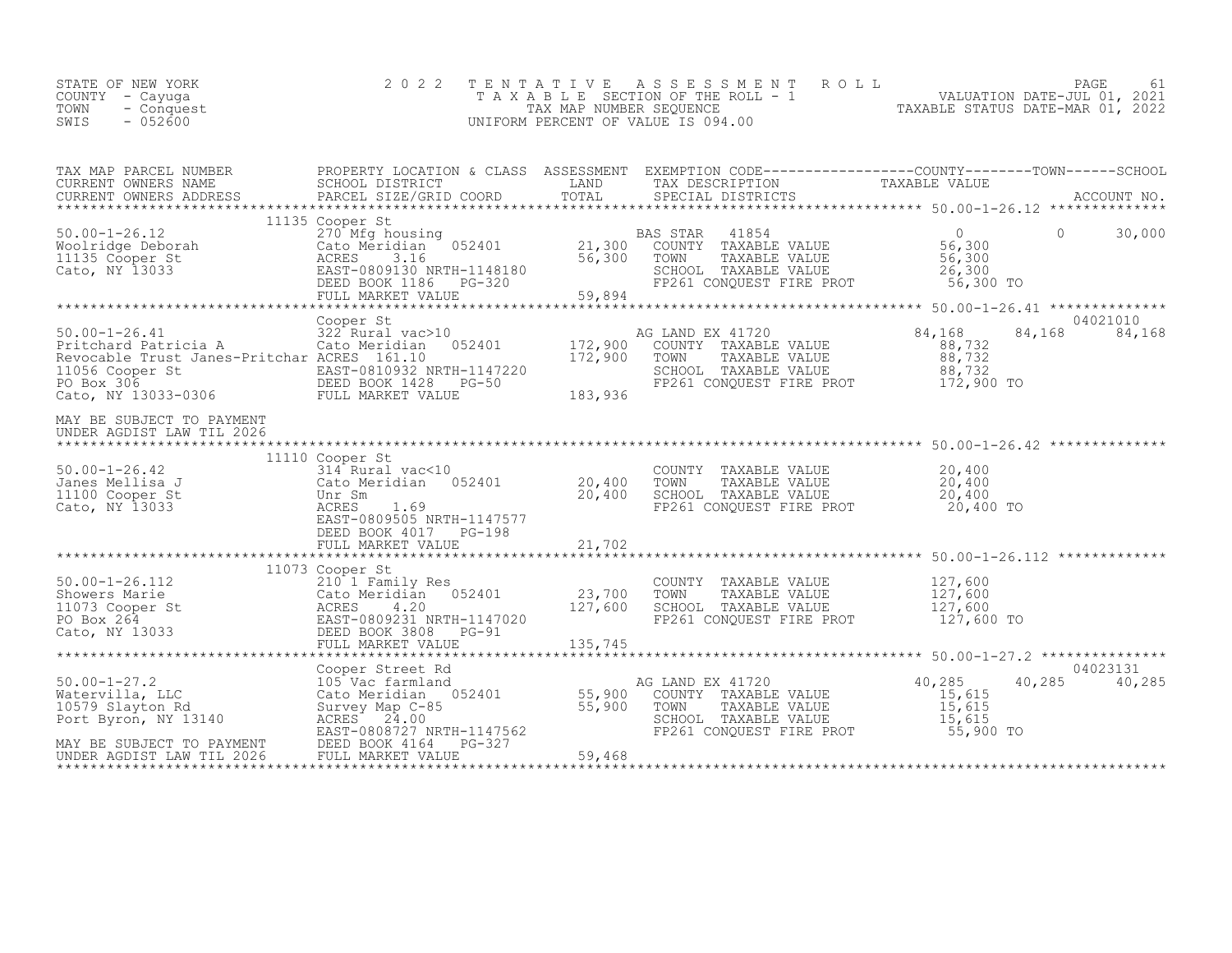STATE OF NEW YORK
COUNTY - Cayuga
TOWN - Conquest
SWIS - 052600

2022 TENTATIVE ASSESSMENT ROLL
TAXABLE SECTION OF THE ROLL - 1
TAX MAP NUMBER SEQUENCE
UNIFORM PERCENT OF VALUE IS 094.00

VALUATION DATE-JUL 01, 2021
TAXABLE STATUS DATE-MAR 01, 2022

```
TAX MAP PARCEL NUMBER          PROPERTY LOCATION & CLASS  ASSESSMENT  EXEMPTION CODE------------------COUNTY--------TOWN------SCHOOL
CURRENT OWNERS NAME            SCHOOL DISTRICT              LAND       TAX DESCRIPTION                TAXABLE VALUE
CURRENT OWNERS ADDRESS         PARCEL SIZE/GRID COORD       TOTAL      SPECIAL DISTRICTS                                          ACCOUNT NO.
******************************************************************************************************* 50.00-1-26.12 **************
                               11135 Cooper St
50.00-1-26.12                  270 Mfg housing                         BAS STAR   41854                  0             0      30,000
Woolridge Deborah              Cato Meridian   052401      21,300      COUNTY  TAXABLE VALUE          56,300
11135 Cooper St                ACRES     3.16              56,300      TOWN    TAXABLE VALUE          56,300
Cato, NY 13033                 EAST-0809130 NRTH-1148180               SCHOOL  TAXABLE VALUE          26,300
                               DEED BOOK 1186    PG-320                FP261 CONQUEST FIRE PROT       56,300 TO
                               FULL MARKET VALUE           59,894
******************************************************************************************************* 50.00-1-26.41 **************
                               Cooper St                                                                                04021010
50.00-1-26.41                  322 Rural vac>10                        AG LAND EX 41720              84,168        84,168     84,168
Pritchard Patricia A           Cato Meridian   052401     172,900      COUNTY  TAXABLE VALUE          88,732
Revocable Trust Janes-Pritchar ACRES 161.10               172,900      TOWN    TAXABLE VALUE          88,732
11056 Cooper St                EAST-0810932 NRTH-1147220               SCHOOL  TAXABLE VALUE          88,732
PO Box 306                     DEED BOOK 1428    PG-50                 FP261 CONQUEST FIRE PROT      172,900 TO
Cato, NY 13033-0306            FULL MARKET VALUE          183,936

MAY BE SUBJECT TO PAYMENT
UNDER AGDIST LAW TIL 2026
******************************************************************************************************* 50.00-1-26.42 **************
                               11110 Cooper St
50.00-1-26.42                  314 Rural vac<10                        COUNTY  TAXABLE VALUE          20,400
Janes Mellisa J                Cato Meridian   052401      20,400      TOWN    TAXABLE VALUE          20,400
11100 Cooper St                Unr Sm                      20,400      SCHOOL  TAXABLE VALUE          20,400
Cato, NY 13033                 ACRES     1.69                          FP261 CONQUEST FIRE PROT       20,400 TO
                               EAST-0809505 NRTH-1147577
                               DEED BOOK 4017    PG-198
                               FULL MARKET VALUE           21,702
******************************************************************************************************* 50.00-1-26.112 *************
                               11073 Cooper St
50.00-1-26.112                 210 1 Family Res                        COUNTY  TAXABLE VALUE         127,600
Showers Marie                  Cato Meridian   052401      23,700      TOWN    TAXABLE VALUE         127,600
11073 Cooper St                ACRES     4.20             127,600      SCHOOL  TAXABLE VALUE         127,600
PO Box 264                     EAST-0809231 NRTH-1147020               FP261 CONQUEST FIRE PROT      127,600 TO
Cato, NY 13033                 DEED BOOK 3808    PG-91
                               FULL MARKET VALUE          135,745
******************************************************************************************************* 50.00-1-27.2 ***************
                               Cooper Street Rd                                                                         04023131
50.00-1-27.2                   105 Vac farmland                        AG LAND EX 41720              40,285        40,285     40,285
Watervilla, LLC                Cato Meridian   052401      55,900      COUNTY  TAXABLE VALUE          15,615
10579 Slayton Rd               Survey Map C-85             55,900      TOWN    TAXABLE VALUE          15,615
Port Byron, NY 13140           ACRES    24.00                          SCHOOL  TAXABLE VALUE          15,615
                               EAST-0808727 NRTH-1147562               FP261 CONQUEST FIRE PROT       55,900 TO
MAY BE SUBJECT TO PAYMENT      DEED BOOK 4164    PG-327
UNDER AGDIST LAW TIL 2026      FULL MARKET VALUE           59,468
************************************************************************************************************************************
```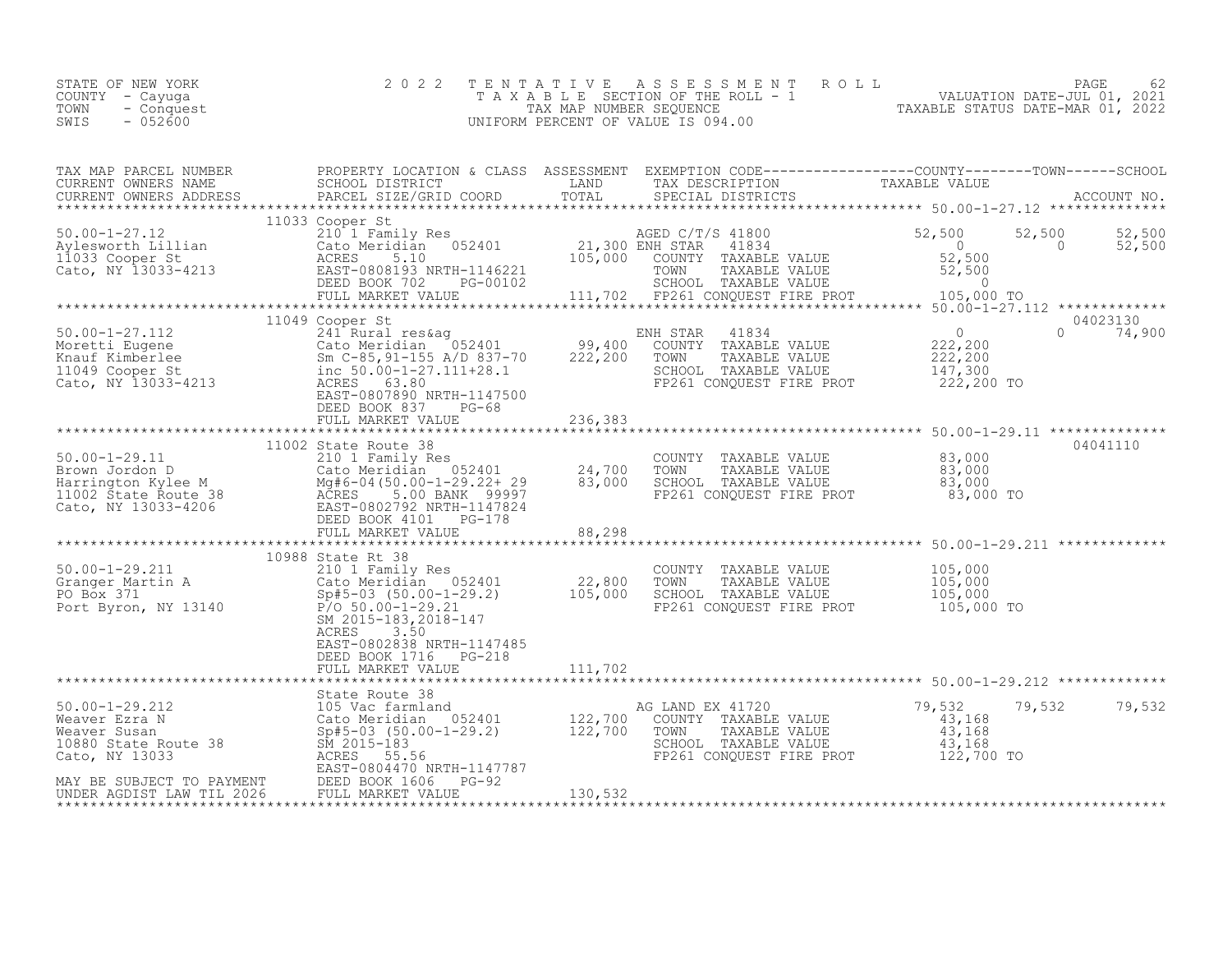STATE OF NEW YORK
COUNTY - Cayuga
TOWN - Conquest
SWIS - 052600

# 2022 TENTATIVE ASSESSMENT ROLL
TAXABLE SECTION OF THE ROLL - 1
TAX MAP NUMBER SEQUENCE
UNIFORM PERCENT OF VALUE IS 094.00

VALUATION DATE-JUL 01, 2021
TAXABLE STATUS DATE-MAR 01, 2022

| TAX MAP PARCEL NUMBER / CURRENT OWNERS NAME / CURRENT OWNERS ADDRESS | PROPERTY LOCATION & CLASS / SCHOOL DISTRICT / PARCEL SIZE/GRID COORD | ASSESSMENT LAND | ASSESSMENT TOTAL | EXEMPTION CODE / TAX DESCRIPTION / SPECIAL DISTRICTS | COUNTY TAXABLE VALUE | TOWN | SCHOOL | ACCOUNT NO. |
|---|---|---|---|---|---|---|---|---|
| 50.00-1-27.12 | 11033 Cooper St | | | | | | | |
| Aylesworth Lillian | 210 1 Family Res | | | AGED C/T/S 41800 | 52,500 | 52,500 | 52,500 | |
| 11033 Cooper St | Cato Meridian 052401 | 21,300 | | ENH STAR 41834 | 0 | 0 | 52,500 | |
| Cato, NY 13033-4213 | ACRES 5.10 | | 105,000 | COUNTY TAXABLE VALUE | 52,500 | | | |
| | EAST-0808193 NRTH-1146221 | | | TOWN TAXABLE VALUE | 52,500 | | | |
| | DEED BOOK 702 PG-00102 | | | SCHOOL TAXABLE VALUE | 0 | | | |
| | FULL MARKET VALUE | | 111,702 | FP261 CONQUEST FIRE PROT | 105,000 TO | | | |
| 50.00-1-27.112 | 11049 Cooper St | | | | | | | 04023130 |
| Moretti Eugene | 241 Rural res&ag | | | ENH STAR 41834 | 0 | 0 | 74,900 | |
| Knauf Kimberlee | Cato Meridian 052401 | 99,400 | | COUNTY TAXABLE VALUE | 222,200 | | | |
| 11049 Cooper St | Sm C-85,91-155 A/D 837-70 | | 222,200 | TOWN TAXABLE VALUE | 222,200 | | | |
| Cato, NY 13033-4213 | inc 50.00-1-27.111+28.1 | | | SCHOOL TAXABLE VALUE | 147,300 | | | |
| | ACRES 63.80 | | | FP261 CONQUEST FIRE PROT | 222,200 TO | | | |
| | EAST-0807890 NRTH-1147500 | | | | | | | |
| | DEED BOOK 837 PG-68 | | | | | | | |
| | FULL MARKET VALUE | | 236,383 | | | | | |
| 50.00-1-29.11 | 11002 State Route 38 | | | | | | | 04041110 |
| Brown Jordon D | 210 1 Family Res | | | COUNTY TAXABLE VALUE | 83,000 | | | |
| Harrington Kylee M | Cato Meridian 052401 | 24,700 | | TOWN TAXABLE VALUE | 83,000 | | | |
| 11002 State Route 38 | Mg#6-04(50.00-1-29.22+ 29 | | 83,000 | SCHOOL TAXABLE VALUE | 83,000 | | | |
| Cato, NY 13033-4206 | ACRES 5.00 BANK 99997 | | | FP261 CONQUEST FIRE PROT | 83,000 TO | | | |
| | EAST-0802792 NRTH-1147824 | | | | | | | |
| | DEED BOOK 4101 PG-178 | | | | | | | |
| | FULL MARKET VALUE | | 88,298 | | | | | |
| 50.00-1-29.211 | 10988 State Rt 38 | | | | | | | |
| Granger Martin A | 210 1 Family Res | | | COUNTY TAXABLE VALUE | 105,000 | | | |
| PO Box 371 | Cato Meridian 052401 | 22,800 | | TOWN TAXABLE VALUE | 105,000 | | | |
| Port Byron, NY 13140 | Sp#5-03 (50.00-1-29.2) | | 105,000 | SCHOOL TAXABLE VALUE | 105,000 | | | |
| | P/O 50.00-1-29.21 | | | FP261 CONQUEST FIRE PROT | 105,000 TO | | | |
| | SM 2015-183,2018-147 | | | | | | | |
| | ACRES 3.50 | | | | | | | |
| | EAST-0802838 NRTH-1147485 | | | | | | | |
| | DEED BOOK 1716 PG-218 | | | | | | | |
| | FULL MARKET VALUE | | 111,702 | | | | | |
| 50.00-1-29.212 | State Route 38 | | | | | | | |
| Weaver Ezra N | 105 Vac farmland | | | AG LAND EX 41720 | 79,532 | 79,532 | 79,532 | |
| Weaver Susan | Cato Meridian 052401 | 122,700 | | COUNTY TAXABLE VALUE | 43,168 | | | |
| 10880 State Route 38 | Sp#5-03 (50.00-1-29.2) | | 122,700 | TOWN TAXABLE VALUE | 43,168 | | | |
| Cato, NY 13033 | SM 2015-183 | | | SCHOOL TAXABLE VALUE | 43,168 | | | |
| | ACRES 55.56 | | | FP261 CONQUEST FIRE PROT | 122,700 TO | | | |
| | EAST-0804470 NRTH-1147787 | | | | | | | |
| MAY BE SUBJECT TO PAYMENT | DEED BOOK 1606 PG-92 | | | | | | | |
| UNDER AGDIST LAW TIL 2026 | FULL MARKET VALUE | | 130,532 | | | | | |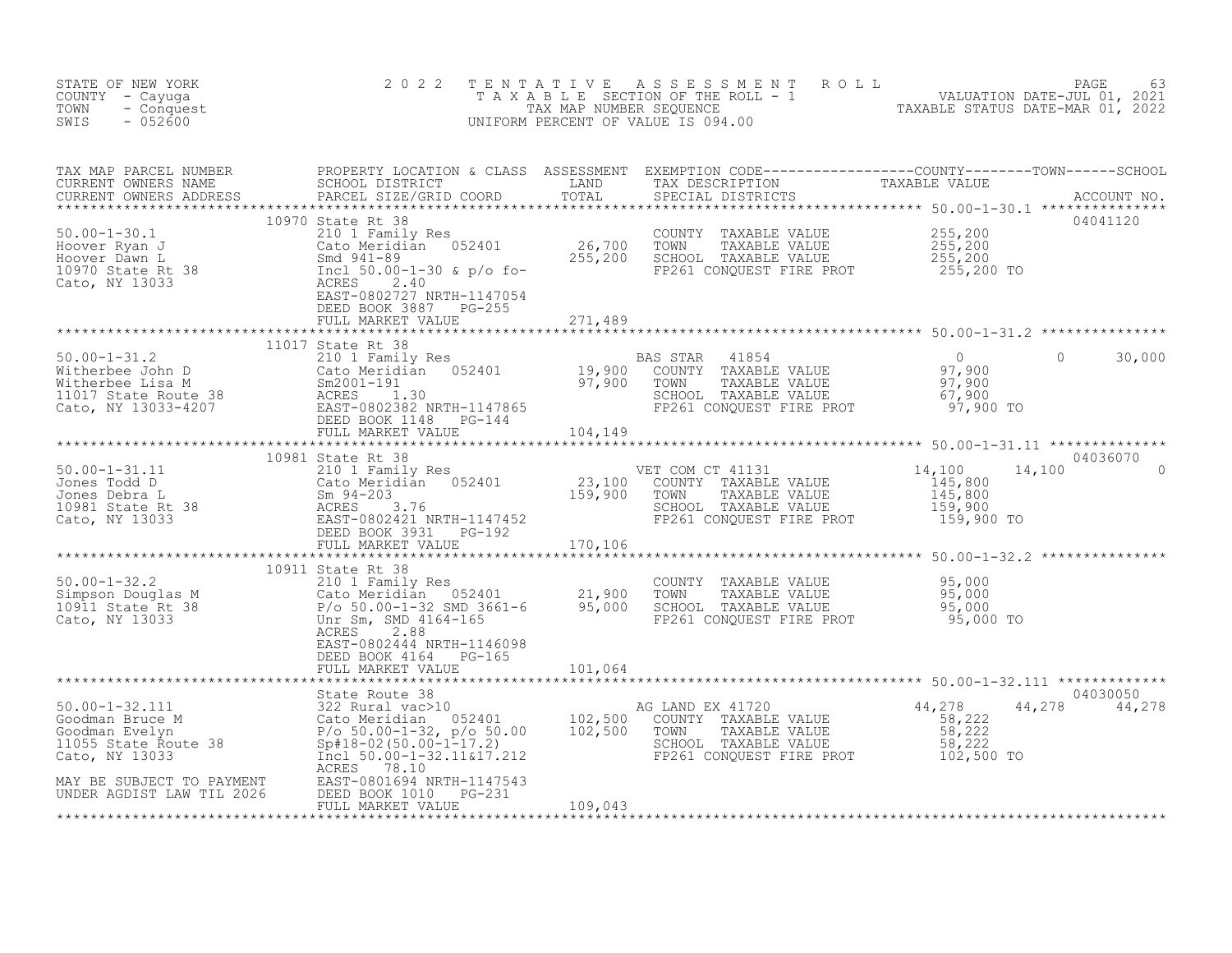STATE OF NEW YORK
COUNTY - Cayuga
TOWN - Conquest
SWIS - 052600

# 2022 TENTATIVE ASSESSMENT ROLL

TAXABLE SECTION OF THE ROLL - 1
TAX MAP NUMBER SEQUENCE
UNIFORM PERCENT OF VALUE IS 094.00

VALUATION DATE-JUL 01, 2021
TAXABLE STATUS DATE-MAR 01, 2022

| TAX MAP PARCEL NUMBER / CURRENT OWNERS NAME / CURRENT OWNERS ADDRESS | PROPERTY LOCATION & CLASS / SCHOOL DISTRICT / PARCEL SIZE/GRID COORD | ASSESSMENT LAND | TOTAL | EXEMPTION CODE / TAX DESCRIPTION / SPECIAL DISTRICTS | COUNTY TAXABLE VALUE | TOWN | SCHOOL | ACCOUNT NO. |
|---|---|---|---|---|---|---|---|---|
| **50.00-1-30.1** | 10970 State Rt 38 | | | | | | | 04041120 |
| Hoover Ryan J | 210 1 Family Res | | | COUNTY TAXABLE VALUE | 255,200 | | | |
| Hoover Dawn L | Cato Meridian 052401 | 26,700 | | TOWN TAXABLE VALUE | 255,200 | | | |
| 10970 State Rt 38 | Smd 941-89 | | 255,200 | SCHOOL TAXABLE VALUE | 255,200 | | | |
| Cato, NY 13033 | Incl 50.00-1-30 & p/o fo- | | | FP261 CONQUEST FIRE PROT | 255,200 TO | | | |
| | ACRES 2.40 | | | | | | | |
| | EAST-0802727 NRTH-1147054 | | | | | | | |
| | DEED BOOK 3887 PG-255 | | | | | | | |
| | FULL MARKET VALUE | | 271,489 | | | | | |
| **50.00-1-31.2** | 11017 State Rt 38 | | | | | | | |
| Witherbee John D | 210 1 Family Res | | | BAS STAR 41854 | 0 | 0 | 30,000 | |
| Witherbee Lisa M | Cato Meridian 052401 | 19,900 | | COUNTY TAXABLE VALUE | 97,900 | | | |
| 11017 State Route 38 | Sm2001-191 | | 97,900 | TOWN TAXABLE VALUE | 97,900 | | | |
| Cato, NY 13033-4207 | ACRES 1.30 | | | SCHOOL TAXABLE VALUE | 67,900 | | | |
| | EAST-0802382 NRTH-1147865 | | | FP261 CONQUEST FIRE PROT | 97,900 TO | | | |
| | DEED BOOK 1148 PG-144 | | | | | | | |
| | FULL MARKET VALUE | | 104,149 | | | | | |
| **50.00-1-31.11** | 10981 State Rt 38 | | | | | | | 04036070 |
| Jones Todd D | 210 1 Family Res | | | VET COM CT 41131 | 14,100 | 14,100 | 0 | |
| Jones Debra L | Cato Meridian 052401 | 23,100 | | COUNTY TAXABLE VALUE | 145,800 | | | |
| 10981 State Rt 38 | Sm 94-203 | | 159,900 | TOWN TAXABLE VALUE | 145,800 | | | |
| Cato, NY 13033 | ACRES 3.76 | | | SCHOOL TAXABLE VALUE | 159,900 | | | |
| | EAST-0802421 NRTH-1147452 | | | FP261 CONQUEST FIRE PROT | 159,900 TO | | | |
| | DEED BOOK 3931 PG-192 | | | | | | | |
| | FULL MARKET VALUE | | 170,106 | | | | | |
| **50.00-1-32.2** | 10911 State Rt 38 | | | | | | | |
| Simpson Douglas M | 210 1 Family Res | | | COUNTY TAXABLE VALUE | 95,000 | | | |
| 10911 State Rt 38 | Cato Meridian 052401 | 21,900 | | TOWN TAXABLE VALUE | 95,000 | | | |
| Cato, NY 13033 | P/o 50.00-1-32 SMD 3661-6 | | 95,000 | SCHOOL TAXABLE VALUE | 95,000 | | | |
| | Unr Sm, SMD 4164-165 | | | FP261 CONQUEST FIRE PROT | 95,000 TO | | | |
| | ACRES 2.88 | | | | | | | |
| | EAST-0802444 NRTH-1146098 | | | | | | | |
| | DEED BOOK 4164 PG-165 | | | | | | | |
| | FULL MARKET VALUE | | 101,064 | | | | | |
| **50.00-1-32.111** | State Route 38 | | | | | | | 04030050 |
| Goodman Bruce M | 322 Rural vac>10 | | | AG LAND EX 41720 | 44,278 | 44,278 | 44,278 | |
| Goodman Evelyn | Cato Meridian 052401 | 102,500 | | COUNTY TAXABLE VALUE | 58,222 | | | |
| 11055 State Route 38 | P/o 50.00-1-32, p/o 50.00 | | 102,500 | TOWN TAXABLE VALUE | 58,222 | | | |
| Cato, NY 13033 | Sp#18-02(50.00-1-17.2) | | | SCHOOL TAXABLE VALUE | 58,222 | | | |
| | Incl 50.00-1-32.11&17.212 | | | FP261 CONQUEST FIRE PROT | 102,500 TO | | | |
| | ACRES 78.10 | | | | | | | |
| MAY BE SUBJECT TO PAYMENT | EAST-0801694 NRTH-1147543 | | | | | | | |
| UNDER AGDIST LAW TIL 2026 | DEED BOOK 1010 PG-231 | | | | | | | |
| | FULL MARKET VALUE | | 109,043 | | | | | |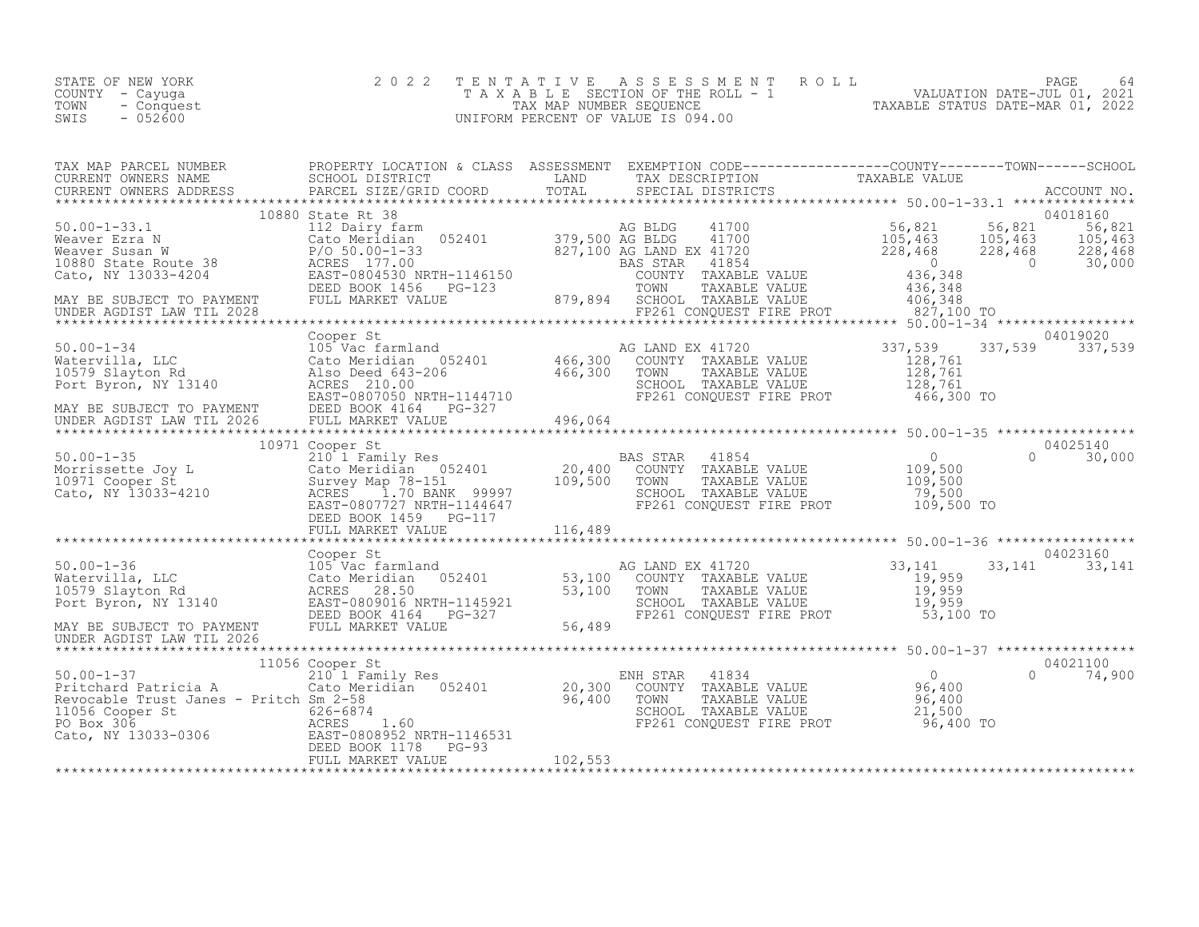STATE OF NEW YORK
COUNTY - Cayuga
TOWN - Conquest
SWIS - 052600

2022 TENTATIVE ASSESSMENT ROLL
TAXABLE SECTION OF THE ROLL - 1
TAX MAP NUMBER SEQUENCE
UNIFORM PERCENT OF VALUE IS 094.00

VALUATION DATE-JUL 01, 2021
TAXABLE STATUS DATE-MAR 01, 2022

| TAX MAP PARCEL NUMBER / CURRENT OWNERS NAME / CURRENT OWNERS ADDRESS | PROPERTY LOCATION & CLASS / SCHOOL DISTRICT / PARCEL SIZE/GRID COORD | ASSESSMENT LAND / TOTAL | EXEMPTION CODE / TAX DESCRIPTION / SPECIAL DISTRICTS | COUNTY TAXABLE VALUE | TOWN | SCHOOL / ACCOUNT NO. |
|---|---|---|---|---|---|---|
| **50.00-1-33.1** | 10880 State Rt 38 | | | | | 04018160 |
| Weaver Ezra N | 112 Dairy farm | | AG BLDG 41700 | 56,821 | 56,821 | 56,821 |
| Weaver Susan W | Cato Meridian 052401 | 379,500 | AG BLDG 41700 | 105,463 | 105,463 | 105,463 |
| 10880 State Route 38 | P/O 50.00-1-33 | 827,100 | AG LAND EX 41720 | 228,468 | 228,468 | 228,468 |
| Cato, NY 13033-4204 | ACRES 177.00 | | BAS STAR 41854 | 0 | 0 | 30,000 |
| | EAST-0804530 NRTH-1146150 | | COUNTY TAXABLE VALUE | 436,348 | | |
| | DEED BOOK 1456 PG-123 | | TOWN TAXABLE VALUE | 436,348 | | |
| MAY BE SUBJECT TO PAYMENT | FULL MARKET VALUE | 879,894 | SCHOOL TAXABLE VALUE | 406,348 | | |
| UNDER AGDIST LAW TIL 2028 | | | FP261 CONQUEST FIRE PROT | 827,100 TO | | |
| **50.00-1-34** | Cooper St | | | | | 04019020 |
| Watervilla, LLC | 105 Vac farmland | | AG LAND EX 41720 | 337,539 | 337,539 | 337,539 |
| 10579 Slayton Rd | Cato Meridian 052401 | 466,300 | COUNTY TAXABLE VALUE | 128,761 | | |
| Port Byron, NY 13140 | Also Deed 643-206 | 466,300 | TOWN TAXABLE VALUE | 128,761 | | |
| | ACRES 210.00 | | SCHOOL TAXABLE VALUE | 128,761 | | |
| | EAST-0807050 NRTH-1144710 | | FP261 CONQUEST FIRE PROT | 466,300 TO | | |
| MAY BE SUBJECT TO PAYMENT | DEED BOOK 4164 PG-327 | | | | | |
| UNDER AGDIST LAW TIL 2026 | FULL MARKET VALUE | 496,064 | | | | |
| **50.00-1-35** | 10971 Cooper St | | | | | 04025140 |
| Morrissette Joy L | 210 1 Family Res | | BAS STAR 41854 | 0 | 0 | 30,000 |
| 10971 Cooper St | Cato Meridian 052401 | 20,400 | COUNTY TAXABLE VALUE | 109,500 | | |
| Cato, NY 13033-4210 | Survey Map 78-151 | 109,500 | TOWN TAXABLE VALUE | 109,500 | | |
| | ACRES 1.70 BANK 99997 | | SCHOOL TAXABLE VALUE | 79,500 | | |
| | EAST-0807727 NRTH-1144647 | | FP261 CONQUEST FIRE PROT | 109,500 TO | | |
| | DEED BOOK 1459 PG-117 | | | | | |
| | FULL MARKET VALUE | 116,489 | | | | |
| **50.00-1-36** | Cooper St | | | | | 04023160 |
| Watervilla, LLC | 105 Vac farmland | | AG LAND EX 41720 | 33,141 | 33,141 | 33,141 |
| 10579 Slayton Rd | Cato Meridian 052401 | 53,100 | COUNTY TAXABLE VALUE | 19,959 | | |
| Port Byron, NY 13140 | ACRES 28.50 | 53,100 | TOWN TAXABLE VALUE | 19,959 | | |
| | EAST-0809016 NRTH-1145921 | | SCHOOL TAXABLE VALUE | 19,959 | | |
| | DEED BOOK 4164 PG-327 | | FP261 CONQUEST FIRE PROT | 53,100 TO | | |
| MAY BE SUBJECT TO PAYMENT | FULL MARKET VALUE | 56,489 | | | | |
| UNDER AGDIST LAW TIL 2026 | | | | | | |
| **50.00-1-37** | 11056 Cooper St | | | | | 04021100 |
| Pritchard Patricia A | 210 1 Family Res | | ENH STAR 41834 | 0 | 0 | 74,900 |
| Revocable Trust Janes - Pritch | Cato Meridian 052401 | 20,300 | COUNTY TAXABLE VALUE | 96,400 | | |
| 11056 Cooper St | Sm 2-58 | 96,400 | TOWN TAXABLE VALUE | 96,400 | | |
| PO Box 306 | 626-6874 | | SCHOOL TAXABLE VALUE | 21,500 | | |
| Cato, NY 13033-0306 | ACRES 1.60 | | FP261 CONQUEST FIRE PROT | 96,400 TO | | |
| | EAST-0808952 NRTH-1146531 | | | | | |
| | DEED BOOK 1178 PG-93 | | | | | |
| | FULL MARKET VALUE | 102,553 | | | | |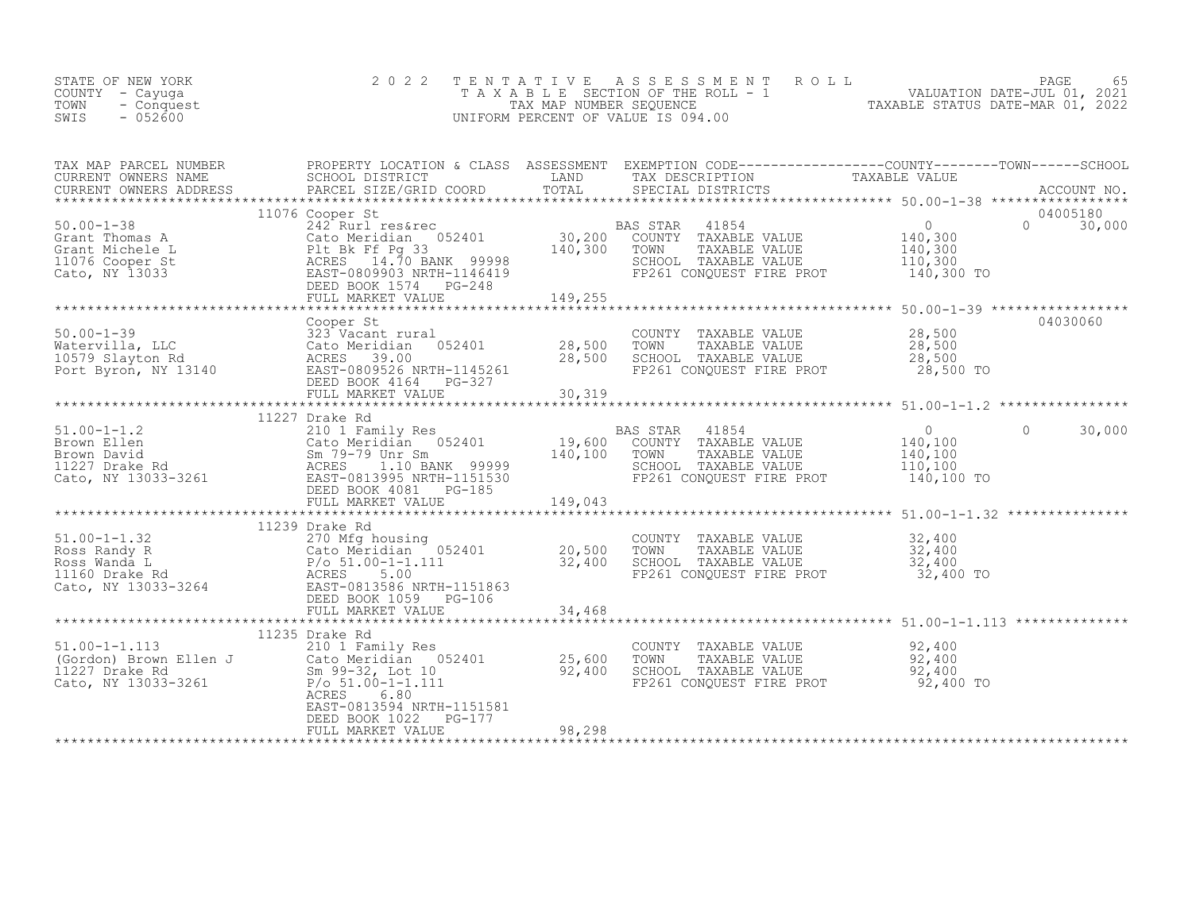STATE OF NEW YORK — 2022 TENTATIVE ASSESSMENT ROLL — PAGE 65
COUNTY - Cayuga — TAXABLE SECTION OF THE ROLL - 1 — VALUATION DATE-JUL 01, 2021
TOWN - Conquest — TAX MAP NUMBER SEQUENCE — TAXABLE STATUS DATE-MAR 01, 2022
SWIS - 052600 — UNIFORM PERCENT OF VALUE IS 094.00

| TAX MAP PARCEL NUMBER / CURRENT OWNERS NAME / CURRENT OWNERS ADDRESS | PROPERTY LOCATION & CLASS / SCHOOL DISTRICT / PARCEL SIZE/GRID COORD | ASSESSMENT LAND / TOTAL | EXEMPTION CODE / TAX DESCRIPTION / SPECIAL DISTRICTS | COUNTY TAXABLE VALUE | TOWN | SCHOOL / ACCOUNT NO. |
|---|---|---|---|---|---|---|
| **50.00-1-38** | 11076 Cooper St | | | | | 04005180 |
| 50.00-1-38 | 242 Rurl res&rec | | BAS STAR 41854 | 0 | 0 | 30,000 |
| Grant Thomas A | Cato Meridian 052401 | 30,200 | COUNTY TAXABLE VALUE | 140,300 | | |
| Grant Michele L | Plt Bk Ff Pg 33 | 140,300 | TOWN TAXABLE VALUE | 140,300 | | |
| 11076 Cooper St | ACRES 14.70 BANK 99998 | | SCHOOL TAXABLE VALUE | 110,300 | | |
| Cato, NY 13033 | EAST-0809903 NRTH-1146419 | | FP261 CONQUEST FIRE PROT | 140,300 TO | | |
| | DEED BOOK 1574 PG-248 | | | | | |
| | FULL MARKET VALUE | 149,255 | | | | |
| **50.00-1-39** | Cooper St | | | | | 04030060 |
| 50.00-1-39 | 323 Vacant rural | | COUNTY TAXABLE VALUE | 28,500 | | |
| Watervilla, LLC | Cato Meridian 052401 | 28,500 | TOWN TAXABLE VALUE | 28,500 | | |
| 10579 Slayton Rd | ACRES 39.00 | 28,500 | SCHOOL TAXABLE VALUE | 28,500 | | |
| Port Byron, NY 13140 | EAST-0809526 NRTH-1145261 | | FP261 CONQUEST FIRE PROT | 28,500 TO | | |
| | DEED BOOK 4164 PG-327 | | | | | |
| | FULL MARKET VALUE | 30,319 | | | | |
| **51.00-1-1.2** | 11227 Drake Rd | | | | | |
| 51.00-1-1.2 | 210 1 Family Res | | BAS STAR 41854 | 0 | 0 | 30,000 |
| Brown Ellen | Cato Meridian 052401 | 19,600 | COUNTY TAXABLE VALUE | 140,100 | | |
| Brown David | Sm 79-79 Unr Sm | 140,100 | TOWN TAXABLE VALUE | 140,100 | | |
| 11227 Drake Rd | ACRES 1.10 BANK 99999 | | SCHOOL TAXABLE VALUE | 110,100 | | |
| Cato, NY 13033-3261 | EAST-0813995 NRTH-1151530 | | FP261 CONQUEST FIRE PROT | 140,100 TO | | |
| | DEED BOOK 4081 PG-185 | | | | | |
| | FULL MARKET VALUE | 149,043 | | | | |
| **51.00-1-1.32** | 11239 Drake Rd | | | | | |
| 51.00-1-1.32 | 270 Mfg housing | | COUNTY TAXABLE VALUE | 32,400 | | |
| Ross Randy R | Cato Meridian 052401 | 20,500 | TOWN TAXABLE VALUE | 32,400 | | |
| Ross Wanda L | P/o 51.00-1-1.111 | 32,400 | SCHOOL TAXABLE VALUE | 32,400 | | |
| 11160 Drake Rd | ACRES 5.00 | | FP261 CONQUEST FIRE PROT | 32,400 TO | | |
| Cato, NY 13033-3264 | EAST-0813586 NRTH-1151863 | | | | | |
| | DEED BOOK 1059 PG-106 | | | | | |
| | FULL MARKET VALUE | 34,468 | | | | |
| **51.00-1-1.113** | 11235 Drake Rd | | | | | |
| 51.00-1-1.113 | 210 1 Family Res | | COUNTY TAXABLE VALUE | 92,400 | | |
| (Gordon) Brown Ellen J | Cato Meridian 052401 | 25,600 | TOWN TAXABLE VALUE | 92,400 | | |
| 11227 Drake Rd | Sm 99-32, Lot 10 | 92,400 | SCHOOL TAXABLE VALUE | 92,400 | | |
| Cato, NY 13033-3261 | P/o 51.00-1-1.111 | | FP261 CONQUEST FIRE PROT | 92,400 TO | | |
| | ACRES 6.80 | | | | | |
| | EAST-0813594 NRTH-1151581 | | | | | |
| | DEED BOOK 1022 PG-177 | | | | | |
| | FULL MARKET VALUE | 98,298 | | | | |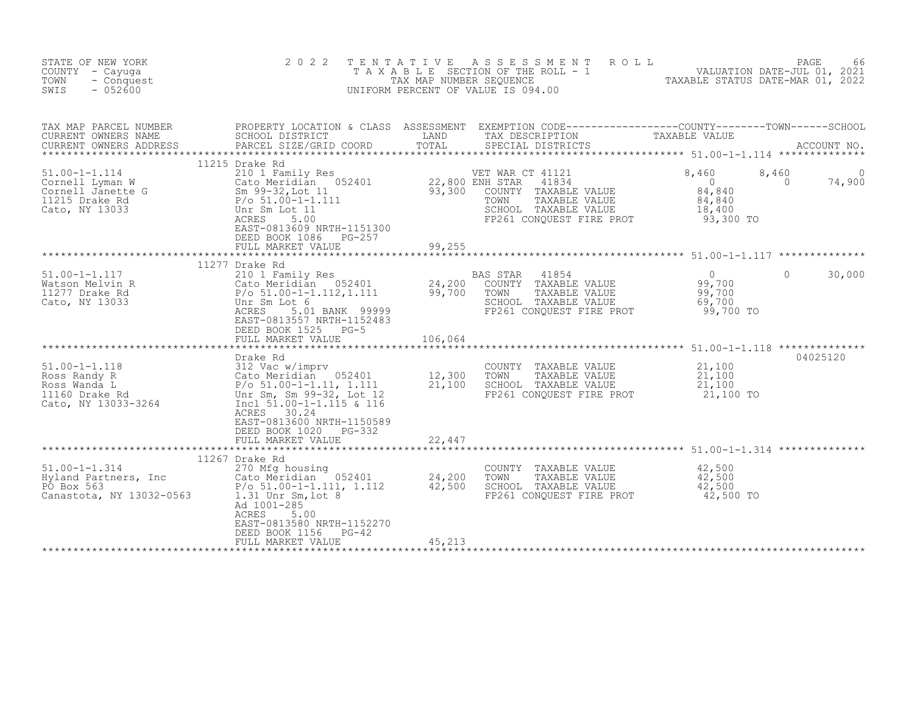STATE OF NEW YORK
COUNTY - Cayuga
TOWN - Conquest
SWIS - 052600

# 2022 TENTATIVE ASSESSMENT ROLL

TAXABLE SECTION OF THE ROLL - 1
TAX MAP NUMBER SEQUENCE
UNIFORM PERCENT OF VALUE IS 094.00

VALUATION DATE-JUL 01, 2021
TAXABLE STATUS DATE-MAR 01, 2022

| TAX MAP PARCEL NUMBER / CURRENT OWNERS NAME / CURRENT OWNERS ADDRESS | PROPERTY LOCATION & CLASS / SCHOOL DISTRICT / PARCEL SIZE/GRID COORD | ASSESSMENT LAND | TOTAL | EXEMPTION CODE / TAX DESCRIPTION / SPECIAL DISTRICTS | COUNTY | TOWN | SCHOOL | ACCOUNT NO. |
|---|---|---|---|---|---|---|---|---|
| 51.00-1-1.114 | 11215 Drake Rd | | | | | | | |
| | 210 1 Family Res | | | VET WAR CT 41121 | 8,460 | 8,460 | 0 | |
| Cornell Lyman W | Cato Meridian 052401 | 22,800 | | ENH STAR 41834 | 0 | 0 | 74,900 | |
| Cornell Janette G | Sm 99-32,Lot 11 | | 93,300 | COUNTY TAXABLE VALUE | 84,840 | | | |
| 11215 Drake Rd | P/o 51.00-1-1.111 | | | TOWN TAXABLE VALUE | | 84,840 | | |
| Cato, NY 13033 | Unr Sm Lot 11 | | | SCHOOL TAXABLE VALUE | | | 18,400 | |
| | ACRES 5.00 | | | FP261 Conquest fire prot | 93,300 TO | | | |
| | EAST-0813609 NRTH-1151300 | | | | | | | |
| | DEED BOOK 1086 PG-257 | | | | | | | |
| | FULL MARKET VALUE | | 99,255 | | | | | |
| 51.00-1-1.117 | 11277 Drake Rd | | | | | | | |
| Watson Melvin R | 210 1 Family Res | | | BAS STAR 41854 | 0 | 0 | 30,000 | |
| 11277 Drake Rd | Cato Meridian 052401 | 24,200 | | COUNTY TAXABLE VALUE | 99,700 | | | |
| Cato, NY 13033 | P/o 51.00-1-1.112,1.111 | | 99,700 | TOWN TAXABLE VALUE | | 99,700 | | |
| | Unr Sm Lot 6 | | | SCHOOL TAXABLE VALUE | | | 69,700 | |
| | ACRES 5.01 BANK 99999 | | | FP261 Conquest fire prot | 99,700 TO | | | |
| | EAST-0813557 NRTH-1152483 | | | | | | | |
| | DEED BOOK 1525 PG-5 | | | | | | | |
| | FULL MARKET VALUE | | 106,064 | | | | | |
| 51.00-1-1.118 | Drake Rd | | | | | | | 04025120 |
| Ross Randy R | 312 Vac w/imprv | | | COUNTY TAXABLE VALUE | 21,100 | | | |
| Ross Wanda L | Cato Meridian 052401 | 12,300 | | TOWN TAXABLE VALUE | | 21,100 | | |
| 11160 Drake Rd | P/o 51.00-1-1.11, 1.111 | | 21,100 | SCHOOL TAXABLE VALUE | | | 21,100 | |
| Cato, NY 13033-3264 | Unr Sm, Sm 99-32, Lot 12 | | | FP261 Conquest fire prot | 21,100 TO | | | |
| | Incl 51.00-1-1.115 & 116 | | | | | | | |
| | ACRES 30.24 | | | | | | | |
| | EAST-0813600 NRTH-1150589 | | | | | | | |
| | DEED BOOK 1020 PG-332 | | | | | | | |
| | FULL MARKET VALUE | | 22,447 | | | | | |
| 51.00-1-1.314 | 11267 Drake Rd | | | | | | | |
| Hyland Partners, Inc | 270 Mfg housing | | | COUNTY TAXABLE VALUE | 42,500 | | | |
| PO Box 563 | Cato Meridian 052401 | 24,200 | | TOWN TAXABLE VALUE | | 42,500 | | |
| Canastota, NY 13032-0563 | P/o 51.00-1-1.111, 1.112 | | 42,500 | SCHOOL TAXABLE VALUE | | | 42,500 | |
| | 1.31 Unr Sm,lot 8 | | | FP261 Conquest fire prot | 42,500 TO | | | |
| | Ad 1001-285 | | | | | | | |
| | ACRES 5.00 | | | | | | | |
| | EAST-0813580 NRTH-1152270 | | | | | | | |
| | DEED BOOK 1156 PG-42 | | | | | | | |
| | FULL MARKET VALUE | | 45,213 | | | | | |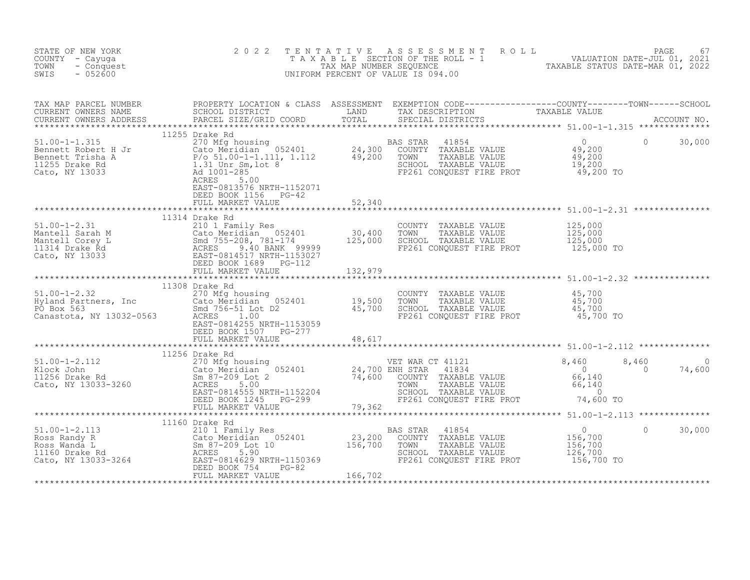STATE OF NEW YORK
COUNTY - Cayuga
TOWN - Conquest
SWIS - 052600

2022 TENTATIVE ASSESSMENT ROLL
TAXABLE SECTION OF THE ROLL - 1
TAX MAP NUMBER SEQUENCE
UNIFORM PERCENT OF VALUE IS 094.00

VALUATION DATE-JUL 01, 2021
TAXABLE STATUS DATE-MAR 01, 2022

| TAX MAP PARCEL NUMBER / CURRENT OWNERS NAME / CURRENT OWNERS ADDRESS | PROPERTY LOCATION & CLASS / SCHOOL DISTRICT / PARCEL SIZE/GRID COORD | ASSESSMENT LAND | TOTAL | EXEMPTION CODE / TAX DESCRIPTION / SPECIAL DISTRICTS | COUNTY TAXABLE VALUE | TOWN | SCHOOL |
|---|---|---|---|---|---|---|---|
| **51.00-1-1.315** | 11255 Drake Rd | | | | | | |
| Bennett Robert H Jr | 270 Mfg housing | | | BAS STAR 41854 | 0 | 0 | 30,000 |
| Bennett Trisha A | Cato Meridian 052401 | 24,300 | | COUNTY TAXABLE VALUE | 49,200 | | |
| 11255 Drake Rd | P/o 51.00-1-1.111, 1.112 | | 49,200 | TOWN TAXABLE VALUE | 49,200 | | |
| Cato, NY 13033 | 1.31 Unr Sm,lot 8 | | | SCHOOL TAXABLE VALUE | 19,200 | | |
| | Ad 1001-285 | | | FP261 CONQUEST FIRE PROT | 49,200 TO | | |
| | ACRES 5.00 | | | | | | |
| | EAST-0813576 NRTH-1152071 | | | | | | |
| | DEED BOOK 1156 PG-42 | | | | | | |
| | FULL MARKET VALUE | | 52,340 | | | | |
| **51.00-1-2.31** | 11314 Drake Rd | | | | | | |
| Mantell Sarah M | 210 1 Family Res | | | COUNTY TAXABLE VALUE | 125,000 | | |
| Mantell Corey L | Cato Meridian 052401 | 30,400 | | TOWN TAXABLE VALUE | 125,000 | | |
| 11314 Drake Rd | Smd 755-208, 781-174 | | 125,000 | SCHOOL TAXABLE VALUE | 125,000 | | |
| Cato, NY 13033 | ACRES 9.40 BANK 99999 | | | FP261 CONQUEST FIRE PROT | 125,000 TO | | |
| | EAST-0814517 NRTH-1153027 | | | | | | |
| | DEED BOOK 1689 PG-112 | | | | | | |
| | FULL MARKET VALUE | | 132,979 | | | | |
| **51.00-1-2.32** | 11308 Drake Rd | | | | | | |
| Hyland Partners, Inc | 270 Mfg housing | | | COUNTY TAXABLE VALUE | 45,700 | | |
| PO Box 563 | Cato Meridian 052401 | 19,500 | | TOWN TAXABLE VALUE | 45,700 | | |
| Canastota, NY 13032-0563 | Smd 756-51 Lot D2 | | 45,700 | SCHOOL TAXABLE VALUE | 45,700 | | |
| | ACRES 1.00 | | | FP261 CONQUEST FIRE PROT | 45,700 TO | | |
| | EAST-0814255 NRTH-1153059 | | | | | | |
| | DEED BOOK 1507 PG-277 | | | | | | |
| | FULL MARKET VALUE | | 48,617 | | | | |
| **51.00-1-2.112** | 11256 Drake Rd | | | | | | |
| Klock John | 270 Mfg housing | | | VET WAR CT 41121 | 8,460 | 8,460 | 0 |
| 11256 Drake Rd | Cato Meridian 052401 | 24,700 | | ENH STAR 41834 | 0 | 0 | 74,600 |
| Cato, NY 13033-3260 | Sm 87-209 Lot 2 | | 74,600 | COUNTY TAXABLE VALUE | 66,140 | | |
| | ACRES 5.00 | | | TOWN TAXABLE VALUE | 66,140 | | |
| | EAST-0814555 NRTH-1152204 | | | SCHOOL TAXABLE VALUE | 0 | | |
| | DEED BOOK 1245 PG-299 | | | FP261 CONQUEST FIRE PROT | 74,600 TO | | |
| | FULL MARKET VALUE | | 79,362 | | | | |
| **51.00-1-2.113** | 11160 Drake Rd | | | | | | |
| Ross Randy R | 210 1 Family Res | | | BAS STAR 41854 | 0 | 0 | 30,000 |
| Ross Wanda L | Cato Meridian 052401 | 23,200 | | COUNTY TAXABLE VALUE | 156,700 | | |
| 11160 Drake Rd | Sm 87-209 Lot 10 | | 156,700 | TOWN TAXABLE VALUE | 156,700 | | |
| Cato, NY 13033-3264 | ACRES 5.90 | | | SCHOOL TAXABLE VALUE | 126,700 | | |
| | EAST-0814629 NRTH-1150369 | | | FP261 CONQUEST FIRE PROT | 156,700 TO | | |
| | DEED BOOK 754 PG-82 | | | | | | |
| | FULL MARKET VALUE | | 166,702 | | | | |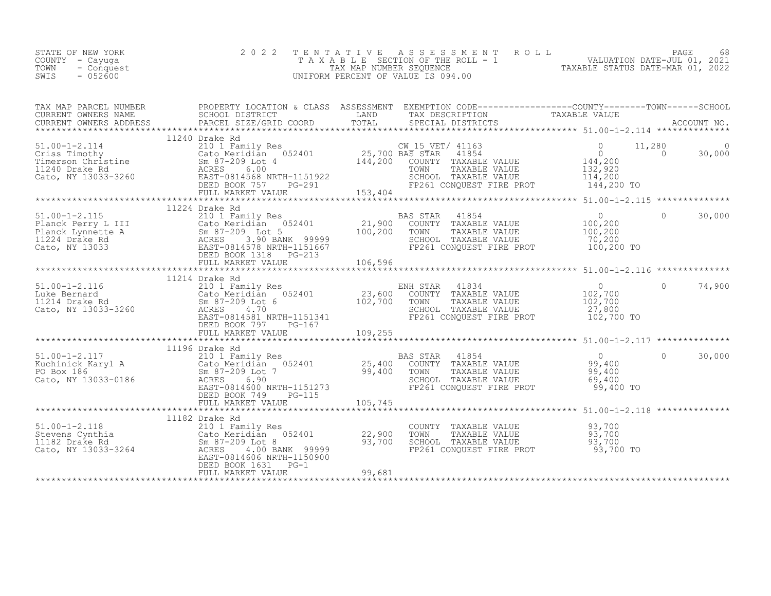STATE OF NEW YORK
COUNTY - Cayuga
TOWN - Conquest
SWIS - 052600

# 2022 TENTATIVE ASSESSMENT ROLL

TAXABLE SECTION OF THE ROLL - 1
TAX MAP NUMBER SEQUENCE
UNIFORM PERCENT OF VALUE IS 094.00

VALUATION DATE-JUL 01, 2021
TAXABLE STATUS DATE-MAR 01, 2022

| TAX MAP PARCEL NUMBER / CURRENT OWNERS NAME / CURRENT OWNERS ADDRESS | PROPERTY LOCATION & CLASS / SCHOOL DISTRICT / PARCEL SIZE/GRID COORD | ASSESSMENT LAND / TOTAL | EXEMPTION CODE / TAX DESCRIPTION / SPECIAL DISTRICTS | COUNTY TAXABLE VALUE | TOWN | SCHOOL |
|---|---|---|---|---|---|---|
| 51.00-1-2.114 | 11240 Drake Rd | | | | | |
| Criss Timothy | 210 1 Family Res | | CW_15_VET/ 41163 | 0 | 11,280 | 0 |
| Timerson Christine | Cato Meridian 052401 | 25,700 | BAS STAR 41854 | 0 | 0 | 30,000 |
| 11240 Drake Rd | Sm 87-209 Lot 4 | 144,200 | COUNTY TAXABLE VALUE | 144,200 | | |
| Cato, NY 13033-3260 | ACRES 6.00 | | TOWN TAXABLE VALUE | 132,920 | | |
| | EAST-0814568 NRTH-1151922 | | SCHOOL TAXABLE VALUE | 114,200 | | |
| | DEED BOOK 757 PG-291 | | FP261 CONQUEST FIRE PROT | 144,200 TO | | |
| | FULL MARKET VALUE | 153,404 | | | | |
| 51.00-1-2.115 | 11224 Drake Rd | | | | | |
| Planck Perry L III | 210 1 Family Res | | BAS STAR 41854 | 0 | 0 | 30,000 |
| Planck Lynnette A | Cato Meridian 052401 | 21,900 | COUNTY TAXABLE VALUE | 100,200 | | |
| 11224 Drake Rd | Sm 87-209 Lot 5 | 100,200 | TOWN TAXABLE VALUE | 100,200 | | |
| Cato, NY 13033 | ACRES 3.90 BANK 99999 | | SCHOOL TAXABLE VALUE | 70,200 | | |
| | EAST-0814578 NRTH-1151667 | | FP261 CONQUEST FIRE PROT | 100,200 TO | | |
| | DEED BOOK 1318 PG-213 | | | | | |
| | FULL MARKET VALUE | 106,596 | | | | |
| 51.00-1-2.116 | 11214 Drake Rd | | | | | |
| Luke Bernard | 210 1 Family Res | | ENH STAR 41834 | 0 | 0 | 74,900 |
| 11214 Drake Rd | Cato Meridian 052401 | 23,600 | COUNTY TAXABLE VALUE | 102,700 | | |
| Cato, NY 13033-3260 | Sm 87-209 Lot 6 | 102,700 | TOWN TAXABLE VALUE | 102,700 | | |
| | ACRES 4.70 | | SCHOOL TAXABLE VALUE | 27,800 | | |
| | EAST-0814581 NRTH-1151341 | | FP261 CONQUEST FIRE PROT | 102,700 TO | | |
| | DEED BOOK 797 PG-167 | | | | | |
| | FULL MARKET VALUE | 109,255 | | | | |
| 51.00-1-2.117 | 11196 Drake Rd | | | | | |
| Kuchinick Karyl A | 210 1 Family Res | | BAS STAR 41854 | 0 | 0 | 30,000 |
| PO Box 186 | Cato Meridian 052401 | 25,400 | COUNTY TAXABLE VALUE | 99,400 | | |
| Cato, NY 13033-0186 | Sm 87-209 Lot 7 | 99,400 | TOWN TAXABLE VALUE | 99,400 | | |
| | ACRES 6.90 | | SCHOOL TAXABLE VALUE | 69,400 | | |
| | EAST-0814600 NRTH-1151273 | | FP261 CONQUEST FIRE PROT | 99,400 TO | | |
| | DEED BOOK 749 PG-115 | | | | | |
| | FULL MARKET VALUE | 105,745 | | | | |
| 51.00-1-2.118 | 11182 Drake Rd | | | | | |
| Stevens Cynthia | 210 1 Family Res | | COUNTY TAXABLE VALUE | 93,700 | | |
| 11182 Drake Rd | Cato Meridian 052401 | 22,900 | TOWN TAXABLE VALUE | 93,700 | | |
| Cato, NY 13033-3264 | Sm 87-209 Lot 8 | 93,700 | SCHOOL TAXABLE VALUE | 93,700 | | |
| | ACRES 4.00 BANK 99999 | | FP261 CONQUEST FIRE PROT | 93,700 TO | | |
| | EAST-0814606 NRTH-1150900 | | | | | |
| | DEED BOOK 1631 PG-1 | | | | | |
| | FULL MARKET VALUE | 99,681 | | | | |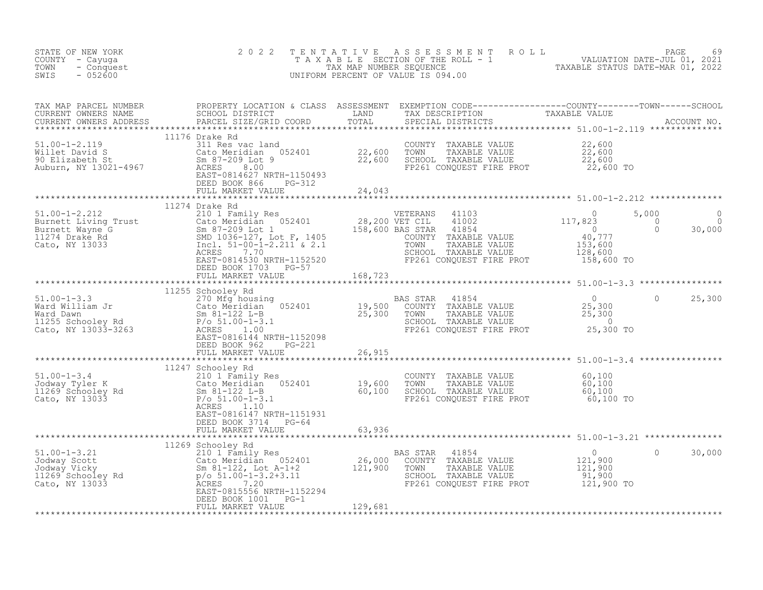STATE OF NEW YORK
COUNTY - Cayuga
TOWN - Conquest
SWIS - 052600

2022 TENTATIVE ASSESSMENT ROLL
TAXABLE SECTION OF THE ROLL - 1
TAX MAP NUMBER SEQUENCE
UNIFORM PERCENT OF VALUE IS 094.00

VALUATION DATE-JUL 01, 2021
TAXABLE STATUS DATE-MAR 01, 2022

| TAX MAP PARCEL NUMBER / CURRENT OWNERS NAME / CURRENT OWNERS ADDRESS | PROPERTY LOCATION & CLASS / SCHOOL DISTRICT / PARCEL SIZE/GRID COORD | ASSESSMENT LAND / TOTAL | EXEMPTION CODE / TAX DESCRIPTION / SPECIAL DISTRICTS | COUNTY TAXABLE VALUE | TOWN | SCHOOL | ACCOUNT NO. |
|---|---|---|---|---|---|---|---|
| **51.00-1-2.119** | 11176 Drake Rd | | | | | | |
| 51.00-1-2.119 | 311 Res vac land | | COUNTY TAXABLE VALUE | 22,600 | | | |
| Willet David S | Cato Meridian 052401 | 22,600 | TOWN TAXABLE VALUE | 22,600 | | | |
| 90 Elizabeth St | Sm 87-209 Lot 9 | 22,600 | SCHOOL TAXABLE VALUE | 22,600 | | | |
| Auburn, NY 13021-4967 | ACRES 8.00 | | FP261 CONQUEST FIRE PROT | 22,600 TO | | | |
| | EAST-0814627 NRTH-1150493 | | | | | | |
| | DEED BOOK 866 PG-312 | | | | | | |
| | FULL MARKET VALUE | 24,043 | | | | | |
| **51.00-1-2.212** | 11274 Drake Rd | | | | | | |
| 51.00-1-2.212 | 210 1 Family Res | | VETERANS 41103 | 0 | 5,000 | 0 | |
| Burnett Living Trust | Cato Meridian 052401 | 28,200 | VET CIL 41002 | 117,823 | 0 | 0 | |
| Burnett Wayne G | Sm 87-209 Lot 1 | 158,600 | BAS STAR 41854 | 0 | 0 | 30,000 | |
| 11274 Drake Rd | SMD 1036-127, Lot F, 1405 | | COUNTY TAXABLE VALUE | 40,777 | | | |
| Cato, NY 13033 | Incl. 51-00-1-2.211 & 2.1 | | TOWN TAXABLE VALUE | 153,600 | | | |
| | ACRES 7.70 | | SCHOOL TAXABLE VALUE | 128,600 | | | |
| | EAST-0814530 NRTH-1152520 | | FP261 CONQUEST FIRE PROT | 158,600 TO | | | |
| | DEED BOOK 1703 PG-57 | | | | | | |
| | FULL MARKET VALUE | 168,723 | | | | | |
| **51.00-1-3.3** | 11255 Schooley Rd | | | | | | |
| 51.00-1-3.3 | 270 Mfg housing | | BAS STAR 41854 | 0 | 0 | 25,300 | |
| Ward William Jr | Cato Meridian 052401 | 19,500 | COUNTY TAXABLE VALUE | 25,300 | | | |
| Ward Dawn | Sm 81-122 L-B | 25,300 | TOWN TAXABLE VALUE | 25,300 | | | |
| 11255 Schooley Rd | P/o 51.00-1-3.1 | | SCHOOL TAXABLE VALUE | 0 | | | |
| Cato, NY 13033-3263 | ACRES 1.00 | | FP261 CONQUEST FIRE PROT | 25,300 TO | | | |
| | EAST-0816144 NRTH-1152098 | | | | | | |
| | DEED BOOK 962 PG-221 | | | | | | |
| | FULL MARKET VALUE | 26,915 | | | | | |
| **51.00-1-3.4** | 11247 Schooley Rd | | | | | | |
| 51.00-1-3.4 | 210 1 Family Res | | COUNTY TAXABLE VALUE | 60,100 | | | |
| Jodway Tyler K | Cato Meridian 052401 | 19,600 | TOWN TAXABLE VALUE | 60,100 | | | |
| 11269 Schooley Rd | Sm 81-122 L-B | 60,100 | SCHOOL TAXABLE VALUE | 60,100 | | | |
| Cato, NY 13033 | P/o 51.00-1-3.1 | | FP261 CONQUEST FIRE PROT | 60,100 TO | | | |
| | ACRES 1.10 | | | | | | |
| | EAST-0816147 NRTH-1151931 | | | | | | |
| | DEED BOOK 3714 PG-64 | | | | | | |
| | FULL MARKET VALUE | 63,936 | | | | | |
| **51.00-1-3.21** | 11269 Schooley Rd | | | | | | |
| 51.00-1-3.21 | 210 1 Family Res | | BAS STAR 41854 | 0 | 0 | 30,000 | |
| Jodway Scott | Cato Meridian 052401 | 26,000 | COUNTY TAXABLE VALUE | 121,900 | | | |
| Jodway Vicky | Sm 81-122, Lot A-1+2 | 121,900 | TOWN TAXABLE VALUE | 121,900 | | | |
| 11269 Schooley Rd | p/o 51.00-1-3.2+3.11 | | SCHOOL TAXABLE VALUE | 91,900 | | | |
| Cato, NY 13033 | ACRES 7.20 | | FP261 CONQUEST FIRE PROT | 121,900 TO | | | |
| | EAST-0815556 NRTH-1152294 | | | | | | |
| | DEED BOOK 1001 PG-1 | | | | | | |
| | FULL MARKET VALUE | 129,681 | | | | | |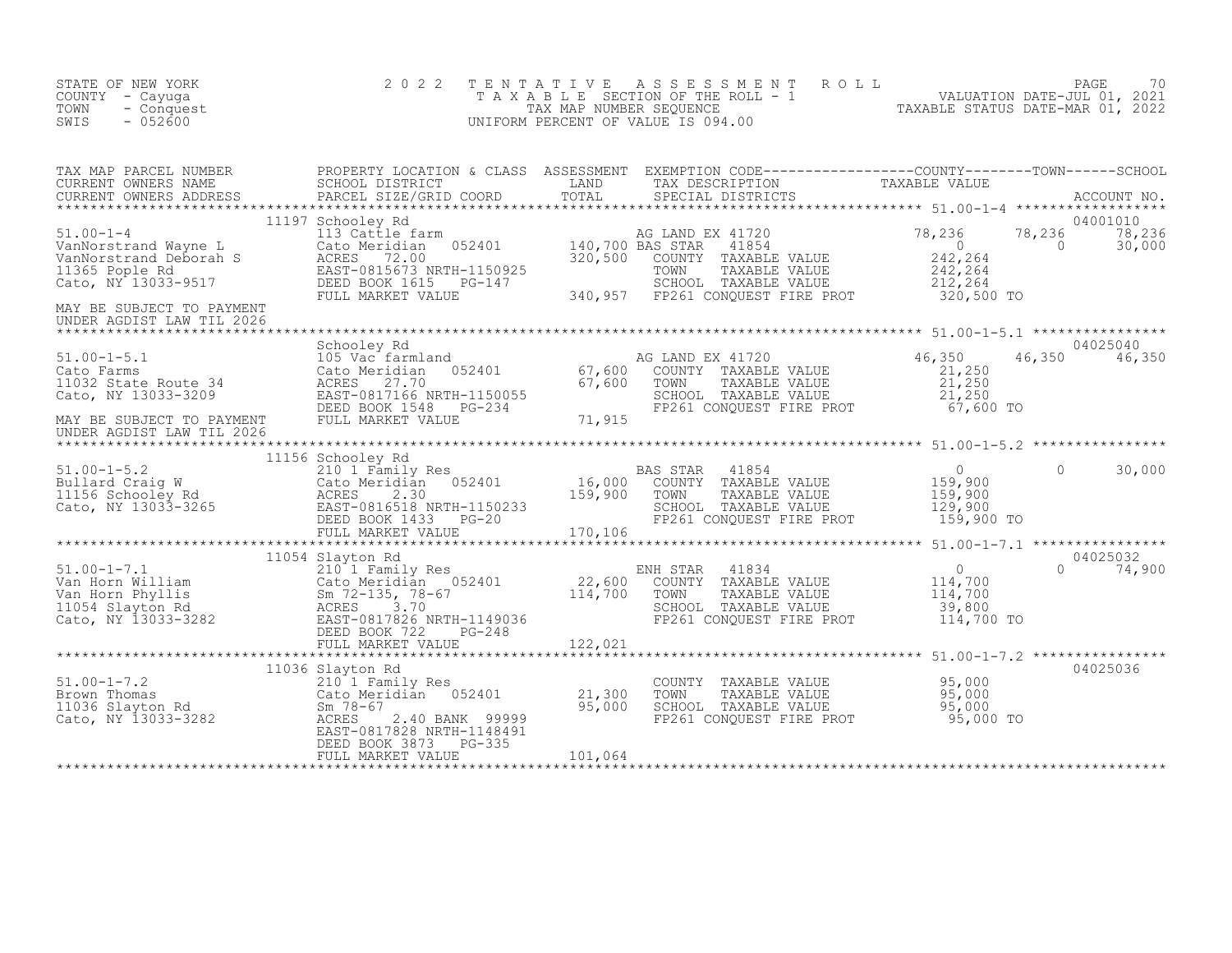STATE OF NEW YORK
COUNTY - Cayuga
TOWN - Conquest
SWIS - 052600

2 0 2 2 T E N T A T I V E A S S E S S M E N T R O L L
T A X A B L E SECTION OF THE ROLL - 1
TAX MAP NUMBER SEQUENCE
UNIFORM PERCENT OF VALUE IS 094.00

VALUATION DATE-JUL 01, 2021
TAXABLE STATUS DATE-MAR 01, 2022

| TAX MAP PARCEL NUMBER / CURRENT OWNERS NAME / CURRENT OWNERS ADDRESS | PROPERTY LOCATION & CLASS / SCHOOL DISTRICT / PARCEL SIZE/GRID COORD | ASSESSMENT LAND / TOTAL | EXEMPTION CODE / TAX DESCRIPTION / SPECIAL DISTRICTS | COUNTY TAXABLE VALUE | TOWN | SCHOOL | ACCOUNT NO. |
|---|---|---|---|---|---|---|---|
| **51.00-1-4** | 11197 Schooley Rd | | | | | | 04001010 |
| 51.00-1-4 | 113 Cattle farm | | AG LAND EX 41720 | 78,236 | 78,236 | 78,236 | |
| VanNorstrand Wayne L | Cato Meridian 052401 | 140,700 | BAS STAR 41854 | 0 | 0 | 30,000 | |
| VanNorstrand Deborah S | ACRES 72.00 | 320,500 | COUNTY TAXABLE VALUE | 242,264 | | | |
| 11365 Pople Rd | EAST-0815673 NRTH-1150925 | | TOWN TAXABLE VALUE | 242,264 | | | |
| Cato, NY 13033-9517 | DEED BOOK 1615 PG-147 | | SCHOOL TAXABLE VALUE | 212,264 | | | |
| | FULL MARKET VALUE | 340,957 | FP261 CONQUEST FIRE PROT | 320,500 TO | | | |
| MAY BE SUBJECT TO PAYMENT UNDER AGDIST LAW TIL 2026 | | | | | | | |
| **51.00-1-5.1** | Schooley Rd | | | | | | 04025040 |
| 51.00-1-5.1 | 105 Vac farmland | | AG LAND EX 41720 | 46,350 | 46,350 | 46,350 | |
| Cato Farms | Cato Meridian 052401 | 67,600 | COUNTY TAXABLE VALUE | 21,250 | | | |
| 11032 State Route 34 | ACRES 27.70 | 67,600 | TOWN TAXABLE VALUE | 21,250 | | | |
| Cato, NY 13033-3209 | EAST-0817166 NRTH-1150055 | | SCHOOL TAXABLE VALUE | 21,250 | | | |
| | DEED BOOK 1548 PG-234 | | FP261 CONQUEST FIRE PROT | 67,600 TO | | | |
| MAY BE SUBJECT TO PAYMENT UNDER AGDIST LAW TIL 2026 | FULL MARKET VALUE | 71,915 | | | | | |
| **51.00-1-5.2** | 11156 Schooley Rd | | | | | | |
| 51.00-1-5.2 | 210 1 Family Res | | BAS STAR 41854 | 0 | 0 | 30,000 | |
| Bullard Craig W | Cato Meridian 052401 | 16,000 | COUNTY TAXABLE VALUE | 159,900 | | | |
| 11156 Schooley Rd | ACRES 2.30 | 159,900 | TOWN TAXABLE VALUE | 159,900 | | | |
| Cato, NY 13033-3265 | EAST-0816518 NRTH-1150233 | | SCHOOL TAXABLE VALUE | 129,900 | | | |
| | DEED BOOK 1433 PG-20 | | FP261 CONQUEST FIRE PROT | 159,900 TO | | | |
| | FULL MARKET VALUE | 170,106 | | | | | |
| **51.00-1-7.1** | 11054 Slayton Rd | | | | | | 04025032 |
| 51.00-1-7.1 | 210 1 Family Res | | ENH STAR 41834 | 0 | 0 | 74,900 | |
| Van Horn William | Cato Meridian 052401 | 22,600 | COUNTY TAXABLE VALUE | 114,700 | | | |
| Van Horn Phyllis | Sm 72-135, 78-67 | 114,700 | TOWN TAXABLE VALUE | 114,700 | | | |
| 11054 Slayton Rd | ACRES 3.70 | | SCHOOL TAXABLE VALUE | 39,800 | | | |
| Cato, NY 13033-3282 | EAST-0817826 NRTH-1149036 | | FP261 CONQUEST FIRE PROT | 114,700 TO | | | |
| | DEED BOOK 722 PG-248 | | | | | | |
| | FULL MARKET VALUE | 122,021 | | | | | |
| **51.00-1-7.2** | 11036 Slayton Rd | | | | | | 04025036 |
| 51.00-1-7.2 | 210 1 Family Res | | COUNTY TAXABLE VALUE | 95,000 | | | |
| Brown Thomas | Cato Meridian 052401 | 21,300 | TOWN TAXABLE VALUE | 95,000 | | | |
| 11036 Slayton Rd | Sm 78-67 | 95,000 | SCHOOL TAXABLE VALUE | 95,000 | | | |
| Cato, NY 13033-3282 | ACRES 2.40 BANK 99999 | | FP261 CONQUEST FIRE PROT | 95,000 TO | | | |
| | EAST-0817828 NRTH-1148491 | | | | | | |
| | DEED BOOK 3873 PG-335 | | | | | | |
| | FULL MARKET VALUE | 101,064 | | | | | |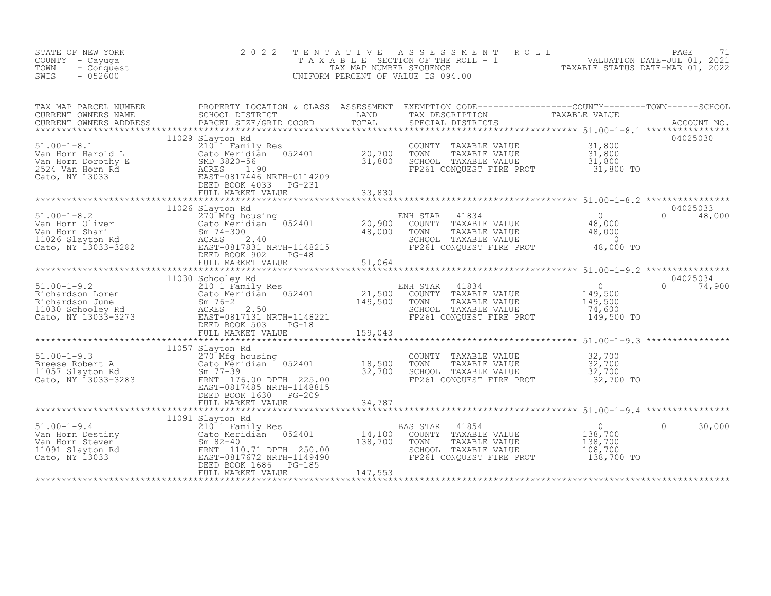STATE OF NEW YORK
COUNTY - Cayuga
TOWN - Conquest
SWIS - 052600

# 2022 TENTATIVE ASSESSMENT ROLL

TAXABLE SECTION OF THE ROLL - 1
TAX MAP NUMBER SEQUENCE
UNIFORM PERCENT OF VALUE IS 094.00

VALUATION DATE-JUL 01, 2021
TAXABLE STATUS DATE-MAR 01, 2022

| TAX MAP PARCEL NUMBER / CURRENT OWNERS NAME / CURRENT OWNERS ADDRESS | PROPERTY LOCATION & CLASS / SCHOOL DISTRICT / PARCEL SIZE/GRID COORD | ASSESSMENT LAND | ASSESSMENT TOTAL | EXEMPTION CODE / TAX DESCRIPTION / SPECIAL DISTRICTS | COUNTY TAXABLE VALUE | TOWN | SCHOOL | ACCOUNT NO. |
|---|---|---|---|---|---|---|---|---|
| **51.00-1-8.1** | 11029 Slayton Rd | | | | | | | 04025030 |
| Van Horn Harold L | 210 1 Family Res | | | COUNTY TAXABLE VALUE | 31,800 | | | |
| Van Horn Dorothy E | Cato Meridian 052401 | 20,700 | | TOWN TAXABLE VALUE | 31,800 | | | |
| 2524 Van Horn Rd | SMD 3820-56 | | 31,800 | SCHOOL TAXABLE VALUE | 31,800 | | | |
| Cato, NY 13033 | ACRES 1.90 | | | FP261 CONQUEST FIRE PROT | 31,800 TO | | | |
| | EAST-0817446 NRTH-0114209 | | | | | | | |
| | DEED BOOK 4033 PG-231 | | | | | | | |
| | FULL MARKET VALUE | | 33,830 | | | | | |
| **51.00-1-8.2** | 11026 Slayton Rd | | | | | | | 04025033 |
| Van Horn Oliver | 270 Mfg housing | | | ENH STAR 41834 | 0 | 0 | 48,000 | |
| Van Horn Shari | Cato Meridian 052401 | 20,900 | | COUNTY TAXABLE VALUE | 48,000 | | | |
| 11026 Slayton Rd | Sm 74-300 | | 48,000 | TOWN TAXABLE VALUE | 48,000 | | | |
| Cato, NY 13033-3282 | ACRES 2.40 | | | SCHOOL TAXABLE VALUE | 0 | | | |
| | EAST-0817831 NRTH-1148215 | | | FP261 CONQUEST FIRE PROT | 48,000 TO | | | |
| | DEED BOOK 902 PG-48 | | | | | | | |
| | FULL MARKET VALUE | | 51,064 | | | | | |
| **51.00-1-9.2** | 11030 Schooley Rd | | | | | | | 04025034 |
| Richardson Loren | 210 1 Family Res | | | ENH STAR 41834 | 0 | 0 | 74,900 | |
| Richardson June | Cato Meridian 052401 | 21,500 | | COUNTY TAXABLE VALUE | 149,500 | | | |
| 11030 Schooley Rd | Sm 76-2 | | 149,500 | TOWN TAXABLE VALUE | 149,500 | | | |
| Cato, NY 13033-3273 | ACRES 2.50 | | | SCHOOL TAXABLE VALUE | 74,600 | | | |
| | EAST-0817131 NRTH-1148221 | | | FP261 CONQUEST FIRE PROT | 149,500 TO | | | |
| | DEED BOOK 503 PG-18 | | | | | | | |
| | FULL MARKET VALUE | | 159,043 | | | | | |
| **51.00-1-9.3** | 11057 Slayton Rd | | | | | | | |
| Breese Robert A | 270 Mfg housing | | | COUNTY TAXABLE VALUE | 32,700 | | | |
| 11057 Slayton Rd | Cato Meridian 052401 | 18,500 | | TOWN TAXABLE VALUE | 32,700 | | | |
| Cato, NY 13033-3283 | Sm 77-39 | | 32,700 | SCHOOL TAXABLE VALUE | 32,700 | | | |
| | FRNT 176.00 DPTH 225.00 | | | FP261 CONQUEST FIRE PROT | 32,700 TO | | | |
| | EAST-0817485 NRTH-1148815 | | | | | | | |
| | DEED BOOK 1630 PG-209 | | | | | | | |
| | FULL MARKET VALUE | | 34,787 | | | | | |
| **51.00-1-9.4** | 11091 Slayton Rd | | | | | | | |
| Van Horn Destiny | 210 1 Family Res | | | BAS STAR 41854 | 0 | 0 | 30,000 | |
| Van Horn Steven | Cato Meridian 052401 | 14,100 | | COUNTY TAXABLE VALUE | 138,700 | | | |
| 11091 Slayton Rd | Sm 82-40 | | 138,700 | TOWN TAXABLE VALUE | 138,700 | | | |
| Cato, NY 13033 | FRNT 110.71 DPTH 250.00 | | | SCHOOL TAXABLE VALUE | 108,700 | | | |
| | EAST-0817672 NRTH-1149490 | | | FP261 CONQUEST FIRE PROT | 138,700 TO | | | |
| | DEED BOOK 1686 PG-185 | | | | | | | |
| | FULL MARKET VALUE | | 147,553 | | | | | |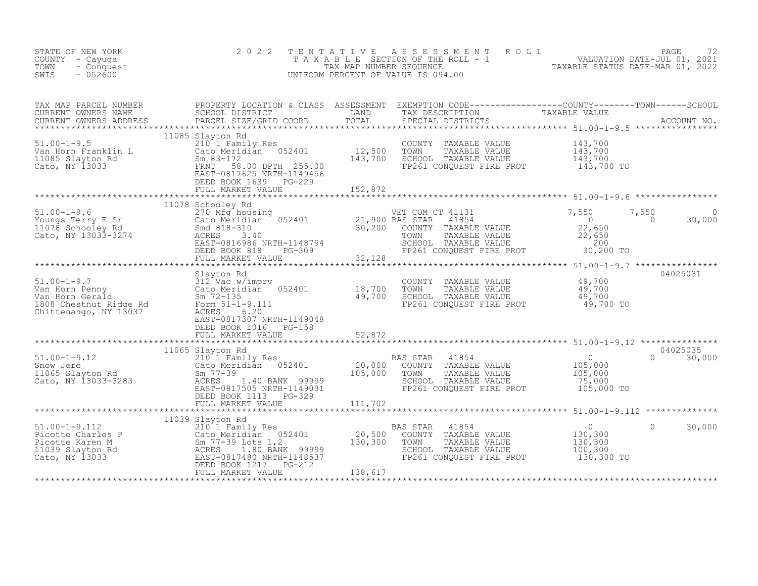STATE OF NEW YORK
COUNTY - Cayuga
TOWN - Conquest
SWIS - 052600

2 0 2 2 T E N T A T I V E A S S E S S M E N T R O L L
T A X A B L E SECTION OF THE ROLL - 1
TAX MAP NUMBER SEQUENCE
UNIFORM PERCENT OF VALUE IS 094.00

VALUATION DATE-JUL 01, 2021
TAXABLE STATUS DATE-MAR 01, 2022

| TAX MAP PARCEL NUMBER / CURRENT OWNERS NAME / CURRENT OWNERS ADDRESS | PROPERTY LOCATION & CLASS / SCHOOL DISTRICT / PARCEL SIZE/GRID COORD | ASSESSMENT LAND / TOTAL | EXEMPTION CODE / TAX DESCRIPTION / SPECIAL DISTRICTS | COUNTY TAXABLE VALUE | TOWN | SCHOOL | ACCOUNT NO. |
|---|---|---|---|---|---|---|---|
| **51.00-1-9.5** | 11085 Slayton Rd | | | | | | |
| Van Horn Franklin L | 210 1 Family Res | | COUNTY TAXABLE VALUE | 143,700 | | | |
| 11085 Slayton Rd | Cato Meridian 052401 | 12,500 | TOWN TAXABLE VALUE | 143,700 | | | |
| Cato, NY 13033 | Sm 83-172 | 143,700 | SCHOOL TAXABLE VALUE | 143,700 | | | |
| | FRNT 58.00 DPTH 255.00 | | FP261 CONQUEST FIRE PROT | 143,700 TO | | | |
| | EAST-0817625 NRTH-1149456 | | | | | | |
| | DEED BOOK 1639 PG-229 | | | | | | |
| | FULL MARKET VALUE | 152,872 | | | | | |
| **51.00-1-9.6** | 11078 Schooley Rd | | | | | | |
| Youngs Terry E Sr | 270 Mfg housing | | VET COM CT 41131 | 7,550 | 7,550 | 0 | |
| 11078 Schooley Rd | Cato Meridian 052401 | 21,900 | BAS STAR 41854 | 0 | 0 | 30,000 | |
| Cato, NY 13033-3274 | Smd 818-310 | 30,200 | COUNTY TAXABLE VALUE | 22,650 | | | |
| | ACRES 3.40 | | TOWN TAXABLE VALUE | 22,650 | | | |
| | EAST-0816986 NRTH-1148794 | | SCHOOL TAXABLE VALUE | 200 | | | |
| | DEED BOOK 818 PG-309 | | FP261 CONQUEST FIRE PROT | 30,200 TO | | | |
| | FULL MARKET VALUE | 32,128 | | | | | |
| **51.00-1-9.7** | Slayton Rd | | | | | | 04025031 |
| Van Horn Penny | 312 Vac w/imprv | | COUNTY TAXABLE VALUE | 49,700 | | | |
| Van Horn Gerald | Cato Meridian 052401 | 18,700 | TOWN TAXABLE VALUE | 49,700 | | | |
| 1808 Chestnut Ridge Rd | Sm 72-135 | 49,700 | SCHOOL TAXABLE VALUE | 49,700 | | | |
| Chittenango, NY 13037 | Form 51-1-9.111 | | FP261 CONQUEST FIRE PROT | 49,700 TO | | | |
| | ACRES 6.20 | | | | | | |
| | EAST-0817307 NRTH-1149048 | | | | | | |
| | DEED BOOK 1016 PG-158 | | | | | | |
| | FULL MARKET VALUE | 52,872 | | | | | |
| **51.00-1-9.12** | 11065 Slayton Rd | | | | | | 04025035 |
| Snow Jere | 210 1 Family Res | | BAS STAR 41854 | 0 | 0 | 30,000 | |
| 11065 Slayton Rd | Cato Meridian 052401 | 20,000 | COUNTY TAXABLE VALUE | 105,000 | | | |
| Cato, NY 13033-3283 | Sm 77-39 | 105,000 | TOWN TAXABLE VALUE | 105,000 | | | |
| | ACRES 1.40 BANK 99999 | | SCHOOL TAXABLE VALUE | 75,000 | | | |
| | EAST-0817505 NRTH-1149031 | | FP261 CONQUEST FIRE PROT | 105,000 TO | | | |
| | DEED BOOK 1113 PG-329 | | | | | | |
| | FULL MARKET VALUE | 111,702 | | | | | |
| **51.00-1-9.112** | 11039 Slayton Rd | | | | | | |
| Picotte Charles P | 210 1 Family Res | | BAS STAR 41854 | 0 | 0 | 30,000 | |
| Picotte Karen M | Cato Meridian 052401 | 20,500 | COUNTY TAXABLE VALUE | 130,300 | | | |
| 11039 Slayton Rd | Sm 77-39 Lots 1,2 | 130,300 | TOWN TAXABLE VALUE | 130,300 | | | |
| Cato, NY 13033 | ACRES 1.80 BANK 99999 | | SCHOOL TAXABLE VALUE | 100,300 | | | |
| | EAST-0817480 NRTH-1148537 | | FP261 CONQUEST FIRE PROT | 130,300 TO | | | |
| | DEED BOOK 1217 PG-212 | | | | | | |
| | FULL MARKET VALUE | 138,617 | | | | | |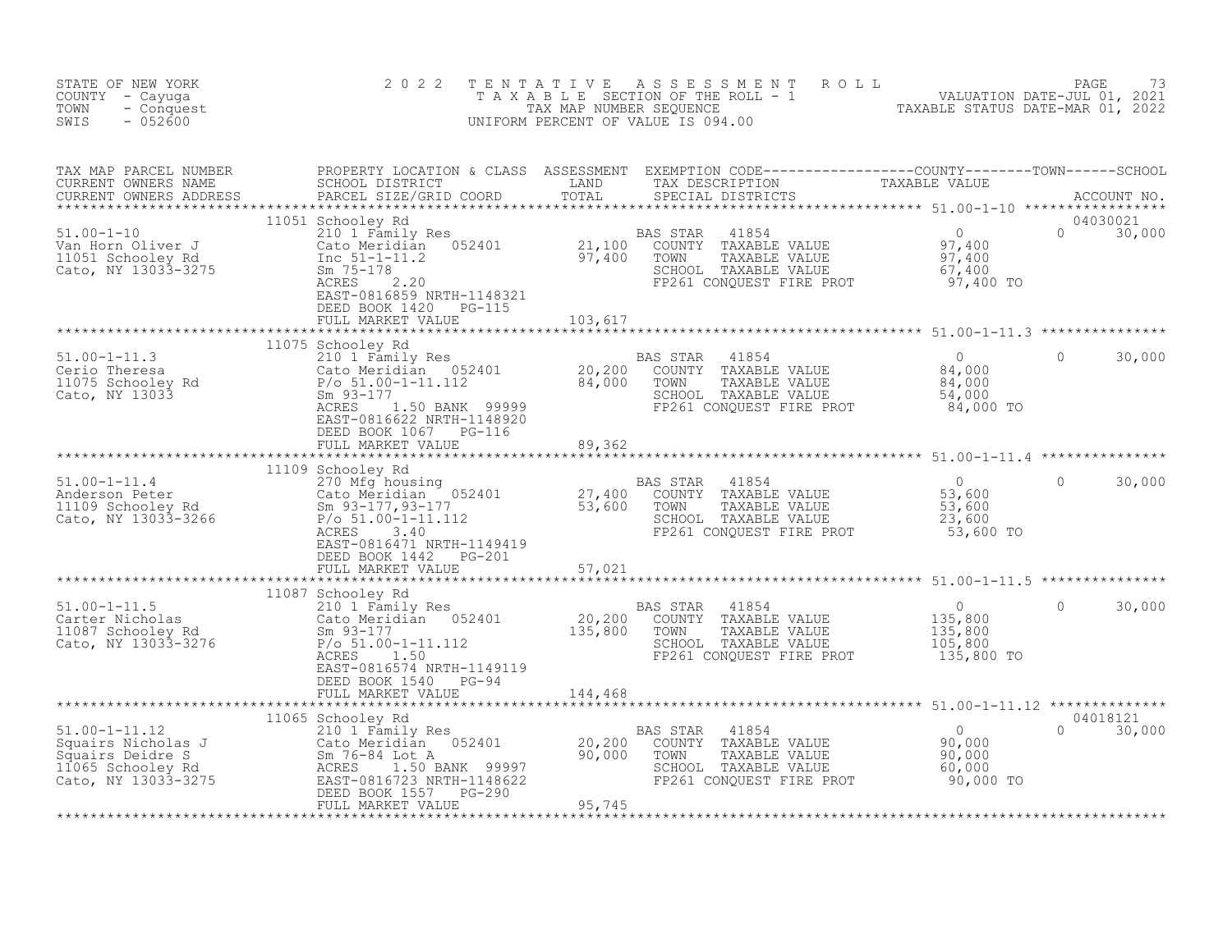STATE OF NEW YORK
COUNTY - Cayuga
TOWN - Conquest
SWIS - 052600

2022 TENTATIVE ASSESSMENT ROLL
TAXABLE SECTION OF THE ROLL - 1
TAX MAP NUMBER SEQUENCE
UNIFORM PERCENT OF VALUE IS 094.00

VALUATION DATE-JUL 01, 2021
TAXABLE STATUS DATE-MAR 01, 2022

| TAX MAP PARCEL NUMBER / CURRENT OWNERS NAME / CURRENT OWNERS ADDRESS | PROPERTY LOCATION & CLASS / SCHOOL DISTRICT / PARCEL SIZE/GRID COORD | ASSESSMENT LAND / TOTAL | EXEMPTION CODE / TAX DESCRIPTION / SPECIAL DISTRICTS | COUNTY TAXABLE VALUE | TOWN | SCHOOL / ACCOUNT NO. |
|---|---|---|---|---|---|---|
| 51.00-1-10 | 11051 Schooley Rd | | | | | 04030021 |
| Van Horn Oliver J | 210 1 Family Res | | BAS STAR 41854 | 0 | 0 | 30,000 |
| 11051 Schooley Rd | Cato Meridian 052401 | 21,100 | COUNTY TAXABLE VALUE | 97,400 | | |
| Cato, NY 13033-3275 | Inc 51-1-11.2 | 97,400 | TOWN TAXABLE VALUE | 97,400 | | |
| | Sm 75-178 | | SCHOOL TAXABLE VALUE | 67,400 | | |
| | ACRES 2.20 | | FP261 CONQUEST FIRE PROT | 97,400 TO | | |
| | EAST-0816859 NRTH-1148321 | | | | | |
| | DEED BOOK 1420 PG-115 | | | | | |
| | FULL MARKET VALUE | 103,617 | | | | |
| 51.00-1-11.3 | 11075 Schooley Rd | | | | | |
| Cerio Theresa | 210 1 Family Res | | BAS STAR 41854 | 0 | 0 | 30,000 |
| 11075 Schooley Rd | Cato Meridian 052401 | 20,200 | COUNTY TAXABLE VALUE | 84,000 | | |
| Cato, NY 13033 | P/o 51.00-1-11.112 | 84,000 | TOWN TAXABLE VALUE | 84,000 | | |
| | Sm 93-177 | | SCHOOL TAXABLE VALUE | 54,000 | | |
| | ACRES 1.50 BANK 99999 | | FP261 CONQUEST FIRE PROT | 84,000 TO | | |
| | EAST-0816622 NRTH-1148920 | | | | | |
| | DEED BOOK 1067 PG-116 | | | | | |
| | FULL MARKET VALUE | 89,362 | | | | |
| 51.00-1-11.4 | 11109 Schooley Rd | | | | | |
| Anderson Peter | 270 Mfg housing | | BAS STAR 41854 | 0 | 0 | 30,000 |
| 11109 Schooley Rd | Cato Meridian 052401 | 27,400 | COUNTY TAXABLE VALUE | 53,600 | | |
| Cato, NY 13033-3266 | Sm 93-177,93-177 | 53,600 | TOWN TAXABLE VALUE | 53,600 | | |
| | P/o 51.00-1-11.112 | | SCHOOL TAXABLE VALUE | 23,600 | | |
| | ACRES 3.40 | | FP261 CONQUEST FIRE PROT | 53,600 TO | | |
| | EAST-0816471 NRTH-1149419 | | | | | |
| | DEED BOOK 1442 PG-201 | | | | | |
| | FULL MARKET VALUE | 57,021 | | | | |
| 51.00-1-11.5 | 11087 Schooley Rd | | | | | |
| Carter Nicholas | 210 1 Family Res | | BAS STAR 41854 | 0 | 0 | 30,000 |
| 11087 Schooley Rd | Cato Meridian 052401 | 20,200 | COUNTY TAXABLE VALUE | 135,800 | | |
| Cato, NY 13033-3276 | Sm 93-177 | 135,800 | TOWN TAXABLE VALUE | 135,800 | | |
| | P/o 51.00-1-11.112 | | SCHOOL TAXABLE VALUE | 105,800 | | |
| | ACRES 1.50 | | FP261 CONQUEST FIRE PROT | 135,800 TO | | |
| | EAST-0816574 NRTH-1149119 | | | | | |
| | DEED BOOK 1540 PG-94 | | | | | |
| | FULL MARKET VALUE | 144,468 | | | | |
| 51.00-1-11.12 | 11065 Schooley Rd | | | | | 04018121 |
| Squairs Nicholas J | 210 1 Family Res | | BAS STAR 41854 | 0 | 0 | 30,000 |
| Squairs Deidre S | Cato Meridian 052401 | 20,200 | COUNTY TAXABLE VALUE | 90,000 | | |
| 11065 Schooley Rd | Sm 76-84 Lot A | 90,000 | TOWN TAXABLE VALUE | 90,000 | | |
| Cato, NY 13033-3275 | ACRES 1.50 BANK 99997 | | SCHOOL TAXABLE VALUE | 60,000 | | |
| | EAST-0816723 NRTH-1148622 | | FP261 CONQUEST FIRE PROT | 90,000 TO | | |
| | DEED BOOK 1557 PG-290 | | | | | |
| | FULL MARKET VALUE | 95,745 | | | | |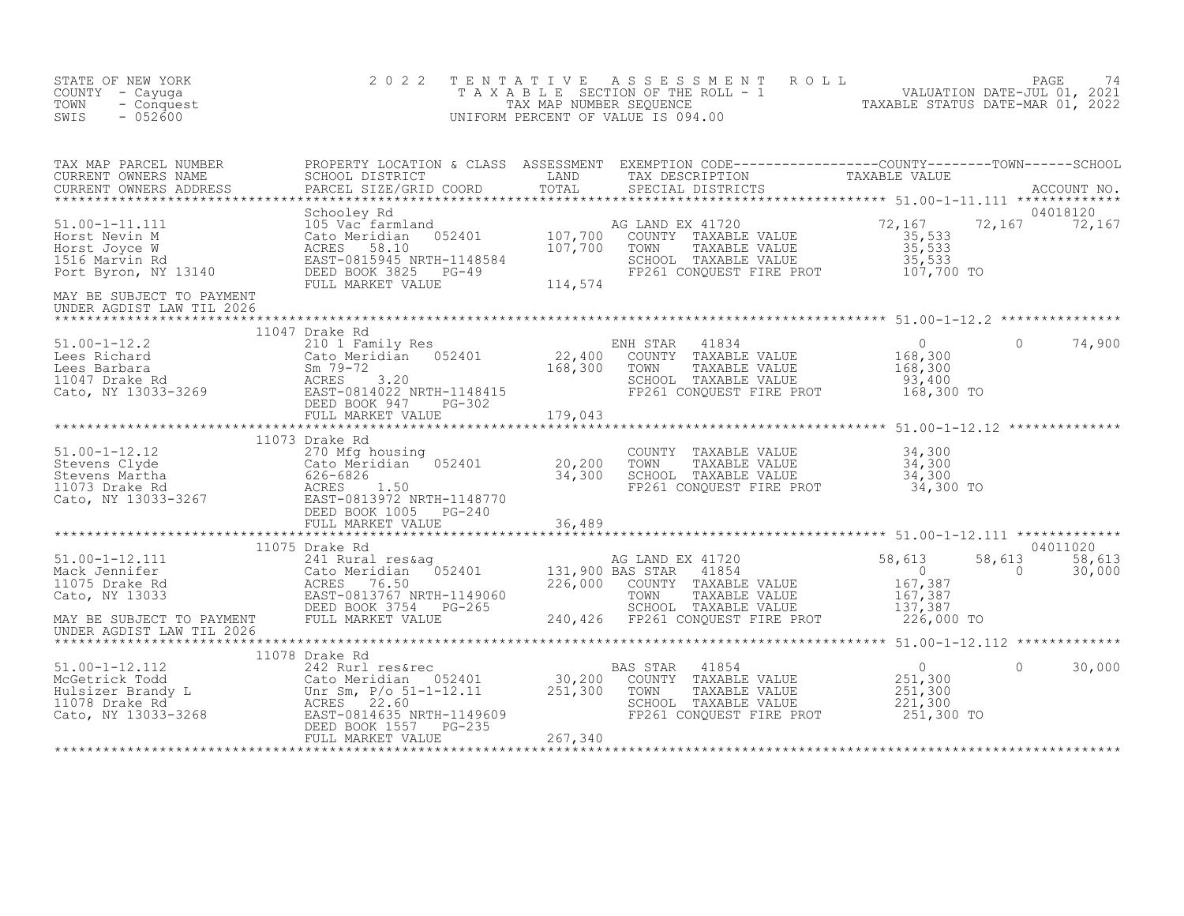STATE OF NEW YORK
COUNTY - Cayuga
TOWN - Conquest
SWIS - 052600

# 2022 TENTATIVE ASSESSMENT ROLL

TAXABLE SECTION OF THE ROLL - 1
TAX MAP NUMBER SEQUENCE
UNIFORM PERCENT OF VALUE IS 094.00

VALUATION DATE-JUL 01, 2021
TAXABLE STATUS DATE-MAR 01, 2022

| TAX MAP PARCEL NUMBER / CURRENT OWNERS NAME / CURRENT OWNERS ADDRESS | PROPERTY LOCATION & CLASS / SCHOOL DISTRICT / PARCEL SIZE/GRID COORD | ASSESSMENT LAND / TOTAL | EXEMPTION CODE / TAX DESCRIPTION / SPECIAL DISTRICTS | COUNTY TAXABLE VALUE | TOWN | SCHOOL / ACCOUNT NO. |
|---|---|---|---|---|---|---|
| **51.00-1-11.111** | Schooley Rd | | | | | 04018120 |
| 51.00-1-11.111 | 105 Vac farmland | | AG LAND EX 41720 | 72,167 | 72,167 | 72,167 |
| Horst Nevin M | Cato Meridian 052401 | 107,700 | COUNTY TAXABLE VALUE | 35,533 | | |
| Horst Joyce W | ACRES 58.10 | 107,700 | TOWN TAXABLE VALUE | 35,533 | | |
| 1516 Marvin Rd | EAST-0815945 NRTH-1148584 | | SCHOOL TAXABLE VALUE | 35,533 | | |
| Port Byron, NY 13140 | DEED BOOK 3825 PG-49 | | FP261 CONQUEST FIRE PROT | 107,700 TO | | |
| | FULL MARKET VALUE | 114,574 | | | | |
| MAY BE SUBJECT TO PAYMENT UNDER AGDIST LAW TIL 2026 | | | | | | |
| **51.00-1-12.2** | 11047 Drake Rd | | | | | |
| 51.00-1-12.2 | 210 1 Family Res | | ENH STAR 41834 | 0 | 0 | 74,900 |
| Lees Richard | Cato Meridian 052401 | 22,400 | COUNTY TAXABLE VALUE | 168,300 | | |
| Lees Barbara | Sm 79-72 | 168,300 | TOWN TAXABLE VALUE | 168,300 | | |
| 11047 Drake Rd | ACRES 3.20 | | SCHOOL TAXABLE VALUE | 93,400 | | |
| Cato, NY 13033-3269 | EAST-0814022 NRTH-1148415 | | FP261 CONQUEST FIRE PROT | 168,300 TO | | |
| | DEED BOOK 947 PG-302 | | | | | |
| | FULL MARKET VALUE | 179,043 | | | | |
| **51.00-1-12.12** | 11073 Drake Rd | | | | | |
| 51.00-1-12.12 | 270 Mfg housing | | COUNTY TAXABLE VALUE | 34,300 | | |
| Stevens Clyde | Cato Meridian 052401 | 20,200 | TOWN TAXABLE VALUE | 34,300 | | |
| Stevens Martha | 626-6826 | 34,300 | SCHOOL TAXABLE VALUE | 34,300 | | |
| 11073 Drake Rd | ACRES 1.50 | | FP261 CONQUEST FIRE PROT | 34,300 TO | | |
| Cato, NY 13033-3267 | EAST-0813972 NRTH-1148770 | | | | | |
| | DEED BOOK 1005 PG-240 | | | | | |
| | FULL MARKET VALUE | 36,489 | | | | |
| **51.00-1-12.111** | 11075 Drake Rd | | | | | 04011020 |
| 51.00-1-12.111 | 241 Rural res&ag | | AG LAND EX 41720 | 58,613 | 58,613 | 58,613 |
| Mack Jennifer | Cato Meridian 052401 | 131,900 | BAS STAR 41854 | 0 | 0 | 30,000 |
| 11075 Drake Rd | ACRES 76.50 | 226,000 | COUNTY TAXABLE VALUE | 167,387 | | |
| Cato, NY 13033 | EAST-0813767 NRTH-1149060 | | TOWN TAXABLE VALUE | 167,387 | | |
| | DEED BOOK 3754 PG-265 | | SCHOOL TAXABLE VALUE | 137,387 | | |
| MAY BE SUBJECT TO PAYMENT UNDER AGDIST LAW TIL 2026 | FULL MARKET VALUE | 240,426 | FP261 CONQUEST FIRE PROT | 226,000 TO | | |
| **51.00-1-12.112** | 11078 Drake Rd | | | | | |
| 51.00-1-12.112 | 242 Rurl res&rec | | BAS STAR 41854 | 0 | 0 | 30,000 |
| McGetrick Todd | Cato Meridian 052401 | 30,200 | COUNTY TAXABLE VALUE | 251,300 | | |
| Hulsizer Brandy L | Unr Sm, P/o 51-1-12.11 | 251,300 | TOWN TAXABLE VALUE | 251,300 | | |
| 11078 Drake Rd | ACRES 22.60 | | SCHOOL TAXABLE VALUE | 221,300 | | |
| Cato, NY 13033-3268 | EAST-0814635 NRTH-1149609 | | FP261 CONQUEST FIRE PROT | 251,300 TO | | |
| | DEED BOOK 1557 PG-235 | | | | | |
| | FULL MARKET VALUE | 267,340 | | | | |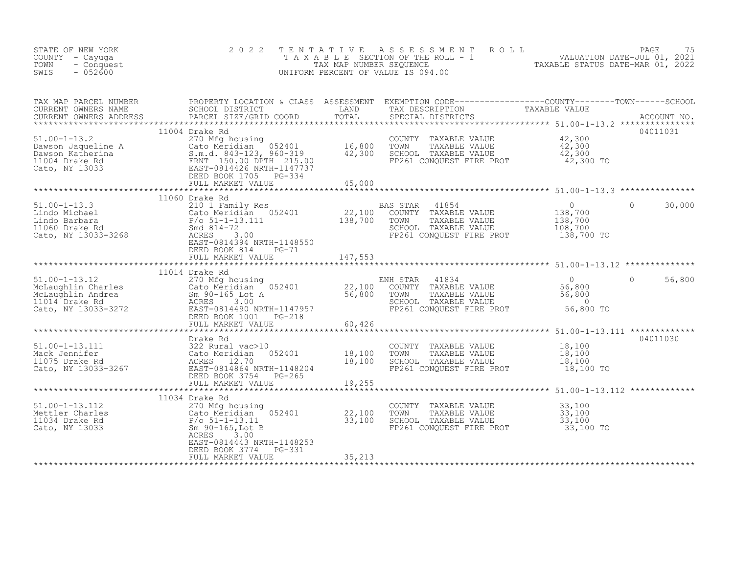STATE OF NEW YORK
COUNTY - Cayuga
TOWN - Conquest
SWIS - 052600

# 2022 TENTATIVE ASSESSMENT ROLL
TAXABLE SECTION OF THE ROLL - 1
TAX MAP NUMBER SEQUENCE
UNIFORM PERCENT OF VALUE IS 094.00

VALUATION DATE-JUL 01, 2021
TAXABLE STATUS DATE-MAR 01, 2022

| TAX MAP PARCEL NUMBER / CURRENT OWNERS NAME / CURRENT OWNERS ADDRESS | PROPERTY LOCATION & CLASS / SCHOOL DISTRICT / PARCEL SIZE/GRID COORD | ASSESSMENT LAND | TOTAL | EXEMPTION CODE / TAX DESCRIPTION / SPECIAL DISTRICTS | COUNTY TAXABLE VALUE | TOWN | SCHOOL | ACCOUNT NO. |
|---|---|---|---|---|---|---|---|---|
| 51.00-1-13.2 | 11004 Drake Rd | | | | | | | 04011031 |
| Dawson Jaqueline A | 270 Mfg housing | | | COUNTY TAXABLE VALUE | 42,300 | | | |
| Dawson Katherina | Cato Meridian 052401 | 16,800 | | TOWN TAXABLE VALUE | 42,300 | | | |
| 11004 Drake Rd | S.m.d. 843-123, 960-319 | | 42,300 | SCHOOL TAXABLE VALUE | 42,300 | | | |
| Cato, NY 13033 | FRNT 150.00 DPTH 215.00 | | | FP261 CONQUEST FIRE PROT | 42,300 TO | | | |
| | EAST-0814426 NRTH-1147737 | | | | | | | |
| | DEED BOOK 1705 PG-334 | | | | | | | |
| | FULL MARKET VALUE | | 45,000 | | | | | |
| 51.00-1-13.3 | 11060 Drake Rd | | | | | | | |
| Lindo Michael | 210 1 Family Res | | | BAS STAR 41854 | 0 | 0 | 30,000 | |
| Lindo Barbara | Cato Meridian 052401 | 22,100 | | COUNTY TAXABLE VALUE | 138,700 | | | |
| 11060 Drake Rd | P/o 51-1-13.111 | | 138,700 | TOWN TAXABLE VALUE | 138,700 | | | |
| Cato, NY 13033-3268 | Smd 814-72 | | | SCHOOL TAXABLE VALUE | 108,700 | | | |
| | ACRES 3.00 | | | FP261 CONQUEST FIRE PROT | 138,700 TO | | | |
| | EAST-0814394 NRTH-1148550 | | | | | | | |
| | DEED BOOK 814 PG-71 | | | | | | | |
| | FULL MARKET VALUE | | 147,553 | | | | | |
| 51.00-1-13.12 | 11014 Drake Rd | | | | | | | |
| McLaughlin Charles | 270 Mfg housing | | | ENH STAR 41834 | 0 | 0 | 56,800 | |
| McLaughlin Andrea | Cato Meridian 052401 | 22,100 | | COUNTY TAXABLE VALUE | 56,800 | | | |
| 11014 Drake Rd | Sm 90-165 Lot A | | 56,800 | TOWN TAXABLE VALUE | 56,800 | | | |
| Cato, NY 13033-3272 | ACRES 3.00 | | | SCHOOL TAXABLE VALUE | 0 | | | |
| | EAST-0814490 NRTH-1147957 | | | FP261 CONQUEST FIRE PROT | 56,800 TO | | | |
| | DEED BOOK 1001 PG-218 | | | | | | | |
| | FULL MARKET VALUE | | 60,426 | | | | | |
| 51.00-1-13.111 | Drake Rd | | | | | | | 04011030 |
| Mack Jennifer | 322 Rural vac>10 | | | COUNTY TAXABLE VALUE | 18,100 | | | |
| 11075 Drake Rd | Cato Meridian 052401 | 18,100 | | TOWN TAXABLE VALUE | 18,100 | | | |
| Cato, NY 13033-3267 | ACRES 12.70 | | 18,100 | SCHOOL TAXABLE VALUE | 18,100 | | | |
| | EAST-0814864 NRTH-1148204 | | | FP261 CONQUEST FIRE PROT | 18,100 TO | | | |
| | DEED BOOK 3754 PG-265 | | | | | | | |
| | FULL MARKET VALUE | | 19,255 | | | | | |
| 51.00-1-13.112 | 11034 Drake Rd | | | | | | | |
| Mettler Charles | 270 Mfg housing | | | COUNTY TAXABLE VALUE | 33,100 | | | |
| 11034 Drake Rd | Cato Meridian 052401 | 22,100 | | TOWN TAXABLE VALUE | 33,100 | | | |
| Cato, NY 13033 | P/o 51-1-13.11 | | 33,100 | SCHOOL TAXABLE VALUE | 33,100 | | | |
| | Sm 90-165,Lot B | | | FP261 CONQUEST FIRE PROT | 33,100 TO | | | |
| | ACRES 3.00 | | | | | | | |
| | EAST-0814443 NRTH-1148253 | | | | | | | |
| | DEED BOOK 3774 PG-331 | | | | | | | |
| | FULL MARKET VALUE | | 35,213 | | | | | |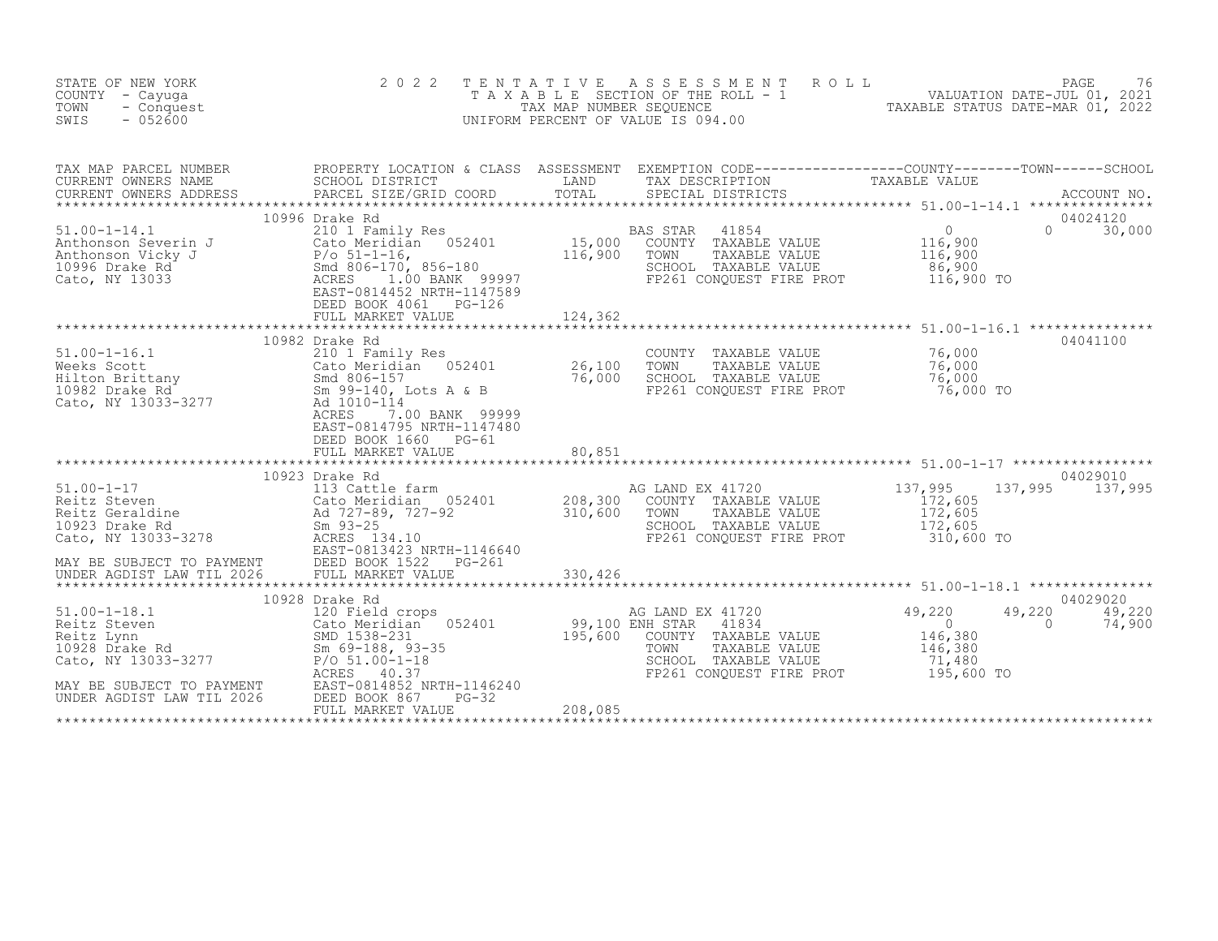STATE OF NEW YORK
COUNTY - Cayuga
TOWN - Conquest
SWIS - 052600

2022 TENTATIVE ASSESSMENT ROLL
TAXABLE SECTION OF THE ROLL - 1
TAX MAP NUMBER SEQUENCE
UNIFORM PERCENT OF VALUE IS 094.00

VALUATION DATE-JUL 01, 2021
TAXABLE STATUS DATE-MAR 01, 2022

| TAX MAP PARCEL NUMBER / CURRENT OWNERS NAME / CURRENT OWNERS ADDRESS | PROPERTY LOCATION & CLASS / SCHOOL DISTRICT / PARCEL SIZE/GRID COORD | ASSESSMENT LAND / TOTAL | EXEMPTION CODE / TAX DESCRIPTION / SPECIAL DISTRICTS | COUNTY / TAXABLE VALUE | TOWN | SCHOOL / ACCOUNT NO. |
|---|---|---|---|---|---|---|
| 51.00-1-14.1 | 10996 Drake Rd | | | | | 04024120 |
| 51.00-1-14.1 | 210 1 Family Res | | BAS STAR 41854 | 0 | 0 | 30,000 |
| Anthonson Severin J | Cato Meridian 052401 | 15,000 | COUNTY TAXABLE VALUE | 116,900 | | |
| Anthonson Vicky J | P/o 51-1-16, | 116,900 | TOWN TAXABLE VALUE | 116,900 | | |
| 10996 Drake Rd | Smd 806-170, 856-180 | | SCHOOL TAXABLE VALUE | 86,900 | | |
| Cato, NY 13033 | ACRES 1.00 BANK 99997 | | FP261 CONQUEST FIRE PROT | 116,900 TO | | |
| | EAST-0814452 NRTH-1147589 | | | | | |
| | DEED BOOK 4061 PG-126 | | | | | |
| | FULL MARKET VALUE | 124,362 | | | | |
| 51.00-1-16.1 | 10982 Drake Rd | | | | | 04041100 |
| 51.00-1-16.1 | 210 1 Family Res | | COUNTY TAXABLE VALUE | 76,000 | | |
| Weeks Scott | Cato Meridian 052401 | 26,100 | TOWN TAXABLE VALUE | 76,000 | | |
| Hilton Brittany | Smd 806-157 | 76,000 | SCHOOL TAXABLE VALUE | 76,000 | | |
| 10982 Drake Rd | Sm 99-140, Lots A & B | | FP261 CONQUEST FIRE PROT | 76,000 TO | | |
| Cato, NY 13033-3277 | Ad 1010-114 | | | | | |
| | ACRES 7.00 BANK 99999 | | | | | |
| | EAST-0814795 NRTH-1147480 | | | | | |
| | DEED BOOK 1660 PG-61 | | | | | |
| | FULL MARKET VALUE | 80,851 | | | | |
| 51.00-1-17 | 10923 Drake Rd | | | | | 04029010 |
| 51.00-1-17 | 113 Cattle farm | | AG LAND EX 41720 | 137,995 | 137,995 | 137,995 |
| Reitz Steven | Cato Meridian 052401 | 208,300 | COUNTY TAXABLE VALUE | 172,605 | | |
| Reitz Geraldine | Ad 727-89, 727-92 | 310,600 | TOWN TAXABLE VALUE | 172,605 | | |
| 10923 Drake Rd | Sm 93-25 | | SCHOOL TAXABLE VALUE | 172,605 | | |
| Cato, NY 13033-3278 | ACRES 134.10 | | FP261 CONQUEST FIRE PROT | 310,600 TO | | |
| | EAST-0813423 NRTH-1146640 | | | | | |
| MAY BE SUBJECT TO PAYMENT | DEED BOOK 1522 PG-261 | | | | | |
| UNDER AGDIST LAW TIL 2026 | FULL MARKET VALUE | 330,426 | | | | |
| 51.00-1-18.1 | 10928 Drake Rd | | | | | 04029020 |
| 51.00-1-18.1 | 120 Field crops | | AG LAND EX 41720 | 49,220 | 49,220 | 49,220 |
| Reitz Steven | Cato Meridian 052401 | 99,100 | ENH STAR 41834 | 0 | 0 | 74,900 |
| Reitz Lynn | SMD 1538-231 | 195,600 | COUNTY TAXABLE VALUE | 146,380 | | |
| 10928 Drake Rd | Sm 69-188, 93-35 | | TOWN TAXABLE VALUE | 146,380 | | |
| Cato, NY 13033-3277 | P/O 51.00-1-18 | | SCHOOL TAXABLE VALUE | 71,480 | | |
| | ACRES 40.37 | | FP261 CONQUEST FIRE PROT | 195,600 TO | | |
| MAY BE SUBJECT TO PAYMENT | EAST-0814852 NRTH-1146240 | | | | | |
| UNDER AGDIST LAW TIL 2026 | DEED BOOK 867 PG-32 | | | | | |
| | FULL MARKET VALUE | 208,085 | | | | |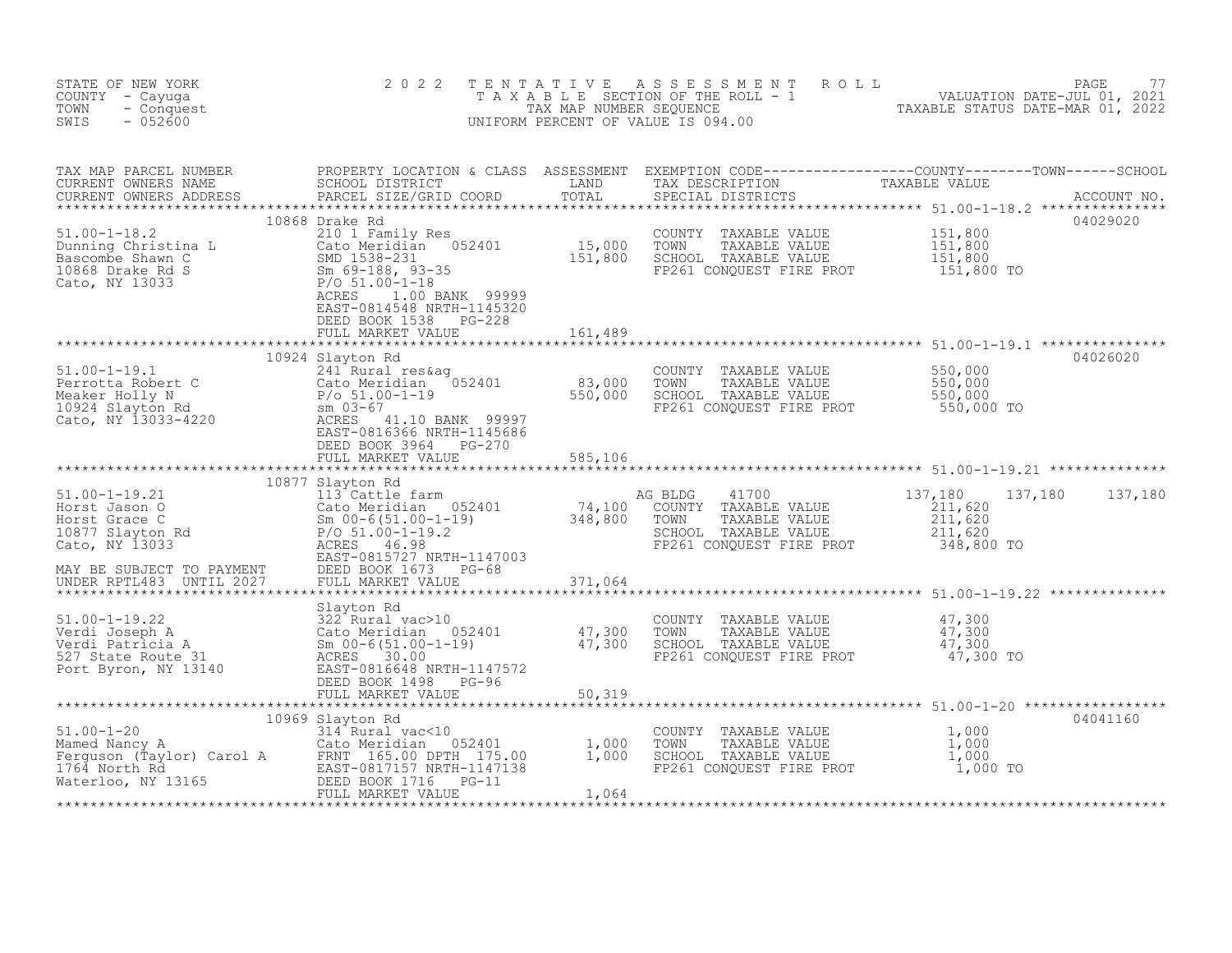STATE OF NEW YORK
COUNTY - Cayuga
TOWN - Conquest
SWIS - 052600

2022 TENTATIVE ASSESSMENT ROLL
TAXABLE SECTION OF THE ROLL - 1
TAX MAP NUMBER SEQUENCE
UNIFORM PERCENT OF VALUE IS 094.00

VALUATION DATE-JUL 01, 2021
TAXABLE STATUS DATE-MAR 01, 2022

| TAX MAP PARCEL NUMBER / CURRENT OWNERS NAME / CURRENT OWNERS ADDRESS | PROPERTY LOCATION & CLASS / SCHOOL DISTRICT / PARCEL SIZE/GRID COORD | ASSESSMENT LAND | TOTAL | EXEMPTION CODE / TAX DESCRIPTION / SPECIAL DISTRICTS | COUNTY TAXABLE VALUE | TOWN | SCHOOL | ACCOUNT NO. |
|---|---|---|---|---|---|---|---|---|
| **51.00-1-18.2** | 10868 Drake Rd | | | | | | | 04029020 |
| Dunning Christina L | 210 1 Family Res | | | COUNTY TAXABLE VALUE | 151,800 | | | |
| Bascombe Shawn C | Cato Meridian 052401 | 15,000 | | TOWN TAXABLE VALUE | 151,800 | | | |
| 10868 Drake Rd S | SMD 1538-231 | | 151,800 | SCHOOL TAXABLE VALUE | 151,800 | | | |
| Cato, NY 13033 | Sm 69-188, 93-35 | | | FP261 CONQUEST FIRE PROT | 151,800 TO | | | |
| | P/O 51.00-1-18 | | | | | | | |
| | ACRES 1.00 BANK 99999 | | | | | | | |
| | EAST-0814548 NRTH-1145320 | | | | | | | |
| | DEED BOOK 1538 PG-228 | | | | | | | |
| | FULL MARKET VALUE | | 161,489 | | | | | |
| **51.00-1-19.1** | 10924 Slayton Rd | | | | | | | 04026020 |
| Perrotta Robert C | 241 Rural res&ag | | | COUNTY TAXABLE VALUE | 550,000 | | | |
| Meaker Holly N | Cato Meridian 052401 | 83,000 | | TOWN TAXABLE VALUE | 550,000 | | | |
| 10924 Slayton Rd | P/o 51.00-1-19 | | 550,000 | SCHOOL TAXABLE VALUE | 550,000 | | | |
| Cato, NY 13033-4220 | sm 03-67 | | | FP261 CONQUEST FIRE PROT | 550,000 TO | | | |
| | ACRES 41.10 BANK 99997 | | | | | | | |
| | EAST-0816366 NRTH-1145686 | | | | | | | |
| | DEED BOOK 3964 PG-270 | | | | | | | |
| | FULL MARKET VALUE | | 585,106 | | | | | |
| **51.00-1-19.21** | 10877 Slayton Rd | | | | | | | |
| Horst Jason O | 113 Cattle farm | | | AG BLDG 41700 | 137,180 | 137,180 | 137,180 | |
| Horst Grace C | Cato Meridian 052401 | 74,100 | | COUNTY TAXABLE VALUE | 211,620 | | | |
| 10877 Slayton Rd | Sm 00-6(51.00-1-19) | | 348,800 | TOWN TAXABLE VALUE | 211,620 | | | |
| Cato, NY 13033 | P/O 51.00-1-19.2 | | | SCHOOL TAXABLE VALUE | 211,620 | | | |
| | ACRES 46.98 | | | FP261 CONQUEST FIRE PROT | 348,800 TO | | | |
| | EAST-0815727 NRTH-1147003 | | | | | | | |
| MAY BE SUBJECT TO PAYMENT | DEED BOOK 1673 PG-68 | | | | | | | |
| UNDER RPTL483 UNTIL 2027 | FULL MARKET VALUE | | 371,064 | | | | | |
| **51.00-1-19.22** | Slayton Rd | | | | | | | |
| Verdi Joseph A | 322 Rural vac>10 | | | COUNTY TAXABLE VALUE | 47,300 | | | |
| Verdi Patricia A | Cato Meridian 052401 | 47,300 | | TOWN TAXABLE VALUE | 47,300 | | | |
| 527 State Route 31 | Sm 00-6(51.00-1-19) | | 47,300 | SCHOOL TAXABLE VALUE | 47,300 | | | |
| Port Byron, NY 13140 | ACRES 30.00 | | | FP261 CONQUEST FIRE PROT | 47,300 TO | | | |
| | EAST-0816648 NRTH-1147572 | | | | | | | |
| | DEED BOOK 1498 PG-96 | | | | | | | |
| | FULL MARKET VALUE | | 50,319 | | | | | |
| **51.00-1-20** | 10969 Slayton Rd | | | | | | | 04041160 |
| Mamed Nancy A | 314 Rural vac<10 | | | COUNTY TAXABLE VALUE | 1,000 | | | |
| Ferguson (Taylor) Carol A | Cato Meridian 052401 | 1,000 | | TOWN TAXABLE VALUE | 1,000 | | | |
| 1764 North Rd | FRNT 165.00 DPTH 175.00 | | 1,000 | SCHOOL TAXABLE VALUE | 1,000 | | | |
| Waterloo, NY 13165 | EAST-0817157 NRTH-1147138 | | | FP261 CONQUEST FIRE PROT | 1,000 TO | | | |
| | DEED BOOK 1716 PG-11 | | | | | | | |
| | FULL MARKET VALUE | | 1,064 | | | | | |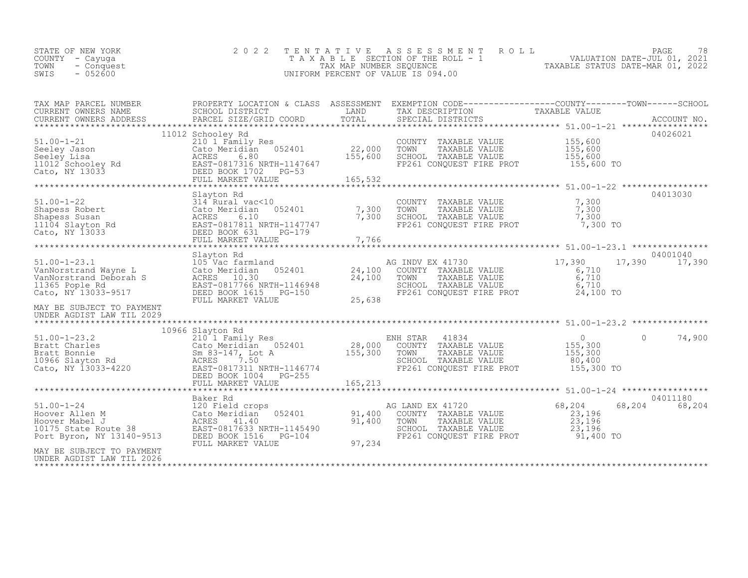STATE OF NEW YORK
COUNTY - Cayuga
TOWN - Conquest
SWIS - 052600

2022 TENTATIVE ASSESSMENT ROLL
TAXABLE SECTION OF THE ROLL - 1
TAX MAP NUMBER SEQUENCE
UNIFORM PERCENT OF VALUE IS 094.00

VALUATION DATE-JUL 01, 2021
TAXABLE STATUS DATE-MAR 01, 2022

| TAX MAP PARCEL NUMBER / CURRENT OWNERS NAME / CURRENT OWNERS ADDRESS | PROPERTY LOCATION & CLASS / SCHOOL DISTRICT / PARCEL SIZE/GRID COORD | ASSESSMENT LAND | TOTAL | EXEMPTION CODE / TAX DESCRIPTION / SPECIAL DISTRICTS | COUNTY TAXABLE VALUE | TOWN | SCHOOL | ACCOUNT NO. |
|---|---|---|---|---|---|---|---|---|
| **51.00-1-21** | 11012 Schooley Rd | | | | | | | 04026021 |
| Seeley Jason | 210 1 Family Res | | | COUNTY TAXABLE VALUE | 155,600 | | | |
| Seeley Lisa | Cato Meridian 052401 | 22,000 | | TOWN TAXABLE VALUE | 155,600 | | | |
| 11012 Schooley Rd | ACRES 6.80 | | 155,600 | SCHOOL TAXABLE VALUE | 155,600 | | | |
| Cato, NY 13033 | EAST-0817316 NRTH-1147647 | | | FP261 CONQUEST FIRE PROT | 155,600 TO | | | |
| | DEED BOOK 1702 PG-53 | | | | | | | |
| | FULL MARKET VALUE | | 165,532 | | | | | |
| **51.00-1-22** | Slayton Rd | | | | | | | 04013030 |
| Shapess Robert | 314 Rural vac<10 | | | COUNTY TAXABLE VALUE | 7,300 | | | |
| Shapess Susan | Cato Meridian 052401 | 7,300 | | TOWN TAXABLE VALUE | 7,300 | | | |
| 11104 Slayton Rd | ACRES 6.10 | | 7,300 | SCHOOL TAXABLE VALUE | 7,300 | | | |
| Cato, NY 13033 | EAST-0817811 NRTH-1147747 | | | FP261 CONQUEST FIRE PROT | 7,300 TO | | | |
| | DEED BOOK 631 PG-179 | | | | | | | |
| | FULL MARKET VALUE | | 7,766 | | | | | |
| **51.00-1-23.1** | Slayton Rd | | | | | | | 04001040 |
| VanNorstrand Wayne L | 105 Vac farmland | | | AG INDV EX 41730 | 17,390 | 17,390 | 17,390 | |
| VanNorstrand Deborah S | Cato Meridian 052401 | 24,100 | | COUNTY TAXABLE VALUE | 6,710 | | | |
| 11365 Pople Rd | ACRES 10.30 | | 24,100 | TOWN TAXABLE VALUE | 6,710 | | | |
| Cato, NY 13033-9517 | EAST-0817766 NRTH-1146948 | | | SCHOOL TAXABLE VALUE | 6,710 | | | |
| | DEED BOOK 1615 PG-150 | | | FP261 CONQUEST FIRE PROT | 24,100 TO | | | |
| | FULL MARKET VALUE | | 25,638 | | | | | |
| MAY BE SUBJECT TO PAYMENT UNDER AGDIST LAW TIL 2029 | | | | | | | | |
| **51.00-1-23.2** | 10966 Slayton Rd | | | | | | | |
| Bratt Charles | 210 1 Family Res | | | ENH STAR 41834 | 0 | 0 | 74,900 | |
| Bratt Bonnie | Cato Meridian 052401 | 28,000 | | COUNTY TAXABLE VALUE | 155,300 | | | |
| 10966 Slayton Rd | Sm 83-147, Lot A | | 155,300 | TOWN TAXABLE VALUE | 155,300 | | | |
| Cato, NY 13033-4220 | ACRES 7.50 | | | SCHOOL TAXABLE VALUE | 80,400 | | | |
| | EAST-0817311 NRTH-1146774 | | | FP261 CONQUEST FIRE PROT | 155,300 TO | | | |
| | DEED BOOK 1004 PG-255 | | | | | | | |
| | FULL MARKET VALUE | | 165,213 | | | | | |
| **51.00-1-24** | Baker Rd | | | | | | | 04011180 |
| Hoover Allen M | 120 Field crops | | | AG LAND EX 41720 | 68,204 | 68,204 | 68,204 | |
| Hoover Mabel J | Cato Meridian 052401 | 91,400 | | COUNTY TAXABLE VALUE | 23,196 | | | |
| 10175 State Route 38 | ACRES 41.40 | | 91,400 | TOWN TAXABLE VALUE | 23,196 | | | |
| Port Byron, NY 13140-9513 | EAST-0817633 NRTH-1145490 | | | SCHOOL TAXABLE VALUE | 23,196 | | | |
| | DEED BOOK 1516 PG-104 | | | FP261 CONQUEST FIRE PROT | 91,400 TO | | | |
| | FULL MARKET VALUE | | 97,234 | | | | | |
| MAY BE SUBJECT TO PAYMENT UNDER AGDIST LAW TIL 2026 | | | | | | | | |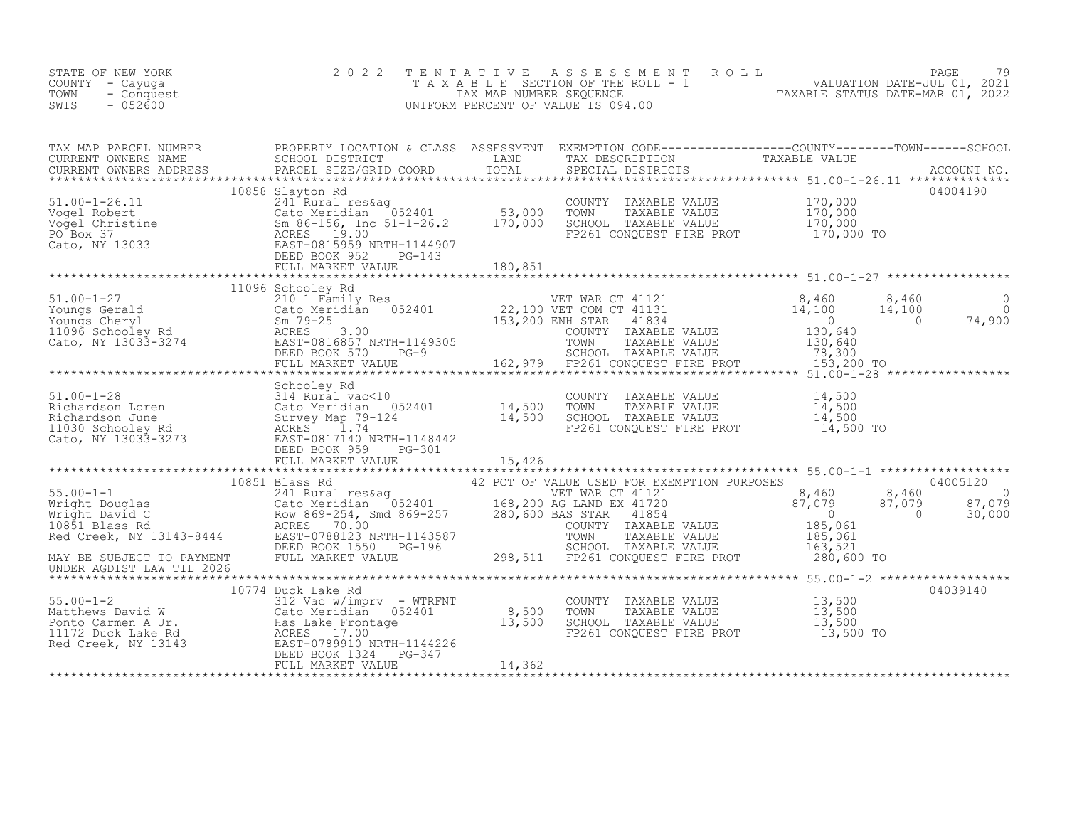STATE OF NEW YORK
COUNTY - Cayuga
TOWN - Conquest
SWIS - 052600

2022 TENTATIVE ASSESSMENT ROLL
TAXABLE SECTION OF THE ROLL - 1
TAX MAP NUMBER SEQUENCE
UNIFORM PERCENT OF VALUE IS 094.00

VALUATION DATE-JUL 01, 2021
TAXABLE STATUS DATE-MAR 01, 2022

```
TAX MAP PARCEL NUMBER          PROPERTY LOCATION & CLASS  ASSESSMENT  EXEMPTION CODE------------------COUNTY--------TOWN------SCHOOL
CURRENT OWNERS NAME            SCHOOL DISTRICT               LAND      TAX DESCRIPTION            TAXABLE VALUE
CURRENT OWNERS ADDRESS         PARCEL SIZE/GRID COORD       TOTAL      SPECIAL DISTRICTS                                    ACCOUNT NO.
******************************************************************************************************* 51.00-1-26.11 **************
                          10858 Slayton Rd                                                                                04004190
51.00-1-26.11                  241 Rural res&ag                          COUNTY  TAXABLE VALUE          170,000
Vogel Robert                   Cato Meridian   052401       53,000       TOWN    TAXABLE VALUE          170,000
Vogel Christine                Sm 86-156, Inc 51-1-26.2    170,000       SCHOOL  TAXABLE VALUE          170,000
PO Box 37                      ACRES   19.00                             FP261 CONQUEST FIRE PROT        170,000 TO
Cato, NY 13033                 EAST-0815959 NRTH-1144907
                               DEED BOOK 952    PG-143
                               FULL MARKET VALUE           180,851
******************************************************************************************************* 51.00-1-27 *****************
                          11096 Schooley Rd
51.00-1-27                     210 1 Family Res                 VET WAR CT 41121                8,460       8,460            0
Youngs Gerald                  Cato Meridian   052401       22,100 VET COM CT 41131               14,100      14,100            0
Youngs Cheryl                  Sm 79-25                    153,200 ENH STAR   41834                    0           0       74,900
11096 Schooley Rd              ACRES    3.00                             COUNTY  TAXABLE VALUE          130,640
Cato, NY 13033-3274            EAST-0816857 NRTH-1149305                 TOWN    TAXABLE VALUE          130,640
                               DEED BOOK 570    PG-9                     SCHOOL  TAXABLE VALUE           78,300
                               FULL MARKET VALUE           162,979       FP261 CONQUEST FIRE PROT        153,200 TO
******************************************************************************************************* 51.00-1-28 *****************
                               Schooley Rd
51.00-1-28                     314 Rural vac<10                          COUNTY  TAXABLE VALUE           14,500
Richardson Loren               Cato Meridian   052401       14,500       TOWN    TAXABLE VALUE           14,500
Richardson June                Survey Map 79-124            14,500       SCHOOL  TAXABLE VALUE           14,500
11030 Schooley Rd              ACRES    1.74                             FP261 CONQUEST FIRE PROT         14,500 TO
Cato, NY 13033-3273            EAST-0817140 NRTH-1148442
                               DEED BOOK 959    PG-301
                               FULL MARKET VALUE            15,426
******************************************************************************************************* 55.00-1-1 ******************
                          10851 Blass Rd                 42 PCT OF VALUE USED FOR EXEMPTION PURPOSES                              04005120
55.00-1-1                      241 Rural res&ag                 VET WAR CT 41121                8,460       8,460            0
Wright Douglas                 Cato Meridian   052401      168,200 AG LAND EX 41720               87,079      87,079       87,079
Wright David C                 Row 869-254, Smd 869-257    280,600 BAS STAR   41854                    0           0       30,000
10851 Blass Rd                 ACRES   70.00                             COUNTY  TAXABLE VALUE          185,061
Red Creek, NY 13143-8444       EAST-0788123 NRTH-1143587                 TOWN    TAXABLE VALUE          185,061
                               DEED BOOK 1550   PG-196                   SCHOOL  TAXABLE VALUE          163,521
MAY BE SUBJECT TO PAYMENT      FULL MARKET VALUE           298,511       FP261 CONQUEST FIRE PROT        280,600 TO
UNDER AGDIST LAW TIL 2026
******************************************************************************************************* 55.00-1-2 ******************
                          10774 Duck Lake Rd                                                                              04039140
55.00-1-2                      312 Vac w/imprv - WTRFNT                  COUNTY  TAXABLE VALUE           13,500
Matthews David W               Cato Meridian   052401        8,500       TOWN    TAXABLE VALUE           13,500
Ponto Carmen A Jr.             Has Lake Frontage            13,500       SCHOOL  TAXABLE VALUE           13,500
11172 Duck Lake Rd             ACRES   17.00                             FP261 CONQUEST FIRE PROT         13,500 TO
Red Creek, NY 13143            EAST-0789910 NRTH-1144226
                               DEED BOOK 1324   PG-347
                               FULL MARKET VALUE            14,362
************************************************************************************************************************************
```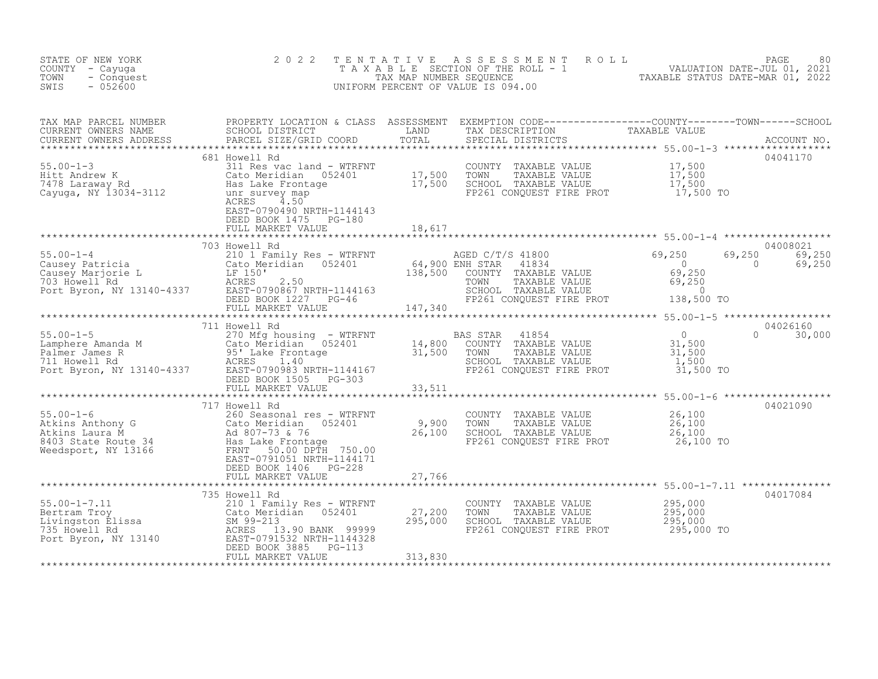STATE OF NEW YORK
COUNTY - Cayuga
TOWN - Conquest
SWIS - 052600

2022 TENTATIVE ASSESSMENT ROLL
TAXABLE SECTION OF THE ROLL - 1
TAX MAP NUMBER SEQUENCE
UNIFORM PERCENT OF VALUE IS 094.00

VALUATION DATE-JUL 01, 2021
TAXABLE STATUS DATE-MAR 01, 2022

| TAX MAP PARCEL NUMBER / CURRENT OWNERS NAME / CURRENT OWNERS ADDRESS | PROPERTY LOCATION & CLASS / SCHOOL DISTRICT / PARCEL SIZE/GRID COORD | ASSESSMENT LAND / TOTAL | EXEMPTION CODE / TAX DESCRIPTION / SPECIAL DISTRICTS | COUNTY | TOWN | SCHOOL | ACCOUNT NO. |
|---|---|---|---|---|---|---|---|
| **55.00-1-3** | 681 Howell Rd | | | | | | 04041170 |
| Hitt Andrew K | 311 Res vac land - WTRFNT | | COUNTY TAXABLE VALUE | 17,500 | | | |
| 7478 Laraway Rd | Cato Meridian 052401 | 17,500 | TOWN TAXABLE VALUE | | 17,500 | | |
| Cayuga, NY 13034-3112 | Has Lake Frontage | 17,500 | SCHOOL TAXABLE VALUE | | | 17,500 | |
| | unr survey map | | FP261 CONQUEST FIRE PROT | 17,500 TO | | | |
| | ACRES 4.50 | | | | | | |
| | EAST-0790490 NRTH-1144143 | | | | | | |
| | DEED BOOK 1475 PG-180 | | | | | | |
| | FULL MARKET VALUE | 18,617 | | | | | |
| **55.00-1-4** | 703 Howell Rd | | | | | | 04008021 |
| Causey Patricia | 210 1 Family Res - WTRFNT | | AGED C/T/S 41800 | 69,250 | 69,250 | 69,250 | |
| Causey Marjorie L | Cato Meridian 052401 | 64,900 | ENH STAR 41834 | 0 | 0 | 69,250 | |
| 703 Howell Rd | LF 150' | 138,500 | COUNTY TAXABLE VALUE | 69,250 | | | |
| Port Byron, NY 13140-4337 | ACRES 2.50 | | TOWN TAXABLE VALUE | | 69,250 | | |
| | EAST-0790867 NRTH-1144163 | | SCHOOL TAXABLE VALUE | | | 0 | |
| | DEED BOOK 1227 PG-46 | | FP261 CONQUEST FIRE PROT | 138,500 TO | | | |
| | FULL MARKET VALUE | 147,340 | | | | | |
| **55.00-1-5** | 711 Howell Rd | | | | | | 04026160 |
| Lamphere Amanda M | 270 Mfg housing - WTRFNT | | BAS STAR 41854 | 0 | 0 | 30,000 | |
| Palmer James R | Cato Meridian 052401 | 14,800 | COUNTY TAXABLE VALUE | 31,500 | | | |
| 711 Howell Rd | 95' Lake Frontage | 31,500 | TOWN TAXABLE VALUE | | 31,500 | | |
| Port Byron, NY 13140-4337 | ACRES 1.40 | | SCHOOL TAXABLE VALUE | | | 1,500 | |
| | EAST-0790983 NRTH-1144167 | | FP261 CONQUEST FIRE PROT | 31,500 TO | | | |
| | DEED BOOK 1505 PG-303 | | | | | | |
| | FULL MARKET VALUE | 33,511 | | | | | |
| **55.00-1-6** | 717 Howell Rd | | | | | | 04021090 |
| Atkins Anthony G | 260 Seasonal res - WTRFNT | | COUNTY TAXABLE VALUE | 26,100 | | | |
| Atkins Laura M | Cato Meridian 052401 | 9,900 | TOWN TAXABLE VALUE | | 26,100 | | |
| 8403 State Route 34 | Ad 807-73 & 76 | 26,100 | SCHOOL TAXABLE VALUE | | | 26,100 | |
| Weedsport, NY 13166 | Has Lake Frontage | | FP261 CONQUEST FIRE PROT | 26,100 TO | | | |
| | FRNT 50.00 DPTH 750.00 | | | | | | |
| | EAST-0791051 NRTH-1144171 | | | | | | |
| | DEED BOOK 1406 PG-228 | | | | | | |
| | FULL MARKET VALUE | 27,766 | | | | | |
| **55.00-1-7.11** | 735 Howell Rd | | | | | | 04017084 |
| Bertram Troy | 210 1 Family Res - WTRFNT | | COUNTY TAXABLE VALUE | 295,000 | | | |
| Livingston Elissa | Cato Meridian 052401 | 27,200 | TOWN TAXABLE VALUE | | 295,000 | | |
| 735 Howell Rd | SM 99-213 | 295,000 | SCHOOL TAXABLE VALUE | | | 295,000 | |
| Port Byron, NY 13140 | ACRES 13.90 BANK 99999 | | FP261 CONQUEST FIRE PROT | 295,000 TO | | | |
| | EAST-0791532 NRTH-1144328 | | | | | | |
| | DEED BOOK 3885 PG-113 | | | | | | |
| | FULL MARKET VALUE | 313,830 | | | | | |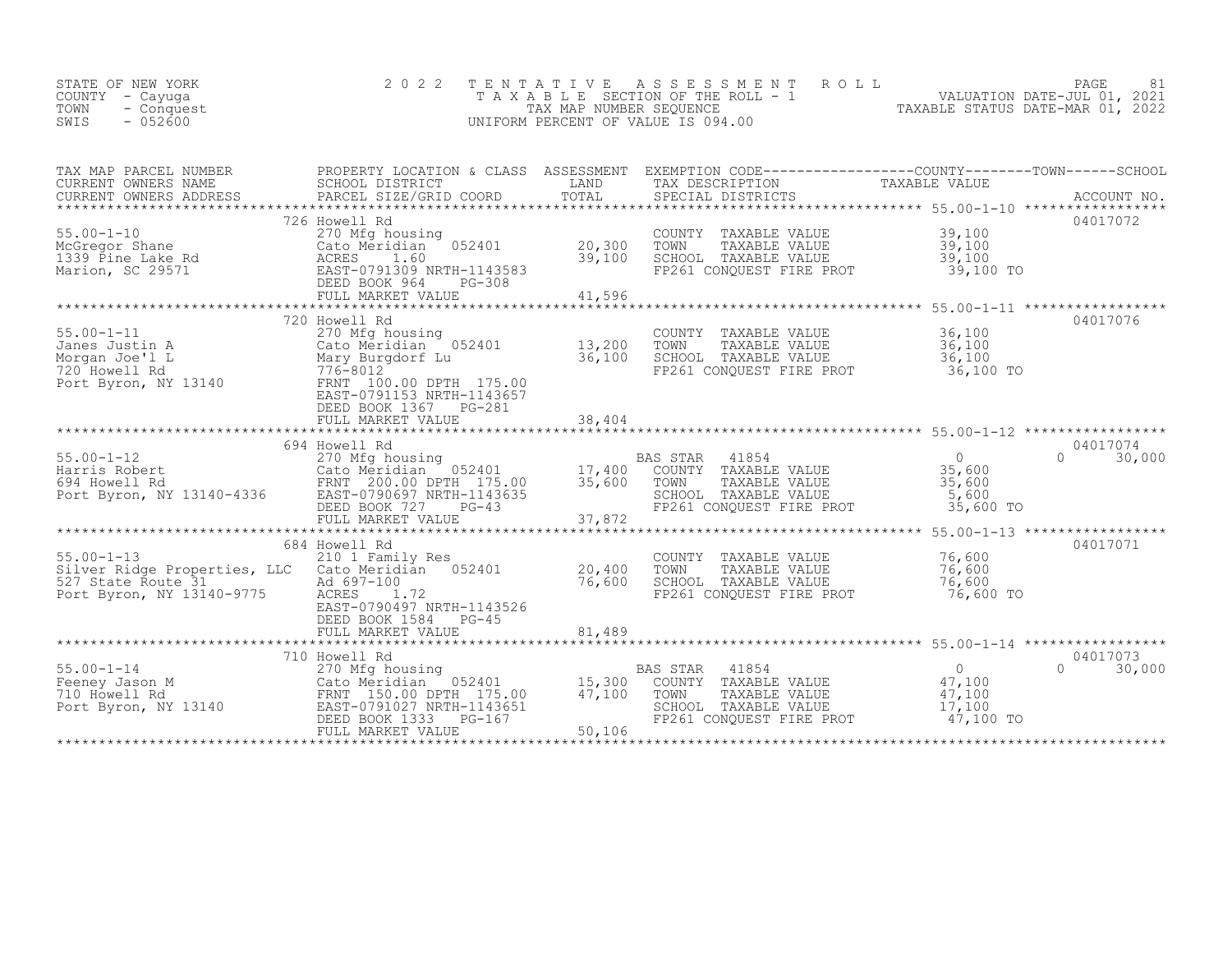STATE OF NEW YORK
COUNTY - Cayuga
TOWN - Conquest
SWIS - 052600

# 2022 TENTATIVE ASSESSMENT ROLL

TAXABLE SECTION OF THE ROLL - 1
TAX MAP NUMBER SEQUENCE
UNIFORM PERCENT OF VALUE IS 094.00

VALUATION DATE-JUL 01, 2021
TAXABLE STATUS DATE-MAR 01, 2022

| TAX MAP PARCEL NUMBER / CURRENT OWNERS NAME / CURRENT OWNERS ADDRESS | PROPERTY LOCATION & CLASS / SCHOOL DISTRICT / PARCEL SIZE/GRID COORD | ASSESSMENT LAND | TOTAL | EXEMPTION CODE / TAX DESCRIPTION / SPECIAL DISTRICTS | COUNTY TAXABLE VALUE | TOWN | SCHOOL | ACCOUNT NO. |
|---|---|---|---|---|---|---|---|---|
| 55.00-1-10 | 726 Howell Rd | | | | | | | 04017072 |
| 55.00-1-10 | 270 Mfg housing | | | COUNTY TAXABLE VALUE | 39,100 | | | |
| McGregor Shane | Cato Meridian 052401 | 20,300 | | TOWN TAXABLE VALUE | 39,100 | | | |
| 1339 Pine Lake Rd | ACRES 1.60 | | 39,100 | SCHOOL TAXABLE VALUE | 39,100 | | | |
| Marion, SC 29571 | EAST-0791309 NRTH-1143583 | | | FP261 CONQUEST FIRE PROT | 39,100 TO | | | |
| | DEED BOOK 964 PG-308 | | | | | | | |
| | FULL MARKET VALUE | | 41,596 | | | | | |
| 55.00-1-11 | 720 Howell Rd | | | | | | | 04017076 |
| 55.00-1-11 | 270 Mfg housing | | | COUNTY TAXABLE VALUE | 36,100 | | | |
| Janes Justin A | Cato Meridian 052401 | 13,200 | | TOWN TAXABLE VALUE | 36,100 | | | |
| Morgan Joe'l L | Mary Burgdorf Lu | | 36,100 | SCHOOL TAXABLE VALUE | 36,100 | | | |
| 720 Howell Rd | 776-8012 | | | FP261 CONQUEST FIRE PROT | 36,100 TO | | | |
| Port Byron, NY 13140 | FRNT 100.00 DPTH 175.00 | | | | | | | |
| | EAST-0791153 NRTH-1143657 | | | | | | | |
| | DEED BOOK 1367 PG-281 | | | | | | | |
| | FULL MARKET VALUE | | 38,404 | | | | | |
| 55.00-1-12 | 694 Howell Rd | | | | | | | 04017074 |
| 55.00-1-12 | 270 Mfg housing | | | BAS STAR 41854 | 0 | 0 | 30,000 | |
| Harris Robert | Cato Meridian 052401 | 17,400 | | COUNTY TAXABLE VALUE | 35,600 | | | |
| 694 Howell Rd | FRNT 200.00 DPTH 175.00 | | 35,600 | TOWN TAXABLE VALUE | 35,600 | | | |
| Port Byron, NY 13140-4336 | EAST-0790697 NRTH-1143635 | | | SCHOOL TAXABLE VALUE | 5,600 | | | |
| | DEED BOOK 727 PG-43 | | | FP261 CONQUEST FIRE PROT | 35,600 TO | | | |
| | FULL MARKET VALUE | | 37,872 | | | | | |
| 55.00-1-13 | 684 Howell Rd | | | | | | | 04017071 |
| 55.00-1-13 | 210 1 Family Res | | | COUNTY TAXABLE VALUE | 76,600 | | | |
| Silver Ridge Properties, LLC | Cato Meridian 052401 | 20,400 | | TOWN TAXABLE VALUE | 76,600 | | | |
| 527 State Route 31 | Ad 697-100 | | 76,600 | SCHOOL TAXABLE VALUE | 76,600 | | | |
| Port Byron, NY 13140-9775 | ACRES 1.72 | | | FP261 CONQUEST FIRE PROT | 76,600 TO | | | |
| | EAST-0790497 NRTH-1143526 | | | | | | | |
| | DEED BOOK 1584 PG-45 | | | | | | | |
| | FULL MARKET VALUE | | 81,489 | | | | | |
| 55.00-1-14 | 710 Howell Rd | | | | | | | 04017073 |
| 55.00-1-14 | 270 Mfg housing | | | BAS STAR 41854 | 0 | 0 | 30,000 | |
| Feeney Jason M | Cato Meridian 052401 | 15,300 | | COUNTY TAXABLE VALUE | 47,100 | | | |
| 710 Howell Rd | FRNT 150.00 DPTH 175.00 | | 47,100 | TOWN TAXABLE VALUE | 47,100 | | | |
| Port Byron, NY 13140 | EAST-0791027 NRTH-1143651 | | | SCHOOL TAXABLE VALUE | 17,100 | | | |
| | DEED BOOK 1333 PG-167 | | | FP261 CONQUEST FIRE PROT | 47,100 TO | | | |
| | FULL MARKET VALUE | | 50,106 | | | | | |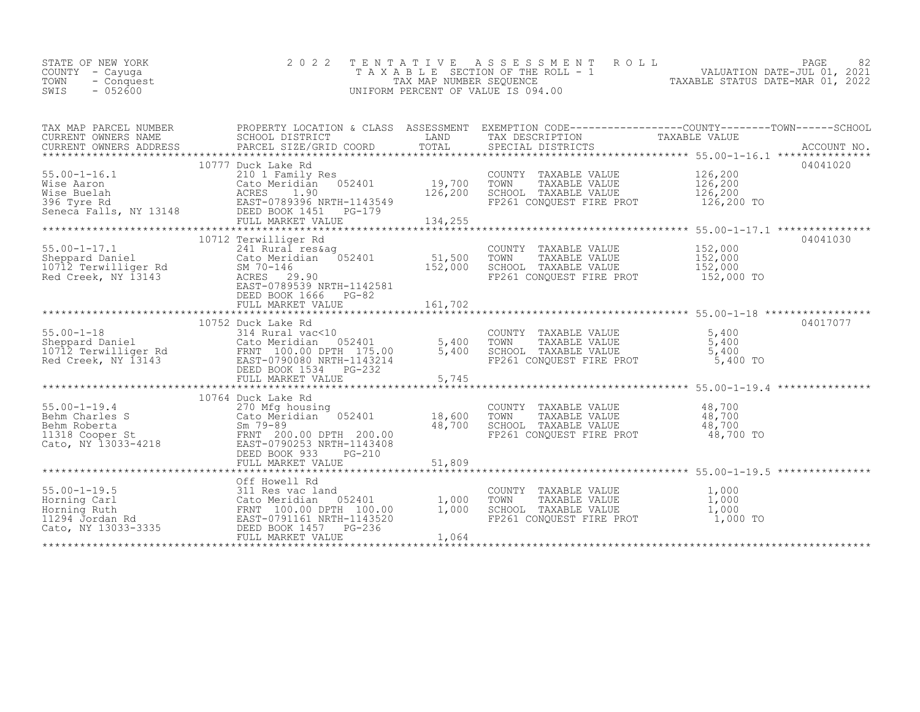STATE OF NEW YORK
COUNTY - Cayuga
TOWN - Conquest
SWIS - 052600

# 2022 TENTATIVE ASSESSMENT ROLL

TAXABLE SECTION OF THE ROLL - 1
TAX MAP NUMBER SEQUENCE
UNIFORM PERCENT OF VALUE IS 094.00

VALUATION DATE-JUL 01, 2021
TAXABLE STATUS DATE-MAR 01, 2022

| TAX MAP PARCEL NUMBER / CURRENT OWNERS NAME / CURRENT OWNERS ADDRESS | PROPERTY LOCATION & CLASS / SCHOOL DISTRICT / PARCEL SIZE/GRID COORD | ASSESSMENT LAND | TOTAL | EXEMPTION CODE / TAX DESCRIPTION / SPECIAL DISTRICTS | TAXABLE VALUE (COUNTY / TOWN / SCHOOL) | ACCOUNT NO. |
|---|---|---|---|---|---|---|
| 55.00-1-16.1 | 10777 Duck Lake Rd | | | | | 04041020 |
| Wise Aaron | 210 1 Family Res | | | COUNTY TAXABLE VALUE | 126,200 | |
| Wise Buelah | Cato Meridian 052401 | 19,700 | | TOWN TAXABLE VALUE | 126,200 | |
| 396 Tyre Rd | ACRES 1.90 | | 126,200 | SCHOOL TAXABLE VALUE | 126,200 | |
| Seneca Falls, NY 13148 | EAST-0789396 NRTH-1143549 | | | FP261 CONQUEST FIRE PROT | 126,200 TO | |
| | DEED BOOK 1451 PG-179 | | | | | |
| | FULL MARKET VALUE | | 134,255 | | | |
| 55.00-1-17.1 | 10712 Terwilliger Rd | | | | | 04041030 |
| Sheppard Daniel | 241 Rural res&ag | | | COUNTY TAXABLE VALUE | 152,000 | |
| 10712 Terwilliger Rd | Cato Meridian 052401 | 51,500 | | TOWN TAXABLE VALUE | 152,000 | |
| Red Creek, NY 13143 | SM 70-146 | | 152,000 | SCHOOL TAXABLE VALUE | 152,000 | |
| | ACRES 29.90 | | | FP261 CONQUEST FIRE PROT | 152,000 TO | |
| | EAST-0789539 NRTH-1142581 | | | | | |
| | DEED BOOK 1666 PG-82 | | | | | |
| | FULL MARKET VALUE | | 161,702 | | | |
| 55.00-1-18 | 10752 Duck Lake Rd | | | | | 04017077 |
| Sheppard Daniel | 314 Rural vac<10 | | | COUNTY TAXABLE VALUE | 5,400 | |
| 10712 Terwilliger Rd | Cato Meridian 052401 | 5,400 | | TOWN TAXABLE VALUE | 5,400 | |
| Red Creek, NY 13143 | FRNT 100.00 DPTH 175.00 | | 5,400 | SCHOOL TAXABLE VALUE | 5,400 | |
| | EAST-0790080 NRTH-1143214 | | | FP261 CONQUEST FIRE PROT | 5,400 TO | |
| | DEED BOOK 1534 PG-232 | | | | | |
| | FULL MARKET VALUE | | 5,745 | | | |
| 55.00-1-19.4 | 10764 Duck Lake Rd | | | | | |
| Behm Charles S | 270 Mfg housing | | | COUNTY TAXABLE VALUE | 48,700 | |
| Behm Roberta | Cato Meridian 052401 | 18,600 | | TOWN TAXABLE VALUE | 48,700 | |
| 11318 Cooper St | Sm 79-89 | | 48,700 | SCHOOL TAXABLE VALUE | 48,700 | |
| Cato, NY 13033-4218 | FRNT 200.00 DPTH 200.00 | | | FP261 CONQUEST FIRE PROT | 48,700 TO | |
| | EAST-0790253 NRTH-1143408 | | | | | |
| | DEED BOOK 933 PG-210 | | | | | |
| | FULL MARKET VALUE | | 51,809 | | | |
| 55.00-1-19.5 | Off Howell Rd | | | | | |
| Horning Carl | 311 Res vac land | | | COUNTY TAXABLE VALUE | 1,000 | |
| Horning Ruth | Cato Meridian 052401 | 1,000 | | TOWN TAXABLE VALUE | 1,000 | |
| 11294 Jordan Rd | FRNT 100.00 DPTH 100.00 | | 1,000 | SCHOOL TAXABLE VALUE | 1,000 | |
| Cato, NY 13033-3335 | EAST-0791161 NRTH-1143520 | | | FP261 CONQUEST FIRE PROT | 1,000 TO | |
| | DEED BOOK 1457 PG-236 | | | | | |
| | FULL MARKET VALUE | | 1,064 | | | |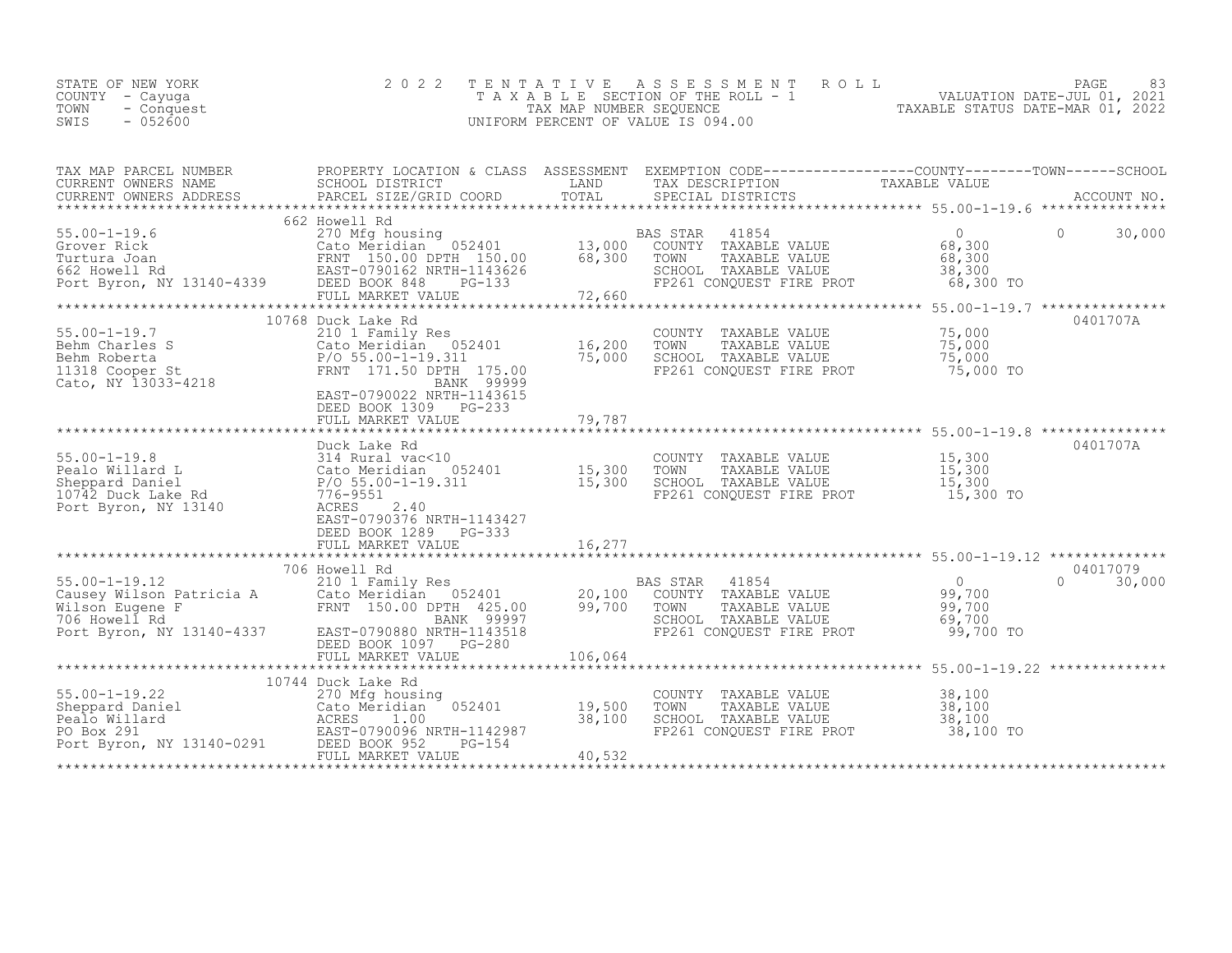STATE OF NEW YORK
COUNTY - Cayuga
TOWN - Conquest
SWIS - 052600

# 2022 TENTATIVE ASSESSMENT ROLL

TAXABLE SECTION OF THE ROLL - 1
TAX MAP NUMBER SEQUENCE
UNIFORM PERCENT OF VALUE IS 094.00

VALUATION DATE-JUL 01, 2021
TAXABLE STATUS DATE-MAR 01, 2022

| TAX MAP PARCEL NUMBER / CURRENT OWNERS NAME / CURRENT OWNERS ADDRESS | PROPERTY LOCATION & CLASS / SCHOOL DISTRICT / PARCEL SIZE/GRID COORD | ASSESSMENT LAND | ASSESSMENT TOTAL | EXEMPTION CODE / TAX DESCRIPTION / SPECIAL DISTRICTS | COUNTY TAXABLE VALUE | TOWN | SCHOOL | ACCOUNT NO. |
|---|---|---|---|---|---|---|---|---|
| **55.00-1-19.6** | 662 Howell Rd | | | | | | | |
| Grover Rick | 270 Mfg housing | | | BAS STAR 41854 | 0 | 0 | 30,000 | |
| Turtura Joan | Cato Meridian 052401 | 13,000 | | COUNTY TAXABLE VALUE | 68,300 | | | |
| 662 Howell Rd | FRNT 150.00 DPTH 150.00 | | 68,300 | TOWN TAXABLE VALUE | 68,300 | | | |
| Port Byron, NY 13140-4339 | EAST-0790162 NRTH-1143626 | | | SCHOOL TAXABLE VALUE | 38,300 | | | |
| | DEED BOOK 848 PG-133 | | | FP261 CONQUEST FIRE PROT | 68,300 TO | | | |
| | FULL MARKET VALUE | | 72,660 | | | | | |
| **55.00-1-19.7** | 10768 Duck Lake Rd | | | | | | | 0401707A |
| Behm Charles S | 210 1 Family Res | | | COUNTY TAXABLE VALUE | 75,000 | | | |
| Behm Roberta | Cato Meridian 052401 | 16,200 | | TOWN TAXABLE VALUE | 75,000 | | | |
| 11318 Cooper St | P/O 55.00-1-19.311 | | 75,000 | SCHOOL TAXABLE VALUE | 75,000 | | | |
| Cato, NY 13033-4218 | FRNT 171.50 DPTH 175.00 | | | FP261 CONQUEST FIRE PROT | 75,000 TO | | | |
| | BANK 99999 | | | | | | | |
| | EAST-0790022 NRTH-1143615 | | | | | | | |
| | DEED BOOK 1309 PG-233 | | | | | | | |
| | FULL MARKET VALUE | | 79,787 | | | | | |
| **55.00-1-19.8** | Duck Lake Rd | | | | | | | 0401707A |
| Pealo Willard L | 314 Rural vac<10 | | | COUNTY TAXABLE VALUE | 15,300 | | | |
| Sheppard Daniel | Cato Meridian 052401 | 15,300 | | TOWN TAXABLE VALUE | 15,300 | | | |
| 10742 Duck Lake Rd | P/O 55.00-1-19.311 | | 15,300 | SCHOOL TAXABLE VALUE | 15,300 | | | |
| Port Byron, NY 13140 | 776-9551 | | | FP261 CONQUEST FIRE PROT | 15,300 TO | | | |
| | ACRES 2.40 | | | | | | | |
| | EAST-0790376 NRTH-1143427 | | | | | | | |
| | DEED BOOK 1289 PG-333 | | | | | | | |
| | FULL MARKET VALUE | | 16,277 | | | | | |
| **55.00-1-19.12** | 706 Howell Rd | | | | | | | 04017079 |
| Causey Wilson Patricia A | 210 1 Family Res | | | BAS STAR 41854 | 0 | 0 | 30,000 | |
| Wilson Eugene F | Cato Meridian 052401 | 20,100 | | COUNTY TAXABLE VALUE | 99,700 | | | |
| 706 Howell Rd | FRNT 150.00 DPTH 425.00 | | 99,700 | TOWN TAXABLE VALUE | 99,700 | | | |
| Port Byron, NY 13140-4337 | BANK 99997 | | | SCHOOL TAXABLE VALUE | 69,700 | | | |
| | EAST-0790880 NRTH-1143518 | | | FP261 CONQUEST FIRE PROT | 99,700 TO | | | |
| | DEED BOOK 1097 PG-280 | | | | | | | |
| | FULL MARKET VALUE | | 106,064 | | | | | |
| **55.00-1-19.22** | 10744 Duck Lake Rd | | | | | | | |
| Sheppard Daniel | 270 Mfg housing | | | COUNTY TAXABLE VALUE | 38,100 | | | |
| Pealo Willard | Cato Meridian 052401 | 19,500 | | TOWN TAXABLE VALUE | 38,100 | | | |
| PO Box 291 | ACRES 1.00 | | 38,100 | SCHOOL TAXABLE VALUE | 38,100 | | | |
| Port Byron, NY 13140-0291 | EAST-0790096 NRTH-1142987 | | | FP261 CONQUEST FIRE PROT | 38,100 TO | | | |
| | DEED BOOK 952 PG-154 | | | | | | | |
| | FULL MARKET VALUE | | 40,532 | | | | | |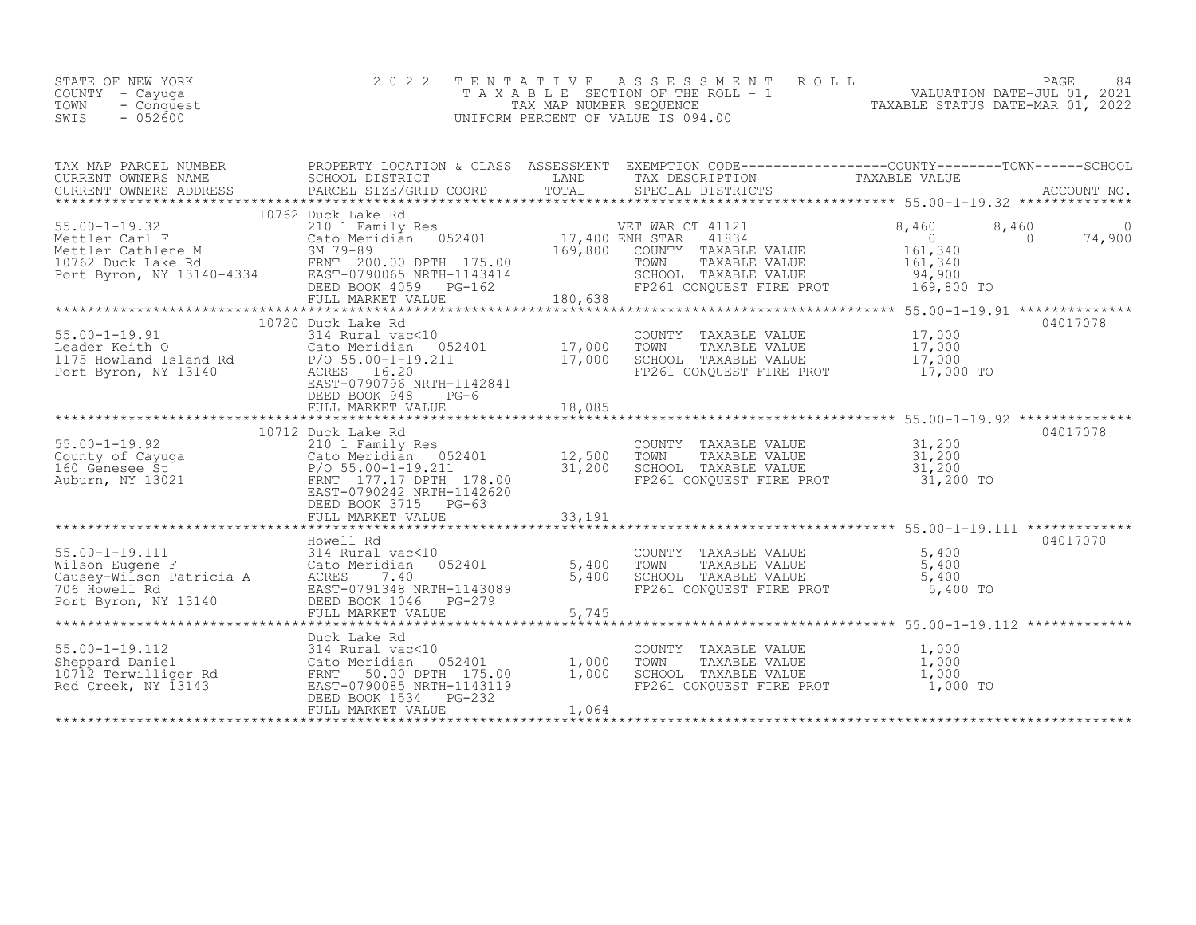STATE OF NEW YORK
COUNTY - Cayuga
TOWN - Conquest
SWIS - 052600

# 2022 TENTATIVE ASSESSMENT ROLL
TAXABLE SECTION OF THE ROLL - 1
TAX MAP NUMBER SEQUENCE
UNIFORM PERCENT OF VALUE IS 094.00

VALUATION DATE-JUL 01, 2021
TAXABLE STATUS DATE-MAR 01, 2022

| TAX MAP PARCEL NUMBER / CURRENT OWNERS NAME / CURRENT OWNERS ADDRESS | PROPERTY LOCATION & CLASS / SCHOOL DISTRICT / PARCEL SIZE/GRID COORD | ASSESSMENT LAND / TOTAL | EXEMPTION CODE / TAX DESCRIPTION / SPECIAL DISTRICTS | COUNTY TAXABLE VALUE | TOWN | SCHOOL | ACCOUNT NO. |
|---|---|---|---|---|---|---|---|
| 55.00-1-19.32 | 10762 Duck Lake Rd | | | | | | |
| 55.00-1-19.32 | 210 1 Family Res | | VET WAR CT 41121 | 8,460 | 8,460 | 0 | |
| Mettler Carl F | Cato Meridian 052401 | 17,400 | ENH STAR 41834 | 0 | 0 | 74,900 | |
| Mettler Cathlene M | SM 79-89 | 169,800 | COUNTY TAXABLE VALUE | 161,340 | | | |
| 10762 Duck Lake Rd | FRNT 200.00 DPTH 175.00 | | TOWN TAXABLE VALUE | 161,340 | | | |
| Port Byron, NY 13140-4334 | EAST-0790065 NRTH-1143414 | | SCHOOL TAXABLE VALUE | 94,900 | | | |
| | DEED BOOK 4059 PG-162 | | FP261 CONQUEST FIRE PROT | 169,800 TO | | | |
| | FULL MARKET VALUE | 180,638 | | | | | |
| 55.00-1-19.91 | 10720 Duck Lake Rd | | | | | | 04017078 |
| 55.00-1-19.91 | 314 Rural vac<10 | | COUNTY TAXABLE VALUE | 17,000 | | | |
| Leader Keith O | Cato Meridian 052401 | 17,000 | TOWN TAXABLE VALUE | 17,000 | | | |
| 1175 Howland Island Rd | P/O 55.00-1-19.211 | 17,000 | SCHOOL TAXABLE VALUE | 17,000 | | | |
| Port Byron, NY 13140 | ACRES 16.20 | | FP261 CONQUEST FIRE PROT | 17,000 TO | | | |
| | EAST-0790796 NRTH-1142841 | | | | | | |
| | DEED BOOK 948 PG-6 | | | | | | |
| | FULL MARKET VALUE | 18,085 | | | | | |
| 55.00-1-19.92 | 10712 Duck Lake Rd | | | | | | 04017078 |
| 55.00-1-19.92 | 210 1 Family Res | | COUNTY TAXABLE VALUE | 31,200 | | | |
| County of Cayuga | Cato Meridian 052401 | 12,500 | TOWN TAXABLE VALUE | 31,200 | | | |
| 160 Genesee St | P/O 55.00-1-19.211 | 31,200 | SCHOOL TAXABLE VALUE | 31,200 | | | |
| Auburn, NY 13021 | FRNT 177.17 DPTH 178.00 | | FP261 CONQUEST FIRE PROT | 31,200 TO | | | |
| | EAST-0790242 NRTH-1142620 | | | | | | |
| | DEED BOOK 3715 PG-63 | | | | | | |
| | FULL MARKET VALUE | 33,191 | | | | | |
| 55.00-1-19.111 | Howell Rd | | | | | | 04017070 |
| 55.00-1-19.111 | 314 Rural vac<10 | | COUNTY TAXABLE VALUE | 5,400 | | | |
| Wilson Eugene F | Cato Meridian 052401 | 5,400 | TOWN TAXABLE VALUE | 5,400 | | | |
| Causey-Wilson Patricia A | ACRES 7.40 | 5,400 | SCHOOL TAXABLE VALUE | 5,400 | | | |
| 706 Howell Rd | EAST-0791348 NRTH-1143089 | | FP261 CONQUEST FIRE PROT | 5,400 TO | | | |
| Port Byron, NY 13140 | DEED BOOK 1046 PG-279 | | | | | | |
| | FULL MARKET VALUE | 5,745 | | | | | |
| 55.00-1-19.112 | Duck Lake Rd | | | | | | |
| 55.00-1-19.112 | 314 Rural vac<10 | | COUNTY TAXABLE VALUE | 1,000 | | | |
| Sheppard Daniel | Cato Meridian 052401 | 1,000 | TOWN TAXABLE VALUE | 1,000 | | | |
| 10712 Terwilliger Rd | FRNT 50.00 DPTH 175.00 | 1,000 | SCHOOL TAXABLE VALUE | 1,000 | | | |
| Red Creek, NY 13143 | EAST-0790085 NRTH-1143119 | | FP261 CONQUEST FIRE PROT | 1,000 TO | | | |
| | DEED BOOK 1534 PG-232 | | | | | | |
| | FULL MARKET VALUE | 1,064 | | | | | |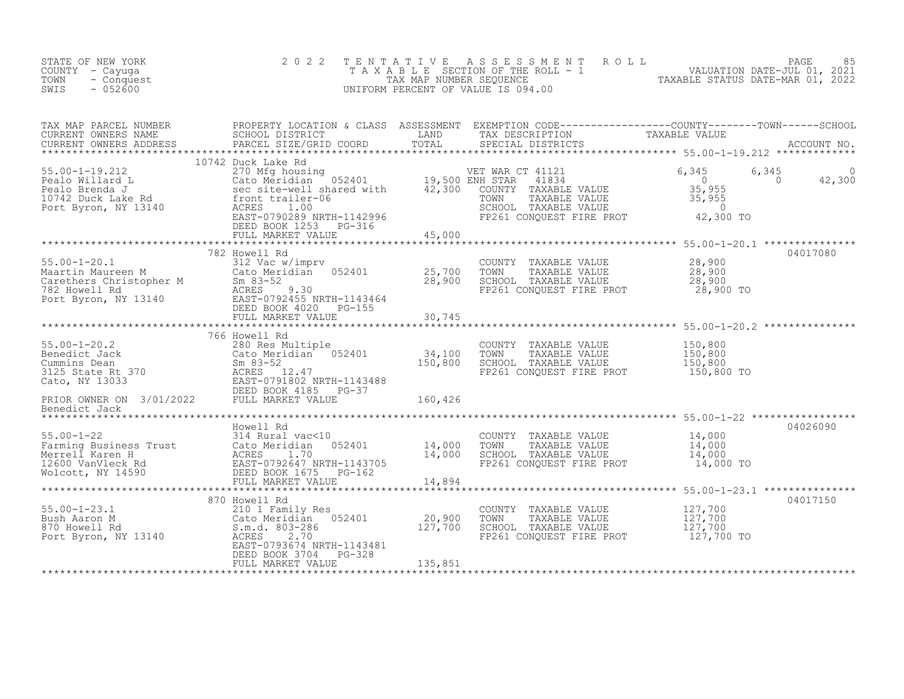STATE OF NEW YORK
COUNTY - Cayuga
TOWN - Conquest
SWIS - 052600

# 2022 TENTATIVE ASSESSMENT ROLL
TAXABLE SECTION OF THE ROLL - 1
TAX MAP NUMBER SEQUENCE
UNIFORM PERCENT OF VALUE IS 094.00

VALUATION DATE-JUL 01, 2021
TAXABLE STATUS DATE-MAR 01, 2022

| TAX MAP PARCEL NUMBER / CURRENT OWNERS NAME / CURRENT OWNERS ADDRESS | PROPERTY LOCATION & CLASS / SCHOOL DISTRICT / PARCEL SIZE/GRID COORD | ASSESSMENT LAND / TOTAL | EXEMPTION CODE / TAX DESCRIPTION / SPECIAL DISTRICTS | COUNTY TAXABLE VALUE | TOWN | SCHOOL | ACCOUNT NO. |
|---|---|---|---|---|---|---|---|
| 55.00-1-19.212 | 10742 Duck Lake Rd | | | | | | |
| 55.00-1-19.212 | 270 Mfg housing | | VET WAR CT 41121 | 6,345 | 6,345 | 0 | |
| Pealo Willard L | Cato Meridian 052401 | 19,500 | ENH STAR 41834 | 0 | 0 | 42,300 | |
| Pealo Brenda J | sec site-well shared with | 42,300 | COUNTY TAXABLE VALUE | 35,955 | | | |
| 10742 Duck Lake Rd | front trailer-06 | | TOWN TAXABLE VALUE | 35,955 | | | |
| Port Byron, NY 13140 | ACRES 1.00 | | SCHOOL TAXABLE VALUE | 0 | | | |
| | EAST-0790289 NRTH-1142996 | | FP261 CONQUEST FIRE PROT | 42,300 TO | | | |
| | DEED BOOK 1253 PG-316 | | | | | | |
| | FULL MARKET VALUE | 45,000 | | | | | |
| 55.00-1-20.1 | 782 Howell Rd | | | | | | 04017080 |
| 55.00-1-20.1 | 312 Vac w/imprv | | COUNTY TAXABLE VALUE | 28,900 | | | |
| Maartin Maureen M | Cato Meridian 052401 | 25,700 | TOWN TAXABLE VALUE | 28,900 | | | |
| Carethers Christopher M | Sm 83-52 | 28,900 | SCHOOL TAXABLE VALUE | 28,900 | | | |
| 782 Howell Rd | ACRES 9.30 | | FP261 CONQUEST FIRE PROT | 28,900 TO | | | |
| Port Byron, NY 13140 | EAST-0792455 NRTH-1143464 | | | | | | |
| | DEED BOOK 4020 PG-155 | | | | | | |
| | FULL MARKET VALUE | 30,745 | | | | | |
| 55.00-1-20.2 | 766 Howell Rd | | | | | | |
| 55.00-1-20.2 | 280 Res Multiple | | COUNTY TAXABLE VALUE | 150,800 | | | |
| Benedict Jack | Cato Meridian 052401 | 34,100 | TOWN TAXABLE VALUE | 150,800 | | | |
| Cummins Dean | Sm 83-52 | 150,800 | SCHOOL TAXABLE VALUE | 150,800 | | | |
| 3125 State Rt 370 | ACRES 12.47 | | FP261 CONQUEST FIRE PROT | 150,800 TO | | | |
| Cato, NY 13033 | EAST-0791802 NRTH-1143488 | | | | | | |
| | DEED BOOK 4185 PG-37 | | | | | | |
| PRIOR OWNER ON 3/01/2022 | FULL MARKET VALUE | 160,426 | | | | | |
| Benedict Jack | | | | | | | |
| 55.00-1-22 | Howell Rd | | | | | | 04026090 |
| 55.00-1-22 | 314 Rural vac<10 | | COUNTY TAXABLE VALUE | 14,000 | | | |
| Farming Business Trust | Cato Meridian 052401 | 14,000 | TOWN TAXABLE VALUE | 14,000 | | | |
| Merrell Karen H | ACRES 1.70 | 14,000 | SCHOOL TAXABLE VALUE | 14,000 | | | |
| 12600 VanVleck Rd | EAST-0792647 NRTH-1143705 | | FP261 CONQUEST FIRE PROT | 14,000 TO | | | |
| Wolcott, NY 14590 | DEED BOOK 1675 PG-162 | | | | | | |
| | FULL MARKET VALUE | 14,894 | | | | | |
| 55.00-1-23.1 | 870 Howell Rd | | | | | | 04017150 |
| 55.00-1-23.1 | 210 1 Family Res | | COUNTY TAXABLE VALUE | 127,700 | | | |
| Bush Aaron M | Cato Meridian 052401 | 20,900 | TOWN TAXABLE VALUE | 127,700 | | | |
| 870 Howell Rd | S.m.d. 803-286 | 127,700 | SCHOOL TAXABLE VALUE | 127,700 | | | |
| Port Byron, NY 13140 | ACRES 2.70 | | FP261 CONQUEST FIRE PROT | 127,700 TO | | | |
| | EAST-0793674 NRTH-1143481 | | | | | | |
| | DEED BOOK 3704 PG-328 | | | | | | |
| | FULL MARKET VALUE | 135,851 | | | | | |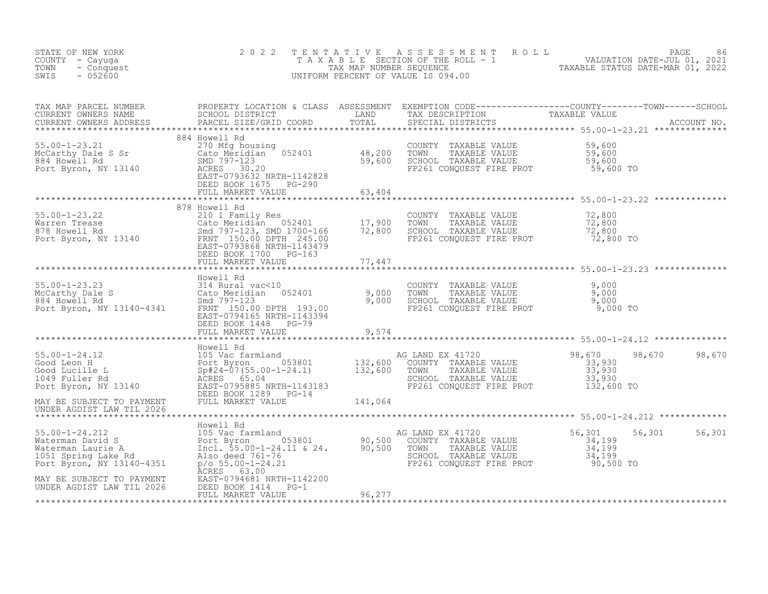STATE OF NEW YORK
COUNTY - Cayuga
TOWN - Conquest
SWIS - 052600

2 0 2 2 T E N T A T I V E A S S E S S M E N T R O L L
T A X A B L E SECTION OF THE ROLL - 1
TAX MAP NUMBER SEQUENCE
UNIFORM PERCENT OF VALUE IS 094.00

VALUATION DATE-JUL 01, 2021
TAXABLE STATUS DATE-MAR 01, 2022

| TAX MAP PARCEL NUMBER / CURRENT OWNERS NAME / CURRENT OWNERS ADDRESS | PROPERTY LOCATION & CLASS / SCHOOL DISTRICT / PARCEL SIZE/GRID COORD | ASSESSMENT LAND / TOTAL | EXEMPTION CODE / TAX DESCRIPTION / SPECIAL DISTRICTS | COUNTY TAXABLE VALUE | TOWN | SCHOOL / ACCOUNT NO. |
|---|---|---|---|---|---|---|
| **55.00-1-23.21** | 884 Howell Rd | | | | | |
| 55.00-1-23.21 | 270 Mfg housing | | COUNTY TAXABLE VALUE | 59,600 | | |
| McCarthy Dale S Sr | Cato Meridian 052401 | 48,200 | TOWN TAXABLE VALUE | 59,600 | | |
| 884 Howell Rd | SMD 797-123 | 59,600 | SCHOOL TAXABLE VALUE | 59,600 | | |
| Port Byron, NY 13140 | ACRES 30.20 | | FP261 CONQUEST FIRE PROT | 59,600 TO | | |
| | EAST-0793632 NRTH-1142828 | | | | | |
| | DEED BOOK 1675 PG-290 | | | | | |
| | FULL MARKET VALUE | 63,404 | | | | |
| **55.00-1-23.22** | 878 Howell Rd | | | | | |
| 55.00-1-23.22 | 210 1 Family Res | | COUNTY TAXABLE VALUE | 72,800 | | |
| Warren Trease | Cato Meridian 052401 | 17,900 | TOWN TAXABLE VALUE | 72,800 | | |
| 878 Howell Rd | Smd 797-123, SMD 1700-166 | 72,800 | SCHOOL TAXABLE VALUE | 72,800 | | |
| Port Byron, NY 13140 | FRNT 150.00 DPTH 245.00 | | FP261 CONQUEST FIRE PROT | 72,800 TO | | |
| | EAST-0793868 NRTH-1143479 | | | | | |
| | DEED BOOK 1700 PG-163 | | | | | |
| | FULL MARKET VALUE | 77,447 | | | | |
| **55.00-1-23.23** | Howell Rd | | | | | |
| 55.00-1-23.23 | 314 Rural vac<10 | | COUNTY TAXABLE VALUE | 9,000 | | |
| McCarthy Dale S | Cato Meridian 052401 | 9,000 | TOWN TAXABLE VALUE | 9,000 | | |
| 884 Howell Rd | Smd 797-123 | 9,000 | SCHOOL TAXABLE VALUE | 9,000 | | |
| Port Byron, NY 13140-4341 | FRNT 150.00 DPTH 193.00 | | FP261 CONQUEST FIRE PROT | 9,000 TO | | |
| | EAST-0794165 NRTH-1143394 | | | | | |
| | DEED BOOK 1448 PG-79 | | | | | |
| | FULL MARKET VALUE | 9,574 | | | | |
| **55.00-1-24.12** | Howell Rd | | | | | |
| 55.00-1-24.12 | 105 Vac farmland | | AG LAND EX 41720 | 98,670 | 98,670 | 98,670 |
| Good Leon H | Port Byron 053801 | 132,600 | COUNTY TAXABLE VALUE | 33,930 | | |
| Good Lucille L | Sp#24-07(55.00-1-24.1) | 132,600 | TOWN TAXABLE VALUE | 33,930 | | |
| 1049 Fuller Rd | ACRES 65.04 | | SCHOOL TAXABLE VALUE | 33,930 | | |
| Port Byron, NY 13140 | EAST-0795885 NRTH-1143183 | | FP261 CONQUEST FIRE PROT | 132,600 TO | | |
| | DEED BOOK 1289 PG-14 | | | | | |
| MAY BE SUBJECT TO PAYMENT | FULL MARKET VALUE | 141,064 | | | | |
| UNDER AGDIST LAW TIL 2026 | | | | | | |
| **55.00-1-24.212** | Howell Rd | | | | | |
| 55.00-1-24.212 | 105 Vac farmland | | AG LAND EX 41720 | 56,301 | 56,301 | 56,301 |
| Waterman David S | Port Byron 053801 | 90,500 | COUNTY TAXABLE VALUE | 34,199 | | |
| Waterman Laurie A | Incl. 55.00-1-24.11 & 24. | 90,500 | TOWN TAXABLE VALUE | 34,199 | | |
| 1051 Spring Lake Rd | Also deed 761-76 | | SCHOOL TAXABLE VALUE | 34,199 | | |
| Port Byron, NY 13140-4351 | p/o 55.00-1-24.21 | | FP261 CONQUEST FIRE PROT | 90,500 TO | | |
| | ACRES 63.00 | | | | | |
| MAY BE SUBJECT TO PAYMENT | EAST-0794681 NRTH-1142200 | | | | | |
| UNDER AGDIST LAW TIL 2026 | DEED BOOK 1414 PG-1 | | | | | |
| | FULL MARKET VALUE | 96,277 | | | | |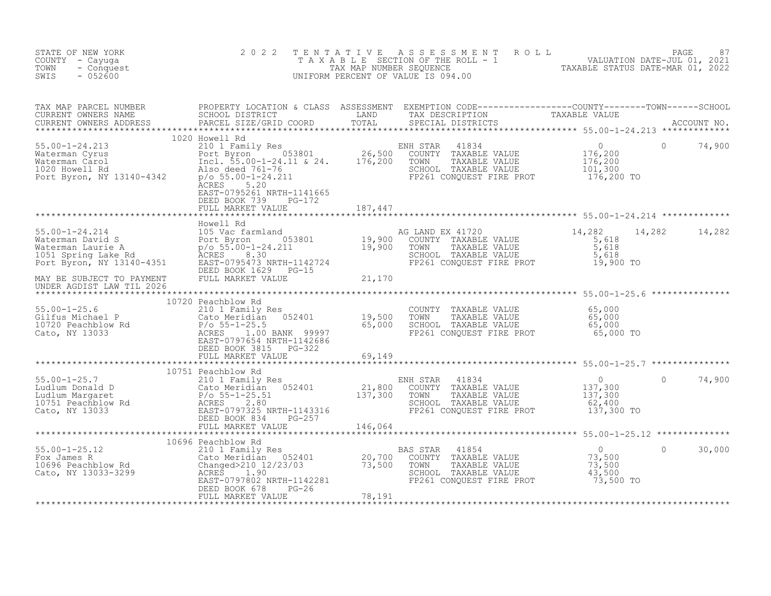STATE OF NEW YORK | 2022 TENTATIVE ASSESSMENT ROLL | VALUATION DATE-JUL 01, 2021
COUNTY - Cayuga | TAXABLE SECTION OF THE ROLL - 1 | TAXABLE STATUS DATE-MAR 01, 2022
TOWN - Conquest | TAX MAP NUMBER SEQUENCE
SWIS - 052600 | UNIFORM PERCENT OF VALUE IS 094.00

| TAX MAP PARCEL NUMBER / CURRENT OWNERS NAME / CURRENT OWNERS ADDRESS | PROPERTY LOCATION & CLASS / SCHOOL DISTRICT / PARCEL SIZE/GRID COORD | ASSESSMENT LAND | TOTAL | EXEMPTION CODE / TAX DESCRIPTION / SPECIAL DISTRICTS | COUNTY TAXABLE VALUE | TOWN | SCHOOL |
|---|---|---|---|---|---|---|---|
| **55.00-1-24.213** | 1020 Howell Rd | | | | | | |
| Waterman Cyrus | 210 1 Family Res | | | ENH STAR 41834 | 0 | 0 | 74,900 |
| Waterman Carol | Port Byron 053801 | 26,500 | | COUNTY TAXABLE VALUE | 176,200 | | |
| 1020 Howell Rd | Incl. 55.00-1-24.11 & 24. | | 176,200 | TOWN TAXABLE VALUE | 176,200 | | |
| Port Byron, NY 13140-4342 | Also deed 761-76 | | | SCHOOL TAXABLE VALUE | 101,300 | | |
| | p/o 55.00-1-24.211 | | | FP261 CONQUEST FIRE PROT | 176,200 TO | | |
| | ACRES 5.20 | | | | | | |
| | EAST-0795261 NRTH-1141665 | | | | | | |
| | DEED BOOK 739 PG-172 | | | | | | |
| | FULL MARKET VALUE | | 187,447 | | | | |
| **55.00-1-24.214** | Howell Rd | | | | | | |
| Waterman David S | 105 Vac farmland | | | AG LAND EX 41720 | 14,282 | 14,282 | 14,282 |
| Waterman Laurie A | Port Byron 053801 | 19,900 | | COUNTY TAXABLE VALUE | 5,618 | | |
| 1051 Spring Lake Rd | p/o 55.00-1-24.211 | | 19,900 | TOWN TAXABLE VALUE | 5,618 | | |
| Port Byron, NY 13140-4351 | ACRES 8.30 | | | SCHOOL TAXABLE VALUE | 5,618 | | |
| | EAST-0795473 NRTH-1142724 | | | FP261 CONQUEST FIRE PROT | 19,900 TO | | |
| | DEED BOOK 1629 PG-15 | | | | | | |
| MAY BE SUBJECT TO PAYMENT UNDER AGDIST LAW TIL 2026 | FULL MARKET VALUE | | 21,170 | | | | |
| **55.00-1-25.6** | 10720 Peachblow Rd | | | | | | |
| Gilfus Michael P | 210 1 Family Res | | | COUNTY TAXABLE VALUE | 65,000 | | |
| 10720 Peachblow Rd | Cato Meridian 052401 | 19,500 | | TOWN TAXABLE VALUE | 65,000 | | |
| Cato, NY 13033 | P/o 55-1-25.5 | | 65,000 | SCHOOL TAXABLE VALUE | 65,000 | | |
| | ACRES 1.00 BANK 99997 | | | FP261 CONQUEST FIRE PROT | 65,000 TO | | |
| | EAST-0797654 NRTH-1142686 | | | | | | |
| | DEED BOOK 3815 PG-322 | | | | | | |
| | FULL MARKET VALUE | | 69,149 | | | | |
| **55.00-1-25.7** | 10751 Peachblow Rd | | | | | | |
| Ludlum Donald D | 210 1 Family Res | | | ENH STAR 41834 | 0 | 0 | 74,900 |
| Ludlum Margaret | Cato Meridian 052401 | 21,800 | | COUNTY TAXABLE VALUE | 137,300 | | |
| 10751 Peachblow Rd | P/o 55-1-25.51 | | 137,300 | TOWN TAXABLE VALUE | 137,300 | | |
| Cato, NY 13033 | ACRES 2.80 | | | SCHOOL TAXABLE VALUE | 62,400 | | |
| | EAST-0797325 NRTH-1143316 | | | FP261 CONQUEST FIRE PROT | 137,300 TO | | |
| | DEED BOOK 834 PG-257 | | | | | | |
| | FULL MARKET VALUE | | 146,064 | | | | |
| **55.00-1-25.12** | 10696 Peachblow Rd | | | | | | |
| Fox James R | 210 1 Family Res | | | BAS STAR 41854 | 0 | 0 | 30,000 |
| 10696 Peachblow Rd | Cato Meridian 052401 | 20,700 | | COUNTY TAXABLE VALUE | 73,500 | | |
| Cato, NY 13033-3299 | Changed>210 12/23/03 | | 73,500 | TOWN TAXABLE VALUE | 73,500 | | |
| | ACRES 1.90 | | | SCHOOL TAXABLE VALUE | 43,500 | | |
| | EAST-0797802 NRTH-1142281 | | | FP261 CONQUEST FIRE PROT | 73,500 TO | | |
| | DEED BOOK 678 PG-26 | | | | | | |
| | FULL MARKET VALUE | | 78,191 | | | | |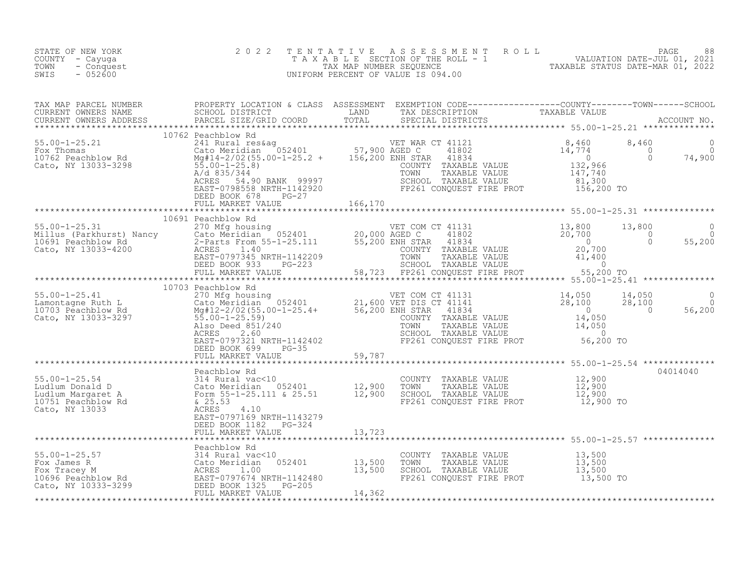STATE OF NEW YORK
COUNTY - Cayuga
TOWN - Conquest
SWIS - 052600

# 2022 TENTATIVE ASSESSMENT ROLL

TAXABLE SECTION OF THE ROLL - 1
TAX MAP NUMBER SEQUENCE
UNIFORM PERCENT OF VALUE IS 094.00

VALUATION DATE-JUL 01, 2021
TAXABLE STATUS DATE-MAR 01, 2022

| TAX MAP PARCEL NUMBER / CURRENT OWNERS NAME / CURRENT OWNERS ADDRESS | PROPERTY LOCATION & CLASS / SCHOOL DISTRICT / PARCEL SIZE/GRID COORD | ASSESSMENT LAND / TOTAL | EXEMPTION CODE / TAX DESCRIPTION / SPECIAL DISTRICTS | COUNTY TAXABLE VALUE | TOWN | SCHOOL / ACCOUNT NO. |
|---|---|---|---|---|---|---|
| **55.00-1-25.21** | 10762 Peachblow Rd | | | | | |
| 55.00-1-25.21 | 241 Rural res&ag | | VET WAR CT 41121 | 8,460 | 8,460 | 0 |
| Fox Thomas | Cato Meridian 052401 | 57,900 | AGED C 41802 | 14,774 | 0 | 0 |
| 10762 Peachblow Rd | Mg#14-2/02(55.00-1-25.2 + | 156,200 | ENH STAR 41834 | 0 | 0 | 74,900 |
| Cato, NY 13033-3298 | 55.00-1-25.8) | | COUNTY TAXABLE VALUE | 132,966 | | |
| | A/d 835/344 | | TOWN TAXABLE VALUE | 147,740 | | |
| | ACRES 54.90 BANK 99997 | | SCHOOL TAXABLE VALUE | 81,300 | | |
| | EAST-0798558 NRTH-1142920 | | FP261 CONQUEST FIRE PROT | 156,200 TO | | |
| | DEED BOOK 678 PG-27 | | | | | |
| | FULL MARKET VALUE | 166,170 | | | | |
| **55.00-1-25.31** | 10691 Peachblow Rd | | | | | |
| 55.00-1-25.31 | 270 Mfg housing | | VET COM CT 41131 | 13,800 | 13,800 | 0 |
| Millus (Parkhurst) Nancy | Cato Meridian 052401 | 20,000 | AGED C 41802 | 20,700 | 0 | 0 |
| 10691 Peachblow Rd | 2-Parts From 55-1-25.111 | 55,200 | ENH STAR 41834 | 0 | 0 | 55,200 |
| Cato, NY 13033-4200 | ACRES 1.40 | | COUNTY TAXABLE VALUE | 20,700 | | |
| | EAST-0797345 NRTH-1142209 | | TOWN TAXABLE VALUE | 41,400 | | |
| | DEED BOOK 933 PG-223 | | SCHOOL TAXABLE VALUE | 0 | | |
| | FULL MARKET VALUE | 58,723 | FP261 CONQUEST FIRE PROT | 55,200 TO | | |
| **55.00-1-25.41** | 10703 Peachblow Rd | | | | | |
| 55.00-1-25.41 | 270 Mfg housing | | VET COM CT 41131 | 14,050 | 14,050 | 0 |
| Lamontagne Ruth L | Cato Meridian 052401 | 21,600 | VET DIS CT 41141 | 28,100 | 28,100 | 0 |
| 10703 Peachblow Rd | Mg#12-2/02(55.00-1-25.4+ | 56,200 | ENH STAR 41834 | 0 | 0 | 56,200 |
| Cato, NY 13033-3297 | 55.00-1-25.59) | | COUNTY TAXABLE VALUE | 14,050 | | |
| | Also Deed 851/240 | | TOWN TAXABLE VALUE | 14,050 | | |
| | ACRES 2.60 | | SCHOOL TAXABLE VALUE | 0 | | |
| | EAST-0797321 NRTH-1142402 | | FP261 CONQUEST FIRE PROT | 56,200 TO | | |
| | DEED BOOK 699 PG-35 | | | | | |
| | FULL MARKET VALUE | 59,787 | | | | |
| **55.00-1-25.54** | Peachblow Rd | | | | | 04014040 |
| 55.00-1-25.54 | 314 Rural vac<10 | | COUNTY TAXABLE VALUE | 12,900 | | |
| Ludlum Donald D | Cato Meridian 052401 | 12,900 | TOWN TAXABLE VALUE | 12,900 | | |
| Ludlum Margaret A | Form 55-1-25.111 & 25.51 | 12,900 | SCHOOL TAXABLE VALUE | 12,900 | | |
| 10751 Peachblow Rd | & 25.53 | | FP261 CONQUEST FIRE PROT | 12,900 TO | | |
| Cato, NY 13033 | ACRES 4.10 | | | | | |
| | EAST-0797169 NRTH-1143279 | | | | | |
| | DEED BOOK 1182 PG-324 | | | | | |
| | FULL MARKET VALUE | 13,723 | | | | |
| **55.00-1-25.57** | Peachblow Rd | | | | | |
| 55.00-1-25.57 | 314 Rural vac<10 | | COUNTY TAXABLE VALUE | 13,500 | | |
| Fox James R | Cato Meridian 052401 | 13,500 | TOWN TAXABLE VALUE | 13,500 | | |
| Fox Tracey M | ACRES 1.00 | 13,500 | SCHOOL TAXABLE VALUE | 13,500 | | |
| 10696 Peachblow Rd | EAST-0797674 NRTH-1142480 | | FP261 CONQUEST FIRE PROT | 13,500 TO | | |
| Cato, NY 10333-3299 | DEED BOOK 1325 PG-205 | | | | | |
| | FULL MARKET VALUE | 14,362 | | | | |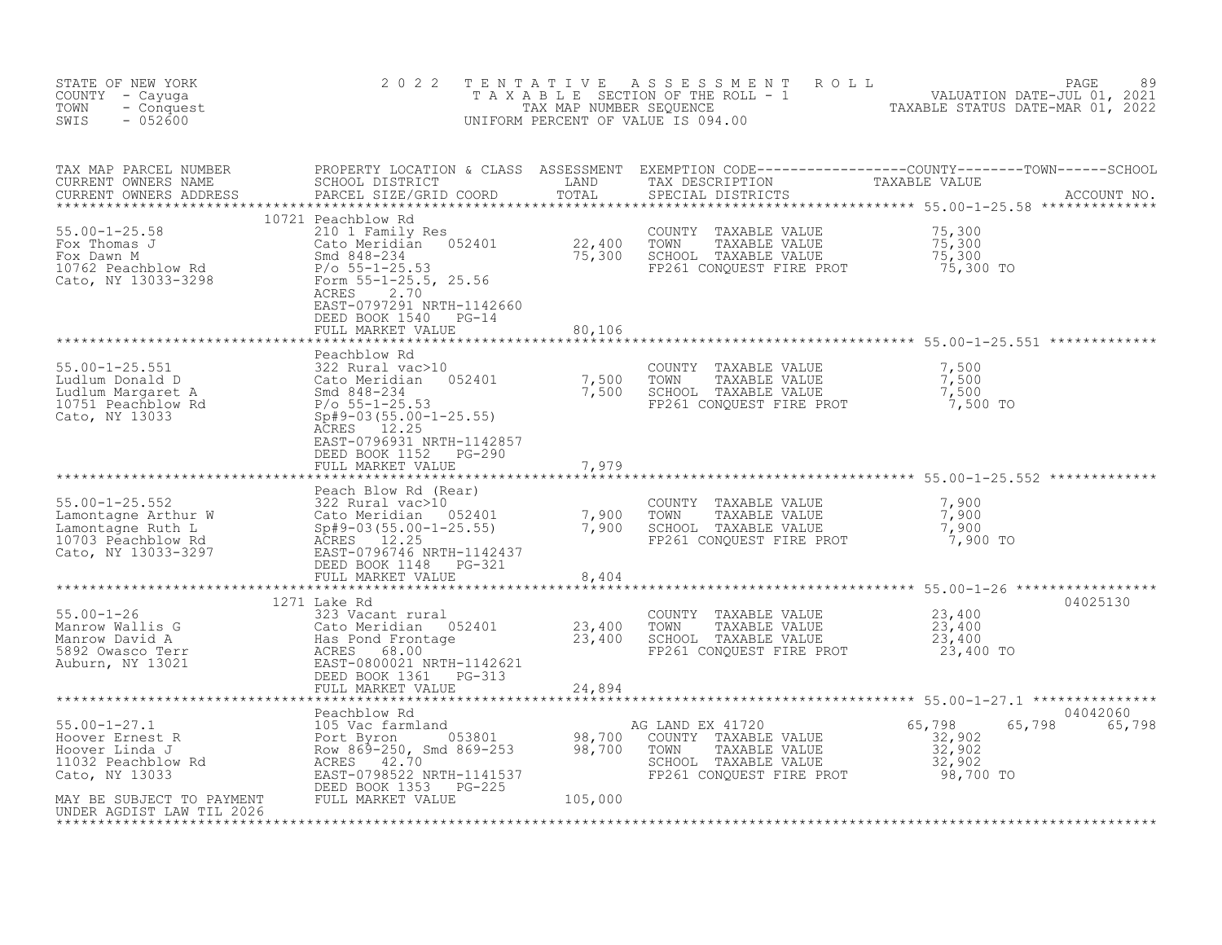STATE OF NEW YORK
COUNTY - Cayuga
TOWN - Conquest
SWIS - 052600

2022 TENTATIVE ASSESSMENT ROLL
TAXABLE SECTION OF THE ROLL - 1
TAX MAP NUMBER SEQUENCE
UNIFORM PERCENT OF VALUE IS 094.00

VALUATION DATE-JUL 01, 2021
TAXABLE STATUS DATE-MAR 01, 2022

| TAX MAP PARCEL NUMBER / CURRENT OWNERS NAME / CURRENT OWNERS ADDRESS | PROPERTY LOCATION & CLASS / SCHOOL DISTRICT / PARCEL SIZE/GRID COORD | ASSESSMENT LAND | TOTAL | EXEMPTION CODE / TAX DESCRIPTION / SPECIAL DISTRICTS | COUNTY TAXABLE VALUE | TOWN | SCHOOL | ACCOUNT NO. |
|---|---|---|---|---|---|---|---|---|
| **55.00-1-25.58** | 10721 Peachblow Rd | | | | | | | |
| 55.00-1-25.58 | 210 1 Family Res | | | COUNTY TAXABLE VALUE | 75,300 | | | |
| Fox Thomas J | Cato Meridian 052401 | 22,400 | | TOWN TAXABLE VALUE | 75,300 | | | |
| Fox Dawn M | Smd 848-234 | | 75,300 | SCHOOL TAXABLE VALUE | 75,300 | | | |
| 10762 Peachblow Rd | P/o 55-1-25.53 | | | FP261 CONQUEST FIRE PROT | 75,300 TO | | | |
| Cato, NY 13033-3298 | Form 55-1-25.5, 25.56 | | | | | | | |
| | ACRES 2.70 | | | | | | | |
| | EAST-0797291 NRTH-1142660 | | | | | | | |
| | DEED BOOK 1540 PG-14 | | | | | | | |
| | FULL MARKET VALUE | | 80,106 | | | | | |
| **55.00-1-25.551** | Peachblow Rd | | | | | | | |
| 55.00-1-25.551 | 322 Rural vac>10 | | | COUNTY TAXABLE VALUE | 7,500 | | | |
| Ludlum Donald D | Cato Meridian 052401 | 7,500 | | TOWN TAXABLE VALUE | 7,500 | | | |
| Ludlum Margaret A | Smd 848-234 | | 7,500 | SCHOOL TAXABLE VALUE | 7,500 | | | |
| 10751 Peachblow Rd | P/o 55-1-25.53 | | | FP261 CONQUEST FIRE PROT | 7,500 TO | | | |
| Cato, NY 13033 | Sp#9-03(55.00-1-25.55) | | | | | | | |
| | ACRES 12.25 | | | | | | | |
| | EAST-0796931 NRTH-1142857 | | | | | | | |
| | DEED BOOK 1152 PG-290 | | | | | | | |
| | FULL MARKET VALUE | | 7,979 | | | | | |
| **55.00-1-25.552** | Peach Blow Rd (Rear) | | | | | | | |
| 55.00-1-25.552 | 322 Rural vac>10 | | | COUNTY TAXABLE VALUE | 7,900 | | | |
| Lamontagne Arthur W | Cato Meridian 052401 | 7,900 | | TOWN TAXABLE VALUE | 7,900 | | | |
| Lamontagne Ruth L | Sp#9-03(55.00-1-25.55) | | 7,900 | SCHOOL TAXABLE VALUE | 7,900 | | | |
| 10703 Peachblow Rd | ACRES 12.25 | | | FP261 CONQUEST FIRE PROT | 7,900 TO | | | |
| Cato, NY 13033-3297 | EAST-0796746 NRTH-1142437 | | | | | | | |
| | DEED BOOK 1148 PG-321 | | | | | | | |
| | FULL MARKET VALUE | | 8,404 | | | | | |
| **55.00-1-26** | 1271 Lake Rd | | | | | | | 04025130 |
| 55.00-1-26 | 323 Vacant rural | | | COUNTY TAXABLE VALUE | 23,400 | | | |
| Manrow Wallis G | Cato Meridian 052401 | 23,400 | | TOWN TAXABLE VALUE | 23,400 | | | |
| Manrow David A | Has Pond Frontage | | 23,400 | SCHOOL TAXABLE VALUE | 23,400 | | | |
| 5892 Owasco Terr | ACRES 68.00 | | | FP261 CONQUEST FIRE PROT | 23,400 TO | | | |
| Auburn, NY 13021 | EAST-0800021 NRTH-1142621 | | | | | | | |
| | DEED BOOK 1361 PG-313 | | | | | | | |
| | FULL MARKET VALUE | | 24,894 | | | | | |
| **55.00-1-27.1** | Peachblow Rd | | | | | | | 04042060 |
| 55.00-1-27.1 | 105 Vac farmland | | | AG LAND EX 41720 | 65,798 | 65,798 | 65,798 | |
| Hoover Ernest R | Port Byron 053801 | 98,700 | | COUNTY TAXABLE VALUE | 32,902 | | | |
| Hoover Linda J | Row 869-250, Smd 869-253 | | 98,700 | TOWN TAXABLE VALUE | 32,902 | | | |
| 11032 Peachblow Rd | ACRES 42.70 | | | SCHOOL TAXABLE VALUE | 32,902 | | | |
| Cato, NY 13033 | EAST-0798522 NRTH-1141537 | | | FP261 CONQUEST FIRE PROT | 98,700 TO | | | |
| | DEED BOOK 1353 PG-225 | | | | | | | |
| MAY BE SUBJECT TO PAYMENT | FULL MARKET VALUE | | 105,000 | | | | | |
| UNDER AGDIST LAW TIL 2026 | | | | | | | | |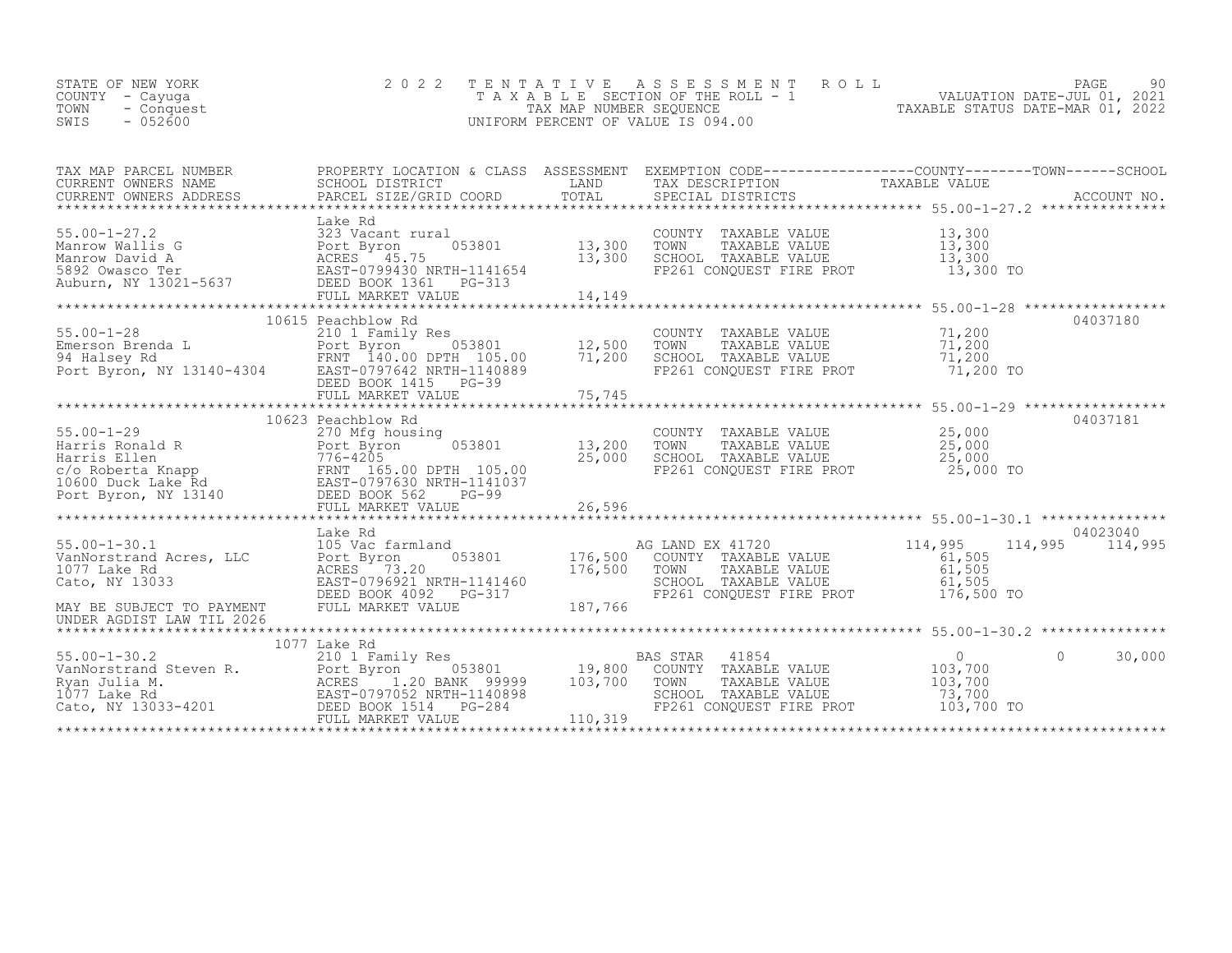STATE OF NEW YORK
COUNTY - Cayuga
TOWN - Conquest
SWIS - 052600

2022 TENTATIVE ASSESSMENT ROLL
TAXABLE SECTION OF THE ROLL - 1
TAX MAP NUMBER SEQUENCE
UNIFORM PERCENT OF VALUE IS 094.00

VALUATION DATE-JUL 01, 2021
TAXABLE STATUS DATE-MAR 01, 2022

| TAX MAP PARCEL NUMBER / CURRENT OWNERS NAME / CURRENT OWNERS ADDRESS | PROPERTY LOCATION & CLASS / SCHOOL DISTRICT / PARCEL SIZE/GRID COORD | ASSESSMENT LAND | ASSESSMENT TOTAL | EXEMPTION CODE / TAX DESCRIPTION / SPECIAL DISTRICTS | COUNTY TAXABLE VALUE | TOWN | SCHOOL | ACCOUNT NO. |
|---|---|---|---|---|---|---|---|---|
| 55.00-1-27.2 | Lake Rd | | | | | | | |
| | 323 Vacant rural | | | COUNTY TAXABLE VALUE | 13,300 | | | |
| Manrow Wallis G | Port Byron 053801 | 13,300 | | TOWN TAXABLE VALUE | 13,300 | | | |
| Manrow David A | ACRES 45.75 | | 13,300 | SCHOOL TAXABLE VALUE | 13,300 | | | |
| 5892 Owasco Ter | EAST-0799430 NRTH-1141654 | | | FP261 CONQUEST FIRE PROT | 13,300 TO | | | |
| Auburn, NY 13021-5637 | DEED BOOK 1361 PG-313 | | | | | | | |
| | FULL MARKET VALUE | | 14,149 | | | | | |
| 55.00-1-28 | 10615 Peachblow Rd | | | | | | | 04037180 |
| | 210 1 Family Res | | | COUNTY TAXABLE VALUE | 71,200 | | | |
| Emerson Brenda L | Port Byron 053801 | 12,500 | | TOWN TAXABLE VALUE | 71,200 | | | |
| 94 Halsey Rd | FRNT 140.00 DPTH 105.00 | | 71,200 | SCHOOL TAXABLE VALUE | 71,200 | | | |
| Port Byron, NY 13140-4304 | EAST-0797642 NRTH-1140889 | | | FP261 CONQUEST FIRE PROT | 71,200 TO | | | |
| | DEED BOOK 1415 PG-39 | | | | | | | |
| | FULL MARKET VALUE | | 75,745 | | | | | |
| 55.00-1-29 | 10623 Peachblow Rd | | | | | | | 04037181 |
| | 270 Mfg housing | | | COUNTY TAXABLE VALUE | 25,000 | | | |
| Harris Ronald R | Port Byron 053801 | 13,200 | | TOWN TAXABLE VALUE | 25,000 | | | |
| Harris Ellen | 776-4205 | | 25,000 | SCHOOL TAXABLE VALUE | 25,000 | | | |
| c/o Roberta Knapp | FRNT 165.00 DPTH 105.00 | | | FP261 CONQUEST FIRE PROT | 25,000 TO | | | |
| 10600 Duck Lake Rd | EAST-0797630 NRTH-1141037 | | | | | | | |
| Port Byron, NY 13140 | DEED BOOK 562 PG-99 | | | | | | | |
| | FULL MARKET VALUE | | 26,596 | | | | | |
| 55.00-1-30.1 | Lake Rd | | | | | | | 04023040 |
| | 105 Vac farmland | | | AG LAND EX 41720 | 114,995 | 114,995 | 114,995 | |
| VanNorstrand Acres, LLC | Port Byron 053801 | 176,500 | | COUNTY TAXABLE VALUE | 61,505 | | | |
| 1077 Lake Rd | ACRES 73.20 | | 176,500 | TOWN TAXABLE VALUE | 61,505 | | | |
| Cato, NY 13033 | EAST-0796921 NRTH-1141460 | | | SCHOOL TAXABLE VALUE | 61,505 | | | |
| | DEED BOOK 4092 PG-317 | | | FP261 CONQUEST FIRE PROT | 176,500 TO | | | |
| MAY BE SUBJECT TO PAYMENT UNDER AGDIST LAW TIL 2026 | FULL MARKET VALUE | | 187,766 | | | | | |
| 55.00-1-30.2 | 1077 Lake Rd | | | | | | | |
| | 210 1 Family Res | | | BAS STAR 41854 | 0 | 0 | 30,000 | |
| VanNorstrand Steven R. | Port Byron 053801 | 19,800 | | COUNTY TAXABLE VALUE | 103,700 | | | |
| Ryan Julia M. | ACRES 1.20 BANK 99999 | | 103,700 | TOWN TAXABLE VALUE | 103,700 | | | |
| 1077 Lake Rd | EAST-0797052 NRTH-1140898 | | | SCHOOL TAXABLE VALUE | 73,700 | | | |
| Cato, NY 13033-4201 | DEED BOOK 1514 PG-284 | | | FP261 CONQUEST FIRE PROT | 103,700 TO | | | |
| | FULL MARKET VALUE | | 110,319 | | | | | |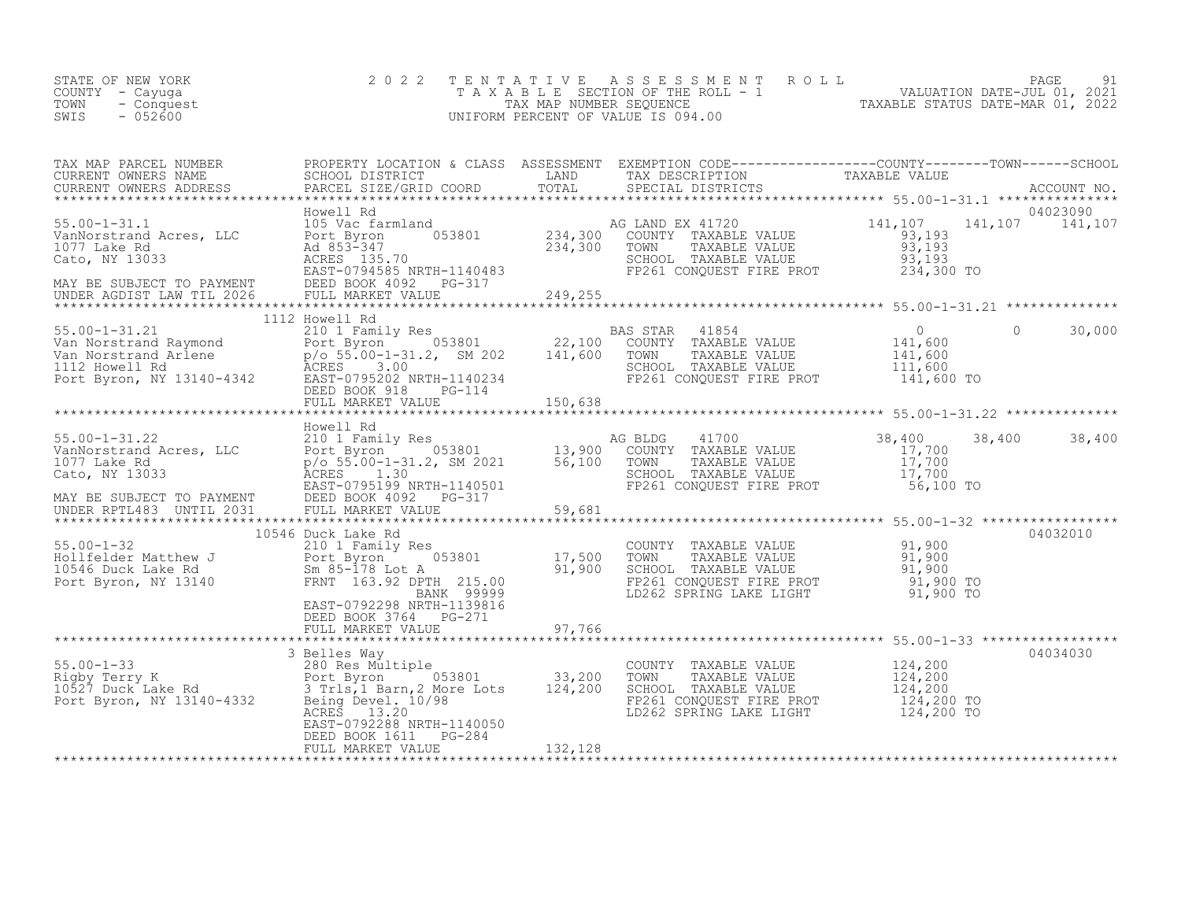STATE OF NEW YORK
COUNTY - Cayuga
TOWN - Conquest
SWIS - 052600

2022 TENTATIVE ASSESSMENT ROLL
TAXABLE SECTION OF THE ROLL - 1
TAX MAP NUMBER SEQUENCE
UNIFORM PERCENT OF VALUE IS 094.00

VALUATION DATE-JUL 01, 2021
TAXABLE STATUS DATE-MAR 01, 2022

| TAX MAP PARCEL NUMBER / CURRENT OWNERS NAME / CURRENT OWNERS ADDRESS | PROPERTY LOCATION & CLASS / SCHOOL DISTRICT / PARCEL SIZE/GRID COORD | ASSESSMENT LAND | TOTAL | EXEMPTION CODE / TAX DESCRIPTION / SPECIAL DISTRICTS | COUNTY TAXABLE VALUE | TOWN | SCHOOL | ACCOUNT NO. |
|---|---|---|---|---|---|---|---|---|
| 55.00-1-31.1 | Howell Rd | | | | | | | 04023090 |
| VanNorstrand Acres, LLC | 105 Vac farmland | | | AG LAND EX 41720 | 141,107 | 141,107 | 141,107 | |
| 1077 Lake Rd | Port Byron 053801 | 234,300 | | COUNTY TAXABLE VALUE | 93,193 | | | |
| Cato, NY 13033 | Ad 853-347 | | 234,300 | TOWN TAXABLE VALUE | 93,193 | | | |
| | ACRES 135.70 | | | SCHOOL TAXABLE VALUE | 93,193 | | | |
| MAY BE SUBJECT TO PAYMENT | EAST-0794585 NRTH-1140483 | | | FP261 CONQUEST FIRE PROT | 234,300 TO | | | |
| UNDER AGDIST LAW TIL 2026 | DEED BOOK 4092 PG-317 | | | | | | | |
| | FULL MARKET VALUE | | 249,255 | | | | | |
| 55.00-1-31.21 | 1112 Howell Rd | | | | | | | |
| Van Norstrand Raymond | 210 1 Family Res | | | BAS STAR 41854 | 0 | 0 | 30,000 | |
| Van Norstrand Arlene | Port Byron 053801 | 22,100 | | COUNTY TAXABLE VALUE | 141,600 | | | |
| 1112 Howell Rd | p/o 55.00-1-31.2, SM 202 | | 141,600 | TOWN TAXABLE VALUE | 141,600 | | | |
| Port Byron, NY 13140-4342 | ACRES 3.00 | | | SCHOOL TAXABLE VALUE | 111,600 | | | |
| | EAST-0795202 NRTH-1140234 | | | FP261 CONQUEST FIRE PROT | 141,600 TO | | | |
| | DEED BOOK 918 PG-114 | | | | | | | |
| | FULL MARKET VALUE | | 150,638 | | | | | |
| 55.00-1-31.22 | Howell Rd | | | | | | | |
| VanNorstrand Acres, LLC | 210 1 Family Res | | | AG BLDG 41700 | 38,400 | 38,400 | 38,400 | |
| 1077 Lake Rd | Port Byron 053801 | 13,900 | | COUNTY TAXABLE VALUE | 17,700 | | | |
| Cato, NY 13033 | p/o 55.00-1-31.2, SM 2021 | | 56,100 | TOWN TAXABLE VALUE | 17,700 | | | |
| | ACRES 1.30 | | | SCHOOL TAXABLE VALUE | 17,700 | | | |
| MAY BE SUBJECT TO PAYMENT | EAST-0795199 NRTH-1140501 | | | FP261 CONQUEST FIRE PROT | 56,100 TO | | | |
| UNDER RPTL483 UNTIL 2031 | DEED BOOK 4092 PG-317 | | | | | | | |
| | FULL MARKET VALUE | | 59,681 | | | | | |
| 55.00-1-32 | 10546 Duck Lake Rd | | | | | | | 04032010 |
| Hollfelder Matthew J | 210 1 Family Res | | | COUNTY TAXABLE VALUE | 91,900 | | | |
| 10546 Duck Lake Rd | Port Byron 053801 | 17,500 | | TOWN TAXABLE VALUE | 91,900 | | | |
| Port Byron, NY 13140 | Sm 85-178 Lot A | | 91,900 | SCHOOL TAXABLE VALUE | 91,900 | | | |
| | FRNT 163.92 DPTH 215.00 | | | FP261 CONQUEST FIRE PROT | 91,900 TO | | | |
| | BANK 99999 | | | LD262 SPRING LAKE LIGHT | 91,900 TO | | | |
| | EAST-0792298 NRTH-1139816 | | | | | | | |
| | DEED BOOK 3764 PG-271 | | | | | | | |
| | FULL MARKET VALUE | | 97,766 | | | | | |
| 55.00-1-33 | 3 Belles Way | | | | | | | 04034030 |
| Rigby Terry K | 280 Res Multiple | | | COUNTY TAXABLE VALUE | 124,200 | | | |
| 10527 Duck Lake Rd | Port Byron 053801 | 33,200 | | TOWN TAXABLE VALUE | 124,200 | | | |
| Port Byron, NY 13140-4332 | 3 Trls,1 Barn,2 More Lots | | 124,200 | SCHOOL TAXABLE VALUE | 124,200 | | | |
| | Being Devel. 10/98 | | | FP261 CONQUEST FIRE PROT | 124,200 TO | | | |
| | ACRES 13.20 | | | LD262 SPRING LAKE LIGHT | 124,200 TO | | | |
| | EAST-0792288 NRTH-1140050 | | | | | | | |
| | DEED BOOK 1611 PG-284 | | | | | | | |
| | FULL MARKET VALUE | | 132,128 | | | | | |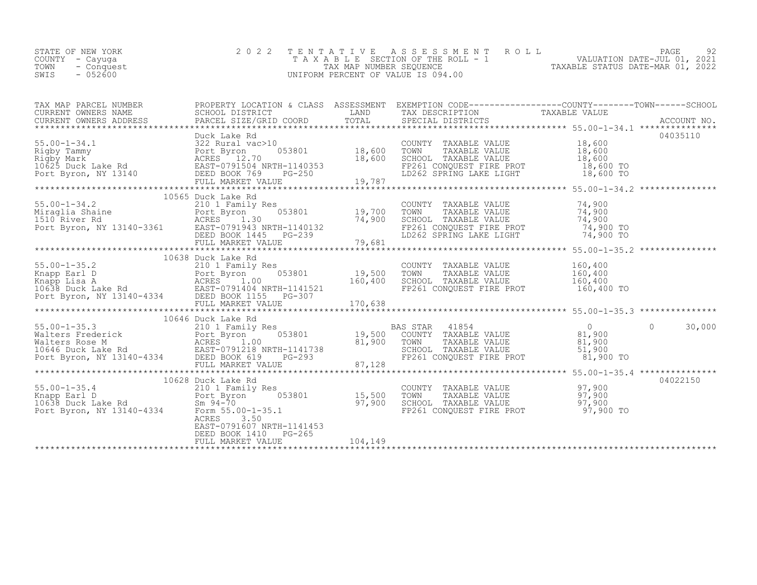STATE OF NEW YORK
COUNTY - Cayuga
TOWN - Conquest
SWIS - 052600

2022 TENTATIVE ASSESSMENT ROLL
TAXABLE SECTION OF THE ROLL - 1
TAX MAP NUMBER SEQUENCE
UNIFORM PERCENT OF VALUE IS 094.00

VALUATION DATE-JUL 01, 2021
TAXABLE STATUS DATE-MAR 01, 2022

| TAX MAP PARCEL NUMBER / CURRENT OWNERS NAME / CURRENT OWNERS ADDRESS | PROPERTY LOCATION & CLASS / SCHOOL DISTRICT / PARCEL SIZE/GRID COORD | ASSESSMENT LAND / TOTAL | EXEMPTION CODE / TAX DESCRIPTION / SPECIAL DISTRICTS | COUNTY | TOWN | SCHOOL / ACCOUNT NO. |
|---|---|---|---|---|---|---|
| **55.00-1-34.1** | Duck Lake Rd | | | | | 04035110 |
| Rigby Tammy | 322 Rural vac>10 | | COUNTY TAXABLE VALUE | 18,600 | | |
| Rigby Mark | Port Byron 053801 | 18,600 | TOWN TAXABLE VALUE | | 18,600 | |
| 10625 Duck Lake Rd | ACRES 12.70 | 18,600 | SCHOOL TAXABLE VALUE | | | 18,600 |
| Port Byron, NY 13140 | EAST-0791504 NRTH-1140353 | | FP261 CONQUEST FIRE PROT | 18,600 TO | | |
| | DEED BOOK 769 PG-250 | | LD262 SPRING LAKE LIGHT | 18,600 TO | | |
| | FULL MARKET VALUE | 19,787 | | | | |
| **55.00-1-34.2** | 10565 Duck Lake Rd | | | | | |
| Miraglia Shaine | 210 1 Family Res | | COUNTY TAXABLE VALUE | 74,900 | | |
| 1510 River Rd | Port Byron 053801 | 19,700 | TOWN TAXABLE VALUE | | 74,900 | |
| Port Byron, NY 13140-3361 | ACRES 1.30 | 74,900 | SCHOOL TAXABLE VALUE | | | 74,900 |
| | EAST-0791943 NRTH-1140132 | | FP261 CONQUEST FIRE PROT | 74,900 TO | | |
| | DEED BOOK 1445 PG-239 | | LD262 SPRING LAKE LIGHT | 74,900 TO | | |
| | FULL MARKET VALUE | 79,681 | | | | |
| **55.00-1-35.2** | 10638 Duck Lake Rd | | | | | |
| Knapp Earl D | 210 1 Family Res | | COUNTY TAXABLE VALUE | 160,400 | | |
| Knapp Lisa A | Port Byron 053801 | 19,500 | TOWN TAXABLE VALUE | | 160,400 | |
| 10638 Duck Lake Rd | ACRES 1.00 | 160,400 | SCHOOL TAXABLE VALUE | | | 160,400 |
| Port Byron, NY 13140-4334 | EAST-0791404 NRTH-1141521 | | FP261 CONQUEST FIRE PROT | 160,400 TO | | |
| | DEED BOOK 1155 PG-307 | | | | | |
| | FULL MARKET VALUE | 170,638 | | | | |
| **55.00-1-35.3** | 10646 Duck Lake Rd | | | | | |
| Walters Frederick | 210 1 Family Res | | BAS STAR 41854 | 0 | 0 | 30,000 |
| Walters Rose M | Port Byron 053801 | 19,500 | COUNTY TAXABLE VALUE | 81,900 | | |
| 10646 Duck Lake Rd | ACRES 1.00 | 81,900 | TOWN TAXABLE VALUE | | 81,900 | |
| Port Byron, NY 13140-4334 | EAST-0791218 NRTH-1141738 | | SCHOOL TAXABLE VALUE | | | 51,900 |
| | DEED BOOK 619 PG-293 | | FP261 CONQUEST FIRE PROT | 81,900 TO | | |
| | FULL MARKET VALUE | 87,128 | | | | |
| **55.00-1-35.4** | 10628 Duck Lake Rd | | | | | 04022150 |
| Knapp Earl D | 210 1 Family Res | | COUNTY TAXABLE VALUE | 97,900 | | |
| 10638 Duck Lake Rd | Port Byron 053801 | 15,500 | TOWN TAXABLE VALUE | | 97,900 | |
| Port Byron, NY 13140-4334 | Sm 94-70 | 97,900 | SCHOOL TAXABLE VALUE | | | 97,900 |
| | Form 55.00-1-35.1 | | FP261 CONQUEST FIRE PROT | 97,900 TO | | |
| | ACRES 3.50 | | | | | |
| | EAST-0791607 NRTH-1141453 | | | | | |
| | DEED BOOK 1410 PG-265 | | | | | |
| | FULL MARKET VALUE | 104,149 | | | | |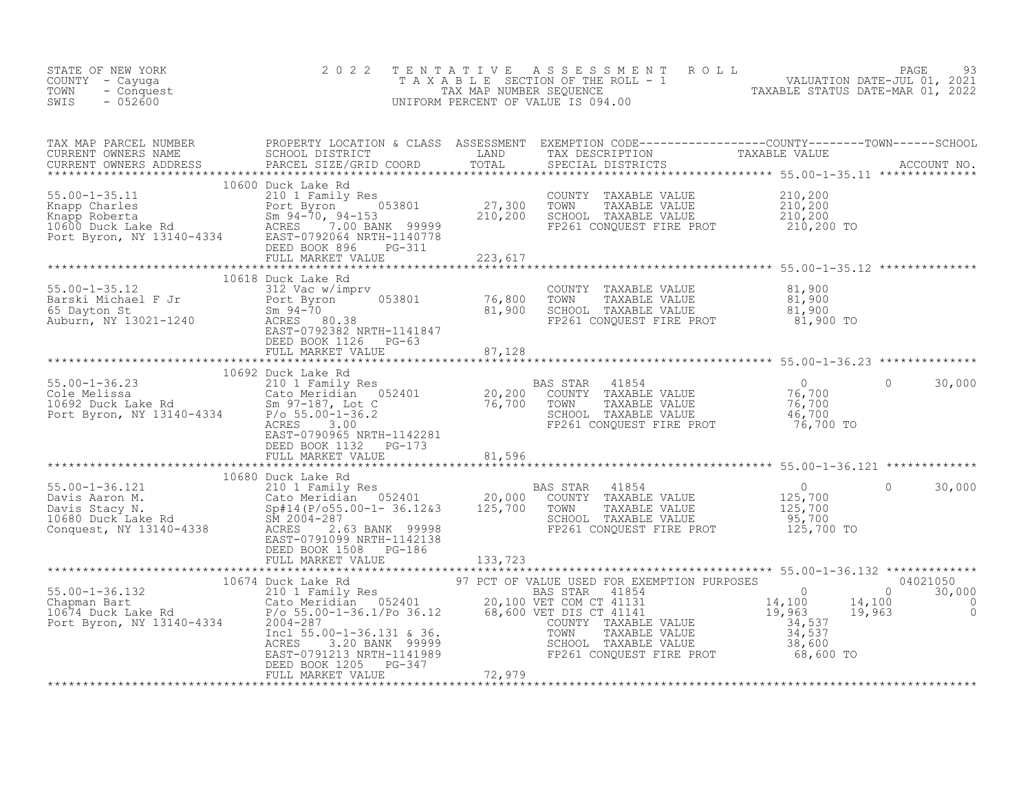STATE OF NEW YORK
COUNTY - Cayuga
TOWN - Conquest
SWIS - 052600

2022 TENTATIVE ASSESSMENT ROLL
TAXABLE SECTION OF THE ROLL - 1
TAX MAP NUMBER SEQUENCE
UNIFORM PERCENT OF VALUE IS 094.00

VALUATION DATE-JUL 01, 2021
TAXABLE STATUS DATE-MAR 01, 2022

| TAX MAP PARCEL NUMBER / CURRENT OWNERS NAME / CURRENT OWNERS ADDRESS | PROPERTY LOCATION & CLASS / SCHOOL DISTRICT / PARCEL SIZE/GRID COORD | ASSESSMENT LAND | ASSESSMENT TOTAL | EXEMPTION CODE / TAX DESCRIPTION / SPECIAL DISTRICTS | COUNTY TAXABLE VALUE | TOWN | SCHOOL | ACCOUNT NO. |
|---|---|---|---|---|---|---|---|---|
| **55.00-1-35.11** | 10600 Duck Lake Rd | | | | | | | |
| 55.00-1-35.11 | 210 1 Family Res | | | COUNTY TAXABLE VALUE | 210,200 | | | |
| Knapp Charles | Port Byron 053801 | 27,300 | | TOWN TAXABLE VALUE | 210,200 | | | |
| Knapp Roberta | Sm 94-70, 94-153 | | 210,200 | SCHOOL TAXABLE VALUE | 210,200 | | | |
| 10600 Duck Lake Rd | ACRES 7.00 BANK 99999 | | | FP261 CONQUEST FIRE PROT | 210,200 TO | | | |
| Port Byron, NY 13140-4334 | EAST-0792064 NRTH-1140778 | | | | | | | |
| | DEED BOOK 896 PG-311 | | | | | | | |
| | FULL MARKET VALUE | | 223,617 | | | | | |
| **55.00-1-35.12** | 10618 Duck Lake Rd | | | | | | | |
| 55.00-1-35.12 | 312 Vac w/imprv | | | COUNTY TAXABLE VALUE | 81,900 | | | |
| Barski Michael F Jr | Port Byron 053801 | 76,800 | | TOWN TAXABLE VALUE | 81,900 | | | |
| 65 Dayton St | Sm 94-70 | | 81,900 | SCHOOL TAXABLE VALUE | 81,900 | | | |
| Auburn, NY 13021-1240 | ACRES 80.38 | | | FP261 CONQUEST FIRE PROT | 81,900 TO | | | |
| | EAST-0792382 NRTH-1141847 | | | | | | | |
| | DEED BOOK 1126 PG-63 | | | | | | | |
| | FULL MARKET VALUE | | 87,128 | | | | | |
| **55.00-1-36.23** | 10692 Duck Lake Rd | | | | | | | |
| 55.00-1-36.23 | 210 1 Family Res | | | BAS STAR 41854 | 0 | 0 | 30,000 | |
| Cole Melissa | Cato Meridian 052401 | 20,200 | | COUNTY TAXABLE VALUE | 76,700 | | | |
| 10692 Duck Lake Rd | Sm 97-187, Lot C | | 76,700 | TOWN TAXABLE VALUE | 76,700 | | | |
| Port Byron, NY 13140-4334 | P/o 55.00-1-36.2 | | | SCHOOL TAXABLE VALUE | 46,700 | | | |
| | ACRES 3.00 | | | FP261 CONQUEST FIRE PROT | 76,700 TO | | | |
| | EAST-0790965 NRTH-1142281 | | | | | | | |
| | DEED BOOK 1132 PG-173 | | | | | | | |
| | FULL MARKET VALUE | | 81,596 | | | | | |
| **55.00-1-36.121** | 10680 Duck Lake Rd | | | | | | | |
| 55.00-1-36.121 | 210 1 Family Res | | | BAS STAR 41854 | 0 | 0 | 30,000 | |
| Davis Aaron M. | Cato Meridian 052401 | 20,000 | | COUNTY TAXABLE VALUE | 125,700 | | | |
| Davis Stacy N. | Sp#14(P/o55.00-1- 36.12&3 | | 125,700 | TOWN TAXABLE VALUE | 125,700 | | | |
| 10680 Duck Lake Rd | SM 2004-287 | | | SCHOOL TAXABLE VALUE | 95,700 | | | |
| Conquest, NY 13140-4338 | ACRES 2.63 BANK 99998 | | | FP261 CONQUEST FIRE PROT | 125,700 TO | | | |
| | EAST-0791099 NRTH-1142138 | | | | | | | |
| | DEED BOOK 1508 PG-186 | | | | | | | |
| | FULL MARKET VALUE | | 133,723 | | | | | |
| **55.00-1-36.132** | 10674 Duck Lake Rd | | | 97 PCT OF VALUE USED FOR EXEMPTION PURPOSES | | | | 04021050 |
| 55.00-1-36.132 | 210 1 Family Res | | | BAS STAR 41854 | 0 | 0 | 30,000 | |
| Chapman Bart | Cato Meridian 052401 | 20,100 | | VET COM CT 41131 | 14,100 | 14,100 | 0 | |
| 10674 Duck Lake Rd | P/o 55.00-1-36.1/Po 36.12 | | 68,600 | VET DIS CT 41141 | 19,963 | 19,963 | 0 | |
| Port Byron, NY 13140-4334 | 2004-287 | | | COUNTY TAXABLE VALUE | 34,537 | | | |
| | Incl 55.00-1-36.131 & 36. | | | TOWN TAXABLE VALUE | 34,537 | | | |
| | ACRES 3.20 BANK 99999 | | | SCHOOL TAXABLE VALUE | 38,600 | | | |
| | EAST-0791213 NRTH-1141989 | | | FP261 CONQUEST FIRE PROT | 68,600 TO | | | |
| | DEED BOOK 1205 PG-347 | | | | | | | |
| | FULL MARKET VALUE | | 72,979 | | | | | |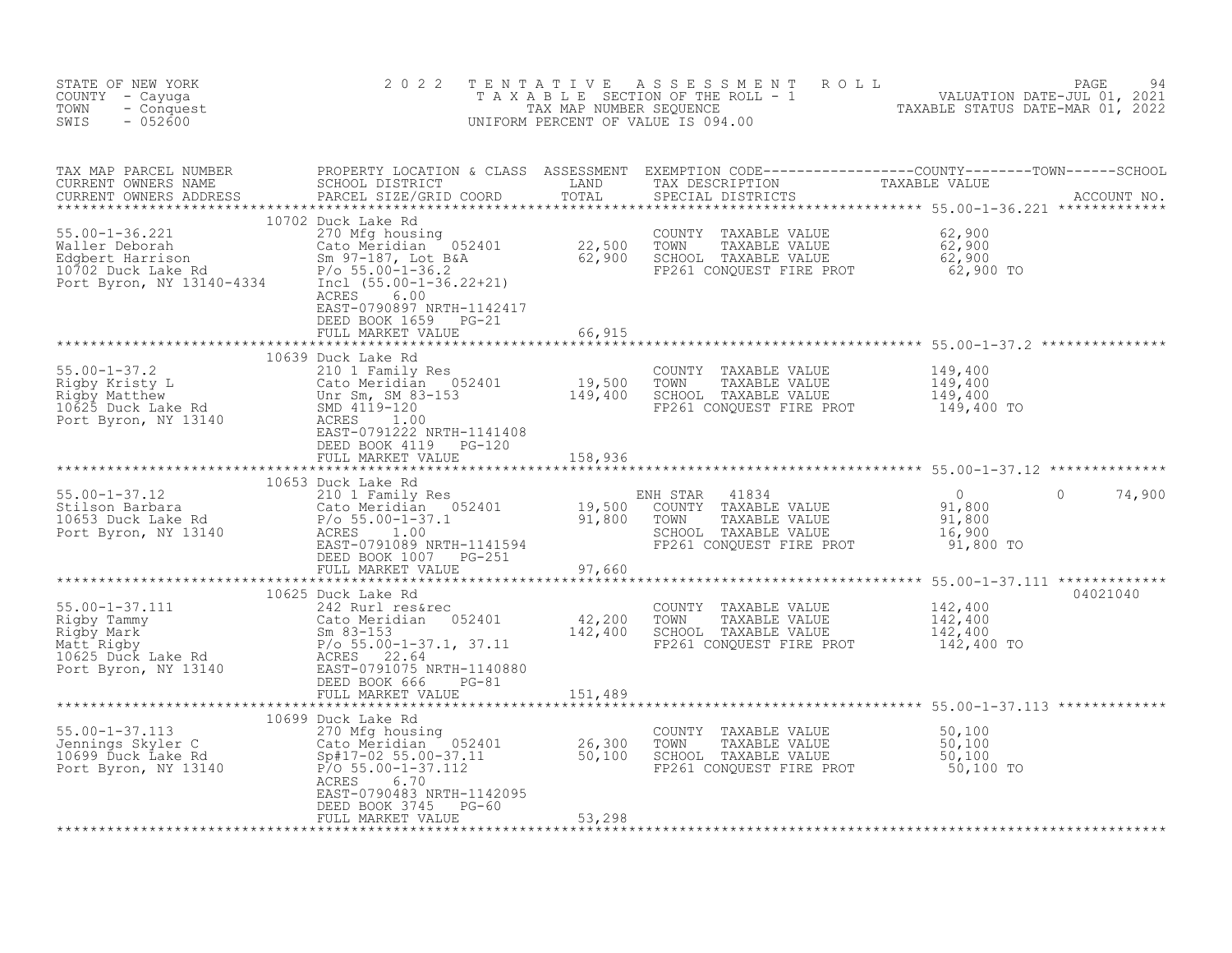STATE OF NEW YORK | COUNTY - Cayuga | TOWN - Conquest | SWIS - 052600

# 2022 TENTATIVE ASSESSMENT ROLL
TAXABLE SECTION OF THE ROLL - 1
TAX MAP NUMBER SEQUENCE
UNIFORM PERCENT OF VALUE IS 094.00

VALUATION DATE-JUL 01, 2021
TAXABLE STATUS DATE-MAR 01, 2022

| TAX MAP PARCEL NUMBER / CURRENT OWNERS NAME / CURRENT OWNERS ADDRESS | PROPERTY LOCATION & CLASS / SCHOOL DISTRICT / PARCEL SIZE/GRID COORD | ASSESSMENT LAND / TOTAL | EXEMPTION CODE / TAX DESCRIPTION / SPECIAL DISTRICTS | COUNTY TAXABLE VALUE | TOWN | SCHOOL | ACCOUNT NO. |
|---|---|---|---|---|---|---|---|
| **55.00-1-36.221** | 10702 Duck Lake Rd | | | | | | |
| 55.00-1-36.221 | 270 Mfg housing | | COUNTY TAXABLE VALUE | 62,900 | | | |
| Waller Deborah | Cato Meridian 052401 | 22,500 | TOWN TAXABLE VALUE | 62,900 | | | |
| Edgbert Harrison | Sm 97-187, Lot B&A | 62,900 | SCHOOL TAXABLE VALUE | 62,900 | | | |
| 10702 Duck Lake Rd | P/o 55.00-1-36.2 | | FP261 CONQUEST FIRE PROT | 62,900 TO | | | |
| Port Byron, NY 13140-4334 | Incl (55.00-1-36.22+21) | | | | | | |
| | ACRES 6.00 | | | | | | |
| | EAST-0790897 NRTH-1142417 | | | | | | |
| | DEED BOOK 1659 PG-21 | | | | | | |
| | FULL MARKET VALUE | 66,915 | | | | | |
| **55.00-1-37.2** | 10639 Duck Lake Rd | | | | | | |
| 55.00-1-37.2 | 210 1 Family Res | | COUNTY TAXABLE VALUE | 149,400 | | | |
| Rigby Kristy L | Cato Meridian 052401 | 19,500 | TOWN TAXABLE VALUE | 149,400 | | | |
| Rigby Matthew | Unr Sm, SM 83-153 | 149,400 | SCHOOL TAXABLE VALUE | 149,400 | | | |
| 10625 Duck Lake Rd | SMD 4119-120 | | FP261 CONQUEST FIRE PROT | 149,400 TO | | | |
| Port Byron, NY 13140 | ACRES 1.00 | | | | | | |
| | EAST-0791222 NRTH-1141408 | | | | | | |
| | DEED BOOK 4119 PG-120 | | | | | | |
| | FULL MARKET VALUE | 158,936 | | | | | |
| **55.00-1-37.12** | 10653 Duck Lake Rd | | | | | | |
| 55.00-1-37.12 | 210 1 Family Res | | ENH STAR 41834 | 0 | 0 | 74,900 | |
| Stilson Barbara | Cato Meridian 052401 | 19,500 | COUNTY TAXABLE VALUE | 91,800 | | | |
| 10653 Duck Lake Rd | P/o 55.00-1-37.1 | 91,800 | TOWN TAXABLE VALUE | 91,800 | | | |
| Port Byron, NY 13140 | ACRES 1.00 | | SCHOOL TAXABLE VALUE | 16,900 | | | |
| | EAST-0791089 NRTH-1141594 | | FP261 CONQUEST FIRE PROT | 91,800 TO | | | |
| | DEED BOOK 1007 PG-251 | | | | | | |
| | FULL MARKET VALUE | 97,660 | | | | | |
| **55.00-1-37.111** | 10625 Duck Lake Rd | | | | | | 04021040 |
| 55.00-1-37.111 | 242 Rurl res&rec | | COUNTY TAXABLE VALUE | 142,400 | | | |
| Rigby Tammy | Cato Meridian 052401 | 42,200 | TOWN TAXABLE VALUE | 142,400 | | | |
| Rigby Mark | Sm 83-153 | 142,400 | SCHOOL TAXABLE VALUE | 142,400 | | | |
| Matt Rigby | P/o 55.00-1-37.1, 37.11 | | FP261 CONQUEST FIRE PROT | 142,400 TO | | | |
| 10625 Duck Lake Rd | ACRES 22.64 | | | | | | |
| Port Byron, NY 13140 | EAST-0791075 NRTH-1140880 | | | | | | |
| | DEED BOOK 666 PG-81 | | | | | | |
| | FULL MARKET VALUE | 151,489 | | | | | |
| **55.00-1-37.113** | 10699 Duck Lake Rd | | | | | | |
| 55.00-1-37.113 | 270 Mfg housing | | COUNTY TAXABLE VALUE | 50,100 | | | |
| Jennings Skyler C | Cato Meridian 052401 | 26,300 | TOWN TAXABLE VALUE | 50,100 | | | |
| 10699 Duck Lake Rd | Sp#17-02 55.00-37.11 | 50,100 | SCHOOL TAXABLE VALUE | 50,100 | | | |
| Port Byron, NY 13140 | P/O 55.00-1-37.112 | | FP261 CONQUEST FIRE PROT | 50,100 TO | | | |
| | ACRES 6.70 | | | | | | |
| | EAST-0790483 NRTH-1142095 | | | | | | |
| | DEED BOOK 3745 PG-60 | | | | | | |
| | FULL MARKET VALUE | 53,298 | | | | | |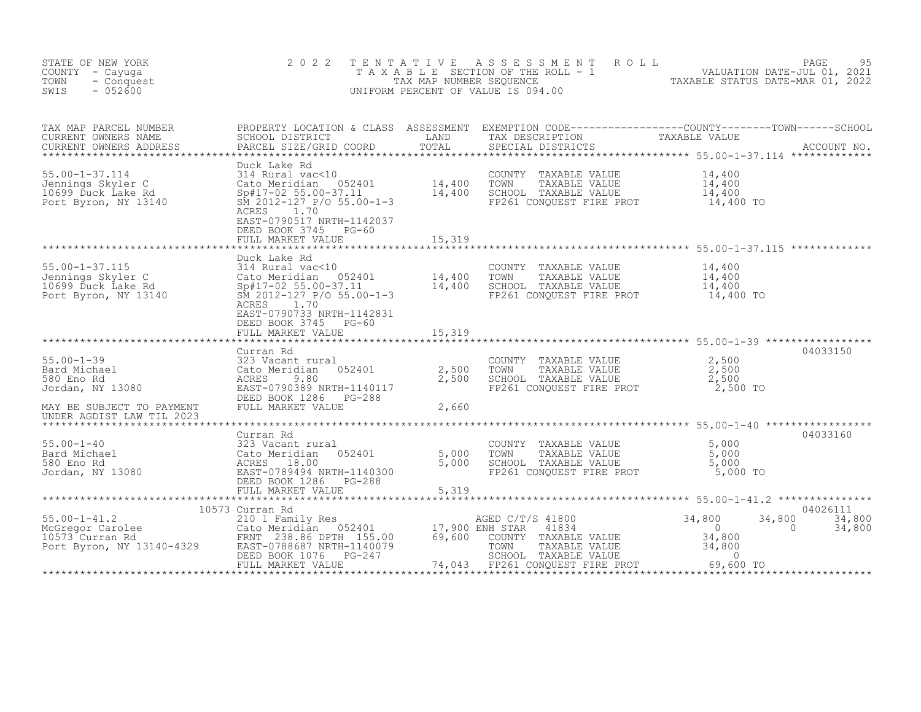STATE OF NEW YORK
COUNTY - Cayuga
TOWN - Conquest
SWIS - 052600

2022 TENTATIVE ASSESSMENT ROLL
TAXABLE SECTION OF THE ROLL - 1
TAX MAP NUMBER SEQUENCE
UNIFORM PERCENT OF VALUE IS 094.00

VALUATION DATE-JUL 01, 2021
TAXABLE STATUS DATE-MAR 01, 2022

| TAX MAP PARCEL NUMBER / CURRENT OWNERS NAME / CURRENT OWNERS ADDRESS | PROPERTY LOCATION & CLASS / SCHOOL DISTRICT / PARCEL SIZE/GRID COORD | ASSESSMENT LAND / TOTAL | EXEMPTION CODE / TAX DESCRIPTION / SPECIAL DISTRICTS | COUNTY TAXABLE VALUE | TOWN | SCHOOL / ACCOUNT NO. |
|---|---|---|---|---|---|---|
| **55.00-1-37.114** | Duck Lake Rd | | | | | |
| 55.00-1-37.114 | 314 Rural vac<10 | | COUNTY TAXABLE VALUE | 14,400 | | |
| Jennings Skyler C | Cato Meridian 052401 | 14,400 | TOWN TAXABLE VALUE | 14,400 | | |
| 10699 Duck Lake Rd | Sp#17-02 55.00-37.11 | 14,400 | SCHOOL TAXABLE VALUE | 14,400 | | |
| Port Byron, NY 13140 | SM 2012-127 P/O 55.00-1-3 | | FP261 CONQUEST FIRE PROT | 14,400 TO | | |
| | ACRES 1.70 | | | | | |
| | EAST-0790517 NRTH-1142037 | | | | | |
| | DEED BOOK 3745 PG-60 | | | | | |
| | FULL MARKET VALUE | 15,319 | | | | |
| **55.00-1-37.115** | Duck Lake Rd | | | | | |
| 55.00-1-37.115 | 314 Rural vac<10 | | COUNTY TAXABLE VALUE | 14,400 | | |
| Jennings Skyler C | Cato Meridian 052401 | 14,400 | TOWN TAXABLE VALUE | 14,400 | | |
| 10699 Duck Lake Rd | Sp#17-02 55.00-37.11 | 14,400 | SCHOOL TAXABLE VALUE | 14,400 | | |
| Port Byron, NY 13140 | SM 2012-127 P/O 55.00-1-3 | | FP261 CONQUEST FIRE PROT | 14,400 TO | | |
| | ACRES 1.70 | | | | | |
| | EAST-0790733 NRTH-1142831 | | | | | |
| | DEED BOOK 3745 PG-60 | | | | | |
| | FULL MARKET VALUE | 15,319 | | | | |
| **55.00-1-39** | Curran Rd | | | | | 04033150 |
| 55.00-1-39 | 323 Vacant rural | | COUNTY TAXABLE VALUE | 2,500 | | |
| Bard Michael | Cato Meridian 052401 | 2,500 | TOWN TAXABLE VALUE | 2,500 | | |
| 580 Eno Rd | ACRES 9.80 | 2,500 | SCHOOL TAXABLE VALUE | 2,500 | | |
| Jordan, NY 13080 | EAST-0790389 NRTH-1140117 | | FP261 CONQUEST FIRE PROT | 2,500 TO | | |
| | DEED BOOK 1286 PG-288 | | | | | |
| MAY BE SUBJECT TO PAYMENT | FULL MARKET VALUE | 2,660 | | | | |
| UNDER AGDIST LAW TIL 2023 | | | | | | |
| **55.00-1-40** | Curran Rd | | | | | 04033160 |
| 55.00-1-40 | 323 Vacant rural | | COUNTY TAXABLE VALUE | 5,000 | | |
| Bard Michael | Cato Meridian 052401 | 5,000 | TOWN TAXABLE VALUE | 5,000 | | |
| 580 Eno Rd | ACRES 18.00 | 5,000 | SCHOOL TAXABLE VALUE | 5,000 | | |
| Jordan, NY 13080 | EAST-0789494 NRTH-1140300 | | FP261 CONQUEST FIRE PROT | 5,000 TO | | |
| | DEED BOOK 1286 PG-288 | | | | | |
| | FULL MARKET VALUE | 5,319 | | | | |
| **55.00-1-41.2** | 10573 Curran Rd | | | | | 04026111 |
| 55.00-1-41.2 | 210 1 Family Res | | AGED C/T/S 41800 | 34,800 | 34,800 | 34,800 |
| McGregor Carolee | Cato Meridian 052401 | 17,900 | ENH STAR 41834 | 0 | 0 | 34,800 |
| 10573 Curran Rd | FRNT 238.86 DPTH 155.00 | 69,600 | COUNTY TAXABLE VALUE | 34,800 | | |
| Port Byron, NY 13140-4329 | EAST-0788687 NRTH-1140079 | | TOWN TAXABLE VALUE | 34,800 | | |
| | DEED BOOK 1076 PG-247 | | SCHOOL TAXABLE VALUE | 0 | | |
| | FULL MARKET VALUE | 74,043 | FP261 CONQUEST FIRE PROT | 69,600 TO | | |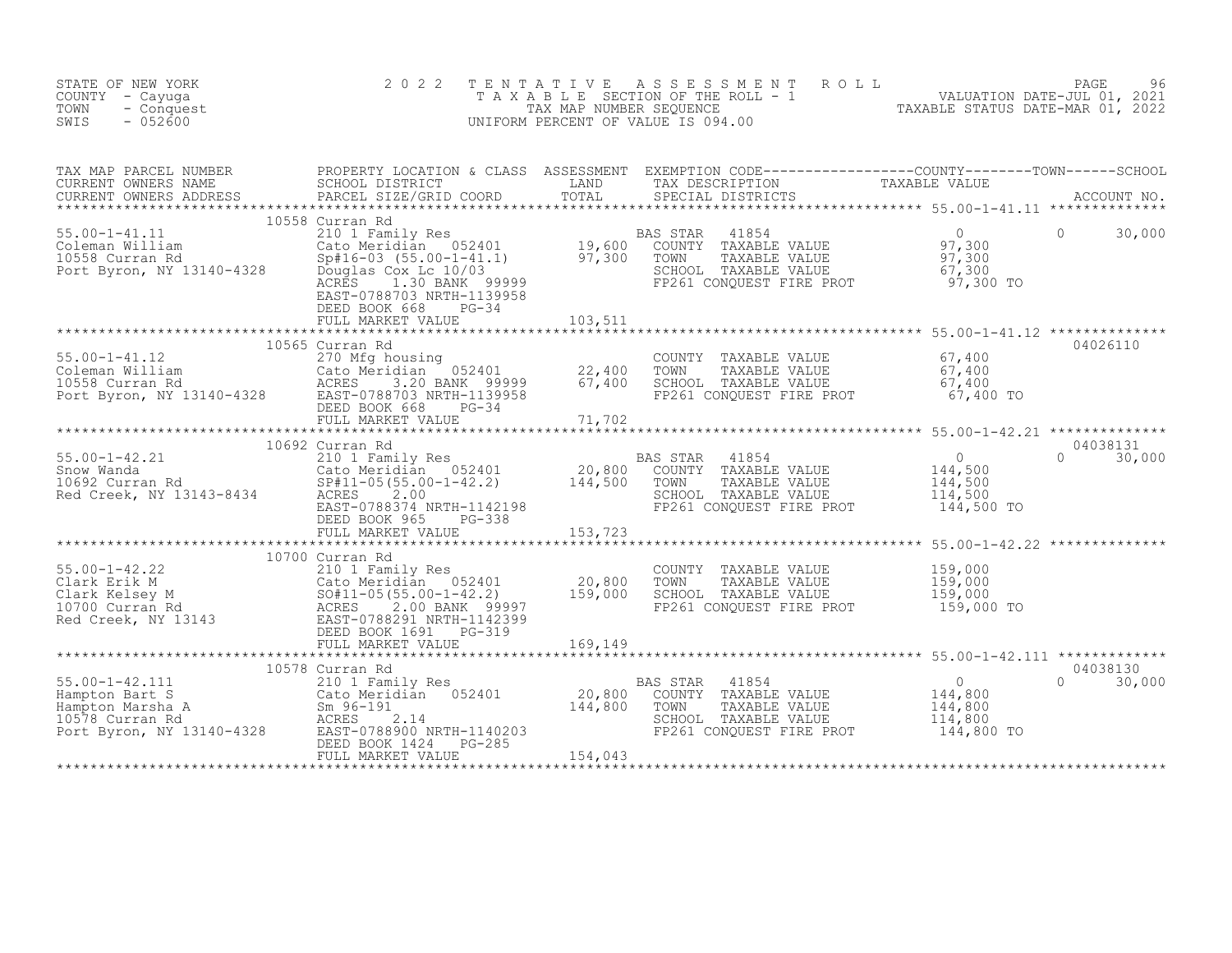STATE OF NEW YORK
COUNTY - Cayuga
TOWN - Conquest
SWIS - 052600

2 0 2 2 T E N T A T I V E A S S E S S M E N T R O L L
T A X A B L E SECTION OF THE ROLL - 1
TAX MAP NUMBER SEQUENCE
UNIFORM PERCENT OF VALUE IS 094.00

VALUATION DATE-JUL 01, 2021
TAXABLE STATUS DATE-MAR 01, 2022

| TAX MAP PARCEL NUMBER / CURRENT OWNERS NAME / CURRENT OWNERS ADDRESS | PROPERTY LOCATION & CLASS / SCHOOL DISTRICT / PARCEL SIZE/GRID COORD | ASSESSMENT LAND / TOTAL | EXEMPTION CODE / TAX DESCRIPTION / SPECIAL DISTRICTS | COUNTY / TOWN / SCHOOL TAXABLE VALUE | ACCOUNT NO. |
|---|---|---|---|---|---|
| 55.00-1-41.11<br>Coleman William<br>10558 Curran Rd<br>Port Byron, NY 13140-4328 | 10558 Curran Rd<br>210 1 Family Res<br>Cato Meridian 052401<br>Sp#16-03 (55.00-1-41.1)<br>Douglas Cox Lc 10/03<br>ACRES 1.30 BANK 99999<br>EAST-0788703 NRTH-1139958<br>DEED BOOK 668 PG-34<br>FULL MARKET VALUE | 19,600<br>97,300<br><br><br><br><br><br><br>103,511 | BAS STAR 41854<br>COUNTY TAXABLE VALUE<br>TOWN TAXABLE VALUE<br>SCHOOL TAXABLE VALUE<br>FP261 CONQUEST FIRE PROT | 0 0 30,000<br>97,300<br>97,300<br>67,300<br>97,300 TO | |
| 55.00-1-41.12<br>Coleman William<br>10558 Curran Rd<br>Port Byron, NY 13140-4328 | 10565 Curran Rd<br>270 Mfg housing<br>Cato Meridian 052401<br>ACRES 3.20 BANK 99999<br>EAST-0788703 NRTH-1139958<br>DEED BOOK 668 PG-34<br>FULL MARKET VALUE | 22,400<br>67,400<br><br><br><br><br>71,702 | COUNTY TAXABLE VALUE<br>TOWN TAXABLE VALUE<br>SCHOOL TAXABLE VALUE<br>FP261 CONQUEST FIRE PROT | 67,400<br>67,400<br>67,400<br>67,400 TO | 04026110 |
| 55.00-1-42.21<br>Snow Wanda<br>10692 Curran Rd<br>Red Creek, NY 13143-8434 | 10692 Curran Rd<br>210 1 Family Res<br>Cato Meridian 052401<br>SP#11-05(55.00-1-42.2)<br>ACRES 2.00<br>EAST-0788374 NRTH-1142198<br>DEED BOOK 965 PG-338<br>FULL MARKET VALUE | 20,800<br>144,500<br><br><br><br><br><br>153,723 | BAS STAR 41854<br>COUNTY TAXABLE VALUE<br>TOWN TAXABLE VALUE<br>SCHOOL TAXABLE VALUE<br>FP261 CONQUEST FIRE PROT | 0 0 30,000<br>144,500<br>144,500<br>114,500<br>144,500 TO | 04038131 |
| 55.00-1-42.22<br>Clark Erik M<br>Clark Kelsey M<br>10700 Curran Rd<br>Red Creek, NY 13143 | 10700 Curran Rd<br>210 1 Family Res<br>Cato Meridian 052401<br>SO#11-05(55.00-1-42.2)<br>ACRES 2.00 BANK 99997<br>EAST-0788291 NRTH-1142399<br>DEED BOOK 1691 PG-319<br>FULL MARKET VALUE | 20,800<br>159,000<br><br><br><br><br><br>169,149 | COUNTY TAXABLE VALUE<br>TOWN TAXABLE VALUE<br>SCHOOL TAXABLE VALUE<br>FP261 CONQUEST FIRE PROT | 159,000<br>159,000<br>159,000<br>159,000 TO | |
| 55.00-1-42.111<br>Hampton Bart S<br>Hampton Marsha A<br>10578 Curran Rd<br>Port Byron, NY 13140-4328 | 10578 Curran Rd<br>210 1 Family Res<br>Cato Meridian 052401<br>Sm 96-191<br>ACRES 2.14<br>EAST-0788900 NRTH-1140203<br>DEED BOOK 1424 PG-285<br>FULL MARKET VALUE | 20,800<br>144,800<br><br><br><br><br><br>154,043 | BAS STAR 41854<br>COUNTY TAXABLE VALUE<br>TOWN TAXABLE VALUE<br>SCHOOL TAXABLE VALUE<br>FP261 CONQUEST FIRE PROT | 0 0 30,000<br>144,800<br>144,800<br>114,800<br>144,800 TO | 04038130 |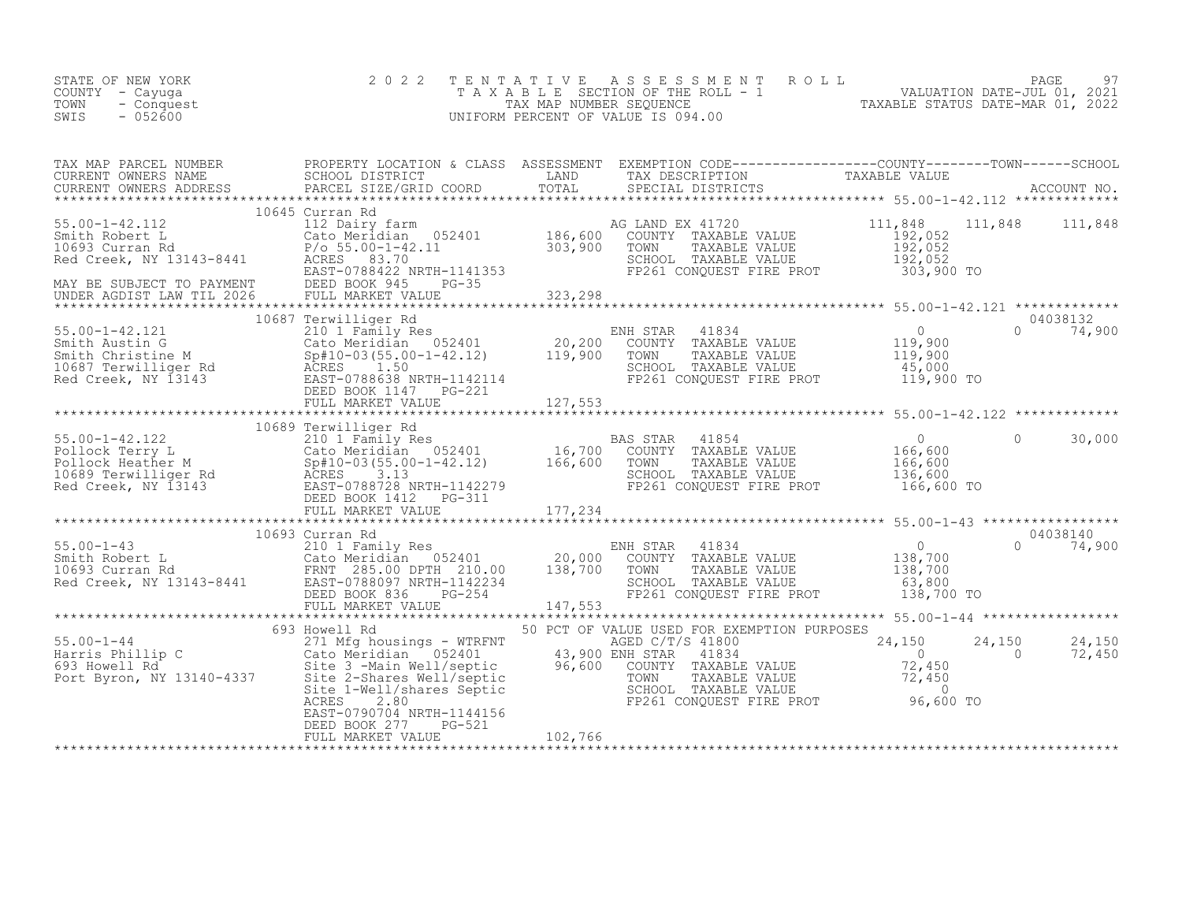STATE OF NEW YORK
COUNTY - Cayuga
TOWN - Conquest
SWIS - 052600

# 2022 TENTATIVE ASSESSMENT ROLL

TAXABLE SECTION OF THE ROLL - 1
TAX MAP NUMBER SEQUENCE
UNIFORM PERCENT OF VALUE IS 094.00

VALUATION DATE-JUL 01, 2021
TAXABLE STATUS DATE-MAR 01, 2022

| TAX MAP PARCEL NUMBER / CURRENT OWNERS NAME / CURRENT OWNERS ADDRESS | PROPERTY LOCATION & CLASS / SCHOOL DISTRICT / PARCEL SIZE/GRID COORD | ASSESSMENT LAND / TOTAL | EXEMPTION CODE / TAX DESCRIPTION / SPECIAL DISTRICTS | COUNTY TAXABLE VALUE | TOWN | SCHOOL / ACCOUNT NO. |
|---|---|---|---|---|---|---|
| **55.00-1-42.112** | 10645 Curran Rd | | | | | |
| 55.00-1-42.112 | 112 Dairy farm | | AG LAND EX 41720 | 111,848 | 111,848 | 111,848 |
| Smith Robert L | Cato Meridian 052401 | 186,600 | COUNTY TAXABLE VALUE | 192,052 | | |
| 10693 Curran Rd | P/o 55.00-1-42.11 | 303,900 | TOWN TAXABLE VALUE | 192,052 | | |
| Red Creek, NY 13143-8441 | ACRES 83.70 | | SCHOOL TAXABLE VALUE | 192,052 | | |
| | EAST-0788422 NRTH-1141353 | | FP261 CONQUEST FIRE PROT | 303,900 TO | | |
| MAY BE SUBJECT TO PAYMENT | DEED BOOK 945 PG-35 | | | | | |
| UNDER AGDIST LAW TIL 2026 | FULL MARKET VALUE | 323,298 | | | | |
| **55.00-1-42.121** | 10687 Terwilliger Rd | | | | | 04038132 |
| 55.00-1-42.121 | 210 1 Family Res | | ENH STAR 41834 | 0 | 0 | 74,900 |
| Smith Austin G | Cato Meridian 052401 | 20,200 | COUNTY TAXABLE VALUE | 119,900 | | |
| Smith Christine M | Sp#10-03(55.00-1-42.12) | 119,900 | TOWN TAXABLE VALUE | 119,900 | | |
| 10687 Terwilliger Rd | ACRES 1.50 | | SCHOOL TAXABLE VALUE | 45,000 | | |
| Red Creek, NY 13143 | EAST-0788638 NRTH-1142114 | | FP261 CONQUEST FIRE PROT | 119,900 TO | | |
| | DEED BOOK 1147 PG-221 | | | | | |
| | FULL MARKET VALUE | 127,553 | | | | |
| **55.00-1-42.122** | 10689 Terwilliger Rd | | | | | |
| 55.00-1-42.122 | 210 1 Family Res | | BAS STAR 41854 | 0 | 0 | 30,000 |
| Pollock Terry L | Cato Meridian 052401 | 16,700 | COUNTY TAXABLE VALUE | 166,600 | | |
| Pollock Heather M | Sp#10-03(55.00-1-42.12) | 166,600 | TOWN TAXABLE VALUE | 166,600 | | |
| 10689 Terwilliger Rd | ACRES 3.13 | | SCHOOL TAXABLE VALUE | 136,600 | | |
| Red Creek, NY 13143 | EAST-0788728 NRTH-1142279 | | FP261 CONQUEST FIRE PROT | 166,600 TO | | |
| | DEED BOOK 1412 PG-311 | | | | | |
| | FULL MARKET VALUE | 177,234 | | | | |
| **55.00-1-43** | 10693 Curran Rd | | | | | 04038140 |
| 55.00-1-43 | 210 1 Family Res | | ENH STAR 41834 | 0 | 0 | 74,900 |
| Smith Robert L | Cato Meridian 052401 | 20,000 | COUNTY TAXABLE VALUE | 138,700 | | |
| 10693 Curran Rd | FRNT 285.00 DPTH 210.00 | 138,700 | TOWN TAXABLE VALUE | 138,700 | | |
| Red Creek, NY 13143-8441 | EAST-0788097 NRTH-1142234 | | SCHOOL TAXABLE VALUE | 63,800 | | |
| | DEED BOOK 836 PG-254 | | FP261 CONQUEST FIRE PROT | 138,700 TO | | |
| | FULL MARKET VALUE | 147,553 | | | | |
| **55.00-1-44** | 693 Howell Rd | | 50 PCT OF VALUE USED FOR EXEMPTION PURPOSES | | | |
| 55.00-1-44 | 271 Mfg housings - WTRFNT | | AGED C/T/S 41800 | 24,150 | 24,150 | 24,150 |
| Harris Phillip C | Cato Meridian 052401 | 43,900 | ENH STAR 41834 | 0 | 0 | 72,450 |
| 693 Howell Rd | Site 3 -Main Well/septic | 96,600 | COUNTY TAXABLE VALUE | 72,450 | | |
| Port Byron, NY 13140-4337 | Site 2-Shares Well/septic | | TOWN TAXABLE VALUE | 72,450 | | |
| | Site 1-Well/shares Septic | | SCHOOL TAXABLE VALUE | 0 | | |
| | ACRES 2.80 | | FP261 CONQUEST FIRE PROT | 96,600 TO | | |
| | EAST-0790704 NRTH-1144156 | | | | | |
| | DEED BOOK 277 PG-521 | | | | | |
| | FULL MARKET VALUE | 102,766 | | | | |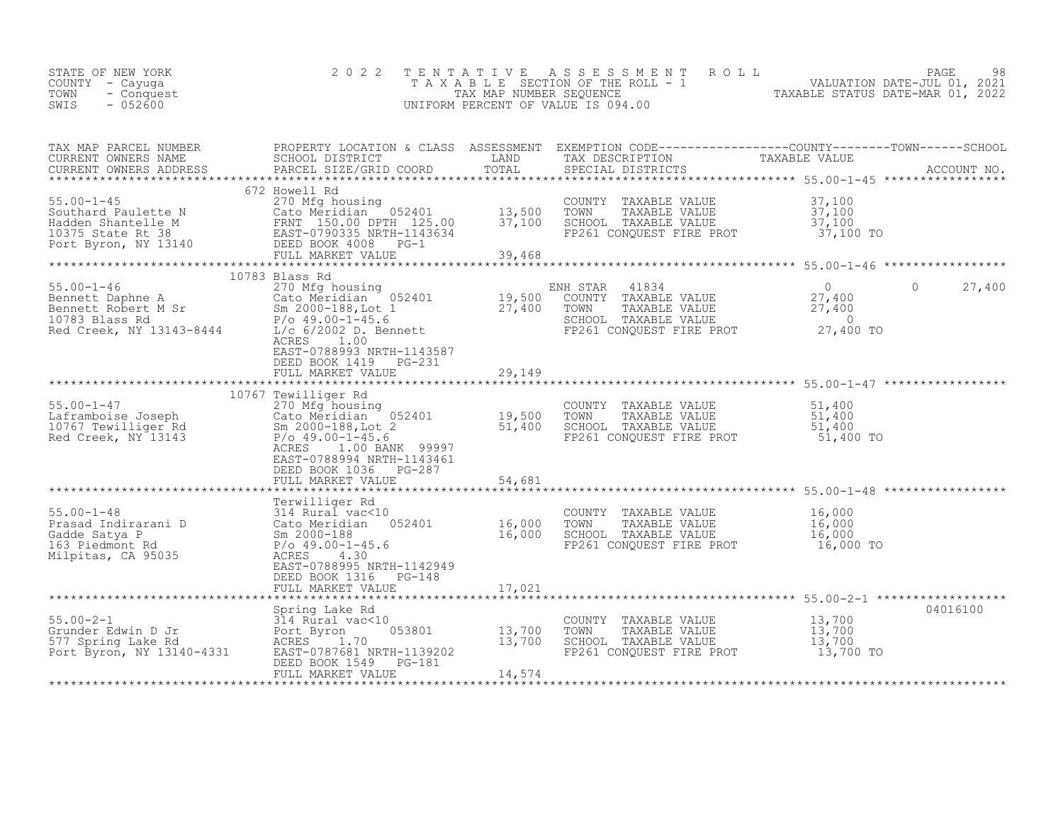STATE OF NEW YORK
COUNTY - Cayuga
TOWN - Conquest
SWIS - 052600

2022 TENTATIVE ASSESSMENT ROLL
TAXABLE SECTION OF THE ROLL - 1
TAX MAP NUMBER SEQUENCE
UNIFORM PERCENT OF VALUE IS 094.00

VALUATION DATE-JUL 01, 2021
TAXABLE STATUS DATE-MAR 01, 2022

| TAX MAP PARCEL NUMBER / CURRENT OWNERS NAME / CURRENT OWNERS ADDRESS | PROPERTY LOCATION & CLASS / SCHOOL DISTRICT / PARCEL SIZE/GRID COORD | ASSESSMENT LAND | TOTAL | EXEMPTION CODE / TAX DESCRIPTION / SPECIAL DISTRICTS | COUNTY TAXABLE VALUE | TOWN | SCHOOL | ACCOUNT NO. |
|---|---|---|---|---|---|---|---|---|
| **55.00-1-45** | 672 Howell Rd | | | | | | | |
| 55.00-1-45 | 270 Mfg housing | | | COUNTY TAXABLE VALUE | 37,100 | | | |
| Southard Paulette N | Cato Meridian 052401 | 13,500 | | TOWN TAXABLE VALUE | 37,100 | | | |
| Hadden Shantelle M | FRNT 150.00 DPTH 125.00 | | 37,100 | SCHOOL TAXABLE VALUE | 37,100 | | | |
| 10375 State Rt 38 | EAST-0790335 NRTH-1143634 | | | FP261 CONQUEST FIRE PROT | 37,100 TO | | | |
| Port Byron, NY 13140 | DEED BOOK 4008 PG-1 | | | | | | | |
| | FULL MARKET VALUE | | 39,468 | | | | | |
| **55.00-1-46** | 10783 Blass Rd | | | | | | | |
| 55.00-1-46 | 270 Mfg housing | | | ENH STAR 41834 | 0 | 0 | 27,400 | |
| Bennett Daphne A | Cato Meridian 052401 | 19,500 | | COUNTY TAXABLE VALUE | 27,400 | | | |
| Bennett Robert M Sr | Sm 2000-188,Lot 1 | | 27,400 | TOWN TAXABLE VALUE | 27,400 | | | |
| 10783 Blass Rd | P/o 49.00-1-45.6 | | | SCHOOL TAXABLE VALUE | 0 | | | |
| Red Creek, NY 13143-8444 | L/c 6/2002 D. Bennett | | | FP261 CONQUEST FIRE PROT | 27,400 TO | | | |
| | ACRES 1.00 | | | | | | | |
| | EAST-0788993 NRTH-1143587 | | | | | | | |
| | DEED BOOK 1419 PG-231 | | | | | | | |
| | FULL MARKET VALUE | | 29,149 | | | | | |
| **55.00-1-47** | 10767 Tewilliger Rd | | | | | | | |
| 55.00-1-47 | 270 Mfg housing | | | COUNTY TAXABLE VALUE | 51,400 | | | |
| Laframboise Joseph | Cato Meridian 052401 | 19,500 | | TOWN TAXABLE VALUE | 51,400 | | | |
| 10767 Tewilliger Rd | Sm 2000-188,Lot 2 | | 51,400 | SCHOOL TAXABLE VALUE | 51,400 | | | |
| Red Creek, NY 13143 | P/o 49.00-1-45.6 | | | FP261 CONQUEST FIRE PROT | 51,400 TO | | | |
| | ACRES 1.00 BANK 99997 | | | | | | | |
| | EAST-0788994 NRTH-1143461 | | | | | | | |
| | DEED BOOK 1036 PG-287 | | | | | | | |
| | FULL MARKET VALUE | | 54,681 | | | | | |
| **55.00-1-48** | Terwilliger Rd | | | | | | | |
| 55.00-1-48 | 314 Rural vac<10 | | | COUNTY TAXABLE VALUE | 16,000 | | | |
| Prasad Indirarani D | Cato Meridian 052401 | 16,000 | | TOWN TAXABLE VALUE | 16,000 | | | |
| Gadde Satya P | Sm 2000-188 | | 16,000 | SCHOOL TAXABLE VALUE | 16,000 | | | |
| 163 Piedmont Rd | P/o 49.00-1-45.6 | | | FP261 CONQUEST FIRE PROT | 16,000 TO | | | |
| Milpitas, CA 95035 | ACRES 4.30 | | | | | | | |
| | EAST-0788995 NRTH-1142949 | | | | | | | |
| | DEED BOOK 1316 PG-148 | | | | | | | |
| | FULL MARKET VALUE | | 17,021 | | | | | |
| **55.00-2-1** | Spring Lake Rd | | | | | | | 04016100 |
| 55.00-2-1 | 314 Rural vac<10 | | | COUNTY TAXABLE VALUE | 13,700 | | | |
| Grunder Edwin D Jr | Port Byron 053801 | 13,700 | | TOWN TAXABLE VALUE | 13,700 | | | |
| 577 Spring Lake Rd | ACRES 1.70 | | 13,700 | SCHOOL TAXABLE VALUE | 13,700 | | | |
| Port Byron, NY 13140-4331 | EAST-0787681 NRTH-1139202 | | | FP261 CONQUEST FIRE PROT | 13,700 TO | | | |
| | DEED BOOK 1549 PG-181 | | | | | | | |
| | FULL MARKET VALUE | | 14,574 | | | | | |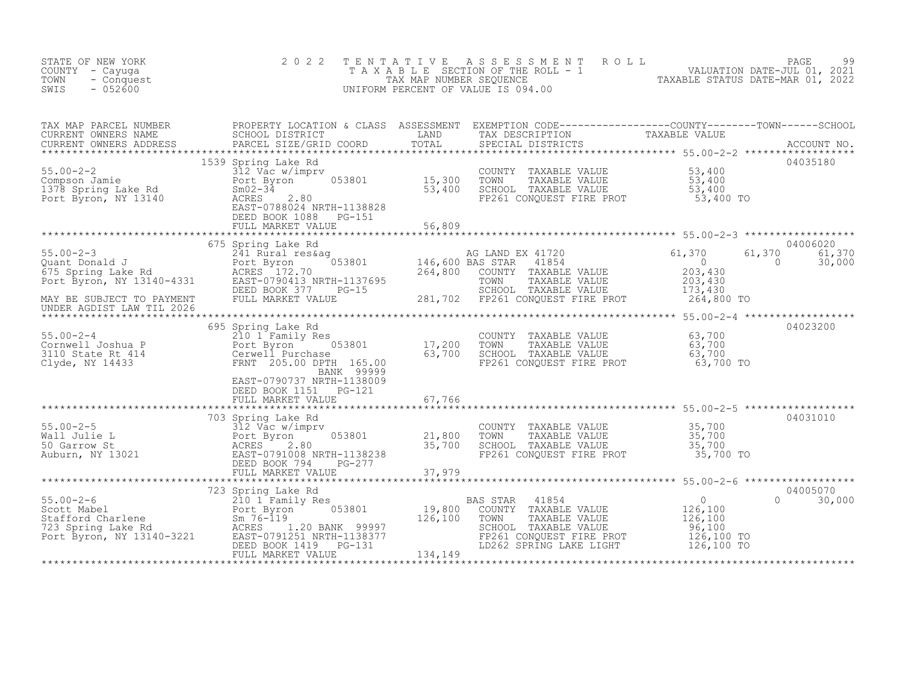STATE OF NEW YORK
COUNTY - Cayuga
TOWN - Conquest
SWIS - 052600

2 0 2 2 T E N T A T I V E A S S E S S M E N T R O L L
T A X A B L E SECTION OF THE ROLL - 1
TAX MAP NUMBER SEQUENCE
UNIFORM PERCENT OF VALUE IS 094.00

VALUATION DATE-JUL 01, 2021
TAXABLE STATUS DATE-MAR 01, 2022

| TAX MAP PARCEL NUMBER / CURRENT OWNERS NAME / CURRENT OWNERS ADDRESS | PROPERTY LOCATION & CLASS / SCHOOL DISTRICT / PARCEL SIZE/GRID COORD | ASSESSMENT LAND / TOTAL | EXEMPTION CODE / TAX DESCRIPTION / SPECIAL DISTRICTS | COUNTY TAXABLE VALUE | TOWN | SCHOOL | ACCOUNT NO. |
|---|---|---|---|---|---|---|---|
| | 1539 Spring Lake Rd | | | | | | 04035180 |
| 55.00-2-2 | 312 Vac w/imprv | | COUNTY TAXABLE VALUE | 53,400 | | | |
| Compson Jamie | Port Byron 053801 | 15,300 | TOWN TAXABLE VALUE | 53,400 | | | |
| 1378 Spring Lake Rd | Sm02-34 | 53,400 | SCHOOL TAXABLE VALUE | 53,400 | | | |
| Port Byron, NY 13140 | ACRES 2.80 | | FP261 CONQUEST FIRE PROT | 53,400 TO | | | |
| | EAST-0788024 NRTH-1138828 | | | | | | |
| | DEED BOOK 1088 PG-151 | | | | | | |
| | FULL MARKET VALUE | 56,809 | | | | | |
| | 675 Spring Lake Rd | | | | | | 04006020 |
| 55.00-2-3 | 241 Rural res&ag | | AG LAND EX 41720 | 61,370 | 61,370 | 61,370 | |
| Quant Donald J | Port Byron 053801 | 146,600 | BAS STAR 41854 | 0 | 0 | 30,000 | |
| 675 Spring Lake Rd | ACRES 172.70 | 264,800 | COUNTY TAXABLE VALUE | 203,430 | | | |
| Port Byron, NY 13140-4331 | EAST-0790413 NRTH-1137695 | | TOWN TAXABLE VALUE | 203,430 | | | |
| | DEED BOOK 377 PG-15 | | SCHOOL TAXABLE VALUE | 173,430 | | | |
| MAY BE SUBJECT TO PAYMENT | FULL MARKET VALUE | 281,702 | FP261 CONQUEST FIRE PROT | 264,800 TO | | | |
| UNDER AGDIST LAW TIL 2026 | | | | | | | |
| | 695 Spring Lake Rd | | | | | | 04023200 |
| 55.00-2-4 | 210 1 Family Res | | COUNTY TAXABLE VALUE | 63,700 | | | |
| Cornwell Joshua P | Port Byron 053801 | 17,200 | TOWN TAXABLE VALUE | 63,700 | | | |
| 3110 State Rt 414 | Cerwell Purchase | 63,700 | SCHOOL TAXABLE VALUE | 63,700 | | | |
| Clyde, NY 14433 | FRNT 205.00 DPTH 165.00 | | FP261 CONQUEST FIRE PROT | 63,700 TO | | | |
| | BANK 99999 | | | | | | |
| | EAST-0790737 NRTH-1138009 | | | | | | |
| | DEED BOOK 1151 PG-121 | | | | | | |
| | FULL MARKET VALUE | 67,766 | | | | | |
| | 703 Spring Lake Rd | | | | | | 04031010 |
| 55.00-2-5 | 312 Vac w/imprv | | COUNTY TAXABLE VALUE | 35,700 | | | |
| Wall Julie L | Port Byron 053801 | 21,800 | TOWN TAXABLE VALUE | 35,700 | | | |
| 50 Garrow St | ACRES 2.80 | 35,700 | SCHOOL TAXABLE VALUE | 35,700 | | | |
| Auburn, NY 13021 | EAST-0791008 NRTH-1138238 | | FP261 CONQUEST FIRE PROT | 35,700 TO | | | |
| | DEED BOOK 794 PG-277 | | | | | | |
| | FULL MARKET VALUE | 37,979 | | | | | |
| | 723 Spring Lake Rd | | | | | | 04005070 |
| 55.00-2-6 | 210 1 Family Res | | BAS STAR 41854 | 0 | 0 | 30,000 | |
| Scott Mabel | Port Byron 053801 | 19,800 | COUNTY TAXABLE VALUE | 126,100 | | | |
| Stafford Charlene | Sm 76-119 | 126,100 | TOWN TAXABLE VALUE | 126,100 | | | |
| 723 Spring Lake Rd | ACRES 1.20 BANK 99997 | | SCHOOL TAXABLE VALUE | 96,100 | | | |
| Port Byron, NY 13140-3221 | EAST-0791251 NRTH-1138377 | | FP261 CONQUEST FIRE PROT | 126,100 TO | | | |
| | DEED BOOK 1419 PG-131 | | LD262 SPRING LAKE LIGHT | 126,100 TO | | | |
| | FULL MARKET VALUE | 134,149 | | | | | |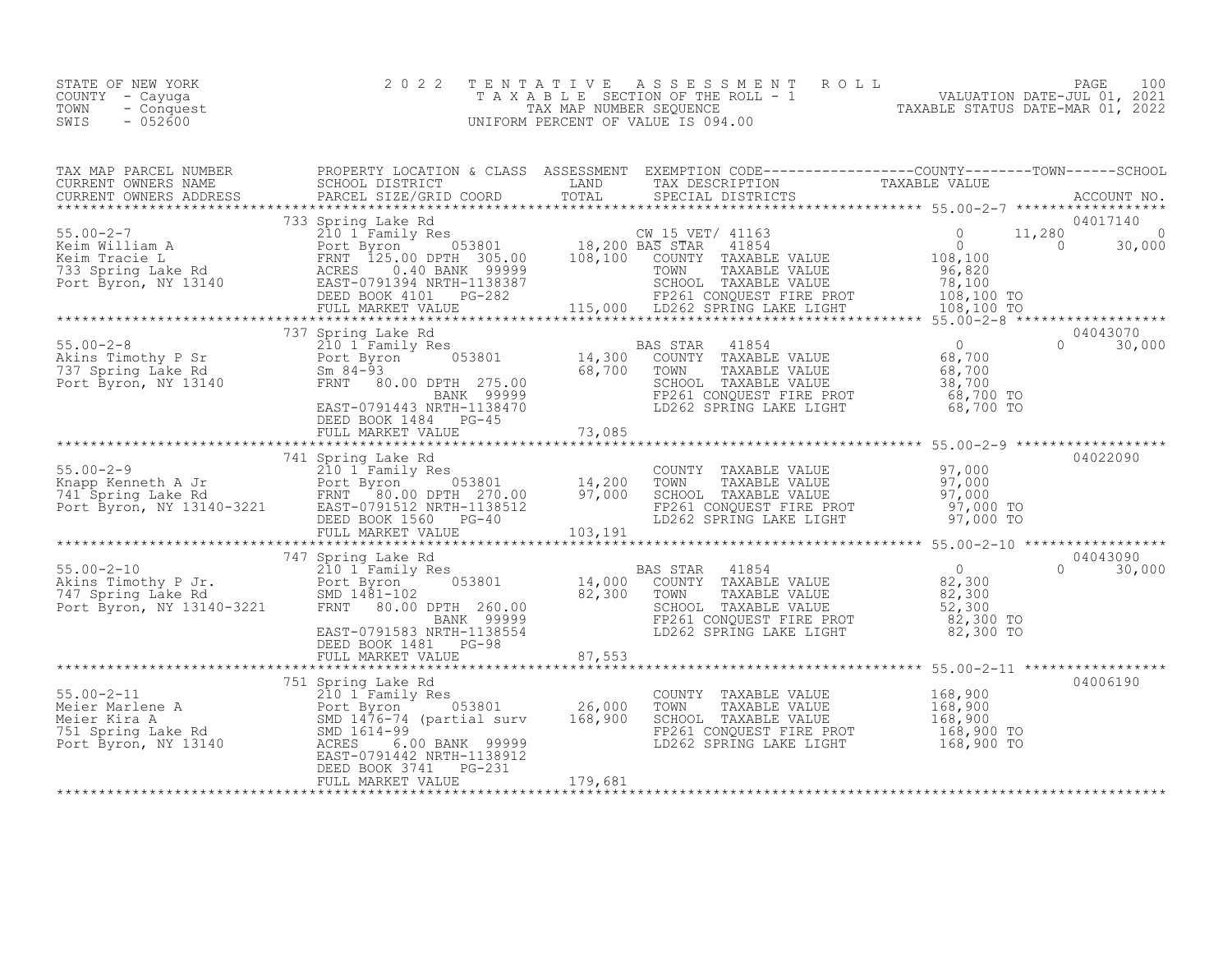STATE OF NEW YORK
COUNTY - Cayuga
TOWN - Conquest
SWIS - 052600

2022 TENTATIVE ASSESSMENT ROLL
TAXABLE SECTION OF THE ROLL - 1
TAX MAP NUMBER SEQUENCE
UNIFORM PERCENT OF VALUE IS 094.00

VALUATION DATE-JUL 01, 2021
TAXABLE STATUS DATE-MAR 01, 2022

| TAX MAP PARCEL NUMBER / CURRENT OWNERS NAME / CURRENT OWNERS ADDRESS | PROPERTY LOCATION & CLASS / SCHOOL DISTRICT / PARCEL SIZE/GRID COORD | ASSESSMENT LAND / TOTAL | EXEMPTION CODE / TAX DESCRIPTION / SPECIAL DISTRICTS | COUNTY | TOWN | SCHOOL | ACCOUNT NO. |
|---|---|---|---|---|---|---|---|
| **55.00-2-7** | 733 Spring Lake Rd | | | | | | 04017140 |
| Keim William A | 210 1 Family Res | | CW_15_VET/ 41163 | 0 | 11,280 | 0 | |
| Keim Tracie L | Port Byron 053801 | 18,200 | BAS STAR 41854 | 0 | 0 | 30,000 | |
| 733 Spring Lake Rd | FRNT 125.00 DPTH 305.00 | 108,100 | COUNTY TAXABLE VALUE | 108,100 | | | |
| Port Byron, NY 13140 | ACRES 0.40 BANK 99999 | | TOWN TAXABLE VALUE | | 96,820 | | |
| | EAST-0791394 NRTH-1138387 | | SCHOOL TAXABLE VALUE | | | 78,100 | |
| | DEED BOOK 4101 PG-282 | | FP261 CONQUEST FIRE PROT | 108,100 TO | | | |
| | FULL MARKET VALUE | 115,000 | LD262 SPRING LAKE LIGHT | 108,100 TO | | | |
| **55.00-2-8** | 737 Spring Lake Rd | | | | | | 04043070 |
| Akins Timothy P Sr | 210 1 Family Res | | BAS STAR 41854 | 0 | 0 | 30,000 | |
| 737 Spring Lake Rd | Port Byron 053801 | 14,300 | COUNTY TAXABLE VALUE | 68,700 | | | |
| Port Byron, NY 13140 | Sm 84-93 | 68,700 | TOWN TAXABLE VALUE | | 68,700 | | |
| | FRNT 80.00 DPTH 275.00 | | SCHOOL TAXABLE VALUE | | | 38,700 | |
| | BANK 99999 | | FP261 CONQUEST FIRE PROT | 68,700 TO | | | |
| | EAST-0791443 NRTH-1138470 | | LD262 SPRING LAKE LIGHT | 68,700 TO | | | |
| | DEED BOOK 1484 PG-45 | | | | | | |
| | FULL MARKET VALUE | 73,085 | | | | | |
| **55.00-2-9** | 741 Spring Lake Rd | | | | | | 04022090 |
| Knapp Kenneth A Jr | 210 1 Family Res | | COUNTY TAXABLE VALUE | 97,000 | | | |
| 741 Spring Lake Rd | Port Byron 053801 | 14,200 | TOWN TAXABLE VALUE | | 97,000 | | |
| Port Byron, NY 13140-3221 | FRNT 80.00 DPTH 270.00 | 97,000 | SCHOOL TAXABLE VALUE | | | 97,000 | |
| | EAST-0791512 NRTH-1138512 | | FP261 CONQUEST FIRE PROT | 97,000 TO | | | |
| | DEED BOOK 1560 PG-40 | | LD262 SPRING LAKE LIGHT | 97,000 TO | | | |
| | FULL MARKET VALUE | 103,191 | | | | | |
| **55.00-2-10** | 747 Spring Lake Rd | | | | | | 04043090 |
| Akins Timothy P Jr. | 210 1 Family Res | | BAS STAR 41854 | 0 | 0 | 30,000 | |
| 747 Spring Lake Rd | Port Byron 053801 | 14,000 | COUNTY TAXABLE VALUE | 82,300 | | | |
| Port Byron, NY 13140-3221 | SMD 1481-102 | 82,300 | TOWN TAXABLE VALUE | | 82,300 | | |
| | FRNT 80.00 DPTH 260.00 | | SCHOOL TAXABLE VALUE | | | 52,300 | |
| | BANK 99999 | | FP261 CONQUEST FIRE PROT | 82,300 TO | | | |
| | EAST-0791583 NRTH-1138554 | | LD262 SPRING LAKE LIGHT | 82,300 TO | | | |
| | DEED BOOK 1481 PG-98 | | | | | | |
| | FULL MARKET VALUE | 87,553 | | | | | |
| **55.00-2-11** | 751 Spring Lake Rd | | | | | | 04006190 |
| Meier Marlene A | 210 1 Family Res | | COUNTY TAXABLE VALUE | 168,900 | | | |
| Meier Kira A | Port Byron 053801 | 26,000 | TOWN TAXABLE VALUE | | 168,900 | | |
| 751 Spring Lake Rd | SMD 1476-74 (partial surv | 168,900 | SCHOOL TAXABLE VALUE | | | 168,900 | |
| Port Byron, NY 13140 | SMD 1614-99 | | FP261 CONQUEST FIRE PROT | 168,900 TO | | | |
| | ACRES 6.00 BANK 99999 | | LD262 SPRING LAKE LIGHT | 168,900 TO | | | |
| | EAST-0791442 NRTH-1138912 | | | | | | |
| | DEED BOOK 3741 PG-231 | | | | | | |
| | FULL MARKET VALUE | 179,681 | | | | | |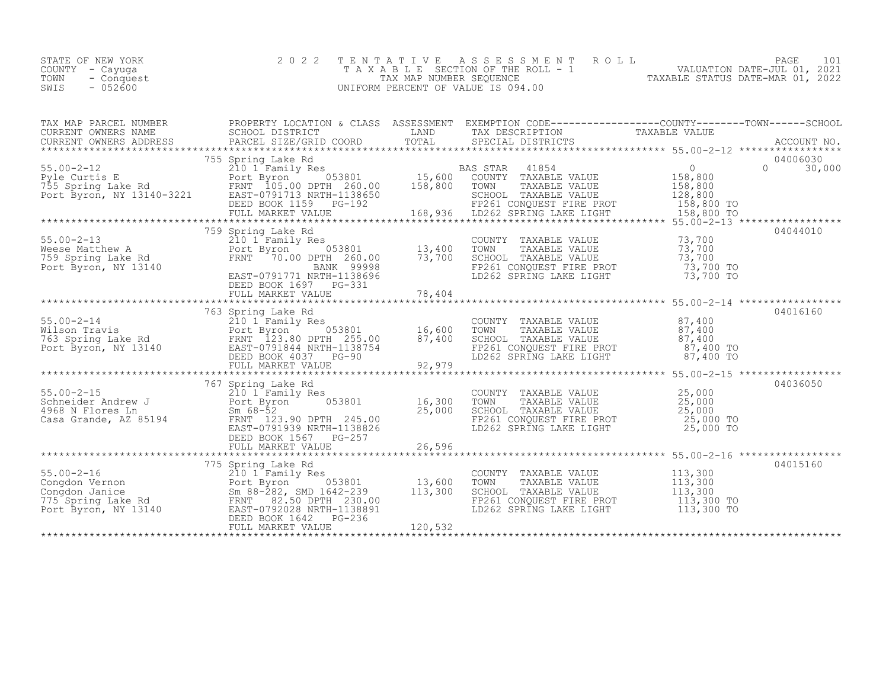STATE OF NEW YORK
COUNTY - Cayuga
TOWN - Conquest
SWIS - 052600

# 2022 TENTATIVE ASSESSMENT ROLL
TAXABLE SECTION OF THE ROLL - 1
TAX MAP NUMBER SEQUENCE
UNIFORM PERCENT OF VALUE IS 094.00

VALUATION DATE-JUL 01, 2021
TAXABLE STATUS DATE-MAR 01, 2022

| TAX MAP PARCEL NUMBER / CURRENT OWNERS NAME / CURRENT OWNERS ADDRESS | PROPERTY LOCATION & CLASS / SCHOOL DISTRICT / PARCEL SIZE/GRID COORD | ASSESSMENT LAND | TOTAL | EXEMPTION CODE / TAX DESCRIPTION / SPECIAL DISTRICTS | COUNTY TAXABLE VALUE | TOWN | SCHOOL | ACCOUNT NO. |
|---|---|---|---|---|---|---|---|---|
| 55.00-2-12 | 755 Spring Lake Rd | | | | | | | 04006030 |
| Pyle Curtis E | 210 1 Family Res | | | BAS STAR 41854 | 0 | 0 | 30,000 | |
| 755 Spring Lake Rd | Port Byron 053801 | 15,600 | | COUNTY TAXABLE VALUE | 158,800 | | | |
| Port Byron, NY 13140-3221 | FRNT 105.00 DPTH 260.00 | | 158,800 | TOWN TAXABLE VALUE | 158,800 | | | |
| | EAST-0791713 NRTH-1138650 | | | SCHOOL TAXABLE VALUE | 128,800 | | | |
| | DEED BOOK 1159 PG-192 | | | FP261 CONQUEST FIRE PROT | 158,800 TO | | | |
| | FULL MARKET VALUE | | 168,936 | LD262 SPRING LAKE LIGHT | 158,800 TO | | | |
| 55.00-2-13 | 759 Spring Lake Rd | | | | | | | 04044010 |
| Weese Matthew A | 210 1 Family Res | | | COUNTY TAXABLE VALUE | 73,700 | | | |
| 759 Spring Lake Rd | Port Byron 053801 | 13,400 | | TOWN TAXABLE VALUE | 73,700 | | | |
| Port Byron, NY 13140 | FRNT 70.00 DPTH 260.00 | | 73,700 | SCHOOL TAXABLE VALUE | 73,700 | | | |
| | BANK 99998 | | | FP261 CONQUEST FIRE PROT | 73,700 TO | | | |
| | EAST-0791771 NRTH-1138696 | | | LD262 SPRING LAKE LIGHT | 73,700 TO | | | |
| | DEED BOOK 1697 PG-331 | | | | | | | |
| | FULL MARKET VALUE | | 78,404 | | | | | |
| 55.00-2-14 | 763 Spring Lake Rd | | | | | | | 04016160 |
| Wilson Travis | 210 1 Family Res | | | COUNTY TAXABLE VALUE | 87,400 | | | |
| 763 Spring Lake Rd | Port Byron 053801 | 16,600 | | TOWN TAXABLE VALUE | 87,400 | | | |
| Port Byron, NY 13140 | FRNT 123.80 DPTH 255.00 | | 87,400 | SCHOOL TAXABLE VALUE | 87,400 | | | |
| | EAST-0791844 NRTH-1138754 | | | FP261 CONQUEST FIRE PROT | 87,400 TO | | | |
| | DEED BOOK 4037 PG-90 | | | LD262 SPRING LAKE LIGHT | 87,400 TO | | | |
| | FULL MARKET VALUE | | 92,979 | | | | | |
| 55.00-2-15 | 767 Spring Lake Rd | | | | | | | 04036050 |
| Schneider Andrew J | 210 1 Family Res | | | COUNTY TAXABLE VALUE | 25,000 | | | |
| 4968 N Flores Ln | Port Byron 053801 | 16,300 | | TOWN TAXABLE VALUE | 25,000 | | | |
| Casa Grande, AZ 85194 | Sm 68-52 | | 25,000 | SCHOOL TAXABLE VALUE | 25,000 | | | |
| | FRNT 123.90 DPTH 245.00 | | | FP261 CONQUEST FIRE PROT | 25,000 TO | | | |
| | EAST-0791939 NRTH-1138826 | | | LD262 SPRING LAKE LIGHT | 25,000 TO | | | |
| | DEED BOOK 1567 PG-257 | | | | | | | |
| | FULL MARKET VALUE | | 26,596 | | | | | |
| 55.00-2-16 | 775 Spring Lake Rd | | | | | | | 04015160 |
| Congdon Vernon | 210 1 Family Res | | | COUNTY TAXABLE VALUE | 113,300 | | | |
| Congdon Janice | Port Byron 053801 | 13,600 | | TOWN TAXABLE VALUE | 113,300 | | | |
| 775 Spring Lake Rd | Sm 88-282, SMD 1642-239 | | 113,300 | SCHOOL TAXABLE VALUE | 113,300 | | | |
| Port Byron, NY 13140 | FRNT 82.50 DPTH 230.00 | | | FP261 CONQUEST FIRE PROT | 113,300 TO | | | |
| | EAST-0792028 NRTH-1138891 | | | LD262 SPRING LAKE LIGHT | 113,300 TO | | | |
| | DEED BOOK 1642 PG-236 | | | | | | | |
| | FULL MARKET VALUE | | 120,532 | | | | | |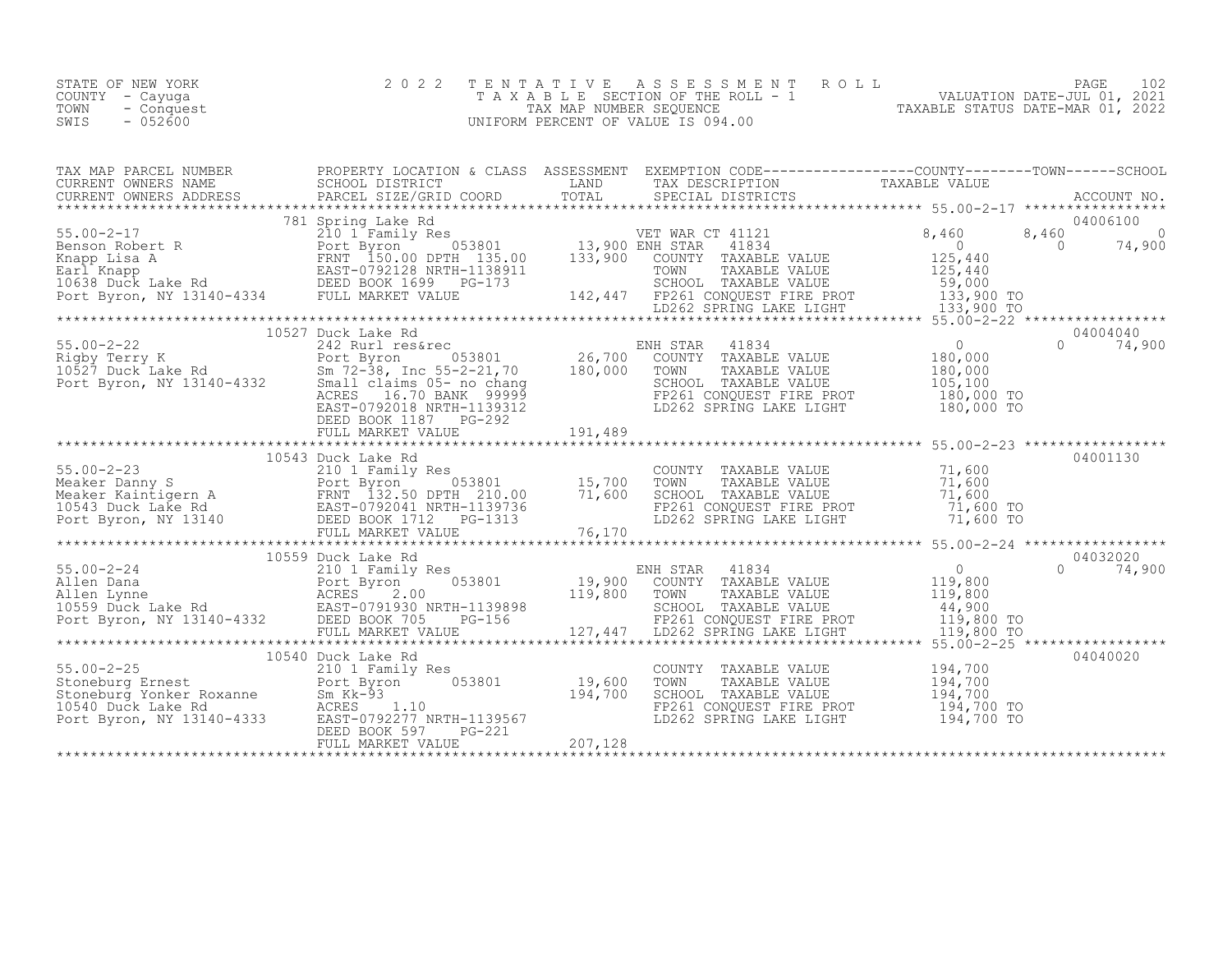STATE OF NEW YORK | COUNTY - Cayuga | TOWN - Conquest | SWIS - 052600

2022 TENTATIVE ASSESSMENT ROLL
TAXABLE SECTION OF THE ROLL - 1
TAX MAP NUMBER SEQUENCE
UNIFORM PERCENT OF VALUE IS 094.00

VALUATION DATE-JUL 01, 2021
TAXABLE STATUS DATE-MAR 01, 2022

| TAX MAP PARCEL NUMBER / CURRENT OWNERS NAME / CURRENT OWNERS ADDRESS | PROPERTY LOCATION & CLASS / SCHOOL DISTRICT / PARCEL SIZE/GRID COORD | ASSESSMENT LAND / TOTAL | EXEMPTION CODE / TAX DESCRIPTION / SPECIAL DISTRICTS | COUNTY TAXABLE VALUE | TOWN | SCHOOL | ACCOUNT NO. |
|---|---|---|---|---|---|---|---|
| **55.00-2-17** | 781 Spring Lake Rd | | | | | | 04006100 |
| Benson Robert R | 210 1 Family Res | | VET WAR CT 41121 | 8,460 | 8,460 | 0 | |
| Knapp Lisa A | Port Byron 053801 | 13,900 | ENH STAR 41834 | 0 | 0 | 74,900 | |
| Earl Knapp | FRNT 150.00 DPTH 135.00 | 133,900 | COUNTY TAXABLE VALUE | 125,440 | | | |
| 10638 Duck Lake Rd | EAST-0792128 NRTH-1138911 | | TOWN TAXABLE VALUE | 125,440 | | | |
| Port Byron, NY 13140-4334 | DEED BOOK 1699 PG-173 | | SCHOOL TAXABLE VALUE | 59,000 | | | |
| | FULL MARKET VALUE | 142,447 | FP261 CONQUEST FIRE PROT | 133,900 TO | | | |
| | | | LD262 SPRING LAKE LIGHT | 133,900 TO | | | |
| **55.00-2-22** | 10527 Duck Lake Rd | | | | | | 04004040 |
| Rigby Terry K | 242 Rurl res&rec | | ENH STAR 41834 | 0 | 0 | 74,900 | |
| 10527 Duck Lake Rd | Port Byron 053801 | 26,700 | COUNTY TAXABLE VALUE | 180,000 | | | |
| Port Byron, NY 13140-4332 | Sm 72-38, Inc 55-2-21,70 | 180,000 | TOWN TAXABLE VALUE | 180,000 | | | |
| | Small claims 05- no chang | | SCHOOL TAXABLE VALUE | 105,100 | | | |
| | ACRES 16.70 BANK 99999 | | FP261 CONQUEST FIRE PROT | 180,000 TO | | | |
| | EAST-0792018 NRTH-1139312 | | LD262 SPRING LAKE LIGHT | 180,000 TO | | | |
| | DEED BOOK 1187 PG-292 | | | | | | |
| | FULL MARKET VALUE | 191,489 | | | | | |
| **55.00-2-23** | 10543 Duck Lake Rd | | | | | | 04001130 |
| Meaker Danny S | 210 1 Family Res | | COUNTY TAXABLE VALUE | 71,600 | | | |
| Meaker Kaintigern A | Port Byron 053801 | 15,700 | TOWN TAXABLE VALUE | 71,600 | | | |
| 10543 Duck Lake Rd | FRNT 132.50 DPTH 210.00 | 71,600 | SCHOOL TAXABLE VALUE | 71,600 | | | |
| Port Byron, NY 13140 | EAST-0792041 NRTH-1139736 | | FP261 CONQUEST FIRE PROT | 71,600 TO | | | |
| | DEED BOOK 1712 PG-1313 | | LD262 SPRING LAKE LIGHT | 71,600 TO | | | |
| | FULL MARKET VALUE | 76,170 | | | | | |
| **55.00-2-24** | 10559 Duck Lake Rd | | | | | | 04032020 |
| Allen Dana | 210 1 Family Res | | ENH STAR 41834 | 0 | 0 | 74,900 | |
| Allen Lynne | Port Byron 053801 | 19,900 | COUNTY TAXABLE VALUE | 119,800 | | | |
| 10559 Duck Lake Rd | ACRES 2.00 | 119,800 | TOWN TAXABLE VALUE | 119,800 | | | |
| Port Byron, NY 13140-4332 | EAST-0791930 NRTH-1139898 | | SCHOOL TAXABLE VALUE | 44,900 | | | |
| | DEED BOOK 705 PG-156 | | FP261 CONQUEST FIRE PROT | 119,800 TO | | | |
| | FULL MARKET VALUE | 127,447 | LD262 SPRING LAKE LIGHT | 119,800 TO | | | |
| **55.00-2-25** | 10540 Duck Lake Rd | | | | | | 04040020 |
| Stoneburg Ernest | 210 1 Family Res | | COUNTY TAXABLE VALUE | 194,700 | | | |
| Stoneburg Yonker Roxanne | Port Byron 053801 | 19,600 | TOWN TAXABLE VALUE | 194,700 | | | |
| 10540 Duck Lake Rd | Sm Kk-93 | 194,700 | SCHOOL TAXABLE VALUE | 194,700 | | | |
| Port Byron, NY 13140-4333 | ACRES 1.10 | | FP261 CONQUEST FIRE PROT | 194,700 TO | | | |
| | EAST-0792277 NRTH-1139567 | | LD262 SPRING LAKE LIGHT | 194,700 TO | | | |
| | DEED BOOK 597 PG-221 | | | | | | |
| | FULL MARKET VALUE | 207,128 | | | | | |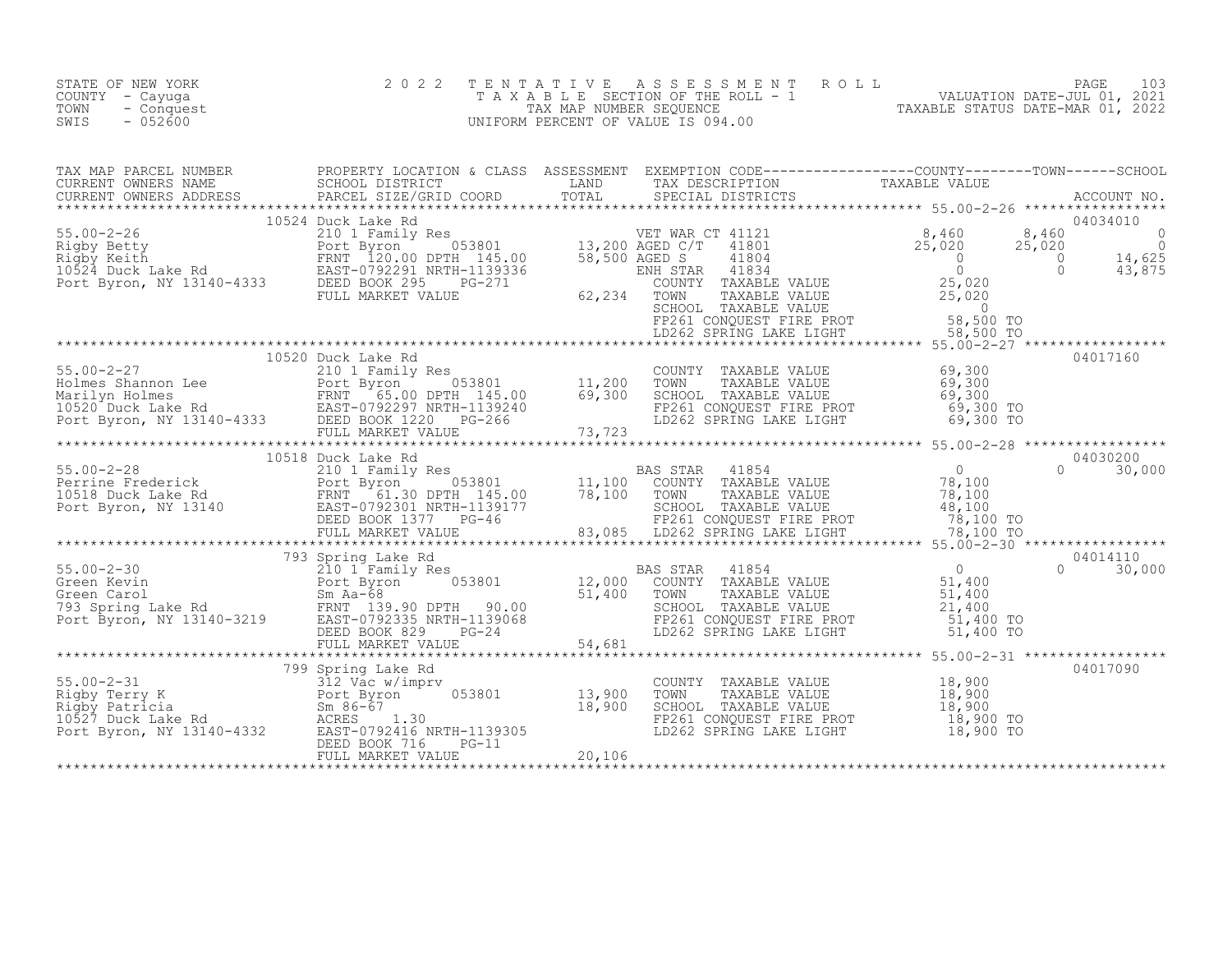STATE OF NEW YORK
COUNTY - Cayuga
TOWN - Conquest
SWIS - 052600

# 2022 TENTATIVE ASSESSMENT ROLL

TAXABLE SECTION OF THE ROLL - 1
TAX MAP NUMBER SEQUENCE
UNIFORM PERCENT OF VALUE IS 094.00

VALUATION DATE-JUL 01, 2021
TAXABLE STATUS DATE-MAR 01, 2022

| TAX MAP PARCEL NUMBER / CURRENT OWNERS NAME / CURRENT OWNERS ADDRESS | PROPERTY LOCATION & CLASS / SCHOOL DISTRICT / PARCEL SIZE/GRID COORD | ASSESSMENT LAND / TOTAL | EXEMPTION CODE / TAX DESCRIPTION / SPECIAL DISTRICTS | COUNTY TAXABLE VALUE | TOWN | SCHOOL | ACCOUNT NO. |
|---|---|---|---|---|---|---|---|
| **55.00-2-26** | 10524 Duck Lake Rd | | | | | | 04034010 |
| Rigby Betty | 210 1 Family Res | | VET WAR CT 41121 | 8,460 | 8,460 | 0 | |
| Rigby Keith | Port Byron 053801 | 13,200 | AGED C/T 41801 | 25,020 | 25,020 | 0 | |
| 10524 Duck Lake Rd | FRNT 120.00 DPTH 145.00 | 58,500 | AGED S 41804 | 0 | 0 | 14,625 | |
| Port Byron, NY 13140-4333 | EAST-0792291 NRTH-1139336 | | ENH STAR 41834 | 0 | 0 | 43,875 | |
| | DEED BOOK 295 PG-271 | | COUNTY TAXABLE VALUE | 25,020 | | | |
| | FULL MARKET VALUE | 62,234 | TOWN TAXABLE VALUE | 25,020 | | | |
| | | | SCHOOL TAXABLE VALUE | 0 | | | |
| | | | FP261 CONQUEST FIRE PROT | 58,500 TO | | | |
| | | | LD262 SPRING LAKE LIGHT | 58,500 TO | | | |
| **55.00-2-27** | 10520 Duck Lake Rd | | | | | | 04017160 |
| Holmes Shannon Lee | 210 1 Family Res | | COUNTY TAXABLE VALUE | 69,300 | | | |
| Marilyn Holmes | Port Byron 053801 | 11,200 | TOWN TAXABLE VALUE | 69,300 | | | |
| 10520 Duck Lake Rd | FRNT 65.00 DPTH 145.00 | 69,300 | SCHOOL TAXABLE VALUE | 69,300 | | | |
| Port Byron, NY 13140-4333 | EAST-0792297 NRTH-1139240 | | FP261 CONQUEST FIRE PROT | 69,300 TO | | | |
| | DEED BOOK 1220 PG-266 | | LD262 SPRING LAKE LIGHT | 69,300 TO | | | |
| | FULL MARKET VALUE | 73,723 | | | | | |
| **55.00-2-28** | 10518 Duck Lake Rd | | | | | | 04030200 |
| Perrine Frederick | 210 1 Family Res | | BAS STAR 41854 | 0 | 0 | 30,000 | |
| 10518 Duck Lake Rd | Port Byron 053801 | 11,100 | COUNTY TAXABLE VALUE | 78,100 | | | |
| Port Byron, NY 13140 | FRNT 61.30 DPTH 145.00 | 78,100 | TOWN TAXABLE VALUE | 78,100 | | | |
| | EAST-0792301 NRTH-1139177 | | SCHOOL TAXABLE VALUE | 48,100 | | | |
| | DEED BOOK 1377 PG-46 | | FP261 CONQUEST FIRE PROT | 78,100 TO | | | |
| | FULL MARKET VALUE | 83,085 | LD262 SPRING LAKE LIGHT | 78,100 TO | | | |
| **55.00-2-30** | 793 Spring Lake Rd | | | | | | 04014110 |
| Green Kevin | 210 1 Family Res | | BAS STAR 41854 | 0 | 0 | 30,000 | |
| Green Carol | Port Byron 053801 | 12,000 | COUNTY TAXABLE VALUE | 51,400 | | | |
| 793 Spring Lake Rd | Sm Aa-68 | 51,400 | TOWN TAXABLE VALUE | 51,400 | | | |
| Port Byron, NY 13140-3219 | FRNT 139.90 DPTH 90.00 | | SCHOOL TAXABLE VALUE | 21,400 | | | |
| | EAST-0792335 NRTH-1139068 | | FP261 CONQUEST FIRE PROT | 51,400 TO | | | |
| | DEED BOOK 829 PG-24 | | LD262 SPRING LAKE LIGHT | 51,400 TO | | | |
| | FULL MARKET VALUE | 54,681 | | | | | |
| **55.00-2-31** | 799 Spring Lake Rd | | | | | | 04017090 |
| Rigby Terry K | 312 Vac w/imprv | | COUNTY TAXABLE VALUE | 18,900 | | | |
| Rigby Patricia | Port Byron 053801 | 13,900 | TOWN TAXABLE VALUE | 18,900 | | | |
| 10527 Duck Lake Rd | Sm 86-67 | 18,900 | SCHOOL TAXABLE VALUE | 18,900 | | | |
| Port Byron, NY 13140-4332 | ACRES 1.30 | | FP261 CONQUEST FIRE PROT | 18,900 TO | | | |
| | EAST-0792416 NRTH-1139305 | | LD262 SPRING LAKE LIGHT | 18,900 TO | | | |
| | DEED BOOK 716 PG-11 | | | | | | |
| | FULL MARKET VALUE | 20,106 | | | | | |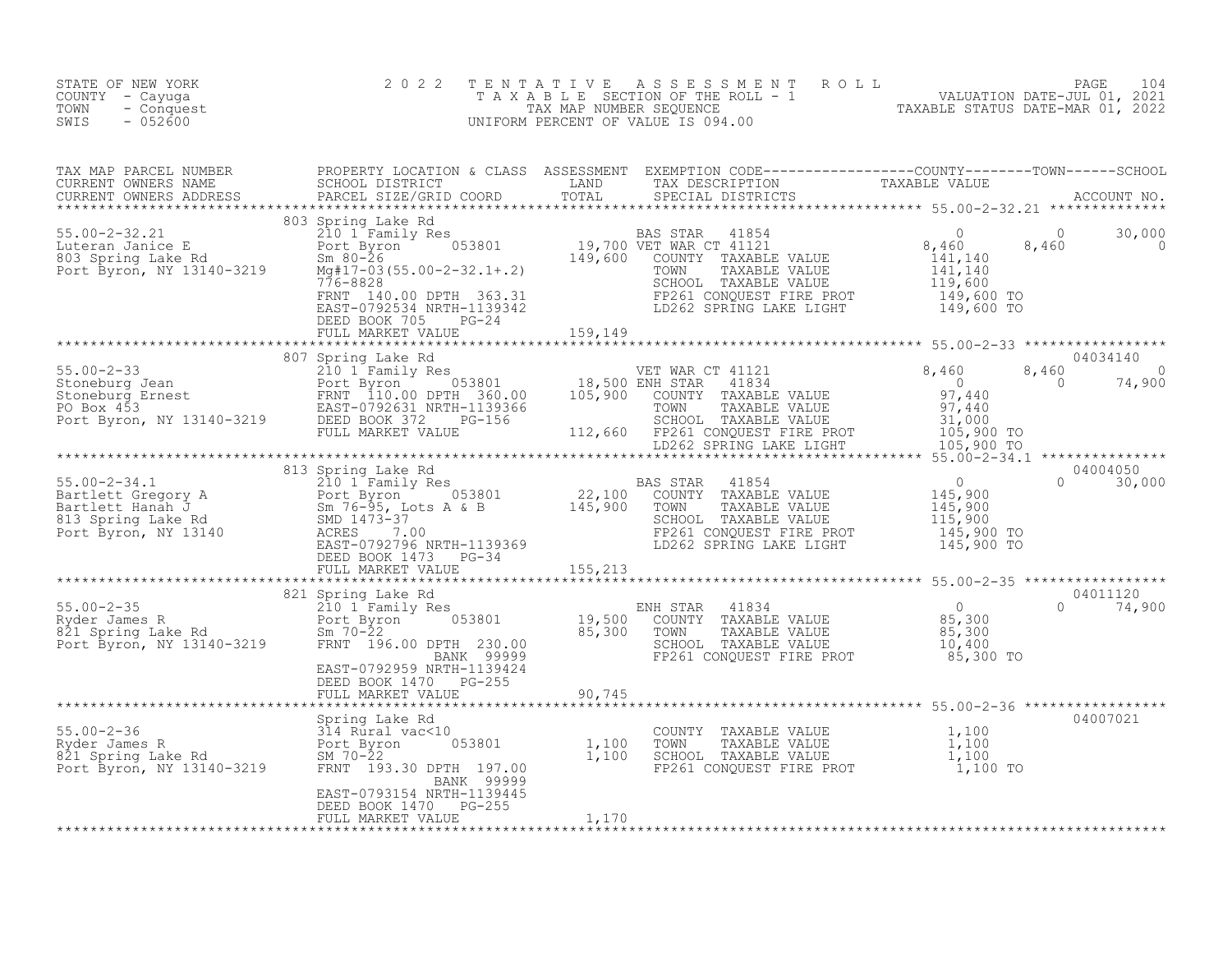STATE OF NEW YORK
COUNTY - Cayuga
TOWN - Conquest
SWIS - 052600

2022 TENTATIVE ASSESSMENT ROLL
TAXABLE SECTION OF THE ROLL - 1
TAX MAP NUMBER SEQUENCE
UNIFORM PERCENT OF VALUE IS 094.00

VALUATION DATE-JUL 01, 2021
TAXABLE STATUS DATE-MAR 01, 2022

| TAX MAP PARCEL NUMBER / CURRENT OWNERS NAME / CURRENT OWNERS ADDRESS | PROPERTY LOCATION & CLASS / SCHOOL DISTRICT / PARCEL SIZE/GRID COORD | ASSESSMENT LAND / TOTAL | EXEMPTION CODE / TAX DESCRIPTION / SPECIAL DISTRICTS | COUNTY TAXABLE VALUE | TOWN | SCHOOL | ACCOUNT NO. |
|---|---|---|---|---|---|---|---|
| **55.00-2-32.21** | 803 Spring Lake Rd | | | | | | |
| Luteran Janice E | 210 1 Family Res | | BAS STAR 41854 | 0 | 0 | 30,000 | |
| 803 Spring Lake Rd | Port Byron 053801 | 19,700 | VET WAR CT 41121 | 8,460 | 8,460 | 0 | |
| Port Byron, NY 13140-3219 | Sm 80-26 | 149,600 | COUNTY TAXABLE VALUE | 141,140 | | | |
| | Mg#17-03(55.00-2-32.1+.2) | | TOWN TAXABLE VALUE | 141,140 | | | |
| | 776-8828 | | SCHOOL TAXABLE VALUE | 119,600 | | | |
| | FRNT 140.00 DPTH 363.31 | | FP261 CONQUEST FIRE PROT | 149,600 TO | | | |
| | EAST-0792534 NRTH-1139342 | | LD262 SPRING LAKE LIGHT | 149,600 TO | | | |
| | DEED BOOK 705 PG-24 | | | | | | |
| | FULL MARKET VALUE | 159,149 | | | | | |
| **55.00-2-33** | 807 Spring Lake Rd | | | | | | 04034140 |
| Stoneburg Jean | 210 1 Family Res | | VET WAR CT 41121 | 8,460 | 8,460 | 0 | |
| Stoneburg Ernest | Port Byron 053801 | 18,500 | ENH STAR 41834 | 0 | 0 | 74,900 | |
| PO Box 453 | FRNT 110.00 DPTH 360.00 | 105,900 | COUNTY TAXABLE VALUE | 97,440 | | | |
| Port Byron, NY 13140-3219 | EAST-0792631 NRTH-1139366 | | TOWN TAXABLE VALUE | 97,440 | | | |
| | DEED BOOK 372 PG-156 | | SCHOOL TAXABLE VALUE | 31,000 | | | |
| | FULL MARKET VALUE | 112,660 | FP261 CONQUEST FIRE PROT | 105,900 TO | | | |
| | | | LD262 SPRING LAKE LIGHT | 105,900 TO | | | |
| **55.00-2-34.1** | 813 Spring Lake Rd | | | | | | 04004050 |
| Bartlett Gregory A | 210 1 Family Res | | BAS STAR 41854 | 0 | 0 | 30,000 | |
| Bartlett Hanah J | Port Byron 053801 | 22,100 | COUNTY TAXABLE VALUE | 145,900 | | | |
| 813 Spring Lake Rd | Sm 76-95, Lots A & B | 145,900 | TOWN TAXABLE VALUE | 145,900 | | | |
| Port Byron, NY 13140 | SMD 1473-37 | | SCHOOL TAXABLE VALUE | 115,900 | | | |
| | ACRES 7.00 | | FP261 CONQUEST FIRE PROT | 145,900 TO | | | |
| | EAST-0792796 NRTH-1139369 | | LD262 SPRING LAKE LIGHT | 145,900 TO | | | |
| | DEED BOOK 1473 PG-34 | | | | | | |
| | FULL MARKET VALUE | 155,213 | | | | | |
| **55.00-2-35** | 821 Spring Lake Rd | | | | | | 04011120 |
| Ryder James R | 210 1 Family Res | | ENH STAR 41834 | 0 | 0 | 74,900 | |
| 821 Spring Lake Rd | Port Byron 053801 | 19,500 | COUNTY TAXABLE VALUE | 85,300 | | | |
| Port Byron, NY 13140-3219 | Sm 70-22 | 85,300 | TOWN TAXABLE VALUE | 85,300 | | | |
| | FRNT 196.00 DPTH 230.00 | | SCHOOL TAXABLE VALUE | 10,400 | | | |
| | BANK 99999 | | FP261 CONQUEST FIRE PROT | 85,300 TO | | | |
| | EAST-0792959 NRTH-1139424 | | | | | | |
| | DEED BOOK 1470 PG-255 | | | | | | |
| | FULL MARKET VALUE | 90,745 | | | | | |
| **55.00-2-36** | Spring Lake Rd | | | | | | 04007021 |
| Ryder James R | 314 Rural vac<10 | | COUNTY TAXABLE VALUE | 1,100 | | | |
| 821 Spring Lake Rd | Port Byron 053801 | 1,100 | TOWN TAXABLE VALUE | 1,100 | | | |
| Port Byron, NY 13140-3219 | SM 70-22 | 1,100 | SCHOOL TAXABLE VALUE | 1,100 | | | |
| | FRNT 193.30 DPTH 197.00 | | FP261 CONQUEST FIRE PROT | 1,100 TO | | | |
| | BANK 99999 | | | | | | |
| | EAST-0793154 NRTH-1139445 | | | | | | |
| | DEED BOOK 1470 PG-255 | | | | | | |
| | FULL MARKET VALUE | 1,170 | | | | | |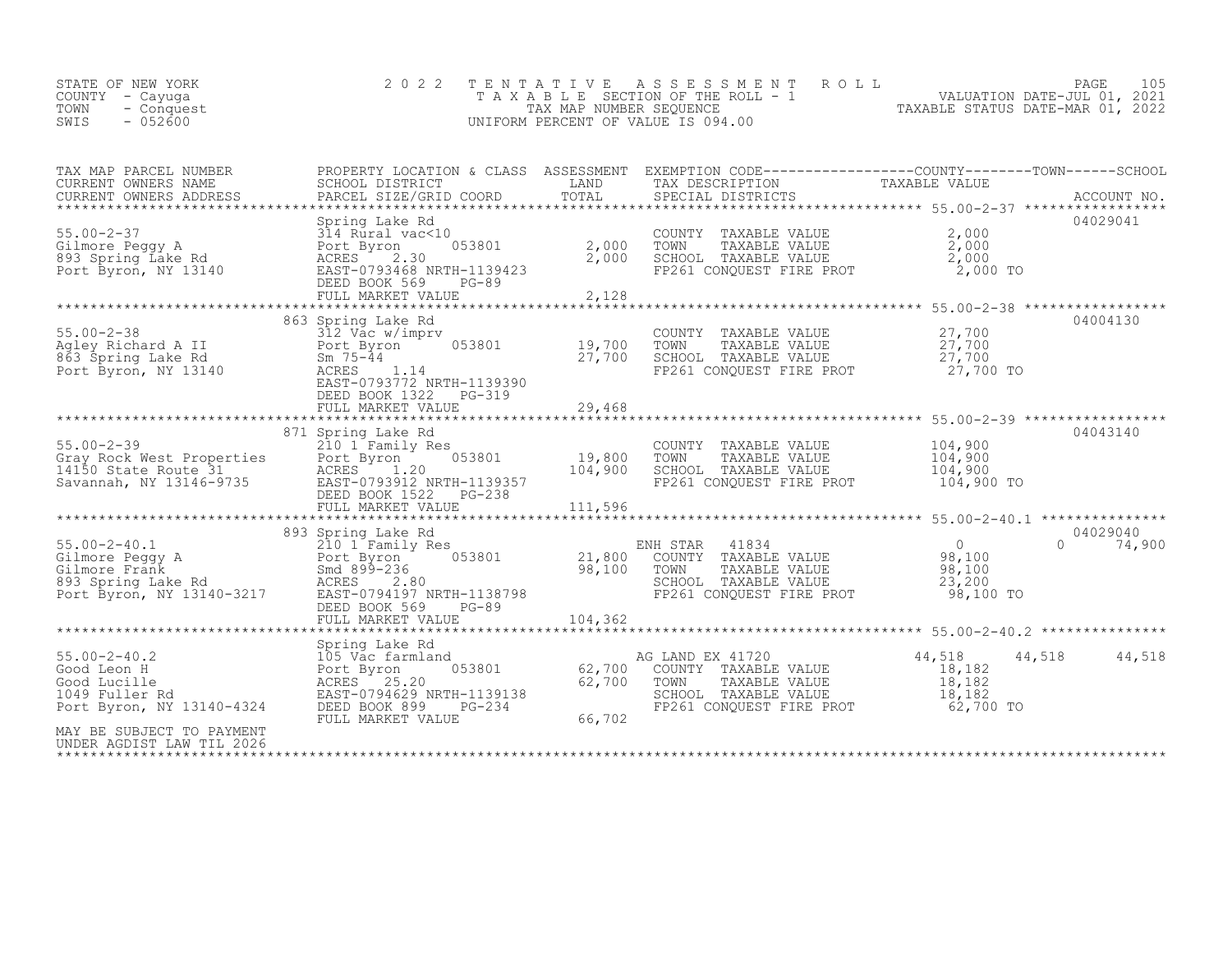STATE OF NEW YORK
COUNTY - Cayuga
TOWN - Conquest
SWIS - 052600

2022 TENTATIVE ASSESSMENT ROLL
TAXABLE SECTION OF THE ROLL - 1
TAX MAP NUMBER SEQUENCE
UNIFORM PERCENT OF VALUE IS 094.00

VALUATION DATE-JUL 01, 2021
TAXABLE STATUS DATE-MAR 01, 2022

| TAX MAP PARCEL NUMBER / CURRENT OWNERS NAME / CURRENT OWNERS ADDRESS | PROPERTY LOCATION & CLASS / SCHOOL DISTRICT / PARCEL SIZE/GRID COORD | ASSESSMENT LAND | TOTAL | EXEMPTION CODE / TAX DESCRIPTION / SPECIAL DISTRICTS | COUNTY TAXABLE VALUE | TOWN | SCHOOL | ACCOUNT NO. |
|---|---|---|---|---|---|---|---|---|
| 55.00-2-37 | Spring Lake Rd | | | | | | | 04029041 |
| Gilmore Peggy A | 314 Rural vac<10 | | | COUNTY TAXABLE VALUE | 2,000 | | | |
| 893 Spring Lake Rd | Port Byron 053801 | 2,000 | | TOWN TAXABLE VALUE | 2,000 | | | |
| Port Byron, NY 13140 | ACRES 2.30 | | 2,000 | SCHOOL TAXABLE VALUE | 2,000 | | | |
| | EAST-0793468 NRTH-1139423 | | | FP261 CONQUEST FIRE PROT | 2,000 TO | | | |
| | DEED BOOK 569 PG-89 | | | | | | | |
| | FULL MARKET VALUE | | 2,128 | | | | | |
| 55.00-2-38 | 863 Spring Lake Rd | | | | | | | 04004130 |
| Agley Richard A II | 312 Vac w/imprv | | | COUNTY TAXABLE VALUE | 27,700 | | | |
| 863 Spring Lake Rd | Port Byron 053801 | 19,700 | | TOWN TAXABLE VALUE | 27,700 | | | |
| Port Byron, NY 13140 | Sm 75-44 | | 27,700 | SCHOOL TAXABLE VALUE | 27,700 | | | |
| | ACRES 1.14 | | | FP261 CONQUEST FIRE PROT | 27,700 TO | | | |
| | EAST-0793772 NRTH-1139390 | | | | | | | |
| | DEED BOOK 1322 PG-319 | | | | | | | |
| | FULL MARKET VALUE | | 29,468 | | | | | |
| 55.00-2-39 | 871 Spring Lake Rd | | | | | | | 04043140 |
| Gray Rock West Properties | 210 1 Family Res | | | COUNTY TAXABLE VALUE | 104,900 | | | |
| 14150 State Route 31 | Port Byron 053801 | 19,800 | | TOWN TAXABLE VALUE | 104,900 | | | |
| Savannah, NY 13146-9735 | ACRES 1.20 | | 104,900 | SCHOOL TAXABLE VALUE | 104,900 | | | |
| | EAST-0793912 NRTH-1139357 | | | FP261 CONQUEST FIRE PROT | 104,900 TO | | | |
| | DEED BOOK 1522 PG-238 | | | | | | | |
| | FULL MARKET VALUE | | 111,596 | | | | | |
| 55.00-2-40.1 | 893 Spring Lake Rd | | | | | | | 04029040 |
| Gilmore Peggy A | 210 1 Family Res | | | ENH STAR 41834 | 0 | 0 | 74,900 | |
| Gilmore Frank | Port Byron 053801 | 21,800 | | COUNTY TAXABLE VALUE | 98,100 | | | |
| 893 Spring Lake Rd | Smd 899-236 | | 98,100 | TOWN TAXABLE VALUE | 98,100 | | | |
| Port Byron, NY 13140-3217 | ACRES 2.80 | | | SCHOOL TAXABLE VALUE | 23,200 | | | |
| | EAST-0794197 NRTH-1138798 | | | FP261 CONQUEST FIRE PROT | 98,100 TO | | | |
| | DEED BOOK 569 PG-89 | | | | | | | |
| | FULL MARKET VALUE | | 104,362 | | | | | |
| 55.00-2-40.2 | Spring Lake Rd | | | | | | | |
| Good Leon H | 105 Vac farmland | | | AG LAND EX 41720 | 44,518 | 44,518 | 44,518 | |
| Good Lucille | Port Byron 053801 | 62,700 | | COUNTY TAXABLE VALUE | 18,182 | | | |
| 1049 Fuller Rd | ACRES 25.20 | | 62,700 | TOWN TAXABLE VALUE | 18,182 | | | |
| Port Byron, NY 13140-4324 | EAST-0794629 NRTH-1139138 | | | SCHOOL TAXABLE VALUE | 18,182 | | | |
| | DEED BOOK 899 PG-234 | | | FP261 CONQUEST FIRE PROT | 62,700 TO | | | |
| MAY BE SUBJECT TO PAYMENT UNDER AGDIST LAW TIL 2026 | FULL MARKET VALUE | | 66,702 | | | | | |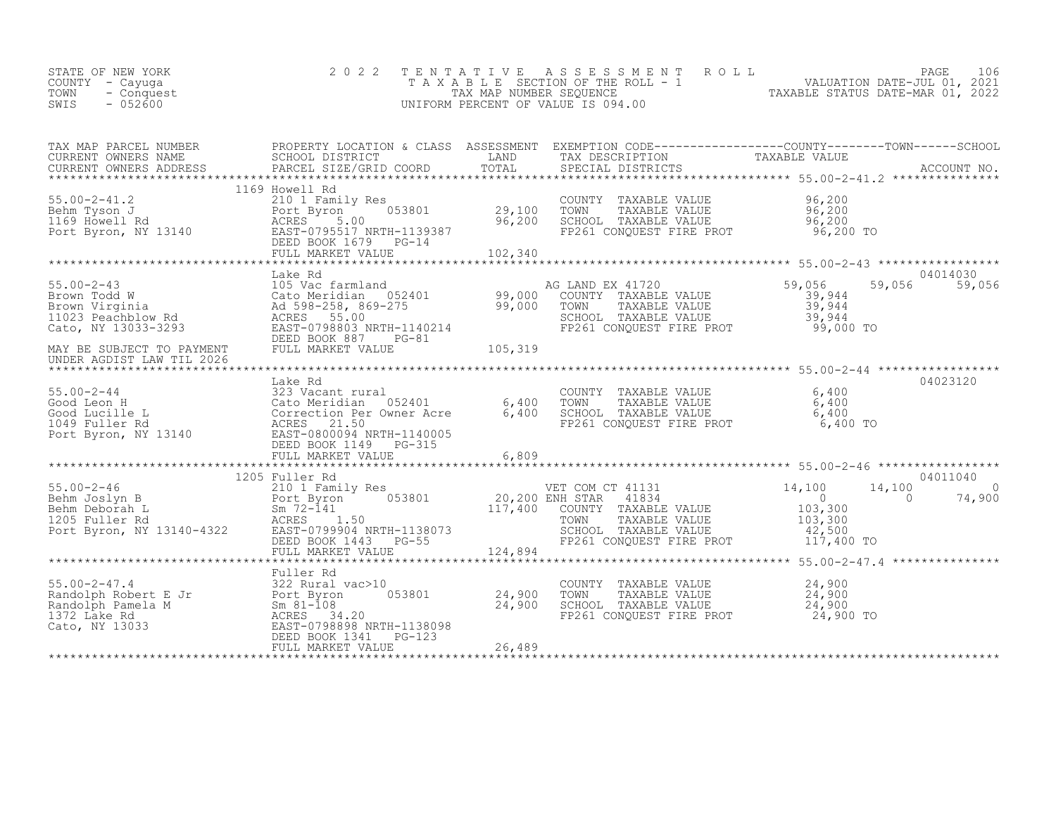STATE OF NEW YORK
COUNTY - Cayuga
TOWN - Conquest
SWIS - 052600

2022 TENTATIVE ASSESSMENT ROLL
TAXABLE SECTION OF THE ROLL - 1
TAX MAP NUMBER SEQUENCE
UNIFORM PERCENT OF VALUE IS 094.00

VALUATION DATE-JUL 01, 2021
TAXABLE STATUS DATE-MAR 01, 2022

| TAX MAP PARCEL NUMBER / CURRENT OWNERS NAME / CURRENT OWNERS ADDRESS | PROPERTY LOCATION & CLASS / SCHOOL DISTRICT / PARCEL SIZE/GRID COORD | ASSESSMENT LAND | TOTAL | EXEMPTION CODE / TAX DESCRIPTION / SPECIAL DISTRICTS | COUNTY TAXABLE VALUE | TOWN | SCHOOL | ACCOUNT NO. |
|---|---|---|---|---|---|---|---|---|
| 55.00-2-41.2 | 1169 Howell Rd | | | | | | | |
| | 210 1 Family Res | | | COUNTY TAXABLE VALUE | 96,200 | | | |
| Behm Tyson J | Port Byron 053801 | 29,100 | | TOWN TAXABLE VALUE | 96,200 | | | |
| 1169 Howell Rd | ACRES 5.00 | | 96,200 | SCHOOL TAXABLE VALUE | 96,200 | | | |
| Port Byron, NY 13140 | EAST-0795517 NRTH-1139387 | | | FP261 CONQUEST FIRE PROT | 96,200 TO | | | |
| | DEED BOOK 1679 PG-14 | | | | | | | |
| | FULL MARKET VALUE | | 102,340 | | | | | |
| 55.00-2-43 | Lake Rd | | | | | | | 04014030 |
| | 105 Vac farmland | | | AG LAND EX 41720 | 59,056 | 59,056 | 59,056 | |
| Brown Todd W | Cato Meridian 052401 | 99,000 | | COUNTY TAXABLE VALUE | 39,944 | | | |
| Brown Virginia | Ad 598-258, 869-275 | | 99,000 | TOWN TAXABLE VALUE | 39,944 | | | |
| 11023 Peachblow Rd | ACRES 55.00 | | | SCHOOL TAXABLE VALUE | 39,944 | | | |
| Cato, NY 13033-3293 | EAST-0798803 NRTH-1140214 | | | FP261 CONQUEST FIRE PROT | 99,000 TO | | | |
| | DEED BOOK 887 PG-81 | | | | | | | |
| MAY BE SUBJECT TO PAYMENT UNDER AGDIST LAW TIL 2026 | FULL MARKET VALUE | | 105,319 | | | | | |
| 55.00-2-44 | Lake Rd | | | | | | | 04023120 |
| | 323 Vacant rural | | | COUNTY TAXABLE VALUE | 6,400 | | | |
| Good Leon H | Cato Meridian 052401 | 6,400 | | TOWN TAXABLE VALUE | 6,400 | | | |
| Good Lucille L | Correction Per Owner Acre | | 6,400 | SCHOOL TAXABLE VALUE | 6,400 | | | |
| 1049 Fuller Rd | ACRES 21.50 | | | FP261 CONQUEST FIRE PROT | 6,400 TO | | | |
| Port Byron, NY 13140 | EAST-0800094 NRTH-1140005 | | | | | | | |
| | DEED BOOK 1149 PG-315 | | | | | | | |
| | FULL MARKET VALUE | | 6,809 | | | | | |
| 55.00-2-46 | 1205 Fuller Rd | | | | | | | 04011040 |
| | 210 1 Family Res | | | VET COM CT 41131 | 14,100 | 14,100 | 0 | |
| Behm Joslyn B | Port Byron 053801 | 20,200 | | ENH STAR 41834 | 0 | 0 | 74,900 | |
| Behm Deborah L | Sm 72-141 | | 117,400 | COUNTY TAXABLE VALUE | 103,300 | | | |
| 1205 Fuller Rd | ACRES 1.50 | | | TOWN TAXABLE VALUE | 103,300 | | | |
| Port Byron, NY 13140-4322 | EAST-0799904 NRTH-1138073 | | | SCHOOL TAXABLE VALUE | 42,500 | | | |
| | DEED BOOK 1443 PG-55 | | | FP261 CONQUEST FIRE PROT | 117,400 TO | | | |
| | FULL MARKET VALUE | | 124,894 | | | | | |
| 55.00-2-47.4 | Fuller Rd | | | | | | | |
| | 322 Rural vac>10 | | | COUNTY TAXABLE VALUE | 24,900 | | | |
| Randolph Robert E Jr | Port Byron 053801 | 24,900 | | TOWN TAXABLE VALUE | 24,900 | | | |
| Randolph Pamela M | Sm 81-108 | | 24,900 | SCHOOL TAXABLE VALUE | 24,900 | | | |
| 1372 Lake Rd | ACRES 34.20 | | | FP261 CONQUEST FIRE PROT | 24,900 TO | | | |
| Cato, NY 13033 | EAST-0798898 NRTH-1138098 | | | | | | | |
| | DEED BOOK 1341 PG-123 | | | | | | | |
| | FULL MARKET VALUE | | 26,489 | | | | | |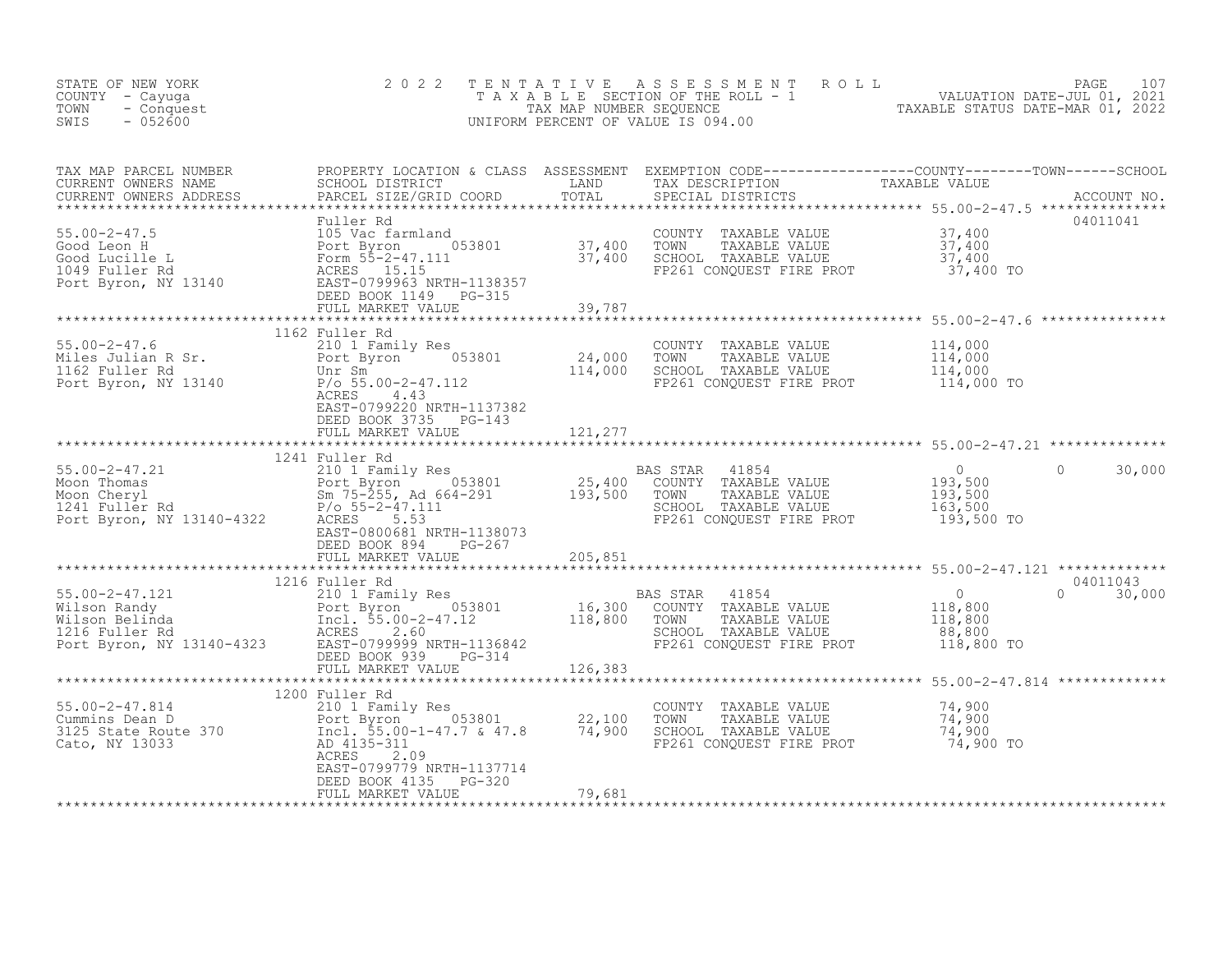STATE OF NEW YORK
COUNTY - Cayuga
TOWN - Conquest
SWIS - 052600

2022 TENTATIVE ASSESSMENT ROLL
TAXABLE SECTION OF THE ROLL - 1
TAX MAP NUMBER SEQUENCE
UNIFORM PERCENT OF VALUE IS 094.00

VALUATION DATE-JUL 01, 2021
TAXABLE STATUS DATE-MAR 01, 2022

| TAX MAP PARCEL NUMBER / CURRENT OWNERS NAME / CURRENT OWNERS ADDRESS | PROPERTY LOCATION & CLASS / SCHOOL DISTRICT / PARCEL SIZE/GRID COORD | ASSESSMENT LAND | ASSESSMENT TOTAL | EXEMPTION CODE / TAX DESCRIPTION / SPECIAL DISTRICTS | COUNTY TAXABLE VALUE | TOWN | SCHOOL | ACCOUNT NO. |
|---|---|---|---|---|---|---|---|---|
| **55.00-2-47.5** | Fuller Rd | | | | | | | 04011041 |
| Good Leon H | 105 Vac farmland | | | COUNTY TAXABLE VALUE | 37,400 | | | |
| Good Lucille L | Port Byron 053801 | 37,400 | | TOWN TAXABLE VALUE | 37,400 | | | |
| 1049 Fuller Rd | Form 55-2-47.111 | | 37,400 | SCHOOL TAXABLE VALUE | 37,400 | | | |
| Port Byron, NY 13140 | ACRES 15.15 | | | FP261 CONQUEST FIRE PROT | 37,400 TO | | | |
| | EAST-0799963 NRTH-1138357 | | | | | | | |
| | DEED BOOK 1149 PG-315 | | | | | | | |
| | FULL MARKET VALUE | | 39,787 | | | | | |
| **55.00-2-47.6** | 1162 Fuller Rd | | | | | | | |
| Miles Julian R Sr. | 210 1 Family Res | | | COUNTY TAXABLE VALUE | 114,000 | | | |
| 1162 Fuller Rd | Port Byron 053801 | 24,000 | | TOWN TAXABLE VALUE | 114,000 | | | |
| Port Byron, NY 13140 | Unr Sm | | 114,000 | SCHOOL TAXABLE VALUE | 114,000 | | | |
| | P/o 55.00-2-47.112 | | | FP261 CONQUEST FIRE PROT | 114,000 TO | | | |
| | ACRES 4.43 | | | | | | | |
| | EAST-0799220 NRTH-1137382 | | | | | | | |
| | DEED BOOK 3735 PG-143 | | | | | | | |
| | FULL MARKET VALUE | | 121,277 | | | | | |
| **55.00-2-47.21** | 1241 Fuller Rd | | | | | | | |
| Moon Thomas | 210 1 Family Res | | | BAS STAR 41854 | 0 | 0 | 30,000 | |
| Moon Cheryl | Port Byron 053801 | 25,400 | | COUNTY TAXABLE VALUE | 193,500 | | | |
| 1241 Fuller Rd | Sm 75-255, Ad 664-291 | | 193,500 | TOWN TAXABLE VALUE | 193,500 | | | |
| Port Byron, NY 13140-4322 | P/o 55-2-47.111 | | | SCHOOL TAXABLE VALUE | 163,500 | | | |
| | ACRES 5.53 | | | FP261 CONQUEST FIRE PROT | 193,500 TO | | | |
| | EAST-0800681 NRTH-1138073 | | | | | | | |
| | DEED BOOK 894 PG-267 | | | | | | | |
| | FULL MARKET VALUE | | 205,851 | | | | | |
| **55.00-2-47.121** | 1216 Fuller Rd | | | | | | | 04011043 |
| Wilson Randy | 210 1 Family Res | | | BAS STAR 41854 | 0 | 0 | 30,000 | |
| Wilson Belinda | Port Byron 053801 | 16,300 | | COUNTY TAXABLE VALUE | 118,800 | | | |
| 1216 Fuller Rd | Incl. 55.00-2-47.12 | | 118,800 | TOWN TAXABLE VALUE | 118,800 | | | |
| Port Byron, NY 13140-4323 | ACRES 2.60 | | | SCHOOL TAXABLE VALUE | 88,800 | | | |
| | EAST-0799999 NRTH-1136842 | | | FP261 CONQUEST FIRE PROT | 118,800 TO | | | |
| | DEED BOOK 939 PG-314 | | | | | | | |
| | FULL MARKET VALUE | | 126,383 | | | | | |
| **55.00-2-47.814** | 1200 Fuller Rd | | | | | | | |
| Cummins Dean D | 210 1 Family Res | | | COUNTY TAXABLE VALUE | 74,900 | | | |
| 3125 State Route 370 | Port Byron 053801 | 22,100 | | TOWN TAXABLE VALUE | 74,900 | | | |
| Cato, NY 13033 | Incl. 55.00-1-47.7 & 47.8 | | 74,900 | SCHOOL TAXABLE VALUE | 74,900 | | | |
| | AD 4135-311 | | | FP261 CONQUEST FIRE PROT | 74,900 TO | | | |
| | ACRES 2.09 | | | | | | | |
| | EAST-0799779 NRTH-1137714 | | | | | | | |
| | DEED BOOK 4135 PG-320 | | | | | | | |
| | FULL MARKET VALUE | | 79,681 | | | | | |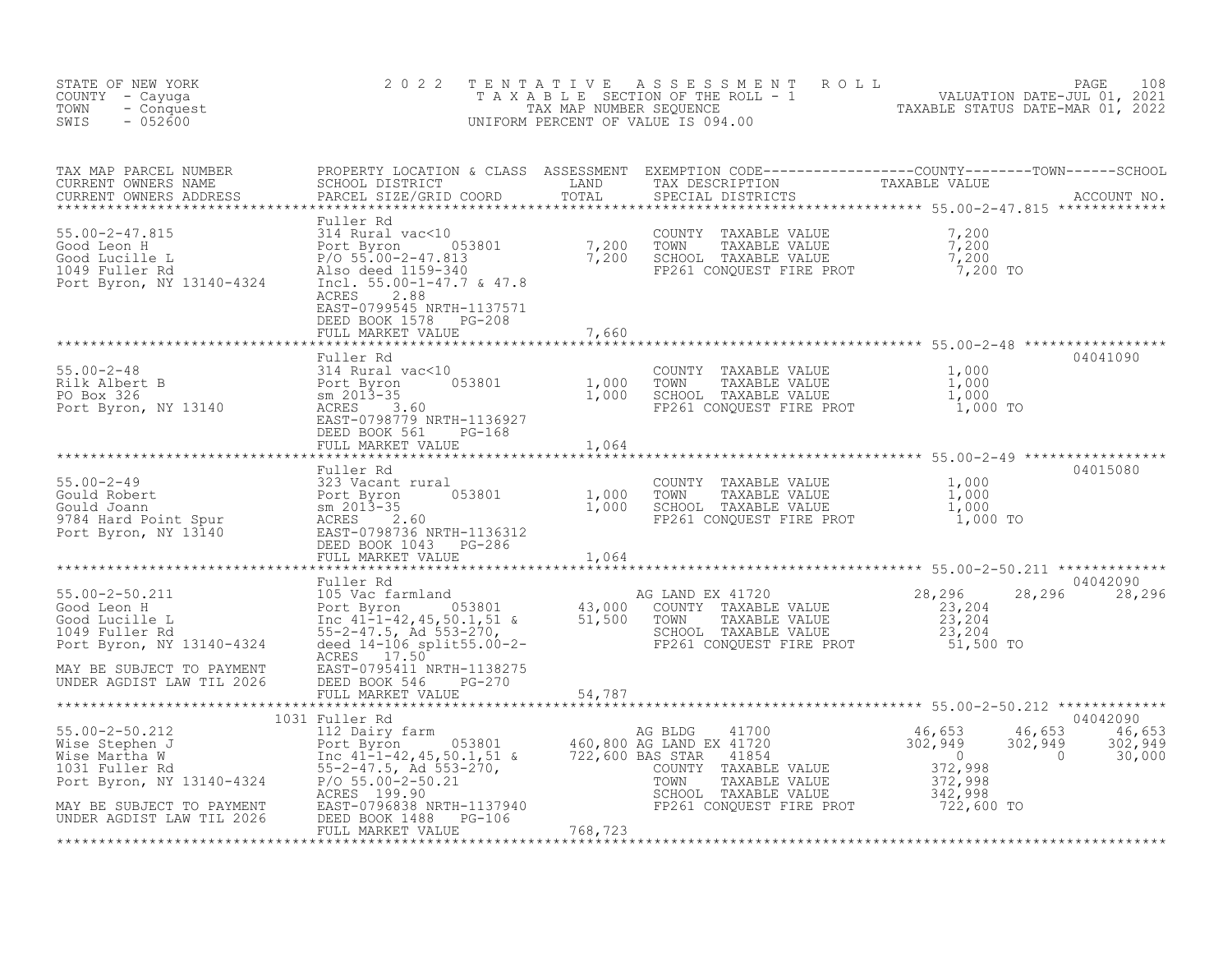STATE OF NEW YORK
COUNTY - Cayuga
TOWN - Conquest
SWIS - 052600

# 2022 TENTATIVE ASSESSMENT ROLL
TAXABLE SECTION OF THE ROLL - 1
TAX MAP NUMBER SEQUENCE
UNIFORM PERCENT OF VALUE IS 094.00

VALUATION DATE-JUL 01, 2021
TAXABLE STATUS DATE-MAR 01, 2022

| TAX MAP PARCEL NUMBER / CURRENT OWNERS NAME / CURRENT OWNERS ADDRESS | PROPERTY LOCATION & CLASS / SCHOOL DISTRICT / PARCEL SIZE/GRID COORD | ASSESSMENT LAND / TOTAL | EXEMPTION CODE / TAX DESCRIPTION / SPECIAL DISTRICTS | COUNTY TAXABLE VALUE | TOWN | SCHOOL | ACCOUNT NO. |
|---|---|---|---|---|---|---|---|
| 55.00-2-47.815 | Fuller Rd | | | | | | |
| | 314 Rural vac<10 | | COUNTY TAXABLE VALUE | 7,200 | | | |
| Good Leon H | Port Byron 053801 | 7,200 | TOWN TAXABLE VALUE | 7,200 | | | |
| Good Lucille L | P/O 55.00-2-47.813 | 7,200 | SCHOOL TAXABLE VALUE | 7,200 | | | |
| 1049 Fuller Rd | Also deed 1159-340 | | FP261 CONQUEST FIRE PROT | 7,200 TO | | | |
| Port Byron, NY 13140-4324 | Incl. 55.00-1-47.7 & 47.8 | | | | | | |
| | ACRES 2.88 | | | | | | |
| | EAST-0799545 NRTH-1137571 | | | | | | |
| | DEED BOOK 1578 PG-208 | | | | | | |
| | FULL MARKET VALUE | 7,660 | | | | | |
| 55.00-2-48 | Fuller Rd | | | | | | 04041090 |
| | 314 Rural vac<10 | | COUNTY TAXABLE VALUE | 1,000 | | | |
| Rilk Albert B | Port Byron 053801 | 1,000 | TOWN TAXABLE VALUE | 1,000 | | | |
| PO Box 326 | sm 2013-35 | 1,000 | SCHOOL TAXABLE VALUE | 1,000 | | | |
| Port Byron, NY 13140 | ACRES 3.60 | | FP261 CONQUEST FIRE PROT | 1,000 TO | | | |
| | EAST-0798779 NRTH-1136927 | | | | | | |
| | DEED BOOK 561 PG-168 | | | | | | |
| | FULL MARKET VALUE | 1,064 | | | | | |
| 55.00-2-49 | Fuller Rd | | | | | | 04015080 |
| | 323 Vacant rural | | COUNTY TAXABLE VALUE | 1,000 | | | |
| Gould Robert | Port Byron 053801 | 1,000 | TOWN TAXABLE VALUE | 1,000 | | | |
| Gould Joann | sm 2013-35 | 1,000 | SCHOOL TAXABLE VALUE | 1,000 | | | |
| 9784 Hard Point Spur | ACRES 2.60 | | FP261 CONQUEST FIRE PROT | 1,000 TO | | | |
| Port Byron, NY 13140 | EAST-0798736 NRTH-1136312 | | | | | | |
| | DEED BOOK 1043 PG-286 | | | | | | |
| | FULL MARKET VALUE | 1,064 | | | | | |
| 55.00-2-50.211 | Fuller Rd | | | | | | 04042090 |
| | 105 Vac farmland | | AG LAND EX 41720 | 28,296 | 28,296 | 28,296 | |
| Good Leon H | Port Byron 053801 | 43,000 | COUNTY TAXABLE VALUE | 23,204 | | | |
| Good Lucille L | Inc 41-1-42,45,50.1,51 & | 51,500 | TOWN TAXABLE VALUE | 23,204 | | | |
| 1049 Fuller Rd | 55-2-47.5, Ad 553-270, | | SCHOOL TAXABLE VALUE | 23,204 | | | |
| Port Byron, NY 13140-4324 | deed 14-106 split55.00-2- | | FP261 CONQUEST FIRE PROT | 51,500 TO | | | |
| | ACRES 17.50 | | | | | | |
| MAY BE SUBJECT TO PAYMENT | EAST-0795411 NRTH-1138275 | | | | | | |
| UNDER AGDIST LAW TIL 2026 | DEED BOOK 546 PG-270 | | | | | | |
| | FULL MARKET VALUE | 54,787 | | | | | |
| 55.00-2-50.212 | 1031 Fuller Rd | | | | | | 04042090 |
| | 112 Dairy farm | | AG BLDG 41700 | 46,653 | 46,653 | 46,653 | |
| Wise Stephen J | Port Byron 053801 | 460,800 | AG LAND EX 41720 | 302,949 | 302,949 | 302,949 | |
| Wise Martha W | Inc 41-1-42,45,50.1,51 & | 722,600 | BAS STAR 41854 | 0 | 0 | 30,000 | |
| 1031 Fuller Rd | 55-2-47.5, Ad 553-270, | | COUNTY TAXABLE VALUE | 372,998 | | | |
| Port Byron, NY 13140-4324 | P/O 55.00-2-50.21 | | TOWN TAXABLE VALUE | 372,998 | | | |
| | ACRES 199.90 | | SCHOOL TAXABLE VALUE | 342,998 | | | |
| MAY BE SUBJECT TO PAYMENT | EAST-0796838 NRTH-1137940 | | FP261 CONQUEST FIRE PROT | 722,600 TO | | | |
| UNDER AGDIST LAW TIL 2026 | DEED BOOK 1488 PG-106 | | | | | | |
| | FULL MARKET VALUE | 768,723 | | | | | |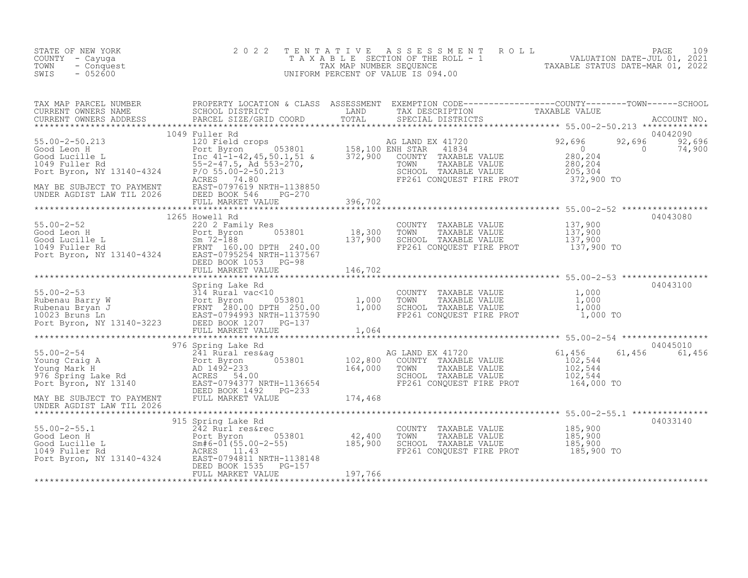STATE OF NEW YORK
COUNTY - Cayuga
TOWN - Conquest
SWIS - 052600

2 0 2 2 T E N T A T I V E A S S E S S M E N T R O L L
T A X A B L E SECTION OF THE ROLL - 1
TAX MAP NUMBER SEQUENCE
UNIFORM PERCENT OF VALUE IS 094.00

VALUATION DATE-JUL 01, 2021
TAXABLE STATUS DATE-MAR 01, 2022

```
TAX MAP PARCEL NUMBER          PROPERTY LOCATION & CLASS  ASSESSMENT  EXEMPTION CODE------------------COUNTY--------TOWN------SCHOOL
CURRENT OWNERS NAME            SCHOOL DISTRICT              LAND      TAX DESCRIPTION            TAXABLE VALUE
CURRENT OWNERS ADDRESS         PARCEL SIZE/GRID COORD       TOTAL     SPECIAL DISTRICTS                                    ACCOUNT NO.
******************************************************************************************************* 55.00-2-50.213 *************
                           1049 Fuller Rd                                                                                 04042090
55.00-2-50.213                 120 Field crops                    AG LAND EX 41720             92,696       92,696       92,696
Good Leon H                    Port Byron     053801      158,100 ENH STAR    41834                 0            0       74,900
Good Lucille L                 Inc 41-1-42,45,50.1,51 &   372,900   COUNTY  TAXABLE VALUE        280,204
1049 Fuller Rd                 55-2-47.5, Ad 553-270,               TOWN    TAXABLE VALUE        280,204
Port Byron, NY 13140-4324      P/O 55.00-2-50.213                   SCHOOL  TAXABLE VALUE        205,304
                               ACRES  74.80                         FP261 CONQUEST FIRE PROT       372,900 TO
MAY BE SUBJECT TO PAYMENT      EAST-0797619 NRTH-1138850
UNDER AGDIST LAW TIL 2026      DEED BOOK 546    PG-270
                               FULL MARKET VALUE          396,702
******************************************************************************************************* 55.00-2-52 *****************
                           1265 Howell Rd                                                                                 04043080
55.00-2-52                     220 2 Family Res                     COUNTY  TAXABLE VALUE        137,900
Good Leon H                    Port Byron     053801       18,300   TOWN    TAXABLE VALUE        137,900
Good Lucille L                 Sm 72-188                  137,900   SCHOOL  TAXABLE VALUE        137,900
1049 Fuller Rd                 FRNT 160.00 DPTH 240.00              FP261 CONQUEST FIRE PROT       137,900 TO
Port Byron, NY 13140-4324      EAST-0795254 NRTH-1137567
                               DEED BOOK 1053   PG-98
                               FULL MARKET VALUE          146,702
******************************************************************************************************* 55.00-2-53 *****************
                               Spring Lake Rd                                                                             04043100
55.00-2-53                     314 Rural vac<10                     COUNTY  TAXABLE VALUE          1,000
Rubenau Barry W                Port Byron     053801        1,000   TOWN    TAXABLE VALUE          1,000
Rubenau Bryan J                FRNT 280.00 DPTH 250.00      1,000   SCHOOL  TAXABLE VALUE          1,000
10023 Bruns Ln                 EAST-0794993 NRTH-1137590            FP261 CONQUEST FIRE PROT         1,000 TO
Port Byron, NY 13140-3223      DEED BOOK 1207   PG-137
                               FULL MARKET VALUE            1,064
******************************************************************************************************* 55.00-2-54 *****************
                            976 Spring Lake Rd                                                                            04045010
55.00-2-54                     241 Rural res&ag                   AG LAND EX 41720             61,456       61,456       61,456
Young Craig A                  Port Byron     053801      102,800   COUNTY  TAXABLE VALUE        102,544
Young Mark H                   AD 1492-233                164,000   TOWN    TAXABLE VALUE        102,544
976 Spring Lake Rd             ACRES  54.00                         SCHOOL  TAXABLE VALUE        102,544
Port Byron, NY 13140           EAST-0794377 NRTH-1136654            FP261 CONQUEST FIRE PROT       164,000 TO
                               DEED BOOK 1492   PG-233
MAY BE SUBJECT TO PAYMENT      FULL MARKET VALUE          174,468
UNDER AGDIST LAW TIL 2026
******************************************************************************************************* 55.00-2-55.1 ***************
                            915 Spring Lake Rd                                                                            04033140
55.00-2-55.1                   242 Rurl res&rec                     COUNTY  TAXABLE VALUE        185,900
Good Leon H                    Port Byron     053801       42,400   TOWN    TAXABLE VALUE        185,900
Good Lucille L                 Sm#6-01(55.00-2-55)        185,900   SCHOOL  TAXABLE VALUE        185,900
1049 Fuller Rd                 ACRES  11.43                         FP261 CONQUEST FIRE PROT       185,900 TO
Port Byron, NY 13140-4324      EAST-0794811 NRTH-1138148
                               DEED BOOK 1535   PG-157
                               FULL MARKET VALUE          197,766
************************************************************************************************************************************
```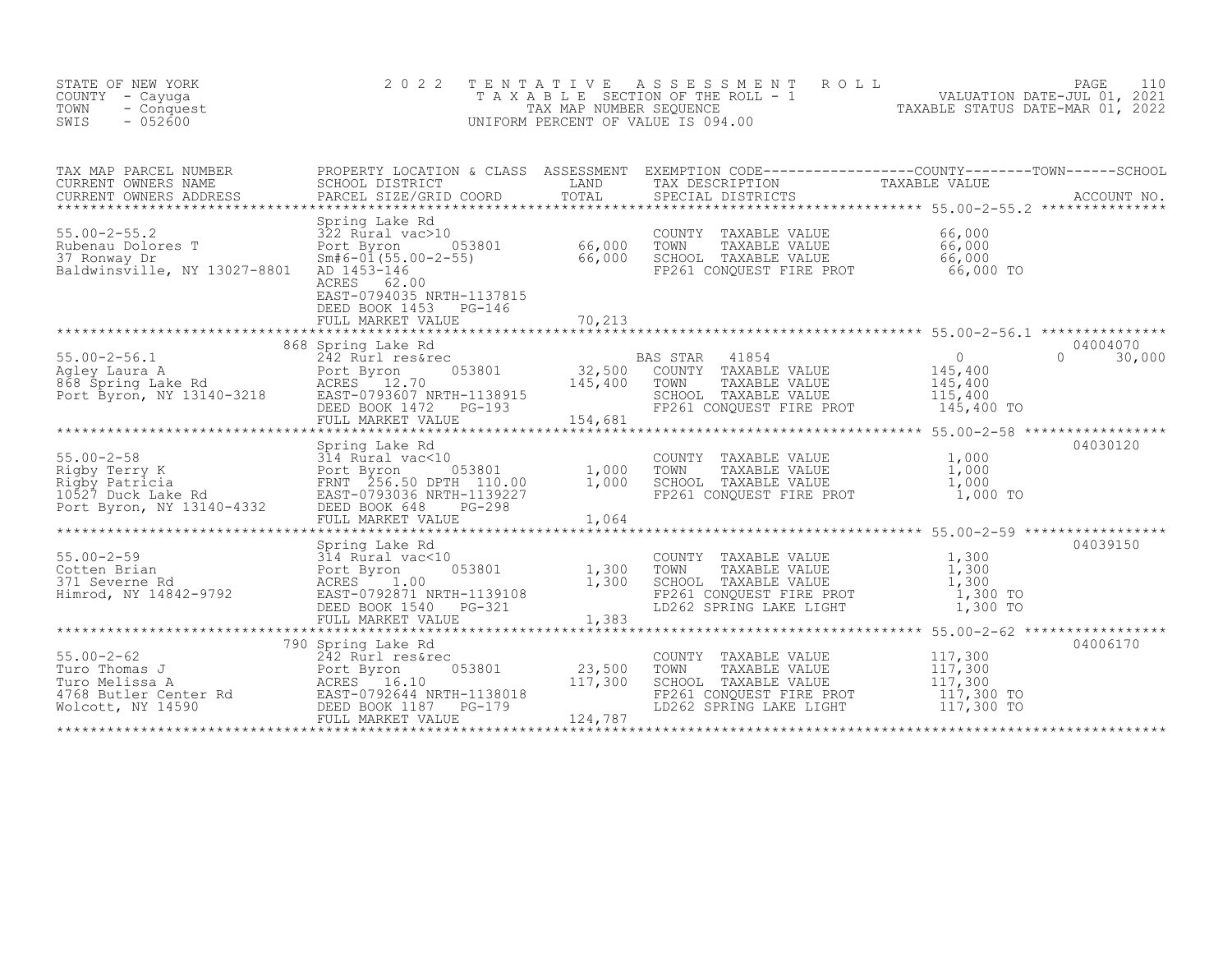STATE OF NEW YORK
COUNTY - Cayuga
TOWN - Conquest
SWIS - 052600

2 0 2 2 T E N T A T I V E A S S E S S M E N T R O L L
T A X A B L E SECTION OF THE ROLL - 1
TAX MAP NUMBER SEQUENCE
UNIFORM PERCENT OF VALUE IS 094.00

VALUATION DATE-JUL 01, 2021
TAXABLE STATUS DATE-MAR 01, 2022

| TAX MAP PARCEL NUMBER / CURRENT OWNERS NAME / CURRENT OWNERS ADDRESS | PROPERTY LOCATION & CLASS / SCHOOL DISTRICT / PARCEL SIZE/GRID COORD | ASSESSMENT LAND / TOTAL | EXEMPTION CODE / TAX DESCRIPTION / SPECIAL DISTRICTS | COUNTY / TOWN / SCHOOL TAXABLE VALUE | ACCOUNT NO. |
|---|---|---|---|---|---|
| **55.00-2-55.2** | Spring Lake Rd | | | | |
| 55.00-2-55.2 | 322 Rural vac>10 | | COUNTY TAXABLE VALUE | 66,000 | |
| Rubenau Dolores T | Port Byron 053801 | 66,000 | TOWN TAXABLE VALUE | 66,000 | |
| 37 Ronway Dr | Sm#6-01(55.00-2-55) | 66,000 | SCHOOL TAXABLE VALUE | 66,000 | |
| Baldwinsville, NY 13027-8801 | AD 1453-146 | | FP261 CONQUEST FIRE PROT | 66,000 TO | |
| | ACRES 62.00 | | | | |
| | EAST-0794035 NRTH-1137815 | | | | |
| | DEED BOOK 1453 PG-146 | | | | |
| | FULL MARKET VALUE | 70,213 | | | |
| **55.00-2-56.1** | 868 Spring Lake Rd | | | | 04004070 |
| 55.00-2-56.1 | 242 Rurl res&rec | | BAS STAR 41854 | 0 / 0 / 30,000 | |
| Agley Laura A | Port Byron 053801 | 32,500 | COUNTY TAXABLE VALUE | 145,400 | |
| 868 Spring Lake Rd | ACRES 12.70 | 145,400 | TOWN TAXABLE VALUE | 145,400 | |
| Port Byron, NY 13140-3218 | EAST-0793607 NRTH-1138915 | | SCHOOL TAXABLE VALUE | 115,400 | |
| | DEED BOOK 1472 PG-193 | | FP261 CONQUEST FIRE PROT | 145,400 TO | |
| | FULL MARKET VALUE | 154,681 | | | |
| **55.00-2-58** | Spring Lake Rd | | | | 04030120 |
| 55.00-2-58 | 314 Rural vac<10 | | COUNTY TAXABLE VALUE | 1,000 | |
| Rigby Terry K | Port Byron 053801 | 1,000 | TOWN TAXABLE VALUE | 1,000 | |
| Rigby Patricia | FRNT 256.50 DPTH 110.00 | 1,000 | SCHOOL TAXABLE VALUE | 1,000 | |
| 10527 Duck Lake Rd | EAST-0793036 NRTH-1139227 | | FP261 CONQUEST FIRE PROT | 1,000 TO | |
| Port Byron, NY 13140-4332 | DEED BOOK 648 PG-298 | | | | |
| | FULL MARKET VALUE | 1,064 | | | |
| **55.00-2-59** | Spring Lake Rd | | | | 04039150 |
| 55.00-2-59 | 314 Rural vac<10 | | COUNTY TAXABLE VALUE | 1,300 | |
| Cotten Brian | Port Byron 053801 | 1,300 | TOWN TAXABLE VALUE | 1,300 | |
| 371 Severne Rd | ACRES 1.00 | 1,300 | SCHOOL TAXABLE VALUE | 1,300 | |
| Himrod, NY 14842-9792 | EAST-0792871 NRTH-1139108 | | FP261 CONQUEST FIRE PROT | 1,300 TO | |
| | DEED BOOK 1540 PG-321 | | LD262 SPRING LAKE LIGHT | 1,300 TO | |
| | FULL MARKET VALUE | 1,383 | | | |
| **55.00-2-62** | 790 Spring Lake Rd | | | | 04006170 |
| 55.00-2-62 | 242 Rurl res&rec | | COUNTY TAXABLE VALUE | 117,300 | |
| Turo Thomas J | Port Byron 053801 | 23,500 | TOWN TAXABLE VALUE | 117,300 | |
| Turo Melissa A | ACRES 16.10 | 117,300 | SCHOOL TAXABLE VALUE | 117,300 | |
| 4768 Butler Center Rd | EAST-0792644 NRTH-1138018 | | FP261 CONQUEST FIRE PROT | 117,300 TO | |
| Wolcott, NY 14590 | DEED BOOK 1187 PG-179 | | LD262 SPRING LAKE LIGHT | 117,300 TO | |
| | FULL MARKET VALUE | 124,787 | | | |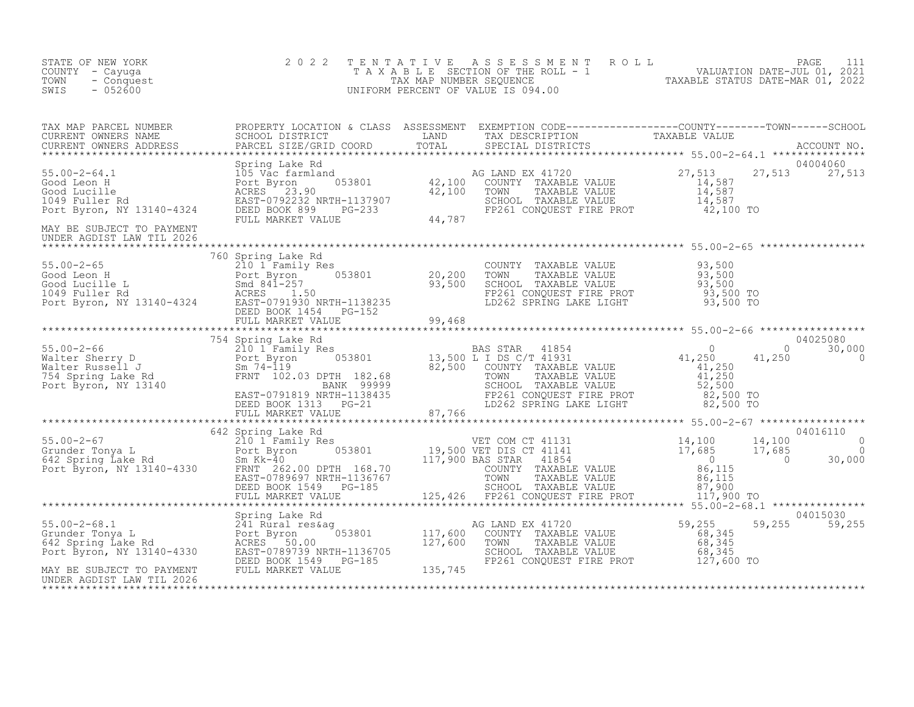STATE OF NEW YORK
COUNTY - Cayuga
TOWN - Conquest
SWIS - 052600

# 2022 TENTATIVE ASSESSMENT ROLL
TAXABLE SECTION OF THE ROLL - 1
TAX MAP NUMBER SEQUENCE
UNIFORM PERCENT OF VALUE IS 094.00

VALUATION DATE-JUL 01, 2021
TAXABLE STATUS DATE-MAR 01, 2022

| TAX MAP PARCEL NUMBER / CURRENT OWNERS NAME / CURRENT OWNERS ADDRESS | PROPERTY LOCATION & CLASS / SCHOOL DISTRICT / PARCEL SIZE/GRID COORD | ASSESSMENT LAND / TOTAL | EXEMPTION CODE / TAX DESCRIPTION / SPECIAL DISTRICTS | COUNTY TAXABLE VALUE | TOWN | SCHOOL / ACCOUNT NO. |
|---|---|---|---|---|---|---|
| **55.00-2-64.1** | Spring Lake Rd | | | | | 04004060 |
| 55.00-2-64.1 | 105 Vac farmland | | AG LAND EX 41720 | 27,513 | 27,513 | 27,513 |
| Good Leon H | Port Byron 053801 | 42,100 | COUNTY TAXABLE VALUE | 14,587 | | |
| Good Lucille | ACRES 23.90 | 42,100 | TOWN TAXABLE VALUE | 14,587 | | |
| 1049 Fuller Rd | EAST-0792232 NRTH-1137907 | | SCHOOL TAXABLE VALUE | 14,587 | | |
| Port Byron, NY 13140-4324 | DEED BOOK 899 PG-233 | | FP261 CONQUEST FIRE PROT | 42,100 TO | | |
| | FULL MARKET VALUE | 44,787 | | | | |
| MAY BE SUBJECT TO PAYMENT UNDER AGDIST LAW TIL 2026 | | | | | | |
| **55.00-2-65** | 760 Spring Lake Rd | | | | | |
| 55.00-2-65 | 210 1 Family Res | | COUNTY TAXABLE VALUE | 93,500 | | |
| Good Leon H | Port Byron 053801 | 20,200 | TOWN TAXABLE VALUE | 93,500 | | |
| Good Lucille L | Smd 841-257 | 93,500 | SCHOOL TAXABLE VALUE | 93,500 | | |
| 1049 Fuller Rd | ACRES 1.50 | | FP261 CONQUEST FIRE PROT | 93,500 TO | | |
| Port Byron, NY 13140-4324 | EAST-0791930 NRTH-1138235 | | LD262 SPRING LAKE LIGHT | 93,500 TO | | |
| | DEED BOOK 1454 PG-152 | | | | | |
| | FULL MARKET VALUE | 99,468 | | | | |
| **55.00-2-66** | 754 Spring Lake Rd | | | | | 04025080 |
| 55.00-2-66 | 210 1 Family Res | | BAS STAR 41854 | 0 | 0 | 30,000 |
| Walter Sherry D | Port Byron 053801 | 13,500 | L I DS C/T 41931 | 41,250 | 41,250 | 0 |
| Walter Russell J | Sm 74-119 | 82,500 | COUNTY TAXABLE VALUE | 41,250 | | |
| 754 Spring Lake Rd | FRNT 102.03 DPTH 182.68 | | TOWN TAXABLE VALUE | 41,250 | | |
| Port Byron, NY 13140 | BANK 99999 | | SCHOOL TAXABLE VALUE | 52,500 | | |
| | EAST-0791819 NRTH-1138435 | | FP261 CONQUEST FIRE PROT | 82,500 TO | | |
| | DEED BOOK 1313 PG-21 | | LD262 SPRING LAKE LIGHT | 82,500 TO | | |
| | FULL MARKET VALUE | 87,766 | | | | |
| **55.00-2-67** | 642 Spring Lake Rd | | | | | 04016110 |
| 55.00-2-67 | 210 1 Family Res | | VET COM CT 41131 | 14,100 | 14,100 | 0 |
| Grunder Tonya L | Port Byron 053801 | 19,500 | VET DIS CT 41141 | 17,685 | 17,685 | 0 |
| 642 Spring Lake Rd | Sm Kk-40 | 117,900 | BAS STAR 41854 | 0 | 0 | 30,000 |
| Port Byron, NY 13140-4330 | FRNT 262.00 DPTH 168.70 | | COUNTY TAXABLE VALUE | 86,115 | | |
| | EAST-0789697 NRTH-1136767 | | TOWN TAXABLE VALUE | 86,115 | | |
| | DEED BOOK 1549 PG-185 | | SCHOOL TAXABLE VALUE | 87,900 | | |
| | FULL MARKET VALUE | 125,426 | FP261 CONQUEST FIRE PROT | 117,900 TO | | |
| **55.00-2-68.1** | Spring Lake Rd | | | | | 04015030 |
| 55.00-2-68.1 | 241 Rural res&ag | | AG LAND EX 41720 | 59,255 | 59,255 | 59,255 |
| Grunder Tonya L | Port Byron 053801 | 117,600 | COUNTY TAXABLE VALUE | 68,345 | | |
| 642 Spring Lake Rd | ACRES 50.00 | 127,600 | TOWN TAXABLE VALUE | 68,345 | | |
| Port Byron, NY 13140-4330 | EAST-0789739 NRTH-1136705 | | SCHOOL TAXABLE VALUE | 68,345 | | |
| | DEED BOOK 1549 PG-185 | | FP261 CONQUEST FIRE PROT | 127,600 TO | | |
| MAY BE SUBJECT TO PAYMENT UNDER AGDIST LAW TIL 2026 | FULL MARKET VALUE | 135,745 | | | | |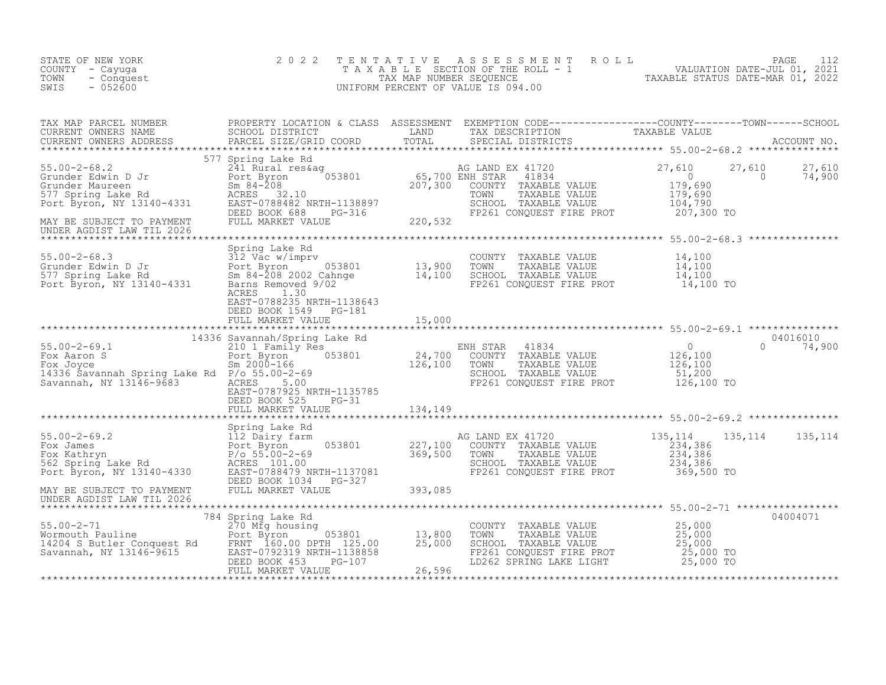STATE OF NEW YORK
COUNTY - Cayuga
TOWN - Conquest
SWIS - 052600

# 2022 TENTATIVE ASSESSMENT ROLL
TAXABLE SECTION OF THE ROLL - 1
TAX MAP NUMBER SEQUENCE
UNIFORM PERCENT OF VALUE IS 094.00

VALUATION DATE-JUL 01, 2021
TAXABLE STATUS DATE-MAR 01, 2022

| TAX MAP PARCEL NUMBER / CURRENT OWNERS NAME / CURRENT OWNERS ADDRESS | PROPERTY LOCATION & CLASS / SCHOOL DISTRICT / PARCEL SIZE/GRID COORD | ASSESSMENT LAND / TOTAL | EXEMPTION CODE / TAX DESCRIPTION / SPECIAL DISTRICTS | COUNTY TAXABLE VALUE | TOWN | SCHOOL / ACCOUNT NO. |
|---|---|---|---|---|---|---|
| **55.00-2-68.2** | 577 Spring Lake Rd | | | | | |
| 55.00-2-68.2 | 241 Rural res&ag | | AG LAND EX 41720 | 27,610 | 27,610 | 27,610 |
| Grunder Edwin D Jr | Port Byron 053801 | 65,700 | ENH STAR 41834 | 0 | 0 | 74,900 |
| Grunder Maureen | Sm 84-208 | 207,300 | COUNTY TAXABLE VALUE | 179,690 | | |
| 577 Spring Lake Rd | ACRES 32.10 | | TOWN TAXABLE VALUE | 179,690 | | |
| Port Byron, NY 13140-4331 | EAST-0788482 NRTH-1138897 | | SCHOOL TAXABLE VALUE | 104,790 | | |
| | DEED BOOK 688 PG-316 | | FP261 CONQUEST FIRE PROT | 207,300 TO | | |
| MAY BE SUBJECT TO PAYMENT | FULL MARKET VALUE | 220,532 | | | | |
| UNDER AGDIST LAW TIL 2026 | | | | | | |
| **55.00-2-68.3** | Spring Lake Rd | | | | | |
| 55.00-2-68.3 | 312 Vac w/imprv | | COUNTY TAXABLE VALUE | 14,100 | | |
| Grunder Edwin D Jr | Port Byron 053801 | 13,900 | TOWN TAXABLE VALUE | 14,100 | | |
| 577 Spring Lake Rd | Sm 84-208 2002 Cahnge | 14,100 | SCHOOL TAXABLE VALUE | 14,100 | | |
| Port Byron, NY 13140-4331 | Barns Removed 9/02 | | FP261 CONQUEST FIRE PROT | 14,100 TO | | |
| | ACRES 1.30 | | | | | |
| | EAST-0788235 NRTH-1138643 | | | | | |
| | DEED BOOK 1549 PG-181 | | | | | |
| | FULL MARKET VALUE | 15,000 | | | | |
| **55.00-2-69.1** | 14336 Savannah/Spring Lake Rd | | | | | 04016010 |
| 55.00-2-69.1 | 210 1 Family Res | | ENH STAR 41834 | 0 | 0 | 74,900 |
| Fox Aaron S | Port Byron 053801 | 24,700 | COUNTY TAXABLE VALUE | 126,100 | | |
| Fox Joyce | Sm 2000-166 | 126,100 | TOWN TAXABLE VALUE | 126,100 | | |
| 14336 Savannah Spring Lake Rd | P/o 55.00-2-69 | | SCHOOL TAXABLE VALUE | 51,200 | | |
| Savannah, NY 13146-9683 | ACRES 5.00 | | FP261 CONQUEST FIRE PROT | 126,100 TO | | |
| | EAST-0787925 NRTH-1135785 | | | | | |
| | DEED BOOK 525 PG-31 | | | | | |
| | FULL MARKET VALUE | 134,149 | | | | |
| **55.00-2-69.2** | Spring Lake Rd | | | | | |
| 55.00-2-69.2 | 112 Dairy farm | | AG LAND EX 41720 | 135,114 | 135,114 | 135,114 |
| Fox James | Port Byron 053801 | 227,100 | COUNTY TAXABLE VALUE | 234,386 | | |
| Fox Kathryn | P/o 55.00-2-69 | 369,500 | TOWN TAXABLE VALUE | 234,386 | | |
| 562 Spring Lake Rd | ACRES 101.00 | | SCHOOL TAXABLE VALUE | 234,386 | | |
| Port Byron, NY 13140-4330 | EAST-0788479 NRTH-1137081 | | FP261 CONQUEST FIRE PROT | 369,500 TO | | |
| | DEED BOOK 1034 PG-327 | | | | | |
| MAY BE SUBJECT TO PAYMENT | FULL MARKET VALUE | 393,085 | | | | |
| UNDER AGDIST LAW TIL 2026 | | | | | | |
| **55.00-2-71** | 784 Spring Lake Rd | | | | | 04004071 |
| 55.00-2-71 | 270 Mfg housing | | COUNTY TAXABLE VALUE | 25,000 | | |
| Wormouth Pauline | Port Byron 053801 | 13,800 | TOWN TAXABLE VALUE | 25,000 | | |
| 14204 S Butler Conquest Rd | FRNT 160.00 DPTH 125.00 | 25,000 | SCHOOL TAXABLE VALUE | 25,000 | | |
| Savannah, NY 13146-9615 | EAST-0792319 NRTH-1138858 | | FP261 CONQUEST FIRE PROT | 25,000 TO | | |
| | DEED BOOK 453 PG-107 | | LD262 SPRING LAKE LIGHT | 25,000 TO | | |
| | FULL MARKET VALUE | 26,596 | | | | |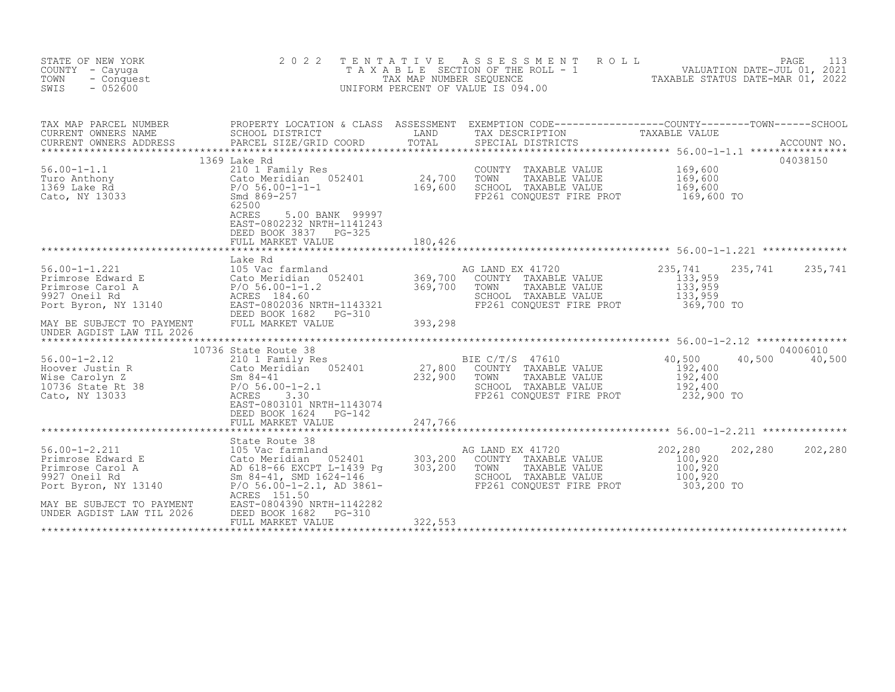STATE OF NEW YORK
COUNTY - Cayuga
TOWN - Conquest
SWIS - 052600

2022 TENTATIVE ASSESSMENT ROLL
TAXABLE SECTION OF THE ROLL - 1
TAX MAP NUMBER SEQUENCE
UNIFORM PERCENT OF VALUE IS 094.00

VALUATION DATE-JUL 01, 2021
TAXABLE STATUS DATE-MAR 01, 2022

| TAX MAP PARCEL NUMBER / CURRENT OWNERS NAME / CURRENT OWNERS ADDRESS | PROPERTY LOCATION & CLASS / SCHOOL DISTRICT / PARCEL SIZE/GRID COORD | ASSESSMENT LAND | TOTAL | EXEMPTION CODE / TAX DESCRIPTION / SPECIAL DISTRICTS | COUNTY TAXABLE VALUE | TOWN | SCHOOL | ACCOUNT NO. |
|---|---|---|---|---|---|---|---|---|
| **56.00-1-1.1** | 1369 Lake Rd | | | | | | | 04038150 |
| 56.00-1-1.1 | 210 1 Family Res | | | COUNTY TAXABLE VALUE | 169,600 | | | |
| Turo Anthony | Cato Meridian 052401 | 24,700 | | TOWN TAXABLE VALUE | 169,600 | | | |
| 1369 Lake Rd | P/O 56.00-1-1-1 | | 169,600 | SCHOOL TAXABLE VALUE | 169,600 | | | |
| Cato, NY 13033 | Smd 869-257 | | | FP261 CONQUEST FIRE PROT | 169,600 TO | | | |
| | 62500 | | | | | | | |
| | ACRES 5.00 BANK 99997 | | | | | | | |
| | EAST-0802232 NRTH-1141243 | | | | | | | |
| | DEED BOOK 3837 PG-325 | | | | | | | |
| | FULL MARKET VALUE | | 180,426 | | | | | |
| **56.00-1-1.221** | Lake Rd | | | | | | | |
| 56.00-1-1.221 | 105 Vac farmland | | | AG LAND EX 41720 | 235,741 | 235,741 | 235,741 | |
| Primrose Edward E | Cato Meridian 052401 | 369,700 | | COUNTY TAXABLE VALUE | 133,959 | | | |
| Primrose Carol A | P/O 56.00-1-1.2 | | 369,700 | TOWN TAXABLE VALUE | 133,959 | | | |
| 9927 Oneil Rd | ACRES 184.60 | | | SCHOOL TAXABLE VALUE | 133,959 | | | |
| Port Byron, NY 13140 | EAST-0802036 NRTH-1143321 | | | FP261 CONQUEST FIRE PROT | 369,700 TO | | | |
| | DEED BOOK 1682 PG-310 | | | | | | | |
| MAY BE SUBJECT TO PAYMENT | FULL MARKET VALUE | | 393,298 | | | | | |
| UNDER AGDIST LAW TIL 2026 | | | | | | | | |
| **56.00-1-2.12** | 10736 State Route 38 | | | | | | | 04006010 |
| 56.00-1-2.12 | 210 1 Family Res | | | BIE C/T/S 47610 | 40,500 | 40,500 | 40,500 | |
| Hoover Justin R | Cato Meridian 052401 | 27,800 | | COUNTY TAXABLE VALUE | 192,400 | | | |
| Wise Carolyn Z | Sm 84-41 | | 232,900 | TOWN TAXABLE VALUE | 192,400 | | | |
| 10736 State Rt 38 | P/O 56.00-1-2.1 | | | SCHOOL TAXABLE VALUE | 192,400 | | | |
| Cato, NY 13033 | ACRES 3.30 | | | FP261 CONQUEST FIRE PROT | 232,900 TO | | | |
| | EAST-0803101 NRTH-1143074 | | | | | | | |
| | DEED BOOK 1624 PG-142 | | | | | | | |
| | FULL MARKET VALUE | | 247,766 | | | | | |
| **56.00-1-2.211** | State Route 38 | | | | | | | |
| 56.00-1-2.211 | 105 Vac farmland | | | AG LAND EX 41720 | 202,280 | 202,280 | 202,280 | |
| Primrose Edward E | Cato Meridian 052401 | 303,200 | | COUNTY TAXABLE VALUE | 100,920 | | | |
| Primrose Carol A | AD 618-66 EXCPT L-1439 Pg | | 303,200 | TOWN TAXABLE VALUE | 100,920 | | | |
| 9927 Oneil Rd | Sm 84-41, SMD 1624-146 | | | SCHOOL TAXABLE VALUE | 100,920 | | | |
| Port Byron, NY 13140 | P/O 56.00-1-2.1, AD 3861- | | | FP261 CONQUEST FIRE PROT | 303,200 TO | | | |
| | ACRES 151.50 | | | | | | | |
| MAY BE SUBJECT TO PAYMENT | EAST-0804390 NRTH-1142282 | | | | | | | |
| UNDER AGDIST LAW TIL 2026 | DEED BOOK 1682 PG-310 | | | | | | | |
| | FULL MARKET VALUE | | 322,553 | | | | | |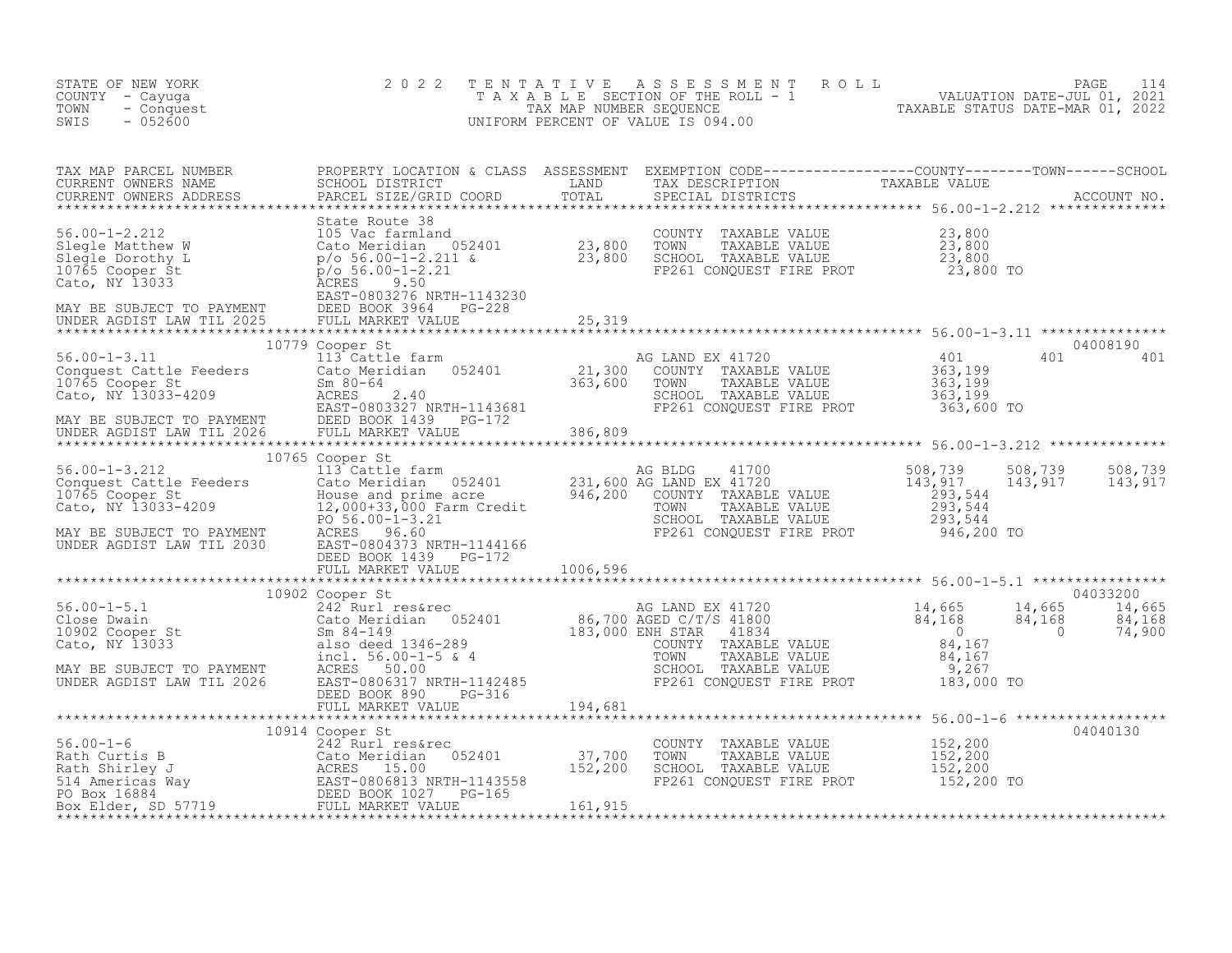STATE OF NEW YORK
COUNTY - Cayuga
TOWN - Conquest
SWIS - 052600

2022 TENTATIVE ASSESSMENT ROLL
TAXABLE SECTION OF THE ROLL - 1
TAX MAP NUMBER SEQUENCE
UNIFORM PERCENT OF VALUE IS 094.00

VALUATION DATE-JUL 01, 2021
TAXABLE STATUS DATE-MAR 01, 2022

| TAX MAP PARCEL NUMBER / CURRENT OWNERS NAME / CURRENT OWNERS ADDRESS | PROPERTY LOCATION & CLASS / SCHOOL DISTRICT / PARCEL SIZE/GRID COORD | ASSESSMENT LAND / TOTAL | EXEMPTION CODE / TAX DESCRIPTION / SPECIAL DISTRICTS | COUNTY | TOWN | SCHOOL | ACCOUNT NO. |
|---|---|---|---|---|---|---|---|
| **56.00-1-2.212** | State Route 38 | | | | | | |
| Slegle Matthew W | 105 Vac farmland | | COUNTY TAXABLE VALUE | 23,800 | | | |
| Slegle Dorothy L | Cato Meridian 052401 | 23,800 | TOWN TAXABLE VALUE | 23,800 | | | |
| 10765 Cooper St | p/o 56.00-1-2.211 & | 23,800 | SCHOOL TAXABLE VALUE | 23,800 | | | |
| Cato, NY 13033 | p/o 56.00-1-2.21 | | FP261 CONQUEST FIRE PROT | 23,800 TO | | | |
| | ACRES 9.50 | | | | | | |
| | EAST-0803276 NRTH-1143230 | | | | | | |
| MAY BE SUBJECT TO PAYMENT | DEED BOOK 3964 PG-228 | | | | | | |
| UNDER AGDIST LAW TIL 2025 | FULL MARKET VALUE | 25,319 | | | | | |
| **56.00-1-3.11** | 10779 Cooper St | | | | | | 04008190 |
| Conquest Cattle Feeders | 113 Cattle farm | | AG LAND EX 41720 | 401 | 401 | 401 | |
| 10765 Cooper St | Cato Meridian 052401 | 21,300 | COUNTY TAXABLE VALUE | 363,199 | | | |
| Cato, NY 13033-4209 | Sm 80-64 | 363,600 | TOWN TAXABLE VALUE | 363,199 | | | |
| | ACRES 2.40 | | SCHOOL TAXABLE VALUE | 363,199 | | | |
| | EAST-0803327 NRTH-1143681 | | FP261 CONQUEST FIRE PROT | 363,600 TO | | | |
| MAY BE SUBJECT TO PAYMENT | DEED BOOK 1439 PG-172 | | | | | | |
| UNDER AGDIST LAW TIL 2026 | FULL MARKET VALUE | 386,809 | | | | | |
| **56.00-1-3.212** | 10765 Cooper St | | | | | | |
| Conquest Cattle Feeders | 113 Cattle farm | | AG BLDG 41700 | 508,739 | 508,739 | 508,739 | |
| 10765 Cooper St | Cato Meridian 052401 | 231,600 | AG LAND EX 41720 | 143,917 | 143,917 | 143,917 | |
| Cato, NY 13033-4209 | House and prime acre | 946,200 | COUNTY TAXABLE VALUE | 293,544 | | | |
| | 12,000+33,000 Farm Credit | | TOWN TAXABLE VALUE | 293,544 | | | |
| | PO 56.00-1-3.21 | | SCHOOL TAXABLE VALUE | 293,544 | | | |
| MAY BE SUBJECT TO PAYMENT | ACRES 96.60 | | FP261 CONQUEST FIRE PROT | 946,200 TO | | | |
| UNDER AGDIST LAW TIL 2030 | EAST-0804373 NRTH-1144166 | | | | | | |
| | DEED BOOK 1439 PG-172 | | | | | | |
| | FULL MARKET VALUE | 1006,596 | | | | | |
| **56.00-1-5.1** | 10902 Cooper St | | | | | | 04033200 |
| Close Dwain | 242 Rurl res&rec | | AG LAND EX 41720 | 14,665 | 14,665 | 14,665 | |
| 10902 Cooper St | Cato Meridian 052401 | 86,700 | AGED C/T/S 41800 | 84,168 | 84,168 | 84,168 | |
| Cato, NY 13033 | Sm 84-149 | 183,000 | ENH STAR 41834 | 0 | 0 | 74,900 | |
| | also deed 1346-289 | | COUNTY TAXABLE VALUE | 84,167 | | | |
| | incl. 56.00-1-5 & 4 | | TOWN TAXABLE VALUE | 84,167 | | | |
| MAY BE SUBJECT TO PAYMENT | ACRES 50.00 | | SCHOOL TAXABLE VALUE | 9,267 | | | |
| UNDER AGDIST LAW TIL 2026 | EAST-0806317 NRTH-1142485 | | FP261 CONQUEST FIRE PROT | 183,000 TO | | | |
| | DEED BOOK 890 PG-316 | | | | | | |
| | FULL MARKET VALUE | 194,681 | | | | | |
| **56.00-1-6** | 10914 Cooper St | | | | | | 04040130 |
| Rath Curtis B | 242 Rurl res&rec | | COUNTY TAXABLE VALUE | 152,200 | | | |
| Rath Shirley J | Cato Meridian 052401 | 37,700 | TOWN TAXABLE VALUE | 152,200 | | | |
| 514 Americas Way | ACRES 15.00 | 152,200 | SCHOOL TAXABLE VALUE | 152,200 | | | |
| PO Box 16884 | EAST-0806813 NRTH-1143558 | | FP261 CONQUEST FIRE PROT | 152,200 TO | | | |
| Box Elder, SD 57719 | DEED BOOK 1027 PG-165 | | | | | | |
| | FULL MARKET VALUE | 161,915 | | | | | |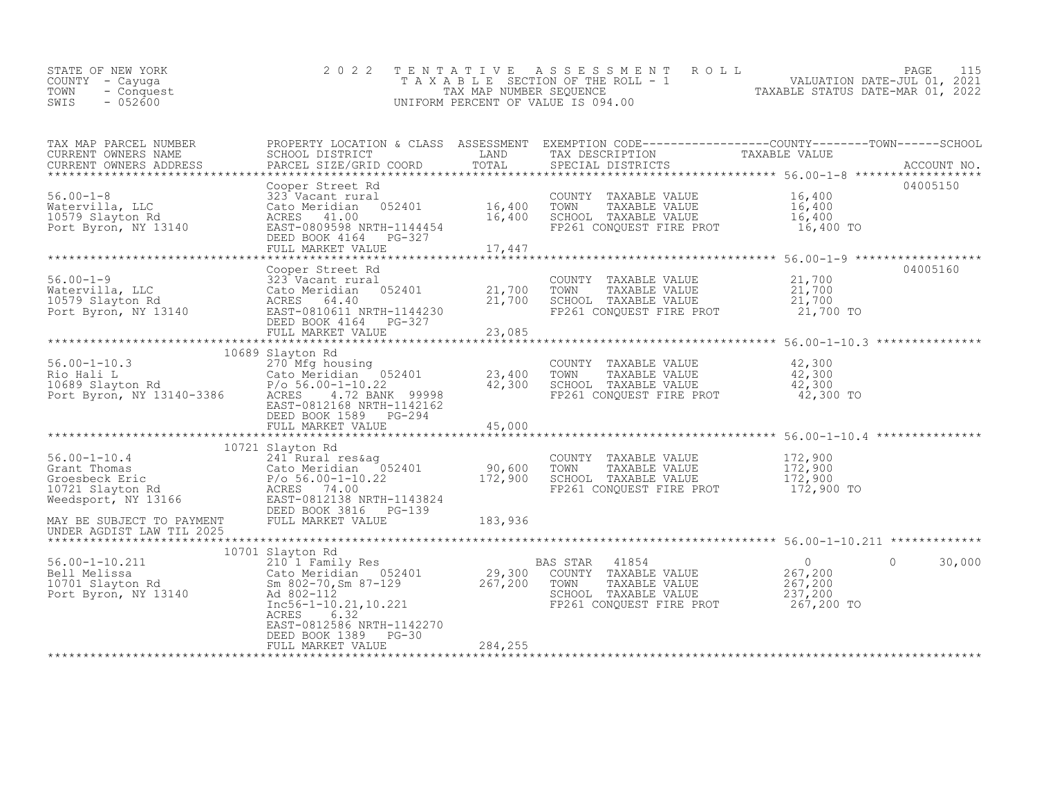STATE OF NEW YORK
COUNTY - Cayuga
TOWN - Conquest
SWIS - 052600

2022 TENTATIVE ASSESSMENT ROLL
TAXABLE SECTION OF THE ROLL - 1
TAX MAP NUMBER SEQUENCE
UNIFORM PERCENT OF VALUE IS 094.00

VALUATION DATE-JUL 01, 2021
TAXABLE STATUS DATE-MAR 01, 2022

| TAX MAP PARCEL NUMBER / CURRENT OWNERS NAME / CURRENT OWNERS ADDRESS | PROPERTY LOCATION & CLASS / SCHOOL DISTRICT / PARCEL SIZE/GRID COORD | ASSESSMENT LAND / TOTAL | EXEMPTION CODE / TAX DESCRIPTION / SPECIAL DISTRICTS | COUNTY | TOWN | SCHOOL | TAXABLE VALUE / ACCOUNT NO. |
|---|---|---|---|---|---|---|---|
| **56.00-1-8** | Cooper Street Rd | | | | | | 04005150 |
| 56.00-1-8 | 323 Vacant rural | | COUNTY TAXABLE VALUE | 16,400 | | | |
| Watervilla, LLC | Cato Meridian 052401 | 16,400 | TOWN TAXABLE VALUE | | 16,400 | | |
| 10579 Slayton Rd | ACRES 41.00 | 16,400 | SCHOOL TAXABLE VALUE | | | 16,400 | |
| Port Byron, NY 13140 | EAST-0809598 NRTH-1144454 | | FP261 CONQUEST FIRE PROT | | | | 16,400 TO |
| | DEED BOOK 4164 PG-327 | | | | | | |
| | FULL MARKET VALUE | 17,447 | | | | | |
| **56.00-1-9** | Cooper Street Rd | | | | | | 04005160 |
| 56.00-1-9 | 323 Vacant rural | | COUNTY TAXABLE VALUE | 21,700 | | | |
| Watervilla, LLC | Cato Meridian 052401 | 21,700 | TOWN TAXABLE VALUE | | 21,700 | | |
| 10579 Slayton Rd | ACRES 64.40 | 21,700 | SCHOOL TAXABLE VALUE | | | 21,700 | |
| Port Byron, NY 13140 | EAST-0810611 NRTH-1144230 | | FP261 CONQUEST FIRE PROT | | | | 21,700 TO |
| | DEED BOOK 4164 PG-327 | | | | | | |
| | FULL MARKET VALUE | 23,085 | | | | | |
| **56.00-1-10.3** | 10689 Slayton Rd | | | | | | |
| 56.00-1-10.3 | 270 Mfg housing | | COUNTY TAXABLE VALUE | 42,300 | | | |
| Rio Hali L | Cato Meridian 052401 | 23,400 | TOWN TAXABLE VALUE | | 42,300 | | |
| 10689 Slayton Rd | P/o 56.00-1-10.22 | 42,300 | SCHOOL TAXABLE VALUE | | | 42,300 | |
| Port Byron, NY 13140-3386 | ACRES 4.72 BANK 99998 | | FP261 CONQUEST FIRE PROT | | | | 42,300 TO |
| | EAST-0812168 NRTH-1142162 | | | | | | |
| | DEED BOOK 1589 PG-294 | | | | | | |
| | FULL MARKET VALUE | 45,000 | | | | | |
| **56.00-1-10.4** | 10721 Slayton Rd | | | | | | |
| 56.00-1-10.4 | 241 Rural res&ag | | COUNTY TAXABLE VALUE | 172,900 | | | |
| Grant Thomas | Cato Meridian 052401 | 90,600 | TOWN TAXABLE VALUE | | 172,900 | | |
| Groesbeck Eric | P/o 56.00-1-10.22 | 172,900 | SCHOOL TAXABLE VALUE | | | 172,900 | |
| 10721 Slayton Rd | ACRES 74.00 | | FP261 CONQUEST FIRE PROT | | | | 172,900 TO |
| Weedsport, NY 13166 | EAST-0812138 NRTH-1143824 | | | | | | |
| | DEED BOOK 3816 PG-139 | | | | | | |
| MAY BE SUBJECT TO PAYMENT UNDER AGDIST LAW TIL 2025 | FULL MARKET VALUE | 183,936 | | | | | |
| **56.00-1-10.211** | 10701 Slayton Rd | | | | | | |
| 56.00-1-10.211 | 210 1 Family Res | | BAS STAR 41854 | 0 | 0 | 30,000 | |
| Bell Melissa | Cato Meridian 052401 | 29,300 | COUNTY TAXABLE VALUE | 267,200 | | | |
| 10701 Slayton Rd | Sm 802-70,Sm 87-129 | 267,200 | TOWN TAXABLE VALUE | | 267,200 | | |
| Port Byron, NY 13140 | Ad 802-112 | | SCHOOL TAXABLE VALUE | | | 237,200 | |
| | Inc56-1-10.21,10.221 | | FP261 CONQUEST FIRE PROT | | | | 267,200 TO |
| | ACRES 6.32 | | | | | | |
| | EAST-0812586 NRTH-1142270 | | | | | | |
| | DEED BOOK 1389 PG-30 | | | | | | |
| | FULL MARKET VALUE | 284,255 | | | | | |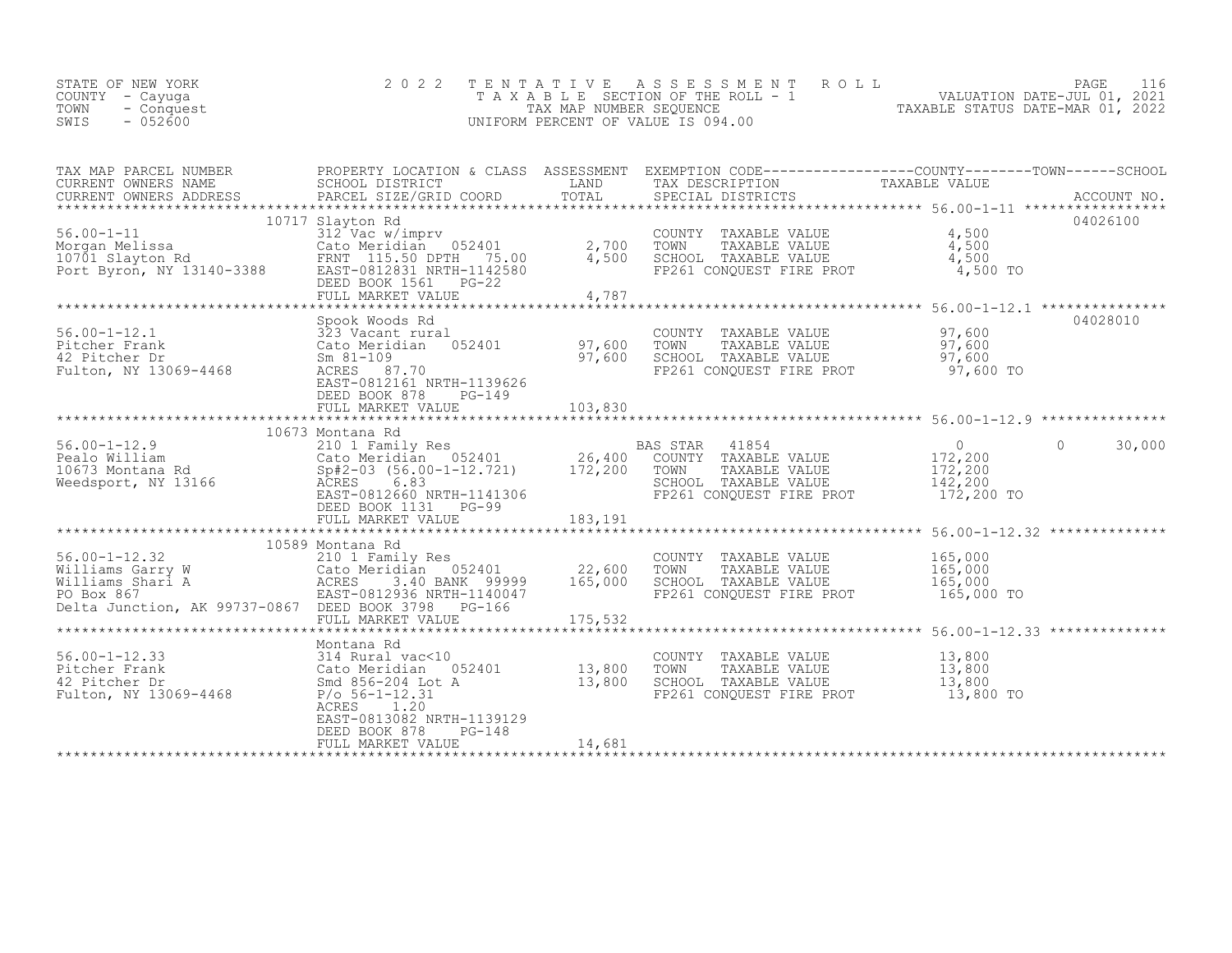STATE OF NEW YORK
COUNTY - Cayuga
TOWN - Conquest
SWIS - 052600

2022 TENTATIVE ASSESSMENT ROLL
TAXABLE SECTION OF THE ROLL - 1
TAX MAP NUMBER SEQUENCE
UNIFORM PERCENT OF VALUE IS 094.00

VALUATION DATE-JUL 01, 2021
TAXABLE STATUS DATE-MAR 01, 2022

| TAX MAP PARCEL NUMBER / CURRENT OWNERS NAME / CURRENT OWNERS ADDRESS | PROPERTY LOCATION & CLASS / SCHOOL DISTRICT / PARCEL SIZE/GRID COORD | ASSESSMENT LAND | TOTAL | EXEMPTION CODE / TAX DESCRIPTION / SPECIAL DISTRICTS | COUNTY TAXABLE VALUE | TOWN | SCHOOL | ACCOUNT NO. |
|---|---|---|---|---|---|---|---|---|
| **56.00-1-11** | 10717 Slayton Rd | | | | | | | 04026100 |
| Morgan Melissa | 312 Vac w/imprv | | | COUNTY TAXABLE VALUE | 4,500 | | | |
| 10701 Slayton Rd | Cato Meridian 052401 | 2,700 | | TOWN TAXABLE VALUE | 4,500 | | | |
| Port Byron, NY 13140-3388 | FRNT 115.50 DPTH 75.00 | | 4,500 | SCHOOL TAXABLE VALUE | 4,500 | | | |
| | EAST-0812831 NRTH-1142580 | | | FP261 CONQUEST FIRE PROT | 4,500 TO | | | |
| | DEED BOOK 1561 PG-22 | | | | | | | |
| | FULL MARKET VALUE | | 4,787 | | | | | |
| **56.00-1-12.1** | Spook Woods Rd | | | | | | | 04028010 |
| Pitcher Frank | 323 Vacant rural | | | COUNTY TAXABLE VALUE | 97,600 | | | |
| 42 Pitcher Dr | Cato Meridian 052401 | 97,600 | | TOWN TAXABLE VALUE | 97,600 | | | |
| Fulton, NY 13069-4468 | Sm 81-109 | | 97,600 | SCHOOL TAXABLE VALUE | 97,600 | | | |
| | ACRES 87.70 | | | FP261 CONQUEST FIRE PROT | 97,600 TO | | | |
| | EAST-0812161 NRTH-1139626 | | | | | | | |
| | DEED BOOK 878 PG-149 | | | | | | | |
| | FULL MARKET VALUE | | 103,830 | | | | | |
| **56.00-1-12.9** | 10673 Montana Rd | | | | | | | |
| Pealo William | 210 1 Family Res | | | BAS STAR 41854 | 0 | 0 | 30,000 | |
| 10673 Montana Rd | Cato Meridian 052401 | 26,400 | | COUNTY TAXABLE VALUE | 172,200 | | | |
| Weedsport, NY 13166 | Sp#2-03 (56.00-1-12.721) | | 172,200 | TOWN TAXABLE VALUE | 172,200 | | | |
| | ACRES 6.83 | | | SCHOOL TAXABLE VALUE | 142,200 | | | |
| | EAST-0812660 NRTH-1141306 | | | FP261 CONQUEST FIRE PROT | 172,200 TO | | | |
| | DEED BOOK 1131 PG-99 | | | | | | | |
| | FULL MARKET VALUE | | 183,191 | | | | | |
| **56.00-1-12.32** | 10589 Montana Rd | | | | | | | |
| Williams Garry W | 210 1 Family Res | | | COUNTY TAXABLE VALUE | 165,000 | | | |
| Williams Shari A | Cato Meridian 052401 | 22,600 | | TOWN TAXABLE VALUE | 165,000 | | | |
| PO Box 867 | ACRES 3.40 BANK 99999 | | 165,000 | SCHOOL TAXABLE VALUE | 165,000 | | | |
| Delta Junction, AK 99737-0867 | EAST-0812936 NRTH-1140047 | | | FP261 CONQUEST FIRE PROT | 165,000 TO | | | |
| | DEED BOOK 3798 PG-166 | | | | | | | |
| | FULL MARKET VALUE | | 175,532 | | | | | |
| **56.00-1-12.33** | Montana Rd | | | | | | | |
| Pitcher Frank | 314 Rural vac<10 | | | COUNTY TAXABLE VALUE | 13,800 | | | |
| 42 Pitcher Dr | Cato Meridian 052401 | 13,800 | | TOWN TAXABLE VALUE | 13,800 | | | |
| Fulton, NY 13069-4468 | Smd 856-204 Lot A | | 13,800 | SCHOOL TAXABLE VALUE | 13,800 | | | |
| | P/o 56-1-12.31 | | | FP261 CONQUEST FIRE PROT | 13,800 TO | | | |
| | ACRES 1.20 | | | | | | | |
| | EAST-0813082 NRTH-1139129 | | | | | | | |
| | DEED BOOK 878 PG-148 | | | | | | | |
| | FULL MARKET VALUE | | 14,681 | | | | | |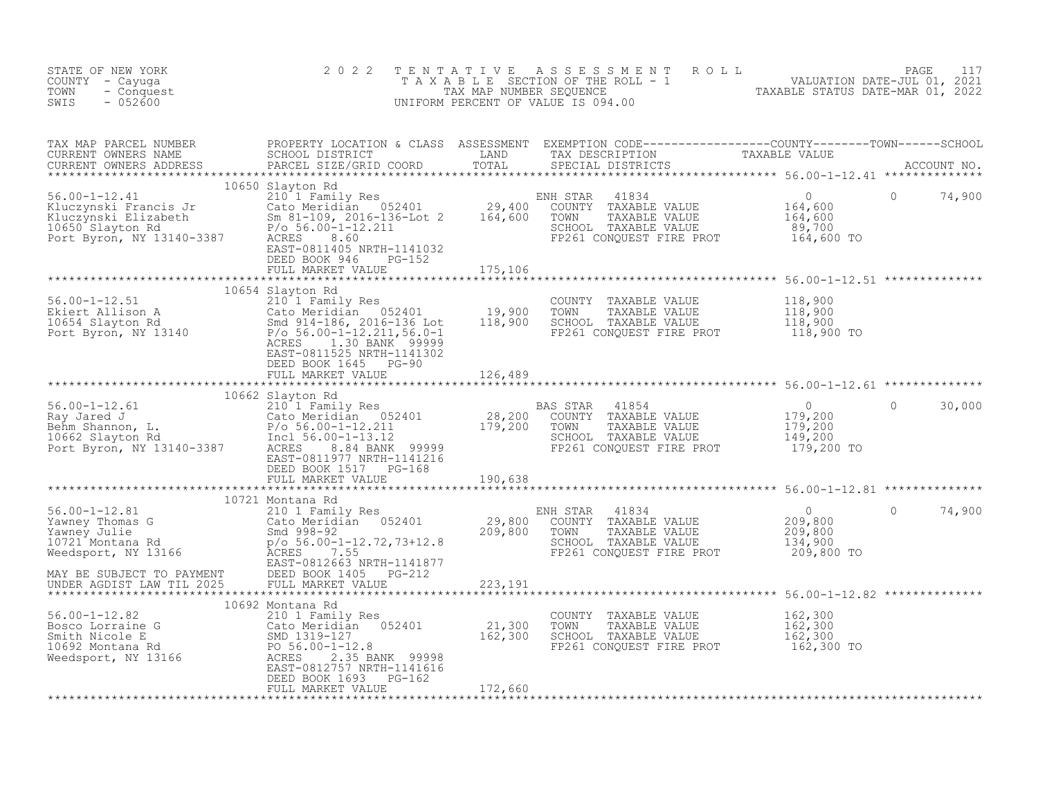STATE OF NEW YORK
COUNTY - Cayuga
TOWN - Conquest
SWIS - 052600

2022 TENTATIVE ASSESSMENT ROLL
TAXABLE SECTION OF THE ROLL - 1
TAX MAP NUMBER SEQUENCE
UNIFORM PERCENT OF VALUE IS 094.00

VALUATION DATE-JUL 01, 2021
TAXABLE STATUS DATE-MAR 01, 2022

| TAX MAP PARCEL NUMBER / CURRENT OWNERS NAME / CURRENT OWNERS ADDRESS | PROPERTY LOCATION & CLASS / SCHOOL DISTRICT / PARCEL SIZE/GRID COORD | ASSESSMENT LAND | TOTAL | EXEMPTION CODE / TAX DESCRIPTION / SPECIAL DISTRICTS | COUNTY TAXABLE VALUE | TOWN | SCHOOL / ACCOUNT NO. |
|---|---|---|---|---|---|---|---|
| **56.00-1-12.41** | 10650 Slayton Rd | | | | | | |
| 56.00-1-12.41 | 210 1 Family Res | | | ENH STAR 41834 | 0 | 0 | 74,900 |
| Kluczynski Francis Jr | Cato Meridian 052401 | 29,400 | | COUNTY TAXABLE VALUE | 164,600 | | |
| Kluczynski Elizabeth | Sm 81-109, 2016-136-Lot 2 | | 164,600 | TOWN TAXABLE VALUE | 164,600 | | |
| 10650 Slayton Rd | P/o 56.00-1-12.211 | | | SCHOOL TAXABLE VALUE | 89,700 | | |
| Port Byron, NY 13140-3387 | ACRES 8.60 | | | FP261 CONQUEST FIRE PROT | 164,600 TO | | |
| | EAST-0811405 NRTH-1141032 | | | | | | |
| | DEED BOOK 946 PG-152 | | | | | | |
| | FULL MARKET VALUE | | 175,106 | | | | |
| **56.00-1-12.51** | 10654 Slayton Rd | | | | | | |
| 56.00-1-12.51 | 210 1 Family Res | | | COUNTY TAXABLE VALUE | 118,900 | | |
| Ekiert Allison A | Cato Meridian 052401 | 19,900 | | TOWN TAXABLE VALUE | 118,900 | | |
| 10654 Slayton Rd | Smd 914-186, 2016-136 Lot | | 118,900 | SCHOOL TAXABLE VALUE | 118,900 | | |
| Port Byron, NY 13140 | P/o 56.00-1-12.211,56.0-1 | | | FP261 CONQUEST FIRE PROT | 118,900 TO | | |
| | ACRES 1.30 BANK 99999 | | | | | | |
| | EAST-0811525 NRTH-1141302 | | | | | | |
| | DEED BOOK 1645 PG-90 | | | | | | |
| | FULL MARKET VALUE | | 126,489 | | | | |
| **56.00-1-12.61** | 10662 Slayton Rd | | | | | | |
| 56.00-1-12.61 | 210 1 Family Res | | | BAS STAR 41854 | 0 | 0 | 30,000 |
| Ray Jared J | Cato Meridian 052401 | 28,200 | | COUNTY TAXABLE VALUE | 179,200 | | |
| Behm Shannon, L. | P/o 56.00-1-12.211 | | 179,200 | TOWN TAXABLE VALUE | 179,200 | | |
| 10662 Slayton Rd | Incl 56.00-1-13.12 | | | SCHOOL TAXABLE VALUE | 149,200 | | |
| Port Byron, NY 13140-3387 | ACRES 8.84 BANK 99999 | | | FP261 CONQUEST FIRE PROT | 179,200 TO | | |
| | EAST-0811977 NRTH-1141216 | | | | | | |
| | DEED BOOK 1517 PG-168 | | | | | | |
| | FULL MARKET VALUE | | 190,638 | | | | |
| **56.00-1-12.81** | 10721 Montana Rd | | | | | | |
| 56.00-1-12.81 | 210 1 Family Res | | | ENH STAR 41834 | 0 | 0 | 74,900 |
| Yawney Thomas G | Cato Meridian 052401 | 29,800 | | COUNTY TAXABLE VALUE | 209,800 | | |
| Yawney Julie | Smd 998-92 | | 209,800 | TOWN TAXABLE VALUE | 209,800 | | |
| 10721 Montana Rd | p/o 56.00-1-12.72,73+12.8 | | | SCHOOL TAXABLE VALUE | 134,900 | | |
| Weedsport, NY 13166 | ACRES 7.55 | | | FP261 CONQUEST FIRE PROT | 209,800 TO | | |
| | EAST-0812663 NRTH-1141877 | | | | | | |
| MAY BE SUBJECT TO PAYMENT | DEED BOOK 1405 PG-212 | | | | | | |
| UNDER AGDIST LAW TIL 2025 | FULL MARKET VALUE | | 223,191 | | | | |
| **56.00-1-12.82** | 10692 Montana Rd | | | | | | |
| 56.00-1-12.82 | 210 1 Family Res | | | COUNTY TAXABLE VALUE | 162,300 | | |
| Bosco Lorraine G | Cato Meridian 052401 | 21,300 | | TOWN TAXABLE VALUE | 162,300 | | |
| Smith Nicole E | SMD 1319-127 | | 162,300 | SCHOOL TAXABLE VALUE | 162,300 | | |
| 10692 Montana Rd | PO 56.00-1-12.8 | | | FP261 CONQUEST FIRE PROT | 162,300 TO | | |
| Weedsport, NY 13166 | ACRES 2.35 BANK 99998 | | | | | | |
| | EAST-0812757 NRTH-1141616 | | | | | | |
| | DEED BOOK 1693 PG-162 | | | | | | |
| | FULL MARKET VALUE | | 172,660 | | | | |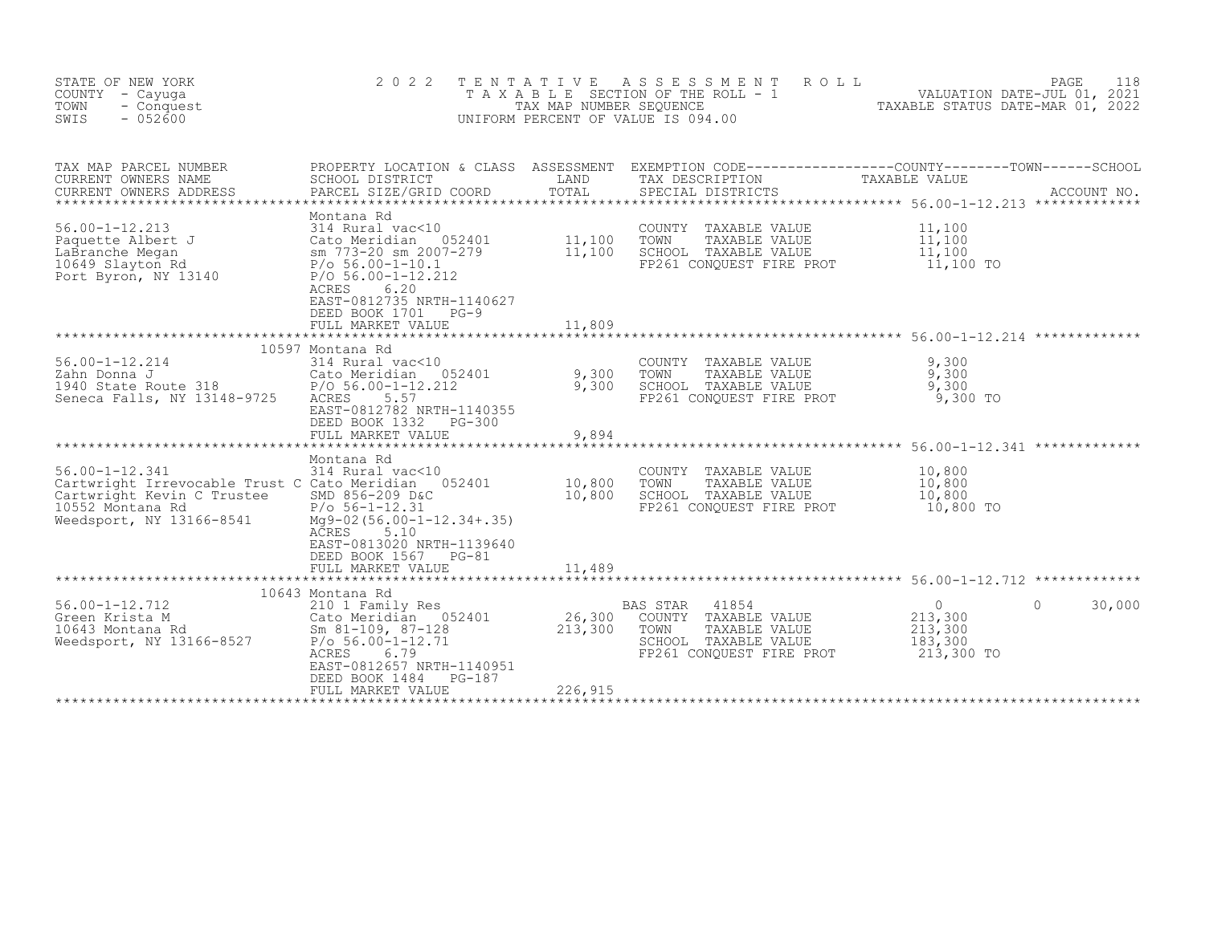STATE OF NEW YORK
COUNTY - Cayuga
TOWN - Conquest
SWIS - 052600

2022 TENTATIVE ASSESSMENT ROLL
TAXABLE SECTION OF THE ROLL - 1
TAX MAP NUMBER SEQUENCE
UNIFORM PERCENT OF VALUE IS 094.00

VALUATION DATE-JUL 01, 2021
TAXABLE STATUS DATE-MAR 01, 2022

| TAX MAP PARCEL NUMBER / CURRENT OWNERS NAME / CURRENT OWNERS ADDRESS | PROPERTY LOCATION & CLASS / SCHOOL DISTRICT / PARCEL SIZE/GRID COORD | ASSESSMENT LAND | ASSESSMENT TOTAL | EXEMPTION CODE / TAX DESCRIPTION / SPECIAL DISTRICTS | COUNTY TAXABLE VALUE | TOWN | SCHOOL |
|---|---|---|---|---|---|---|---|
| **56.00-1-12.213** | Montana Rd | | | | | | |
| 56.00-1-12.213 | 314 Rural vac<10 | | | COUNTY TAXABLE VALUE | 11,100 | | |
| Paquette Albert J | Cato Meridian 052401 | 11,100 | | TOWN TAXABLE VALUE | 11,100 | | |
| LaBranche Megan | sm 773-20 sm 2007-279 | | 11,100 | SCHOOL TAXABLE VALUE | 11,100 | | |
| 10649 Slayton Rd | P/o 56.00-1-10.1 | | | FP261 CONQUEST FIRE PROT | 11,100 TO | | |
| Port Byron, NY 13140 | P/O 56.00-1-12.212 | | | | | | |
| | ACRES 6.20 | | | | | | |
| | EAST-0812735 NRTH-1140627 | | | | | | |
| | DEED BOOK 1701 PG-9 | | | | | | |
| | FULL MARKET VALUE | | 11,809 | | | | |
| **56.00-1-12.214** | 10597 Montana Rd | | | | | | |
| 56.00-1-12.214 | 314 Rural vac<10 | | | COUNTY TAXABLE VALUE | 9,300 | | |
| Zahn Donna J | Cato Meridian 052401 | 9,300 | | TOWN TAXABLE VALUE | 9,300 | | |
| 1940 State Route 318 | P/O 56.00-1-12.212 | | 9,300 | SCHOOL TAXABLE VALUE | 9,300 | | |
| Seneca Falls, NY 13148-9725 | ACRES 5.57 | | | FP261 CONQUEST FIRE PROT | 9,300 TO | | |
| | EAST-0812782 NRTH-1140355 | | | | | | |
| | DEED BOOK 1332 PG-300 | | | | | | |
| | FULL MARKET VALUE | | 9,894 | | | | |
| **56.00-1-12.341** | Montana Rd | | | | | | |
| 56.00-1-12.341 | 314 Rural vac<10 | | | COUNTY TAXABLE VALUE | 10,800 | | |
| Cartwright Irrevocable Trust C | Cato Meridian 052401 | 10,800 | | TOWN TAXABLE VALUE | 10,800 | | |
| Cartwright Kevin C Trustee | SMD 856-209 D&C | | 10,800 | SCHOOL TAXABLE VALUE | 10,800 | | |
| 10552 Montana Rd | P/o 56-1-12.31 | | | FP261 CONQUEST FIRE PROT | 10,800 TO | | |
| Weedsport, NY 13166-8541 | Mg9-02(56.00-1-12.34+.35) | | | | | | |
| | ACRES 5.10 | | | | | | |
| | EAST-0813020 NRTH-1139640 | | | | | | |
| | DEED BOOK 1567 PG-81 | | | | | | |
| | FULL MARKET VALUE | | 11,489 | | | | |
| **56.00-1-12.712** | 10643 Montana Rd | | | | | | |
| 56.00-1-12.712 | 210 1 Family Res | | | BAS STAR 41854 | 0 | 0 | 30,000 |
| Green Krista M | Cato Meridian 052401 | 26,300 | | COUNTY TAXABLE VALUE | 213,300 | | |
| 10643 Montana Rd | Sm 81-109, 87-128 | | 213,300 | TOWN TAXABLE VALUE | 213,300 | | |
| Weedsport, NY 13166-8527 | P/o 56.00-1-12.71 | | | SCHOOL TAXABLE VALUE | 183,300 | | |
| | ACRES 6.79 | | | FP261 CONQUEST FIRE PROT | 213,300 TO | | |
| | EAST-0812657 NRTH-1140951 | | | | | | |
| | DEED BOOK 1484 PG-187 | | | | | | |
| | FULL MARKET VALUE | | 226,915 | | | | |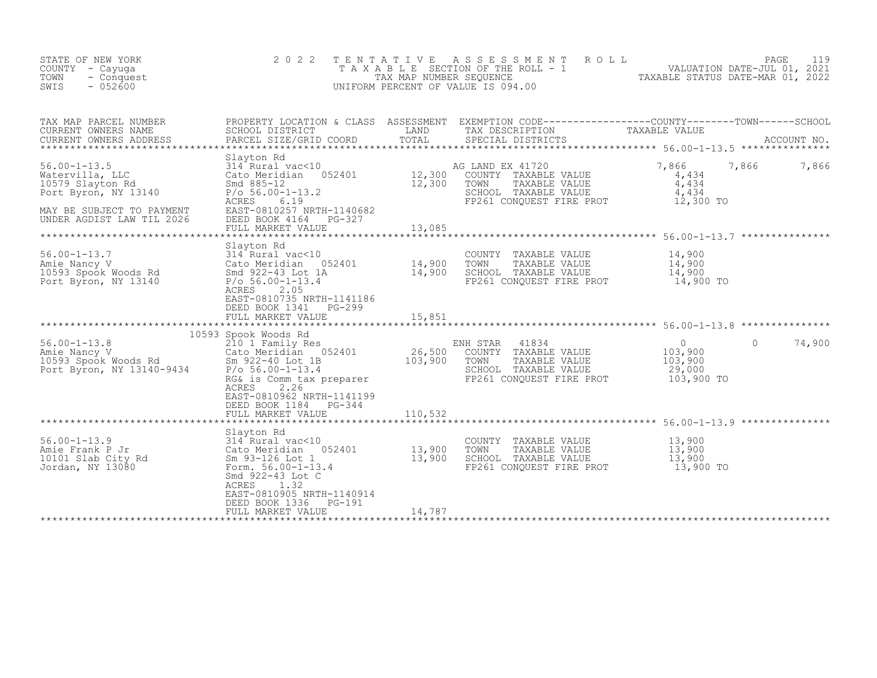STATE OF NEW YORK
COUNTY - Cayuga
TOWN - Conquest
SWIS - 052600

# 2022 TENTATIVE ASSESSMENT ROLL

TAXABLE SECTION OF THE ROLL - 1
TAX MAP NUMBER SEQUENCE
UNIFORM PERCENT OF VALUE IS 094.00

VALUATION DATE-JUL 01, 2021
TAXABLE STATUS DATE-MAR 01, 2022

| TAX MAP PARCEL NUMBER / CURRENT OWNERS NAME / CURRENT OWNERS ADDRESS | PROPERTY LOCATION & CLASS / SCHOOL DISTRICT / PARCEL SIZE/GRID COORD | ASSESSMENT LAND / TOTAL | EXEMPTION CODE / TAX DESCRIPTION / SPECIAL DISTRICTS | COUNTY TAXABLE VALUE | TOWN | SCHOOL / ACCOUNT NO. |
|---|---|---|---|---|---|---|
| **56.00-1-13.5** | Slayton Rd | | | | | |
| 56.00-1-13.5 | 314 Rural vac<10 | | AG LAND EX 41720 | 7,866 | 7,866 | 7,866 |
| Watervilla, LLC | Cato Meridian 052401 | 12,300 | COUNTY TAXABLE VALUE | 4,434 | | |
| 10579 Slayton Rd | Smd 885-12 | 12,300 | TOWN TAXABLE VALUE | 4,434 | | |
| Port Byron, NY 13140 | P/o 56.00-1-13.2 | | SCHOOL TAXABLE VALUE | 4,434 | | |
| | ACRES 6.19 | | FP261 CONQUEST FIRE PROT | 12,300 TO | | |
| MAY BE SUBJECT TO PAYMENT | EAST-0810257 NRTH-1140682 | | | | | |
| UNDER AGDIST LAW TIL 2026 | DEED BOOK 4164 PG-327 | | | | | |
| | FULL MARKET VALUE | 13,085 | | | | |
| **56.00-1-13.7** | Slayton Rd | | | | | |
| 56.00-1-13.7 | 314 Rural vac<10 | | COUNTY TAXABLE VALUE | 14,900 | | |
| Amie Nancy V | Cato Meridian 052401 | 14,900 | TOWN TAXABLE VALUE | 14,900 | | |
| 10593 Spook Woods Rd | Smd 922-43 Lot 1A | 14,900 | SCHOOL TAXABLE VALUE | 14,900 | | |
| Port Byron, NY 13140 | P/o 56.00-1-13.4 | | FP261 CONQUEST FIRE PROT | 14,900 TO | | |
| | ACRES 2.05 | | | | | |
| | EAST-0810735 NRTH-1141186 | | | | | |
| | DEED BOOK 1341 PG-299 | | | | | |
| | FULL MARKET VALUE | 15,851 | | | | |
| **56.00-1-13.8** | 10593 Spook Woods Rd | | | | | |
| 56.00-1-13.8 | 210 1 Family Res | | ENH STAR 41834 | 0 | 0 | 74,900 |
| Amie Nancy V | Cato Meridian 052401 | 26,500 | COUNTY TAXABLE VALUE | 103,900 | | |
| 10593 Spook Woods Rd | Sm 922-40 Lot 1B | 103,900 | TOWN TAXABLE VALUE | 103,900 | | |
| Port Byron, NY 13140-9434 | P/o 56.00-1-13.4 | | SCHOOL TAXABLE VALUE | 29,000 | | |
| | RG& is Comm tax preparer | | FP261 CONQUEST FIRE PROT | 103,900 TO | | |
| | ACRES 2.26 | | | | | |
| | EAST-0810962 NRTH-1141199 | | | | | |
| | DEED BOOK 1184 PG-344 | | | | | |
| | FULL MARKET VALUE | 110,532 | | | | |
| **56.00-1-13.9** | Slayton Rd | | | | | |
| 56.00-1-13.9 | 314 Rural vac<10 | | COUNTY TAXABLE VALUE | 13,900 | | |
| Amie Frank P Jr | Cato Meridian 052401 | 13,900 | TOWN TAXABLE VALUE | 13,900 | | |
| 10101 Slab City Rd | Sm 93-126 Lot 1 | 13,900 | SCHOOL TAXABLE VALUE | 13,900 | | |
| Jordan, NY 13080 | Form. 56.00-1-13.4 | | FP261 CONQUEST FIRE PROT | 13,900 TO | | |
| | Smd 922-43 Lot C | | | | | |
| | ACRES 1.32 | | | | | |
| | EAST-0810905 NRTH-1140914 | | | | | |
| | DEED BOOK 1336 PG-191 | | | | | |
| | FULL MARKET VALUE | 14,787 | | | | |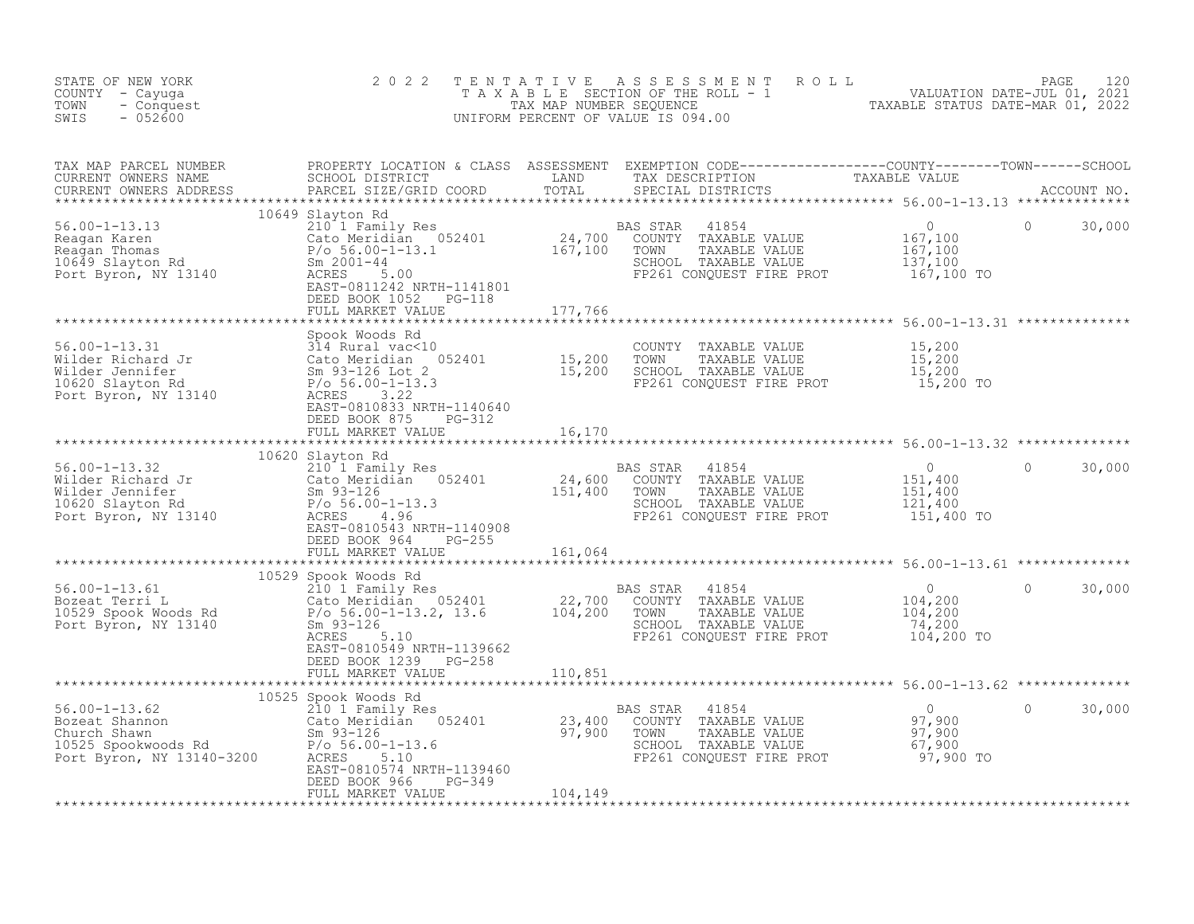STATE OF NEW YORK
COUNTY - Cayuga
TOWN - Conquest
SWIS - 052600

# 2022 TENTATIVE ASSESSMENT ROLL

TAXABLE SECTION OF THE ROLL - 1
TAX MAP NUMBER SEQUENCE
UNIFORM PERCENT OF VALUE IS 094.00

VALUATION DATE-JUL 01, 2021
TAXABLE STATUS DATE-MAR 01, 2022

| TAX MAP PARCEL NUMBER / CURRENT OWNERS NAME / CURRENT OWNERS ADDRESS | PROPERTY LOCATION & CLASS / SCHOOL DISTRICT / PARCEL SIZE/GRID COORD | ASSESSMENT LAND / TOTAL | EXEMPTION CODE / TAX DESCRIPTION / SPECIAL DISTRICTS | COUNTY TAXABLE VALUE | TOWN | SCHOOL / ACCOUNT NO. |
|---|---|---|---|---|---|---|
| **56.00-1-13.13** | 10649 Slayton Rd | | | | | |
| 56.00-1-13.13 | 210 1 Family Res | | BAS STAR 41854 | 0 | 0 | 30,000 |
| Reagan Karen | Cato Meridian 052401 | 24,700 | COUNTY TAXABLE VALUE | 167,100 | | |
| Reagan Thomas | P/o 56.00-1-13.1 | 167,100 | TOWN TAXABLE VALUE | 167,100 | | |
| 10649 Slayton Rd | Sm 2001-44 | | SCHOOL TAXABLE VALUE | 137,100 | | |
| Port Byron, NY 13140 | ACRES 5.00 | | FP261 CONQUEST FIRE PROT | 167,100 TO | | |
| | EAST-0811242 NRTH-1141801 | | | | | |
| | DEED BOOK 1052 PG-118 | | | | | |
| | FULL MARKET VALUE | 177,766 | | | | |
| **56.00-1-13.31** | Spook Woods Rd | | | | | |
| 56.00-1-13.31 | 314 Rural vac<10 | | COUNTY TAXABLE VALUE | 15,200 | | |
| Wilder Richard Jr | Cato Meridian 052401 | 15,200 | TOWN TAXABLE VALUE | 15,200 | | |
| Wilder Jennifer | Sm 93-126 Lot 2 | 15,200 | SCHOOL TAXABLE VALUE | 15,200 | | |
| 10620 Slayton Rd | P/o 56.00-1-13.3 | | FP261 CONQUEST FIRE PROT | 15,200 TO | | |
| Port Byron, NY 13140 | ACRES 3.22 | | | | | |
| | EAST-0810833 NRTH-1140640 | | | | | |
| | DEED BOOK 875 PG-312 | | | | | |
| | FULL MARKET VALUE | 16,170 | | | | |
| **56.00-1-13.32** | 10620 Slayton Rd | | | | | |
| 56.00-1-13.32 | 210 1 Family Res | | BAS STAR 41854 | 0 | 0 | 30,000 |
| Wilder Richard Jr | Cato Meridian 052401 | 24,600 | COUNTY TAXABLE VALUE | 151,400 | | |
| Wilder Jennifer | Sm 93-126 | 151,400 | TOWN TAXABLE VALUE | 151,400 | | |
| 10620 Slayton Rd | P/o 56.00-1-13.3 | | SCHOOL TAXABLE VALUE | 121,400 | | |
| Port Byron, NY 13140 | ACRES 4.96 | | FP261 CONQUEST FIRE PROT | 151,400 TO | | |
| | EAST-0810543 NRTH-1140908 | | | | | |
| | DEED BOOK 964 PG-255 | | | | | |
| | FULL MARKET VALUE | 161,064 | | | | |
| **56.00-1-13.61** | 10529 Spook Woods Rd | | | | | |
| 56.00-1-13.61 | 210 1 Family Res | | BAS STAR 41854 | 0 | 0 | 30,000 |
| Bozeat Terri L | Cato Meridian 052401 | 22,700 | COUNTY TAXABLE VALUE | 104,200 | | |
| 10529 Spook Woods Rd | P/o 56.00-1-13.2, 13.6 | 104,200 | TOWN TAXABLE VALUE | 104,200 | | |
| Port Byron, NY 13140 | Sm 93-126 | | SCHOOL TAXABLE VALUE | 74,200 | | |
| | ACRES 5.10 | | FP261 CONQUEST FIRE PROT | 104,200 TO | | |
| | EAST-0810549 NRTH-1139662 | | | | | |
| | DEED BOOK 1239 PG-258 | | | | | |
| | FULL MARKET VALUE | 110,851 | | | | |
| **56.00-1-13.62** | 10525 Spook Woods Rd | | | | | |
| 56.00-1-13.62 | 210 1 Family Res | | BAS STAR 41854 | 0 | 0 | 30,000 |
| Bozeat Shannon | Cato Meridian 052401 | 23,400 | COUNTY TAXABLE VALUE | 97,900 | | |
| Church Shawn | Sm 93-126 | 97,900 | TOWN TAXABLE VALUE | 97,900 | | |
| 10525 Spookwoods Rd | P/o 56.00-1-13.6 | | SCHOOL TAXABLE VALUE | 67,900 | | |
| Port Byron, NY 13140-3200 | ACRES 5.10 | | FP261 CONQUEST FIRE PROT | 97,900 TO | | |
| | EAST-0810574 NRTH-1139460 | | | | | |
| | DEED BOOK 966 PG-349 | | | | | |
| | FULL MARKET VALUE | 104,149 | | | | |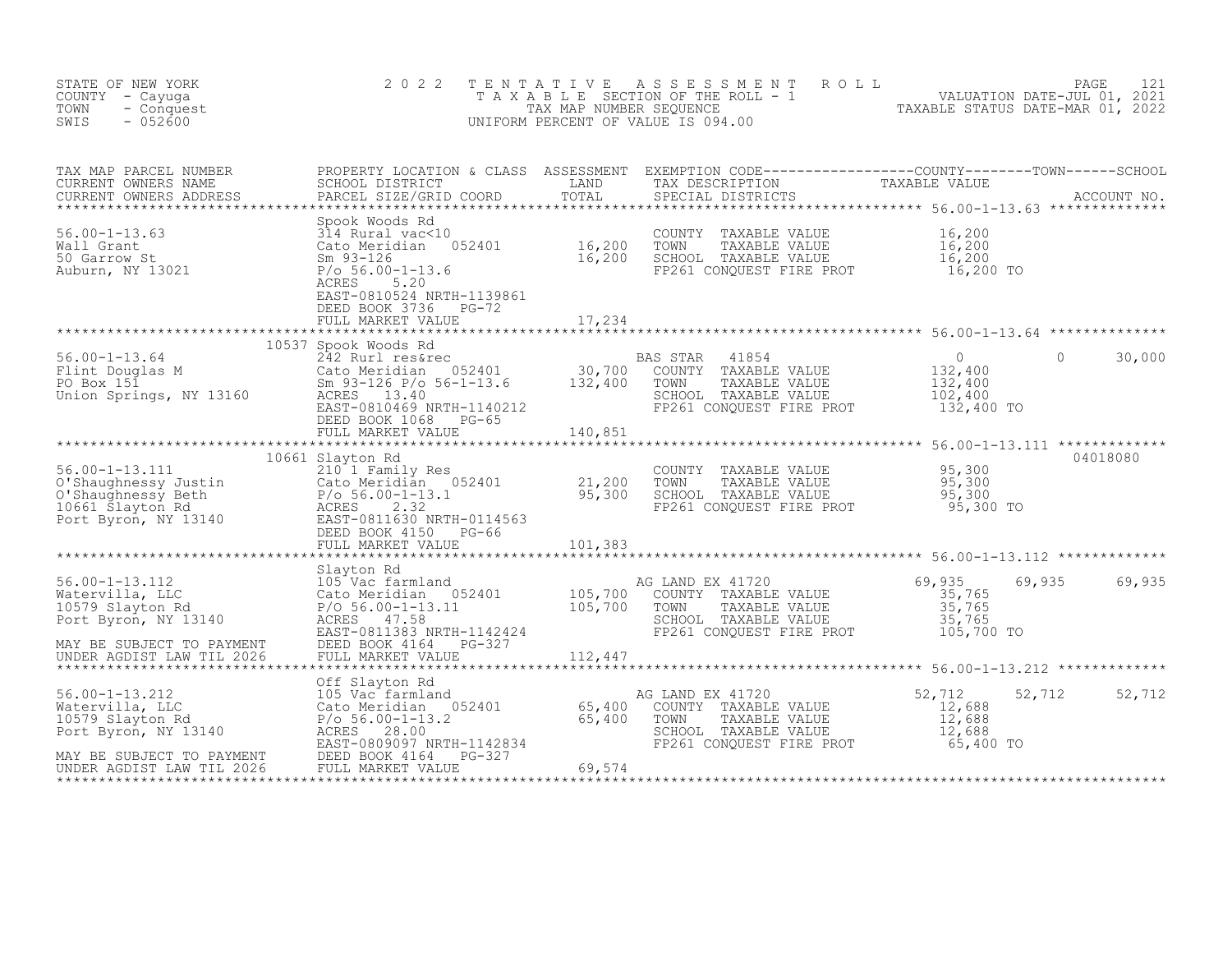STATE OF NEW YORK
COUNTY - Cayuga
TOWN - Conquest
SWIS - 052600

# 2022 TENTATIVE ASSESSMENT ROLL
TAXABLE SECTION OF THE ROLL - 1
TAX MAP NUMBER SEQUENCE
UNIFORM PERCENT OF VALUE IS 094.00

VALUATION DATE-JUL 01, 2021
TAXABLE STATUS DATE-MAR 01, 2022

| TAX MAP PARCEL NUMBER / CURRENT OWNERS NAME / CURRENT OWNERS ADDRESS | PROPERTY LOCATION & CLASS / SCHOOL DISTRICT / PARCEL SIZE/GRID COORD | ASSESSMENT LAND / TOTAL | EXEMPTION CODE / TAX DESCRIPTION / SPECIAL DISTRICTS | COUNTY TAXABLE VALUE | TOWN | SCHOOL | ACCOUNT NO. |
|---|---|---|---|---|---|---|---|
| 56.00-1-13.63 | Spook Woods Rd | | | | | | |
| Wall Grant | 314 Rural vac<10 | | COUNTY TAXABLE VALUE | 16,200 | | | |
| 50 Garrow St | Cato Meridian 052401 | 16,200 | TOWN TAXABLE VALUE | 16,200 | | | |
| Auburn, NY 13021 | Sm 93-126 | 16,200 | SCHOOL TAXABLE VALUE | 16,200 | | | |
| | P/o 56.00-1-13.6 | | FP261 CONQUEST FIRE PROT | 16,200 TO | | | |
| | ACRES 5.20 | | | | | | |
| | EAST-0810524 NRTH-1139861 | | | | | | |
| | DEED BOOK 3736 PG-72 | | | | | | |
| | FULL MARKET VALUE | 17,234 | | | | | |
| 56.00-1-13.64 | 10537 Spook Woods Rd | | | | | | |
| Flint Douglas M | 242 Rurl res&rec | | BAS STAR 41854 | 0 | 0 | 30,000 | |
| PO Box 151 | Cato Meridian 052401 | 30,700 | COUNTY TAXABLE VALUE | 132,400 | | | |
| Union Springs, NY 13160 | Sm 93-126 P/o 56-1-13.6 | 132,400 | TOWN TAXABLE VALUE | 132,400 | | | |
| | ACRES 13.40 | | SCHOOL TAXABLE VALUE | 102,400 | | | |
| | EAST-0810469 NRTH-1140212 | | FP261 CONQUEST FIRE PROT | 132,400 TO | | | |
| | DEED BOOK 1068 PG-65 | | | | | | |
| | FULL MARKET VALUE | 140,851 | | | | | |
| 56.00-1-13.111 | 10661 Slayton Rd | | | | | | 04018080 |
| O'Shaughnessy Justin | 210 1 Family Res | | COUNTY TAXABLE VALUE | 95,300 | | | |
| O'Shaughnessy Beth | Cato Meridian 052401 | 21,200 | TOWN TAXABLE VALUE | 95,300 | | | |
| 10661 Slayton Rd | P/o 56.00-1-13.1 | 95,300 | SCHOOL TAXABLE VALUE | 95,300 | | | |
| Port Byron, NY 13140 | ACRES 2.32 | | FP261 CONQUEST FIRE PROT | 95,300 TO | | | |
| | EAST-0811630 NRTH-0114563 | | | | | | |
| | DEED BOOK 4150 PG-66 | | | | | | |
| | FULL MARKET VALUE | 101,383 | | | | | |
| 56.00-1-13.112 | Slayton Rd | | | | | | |
| Watervilla, LLC | 105 Vac farmland | | AG LAND EX 41720 | 69,935 | 69,935 | 69,935 | |
| 10579 Slayton Rd | Cato Meridian 052401 | 105,700 | COUNTY TAXABLE VALUE | 35,765 | | | |
| Port Byron, NY 13140 | P/O 56.00-1-13.11 | 105,700 | TOWN TAXABLE VALUE | 35,765 | | | |
| | ACRES 47.58 | | SCHOOL TAXABLE VALUE | 35,765 | | | |
| MAY BE SUBJECT TO PAYMENT | EAST-0811383 NRTH-1142424 | | FP261 CONQUEST FIRE PROT | 105,700 TO | | | |
| UNDER AGDIST LAW TIL 2026 | DEED BOOK 4164 PG-327 | | | | | | |
| | FULL MARKET VALUE | 112,447 | | | | | |
| 56.00-1-13.212 | Off Slayton Rd | | | | | | |
| Watervilla, LLC | 105 Vac farmland | | AG LAND EX 41720 | 52,712 | 52,712 | 52,712 | |
| 10579 Slayton Rd | Cato Meridian 052401 | 65,400 | COUNTY TAXABLE VALUE | 12,688 | | | |
| Port Byron, NY 13140 | P/o 56.00-1-13.2 | 65,400 | TOWN TAXABLE VALUE | 12,688 | | | |
| | ACRES 28.00 | | SCHOOL TAXABLE VALUE | 12,688 | | | |
| MAY BE SUBJECT TO PAYMENT | EAST-0809097 NRTH-1142834 | | FP261 CONQUEST FIRE PROT | 65,400 TO | | | |
| UNDER AGDIST LAW TIL 2026 | DEED BOOK 4164 PG-327 | | | | | | |
| | FULL MARKET VALUE | 69,574 | | | | | |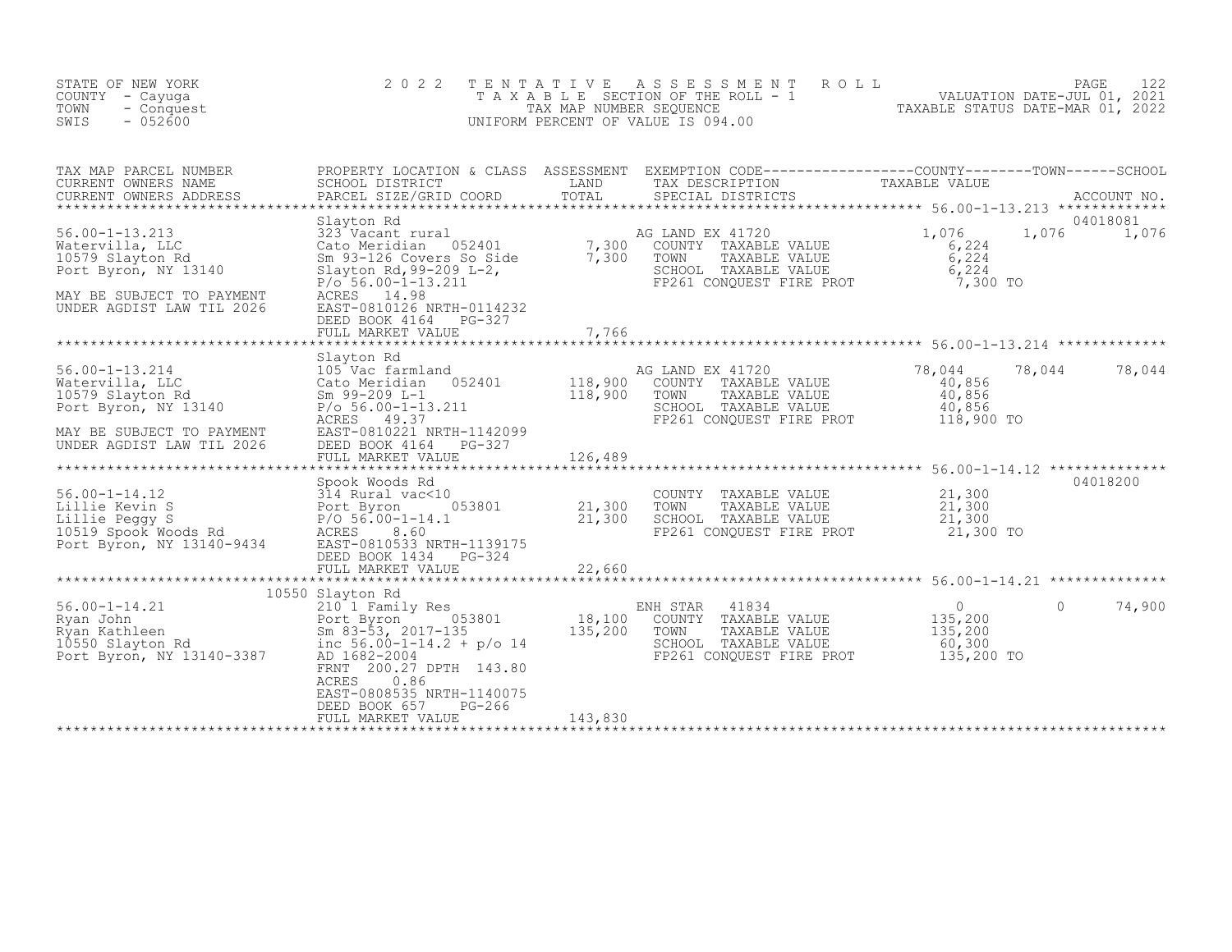STATE OF NEW YORK
COUNTY - Cayuga
TOWN - Conquest
SWIS - 052600

# 2022 TENTATIVE ASSESSMENT ROLL
TAXABLE SECTION OF THE ROLL - 1
TAX MAP NUMBER SEQUENCE
UNIFORM PERCENT OF VALUE IS 094.00

VALUATION DATE-JUL 01, 2021
TAXABLE STATUS DATE-MAR 01, 2022

| TAX MAP PARCEL NUMBER / CURRENT OWNERS NAME / CURRENT OWNERS ADDRESS | PROPERTY LOCATION & CLASS / SCHOOL DISTRICT / PARCEL SIZE/GRID COORD | ASSESSMENT LAND / TOTAL | EXEMPTION CODE / TAX DESCRIPTION / SPECIAL DISTRICTS | COUNTY TAXABLE VALUE | TOWN | SCHOOL / ACCOUNT NO. |
|---|---|---|---|---|---|---|
| **56.00-1-13.213** | Slayton Rd | | | | | 04018081 |
| 56.00-1-13.213 | 323 Vacant rural | | AG LAND EX 41720 | 1,076 | 1,076 | 1,076 |
| Watervilla, LLC | Cato Meridian 052401 | 7,300 | COUNTY TAXABLE VALUE | 6,224 | | |
| 10579 Slayton Rd | Sm 93-126 Covers So Side | 7,300 | TOWN TAXABLE VALUE | 6,224 | | |
| Port Byron, NY 13140 | Slayton Rd,99-209 L-2, | | SCHOOL TAXABLE VALUE | 6,224 | | |
| | P/o 56.00-1-13.211 | | FP261 CONQUEST FIRE PROT | 7,300 TO | | |
| MAY BE SUBJECT TO PAYMENT | ACRES 14.98 | | | | | |
| UNDER AGDIST LAW TIL 2026 | EAST-0810126 NRTH-0114232 | | | | | |
| | DEED BOOK 4164 PG-327 | | | | | |
| | FULL MARKET VALUE | 7,766 | | | | |
| **56.00-1-13.214** | Slayton Rd | | | | | |
| 56.00-1-13.214 | 105 Vac farmland | | AG LAND EX 41720 | 78,044 | 78,044 | 78,044 |
| Watervilla, LLC | Cato Meridian 052401 | 118,900 | COUNTY TAXABLE VALUE | 40,856 | | |
| 10579 Slayton Rd | Sm 99-209 L-1 | 118,900 | TOWN TAXABLE VALUE | 40,856 | | |
| Port Byron, NY 13140 | P/o 56.00-1-13.211 | | SCHOOL TAXABLE VALUE | 40,856 | | |
| | ACRES 49.37 | | FP261 CONQUEST FIRE PROT | 118,900 TO | | |
| MAY BE SUBJECT TO PAYMENT | EAST-0810221 NRTH-1142099 | | | | | |
| UNDER AGDIST LAW TIL 2026 | DEED BOOK 4164 PG-327 | | | | | |
| | FULL MARKET VALUE | 126,489 | | | | |
| **56.00-1-14.12** | Spook Woods Rd | | | | | 04018200 |
| 56.00-1-14.12 | 314 Rural vac<10 | | COUNTY TAXABLE VALUE | 21,300 | | |
| Lillie Kevin S | Port Byron 053801 | 21,300 | TOWN TAXABLE VALUE | 21,300 | | |
| Lillie Peggy S | P/O 56.00-1-14.1 | 21,300 | SCHOOL TAXABLE VALUE | 21,300 | | |
| 10519 Spook Woods Rd | ACRES 8.60 | | FP261 CONQUEST FIRE PROT | 21,300 TO | | |
| Port Byron, NY 13140-9434 | EAST-0810533 NRTH-1139175 | | | | | |
| | DEED BOOK 1434 PG-324 | | | | | |
| | FULL MARKET VALUE | 22,660 | | | | |
| **56.00-1-14.21** | 10550 Slayton Rd | | | | | |
| 56.00-1-14.21 | 210 1 Family Res | | ENH STAR 41834 | 0 | 0 | 74,900 |
| Ryan John | Port Byron 053801 | 18,100 | COUNTY TAXABLE VALUE | 135,200 | | |
| Ryan Kathleen | Sm 83-53, 2017-135 | 135,200 | TOWN TAXABLE VALUE | 135,200 | | |
| 10550 Slayton Rd | inc 56.00-1-14.2 + p/o 14 | | SCHOOL TAXABLE VALUE | 60,300 | | |
| Port Byron, NY 13140-3387 | AD 1682-2004 | | FP261 CONQUEST FIRE PROT | 135,200 TO | | |
| | FRNT 200.27 DPTH 143.80 | | | | | |
| | ACRES 0.86 | | | | | |
| | EAST-0808535 NRTH-1140075 | | | | | |
| | DEED BOOK 657 PG-266 | | | | | |
| | FULL MARKET VALUE | 143,830 | | | | |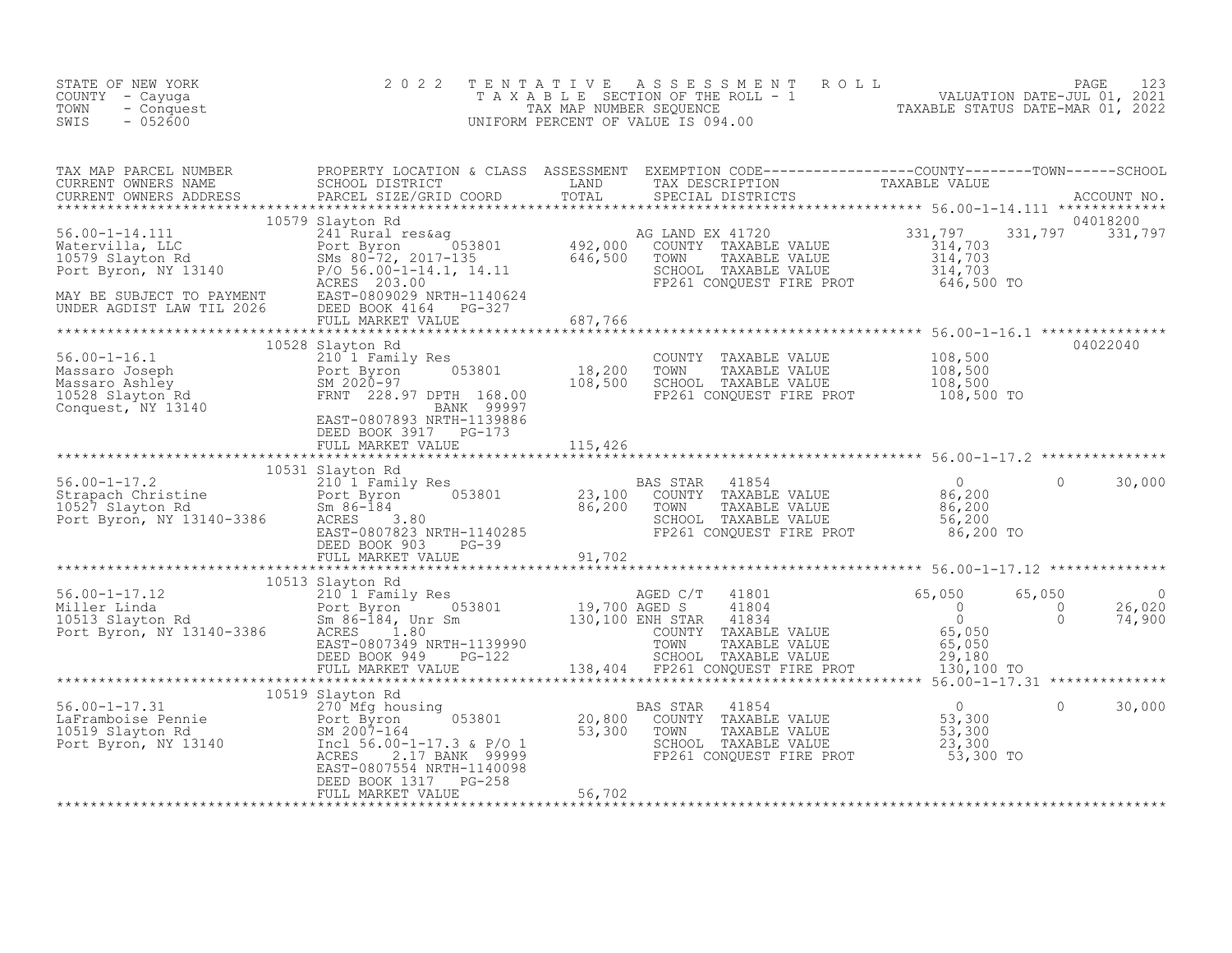STATE OF NEW YORK
COUNTY - Cayuga
TOWN - Conquest
SWIS - 052600

2022 TENTATIVE ASSESSMENT ROLL
TAXABLE SECTION OF THE ROLL - 1
TAX MAP NUMBER SEQUENCE
UNIFORM PERCENT OF VALUE IS 094.00

VALUATION DATE-JUL 01, 2021
TAXABLE STATUS DATE-MAR 01, 2022

| TAX MAP PARCEL NUMBER / CURRENT OWNERS NAME / CURRENT OWNERS ADDRESS | PROPERTY LOCATION & CLASS / SCHOOL DISTRICT / PARCEL SIZE/GRID COORD | ASSESSMENT LAND / TOTAL | EXEMPTION CODE / TAX DESCRIPTION / SPECIAL DISTRICTS | COUNTY TAXABLE VALUE | TOWN | SCHOOL / ACCOUNT NO. |
|---|---|---|---|---|---|---|
| **56.00-1-14.111** | 10579 Slayton Rd | | | | | 04018200 |
| Watervilla, LLC | 241 Rural res&ag | | AG LAND EX 41720 | 331,797 | 331,797 | 331,797 |
| 10579 Slayton Rd | Port Byron 053801 | 492,000 | COUNTY TAXABLE VALUE | 314,703 | | |
| Port Byron, NY 13140 | SMs 80-72, 2017-135 | 646,500 | TOWN TAXABLE VALUE | 314,703 | | |
| | P/O 56.00-1-14.1, 14.11 | | SCHOOL TAXABLE VALUE | 314,703 | | |
| | ACRES 203.00 | | FP261 CONQUEST FIRE PROT | 646,500 TO | | |
| MAY BE SUBJECT TO PAYMENT | EAST-0809029 NRTH-1140624 | | | | | |
| UNDER AGDIST LAW TIL 2026 | DEED BOOK 4164 PG-327 | | | | | |
| | FULL MARKET VALUE | 687,766 | | | | |
| **56.00-1-16.1** | 10528 Slayton Rd | | | | | 04022040 |
| Massaro Joseph | 210 1 Family Res | | COUNTY TAXABLE VALUE | 108,500 | | |
| Massaro Ashley | Port Byron 053801 | 18,200 | TOWN TAXABLE VALUE | 108,500 | | |
| 10528 Slayton Rd | SM 2020-97 | 108,500 | SCHOOL TAXABLE VALUE | 108,500 | | |
| Conquest, NY 13140 | FRNT 228.97 DPTH 168.00 | | FP261 CONQUEST FIRE PROT | 108,500 TO | | |
| | BANK 99997 | | | | | |
| | EAST-0807893 NRTH-1139886 | | | | | |
| | DEED BOOK 3917 PG-173 | | | | | |
| | FULL MARKET VALUE | 115,426 | | | | |
| **56.00-1-17.2** | 10531 Slayton Rd | | | | | |
| Strapach Christine | 210 1 Family Res | | BAS STAR 41854 | 0 | 0 | 30,000 |
| 10527 Slayton Rd | Port Byron 053801 | 23,100 | COUNTY TAXABLE VALUE | 86,200 | | |
| Port Byron, NY 13140-3386 | Sm 86-184 | 86,200 | TOWN TAXABLE VALUE | 86,200 | | |
| | ACRES 3.80 | | SCHOOL TAXABLE VALUE | 56,200 | | |
| | EAST-0807823 NRTH-1140285 | | FP261 CONQUEST FIRE PROT | 86,200 TO | | |
| | DEED BOOK 903 PG-39 | | | | | |
| | FULL MARKET VALUE | 91,702 | | | | |
| **56.00-1-17.12** | 10513 Slayton Rd | | | | | |
| Miller Linda | 210 1 Family Res | | AGED C/T 41801 | 65,050 | 65,050 | 0 |
| 10513 Slayton Rd | Port Byron 053801 | 19,700 | AGED S 41804 | 0 | 0 | 26,020 |
| Port Byron, NY 13140-3386 | Sm 86-184, Unr Sm | 130,100 | ENH STAR 41834 | 0 | 0 | 74,900 |
| | ACRES 1.80 | | COUNTY TAXABLE VALUE | 65,050 | | |
| | EAST-0807349 NRTH-1139990 | | TOWN TAXABLE VALUE | 65,050 | | |
| | DEED BOOK 949 PG-122 | | SCHOOL TAXABLE VALUE | 29,180 | | |
| | FULL MARKET VALUE | 138,404 | FP261 CONQUEST FIRE PROT | 130,100 TO | | |
| **56.00-1-17.31** | 10519 Slayton Rd | | | | | |
| LaFramboise Pennie | 270 Mfg housing | | BAS STAR 41854 | 0 | 0 | 30,000 |
| 10519 Slayton Rd | Port Byron 053801 | 20,800 | COUNTY TAXABLE VALUE | 53,300 | | |
| Port Byron, NY 13140 | SM 2007-164 | 53,300 | TOWN TAXABLE VALUE | 53,300 | | |
| | Incl 56.00-1-17.3 & P/O 1 | | SCHOOL TAXABLE VALUE | 23,300 | | |
| | ACRES 2.17 BANK 99999 | | FP261 CONQUEST FIRE PROT | 53,300 TO | | |
| | EAST-0807554 NRTH-1140098 | | | | | |
| | DEED BOOK 1317 PG-258 | | | | | |
| | FULL MARKET VALUE | 56,702 | | | | |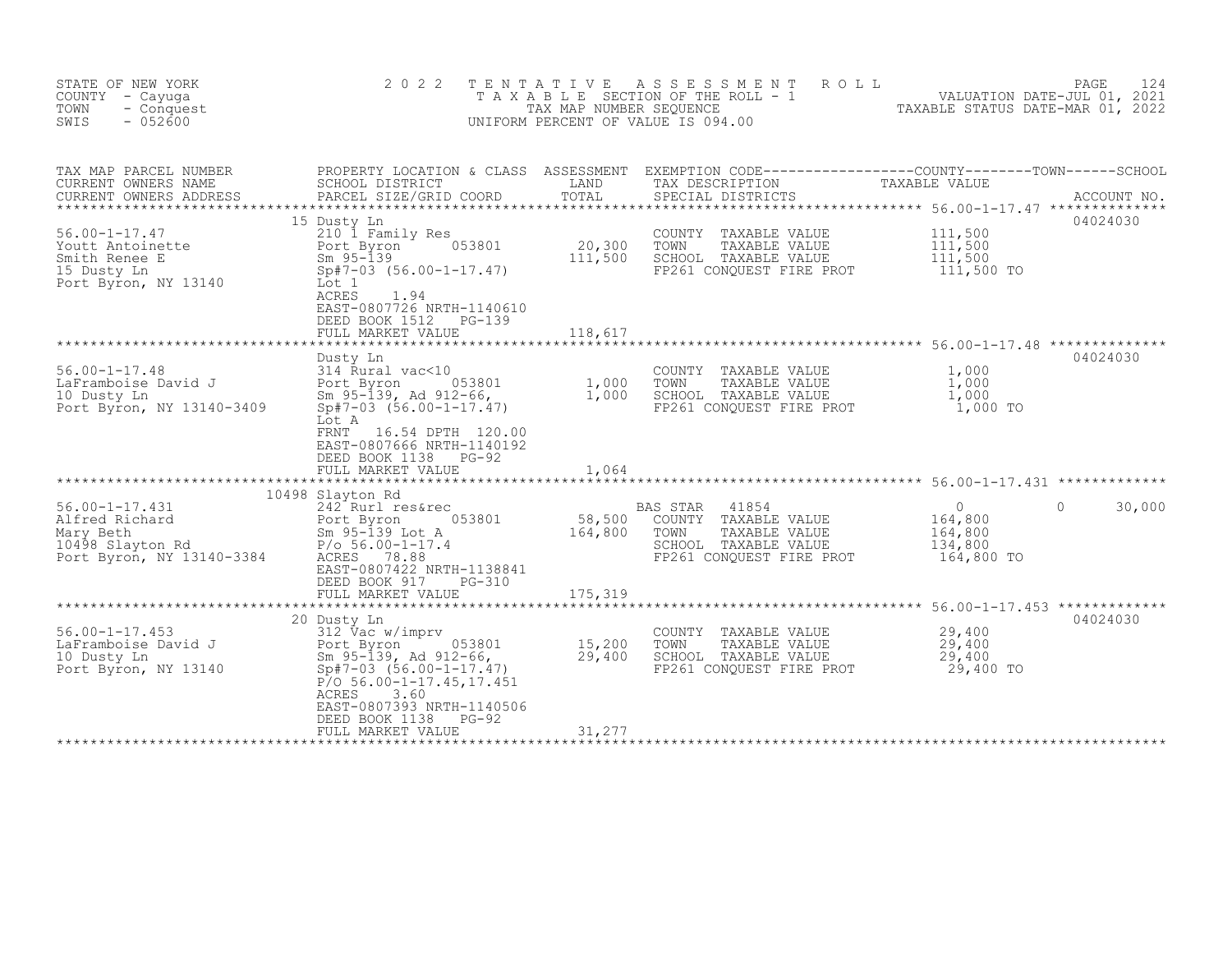STATE OF NEW YORK
COUNTY - Cayuga
TOWN - Conquest
SWIS - 052600

2022 TENTATIVE ASSESSMENT ROLL
TAXABLE SECTION OF THE ROLL - 1
TAX MAP NUMBER SEQUENCE
UNIFORM PERCENT OF VALUE IS 094.00

VALUATION DATE-JUL 01, 2021
TAXABLE STATUS DATE-MAR 01, 2022

| TAX MAP PARCEL NUMBER / CURRENT OWNERS NAME / CURRENT OWNERS ADDRESS | PROPERTY LOCATION & CLASS / SCHOOL DISTRICT / PARCEL SIZE/GRID COORD | ASSESSMENT LAND | ASSESSMENT TOTAL | EXEMPTION CODE / TAX DESCRIPTION / SPECIAL DISTRICTS | COUNTY TAXABLE VALUE | TOWN | SCHOOL | ACCOUNT NO. |
|---|---|---|---|---|---|---|---|---|
| **56.00-1-17.47** | 15 Dusty Ln | | | | | | | 04024030 |
| Youtt Antoinette | 210 1 Family Res | | | COUNTY TAXABLE VALUE | 111,500 | | | |
| Smith Renee E | Port Byron 053801 | 20,300 | | TOWN TAXABLE VALUE | 111,500 | | | |
| 15 Dusty Ln | Sm 95-139 | | 111,500 | SCHOOL TAXABLE VALUE | 111,500 | | | |
| Port Byron, NY 13140 | Sp#7-03 (56.00-1-17.47) | | | FP261 CONQUEST FIRE PROT | 111,500 TO | | | |
| | Lot 1 | | | | | | | |
| | ACRES 1.94 | | | | | | | |
| | EAST-0807726 NRTH-1140610 | | | | | | | |
| | DEED BOOK 1512 PG-139 | | | | | | | |
| | FULL MARKET VALUE | | 118,617 | | | | | |
| **56.00-1-17.48** | Dusty Ln | | | | | | | 04024030 |
| LaFramboise David J | 314 Rural vac<10 | | | COUNTY TAXABLE VALUE | 1,000 | | | |
| 10 Dusty Ln | Port Byron 053801 | 1,000 | | TOWN TAXABLE VALUE | 1,000 | | | |
| Port Byron, NY 13140-3409 | Sm 95-139, Ad 912-66, | | 1,000 | SCHOOL TAXABLE VALUE | 1,000 | | | |
| | Sp#7-03 (56.00-1-17.47) | | | FP261 CONQUEST FIRE PROT | 1,000 TO | | | |
| | Lot A | | | | | | | |
| | FRNT 16.54 DPTH 120.00 | | | | | | | |
| | EAST-0807666 NRTH-1140192 | | | | | | | |
| | DEED BOOK 1138 PG-92 | | | | | | | |
| | FULL MARKET VALUE | | 1,064 | | | | | |
| **56.00-1-17.431** | 10498 Slayton Rd | | | | | | | |
| Alfred Richard | 242 Rurl res&rec | | | BAS STAR 41854 | 0 | 0 | 30,000 | |
| Mary Beth | Port Byron 053801 | 58,500 | | COUNTY TAXABLE VALUE | 164,800 | | | |
| 10498 Slayton Rd | Sm 95-139 Lot A | | 164,800 | TOWN TAXABLE VALUE | 164,800 | | | |
| Port Byron, NY 13140-3384 | P/o 56.00-1-17.4 | | | SCHOOL TAXABLE VALUE | 134,800 | | | |
| | ACRES 78.88 | | | FP261 CONQUEST FIRE PROT | 164,800 TO | | | |
| | EAST-0807422 NRTH-1138841 | | | | | | | |
| | DEED BOOK 917 PG-310 | | | | | | | |
| | FULL MARKET VALUE | | 175,319 | | | | | |
| **56.00-1-17.453** | 20 Dusty Ln | | | | | | | 04024030 |
| LaFramboise David J | 312 Vac w/imprv | | | COUNTY TAXABLE VALUE | 29,400 | | | |
| 10 Dusty Ln | Port Byron 053801 | 15,200 | | TOWN TAXABLE VALUE | 29,400 | | | |
| Port Byron, NY 13140 | Sm 95-139, Ad 912-66, | | 29,400 | SCHOOL TAXABLE VALUE | 29,400 | | | |
| | Sp#7-03 (56.00-1-17.47) | | | FP261 CONQUEST FIRE PROT | 29,400 TO | | | |
| | P/O 56.00-1-17.45,17.451 | | | | | | | |
| | ACRES 3.60 | | | | | | | |
| | EAST-0807393 NRTH-1140506 | | | | | | | |
| | DEED BOOK 1138 PG-92 | | | | | | | |
| | FULL MARKET VALUE | | 31,277 | | | | | |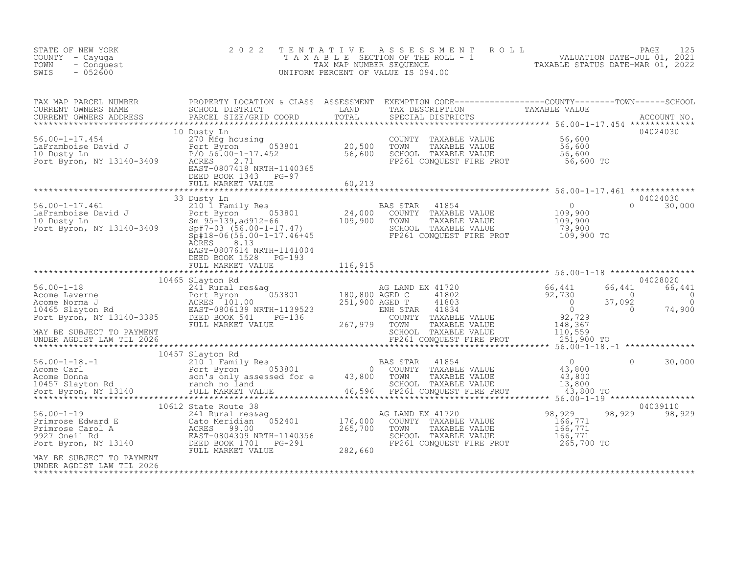STATE OF NEW YORK — 2022 TENTATIVE ASSESSMENT ROLL
COUNTY - Cayuga — TAXABLE SECTION OF THE ROLL - 1 — VALUATION DATE-JUL 01, 2021
TOWN - Conquest — TAX MAP NUMBER SEQUENCE — TAXABLE STATUS DATE-MAR 01, 2022
SWIS - 052600 — UNIFORM PERCENT OF VALUE IS 094.00

| TAX MAP PARCEL NUMBER / CURRENT OWNERS NAME / CURRENT OWNERS ADDRESS | PROPERTY LOCATION & CLASS / SCHOOL DISTRICT / PARCEL SIZE/GRID COORD | ASSESSMENT LAND / TOTAL | EXEMPTION CODE / TAX DESCRIPTION / SPECIAL DISTRICTS | COUNTY | TOWN | SCHOOL | ACCOUNT NO. |
|---|---|---|---|---|---|---|---|
| **56.00-1-17.454** | 10 Dusty Ln | | | | | | 04024030 |
| LaFramboise David J | 270 Mfg housing | | COUNTY TAXABLE VALUE | 56,600 | | | |
| 10 Dusty Ln | Port Byron 053801 | 20,500 | TOWN TAXABLE VALUE | 56,600 | | | |
| Port Byron, NY 13140-3409 | P/O 56.00-1-17.452 | 56,600 | SCHOOL TAXABLE VALUE | 56,600 | | | |
| | ACRES 2.71 | | FP261 CONQUEST FIRE PROT | 56,600 TO | | | |
| | EAST-0807418 NRTH-1140365 | | | | | | |
| | DEED BOOK 1343 PG-97 | | | | | | |
| | FULL MARKET VALUE | 60,213 | | | | | |
| **56.00-1-17.461** | 33 Dusty Ln | | | | | | 04024030 |
| LaFramboise David J | 210 1 Family Res | | BAS STAR 41854 | 0 | 0 | 30,000 | |
| 10 Dusty Ln | Port Byron 053801 | 24,000 | COUNTY TAXABLE VALUE | 109,900 | | | |
| Port Byron, NY 13140-3409 | Sm 95-139,ad912-66 | 109,900 | TOWN TAXABLE VALUE | 109,900 | | | |
| | Sp#7-03 (56.00-1-17.47) | | SCHOOL TAXABLE VALUE | 79,900 | | | |
| | Sp#18-06(56.00-1-17.46+45 | | FP261 CONQUEST FIRE PROT | 109,900 TO | | | |
| | ACRES 8.13 | | | | | | |
| | EAST-0807614 NRTH-1141004 | | | | | | |
| | DEED BOOK 1528 PG-193 | | | | | | |
| | FULL MARKET VALUE | 116,915 | | | | | |
| **56.00-1-18** | 10465 Slayton Rd | | | | | | 04028020 |
| Acome Laverne | 241 Rural res&ag | | AG LAND EX 41720 | 66,441 | 66,441 | 66,441 | |
| Acome Norma J | Port Byron 053801 | 180,800 | AGED C 41802 | 92,730 | 0 | 0 | |
| 10465 Slayton Rd | ACRES 101.00 | 251,900 | AGED T 41803 | 0 | 37,092 | 0 | |
| Port Byron, NY 13140-3385 | EAST-0806139 NRTH-1139523 | | ENH STAR 41834 | 0 | 0 | 74,900 | |
| | DEED BOOK 541 PG-136 | | COUNTY TAXABLE VALUE | 92,729 | | | |
| MAY BE SUBJECT TO PAYMENT | FULL MARKET VALUE | 267,979 | TOWN TAXABLE VALUE | 148,367 | | | |
| UNDER AGDIST LAW TIL 2026 | | | SCHOOL TAXABLE VALUE | 110,559 | | | |
| | | | FP261 CONQUEST FIRE PROT | 251,900 TO | | | |
| **56.00-1-18.-1** | 10457 Slayton Rd | | | | | | |
| Acome Carl | 210 1 Family Res | | BAS STAR 41854 | 0 | 0 | 30,000 | |
| Acome Donna | Port Byron 053801 | 0 | COUNTY TAXABLE VALUE | 43,800 | | | |
| 10457 Slayton Rd | son's only assessed for e | 43,800 | TOWN TAXABLE VALUE | 43,800 | | | |
| Port Byron, NY 13140 | ranch no land | | SCHOOL TAXABLE VALUE | 13,800 | | | |
| | FULL MARKET VALUE | 46,596 | FP261 CONQUEST FIRE PROT | 43,800 TO | | | |
| **56.00-1-19** | 10612 State Route 38 | | | | | | 04039110 |
| Primrose Edward E | 241 Rural res&ag | | AG LAND EX 41720 | 98,929 | 98,929 | 98,929 | |
| Primrose Carol A | Cato Meridian 052401 | 176,000 | COUNTY TAXABLE VALUE | 166,771 | | | |
| 9927 Oneil Rd | ACRES 99.00 | 265,700 | TOWN TAXABLE VALUE | 166,771 | | | |
| Port Byron, NY 13140 | EAST-0804309 NRTH-1140356 | | SCHOOL TAXABLE VALUE | 166,771 | | | |
| | DEED BOOK 1701 PG-291 | | FP261 CONQUEST FIRE PROT | 265,700 TO | | | |
| MAY BE SUBJECT TO PAYMENT | FULL MARKET VALUE | 282,660 | | | | | |
| UNDER AGDIST LAW TIL 2026 | | | | | | | |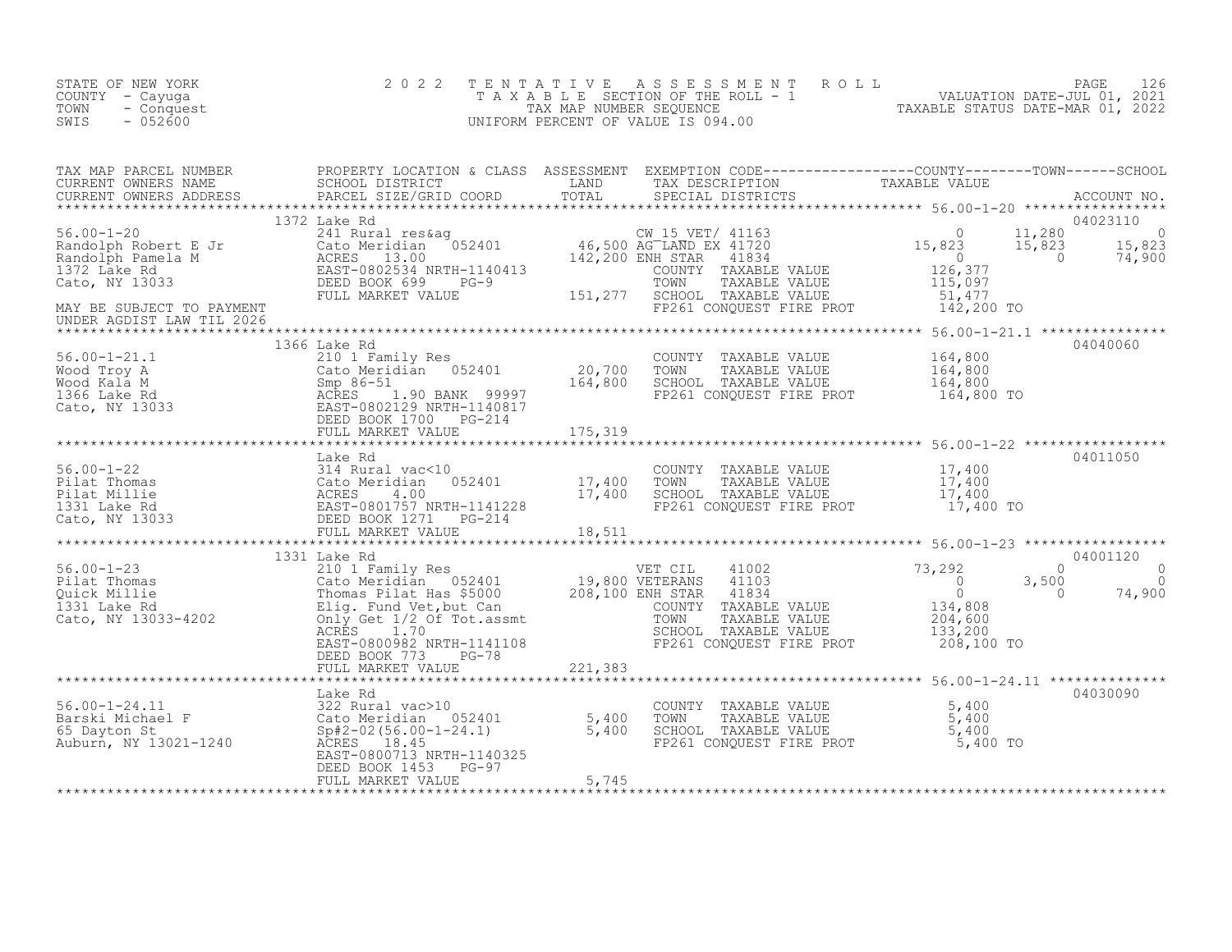STATE OF NEW YORK
COUNTY - Cayuga
TOWN - Conquest
SWIS - 052600

2 0 2 2 T E N T A T I V E A S S E S S M E N T R O L L
T A X A B L E SECTION OF THE ROLL - 1
TAX MAP NUMBER SEQUENCE
UNIFORM PERCENT OF VALUE IS 094.00

VALUATION DATE-JUL 01, 2021
TAXABLE STATUS DATE-MAR 01, 2022

| TAX MAP PARCEL NUMBER / CURRENT OWNERS NAME / CURRENT OWNERS ADDRESS | PROPERTY LOCATION & CLASS / SCHOOL DISTRICT / PARCEL SIZE/GRID COORD | ASSESSMENT LAND | TOTAL | EXEMPTION CODE / TAX DESCRIPTION / SPECIAL DISTRICTS | COUNTY TAXABLE VALUE | TOWN | SCHOOL | ACCOUNT NO. |
|---|---|---|---|---|---|---|---|---|
| **56.00-1-20** | 1372 Lake Rd | | | | | | | 04023110 |
| Randolph Robert E Jr | 241 Rural res&ag | | | CW_15_VET/ 41163 | 0 | 11,280 | 0 | |
| Randolph Pamela M | Cato Meridian 052401 | 46,500 | | AG LAND EX 41720 | 15,823 | 15,823 | 15,823 | |
| 1372 Lake Rd | ACRES 13.00 | | 142,200 | ENH STAR 41834 | 0 | 0 | 74,900 | |
| Cato, NY 13033 | EAST-0802534 NRTH-1140413 | | | COUNTY TAXABLE VALUE | 126,377 | | | |
| | DEED BOOK 699 PG-9 | | | TOWN TAXABLE VALUE | 115,097 | | | |
| MAY BE SUBJECT TO PAYMENT | FULL MARKET VALUE | | 151,277 | SCHOOL TAXABLE VALUE | 51,477 | | | |
| UNDER AGDIST LAW TIL 2026 | | | | FP261 CONQUEST FIRE PROT | 142,200 TO | | | |
| **56.00-1-21.1** | 1366 Lake Rd | | | | | | | 04040060 |
| Wood Troy A | 210 1 Family Res | | | COUNTY TAXABLE VALUE | 164,800 | | | |
| Wood Kala M | Cato Meridian 052401 | 20,700 | | TOWN TAXABLE VALUE | 164,800 | | | |
| 1366 Lake Rd | Smp 86-51 | | 164,800 | SCHOOL TAXABLE VALUE | 164,800 | | | |
| Cato, NY 13033 | ACRES 1.90 BANK 99997 | | | FP261 CONQUEST FIRE PROT | 164,800 TO | | | |
| | EAST-0802129 NRTH-1140817 | | | | | | | |
| | DEED BOOK 1700 PG-214 | | | | | | | |
| | FULL MARKET VALUE | | 175,319 | | | | | |
| **56.00-1-22** | Lake Rd | | | | | | | 04011050 |
| Pilat Thomas | 314 Rural vac<10 | | | COUNTY TAXABLE VALUE | 17,400 | | | |
| Pilat Millie | Cato Meridian 052401 | 17,400 | | TOWN TAXABLE VALUE | 17,400 | | | |
| 1331 Lake Rd | ACRES 4.00 | | 17,400 | SCHOOL TAXABLE VALUE | 17,400 | | | |
| Cato, NY 13033 | EAST-0801757 NRTH-1141228 | | | FP261 CONQUEST FIRE PROT | 17,400 TO | | | |
| | DEED BOOK 1271 PG-214 | | | | | | | |
| | FULL MARKET VALUE | | 18,511 | | | | | |
| **56.00-1-23** | 1331 Lake Rd | | | | | | | 04001120 |
| Pilat Thomas | 210 1 Family Res | | | VET CIL 41002 | 73,292 | 0 | 0 | |
| Quick Millie | Cato Meridian 052401 | 19,800 | | VETERANS 41103 | 0 | 3,500 | 0 | |
| 1331 Lake Rd | Thomas Pilat Has $5000 | | 208,100 | ENH STAR 41834 | 0 | 0 | 74,900 | |
| Cato, NY 13033-4202 | Elig. Fund Vet,but Can | | | COUNTY TAXABLE VALUE | 134,808 | | | |
| | Only Get 1/2 Of Tot.assmt | | | TOWN TAXABLE VALUE | 204,600 | | | |
| | ACRES 1.70 | | | SCHOOL TAXABLE VALUE | 133,200 | | | |
| | EAST-0800982 NRTH-1141108 | | | FP261 CONQUEST FIRE PROT | 208,100 TO | | | |
| | DEED BOOK 773 PG-78 | | | | | | | |
| | FULL MARKET VALUE | | 221,383 | | | | | |
| **56.00-1-24.11** | Lake Rd | | | | | | | 04030090 |
| Barski Michael F | 322 Rural vac>10 | | | COUNTY TAXABLE VALUE | 5,400 | | | |
| 65 Dayton St | Cato Meridian 052401 | 5,400 | | TOWN TAXABLE VALUE | 5,400 | | | |
| Auburn, NY 13021-1240 | Sp#2-02(56.00-1-24.1) | | 5,400 | SCHOOL TAXABLE VALUE | 5,400 | | | |
| | ACRES 18.45 | | | FP261 CONQUEST FIRE PROT | 5,400 TO | | | |
| | EAST-0800713 NRTH-1140325 | | | | | | | |
| | DEED BOOK 1453 PG-97 | | | | | | | |
| | FULL MARKET VALUE | | 5,745 | | | | | |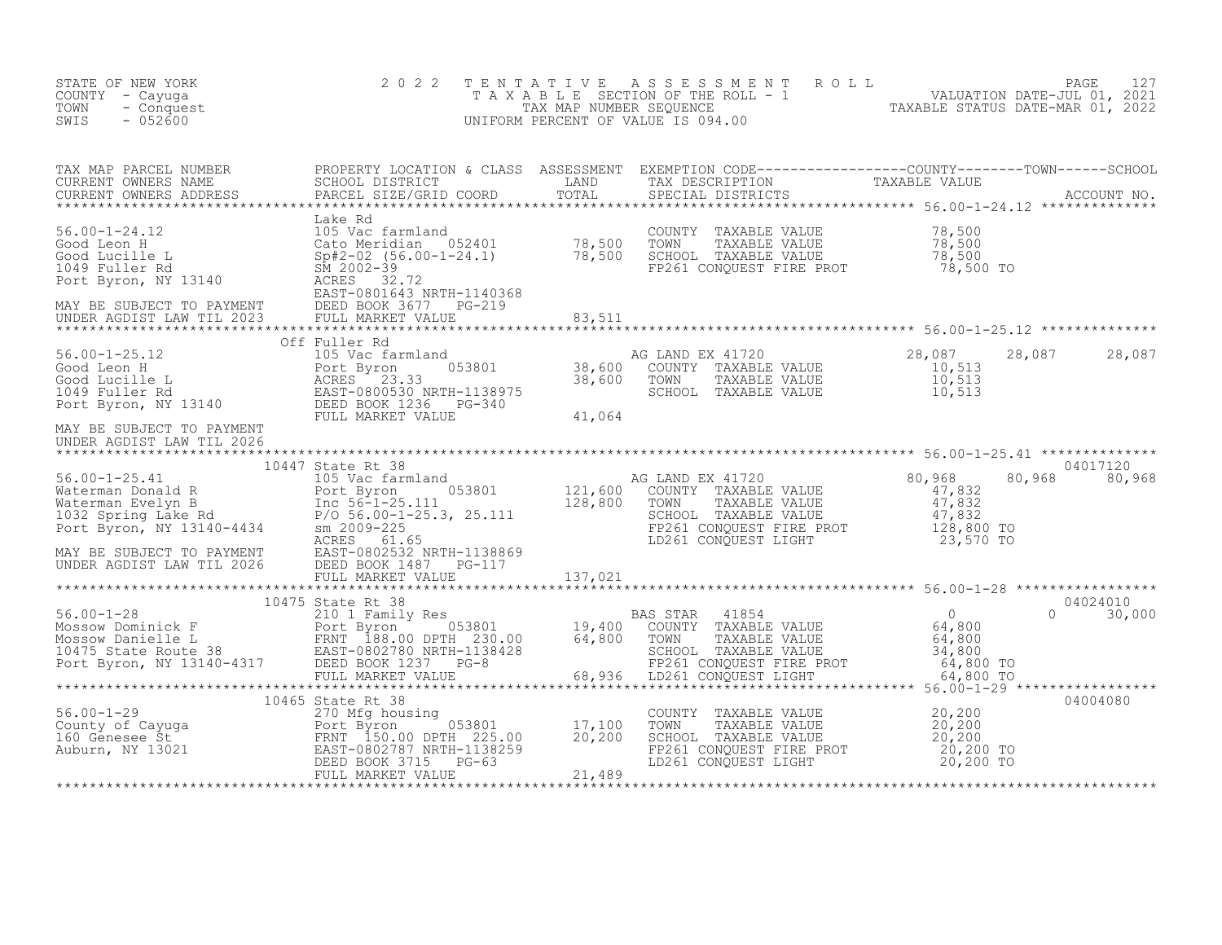STATE OF NEW YORK
COUNTY - Cayuga
TOWN - Conquest
SWIS - 052600

2022 TENTATIVE ASSESSMENT ROLL
TAXABLE SECTION OF THE ROLL - 1
TAX MAP NUMBER SEQUENCE
UNIFORM PERCENT OF VALUE IS 094.00

VALUATION DATE-JUL 01, 2021
TAXABLE STATUS DATE-MAR 01, 2022

| TAX MAP PARCEL NUMBER / CURRENT OWNERS NAME / CURRENT OWNERS ADDRESS | PROPERTY LOCATION & CLASS / SCHOOL DISTRICT / PARCEL SIZE/GRID COORD | ASSESSMENT LAND | ASSESSMENT TOTAL | EXEMPTION CODE / TAX DESCRIPTION / SPECIAL DISTRICTS | COUNTY TAXABLE VALUE | TOWN | SCHOOL | ACCOUNT NO. |
|---|---|---|---|---|---|---|---|---|
| **56.00-1-24.12** | Lake Rd | | | | | | | |
| Good Leon H | 105 Vac farmland | | | COUNTY TAXABLE VALUE | 78,500 | | | |
| Good Lucille L | Cato Meridian 052401 | 78,500 | | TOWN TAXABLE VALUE | 78,500 | | | |
| 1049 Fuller Rd | Sp#2-02 (56.00-1-24.1) | | 78,500 | SCHOOL TAXABLE VALUE | 78,500 | | | |
| Port Byron, NY 13140 | SM 2002-39 | | | FP261 CONQUEST FIRE PROT | 78,500 TO | | | |
| | ACRES 32.72 | | | | | | | |
| | EAST-0801643 NRTH-1140368 | | | | | | | |
| MAY BE SUBJECT TO PAYMENT | DEED BOOK 3677 PG-219 | | | | | | | |
| UNDER AGDIST LAW TIL 2023 | FULL MARKET VALUE | | 83,511 | | | | | |
| **56.00-1-25.12** | Off Fuller Rd | | | | | | | |
| Good Leon H | 105 Vac farmland | | | AG LAND EX 41720 | 28,087 | 28,087 | 28,087 | |
| Good Lucille L | Port Byron 053801 | 38,600 | | COUNTY TAXABLE VALUE | 10,513 | | | |
| 1049 Fuller Rd | ACRES 23.33 | | 38,600 | TOWN TAXABLE VALUE | 10,513 | | | |
| Port Byron, NY 13140 | EAST-0800530 NRTH-1138975 | | | SCHOOL TAXABLE VALUE | 10,513 | | | |
| | DEED BOOK 1236 PG-340 | | | | | | | |
| | FULL MARKET VALUE | | 41,064 | | | | | |
| MAY BE SUBJECT TO PAYMENT | | | | | | | | |
| UNDER AGDIST LAW TIL 2026 | | | | | | | | |
| **56.00-1-25.41** | 10447 State Rt 38 | | | | | | | 04017120 |
| Waterman Donald R | 105 Vac farmland | | | AG LAND EX 41720 | 80,968 | 80,968 | 80,968 | |
| Waterman Evelyn B | Port Byron 053801 | 121,600 | | COUNTY TAXABLE VALUE | 47,832 | | | |
| 1032 Spring Lake Rd | Inc 56-1-25.111 | | 128,800 | TOWN TAXABLE VALUE | 47,832 | | | |
| Port Byron, NY 13140-4434 | P/O 56.00-1-25.3, 25.111 | | | SCHOOL TAXABLE VALUE | 47,832 | | | |
| | sm 2009-225 | | | FP261 CONQUEST FIRE PROT | 128,800 TO | | | |
| | ACRES 61.65 | | | LD261 CONQUEST LIGHT | 23,570 TO | | | |
| MAY BE SUBJECT TO PAYMENT | EAST-0802532 NRTH-1138869 | | | | | | | |
| UNDER AGDIST LAW TIL 2026 | DEED BOOK 1487 PG-117 | | | | | | | |
| | FULL MARKET VALUE | | 137,021 | | | | | |
| **56.00-1-28** | 10475 State Rt 38 | | | | | | | 04024010 |
| Mossow Dominick F | 210 1 Family Res | | | BAS STAR 41854 | 0 | 0 | 30,000 | |
| Mossow Danielle L | Port Byron 053801 | 19,400 | | COUNTY TAXABLE VALUE | 64,800 | | | |
| 10475 State Route 38 | FRNT 188.00 DPTH 230.00 | | 64,800 | TOWN TAXABLE VALUE | 64,800 | | | |
| Port Byron, NY 13140-4317 | EAST-0802780 NRTH-1138428 | | | SCHOOL TAXABLE VALUE | 34,800 | | | |
| | DEED BOOK 1237 PG-8 | | | FP261 CONQUEST FIRE PROT | 64,800 TO | | | |
| | FULL MARKET VALUE | | 68,936 | LD261 CONQUEST LIGHT | 64,800 TO | | | |
| **56.00-1-29** | 10465 State Rt 38 | | | | | | | 04004080 |
| County of Cayuga | 270 Mfg housing | | | COUNTY TAXABLE VALUE | 20,200 | | | |
| 160 Genesee St | Port Byron 053801 | 17,100 | | TOWN TAXABLE VALUE | 20,200 | | | |
| Auburn, NY 13021 | FRNT 150.00 DPTH 225.00 | | 20,200 | SCHOOL TAXABLE VALUE | 20,200 | | | |
| | EAST-0802787 NRTH-1138259 | | | FP261 CONQUEST FIRE PROT | 20,200 TO | | | |
| | DEED BOOK 3715 PG-63 | | | LD261 CONQUEST LIGHT | 20,200 TO | | | |
| | FULL MARKET VALUE | | 21,489 | | | | | |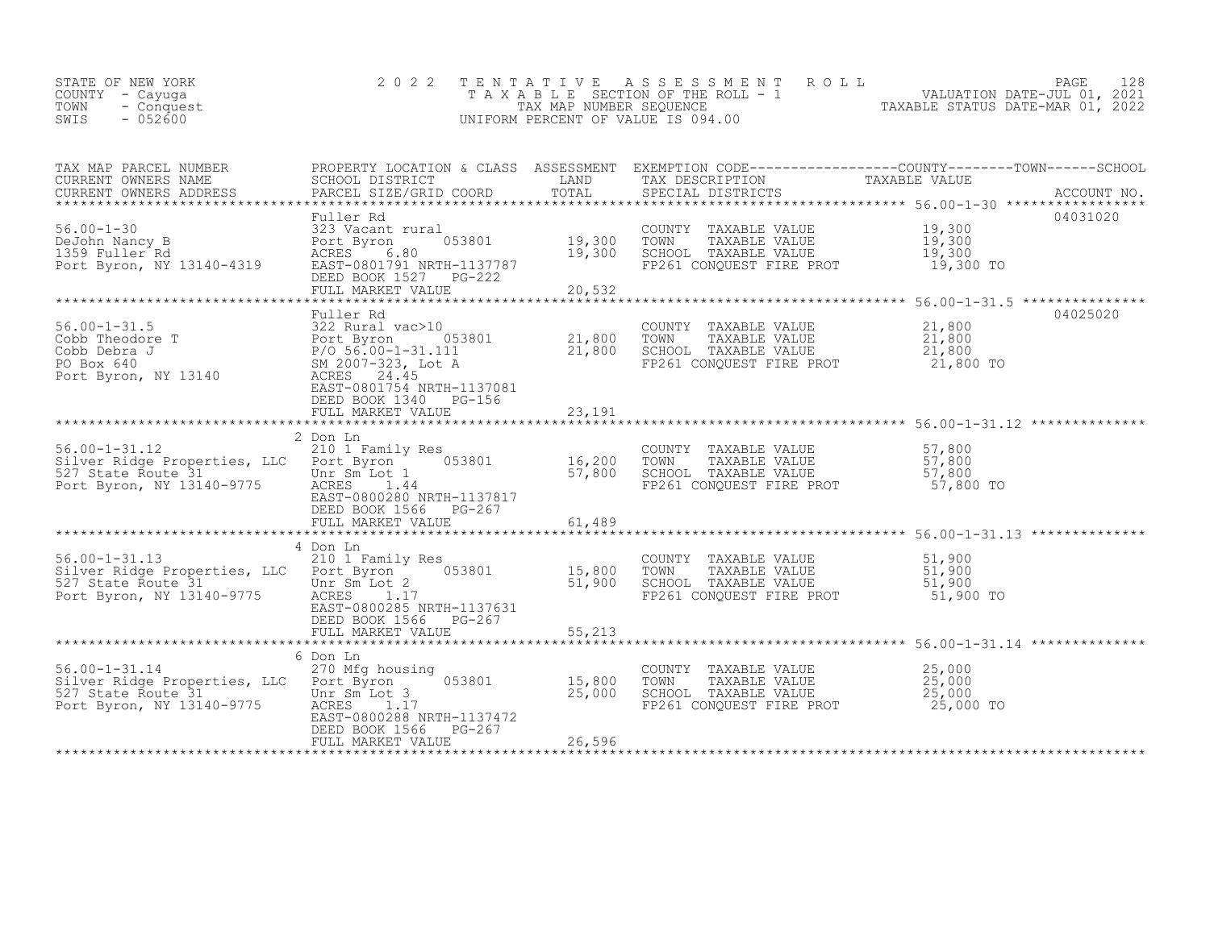STATE OF NEW YORK
COUNTY - Cayuga
TOWN - Conquest
SWIS - 052600

2022 TENTATIVE ASSESSMENT ROLL
TAXABLE SECTION OF THE ROLL - 1
TAX MAP NUMBER SEQUENCE
UNIFORM PERCENT OF VALUE IS 094.00

VALUATION DATE-JUL 01, 2021
TAXABLE STATUS DATE-MAR 01, 2022

| TAX MAP PARCEL NUMBER / CURRENT OWNERS NAME / CURRENT OWNERS ADDRESS | PROPERTY LOCATION & CLASS / SCHOOL DISTRICT / PARCEL SIZE/GRID COORD | ASSESSMENT LAND / TOTAL | EXEMPTION CODE / TAX DESCRIPTION / SPECIAL DISTRICTS | TAXABLE VALUE (COUNTY / TOWN / SCHOOL) | ACCOUNT NO. |
|---|---|---|---|---|---|
| 56.00-1-30 | Fuller Rd | | | | 04031020 |
| DeJohn Nancy B | 323 Vacant rural | | COUNTY TAXABLE VALUE | 19,300 | |
| 1359 Fuller Rd | Port Byron 053801 | 19,300 | TOWN TAXABLE VALUE | 19,300 | |
| Port Byron, NY 13140-4319 | ACRES 6.80 | 19,300 | SCHOOL TAXABLE VALUE | 19,300 | |
| | EAST-0801791 NRTH-1137787 | | FP261 CONQUEST FIRE PROT | 19,300 TO | |
| | DEED BOOK 1527 PG-222 | | | | |
| | FULL MARKET VALUE | 20,532 | | | |
| 56.00-1-31.5 | Fuller Rd | | | | 04025020 |
| Cobb Theodore T | 322 Rural vac>10 | | COUNTY TAXABLE VALUE | 21,800 | |
| Cobb Debra J | Port Byron 053801 | 21,800 | TOWN TAXABLE VALUE | 21,800 | |
| PO Box 640 | P/O 56.00-1-31.111 | 21,800 | SCHOOL TAXABLE VALUE | 21,800 | |
| Port Byron, NY 13140 | SM 2007-323, Lot A | | FP261 CONQUEST FIRE PROT | 21,800 TO | |
| | ACRES 24.45 | | | | |
| | EAST-0801754 NRTH-1137081 | | | | |
| | DEED BOOK 1340 PG-156 | | | | |
| | FULL MARKET VALUE | 23,191 | | | |
| 56.00-1-31.12 | 2 Don Ln | | | | |
| Silver Ridge Properties, LLC | 210 1 Family Res | | COUNTY TAXABLE VALUE | 57,800 | |
| 527 State Route 31 | Port Byron 053801 | 16,200 | TOWN TAXABLE VALUE | 57,800 | |
| Port Byron, NY 13140-9775 | Unr Sm Lot 1 | 57,800 | SCHOOL TAXABLE VALUE | 57,800 | |
| | ACRES 1.44 | | FP261 CONQUEST FIRE PROT | 57,800 TO | |
| | EAST-0800280 NRTH-1137817 | | | | |
| | DEED BOOK 1566 PG-267 | | | | |
| | FULL MARKET VALUE | 61,489 | | | |
| 56.00-1-31.13 | 4 Don Ln | | | | |
| Silver Ridge Properties, LLC | 210 1 Family Res | | COUNTY TAXABLE VALUE | 51,900 | |
| 527 State Route 31 | Port Byron 053801 | 15,800 | TOWN TAXABLE VALUE | 51,900 | |
| Port Byron, NY 13140-9775 | Unr Sm Lot 2 | 51,900 | SCHOOL TAXABLE VALUE | 51,900 | |
| | ACRES 1.17 | | FP261 CONQUEST FIRE PROT | 51,900 TO | |
| | EAST-0800285 NRTH-1137631 | | | | |
| | DEED BOOK 1566 PG-267 | | | | |
| | FULL MARKET VALUE | 55,213 | | | |
| 56.00-1-31.14 | 6 Don Ln | | | | |
| Silver Ridge Properties, LLC | 270 Mfg housing | | COUNTY TAXABLE VALUE | 25,000 | |
| 527 State Route 31 | Port Byron 053801 | 15,800 | TOWN TAXABLE VALUE | 25,000 | |
| Port Byron, NY 13140-9775 | Unr Sm Lot 3 | 25,000 | SCHOOL TAXABLE VALUE | 25,000 | |
| | ACRES 1.17 | | FP261 CONQUEST FIRE PROT | 25,000 TO | |
| | EAST-0800288 NRTH-1137472 | | | | |
| | DEED BOOK 1566 PG-267 | | | | |
| | FULL MARKET VALUE | 26,596 | | | |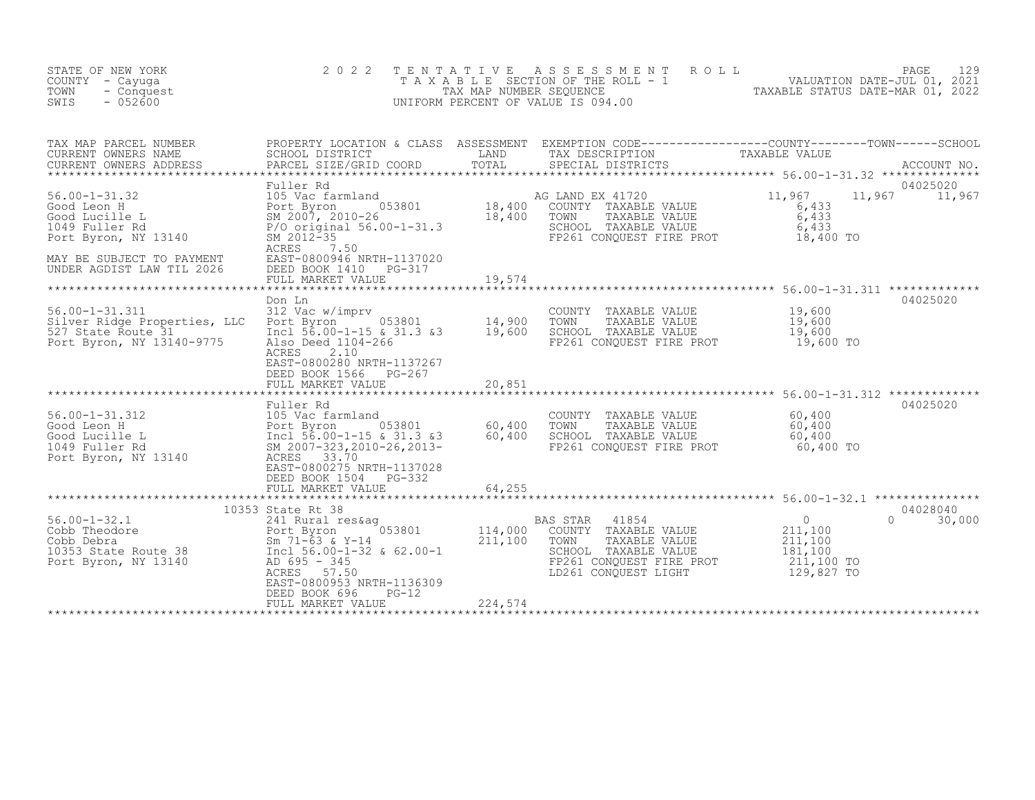STATE OF NEW YORK
COUNTY - Cayuga
TOWN - Conquest
SWIS - 052600

2022 TENTATIVE ASSESSMENT ROLL
TAXABLE SECTION OF THE ROLL - 1
TAX MAP NUMBER SEQUENCE
UNIFORM PERCENT OF VALUE IS 094.00

VALUATION DATE-JUL 01, 2021
TAXABLE STATUS DATE-MAR 01, 2022

| TAX MAP PARCEL NUMBER / CURRENT OWNERS NAME / CURRENT OWNERS ADDRESS | PROPERTY LOCATION & CLASS / SCHOOL DISTRICT / PARCEL SIZE/GRID COORD | ASSESSMENT LAND | TOTAL | EXEMPTION CODE / TAX DESCRIPTION / SPECIAL DISTRICTS | COUNTY TAXABLE VALUE | TOWN | SCHOOL / ACCOUNT NO. |
|---|---|---|---|---|---|---|---|
| **56.00-1-31.32** | Fuller Rd | | | | | | 04025020 |
| 56.00-1-31.32 | 105 Vac farmland | | | AG LAND EX 41720 | 11,967 | 11,967 | 11,967 |
| Good Leon H | Port Byron 053801 | 18,400 | | COUNTY TAXABLE VALUE | 6,433 | | |
| Good Lucille L | SM 2007, 2010-26 | | 18,400 | TOWN TAXABLE VALUE | 6,433 | | |
| 1049 Fuller Rd | P/O original 56.00-1-31.3 | | | SCHOOL TAXABLE VALUE | 6,433 | | |
| Port Byron, NY 13140 | SM 2012-35 | | | FP261 CONQUEST FIRE PROT | 18,400 TO | | |
| | ACRES 7.50 | | | | | | |
| MAY BE SUBJECT TO PAYMENT | EAST-0800946 NRTH-1137020 | | | | | | |
| UNDER AGDIST LAW TIL 2026 | DEED BOOK 1410 PG-317 | | | | | | |
| | FULL MARKET VALUE | | 19,574 | | | | |
| **56.00-1-31.311** | Don Ln | | | | | | 04025020 |
| 56.00-1-31.311 | 312 Vac w/imprv | | | COUNTY TAXABLE VALUE | 19,600 | | |
| Silver Ridge Properties, LLC | Port Byron 053801 | 14,900 | | TOWN TAXABLE VALUE | 19,600 | | |
| 527 State Route 31 | Incl 56.00-1-15 & 31.3 &3 | | 19,600 | SCHOOL TAXABLE VALUE | 19,600 | | |
| Port Byron, NY 13140-9775 | Also Deed 1104-266 | | | FP261 CONQUEST FIRE PROT | 19,600 TO | | |
| | ACRES 2.10 | | | | | | |
| | EAST-0800280 NRTH-1137267 | | | | | | |
| | DEED BOOK 1566 PG-267 | | | | | | |
| | FULL MARKET VALUE | | 20,851 | | | | |
| **56.00-1-31.312** | Fuller Rd | | | | | | 04025020 |
| 56.00-1-31.312 | 105 Vac farmland | | | COUNTY TAXABLE VALUE | 60,400 | | |
| Good Leon H | Port Byron 053801 | 60,400 | | TOWN TAXABLE VALUE | 60,400 | | |
| Good Lucille L | Incl 56.00-1-15 & 31.3 &3 | | 60,400 | SCHOOL TAXABLE VALUE | 60,400 | | |
| 1049 Fuller Rd | SM 2007-323,2010-26,2013- | | | FP261 CONQUEST FIRE PROT | 60,400 TO | | |
| Port Byron, NY 13140 | ACRES 33.70 | | | | | | |
| | EAST-0800275 NRTH-1137028 | | | | | | |
| | DEED BOOK 1504 PG-332 | | | | | | |
| | FULL MARKET VALUE | | 64,255 | | | | |
| **56.00-1-32.1** | 10353 State Rt 38 | | | | | | 04028040 |
| 56.00-1-32.1 | 241 Rural res&ag | | | BAS STAR 41854 | 0 | 0 | 30,000 |
| Cobb Theodore | Port Byron 053801 | 114,000 | | COUNTY TAXABLE VALUE | 211,100 | | |
| Cobb Debra | Sm 71-63 & Y-14 | | 211,100 | TOWN TAXABLE VALUE | 211,100 | | |
| 10353 State Route 38 | Incl 56.00-1-32 & 62.00-1 | | | SCHOOL TAXABLE VALUE | 181,100 | | |
| Port Byron, NY 13140 | AD 695 - 345 | | | FP261 CONQUEST FIRE PROT | 211,100 TO | | |
| | ACRES 57.50 | | | LD261 CONQUEST LIGHT | 129,827 TO | | |
| | EAST-0800953 NRTH-1136309 | | | | | | |
| | DEED BOOK 696 PG-12 | | | | | | |
| | FULL MARKET VALUE | | 224,574 | | | | |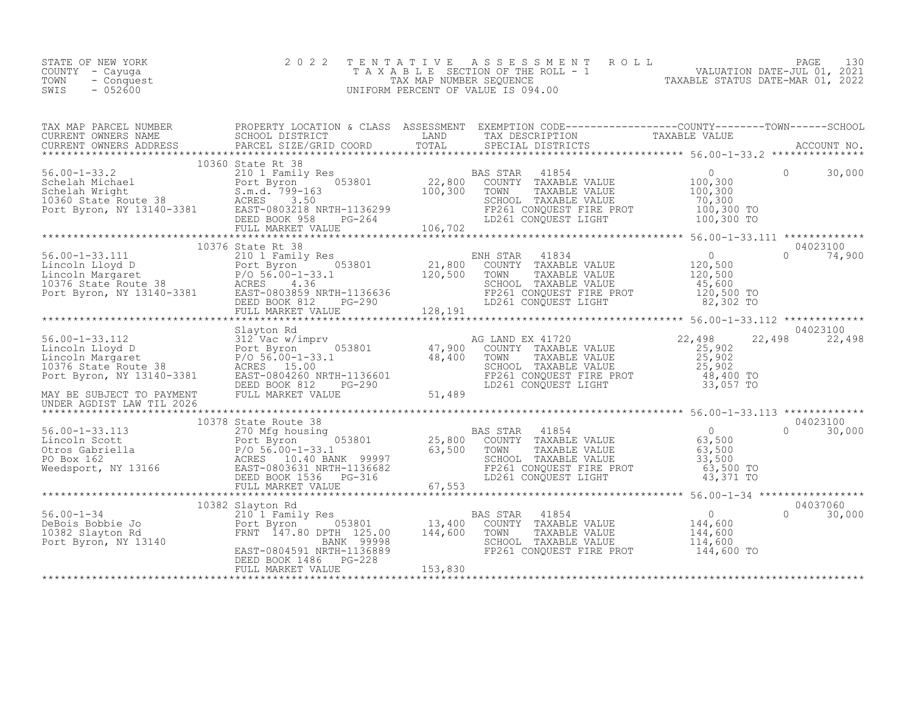STATE OF NEW YORK
COUNTY - Cayuga
TOWN - Conquest
SWIS - 052600

2022 TENTATIVE ASSESSMENT ROLL
TAXABLE SECTION OF THE ROLL - 1
TAX MAP NUMBER SEQUENCE
UNIFORM PERCENT OF VALUE IS 094.00

VALUATION DATE-JUL 01, 2021
TAXABLE STATUS DATE-MAR 01, 2022

| TAX MAP PARCEL NUMBER / CURRENT OWNERS NAME / CURRENT OWNERS ADDRESS | PROPERTY LOCATION & CLASS / SCHOOL DISTRICT / PARCEL SIZE/GRID COORD | ASSESSMENT LAND / TOTAL | EXEMPTION CODE / TAX DESCRIPTION / SPECIAL DISTRICTS | COUNTY | TOWN | SCHOOL / ACCOUNT NO. |
|---|---|---|---|---|---|---|
| **56.00-1-33.2** | 10360 State Rt 38 | | | | | |
| 56.00-1-33.2 | 210 1 Family Res | | BAS STAR 41854 | 0 | 0 | 30,000 |
| Schelah Michael | Port Byron 053801 | 22,800 | COUNTY TAXABLE VALUE | 100,300 | | |
| Schelah Wright | S.m.d. 799-163 | 100,300 | TOWN TAXABLE VALUE | 100,300 | | |
| 10360 State Route 38 | ACRES 3.50 | | SCHOOL TAXABLE VALUE | 70,300 | | |
| Port Byron, NY 13140-3381 | EAST-0803218 NRTH-1136299 | | FP261 CONQUEST FIRE PROT | 100,300 TO | | |
| | DEED BOOK 958 PG-264 | | LD261 CONQUEST LIGHT | 100,300 TO | | |
| | FULL MARKET VALUE | 106,702 | | | | |
| **56.00-1-33.111** | 10376 State Rt 38 | | | | | 04023100 |
| 56.00-1-33.111 | 210 1 Family Res | | ENH STAR 41834 | 0 | 0 | 74,900 |
| Lincoln Lloyd D | Port Byron 053801 | 21,800 | COUNTY TAXABLE VALUE | 120,500 | | |
| Lincoln Margaret | P/O 56.00-1-33.1 | 120,500 | TOWN TAXABLE VALUE | 120,500 | | |
| 10376 State Route 38 | ACRES 4.36 | | SCHOOL TAXABLE VALUE | 45,600 | | |
| Port Byron, NY 13140-3381 | EAST-0803859 NRTH-1136636 | | FP261 CONQUEST FIRE PROT | 120,500 TO | | |
| | DEED BOOK 812 PG-290 | | LD261 CONQUEST LIGHT | 82,302 TO | | |
| | FULL MARKET VALUE | 128,191 | | | | |
| **56.00-1-33.112** | Slayton Rd | | | | | 04023100 |
| 56.00-1-33.112 | 312 Vac w/imprv | | AG LAND EX 41720 | 22,498 | 22,498 | 22,498 |
| Lincoln Lloyd D | Port Byron 053801 | 47,900 | COUNTY TAXABLE VALUE | 25,902 | | |
| Lincoln Margaret | P/O 56.00-1-33.1 | 48,400 | TOWN TAXABLE VALUE | 25,902 | | |
| 10376 State Route 38 | ACRES 15.00 | | SCHOOL TAXABLE VALUE | 25,902 | | |
| Port Byron, NY 13140-3381 | EAST-0804260 NRTH-1136601 | | FP261 CONQUEST FIRE PROT | 48,400 TO | | |
| | DEED BOOK 812 PG-290 | | LD261 CONQUEST LIGHT | 33,057 TO | | |
| MAY BE SUBJECT TO PAYMENT UNDER AGDIST LAW TIL 2026 | FULL MARKET VALUE | 51,489 | | | | |
| **56.00-1-33.113** | 10378 State Route 38 | | | | | 04023100 |
| 56.00-1-33.113 | 270 Mfg housing | | BAS STAR 41854 | 0 | 0 | 30,000 |
| Lincoln Scott | Port Byron 053801 | 25,800 | COUNTY TAXABLE VALUE | 63,500 | | |
| Otros Gabriella | P/O 56.00-1-33.1 | 63,500 | TOWN TAXABLE VALUE | 63,500 | | |
| PO Box 162 | ACRES 10.40 BANK 99997 | | SCHOOL TAXABLE VALUE | 33,500 | | |
| Weedsport, NY 13166 | EAST-0803631 NRTH-1136682 | | FP261 CONQUEST FIRE PROT | 63,500 TO | | |
| | DEED BOOK 1536 PG-316 | | LD261 CONQUEST LIGHT | 43,371 TO | | |
| | FULL MARKET VALUE | 67,553 | | | | |
| **56.00-1-34** | 10382 Slayton Rd | | | | | 04037060 |
| 56.00-1-34 | 210 1 Family Res | | BAS STAR 41854 | 0 | 0 | 30,000 |
| DeBois Bobbie Jo | Port Byron 053801 | 13,400 | COUNTY TAXABLE VALUE | 144,600 | | |
| 10382 Slayton Rd | FRNT 147.80 DPTH 125.00 | 144,600 | TOWN TAXABLE VALUE | 144,600 | | |
| Port Byron, NY 13140 | BANK 99998 | | SCHOOL TAXABLE VALUE | 114,600 | | |
| | EAST-0804591 NRTH-1136889 | | FP261 CONQUEST FIRE PROT | 144,600 TO | | |
| | DEED BOOK 1486 PG-228 | | | | | |
| | FULL MARKET VALUE | 153,830 | | | | |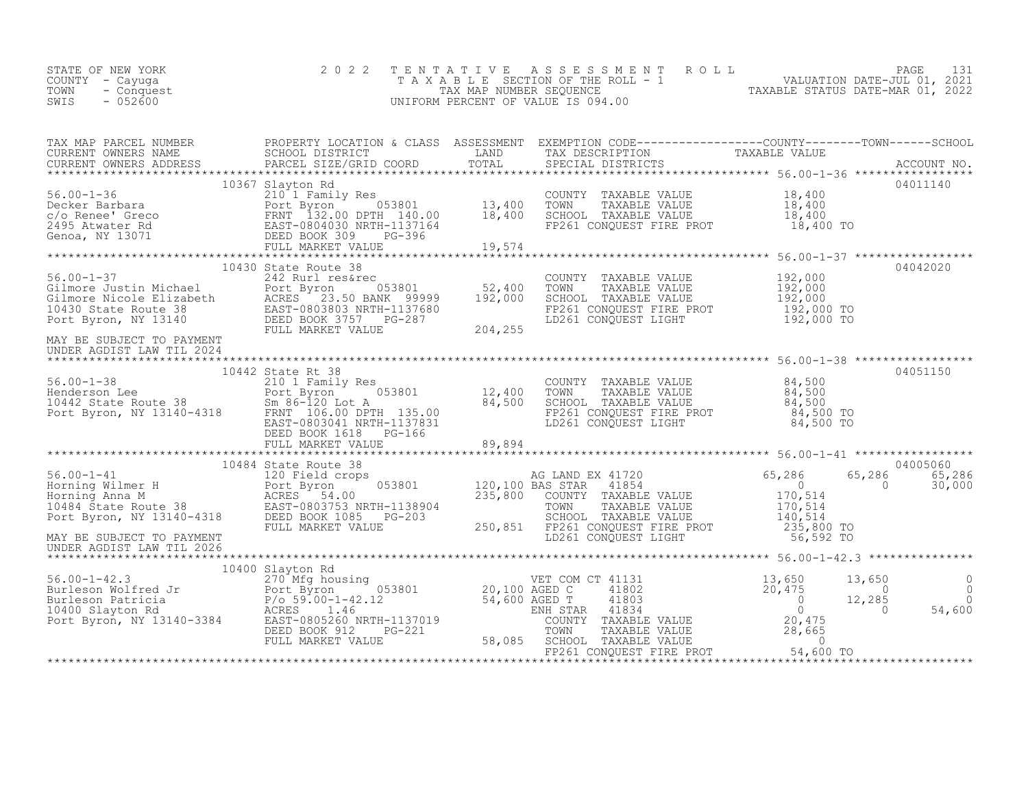STATE OF NEW YORK
COUNTY - Cayuga
TOWN - Conquest
SWIS - 052600

# 2022 TENTATIVE ASSESSMENT ROLL
TAXABLE SECTION OF THE ROLL - 1
TAX MAP NUMBER SEQUENCE
UNIFORM PERCENT OF VALUE IS 094.00

VALUATION DATE-JUL 01, 2021
TAXABLE STATUS DATE-MAR 01, 2022

| TAX MAP PARCEL NUMBER / CURRENT OWNERS NAME / CURRENT OWNERS ADDRESS | PROPERTY LOCATION & CLASS / SCHOOL DISTRICT / PARCEL SIZE/GRID COORD | ASSESSMENT LAND / TOTAL | EXEMPTION CODE / TAX DESCRIPTION / SPECIAL DISTRICTS | COUNTY TAXABLE VALUE | TOWN | SCHOOL | ACCOUNT NO. |
|---|---|---|---|---|---|---|---|
| 56.00-1-36 | 10367 Slayton Rd | | | | | | 04011140 |
| Decker Barbara | 210 1 Family Res | | COUNTY TAXABLE VALUE | 18,400 | | | |
| c/o Renee' Greco | Port Byron 053801 | 13,400 | TOWN TAXABLE VALUE | 18,400 | | | |
| 2495 Atwater Rd | FRNT 132.00 DPTH 140.00 | 18,400 | SCHOOL TAXABLE VALUE | 18,400 | | | |
| Genoa, NY 13071 | EAST-0804030 NRTH-1137164 | | FP261 CONQUEST FIRE PROT | 18,400 TO | | | |
| | DEED BOOK 309 PG-396 | | | | | | |
| | FULL MARKET VALUE | 19,574 | | | | | |
| 56.00-1-37 | 10430 State Route 38 | | | | | | 04042020 |
| Gilmore Justin Michael | 242 Rurl res&rec | | COUNTY TAXABLE VALUE | 192,000 | | | |
| Gilmore Nicole Elizabeth | Port Byron 053801 | 52,400 | TOWN TAXABLE VALUE | 192,000 | | | |
| 10430 State Route 38 | ACRES 23.50 BANK 99999 | 192,000 | SCHOOL TAXABLE VALUE | 192,000 | | | |
| Port Byron, NY 13140 | EAST-0803803 NRTH-1137680 | | FP261 CONQUEST FIRE PROT | 192,000 TO | | | |
| | DEED BOOK 3757 PG-287 | | LD261 CONQUEST LIGHT | 192,000 TO | | | |
| | FULL MARKET VALUE | 204,255 | | | | | |
| MAY BE SUBJECT TO PAYMENT UNDER AGDIST LAW TIL 2024 | | | | | | | |
| 56.00-1-38 | 10442 State Rt 38 | | | | | | 04051150 |
| Henderson Lee | 210 1 Family Res | | COUNTY TAXABLE VALUE | 84,500 | | | |
| 10442 State Route 38 | Port Byron 053801 | 12,400 | TOWN TAXABLE VALUE | 84,500 | | | |
| Port Byron, NY 13140-4318 | Sm 86-120 Lot A | 84,500 | SCHOOL TAXABLE VALUE | 84,500 | | | |
| | FRNT 106.00 DPTH 135.00 | | FP261 CONQUEST FIRE PROT | 84,500 TO | | | |
| | EAST-0803041 NRTH-1137831 | | LD261 CONQUEST LIGHT | 84,500 TO | | | |
| | DEED BOOK 1618 PG-166 | | | | | | |
| | FULL MARKET VALUE | 89,894 | | | | | |
| 56.00-1-41 | 10484 State Route 38 | | | | | | 04005060 |
| Horning Wilmer H | 120 Field crops | | AG LAND EX 41720 | 65,286 | 65,286 | 65,286 | |
| Horning Anna M | Port Byron 053801 | 120,100 | BAS STAR 41854 | 0 | 0 | 30,000 | |
| 10484 State Route 38 | ACRES 54.00 | 235,800 | COUNTY TAXABLE VALUE | 170,514 | | | |
| Port Byron, NY 13140-4318 | EAST-0803753 NRTH-1138904 | | TOWN TAXABLE VALUE | 170,514 | | | |
| | DEED BOOK 1085 PG-203 | | SCHOOL TAXABLE VALUE | 140,514 | | | |
| | FULL MARKET VALUE | 250,851 | FP261 CONQUEST FIRE PROT | 235,800 TO | | | |
| MAY BE SUBJECT TO PAYMENT UNDER AGDIST LAW TIL 2026 | | | LD261 CONQUEST LIGHT | 56,592 TO | | | |
| 56.00-1-42.3 | 10400 Slayton Rd | | | | | | |
| Burleson Wolfred Jr | 270 Mfg housing | | VET COM CT 41131 | 13,650 | 13,650 | 0 | |
| Burleson Patricia | Port Byron 053801 | 20,100 | AGED C 41802 | 20,475 | 0 | 0 | |
| 10400 Slayton Rd | P/o 59.00-1-42.12 | 54,600 | AGED T 41803 | 0 | 12,285 | 0 | |
| Port Byron, NY 13140-3384 | ACRES 1.46 | | ENH STAR 41834 | 0 | 0 | 54,600 | |
| | EAST-0805260 NRTH-1137019 | | COUNTY TAXABLE VALUE | 20,475 | | | |
| | DEED BOOK 912 PG-221 | | TOWN TAXABLE VALUE | 28,665 | | | |
| | FULL MARKET VALUE | 58,085 | SCHOOL TAXABLE VALUE | 0 | | | |
| | | | FP261 CONQUEST FIRE PROT | 54,600 TO | | | |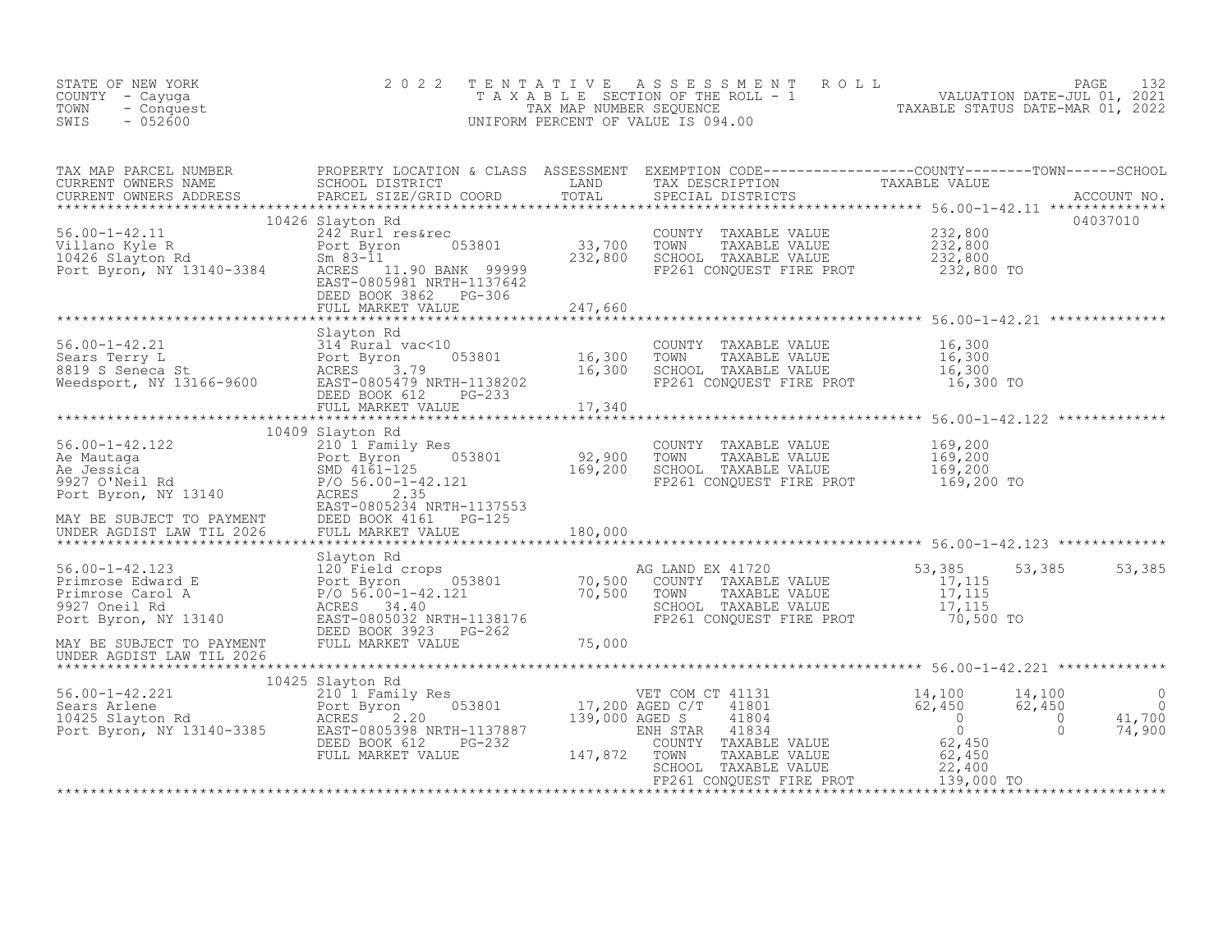STATE OF NEW YORK
COUNTY - Cayuga
TOWN - Conquest
SWIS - 052600

2 0 2 2 T E N T A T I V E A S S E S S M E N T R O L L
T A X A B L E SECTION OF THE ROLL - 1
TAX MAP NUMBER SEQUENCE
UNIFORM PERCENT OF VALUE IS 094.00

VALUATION DATE-JUL 01, 2021
TAXABLE STATUS DATE-MAR 01, 2022

| TAX MAP PARCEL NUMBER / CURRENT OWNERS NAME / CURRENT OWNERS ADDRESS | PROPERTY LOCATION & CLASS / SCHOOL DISTRICT / PARCEL SIZE/GRID COORD | ASSESSMENT LAND / TOTAL | EXEMPTION CODE / TAX DESCRIPTION / SPECIAL DISTRICTS | COUNTY TAXABLE VALUE | TOWN | SCHOOL / ACCOUNT NO. |
|---|---|---|---|---|---|---|
| 56.00-1-42.11 | 10426 Slayton Rd | | | | | 04037010 |
| | 242 Rurl res&rec | | COUNTY TAXABLE VALUE | 232,800 | | |
| Villano Kyle R | Port Byron 053801 | 33,700 | TOWN TAXABLE VALUE | 232,800 | | |
| 10426 Slayton Rd | Sm 83-11 | 232,800 | SCHOOL TAXABLE VALUE | 232,800 | | |
| Port Byron, NY 13140-3384 | ACRES 11.90 BANK 99999 | | FP261 CONQUEST FIRE PROT | 232,800 TO | | |
| | EAST-0805981 NRTH-1137642 | | | | | |
| | DEED BOOK 3862 PG-306 | | | | | |
| | FULL MARKET VALUE | 247,660 | | | | |
| 56.00-1-42.21 | Slayton Rd | | | | | |
| | 314 Rural vac<10 | | COUNTY TAXABLE VALUE | 16,300 | | |
| Sears Terry L | Port Byron 053801 | 16,300 | TOWN TAXABLE VALUE | 16,300 | | |
| 8819 S Seneca St | ACRES 3.79 | 16,300 | SCHOOL TAXABLE VALUE | 16,300 | | |
| Weedsport, NY 13166-9600 | EAST-0805479 NRTH-1138202 | | FP261 CONQUEST FIRE PROT | 16,300 TO | | |
| | DEED BOOK 612 PG-233 | | | | | |
| | FULL MARKET VALUE | 17,340 | | | | |
| 56.00-1-42.122 | 10409 Slayton Rd | | | | | |
| | 210 1 Family Res | | COUNTY TAXABLE VALUE | 169,200 | | |
| Ae Mautaga | Port Byron 053801 | 92,900 | TOWN TAXABLE VALUE | 169,200 | | |
| Ae Jessica | SMD 4161-125 | 169,200 | SCHOOL TAXABLE VALUE | 169,200 | | |
| 9927 O'Neil Rd | P/O 56.00-1-42.121 | | FP261 CONQUEST FIRE PROT | 169,200 TO | | |
| Port Byron, NY 13140 | ACRES 2.35 | | | | | |
| | EAST-0805234 NRTH-1137553 | | | | | |
| MAY BE SUBJECT TO PAYMENT | DEED BOOK 4161 PG-125 | | | | | |
| UNDER AGDIST LAW TIL 2026 | FULL MARKET VALUE | 180,000 | | | | |
| 56.00-1-42.123 | Slayton Rd | | | | | |
| | 120 Field crops | | AG LAND EX 41720 | 53,385 | 53,385 | 53,385 |
| Primrose Edward E | Port Byron 053801 | 70,500 | COUNTY TAXABLE VALUE | 17,115 | | |
| Primrose Carol A | P/O 56.00-1-42.121 | 70,500 | TOWN TAXABLE VALUE | 17,115 | | |
| 9927 Oneil Rd | ACRES 34.40 | | SCHOOL TAXABLE VALUE | 17,115 | | |
| Port Byron, NY 13140 | EAST-0805032 NRTH-1138176 | | FP261 CONQUEST FIRE PROT | 70,500 TO | | |
| | DEED BOOK 3923 PG-262 | | | | | |
| MAY BE SUBJECT TO PAYMENT | FULL MARKET VALUE | 75,000 | | | | |
| UNDER AGDIST LAW TIL 2026 | | | | | | |
| 56.00-1-42.221 | 10425 Slayton Rd | | | | | |
| | 210 1 Family Res | | VET COM CT 41131 | 14,100 | 14,100 | 0 |
| Sears Arlene | Port Byron 053801 | 17,200 | AGED C/T 41801 | 62,450 | 62,450 | 0 |
| 10425 Slayton Rd | ACRES 2.20 | 139,000 | AGED S 41804 | 0 | 0 | 41,700 |
| Port Byron, NY 13140-3385 | EAST-0805398 NRTH-1137887 | | ENH STAR 41834 | 0 | 0 | 74,900 |
| | DEED BOOK 612 PG-232 | | COUNTY TAXABLE VALUE | 62,450 | | |
| | FULL MARKET VALUE | 147,872 | TOWN TAXABLE VALUE | 62,450 | | |
| | | | SCHOOL TAXABLE VALUE | 22,400 | | |
| | | | FP261 CONQUEST FIRE PROT | 139,000 TO | | |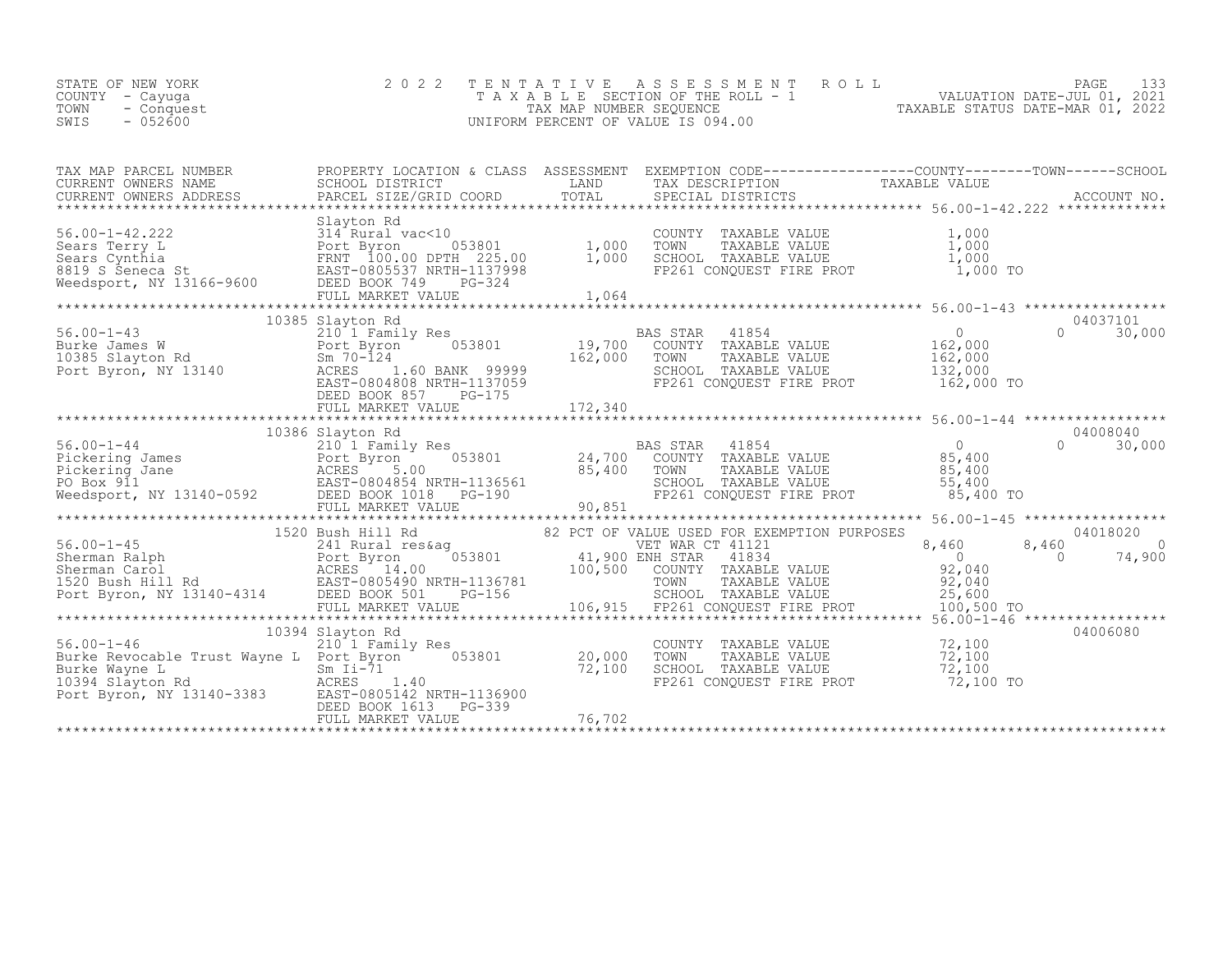STATE OF NEW YORK
COUNTY - Cayuga
TOWN - Conquest
SWIS - 052600

# 2022 TENTATIVE ASSESSMENT ROLL
TAXABLE SECTION OF THE ROLL - 1
TAX MAP NUMBER SEQUENCE
UNIFORM PERCENT OF VALUE IS 094.00

VALUATION DATE-JUL 01, 2021
TAXABLE STATUS DATE-MAR 01, 2022

| TAX MAP PARCEL NUMBER / CURRENT OWNERS NAME / CURRENT OWNERS ADDRESS | PROPERTY LOCATION & CLASS / SCHOOL DISTRICT / PARCEL SIZE/GRID COORD | ASSESSMENT LAND / TOTAL | EXEMPTION CODE / TAX DESCRIPTION / SPECIAL DISTRICTS | COUNTY TAXABLE VALUE | TOWN | SCHOOL | ACCOUNT NO. |
|---|---|---|---|---|---|---|---|
| **56.00-1-42.222** | Slayton Rd | | | | | | |
| Sears Terry L | 314 Rural vac<10 | | COUNTY TAXABLE VALUE | 1,000 | | | |
| Sears Cynthia | Port Byron 053801 | 1,000 | TOWN TAXABLE VALUE | 1,000 | | | |
| 8819 S Seneca St | FRNT 100.00 DPTH 225.00 | 1,000 | SCHOOL TAXABLE VALUE | 1,000 | | | |
| Weedsport, NY 13166-9600 | EAST-0805537 NRTH-1137998 | | FP261 CONQUEST FIRE PROT | 1,000 TO | | | |
| | DEED BOOK 749 PG-324 | | | | | | |
| | FULL MARKET VALUE | 1,064 | | | | | |
| **56.00-1-43** | 10385 Slayton Rd | | | | | | 04037101 |
| Burke James W | 210 1 Family Res | | BAS STAR 41854 | 0 | 0 | 30,000 | |
| 10385 Slayton Rd | Port Byron 053801 | 19,700 | COUNTY TAXABLE VALUE | 162,000 | | | |
| Port Byron, NY 13140 | Sm 70-124 | 162,000 | TOWN TAXABLE VALUE | 162,000 | | | |
| | ACRES 1.60 BANK 99999 | | SCHOOL TAXABLE VALUE | 132,000 | | | |
| | EAST-0804808 NRTH-1137059 | | FP261 CONQUEST FIRE PROT | 162,000 TO | | | |
| | DEED BOOK 857 PG-175 | | | | | | |
| | FULL MARKET VALUE | 172,340 | | | | | |
| **56.00-1-44** | 10386 Slayton Rd | | | | | | 04008040 |
| Pickering James | 210 1 Family Res | | BAS STAR 41854 | 0 | 0 | 30,000 | |
| Pickering Jane | Port Byron 053801 | 24,700 | COUNTY TAXABLE VALUE | 85,400 | | | |
| PO Box 911 | ACRES 5.00 | 85,400 | TOWN TAXABLE VALUE | 85,400 | | | |
| Weedsport, NY 13140-0592 | EAST-0804854 NRTH-1136561 | | SCHOOL TAXABLE VALUE | 55,400 | | | |
| | DEED BOOK 1018 PG-190 | | FP261 CONQUEST FIRE PROT | 85,400 TO | | | |
| | FULL MARKET VALUE | 90,851 | | | | | |
| **56.00-1-45** | 1520 Bush Hill Rd | | 82 PCT OF VALUE USED FOR EXEMPTION PURPOSES | | | | 04018020 |
| Sherman Ralph | 241 Rural res&ag | | VET WAR CT 41121 | 8,460 | 8,460 | 0 | |
| Sherman Carol | Port Byron 053801 | 41,900 | ENH STAR 41834 | 0 | 0 | 74,900 | |
| 1520 Bush Hill Rd | ACRES 14.00 | 100,500 | COUNTY TAXABLE VALUE | 92,040 | | | |
| Port Byron, NY 13140-4314 | EAST-0805490 NRTH-1136781 | | TOWN TAXABLE VALUE | 92,040 | | | |
| | DEED BOOK 501 PG-156 | | SCHOOL TAXABLE VALUE | 25,600 | | | |
| | FULL MARKET VALUE | 106,915 | FP261 CONQUEST FIRE PROT | 100,500 TO | | | |
| **56.00-1-46** | 10394 Slayton Rd | | | | | | 04006080 |
| Burke Revocable Trust Wayne L | 210 1 Family Res | | COUNTY TAXABLE VALUE | 72,100 | | | |
| Burke Wayne L | Port Byron 053801 | 20,000 | TOWN TAXABLE VALUE | 72,100 | | | |
| 10394 Slayton Rd | Sm Ii-71 | 72,100 | SCHOOL TAXABLE VALUE | 72,100 | | | |
| Port Byron, NY 13140-3383 | ACRES 1.40 | | FP261 CONQUEST FIRE PROT | 72,100 TO | | | |
| | EAST-0805142 NRTH-1136900 | | | | | | |
| | DEED BOOK 1613 PG-339 | | | | | | |
| | FULL MARKET VALUE | 76,702 | | | | | |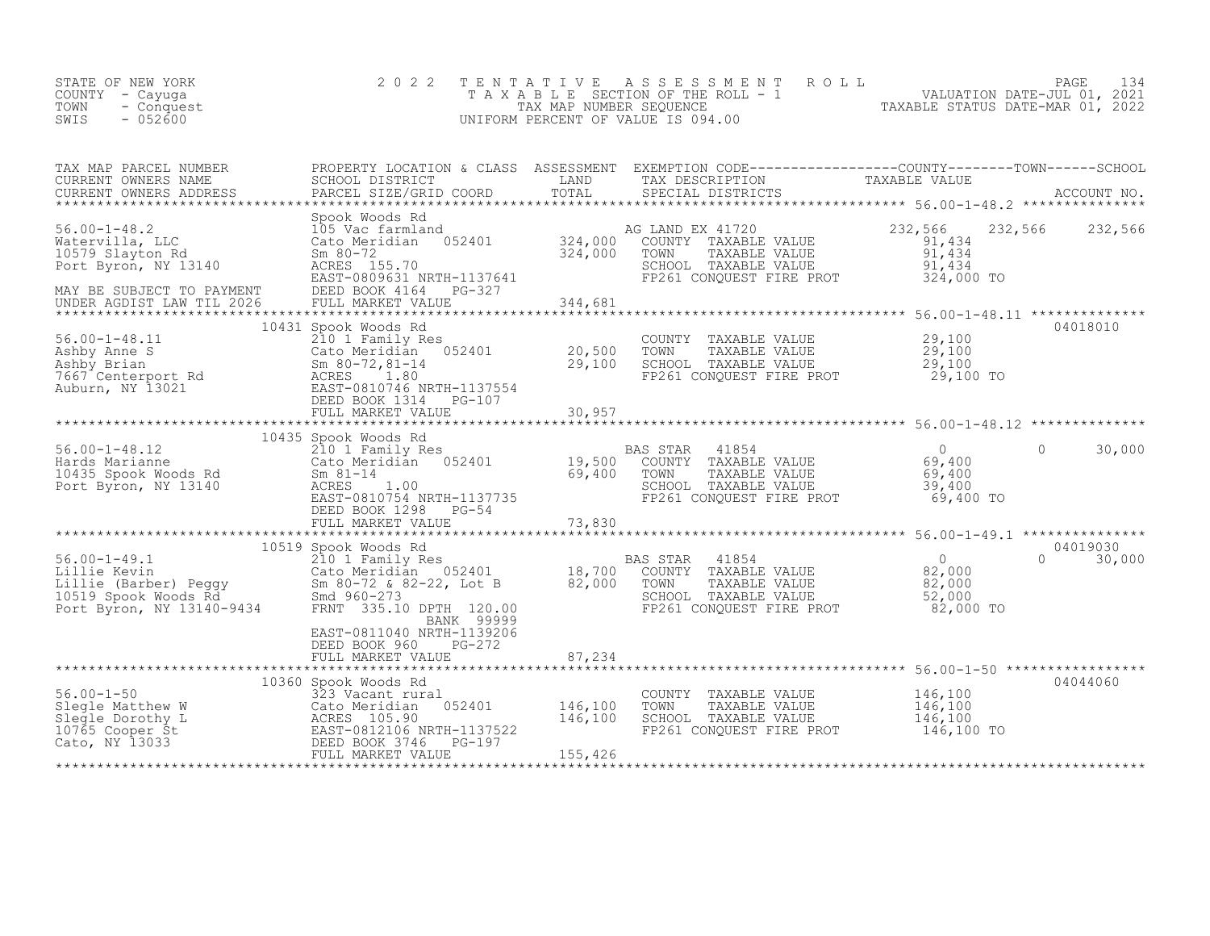STATE OF NEW YORK
COUNTY - Cayuga
TOWN - Conquest
SWIS - 052600

# 2022 TENTATIVE ASSESSMENT ROLL

TAXABLE SECTION OF THE ROLL - 1
TAX MAP NUMBER SEQUENCE
UNIFORM PERCENT OF VALUE IS 094.00

VALUATION DATE-JUL 01, 2021
TAXABLE STATUS DATE-MAR 01, 2022

| TAX MAP PARCEL NUMBER / CURRENT OWNERS NAME / CURRENT OWNERS ADDRESS | PROPERTY LOCATION & CLASS / SCHOOL DISTRICT / PARCEL SIZE/GRID COORD | ASSESSMENT LAND / TOTAL | EXEMPTION CODE / TAX DESCRIPTION / SPECIAL DISTRICTS | COUNTY | TOWN | SCHOOL | ACCOUNT NO. |
|---|---|---|---|---|---|---|---|
| **56.00-1-48.2** | Spook Woods Rd | | | | | | |
| Watervilla, LLC | 105 Vac farmland | | AG LAND EX 41720 | 232,566 | 232,566 | 232,566 | |
| 10579 Slayton Rd | Cato Meridian 052401 | 324,000 | COUNTY TAXABLE VALUE | 91,434 | | | |
| Port Byron, NY 13140 | Sm 80-72 | 324,000 | TOWN TAXABLE VALUE | 91,434 | | | |
| | ACRES 155.70 | | SCHOOL TAXABLE VALUE | 91,434 | | | |
| | EAST-0809631 NRTH-1137641 | | FP261 CONQUEST FIRE PROT | 324,000 TO | | | |
| MAY BE SUBJECT TO PAYMENT | DEED BOOK 4164 PG-327 | | | | | | |
| UNDER AGDIST LAW TIL 2026 | FULL MARKET VALUE | 344,681 | | | | | |
| **56.00-1-48.11** | 10431 Spook Woods Rd | | | | | | 04018010 |
| Ashby Anne S | 210 1 Family Res | | COUNTY TAXABLE VALUE | 29,100 | | | |
| Ashby Brian | Cato Meridian 052401 | 20,500 | TOWN TAXABLE VALUE | 29,100 | | | |
| 7667 Centerport Rd | Sm 80-72,81-14 | 29,100 | SCHOOL TAXABLE VALUE | 29,100 | | | |
| Auburn, NY 13021 | ACRES 1.80 | | FP261 CONQUEST FIRE PROT | 29,100 TO | | | |
| | EAST-0810746 NRTH-1137554 | | | | | | |
| | DEED BOOK 1314 PG-107 | | | | | | |
| | FULL MARKET VALUE | 30,957 | | | | | |
| **56.00-1-48.12** | 10435 Spook Woods Rd | | | | | | |
| Hards Marianne | 210 1 Family Res | | BAS STAR 41854 | 0 | 0 | 30,000 | |
| 10435 Spook Woods Rd | Cato Meridian 052401 | 19,500 | COUNTY TAXABLE VALUE | 69,400 | | | |
| Port Byron, NY 13140 | Sm 81-14 | 69,400 | TOWN TAXABLE VALUE | 69,400 | | | |
| | ACRES 1.00 | | SCHOOL TAXABLE VALUE | 39,400 | | | |
| | EAST-0810754 NRTH-1137735 | | FP261 CONQUEST FIRE PROT | 69,400 TO | | | |
| | DEED BOOK 1298 PG-54 | | | | | | |
| | FULL MARKET VALUE | 73,830 | | | | | |
| **56.00-1-49.1** | 10519 Spook Woods Rd | | | | | | 04019030 |
| Lillie Kevin | 210 1 Family Res | | BAS STAR 41854 | 0 | 0 | 30,000 | |
| Lillie (Barber) Peggy | Cato Meridian 052401 | 18,700 | COUNTY TAXABLE VALUE | 82,000 | | | |
| 10519 Spook Woods Rd | Sm 80-72 & 82-22, Lot B | 82,000 | TOWN TAXABLE VALUE | 82,000 | | | |
| Port Byron, NY 13140-9434 | Smd 960-273 | | SCHOOL TAXABLE VALUE | 52,000 | | | |
| | FRNT 335.10 DPTH 120.00 | | FP261 CONQUEST FIRE PROT | 82,000 TO | | | |
| | BANK 99999 | | | | | | |
| | EAST-0811040 NRTH-1139206 | | | | | | |
| | DEED BOOK 960 PG-272 | | | | | | |
| | FULL MARKET VALUE | 87,234 | | | | | |
| **56.00-1-50** | 10360 Spook Woods Rd | | | | | | 04044060 |
| Slegle Matthew W | 323 Vacant rural | | COUNTY TAXABLE VALUE | 146,100 | | | |
| Slegle Dorothy L | Cato Meridian 052401 | 146,100 | TOWN TAXABLE VALUE | 146,100 | | | |
| 10765 Cooper St | ACRES 105.90 | 146,100 | SCHOOL TAXABLE VALUE | 146,100 | | | |
| Cato, NY 13033 | EAST-0812106 NRTH-1137522 | | FP261 CONQUEST FIRE PROT | 146,100 TO | | | |
| | DEED BOOK 3746 PG-197 | | | | | | |
| | FULL MARKET VALUE | 155,426 | | | | | |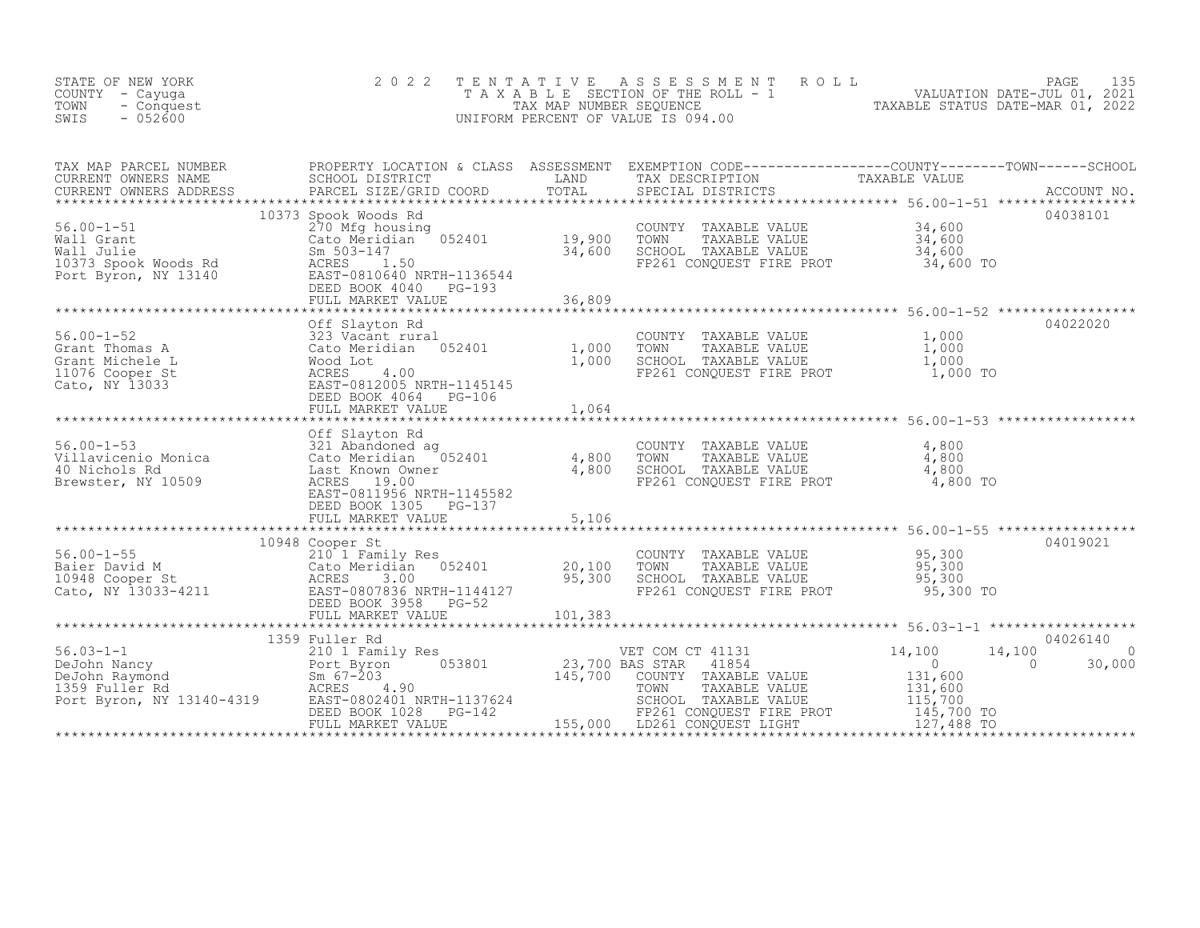STATE OF NEW YORK — 2022 TENTATIVE ASSESSMENT ROLL — VALUATION DATE-JUL 01, 2021
COUNTY - Cayuga — TAXABLE SECTION OF THE ROLL - 1 — TAXABLE STATUS DATE-MAR 01, 2022
TOWN - Conquest — TAX MAP NUMBER SEQUENCE
SWIS - 052600 — UNIFORM PERCENT OF VALUE IS 094.00

| TAX MAP PARCEL NUMBER / CURRENT OWNERS NAME / CURRENT OWNERS ADDRESS | PROPERTY LOCATION & CLASS / SCHOOL DISTRICT / PARCEL SIZE/GRID COORD | ASSESSMENT LAND | ASSESSMENT TOTAL | EXEMPTION CODE / TAX DESCRIPTION / SPECIAL DISTRICTS | COUNTY TAXABLE VALUE | TOWN | SCHOOL | ACCOUNT NO. |
|---|---|---|---|---|---|---|---|---|
| **56.00-1-51** | 10373 Spook Woods Rd | | | | | | | 04038101 |
| Wall Grant | 270 Mfg housing | | | COUNTY TAXABLE VALUE | 34,600 | | | |
| Wall Julie | Cato Meridian 052401 | 19,900 | | TOWN TAXABLE VALUE | 34,600 | | | |
| 10373 Spook Woods Rd | Sm 503-147 | | 34,600 | SCHOOL TAXABLE VALUE | 34,600 | | | |
| Port Byron, NY 13140 | ACRES 1.50 | | | FP261 CONQUEST FIRE PROT | 34,600 TO | | | |
| | EAST-0810640 NRTH-1136544 | | | | | | | |
| | DEED BOOK 4040 PG-193 | | | | | | | |
| | FULL MARKET VALUE | | 36,809 | | | | | |
| **56.00-1-52** | Off Slayton Rd | | | | | | | 04022020 |
| Grant Thomas A | 323 Vacant rural | | | COUNTY TAXABLE VALUE | 1,000 | | | |
| Grant Michele L | Cato Meridian 052401 | 1,000 | | TOWN TAXABLE VALUE | 1,000 | | | |
| 11076 Cooper St | Wood Lot | | 1,000 | SCHOOL TAXABLE VALUE | 1,000 | | | |
| Cato, NY 13033 | ACRES 4.00 | | | FP261 CONQUEST FIRE PROT | 1,000 TO | | | |
| | EAST-0812005 NRTH-1145145 | | | | | | | |
| | DEED BOOK 4064 PG-106 | | | | | | | |
| | FULL MARKET VALUE | | 1,064 | | | | | |
| **56.00-1-53** | Off Slayton Rd | | | | | | | |
| Villavicenio Monica | 321 Abandoned ag | | | COUNTY TAXABLE VALUE | 4,800 | | | |
| 40 Nichols Rd | Cato Meridian 052401 | 4,800 | | TOWN TAXABLE VALUE | 4,800 | | | |
| Brewster, NY 10509 | Last Known Owner | | 4,800 | SCHOOL TAXABLE VALUE | 4,800 | | | |
| | ACRES 19.00 | | | FP261 CONQUEST FIRE PROT | 4,800 TO | | | |
| | EAST-0811956 NRTH-1145582 | | | | | | | |
| | DEED BOOK 1305 PG-137 | | | | | | | |
| | FULL MARKET VALUE | | 5,106 | | | | | |
| **56.00-1-55** | 10948 Cooper St | | | | | | | 04019021 |
| Baier David M | 210 1 Family Res | | | COUNTY TAXABLE VALUE | 95,300 | | | |
| 10948 Cooper St | Cato Meridian 052401 | 20,100 | | TOWN TAXABLE VALUE | 95,300 | | | |
| Cato, NY 13033-4211 | ACRES 3.00 | | 95,300 | SCHOOL TAXABLE VALUE | 95,300 | | | |
| | EAST-0807836 NRTH-1144127 | | | FP261 CONQUEST FIRE PROT | 95,300 TO | | | |
| | DEED BOOK 3958 PG-52 | | | | | | | |
| | FULL MARKET VALUE | | 101,383 | | | | | |
| **56.03-1-1** | 1359 Fuller Rd | | | | | | | 04026140 |
| DeJohn Nancy | 210 1 Family Res | | | VET COM CT 41131 | 14,100 | 14,100 | 0 | |
| DeJohn Raymond | Port Byron 053801 | 23,700 | | BAS STAR 41854 | 0 | 0 | 30,000 | |
| 1359 Fuller Rd | Sm 67-203 | | 145,700 | COUNTY TAXABLE VALUE | 131,600 | | | |
| Port Byron, NY 13140-4319 | ACRES 4.90 | | | TOWN TAXABLE VALUE | 131,600 | | | |
| | EAST-0802401 NRTH-1137624 | | | SCHOOL TAXABLE VALUE | 115,700 | | | |
| | DEED BOOK 1028 PG-142 | | | FP261 CONQUEST FIRE PROT | 145,700 TO | | | |
| | FULL MARKET VALUE | | 155,000 | LD261 CONQUEST LIGHT | 127,488 TO | | | |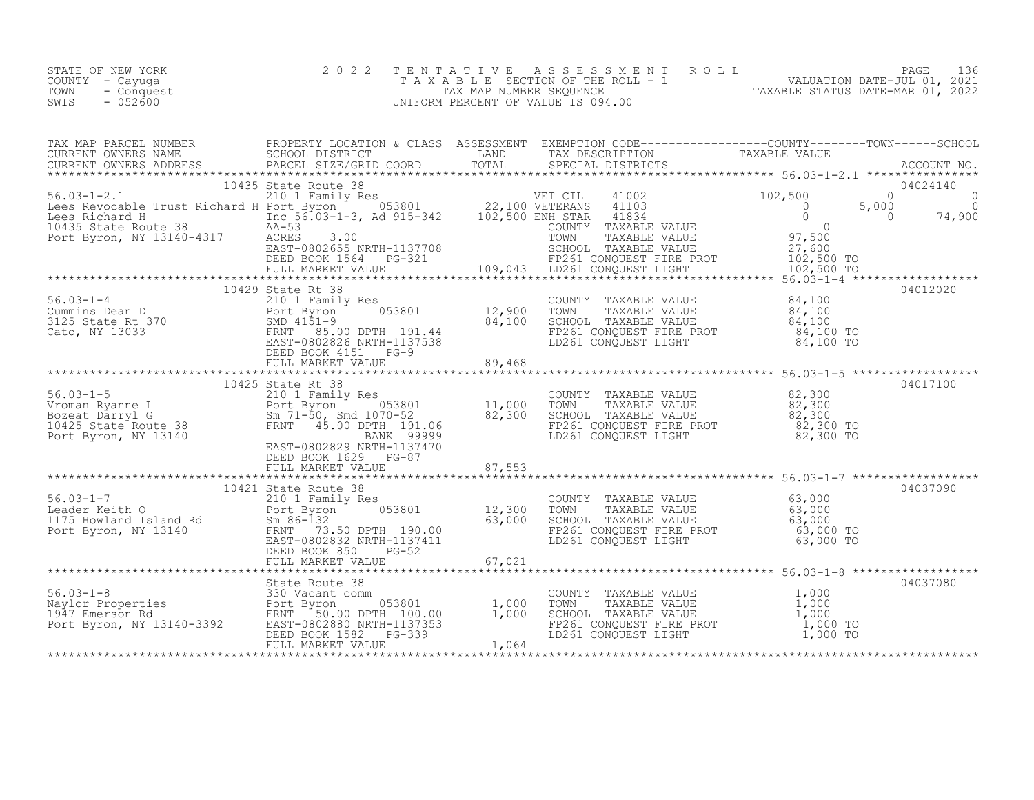STATE OF NEW YORK
COUNTY - Cayuga
TOWN - Conquest
SWIS - 052600

2 0 2 2 T E N T A T I V E A S S E S S M E N T R O L L
T A X A B L E SECTION OF THE ROLL - 1
TAX MAP NUMBER SEQUENCE
UNIFORM PERCENT OF VALUE IS 094.00

VALUATION DATE-JUL 01, 2021
TAXABLE STATUS DATE-MAR 01, 2022

```
TAX MAP PARCEL NUMBER          PROPERTY LOCATION & CLASS  ASSESSMENT  EXEMPTION CODE------------------COUNTY--------TOWN------SCHOOL
CURRENT OWNERS NAME            SCHOOL DISTRICT              LAND       TAX DESCRIPTION              TAXABLE VALUE
CURRENT OWNERS ADDRESS         PARCEL SIZE/GRID COORD       TOTAL      SPECIAL DISTRICTS                                         ACCOUNT NO.
******************************************************************************************************* 56.03-1-2.1 ****************
                               10435 State Route 38                                                                          04024140
56.03-1-2.1                    210 1 Family Res                        VET CIL     41002            102,500          0              0
Lees Revocable Trust Richard H Port Byron      053801       22,100 VETERANS    41103                  0        5,000              0
Lees Richard H                 Inc 56.03-1-3, Ad 915-342   102,500 ENH STAR    41834                  0            0         74,900
10435 State Route 38           AA-53                                   COUNTY  TAXABLE VALUE                0
Port Byron, NY 13140-4317      ACRES     3.00                          TOWN    TAXABLE VALUE           97,500
                               EAST-0802655 NRTH-1137708               SCHOOL  TAXABLE VALUE           27,600
                               DEED BOOK 1564    PG-321                FP261 CONQUEST FIRE PROT       102,500 TO
                               FULL MARKET VALUE           109,043     LD261 CONQUEST LIGHT           102,500 TO
******************************************************************************************************* 56.03-1-4 ******************
                               10429 State Rt 38                                                                             04012020
56.03-1-4                      210 1 Family Res                        COUNTY  TAXABLE VALUE           84,100
Cummins Dean D                 Port Byron      053801       12,900     TOWN    TAXABLE VALUE           84,100
3125 State Rt 370              SMD 4151-9                   84,100     SCHOOL  TAXABLE VALUE           84,100
Cato, NY 13033                 FRNT    85.00 DPTH 191.44               FP261 CONQUEST FIRE PROT        84,100 TO
                               EAST-0802826 NRTH-1137538               LD261 CONQUEST LIGHT            84,100 TO
                               DEED BOOK 4151    PG-9
                               FULL MARKET VALUE            89,468
******************************************************************************************************* 56.03-1-5 ******************
                               10425 State Rt 38                                                                             04017100
56.03-1-5                      210 1 Family Res                        COUNTY  TAXABLE VALUE           82,300
Vroman Ryanne L                Port Byron      053801       11,000     TOWN    TAXABLE VALUE           82,300
Bozeat Darryl G                Sm 71-50, Smd 1070-52        82,300     SCHOOL  TAXABLE VALUE           82,300
10425 State Route 38           FRNT    45.00 DPTH 191.06               FP261 CONQUEST FIRE PROT        82,300 TO
Port Byron, NY 13140                          BANK  99999              LD261 CONQUEST LIGHT            82,300 TO
                               EAST-0802829 NRTH-1137470
                               DEED BOOK 1629    PG-87
                               FULL MARKET VALUE            87,553
******************************************************************************************************* 56.03-1-7 ******************
                               10421 State Route 38                                                                          04037090
56.03-1-7                      210 1 Family Res                        COUNTY  TAXABLE VALUE           63,000
Leader Keith O                 Port Byron      053801       12,300     TOWN    TAXABLE VALUE           63,000
1175 Howland Island Rd         Sm 86-132                    63,000     SCHOOL  TAXABLE VALUE           63,000
Port Byron, NY 13140           FRNT    73.50 DPTH 190.00               FP261 CONQUEST FIRE PROT        63,000 TO
                               EAST-0802832 NRTH-1137411               LD261 CONQUEST LIGHT            63,000 TO
                               DEED BOOK 850     PG-52
                               FULL MARKET VALUE            67,021
******************************************************************************************************* 56.03-1-8 ******************
                               State Route 38                                                                                04037080
56.03-1-8                      330 Vacant comm                         COUNTY  TAXABLE VALUE            1,000
Naylor Properties              Port Byron      053801        1,000     TOWN    TAXABLE VALUE            1,000
1947 Emerson Rd                FRNT    50.00 DPTH 100.00     1,000     SCHOOL  TAXABLE VALUE            1,000
Port Byron, NY 13140-3392      EAST-0802880 NRTH-1137353               FP261 CONQUEST FIRE PROT         1,000 TO
                               DEED BOOK 1582    PG-339                LD261 CONQUEST LIGHT             1,000 TO
                               FULL MARKET VALUE             1,064
************************************************************************************************************************************
```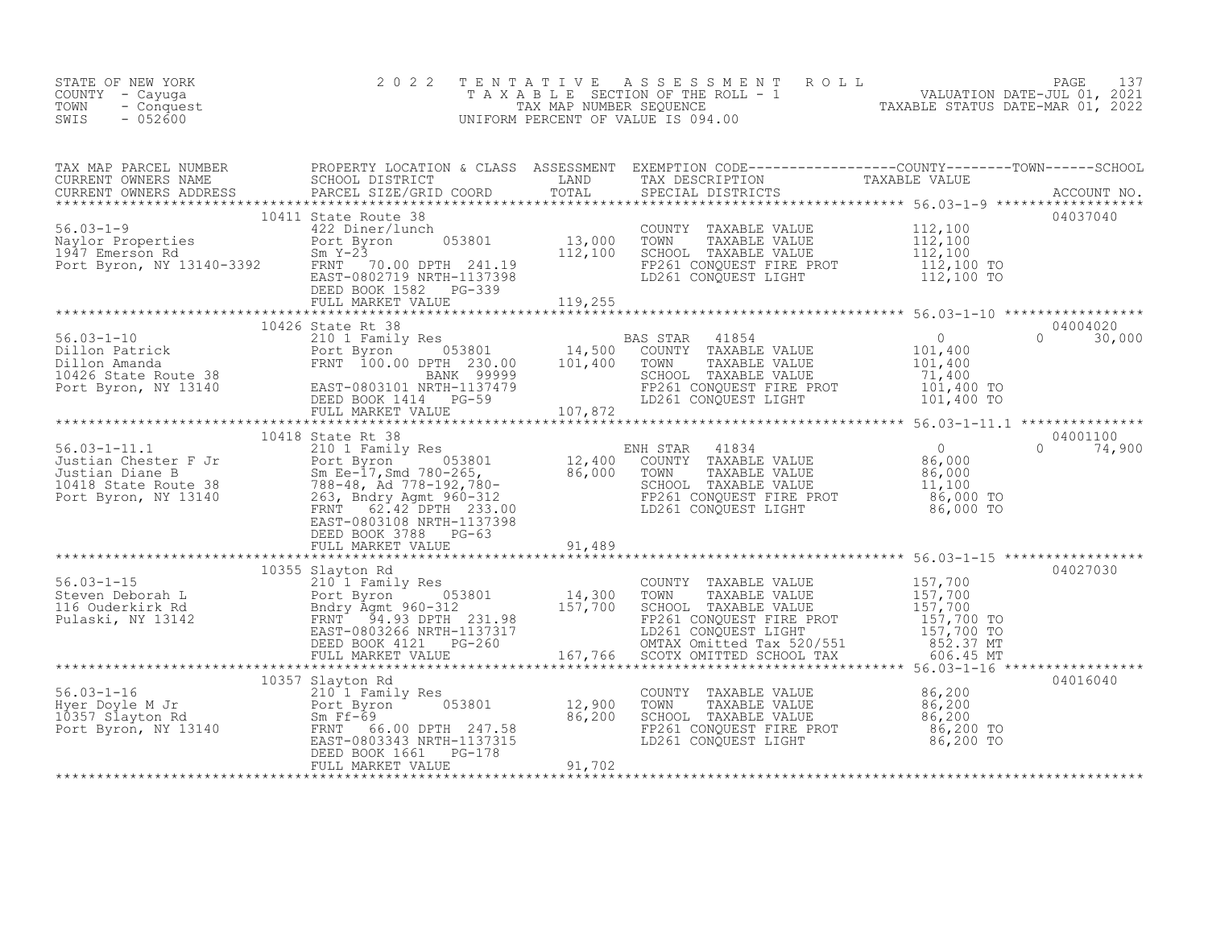STATE OF NEW YORK
COUNTY - Cayuga
TOWN - Conquest
SWIS - 052600

2022 TENTATIVE ASSESSMENT ROLL
TAXABLE SECTION OF THE ROLL - 1
TAX MAP NUMBER SEQUENCE
UNIFORM PERCENT OF VALUE IS 094.00

VALUATION DATE-JUL 01, 2021
TAXABLE STATUS DATE-MAR 01, 2022

| TAX MAP PARCEL NUMBER / CURRENT OWNERS NAME / CURRENT OWNERS ADDRESS | PROPERTY LOCATION & CLASS / SCHOOL DISTRICT / PARCEL SIZE/GRID COORD | ASSESSMENT LAND | TOTAL | EXEMPTION CODE / TAX DESCRIPTION / SPECIAL DISTRICTS | COUNTY TAXABLE VALUE | TOWN | SCHOOL | ACCOUNT NO. |
|---|---|---|---|---|---|---|---|---|
| **56.03-1-9** | 10411 State Route 38 | | | | | | | 04037040 |
| 56.03-1-9 | 422 Diner/lunch | | | COUNTY TAXABLE VALUE | 112,100 | | | |
| Naylor Properties | Port Byron 053801 | 13,000 | | TOWN TAXABLE VALUE | 112,100 | | | |
| 1947 Emerson Rd | Sm Y-23 | | 112,100 | SCHOOL TAXABLE VALUE | 112,100 | | | |
| Port Byron, NY 13140-3392 | FRNT 70.00 DPTH 241.19 | | | FP261 CONQUEST FIRE PROT | 112,100 TO | | | |
| | EAST-0802719 NRTH-1137398 | | | LD261 CONQUEST LIGHT | 112,100 TO | | | |
| | DEED BOOK 1582 PG-339 | | | | | | | |
| | FULL MARKET VALUE | | 119,255 | | | | | |
| **56.03-1-10** | 10426 State Rt 38 | | | | | | | 04004020 |
| 56.03-1-10 | 210 1 Family Res | | | BAS STAR 41854 | 0 | | 0 | 30,000 |
| Dillon Patrick | Port Byron 053801 | 14,500 | | COUNTY TAXABLE VALUE | 101,400 | | | |
| Dillon Amanda | FRNT 100.00 DPTH 230.00 | | 101,400 | TOWN TAXABLE VALUE | 101,400 | | | |
| 10426 State Route 38 | BANK 99999 | | | SCHOOL TAXABLE VALUE | 71,400 | | | |
| Port Byron, NY 13140 | EAST-0803101 NRTH-1137479 | | | FP261 CONQUEST FIRE PROT | 101,400 TO | | | |
| | DEED BOOK 1414 PG-59 | | | LD261 CONQUEST LIGHT | 101,400 TO | | | |
| | FULL MARKET VALUE | | 107,872 | | | | | |
| **56.03-1-11.1** | 10418 State Rt 38 | | | | | | | 04001100 |
| 56.03-1-11.1 | 210 1 Family Res | | | ENH STAR 41834 | 0 | | 0 | 74,900 |
| Justian Chester F Jr | Port Byron 053801 | 12,400 | | COUNTY TAXABLE VALUE | 86,000 | | | |
| Justian Diane B | Sm Ee-17,Smd 780-265, | | 86,000 | TOWN TAXABLE VALUE | 86,000 | | | |
| 10418 State Route 38 | 788-48, Ad 778-192,780- | | | SCHOOL TAXABLE VALUE | 11,100 | | | |
| Port Byron, NY 13140 | 263, Bndry Agmt 960-312 | | | FP261 CONQUEST FIRE PROT | 86,000 TO | | | |
| | FRNT 62.42 DPTH 233.00 | | | LD261 CONQUEST LIGHT | 86,000 TO | | | |
| | EAST-0803108 NRTH-1137398 | | | | | | | |
| | DEED BOOK 3788 PG-63 | | | | | | | |
| | FULL MARKET VALUE | | 91,489 | | | | | |
| **56.03-1-15** | 10355 Slayton Rd | | | | | | | 04027030 |
| 56.03-1-15 | 210 1 Family Res | | | COUNTY TAXABLE VALUE | 157,700 | | | |
| Steven Deborah L | Port Byron 053801 | 14,300 | | TOWN TAXABLE VALUE | 157,700 | | | |
| 116 Ouderkirk Rd | Bndry Agmt 960-312 | | 157,700 | SCHOOL TAXABLE VALUE | 157,700 | | | |
| Pulaski, NY 13142 | FRNT 94.93 DPTH 231.98 | | | FP261 CONQUEST FIRE PROT | 157,700 TO | | | |
| | EAST-0803266 NRTH-1137317 | | | LD261 CONQUEST LIGHT | 157,700 TO | | | |
| | DEED BOOK 4121 PG-260 | | | OMTAX Omitted Tax 520/551 | 852.37 MT | | | |
| | FULL MARKET VALUE | | 167,766 | SCOTX OMITTED SCHOOL TAX | 606.45 MT | | | |
| **56.03-1-16** | 10357 Slayton Rd | | | | | | | 04016040 |
| 56.03-1-16 | 210 1 Family Res | | | COUNTY TAXABLE VALUE | 86,200 | | | |
| Hyer Doyle M Jr | Port Byron 053801 | 12,900 | | TOWN TAXABLE VALUE | 86,200 | | | |
| 10357 Slayton Rd | Sm Ff-69 | | 86,200 | SCHOOL TAXABLE VALUE | 86,200 | | | |
| Port Byron, NY 13140 | FRNT 66.00 DPTH 247.58 | | | FP261 CONQUEST FIRE PROT | 86,200 TO | | | |
| | EAST-0803343 NRTH-1137315 | | | LD261 CONQUEST LIGHT | 86,200 TO | | | |
| | DEED BOOK 1661 PG-178 | | | | | | | |
| | FULL MARKET VALUE | | 91,702 | | | | | |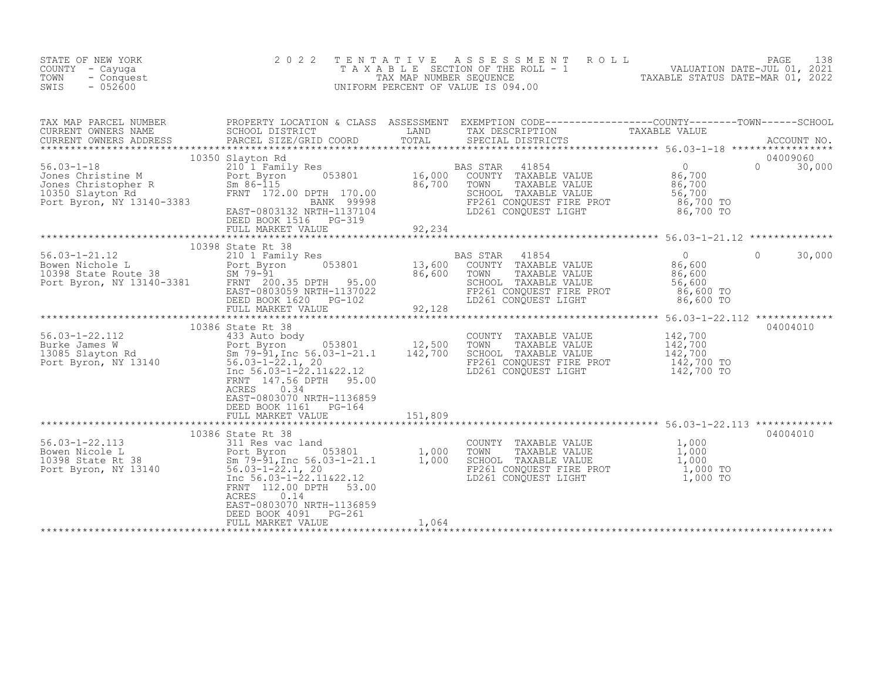STATE OF NEW YORK
COUNTY - Cayuga
TOWN - Conquest
SWIS - 052600

# 2022 TENTATIVE ASSESSMENT ROLL

TAXABLE SECTION OF THE ROLL - 1
TAX MAP NUMBER SEQUENCE
UNIFORM PERCENT OF VALUE IS 094.00

VALUATION DATE-JUL 01, 2021
TAXABLE STATUS DATE-MAR 01, 2022

| TAX MAP PARCEL NUMBER / CURRENT OWNERS NAME / CURRENT OWNERS ADDRESS | PROPERTY LOCATION & CLASS / SCHOOL DISTRICT / PARCEL SIZE/GRID COORD | ASSESSMENT LAND | TOTAL | EXEMPTION CODE / TAX DESCRIPTION / SPECIAL DISTRICTS | COUNTY / TOWN / SCHOOL TAXABLE VALUE | ACCOUNT NO. |
|---|---|---|---|---|---|---|
| 56.03-1-18 | 10350 Slayton Rd | | | | | 04009060 |
| | 210 1 Family Res | | | BAS STAR 41854 | 0 / 0 / 30,000 | |
| Jones Christine M | Port Byron 053801 | 16,000 | | COUNTY TAXABLE VALUE | 86,700 | |
| Jones Christopher R | Sm 86-115 | | 86,700 | TOWN TAXABLE VALUE | 86,700 | |
| 10350 Slayton Rd | FRNT 172.00 DPTH 170.00 | | | SCHOOL TAXABLE VALUE | 56,700 | |
| Port Byron, NY 13140-3383 | BANK 99998 | | | FP261 CONQUEST FIRE PROT | 86,700 TO | |
| | EAST-0803132 NRTH-1137104 | | | LD261 CONQUEST LIGHT | 86,700 TO | |
| | DEED BOOK 1516 PG-319 | | | | | |
| | FULL MARKET VALUE | | 92,234 | | | |
| 56.03-1-21.12 | 10398 State Rt 38 | | | | | |
| | 210 1 Family Res | | | BAS STAR 41854 | 0 / 0 / 30,000 | |
| Bowen Nichole L | Port Byron 053801 | 13,600 | | COUNTY TAXABLE VALUE | 86,600 | |
| 10398 State Route 38 | SM 79-91 | | 86,600 | TOWN TAXABLE VALUE | 86,600 | |
| Port Byron, NY 13140-3381 | FRNT 200.35 DPTH 95.00 | | | SCHOOL TAXABLE VALUE | 56,600 | |
| | EAST-0803059 NRTH-1137022 | | | FP261 CONQUEST FIRE PROT | 86,600 TO | |
| | DEED BOOK 1620 PG-102 | | | LD261 CONQUEST LIGHT | 86,600 TO | |
| | FULL MARKET VALUE | | 92,128 | | | |
| 56.03-1-22.112 | 10386 State Rt 38 | | | | | 04004010 |
| Burke James W | 433 Auto body | | | COUNTY TAXABLE VALUE | 142,700 | |
| 13085 Slayton Rd | Port Byron 053801 | 12,500 | | TOWN TAXABLE VALUE | 142,700 | |
| Port Byron, NY 13140 | Sm 79-91,Inc 56.03-1-21.1 | | 142,700 | SCHOOL TAXABLE VALUE | 142,700 | |
| | 56.03-1-22.1, 20 | | | FP261 CONQUEST FIRE PROT | 142,700 TO | |
| | Inc 56.03-1-22.11&22.12 | | | LD261 CONQUEST LIGHT | 142,700 TO | |
| | FRNT 147.56 DPTH 95.00 | | | | | |
| | ACRES 0.34 | | | | | |
| | EAST-0803070 NRTH-1136859 | | | | | |
| | DEED BOOK 1161 PG-164 | | | | | |
| | FULL MARKET VALUE | | 151,809 | | | |
| 56.03-1-22.113 | 10386 State Rt 38 | | | | | 04004010 |
| Bowen Nicole L | 311 Res vac land | | | COUNTY TAXABLE VALUE | 1,000 | |
| 10398 State Rt 38 | Port Byron 053801 | 1,000 | | TOWN TAXABLE VALUE | 1,000 | |
| Port Byron, NY 13140 | Sm 79-91,Inc 56.03-1-21.1 | | 1,000 | SCHOOL TAXABLE VALUE | 1,000 | |
| | 56.03-1-22.1, 20 | | | FP261 CONQUEST FIRE PROT | 1,000 TO | |
| | Inc 56.03-1-22.11&22.12 | | | LD261 CONQUEST LIGHT | 1,000 TO | |
| | FRNT 112.00 DPTH 53.00 | | | | | |
| | ACRES 0.14 | | | | | |
| | EAST-0803070 NRTH-1136859 | | | | | |
| | DEED BOOK 4091 PG-261 | | | | | |
| | FULL MARKET VALUE | | 1,064 | | | |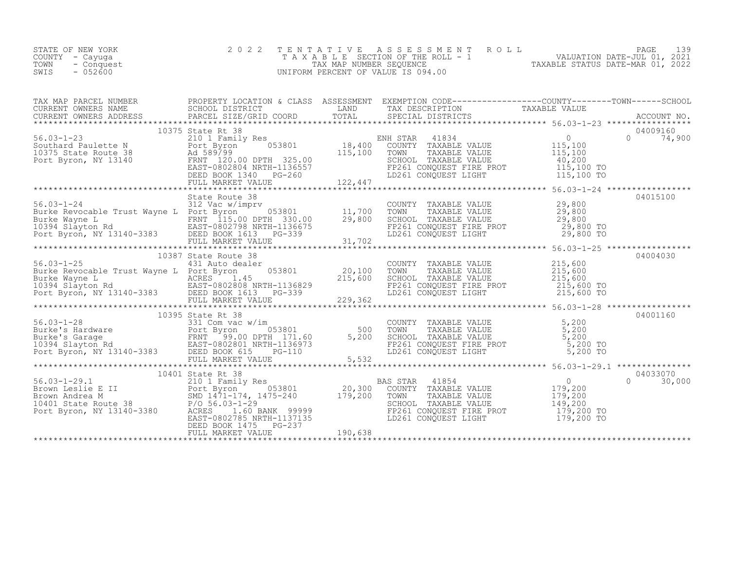STATE OF NEW YORK
COUNTY - Cayuga
TOWN - Conquest
SWIS - 052600

# 2022 TENTATIVE ASSESSMENT ROLL

TAXABLE SECTION OF THE ROLL - 1
TAX MAP NUMBER SEQUENCE
UNIFORM PERCENT OF VALUE IS 094.00

VALUATION DATE-JUL 01, 2021
TAXABLE STATUS DATE-MAR 01, 2022

| TAX MAP PARCEL NUMBER / CURRENT OWNERS NAME / CURRENT OWNERS ADDRESS | PROPERTY LOCATION & CLASS / SCHOOL DISTRICT / PARCEL SIZE/GRID COORD | ASSESSMENT LAND / TOTAL | EXEMPTION CODE / TAX DESCRIPTION / SPECIAL DISTRICTS | COUNTY / TOWN / SCHOOL TAXABLE VALUE | ACCOUNT NO. |
|---|---|---|---|---|---|
| 56.03-1-23 | 10375 State Rt 38 | | | | 04009160 |
| 56.03-1-23 | 210 1 Family Res | | ENH STAR 41834 | 0 | 0 74,900 |
| Southard Paulette N | Port Byron 053801 | 18,400 | COUNTY TAXABLE VALUE | 115,100 | |
| 10375 State Route 38 | Ad 589/99 | 115,100 | TOWN TAXABLE VALUE | 115,100 | |
| Port Byron, NY 13140 | FRNT 120.00 DPTH 325.00 | | SCHOOL TAXABLE VALUE | 40,200 | |
| | EAST-0802804 NRTH-1136557 | | FP261 CONQUEST FIRE PROT | 115,100 TO | |
| | DEED BOOK 1340 PG-260 | | LD261 CONQUEST LIGHT | 115,100 TO | |
| | FULL MARKET VALUE | 122,447 | | | |
| 56.03-1-24 | State Route 38 | | | | 04015100 |
| 56.03-1-24 | 312 Vac w/imprv | | COUNTY TAXABLE VALUE | 29,800 | |
| Burke Revocable Trust Wayne L | Port Byron 053801 | 11,700 | TOWN TAXABLE VALUE | 29,800 | |
| Burke Wayne L | FRNT 115.00 DPTH 330.00 | 29,800 | SCHOOL TAXABLE VALUE | 29,800 | |
| 10394 Slayton Rd | EAST-0802798 NRTH-1136675 | | FP261 CONQUEST FIRE PROT | 29,800 TO | |
| Port Byron, NY 13140-3383 | DEED BOOK 1613 PG-339 | | LD261 CONQUEST LIGHT | 29,800 TO | |
| | FULL MARKET VALUE | 31,702 | | | |
| 56.03-1-25 | 10387 State Route 38 | | | | 04004030 |
| 56.03-1-25 | 431 Auto dealer | | COUNTY TAXABLE VALUE | 215,600 | |
| Burke Revocable Trust Wayne L | Port Byron 053801 | 20,100 | TOWN TAXABLE VALUE | 215,600 | |
| Burke Wayne L | ACRES 1.45 | 215,600 | SCHOOL TAXABLE VALUE | 215,600 | |
| 10394 Slayton Rd | EAST-0802808 NRTH-1136829 | | FP261 CONQUEST FIRE PROT | 215,600 TO | |
| Port Byron, NY 13140-3383 | DEED BOOK 1613 PG-339 | | LD261 CONQUEST LIGHT | 215,600 TO | |
| | FULL MARKET VALUE | 229,362 | | | |
| 56.03-1-28 | 10395 State Rt 38 | | | | 04001160 |
| 56.03-1-28 | 331 Com vac w/im | | COUNTY TAXABLE VALUE | 5,200 | |
| Burke's Hardware | Port Byron 053801 | 500 | TOWN TAXABLE VALUE | 5,200 | |
| Burke's Garage | FRNT 99.00 DPTH 171.60 | 5,200 | SCHOOL TAXABLE VALUE | 5,200 | |
| 10394 Slayton Rd | EAST-0802801 NRTH-1136973 | | FP261 CONQUEST FIRE PROT | 5,200 TO | |
| Port Byron, NY 13140-3383 | DEED BOOK 615 PG-110 | | LD261 CONQUEST LIGHT | 5,200 TO | |
| | FULL MARKET VALUE | 5,532 | | | |
| 56.03-1-29.1 | 10401 State Rt 38 | | | | 04033070 |
| 56.03-1-29.1 | 210 1 Family Res | | BAS STAR 41854 | 0 | 0 30,000 |
| Brown Leslie E II | Port Byron 053801 | 20,300 | COUNTY TAXABLE VALUE | 179,200 | |
| Brown Andrea M | SMD 1471-174, 1475-240 | 179,200 | TOWN TAXABLE VALUE | 179,200 | |
| 10401 State Route 38 | P/O 56.03-1-29 | | SCHOOL TAXABLE VALUE | 149,200 | |
| Port Byron, NY 13140-3380 | ACRES 1.60 BANK 99999 | | FP261 CONQUEST FIRE PROT | 179,200 TO | |
| | EAST-0802785 NRTH-1137135 | | LD261 CONQUEST LIGHT | 179,200 TO | |
| | DEED BOOK 1475 PG-237 | | | | |
| | FULL MARKET VALUE | 190,638 | | | |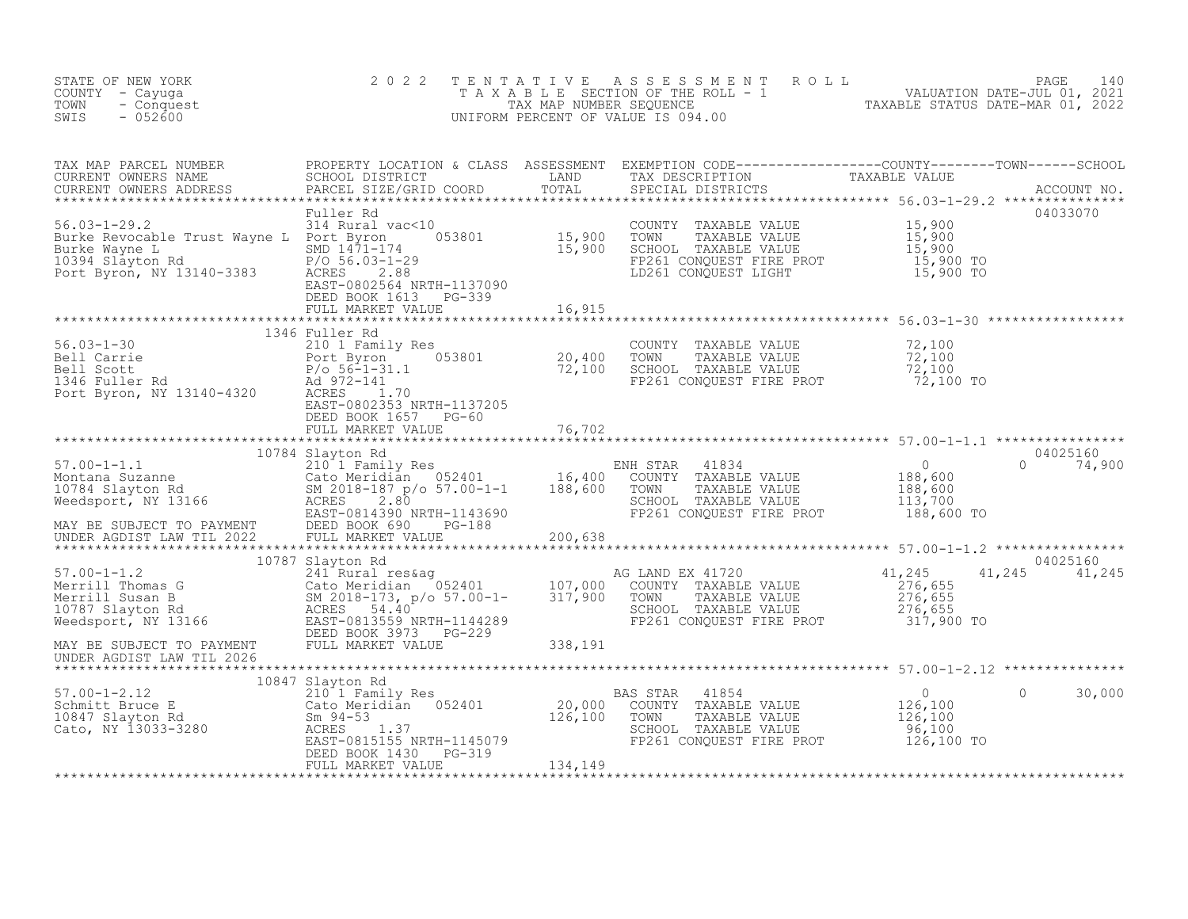STATE OF NEW YORK
COUNTY - Cayuga
TOWN - Conquest
SWIS - 052600

2 0 2 2 T E N T A T I V E A S S E S S M E N T R O L L
T A X A B L E SECTION OF THE ROLL - 1
TAX MAP NUMBER SEQUENCE
UNIFORM PERCENT OF VALUE IS 094.00

VALUATION DATE-JUL 01, 2021
TAXABLE STATUS DATE-MAR 01, 2022

| TAX MAP PARCEL NUMBER / CURRENT OWNERS NAME / CURRENT OWNERS ADDRESS | PROPERTY LOCATION & CLASS / SCHOOL DISTRICT / PARCEL SIZE/GRID COORD | ASSESSMENT LAND / TOTAL | EXEMPTION CODE / TAX DESCRIPTION / SPECIAL DISTRICTS | COUNTY TAXABLE VALUE | TOWN | SCHOOL | ACCOUNT NO. |
|---|---|---|---|---|---|---|---|
| **56.03-1-29.2** | Fuller Rd | | | | | | 04033070 |
| Burke Revocable Trust Wayne L | 314 Rural vac<10 | | COUNTY TAXABLE VALUE | 15,900 | | | |
| Burke Wayne L | Port Byron 053801 | 15,900 | TOWN TAXABLE VALUE | 15,900 | | | |
| 10394 Slayton Rd | SMD 1471-174 | 15,900 | SCHOOL TAXABLE VALUE | 15,900 | | | |
| Port Byron, NY 13140-3383 | P/O 56.03-1-29 | | FP261 CONQUEST FIRE PROT | 15,900 TO | | | |
| | ACRES 2.88 | | LD261 CONQUEST LIGHT | 15,900 TO | | | |
| | EAST-0802564 NRTH-1137090 | | | | | | |
| | DEED BOOK 1613 PG-339 | | | | | | |
| | FULL MARKET VALUE | 16,915 | | | | | |
| **56.03-1-30** | 1346 Fuller Rd | | | | | | |
| Bell Carrie | 210 1 Family Res | | COUNTY TAXABLE VALUE | 72,100 | | | |
| Bell Scott | Port Byron 053801 | 20,400 | TOWN TAXABLE VALUE | 72,100 | | | |
| 1346 Fuller Rd | P/o 56-1-31.1 | 72,100 | SCHOOL TAXABLE VALUE | 72,100 | | | |
| Port Byron, NY 13140-4320 | Ad 972-141 | | FP261 CONQUEST FIRE PROT | 72,100 TO | | | |
| | ACRES 1.70 | | | | | | |
| | EAST-0802353 NRTH-1137205 | | | | | | |
| | DEED BOOK 1657 PG-60 | | | | | | |
| | FULL MARKET VALUE | 76,702 | | | | | |
| **57.00-1-1.1** | 10784 Slayton Rd | | | | | | 04025160 |
| Montana Suzanne | 210 1 Family Res | | ENH STAR 41834 | 0 | 0 | 74,900 | |
| 10784 Slayton Rd | Cato Meridian 052401 | 16,400 | COUNTY TAXABLE VALUE | 188,600 | | | |
| Weedsport, NY 13166 | SM 2018-187 p/o 57.00-1-1 | 188,600 | TOWN TAXABLE VALUE | 188,600 | | | |
| | ACRES 2.80 | | SCHOOL TAXABLE VALUE | 113,700 | | | |
| | EAST-0814390 NRTH-1143690 | | FP261 CONQUEST FIRE PROT | 188,600 TO | | | |
| MAY BE SUBJECT TO PAYMENT | DEED BOOK 690 PG-188 | | | | | | |
| UNDER AGDIST LAW TIL 2022 | FULL MARKET VALUE | 200,638 | | | | | |
| **57.00-1-1.2** | 10787 Slayton Rd | | | | | | 04025160 |
| Merrill Thomas G | 241 Rural res&ag | | AG LAND EX 41720 | 41,245 | 41,245 | 41,245 | |
| Merrill Susan B | Cato Meridian 052401 | 107,000 | COUNTY TAXABLE VALUE | 276,655 | | | |
| 10787 Slayton Rd | SM 2018-173, p/o 57.00-1- | 317,900 | TOWN TAXABLE VALUE | 276,655 | | | |
| Weedsport, NY 13166 | ACRES 54.40 | | SCHOOL TAXABLE VALUE | 276,655 | | | |
| | EAST-0813559 NRTH-1144289 | | FP261 CONQUEST FIRE PROT | 317,900 TO | | | |
| | DEED BOOK 3973 PG-229 | | | | | | |
| MAY BE SUBJECT TO PAYMENT | FULL MARKET VALUE | 338,191 | | | | | |
| UNDER AGDIST LAW TIL 2026 | | | | | | | |
| **57.00-1-2.12** | 10847 Slayton Rd | | | | | | |
| Schmitt Bruce E | 210 1 Family Res | | BAS STAR 41854 | 0 | 0 | 30,000 | |
| 10847 Slayton Rd | Cato Meridian 052401 | 20,000 | COUNTY TAXABLE VALUE | 126,100 | | | |
| Cato, NY 13033-3280 | Sm 94-53 | 126,100 | TOWN TAXABLE VALUE | 126,100 | | | |
| | ACRES 1.37 | | SCHOOL TAXABLE VALUE | 96,100 | | | |
| | EAST-0815155 NRTH-1145079 | | FP261 CONQUEST FIRE PROT | 126,100 TO | | | |
| | DEED BOOK 1430 PG-319 | | | | | | |
| | FULL MARKET VALUE | 134,149 | | | | | |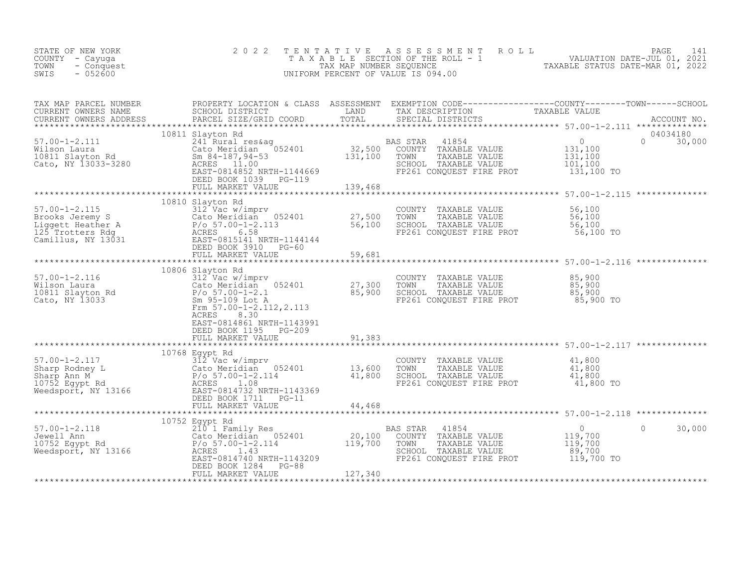STATE OF NEW YORK
COUNTY - Cayuga
TOWN - Conquest
SWIS - 052600

# 2022 TENTATIVE ASSESSMENT ROLL

TAXABLE SECTION OF THE ROLL - 1
TAX MAP NUMBER SEQUENCE
UNIFORM PERCENT OF VALUE IS 094.00

VALUATION DATE-JUL 01, 2021
TAXABLE STATUS DATE-MAR 01, 2022

| TAX MAP PARCEL NUMBER / CURRENT OWNERS NAME / CURRENT OWNERS ADDRESS | PROPERTY LOCATION & CLASS / SCHOOL DISTRICT / PARCEL SIZE/GRID COORD | ASSESSMENT LAND | ASSESSMENT TOTAL | EXEMPTION CODE / TAX DESCRIPTION / SPECIAL DISTRICTS | COUNTY TAXABLE VALUE | TOWN | SCHOOL / ACCOUNT NO. |
|---|---|---|---|---|---|---|---|
| 57.00-1-2.111 | 10811 Slayton Rd | | | | | | 04034180 |
| 57.00-1-2.111 | 241 Rural res&ag | | | BAS STAR 41854 | 0 | 0 | 30,000 |
| Wilson Laura | Cato Meridian 052401 | 32,500 | | COUNTY TAXABLE VALUE | 131,100 | | |
| 10811 Slayton Rd | Sm 84-187,94-53 | | 131,100 | TOWN TAXABLE VALUE | 131,100 | | |
| Cato, NY 13033-3280 | ACRES 11.00 | | | SCHOOL TAXABLE VALUE | 101,100 | | |
| | EAST-0814852 NRTH-1144669 | | | FP261 CONQUEST FIRE PROT | 131,100 TO | | |
| | DEED BOOK 1039 PG-119 | | | | | | |
| | FULL MARKET VALUE | | 139,468 | | | | |
| 57.00-1-2.115 | 10810 Slayton Rd | | | | | | |
| 57.00-1-2.115 | 312 Vac w/imprv | | | COUNTY TAXABLE VALUE | 56,100 | | |
| Brooks Jeremy S | Cato Meridian 052401 | 27,500 | | TOWN TAXABLE VALUE | 56,100 | | |
| Liggett Heather A | P/o 57.00-1-2.113 | | 56,100 | SCHOOL TAXABLE VALUE | 56,100 | | |
| 125 Trotters Rdg | ACRES 6.58 | | | FP261 CONQUEST FIRE PROT | 56,100 TO | | |
| Camillus, NY 13031 | EAST-0815141 NRTH-1144144 | | | | | | |
| | DEED BOOK 3910 PG-60 | | | | | | |
| | FULL MARKET VALUE | | 59,681 | | | | |
| 57.00-1-2.116 | 10806 Slayton Rd | | | | | | |
| 57.00-1-2.116 | 312 Vac w/imprv | | | COUNTY TAXABLE VALUE | 85,900 | | |
| Wilson Laura | Cato Meridian 052401 | 27,300 | | TOWN TAXABLE VALUE | 85,900 | | |
| 10811 Slayton Rd | P/o 57.00-1-2.1 | | 85,900 | SCHOOL TAXABLE VALUE | 85,900 | | |
| Cato, NY 13033 | Sm 95-109 Lot A | | | FP261 CONQUEST FIRE PROT | 85,900 TO | | |
| | Frm 57.00-1-2.112,2.113 | | | | | | |
| | ACRES 8.30 | | | | | | |
| | EAST-0814861 NRTH-1143991 | | | | | | |
| | DEED BOOK 1195 PG-209 | | | | | | |
| | FULL MARKET VALUE | | 91,383 | | | | |
| 57.00-1-2.117 | 10768 Egypt Rd | | | | | | |
| 57.00-1-2.117 | 312 Vac w/imprv | | | COUNTY TAXABLE VALUE | 41,800 | | |
| Sharp Rodney L | Cato Meridian 052401 | 13,600 | | TOWN TAXABLE VALUE | 41,800 | | |
| Sharp Ann M | P/o 57.00-1-2.114 | | 41,800 | SCHOOL TAXABLE VALUE | 41,800 | | |
| 10752 Egypt Rd | ACRES 1.08 | | | FP261 CONQUEST FIRE PROT | 41,800 TO | | |
| Weedsport, NY 13166 | EAST-0814732 NRTH-1143369 | | | | | | |
| | DEED BOOK 1711 PG-11 | | | | | | |
| | FULL MARKET VALUE | | 44,468 | | | | |
| 57.00-1-2.118 | 10752 Egypt Rd | | | | | | |
| 57.00-1-2.118 | 210 1 Family Res | | | BAS STAR 41854 | 0 | 0 | 30,000 |
| Jewell Ann | Cato Meridian 052401 | 20,100 | | COUNTY TAXABLE VALUE | 119,700 | | |
| 10752 Egypt Rd | P/o 57.00-1-2.114 | | 119,700 | TOWN TAXABLE VALUE | 119,700 | | |
| Weedsport, NY 13166 | ACRES 1.43 | | | SCHOOL TAXABLE VALUE | 89,700 | | |
| | EAST-0814740 NRTH-1143209 | | | FP261 CONQUEST FIRE PROT | 119,700 TO | | |
| | DEED BOOK 1284 PG-88 | | | | | | |
| | FULL MARKET VALUE | | 127,340 | | | | |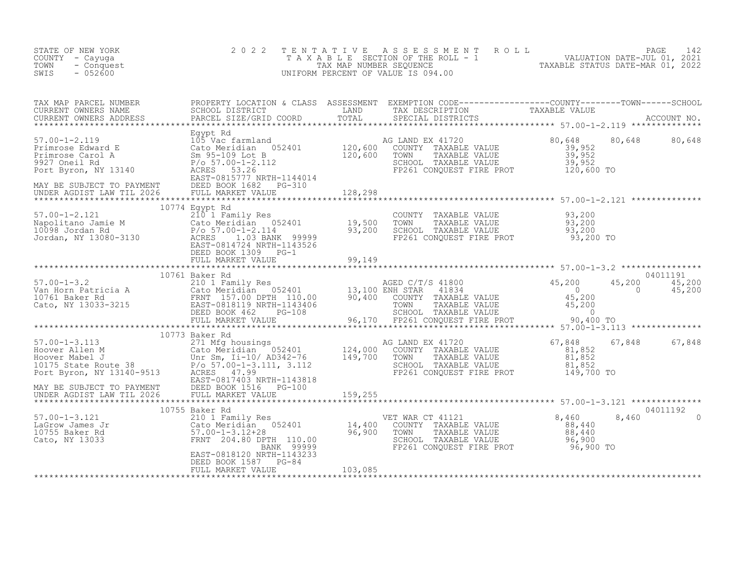STATE OF NEW YORK
COUNTY - Cayuga
TOWN - Conquest
SWIS - 052600

# 2022 TENTATIVE ASSESSMENT ROLL

TAXABLE SECTION OF THE ROLL - 1
TAX MAP NUMBER SEQUENCE
UNIFORM PERCENT OF VALUE IS 094.00

VALUATION DATE-JUL 01, 2021
TAXABLE STATUS DATE-MAR 01, 2022

| TAX MAP PARCEL NUMBER / CURRENT OWNERS NAME / CURRENT OWNERS ADDRESS | PROPERTY LOCATION & CLASS / SCHOOL DISTRICT / PARCEL SIZE/GRID COORD | ASSESSMENT LAND / TOTAL | EXEMPTION CODE / TAX DESCRIPTION / SPECIAL DISTRICTS | COUNTY TAXABLE VALUE | TOWN | SCHOOL / ACCOUNT NO. |
|---|---|---|---|---|---|---|
| 57.00-1-2.119 | Egypt Rd | | | | | |
| 57.00-1-2.119 | 105 Vac farmland | | AG LAND EX 41720 | 80,648 | 80,648 | 80,648 |
| Primrose Edward E | Cato Meridian 052401 | 120,600 | COUNTY TAXABLE VALUE | 39,952 | | |
| Primrose Carol A | Sm 95-109 Lot B | 120,600 | TOWN TAXABLE VALUE | 39,952 | | |
| 9927 Oneil Rd | P/o 57.00-1-2.112 | | SCHOOL TAXABLE VALUE | 39,952 | | |
| Port Byron, NY 13140 | ACRES 53.26 | | FP261 CONQUEST FIRE PROT | 120,600 TO | | |
| | EAST-0815777 NRTH-1144014 | | | | | |
| MAY BE SUBJECT TO PAYMENT | DEED BOOK 1682 PG-310 | | | | | |
| UNDER AGDIST LAW TIL 2026 | FULL MARKET VALUE | 128,298 | | | | |
| 57.00-1-2.121 | 10774 Egypt Rd | | | | | |
| 57.00-1-2.121 | 210 1 Family Res | | COUNTY TAXABLE VALUE | 93,200 | | |
| Napolitano Jamie M | Cato Meridian 052401 | 19,500 | TOWN TAXABLE VALUE | 93,200 | | |
| 10098 Jordan Rd | P/o 57.00-1-2.114 | 93,200 | SCHOOL TAXABLE VALUE | 93,200 | | |
| Jordan, NY 13080-3130 | ACRES 1.03 BANK 99999 | | FP261 CONQUEST FIRE PROT | 93,200 TO | | |
| | EAST-0814724 NRTH-1143526 | | | | | |
| | DEED BOOK 1309 PG-1 | | | | | |
| | FULL MARKET VALUE | 99,149 | | | | |
| 57.00-1-3.2 | 10761 Baker Rd | | | | | 04011191 |
| 57.00-1-3.2 | 210 1 Family Res | | AGED C/T/S 41800 | 45,200 | 45,200 | 45,200 |
| Van Horn Patricia A | Cato Meridian 052401 | 13,100 | ENH STAR 41834 | 0 | 0 | 45,200 |
| 10761 Baker Rd | FRNT 157.00 DPTH 110.00 | 90,400 | COUNTY TAXABLE VALUE | 45,200 | | |
| Cato, NY 13033-3215 | EAST-0818119 NRTH-1143406 | | TOWN TAXABLE VALUE | 45,200 | | |
| | DEED BOOK 462 PG-108 | | SCHOOL TAXABLE VALUE | 0 | | |
| | FULL MARKET VALUE | 96,170 | FP261 CONQUEST FIRE PROT | 90,400 TO | | |
| 57.00-1-3.113 | 10773 Baker Rd | | | | | |
| 57.00-1-3.113 | 271 Mfg housings | | AG LAND EX 41720 | 67,848 | 67,848 | 67,848 |
| Hoover Allen M | Cato Meridian 052401 | 124,000 | COUNTY TAXABLE VALUE | 81,852 | | |
| Hoover Mabel J | Unr Sm, Ii-10/ AD342-76 | 149,700 | TOWN TAXABLE VALUE | 81,852 | | |
| 10175 State Route 38 | P/o 57.00-1-3.111, 3.112 | | SCHOOL TAXABLE VALUE | 81,852 | | |
| Port Byron, NY 13140-9513 | ACRES 47.99 | | FP261 CONQUEST FIRE PROT | 149,700 TO | | |
| | EAST-0817403 NRTH-1143818 | | | | | |
| MAY BE SUBJECT TO PAYMENT | DEED BOOK 1516 PG-100 | | | | | |
| UNDER AGDIST LAW TIL 2026 | FULL MARKET VALUE | 159,255 | | | | |
| 57.00-1-3.121 | 10755 Baker Rd | | | | | 04011192 |
| 57.00-1-3.121 | 210 1 Family Res | | VET WAR CT 41121 | 8,460 | 8,460 | 0 |
| LaGrow James Jr | Cato Meridian 052401 | 14,400 | COUNTY TAXABLE VALUE | 88,440 | | |
| 10755 Baker Rd | 57.00-1-3.12+28 | 96,900 | TOWN TAXABLE VALUE | 88,440 | | |
| Cato, NY 13033 | FRNT 204.80 DPTH 110.00 | | SCHOOL TAXABLE VALUE | 96,900 | | |
| | BANK 99999 | | FP261 CONQUEST FIRE PROT | 96,900 TO | | |
| | EAST-0818120 NRTH-1143233 | | | | | |
| | DEED BOOK 1587 PG-84 | | | | | |
| | FULL MARKET VALUE | 103,085 | | | | |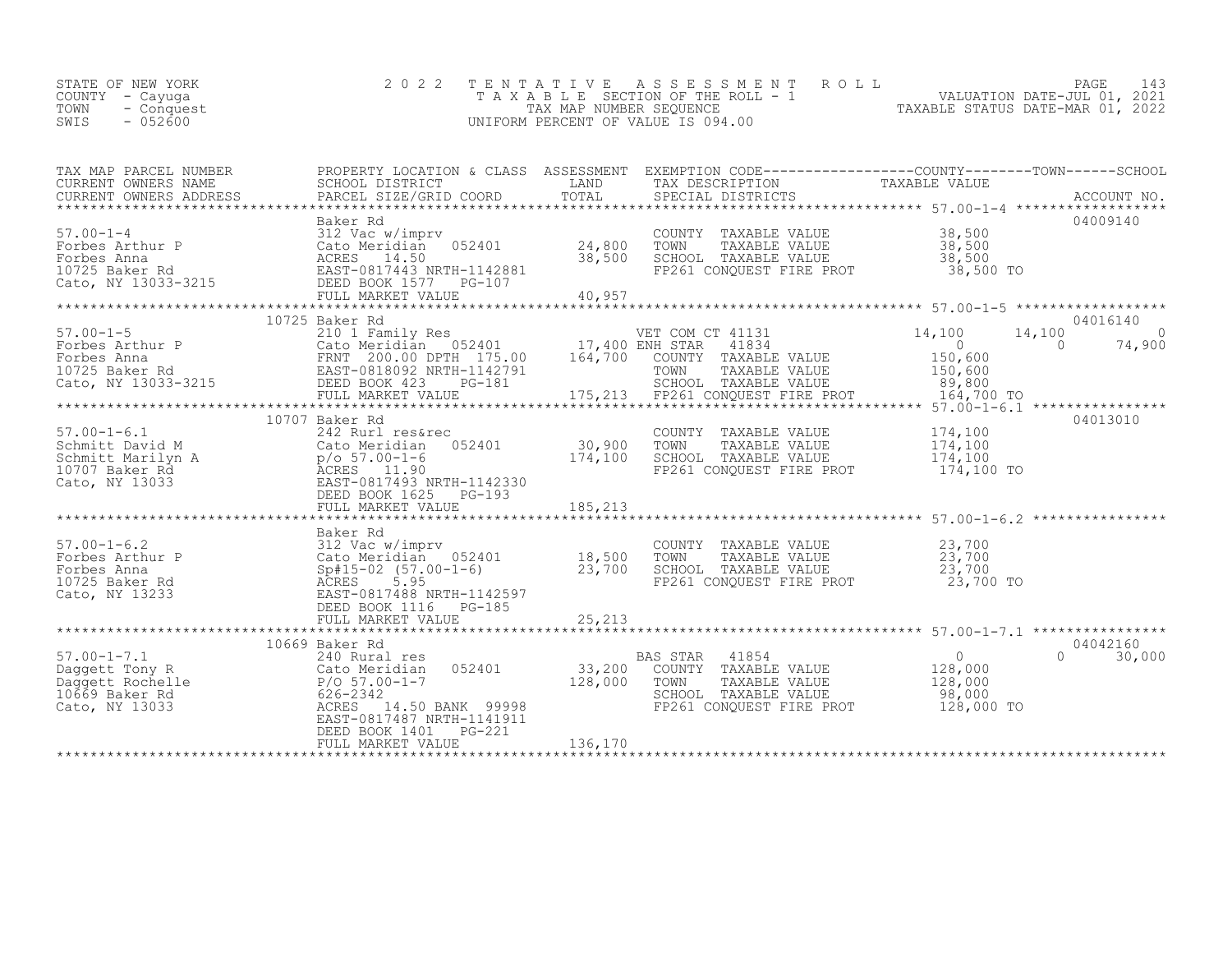STATE OF NEW YORK
COUNTY - Cayuga
TOWN - Conquest
SWIS - 052600

2 0 2 2 T E N T A T I V E A S S E S S M E N T R O L L
T A X A B L E SECTION OF THE ROLL - 1
TAX MAP NUMBER SEQUENCE
UNIFORM PERCENT OF VALUE IS 094.00

VALUATION DATE-JUL 01, 2021
TAXABLE STATUS DATE-MAR 01, 2022

| TAX MAP PARCEL NUMBER / CURRENT OWNERS NAME / CURRENT OWNERS ADDRESS | PROPERTY LOCATION & CLASS / SCHOOL DISTRICT / PARCEL SIZE/GRID COORD | ASSESSMENT LAND / TOTAL | EXEMPTION CODE / TAX DESCRIPTION / SPECIAL DISTRICTS | COUNTY TAXABLE VALUE | TOWN | SCHOOL | ACCOUNT NO. |
|---|---|---|---|---|---|---|---|
| 57.00-1-4 | Baker Rd | | | | | | 04009140 |
| Forbes Arthur P | 312 Vac w/imprv | | COUNTY TAXABLE VALUE | 38,500 | | | |
| Forbes Anna | Cato Meridian 052401 | 24,800 | TOWN TAXABLE VALUE | 38,500 | | | |
| 10725 Baker Rd | ACRES 14.50 | 38,500 | SCHOOL TAXABLE VALUE | 38,500 | | | |
| Cato, NY 13033-3215 | EAST-0817443 NRTH-1142881 | | FP261 CONQUEST FIRE PROT | 38,500 TO | | | |
| | DEED BOOK 1577 PG-107 | | | | | | |
| | FULL MARKET VALUE | 40,957 | | | | | |
| 57.00-1-5 | 10725 Baker Rd | | | | | | 04016140 |
| Forbes Arthur P | 210 1 Family Res | | VET COM CT 41131 | 14,100 | 14,100 | 0 | |
| Forbes Anna | Cato Meridian 052401 | 17,400 | ENH STAR 41834 | 0 | 0 | 74,900 | |
| 10725 Baker Rd | FRNT 200.00 DPTH 175.00 | 164,700 | COUNTY TAXABLE VALUE | 150,600 | | | |
| Cato, NY 13033-3215 | EAST-0818092 NRTH-1142791 | | TOWN TAXABLE VALUE | 150,600 | | | |
| | DEED BOOK 423 PG-181 | | SCHOOL TAXABLE VALUE | 89,800 | | | |
| | FULL MARKET VALUE | 175,213 | FP261 CONQUEST FIRE PROT | 164,700 TO | | | |
| 57.00-1-6.1 | 10707 Baker Rd | | | | | | 04013010 |
| Schmitt David M | 242 Rurl res&rec | | COUNTY TAXABLE VALUE | 174,100 | | | |
| Schmitt Marilyn A | Cato Meridian 052401 | 30,900 | TOWN TAXABLE VALUE | 174,100 | | | |
| 10707 Baker Rd | p/o 57.00-1-6 | 174,100 | SCHOOL TAXABLE VALUE | 174,100 | | | |
| Cato, NY 13033 | ACRES 11.90 | | FP261 CONQUEST FIRE PROT | 174,100 TO | | | |
| | EAST-0817493 NRTH-1142330 | | | | | | |
| | DEED BOOK 1625 PG-193 | | | | | | |
| | FULL MARKET VALUE | 185,213 | | | | | |
| 57.00-1-6.2 | Baker Rd | | | | | | |
| Forbes Arthur P | 312 Vac w/imprv | | COUNTY TAXABLE VALUE | 23,700 | | | |
| Forbes Anna | Cato Meridian 052401 | 18,500 | TOWN TAXABLE VALUE | 23,700 | | | |
| 10725 Baker Rd | Sp#15-02 (57.00-1-6) | 23,700 | SCHOOL TAXABLE VALUE | 23,700 | | | |
| Cato, NY 13233 | ACRES 5.95 | | FP261 CONQUEST FIRE PROT | 23,700 TO | | | |
| | EAST-0817488 NRTH-1142597 | | | | | | |
| | DEED BOOK 1116 PG-185 | | | | | | |
| | FULL MARKET VALUE | 25,213 | | | | | |
| 57.00-1-7.1 | 10669 Baker Rd | | | | | | 04042160 |
| Daggett Tony R | 240 Rural res | | BAS STAR 41854 | 0 | 0 | 30,000 | |
| Daggett Rochelle | Cato Meridian 052401 | 33,200 | COUNTY TAXABLE VALUE | 128,000 | | | |
| 10669 Baker Rd | P/O 57.00-1-7 | 128,000 | TOWN TAXABLE VALUE | 128,000 | | | |
| Cato, NY 13033 | 626-2342 | | SCHOOL TAXABLE VALUE | 98,000 | | | |
| | ACRES 14.50 BANK 99998 | | FP261 CONQUEST FIRE PROT | 128,000 TO | | | |
| | EAST-0817487 NRTH-1141911 | | | | | | |
| | DEED BOOK 1401 PG-221 | | | | | | |
| | FULL MARKET VALUE | 136,170 | | | | | |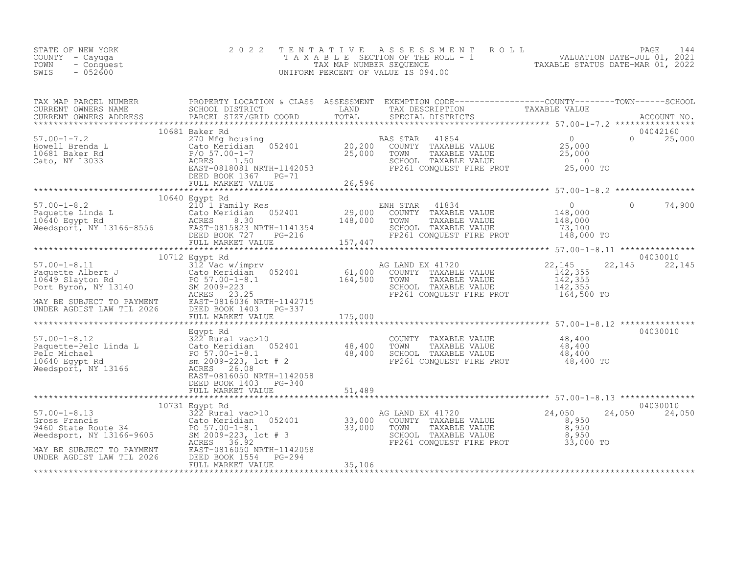STATE OF NEW YORK
COUNTY - Cayuga
TOWN - Conquest
SWIS - 052600

2022 TENTATIVE ASSESSMENT ROLL
TAXABLE SECTION OF THE ROLL - 1
TAX MAP NUMBER SEQUENCE
UNIFORM PERCENT OF VALUE IS 094.00

VALUATION DATE-JUL 01, 2021
TAXABLE STATUS DATE-MAR 01, 2022

```
TAX MAP PARCEL NUMBER          PROPERTY LOCATION & CLASS  ASSESSMENT  EXEMPTION CODE------------------COUNTY--------TOWN------SCHOOL
CURRENT OWNERS NAME            SCHOOL DISTRICT              LAND      TAX DESCRIPTION              TAXABLE VALUE
CURRENT OWNERS ADDRESS         PARCEL SIZE/GRID COORD       TOTAL     SPECIAL DISTRICTS                                    ACCOUNT NO.
*********************************************************************************************************** 57.00-1-7.2 ****************
                         10681 Baker Rd                                                                                  04042160
57.00-1-7.2                    270 Mfg housing                        BAS STAR   41854                  0             0     25,000
Howell Brenda L                Cato Meridian   052401       20,200    COUNTY  TAXABLE VALUE            25,000
10681 Baker Rd                 P/O 57.00-1-7                25,000    TOWN    TAXABLE VALUE            25,000
Cato, NY 13033                 ACRES    1.50                          SCHOOL  TAXABLE VALUE                 0
                               EAST-0818081 NRTH-1142053              FP261 CONQUEST FIRE PROT          25,000 TO
                               DEED BOOK 1367   PG-71
                               FULL MARKET VALUE            26,596
*********************************************************************************************************** 57.00-1-8.2 ****************
                         10640 Egypt Rd
57.00-1-8.2                    210 1 Family Res                       ENH STAR   41834                  0             0     74,900
Paquette Linda L               Cato Meridian   052401       29,000    COUNTY  TAXABLE VALUE           148,000
10640 Egypt Rd                 ACRES    8.30               148,000    TOWN    TAXABLE VALUE           148,000
Weedsport, NY 13166-8556       EAST-0815823 NRTH-1141354              SCHOOL  TAXABLE VALUE            73,100
                               DEED BOOK 727    PG-216                FP261 CONQUEST FIRE PROT         148,000 TO
                               FULL MARKET VALUE           157,447
*********************************************************************************************************** 57.00-1-8.11 ***************
                         10712 Egypt Rd                                                                                  04030010
57.00-1-8.11                   312 Vac w/imprv                        AG LAND EX 41720             22,145        22,145     22,145
Paquette Albert J              Cato Meridian   052401       61,000    COUNTY  TAXABLE VALUE           142,355
10649 Slayton Rd               PO 57.00-1-8.1              164,500    TOWN    TAXABLE VALUE           142,355
Port Byron, NY 13140           SM 2009-223                            SCHOOL  TAXABLE VALUE           142,355
                               ACRES   23.25                          FP261 CONQUEST FIRE PROT         164,500 TO
MAY BE SUBJECT TO PAYMENT      EAST-0816036 NRTH-1142715
UNDER AGDIST LAW TIL 2026      DEED BOOK 1403   PG-337
                               FULL MARKET VALUE           175,000
*********************************************************************************************************** 57.00-1-8.12 ***************
                               Egypt Rd                                                                                  04030010
57.00-1-8.12                   322 Rural vac>10                       COUNTY  TAXABLE VALUE            48,400
Paquette-Pelc Linda L          Cato Meridian   052401       48,400    TOWN    TAXABLE VALUE            48,400
Pelc Michael                   PO 57.00-1-8.1               48,400    SCHOOL  TAXABLE VALUE            48,400
10640 Egypt Rd                 sm 2009-223, lot # 2                   FP261 CONQUEST FIRE PROT          48,400 TO
Weedsport, NY 13166            ACRES   26.08
                               EAST-0816050 NRTH-1142058
                               DEED BOOK 1403   PG-340
                               FULL MARKET VALUE            51,489
*********************************************************************************************************** 57.00-1-8.13 ***************
                         10731 Egypt Rd                                                                                  04030010
57.00-1-8.13                   322 Rural vac>10                       AG LAND EX 41720             24,050        24,050     24,050
Gross Francis                  Cato Meridian   052401       33,000    COUNTY  TAXABLE VALUE             8,950
9460 State Route 34            PO 57.00-1-8.1               33,000    TOWN    TAXABLE VALUE             8,950
Weedsport, NY 13166-9605       SM 2009-223, lot # 3                   SCHOOL  TAXABLE VALUE             8,950
                               ACRES   36.92                          FP261 CONQUEST FIRE PROT          33,000 TO
MAY BE SUBJECT TO PAYMENT      EAST-0816050 NRTH-1142058
UNDER AGDIST LAW TIL 2026      DEED BOOK 1554   PG-294
                               FULL MARKET VALUE            35,106
****************************************************************************************************************************************
```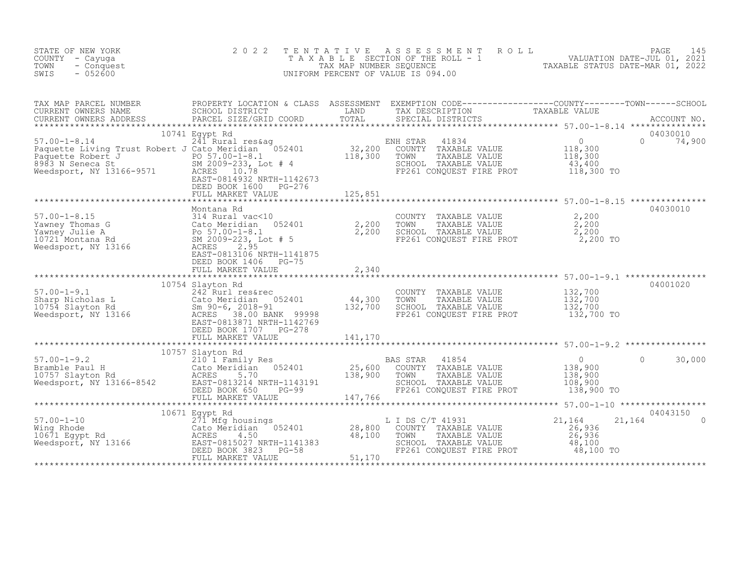STATE OF NEW YORK
COUNTY - Cayuga
TOWN - Conquest
SWIS - 052600

# 2022 TENTATIVE ASSESSMENT ROLL

TAXABLE SECTION OF THE ROLL - 1
TAX MAP NUMBER SEQUENCE
UNIFORM PERCENT OF VALUE IS 094.00

VALUATION DATE-JUL 01, 2021
TAXABLE STATUS DATE-MAR 01, 2022

| TAX MAP PARCEL NUMBER / CURRENT OWNERS NAME / CURRENT OWNERS ADDRESS | PROPERTY LOCATION & CLASS / SCHOOL DISTRICT / PARCEL SIZE/GRID COORD | ASSESSMENT LAND / TOTAL | EXEMPTION CODE / TAX DESCRIPTION / SPECIAL DISTRICTS | COUNTY TAXABLE VALUE | TOWN | SCHOOL / ACCOUNT NO. |
|---|---|---|---|---|---|---|
| **57.00-1-8.14** | 10741 Egypt Rd | | | | | 04030010 |
| 57.00-1-8.14 | 241 Rural res&ag | | ENH STAR 41834 | 0 | 0 | 74,900 |
| Paquette Living Trust Robert J | Cato Meridian 052401 | 32,200 | COUNTY TAXABLE VALUE | 118,300 | | |
| Paquette Robert J | PO 57.00-1-8.1 | 118,300 | TOWN TAXABLE VALUE | 118,300 | | |
| 8983 N Seneca St | SM 2009-233, Lot # 4 | | SCHOOL TAXABLE VALUE | 43,400 | | |
| Weedsport, NY 13166-9571 | ACRES 10.78 | | FP261 CONQUEST FIRE PROT | 118,300 TO | | |
| | EAST-0814932 NRTH-1142673 | | | | | |
| | DEED BOOK 1600 PG-276 | | | | | |
| | FULL MARKET VALUE | 125,851 | | | | |
| **57.00-1-8.15** | Montana Rd | | | | | 04030010 |
| 57.00-1-8.15 | 314 Rural vac<10 | | COUNTY TAXABLE VALUE | 2,200 | | |
| Yawney Thomas G | Cato Meridian 052401 | 2,200 | TOWN TAXABLE VALUE | 2,200 | | |
| Yawney Julie A | Po 57.00-1-8.1 | 2,200 | SCHOOL TAXABLE VALUE | 2,200 | | |
| 10721 Montana Rd | SM 2009-223, Lot # 5 | | FP261 CONQUEST FIRE PROT | 2,200 TO | | |
| Weedsport, NY 13166 | ACRES 2.95 | | | | | |
| | EAST-0813106 NRTH-1141875 | | | | | |
| | DEED BOOK 1406 PG-75 | | | | | |
| | FULL MARKET VALUE | 2,340 | | | | |
| **57.00-1-9.1** | 10754 Slayton Rd | | | | | 04001020 |
| 57.00-1-9.1 | 242 Rurl res&rec | | COUNTY TAXABLE VALUE | 132,700 | | |
| Sharp Nicholas L | Cato Meridian 052401 | 44,300 | TOWN TAXABLE VALUE | 132,700 | | |
| 10754 Slayton Rd | Sm 90-6, 2018-91 | 132,700 | SCHOOL TAXABLE VALUE | 132,700 | | |
| Weedsport, NY 13166 | ACRES 38.00 BANK 99998 | | FP261 CONQUEST FIRE PROT | 132,700 TO | | |
| | EAST-0813871 NRTH-1142769 | | | | | |
| | DEED BOOK 1707 PG-278 | | | | | |
| | FULL MARKET VALUE | 141,170 | | | | |
| **57.00-1-9.2** | 10757 Slayton Rd | | | | | |
| 57.00-1-9.2 | 210 1 Family Res | | BAS STAR 41854 | 0 | 0 | 30,000 |
| Bramble Paul H | Cato Meridian 052401 | 25,600 | COUNTY TAXABLE VALUE | 138,900 | | |
| 10757 Slayton Rd | ACRES 5.70 | 138,900 | TOWN TAXABLE VALUE | 138,900 | | |
| Weedsport, NY 13166-8542 | EAST-0813214 NRTH-1143191 | | SCHOOL TAXABLE VALUE | 108,900 | | |
| | DEED BOOK 650 PG-99 | | FP261 CONQUEST FIRE PROT | 138,900 TO | | |
| | FULL MARKET VALUE | 147,766 | | | | |
| **57.00-1-10** | 10671 Egypt Rd | | | | | 04043150 |
| 57.00-1-10 | 271 Mfg housings | | L I DS C/T 41931 | 21,164 | 21,164 | 0 |
| Wing Rhode | Cato Meridian 052401 | 28,800 | COUNTY TAXABLE VALUE | 26,936 | | |
| 10671 Egypt Rd | ACRES 4.50 | 48,100 | TOWN TAXABLE VALUE | 26,936 | | |
| Weedsport, NY 13166 | EAST-0815027 NRTH-1141383 | | SCHOOL TAXABLE VALUE | 48,100 | | |
| | DEED BOOK 3823 PG-58 | | FP261 CONQUEST FIRE PROT | 48,100 TO | | |
| | FULL MARKET VALUE | 51,170 | | | | |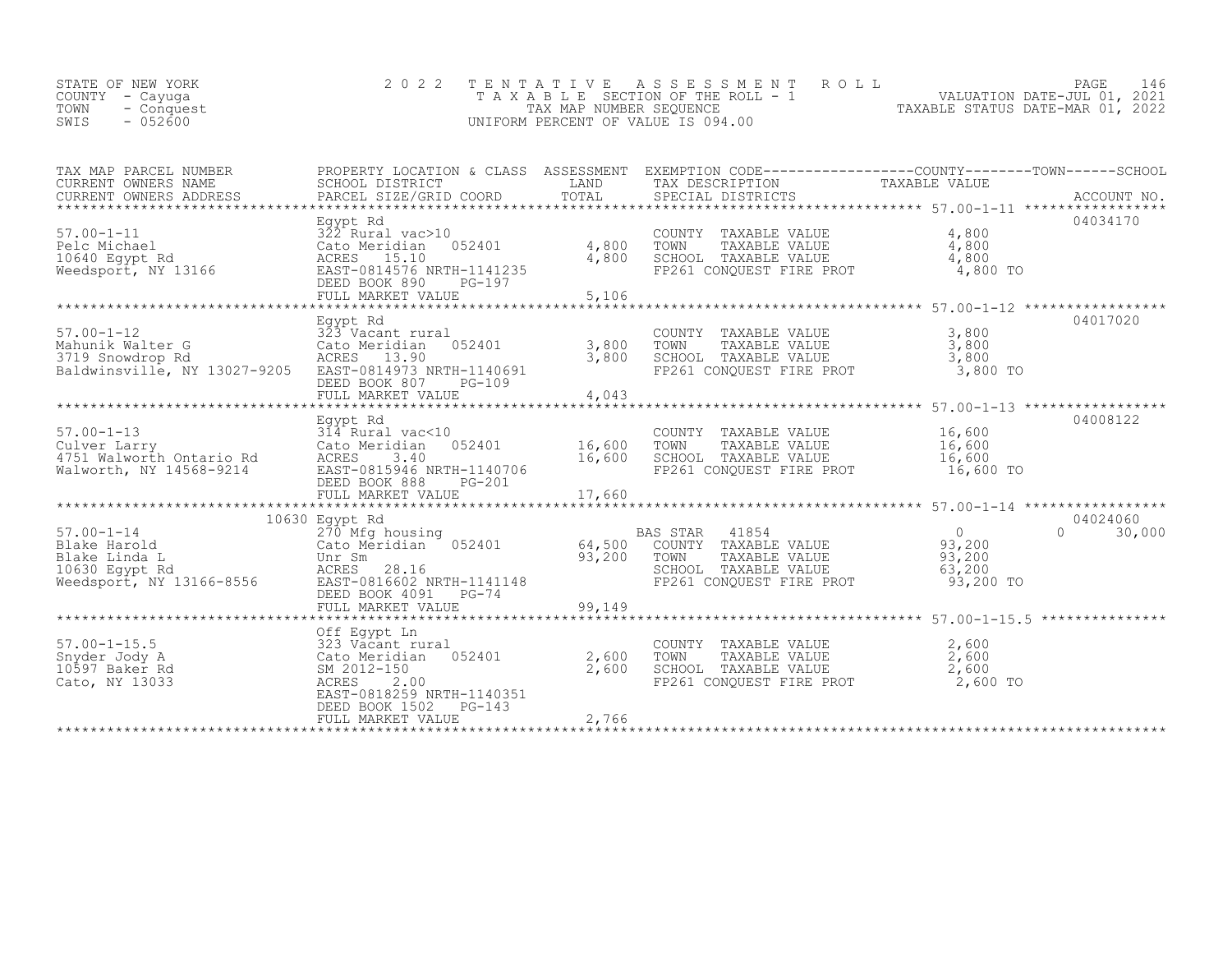STATE OF NEW YORK
COUNTY - Cayuga
TOWN - Conquest
SWIS - 052600

2 0 2 2 TENTATIVE ASSESSMENT ROLL
TAXABLE SECTION OF THE ROLL - 1
TAX MAP NUMBER SEQUENCE
UNIFORM PERCENT OF VALUE IS 094.00

VALUATION DATE-JUL 01, 2021
TAXABLE STATUS DATE-MAR 01, 2022

| TAX MAP PARCEL NUMBER / CURRENT OWNERS NAME / CURRENT OWNERS ADDRESS | PROPERTY LOCATION & CLASS / SCHOOL DISTRICT / PARCEL SIZE/GRID COORD | ASSESSMENT LAND / TOTAL | EXEMPTION CODE / TAX DESCRIPTION / SPECIAL DISTRICTS | COUNTY / TOWN / SCHOOL TAXABLE VALUE | ACCOUNT NO. |
|---|---|---|---|---|---|
| 57.00-1-11 | Egypt Rd | | | | 04034170 |
| Pelc Michael | 322 Rural vac>10 | | COUNTY TAXABLE VALUE | 4,800 | |
| 10640 Egypt Rd | Cato Meridian 052401 | 4,800 | TOWN TAXABLE VALUE | 4,800 | |
| Weedsport, NY 13166 | ACRES 15.10 | 4,800 | SCHOOL TAXABLE VALUE | 4,800 | |
| | EAST-0814576 NRTH-1141235 | | FP261 CONQUEST FIRE PROT | 4,800 TO | |
| | DEED BOOK 890 PG-197 | | | | |
| | FULL MARKET VALUE | 5,106 | | | |
| 57.00-1-12 | Egypt Rd | | | | 04017020 |
| Mahunik Walter G | 323 Vacant rural | | COUNTY TAXABLE VALUE | 3,800 | |
| 3719 Snowdrop Rd | Cato Meridian 052401 | 3,800 | TOWN TAXABLE VALUE | 3,800 | |
| Baldwinsville, NY 13027-9205 | ACRES 13.90 | 3,800 | SCHOOL TAXABLE VALUE | 3,800 | |
| | EAST-0814973 NRTH-1140691 | | FP261 CONQUEST FIRE PROT | 3,800 TO | |
| | DEED BOOK 807 PG-109 | | | | |
| | FULL MARKET VALUE | 4,043 | | | |
| 57.00-1-13 | Egypt Rd | | | | 04008122 |
| Culver Larry | 314 Rural vac<10 | | COUNTY TAXABLE VALUE | 16,600 | |
| 4751 Walworth Ontario Rd | Cato Meridian 052401 | 16,600 | TOWN TAXABLE VALUE | 16,600 | |
| Walworth, NY 14568-9214 | ACRES 3.40 | 16,600 | SCHOOL TAXABLE VALUE | 16,600 | |
| | EAST-0815946 NRTH-1140706 | | FP261 CONQUEST FIRE PROT | 16,600 TO | |
| | DEED BOOK 888 PG-201 | | | | |
| | FULL MARKET VALUE | 17,660 | | | |
| 57.00-1-14 | 10630 Egypt Rd | | | | 04024060 |
| Blake Harold | 270 Mfg housing | | BAS STAR 41854 | 0 0 30,000 | |
| Blake Linda L | Cato Meridian 052401 | 64,500 | COUNTY TAXABLE VALUE | 93,200 | |
| 10630 Egypt Rd | Unr Sm | 93,200 | TOWN TAXABLE VALUE | 93,200 | |
| Weedsport, NY 13166-8556 | ACRES 28.16 | | SCHOOL TAXABLE VALUE | 63,200 | |
| | EAST-0816602 NRTH-1141148 | | FP261 CONQUEST FIRE PROT | 93,200 TO | |
| | DEED BOOK 4091 PG-74 | | | | |
| | FULL MARKET VALUE | 99,149 | | | |
| 57.00-1-15.5 | Off Egypt Ln | | | | |
| Snyder Jody A | 323 Vacant rural | | COUNTY TAXABLE VALUE | 2,600 | |
| 10597 Baker Rd | Cato Meridian 052401 | 2,600 | TOWN TAXABLE VALUE | 2,600 | |
| Cato, NY 13033 | SM 2012-150 | 2,600 | SCHOOL TAXABLE VALUE | 2,600 | |
| | ACRES 2.00 | | FP261 CONQUEST FIRE PROT | 2,600 TO | |
| | EAST-0818259 NRTH-1140351 | | | | |
| | DEED BOOK 1502 PG-143 | | | | |
| | FULL MARKET VALUE | 2,766 | | | |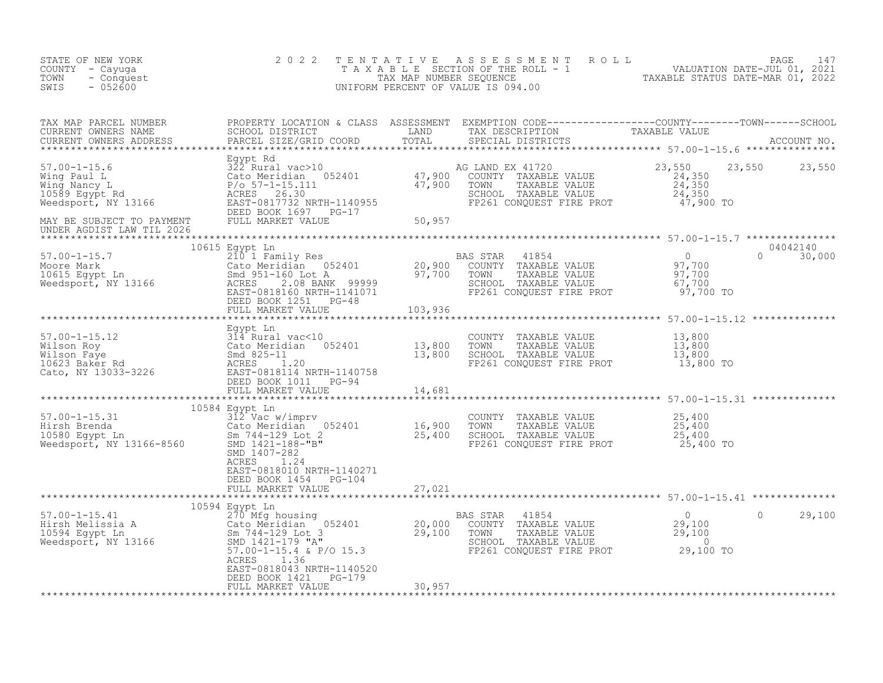STATE OF NEW YORK
COUNTY - Cayuga
TOWN - Conquest
SWIS - 052600

2 0 2 2 T E N T A T I V E A S S E S S M E N T R O L L
T A X A B L E SECTION OF THE ROLL - 1
TAX MAP NUMBER SEQUENCE
UNIFORM PERCENT OF VALUE IS 094.00

VALUATION DATE-JUL 01, 2021
TAXABLE STATUS DATE-MAR 01, 2022

| TAX MAP PARCEL NUMBER / CURRENT OWNERS NAME / CURRENT OWNERS ADDRESS | PROPERTY LOCATION & CLASS / SCHOOL DISTRICT / PARCEL SIZE/GRID COORD | ASSESSMENT LAND / TOTAL | EXEMPTION CODE / TAX DESCRIPTION / SPECIAL DISTRICTS | COUNTY TAXABLE VALUE | TOWN | SCHOOL | ACCOUNT NO. |
|---|---|---|---|---|---|---|---|
| 57.00-1-15.6 | Egypt Rd | | | | | | |
| Wing Paul L | 322 Rural vac>10 | | AG LAND EX 41720 | 23,550 | 23,550 | 23,550 | |
| Wing Nancy L | Cato Meridian 052401 | 47,900 | COUNTY TAXABLE VALUE | 24,350 | | | |
| 10589 Egypt Rd | P/o 57-1-15.111 | 47,900 | TOWN TAXABLE VALUE | 24,350 | | | |
| Weedsport, NY 13166 | ACRES 26.30 | | SCHOOL TAXABLE VALUE | 24,350 | | | |
| | EAST-0817732 NRTH-1140955 | | FP261 CONQUEST FIRE PROT | 47,900 TO | | | |
| MAY BE SUBJECT TO PAYMENT UNDER AGDIST LAW TIL 2026 | DEED BOOK 1697 PG-17 | | | | | | |
| | FULL MARKET VALUE | 50,957 | | | | | |
| 57.00-1-15.7 | 10615 Egypt Ln | | | | | | 04042140 |
| Moore Mark | 210 1 Family Res | | BAS STAR 41854 | 0 | 0 | 30,000 | |
| 10615 Egypt Ln | Cato Meridian 052401 | 20,900 | COUNTY TAXABLE VALUE | 97,700 | | | |
| Weedsport, NY 13166 | Smd 951-160 Lot A | 97,700 | TOWN TAXABLE VALUE | 97,700 | | | |
| | ACRES 2.08 BANK 99999 | | SCHOOL TAXABLE VALUE | 67,700 | | | |
| | EAST-0818160 NRTH-1141071 | | FP261 CONQUEST FIRE PROT | 97,700 TO | | | |
| | DEED BOOK 1251 PG-48 | | | | | | |
| | FULL MARKET VALUE | 103,936 | | | | | |
| 57.00-1-15.12 | Egypt Ln | | | | | | |
| Wilson Roy | 314 Rural vac<10 | | COUNTY TAXABLE VALUE | 13,800 | | | |
| Wilson Faye | Cato Meridian 052401 | 13,800 | TOWN TAXABLE VALUE | 13,800 | | | |
| 10623 Baker Rd | Smd 825-11 | 13,800 | SCHOOL TAXABLE VALUE | 13,800 | | | |
| Cato, NY 13033-3226 | ACRES 1.20 | | FP261 CONQUEST FIRE PROT | 13,800 TO | | | |
| | EAST-0818114 NRTH-1140758 | | | | | | |
| | DEED BOOK 1011 PG-94 | | | | | | |
| | FULL MARKET VALUE | 14,681 | | | | | |
| 57.00-1-15.31 | 10584 Egypt Ln | | | | | | |
| Hirsh Brenda | 312 Vac w/imprv | | COUNTY TAXABLE VALUE | 25,400 | | | |
| 10580 Egypt Ln | Cato Meridian 052401 | 16,900 | TOWN TAXABLE VALUE | 25,400 | | | |
| Weedsport, NY 13166-8560 | Sm 744-129 Lot 2 | 25,400 | SCHOOL TAXABLE VALUE | 25,400 | | | |
| | SMD 1421-188-"B" | | FP261 CONQUEST FIRE PROT | 25,400 TO | | | |
| | SMD 1407-282 | | | | | | |
| | ACRES 1.24 | | | | | | |
| | EAST-0818010 NRTH-1140271 | | | | | | |
| | DEED BOOK 1454 PG-104 | | | | | | |
| | FULL MARKET VALUE | 27,021 | | | | | |
| 57.00-1-15.41 | 10594 Egypt Ln | | | | | | |
| Hirsh Melissia A | 270 Mfg housing | | BAS STAR 41854 | 0 | 0 | 29,100 | |
| 10594 Egypt Ln | Cato Meridian 052401 | 20,000 | COUNTY TAXABLE VALUE | 29,100 | | | |
| Weedsport, NY 13166 | Sm 744-129 Lot 3 | 29,100 | TOWN TAXABLE VALUE | 29,100 | | | |
| | SMD 1421-179 "A" | | SCHOOL TAXABLE VALUE | 0 | | | |
| | 57.00-1-15.4 & P/O 15.3 | | FP261 CONQUEST FIRE PROT | 29,100 TO | | | |
| | ACRES 1.36 | | | | | | |
| | EAST-0818043 NRTH-1140520 | | | | | | |
| | DEED BOOK 1421 PG-179 | | | | | | |
| | FULL MARKET VALUE | 30,957 | | | | | |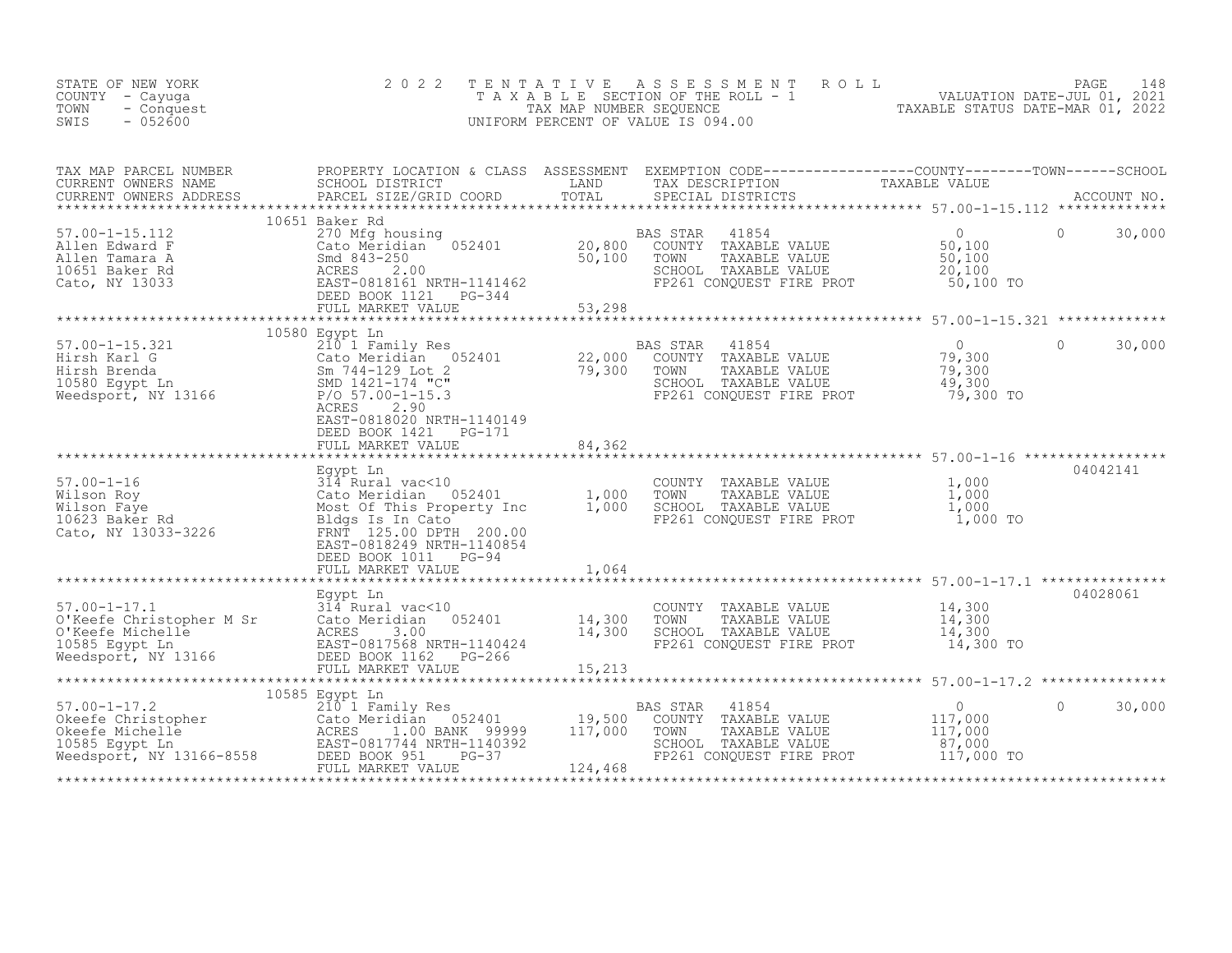STATE OF NEW YORK
COUNTY - Cayuga
TOWN - Conquest
SWIS - 052600

# 2022 TENTATIVE ASSESSMENT ROLL

TAXABLE SECTION OF THE ROLL - 1
TAX MAP NUMBER SEQUENCE
UNIFORM PERCENT OF VALUE IS 094.00

VALUATION DATE-JUL 01, 2021
TAXABLE STATUS DATE-MAR 01, 2022

| TAX MAP PARCEL NUMBER / CURRENT OWNERS NAME / CURRENT OWNERS ADDRESS | PROPERTY LOCATION & CLASS / SCHOOL DISTRICT / PARCEL SIZE/GRID COORD | ASSESSMENT LAND / TOTAL | EXEMPTION CODE / TAX DESCRIPTION / SPECIAL DISTRICTS | COUNTY TAXABLE VALUE | TOWN | SCHOOL / ACCOUNT NO. |
|---|---|---|---|---|---|---|
| | 10651 Baker Rd | | | | | |
| 57.00-1-15.112 | 270 Mfg housing | | BAS STAR 41854 | 0 | 0 | 30,000 |
| Allen Edward F | Cato Meridian 052401 | 20,800 | COUNTY TAXABLE VALUE | 50,100 | | |
| Allen Tamara A | Smd 843-250 | 50,100 | TOWN TAXABLE VALUE | 50,100 | | |
| 10651 Baker Rd | ACRES 2.00 | | SCHOOL TAXABLE VALUE | 20,100 | | |
| Cato, NY 13033 | EAST-0818161 NRTH-1141462 | | FP261 CONQUEST FIRE PROT | 50,100 TO | | |
| | DEED BOOK 1121 PG-344 | | | | | |
| | FULL MARKET VALUE | 53,298 | | | | |
| | 10580 Egypt Ln | | | | | |
| 57.00-1-15.321 | 210 1 Family Res | | BAS STAR 41854 | 0 | 0 | 30,000 |
| Hirsh Karl G | Cato Meridian 052401 | 22,000 | COUNTY TAXABLE VALUE | 79,300 | | |
| Hirsh Brenda | Sm 744-129 Lot 2 | 79,300 | TOWN TAXABLE VALUE | 79,300 | | |
| 10580 Egypt Ln | SMD 1421-174 "C" | | SCHOOL TAXABLE VALUE | 49,300 | | |
| Weedsport, NY 13166 | P/O 57.00-1-15.3 | | FP261 CONQUEST FIRE PROT | 79,300 TO | | |
| | ACRES 2.90 | | | | | |
| | EAST-0818020 NRTH-1140149 | | | | | |
| | DEED BOOK 1421 PG-171 | | | | | |
| | FULL MARKET VALUE | 84,362 | | | | |
| | Egypt Ln | | | | | 04042141 |
| 57.00-1-16 | 314 Rural vac<10 | | COUNTY TAXABLE VALUE | 1,000 | | |
| Wilson Roy | Cato Meridian 052401 | 1,000 | TOWN TAXABLE VALUE | 1,000 | | |
| Wilson Faye | Most Of This Property Inc | 1,000 | SCHOOL TAXABLE VALUE | 1,000 | | |
| 10623 Baker Rd | Bldgs Is In Cato | | FP261 CONQUEST FIRE PROT | 1,000 TO | | |
| Cato, NY 13033-3226 | FRNT 125.00 DPTH 200.00 | | | | | |
| | EAST-0818249 NRTH-1140854 | | | | | |
| | DEED BOOK 1011 PG-94 | | | | | |
| | FULL MARKET VALUE | 1,064 | | | | |
| | Egypt Ln | | | | | 04028061 |
| 57.00-1-17.1 | 314 Rural vac<10 | | COUNTY TAXABLE VALUE | 14,300 | | |
| O'Keefe Christopher M Sr | Cato Meridian 052401 | 14,300 | TOWN TAXABLE VALUE | 14,300 | | |
| O'Keefe Michelle | ACRES 3.00 | 14,300 | SCHOOL TAXABLE VALUE | 14,300 | | |
| 10585 Egypt Ln | EAST-0817568 NRTH-1140424 | | FP261 CONQUEST FIRE PROT | 14,300 TO | | |
| Weedsport, NY 13166 | DEED BOOK 1162 PG-266 | | | | | |
| | FULL MARKET VALUE | 15,213 | | | | |
| | 10585 Egypt Ln | | | | | |
| 57.00-1-17.2 | 210 1 Family Res | | BAS STAR 41854 | 0 | 0 | 30,000 |
| Okeefe Christopher | Cato Meridian 052401 | 19,500 | COUNTY TAXABLE VALUE | 117,000 | | |
| Okeefe Michelle | ACRES 1.00 BANK 99999 | 117,000 | TOWN TAXABLE VALUE | 117,000 | | |
| 10585 Egypt Ln | EAST-0817744 NRTH-1140392 | | SCHOOL TAXABLE VALUE | 87,000 | | |
| Weedsport, NY 13166-8558 | DEED BOOK 951 PG-37 | | FP261 CONQUEST FIRE PROT | 117,000 TO | | |
| | FULL MARKET VALUE | 124,468 | | | | |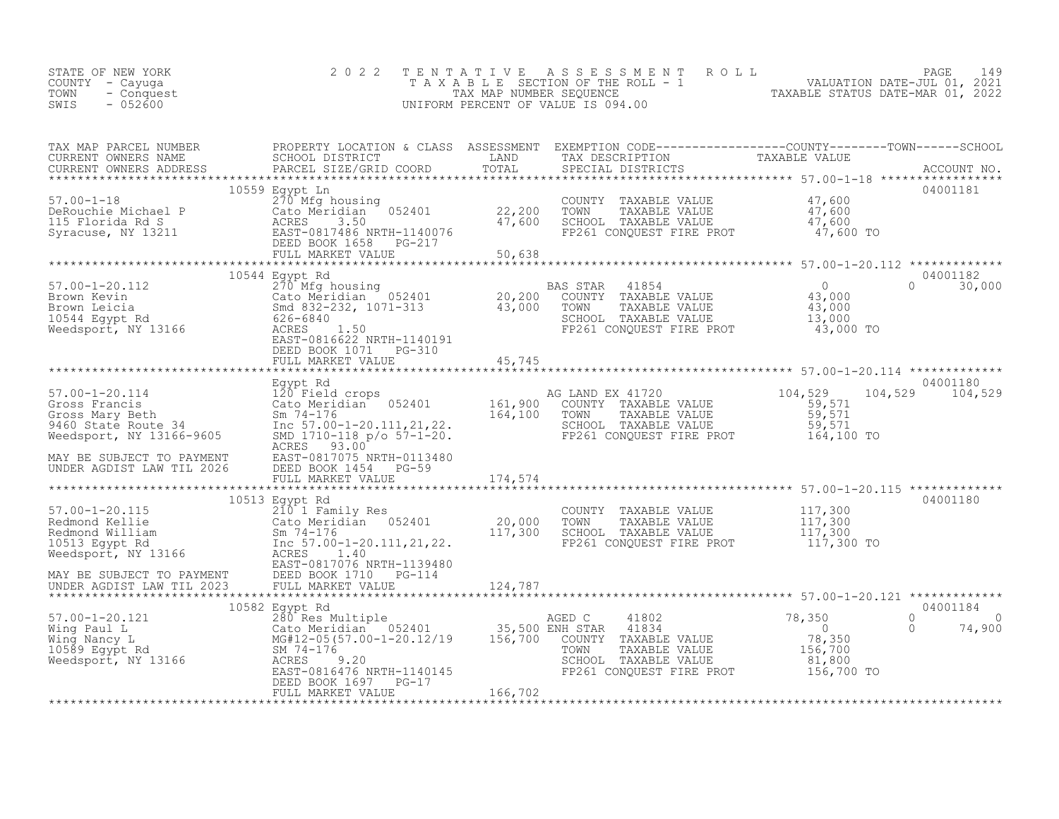STATE OF NEW YORK
COUNTY - Cayuga
TOWN - Conquest
SWIS - 052600

2022 TENTATIVE ASSESSMENT ROLL
TAXABLE SECTION OF THE ROLL - 1
TAX MAP NUMBER SEQUENCE
UNIFORM PERCENT OF VALUE IS 094.00

VALUATION DATE-JUL 01, 2021
TAXABLE STATUS DATE-MAR 01, 2022

| TAX MAP PARCEL NUMBER / CURRENT OWNERS NAME / CURRENT OWNERS ADDRESS | PROPERTY LOCATION & CLASS / SCHOOL DISTRICT / PARCEL SIZE/GRID COORD | ASSESSMENT LAND / TOTAL | EXEMPTION CODE / TAX DESCRIPTION / SPECIAL DISTRICTS | COUNTY TAXABLE VALUE | TOWN | SCHOOL | ACCOUNT NO. |
|---|---|---|---|---|---|---|---|
| **57.00-1-18** | 10559 Egypt Ln | | | | | | 04001181 |
| DeRouchie Michael P | 270 Mfg housing | | COUNTY TAXABLE VALUE | 47,600 | | | |
| 115 Florida Rd S | Cato Meridian 052401 | 22,200 | TOWN TAXABLE VALUE | 47,600 | | | |
| Syracuse, NY 13211 | ACRES 3.50 | 47,600 | SCHOOL TAXABLE VALUE | 47,600 | | | |
| | EAST-0817486 NRTH-1140076 | | FP261 CONQUEST FIRE PROT | 47,600 TO | | | |
| | DEED BOOK 1658 PG-217 | | | | | | |
| | FULL MARKET VALUE | 50,638 | | | | | |
| **57.00-1-20.112** | 10544 Egypt Rd | | | | | | 04001182 |
| Brown Kevin | 270 Mfg housing | | BAS STAR 41854 | 0 | 0 | 30,000 | |
| Brown Leicia | Cato Meridian 052401 | 20,200 | COUNTY TAXABLE VALUE | 43,000 | | | |
| 10544 Egypt Rd | Smd 832-232, 1071-313 | 43,000 | TOWN TAXABLE VALUE | 43,000 | | | |
| Weedsport, NY 13166 | 626-6840 | | SCHOOL TAXABLE VALUE | 13,000 | | | |
| | ACRES 1.50 | | FP261 CONQUEST FIRE PROT | 43,000 TO | | | |
| | EAST-0816622 NRTH-1140191 | | | | | | |
| | DEED BOOK 1071 PG-310 | | | | | | |
| | FULL MARKET VALUE | 45,745 | | | | | |
| **57.00-1-20.114** | Egypt Rd | | | | | | 04001180 |
| Gross Francis | 120 Field crops | | AG LAND EX 41720 | 104,529 | 104,529 | 104,529 | |
| Gross Mary Beth | Cato Meridian 052401 | 161,900 | COUNTY TAXABLE VALUE | 59,571 | | | |
| 9460 State Route 34 | Sm 74-176 | 164,100 | TOWN TAXABLE VALUE | 59,571 | | | |
| Weedsport, NY 13166-9605 | Inc 57.00-1-20.111,21,22. | | SCHOOL TAXABLE VALUE | 59,571 | | | |
| | SMD 1710-118 p/o 57-1-20. | | FP261 CONQUEST FIRE PROT | 164,100 TO | | | |
| | ACRES 93.00 | | | | | | |
| MAY BE SUBJECT TO PAYMENT | EAST-0817075 NRTH-0113480 | | | | | | |
| UNDER AGDIST LAW TIL 2026 | DEED BOOK 1454 PG-59 | | | | | | |
| | FULL MARKET VALUE | 174,574 | | | | | |
| **57.00-1-20.115** | 10513 Egypt Rd | | | | | | 04001180 |
| Redmond Kellie | 210 1 Family Res | | COUNTY TAXABLE VALUE | 117,300 | | | |
| Redmond William | Cato Meridian 052401 | 20,000 | TOWN TAXABLE VALUE | 117,300 | | | |
| 10513 Egypt Rd | Sm 74-176 | 117,300 | SCHOOL TAXABLE VALUE | 117,300 | | | |
| Weedsport, NY 13166 | Inc 57.00-1-20.111,21,22. | | FP261 CONQUEST FIRE PROT | 117,300 TO | | | |
| | ACRES 1.40 | | | | | | |
| | EAST-0817076 NRTH-1139480 | | | | | | |
| MAY BE SUBJECT TO PAYMENT | DEED BOOK 1710 PG-114 | | | | | | |
| UNDER AGDIST LAW TIL 2023 | FULL MARKET VALUE | 124,787 | | | | | |
| **57.00-1-20.121** | 10582 Egypt Rd | | | | | | 04001184 |
| Wing Paul L | 280 Res Multiple | | AGED C 41802 | 78,350 | 0 | 0 | |
| Wing Nancy L | Cato Meridian 052401 | 35,500 | ENH STAR 41834 | 0 | 0 | 74,900 | |
| 10589 Egypt Rd | MG#12-05(57.00-1-20.12/19 | 156,700 | COUNTY TAXABLE VALUE | 78,350 | | | |
| Weedsport, NY 13166 | SM 74-176 | | TOWN TAXABLE VALUE | 156,700 | | | |
| | ACRES 9.20 | | SCHOOL TAXABLE VALUE | 81,800 | | | |
| | EAST-0816476 NRTH-1140145 | | FP261 CONQUEST FIRE PROT | 156,700 TO | | | |
| | DEED BOOK 1697 PG-17 | | | | | | |
| | FULL MARKET VALUE | 166,702 | | | | | |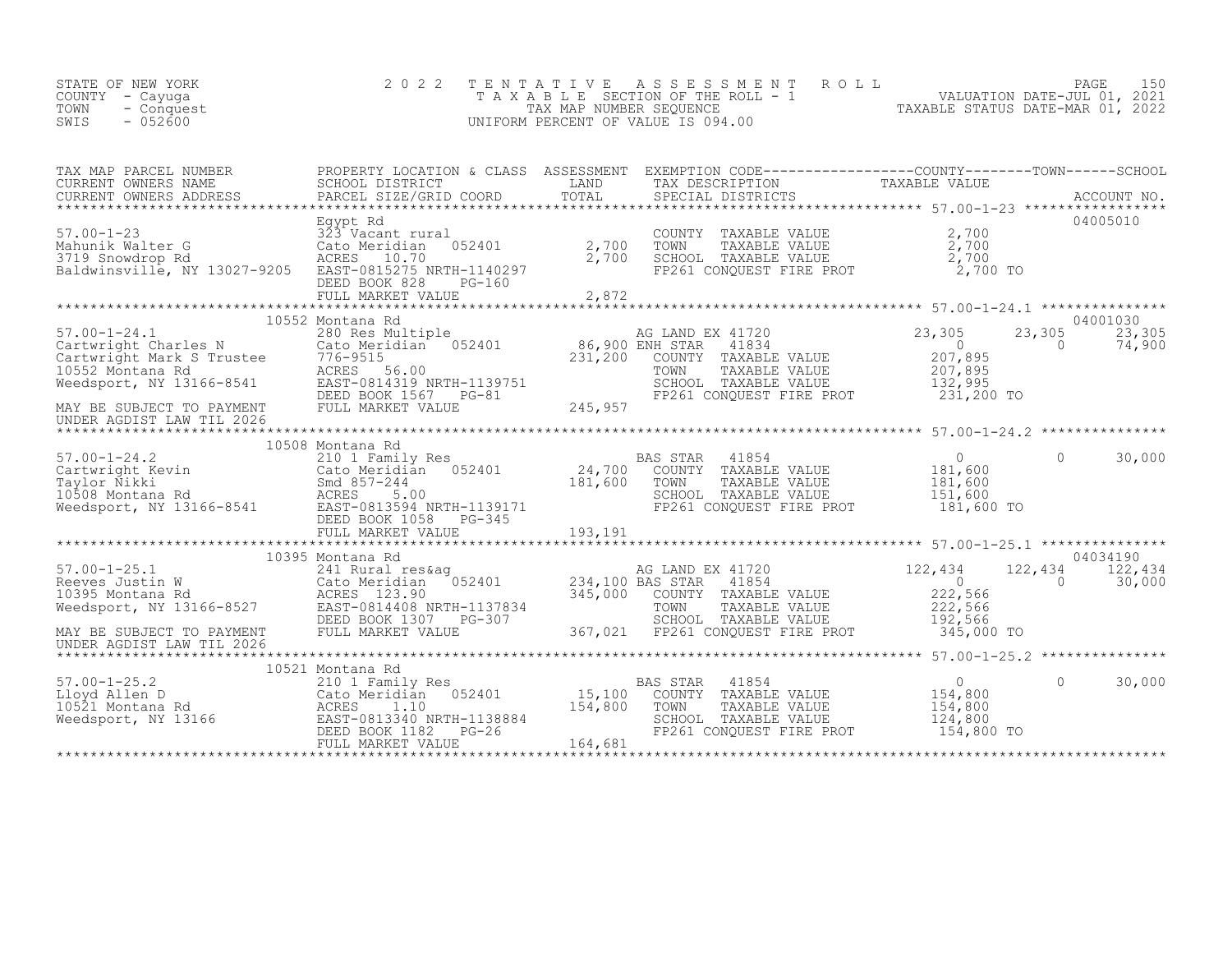STATE OF NEW YORK
COUNTY - Cayuga
TOWN - Conquest
SWIS - 052600

2022 TENTATIVE ASSESSMENT ROLL
TAXABLE SECTION OF THE ROLL - 1
TAX MAP NUMBER SEQUENCE
UNIFORM PERCENT OF VALUE IS 094.00

VALUATION DATE-JUL 01, 2021
TAXABLE STATUS DATE-MAR 01, 2022

| TAX MAP PARCEL NUMBER / CURRENT OWNERS NAME / CURRENT OWNERS ADDRESS | PROPERTY LOCATION & CLASS / SCHOOL DISTRICT / PARCEL SIZE/GRID COORD | ASSESSMENT LAND / TOTAL | EXEMPTION CODE / TAX DESCRIPTION / SPECIAL DISTRICTS | COUNTY TAXABLE VALUE | TOWN | SCHOOL / ACCOUNT NO. |
|---|---|---|---|---|---|---|
| **57.00-1-23** | Egypt Rd | | | | | 04005010 |
| 57.00-1-23 | 323 Vacant rural | | COUNTY TAXABLE VALUE | 2,700 | | |
| Mahunik Walter G | Cato Meridian 052401 | 2,700 | TOWN TAXABLE VALUE | 2,700 | | |
| 3719 Snowdrop Rd | ACRES 10.70 | 2,700 | SCHOOL TAXABLE VALUE | 2,700 | | |
| Baldwinsville, NY 13027-9205 | EAST-0815275 NRTH-1140297 | | FP261 CONQUEST FIRE PROT | 2,700 TO | | |
| | DEED BOOK 828 PG-160 | | | | | |
| | FULL MARKET VALUE | 2,872 | | | | |
| **57.00-1-24.1** | 10552 Montana Rd | | | | | 04001030 |
| 57.00-1-24.1 | 280 Res Multiple | | AG LAND EX 41720 | 23,305 | 23,305 | 23,305 |
| Cartwright Charles N | Cato Meridian 052401 | 86,900 | ENH STAR 41834 | 0 | 0 | 74,900 |
| Cartwright Mark S Trustee | 776-9515 | 231,200 | COUNTY TAXABLE VALUE | 207,895 | | |
| 10552 Montana Rd | ACRES 56.00 | | TOWN TAXABLE VALUE | 207,895 | | |
| Weedsport, NY 13166-8541 | EAST-0814319 NRTH-1139751 | | SCHOOL TAXABLE VALUE | 132,995 | | |
| | DEED BOOK 1567 PG-81 | | FP261 CONQUEST FIRE PROT | 231,200 TO | | |
| MAY BE SUBJECT TO PAYMENT | FULL MARKET VALUE | 245,957 | | | | |
| UNDER AGDIST LAW TIL 2026 | | | | | | |
| **57.00-1-24.2** | 10508 Montana Rd | | | | | |
| 57.00-1-24.2 | 210 1 Family Res | | BAS STAR 41854 | 0 | 0 | 30,000 |
| Cartwright Kevin | Cato Meridian 052401 | 24,700 | COUNTY TAXABLE VALUE | 181,600 | | |
| Taylor Nikki | Smd 857-244 | 181,600 | TOWN TAXABLE VALUE | 181,600 | | |
| 10508 Montana Rd | ACRES 5.00 | | SCHOOL TAXABLE VALUE | 151,600 | | |
| Weedsport, NY 13166-8541 | EAST-0813594 NRTH-1139171 | | FP261 CONQUEST FIRE PROT | 181,600 TO | | |
| | DEED BOOK 1058 PG-345 | | | | | |
| | FULL MARKET VALUE | 193,191 | | | | |
| **57.00-1-25.1** | 10395 Montana Rd | | | | | 04034190 |
| 57.00-1-25.1 | 241 Rural res&ag | | AG LAND EX 41720 | 122,434 | 122,434 | 122,434 |
| Reeves Justin W | Cato Meridian 052401 | 234,100 | BAS STAR 41854 | 0 | 0 | 30,000 |
| 10395 Montana Rd | ACRES 123.90 | 345,000 | COUNTY TAXABLE VALUE | 222,566 | | |
| Weedsport, NY 13166-8527 | EAST-0814408 NRTH-1137834 | | TOWN TAXABLE VALUE | 222,566 | | |
| | DEED BOOK 1307 PG-307 | | SCHOOL TAXABLE VALUE | 192,566 | | |
| MAY BE SUBJECT TO PAYMENT | FULL MARKET VALUE | 367,021 | FP261 CONQUEST FIRE PROT | 345,000 TO | | |
| UNDER AGDIST LAW TIL 2026 | | | | | | |
| **57.00-1-25.2** | 10521 Montana Rd | | | | | |
| 57.00-1-25.2 | 210 1 Family Res | | BAS STAR 41854 | 0 | 0 | 30,000 |
| Lloyd Allen D | Cato Meridian 052401 | 15,100 | COUNTY TAXABLE VALUE | 154,800 | | |
| 10521 Montana Rd | ACRES 1.10 | 154,800 | TOWN TAXABLE VALUE | 154,800 | | |
| Weedsport, NY 13166 | EAST-0813340 NRTH-1138884 | | SCHOOL TAXABLE VALUE | 124,800 | | |
| | DEED BOOK 1182 PG-26 | | FP261 CONQUEST FIRE PROT | 154,800 TO | | |
| | FULL MARKET VALUE | 164,681 | | | | |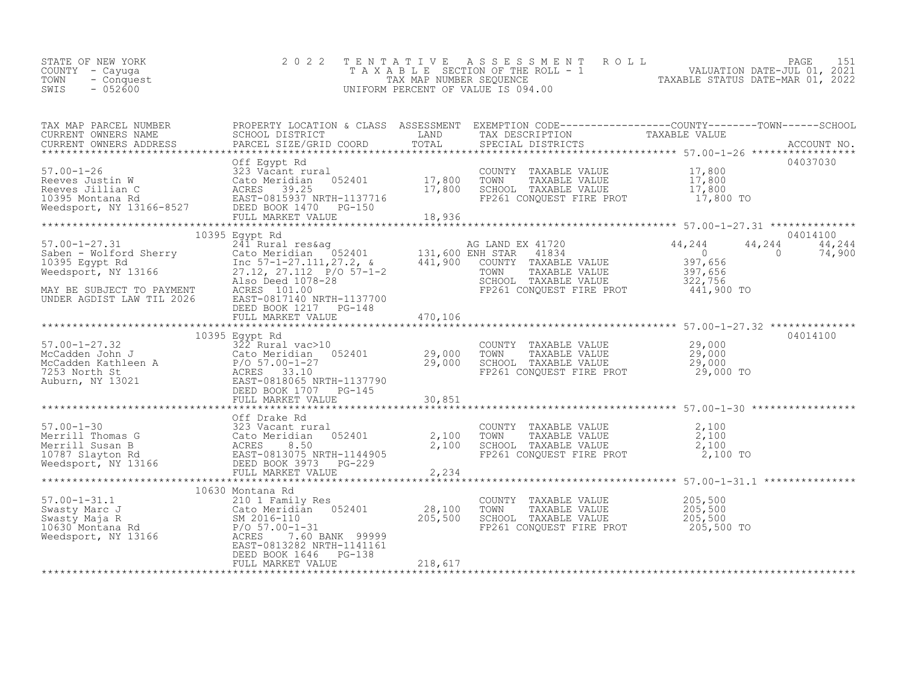STATE OF NEW YORK
COUNTY - Cayuga
TOWN - Conquest
SWIS - 052600

# 2022 TENTATIVE ASSESSMENT ROLL
TAXABLE SECTION OF THE ROLL - 1
TAX MAP NUMBER SEQUENCE
UNIFORM PERCENT OF VALUE IS 094.00

VALUATION DATE-JUL 01, 2021
TAXABLE STATUS DATE-MAR 01, 2022

| TAX MAP PARCEL NUMBER / CURRENT OWNERS NAME / CURRENT OWNERS ADDRESS | PROPERTY LOCATION & CLASS / SCHOOL DISTRICT / PARCEL SIZE/GRID COORD | ASSESSMENT LAND / TOTAL | EXEMPTION CODE / TAX DESCRIPTION / SPECIAL DISTRICTS | COUNTY TAXABLE VALUE | TOWN | SCHOOL | ACCOUNT NO. |
|---|---|---|---|---|---|---|---|
| **57.00-1-26** | Off Egypt Rd | | | | | | 04037030 |
| 57.00-1-26 | 323 Vacant rural | | COUNTY TAXABLE VALUE | 17,800 | | | |
| Reeves Justin W | Cato Meridian 052401 | 17,800 | TOWN TAXABLE VALUE | 17,800 | | | |
| Reeves Jillian C | ACRES 39.25 | 17,800 | SCHOOL TAXABLE VALUE | 17,800 | | | |
| 10395 Montana Rd | EAST-0815937 NRTH-1137716 | | FP261 CONQUEST FIRE PROT | 17,800 TO | | | |
| Weedsport, NY 13166-8527 | DEED BOOK 1470 PG-150 | | | | | | |
| | FULL MARKET VALUE | 18,936 | | | | | |
| **57.00-1-27.31** | 10395 Egypt Rd | | | | | | 04014100 |
| 57.00-1-27.31 | 241 Rural res&ag | | AG LAND EX 41720 | 44,244 | 44,244 | 44,244 | |
| Saben - Wolford Sherry | Cato Meridian 052401 | 131,600 | ENH STAR 41834 | 0 | 0 | 74,900 | |
| 10395 Egypt Rd | Inc 57-1-27.111,27.2, & | 441,900 | COUNTY TAXABLE VALUE | 397,656 | | | |
| Weedsport, NY 13166 | 27.12, 27.112 P/O 57-1-2 | | TOWN TAXABLE VALUE | 397,656 | | | |
| | Also Deed 1078-28 | | SCHOOL TAXABLE VALUE | 322,756 | | | |
| MAY BE SUBJECT TO PAYMENT | ACRES 101.00 | | FP261 CONQUEST FIRE PROT | 441,900 TO | | | |
| UNDER AGDIST LAW TIL 2026 | EAST-0817140 NRTH-1137700 | | | | | | |
| | DEED BOOK 1217 PG-148 | | | | | | |
| | FULL MARKET VALUE | 470,106 | | | | | |
| **57.00-1-27.32** | 10395 Egypt Rd | | | | | | 04014100 |
| 57.00-1-27.32 | 322 Rural vac>10 | | COUNTY TAXABLE VALUE | 29,000 | | | |
| McCadden John J | Cato Meridian 052401 | 29,000 | TOWN TAXABLE VALUE | 29,000 | | | |
| McCadden Kathleen A | P/O 57.00-1-27 | 29,000 | SCHOOL TAXABLE VALUE | 29,000 | | | |
| 7253 North St | ACRES 33.10 | | FP261 CONQUEST FIRE PROT | 29,000 TO | | | |
| Auburn, NY 13021 | EAST-0818065 NRTH-1137790 | | | | | | |
| | DEED BOOK 1707 PG-145 | | | | | | |
| | FULL MARKET VALUE | 30,851 | | | | | |
| **57.00-1-30** | Off Drake Rd | | | | | | |
| 57.00-1-30 | 323 Vacant rural | | COUNTY TAXABLE VALUE | 2,100 | | | |
| Merrill Thomas G | Cato Meridian 052401 | 2,100 | TOWN TAXABLE VALUE | 2,100 | | | |
| Merrill Susan B | ACRES 8.50 | 2,100 | SCHOOL TAXABLE VALUE | 2,100 | | | |
| 10787 Slayton Rd | EAST-0813075 NRTH-1144905 | | FP261 CONQUEST FIRE PROT | 2,100 TO | | | |
| Weedsport, NY 13166 | DEED BOOK 3973 PG-229 | | | | | | |
| | FULL MARKET VALUE | 2,234 | | | | | |
| **57.00-1-31.1** | 10630 Montana Rd | | | | | | |
| 57.00-1-31.1 | 210 1 Family Res | | COUNTY TAXABLE VALUE | 205,500 | | | |
| Swasty Marc J | Cato Meridian 052401 | 28,100 | TOWN TAXABLE VALUE | 205,500 | | | |
| Swasty Maja R | SM 2016-110 | 205,500 | SCHOOL TAXABLE VALUE | 205,500 | | | |
| 10630 Montana Rd | P/O 57.00-1-31 | | FP261 CONQUEST FIRE PROT | 205,500 TO | | | |
| Weedsport, NY 13166 | ACRES 7.60 BANK 99999 | | | | | | |
| | EAST-0813282 NRTH-1141161 | | | | | | |
| | DEED BOOK 1646 PG-138 | | | | | | |
| | FULL MARKET VALUE | 218,617 | | | | | |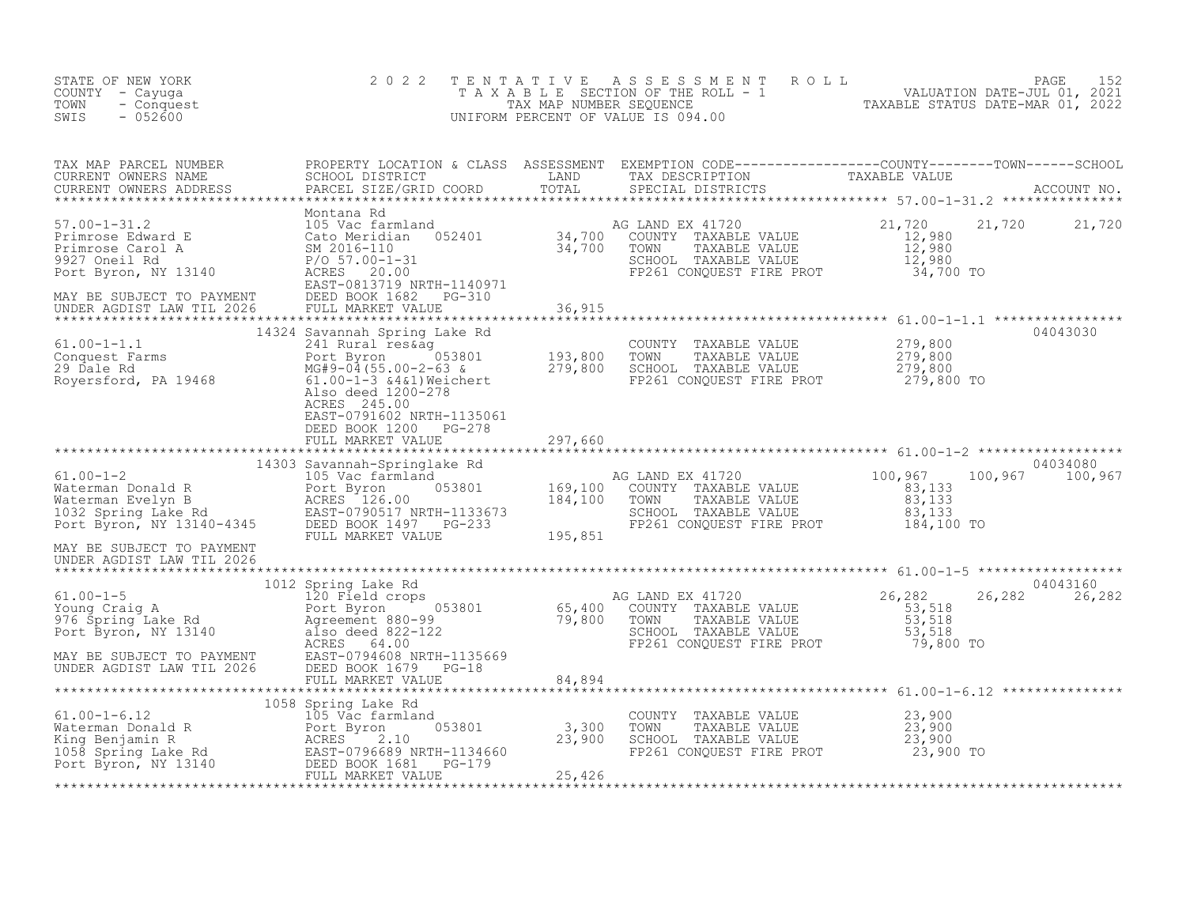STATE OF NEW YORK
COUNTY - Cayuga
TOWN - Conquest
SWIS - 052600

2 0 2 2 T E N T A T I V E A S S E S S M E N T R O L L
T A X A B L E SECTION OF THE ROLL - 1
TAX MAP NUMBER SEQUENCE
UNIFORM PERCENT OF VALUE IS 094.00

VALUATION DATE-JUL 01, 2021
TAXABLE STATUS DATE-MAR 01, 2022

| TAX MAP PARCEL NUMBER / CURRENT OWNERS NAME / CURRENT OWNERS ADDRESS | PROPERTY LOCATION & CLASS / SCHOOL DISTRICT / PARCEL SIZE/GRID COORD | ASSESSMENT LAND / TOTAL | EXEMPTION CODE / TAX DESCRIPTION / SPECIAL DISTRICTS | COUNTY TAXABLE VALUE | TOWN | SCHOOL / ACCOUNT NO. |
|---|---|---|---|---|---|---|
| 57.00-1-31.2 | Montana Rd | | | | | |
| Primrose Edward E | 105 Vac farmland | | AG LAND EX 41720 | 21,720 | 21,720 | 21,720 |
| Primrose Carol A | Cato Meridian 052401 | 34,700 | COUNTY TAXABLE VALUE | 12,980 | | |
| 9927 Oneil Rd | SM 2016-110 | 34,700 | TOWN TAXABLE VALUE | 12,980 | | |
| Port Byron, NY 13140 | P/O 57.00-1-31 | | SCHOOL TAXABLE VALUE | 12,980 | | |
| | ACRES 20.00 | | FP261 CONQUEST FIRE PROT | 34,700 TO | | |
| | EAST-0813719 NRTH-1140971 | | | | | |
| MAY BE SUBJECT TO PAYMENT | DEED BOOK 1682 PG-310 | | | | | |
| UNDER AGDIST LAW TIL 2026 | FULL MARKET VALUE | 36,915 | | | | |
| 61.00-1-1.1 | 14324 Savannah Spring Lake Rd | | | | | 04043030 |
| Conquest Farms | 241 Rural res&ag | | COUNTY TAXABLE VALUE | 279,800 | | |
| 29 Dale Rd | Port Byron 053801 | 193,800 | TOWN TAXABLE VALUE | 279,800 | | |
| Royersford, PA 19468 | MG#9-04(55.00-2-63 & | 279,800 | SCHOOL TAXABLE VALUE | 279,800 | | |
| | 61.00-1-3 &4&1)Weichert | | FP261 CONQUEST FIRE PROT | 279,800 TO | | |
| | Also deed 1200-278 | | | | | |
| | ACRES 245.00 | | | | | |
| | EAST-0791602 NRTH-1135061 | | | | | |
| | DEED BOOK 1200 PG-278 | | | | | |
| | FULL MARKET VALUE | 297,660 | | | | |
| 61.00-1-2 | 14303 Savannah-Springlake Rd | | | | | 04034080 |
| Waterman Donald R | 105 Vac farmland | | AG LAND EX 41720 | 100,967 | 100,967 | 100,967 |
| Waterman Evelyn B | Port Byron 053801 | 169,100 | COUNTY TAXABLE VALUE | 83,133 | | |
| 1032 Spring Lake Rd | ACRES 126.00 | 184,100 | TOWN TAXABLE VALUE | 83,133 | | |
| Port Byron, NY 13140-4345 | EAST-0790517 NRTH-1133673 | | SCHOOL TAXABLE VALUE | 83,133 | | |
| | DEED BOOK 1497 PG-233 | | FP261 CONQUEST FIRE PROT | 184,100 TO | | |
| | FULL MARKET VALUE | 195,851 | | | | |
| MAY BE SUBJECT TO PAYMENT | | | | | | |
| UNDER AGDIST LAW TIL 2026 | | | | | | |
| 61.00-1-5 | 1012 Spring Lake Rd | | | | | 04043160 |
| Young Craig A | 120 Field crops | | AG LAND EX 41720 | 26,282 | 26,282 | 26,282 |
| 976 Spring Lake Rd | Port Byron 053801 | 65,400 | COUNTY TAXABLE VALUE | 53,518 | | |
| Port Byron, NY 13140 | Agreement 880-99 | 79,800 | TOWN TAXABLE VALUE | 53,518 | | |
| | also deed 822-122 | | SCHOOL TAXABLE VALUE | 53,518 | | |
| | ACRES 64.00 | | FP261 CONQUEST FIRE PROT | 79,800 TO | | |
| MAY BE SUBJECT TO PAYMENT | EAST-0794608 NRTH-1135669 | | | | | |
| UNDER AGDIST LAW TIL 2026 | DEED BOOK 1679 PG-18 | | | | | |
| | FULL MARKET VALUE | 84,894 | | | | |
| 61.00-1-6.12 | 1058 Spring Lake Rd | | | | | |
| Waterman Donald R | 105 Vac farmland | | COUNTY TAXABLE VALUE | 23,900 | | |
| King Benjamin R | Port Byron 053801 | 3,300 | TOWN TAXABLE VALUE | 23,900 | | |
| 1058 Spring Lake Rd | ACRES 2.10 | 23,900 | SCHOOL TAXABLE VALUE | 23,900 | | |
| Port Byron, NY 13140 | EAST-0796689 NRTH-1134660 | | FP261 CONQUEST FIRE PROT | 23,900 TO | | |
| | DEED BOOK 1681 PG-179 | | | | | |
| | FULL MARKET VALUE | 25,426 | | | | |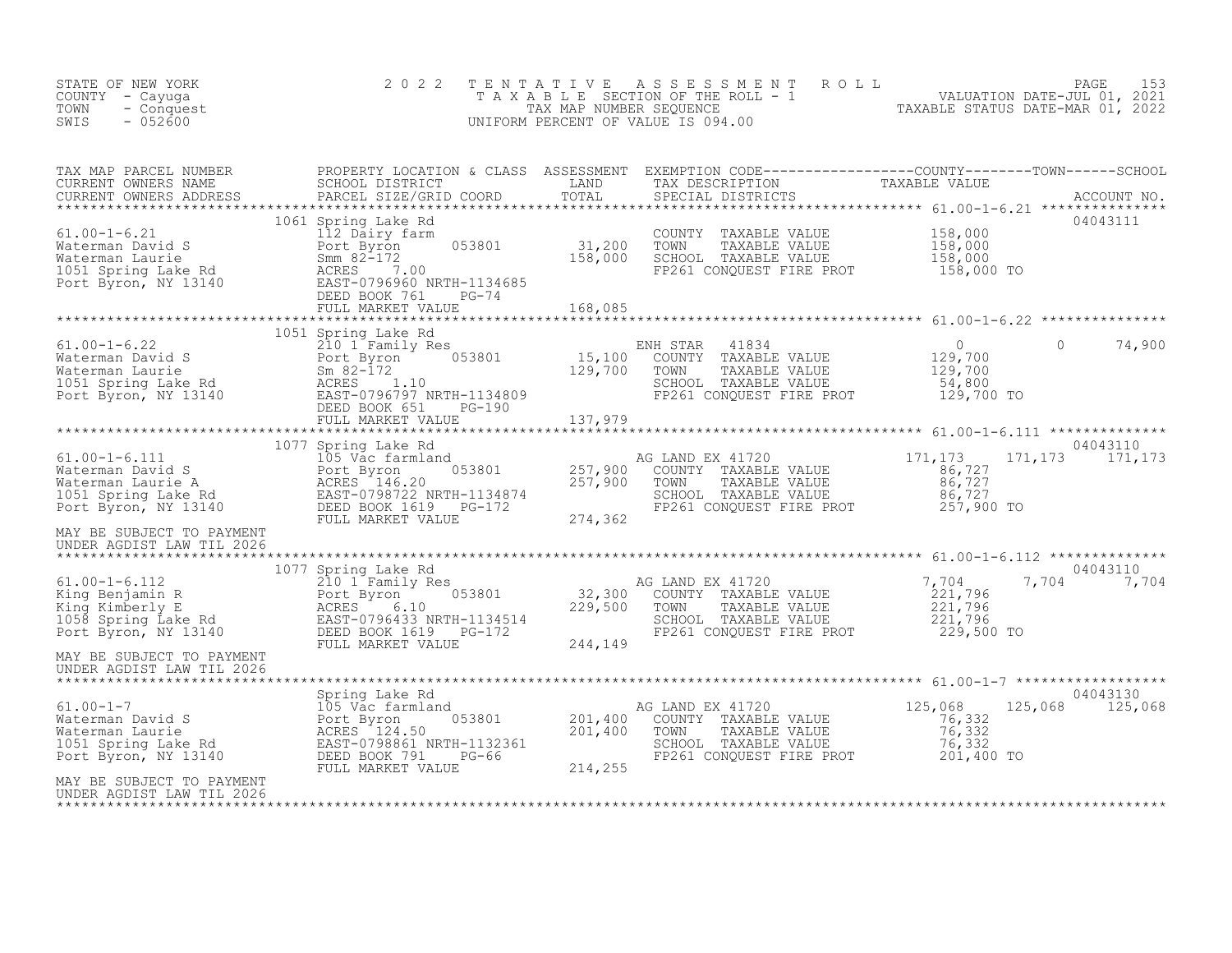STATE OF NEW YORK
COUNTY - Cayuga
TOWN - Conquest
SWIS - 052600

2022 TENTATIVE ASSESSMENT ROLL
TAXABLE SECTION OF THE ROLL - 1
TAX MAP NUMBER SEQUENCE
UNIFORM PERCENT OF VALUE IS 094.00

VALUATION DATE-JUL 01, 2021
TAXABLE STATUS DATE-MAR 01, 2022

| TAX MAP PARCEL NUMBER / CURRENT OWNERS NAME / CURRENT OWNERS ADDRESS | PROPERTY LOCATION & CLASS / SCHOOL DISTRICT / PARCEL SIZE/GRID COORD | ASSESSMENT LAND / TOTAL | EXEMPTION CODE / TAX DESCRIPTION / SPECIAL DISTRICTS | COUNTY TAXABLE VALUE | TOWN | SCHOOL / ACCOUNT NO. |
|---|---|---|---|---|---|---|
| **61.00-1-6.21** | 1061 Spring Lake Rd | | | | | 04043111 |
| Waterman David S | 112 Dairy farm | | COUNTY TAXABLE VALUE | 158,000 | | |
| Waterman Laurie | Port Byron 053801 | 31,200 | TOWN TAXABLE VALUE | 158,000 | | |
| 1051 Spring Lake Rd | Smm 82-172 | 158,000 | SCHOOL TAXABLE VALUE | 158,000 | | |
| Port Byron, NY 13140 | ACRES 7.00 | | FP261 CONQUEST FIRE PROT | 158,000 TO | | |
| | EAST-0796960 NRTH-1134685 | | | | | |
| | DEED BOOK 761 PG-74 | | | | | |
| | FULL MARKET VALUE | 168,085 | | | | |
| **61.00-1-6.22** | 1051 Spring Lake Rd | | | | | |
| Waterman David S | 210 1 Family Res | | ENH STAR 41834 | 0 | 0 | 74,900 |
| Waterman Laurie | Port Byron 053801 | 15,100 | COUNTY TAXABLE VALUE | 129,700 | | |
| 1051 Spring Lake Rd | Sm 82-172 | 129,700 | TOWN TAXABLE VALUE | 129,700 | | |
| Port Byron, NY 13140 | ACRES 1.10 | | SCHOOL TAXABLE VALUE | 54,800 | | |
| | EAST-0796797 NRTH-1134809 | | FP261 CONQUEST FIRE PROT | 129,700 TO | | |
| | DEED BOOK 651 PG-190 | | | | | |
| | FULL MARKET VALUE | 137,979 | | | | |
| **61.00-1-6.111** | 1077 Spring Lake Rd | | | | | 04043110 |
| Waterman David S | 105 Vac farmland | | AG LAND EX 41720 | 171,173 | 171,173 | 171,173 |
| Waterman Laurie A | Port Byron 053801 | 257,900 | COUNTY TAXABLE VALUE | 86,727 | | |
| 1051 Spring Lake Rd | ACRES 146.20 | 257,900 | TOWN TAXABLE VALUE | 86,727 | | |
| Port Byron, NY 13140 | EAST-0798722 NRTH-1134874 | | SCHOOL TAXABLE VALUE | 86,727 | | |
| | DEED BOOK 1619 PG-172 | | FP261 CONQUEST FIRE PROT | 257,900 TO | | |
| | FULL MARKET VALUE | 274,362 | | | | |
| MAY BE SUBJECT TO PAYMENT UNDER AGDIST LAW TIL 2026 | | | | | | |
| **61.00-1-6.112** | 1077 Spring Lake Rd | | | | | 04043110 |
| King Benjamin R | 210 1 Family Res | | AG LAND EX 41720 | 7,704 | 7,704 | 7,704 |
| King Kimberly E | Port Byron 053801 | 32,300 | COUNTY TAXABLE VALUE | 221,796 | | |
| 1058 Spring Lake Rd | ACRES 6.10 | 229,500 | TOWN TAXABLE VALUE | 221,796 | | |
| Port Byron, NY 13140 | EAST-0796433 NRTH-1134514 | | SCHOOL TAXABLE VALUE | 221,796 | | |
| | DEED BOOK 1619 PG-172 | | FP261 CONQUEST FIRE PROT | 229,500 TO | | |
| | FULL MARKET VALUE | 244,149 | | | | |
| MAY BE SUBJECT TO PAYMENT UNDER AGDIST LAW TIL 2026 | | | | | | |
| **61.00-1-7** | Spring Lake Rd | | | | | 04043130 |
| Waterman David S | 105 Vac farmland | | AG LAND EX 41720 | 125,068 | 125,068 | 125,068 |
| Waterman Laurie | Port Byron 053801 | 201,400 | COUNTY TAXABLE VALUE | 76,332 | | |
| 1051 Spring Lake Rd | ACRES 124.50 | 201,400 | TOWN TAXABLE VALUE | 76,332 | | |
| Port Byron, NY 13140 | EAST-0798861 NRTH-1132361 | | SCHOOL TAXABLE VALUE | 76,332 | | |
| | DEED BOOK 791 PG-66 | | FP261 CONQUEST FIRE PROT | 201,400 TO | | |
| | FULL MARKET VALUE | 214,255 | | | | |
| MAY BE SUBJECT TO PAYMENT UNDER AGDIST LAW TIL 2026 | | | | | | |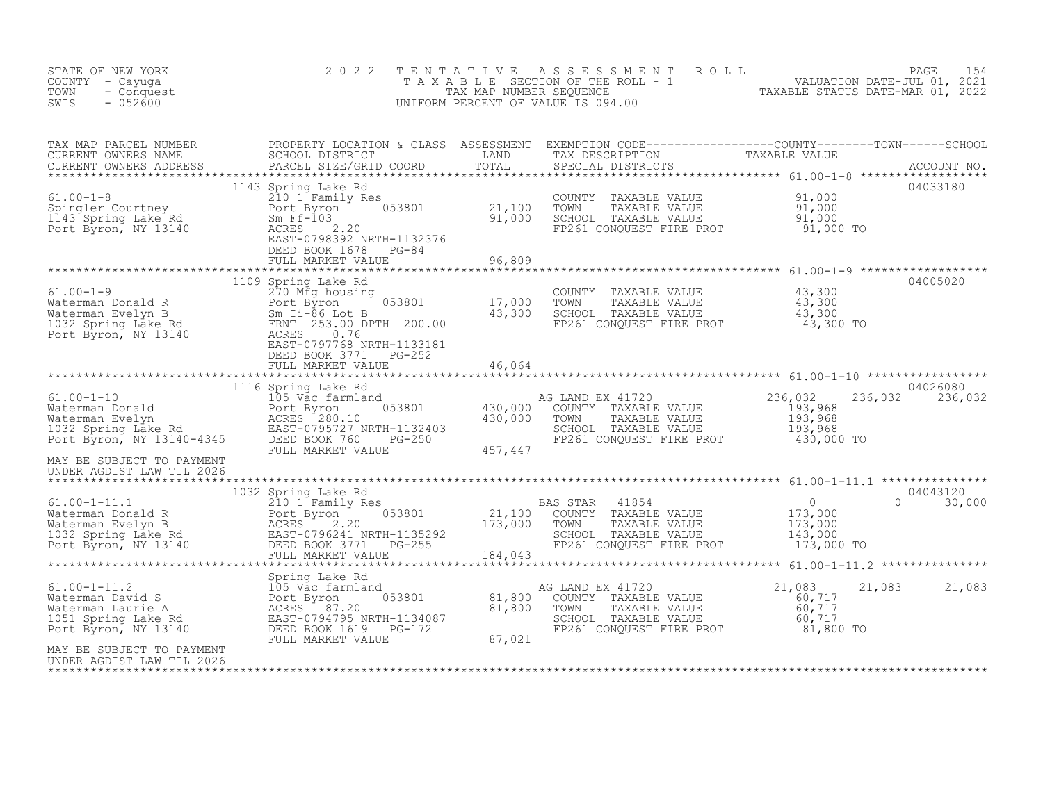STATE OF NEW YORK — 2022 TENTATIVE ASSESSMENT ROLL
COUNTY - Cayuga — TAXABLE SECTION OF THE ROLL - 1 — VALUATION DATE-JUL 01, 2021
TOWN - Conquest — TAX MAP NUMBER SEQUENCE — TAXABLE STATUS DATE-MAR 01, 2022
SWIS - 052600 — UNIFORM PERCENT OF VALUE IS 094.00

| TAX MAP PARCEL NUMBER / CURRENT OWNERS NAME / CURRENT OWNERS ADDRESS | PROPERTY LOCATION & CLASS / SCHOOL DISTRICT / PARCEL SIZE/GRID COORD | ASSESSMENT LAND / TOTAL | EXEMPTION CODE / TAX DESCRIPTION / SPECIAL DISTRICTS | COUNTY | TOWN | SCHOOL | ACCOUNT NO. |
|---|---|---|---|---|---|---|---|
| **61.00-1-8** | 1143 Spring Lake Rd | | | | | | 04033180 |
| Spingler Courtney | 210 1 Family Res | | COUNTY TAXABLE VALUE | 91,000 | | | |
| 1143 Spring Lake Rd | Port Byron 053801 | 21,100 | TOWN TAXABLE VALUE | 91,000 | | | |
| Port Byron, NY 13140 | Sm Ff-103 | 91,000 | SCHOOL TAXABLE VALUE | 91,000 | | | |
| | ACRES 2.20 | | FP261 CONQUEST FIRE PROT | 91,000 TO | | | |
| | EAST-0798392 NRTH-1132376 | | | | | | |
| | DEED BOOK 1678 PG-84 | | | | | | |
| | FULL MARKET VALUE | 96,809 | | | | | |
| **61.00-1-9** | 1109 Spring Lake Rd | | | | | | 04005020 |
| Waterman Donald R | 270 Mfg housing | | COUNTY TAXABLE VALUE | 43,300 | | | |
| Waterman Evelyn B | Port Byron 053801 | 17,000 | TOWN TAXABLE VALUE | 43,300 | | | |
| 1032 Spring Lake Rd | Sm Ii-86 Lot B | 43,300 | SCHOOL TAXABLE VALUE | 43,300 | | | |
| Port Byron, NY 13140 | FRNT 253.00 DPTH 200.00 | | FP261 CONQUEST FIRE PROT | 43,300 TO | | | |
| | ACRES 0.76 | | | | | | |
| | EAST-0797768 NRTH-1133181 | | | | | | |
| | DEED BOOK 3771 PG-252 | | | | | | |
| | FULL MARKET VALUE | 46,064 | | | | | |
| **61.00-1-10** | 1116 Spring Lake Rd | | | | | | 04026080 |
| Waterman Donald | 105 Vac farmland | | AG LAND EX 41720 | 236,032 | 236,032 | 236,032 | |
| Waterman Evelyn | Port Byron 053801 | 430,000 | COUNTY TAXABLE VALUE | 193,968 | | | |
| 1032 Spring Lake Rd | ACRES 280.10 | 430,000 | TOWN TAXABLE VALUE | 193,968 | | | |
| Port Byron, NY 13140-4345 | EAST-0795727 NRTH-1132403 | | SCHOOL TAXABLE VALUE | 193,968 | | | |
| | DEED BOOK 760 PG-250 | | FP261 CONQUEST FIRE PROT | 430,000 TO | | | |
| | FULL MARKET VALUE | 457,447 | | | | | |
| MAY BE SUBJECT TO PAYMENT UNDER AGDIST LAW TIL 2026 | | | | | | | |
| **61.00-1-11.1** | 1032 Spring Lake Rd | | | | | | 04043120 |
| Waterman Donald R | 210 1 Family Res | | BAS STAR 41854 | 0 | 0 | 30,000 | |
| Waterman Evelyn B | Port Byron 053801 | 21,100 | COUNTY TAXABLE VALUE | 173,000 | | | |
| 1032 Spring Lake Rd | ACRES 2.20 | 173,000 | TOWN TAXABLE VALUE | 173,000 | | | |
| Port Byron, NY 13140 | EAST-0796241 NRTH-1135292 | | SCHOOL TAXABLE VALUE | 143,000 | | | |
| | DEED BOOK 3771 PG-255 | | FP261 CONQUEST FIRE PROT | 173,000 TO | | | |
| | FULL MARKET VALUE | 184,043 | | | | | |
| **61.00-1-11.2** | Spring Lake Rd | | | | | | |
| Waterman David S | 105 Vac farmland | | AG LAND EX 41720 | 21,083 | 21,083 | 21,083 | |
| Waterman Laurie A | Port Byron 053801 | 81,800 | COUNTY TAXABLE VALUE | 60,717 | | | |
| 1051 Spring Lake Rd | ACRES 87.20 | 81,800 | TOWN TAXABLE VALUE | 60,717 | | | |
| Port Byron, NY 13140 | EAST-0794795 NRTH-1134087 | | SCHOOL TAXABLE VALUE | 60,717 | | | |
| | DEED BOOK 1619 PG-172 | | FP261 CONQUEST FIRE PROT | 81,800 TO | | | |
| | FULL MARKET VALUE | 87,021 | | | | | |
| MAY BE SUBJECT TO PAYMENT UNDER AGDIST LAW TIL 2026 | | | | | | | |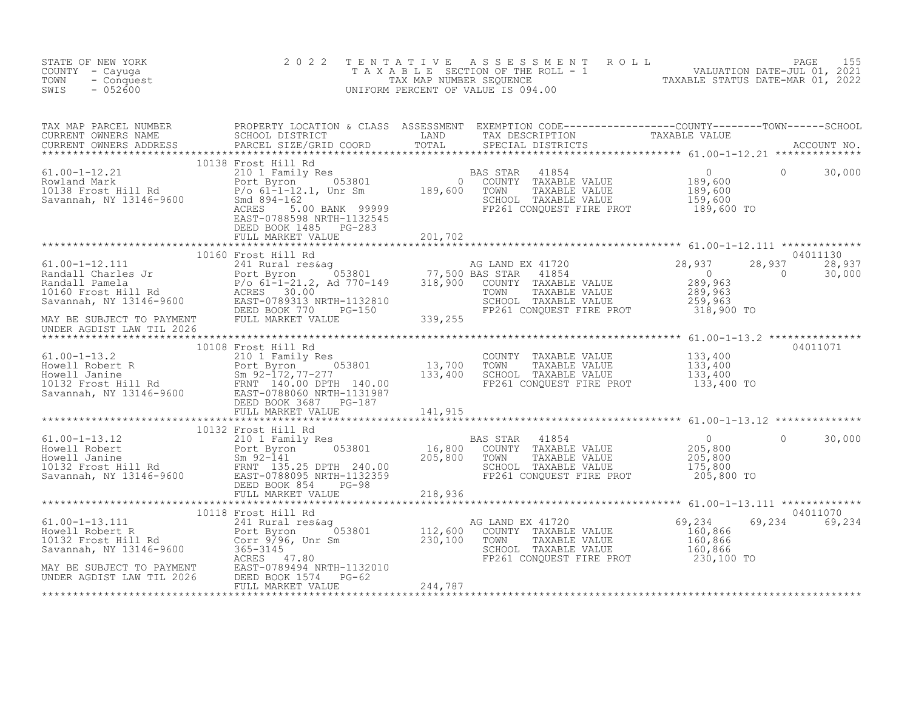STATE OF NEW YORK
COUNTY - Cayuga
TOWN - Conquest
SWIS - 052600

2022 TENTATIVE ASSESSMENT ROLL
TAXABLE SECTION OF THE ROLL - 1
TAX MAP NUMBER SEQUENCE
UNIFORM PERCENT OF VALUE IS 094.00

VALUATION DATE-JUL 01, 2021
TAXABLE STATUS DATE-MAR 01, 2022

| TAX MAP PARCEL NUMBER / CURRENT OWNERS NAME / CURRENT OWNERS ADDRESS | PROPERTY LOCATION & CLASS / SCHOOL DISTRICT / PARCEL SIZE/GRID COORD | ASSESSMENT LAND / TOTAL | EXEMPTION CODE / TAX DESCRIPTION / SPECIAL DISTRICTS | COUNTY TAXABLE VALUE | TOWN | SCHOOL / ACCOUNT NO. |
|---|---|---|---|---|---|---|
| **61.00-1-12.21** | 10138 Frost Hill Rd | | | | | |
| 61.00-1-12.21 | 210 1 Family Res | | BAS STAR 41854 | 0 | 0 | 30,000 |
| Rowland Mark | Port Byron 053801 | 0 | COUNTY TAXABLE VALUE | 189,600 | | |
| 10138 Frost Hill Rd | P/o 61-1-12.1, Unr Sm | 189,600 | TOWN TAXABLE VALUE | 189,600 | | |
| Savannah, NY 13146-9600 | Smd 894-162 | | SCHOOL TAXABLE VALUE | 159,600 | | |
| | ACRES 5.00 BANK 99999 | | FP261 CONQUEST FIRE PROT | 189,600 TO | | |
| | EAST-0788598 NRTH-1132545 | | | | | |
| | DEED BOOK 1485 PG-283 | | | | | |
| | FULL MARKET VALUE | 201,702 | | | | |
| **61.00-1-12.111** | 10160 Frost Hill Rd | | | | | 04011130 |
| 61.00-1-12.111 | 241 Rural res&ag | | AG LAND EX 41720 | 28,937 | 28,937 | 28,937 |
| Randall Charles Jr | Port Byron 053801 | 77,500 | BAS STAR 41854 | 0 | 0 | 30,000 |
| Randall Pamela | P/o 61-1-21.2, Ad 770-149 | 318,900 | COUNTY TAXABLE VALUE | 289,963 | | |
| 10160 Frost Hill Rd | ACRES 30.00 | | TOWN TAXABLE VALUE | 289,963 | | |
| Savannah, NY 13146-9600 | EAST-0789313 NRTH-1132810 | | SCHOOL TAXABLE VALUE | 259,963 | | |
| | DEED BOOK 770 PG-150 | | FP261 CONQUEST FIRE PROT | 318,900 TO | | |
| MAY BE SUBJECT TO PAYMENT | FULL MARKET VALUE | 339,255 | | | | |
| UNDER AGDIST LAW TIL 2026 | | | | | | |
| **61.00-1-13.2** | 10108 Frost Hill Rd | | | | | 04011071 |
| 61.00-1-13.2 | 210 1 Family Res | | COUNTY TAXABLE VALUE | 133,400 | | |
| Howell Robert R | Port Byron 053801 | 13,700 | TOWN TAXABLE VALUE | 133,400 | | |
| Howell Janine | Sm 92-172,77-277 | 133,400 | SCHOOL TAXABLE VALUE | 133,400 | | |
| 10132 Frost Hill Rd | FRNT 140.00 DPTH 140.00 | | FP261 CONQUEST FIRE PROT | 133,400 TO | | |
| Savannah, NY 13146-9600 | EAST-0788060 NRTH-1131987 | | | | | |
| | DEED BOOK 3687 PG-187 | | | | | |
| | FULL MARKET VALUE | 141,915 | | | | |
| **61.00-1-13.12** | 10132 Frost Hill Rd | | | | | |
| 61.00-1-13.12 | 210 1 Family Res | | BAS STAR 41854 | 0 | 0 | 30,000 |
| Howell Robert | Port Byron 053801 | 16,800 | COUNTY TAXABLE VALUE | 205,800 | | |
| Howell Janine | Sm 92-141 | 205,800 | TOWN TAXABLE VALUE | 205,800 | | |
| 10132 Frost Hill Rd | FRNT 135.25 DPTH 240.00 | | SCHOOL TAXABLE VALUE | 175,800 | | |
| Savannah, NY 13146-9600 | EAST-0788095 NRTH-1132359 | | FP261 CONQUEST FIRE PROT | 205,800 TO | | |
| | DEED BOOK 854 PG-98 | | | | | |
| | FULL MARKET VALUE | 218,936 | | | | |
| **61.00-1-13.111** | 10118 Frost Hill Rd | | | | | 04011070 |
| 61.00-1-13.111 | 241 Rural res&ag | | AG LAND EX 41720 | 69,234 | 69,234 | 69,234 |
| Howell Robert R | Port Byron 053801 | 112,600 | COUNTY TAXABLE VALUE | 160,866 | | |
| 10132 Frost Hill Rd | Corr 9/96, Unr Sm | 230,100 | TOWN TAXABLE VALUE | 160,866 | | |
| Savannah, NY 13146-9600 | 365-3145 | | SCHOOL TAXABLE VALUE | 160,866 | | |
| | ACRES 47.80 | | FP261 CONQUEST FIRE PROT | 230,100 TO | | |
| MAY BE SUBJECT TO PAYMENT | EAST-0789494 NRTH-1132010 | | | | | |
| UNDER AGDIST LAW TIL 2026 | DEED BOOK 1574 PG-62 | | | | | |
| | FULL MARKET VALUE | 244,787 | | | | |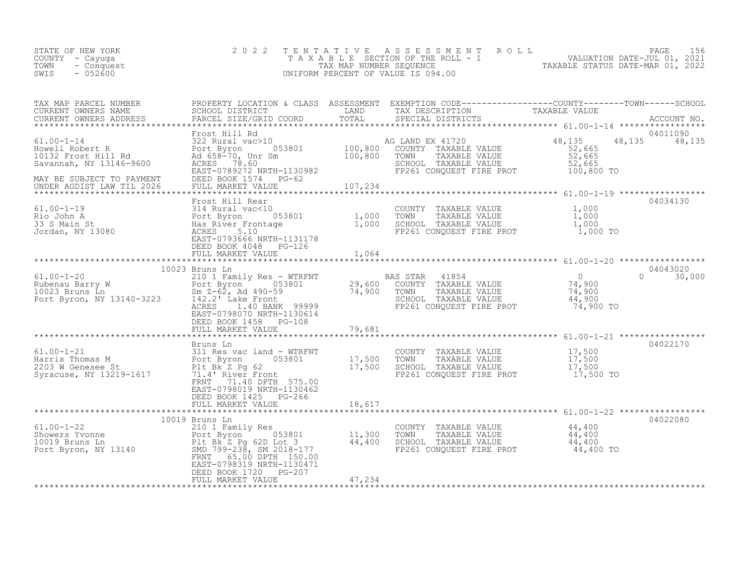STATE OF NEW YORK
COUNTY - Cayuga
TOWN - Conquest
SWIS - 052600

# 2022 TENTATIVE ASSESSMENT ROLL
TAXABLE SECTION OF THE ROLL - 1
TAX MAP NUMBER SEQUENCE
UNIFORM PERCENT OF VALUE IS 094.00

VALUATION DATE-JUL 01, 2021
TAXABLE STATUS DATE-MAR 01, 2022

| TAX MAP PARCEL NUMBER / CURRENT OWNERS NAME / CURRENT OWNERS ADDRESS | PROPERTY LOCATION & CLASS / SCHOOL DISTRICT / PARCEL SIZE/GRID COORD | ASSESSMENT LAND | ASSESSMENT TOTAL | EXEMPTION CODE / TAX DESCRIPTION / SPECIAL DISTRICTS | COUNTY TAXABLE VALUE | TOWN | SCHOOL | ACCOUNT NO. |
|---|---|---|---|---|---|---|---|---|
| 61.00-1-14 | Frost Hill Rd | | | | | | | 04011090 |
| Howell Robert R | 322 Rural vac>10 | | | AG LAND EX 41720 | 48,135 | 48,135 | 48,135 | |
| 10132 Frost Hill Rd | Port Byron 053801 | 100,800 | | COUNTY TAXABLE VALUE | 52,665 | | | |
| Savannah, NY 13146-9600 | Ad 658-70, Unr Sm | | 100,800 | TOWN TAXABLE VALUE | 52,665 | | | |
| | ACRES 78.60 | | | SCHOOL TAXABLE VALUE | 52,665 | | | |
| | EAST-0789272 NRTH-1130982 | | | FP261 CONQUEST FIRE PROT | 100,800 TO | | | |
| MAY BE SUBJECT TO PAYMENT | DEED BOOK 1574 PG-62 | | | | | | | |
| UNDER AGDIST LAW TIL 2026 | FULL MARKET VALUE | | 107,234 | | | | | |
| 61.00-1-19 | Frost Hill Rear | | | | | | | 04034130 |
| Rio John A | 314 Rural vac<10 | | | COUNTY TAXABLE VALUE | 1,000 | | | |
| 33 S Main St | Port Byron 053801 | 1,000 | | TOWN TAXABLE VALUE | 1,000 | | | |
| Jordan, NY 13080 | Has River Frontage | | 1,000 | SCHOOL TAXABLE VALUE | 1,000 | | | |
| | ACRES 5.10 | | | FP261 CONQUEST FIRE PROT | 1,000 TO | | | |
| | EAST-0793666 NRTH-1131178 | | | | | | | |
| | DEED BOOK 4048 PG-126 | | | | | | | |
| | FULL MARKET VALUE | | 1,064 | | | | | |
| 61.00-1-20 | 10023 Bruns Ln | | | | | | | 04043020 |
| Rubenau Barry W | 210 1 Family Res - WTRFNT | | | BAS STAR 41854 | 0 | 0 | 30,000 | |
| 10023 Bruns Ln | Port Byron 053801 | 29,600 | | COUNTY TAXABLE VALUE | 74,900 | | | |
| Port Byron, NY 13140-3223 | Sm Z-62, Ad 490-59 | | 74,900 | TOWN TAXABLE VALUE | 74,900 | | | |
| | 142.2' Lake Front | | | SCHOOL TAXABLE VALUE | 44,900 | | | |
| | ACRES 1.40 BANK 99999 | | | FP261 CONQUEST FIRE PROT | 74,900 TO | | | |
| | EAST-0798070 NRTH-1130614 | | | | | | | |
| | DEED BOOK 1458 PG-108 | | | | | | | |
| | FULL MARKET VALUE | | 79,681 | | | | | |
| 61.00-1-21 | Bruns Ln | | | | | | | 04022170 |
| Harris Thomas M | 311 Res vac land - WTRFNT | | | COUNTY TAXABLE VALUE | 17,500 | | | |
| 2203 W Genesee St | Port Byron 053801 | 17,500 | | TOWN TAXABLE VALUE | 17,500 | | | |
| Syracuse, NY 13219-1617 | Plt Bk Z Pg 62 | | 17,500 | SCHOOL TAXABLE VALUE | 17,500 | | | |
| | 71.4' River Front | | | FP261 CONQUEST FIRE PROT | 17,500 TO | | | |
| | FRNT 71.40 DPTH 575.00 | | | | | | | |
| | EAST-0798019 NRTH-1130462 | | | | | | | |
| | DEED BOOK 1425 PG-266 | | | | | | | |
| | FULL MARKET VALUE | | 18,617 | | | | | |
| 61.00-1-22 | 10019 Bruns Ln | | | | | | | 04022080 |
| Showers Yvonne | 210 1 Family Res | | | COUNTY TAXABLE VALUE | 44,400 | | | |
| 10019 Bruns Ln | Port Byron 053801 | 11,300 | | TOWN TAXABLE VALUE | 44,400 | | | |
| Port Byron, NY 13140 | Plt Bk Z Pg 62D Lot 3 | | 44,400 | SCHOOL TAXABLE VALUE | 44,400 | | | |
| | SMD 799-238, SM 2018-177 | | | FP261 CONQUEST FIRE PROT | 44,400 TO | | | |
| | FRNT 65.00 DPTH 150.00 | | | | | | | |
| | EAST-0798319 NRTH-1130471 | | | | | | | |
| | DEED BOOK 1720 PG-207 | | | | | | | |
| | FULL MARKET VALUE | | 47,234 | | | | | |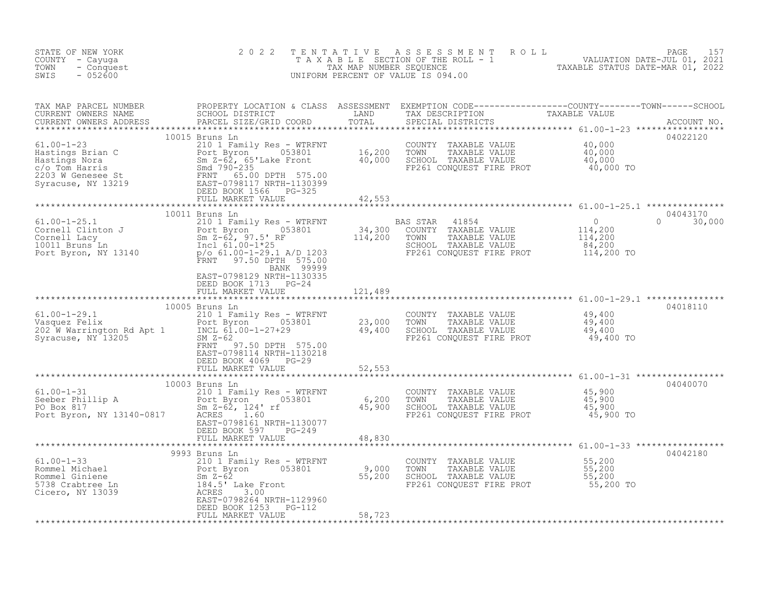STATE OF NEW YORK
COUNTY - Cayuga
TOWN - Conquest
SWIS - 052600

2022 TENTATIVE ASSESSMENT ROLL
TAXABLE SECTION OF THE ROLL - 1
TAX MAP NUMBER SEQUENCE
UNIFORM PERCENT OF VALUE IS 094.00

VALUATION DATE-JUL 01, 2021
TAXABLE STATUS DATE-MAR 01, 2022

| TAX MAP PARCEL NUMBER / CURRENT OWNERS NAME / CURRENT OWNERS ADDRESS | PROPERTY LOCATION & CLASS / SCHOOL DISTRICT / PARCEL SIZE/GRID COORD | ASSESSMENT LAND / TOTAL | EXEMPTION CODE / TAX DESCRIPTION / SPECIAL DISTRICTS | COUNTY TAXABLE VALUE | TOWN | SCHOOL | ACCOUNT NO. |
|---|---|---|---|---|---|---|---|
| 61.00-1-23 | 10015 Bruns Ln | | | | | | 04022120 |
| Hastings Brian C | 210 1 Family Res - WTRFNT | | COUNTY TAXABLE VALUE | 40,000 | | | |
| Hastings Nora | Port Byron 053801 | 16,200 | TOWN TAXABLE VALUE | 40,000 | | | |
| c/o Tom Harris | Sm Z-62, 65'Lake Front | 40,000 | SCHOOL TAXABLE VALUE | 40,000 | | | |
| 2203 W Genesee St | Smd 790-235 | | FP261 CONQUEST FIRE PROT | 40,000 TO | | | |
| Syracuse, NY 13219 | FRNT 65.00 DPTH 575.00 | | | | | | |
| | EAST-0798117 NRTH-1130399 | | | | | | |
| | DEED BOOK 1566 PG-325 | | | | | | |
| | FULL MARKET VALUE | 42,553 | | | | | |
| 61.00-1-25.1 | 10011 Bruns Ln | | | | | | 04043170 |
| Cornell Clinton J | 210 1 Family Res - WTRFNT | | BAS STAR 41854 | 0 | 0 | 30,000 | |
| Cornell Lacy | Port Byron 053801 | 34,300 | COUNTY TAXABLE VALUE | 114,200 | | | |
| 10011 Bruns Ln | Sm Z-62, 97.5' RF | 114,200 | TOWN TAXABLE VALUE | 114,200 | | | |
| Port Byron, NY 13140 | Incl 61.00-1*25 | | SCHOOL TAXABLE VALUE | 84,200 | | | |
| | p/o 61.00-1-29.1 A/D 1203 | | FP261 CONQUEST FIRE PROT | 114,200 TO | | | |
| | FRNT 97.50 DPTH 575.00 | | | | | | |
| | BANK 99999 | | | | | | |
| | EAST-0798129 NRTH-1130335 | | | | | | |
| | DEED BOOK 1713 PG-24 | | | | | | |
| | FULL MARKET VALUE | 121,489 | | | | | |
| 61.00-1-29.1 | 10005 Bruns Ln | | | | | | 04018110 |
| Vasquez Felix | 210 1 Family Res - WTRFNT | | COUNTY TAXABLE VALUE | 49,400 | | | |
| 202 W Warrington Rd Apt 1 | Port Byron 053801 | 23,000 | TOWN TAXABLE VALUE | 49,400 | | | |
| Syracuse, NY 13205 | INCL 61.00-1-27+29 | 49,400 | SCHOOL TAXABLE VALUE | 49,400 | | | |
| | SM Z-62 | | FP261 CONQUEST FIRE PROT | 49,400 TO | | | |
| | FRNT 97.50 DPTH 575.00 | | | | | | |
| | EAST-0798114 NRTH-1130218 | | | | | | |
| | DEED BOOK 4069 PG-29 | | | | | | |
| | FULL MARKET VALUE | 52,553 | | | | | |
| 61.00-1-31 | 10003 Bruns Ln | | | | | | 04040070 |
| Seeber Phillip A | 210 1 Family Res - WTRFNT | | COUNTY TAXABLE VALUE | 45,900 | | | |
| PO Box 817 | Port Byron 053801 | 6,200 | TOWN TAXABLE VALUE | 45,900 | | | |
| Port Byron, NY 13140-0817 | Sm Z-62, 124' rf | 45,900 | SCHOOL TAXABLE VALUE | 45,900 | | | |
| | ACRES 1.60 | | FP261 CONQUEST FIRE PROT | 45,900 TO | | | |
| | EAST-0798161 NRTH-1130077 | | | | | | |
| | DEED BOOK 597 PG-249 | | | | | | |
| | FULL MARKET VALUE | 48,830 | | | | | |
| 61.00-1-33 | 9993 Bruns Ln | | | | | | 04042180 |
| Rommel Michael | 210 1 Family Res - WTRFNT | | COUNTY TAXABLE VALUE | 55,200 | | | |
| Rommel Giniene | Port Byron 053801 | 9,000 | TOWN TAXABLE VALUE | 55,200 | | | |
| 5738 Crabtree Ln | Sm Z-62 | 55,200 | SCHOOL TAXABLE VALUE | 55,200 | | | |
| Cicero, NY 13039 | 184.5' Lake Front | | FP261 CONQUEST FIRE PROT | 55,200 TO | | | |
| | ACRES 3.00 | | | | | | |
| | EAST-0798264 NRTH-1129960 | | | | | | |
| | DEED BOOK 1253 PG-112 | | | | | | |
| | FULL MARKET VALUE | 58,723 | | | | | |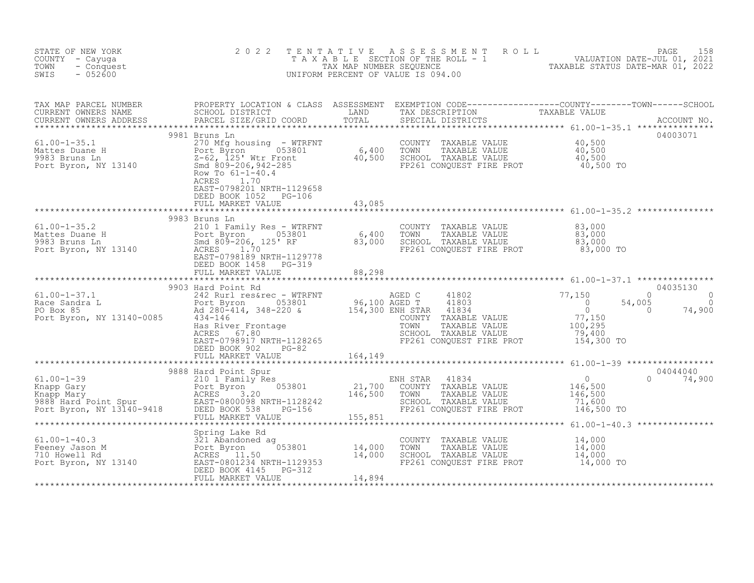STATE OF NEW YORK
COUNTY - Cayuga
TOWN - Conquest
SWIS - 052600

2022 TENTATIVE ASSESSMENT ROLL
TAXABLE SECTION OF THE ROLL - 1
TAX MAP NUMBER SEQUENCE
UNIFORM PERCENT OF VALUE IS 094.00

VALUATION DATE-JUL 01, 2021
TAXABLE STATUS DATE-MAR 01, 2022

| TAX MAP PARCEL NUMBER / CURRENT OWNERS NAME / CURRENT OWNERS ADDRESS | PROPERTY LOCATION & CLASS / SCHOOL DISTRICT / PARCEL SIZE/GRID COORD | ASSESSMENT LAND / TOTAL | EXEMPTION CODE / TAX DESCRIPTION / SPECIAL DISTRICTS | COUNTY | TOWN | SCHOOL | ACCOUNT NO. |
|---|---|---|---|---|---|---|---|
| **61.00-1-35.1** | 9981 Bruns Ln | | | | | | 04003071 |
| Mattes Duane H | 270 Mfg housing - WTRFNT | | COUNTY TAXABLE VALUE | 40,500 | | | |
| 9983 Bruns Ln | Port Byron 053801 | 6,400 | TOWN TAXABLE VALUE | 40,500 | | | |
| Port Byron, NY 13140 | Z-62, 125' Wtr Front | 40,500 | SCHOOL TAXABLE VALUE | 40,500 | | | |
| | Smd 809-206,942-285 | | FP261 CONQUEST FIRE PROT | 40,500 TO | | | |
| | Row To 61-1-40.4 | | | | | | |
| | ACRES 1.70 | | | | | | |
| | EAST-0798201 NRTH-1129658 | | | | | | |
| | DEED BOOK 1052 PG-106 | | | | | | |
| | FULL MARKET VALUE | 43,085 | | | | | |
| **61.00-1-35.2** | 9983 Bruns Ln | | | | | | |
| Mattes Duane H | 210 1 Family Res - WTRFNT | | COUNTY TAXABLE VALUE | 83,000 | | | |
| 9983 Bruns Ln | Port Byron 053801 | 6,400 | TOWN TAXABLE VALUE | 83,000 | | | |
| Port Byron, NY 13140 | Smd 809-206, 125' RF | 83,000 | SCHOOL TAXABLE VALUE | 83,000 | | | |
| | ACRES 1.70 | | FP261 CONQUEST FIRE PROT | 83,000 TO | | | |
| | EAST-0798189 NRTH-1129778 | | | | | | |
| | DEED BOOK 1458 PG-319 | | | | | | |
| | FULL MARKET VALUE | 88,298 | | | | | |
| **61.00-1-37.1** | 9903 Hard Point Rd | | | | | | 04035130 |
| Race Sandra L | 242 Rurl res&rec - WTRFNT | | AGED C 41802 | 77,150 | 0 | 0 | |
| PO Box 85 | Port Byron 053801 | 96,100 | AGED T 41803 | 0 | 54,005 | 0 | |
| Port Byron, NY 13140-0085 | Ad 280-414, 348-220 & | 154,300 | ENH STAR 41834 | 0 | 0 | 74,900 | |
| | 434-146 | | COUNTY TAXABLE VALUE | 77,150 | | | |
| | Has River Frontage | | TOWN TAXABLE VALUE | 100,295 | | | |
| | ACRES 67.80 | | SCHOOL TAXABLE VALUE | 79,400 | | | |
| | EAST-0798917 NRTH-1128265 | | FP261 CONQUEST FIRE PROT | 154,300 TO | | | |
| | DEED BOOK 902 PG-82 | | | | | | |
| | FULL MARKET VALUE | 164,149 | | | | | |
| **61.00-1-39** | 9888 Hard Point Spur | | | | | | 04044040 |
| Knapp Gary | 210 1 Family Res | | ENH STAR 41834 | 0 | 0 | 74,900 | |
| Knapp Mary | Port Byron 053801 | 21,700 | COUNTY TAXABLE VALUE | 146,500 | | | |
| 9888 Hard Point Spur | ACRES 3.20 | 146,500 | TOWN TAXABLE VALUE | 146,500 | | | |
| Port Byron, NY 13140-9418 | EAST-0800098 NRTH-1128242 | | SCHOOL TAXABLE VALUE | 71,600 | | | |
| | DEED BOOK 538 PG-156 | | FP261 CONQUEST FIRE PROT | 146,500 TO | | | |
| | FULL MARKET VALUE | 155,851 | | | | | |
| **61.00-1-40.3** | Spring Lake Rd | | | | | | |
| Feeney Jason M | 321 Abandoned ag | | COUNTY TAXABLE VALUE | 14,000 | | | |
| 710 Howell Rd | Port Byron 053801 | 14,000 | TOWN TAXABLE VALUE | 14,000 | | | |
| Port Byron, NY 13140 | ACRES 11.50 | 14,000 | SCHOOL TAXABLE VALUE | 14,000 | | | |
| | EAST-0801234 NRTH-1129353 | | FP261 CONQUEST FIRE PROT | 14,000 TO | | | |
| | DEED BOOK 4145 PG-312 | | | | | | |
| | FULL MARKET VALUE | 14,894 | | | | | |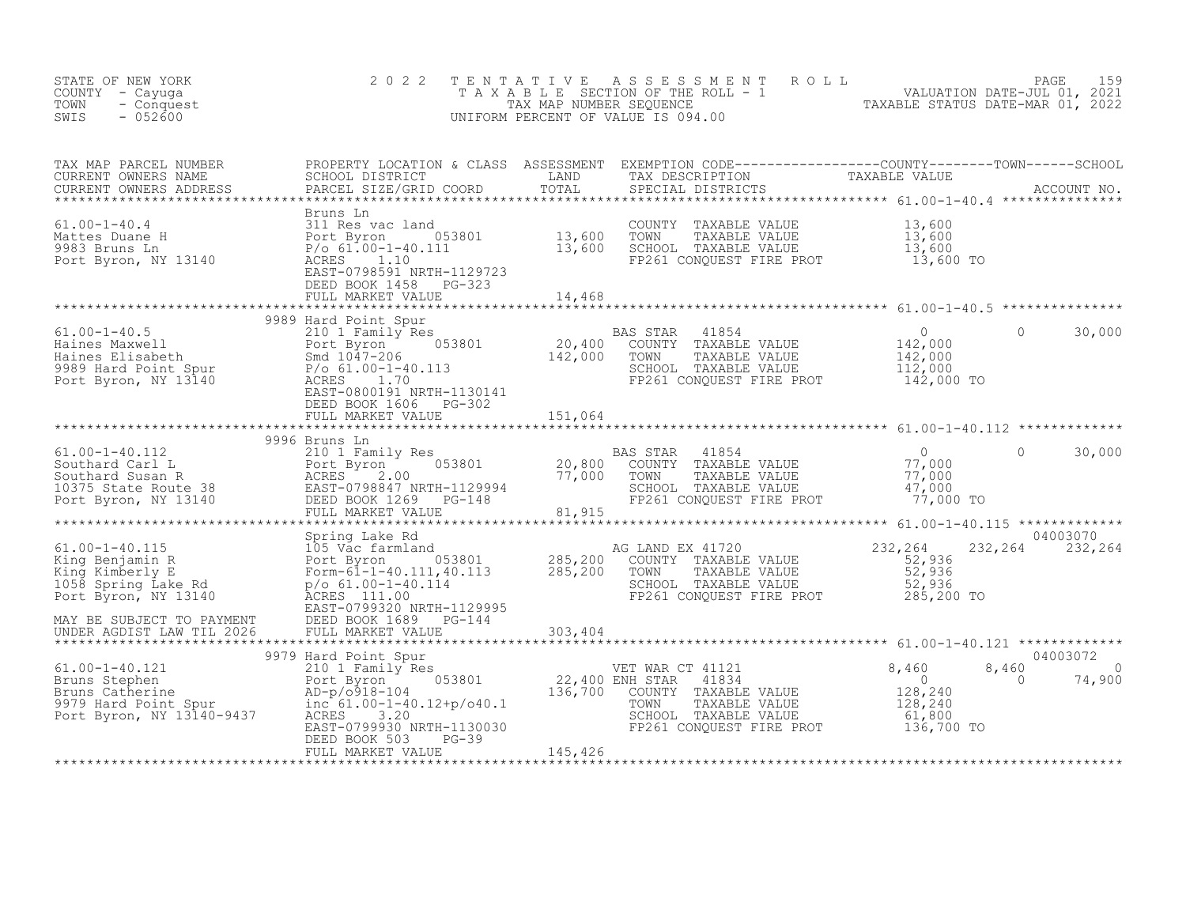STATE OF NEW YORK
COUNTY - Cayuga
TOWN - Conquest
SWIS - 052600

2022 TENTATIVE ASSESSMENT ROLL
TAXABLE SECTION OF THE ROLL - 1
TAX MAP NUMBER SEQUENCE
UNIFORM PERCENT OF VALUE IS 094.00

VALUATION DATE-JUL 01, 2021
TAXABLE STATUS DATE-MAR 01, 2022

| TAX MAP PARCEL NUMBER / CURRENT OWNERS NAME / CURRENT OWNERS ADDRESS | PROPERTY LOCATION & CLASS / SCHOOL DISTRICT / PARCEL SIZE/GRID COORD | ASSESSMENT LAND / TOTAL | EXEMPTION CODE / TAX DESCRIPTION / SPECIAL DISTRICTS | COUNTY TAXABLE VALUE | TOWN | SCHOOL | ACCOUNT NO. |
|---|---|---|---|---|---|---|---|
| **61.00-1-40.4** | Bruns Ln | | | | | | |
| 61.00-1-40.4 | 311 Res vac land | | COUNTY TAXABLE VALUE | 13,600 | | | |
| Mattes Duane H | Port Byron 053801 | 13,600 | TOWN TAXABLE VALUE | 13,600 | | | |
| 9983 Bruns Ln | P/o 61.00-1-40.111 | 13,600 | SCHOOL TAXABLE VALUE | 13,600 | | | |
| Port Byron, NY 13140 | ACRES 1.10 | | FP261 CONQUEST FIRE PROT | 13,600 TO | | | |
| | EAST-0798591 NRTH-1129723 | | | | | | |
| | DEED BOOK 1458 PG-323 | | | | | | |
| | FULL MARKET VALUE | 14,468 | | | | | |
| **61.00-1-40.5** | 9989 Hard Point Spur | | | | | | |
| 61.00-1-40.5 | 210 1 Family Res | | BAS STAR 41854 | 0 | 0 | 30,000 | |
| Haines Maxwell | Port Byron 053801 | 20,400 | COUNTY TAXABLE VALUE | 142,000 | | | |
| Haines Elisabeth | Smd 1047-206 | 142,000 | TOWN TAXABLE VALUE | 142,000 | | | |
| 9989 Hard Point Spur | P/o 61.00-1-40.113 | | SCHOOL TAXABLE VALUE | 112,000 | | | |
| Port Byron, NY 13140 | ACRES 1.70 | | FP261 CONQUEST FIRE PROT | 142,000 TO | | | |
| | EAST-0800191 NRTH-1130141 | | | | | | |
| | DEED BOOK 1606 PG-302 | | | | | | |
| | FULL MARKET VALUE | 151,064 | | | | | |
| **61.00-1-40.112** | 9996 Bruns Ln | | | | | | |
| 61.00-1-40.112 | 210 1 Family Res | | BAS STAR 41854 | 0 | 0 | 30,000 | |
| Southard Carl L | Port Byron 053801 | 20,800 | COUNTY TAXABLE VALUE | 77,000 | | | |
| Southard Susan R | ACRES 2.00 | 77,000 | TOWN TAXABLE VALUE | 77,000 | | | |
| 10375 State Route 38 | EAST-0798847 NRTH-1129994 | | SCHOOL TAXABLE VALUE | 47,000 | | | |
| Port Byron, NY 13140 | DEED BOOK 1269 PG-148 | | FP261 CONQUEST FIRE PROT | 77,000 TO | | | |
| | FULL MARKET VALUE | 81,915 | | | | | |
| **61.00-1-40.115** | Spring Lake Rd | | | | | | 04003070 |
| 61.00-1-40.115 | 105 Vac farmland | | AG LAND EX 41720 | 232,264 | 232,264 | 232,264 | |
| King Benjamin R | Port Byron 053801 | 285,200 | COUNTY TAXABLE VALUE | 52,936 | | | |
| King Kimberly E | Form-61-1-40.111,40.113 | 285,200 | TOWN TAXABLE VALUE | 52,936 | | | |
| 1058 Spring Lake Rd | p/o 61.00-1-40.114 | | SCHOOL TAXABLE VALUE | 52,936 | | | |
| Port Byron, NY 13140 | ACRES 111.00 | | FP261 CONQUEST FIRE PROT | 285,200 TO | | | |
| | EAST-0799320 NRTH-1129995 | | | | | | |
| MAY BE SUBJECT TO PAYMENT | DEED BOOK 1689 PG-144 | | | | | | |
| UNDER AGDIST LAW TIL 2026 | FULL MARKET VALUE | 303,404 | | | | | |
| **61.00-1-40.121** | 9979 Hard Point Spur | | | | | | 04003072 |
| 61.00-1-40.121 | 210 1 Family Res | | VET WAR CT 41121 | 8,460 | 8,460 | 0 | |
| Bruns Stephen | Port Byron 053801 | 22,400 | ENH STAR 41834 | 0 | 0 | 74,900 | |
| Bruns Catherine | AD-p/o918-104 | 136,700 | COUNTY TAXABLE VALUE | 128,240 | | | |
| 9979 Hard Point Spur | inc 61.00-1-40.12+p/o40.1 | | TOWN TAXABLE VALUE | 128,240 | | | |
| Port Byron, NY 13140-9437 | ACRES 3.20 | | SCHOOL TAXABLE VALUE | 61,800 | | | |
| | EAST-0799930 NRTH-1130030 | | FP261 CONQUEST FIRE PROT | 136,700 TO | | | |
| | DEED BOOK 503 PG-39 | | | | | | |
| | FULL MARKET VALUE | 145,426 | | | | | |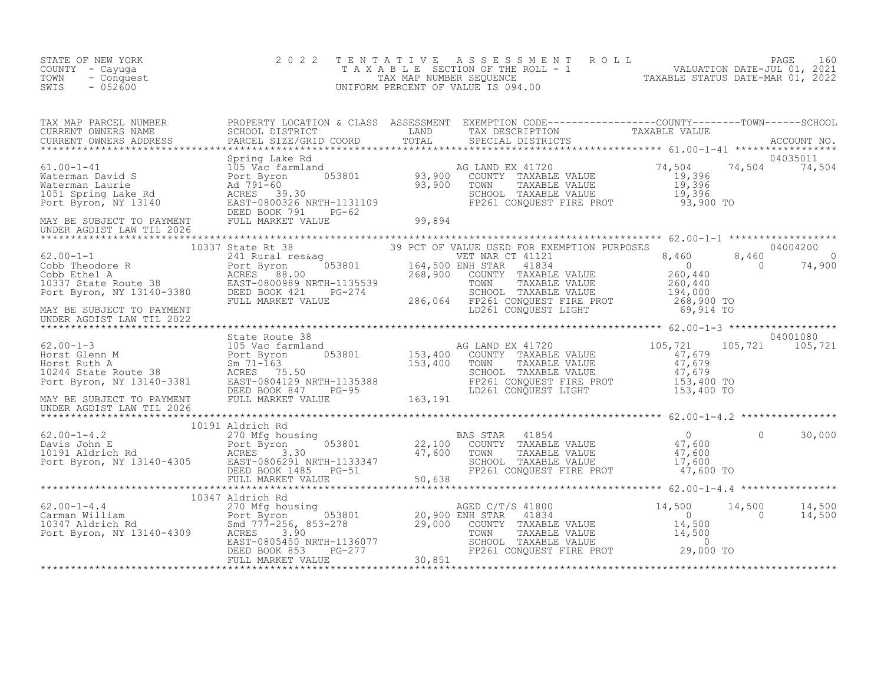STATE OF NEW YORK
COUNTY - Cayuga
TOWN - Conquest
SWIS - 052600

2022 TENTATIVE ASSESSMENT ROLL
TAXABLE SECTION OF THE ROLL - 1
TAX MAP NUMBER SEQUENCE
UNIFORM PERCENT OF VALUE IS 094.00

VALUATION DATE-JUL 01, 2021
TAXABLE STATUS DATE-MAR 01, 2022

```
TAX MAP PARCEL NUMBER          PROPERTY LOCATION & CLASS  ASSESSMENT  EXEMPTION CODE------------------COUNTY--------TOWN------SCHOOL
CURRENT OWNERS NAME            SCHOOL DISTRICT               LAND      TAX DESCRIPTION            TAXABLE VALUE
CURRENT OWNERS ADDRESS         PARCEL SIZE/GRID COORD        TOTAL     SPECIAL DISTRICTS                                     ACCOUNT NO.
******************************************************************************************************* 61.00-1-41 *****************
                               Spring Lake Rd                                                                                04035011
61.00-1-41                     105 Vac farmland                        AG LAND EX 41720            74,504     74,504     74,504
Waterman David S               Port Byron      053801        93,900    COUNTY  TAXABLE VALUE       19,396
Waterman Laurie                Ad 791-60                     93,900    TOWN    TAXABLE VALUE       19,396
1051 Spring Lake Rd            ACRES   39.30                           SCHOOL  TAXABLE VALUE       19,396
Port Byron, NY 13140           EAST-0800326 NRTH-1131109               FP261 CONQUEST FIRE PROT     93,900 TO
                               DEED BOOK 791     PG-62
MAY BE SUBJECT TO PAYMENT      FULL MARKET VALUE             99,894
UNDER AGDIST LAW TIL 2026
******************************************************************************************************* 62.00-1-1 ******************
               10337 State Rt 38                         39 PCT OF VALUE USED FOR EXEMPTION PURPOSES                         04004200
62.00-1-1                      241 Rural res&ag                        VET WAR CT 41121             8,460      8,460          0
Cobb Theodore R                Port Byron      053801       164,500 ENH STAR   41834                  0          0     74,900
Cobb Ethel A                   ACRES   88.00                268,900    COUNTY  TAXABLE VALUE      260,440
10337 State Route 38           EAST-0800989 NRTH-1135539               TOWN    TAXABLE VALUE      260,440
Port Byron, NY 13140-3380      DEED BOOK 421     PG-274                SCHOOL  TAXABLE VALUE      194,000
                               FULL MARKET VALUE            286,064    FP261 CONQUEST FIRE PROT    268,900 TO
MAY BE SUBJECT TO PAYMENT                                              LD261 CONQUEST LIGHT         69,914 TO
UNDER AGDIST LAW TIL 2022
******************************************************************************************************* 62.00-1-3 ******************
                               State Route 38                                                                                04001080
62.00-1-3                      105 Vac farmland                        AG LAND EX 41720           105,721    105,721    105,721
Horst Glenn M                  Port Byron      053801       153,400    COUNTY  TAXABLE VALUE       47,679
Horst Ruth A                   Sm 71-163                    153,400    TOWN    TAXABLE VALUE       47,679
10244 State Route 38           ACRES   75.50                           SCHOOL  TAXABLE VALUE       47,679
Port Byron, NY 13140-3381      EAST-0804129 NRTH-1135388               FP261 CONQUEST FIRE PROT    153,400 TO
                               DEED BOOK 847     PG-95                 LD261 CONQUEST LIGHT        153,400 TO
MAY BE SUBJECT TO PAYMENT      FULL MARKET VALUE            163,191
UNDER AGDIST LAW TIL 2026
******************************************************************************************************* 62.00-1-4.2 ****************
               10191 Aldrich Rd
62.00-1-4.2                    270 Mfg housing                         BAS STAR   41854                   0          0     30,000
Davis John E                   Port Byron      053801        22,100    COUNTY  TAXABLE VALUE       47,600
10191 Aldrich Rd               ACRES    3.30                 47,600    TOWN    TAXABLE VALUE       47,600
Port Byron, NY 13140-4305      EAST-0806291 NRTH-1133347               SCHOOL  TAXABLE VALUE       17,600
                               DEED BOOK 1485    PG-51                 FP261 CONQUEST FIRE PROT     47,600 TO
                               FULL MARKET VALUE             50,638
******************************************************************************************************* 62.00-1-4.4 ****************
               10347 Aldrich Rd
62.00-1-4.4                    270 Mfg housing                         AGED C/T/S 41800            14,500     14,500     14,500
Carman William                 Port Byron      053801        20,900 ENH STAR   41834                  0          0     14,500
10347 Aldrich Rd               Smd 777-256, 853-278          29,000    COUNTY  TAXABLE VALUE       14,500
Port Byron, NY 13140-4309      ACRES    3.90                           TOWN    TAXABLE VALUE       14,500
                               EAST-0805450 NRTH-1136077               SCHOOL  TAXABLE VALUE            0
                               DEED BOOK 853     PG-277                FP261 CONQUEST FIRE PROT     29,000 TO
                               FULL MARKET VALUE             30,851
************************************************************************************************************************************
```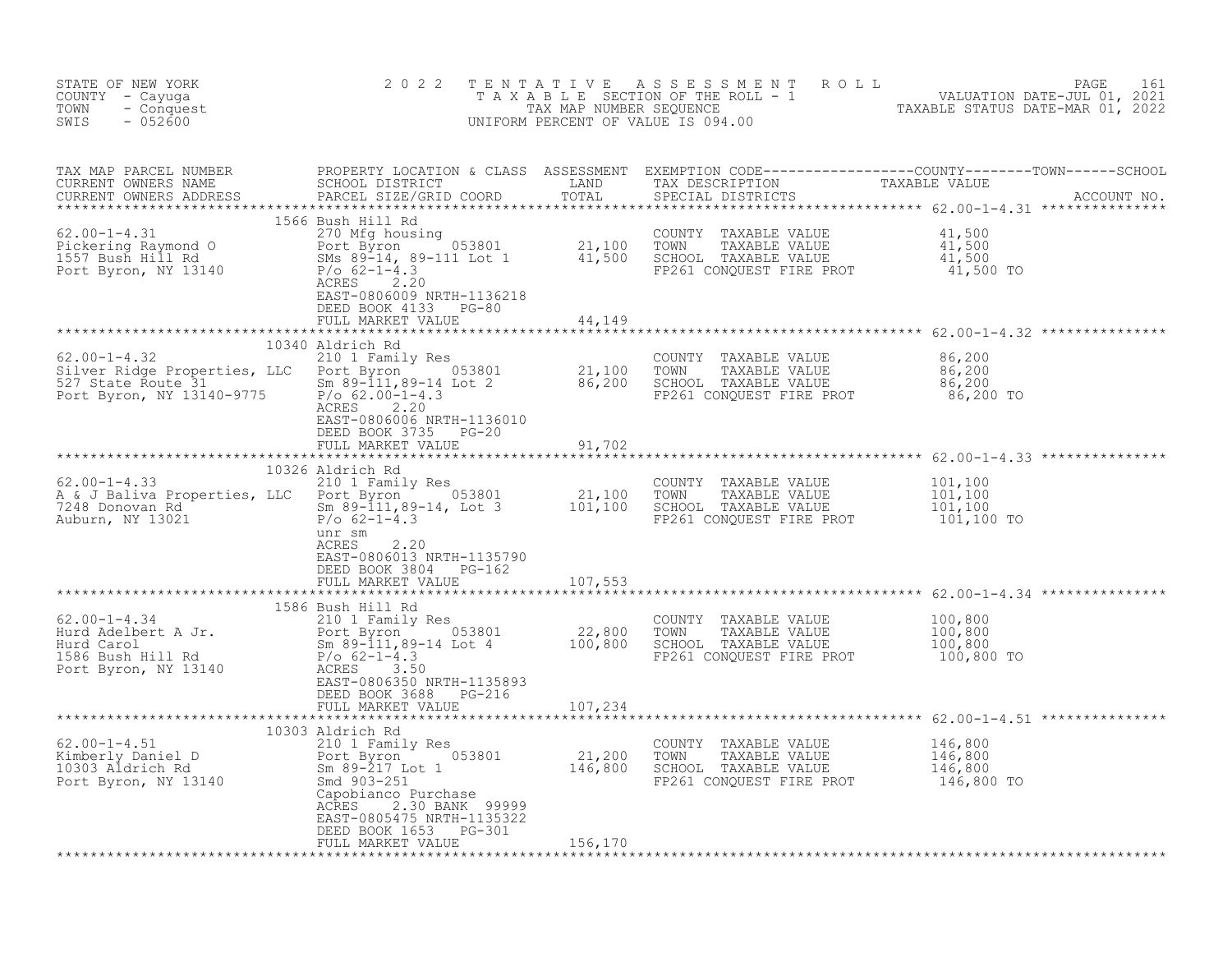STATE OF NEW YORK
COUNTY - Cayuga
TOWN - Conquest
SWIS - 052600

2022 TENTATIVE ASSESSMENT ROLL
TAXABLE SECTION OF THE ROLL - 1
TAX MAP NUMBER SEQUENCE
UNIFORM PERCENT OF VALUE IS 094.00

VALUATION DATE-JUL 01, 2021
TAXABLE STATUS DATE-MAR 01, 2022

| TAX MAP PARCEL NUMBER / CURRENT OWNERS NAME / CURRENT OWNERS ADDRESS | PROPERTY LOCATION & CLASS / SCHOOL DISTRICT / PARCEL SIZE/GRID COORD | ASSESSMENT LAND | TOTAL | EXEMPTION CODE / TAX DESCRIPTION / SPECIAL DISTRICTS | COUNTY / TOWN / SCHOOL TAXABLE VALUE | ACCOUNT NO. |
|---|---|---|---|---|---|---|
| 62.00-1-4.31 | 1566 Bush Hill Rd | | | | | |
| Pickering Raymond O | 270 Mfg housing | | | COUNTY TAXABLE VALUE | 41,500 | |
| 1557 Bush Hill Rd | Port Byron 053801 | 21,100 | | TOWN TAXABLE VALUE | 41,500 | |
| Port Byron, NY 13140 | SMs 89-14, 89-111 Lot 1 | | 41,500 | SCHOOL TAXABLE VALUE | 41,500 | |
| | P/o 62-1-4.3 | | | FP261 CONQUEST FIRE PROT | 41,500 TO | |
| | ACRES 2.20 | | | | | |
| | EAST-0806009 NRTH-1136218 | | | | | |
| | DEED BOOK 4133 PG-80 | | | | | |
| | FULL MARKET VALUE | | 44,149 | | | |
| 62.00-1-4.32 | 10340 Aldrich Rd | | | | | |
| Silver Ridge Properties, LLC | 210 1 Family Res | | | COUNTY TAXABLE VALUE | 86,200 | |
| 527 State Route 31 | Port Byron 053801 | 21,100 | | TOWN TAXABLE VALUE | 86,200 | |
| Port Byron, NY 13140-9775 | Sm 89-111,89-14 Lot 2 | | 86,200 | SCHOOL TAXABLE VALUE | 86,200 | |
| | P/o 62.00-1-4.3 | | | FP261 CONQUEST FIRE PROT | 86,200 TO | |
| | ACRES 2.20 | | | | | |
| | EAST-0806006 NRTH-1136010 | | | | | |
| | DEED BOOK 3735 PG-20 | | | | | |
| | FULL MARKET VALUE | | 91,702 | | | |
| 62.00-1-4.33 | 10326 Aldrich Rd | | | | | |
| A & J Baliva Properties, LLC | 210 1 Family Res | | | COUNTY TAXABLE VALUE | 101,100 | |
| 7248 Donovan Rd | Port Byron 053801 | 21,100 | | TOWN TAXABLE VALUE | 101,100 | |
| Auburn, NY 13021 | Sm 89-111,89-14, Lot 3 | | 101,100 | SCHOOL TAXABLE VALUE | 101,100 | |
| | P/o 62-1-4.3 | | | FP261 CONQUEST FIRE PROT | 101,100 TO | |
| | unr sm | | | | | |
| | ACRES 2.20 | | | | | |
| | EAST-0806013 NRTH-1135790 | | | | | |
| | DEED BOOK 3804 PG-162 | | | | | |
| | FULL MARKET VALUE | | 107,553 | | | |
| 62.00-1-4.34 | 1586 Bush Hill Rd | | | | | |
| Hurd Adelbert A Jr. | 210 1 Family Res | | | COUNTY TAXABLE VALUE | 100,800 | |
| Hurd Carol | Port Byron 053801 | 22,800 | | TOWN TAXABLE VALUE | 100,800 | |
| 1586 Bush Hill Rd | Sm 89-111,89-14 Lot 4 | | 100,800 | SCHOOL TAXABLE VALUE | 100,800 | |
| Port Byron, NY 13140 | P/o 62-1-4.3 | | | FP261 CONQUEST FIRE PROT | 100,800 TO | |
| | ACRES 3.50 | | | | | |
| | EAST-0806350 NRTH-1135893 | | | | | |
| | DEED BOOK 3688 PG-216 | | | | | |
| | FULL MARKET VALUE | | 107,234 | | | |
| 62.00-1-4.51 | 10303 Aldrich Rd | | | | | |
| Kimberly Daniel D | 210 1 Family Res | | | COUNTY TAXABLE VALUE | 146,800 | |
| 10303 Aldrich Rd | Port Byron 053801 | 21,200 | | TOWN TAXABLE VALUE | 146,800 | |
| Port Byron, NY 13140 | Sm 89-217 Lot 1 | | 146,800 | SCHOOL TAXABLE VALUE | 146,800 | |
| | Smd 903-251 | | | FP261 CONQUEST FIRE PROT | 146,800 TO | |
| | Capobianco Purchase | | | | | |
| | ACRES 2.30 BANK 99999 | | | | | |
| | EAST-0805475 NRTH-1135322 | | | | | |
| | DEED BOOK 1653 PG-301 | | | | | |
| | FULL MARKET VALUE | | 156,170 | | | |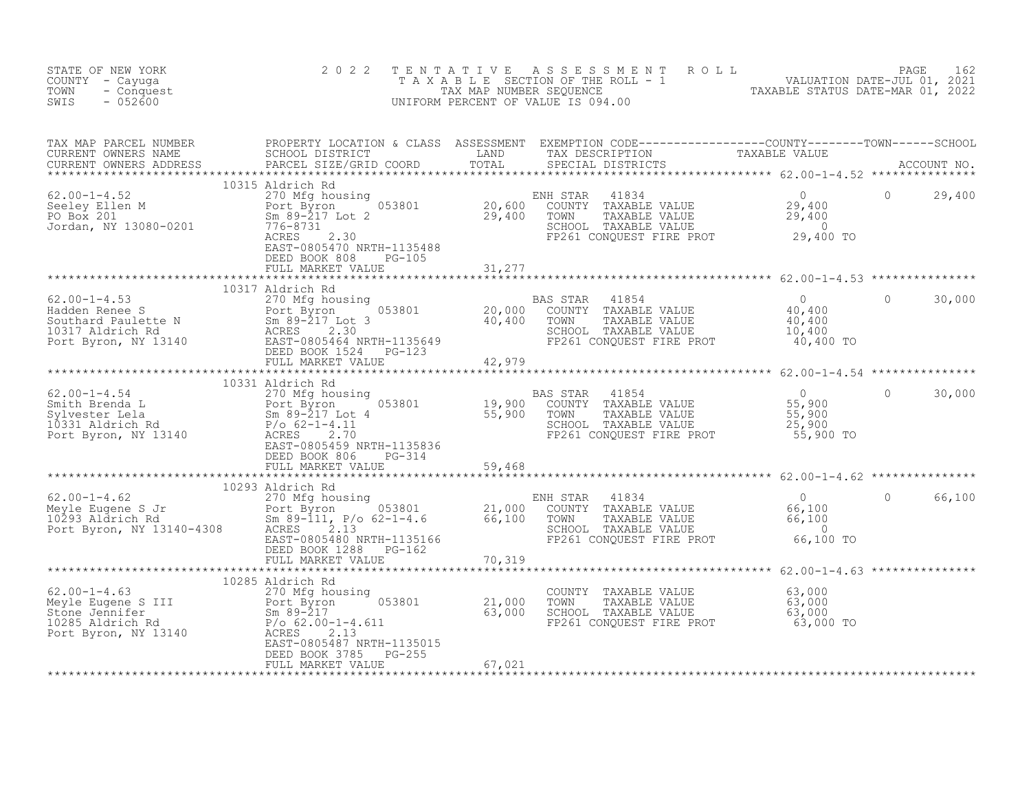STATE OF NEW YORK
COUNTY - Cayuga
TOWN - Conquest
SWIS - 052600

2022 TENTATIVE ASSESSMENT ROLL
TAXABLE SECTION OF THE ROLL - 1
TAX MAP NUMBER SEQUENCE
UNIFORM PERCENT OF VALUE IS 094.00

VALUATION DATE-JUL 01, 2021
TAXABLE STATUS DATE-MAR 01, 2022

| TAX MAP PARCEL NUMBER / CURRENT OWNERS NAME / CURRENT OWNERS ADDRESS | PROPERTY LOCATION & CLASS / SCHOOL DISTRICT / PARCEL SIZE/GRID COORD | ASSESSMENT LAND | TOTAL | EXEMPTION CODE / TAX DESCRIPTION / SPECIAL DISTRICTS | COUNTY TAXABLE VALUE | TOWN | SCHOOL |
|---|---|---|---|---|---|---|---|
| 62.00-1-4.52 | 10315 Aldrich Rd | | | | | | |
| Seeley Ellen M | 270 Mfg housing | | | ENH STAR 41834 | 0 | 0 | 29,400 |
| PO Box 201 | Port Byron 053801 | 20,600 | | COUNTY TAXABLE VALUE | 29,400 | | |
| Jordan, NY 13080-0201 | Sm 89-217 Lot 2 | | 29,400 | TOWN TAXABLE VALUE | 29,400 | | |
| | 776-8731 | | | SCHOOL TAXABLE VALUE | 0 | | |
| | ACRES 2.30 | | | FP261 CONQUEST FIRE PROT | 29,400 TO | | |
| | EAST-0805470 NRTH-1135488 | | | | | | |
| | DEED BOOK 808 PG-105 | | | | | | |
| | FULL MARKET VALUE | | 31,277 | | | | |
| 62.00-1-4.53 | 10317 Aldrich Rd | | | | | | |
| Hadden Renee S | 270 Mfg housing | | | BAS STAR 41854 | 0 | 0 | 30,000 |
| Southard Paulette N | Port Byron 053801 | 20,000 | | COUNTY TAXABLE VALUE | 40,400 | | |
| 10317 Aldrich Rd | Sm 89-217 Lot 3 | | 40,400 | TOWN TAXABLE VALUE | 40,400 | | |
| Port Byron, NY 13140 | ACRES 2.30 | | | SCHOOL TAXABLE VALUE | 10,400 | | |
| | EAST-0805464 NRTH-1135649 | | | FP261 CONQUEST FIRE PROT | 40,400 TO | | |
| | DEED BOOK 1524 PG-123 | | | | | | |
| | FULL MARKET VALUE | | 42,979 | | | | |
| 62.00-1-4.54 | 10331 Aldrich Rd | | | | | | |
| Smith Brenda L | 270 Mfg housing | | | BAS STAR 41854 | 0 | 0 | 30,000 |
| Sylvester Lela | Port Byron 053801 | 19,900 | | COUNTY TAXABLE VALUE | 55,900 | | |
| 10331 Aldrich Rd | Sm 89-217 Lot 4 | | 55,900 | TOWN TAXABLE VALUE | 55,900 | | |
| Port Byron, NY 13140 | P/o 62-1-4.11 | | | SCHOOL TAXABLE VALUE | 25,900 | | |
| | ACRES 2.70 | | | FP261 CONQUEST FIRE PROT | 55,900 TO | | |
| | EAST-0805459 NRTH-1135836 | | | | | | |
| | DEED BOOK 806 PG-314 | | | | | | |
| | FULL MARKET VALUE | | 59,468 | | | | |
| 62.00-1-4.62 | 10293 Aldrich Rd | | | | | | |
| Meyle Eugene S Jr | 270 Mfg housing | | | ENH STAR 41834 | 0 | 0 | 66,100 |
| 10293 Aldrich Rd | Port Byron 053801 | 21,000 | | COUNTY TAXABLE VALUE | 66,100 | | |
| Port Byron, NY 13140-4308 | Sm 89-111, P/o 62-1-4.6 | | 66,100 | TOWN TAXABLE VALUE | 66,100 | | |
| | ACRES 2.13 | | | SCHOOL TAXABLE VALUE | 0 | | |
| | EAST-0805480 NRTH-1135166 | | | FP261 CONQUEST FIRE PROT | 66,100 TO | | |
| | DEED BOOK 1288 PG-162 | | | | | | |
| | FULL MARKET VALUE | | 70,319 | | | | |
| 62.00-1-4.63 | 10285 Aldrich Rd | | | | | | |
| Meyle Eugene S III | 270 Mfg housing | | | COUNTY TAXABLE VALUE | 63,000 | | |
| Stone Jennifer | Port Byron 053801 | 21,000 | | TOWN TAXABLE VALUE | 63,000 | | |
| 10285 Aldrich Rd | Sm 89-217 | | 63,000 | SCHOOL TAXABLE VALUE | 63,000 | | |
| Port Byron, NY 13140 | P/o 62.00-1-4.611 | | | FP261 CONQUEST FIRE PROT | 63,000 TO | | |
| | ACRES 2.13 | | | | | | |
| | EAST-0805487 NRTH-1135015 | | | | | | |
| | DEED BOOK 3785 PG-255 | | | | | | |
| | FULL MARKET VALUE | | 67,021 | | | | |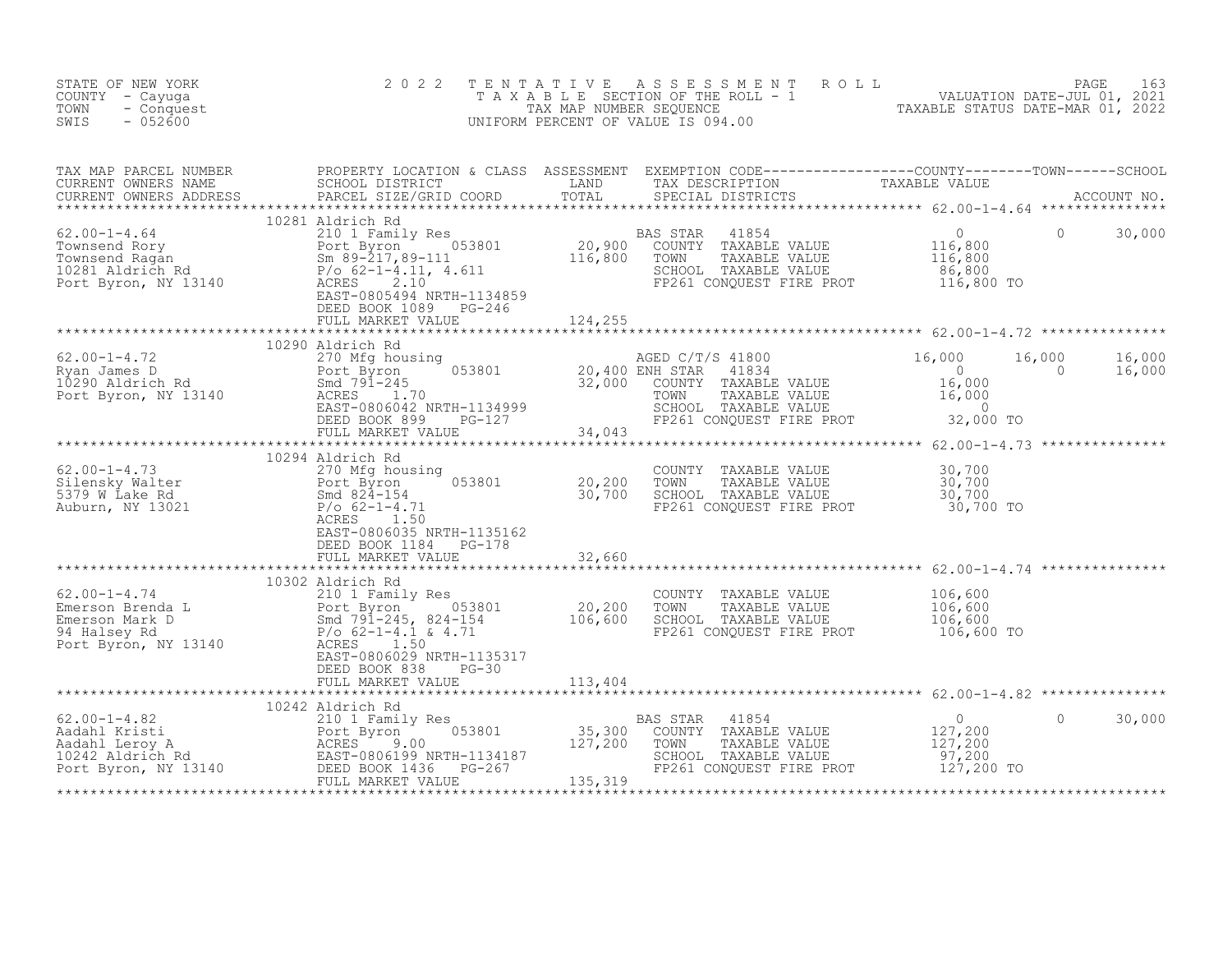STATE OF NEW YORK
COUNTY - Cayuga
TOWN - Conquest
SWIS - 052600

2022 TENTATIVE ASSESSMENT ROLL
TAXABLE SECTION OF THE ROLL - 1
TAX MAP NUMBER SEQUENCE
UNIFORM PERCENT OF VALUE IS 094.00

VALUATION DATE-JUL 01, 2021
TAXABLE STATUS DATE-MAR 01, 2022

| TAX MAP PARCEL NUMBER / CURRENT OWNERS NAME / CURRENT OWNERS ADDRESS | PROPERTY LOCATION & CLASS / SCHOOL DISTRICT / PARCEL SIZE/GRID COORD | ASSESSMENT LAND / TOTAL | EXEMPTION CODE / TAX DESCRIPTION / SPECIAL DISTRICTS | COUNTY TAXABLE VALUE | TOWN | SCHOOL |
|---|---|---|---|---|---|---|
| **62.00-1-4.64** | 10281 Aldrich Rd | | | | | |
| Townsend Rory | 210 1 Family Res | | BAS STAR 41854 | 0 | 0 | 30,000 |
| Townsend Ragan | Port Byron 053801 | 20,900 | COUNTY TAXABLE VALUE | 116,800 | | |
| 10281 Aldrich Rd | Sm 89-217,89-111 | 116,800 | TOWN TAXABLE VALUE | 116,800 | | |
| Port Byron, NY 13140 | P/o 62-1-4.11, 4.611 | | SCHOOL TAXABLE VALUE | 86,800 | | |
| | ACRES 2.10 | | FP261 CONQUEST FIRE PROT | 116,800 TO | | |
| | EAST-0805494 NRTH-1134859 | | | | | |
| | DEED BOOK 1089 PG-246 | | | | | |
| | FULL MARKET VALUE | 124,255 | | | | |
| **62.00-1-4.72** | 10290 Aldrich Rd | | | | | |
| Ryan James D | 270 Mfg housing | | AGED C/T/S 41800 | 16,000 | 16,000 | 16,000 |
| 10290 Aldrich Rd | Port Byron 053801 | 20,400 | ENH STAR 41834 | 0 | 0 | 16,000 |
| Port Byron, NY 13140 | Smd 791-245 | 32,000 | COUNTY TAXABLE VALUE | 16,000 | | |
| | ACRES 1.70 | | TOWN TAXABLE VALUE | 16,000 | | |
| | EAST-0806042 NRTH-1134999 | | SCHOOL TAXABLE VALUE | 0 | | |
| | DEED BOOK 899 PG-127 | | FP261 CONQUEST FIRE PROT | 32,000 TO | | |
| | FULL MARKET VALUE | 34,043 | | | | |
| **62.00-1-4.73** | 10294 Aldrich Rd | | | | | |
| Silensky Walter | 270 Mfg housing | | COUNTY TAXABLE VALUE | 30,700 | | |
| 5379 W Lake Rd | Port Byron 053801 | 20,200 | TOWN TAXABLE VALUE | 30,700 | | |
| Auburn, NY 13021 | Smd 824-154 | 30,700 | SCHOOL TAXABLE VALUE | 30,700 | | |
| | P/o 62-1-4.71 | | FP261 CONQUEST FIRE PROT | 30,700 TO | | |
| | ACRES 1.50 | | | | | |
| | EAST-0806035 NRTH-1135162 | | | | | |
| | DEED BOOK 1184 PG-178 | | | | | |
| | FULL MARKET VALUE | 32,660 | | | | |
| **62.00-1-4.74** | 10302 Aldrich Rd | | | | | |
| Emerson Brenda L | 210 1 Family Res | | COUNTY TAXABLE VALUE | 106,600 | | |
| Emerson Mark D | Port Byron 053801 | 20,200 | TOWN TAXABLE VALUE | 106,600 | | |
| 94 Halsey Rd | Smd 791-245, 824-154 | 106,600 | SCHOOL TAXABLE VALUE | 106,600 | | |
| Port Byron, NY 13140 | P/o 62-1-4.1 & 4.71 | | FP261 CONQUEST FIRE PROT | 106,600 TO | | |
| | ACRES 1.50 | | | | | |
| | EAST-0806029 NRTH-1135317 | | | | | |
| | DEED BOOK 838 PG-30 | | | | | |
| | FULL MARKET VALUE | 113,404 | | | | |
| **62.00-1-4.82** | 10242 Aldrich Rd | | | | | |
| Aadahl Kristi | 210 1 Family Res | | BAS STAR 41854 | 0 | 0 | 30,000 |
| Aadahl Leroy A | Port Byron 053801 | 35,300 | COUNTY TAXABLE VALUE | 127,200 | | |
| 10242 Aldrich Rd | ACRES 9.00 | 127,200 | TOWN TAXABLE VALUE | 127,200 | | |
| Port Byron, NY 13140 | EAST-0806199 NRTH-1134187 | | SCHOOL TAXABLE VALUE | 97,200 | | |
| | DEED BOOK 1436 PG-267 | | FP261 CONQUEST FIRE PROT | 127,200 TO | | |
| | FULL MARKET VALUE | 135,319 | | | | |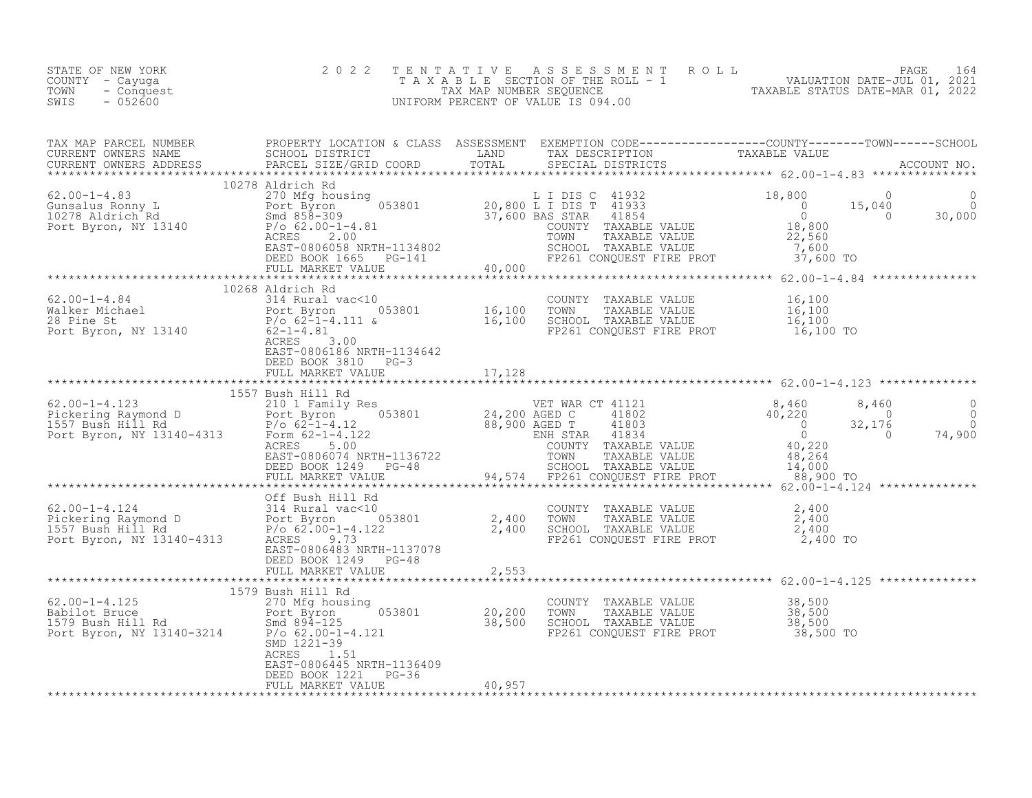STATE OF NEW YORK
COUNTY - Cayuga
TOWN - Conquest
SWIS - 052600

# 2022 TENTATIVE ASSESSMENT ROLL

TAXABLE SECTION OF THE ROLL - 1
TAX MAP NUMBER SEQUENCE
UNIFORM PERCENT OF VALUE IS 094.00

VALUATION DATE-JUL 01, 2021
TAXABLE STATUS DATE-MAR 01, 2022

| TAX MAP PARCEL NUMBER / CURRENT OWNERS NAME / CURRENT OWNERS ADDRESS | PROPERTY LOCATION & CLASS / SCHOOL DISTRICT / PARCEL SIZE/GRID COORD | ASSESSMENT LAND / TOTAL | EXEMPTION CODE / TAX DESCRIPTION / SPECIAL DISTRICTS | COUNTY TAXABLE VALUE | TOWN | SCHOOL |
|---|---|---|---|---|---|---|
| **62.00-1-4.83** | 10278 Aldrich Rd | | | | | |
| 62.00-1-4.83 | 270 Mfg housing | | L I DIS C 41932 | 18,800 | 0 | 0 |
| Gunsalus Ronny L | Port Byron 053801 | 20,800 | L I DIS T 41933 | 0 | 15,040 | 0 |
| 10278 Aldrich Rd | Smd 858-309 | 37,600 | BAS STAR 41854 | 0 | 0 | 30,000 |
| Port Byron, NY 13140 | P/o 62.00-1-4.81 | | COUNTY TAXABLE VALUE | 18,800 | | |
| | ACRES 2.00 | | TOWN TAXABLE VALUE | 22,560 | | |
| | EAST-0806058 NRTH-1134802 | | SCHOOL TAXABLE VALUE | 7,600 | | |
| | DEED BOOK 1665 PG-141 | | FP261 CONQUEST FIRE PROT | 37,600 TO | | |
| | FULL MARKET VALUE | 40,000 | | | | |
| **62.00-1-4.84** | 10268 Aldrich Rd | | | | | |
| 62.00-1-4.84 | 314 Rural vac<10 | | COUNTY TAXABLE VALUE | 16,100 | | |
| Walker Michael | Port Byron 053801 | 16,100 | TOWN TAXABLE VALUE | 16,100 | | |
| 28 Pine St | P/o 62-1-4.111 & | 16,100 | SCHOOL TAXABLE VALUE | 16,100 | | |
| Port Byron, NY 13140 | 62-1-4.81 | | FP261 CONQUEST FIRE PROT | 16,100 TO | | |
| | ACRES 3.00 | | | | | |
| | EAST-0806186 NRTH-1134642 | | | | | |
| | DEED BOOK 3810 PG-3 | | | | | |
| | FULL MARKET VALUE | 17,128 | | | | |
| **62.00-1-4.123** | 1557 Bush Hill Rd | | | | | |
| 62.00-1-4.123 | 210 1 Family Res | | VET WAR CT 41121 | 8,460 | 8,460 | 0 |
| Pickering Raymond D | Port Byron 053801 | 24,200 | AGED C 41802 | 40,220 | 0 | 0 |
| 1557 Bush Hill Rd | P/o 62-1-4.12 | 88,900 | AGED T 41803 | 0 | 32,176 | 0 |
| Port Byron, NY 13140-4313 | Form 62-1-4.122 | | ENH STAR 41834 | 0 | 0 | 74,900 |
| | ACRES 5.00 | | COUNTY TAXABLE VALUE | 40,220 | | |
| | EAST-0806074 NRTH-1136722 | | TOWN TAXABLE VALUE | 48,264 | | |
| | DEED BOOK 1249 PG-48 | | SCHOOL TAXABLE VALUE | 14,000 | | |
| | FULL MARKET VALUE | 94,574 | FP261 CONQUEST FIRE PROT | 88,900 TO | | |
| **62.00-1-4.124** | Off Bush Hill Rd | | | | | |
| 62.00-1-4.124 | 314 Rural vac<10 | | COUNTY TAXABLE VALUE | 2,400 | | |
| Pickering Raymond D | Port Byron 053801 | 2,400 | TOWN TAXABLE VALUE | 2,400 | | |
| 1557 Bush Hill Rd | P/o 62.00-1-4.122 | 2,400 | SCHOOL TAXABLE VALUE | 2,400 | | |
| Port Byron, NY 13140-4313 | ACRES 9.73 | | FP261 CONQUEST FIRE PROT | 2,400 TO | | |
| | EAST-0806483 NRTH-1137078 | | | | | |
| | DEED BOOK 1249 PG-48 | | | | | |
| | FULL MARKET VALUE | 2,553 | | | | |
| **62.00-1-4.125** | 1579 Bush Hill Rd | | | | | |
| 62.00-1-4.125 | 270 Mfg housing | | COUNTY TAXABLE VALUE | 38,500 | | |
| Babilot Bruce | Port Byron 053801 | 20,200 | TOWN TAXABLE VALUE | 38,500 | | |
| 1579 Bush Hill Rd | Smd 894-125 | 38,500 | SCHOOL TAXABLE VALUE | 38,500 | | |
| Port Byron, NY 13140-3214 | P/o 62.00-1-4.121 | | FP261 CONQUEST FIRE PROT | 38,500 TO | | |
| | SMD 1221-39 | | | | | |
| | ACRES 1.51 | | | | | |
| | EAST-0806445 NRTH-1136409 | | | | | |
| | DEED BOOK 1221 PG-36 | | | | | |
| | FULL MARKET VALUE | 40,957 | | | | |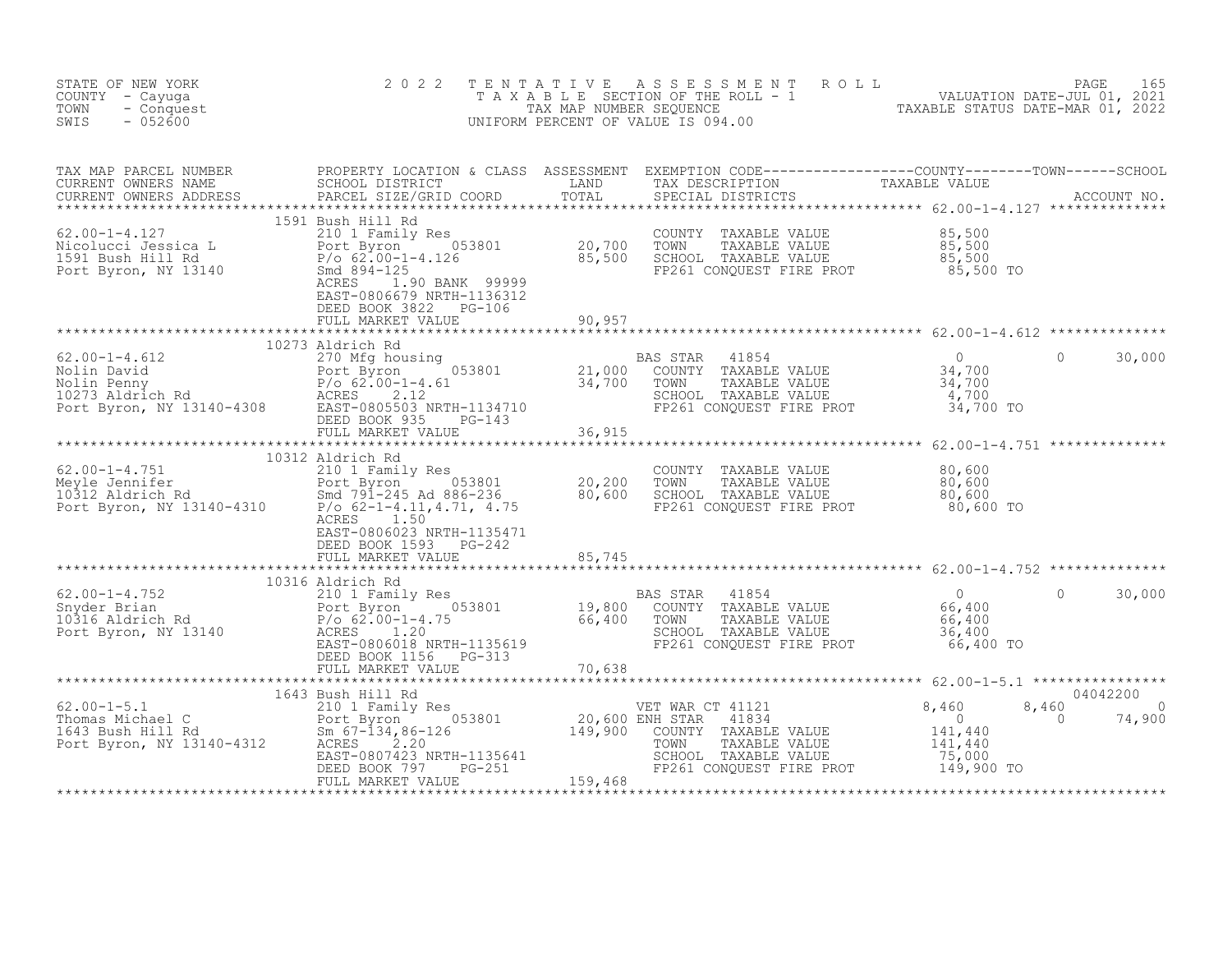STATE OF NEW YORK
COUNTY - Cayuga
TOWN - Conquest
SWIS - 052600

2022 TENTATIVE ASSESSMENT ROLL
TAXABLE SECTION OF THE ROLL - 1
TAX MAP NUMBER SEQUENCE
UNIFORM PERCENT OF VALUE IS 094.00

VALUATION DATE-JUL 01, 2021
TAXABLE STATUS DATE-MAR 01, 2022

| TAX MAP PARCEL NUMBER / CURRENT OWNERS NAME / CURRENT OWNERS ADDRESS | PROPERTY LOCATION & CLASS / SCHOOL DISTRICT / PARCEL SIZE/GRID COORD | ASSESSMENT LAND | ASSESSMENT TOTAL | EXEMPTION CODE / TAX DESCRIPTION / SPECIAL DISTRICTS | COUNTY TAXABLE VALUE | TOWN | SCHOOL | ACCOUNT NO. |
|---|---|---|---|---|---|---|---|---|
| **62.00-1-4.127** | 1591 Bush Hill Rd | | | | | | | |
| Nicolucci Jessica L | 210 1 Family Res | | | COUNTY TAXABLE VALUE | 85,500 | | | |
| 1591 Bush Hill Rd | Port Byron 053801 | 20,700 | | TOWN TAXABLE VALUE | 85,500 | | | |
| Port Byron, NY 13140 | P/o 62.00-1-4.126 | | 85,500 | SCHOOL TAXABLE VALUE | 85,500 | | | |
| | Smd 894-125 | | | FP261 CONQUEST FIRE PROT | 85,500 TO | | | |
| | ACRES 1.90 BANK 99999 | | | | | | | |
| | EAST-0806679 NRTH-1136312 | | | | | | | |
| | DEED BOOK 3822 PG-106 | | | | | | | |
| | FULL MARKET VALUE | | 90,957 | | | | | |
| **62.00-1-4.612** | 10273 Aldrich Rd | | | | | | | |
| Nolin David | 270 Mfg housing | | | BAS STAR 41854 | 0 | 0 | 30,000 | |
| Nolin Penny | Port Byron 053801 | 21,000 | | COUNTY TAXABLE VALUE | 34,700 | | | |
| 10273 Aldrich Rd | P/o 62.00-1-4.61 | | 34,700 | TOWN TAXABLE VALUE | 34,700 | | | |
| Port Byron, NY 13140-4308 | ACRES 2.12 | | | SCHOOL TAXABLE VALUE | 4,700 | | | |
| | EAST-0805503 NRTH-1134710 | | | FP261 CONQUEST FIRE PROT | 34,700 TO | | | |
| | DEED BOOK 935 PG-143 | | | | | | | |
| | FULL MARKET VALUE | | 36,915 | | | | | |
| **62.00-1-4.751** | 10312 Aldrich Rd | | | | | | | |
| Meyle Jennifer | 210 1 Family Res | | | COUNTY TAXABLE VALUE | 80,600 | | | |
| 10312 Aldrich Rd | Port Byron 053801 | 20,200 | | TOWN TAXABLE VALUE | 80,600 | | | |
| Port Byron, NY 13140-4310 | Smd 791-245 Ad 886-236 | | 80,600 | SCHOOL TAXABLE VALUE | 80,600 | | | |
| | P/o 62-1-4.11,4.71, 4.75 | | | FP261 CONQUEST FIRE PROT | 80,600 TO | | | |
| | ACRES 1.50 | | | | | | | |
| | EAST-0806023 NRTH-1135471 | | | | | | | |
| | DEED BOOK 1593 PG-242 | | | | | | | |
| | FULL MARKET VALUE | | 85,745 | | | | | |
| **62.00-1-4.752** | 10316 Aldrich Rd | | | | | | | |
| Snyder Brian | 210 1 Family Res | | | BAS STAR 41854 | 0 | 0 | 30,000 | |
| 10316 Aldrich Rd | Port Byron 053801 | 19,800 | | COUNTY TAXABLE VALUE | 66,400 | | | |
| Port Byron, NY 13140 | P/o 62.00-1-4.75 | | 66,400 | TOWN TAXABLE VALUE | 66,400 | | | |
| | ACRES 1.20 | | | SCHOOL TAXABLE VALUE | 36,400 | | | |
| | EAST-0806018 NRTH-1135619 | | | FP261 CONQUEST FIRE PROT | 66,400 TO | | | |
| | DEED BOOK 1156 PG-313 | | | | | | | |
| | FULL MARKET VALUE | | 70,638 | | | | | |
| **62.00-1-5.1** | 1643 Bush Hill Rd | | | | | | | 04042200 |
| Thomas Michael C | 210 1 Family Res | | | VET WAR CT 41121 | 8,460 | 8,460 | 0 | |
| 1643 Bush Hill Rd | Port Byron 053801 | 20,600 | | ENH STAR 41834 | 0 | 0 | 74,900 | |
| Port Byron, NY 13140-4312 | Sm 67-134,86-126 | | 149,900 | COUNTY TAXABLE VALUE | 141,440 | | | |
| | ACRES 2.20 | | | TOWN TAXABLE VALUE | 141,440 | | | |
| | EAST-0807423 NRTH-1135641 | | | SCHOOL TAXABLE VALUE | 75,000 | | | |
| | DEED BOOK 797 PG-251 | | | FP261 CONQUEST FIRE PROT | 149,900 TO | | | |
| | FULL MARKET VALUE | | 159,468 | | | | | |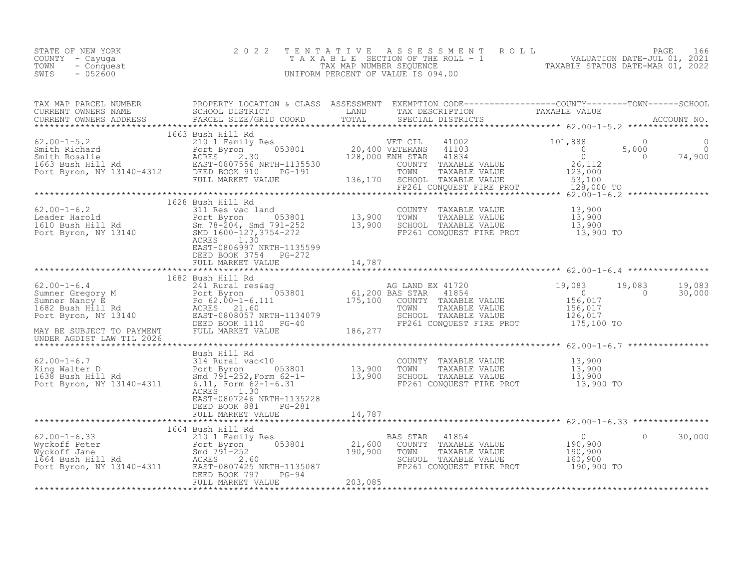STATE OF NEW YORK
COUNTY - Cayuga
TOWN - Conquest
SWIS - 052600

2 0 2 2 T E N T A T I V E A S S E S S M E N T R O L L
T A X A B L E SECTION OF THE ROLL - 1
TAX MAP NUMBER SEQUENCE
UNIFORM PERCENT OF VALUE IS 094.00

VALUATION DATE-JUL 01, 2021
TAXABLE STATUS DATE-MAR 01, 2022

```
TAX MAP PARCEL NUMBER         PROPERTY LOCATION & CLASS  ASSESSMENT  EXEMPTION CODE------------------COUNTY--------TOWN------SCHOOL
CURRENT OWNERS NAME           SCHOOL DISTRICT              LAND      TAX DESCRIPTION              TAXABLE VALUE
CURRENT OWNERS ADDRESS        PARCEL SIZE/GRID COORD       TOTAL     SPECIAL DISTRICTS                                        ACCOUNT NO.
******************************************************************************************************* 62.00-1-5.2 ****************
                              1663 Bush Hill Rd
62.00-1-5.2                   210 1 Family Res                       VET CIL     41002         101,888          0             0
Smith Richard                 Port Byron     053801      20,400 VETERANS    41103               0           5,000            0
Smith Rosalie                 ACRES     2.30            128,000 ENH STAR    41834               0              0         74,900
1663 Bush Hill Rd             EAST-0807556 NRTH-1135530          COUNTY  TAXABLE VALUE          26,112
Port Byron, NY 13140-4312     DEED BOOK 910     PG-191           TOWN    TAXABLE VALUE         123,000
                              FULL MARKET VALUE         136,170  SCHOOL  TAXABLE VALUE          53,100
                                                                 FP261 CONQUEST FIRE PROT      128,000 TO
******************************************************************************************************* 62.00-1-6.2 ****************
                              1628 Bush Hill Rd
62.00-1-6.2                   311 Res vac land                   COUNTY  TAXABLE VALUE          13,900
Leader Harold                 Port Byron     053801      13,900  TOWN    TAXABLE VALUE          13,900
1610 Bush Hill Rd             Sm 78-204, Smd 791-252     13,900  SCHOOL  TAXABLE VALUE          13,900
Port Byron, NY 13140          SMD 1600-127,3754-272              FP261 CONQUEST FIRE PROT       13,900 TO
                              ACRES     1.30
                              EAST-0806997 NRTH-1135599
                              DEED BOOK 3754    PG-272
                              FULL MARKET VALUE          14,787
******************************************************************************************************* 62.00-1-6.4 ****************
                              1682 Bush Hill Rd
62.00-1-6.4                   241 Rural res&ag                   AG LAND EX 41720               19,083      19,083        19,083
Sumner Gregory M              Port Byron     053801      61,200 BAS STAR    41854               0              0         30,000
Sumner Nancy E                Po 62.00-1-6.111          175,100  COUNTY  TAXABLE VALUE         156,017
1682 Bush Hill Rd             ACRES    21.60                     TOWN    TAXABLE VALUE         156,017
Port Byron, NY 13140          EAST-0808057 NRTH-1134079          SCHOOL  TAXABLE VALUE         126,017
                              DEED BOOK 1110    PG-40            FP261 CONQUEST FIRE PROT      175,100 TO
MAY BE SUBJECT TO PAYMENT     FULL MARKET VALUE         186,277
UNDER AGDIST LAW TIL 2026
******************************************************************************************************* 62.00-1-6.7 ****************
                              Bush Hill Rd
62.00-1-6.7                   314 Rural vac<10                   COUNTY  TAXABLE VALUE          13,900
King Walter D                 Port Byron     053801      13,900  TOWN    TAXABLE VALUE          13,900
1638 Bush Hill Rd             Smd 791-252,Form 62-1-     13,900  SCHOOL  TAXABLE VALUE          13,900
Port Byron, NY 13140-4311     6.11, Form 62-1-6.31               FP261 CONQUEST FIRE PROT       13,900 TO
                              ACRES     1.30
                              EAST-0807246 NRTH-1135228
                              DEED BOOK 881     PG-281
                              FULL MARKET VALUE          14,787
******************************************************************************************************* 62.00-1-6.33 ***************
                              1664 Bush Hill Rd
62.00-1-6.33                  210 1 Family Res                   BAS STAR    41854               0              0         30,000
Wyckoff Peter                 Port Byron     053801      21,600  COUNTY  TAXABLE VALUE         190,900
Wyckoff Jane                  Smd 791-252               190,900  TOWN    TAXABLE VALUE         190,900
1664 Bush Hill Rd             ACRES     2.60                     SCHOOL  TAXABLE VALUE         160,900
Port Byron, NY 13140-4311     EAST-0807425 NRTH-1135087          FP261 CONQUEST FIRE PROT      190,900 TO
                              DEED BOOK 797     PG-94
                              FULL MARKET VALUE         203,085
************************************************************************************************************************************
```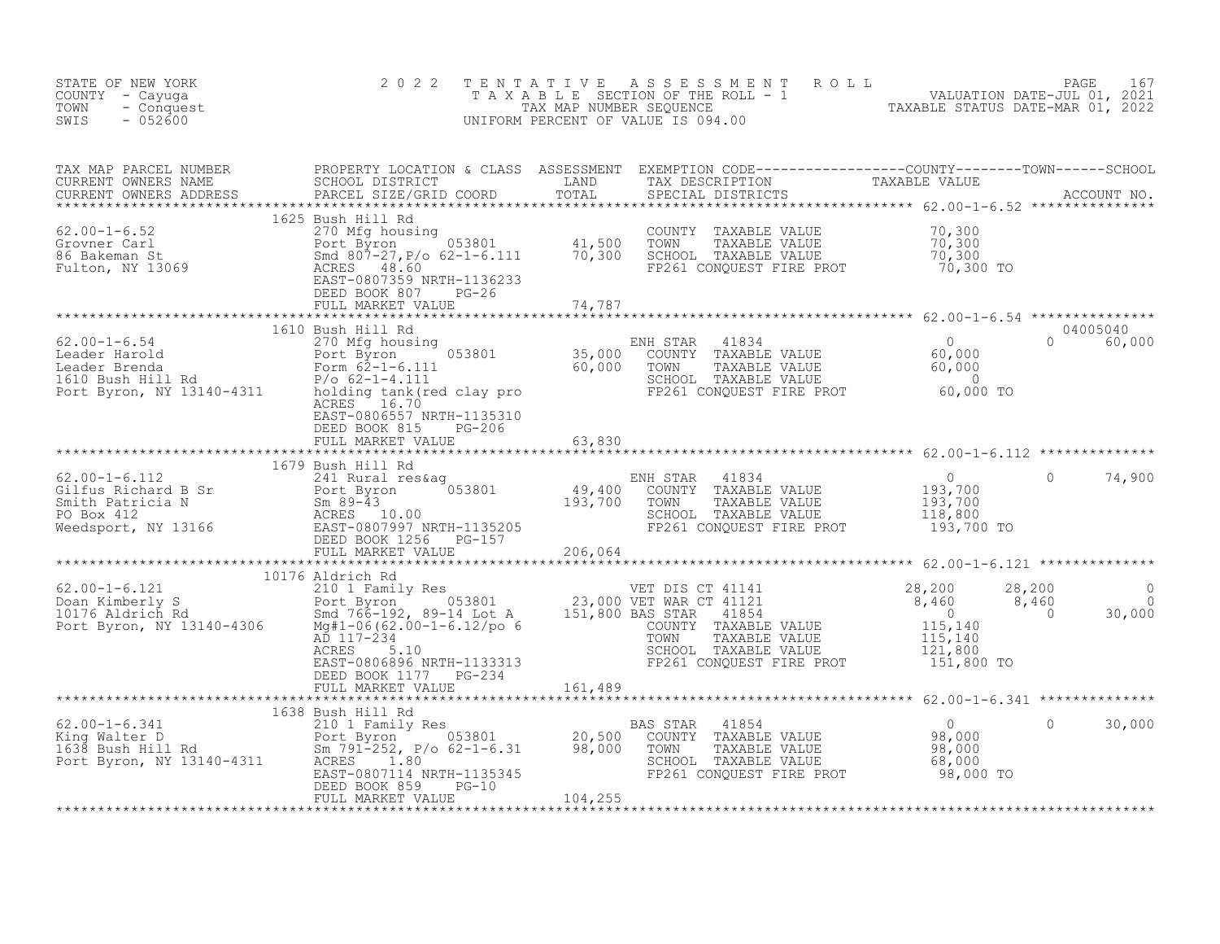STATE OF NEW YORK
COUNTY - Cayuga
TOWN - Conquest
SWIS - 052600

# 2022 TENTATIVE ASSESSMENT ROLL
TAXABLE SECTION OF THE ROLL - 1
TAX MAP NUMBER SEQUENCE
UNIFORM PERCENT OF VALUE IS 094.00

VALUATION DATE-JUL 01, 2021
TAXABLE STATUS DATE-MAR 01, 2022

| TAX MAP PARCEL NUMBER / CURRENT OWNERS NAME / CURRENT OWNERS ADDRESS | PROPERTY LOCATION & CLASS / SCHOOL DISTRICT / PARCEL SIZE/GRID COORD | ASSESSMENT LAND | ASSESSMENT TOTAL | EXEMPTION CODE / TAX DESCRIPTION / SPECIAL DISTRICTS | COUNTY TAXABLE VALUE | TOWN | SCHOOL / ACCOUNT NO. |
|---|---|---|---|---|---|---|---|
| **62.00-1-6.52** | 1625 Bush Hill Rd | | | | | | |
| Grovner Carl | 270 Mfg housing | | | COUNTY TAXABLE VALUE | 70,300 | | |
| 86 Bakeman St | Port Byron 053801 | 41,500 | | TOWN TAXABLE VALUE | 70,300 | | |
| Fulton, NY 13069 | Smd 807-27,P/o 62-1-6.111 | | 70,300 | SCHOOL TAXABLE VALUE | 70,300 | | |
| | ACRES 48.60 | | | FP261 CONQUEST FIRE PROT | 70,300 TO | | |
| | EAST-0807359 NRTH-1136233 | | | | | | |
| | DEED BOOK 807 PG-26 | | | | | | |
| | FULL MARKET VALUE | | 74,787 | | | | |
| **62.00-1-6.54** | 1610 Bush Hill Rd | | | | | | 04005040 |
| Leader Harold | 270 Mfg housing | | | ENH STAR 41834 | 0 | 0 | 60,000 |
| Leader Brenda | Port Byron 053801 | 35,000 | | COUNTY TAXABLE VALUE | 60,000 | | |
| 1610 Bush Hill Rd | Form 62-1-6.111 | | 60,000 | TOWN TAXABLE VALUE | 60,000 | | |
| Port Byron, NY 13140-4311 | P/o 62-1-4.111 | | | SCHOOL TAXABLE VALUE | 0 | | |
| | holding tank(red clay pro | | | FP261 CONQUEST FIRE PROT | 60,000 TO | | |
| | ACRES 16.70 | | | | | | |
| | EAST-0806557 NRTH-1135310 | | | | | | |
| | DEED BOOK 815 PG-206 | | | | | | |
| | FULL MARKET VALUE | | 63,830 | | | | |
| **62.00-1-6.112** | 1679 Bush Hill Rd | | | | | | |
| Gilfus Richard B Sr | 241 Rural res&ag | | | ENH STAR 41834 | 0 | 0 | 74,900 |
| Smith Patricia N | Port Byron 053801 | 49,400 | | COUNTY TAXABLE VALUE | 193,700 | | |
| PO Box 412 | Sm 89-43 | | 193,700 | TOWN TAXABLE VALUE | 193,700 | | |
| Weedsport, NY 13166 | ACRES 10.00 | | | SCHOOL TAXABLE VALUE | 118,800 | | |
| | EAST-0807997 NRTH-1135205 | | | FP261 CONQUEST FIRE PROT | 193,700 TO | | |
| | DEED BOOK 1256 PG-157 | | | | | | |
| | FULL MARKET VALUE | | 206,064 | | | | |
| **62.00-1-6.121** | 10176 Aldrich Rd | | | | | | |
| Doan Kimberly S | 210 1 Family Res | | | VET DIS CT 41141 | 28,200 | 28,200 | 0 |
| 10176 Aldrich Rd | Port Byron 053801 | 23,000 | | VET WAR CT 41121 | 8,460 | 8,460 | 0 |
| Port Byron, NY 13140-4306 | Smd 766-192, 89-14 Lot A | | 151,800 | BAS STAR 41854 | 0 | 0 | 30,000 |
| | Mg#1-06(62.00-1-6.12/po 6 | | | COUNTY TAXABLE VALUE | 115,140 | | |
| | AD 117-234 | | | TOWN TAXABLE VALUE | 115,140 | | |
| | ACRES 5.10 | | | SCHOOL TAXABLE VALUE | 121,800 | | |
| | EAST-0806896 NRTH-1133313 | | | FP261 CONQUEST FIRE PROT | 151,800 TO | | |
| | DEED BOOK 1177 PG-234 | | | | | | |
| | FULL MARKET VALUE | | 161,489 | | | | |
| **62.00-1-6.341** | 1638 Bush Hill Rd | | | | | | |
| King Walter D | 210 1 Family Res | | | BAS STAR 41854 | 0 | 0 | 30,000 |
| 1638 Bush Hill Rd | Port Byron 053801 | 20,500 | | COUNTY TAXABLE VALUE | 98,000 | | |
| Port Byron, NY 13140-4311 | Sm 791-252, P/o 62-1-6.31 | | 98,000 | TOWN TAXABLE VALUE | 98,000 | | |
| | ACRES 1.80 | | | SCHOOL TAXABLE VALUE | 68,000 | | |
| | EAST-0807114 NRTH-1135345 | | | FP261 CONQUEST FIRE PROT | 98,000 TO | | |
| | DEED BOOK 859 PG-10 | | | | | | |
| | FULL MARKET VALUE | | 104,255 | | | | |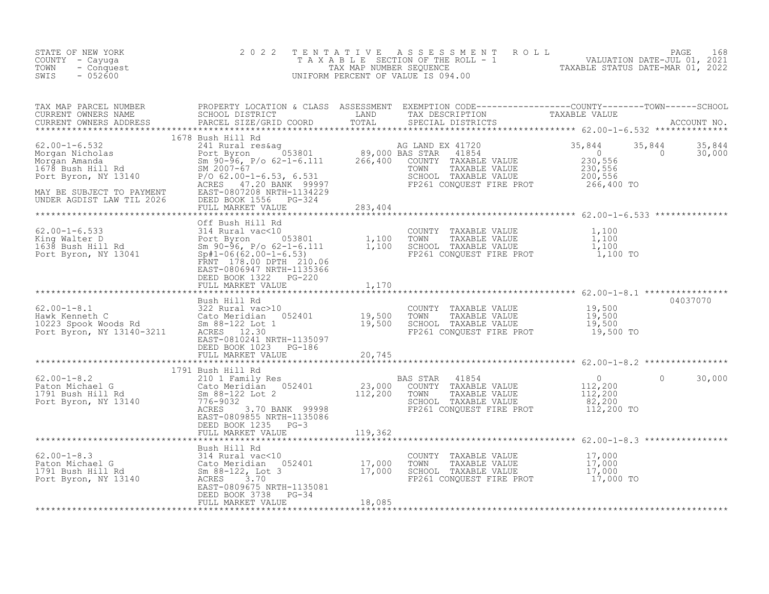STATE OF NEW YORK
COUNTY - Cayuga
TOWN - Conquest
SWIS - 052600

2022 TENTATIVE ASSESSMENT ROLL
TAXABLE SECTION OF THE ROLL - 1
TAX MAP NUMBER SEQUENCE
UNIFORM PERCENT OF VALUE IS 094.00

VALUATION DATE-JUL 01, 2021
TAXABLE STATUS DATE-MAR 01, 2022

| TAX MAP PARCEL NUMBER / CURRENT OWNERS NAME / CURRENT OWNERS ADDRESS | PROPERTY LOCATION & CLASS / SCHOOL DISTRICT / PARCEL SIZE/GRID COORD | ASSESSMENT LAND | TOTAL | EXEMPTION CODE / TAX DESCRIPTION / SPECIAL DISTRICTS | COUNTY TAXABLE VALUE | TOWN | SCHOOL / ACCOUNT NO. |
|---|---|---|---|---|---|---|---|
| **62.00-1-6.532** | 1678 Bush Hill Rd | | | | | | |
| 62.00-1-6.532 | 241 Rural res&ag | | | AG LAND EX 41720 | 35,844 | 35,844 | 35,844 |
| Morgan Nicholas | Port Byron 053801 | 89,000 | | BAS STAR 41854 | 0 | 0 | 30,000 |
| Morgan Amanda | Sm 90-96, P/o 62-1-6.111 | | 266,400 | COUNTY TAXABLE VALUE | 230,556 | | |
| 1678 Bush Hill Rd | SM 2007-67 | | | TOWN TAXABLE VALUE | 230,556 | | |
| Port Byron, NY 13140 | P/O 62.00-1-6.53, 6.531 | | | SCHOOL TAXABLE VALUE | 200,556 | | |
| | ACRES 47.20 BANK 99997 | | | FP261 CONQUEST FIRE PROT | 266,400 TO | | |
| MAY BE SUBJECT TO PAYMENT | EAST-0807208 NRTH-1134229 | | | | | | |
| UNDER AGDIST LAW TIL 2026 | DEED BOOK 1556 PG-324 | | | | | | |
| | FULL MARKET VALUE | | 283,404 | | | | |
| **62.00-1-6.533** | Off Bush Hill Rd | | | | | | |
| 62.00-1-6.533 | 314 Rural vac<10 | | | COUNTY TAXABLE VALUE | 1,100 | | |
| King Walter D | Port Byron 053801 | 1,100 | | TOWN TAXABLE VALUE | 1,100 | | |
| 1638 Bush Hill Rd | Sm 90-96, P/o 62-1-6.111 | | 1,100 | SCHOOL TAXABLE VALUE | 1,100 | | |
| Port Byron, NY 13041 | Sp#1-06(62.00-1-6.53) | | | FP261 CONQUEST FIRE PROT | 1,100 TO | | |
| | FRNT 178.00 DPTH 210.06 | | | | | | |
| | EAST-0806947 NRTH-1135366 | | | | | | |
| | DEED BOOK 1322 PG-220 | | | | | | |
| | FULL MARKET VALUE | | 1,170 | | | | |
| **62.00-1-8.1** | Bush Hill Rd | | | | | | 04037070 |
| 62.00-1-8.1 | 322 Rural vac>10 | | | COUNTY TAXABLE VALUE | 19,500 | | |
| Hawk Kenneth C | Cato Meridian 052401 | 19,500 | | TOWN TAXABLE VALUE | 19,500 | | |
| 10223 Spook Woods Rd | Sm 88-122 Lot 1 | | 19,500 | SCHOOL TAXABLE VALUE | 19,500 | | |
| Port Byron, NY 13140-3211 | ACRES 12.30 | | | FP261 CONQUEST FIRE PROT | 19,500 TO | | |
| | EAST-0810241 NRTH-1135097 | | | | | | |
| | DEED BOOK 1023 PG-186 | | | | | | |
| | FULL MARKET VALUE | | 20,745 | | | | |
| **62.00-1-8.2** | 1791 Bush Hill Rd | | | | | | |
| 62.00-1-8.2 | 210 1 Family Res | | | BAS STAR 41854 | 0 | 0 | 30,000 |
| Paton Michael G | Cato Meridian 052401 | 23,000 | | COUNTY TAXABLE VALUE | 112,200 | | |
| 1791 Bush Hill Rd | Sm 88-122 Lot 2 | | 112,200 | TOWN TAXABLE VALUE | 112,200 | | |
| Port Byron, NY 13140 | 776-9032 | | | SCHOOL TAXABLE VALUE | 82,200 | | |
| | ACRES 3.70 BANK 99998 | | | FP261 CONQUEST FIRE PROT | 112,200 TO | | |
| | EAST-0809855 NRTH-1135086 | | | | | | |
| | DEED BOOK 1235 PG-3 | | | | | | |
| | FULL MARKET VALUE | | 119,362 | | | | |
| **62.00-1-8.3** | Bush Hill Rd | | | | | | |
| 62.00-1-8.3 | 314 Rural vac<10 | | | COUNTY TAXABLE VALUE | 17,000 | | |
| Paton Michael G | Cato Meridian 052401 | 17,000 | | TOWN TAXABLE VALUE | 17,000 | | |
| 1791 Bush Hill Rd | Sm 88-122, Lot 3 | | 17,000 | SCHOOL TAXABLE VALUE | 17,000 | | |
| Port Byron, NY 13140 | ACRES 3.70 | | | FP261 CONQUEST FIRE PROT | 17,000 TO | | |
| | EAST-0809675 NRTH-1135081 | | | | | | |
| | DEED BOOK 3738 PG-34 | | | | | | |
| | FULL MARKET VALUE | | 18,085 | | | | |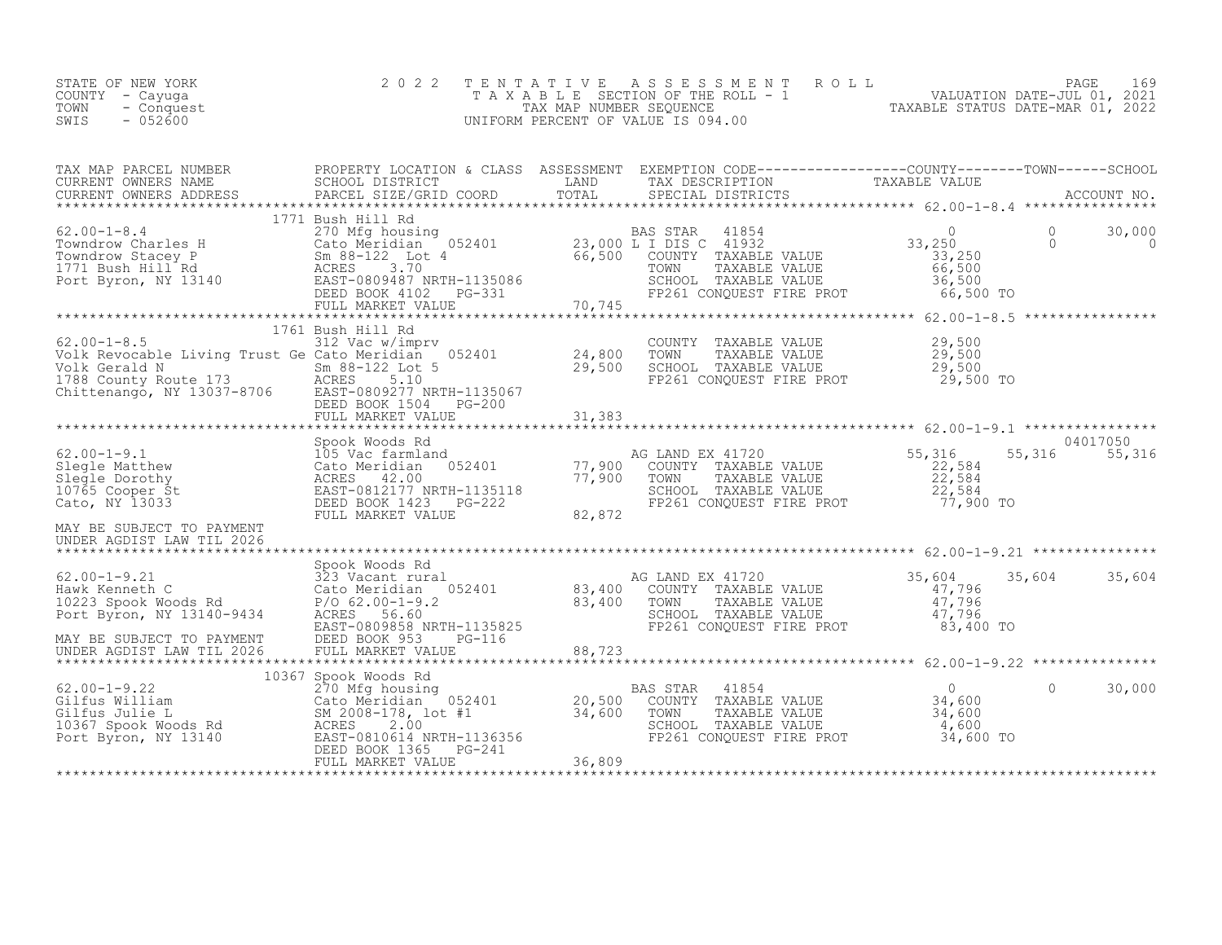STATE OF NEW YORK
COUNTY - Cayuga
TOWN - Conquest
SWIS - 052600

2 0 2 2 T E N T A T I V E A S S E S S M E N T R O L L
T A X A B L E SECTION OF THE ROLL - 1
TAX MAP NUMBER SEQUENCE
UNIFORM PERCENT OF VALUE IS 094.00

VALUATION DATE-JUL 01, 2021
TAXABLE STATUS DATE-MAR 01, 2022

| TAX MAP PARCEL NUMBER / CURRENT OWNERS NAME / CURRENT OWNERS ADDRESS | PROPERTY LOCATION & CLASS / SCHOOL DISTRICT / PARCEL SIZE/GRID COORD | ASSESSMENT LAND / TOTAL | EXEMPTION CODE / TAX DESCRIPTION / SPECIAL DISTRICTS | COUNTY TAXABLE VALUE | TOWN | SCHOOL / ACCOUNT NO. |
|---|---|---|---|---|---|---|
| **62.00-1-8.4** | 1771 Bush Hill Rd | | | | | |
| 62.00-1-8.4 | 270 Mfg housing | | BAS STAR 41854 | 0 | 0 | 30,000 |
| Towndrow Charles H | Cato Meridian 052401 | 23,000 | L I DIS C 41932 | 33,250 | 0 | 0 |
| Towndrow Stacey P | Sm 88-122 Lot 4 | 66,500 | COUNTY TAXABLE VALUE | 33,250 | | |
| 1771 Bush Hill Rd | ACRES 3.70 | | TOWN TAXABLE VALUE | 66,500 | | |
| Port Byron, NY 13140 | EAST-0809487 NRTH-1135086 | | SCHOOL TAXABLE VALUE | 36,500 | | |
| | DEED BOOK 4102 PG-331 | | FP261 CONQUEST FIRE PROT | 66,500 TO | | |
| | FULL MARKET VALUE | 70,745 | | | | |
| **62.00-1-8.5** | 1761 Bush Hill Rd | | | | | |
| 62.00-1-8.5 | 312 Vac w/imprv | | COUNTY TAXABLE VALUE | 29,500 | | |
| Volk Revocable Living Trust Ge | Cato Meridian 052401 | 24,800 | TOWN TAXABLE VALUE | 29,500 | | |
| Volk Gerald N | Sm 88-122 Lot 5 | 29,500 | SCHOOL TAXABLE VALUE | 29,500 | | |
| 1788 County Route 173 | ACRES 5.10 | | FP261 CONQUEST FIRE PROT | 29,500 TO | | |
| Chittenango, NY 13037-8706 | EAST-0809277 NRTH-1135067 | | | | | |
| | DEED BOOK 1504 PG-200 | | | | | |
| | FULL MARKET VALUE | 31,383 | | | | |
| **62.00-1-9.1** | Spook Woods Rd | | | | | 04017050 |
| 62.00-1-9.1 | 105 Vac farmland | | AG LAND EX 41720 | 55,316 | 55,316 | 55,316 |
| Slegle Matthew | Cato Meridian 052401 | 77,900 | COUNTY TAXABLE VALUE | 22,584 | | |
| Slegle Dorothy | ACRES 42.00 | 77,900 | TOWN TAXABLE VALUE | 22,584 | | |
| 10765 Cooper St | EAST-0812177 NRTH-1135118 | | SCHOOL TAXABLE VALUE | 22,584 | | |
| Cato, NY 13033 | DEED BOOK 1423 PG-222 | | FP261 CONQUEST FIRE PROT | 77,900 TO | | |
| | FULL MARKET VALUE | 82,872 | | | | |
| MAY BE SUBJECT TO PAYMENT UNDER AGDIST LAW TIL 2026 | | | | | | |
| **62.00-1-9.21** | Spook Woods Rd | | | | | |
| 62.00-1-9.21 | 323 Vacant rural | | AG LAND EX 41720 | 35,604 | 35,604 | 35,604 |
| Hawk Kenneth C | Cato Meridian 052401 | 83,400 | COUNTY TAXABLE VALUE | 47,796 | | |
| 10223 Spook Woods Rd | P/O 62.00-1-9.2 | 83,400 | TOWN TAXABLE VALUE | 47,796 | | |
| Port Byron, NY 13140-9434 | ACRES 56.60 | | SCHOOL TAXABLE VALUE | 47,796 | | |
| | EAST-0809858 NRTH-1135825 | | FP261 CONQUEST FIRE PROT | 83,400 TO | | |
| MAY BE SUBJECT TO PAYMENT | DEED BOOK 953 PG-116 | | | | | |
| UNDER AGDIST LAW TIL 2026 | FULL MARKET VALUE | 88,723 | | | | |
| **62.00-1-9.22** | 10367 Spook Woods Rd | | | | | |
| 62.00-1-9.22 | 270 Mfg housing | | BAS STAR 41854 | 0 | 0 | 30,000 |
| Gilfus William | Cato Meridian 052401 | 20,500 | COUNTY TAXABLE VALUE | 34,600 | | |
| Gilfus Julie L | SM 2008-178, lot #1 | 34,600 | TOWN TAXABLE VALUE | 34,600 | | |
| 10367 Spook Woods Rd | ACRES 2.00 | | SCHOOL TAXABLE VALUE | 4,600 | | |
| Port Byron, NY 13140 | EAST-0810614 NRTH-1136356 | | FP261 CONQUEST FIRE PROT | 34,600 TO | | |
| | DEED BOOK 1365 PG-241 | | | | | |
| | FULL MARKET VALUE | 36,809 | | | | |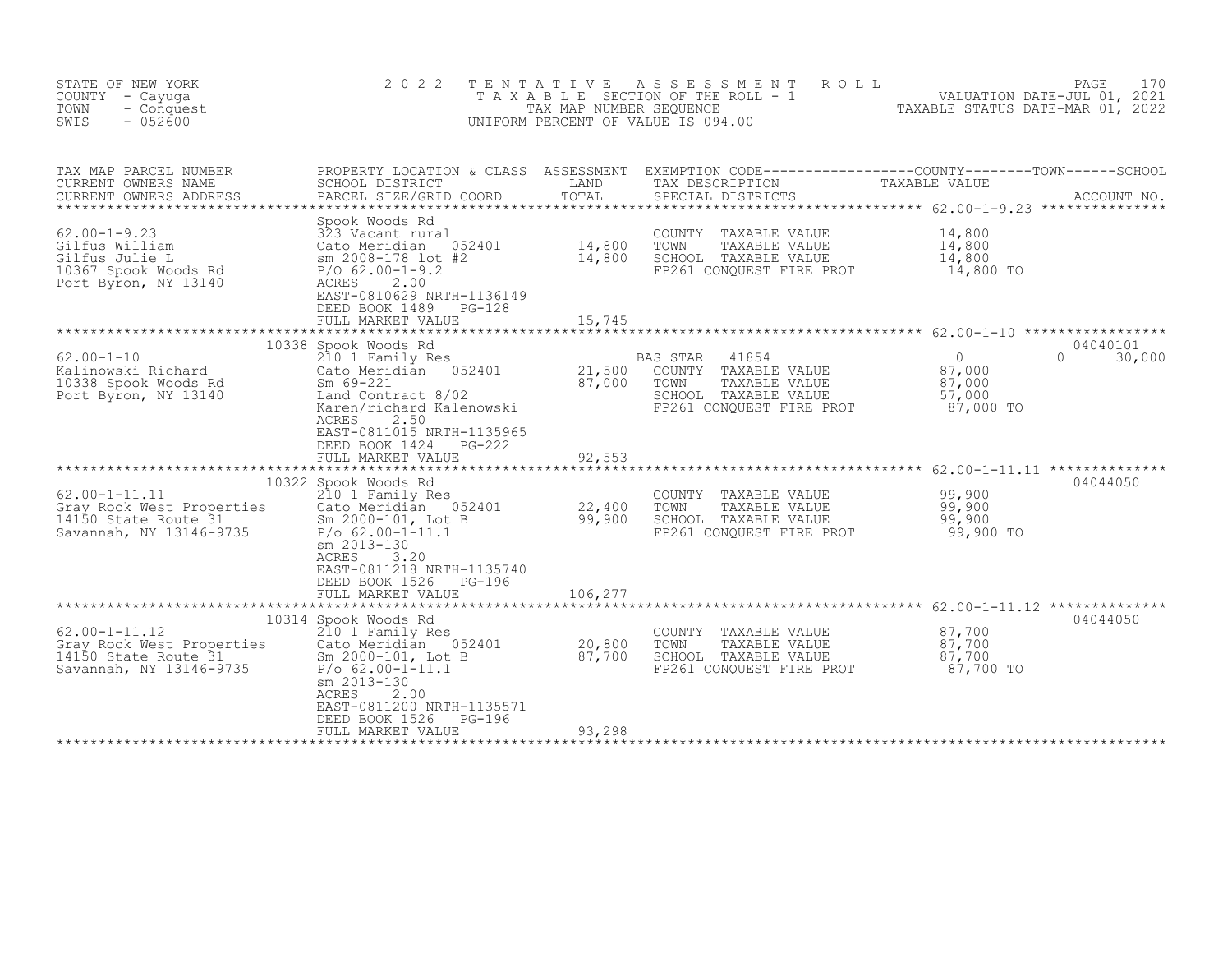STATE OF NEW YORK
COUNTY - Cayuga
TOWN - Conquest
SWIS - 052600

2022 TENTATIVE ASSESSMENT ROLL
TAXABLE SECTION OF THE ROLL - 1
TAX MAP NUMBER SEQUENCE
UNIFORM PERCENT OF VALUE IS 094.00

VALUATION DATE-JUL 01, 2021
TAXABLE STATUS DATE-MAR 01, 2022

| TAX MAP PARCEL NUMBER / CURRENT OWNERS NAME / CURRENT OWNERS ADDRESS | PROPERTY LOCATION & CLASS / SCHOOL DISTRICT / PARCEL SIZE/GRID COORD | ASSESSMENT LAND / TOTAL | EXEMPTION CODE / TAX DESCRIPTION / SPECIAL DISTRICTS | COUNTY / TOWN / SCHOOL TAXABLE VALUE | ACCOUNT NO. |
|---|---|---|---|---|---|
| **62.00-1-9.23** | Spook Woods Rd | | | | |
| 62.00-1-9.23 | 323 Vacant rural | | COUNTY TAXABLE VALUE | 14,800 | |
| Gilfus William | Cato Meridian 052401 | 14,800 | TOWN TAXABLE VALUE | 14,800 | |
| Gilfus Julie L | sm 2008-178 lot #2 | 14,800 | SCHOOL TAXABLE VALUE | 14,800 | |
| 10367 Spook Woods Rd | P/O 62.00-1-9.2 | | FP261 CONQUEST FIRE PROT | 14,800 TO | |
| Port Byron, NY 13140 | ACRES 2.00 | | | | |
| | EAST-0810629 NRTH-1136149 | | | | |
| | DEED BOOK 1489 PG-128 | | | | |
| | FULL MARKET VALUE | 15,745 | | | |
| **62.00-1-10** | 10338 Spook Woods Rd | | | | 04040101 |
| 62.00-1-10 | 210 1 Family Res | | BAS STAR 41854 | 0 / 0 / 30,000 | |
| Kalinowski Richard | Cato Meridian 052401 | 21,500 | COUNTY TAXABLE VALUE | 87,000 | |
| 10338 Spook Woods Rd | Sm 69-221 | 87,000 | TOWN TAXABLE VALUE | 87,000 | |
| Port Byron, NY 13140 | Land Contract 8/02 | | SCHOOL TAXABLE VALUE | 57,000 | |
| | Karen/richard Kalenowski | | FP261 CONQUEST FIRE PROT | 87,000 TO | |
| | ACRES 2.50 | | | | |
| | EAST-0811015 NRTH-1135965 | | | | |
| | DEED BOOK 1424 PG-222 | | | | |
| | FULL MARKET VALUE | 92,553 | | | |
| **62.00-1-11.11** | 10322 Spook Woods Rd | | | | 04044050 |
| 62.00-1-11.11 | 210 1 Family Res | | COUNTY TAXABLE VALUE | 99,900 | |
| Gray Rock West Properties | Cato Meridian 052401 | 22,400 | TOWN TAXABLE VALUE | 99,900 | |
| 14150 State Route 31 | Sm 2000-101, Lot B | 99,900 | SCHOOL TAXABLE VALUE | 99,900 | |
| Savannah, NY 13146-9735 | P/o 62.00-1-11.1 | | FP261 CONQUEST FIRE PROT | 99,900 TO | |
| | sm 2013-130 | | | | |
| | ACRES 3.20 | | | | |
| | EAST-0811218 NRTH-1135740 | | | | |
| | DEED BOOK 1526 PG-196 | | | | |
| | FULL MARKET VALUE | 106,277 | | | |
| **62.00-1-11.12** | 10314 Spook Woods Rd | | | | 04044050 |
| 62.00-1-11.12 | 210 1 Family Res | | COUNTY TAXABLE VALUE | 87,700 | |
| Gray Rock West Properties | Cato Meridian 052401 | 20,800 | TOWN TAXABLE VALUE | 87,700 | |
| 14150 State Route 31 | Sm 2000-101, Lot B | 87,700 | SCHOOL TAXABLE VALUE | 87,700 | |
| Savannah, NY 13146-9735 | P/o 62.00-1-11.1 | | FP261 CONQUEST FIRE PROT | 87,700 TO | |
| | sm 2013-130 | | | | |
| | ACRES 2.00 | | | | |
| | EAST-0811200 NRTH-1135571 | | | | |
| | DEED BOOK 1526 PG-196 | | | | |
| | FULL MARKET VALUE | 93,298 | | | |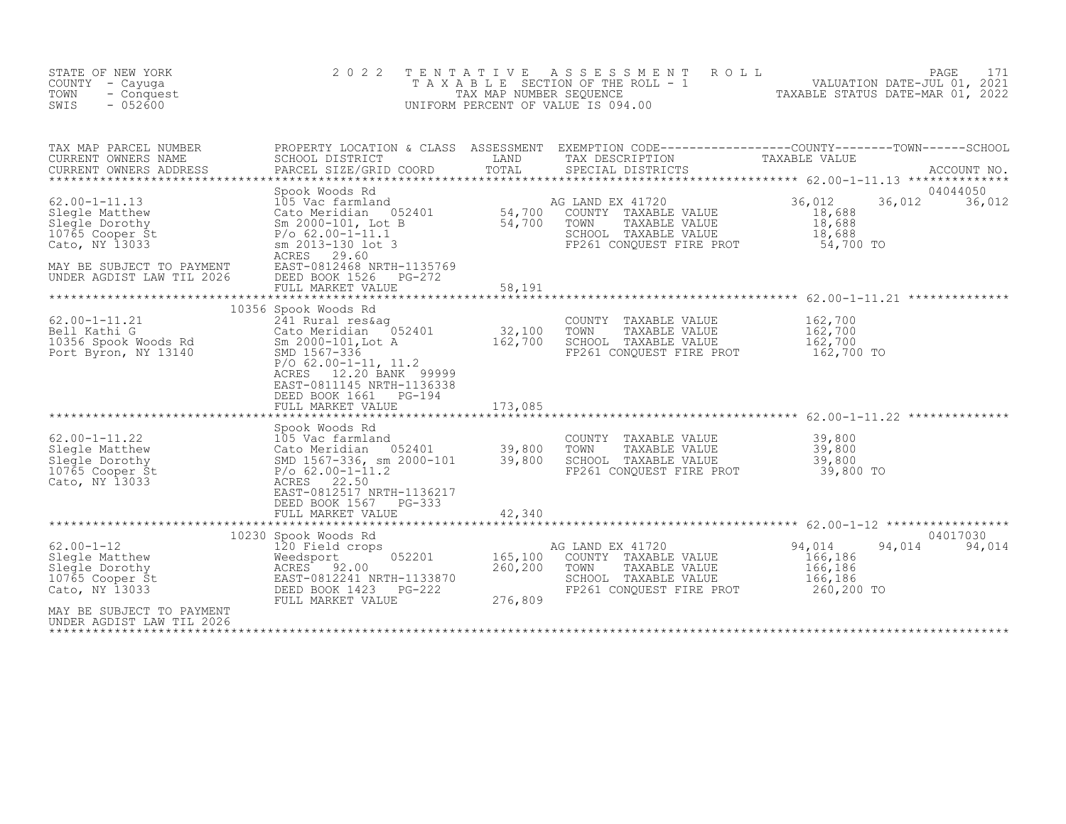STATE OF NEW YORK
COUNTY - Cayuga
TOWN - Conquest
SWIS - 052600

2022 TENTATIVE ASSESSMENT ROLL
TAXABLE SECTION OF THE ROLL - 1
TAX MAP NUMBER SEQUENCE
UNIFORM PERCENT OF VALUE IS 094.00

VALUATION DATE-JUL 01, 2021
TAXABLE STATUS DATE-MAR 01, 2022

| TAX MAP PARCEL NUMBER / CURRENT OWNERS NAME / CURRENT OWNERS ADDRESS | PROPERTY LOCATION & CLASS / SCHOOL DISTRICT / PARCEL SIZE/GRID COORD | ASSESSMENT LAND / TOTAL | EXEMPTION CODE / TAX DESCRIPTION / SPECIAL DISTRICTS | COUNTY | TOWN | SCHOOL | ACCOUNT NO. |
|---|---|---|---|---|---|---|---|
| **62.00-1-11.13** | Spook Woods Rd | | | | | | 04044050 |
| 62.00-1-11.13 | 105 Vac farmland | | AG LAND EX 41720 | 36,012 | 36,012 | 36,012 | |
| Slegle Matthew | Cato Meridian 052401 | 54,700 | COUNTY TAXABLE VALUE | 18,688 | | | |
| Slegle Dorothy | Sm 2000-101, Lot B | 54,700 | TOWN TAXABLE VALUE | | 18,688 | | |
| 10765 Cooper St | P/o 62.00-1-11.1 | | SCHOOL TAXABLE VALUE | | | 18,688 | |
| Cato, NY 13033 | sm 2013-130 lot 3 | | FP261 CONQUEST FIRE PROT | 54,700 TO | | | |
| | ACRES 29.60 | | | | | | |
| MAY BE SUBJECT TO PAYMENT | EAST-0812468 NRTH-1135769 | | | | | | |
| UNDER AGDIST LAW TIL 2026 | DEED BOOK 1526 PG-272 | | | | | | |
| | FULL MARKET VALUE | 58,191 | | | | | |
| **62.00-1-11.21** | 10356 Spook Woods Rd | | | | | | |
| 62.00-1-11.21 | 241 Rural res&ag | | COUNTY TAXABLE VALUE | 162,700 | | | |
| Bell Kathi G | Cato Meridian 052401 | 32,100 | TOWN TAXABLE VALUE | | 162,700 | | |
| 10356 Spook Woods Rd | Sm 2000-101,Lot A | 162,700 | SCHOOL TAXABLE VALUE | | | 162,700 | |
| Port Byron, NY 13140 | SMD 1567-336 | | FP261 CONQUEST FIRE PROT | 162,700 TO | | | |
| | P/O 62.00-1-11, 11.2 | | | | | | |
| | ACRES 12.20 BANK 99999 | | | | | | |
| | EAST-0811145 NRTH-1136338 | | | | | | |
| | DEED BOOK 1661 PG-194 | | | | | | |
| | FULL MARKET VALUE | 173,085 | | | | | |
| **62.00-1-11.22** | Spook Woods Rd | | | | | | |
| 62.00-1-11.22 | 105 Vac farmland | | COUNTY TAXABLE VALUE | 39,800 | | | |
| Slegle Matthew | Cato Meridian 052401 | 39,800 | TOWN TAXABLE VALUE | | 39,800 | | |
| Slegle Dorothy | SMD 1567-336, sm 2000-101 | 39,800 | SCHOOL TAXABLE VALUE | | | 39,800 | |
| 10765 Cooper St | P/o 62.00-1-11.2 | | FP261 CONQUEST FIRE PROT | 39,800 TO | | | |
| Cato, NY 13033 | ACRES 22.50 | | | | | | |
| | EAST-0812517 NRTH-1136217 | | | | | | |
| | DEED BOOK 1567 PG-333 | | | | | | |
| | FULL MARKET VALUE | 42,340 | | | | | |
| **62.00-1-12** | 10230 Spook Woods Rd | | | | | | 04017030 |
| 62.00-1-12 | 120 Field crops | | AG LAND EX 41720 | 94,014 | 94,014 | 94,014 | |
| Slegle Matthew | Weedsport 052201 | 165,100 | COUNTY TAXABLE VALUE | 166,186 | | | |
| Slegle Dorothy | ACRES 92.00 | 260,200 | TOWN TAXABLE VALUE | | 166,186 | | |
| 10765 Cooper St | EAST-0812241 NRTH-1133870 | | SCHOOL TAXABLE VALUE | | | 166,186 | |
| Cato, NY 13033 | DEED BOOK 1423 PG-222 | | FP261 CONQUEST FIRE PROT | 260,200 TO | | | |
| | FULL MARKET VALUE | 276,809 | | | | | |
| MAY BE SUBJECT TO PAYMENT | | | | | | | |
| UNDER AGDIST LAW TIL 2026 | | | | | | | |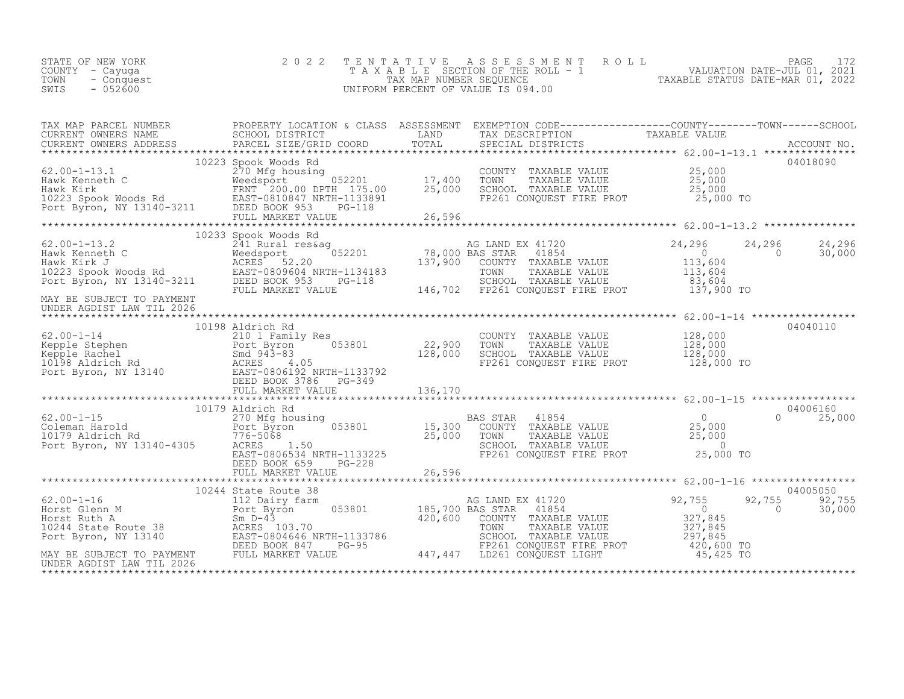STATE OF NEW YORK
COUNTY - Cayuga
TOWN - Conquest
SWIS - 052600

2 0 2 2 T E N T A T I V E A S S E S S M E N T R O L L
T A X A B L E SECTION OF THE ROLL - 1
TAX MAP NUMBER SEQUENCE
UNIFORM PERCENT OF VALUE IS 094.00

VALUATION DATE-JUL 01, 2021
TAXABLE STATUS DATE-MAR 01, 2022

| TAX MAP PARCEL NUMBER / CURRENT OWNERS NAME / CURRENT OWNERS ADDRESS | PROPERTY LOCATION & CLASS / SCHOOL DISTRICT / PARCEL SIZE/GRID COORD | ASSESSMENT LAND / TOTAL | EXEMPTION CODE / TAX DESCRIPTION / SPECIAL DISTRICTS | COUNTY TAXABLE VALUE | TOWN | SCHOOL | ACCOUNT NO. |
|---|---|---|---|---|---|---|---|
| 62.00-1-13.1 | 10223 Spook Woods Rd | | | | | | 04018090 |
| Hawk Kenneth C | 270 Mfg housing | | COUNTY TAXABLE VALUE | 25,000 | | | |
| Hawk Kirk | Weedsport 052201 | 17,400 | TOWN TAXABLE VALUE | 25,000 | | | |
| 10223 Spook Woods Rd | FRNT 200.00 DPTH 175.00 | 25,000 | SCHOOL TAXABLE VALUE | 25,000 | | | |
| Port Byron, NY 13140-3211 | EAST-0810847 NRTH-1133891 | | FP261 CONQUEST FIRE PROT | 25,000 TO | | | |
| | DEED BOOK 953 PG-118 | | | | | | |
| | FULL MARKET VALUE | 26,596 | | | | | |
| 62.00-1-13.2 | 10233 Spook Woods Rd | | | | | | |
| Hawk Kenneth C | 241 Rural res&ag | | AG LAND EX 41720 | 24,296 | 24,296 | 24,296 | |
| Hawk Kirk J | Weedsport 052201 | 78,000 | BAS STAR 41854 | 0 | 0 | 30,000 | |
| 10223 Spook Woods Rd | ACRES 52.20 | 137,900 | COUNTY TAXABLE VALUE | 113,604 | | | |
| Port Byron, NY 13140-3211 | EAST-0809604 NRTH-1134183 | | TOWN TAXABLE VALUE | 113,604 | | | |
| | DEED BOOK 953 PG-118 | | SCHOOL TAXABLE VALUE | 83,604 | | | |
| MAY BE SUBJECT TO PAYMENT UNDER AGDIST LAW TIL 2026 | FULL MARKET VALUE | 146,702 | FP261 CONQUEST FIRE PROT | 137,900 TO | | | |
| 62.00-1-14 | 10198 Aldrich Rd | | | | | | 04040110 |
| Kepple Stephen | 210 1 Family Res | | COUNTY TAXABLE VALUE | 128,000 | | | |
| Kepple Rachel | Port Byron 053801 | 22,900 | TOWN TAXABLE VALUE | 128,000 | | | |
| 10198 Aldrich Rd | Smd 943-83 | 128,000 | SCHOOL TAXABLE VALUE | 128,000 | | | |
| Port Byron, NY 13140 | ACRES 4.05 | | FP261 CONQUEST FIRE PROT | 128,000 TO | | | |
| | EAST-0806192 NRTH-1133792 | | | | | | |
| | DEED BOOK 3786 PG-349 | | | | | | |
| | FULL MARKET VALUE | 136,170 | | | | | |
| 62.00-1-15 | 10179 Aldrich Rd | | | | | | 04006160 |
| Coleman Harold | 270 Mfg housing | | BAS STAR 41854 | 0 | 0 | 25,000 | |
| 10179 Aldrich Rd | Port Byron 053801 | 15,300 | COUNTY TAXABLE VALUE | 25,000 | | | |
| Port Byron, NY 13140-4305 | 776-5068 | 25,000 | TOWN TAXABLE VALUE | 25,000 | | | |
| | ACRES 1.50 | | SCHOOL TAXABLE VALUE | 0 | | | |
| | EAST-0806534 NRTH-1133225 | | FP261 CONQUEST FIRE PROT | 25,000 TO | | | |
| | DEED BOOK 659 PG-228 | | | | | | |
| | FULL MARKET VALUE | 26,596 | | | | | |
| 62.00-1-16 | 10244 State Route 38 | | | | | | 04005050 |
| Horst Glenn M | 112 Dairy farm | | AG LAND EX 41720 | 92,755 | 92,755 | 92,755 | |
| Horst Ruth A | Port Byron 053801 | 185,700 | BAS STAR 41854 | 0 | 0 | 30,000 | |
| 10244 State Route 38 | Sm D-43 | 420,600 | COUNTY TAXABLE VALUE | 327,845 | | | |
| Port Byron, NY 13140 | ACRES 103.70 | | TOWN TAXABLE VALUE | 327,845 | | | |
| | EAST-0804646 NRTH-1133786 | | SCHOOL TAXABLE VALUE | 297,845 | | | |
| | DEED BOOK 847 PG-95 | | FP261 CONQUEST FIRE PROT | 420,600 TO | | | |
| MAY BE SUBJECT TO PAYMENT UNDER AGDIST LAW TIL 2026 | FULL MARKET VALUE | 447,447 | LD261 CONQUEST LIGHT | 45,425 TO | | | |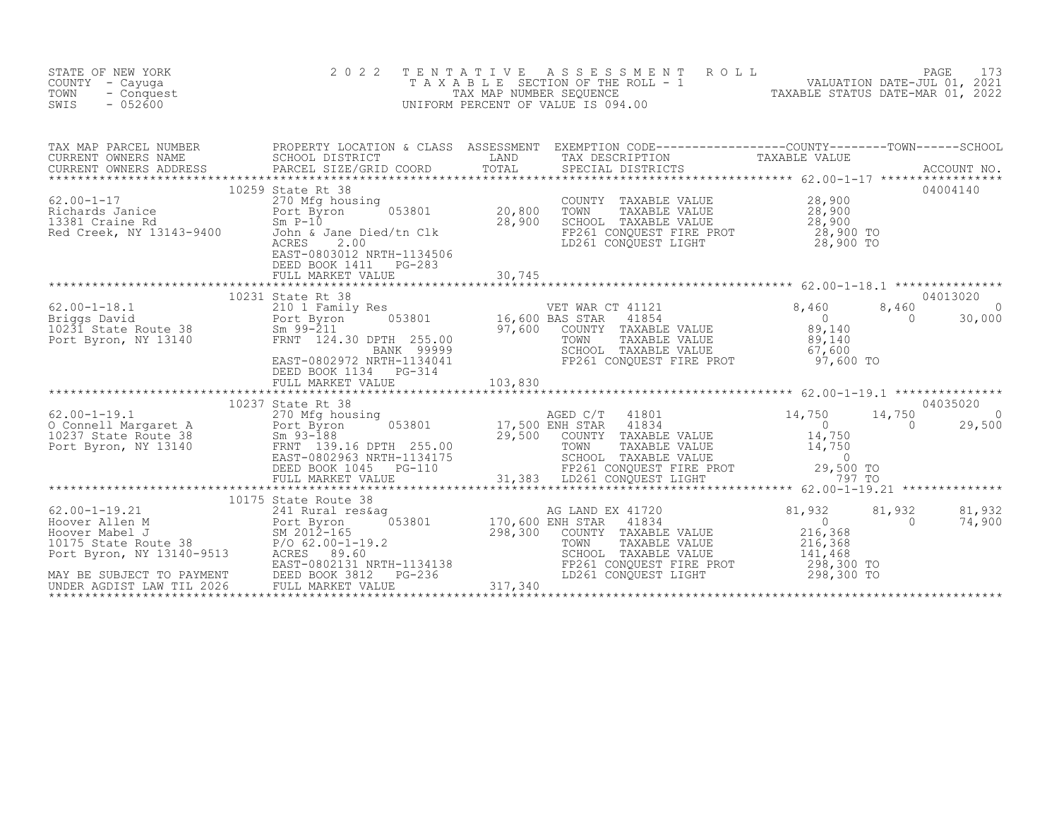STATE OF NEW YORK
COUNTY - Cayuga
TOWN - Conquest
SWIS - 052600

2 0 2 2 T E N T A T I V E A S S E S S M E N T R O L L
T A X A B L E SECTION OF THE ROLL - 1
TAX MAP NUMBER SEQUENCE
UNIFORM PERCENT OF VALUE IS 094.00

VALUATION DATE-JUL 01, 2021
TAXABLE STATUS DATE-MAR 01, 2022

| TAX MAP PARCEL NUMBER / CURRENT OWNERS NAME / CURRENT OWNERS ADDRESS | PROPERTY LOCATION & CLASS / SCHOOL DISTRICT / PARCEL SIZE/GRID COORD | ASSESSMENT LAND / TOTAL | EXEMPTION CODE / TAX DESCRIPTION / SPECIAL DISTRICTS | COUNTY TAXABLE VALUE | TOWN | SCHOOL / ACCOUNT NO. |
|---|---|---|---|---|---|---|
| 62.00-1-17 | 10259 State Rt 38 | | | | | 04004140 |
| Richards Janice | 270 Mfg housing | | COUNTY TAXABLE VALUE | 28,900 | | |
| 13381 Craine Rd | Port Byron 053801 | 20,800 | TOWN TAXABLE VALUE | 28,900 | | |
| Red Creek, NY 13143-9400 | Sm P-10 | 28,900 | SCHOOL TAXABLE VALUE | 28,900 | | |
| | John & Jane Died/tn Clk | | FP261 CONQUEST FIRE PROT | 28,900 TO | | |
| | ACRES 2.00 | | LD261 CONQUEST LIGHT | 28,900 TO | | |
| | EAST-0803012 NRTH-1134506 | | | | | |
| | DEED BOOK 1411 PG-283 | | | | | |
| | FULL MARKET VALUE | 30,745 | | | | |
| 62.00-1-18.1 | 10231 State Rt 38 | | | | | 04013020 |
| Briggs David | 210 1 Family Res | | VET WAR CT 41121 | 8,460 | 8,460 | 0 |
| 10231 State Route 38 | Port Byron 053801 | 16,600 | BAS STAR 41854 | 0 | 0 | 30,000 |
| Port Byron, NY 13140 | Sm 99-211 | 97,600 | COUNTY TAXABLE VALUE | 89,140 | | |
| | FRNT 124.30 DPTH 255.00 | | TOWN TAXABLE VALUE | 89,140 | | |
| | BANK 99999 | | SCHOOL TAXABLE VALUE | 67,600 | | |
| | EAST-0802972 NRTH-1134041 | | FP261 CONQUEST FIRE PROT | 97,600 TO | | |
| | DEED BOOK 1134 PG-314 | | | | | |
| | FULL MARKET VALUE | 103,830 | | | | |
| 62.00-1-19.1 | 10237 State Rt 38 | | | | | 04035020 |
| O Connell Margaret A | 270 Mfg housing | | AGED C/T 41801 | 14,750 | 14,750 | 0 |
| 10237 State Route 38 | Port Byron 053801 | 17,500 | ENH STAR 41834 | 0 | 0 | 29,500 |
| Port Byron, NY 13140 | Sm 93-188 | 29,500 | COUNTY TAXABLE VALUE | 14,750 | | |
| | FRNT 139.16 DPTH 255.00 | | TOWN TAXABLE VALUE | 14,750 | | |
| | EAST-0802963 NRTH-1134175 | | SCHOOL TAXABLE VALUE | 0 | | |
| | DEED BOOK 1045 PG-110 | | FP261 CONQUEST FIRE PROT | 29,500 TO | | |
| | FULL MARKET VALUE | 31,383 | LD261 CONQUEST LIGHT | 797 TO | | |
| 62.00-1-19.21 | 10175 State Route 38 | | | | | |
| Hoover Allen M | 241 Rural res&ag | | AG LAND EX 41720 | 81,932 | 81,932 | 81,932 |
| Hoover Mabel J | Port Byron 053801 | 170,600 | ENH STAR 41834 | 0 | 0 | 74,900 |
| 10175 State Route 38 | SM 2012-165 | 298,300 | COUNTY TAXABLE VALUE | 216,368 | | |
| Port Byron, NY 13140-9513 | P/O 62.00-1-19.2 | | TOWN TAXABLE VALUE | 216,368 | | |
| | ACRES 89.60 | | SCHOOL TAXABLE VALUE | 141,468 | | |
| MAY BE SUBJECT TO PAYMENT | EAST-0802131 NRTH-1134138 | | FP261 CONQUEST FIRE PROT | 298,300 TO | | |
| UNDER AGDIST LAW TIL 2026 | DEED BOOK 3812 PG-236 | | LD261 CONQUEST LIGHT | 298,300 TO | | |
| | FULL MARKET VALUE | 317,340 | | | | |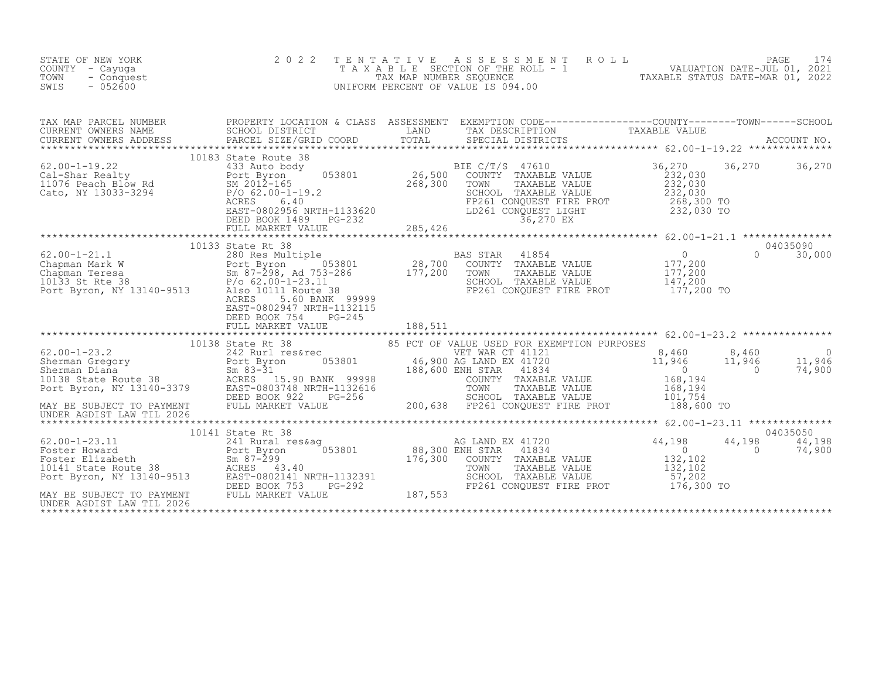STATE OF NEW YORK
COUNTY - Cayuga
TOWN - Conquest
SWIS - 052600

2022 TENTATIVE ASSESSMENT ROLL
TAXABLE SECTION OF THE ROLL - 1
TAX MAP NUMBER SEQUENCE
UNIFORM PERCENT OF VALUE IS 094.00

VALUATION DATE-JUL 01, 2021
TAXABLE STATUS DATE-MAR 01, 2022

| TAX MAP PARCEL NUMBER / CURRENT OWNERS NAME / CURRENT OWNERS ADDRESS | PROPERTY LOCATION & CLASS / SCHOOL DISTRICT / PARCEL SIZE/GRID COORD | ASSESSMENT LAND / TOTAL | EXEMPTION CODE / TAX DESCRIPTION / SPECIAL DISTRICTS | COUNTY TAXABLE VALUE | TOWN | SCHOOL / ACCOUNT NO. |
|---|---|---|---|---|---|---|
| **62.00-1-19.22** | 10183 State Route 38 | | | | | |
| 62.00-1-19.22 | 433 Auto body | | BIE C/T/S 47610 | 36,270 | 36,270 | 36,270 |
| Cal-Shar Realty | Port Byron 053801 | 26,500 | COUNTY TAXABLE VALUE | 232,030 | | |
| 11076 Peach Blow Rd | SM 2012-165 | 268,300 | TOWN TAXABLE VALUE | 232,030 | | |
| Cato, NY 13033-3294 | P/O 62.00-1-19.2 | | SCHOOL TAXABLE VALUE | 232,030 | | |
| | ACRES 6.40 | | FP261 CONQUEST FIRE PROT | 268,300 TO | | |
| | EAST-0802956 NRTH-1133620 | | LD261 CONQUEST LIGHT | 232,030 TO | | |
| | DEED BOOK 1489 PG-232 | | 36,270 EX | | | |
| | FULL MARKET VALUE | 285,426 | | | | |
| **62.00-1-21.1** | 10133 State Rt 38 | | | | | 04035090 |
| 62.00-1-21.1 | 280 Res Multiple | | BAS STAR 41854 | 0 | 0 | 30,000 |
| Chapman Mark W | Port Byron 053801 | 28,700 | COUNTY TAXABLE VALUE | 177,200 | | |
| Chapman Teresa | Sm 87-298, Ad 753-286 | 177,200 | TOWN TAXABLE VALUE | 177,200 | | |
| 10133 St Rte 38 | P/o 62.00-1-23.11 | | SCHOOL TAXABLE VALUE | 147,200 | | |
| Port Byron, NY 13140-9513 | Also 10111 Route 38 | | FP261 CONQUEST FIRE PROT | 177,200 TO | | |
| | ACRES 5.60 BANK 99999 | | | | | |
| | EAST-0802947 NRTH-1132115 | | | | | |
| | DEED BOOK 754 PG-245 | | | | | |
| | FULL MARKET VALUE | 188,511 | | | | |
| **62.00-1-23.2** | 10138 State Rt 38 | | 85 PCT OF VALUE USED FOR EXEMPTION PURPOSES | | | |
| 62.00-1-23.2 | 242 Rurl res&rec | | VET WAR CT 41121 | 8,460 | 8,460 | 0 |
| Sherman Gregory | Port Byron 053801 | 46,900 | AG LAND EX 41720 | 11,946 | 11,946 | 11,946 |
| Sherman Diana | Sm 83-31 | 188,600 | ENH STAR 41834 | 0 | 0 | 74,900 |
| 10138 State Route 38 | ACRES 15.90 BANK 99998 | | COUNTY TAXABLE VALUE | 168,194 | | |
| Port Byron, NY 13140-3379 | EAST-0803748 NRTH-1132616 | | TOWN TAXABLE VALUE | 168,194 | | |
| | DEED BOOK 922 PG-256 | | SCHOOL TAXABLE VALUE | 101,754 | | |
| MAY BE SUBJECT TO PAYMENT | FULL MARKET VALUE | 200,638 | FP261 CONQUEST FIRE PROT | 188,600 TO | | |
| UNDER AGDIST LAW TIL 2026 | | | | | | |
| **62.00-1-23.11** | 10141 State Rt 38 | | | | | 04035050 |
| 62.00-1-23.11 | 241 Rural res&ag | | AG LAND EX 41720 | 44,198 | 44,198 | 44,198 |
| Foster Howard | Port Byron 053801 | 88,300 | ENH STAR 41834 | 0 | 0 | 74,900 |
| Foster Elizabeth | Sm 87-299 | 176,300 | COUNTY TAXABLE VALUE | 132,102 | | |
| 10141 State Route 38 | ACRES 43.40 | | TOWN TAXABLE VALUE | 132,102 | | |
| Port Byron, NY 13140-9513 | EAST-0802141 NRTH-1132391 | | SCHOOL TAXABLE VALUE | 57,202 | | |
| | DEED BOOK 753 PG-292 | | FP261 CONQUEST FIRE PROT | 176,300 TO | | |
| MAY BE SUBJECT TO PAYMENT | FULL MARKET VALUE | 187,553 | | | | |
| UNDER AGDIST LAW TIL 2026 | | | | | | |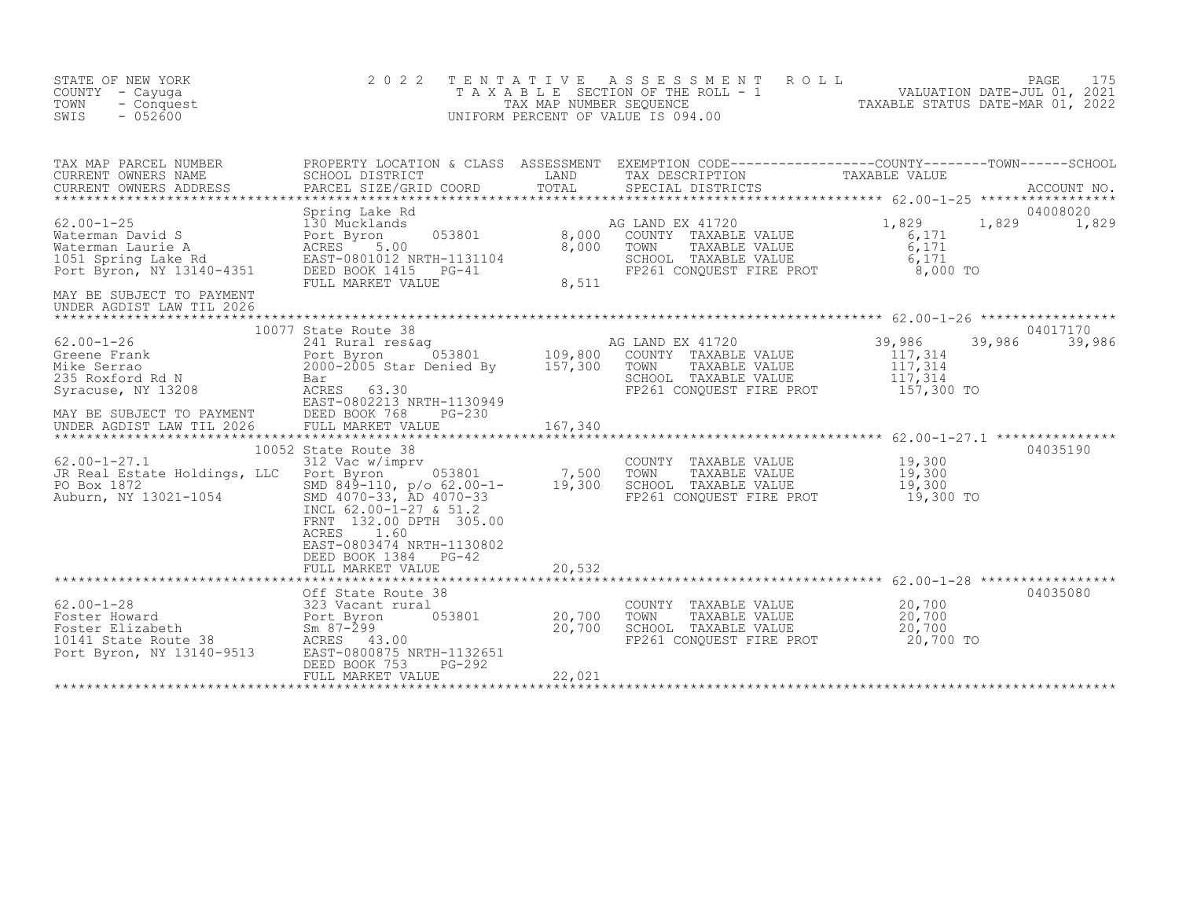STATE OF NEW YORK
COUNTY - Cayuga
TOWN - Conquest
SWIS - 052600

2 0 2 2 T E N T A T I V E A S S E S S M E N T R O L L
T A X A B L E SECTION OF THE ROLL - 1
TAX MAP NUMBER SEQUENCE
UNIFORM PERCENT OF VALUE IS 094.00

VALUATION DATE-JUL 01, 2021
TAXABLE STATUS DATE-MAR 01, 2022

| TAX MAP PARCEL NUMBER / CURRENT OWNERS NAME / CURRENT OWNERS ADDRESS | PROPERTY LOCATION & CLASS / SCHOOL DISTRICT / PARCEL SIZE/GRID COORD | ASSESSMENT LAND / TOTAL | EXEMPTION CODE / TAX DESCRIPTION / SPECIAL DISTRICTS | COUNTY TAXABLE VALUE | TOWN | SCHOOL | ACCOUNT NO. |
|---|---|---|---|---|---|---|---|
| 62.00-1-25 | Spring Lake Rd | | | | | | 04008020 |
| Waterman David S | 130 Mucklands | | AG LAND EX 41720 | 1,829 | 1,829 | 1,829 | |
| Waterman Laurie A | Port Byron 053801 | 8,000 | COUNTY TAXABLE VALUE | 6,171 | | | |
| 1051 Spring Lake Rd | ACRES 5.00 | 8,000 | TOWN TAXABLE VALUE | 6,171 | | | |
| Port Byron, NY 13140-4351 | EAST-0801012 NRTH-1131104 | | SCHOOL TAXABLE VALUE | 6,171 | | | |
| | DEED BOOK 1415 PG-41 | | FP261 CONQUEST FIRE PROT | 8,000 TO | | | |
| MAY BE SUBJECT TO PAYMENT UNDER AGDIST LAW TIL 2026 | FULL MARKET VALUE | 8,511 | | | | | |
| 62.00-1-26 | 10077 State Route 38 | | | | | | 04017170 |
| Greene Frank | 241 Rural res&ag | | AG LAND EX 41720 | 39,986 | 39,986 | 39,986 | |
| Mike Serrao | Port Byron 053801 | 109,800 | COUNTY TAXABLE VALUE | 117,314 | | | |
| 235 Roxford Rd N | 2000-2005 Star Denied By | 157,300 | TOWN TAXABLE VALUE | 117,314 | | | |
| Syracuse, NY 13208 | Bar | | SCHOOL TAXABLE VALUE | 117,314 | | | |
| | ACRES 63.30 | | FP261 CONQUEST FIRE PROT | 157,300 TO | | | |
| | EAST-0802213 NRTH-1130949 | | | | | | |
| MAY BE SUBJECT TO PAYMENT | DEED BOOK 768 PG-230 | | | | | | |
| UNDER AGDIST LAW TIL 2026 | FULL MARKET VALUE | 167,340 | | | | | |
| 62.00-1-27.1 | 10052 State Route 38 | | | | | | 04035190 |
| JR Real Estate Holdings, LLC | 312 Vac w/imprv | | COUNTY TAXABLE VALUE | 19,300 | | | |
| PO Box 1872 | Port Byron 053801 | 7,500 | TOWN TAXABLE VALUE | 19,300 | | | |
| Auburn, NY 13021-1054 | SMD 849-110, p/o 62.00-1- | 19,300 | SCHOOL TAXABLE VALUE | 19,300 | | | |
| | SMD 4070-33, AD 4070-33 | | FP261 CONQUEST FIRE PROT | 19,300 TO | | | |
| | INCL 62.00-1-27 & 51.2 | | | | | | |
| | FRNT 132.00 DPTH 305.00 | | | | | | |
| | ACRES 1.60 | | | | | | |
| | EAST-0803474 NRTH-1130802 | | | | | | |
| | DEED BOOK 1384 PG-42 | | | | | | |
| | FULL MARKET VALUE | 20,532 | | | | | |
| 62.00-1-28 | Off State Route 38 | | | | | | 04035080 |
| Foster Howard | 323 Vacant rural | | COUNTY TAXABLE VALUE | 20,700 | | | |
| Foster Elizabeth | Port Byron 053801 | 20,700 | TOWN TAXABLE VALUE | 20,700 | | | |
| 10141 State Route 38 | Sm 87-299 | 20,700 | SCHOOL TAXABLE VALUE | 20,700 | | | |
| Port Byron, NY 13140-9513 | ACRES 43.00 | | FP261 CONQUEST FIRE PROT | 20,700 TO | | | |
| | EAST-0800875 NRTH-1132651 | | | | | | |
| | DEED BOOK 753 PG-292 | | | | | | |
| | FULL MARKET VALUE | 22,021 | | | | | |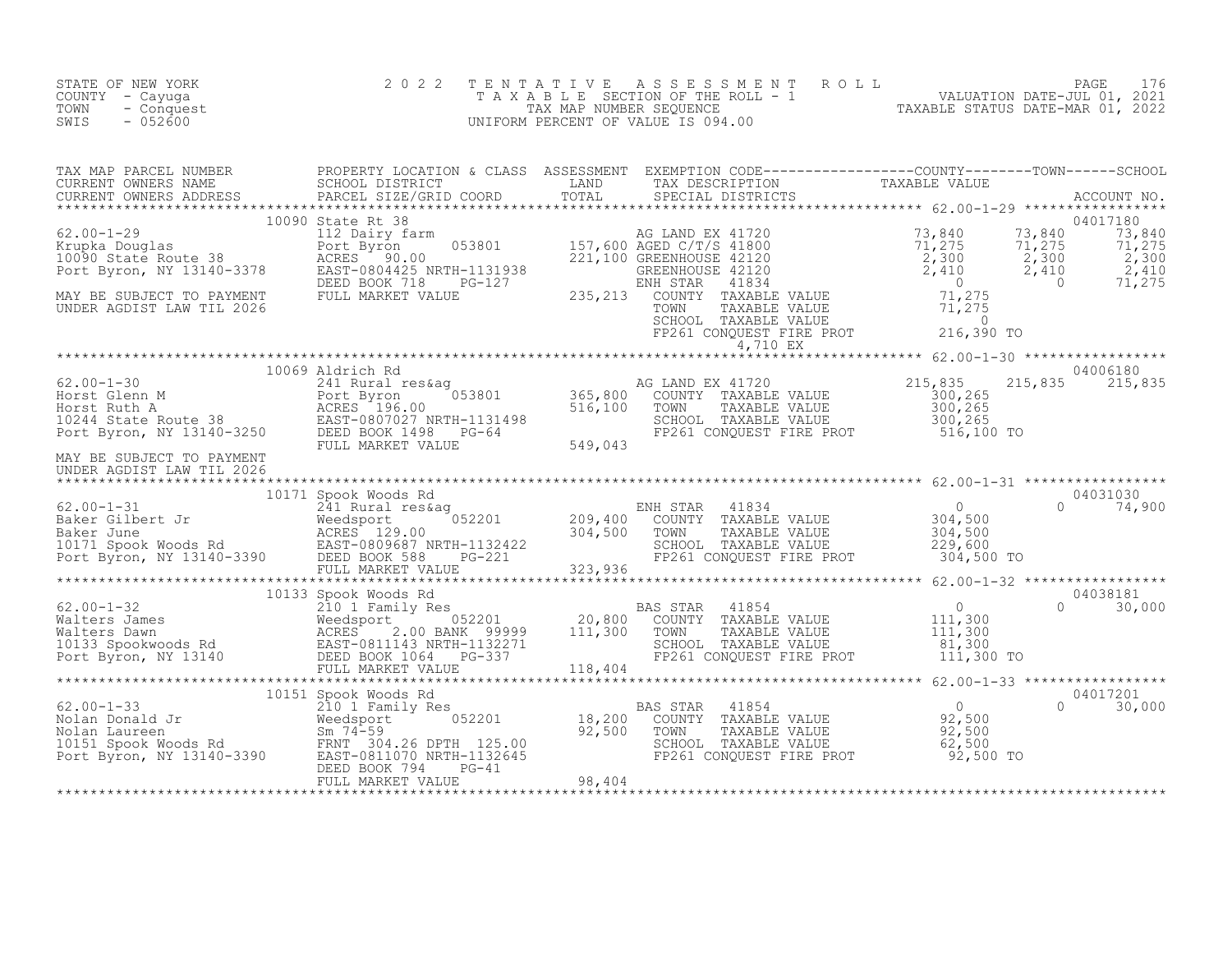STATE OF NEW YORK
COUNTY - Cayuga
TOWN - Conquest
SWIS - 052600

2022 TENTATIVE ASSESSMENT ROLL
TAXABLE SECTION OF THE ROLL - 1
TAX MAP NUMBER SEQUENCE
UNIFORM PERCENT OF VALUE IS 094.00

VALUATION DATE-JUL 01, 2021
TAXABLE STATUS DATE-MAR 01, 2022

| TAX MAP PARCEL NUMBER / CURRENT OWNERS NAME / CURRENT OWNERS ADDRESS | PROPERTY LOCATION & CLASS / SCHOOL DISTRICT / PARCEL SIZE/GRID COORD | ASSESSMENT LAND / TOTAL | EXEMPTION CODE / TAX DESCRIPTION / SPECIAL DISTRICTS | COUNTY TAXABLE VALUE | TOWN | SCHOOL / ACCOUNT NO. |
|---|---|---|---|---|---|---|
| **62.00-1-29** | 10090 State Rt 38 | | | | | 04017180 |
| Krupka Douglas | 112 Dairy farm | | AG LAND EX 41720 | 73,840 | 73,840 | 73,840 |
| 10090 State Route 38 | Port Byron 053801 | 157,600 | AGED C/T/S 41800 | 71,275 | 71,275 | 71,275 |
| Port Byron, NY 13140-3378 | ACRES 90.00 | 221,100 | GREENHOUSE 42120 | 2,300 | 2,300 | 2,300 |
| | EAST-0804425 NRTH-1131938 | | GREENHOUSE 42120 | 2,410 | 2,410 | 2,410 |
| | DEED BOOK 718 PG-127 | | ENH STAR 41834 | 0 | 0 | 71,275 |
| MAY BE SUBJECT TO PAYMENT | FULL MARKET VALUE | 235,213 | COUNTY TAXABLE VALUE | 71,275 | | |
| UNDER AGDIST LAW TIL 2026 | | | TOWN TAXABLE VALUE | 71,275 | | |
| | | | SCHOOL TAXABLE VALUE | 0 | | |
| | | | FP261 CONQUEST FIRE PROT | 216,390 TO | | |
| | | | 4,710 EX | | | |
| **62.00-1-30** | 10069 Aldrich Rd | | | | | 04006180 |
| Horst Glenn M | 241 Rural res&ag | | AG LAND EX 41720 | 215,835 | 215,835 | 215,835 |
| Horst Ruth A | Port Byron 053801 | 365,800 | COUNTY TAXABLE VALUE | 300,265 | | |
| 10244 State Route 38 | ACRES 196.00 | 516,100 | TOWN TAXABLE VALUE | 300,265 | | |
| Port Byron, NY 13140-3250 | EAST-0807027 NRTH-1131498 | | SCHOOL TAXABLE VALUE | 300,265 | | |
| | DEED BOOK 1498 PG-64 | | FP261 CONQUEST FIRE PROT | 516,100 TO | | |
| MAY BE SUBJECT TO PAYMENT | FULL MARKET VALUE | 549,043 | | | | |
| UNDER AGDIST LAW TIL 2026 | | | | | | |
| **62.00-1-31** | 10171 Spook Woods Rd | | | | | 04031030 |
| Baker Gilbert Jr | 241 Rural res&ag | | ENH STAR 41834 | 0 | 0 | 74,900 |
| Baker June | Weedsport 052201 | 209,400 | COUNTY TAXABLE VALUE | 304,500 | | |
| 10171 Spook Woods Rd | ACRES 129.00 | 304,500 | TOWN TAXABLE VALUE | 304,500 | | |
| Port Byron, NY 13140-3390 | EAST-0809687 NRTH-1132422 | | SCHOOL TAXABLE VALUE | 229,600 | | |
| | DEED BOOK 588 PG-221 | | FP261 CONQUEST FIRE PROT | 304,500 TO | | |
| | FULL MARKET VALUE | 323,936 | | | | |
| **62.00-1-32** | 10133 Spook Woods Rd | | | | | 04038181 |
| Walters James | 210 1 Family Res | | BAS STAR 41854 | 0 | 0 | 30,000 |
| Walters Dawn | Weedsport 052201 | 20,800 | COUNTY TAXABLE VALUE | 111,300 | | |
| 10133 Spookwoods Rd | ACRES 2.00 BANK 99999 | 111,300 | TOWN TAXABLE VALUE | 111,300 | | |
| Port Byron, NY 13140 | EAST-0811143 NRTH-1132271 | | SCHOOL TAXABLE VALUE | 81,300 | | |
| | DEED BOOK 1064 PG-337 | | FP261 CONQUEST FIRE PROT | 111,300 TO | | |
| | FULL MARKET VALUE | 118,404 | | | | |
| **62.00-1-33** | 10151 Spook Woods Rd | | | | | 04017201 |
| Nolan Donald Jr | 210 1 Family Res | | BAS STAR 41854 | 0 | 0 | 30,000 |
| Nolan Laureen | Weedsport 052201 | 18,200 | COUNTY TAXABLE VALUE | 92,500 | | |
| 10151 Spook Woods Rd | Sm 74-59 | 92,500 | TOWN TAXABLE VALUE | 92,500 | | |
| Port Byron, NY 13140-3390 | FRNT 304.26 DPTH 125.00 | | SCHOOL TAXABLE VALUE | 62,500 | | |
| | EAST-0811070 NRTH-1132645 | | FP261 CONQUEST FIRE PROT | 92,500 TO | | |
| | DEED BOOK 794 PG-41 | | | | | |
| | FULL MARKET VALUE | 98,404 | | | | |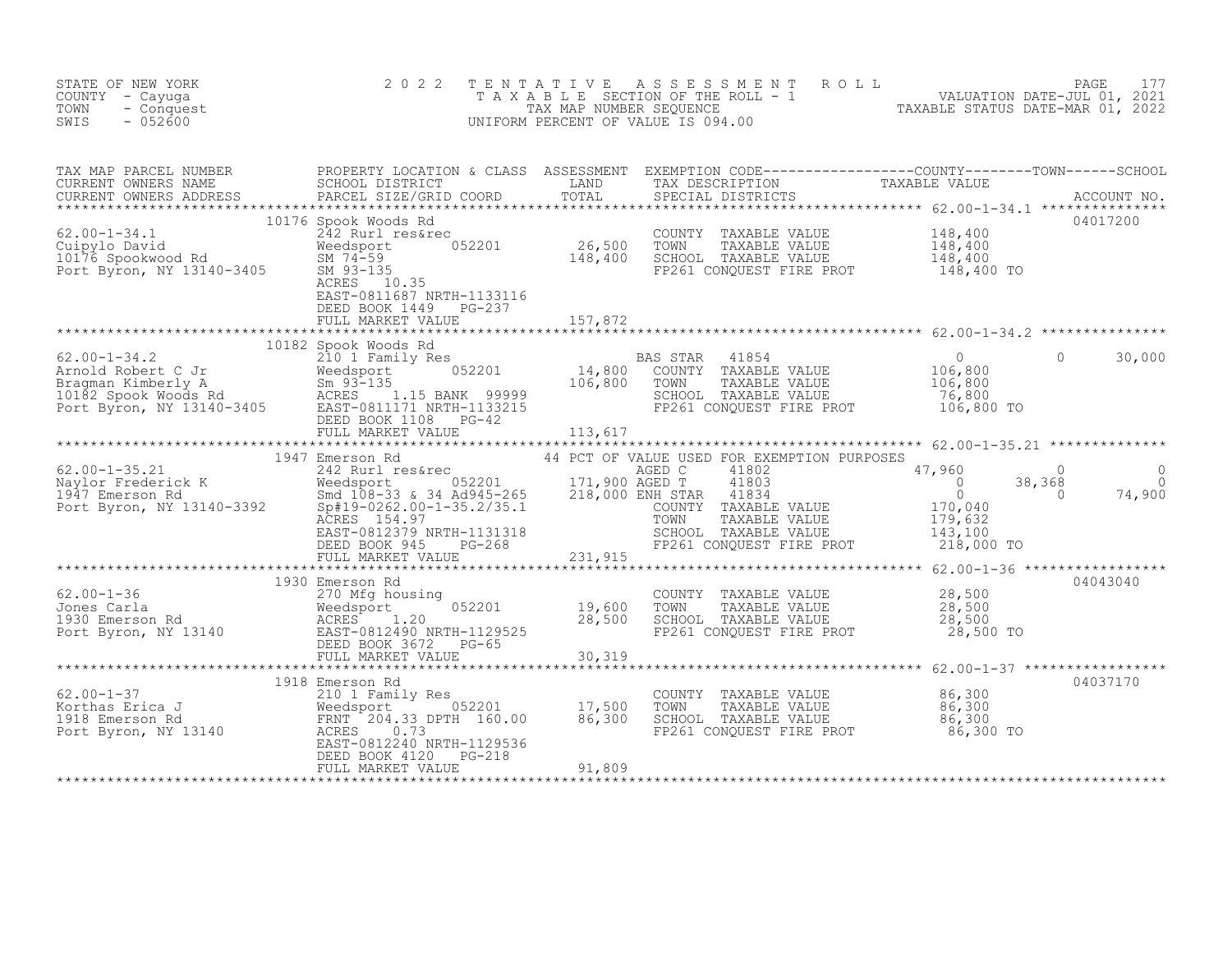STATE OF NEW YORK
COUNTY - Cayuga
TOWN - Conquest
SWIS - 052600

# 2022 TENTATIVE ASSESSMENT ROLL
TAXABLE SECTION OF THE ROLL - 1
TAX MAP NUMBER SEQUENCE
UNIFORM PERCENT OF VALUE IS 094.00

VALUATION DATE-JUL 01, 2021
TAXABLE STATUS DATE-MAR 01, 2022

| TAX MAP PARCEL NUMBER / CURRENT OWNERS NAME / CURRENT OWNERS ADDRESS | PROPERTY LOCATION & CLASS / SCHOOL DISTRICT / PARCEL SIZE/GRID COORD | ASSESSMENT LAND | TOTAL | EXEMPTION CODE / TAX DESCRIPTION / SPECIAL DISTRICTS | COUNTY | TOWN | SCHOOL | ACCOUNT NO. |
|---|---|---|---|---|---|---|---|---|
| 62.00-1-34.1 | 10176 Spook Woods Rd | | | | | | | 04017200 |
| Cuipylo David | 242 Rurl res&rec | | | COUNTY TAXABLE VALUE | 148,400 | | | |
| 10176 Spookwood Rd | Weedsport 052201 | 26,500 | | TOWN TAXABLE VALUE | | 148,400 | | |
| Port Byron, NY 13140-3405 | SM 74-59 | | 148,400 | SCHOOL TAXABLE VALUE | | | 148,400 | |
| | SM 93-135 | | | FP261 CONQUEST FIRE PROT | 148,400 TO | | | |
| | ACRES 10.35 | | | | | | | |
| | EAST-0811687 NRTH-1133116 | | | | | | | |
| | DEED BOOK 1449 PG-237 | | | | | | | |
| | FULL MARKET VALUE | | 157,872 | | | | | |
| 62.00-1-34.2 | 10182 Spook Woods Rd | | | | | | | |
| Arnold Robert C Jr | 210 1 Family Res | | | BAS STAR 41854 | 0 | 0 | 30,000 | |
| Bragman Kimberly A | Weedsport 052201 | 14,800 | | COUNTY TAXABLE VALUE | 106,800 | | | |
| 10182 Spook Woods Rd | Sm 93-135 | | 106,800 | TOWN TAXABLE VALUE | | 106,800 | | |
| Port Byron, NY 13140-3405 | ACRES 1.15 BANK 99999 | | | SCHOOL TAXABLE VALUE | | | 76,800 | |
| | EAST-0811171 NRTH-1133215 | | | FP261 CONQUEST FIRE PROT | 106,800 TO | | | |
| | DEED BOOK 1108 PG-42 | | | | | | | |
| | FULL MARKET VALUE | | 113,617 | | | | | |
| 62.00-1-35.21 | 1947 Emerson Rd | | | 44 PCT OF VALUE USED FOR EXEMPTION PURPOSES | | | | |
| Naylor Frederick K | 242 Rurl res&rec | | | AGED C 41802 | 47,960 | 0 | 0 | |
| 1947 Emerson Rd | Weedsport 052201 | 171,900 | | AGED T 41803 | 0 | 38,368 | 0 | |
| Port Byron, NY 13140-3392 | Smd 108-33 & 34 Ad945-265 | | 218,000 | ENH STAR 41834 | 0 | 0 | 74,900 | |
| | Sp#19-0262.00-1-35.2/35.1 | | | COUNTY TAXABLE VALUE | 170,040 | | | |
| | ACRES 154.97 | | | TOWN TAXABLE VALUE | | 179,632 | | |
| | EAST-0812379 NRTH-1131318 | | | SCHOOL TAXABLE VALUE | | | 143,100 | |
| | DEED BOOK 945 PG-268 | | | FP261 CONQUEST FIRE PROT | 218,000 TO | | | |
| | FULL MARKET VALUE | | 231,915 | | | | | |
| 62.00-1-36 | 1930 Emerson Rd | | | | | | | 04043040 |
| Jones Carla | 270 Mfg housing | | | COUNTY TAXABLE VALUE | 28,500 | | | |
| 1930 Emerson Rd | Weedsport 052201 | 19,600 | | TOWN TAXABLE VALUE | | 28,500 | | |
| Port Byron, NY 13140 | ACRES 1.20 | | 28,500 | SCHOOL TAXABLE VALUE | | | 28,500 | |
| | EAST-0812490 NRTH-1129525 | | | FP261 CONQUEST FIRE PROT | 28,500 TO | | | |
| | DEED BOOK 3672 PG-65 | | | | | | | |
| | FULL MARKET VALUE | | 30,319 | | | | | |
| 62.00-1-37 | 1918 Emerson Rd | | | | | | | 04037170 |
| Korthas Erica J | 210 1 Family Res | | | COUNTY TAXABLE VALUE | 86,300 | | | |
| 1918 Emerson Rd | Weedsport 052201 | 17,500 | | TOWN TAXABLE VALUE | | 86,300 | | |
| Port Byron, NY 13140 | FRNT 204.33 DPTH 160.00 | | 86,300 | SCHOOL TAXABLE VALUE | | | 86,300 | |
| | ACRES 0.73 | | | FP261 CONQUEST FIRE PROT | 86,300 TO | | | |
| | EAST-0812240 NRTH-1129536 | | | | | | | |
| | DEED BOOK 4120 PG-218 | | | | | | | |
| | FULL MARKET VALUE | | 91,809 | | | | | |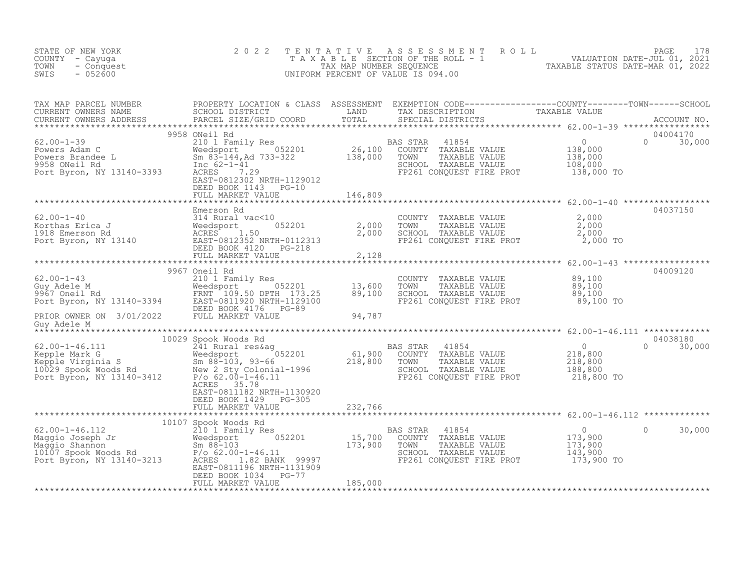STATE OF NEW YORK
COUNTY - Cayuga
TOWN - Conquest
SWIS - 052600

# 2022 TENTATIVE ASSESSMENT ROLL
TAXABLE SECTION OF THE ROLL - 1
TAX MAP NUMBER SEQUENCE
UNIFORM PERCENT OF VALUE IS 094.00

VALUATION DATE-JUL 01, 2021
TAXABLE STATUS DATE-MAR 01, 2022

| TAX MAP PARCEL NUMBER / CURRENT OWNERS NAME / CURRENT OWNERS ADDRESS | PROPERTY LOCATION & CLASS / SCHOOL DISTRICT / PARCEL SIZE/GRID COORD | ASSESSMENT LAND / TOTAL | EXEMPTION CODE / TAX DESCRIPTION / SPECIAL DISTRICTS | COUNTY TAXABLE VALUE | TOWN | SCHOOL | ACCOUNT NO. |
|---|---|---|---|---|---|---|---|
| 62.00-1-39 | 9958 ONeil Rd | | | | | | 04004170 |
| 62.00-1-39 | 210 1 Family Res | | BAS STAR 41854 | 0 | 0 | 30,000 | |
| Powers Adam C | Weedsport 052201 | 26,100 | COUNTY TAXABLE VALUE | 138,000 | | | |
| Powers Brandee L | Sm 83-144,Ad 733-322 | 138,000 | TOWN TAXABLE VALUE | 138,000 | | | |
| 9958 ONeil Rd | Inc 62-1-41 | | SCHOOL TAXABLE VALUE | 108,000 | | | |
| Port Byron, NY 13140-3393 | ACRES 7.29 | | FP261 CONQUEST FIRE PROT | 138,000 TO | | | |
| | EAST-0812302 NRTH-1129012 | | | | | | |
| | DEED BOOK 1143 PG-10 | | | | | | |
| | FULL MARKET VALUE | 146,809 | | | | | |
| 62.00-1-40 | Emerson Rd | | | | | | 04037150 |
| 62.00-1-40 | 314 Rural vac<10 | | COUNTY TAXABLE VALUE | 2,000 | | | |
| Korthas Erica J | Weedsport 052201 | 2,000 | TOWN TAXABLE VALUE | 2,000 | | | |
| 1918 Emerson Rd | ACRES 1.50 | 2,000 | SCHOOL TAXABLE VALUE | 2,000 | | | |
| Port Byron, NY 13140 | EAST-0812352 NRTH-0112313 | | FP261 CONQUEST FIRE PROT | 2,000 TO | | | |
| | DEED BOOK 4120 PG-218 | | | | | | |
| | FULL MARKET VALUE | 2,128 | | | | | |
| 62.00-1-43 | 9967 Oneil Rd | | | | | | 04009120 |
| 62.00-1-43 | 210 1 Family Res | | COUNTY TAXABLE VALUE | 89,100 | | | |
| Guy Adele M | Weedsport 052201 | 13,600 | TOWN TAXABLE VALUE | 89,100 | | | |
| 9967 Oneil Rd | FRNT 109.50 DPTH 173.25 | 89,100 | SCHOOL TAXABLE VALUE | 89,100 | | | |
| Port Byron, NY 13140-3394 | EAST-0811920 NRTH-1129100 | | FP261 CONQUEST FIRE PROT | 89,100 TO | | | |
| | DEED BOOK 4176 PG-89 | | | | | | |
| PRIOR OWNER ON 3/01/2022 | FULL MARKET VALUE | 94,787 | | | | | |
| Guy Adele M | | | | | | | |
| 62.00-1-46.111 | 10029 Spook Woods Rd | | | | | | 04038180 |
| 62.00-1-46.111 | 241 Rural res&ag | | BAS STAR 41854 | 0 | 0 | 30,000 | |
| Kepple Mark G | Weedsport 052201 | 61,900 | COUNTY TAXABLE VALUE | 218,800 | | | |
| Kepple Virginia S | Sm 88-103, 93-66 | 218,800 | TOWN TAXABLE VALUE | 218,800 | | | |
| 10029 Spook Woods Rd | New 2 Sty Colonial-1996 | | SCHOOL TAXABLE VALUE | 188,800 | | | |
| Port Byron, NY 13140-3412 | P/o 62.00-1-46.11 | | FP261 CONQUEST FIRE PROT | 218,800 TO | | | |
| | ACRES 35.78 | | | | | | |
| | EAST-0811182 NRTH-1130920 | | | | | | |
| | DEED BOOK 1429 PG-305 | | | | | | |
| | FULL MARKET VALUE | 232,766 | | | | | |
| 62.00-1-46.112 | 10107 Spook Woods Rd | | | | | | |
| 62.00-1-46.112 | 210 1 Family Res | | BAS STAR 41854 | 0 | 0 | 30,000 | |
| Maggio Joseph Jr | Weedsport 052201 | 15,700 | COUNTY TAXABLE VALUE | 173,900 | | | |
| Maggio Shannon | Sm 88-103 | 173,900 | TOWN TAXABLE VALUE | 173,900 | | | |
| 10107 Spook Woods Rd | P/o 62.00-1-46.11 | | SCHOOL TAXABLE VALUE | 143,900 | | | |
| Port Byron, NY 13140-3213 | ACRES 1.82 BANK 99997 | | FP261 CONQUEST FIRE PROT | 173,900 TO | | | |
| | EAST-0811196 NRTH-1131909 | | | | | | |
| | DEED BOOK 1034 PG-77 | | | | | | |
| | FULL MARKET VALUE | 185,000 | | | | | |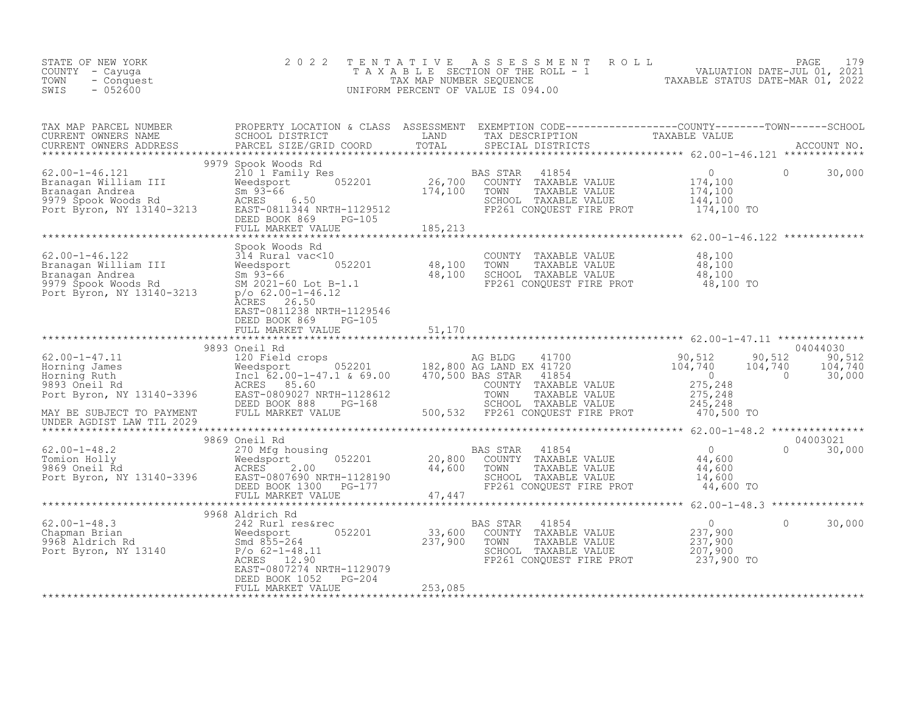STATE OF NEW YORK — 2022 TENTATIVE ASSESSMENT ROLL
COUNTY - Cayuga — TAXABLE SECTION OF THE ROLL - 1 — VALUATION DATE-JUL 01, 2021
TOWN - Conquest — TAX MAP NUMBER SEQUENCE — TAXABLE STATUS DATE-MAR 01, 2022
SWIS - 052600 — UNIFORM PERCENT OF VALUE IS 094.00

| TAX MAP PARCEL NUMBER / CURRENT OWNERS NAME / CURRENT OWNERS ADDRESS | PROPERTY LOCATION & CLASS / SCHOOL DISTRICT / PARCEL SIZE/GRID COORD | ASSESSMENT LAND / TOTAL | EXEMPTION CODE / TAX DESCRIPTION / SPECIAL DISTRICTS | COUNTY TAXABLE VALUE | TOWN | SCHOOL | ACCOUNT NO. |
|---|---|---|---|---|---|---|---|
| **62.00-1-46.121** | 9979 Spook Woods Rd | | | | | | |
| 62.00-1-46.121 | 210 1 Family Res | | BAS STAR 41854 | 0 | 0 | 30,000 | |
| Branagan William III | Weedsport 052201 | 26,700 | COUNTY TAXABLE VALUE | 174,100 | | | |
| Branagan Andrea | Sm 93-66 | 174,100 | TOWN TAXABLE VALUE | 174,100 | | | |
| 9979 Spook Woods Rd | ACRES 6.50 | | SCHOOL TAXABLE VALUE | 144,100 | | | |
| Port Byron, NY 13140-3213 | EAST-0811344 NRTH-1129512 | | FP261 CONQUEST FIRE PROT | 174,100 TO | | | |
| | DEED BOOK 869 PG-105 | | | | | | |
| | FULL MARKET VALUE | 185,213 | | | | | |
| **62.00-1-46.122** | Spook Woods Rd | | | | | | |
| 62.00-1-46.122 | 314 Rural vac<10 | | COUNTY TAXABLE VALUE | 48,100 | | | |
| Branagan William III | Weedsport 052201 | 48,100 | TOWN TAXABLE VALUE | 48,100 | | | |
| Branagan Andrea | Sm 93-66 | 48,100 | SCHOOL TAXABLE VALUE | 48,100 | | | |
| 9979 Spook Woods Rd | SM 2021-60 Lot B-1.1 | | FP261 CONQUEST FIRE PROT | 48,100 TO | | | |
| Port Byron, NY 13140-3213 | p/o 62.00-1-46.12 | | | | | | |
| | ACRES 26.50 | | | | | | |
| | EAST-0811238 NRTH-1129546 | | | | | | |
| | DEED BOOK 869 PG-105 | | | | | | |
| | FULL MARKET VALUE | 51,170 | | | | | |
| **62.00-1-47.11** | 9893 Oneil Rd | | | | | | 04044030 |
| 62.00-1-47.11 | 120 Field crops | | AG BLDG 41700 | 90,512 | 90,512 | 90,512 | |
| Horning James | Weedsport 052201 | 182,800 | AG LAND EX 41720 | 104,740 | 104,740 | 104,740 | |
| Horning Ruth | Incl 62.00-1-47.1 & 69.00 | 470,500 | BAS STAR 41854 | 0 | 0 | 30,000 | |
| 9893 Oneil Rd | ACRES 85.60 | | COUNTY TAXABLE VALUE | 275,248 | | | |
| Port Byron, NY 13140-3396 | EAST-0809027 NRTH-1128612 | | TOWN TAXABLE VALUE | 275,248 | | | |
| | DEED BOOK 888 PG-168 | | SCHOOL TAXABLE VALUE | 245,248 | | | |
| MAY BE SUBJECT TO PAYMENT | FULL MARKET VALUE | 500,532 | FP261 CONQUEST FIRE PROT | 470,500 TO | | | |
| UNDER AGDIST LAW TIL 2029 | | | | | | | |
| **62.00-1-48.2** | 9869 Oneil Rd | | | | | | 04003021 |
| 62.00-1-48.2 | 270 Mfg housing | | BAS STAR 41854 | 0 | 0 | 30,000 | |
| Tomion Holly | Weedsport 052201 | 20,800 | COUNTY TAXABLE VALUE | 44,600 | | | |
| 9869 Oneil Rd | ACRES 2.00 | 44,600 | TOWN TAXABLE VALUE | 44,600 | | | |
| Port Byron, NY 13140-3396 | EAST-0807690 NRTH-1128190 | | SCHOOL TAXABLE VALUE | 14,600 | | | |
| | DEED BOOK 1300 PG-177 | | FP261 CONQUEST FIRE PROT | 44,600 TO | | | |
| | FULL MARKET VALUE | 47,447 | | | | | |
| **62.00-1-48.3** | 9968 Aldrich Rd | | | | | | |
| 62.00-1-48.3 | 242 Rurl res&rec | | BAS STAR 41854 | 0 | 0 | 30,000 | |
| Chapman Brian | Weedsport 052201 | 33,600 | COUNTY TAXABLE VALUE | 237,900 | | | |
| 9968 Aldrich Rd | Smd 855-264 | 237,900 | TOWN TAXABLE VALUE | 237,900 | | | |
| Port Byron, NY 13140 | P/o 62-1-48.11 | | SCHOOL TAXABLE VALUE | 207,900 | | | |
| | ACRES 12.90 | | FP261 CONQUEST FIRE PROT | 237,900 TO | | | |
| | EAST-0807274 NRTH-1129079 | | | | | | |
| | DEED BOOK 1052 PG-204 | | | | | | |
| | FULL MARKET VALUE | 253,085 | | | | | |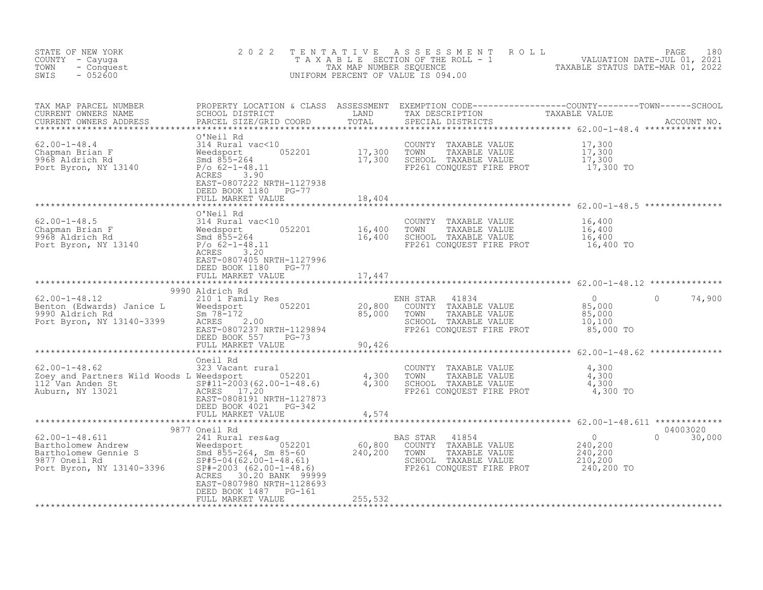STATE OF NEW YORK
COUNTY - Cayuga
TOWN - Conquest
SWIS - 052600

2022 TENTATIVE ASSESSMENT ROLL
TAXABLE SECTION OF THE ROLL - 1
TAX MAP NUMBER SEQUENCE
UNIFORM PERCENT OF VALUE IS 094.00

VALUATION DATE-JUL 01, 2021
TAXABLE STATUS DATE-MAR 01, 2022

| TAX MAP PARCEL NUMBER / CURRENT OWNERS NAME / CURRENT OWNERS ADDRESS | PROPERTY LOCATION & CLASS / SCHOOL DISTRICT / PARCEL SIZE/GRID COORD | ASSESSMENT LAND | ASSESSMENT TOTAL | EXEMPTION CODE / TAX DESCRIPTION / SPECIAL DISTRICTS | COUNTY TAXABLE VALUE | TOWN | SCHOOL / ACCOUNT NO. |
|---|---|---|---|---|---|---|---|
| **62.00-1-48.4** | O'Neil Rd | | | | | | |
| 62.00-1-48.4 | 314 Rural vac<10 | | | COUNTY TAXABLE VALUE | 17,300 | | |
| Chapman Brian F | Weedsport 052201 | 17,300 | | TOWN TAXABLE VALUE | 17,300 | | |
| 9968 Aldrich Rd | Smd 855-264 | | 17,300 | SCHOOL TAXABLE VALUE | 17,300 | | |
| Port Byron, NY 13140 | P/o 62-1-48.11 | | | FP261 CONQUEST FIRE PROT | 17,300 TO | | |
| | ACRES 3.90 | | | | | | |
| | EAST-0807222 NRTH-1127938 | | | | | | |
| | DEED BOOK 1180 PG-77 | | | | | | |
| | FULL MARKET VALUE | | 18,404 | | | | |
| **62.00-1-48.5** | O'Neil Rd | | | | | | |
| 62.00-1-48.5 | 314 Rural vac<10 | | | COUNTY TAXABLE VALUE | 16,400 | | |
| Chapman Brian F | Weedsport 052201 | 16,400 | | TOWN TAXABLE VALUE | 16,400 | | |
| 9968 Aldrich Rd | Smd 855-264 | | 16,400 | SCHOOL TAXABLE VALUE | 16,400 | | |
| Port Byron, NY 13140 | P/o 62-1-48.11 | | | FP261 CONQUEST FIRE PROT | 16,400 TO | | |
| | ACRES 3.20 | | | | | | |
| | EAST-0807405 NRTH-1127996 | | | | | | |
| | DEED BOOK 1180 PG-77 | | | | | | |
| | FULL MARKET VALUE | | 17,447 | | | | |
| **62.00-1-48.12** | 9990 Aldrich Rd | | | | | | |
| 62.00-1-48.12 | 210 1 Family Res | | | ENH STAR 41834 | 0 | 0 | 74,900 |
| Benton (Edwards) Janice L | Weedsport 052201 | 20,800 | | COUNTY TAXABLE VALUE | 85,000 | | |
| 9990 Aldrich Rd | Sm 78-172 | | 85,000 | TOWN TAXABLE VALUE | 85,000 | | |
| Port Byron, NY 13140-3399 | ACRES 2.00 | | | SCHOOL TAXABLE VALUE | 10,100 | | |
| | EAST-0807237 NRTH-1129894 | | | FP261 CONQUEST FIRE PROT | 85,000 TO | | |
| | DEED BOOK 557 PG-73 | | | | | | |
| | FULL MARKET VALUE | | 90,426 | | | | |
| **62.00-1-48.62** | Oneil Rd | | | | | | |
| 62.00-1-48.62 | 323 Vacant rural | | | COUNTY TAXABLE VALUE | 4,300 | | |
| Zoey and Partners Wild Woods L | Weedsport 052201 | 4,300 | | TOWN TAXABLE VALUE | 4,300 | | |
| 112 Van Anden St | SP#11-2003(62.00-1-48.6) | | 4,300 | SCHOOL TAXABLE VALUE | 4,300 | | |
| Auburn, NY 13021 | ACRES 17.20 | | | FP261 CONQUEST FIRE PROT | 4,300 TO | | |
| | EAST-0808191 NRTH-1127873 | | | | | | |
| | DEED BOOK 4021 PG-342 | | | | | | |
| | FULL MARKET VALUE | | 4,574 | | | | |
| **62.00-1-48.611** | 9877 Oneil Rd | | | | | | 04003020 |
| 62.00-1-48.611 | 241 Rural res&ag | | | BAS STAR 41854 | 0 | 0 | 30,000 |
| Bartholomew Andrew | Weedsport 052201 | 60,800 | | COUNTY TAXABLE VALUE | 240,200 | | |
| Bartholomew Gennie S | Smd 855-264, Sm 85-60 | | 240,200 | TOWN TAXABLE VALUE | 240,200 | | |
| 9877 Oneil Rd | SP#5-04(62.00-1-48.61) | | | SCHOOL TAXABLE VALUE | 210,200 | | |
| Port Byron, NY 13140-3396 | SP#-2003 (62.00-1-48.6) | | | FP261 CONQUEST FIRE PROT | 240,200 TO | | |
| | ACRES 30.20 BANK 99999 | | | | | | |
| | EAST-0807980 NRTH-1128693 | | | | | | |
| | DEED BOOK 1487 PG-161 | | | | | | |
| | FULL MARKET VALUE | | 255,532 | | | | |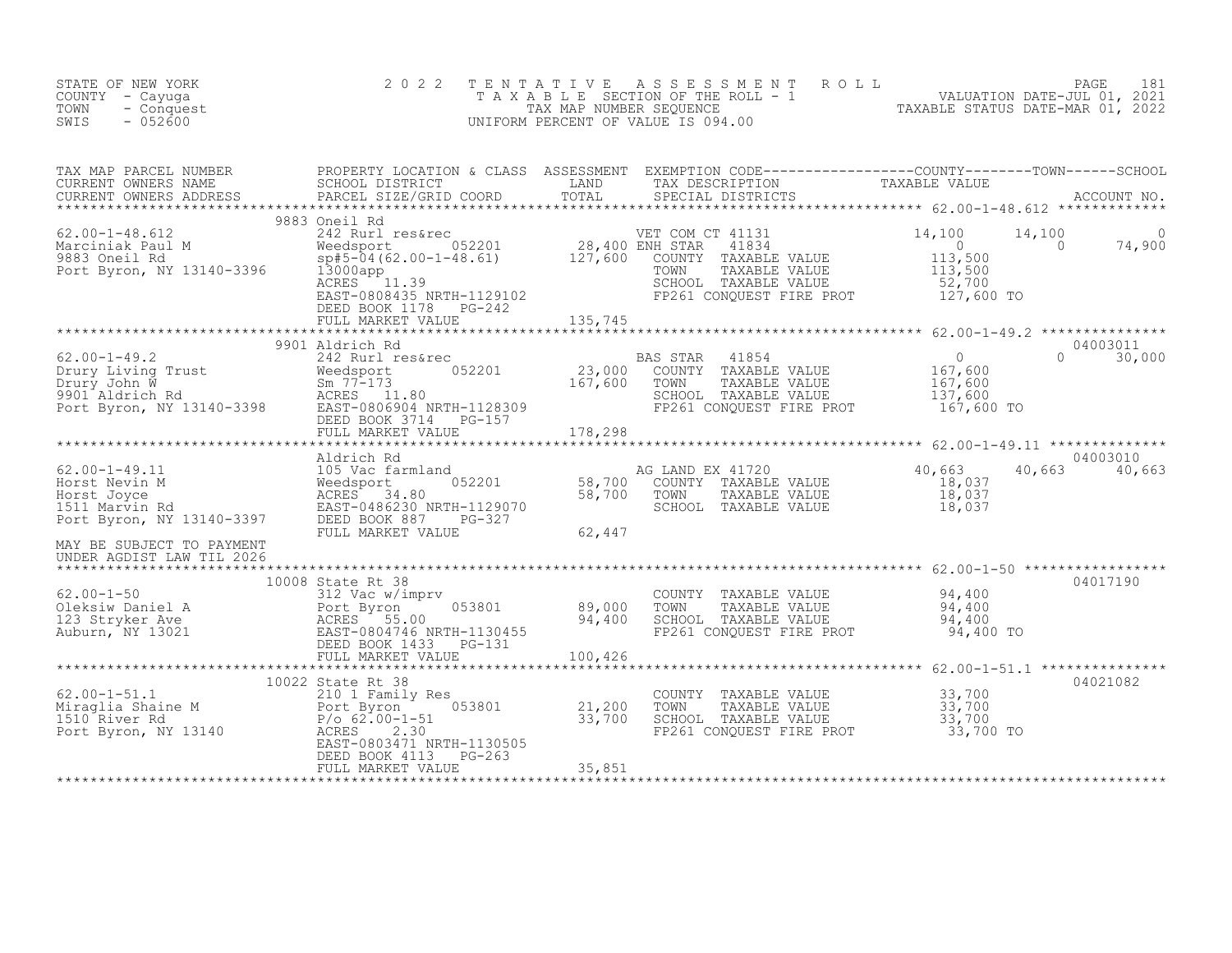STATE OF NEW YORK
COUNTY - Cayuga
TOWN - Conquest
SWIS - 052600

2022 TENTATIVE ASSESSMENT ROLL
TAXABLE SECTION OF THE ROLL - 1
TAX MAP NUMBER SEQUENCE
UNIFORM PERCENT OF VALUE IS 094.00

VALUATION DATE-JUL 01, 2021
TAXABLE STATUS DATE-MAR 01, 2022

```
TAX MAP PARCEL NUMBER      PROPERTY LOCATION & CLASS  ASSESSMENT  EXEMPTION CODE------------------COUNTY--------TOWN------SCHOOL
CURRENT OWNERS NAME        SCHOOL DISTRICT              LAND      TAX DESCRIPTION              TAXABLE VALUE
CURRENT OWNERS ADDRESS     PARCEL SIZE/GRID COORD       TOTAL     SPECIAL DISTRICTS                                    ACCOUNT NO.
******************************************************************************************************* 62.00-1-48.612 *************
                           9883 Oneil Rd
62.00-1-48.612             242 Rurl res&rec                       VET COM CT 41131              14,100      14,100           0
Marciniak Paul M           Weedsport       052201       28,400 ENH STAR   41834                     0           0      74,900
9883 Oneil Rd              sp#5-04(62.00-1-48.61)      127,600    COUNTY  TAXABLE VALUE          113,500
Port Byron, NY 13140-3396  13000app                               TOWN    TAXABLE VALUE          113,500
                           ACRES  11.39                           SCHOOL  TAXABLE VALUE           52,700
                           EAST-0808435 NRTH-1129102              FP261 CONQUEST FIRE PROT       127,600 TO
                           DEED BOOK 1178   PG-242
                           FULL MARKET VALUE           135,745
******************************************************************************************************* 62.00-1-49.2 ***************
                           9901 Aldrich Rd                                                                             04003011
62.00-1-49.2               242 Rurl res&rec                       BAS STAR   41854                  0           0      30,000
Drury Living Trust         Weedsport       052201       23,000    COUNTY  TAXABLE VALUE          167,600
Drury John W               Sm 77-173                   167,600    TOWN    TAXABLE VALUE          167,600
9901 Aldrich Rd            ACRES  11.80                           SCHOOL  TAXABLE VALUE          137,600
Port Byron, NY 13140-3398  EAST-0806904 NRTH-1128309              FP261 CONQUEST FIRE PROT       167,600 TO
                           DEED BOOK 3714   PG-157
                           FULL MARKET VALUE           178,298
******************************************************************************************************* 62.00-1-49.11 **************
                           Aldrich Rd                                                                                  04003010
62.00-1-49.11              105 Vac farmland                       AG LAND EX 41720              40,663      40,663      40,663
Horst Nevin M              Weedsport       052201       58,700    COUNTY  TAXABLE VALUE           18,037
Horst Joyce                ACRES  34.80                 58,700    TOWN    TAXABLE VALUE           18,037
1511 Marvin Rd             EAST-0486230 NRTH-1129070              SCHOOL  TAXABLE VALUE           18,037
Port Byron, NY 13140-3397  DEED BOOK 887    PG-327
                           FULL MARKET VALUE            62,447
MAY BE SUBJECT TO PAYMENT
UNDER AGDIST LAW TIL 2026
******************************************************************************************************* 62.00-1-50 *****************
                           10008 State Rt 38                                                                           04017190
62.00-1-50                 312 Vac w/imprv                        COUNTY  TAXABLE VALUE           94,400
Oleksiw Daniel A           Port Byron      053801       89,000    TOWN    TAXABLE VALUE           94,400
123 Stryker Ave            ACRES  55.00                 94,400    SCHOOL  TAXABLE VALUE           94,400
Auburn, NY 13021           EAST-0804746 NRTH-1130455              FP261 CONQUEST FIRE PROT        94,400 TO
                           DEED BOOK 1433   PG-131
                           FULL MARKET VALUE           100,426
******************************************************************************************************* 62.00-1-51.1 ***************
                           10022 State Rt 38                                                                           04021082
62.00-1-51.1               210 1 Family Res                       COUNTY  TAXABLE VALUE           33,700
Miraglia Shaine M          Port Byron      053801       21,200    TOWN    TAXABLE VALUE           33,700
1510 River Rd              P/o 62.00-1-51               33,700    SCHOOL  TAXABLE VALUE           33,700
Port Byron, NY 13140       ACRES   2.30                           FP261 CONQUEST FIRE PROT        33,700 TO
                           EAST-0803471 NRTH-1130505
                           DEED BOOK 4113   PG-263
                           FULL MARKET VALUE            35,851
************************************************************************************************************************************
```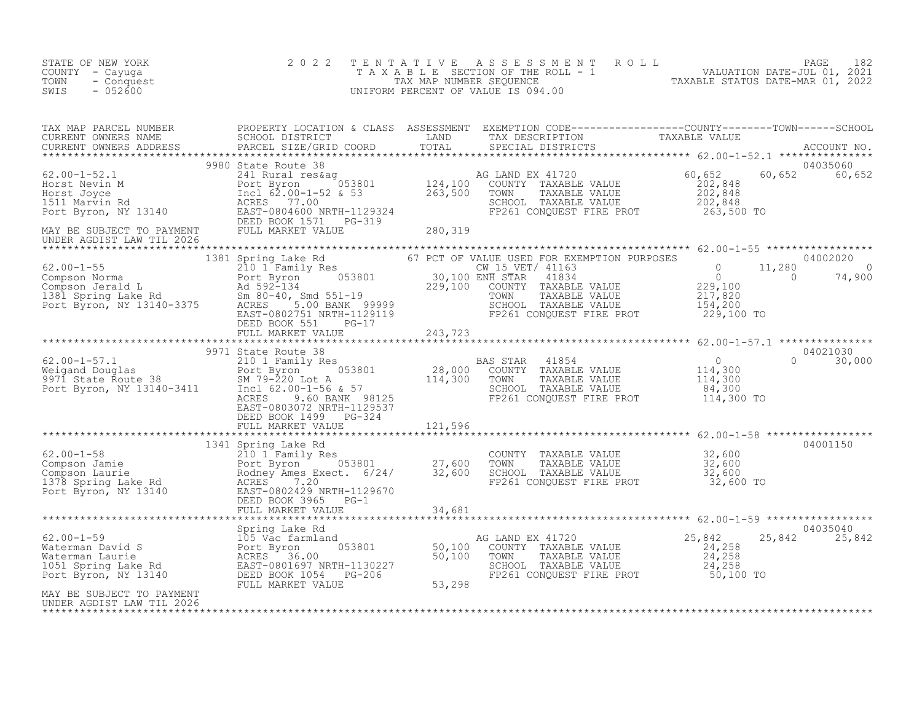STATE OF NEW YORK
COUNTY - Cayuga
TOWN - Conquest
SWIS - 052600

# 2022 TENTATIVE ASSESSMENT ROLL
TAXABLE SECTION OF THE ROLL - 1
TAX MAP NUMBER SEQUENCE
UNIFORM PERCENT OF VALUE IS 094.00

VALUATION DATE-JUL 01, 2021
TAXABLE STATUS DATE-MAR 01, 2022

| TAX MAP PARCEL NUMBER / CURRENT OWNERS NAME / CURRENT OWNERS ADDRESS | PROPERTY LOCATION & CLASS / SCHOOL DISTRICT / PARCEL SIZE/GRID COORD | ASSESSMENT LAND / TOTAL | EXEMPTION CODE / TAX DESCRIPTION / SPECIAL DISTRICTS | COUNTY TAXABLE VALUE | TOWN | SCHOOL / ACCOUNT NO. |
|---|---|---|---|---|---|---|
| **62.00-1-52.1** | 9980 State Route 38 | | | | | 04035060 |
| 62.00-1-52.1 | 241 Rural res&ag | | AG LAND EX 41720 | 60,652 | 60,652 | 60,652 |
| Horst Nevin M | Port Byron 053801 | 124,100 | COUNTY TAXABLE VALUE | 202,848 | | |
| Horst Joyce | Incl 62.00-1-52 & 53 | 263,500 | TOWN TAXABLE VALUE | 202,848 | | |
| 1511 Marvin Rd | ACRES 77.00 | | SCHOOL TAXABLE VALUE | 202,848 | | |
| Port Byron, NY 13140 | EAST-0804600 NRTH-1129324 | | FP261 CONQUEST FIRE PROT | 263,500 TO | | |
| | DEED BOOK 1571 PG-319 | | | | | |
| MAY BE SUBJECT TO PAYMENT | FULL MARKET VALUE | 280,319 | | | | |
| UNDER AGDIST LAW TIL 2026 | | | | | | |
| **62.00-1-55** | 1381 Spring Lake Rd | | 67 PCT OF VALUE USED FOR EXEMPTION PURPOSES | | | 04002020 |
| 62.00-1-55 | 210 1 Family Res | | CW_15_VET/ 41163 | 0 | 11,280 | 0 |
| Compson Norma | Port Byron 053801 | 30,100 | ENH STAR 41834 | 0 | 0 | 74,900 |
| Compson Jerald L | Ad 592-134 | 229,100 | COUNTY TAXABLE VALUE | 229,100 | | |
| 1381 Spring Lake Rd | Sm 80-40, Smd 551-19 | | TOWN TAXABLE VALUE | 217,820 | | |
| Port Byron, NY 13140-3375 | ACRES 5.00 BANK 99999 | | SCHOOL TAXABLE VALUE | 154,200 | | |
| | EAST-0802751 NRTH-1129119 | | FP261 CONQUEST FIRE PROT | 229,100 TO | | |
| | DEED BOOK 551 PG-17 | | | | | |
| | FULL MARKET VALUE | 243,723 | | | | |
| **62.00-1-57.1** | 9971 State Route 38 | | | | | 04021030 |
| 62.00-1-57.1 | 210 1 Family Res | | BAS STAR 41854 | 0 | 0 | 30,000 |
| Weigand Douglas | Port Byron 053801 | 28,000 | COUNTY TAXABLE VALUE | 114,300 | | |
| 9971 State Route 38 | SM 79-220 Lot A | 114,300 | TOWN TAXABLE VALUE | 114,300 | | |
| Port Byron, NY 13140-3411 | Incl 62.00-1-56 & 57 | | SCHOOL TAXABLE VALUE | 84,300 | | |
| | ACRES 9.60 BANK 98125 | | FP261 CONQUEST FIRE PROT | 114,300 TO | | |
| | EAST-0803072 NRTH-1129537 | | | | | |
| | DEED BOOK 1499 PG-324 | | | | | |
| | FULL MARKET VALUE | 121,596 | | | | |
| **62.00-1-58** | 1341 Spring Lake Rd | | | | | 04001150 |
| 62.00-1-58 | 210 1 Family Res | | COUNTY TAXABLE VALUE | 32,600 | | |
| Compson Jamie | Port Byron 053801 | 27,600 | TOWN TAXABLE VALUE | 32,600 | | |
| Compson Laurie | Rodney Ames Exect. 6/24/ | 32,600 | SCHOOL TAXABLE VALUE | 32,600 | | |
| 1378 Spring Lake Rd | ACRES 7.20 | | FP261 CONQUEST FIRE PROT | 32,600 TO | | |
| Port Byron, NY 13140 | EAST-0802429 NRTH-1129670 | | | | | |
| | DEED BOOK 3965 PG-1 | | | | | |
| | FULL MARKET VALUE | 34,681 | | | | |
| **62.00-1-59** | Spring Lake Rd | | | | | 04035040 |
| 62.00-1-59 | 105 Vac farmland | | AG LAND EX 41720 | 25,842 | 25,842 | 25,842 |
| Waterman David S | Port Byron 053801 | 50,100 | COUNTY TAXABLE VALUE | 24,258 | | |
| Waterman Laurie | ACRES 36.00 | 50,100 | TOWN TAXABLE VALUE | 24,258 | | |
| 1051 Spring Lake Rd | EAST-0801697 NRTH-1130227 | | SCHOOL TAXABLE VALUE | 24,258 | | |
| Port Byron, NY 13140 | DEED BOOK 1054 PG-206 | | FP261 CONQUEST FIRE PROT | 50,100 TO | | |
| | FULL MARKET VALUE | 53,298 | | | | |
| MAY BE SUBJECT TO PAYMENT | | | | | | |
| UNDER AGDIST LAW TIL 2026 | | | | | | |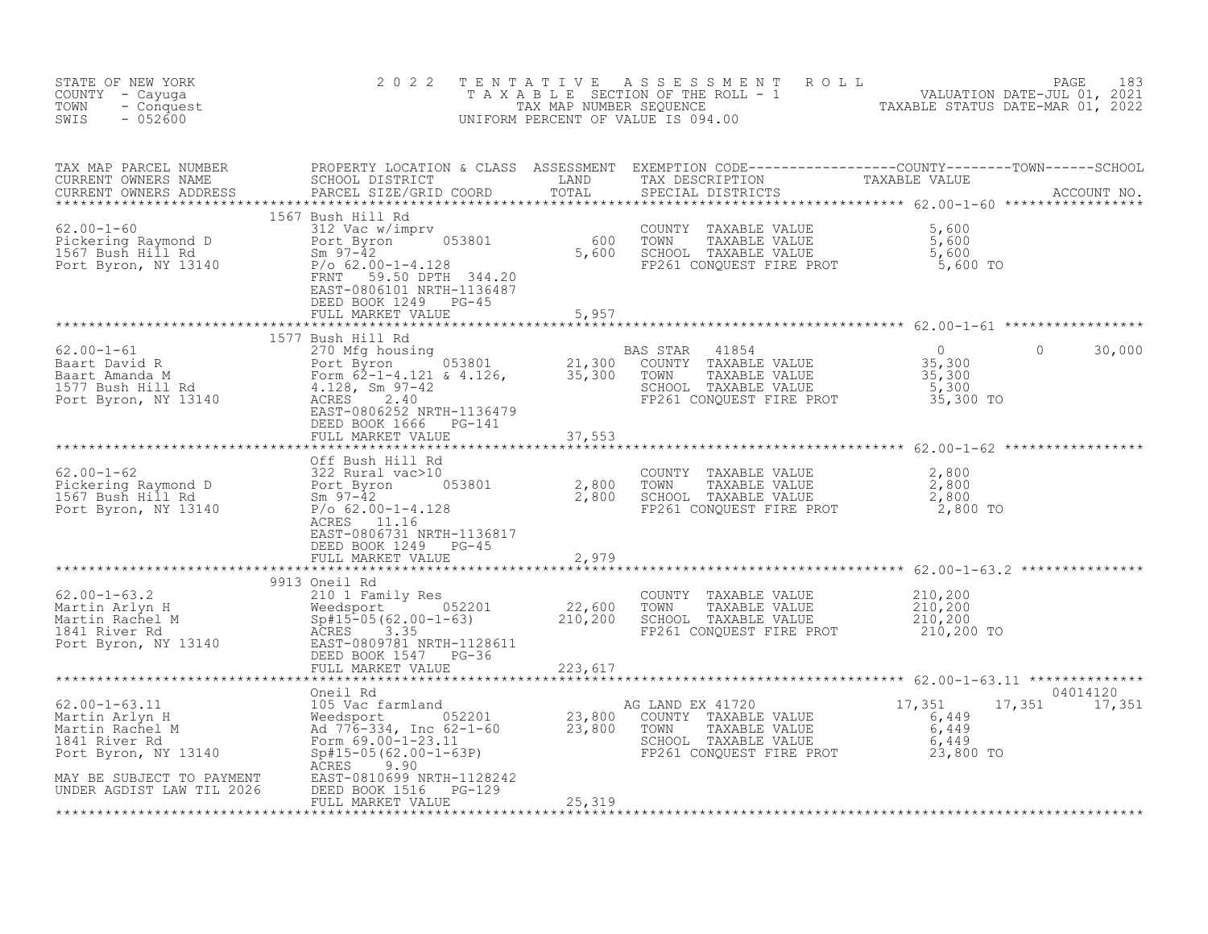STATE OF NEW YORK · COUNTY - Cayuga · TOWN - Conquest · SWIS - 052600

# 2022 TENTATIVE ASSESSMENT ROLL

TAXABLE SECTION OF THE ROLL - 1
TAX MAP NUMBER SEQUENCE
UNIFORM PERCENT OF VALUE IS 094.00

VALUATION DATE-JUL 01, 2021
TAXABLE STATUS DATE-MAR 01, 2022

| TAX MAP PARCEL NUMBER / CURRENT OWNERS NAME / CURRENT OWNERS ADDRESS | PROPERTY LOCATION & CLASS / SCHOOL DISTRICT / PARCEL SIZE/GRID COORD | ASSESSMENT LAND | ASSESSMENT TOTAL | EXEMPTION CODE / TAX DESCRIPTION / SPECIAL DISTRICTS | COUNTY TAXABLE VALUE | TOWN | SCHOOL | ACCOUNT NO. |
|---|---|---|---|---|---|---|---|---|
| **62.00-1-60** | 1567 Bush Hill Rd | | | | | | | |
| Pickering Raymond D | 312 Vac w/imprv | | | COUNTY TAXABLE VALUE | 5,600 | | | |
| 1567 Bush Hill Rd | Port Byron 053801 | 600 | | TOWN TAXABLE VALUE | 5,600 | | | |
| Port Byron, NY 13140 | Sm 97-42 | | 5,600 | SCHOOL TAXABLE VALUE | 5,600 | | | |
| | P/o 62.00-1-4.128 | | | FP261 CONQUEST FIRE PROT | 5,600 TO | | | |
| | FRNT 59.50 DPTH 344.20 | | | | | | | |
| | EAST-0806101 NRTH-1136487 | | | | | | | |
| | DEED BOOK 1249 PG-45 | | | | | | | |
| | FULL MARKET VALUE | | 5,957 | | | | | |
| **62.00-1-61** | 1577 Bush Hill Rd | | | | | | | |
| Baart David R | 270 Mfg housing | | | BAS STAR 41854 | 0 | 0 | 30,000 | |
| Baart Amanda M | Port Byron 053801 | 21,300 | | COUNTY TAXABLE VALUE | 35,300 | | | |
| 1577 Bush Hill Rd | Form 62-1-4.121 & 4.126, | | 35,300 | TOWN TAXABLE VALUE | 35,300 | | | |
| Port Byron, NY 13140 | 4.128, Sm 97-42 | | | SCHOOL TAXABLE VALUE | 5,300 | | | |
| | ACRES 2.40 | | | FP261 CONQUEST FIRE PROT | 35,300 TO | | | |
| | EAST-0806252 NRTH-1136479 | | | | | | | |
| | DEED BOOK 1666 PG-141 | | | | | | | |
| | FULL MARKET VALUE | | 37,553 | | | | | |
| **62.00-1-62** | Off Bush Hill Rd | | | | | | | |
| Pickering Raymond D | 322 Rural vac>10 | | | COUNTY TAXABLE VALUE | 2,800 | | | |
| 1567 Bush Hill Rd | Port Byron 053801 | 2,800 | | TOWN TAXABLE VALUE | 2,800 | | | |
| Port Byron, NY 13140 | Sm 97-42 | | 2,800 | SCHOOL TAXABLE VALUE | 2,800 | | | |
| | P/o 62.00-1-4.128 | | | FP261 CONQUEST FIRE PROT | 2,800 TO | | | |
| | ACRES 11.16 | | | | | | | |
| | EAST-0806731 NRTH-1136817 | | | | | | | |
| | DEED BOOK 1249 PG-45 | | | | | | | |
| | FULL MARKET VALUE | | 2,979 | | | | | |
| **62.00-1-63.2** | 9913 Oneil Rd | | | | | | | |
| Martin Arlyn H | 210 1 Family Res | | | COUNTY TAXABLE VALUE | 210,200 | | | |
| Martin Rachel M | Weedsport 052201 | 22,600 | | TOWN TAXABLE VALUE | 210,200 | | | |
| 1841 River Rd | Sp#15-05(62.00-1-63) | | 210,200 | SCHOOL TAXABLE VALUE | 210,200 | | | |
| Port Byron, NY 13140 | ACRES 3.35 | | | FP261 CONQUEST FIRE PROT | 210,200 TO | | | |
| | EAST-0809781 NRTH-1128611 | | | | | | | |
| | DEED BOOK 1547 PG-36 | | | | | | | |
| | FULL MARKET VALUE | | 223,617 | | | | | |
| **62.00-1-63.11** | Oneil Rd | | | | | | | 04014120 |
| Martin Arlyn H | 105 Vac farmland | | | AG LAND EX 41720 | 17,351 | 17,351 | 17,351 | |
| Martin Rachel M | Weedsport 052201 | 23,800 | | COUNTY TAXABLE VALUE | 6,449 | | | |
| 1841 River Rd | Ad 776-334, Inc 62-1-60 | | 23,800 | TOWN TAXABLE VALUE | 6,449 | | | |
| Port Byron, NY 13140 | Form 69.00-1-23.11 | | | SCHOOL TAXABLE VALUE | 6,449 | | | |
| | Sp#15-05(62.00-1-63P) | | | FP261 CONQUEST FIRE PROT | 23,800 TO | | | |
| | ACRES 9.90 | | | | | | | |
| MAY BE SUBJECT TO PAYMENT | EAST-0810699 NRTH-1128242 | | | | | | | |
| UNDER AGDIST LAW TIL 2026 | DEED BOOK 1516 PG-129 | | | | | | | |
| | FULL MARKET VALUE | | 25,319 | | | | | |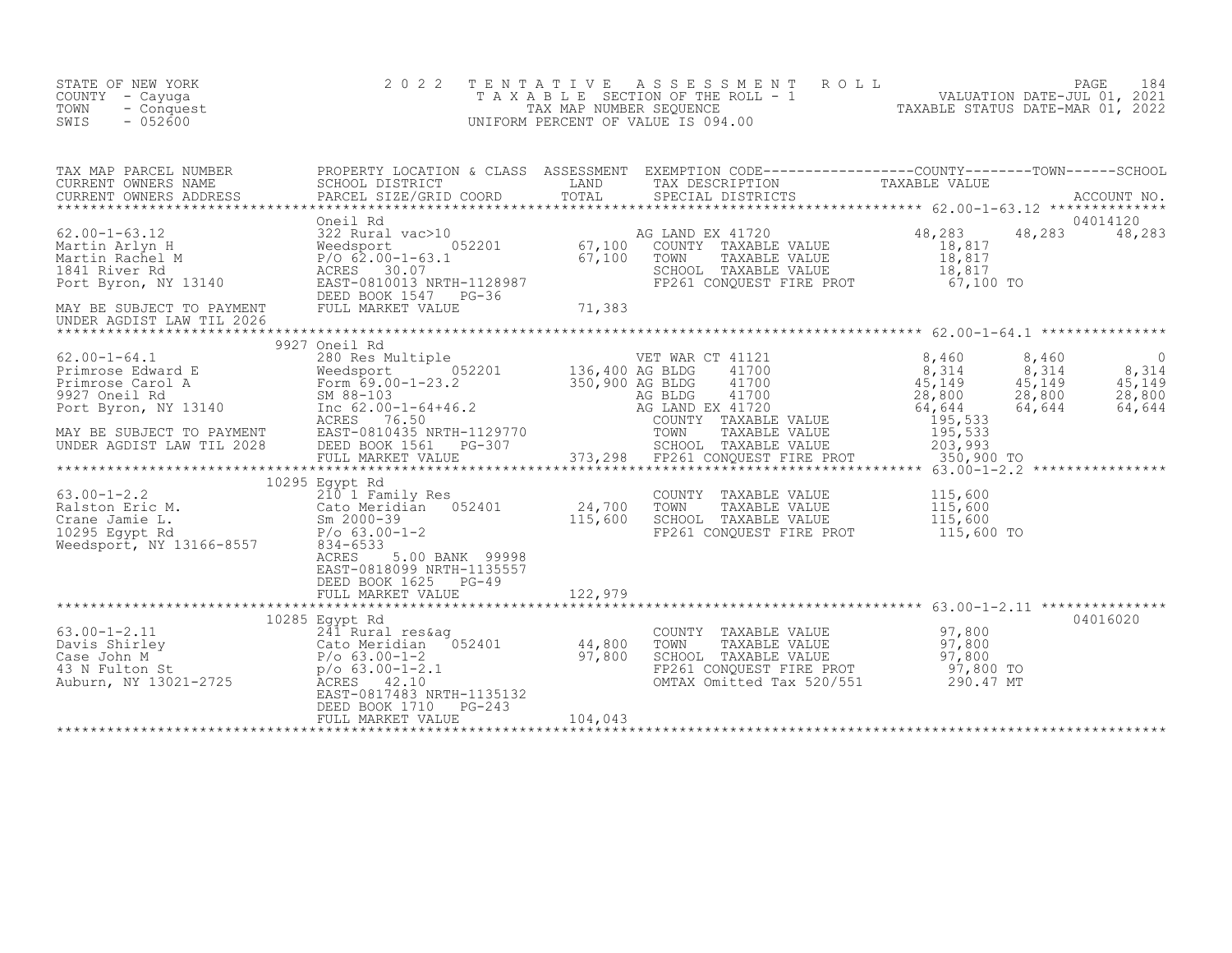STATE OF NEW YORK
COUNTY - Cayuga
TOWN - Conquest
SWIS - 052600

2022 TENTATIVE ASSESSMENT ROLL
TAXABLE SECTION OF THE ROLL - 1
TAX MAP NUMBER SEQUENCE
UNIFORM PERCENT OF VALUE IS 094.00

VALUATION DATE-JUL 01, 2021
TAXABLE STATUS DATE-MAR 01, 2022

| TAX MAP PARCEL NUMBER / CURRENT OWNERS NAME / CURRENT OWNERS ADDRESS | PROPERTY LOCATION & CLASS / SCHOOL DISTRICT / PARCEL SIZE/GRID COORD | ASSESSMENT LAND / TOTAL | EXEMPTION CODE / TAX DESCRIPTION / SPECIAL DISTRICTS | COUNTY TAXABLE VALUE | TOWN | SCHOOL / ACCOUNT NO. |
|---|---|---|---|---|---|---|
| **62.00-1-63.12** | Oneil Rd | | | | | 04014120 |
| 62.00-1-63.12 | 322 Rural vac>10 | | AG LAND EX 41720 | 48,283 | 48,283 | 48,283 |
| Martin Arlyn H | Weedsport 052201 | 67,100 | COUNTY TAXABLE VALUE | 18,817 | | |
| Martin Rachel M | P/O 62.00-1-63.1 | 67,100 | TOWN TAXABLE VALUE | 18,817 | | |
| 1841 River Rd | ACRES 30.07 | | SCHOOL TAXABLE VALUE | 18,817 | | |
| Port Byron, NY 13140 | EAST-0810013 NRTH-1128987 | | FP261 CONQUEST FIRE PROT | 67,100 TO | | |
| | DEED BOOK 1547 PG-36 | | | | | |
| MAY BE SUBJECT TO PAYMENT | FULL MARKET VALUE | 71,383 | | | | |
| UNDER AGDIST LAW TIL 2026 | | | | | | |
| **62.00-1-64.1** | 9927 Oneil Rd | | | | | |
| 62.00-1-64.1 | 280 Res Multiple | | VET WAR CT 41121 | 8,460 | 8,460 | 0 |
| Primrose Edward E | Weedsport 052201 | 136,400 | AG BLDG 41700 | 8,314 | 8,314 | 8,314 |
| Primrose Carol A | Form 69.00-1-23.2 | 350,900 | AG BLDG 41700 | 45,149 | 45,149 | 45,149 |
| 9927 Oneil Rd | SM 88-103 | | AG BLDG 41700 | 28,800 | 28,800 | 28,800 |
| Port Byron, NY 13140 | Inc 62.00-1-64+46.2 | | AG LAND EX 41720 | 64,644 | 64,644 | 64,644 |
| | ACRES 76.50 | | COUNTY TAXABLE VALUE | 195,533 | | |
| MAY BE SUBJECT TO PAYMENT | EAST-0810435 NRTH-1129770 | | TOWN TAXABLE VALUE | 195,533 | | |
| UNDER AGDIST LAW TIL 2028 | DEED BOOK 1561 PG-307 | | SCHOOL TAXABLE VALUE | 203,993 | | |
| | FULL MARKET VALUE | 373,298 | FP261 CONQUEST FIRE PROT | 350,900 TO | | |
| **63.00-1-2.2** | 10295 Egypt Rd | | | | | |
| 63.00-1-2.2 | 210 1 Family Res | | COUNTY TAXABLE VALUE | 115,600 | | |
| Ralston Eric M. | Cato Meridian 052401 | 24,700 | TOWN TAXABLE VALUE | 115,600 | | |
| Crane Jamie L. | Sm 2000-39 | 115,600 | SCHOOL TAXABLE VALUE | 115,600 | | |
| 10295 Egypt Rd | P/o 63.00-1-2 | | FP261 CONQUEST FIRE PROT | 115,600 TO | | |
| Weedsport, NY 13166-8557 | 834-6533 | | | | | |
| | ACRES 5.00 BANK 99998 | | | | | |
| | EAST-0818099 NRTH-1135557 | | | | | |
| | DEED BOOK 1625 PG-49 | | | | | |
| | FULL MARKET VALUE | 122,979 | | | | |
| **63.00-1-2.11** | 10285 Egypt Rd | | | | | 04016020 |
| 63.00-1-2.11 | 241 Rural res&ag | | COUNTY TAXABLE VALUE | 97,800 | | |
| Davis Shirley | Cato Meridian 052401 | 44,800 | TOWN TAXABLE VALUE | 97,800 | | |
| Case John M | P/o 63.00-1-2 | 97,800 | SCHOOL TAXABLE VALUE | 97,800 | | |
| 43 N Fulton St | p/o 63.00-1-2.1 | | FP261 CONQUEST FIRE PROT | 97,800 TO | | |
| Auburn, NY 13021-2725 | ACRES 42.10 | | OMTAX Omitted Tax 520/551 | 290.47 MT | | |
| | EAST-0817483 NRTH-1135132 | | | | | |
| | DEED BOOK 1710 PG-243 | | | | | |
| | FULL MARKET VALUE | 104,043 | | | | |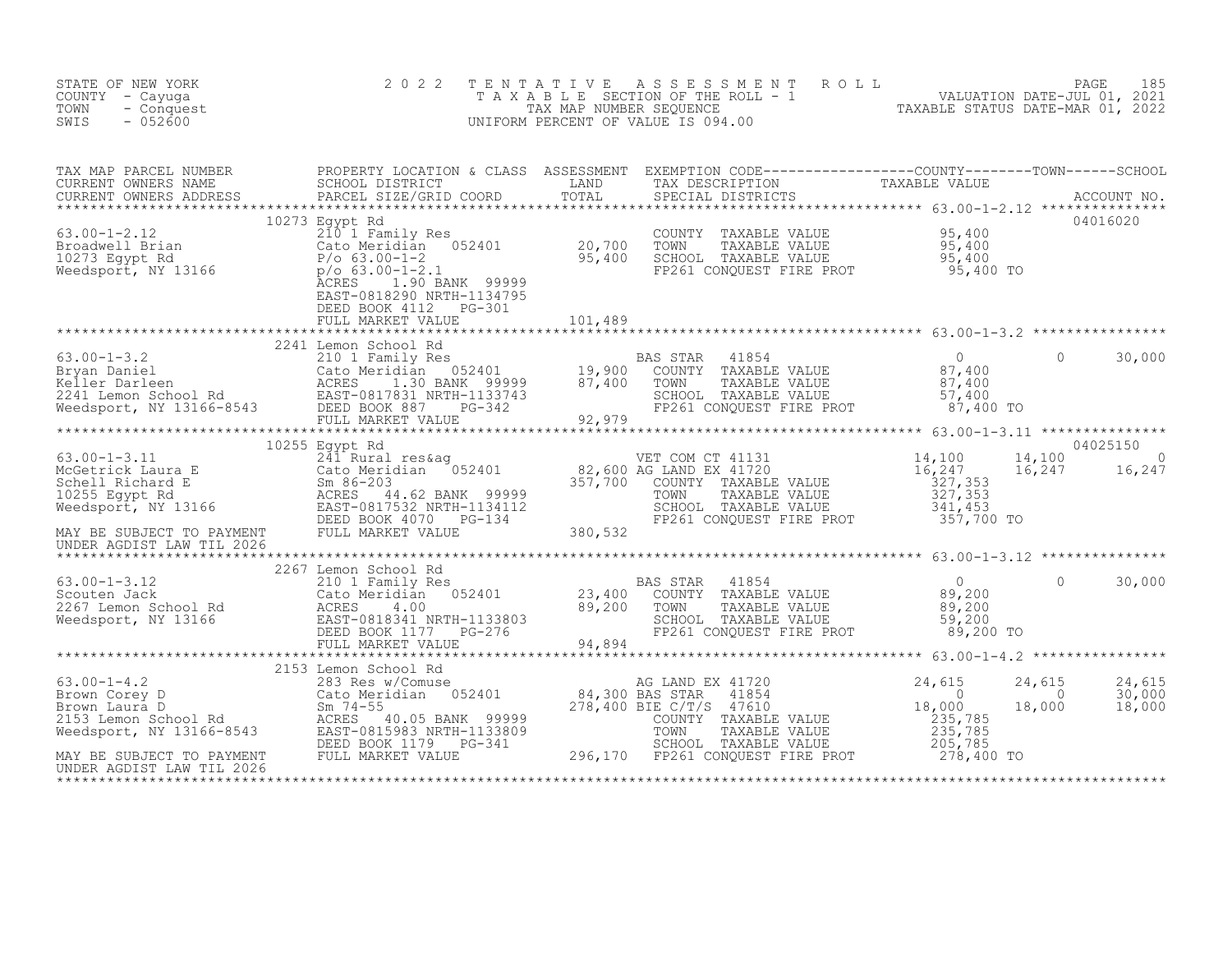STATE OF NEW YORK
COUNTY - Cayuga
TOWN - Conquest
SWIS - 052600

2022 TENTATIVE ASSESSMENT ROLL
TAXABLE SECTION OF THE ROLL - 1
TAX MAP NUMBER SEQUENCE
UNIFORM PERCENT OF VALUE IS 094.00

VALUATION DATE-JUL 01, 2021
TAXABLE STATUS DATE-MAR 01, 2022

```
TAX MAP PARCEL NUMBER          PROPERTY LOCATION & CLASS  ASSESSMENT  EXEMPTION CODE------------------COUNTY--------TOWN------SCHOOL
CURRENT OWNERS NAME            SCHOOL DISTRICT              LAND      TAX DESCRIPTION             TAXABLE VALUE
CURRENT OWNERS ADDRESS         PARCEL SIZE/GRID COORD       TOTAL     SPECIAL DISTRICTS                                  ACCOUNT NO.
******************************************************************************************************* 63.00-1-2.12 ***************
                               10273 Egypt Rd                                                                            04016020
63.00-1-2.12                   210 1 Family Res                        COUNTY  TAXABLE VALUE         95,400
Broadwell Brian                Cato Meridian   052401       20,700     TOWN    TAXABLE VALUE         95,400
10273 Egypt Rd                 P/o 63.00-1-2                95,400     SCHOOL  TAXABLE VALUE         95,400
Weedsport, NY 13166            p/o 63.00-1-2.1                         FP261 CONQUEST FIRE PROT       95,400 TO
                               ACRES    1.90 BANK  99999
                               EAST-0818290 NRTH-1134795
                               DEED BOOK 4112   PG-301
                               FULL MARKET VALUE           101,489
******************************************************************************************************* 63.00-1-3.2 ****************
                               2241 Lemon School Rd
63.00-1-3.2                    210 1 Family Res                        BAS STAR   41854               0           0        30,000
Bryan Daniel                   Cato Meridian   052401       19,900     COUNTY  TAXABLE VALUE         87,400
Keller Darleen                 ACRES    1.30 BANK  99999    87,400     TOWN    TAXABLE VALUE         87,400
2241 Lemon School Rd           EAST-0817831 NRTH-1133743               SCHOOL  TAXABLE VALUE         57,400
Weedsport, NY 13166-8543       DEED BOOK 887    PG-342                 FP261 CONQUEST FIRE PROT       87,400 TO
                               FULL MARKET VALUE            92,979
******************************************************************************************************* 63.00-1-3.11 ***************
                               10255 Egypt Rd                                                                            04025150
63.00-1-3.11                   241 Rural res&ag                        VET COM CT 41131            14,100      14,100           0
McGetrick Laura E              Cato Meridian   052401       82,600 AG LAND EX 41720               16,247      16,247      16,247
Schell Richard E               Sm 86-203                   357,700     COUNTY  TAXABLE VALUE        327,353
10255 Egypt Rd                 ACRES   44.62 BANK  99999               TOWN    TAXABLE VALUE        327,353
Weedsport, NY 13166            EAST-0817532 NRTH-1134112               SCHOOL  TAXABLE VALUE        341,453
                               DEED BOOK 4070   PG-134                 FP261 CONQUEST FIRE PROT      357,700 TO
MAY BE SUBJECT TO PAYMENT      FULL MARKET VALUE           380,532
UNDER AGDIST LAW TIL 2026
******************************************************************************************************* 63.00-1-3.12 ***************
                               2267 Lemon School Rd
63.00-1-3.12                   210 1 Family Res                        BAS STAR   41854               0           0        30,000
Scouten Jack                   Cato Meridian   052401       23,400     COUNTY  TAXABLE VALUE         89,200
2267 Lemon School Rd           ACRES    4.00                89,200     TOWN    TAXABLE VALUE         89,200
Weedsport, NY 13166            EAST-0818341 NRTH-1133803               SCHOOL  TAXABLE VALUE         59,200
                               DEED BOOK 1177   PG-276                 FP261 CONQUEST FIRE PROT       89,200 TO
                               FULL MARKET VALUE            94,894
******************************************************************************************************* 63.00-1-4.2 ****************
                               2153 Lemon School Rd
63.00-1-4.2                    283 Res w/Comuse                        AG LAND EX 41720            24,615      24,615      24,615
Brown Corey D                  Cato Meridian   052401       84,300 BAS STAR   41854                   0           0      30,000
Brown Laura D                  Sm 74-55                    278,400 BIE C/T/S  47610               18,000      18,000      18,000
2153 Lemon School Rd           ACRES   40.05 BANK  99999               COUNTY  TAXABLE VALUE        235,785
Weedsport, NY 13166-8543       EAST-0815983 NRTH-1133809               TOWN    TAXABLE VALUE        235,785
                               DEED BOOK 1179   PG-341                 SCHOOL  TAXABLE VALUE        205,785
MAY BE SUBJECT TO PAYMENT      FULL MARKET VALUE           296,170     FP261 CONQUEST FIRE PROT      278,400 TO
UNDER AGDIST LAW TIL 2026
************************************************************************************************************************************
```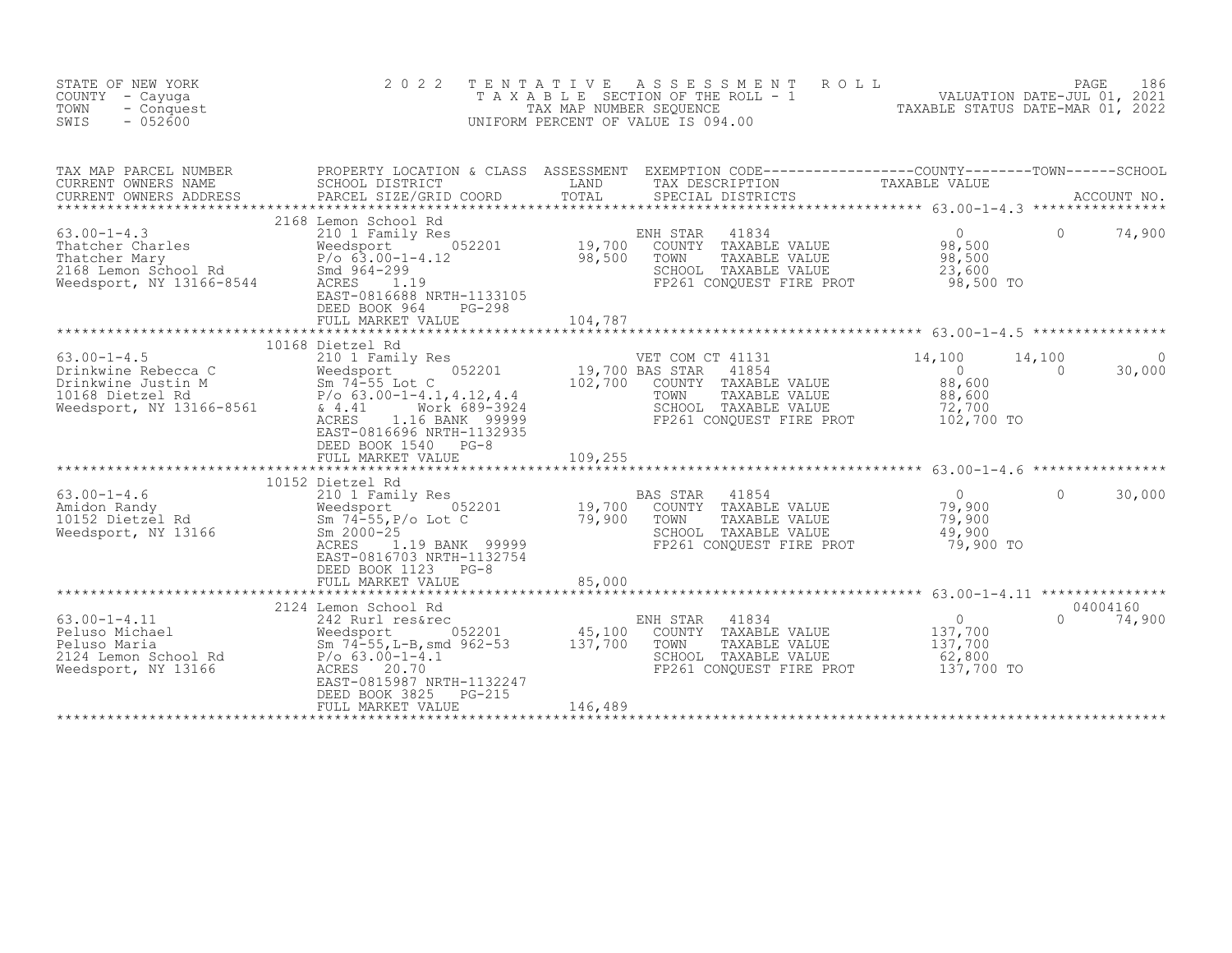STATE OF NEW YORK
COUNTY - Cayuga
TOWN - Conquest
SWIS - 052600

2022 TENTATIVE ASSESSMENT ROLL
TAXABLE SECTION OF THE ROLL - 1
TAX MAP NUMBER SEQUENCE
UNIFORM PERCENT OF VALUE IS 094.00

VALUATION DATE-JUL 01, 2021
TAXABLE STATUS DATE-MAR 01, 2022

| TAX MAP PARCEL NUMBER / CURRENT OWNERS NAME / CURRENT OWNERS ADDRESS | PROPERTY LOCATION & CLASS / SCHOOL DISTRICT / PARCEL SIZE/GRID COORD | ASSESSMENT LAND | TOTAL | EXEMPTION CODE / TAX DESCRIPTION / SPECIAL DISTRICTS | COUNTY TAXABLE VALUE | TOWN | SCHOOL / ACCOUNT NO. |
|---|---|---|---|---|---|---|---|
| **63.00-1-4.3** | 2168 Lemon School Rd | | | | | | |
| 63.00-1-4.3 | 210 1 Family Res | | | ENH STAR 41834 | 0 | 0 | 74,900 |
| Thatcher Charles | Weedsport 052201 | 19,700 | | COUNTY TAXABLE VALUE | 98,500 | | |
| Thatcher Mary | P/o 63.00-1-4.12 | | 98,500 | TOWN TAXABLE VALUE | 98,500 | | |
| 2168 Lemon School Rd | Smd 964-299 | | | SCHOOL TAXABLE VALUE | 23,600 | | |
| Weedsport, NY 13166-8544 | ACRES 1.19 | | | FP261 CONQUEST FIRE PROT | 98,500 TO | | |
| | EAST-0816688 NRTH-1133105 | | | | | | |
| | DEED BOOK 964 PG-298 | | | | | | |
| | FULL MARKET VALUE | | 104,787 | | | | |
| **63.00-1-4.5** | 10168 Dietzel Rd | | | | | | |
| 63.00-1-4.5 | 210 1 Family Res | | | VET COM CT 41131 | 14,100 | 14,100 | 0 |
| Drinkwine Rebecca C | Weedsport 052201 | 19,700 | | BAS STAR 41854 | 0 | 0 | 30,000 |
| Drinkwine Justin M | Sm 74-55 Lot C | | 102,700 | COUNTY TAXABLE VALUE | 88,600 | | |
| 10168 Dietzel Rd | P/o 63.00-1-4.1,4.12,4.4 | | | TOWN TAXABLE VALUE | 88,600 | | |
| Weedsport, NY 13166-8561 | & 4.41 Work 689-3924 | | | SCHOOL TAXABLE VALUE | 72,700 | | |
| | ACRES 1.16 BANK 99999 | | | FP261 CONQUEST FIRE PROT | 102,700 TO | | |
| | EAST-0816696 NRTH-1132935 | | | | | | |
| | DEED BOOK 1540 PG-8 | | | | | | |
| | FULL MARKET VALUE | | 109,255 | | | | |
| **63.00-1-4.6** | 10152 Dietzel Rd | | | | | | |
| 63.00-1-4.6 | 210 1 Family Res | | | BAS STAR 41854 | 0 | 0 | 30,000 |
| Amidon Randy | Weedsport 052201 | 19,700 | | COUNTY TAXABLE VALUE | 79,900 | | |
| 10152 Dietzel Rd | Sm 74-55,P/o Lot C | | 79,900 | TOWN TAXABLE VALUE | 79,900 | | |
| Weedsport, NY 13166 | Sm 2000-25 | | | SCHOOL TAXABLE VALUE | 49,900 | | |
| | ACRES 1.19 BANK 99999 | | | FP261 CONQUEST FIRE PROT | 79,900 TO | | |
| | EAST-0816703 NRTH-1132754 | | | | | | |
| | DEED BOOK 1123 PG-8 | | | | | | |
| | FULL MARKET VALUE | | 85,000 | | | | |
| **63.00-1-4.11** | 2124 Lemon School Rd | | | | | | 04004160 |
| 63.00-1-4.11 | 242 Rurl res&rec | | | ENH STAR 41834 | 0 | 0 | 74,900 |
| Peluso Michael | Weedsport 052201 | 45,100 | | COUNTY TAXABLE VALUE | 137,700 | | |
| Peluso Maria | Sm 74-55,L-B,smd 962-53 | | 137,700 | TOWN TAXABLE VALUE | 137,700 | | |
| 2124 Lemon School Rd | P/o 63.00-1-4.1 | | | SCHOOL TAXABLE VALUE | 62,800 | | |
| Weedsport, NY 13166 | ACRES 20.70 | | | FP261 CONQUEST FIRE PROT | 137,700 TO | | |
| | EAST-0815987 NRTH-1132247 | | | | | | |
| | DEED BOOK 3825 PG-215 | | | | | | |
| | FULL MARKET VALUE | | 146,489 | | | | |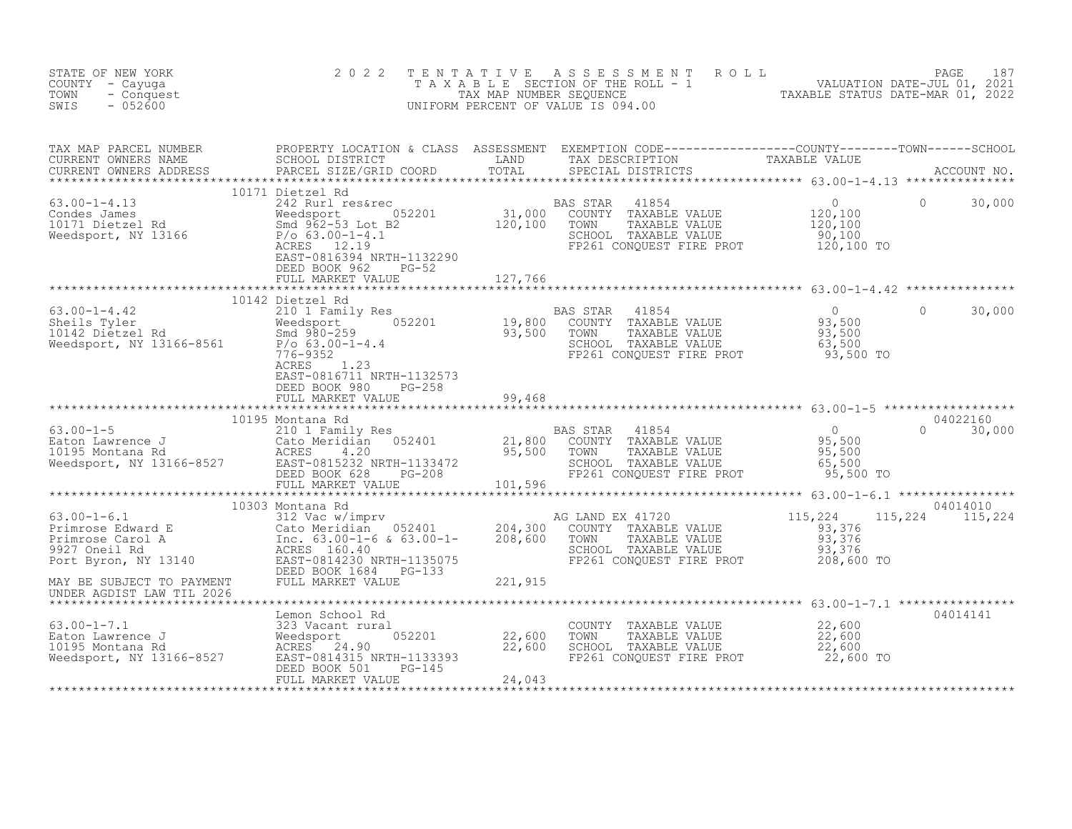STATE OF NEW YORK
COUNTY - Cayuga
TOWN - Conquest
SWIS - 052600

# 2022 TENTATIVE ASSESSMENT ROLL

TAXABLE SECTION OF THE ROLL - 1
TAX MAP NUMBER SEQUENCE
UNIFORM PERCENT OF VALUE IS 094.00

VALUATION DATE-JUL 01, 2021
TAXABLE STATUS DATE-MAR 01, 2022

| TAX MAP PARCEL NUMBER / CURRENT OWNERS NAME / CURRENT OWNERS ADDRESS | PROPERTY LOCATION & CLASS / SCHOOL DISTRICT / PARCEL SIZE/GRID COORD | ASSESSMENT LAND / TOTAL | EXEMPTION CODE / TAX DESCRIPTION / SPECIAL DISTRICTS | COUNTY TAXABLE VALUE | TOWN | SCHOOL | ACCOUNT NO. |
|---|---|---|---|---|---|---|---|
| **63.00-1-4.13** | 10171 Dietzel Rd | | | | | | |
| 63.00-1-4.13 | 242 Rurl res&rec | | BAS STAR 41854 | 0 | 0 | 30,000 | |
| Condes James | Weedsport 052201 | 31,000 | COUNTY TAXABLE VALUE | 120,100 | | | |
| 10171 Dietzel Rd | Smd 962-53 Lot B2 | 120,100 | TOWN TAXABLE VALUE | 120,100 | | | |
| Weedsport, NY 13166 | P/o 63.00-1-4.1 | | SCHOOL TAXABLE VALUE | 90,100 | | | |
| | ACRES 12.19 | | FP261 CONQUEST FIRE PROT | 120,100 TO | | | |
| | EAST-0816394 NRTH-1132290 | | | | | | |
| | DEED BOOK 962 PG-52 | | | | | | |
| | FULL MARKET VALUE | 127,766 | | | | | |
| **63.00-1-4.42** | 10142 Dietzel Rd | | | | | | |
| 63.00-1-4.42 | 210 1 Family Res | | BAS STAR 41854 | 0 | 0 | 30,000 | |
| Sheils Tyler | Weedsport 052201 | 19,800 | COUNTY TAXABLE VALUE | 93,500 | | | |
| 10142 Dietzel Rd | Smd 980-259 | 93,500 | TOWN TAXABLE VALUE | 93,500 | | | |
| Weedsport, NY 13166-8561 | P/o 63.00-1-4.4 | | SCHOOL TAXABLE VALUE | 63,500 | | | |
| | 776-9352 | | FP261 CONQUEST FIRE PROT | 93,500 TO | | | |
| | ACRES 1.23 | | | | | | |
| | EAST-0816711 NRTH-1132573 | | | | | | |
| | DEED BOOK 980 PG-258 | | | | | | |
| | FULL MARKET VALUE | 99,468 | | | | | |
| **63.00-1-5** | 10195 Montana Rd | | | | | | 04022160 |
| 63.00-1-5 | 210 1 Family Res | | BAS STAR 41854 | 0 | 0 | 30,000 | |
| Eaton Lawrence J | Cato Meridian 052401 | 21,800 | COUNTY TAXABLE VALUE | 95,500 | | | |
| 10195 Montana Rd | ACRES 4.20 | 95,500 | TOWN TAXABLE VALUE | 95,500 | | | |
| Weedsport, NY 13166-8527 | EAST-0815232 NRTH-1133472 | | SCHOOL TAXABLE VALUE | 65,500 | | | |
| | DEED BOOK 628 PG-208 | | FP261 CONQUEST FIRE PROT | 95,500 TO | | | |
| | FULL MARKET VALUE | 101,596 | | | | | |
| **63.00-1-6.1** | 10303 Montana Rd | | | | | | 04014010 |
| 63.00-1-6.1 | 312 Vac w/imprv | | AG LAND EX 41720 | 115,224 | 115,224 | 115,224 | |
| Primrose Edward E | Cato Meridian 052401 | 204,300 | COUNTY TAXABLE VALUE | 93,376 | | | |
| Primrose Carol A | Inc. 63.00-1-6 & 63.00-1- | 208,600 | TOWN TAXABLE VALUE | 93,376 | | | |
| 9927 Oneil Rd | ACRES 160.40 | | SCHOOL TAXABLE VALUE | 93,376 | | | |
| Port Byron, NY 13140 | EAST-0814230 NRTH-1135075 | | FP261 CONQUEST FIRE PROT | 208,600 TO | | | |
| | DEED BOOK 1684 PG-133 | | | | | | |
| MAY BE SUBJECT TO PAYMENT UNDER AGDIST LAW TIL 2026 | FULL MARKET VALUE | 221,915 | | | | | |
| **63.00-1-7.1** | Lemon School Rd | | | | | | 04014141 |
| 63.00-1-7.1 | 323 Vacant rural | | COUNTY TAXABLE VALUE | 22,600 | | | |
| Eaton Lawrence J | Weedsport 052201 | 22,600 | TOWN TAXABLE VALUE | 22,600 | | | |
| 10195 Montana Rd | ACRES 24.90 | 22,600 | SCHOOL TAXABLE VALUE | 22,600 | | | |
| Weedsport, NY 13166-8527 | EAST-0814315 NRTH-1133393 | | FP261 CONQUEST FIRE PROT | 22,600 TO | | | |
| | DEED BOOK 501 PG-145 | | | | | | |
| | FULL MARKET VALUE | 24,043 | | | | | |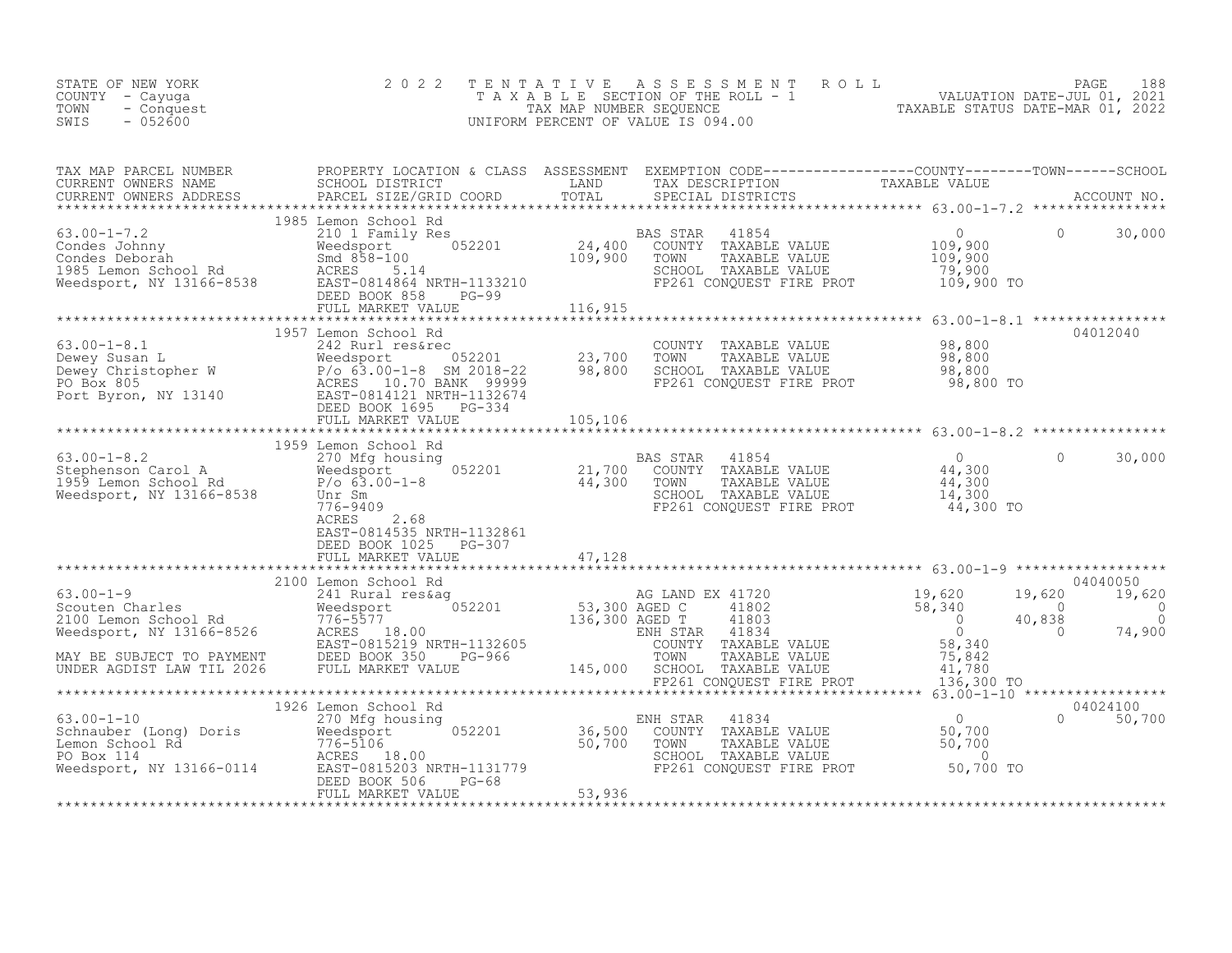STATE OF NEW YORK
COUNTY - Cayuga
TOWN - Conquest
SWIS - 052600

2022 TENTATIVE ASSESSMENT ROLL
TAXABLE SECTION OF THE ROLL - 1
TAX MAP NUMBER SEQUENCE
UNIFORM PERCENT OF VALUE IS 094.00

VALUATION DATE-JUL 01, 2021
TAXABLE STATUS DATE-MAR 01, 2022

| TAX MAP PARCEL NUMBER / CURRENT OWNERS NAME / CURRENT OWNERS ADDRESS | PROPERTY LOCATION & CLASS / SCHOOL DISTRICT / PARCEL SIZE/GRID COORD | ASSESSMENT LAND / TOTAL | EXEMPTION CODE / TAX DESCRIPTION / SPECIAL DISTRICTS | COUNTY TAXABLE VALUE | TOWN | SCHOOL / ACCOUNT NO. |
|---|---|---|---|---|---|---|
| **63.00-1-7.2** | 1985 Lemon School Rd | | | | | |
| 63.00-1-7.2 | 210 1 Family Res | | BAS STAR 41854 | 0 | 0 | 30,000 |
| Condes Johnny | Weedsport 052201 | 24,400 | COUNTY TAXABLE VALUE | 109,900 | | |
| Condes Deborah | Smd 858-100 | 109,900 | TOWN TAXABLE VALUE | 109,900 | | |
| 1985 Lemon School Rd | ACRES 5.14 | | SCHOOL TAXABLE VALUE | 79,900 | | |
| Weedsport, NY 13166-8538 | EAST-0814864 NRTH-1133210 | | FP261 CONQUEST FIRE PROT | 109,900 TO | | |
| | DEED BOOK 858 PG-99 | | | | | |
| | FULL MARKET VALUE | 116,915 | | | | |
| **63.00-1-8.1** | 1957 Lemon School Rd | | | | | 04012040 |
| 63.00-1-8.1 | 242 Rurl res&rec | | COUNTY TAXABLE VALUE | 98,800 | | |
| Dewey Susan L | Weedsport 052201 | 23,700 | TOWN TAXABLE VALUE | 98,800 | | |
| Dewey Christopher W | P/o 63.00-1-8 SM 2018-22 | 98,800 | SCHOOL TAXABLE VALUE | 98,800 | | |
| PO Box 805 | ACRES 10.70 BANK 99999 | | FP261 CONQUEST FIRE PROT | 98,800 TO | | |
| Port Byron, NY 13140 | EAST-0814121 NRTH-1132674 | | | | | |
| | DEED BOOK 1695 PG-334 | | | | | |
| | FULL MARKET VALUE | 105,106 | | | | |
| **63.00-1-8.2** | 1959 Lemon School Rd | | | | | |
| 63.00-1-8.2 | 270 Mfg housing | | BAS STAR 41854 | 0 | 0 | 30,000 |
| Stephenson Carol A | Weedsport 052201 | 21,700 | COUNTY TAXABLE VALUE | 44,300 | | |
| 1959 Lemon School Rd | P/o 63.00-1-8 | 44,300 | TOWN TAXABLE VALUE | 44,300 | | |
| Weedsport, NY 13166-8538 | Unr Sm | | SCHOOL TAXABLE VALUE | 14,300 | | |
| | 776-9409 | | FP261 CONQUEST FIRE PROT | 44,300 TO | | |
| | ACRES 2.68 | | | | | |
| | EAST-0814535 NRTH-1132861 | | | | | |
| | DEED BOOK 1025 PG-307 | | | | | |
| | FULL MARKET VALUE | 47,128 | | | | |
| **63.00-1-9** | 2100 Lemon School Rd | | | | | 04040050 |
| 63.00-1-9 | 241 Rural res&ag | | AG LAND EX 41720 | 19,620 | 19,620 | 19,620 |
| Scouten Charles | Weedsport 052201 | 53,300 | AGED C 41802 | 58,340 | 0 | 0 |
| 2100 Lemon School Rd | 776-5577 | 136,300 | AGED T 41803 | 0 | 40,838 | 0 |
| Weedsport, NY 13166-8526 | ACRES 18.00 | | ENH STAR 41834 | 0 | 0 | 74,900 |
| | EAST-0815219 NRTH-1132605 | | COUNTY TAXABLE VALUE | 58,340 | | |
| MAY BE SUBJECT TO PAYMENT | DEED BOOK 350 PG-966 | | TOWN TAXABLE VALUE | 75,842 | | |
| UNDER AGDIST LAW TIL 2026 | FULL MARKET VALUE | 145,000 | SCHOOL TAXABLE VALUE | 41,780 | | |
| | | | FP261 CONQUEST FIRE PROT | 136,300 TO | | |
| **63.00-1-10** | 1926 Lemon School Rd | | | | | 04024100 |
| 63.00-1-10 | 270 Mfg housing | | ENH STAR 41834 | 0 | 0 | 50,700 |
| Schnauber (Long) Doris | Weedsport 052201 | 36,500 | COUNTY TAXABLE VALUE | 50,700 | | |
| Lemon School Rd | 776-5106 | 50,700 | TOWN TAXABLE VALUE | 50,700 | | |
| PO Box 114 | ACRES 18.00 | | SCHOOL TAXABLE VALUE | 0 | | |
| Weedsport, NY 13166-0114 | EAST-0815203 NRTH-1131779 | | FP261 CONQUEST FIRE PROT | 50,700 TO | | |
| | DEED BOOK 506 PG-68 | | | | | |
| | FULL MARKET VALUE | 53,936 | | | | |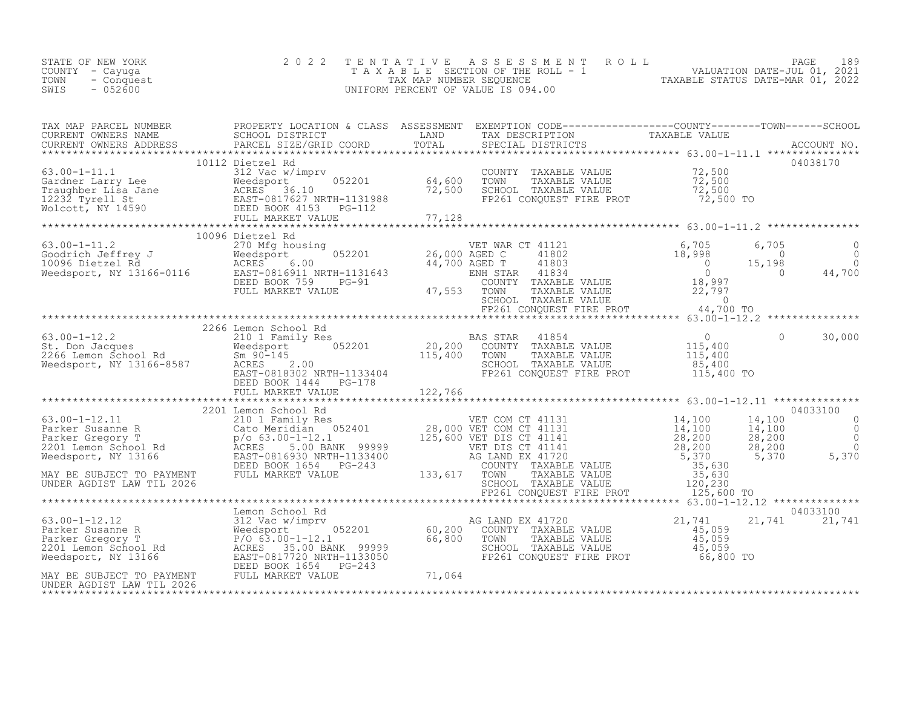STATE OF NEW YORK
COUNTY - Cayuga
TOWN - Conquest
SWIS - 052600

# 2022 TENTATIVE ASSESSMENT ROLL
TAXABLE SECTION OF THE ROLL - 1
TAX MAP NUMBER SEQUENCE
UNIFORM PERCENT OF VALUE IS 094.00

VALUATION DATE-JUL 01, 2021
TAXABLE STATUS DATE-MAR 01, 2022

| TAX MAP PARCEL NUMBER / CURRENT OWNERS NAME / CURRENT OWNERS ADDRESS | PROPERTY LOCATION & CLASS / SCHOOL DISTRICT / PARCEL SIZE/GRID COORD | ASSESSMENT LAND / TOTAL | EXEMPTION CODE / TAX DESCRIPTION / SPECIAL DISTRICTS | COUNTY TAXABLE VALUE | TOWN | SCHOOL | ACCOUNT NO. |
|---|---|---|---|---|---|---|---|
| **63.00-1-11.1** | 10112 Dietzel Rd | | | | | | 04038170 |
| Gardner Larry Lee | 312 Vac w/imprv | | COUNTY TAXABLE VALUE | 72,500 | | | |
| Traughber Lisa Jane | Weedsport 052201 | 64,600 | TOWN TAXABLE VALUE | 72,500 | | | |
| 12232 Tyrell St | ACRES 36.10 | 72,500 | SCHOOL TAXABLE VALUE | 72,500 | | | |
| Wolcott, NY 14590 | EAST-0817627 NRTH-1131988 | | FP261 CONQUEST FIRE PROT | 72,500 TO | | | |
| | DEED BOOK 4153 PG-112 | | | | | | |
| | FULL MARKET VALUE | 77,128 | | | | | |
| **63.00-1-11.2** | 10096 Dietzel Rd | | | | | | |
| Goodrich Jeffrey J | 270 Mfg housing | | VET WAR CT 41121 | 6,705 | 6,705 | 0 | |
| 10096 Dietzel Rd | Weedsport 052201 | 26,000 | AGED C 41802 | 18,998 | 0 | 0 | |
| Weedsport, NY 13166-0116 | ACRES 6.00 | 44,700 | AGED T 41803 | 0 | 15,198 | 0 | |
| | EAST-0816911 NRTH-1131643 | | ENH STAR 41834 | 0 | 0 | 44,700 | |
| | DEED BOOK 759 PG-91 | | COUNTY TAXABLE VALUE | 18,997 | | | |
| | FULL MARKET VALUE | 47,553 | TOWN TAXABLE VALUE | 22,797 | | | |
| | | | SCHOOL TAXABLE VALUE | 0 | | | |
| | | | FP261 CONQUEST FIRE PROT | 44,700 TO | | | |
| **63.00-1-12.2** | 2266 Lemon School Rd | | | | | | |
| St. Don Jacques | 210 1 Family Res | | BAS STAR 41854 | 0 | 0 | 30,000 | |
| 2266 Lemon School Rd | Weedsport 052201 | 20,200 | COUNTY TAXABLE VALUE | 115,400 | | | |
| Weedsport, NY 13166-8587 | Sm 90-145 | 115,400 | TOWN TAXABLE VALUE | 115,400 | | | |
| | ACRES 2.00 | | SCHOOL TAXABLE VALUE | 85,400 | | | |
| | EAST-0818302 NRTH-1133404 | | FP261 CONQUEST FIRE PROT | 115,400 TO | | | |
| | DEED BOOK 1444 PG-178 | | | | | | |
| | FULL MARKET VALUE | 122,766 | | | | | |
| **63.00-1-12.11** | 2201 Lemon School Rd | | | | | | 04033100 |
| Parker Susanne R | 210 1 Family Res | | VET COM CT 41131 | 14,100 | 14,100 | 0 | |
| Parker Gregory T | Cato Meridian 052401 | 28,000 | VET COM CT 41131 | 14,100 | 14,100 | 0 | |
| 2201 Lemon School Rd | p/o 63.00-1-12.1 | 125,600 | VET DIS CT 41141 | 28,200 | 28,200 | 0 | |
| Weedsport, NY 13166 | ACRES 5.00 BANK 99999 | | VET DIS CT 41141 | 28,200 | 28,200 | 0 | |
| | EAST-0816930 NRTH-1133400 | | AG LAND EX 41720 | 5,370 | 5,370 | 5,370 | |
| MAY BE SUBJECT TO PAYMENT | DEED BOOK 1654 PG-243 | | COUNTY TAXABLE VALUE | 35,630 | | | |
| UNDER AGDIST LAW TIL 2026 | FULL MARKET VALUE | 133,617 | TOWN TAXABLE VALUE | 35,630 | | | |
| | | | SCHOOL TAXABLE VALUE | 120,230 | | | |
| | | | FP261 CONQUEST FIRE PROT | 125,600 TO | | | |
| **63.00-1-12.12** | Lemon School Rd | | | | | | 04033100 |
| Parker Susanne R | 312 Vac w/imprv | | AG LAND EX 41720 | 21,741 | 21,741 | 21,741 | |
| Parker Gregory T | Weedsport 052201 | 60,200 | COUNTY TAXABLE VALUE | 45,059 | | | |
| 2201 Lemon School Rd | P/O 63.00-1-12.1 | 66,800 | TOWN TAXABLE VALUE | 45,059 | | | |
| Weedsport, NY 13166 | ACRES 35.00 BANK 99999 | | SCHOOL TAXABLE VALUE | 45,059 | | | |
| | EAST-0817720 NRTH-1133050 | | FP261 CONQUEST FIRE PROT | 66,800 TO | | | |
| MAY BE SUBJECT TO PAYMENT | DEED BOOK 1654 PG-243 | | | | | | |
| UNDER AGDIST LAW TIL 2026 | FULL MARKET VALUE | 71,064 | | | | | |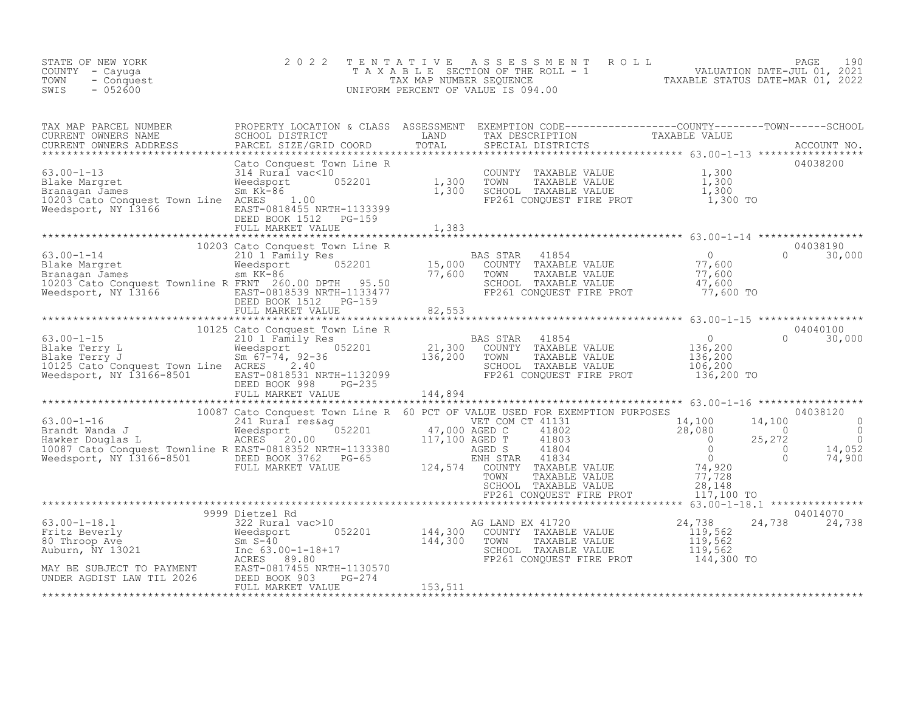STATE OF NEW YORK
COUNTY - Cayuga
TOWN - Conquest
SWIS - 052600

2022 TENTATIVE ASSESSMENT ROLL
TAXABLE SECTION OF THE ROLL - 1
TAX MAP NUMBER SEQUENCE
UNIFORM PERCENT OF VALUE IS 094.00

VALUATION DATE-JUL 01, 2021
TAXABLE STATUS DATE-MAR 01, 2022

| TAX MAP PARCEL NUMBER / CURRENT OWNERS NAME / CURRENT OWNERS ADDRESS | PROPERTY LOCATION & CLASS / SCHOOL DISTRICT / PARCEL SIZE/GRID COORD | ASSESSMENT LAND | ASSESSMENT TOTAL | EXEMPTION CODE / TAX DESCRIPTION / SPECIAL DISTRICTS | COUNTY TAXABLE VALUE | TOWN | SCHOOL | ACCOUNT NO. |
|---|---|---|---|---|---|---|---|---|
| **63.00-1-13** | Cato Conquest Town Line R | | | | | | | 04038200 |
| Blake Margret | 314 Rural vac<10 | | | COUNTY TAXABLE VALUE | 1,300 | | | |
| Branagan James | Weedsport 052201 | 1,300 | | TOWN TAXABLE VALUE | 1,300 | | | |
| 10203 Cato Conquest Town Line | Sm Kk-86 | | 1,300 | SCHOOL TAXABLE VALUE | 1,300 | | | |
| Weedsport, NY 13166 | ACRES 1.00 | | | FP261 CONQUEST FIRE PROT | 1,300 TO | | | |
| | EAST-0818455 NRTH-1133399 | | | | | | | |
| | DEED BOOK 1512 PG-159 | | | | | | | |
| | FULL MARKET VALUE | | 1,383 | | | | | |
| **63.00-1-14** | 10203 Cato Conquest Town Line R | | | | | | | 04038190 |
| Blake Margret | 210 1 Family Res | | | BAS STAR 41854 | 0 | 0 | 30,000 | |
| Branagan James | Weedsport 052201 | 15,000 | | COUNTY TAXABLE VALUE | 77,600 | | | |
| 10203 Cato Conquest Townline R | sm KK-86 | | 77,600 | TOWN TAXABLE VALUE | 77,600 | | | |
| Weedsport, NY 13166 | FRNT 260.00 DPTH 95.50 | | | SCHOOL TAXABLE VALUE | 47,600 | | | |
| | EAST-0818539 NRTH-1133477 | | | FP261 CONQUEST FIRE PROT | 77,600 TO | | | |
| | DEED BOOK 1512 PG-159 | | | | | | | |
| | FULL MARKET VALUE | | 82,553 | | | | | |
| **63.00-1-15** | 10125 Cato Conquest Town Line R | | | | | | | 04040100 |
| Blake Terry L | 210 1 Family Res | | | BAS STAR 41854 | 0 | 0 | 30,000 | |
| Blake Terry J | Weedsport 052201 | 21,300 | | COUNTY TAXABLE VALUE | 136,200 | | | |
| 10125 Cato Conquest Town Line | Sm 67-74, 92-36 | | 136,200 | TOWN TAXABLE VALUE | 136,200 | | | |
| Weedsport, NY 13166-8501 | ACRES 2.40 | | | SCHOOL TAXABLE VALUE | 106,200 | | | |
| | EAST-0818531 NRTH-1132099 | | | FP261 CONQUEST FIRE PROT | 136,200 TO | | | |
| | DEED BOOK 998 PG-235 | | | | | | | |
| | FULL MARKET VALUE | | 144,894 | | | | | |
| **63.00-1-16** | 10087 Cato Conquest Town Line R | | | 60 PCT OF VALUE USED FOR EXEMPTION PURPOSES | | | | 04038120 |
| Brandt Wanda J | 241 Rural res&ag | | | VET COM CT 41131 | 14,100 | 14,100 | 0 | |
| Hawker Douglas L | Weedsport 052201 | 47,000 | | AGED C 41802 | 28,080 | 0 | 0 | |
| 10087 Cato Conquest Townline R | ACRES 20.00 | | 117,100 | AGED T 41803 | 0 | 25,272 | 0 | |
| Weedsport, NY 13166-8501 | EAST-0818352 NRTH-1133380 | | | AGED S 41804 | 0 | 0 | 14,052 | |
| | DEED BOOK 3762 PG-65 | | | ENH STAR 41834 | 0 | 0 | 74,900 | |
| | FULL MARKET VALUE | | 124,574 | COUNTY TAXABLE VALUE | 74,920 | | | |
| | | | | TOWN TAXABLE VALUE | 77,728 | | | |
| | | | | SCHOOL TAXABLE VALUE | 28,148 | | | |
| | | | | FP261 CONQUEST FIRE PROT | 117,100 TO | | | |
| **63.00-1-18.1** | 9999 Dietzel Rd | | | | | | | 04014070 |
| Fritz Beverly | 322 Rural vac>10 | | | AG LAND EX 41720 | 24,738 | 24,738 | 24,738 | |
| 80 Throop Ave | Weedsport 052201 | 144,300 | | COUNTY TAXABLE VALUE | 119,562 | | | |
| Auburn, NY 13021 | Sm S-40 | | 144,300 | TOWN TAXABLE VALUE | 119,562 | | | |
| | Inc 63.00-1-18+17 | | | SCHOOL TAXABLE VALUE | 119,562 | | | |
| | ACRES 89.80 | | | FP261 CONQUEST FIRE PROT | 144,300 TO | | | |
| MAY BE SUBJECT TO PAYMENT | EAST-0817455 NRTH-1130570 | | | | | | | |
| UNDER AGDIST LAW TIL 2026 | DEED BOOK 903 PG-274 | | | | | | | |
| | FULL MARKET VALUE | | 153,511 | | | | | |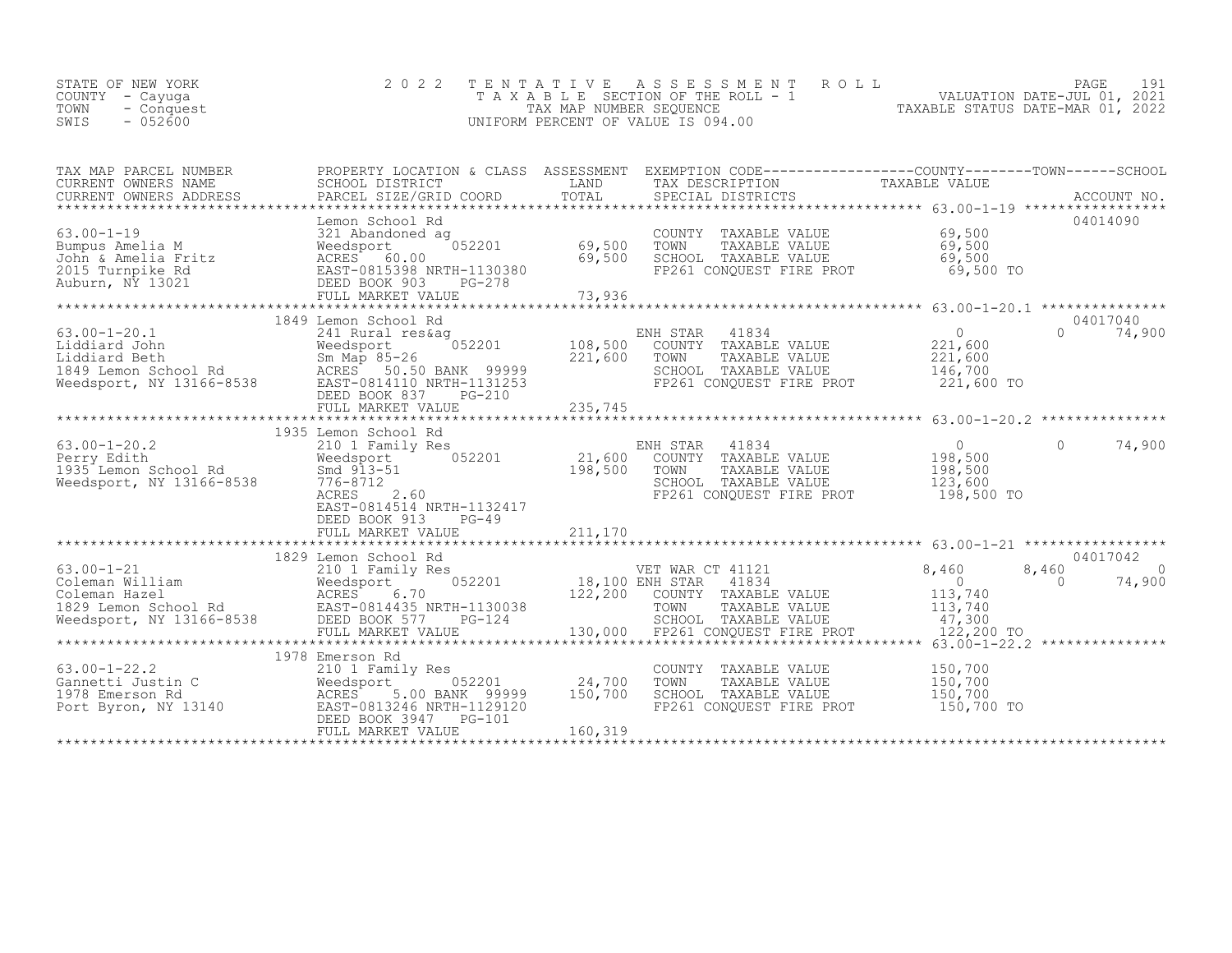STATE OF NEW YORK
COUNTY - Cayuga
TOWN - Conquest
SWIS - 052600

# 2022 TENTATIVE ASSESSMENT ROLL

TAXABLE SECTION OF THE ROLL - 1
TAX MAP NUMBER SEQUENCE
UNIFORM PERCENT OF VALUE IS 094.00

VALUATION DATE-JUL 01, 2021
TAXABLE STATUS DATE-MAR 01, 2022

| TAX MAP PARCEL NUMBER / CURRENT OWNERS NAME / CURRENT OWNERS ADDRESS | PROPERTY LOCATION & CLASS / SCHOOL DISTRICT / PARCEL SIZE/GRID COORD | ASSESSMENT LAND | ASSESSMENT TOTAL | EXEMPTION CODE / TAX DESCRIPTION / SPECIAL DISTRICTS | COUNTY TAXABLE VALUE | TOWN | SCHOOL | ACCOUNT NO. |
|---|---|---|---|---|---|---|---|---|
| 63.00-1-19 | Lemon School Rd | | | | | | | 04014090 |
| | 321 Abandoned ag | | | COUNTY TAXABLE VALUE | 69,500 | | | |
| Bumpus Amelia M | Weedsport 052201 | 69,500 | | TOWN TAXABLE VALUE | 69,500 | | | |
| John & Amelia Fritz | ACRES 60.00 | | 69,500 | SCHOOL TAXABLE VALUE | 69,500 | | | |
| 2015 Turnpike Rd | EAST-0815398 NRTH-1130380 | | | FP261 CONQUEST FIRE PROT | 69,500 TO | | | |
| Auburn, NY 13021 | DEED BOOK 903 PG-278 | | | | | | | |
| | FULL MARKET VALUE | | 73,936 | | | | | |
| 63.00-1-20.1 | 1849 Lemon School Rd | | | | | | | 04017040 |
| | 241 Rural res&ag | | | ENH STAR 41834 | 0 | 0 | 74,900 | |
| Liddiard John | Weedsport 052201 | 108,500 | | COUNTY TAXABLE VALUE | 221,600 | | | |
| Liddiard Beth | Sm Map 85-26 | | 221,600 | TOWN TAXABLE VALUE | 221,600 | | | |
| 1849 Lemon School Rd | ACRES 50.50 BANK 99999 | | | SCHOOL TAXABLE VALUE | 146,700 | | | |
| Weedsport, NY 13166-8538 | EAST-0814110 NRTH-1131253 | | | FP261 CONQUEST FIRE PROT | 221,600 TO | | | |
| | DEED BOOK 837 PG-210 | | | | | | | |
| | FULL MARKET VALUE | | 235,745 | | | | | |
| 63.00-1-20.2 | 1935 Lemon School Rd | | | | | | | |
| | 210 1 Family Res | | | ENH STAR 41834 | 0 | 0 | 74,900 | |
| Perry Edith | Weedsport 052201 | 21,600 | | COUNTY TAXABLE VALUE | 198,500 | | | |
| 1935 Lemon School Rd | Smd 913-51 | | 198,500 | TOWN TAXABLE VALUE | 198,500 | | | |
| Weedsport, NY 13166-8538 | 776-8712 | | | SCHOOL TAXABLE VALUE | 123,600 | | | |
| | ACRES 2.60 | | | FP261 CONQUEST FIRE PROT | 198,500 TO | | | |
| | EAST-0814514 NRTH-1132417 | | | | | | | |
| | DEED BOOK 913 PG-49 | | | | | | | |
| | FULL MARKET VALUE | | 211,170 | | | | | |
| 63.00-1-21 | 1829 Lemon School Rd | | | | | | | 04017042 |
| | 210 1 Family Res | | | VET WAR CT 41121 | 8,460 | 8,460 | 0 | |
| Coleman William | Weedsport 052201 | 18,100 | | ENH STAR 41834 | 0 | 0 | 74,900 | |
| Coleman Hazel | ACRES 6.70 | | 122,200 | COUNTY TAXABLE VALUE | 113,740 | | | |
| 1829 Lemon School Rd | EAST-0814435 NRTH-1130038 | | | TOWN TAXABLE VALUE | 113,740 | | | |
| Weedsport, NY 13166-8538 | DEED BOOK 577 PG-124 | | | SCHOOL TAXABLE VALUE | 47,300 | | | |
| | FULL MARKET VALUE | | 130,000 | FP261 CONQUEST FIRE PROT | 122,200 TO | | | |
| 63.00-1-22.2 | 1978 Emerson Rd | | | | | | | |
| | 210 1 Family Res | | | COUNTY TAXABLE VALUE | 150,700 | | | |
| Gannetti Justin C | Weedsport 052201 | 24,700 | | TOWN TAXABLE VALUE | 150,700 | | | |
| 1978 Emerson Rd | ACRES 5.00 BANK 99999 | | 150,700 | SCHOOL TAXABLE VALUE | 150,700 | | | |
| Port Byron, NY 13140 | EAST-0813246 NRTH-1129120 | | | FP261 CONQUEST FIRE PROT | 150,700 TO | | | |
| | DEED BOOK 3947 PG-101 | | | | | | | |
| | FULL MARKET VALUE | | 160,319 | | | | | |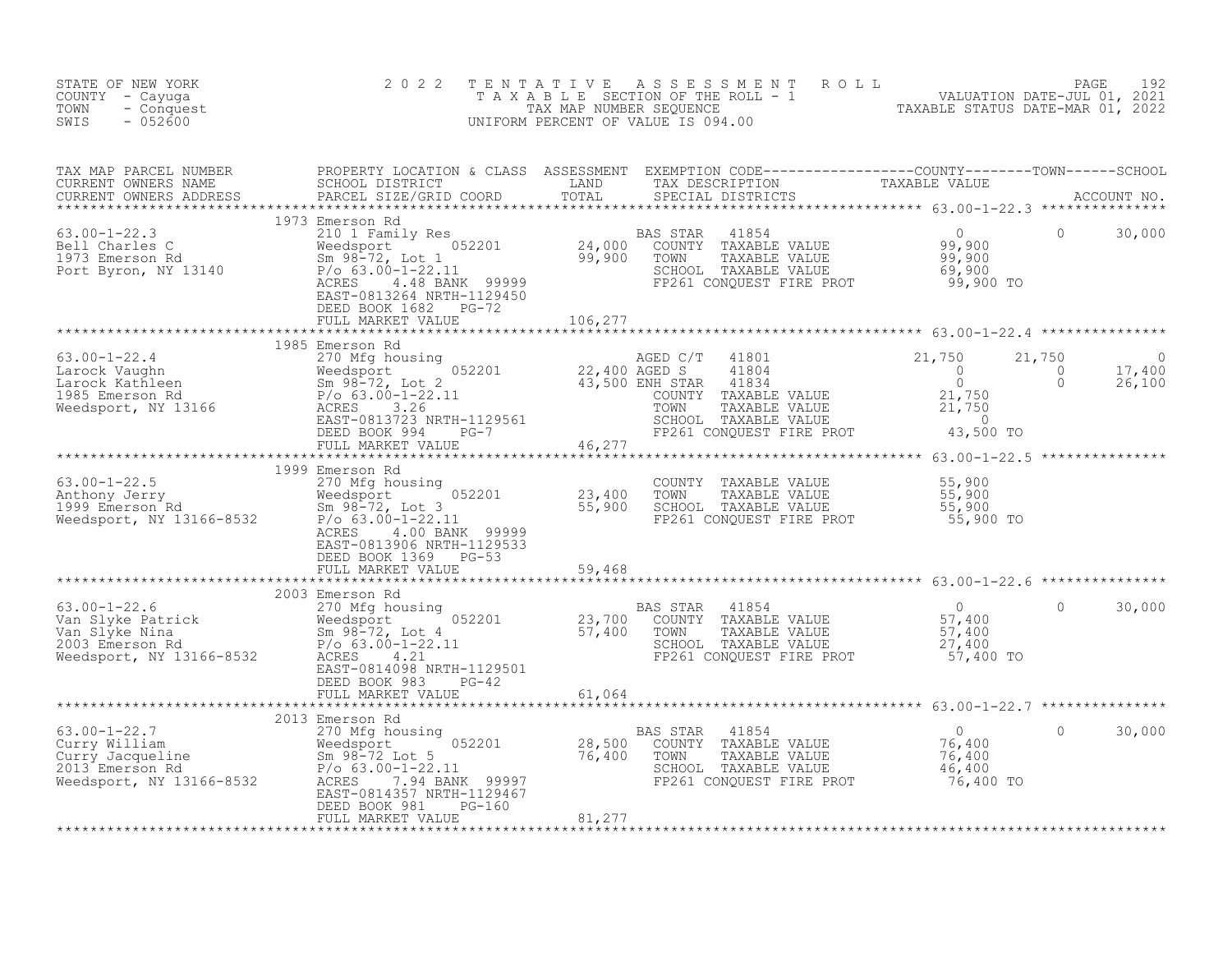STATE OF NEW YORK
COUNTY - Cayuga
TOWN - Conquest
SWIS - 052600

# 2022 TENTATIVE ASSESSMENT ROLL

TAXABLE SECTION OF THE ROLL - 1
TAX MAP NUMBER SEQUENCE
UNIFORM PERCENT OF VALUE IS 094.00

VALUATION DATE-JUL 01, 2021
TAXABLE STATUS DATE-MAR 01, 2022

| TAX MAP PARCEL NUMBER / CURRENT OWNERS NAME / CURRENT OWNERS ADDRESS | PROPERTY LOCATION & CLASS / SCHOOL DISTRICT / PARCEL SIZE/GRID COORD | ASSESSMENT LAND / TOTAL | EXEMPTION CODE / TAX DESCRIPTION / SPECIAL DISTRICTS | COUNTY TAXABLE VALUE | TOWN | SCHOOL / ACCOUNT NO. |
|---|---|---|---|---|---|---|
| 63.00-1-22.3 | 1973 Emerson Rd | | | | | |
| | 210 1 Family Res | | BAS STAR 41854 | 0 | 0 | 30,000 |
| Bell Charles C | Weedsport 052201 | 24,000 | COUNTY TAXABLE VALUE | 99,900 | | |
| 1973 Emerson Rd | Sm 98-72, Lot 1 | 99,900 | TOWN TAXABLE VALUE | 99,900 | | |
| Port Byron, NY 13140 | P/o 63.00-1-22.11 | | SCHOOL TAXABLE VALUE | 69,900 | | |
| | ACRES 4.48 BANK 99999 | | FP261 CONQUEST FIRE PROT | 99,900 TO | | |
| | EAST-0813264 NRTH-1129450 | | | | | |
| | DEED BOOK 1682 PG-72 | | | | | |
| | FULL MARKET VALUE | 106,277 | | | | |
| 63.00-1-22.4 | 1985 Emerson Rd | | | | | |
| | 270 Mfg housing | | AGED C/T 41801 | 21,750 | 21,750 | 0 |
| Larock Vaughn | Weedsport 052201 | 22,400 | AGED S 41804 | 0 | 0 | 17,400 |
| Larock Kathleen | Sm 98-72, Lot 2 | 43,500 | ENH STAR 41834 | 0 | 0 | 26,100 |
| 1985 Emerson Rd | P/o 63.00-1-22.11 | | COUNTY TAXABLE VALUE | 21,750 | | |
| Weedsport, NY 13166 | ACRES 3.26 | | TOWN TAXABLE VALUE | 21,750 | | |
| | EAST-0813723 NRTH-1129561 | | SCHOOL TAXABLE VALUE | 0 | | |
| | DEED BOOK 994 PG-7 | | FP261 CONQUEST FIRE PROT | 43,500 TO | | |
| | FULL MARKET VALUE | 46,277 | | | | |
| 63.00-1-22.5 | 1999 Emerson Rd | | | | | |
| | 270 Mfg housing | | COUNTY TAXABLE VALUE | 55,900 | | |
| Anthony Jerry | Weedsport 052201 | 23,400 | TOWN TAXABLE VALUE | 55,900 | | |
| 1999 Emerson Rd | Sm 98-72, Lot 3 | 55,900 | SCHOOL TAXABLE VALUE | 55,900 | | |
| Weedsport, NY 13166-8532 | P/o 63.00-1-22.11 | | FP261 CONQUEST FIRE PROT | 55,900 TO | | |
| | ACRES 4.00 BANK 99999 | | | | | |
| | EAST-0813906 NRTH-1129533 | | | | | |
| | DEED BOOK 1369 PG-53 | | | | | |
| | FULL MARKET VALUE | 59,468 | | | | |
| 63.00-1-22.6 | 2003 Emerson Rd | | | | | |
| | 270 Mfg housing | | BAS STAR 41854 | 0 | 0 | 30,000 |
| Van Slyke Patrick | Weedsport 052201 | 23,700 | COUNTY TAXABLE VALUE | 57,400 | | |
| Van Slyke Nina | Sm 98-72, Lot 4 | 57,400 | TOWN TAXABLE VALUE | 57,400 | | |
| 2003 Emerson Rd | P/o 63.00-1-22.11 | | SCHOOL TAXABLE VALUE | 27,400 | | |
| Weedsport, NY 13166-8532 | ACRES 4.21 | | FP261 CONQUEST FIRE PROT | 57,400 TO | | |
| | EAST-0814098 NRTH-1129501 | | | | | |
| | DEED BOOK 983 PG-42 | | | | | |
| | FULL MARKET VALUE | 61,064 | | | | |
| 63.00-1-22.7 | 2013 Emerson Rd | | | | | |
| | 270 Mfg housing | | BAS STAR 41854 | 0 | 0 | 30,000 |
| Curry William | Weedsport 052201 | 28,500 | COUNTY TAXABLE VALUE | 76,400 | | |
| Curry Jacqueline | Sm 98-72 Lot 5 | 76,400 | TOWN TAXABLE VALUE | 76,400 | | |
| 2013 Emerson Rd | P/o 63.00-1-22.11 | | SCHOOL TAXABLE VALUE | 46,400 | | |
| Weedsport, NY 13166-8532 | ACRES 7.94 BANK 99997 | | FP261 CONQUEST FIRE PROT | 76,400 TO | | |
| | EAST-0814357 NRTH-1129467 | | | | | |
| | DEED BOOK 981 PG-160 | | | | | |
| | FULL MARKET VALUE | 81,277 | | | | |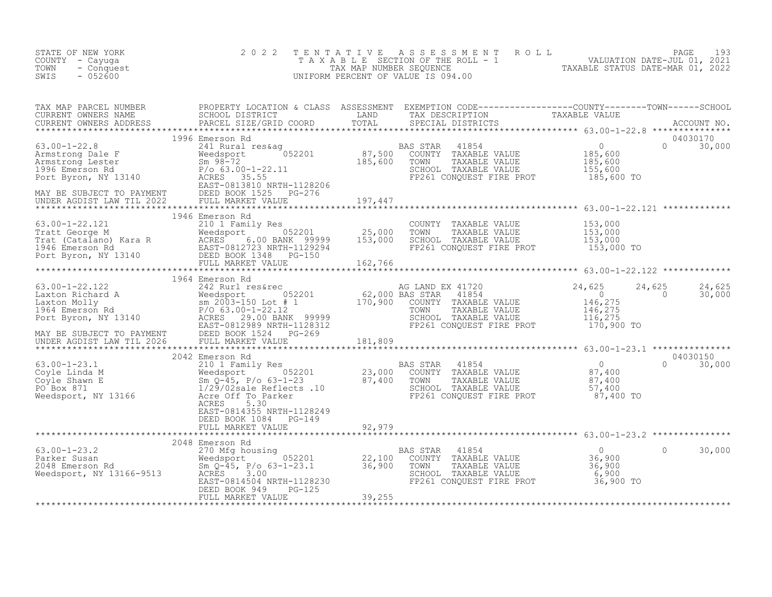STATE OF NEW YORK
COUNTY - Cayuga
TOWN - Conquest
SWIS - 052600

2022 TENTATIVE ASSESSMENT ROLL
TAXABLE SECTION OF THE ROLL - 1
TAX MAP NUMBER SEQUENCE
UNIFORM PERCENT OF VALUE IS 094.00

VALUATION DATE-JUL 01, 2021
TAXABLE STATUS DATE-MAR 01, 2022

| TAX MAP PARCEL NUMBER / CURRENT OWNERS NAME / CURRENT OWNERS ADDRESS | PROPERTY LOCATION & CLASS / SCHOOL DISTRICT / PARCEL SIZE/GRID COORD | ASSESSMENT LAND / TOTAL | EXEMPTION CODE / TAX DESCRIPTION / SPECIAL DISTRICTS | COUNTY TAXABLE VALUE | TOWN | SCHOOL / ACCOUNT NO. |
|---|---|---|---|---|---|---|
| **63.00-1-22.8** | 1996 Emerson Rd | | | | | 04030170 |
| 63.00-1-22.8 | 241 Rural res&ag | | BAS STAR 41854 | 0 | 0 | 30,000 |
| Armstrong Dale F | Weedsport 052201 | 87,500 | COUNTY TAXABLE VALUE | 185,600 | | |
| Armstrong Lester | Sm 98-72 | 185,600 | TOWN TAXABLE VALUE | 185,600 | | |
| 1996 Emerson Rd | P/o 63.00-1-22.11 | | SCHOOL TAXABLE VALUE | 155,600 | | |
| Port Byron, NY 13140 | ACRES 35.55 | | FP261 CONQUEST FIRE PROT | 185,600 TO | | |
| | EAST-0813810 NRTH-1128206 | | | | | |
| MAY BE SUBJECT TO PAYMENT | DEED BOOK 1525 PG-276 | | | | | |
| UNDER AGDIST LAW TIL 2022 | FULL MARKET VALUE | 197,447 | | | | |
| **63.00-1-22.121** | 1946 Emerson Rd | | | | | |
| 63.00-1-22.121 | 210 1 Family Res | | COUNTY TAXABLE VALUE | 153,000 | | |
| Tratt George M | Weedsport 052201 | 25,000 | TOWN TAXABLE VALUE | 153,000 | | |
| Trat (Catalano) Kara R | ACRES 6.00 BANK 99999 | 153,000 | SCHOOL TAXABLE VALUE | 153,000 | | |
| 1946 Emerson Rd | EAST-0812723 NRTH-1129294 | | FP261 CONQUEST FIRE PROT | 153,000 TO | | |
| Port Byron, NY 13140 | DEED BOOK 1348 PG-150 | | | | | |
| | FULL MARKET VALUE | 162,766 | | | | |
| **63.00-1-22.122** | 1964 Emerson Rd | | | | | |
| 63.00-1-22.122 | 242 Rurl res&rec | | AG LAND EX 41720 | 24,625 | 24,625 | 24,625 |
| Laxton Richard A | Weedsport 052201 | 62,000 | BAS STAR 41854 | 0 | 0 | 30,000 |
| Laxton Molly | sm 2003-150 Lot # 1 | 170,900 | COUNTY TAXABLE VALUE | 146,275 | | |
| 1964 Emerson Rd | P/O 63.00-1-22.12 | | TOWN TAXABLE VALUE | 146,275 | | |
| Port Byron, NY 13140 | ACRES 29.00 BANK 99999 | | SCHOOL TAXABLE VALUE | 116,275 | | |
| | EAST-0812989 NRTH-1128312 | | FP261 CONQUEST FIRE PROT | 170,900 TO | | |
| MAY BE SUBJECT TO PAYMENT | DEED BOOK 1524 PG-269 | | | | | |
| UNDER AGDIST LAW TIL 2026 | FULL MARKET VALUE | 181,809 | | | | |
| **63.00-1-23.1** | 2042 Emerson Rd | | | | | 04030150 |
| 63.00-1-23.1 | 210 1 Family Res | | BAS STAR 41854 | 0 | 0 | 30,000 |
| Coyle Linda M | Weedsport 052201 | 23,000 | COUNTY TAXABLE VALUE | 87,400 | | |
| Coyle Shawn E | Sm Q-45, P/o 63-1-23 | 87,400 | TOWN TAXABLE VALUE | 87,400 | | |
| PO Box 871 | 1/29/02sale Reflects .10 | | SCHOOL TAXABLE VALUE | 57,400 | | |
| Weedsport, NY 13166 | Acre Off To Parker | | FP261 CONQUEST FIRE PROT | 87,400 TO | | |
| | ACRES 5.30 | | | | | |
| | EAST-0814355 NRTH-1128249 | | | | | |
| | DEED BOOK 1084 PG-149 | | | | | |
| | FULL MARKET VALUE | 92,979 | | | | |
| **63.00-1-23.2** | 2048 Emerson Rd | | | | | |
| 63.00-1-23.2 | 270 Mfg housing | | BAS STAR 41854 | 0 | 0 | 30,000 |
| Parker Susan | Weedsport 052201 | 22,100 | COUNTY TAXABLE VALUE | 36,900 | | |
| 2048 Emerson Rd | Sm Q-45, P/o 63-1-23.1 | 36,900 | TOWN TAXABLE VALUE | 36,900 | | |
| Weedsport, NY 13166-9513 | ACRES 3.00 | | SCHOOL TAXABLE VALUE | 6,900 | | |
| | EAST-0814504 NRTH-1128230 | | FP261 CONQUEST FIRE PROT | 36,900 TO | | |
| | DEED BOOK 949 PG-125 | | | | | |
| | FULL MARKET VALUE | 39,255 | | | | |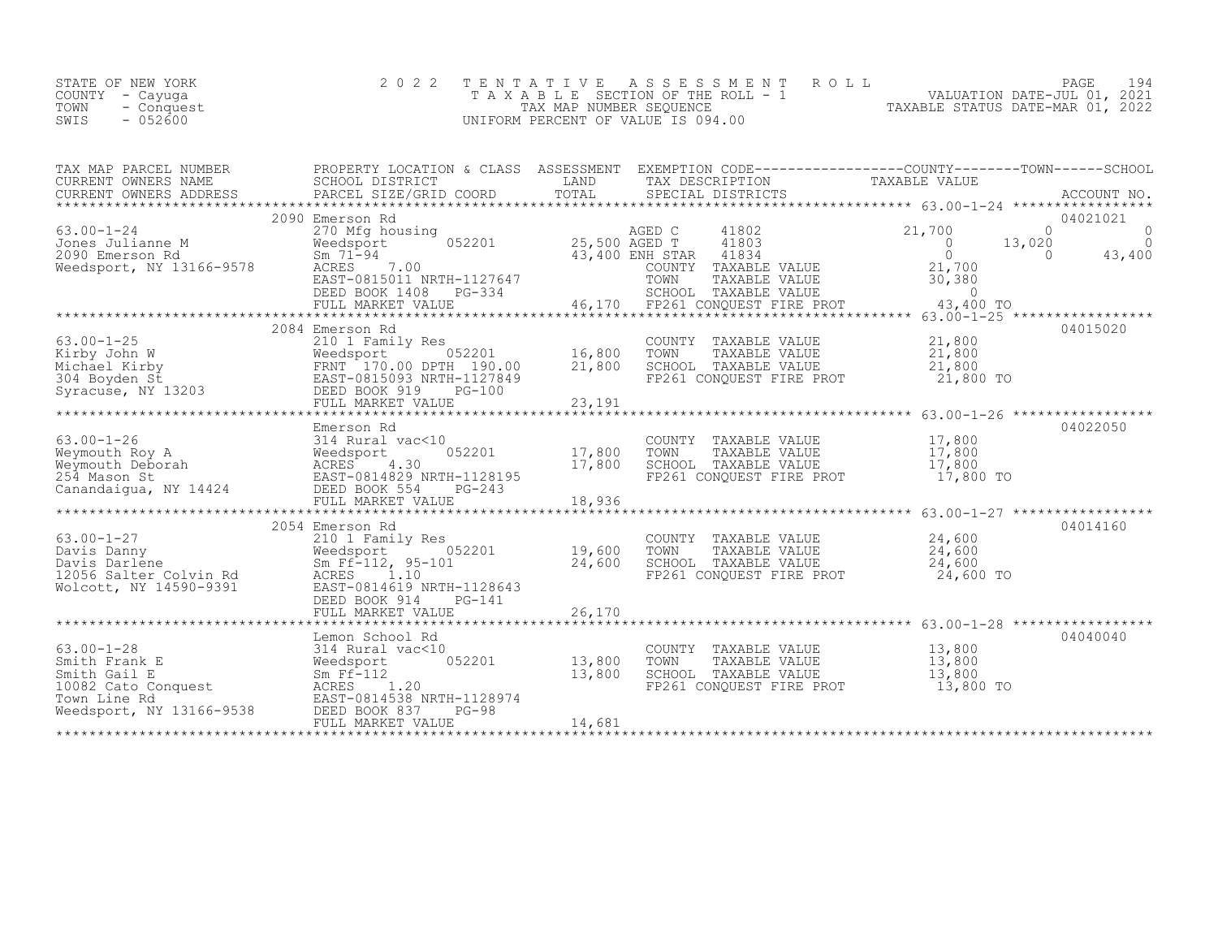STATE OF NEW YORK
COUNTY - Cayuga
TOWN - Conquest
SWIS - 052600

2 0 2 2 T E N T A T I V E A S S E S S M E N T R O L L
T A X A B L E SECTION OF THE ROLL - 1
TAX MAP NUMBER SEQUENCE
UNIFORM PERCENT OF VALUE IS 094.00

VALUATION DATE-JUL 01, 2021
TAXABLE STATUS DATE-MAR 01, 2022

| TAX MAP PARCEL NUMBER / CURRENT OWNERS NAME / CURRENT OWNERS ADDRESS | PROPERTY LOCATION & CLASS / SCHOOL DISTRICT / PARCEL SIZE/GRID COORD | ASSESSMENT LAND / TOTAL | EXEMPTION CODE / TAX DESCRIPTION / SPECIAL DISTRICTS | COUNTY TAXABLE VALUE | TOWN | SCHOOL | ACCOUNT NO. |
|---|---|---|---|---|---|---|---|
| 63.00-1-24 | 2090 Emerson Rd | | | | | | 04021021 |
| 63.00-1-24 | 270 Mfg housing | | AGED C 41802 | 21,700 | 0 | 0 | |
| Jones Julianne M | Weedsport 052201 | 25,500 | AGED T 41803 | 0 | 13,020 | 0 | |
| 2090 Emerson Rd | Sm 71-94 | 43,400 | ENH STAR 41834 | 0 | 0 | 43,400 | |
| Weedsport, NY 13166-9578 | ACRES 7.00 | | COUNTY TAXABLE VALUE | 21,700 | | | |
| | EAST-0815011 NRTH-1127647 | | TOWN TAXABLE VALUE | 30,380 | | | |
| | DEED BOOK 1408 PG-334 | | SCHOOL TAXABLE VALUE | 0 | | | |
| | FULL MARKET VALUE | 46,170 | FP261 CONQUEST FIRE PROT | 43,400 TO | | | |
| 63.00-1-25 | 2084 Emerson Rd | | | | | | 04015020 |
| 63.00-1-25 | 210 1 Family Res | | COUNTY TAXABLE VALUE | 21,800 | | | |
| Kirby John W | Weedsport 052201 | 16,800 | TOWN TAXABLE VALUE | 21,800 | | | |
| Michael Kirby | FRNT 170.00 DPTH 190.00 | 21,800 | SCHOOL TAXABLE VALUE | 21,800 | | | |
| 304 Boyden St | EAST-0815093 NRTH-1127849 | | FP261 CONQUEST FIRE PROT | 21,800 TO | | | |
| Syracuse, NY 13203 | DEED BOOK 919 PG-100 | | | | | | |
| | FULL MARKET VALUE | 23,191 | | | | | |
| 63.00-1-26 | Emerson Rd | | | | | | 04022050 |
| 63.00-1-26 | 314 Rural vac<10 | | COUNTY TAXABLE VALUE | 17,800 | | | |
| Weymouth Roy A | Weedsport 052201 | 17,800 | TOWN TAXABLE VALUE | 17,800 | | | |
| Weymouth Deborah | ACRES 4.30 | 17,800 | SCHOOL TAXABLE VALUE | 17,800 | | | |
| 254 Mason St | EAST-0814829 NRTH-1128195 | | FP261 CONQUEST FIRE PROT | 17,800 TO | | | |
| Canandaigua, NY 14424 | DEED BOOK 554 PG-243 | | | | | | |
| | FULL MARKET VALUE | 18,936 | | | | | |
| 63.00-1-27 | 2054 Emerson Rd | | | | | | 04014160 |
| 63.00-1-27 | 210 1 Family Res | | COUNTY TAXABLE VALUE | 24,600 | | | |
| Davis Danny | Weedsport 052201 | 19,600 | TOWN TAXABLE VALUE | 24,600 | | | |
| Davis Darlene | Sm Ff-112, 95-101 | 24,600 | SCHOOL TAXABLE VALUE | 24,600 | | | |
| 12056 Salter Colvin Rd | ACRES 1.10 | | FP261 CONQUEST FIRE PROT | 24,600 TO | | | |
| Wolcott, NY 14590-9391 | EAST-0814619 NRTH-1128643 | | | | | | |
| | DEED BOOK 914 PG-141 | | | | | | |
| | FULL MARKET VALUE | 26,170 | | | | | |
| 63.00-1-28 | Lemon School Rd | | | | | | 04040040 |
| 63.00-1-28 | 314 Rural vac<10 | | COUNTY TAXABLE VALUE | 13,800 | | | |
| Smith Frank E | Weedsport 052201 | 13,800 | TOWN TAXABLE VALUE | 13,800 | | | |
| Smith Gail E | Sm Ff-112 | 13,800 | SCHOOL TAXABLE VALUE | 13,800 | | | |
| 10082 Cato Conquest | ACRES 1.20 | | FP261 CONQUEST FIRE PROT | 13,800 TO | | | |
| Town Line Rd | EAST-0814538 NRTH-1128974 | | | | | | |
| Weedsport, NY 13166-9538 | DEED BOOK 837 PG-98 | | | | | | |
| | FULL MARKET VALUE | 14,681 | | | | | |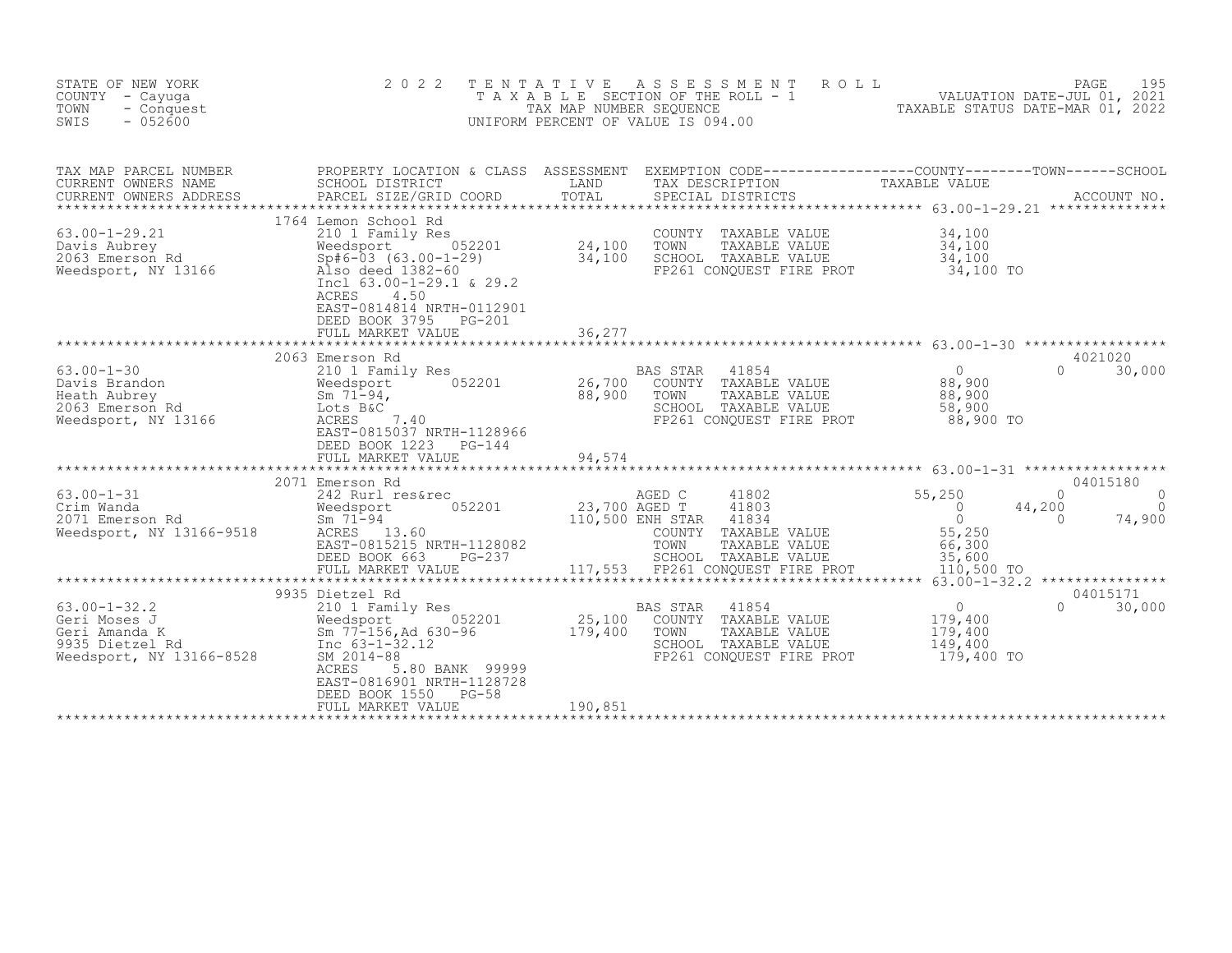STATE OF NEW YORK
COUNTY - Cayuga
TOWN - Conquest
SWIS - 052600

2 0 2 2 T E N T A T I V E A S S E S S M E N T R O L L
T A X A B L E SECTION OF THE ROLL - 1
TAX MAP NUMBER SEQUENCE
UNIFORM PERCENT OF VALUE IS 094.00

VALUATION DATE-JUL 01, 2021
TAXABLE STATUS DATE-MAR 01, 2022

| TAX MAP PARCEL NUMBER / CURRENT OWNERS NAME / CURRENT OWNERS ADDRESS | PROPERTY LOCATION & CLASS / SCHOOL DISTRICT / PARCEL SIZE/GRID COORD | ASSESSMENT LAND / TOTAL | EXEMPTION CODE / TAX DESCRIPTION / SPECIAL DISTRICTS | COUNTY TAXABLE VALUE | TOWN | SCHOOL / ACCOUNT NO. |
|---|---|---|---|---|---|---|
| **63.00-1-29.21** | 1764 Lemon School Rd | | | | | |
| Davis Aubrey | 210 1 Family Res | | COUNTY TAXABLE VALUE | 34,100 | | |
| 2063 Emerson Rd | Weedsport 052201 | 24,100 | TOWN TAXABLE VALUE | 34,100 | | |
| Weedsport, NY 13166 | Sp#6-03 (63.00-1-29) | 34,100 | SCHOOL TAXABLE VALUE | 34,100 | | |
| | Also deed 1382-60 | | FP261 CONQUEST FIRE PROT | 34,100 TO | | |
| | Incl 63.00-1-29.1 & 29.2 | | | | | |
| | ACRES 4.50 | | | | | |
| | EAST-0814814 NRTH-0112901 | | | | | |
| | DEED BOOK 3795 PG-201 | | | | | |
| | FULL MARKET VALUE | 36,277 | | | | |
| **63.00-1-30** | 2063 Emerson Rd | | | | | 4021020 |
| Davis Brandon | 210 1 Family Res | | BAS STAR 41854 | 0 | 0 | 30,000 |
| Heath Aubrey | Weedsport 052201 | 26,700 | COUNTY TAXABLE VALUE | 88,900 | | |
| 2063 Emerson Rd | Sm 71-94, | 88,900 | TOWN TAXABLE VALUE | 88,900 | | |
| Weedsport, NY 13166 | Lots B&C | | SCHOOL TAXABLE VALUE | 58,900 | | |
| | ACRES 7.40 | | FP261 CONQUEST FIRE PROT | 88,900 TO | | |
| | EAST-0815037 NRTH-1128966 | | | | | |
| | DEED BOOK 1223 PG-144 | | | | | |
| | FULL MARKET VALUE | 94,574 | | | | |
| **63.00-1-31** | 2071 Emerson Rd | | | | | 04015180 |
| Crim Wanda | 242 Rurl res&rec | | AGED C 41802 | 55,250 | 0 | 0 |
| 2071 Emerson Rd | Weedsport 052201 | 23,700 | AGED T 41803 | 0 | 44,200 | 0 |
| Weedsport, NY 13166-9518 | Sm 71-94 | 110,500 | ENH STAR 41834 | 0 | 0 | 74,900 |
| | ACRES 13.60 | | COUNTY TAXABLE VALUE | 55,250 | | |
| | EAST-0815215 NRTH-1128082 | | TOWN TAXABLE VALUE | 66,300 | | |
| | DEED BOOK 663 PG-237 | | SCHOOL TAXABLE VALUE | 35,600 | | |
| | FULL MARKET VALUE | 117,553 | FP261 CONQUEST FIRE PROT | 110,500 TO | | |
| **63.00-1-32.2** | 9935 Dietzel Rd | | | | | 04015171 |
| Geri Moses J | 210 1 Family Res | | BAS STAR 41854 | 0 | 0 | 30,000 |
| Geri Amanda K | Weedsport 052201 | 25,100 | COUNTY TAXABLE VALUE | 179,400 | | |
| 9935 Dietzel Rd | Sm 77-156,Ad 630-96 | 179,400 | TOWN TAXABLE VALUE | 179,400 | | |
| Weedsport, NY 13166-8528 | Inc 63-1-32.12 | | SCHOOL TAXABLE VALUE | 149,400 | | |
| | SM 2014-88 | | FP261 CONQUEST FIRE PROT | 179,400 TO | | |
| | ACRES 5.80 BANK 99999 | | | | | |
| | EAST-0816901 NRTH-1128728 | | | | | |
| | DEED BOOK 1550 PG-58 | | | | | |
| | FULL MARKET VALUE | 190,851 | | | | |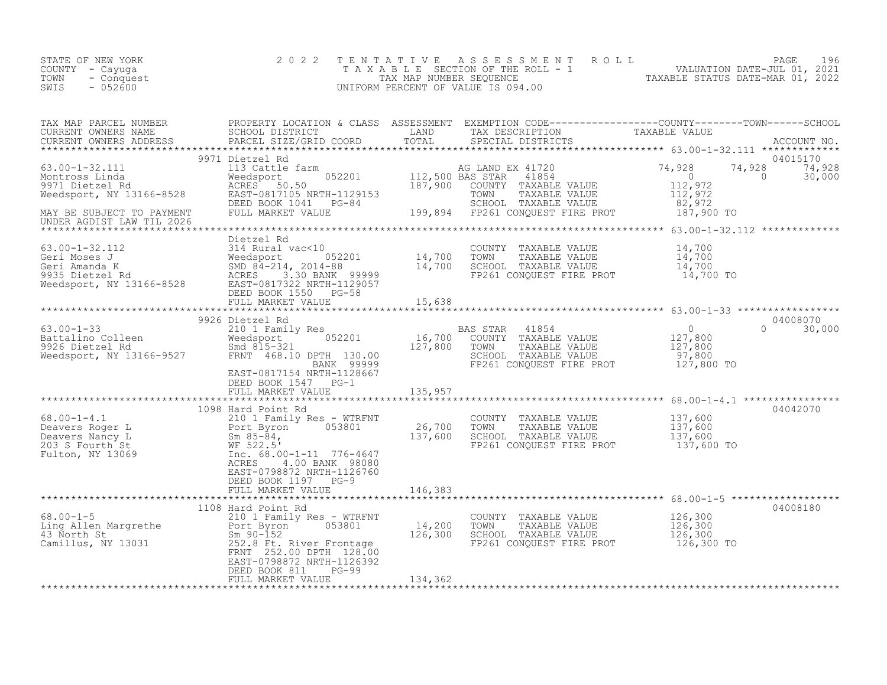STATE OF NEW YORK
COUNTY - Cayuga
TOWN - Conquest
SWIS - 052600

2022 TENTATIVE ASSESSMENT ROLL
TAXABLE SECTION OF THE ROLL - 1
TAX MAP NUMBER SEQUENCE
UNIFORM PERCENT OF VALUE IS 094.00

VALUATION DATE-JUL 01, 2021
TAXABLE STATUS DATE-MAR 01, 2022

| TAX MAP PARCEL NUMBER / CURRENT OWNERS NAME / CURRENT OWNERS ADDRESS | PROPERTY LOCATION & CLASS / SCHOOL DISTRICT / PARCEL SIZE/GRID COORD | ASSESSMENT LAND / TOTAL | EXEMPTION CODE / TAX DESCRIPTION / SPECIAL DISTRICTS | COUNTY TAXABLE VALUE | TOWN | SCHOOL | ACCOUNT NO. |
|---|---|---|---|---|---|---|---|
| 63.00-1-32.111 | 9971 Dietzel Rd | | | | | | 04015170 |
| Montross Linda | 113 Cattle farm | | AG LAND EX 41720 | 74,928 | 74,928 | 74,928 | |
| 9971 Dietzel Rd | Weedsport 052201 | 112,500 | BAS STAR 41854 | 0 | 0 | 30,000 | |
| Weedsport, NY 13166-8528 | ACRES 50.50 | 187,900 | COUNTY TAXABLE VALUE | 112,972 | | | |
| | EAST-0817105 NRTH-1129153 | | TOWN TAXABLE VALUE | 112,972 | | | |
| | DEED BOOK 1041 PG-84 | | SCHOOL TAXABLE VALUE | 82,972 | | | |
| MAY BE SUBJECT TO PAYMENT | FULL MARKET VALUE | 199,894 | FP261 CONQUEST FIRE PROT | 187,900 TO | | | |
| UNDER AGDIST LAW TIL 2026 | | | | | | | |
| 63.00-1-32.112 | Dietzel Rd | | | | | | |
| Geri Moses J | 314 Rural vac<10 | | COUNTY TAXABLE VALUE | 14,700 | | | |
| Geri Amanda K | Weedsport 052201 | 14,700 | TOWN TAXABLE VALUE | 14,700 | | | |
| 9935 Dietzel Rd | SMD 84-214, 2014-88 | 14,700 | SCHOOL TAXABLE VALUE | 14,700 | | | |
| Weedsport, NY 13166-8528 | ACRES 3.30 BANK 99999 | | FP261 CONQUEST FIRE PROT | 14,700 TO | | | |
| | EAST-0817322 NRTH-1129057 | | | | | | |
| | DEED BOOK 1550 PG-58 | | | | | | |
| | FULL MARKET VALUE | 15,638 | | | | | |
| 63.00-1-33 | 9926 Dietzel Rd | | | | | | 04008070 |
| Battalino Colleen | 210 1 Family Res | | BAS STAR 41854 | 0 | 0 | 30,000 | |
| 9926 Dietzel Rd | Weedsport 052201 | 16,700 | COUNTY TAXABLE VALUE | 127,800 | | | |
| Weedsport, NY 13166-9527 | Smd 815-321 | 127,800 | TOWN TAXABLE VALUE | 127,800 | | | |
| | FRNT 468.10 DPTH 130.00 | | SCHOOL TAXABLE VALUE | 97,800 | | | |
| | BANK 99999 | | FP261 CONQUEST FIRE PROT | 127,800 TO | | | |
| | EAST-0817154 NRTH-1128667 | | | | | | |
| | DEED BOOK 1547 PG-1 | | | | | | |
| | FULL MARKET VALUE | 135,957 | | | | | |
| 68.00-1-4.1 | 1098 Hard Point Rd | | | | | | 04042070 |
| Deavers Roger L | 210 1 Family Res - WTRFNT | | COUNTY TAXABLE VALUE | 137,600 | | | |
| Deavers Nancy L | Port Byron 053801 | 26,700 | TOWN TAXABLE VALUE | 137,600 | | | |
| 203 S Fourth St | Sm 85-84, | 137,600 | SCHOOL TAXABLE VALUE | 137,600 | | | |
| Fulton, NY 13069 | WF 522.5' | | FP261 CONQUEST FIRE PROT | 137,600 TO | | | |
| | Inc. 68.00-1-11 776-4647 | | | | | | |
| | ACRES 4.00 BANK 98080 | | | | | | |
| | EAST-0798872 NRTH-1126760 | | | | | | |
| | DEED BOOK 1197 PG-9 | | | | | | |
| | FULL MARKET VALUE | 146,383 | | | | | |
| 68.00-1-5 | 1108 Hard Point Rd | | | | | | 04008180 |
| Ling Allen Margrethe | 210 1 Family Res - WTRFNT | | COUNTY TAXABLE VALUE | 126,300 | | | |
| 43 North St | Port Byron 053801 | 14,200 | TOWN TAXABLE VALUE | 126,300 | | | |
| Camillus, NY 13031 | Sm 90-152 | 126,300 | SCHOOL TAXABLE VALUE | 126,300 | | | |
| | 252.8 Ft. River Frontage | | FP261 CONQUEST FIRE PROT | 126,300 TO | | | |
| | FRNT 252.00 DPTH 128.00 | | | | | | |
| | EAST-0798872 NRTH-1126392 | | | | | | |
| | DEED BOOK 811 PG-99 | | | | | | |
| | FULL MARKET VALUE | 134,362 | | | | | |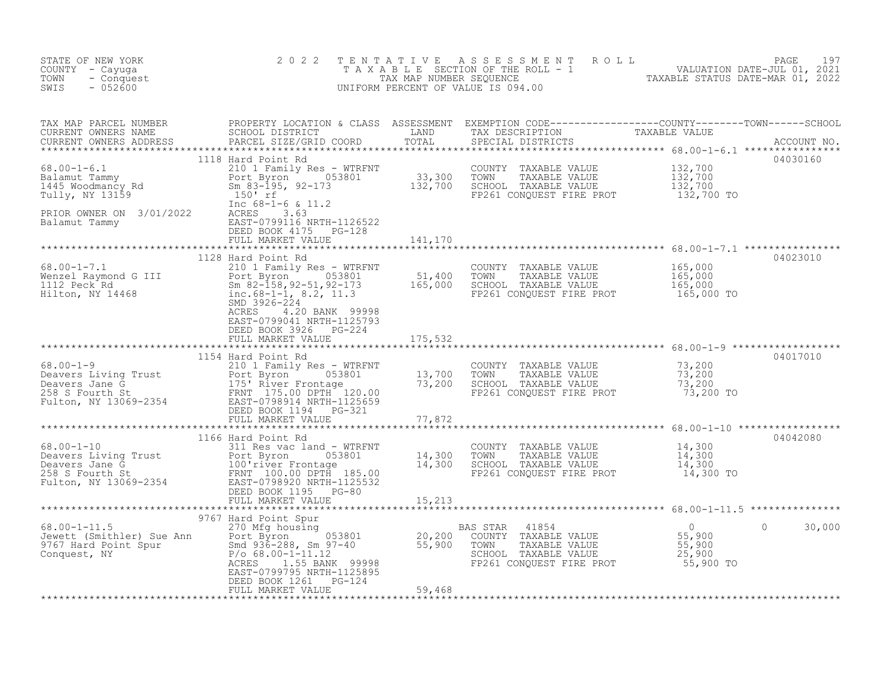STATE OF NEW YORK
COUNTY - Cayuga
TOWN - Conquest
SWIS - 052600

# 2022 TENTATIVE ASSESSMENT ROLL

TAXABLE SECTION OF THE ROLL - 1
TAX MAP NUMBER SEQUENCE
UNIFORM PERCENT OF VALUE IS 094.00

VALUATION DATE-JUL 01, 2021
TAXABLE STATUS DATE-MAR 01, 2022

| TAX MAP PARCEL NUMBER / CURRENT OWNERS NAME / CURRENT OWNERS ADDRESS | PROPERTY LOCATION & CLASS / SCHOOL DISTRICT / PARCEL SIZE/GRID COORD | ASSESSMENT LAND / TOTAL | EXEMPTION CODE / TAX DESCRIPTION / SPECIAL DISTRICTS | COUNTY / TOWN / SCHOOL TAXABLE VALUE | ACCOUNT NO. |
|---|---|---|---|---|---|
| **68.00-1-6.1** | 1118 Hard Point Rd | | | | 04030160 |
| 68.00-1-6.1 | 210 1 Family Res - WTRFNT | | COUNTY TAXABLE VALUE | 132,700 | |
| Balamut Tammy | Port Byron 053801 | 33,300 | TOWN TAXABLE VALUE | 132,700 | |
| 1445 Woodmancy Rd | Sm 83-195, 92-173 | 132,700 | SCHOOL TAXABLE VALUE | 132,700 | |
| Tully, NY 13159 | 150' rf | | FP261 CONQUEST FIRE PROT | 132,700 TO | |
| | Inc 68-1-6 & 11.2 | | | | |
| PRIOR OWNER ON 3/01/2022 | ACRES 3.63 | | | | |
| Balamut Tammy | EAST-0799116 NRTH-1126522 | | | | |
| | DEED BOOK 4175 PG-128 | | | | |
| | FULL MARKET VALUE | 141,170 | | | |
| **68.00-1-7.1** | 1128 Hard Point Rd | | | | 04023010 |
| 68.00-1-7.1 | 210 1 Family Res - WTRFNT | | COUNTY TAXABLE VALUE | 165,000 | |
| Wenzel Raymond G III | Port Byron 053801 | 51,400 | TOWN TAXABLE VALUE | 165,000 | |
| 1112 Peck Rd | Sm 82-158,92-51,92-173 | 165,000 | SCHOOL TAXABLE VALUE | 165,000 | |
| Hilton, NY 14468 | inc.68-1-1, 8.2, 11.3 | | FP261 CONQUEST FIRE PROT | 165,000 TO | |
| | SMD 3926-224 | | | | |
| | ACRES 4.20 BANK 99998 | | | | |
| | EAST-0799041 NRTH-1125793 | | | | |
| | DEED BOOK 3926 PG-224 | | | | |
| | FULL MARKET VALUE | 175,532 | | | |
| **68.00-1-9** | 1154 Hard Point Rd | | | | 04017010 |
| 68.00-1-9 | 210 1 Family Res - WTRFNT | | COUNTY TAXABLE VALUE | 73,200 | |
| Deavers Living Trust | Port Byron 053801 | 13,700 | TOWN TAXABLE VALUE | 73,200 | |
| Deavers Jane G | 175' River Frontage | 73,200 | SCHOOL TAXABLE VALUE | 73,200 | |
| 258 S Fourth St | FRNT 175.00 DPTH 120.00 | | FP261 CONQUEST FIRE PROT | 73,200 TO | |
| Fulton, NY 13069-2354 | EAST-0798914 NRTH-1125659 | | | | |
| | DEED BOOK 1194 PG-321 | | | | |
| | FULL MARKET VALUE | 77,872 | | | |
| **68.00-1-10** | 1166 Hard Point Rd | | | | 04042080 |
| 68.00-1-10 | 311 Res vac land - WTRFNT | | COUNTY TAXABLE VALUE | 14,300 | |
| Deavers Living Trust | Port Byron 053801 | 14,300 | TOWN TAXABLE VALUE | 14,300 | |
| Deavers Jane G | 100'river Frontage | 14,300 | SCHOOL TAXABLE VALUE | 14,300 | |
| 258 S Fourth St | FRNT 100.00 DPTH 185.00 | | FP261 CONQUEST FIRE PROT | 14,300 TO | |
| Fulton, NY 13069-2354 | EAST-0798920 NRTH-1125532 | | | | |
| | DEED BOOK 1195 PG-80 | | | | |
| | FULL MARKET VALUE | 15,213 | | | |
| **68.00-1-11.5** | 9767 Hard Point Spur | | | | |
| 68.00-1-11.5 | 270 Mfg housing | | BAS STAR 41854 | 0 / 0 / 30,000 | |
| Jewett (Smithler) Sue Ann | Port Byron 053801 | 20,200 | COUNTY TAXABLE VALUE | 55,900 | |
| 9767 Hard Point Spur | Smd 936-288, Sm 97-40 | 55,900 | TOWN TAXABLE VALUE | 55,900 | |
| Conquest, NY | P/o 68.00-1-11.12 | | SCHOOL TAXABLE VALUE | 25,900 | |
| | ACRES 1.55 BANK 99998 | | FP261 CONQUEST FIRE PROT | 55,900 TO | |
| | EAST-0799795 NRTH-1125895 | | | | |
| | DEED BOOK 1261 PG-124 | | | | |
| | FULL MARKET VALUE | 59,468 | | | |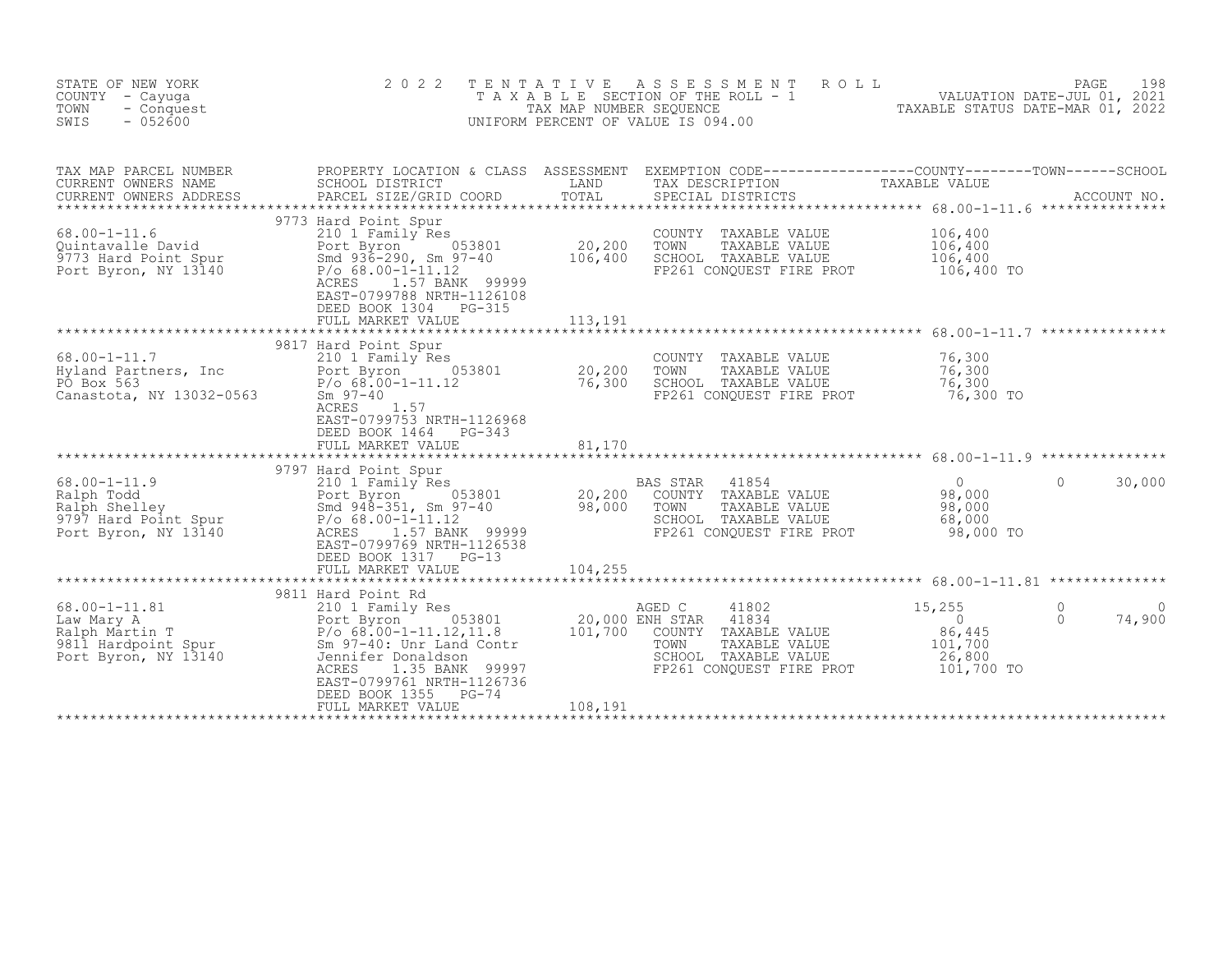STATE OF NEW YORK
COUNTY - Cayuga
TOWN - Conquest
SWIS - 052600

2022 TENTATIVE ASSESSMENT ROLL
TAXABLE SECTION OF THE ROLL - 1
TAX MAP NUMBER SEQUENCE
UNIFORM PERCENT OF VALUE IS 094.00

VALUATION DATE-JUL 01, 2021
TAXABLE STATUS DATE-MAR 01, 2022

| TAX MAP PARCEL NUMBER / CURRENT OWNERS NAME / CURRENT OWNERS ADDRESS | PROPERTY LOCATION & CLASS / SCHOOL DISTRICT / PARCEL SIZE/GRID COORD | ASSESSMENT LAND | TOTAL | EXEMPTION CODE / TAX DESCRIPTION / SPECIAL DISTRICTS | COUNTY TAXABLE VALUE | TOWN | SCHOOL | ACCOUNT NO. |
|---|---|---|---|---|---|---|---|---|
| **68.00-1-11.6** | 9773 Hard Point Spur | | | | | | | |
| 68.00-1-11.6 | 210 1 Family Res | | | COUNTY TAXABLE VALUE | 106,400 | | | |
| Quintavalle David | Port Byron 053801 | 20,200 | | TOWN TAXABLE VALUE | 106,400 | | | |
| 9773 Hard Point Spur | Smd 936-290, Sm 97-40 | | 106,400 | SCHOOL TAXABLE VALUE | 106,400 | | | |
| Port Byron, NY 13140 | P/o 68.00-1-11.12 | | | FP261 CONQUEST FIRE PROT | 106,400 TO | | | |
| | ACRES 1.57 BANK 99999 | | | | | | | |
| | EAST-0799788 NRTH-1126108 | | | | | | | |
| | DEED BOOK 1304 PG-315 | | | | | | | |
| | FULL MARKET VALUE | | 113,191 | | | | | |
| **68.00-1-11.7** | 9817 Hard Point Spur | | | | | | | |
| 68.00-1-11.7 | 210 1 Family Res | | | COUNTY TAXABLE VALUE | 76,300 | | | |
| Hyland Partners, Inc | Port Byron 053801 | 20,200 | | TOWN TAXABLE VALUE | 76,300 | | | |
| PO Box 563 | P/o 68.00-1-11.12 | | 76,300 | SCHOOL TAXABLE VALUE | 76,300 | | | |
| Canastota, NY 13032-0563 | Sm 97-40 | | | FP261 CONQUEST FIRE PROT | 76,300 TO | | | |
| | ACRES 1.57 | | | | | | | |
| | EAST-0799753 NRTH-1126968 | | | | | | | |
| | DEED BOOK 1464 PG-343 | | | | | | | |
| | FULL MARKET VALUE | | 81,170 | | | | | |
| **68.00-1-11.9** | 9797 Hard Point Spur | | | | | | | |
| 68.00-1-11.9 | 210 1 Family Res | | | BAS STAR 41854 | 0 | 0 | 30,000 | |
| Ralph Todd | Port Byron 053801 | 20,200 | | COUNTY TAXABLE VALUE | 98,000 | | | |
| Ralph Shelley | Smd 948-351, Sm 97-40 | | 98,000 | TOWN TAXABLE VALUE | 98,000 | | | |
| 9797 Hard Point Spur | P/o 68.00-1-11.12 | | | SCHOOL TAXABLE VALUE | 68,000 | | | |
| Port Byron, NY 13140 | ACRES 1.57 BANK 99999 | | | FP261 CONQUEST FIRE PROT | 98,000 TO | | | |
| | EAST-0799769 NRTH-1126538 | | | | | | | |
| | DEED BOOK 1317 PG-13 | | | | | | | |
| | FULL MARKET VALUE | | 104,255 | | | | | |
| **68.00-1-11.81** | 9811 Hard Point Rd | | | | | | | |
| 68.00-1-11.81 | 210 1 Family Res | | | AGED C 41802 | 15,255 | 0 | 0 | |
| Law Mary A | Port Byron 053801 | 20,000 | | ENH STAR 41834 | 0 | 0 | 74,900 | |
| Ralph Martin T | P/o 68.00-1-11.12,11.8 | | 101,700 | COUNTY TAXABLE VALUE | 86,445 | | | |
| 9811 Hardpoint Spur | Sm 97-40: Unr Land Contr | | | TOWN TAXABLE VALUE | 101,700 | | | |
| Port Byron, NY 13140 | Jennifer Donaldson | | | SCHOOL TAXABLE VALUE | 26,800 | | | |
| | ACRES 1.35 BANK 99997 | | | FP261 CONQUEST FIRE PROT | 101,700 TO | | | |
| | EAST-0799761 NRTH-1126736 | | | | | | | |
| | DEED BOOK 1355 PG-74 | | | | | | | |
| | FULL MARKET VALUE | | 108,191 | | | | | |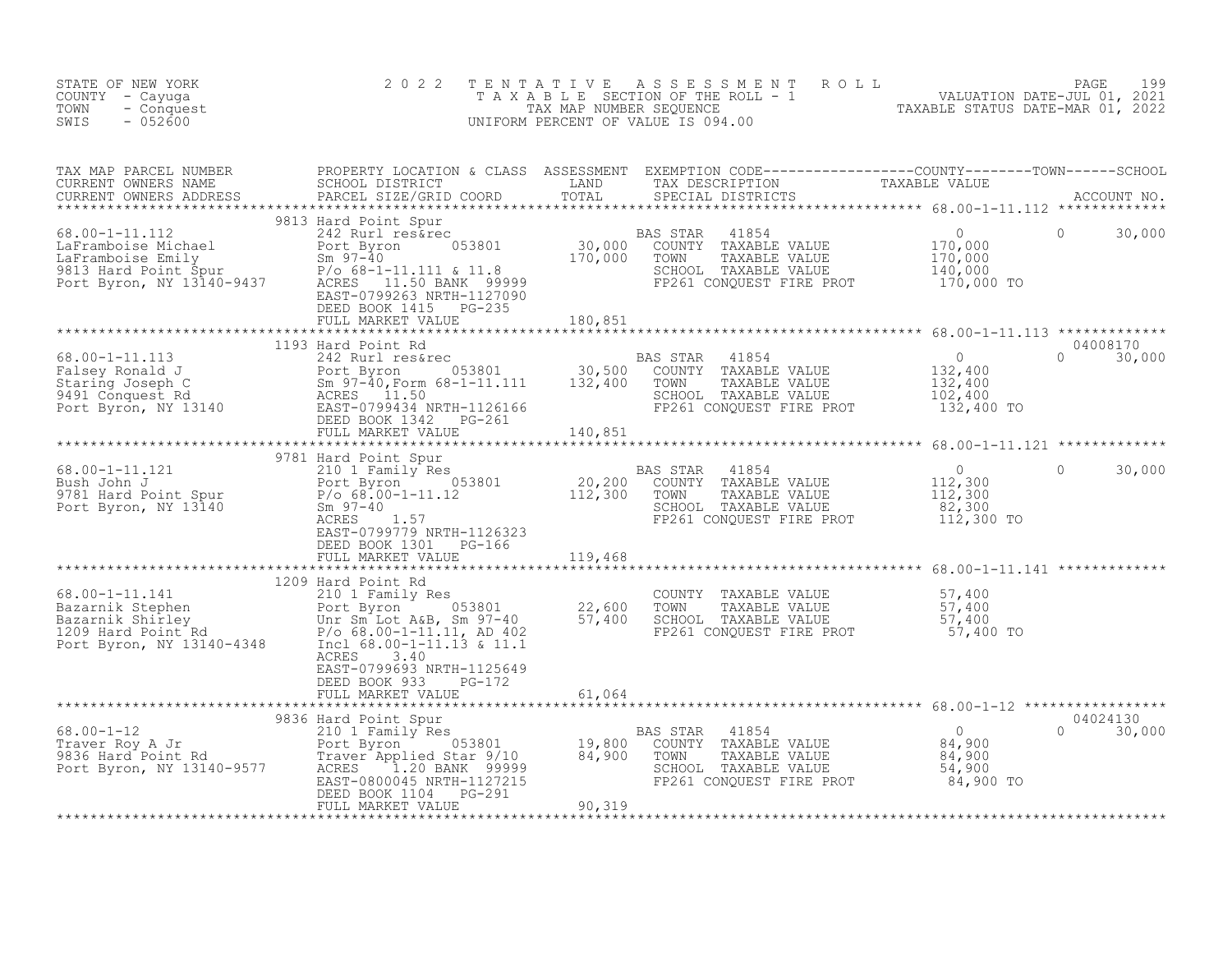STATE OF NEW YORK
COUNTY - Cayuga
TOWN - Conquest
SWIS - 052600

2022 TENTATIVE ASSESSMENT ROLL
TAXABLE SECTION OF THE ROLL - 1
TAX MAP NUMBER SEQUENCE
UNIFORM PERCENT OF VALUE IS 094.00

VALUATION DATE-JUL 01, 2021
TAXABLE STATUS DATE-MAR 01, 2022

| TAX MAP PARCEL NUMBER / CURRENT OWNERS NAME / CURRENT OWNERS ADDRESS | PROPERTY LOCATION & CLASS / SCHOOL DISTRICT / PARCEL SIZE/GRID COORD | ASSESSMENT LAND / TOTAL | EXEMPTION CODE / TAX DESCRIPTION / SPECIAL DISTRICTS | TAXABLE VALUE COUNTY | TOWN | SCHOOL / ACCOUNT NO. |
|---|---|---|---|---|---|---|
| 68.00-1-11.112 | 9813 Hard Point Spur | | | | | |
| 68.00-1-11.112 | 242 Rurl res&rec | | BAS STAR 41854 | 0 | 0 | 30,000 |
| LaFramboise Michael | Port Byron 053801 | 30,000 | COUNTY TAXABLE VALUE | 170,000 | | |
| LaFramboise Emily | Sm 97-40 | 170,000 | TOWN TAXABLE VALUE | 170,000 | | |
| 9813 Hard Point Spur | P/o 68-1-11.111 & 11.8 | | SCHOOL TAXABLE VALUE | 140,000 | | |
| Port Byron, NY 13140-9437 | ACRES 11.50 BANK 99999 | | FP261 CONQUEST FIRE PROT | 170,000 TO | | |
| | EAST-0799263 NRTH-1127090 | | | | | |
| | DEED BOOK 1415 PG-235 | | | | | |
| | FULL MARKET VALUE | 180,851 | | | | |
| 68.00-1-11.113 | 1193 Hard Point Rd | | | | | 04008170 |
| 68.00-1-11.113 | 242 Rurl res&rec | | BAS STAR 41854 | 0 | 0 | 30,000 |
| Falsey Ronald J | Port Byron 053801 | 30,500 | COUNTY TAXABLE VALUE | 132,400 | | |
| Staring Joseph C | Sm 97-40,Form 68-1-11.111 | 132,400 | TOWN TAXABLE VALUE | 132,400 | | |
| 9491 Conquest Rd | ACRES 11.50 | | SCHOOL TAXABLE VALUE | 102,400 | | |
| Port Byron, NY 13140 | EAST-0799434 NRTH-1126166 | | FP261 CONQUEST FIRE PROT | 132,400 TO | | |
| | DEED BOOK 1342 PG-261 | | | | | |
| | FULL MARKET VALUE | 140,851 | | | | |
| 68.00-1-11.121 | 9781 Hard Point Spur | | | | | |
| 68.00-1-11.121 | 210 1 Family Res | | BAS STAR 41854 | 0 | 0 | 30,000 |
| Bush John J | Port Byron 053801 | 20,200 | COUNTY TAXABLE VALUE | 112,300 | | |
| 9781 Hard Point Spur | P/o 68.00-1-11.12 | 112,300 | TOWN TAXABLE VALUE | 112,300 | | |
| Port Byron, NY 13140 | Sm 97-40 | | SCHOOL TAXABLE VALUE | 82,300 | | |
| | ACRES 1.57 | | FP261 CONQUEST FIRE PROT | 112,300 TO | | |
| | EAST-0799779 NRTH-1126323 | | | | | |
| | DEED BOOK 1301 PG-166 | | | | | |
| | FULL MARKET VALUE | 119,468 | | | | |
| 68.00-1-11.141 | 1209 Hard Point Rd | | | | | |
| 68.00-1-11.141 | 210 1 Family Res | | COUNTY TAXABLE VALUE | 57,400 | | |
| Bazarnik Stephen | Port Byron 053801 | 22,600 | TOWN TAXABLE VALUE | 57,400 | | |
| Bazarnik Shirley | Unr Sm Lot A&B, Sm 97-40 | 57,400 | SCHOOL TAXABLE VALUE | 57,400 | | |
| 1209 Hard Point Rd | P/o 68.00-1-11.11, AD 402 | | FP261 CONQUEST FIRE PROT | 57,400 TO | | |
| Port Byron, NY 13140-4348 | Incl 68.00-1-11.13 & 11.1 | | | | | |
| | ACRES 3.40 | | | | | |
| | EAST-0799693 NRTH-1125649 | | | | | |
| | DEED BOOK 933 PG-172 | | | | | |
| | FULL MARKET VALUE | 61,064 | | | | |
| 68.00-1-12 | 9836 Hard Point Spur | | | | | 04024130 |
| 68.00-1-12 | 210 1 Family Res | | BAS STAR 41854 | 0 | 0 | 30,000 |
| Traver Roy A Jr | Port Byron 053801 | 19,800 | COUNTY TAXABLE VALUE | 84,900 | | |
| 9836 Hard Point Rd | Traver Applied Star 9/10 | 84,900 | TOWN TAXABLE VALUE | 84,900 | | |
| Port Byron, NY 13140-9577 | ACRES 1.20 BANK 99999 | | SCHOOL TAXABLE VALUE | 54,900 | | |
| | EAST-0800045 NRTH-1127215 | | FP261 CONQUEST FIRE PROT | 84,900 TO | | |
| | DEED BOOK 1104 PG-291 | | | | | |
| | FULL MARKET VALUE | 90,319 | | | | |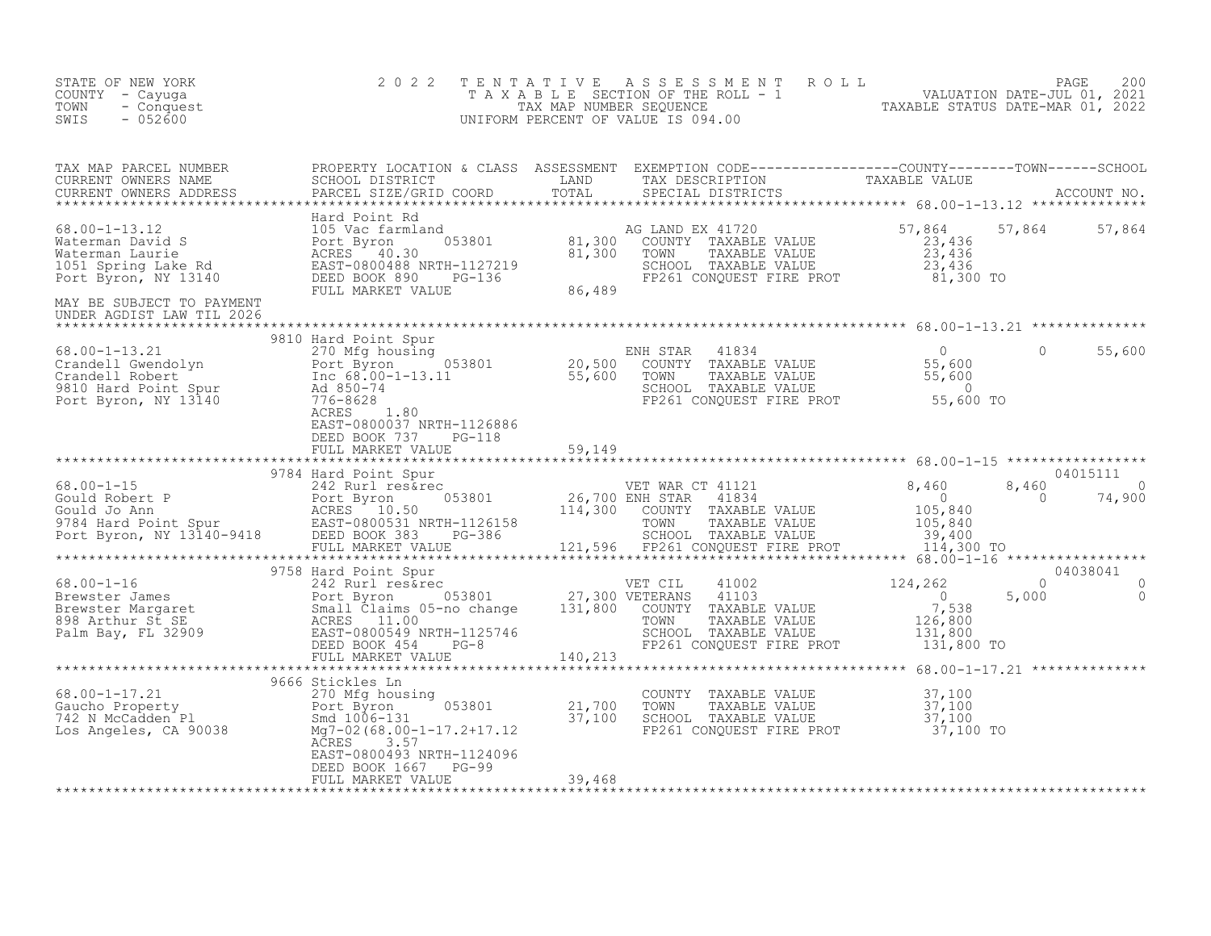STATE OF NEW YORK
COUNTY - Cayuga
TOWN - Conquest
SWIS - 052600

2022 TENTATIVE ASSESSMENT ROLL
TAXABLE SECTION OF THE ROLL - 1
TAX MAP NUMBER SEQUENCE
UNIFORM PERCENT OF VALUE IS 094.00

VALUATION DATE-JUL 01, 2021
TAXABLE STATUS DATE-MAR 01, 2022

| TAX MAP PARCEL NUMBER / CURRENT OWNERS NAME / CURRENT OWNERS ADDRESS | PROPERTY LOCATION & CLASS / SCHOOL DISTRICT / PARCEL SIZE/GRID COORD | ASSESSMENT LAND | TOTAL | EXEMPTION CODE / TAX DESCRIPTION / SPECIAL DISTRICTS | COUNTY | TOWN | SCHOOL | ACCOUNT NO. |
|---|---|---|---|---|---|---|---|---|
| **68.00-1-13.12** | Hard Point Rd | | | | | | | |
| 68.00-1-13.12 | 105 Vac farmland | | | AG LAND EX 41720 | 57,864 | 57,864 | 57,864 | |
| Waterman David S | Port Byron 053801 | 81,300 | | COUNTY TAXABLE VALUE | 23,436 | | | |
| Waterman Laurie | ACRES 40.30 | | 81,300 | TOWN TAXABLE VALUE | | 23,436 | | |
| 1051 Spring Lake Rd | EAST-0800488 NRTH-1127219 | | | SCHOOL TAXABLE VALUE | | | 23,436 | |
| Port Byron, NY 13140 | DEED BOOK 890 PG-136 | | | FP261 CONQUEST FIRE PROT | 81,300 TO | | | |
| | FULL MARKET VALUE | | 86,489 | | | | | |
| MAY BE SUBJECT TO PAYMENT UNDER AGDIST LAW TIL 2026 | | | | | | | | |
| **68.00-1-13.21** | 9810 Hard Point Spur | | | | | | | |
| 68.00-1-13.21 | 270 Mfg housing | | | ENH STAR 41834 | 0 | 0 | 55,600 | |
| Crandell Gwendolyn | Port Byron 053801 | 20,500 | | COUNTY TAXABLE VALUE | 55,600 | | | |
| Crandell Robert | Inc 68.00-1-13.11 | | 55,600 | TOWN TAXABLE VALUE | | 55,600 | | |
| 9810 Hard Point Spur | Ad 850-74 | | | SCHOOL TAXABLE VALUE | | | 0 | |
| Port Byron, NY 13140 | 776-8628 | | | FP261 CONQUEST FIRE PROT | 55,600 TO | | | |
| | ACRES 1.80 | | | | | | | |
| | EAST-0800037 NRTH-1126886 | | | | | | | |
| | DEED BOOK 737 PG-118 | | | | | | | |
| | FULL MARKET VALUE | | 59,149 | | | | | |
| **68.00-1-15** | 9784 Hard Point Spur | | | | | | | 04015111 |
| 68.00-1-15 | 242 Rurl res&rec | | | VET WAR CT 41121 | 8,460 | 8,460 | 0 | |
| Gould Robert P | Port Byron 053801 | 26,700 | | ENH STAR 41834 | 0 | 0 | 74,900 | |
| Gould Jo Ann | ACRES 10.50 | | 114,300 | COUNTY TAXABLE VALUE | 105,840 | | | |
| 9784 Hard Point Spur | EAST-0800531 NRTH-1126158 | | | TOWN TAXABLE VALUE | | 105,840 | | |
| Port Byron, NY 13140-9418 | DEED BOOK 383 PG-386 | | | SCHOOL TAXABLE VALUE | | | 39,400 | |
| | FULL MARKET VALUE | | 121,596 | FP261 CONQUEST FIRE PROT | 114,300 TO | | | |
| **68.00-1-16** | 9758 Hard Point Spur | | | | | | | 04038041 |
| 68.00-1-16 | 242 Rurl res&rec | | | VET CIL 41002 | 124,262 | 0 | 0 | |
| Brewster James | Port Byron 053801 | 27,300 | | VETERANS 41103 | 0 | 5,000 | 0 | |
| Brewster Margaret | Small Claims 05-no change | | 131,800 | COUNTY TAXABLE VALUE | 7,538 | | | |
| 898 Arthur St SE | ACRES 11.00 | | | TOWN TAXABLE VALUE | | 126,800 | | |
| Palm Bay, FL 32909 | EAST-0800549 NRTH-1125746 | | | SCHOOL TAXABLE VALUE | | | 131,800 | |
| | DEED BOOK 454 PG-8 | | | FP261 CONQUEST FIRE PROT | 131,800 TO | | | |
| | FULL MARKET VALUE | | 140,213 | | | | | |
| **68.00-1-17.21** | 9666 Stickles Ln | | | | | | | |
| 68.00-1-17.21 | 270 Mfg housing | | | COUNTY TAXABLE VALUE | 37,100 | | | |
| Gaucho Property | Port Byron 053801 | 21,700 | | TOWN TAXABLE VALUE | | 37,100 | | |
| 742 N McCadden Pl | Smd 1006-131 | | 37,100 | SCHOOL TAXABLE VALUE | | | 37,100 | |
| Los Angeles, CA 90038 | Mg7-02(68.00-1-17.2+17.12 | | | FP261 CONQUEST FIRE PROT | 37,100 TO | | | |
| | ACRES 3.57 | | | | | | | |
| | EAST-0800493 NRTH-1124096 | | | | | | | |
| | DEED BOOK 1667 PG-99 | | | | | | | |
| | FULL MARKET VALUE | | 39,468 | | | | | |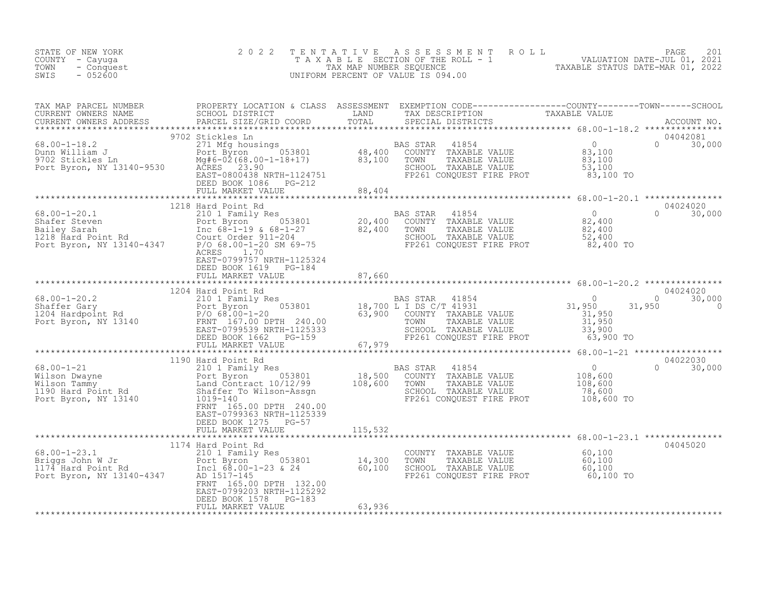STATE OF NEW YORK
COUNTY - Cayuga
TOWN - Conquest
SWIS - 052600

# 2022 TENTATIVE ASSESSMENT ROLL

TAXABLE SECTION OF THE ROLL - 1
TAX MAP NUMBER SEQUENCE
UNIFORM PERCENT OF VALUE IS 094.00

VALUATION DATE-JUL 01, 2021
TAXABLE STATUS DATE-MAR 01, 2022

| TAX MAP PARCEL NUMBER / CURRENT OWNERS NAME / CURRENT OWNERS ADDRESS | PROPERTY LOCATION & CLASS / SCHOOL DISTRICT / PARCEL SIZE/GRID COORD | ASSESSMENT LAND / TOTAL | EXEMPTION CODE / TAX DESCRIPTION / SPECIAL DISTRICTS | COUNTY TAXABLE VALUE | TOWN | SCHOOL / ACCOUNT NO. |
|---|---|---|---|---|---|---|
| **68.00-1-18.2** | 9702 Stickles Ln | | | | | 04042081 |
| 68.00-1-18.2 | 271 Mfg housings | | BAS STAR 41854 | 0 | 0 | 30,000 |
| Dunn William J | Port Byron 053801 | 48,400 | COUNTY TAXABLE VALUE | 83,100 | | |
| 9702 Stickles Ln | Mg#6-02(68.00-1-18+17) | 83,100 | TOWN TAXABLE VALUE | 83,100 | | |
| Port Byron, NY 13140-9530 | ACRES 23.90 | | SCHOOL TAXABLE VALUE | 53,100 | | |
| | EAST-0800438 NRTH-1124751 | | FP261 CONQUEST FIRE PROT | 83,100 TO | | |
| | DEED BOOK 1086 PG-212 | | | | | |
| | FULL MARKET VALUE | 88,404 | | | | |
| **68.00-1-20.1** | 1218 Hard Point Rd | | | | | 04024020 |
| 68.00-1-20.1 | 210 1 Family Res | | BAS STAR 41854 | 0 | 0 | 30,000 |
| Shafer Steven | Port Byron 053801 | 20,400 | COUNTY TAXABLE VALUE | 82,400 | | |
| Bailey Sarah | Inc 68-1-19 & 68-1-27 | 82,400 | TOWN TAXABLE VALUE | 82,400 | | |
| 1218 Hard Point Rd | Court Order 911-204 | | SCHOOL TAXABLE VALUE | 52,400 | | |
| Port Byron, NY 13140-4347 | P/O 68.00-1-20 SM 69-75 | | FP261 CONQUEST FIRE PROT | 82,400 TO | | |
| | ACRES 1.70 | | | | | |
| | EAST-0799757 NRTH-1125324 | | | | | |
| | DEED BOOK 1619 PG-184 | | | | | |
| | FULL MARKET VALUE | 87,660 | | | | |
| **68.00-1-20.2** | 1204 Hard Point Rd | | | | | 04024020 |
| 68.00-1-20.2 | 210 1 Family Res | | BAS STAR 41854 | 0 | 0 | 30,000 |
| Shaffer Gary | Port Byron 053801 | 18,700 | L I DS C/T 41931 | 31,950 | 31,950 | 0 |
| 1204 Hardpoint Rd | P/O 68.00-1-20 | 63,900 | COUNTY TAXABLE VALUE | 31,950 | | |
| Port Byron, NY 13140 | FRNT 167.00 DPTH 240.00 | | TOWN TAXABLE VALUE | 31,950 | | |
| | EAST-0799539 NRTH-1125333 | | SCHOOL TAXABLE VALUE | 33,900 | | |
| | DEED BOOK 1662 PG-159 | | FP261 CONQUEST FIRE PROT | 63,900 TO | | |
| | FULL MARKET VALUE | 67,979 | | | | |
| **68.00-1-21** | 1190 Hard Point Rd | | | | | 04022030 |
| 68.00-1-21 | 210 1 Family Res | | BAS STAR 41854 | 0 | 0 | 30,000 |
| Wilson Dwayne | Port Byron 053801 | 18,500 | COUNTY TAXABLE VALUE | 108,600 | | |
| Wilson Tammy | Land Contract 10/12/99 | 108,600 | TOWN TAXABLE VALUE | 108,600 | | |
| 1190 Hard Point Rd | Shaffer To Wilson-Assgn | | SCHOOL TAXABLE VALUE | 78,600 | | |
| Port Byron, NY 13140 | 1019-140 | | FP261 CONQUEST FIRE PROT | 108,600 TO | | |
| | FRNT 165.00 DPTH 240.00 | | | | | |
| | EAST-0799363 NRTH-1125339 | | | | | |
| | DEED BOOK 1275 PG-57 | | | | | |
| | FULL MARKET VALUE | 115,532 | | | | |
| **68.00-1-23.1** | 1174 Hard Point Rd | | | | | 04045020 |
| 68.00-1-23.1 | 210 1 Family Res | | COUNTY TAXABLE VALUE | 60,100 | | |
| Briggs John W Jr | Port Byron 053801 | 14,300 | TOWN TAXABLE VALUE | 60,100 | | |
| 1174 Hard Point Rd | Incl 68.00-1-23 & 24 | 60,100 | SCHOOL TAXABLE VALUE | 60,100 | | |
| Port Byron, NY 13140-4347 | AD 1517-145 | | FP261 CONQUEST FIRE PROT | 60,100 TO | | |
| | FRNT 165.00 DPTH 132.00 | | | | | |
| | EAST-0799203 NRTH-1125292 | | | | | |
| | DEED BOOK 1578 PG-183 | | | | | |
| | FULL MARKET VALUE | 63,936 | | | | |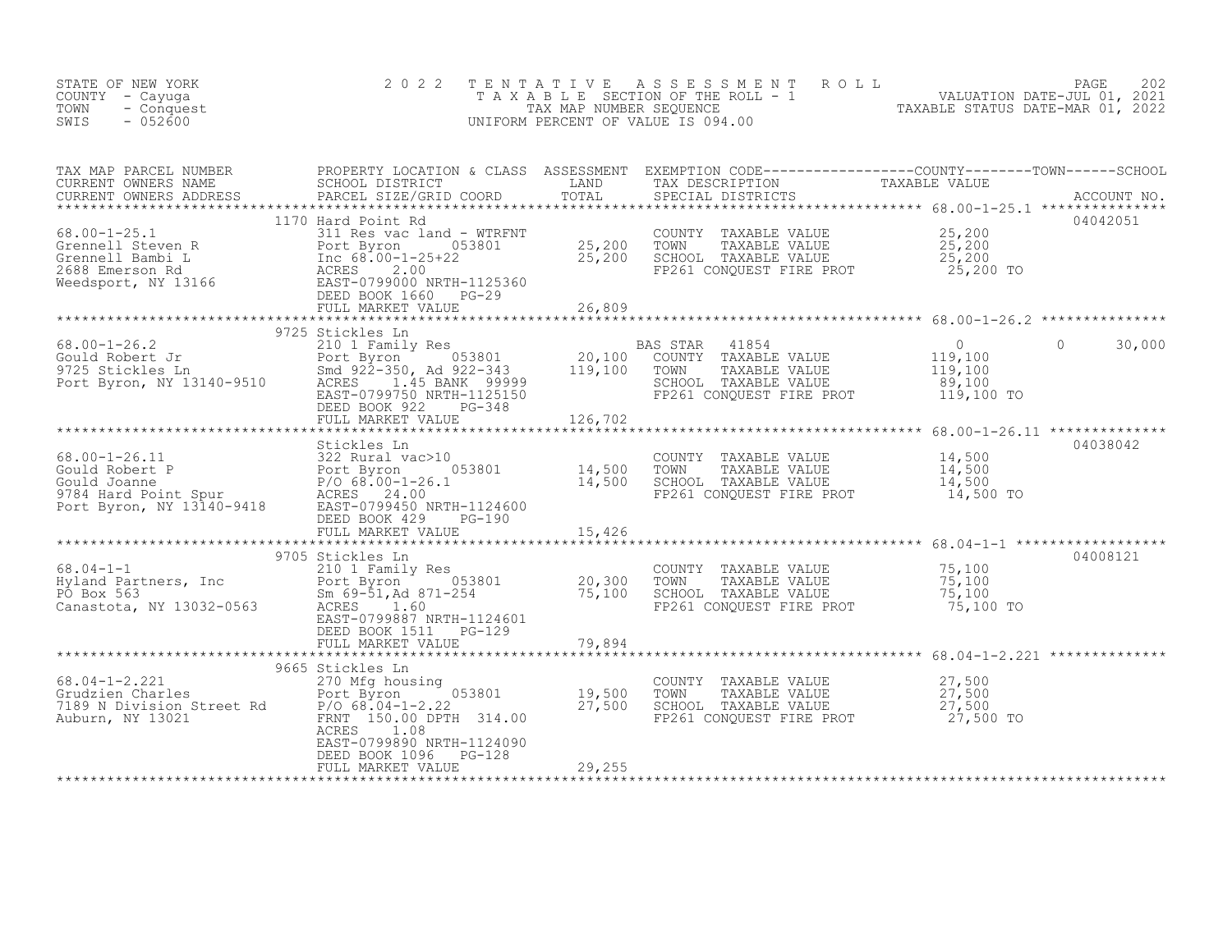STATE OF NEW YORK
COUNTY - Cayuga
TOWN - Conquest
SWIS - 052600

2022 TENTATIVE ASSESSMENT ROLL
TAXABLE SECTION OF THE ROLL - 1
TAX MAP NUMBER SEQUENCE
UNIFORM PERCENT OF VALUE IS 094.00

VALUATION DATE-JUL 01, 2021
TAXABLE STATUS DATE-MAR 01, 2022

| TAX MAP PARCEL NUMBER / CURRENT OWNERS NAME / CURRENT OWNERS ADDRESS | PROPERTY LOCATION & CLASS / SCHOOL DISTRICT / PARCEL SIZE/GRID COORD | ASSESSMENT LAND / TOTAL | EXEMPTION CODE / TAX DESCRIPTION / SPECIAL DISTRICTS | COUNTY / TAXABLE VALUE | TOWN | SCHOOL | ACCOUNT NO. |
|---|---|---|---|---|---|---|---|
| **68.00-1-25.1** | 1170 Hard Point Rd | | | | | | 04042051 |
| 68.00-1-25.1 | 311 Res vac land - WTRFNT | | COUNTY TAXABLE VALUE | 25,200 | | | |
| Grennell Steven R | Port Byron 053801 | 25,200 | TOWN TAXABLE VALUE | 25,200 | | | |
| Grennell Bambi L | Inc 68.00-1-25+22 | 25,200 | SCHOOL TAXABLE VALUE | 25,200 | | | |
| 2688 Emerson Rd | ACRES 2.00 | | FP261 CONQUEST FIRE PROT | 25,200 TO | | | |
| Weedsport, NY 13166 | EAST-0799000 NRTH-1125360 | | | | | | |
| | DEED BOOK 1660 PG-29 | | | | | | |
| | FULL MARKET VALUE | 26,809 | | | | | |
| **68.00-1-26.2** | 9725 Stickles Ln | | | | | | |
| 68.00-1-26.2 | 210 1 Family Res | | BAS STAR 41854 | 0 | 0 | 30,000 | |
| Gould Robert Jr | Port Byron 053801 | 20,100 | COUNTY TAXABLE VALUE | 119,100 | | | |
| 9725 Stickles Ln | Smd 922-350, Ad 922-343 | 119,100 | TOWN TAXABLE VALUE | 119,100 | | | |
| Port Byron, NY 13140-9510 | ACRES 1.45 BANK 99999 | | SCHOOL TAXABLE VALUE | 89,100 | | | |
| | EAST-0799750 NRTH-1125150 | | FP261 CONQUEST FIRE PROT | 119,100 TO | | | |
| | DEED BOOK 922 PG-348 | | | | | | |
| | FULL MARKET VALUE | 126,702 | | | | | |
| **68.00-1-26.11** | Stickles Ln | | | | | | 04038042 |
| 68.00-1-26.11 | 322 Rural vac>10 | | COUNTY TAXABLE VALUE | 14,500 | | | |
| Gould Robert P | Port Byron 053801 | 14,500 | TOWN TAXABLE VALUE | 14,500 | | | |
| Gould Joanne | P/O 68.00-1-26.1 | 14,500 | SCHOOL TAXABLE VALUE | 14,500 | | | |
| 9784 Hard Point Spur | ACRES 24.00 | | FP261 CONQUEST FIRE PROT | 14,500 TO | | | |
| Port Byron, NY 13140-9418 | EAST-0799450 NRTH-1124600 | | | | | | |
| | DEED BOOK 429 PG-190 | | | | | | |
| | FULL MARKET VALUE | 15,426 | | | | | |
| **68.04-1-1** | 9705 Stickles Ln | | | | | | 04008121 |
| 68.04-1-1 | 210 1 Family Res | | COUNTY TAXABLE VALUE | 75,100 | | | |
| Hyland Partners, Inc | Port Byron 053801 | 20,300 | TOWN TAXABLE VALUE | 75,100 | | | |
| PO Box 563 | Sm 69-51,Ad 871-254 | 75,100 | SCHOOL TAXABLE VALUE | 75,100 | | | |
| Canastota, NY 13032-0563 | ACRES 1.60 | | FP261 CONQUEST FIRE PROT | 75,100 TO | | | |
| | EAST-0799887 NRTH-1124601 | | | | | | |
| | DEED BOOK 1511 PG-129 | | | | | | |
| | FULL MARKET VALUE | 79,894 | | | | | |
| **68.04-1-2.221** | 9665 Stickles Ln | | | | | | |
| 68.04-1-2.221 | 270 Mfg housing | | COUNTY TAXABLE VALUE | 27,500 | | | |
| Grudzien Charles | Port Byron 053801 | 19,500 | TOWN TAXABLE VALUE | 27,500 | | | |
| 7189 N Division Street Rd | P/O 68.04-1-2.22 | 27,500 | SCHOOL TAXABLE VALUE | 27,500 | | | |
| Auburn, NY 13021 | FRNT 150.00 DPTH 314.00 | | FP261 CONQUEST FIRE PROT | 27,500 TO | | | |
| | ACRES 1.08 | | | | | | |
| | EAST-0799890 NRTH-1124090 | | | | | | |
| | DEED BOOK 1096 PG-128 | | | | | | |
| | FULL MARKET VALUE | 29,255 | | | | | |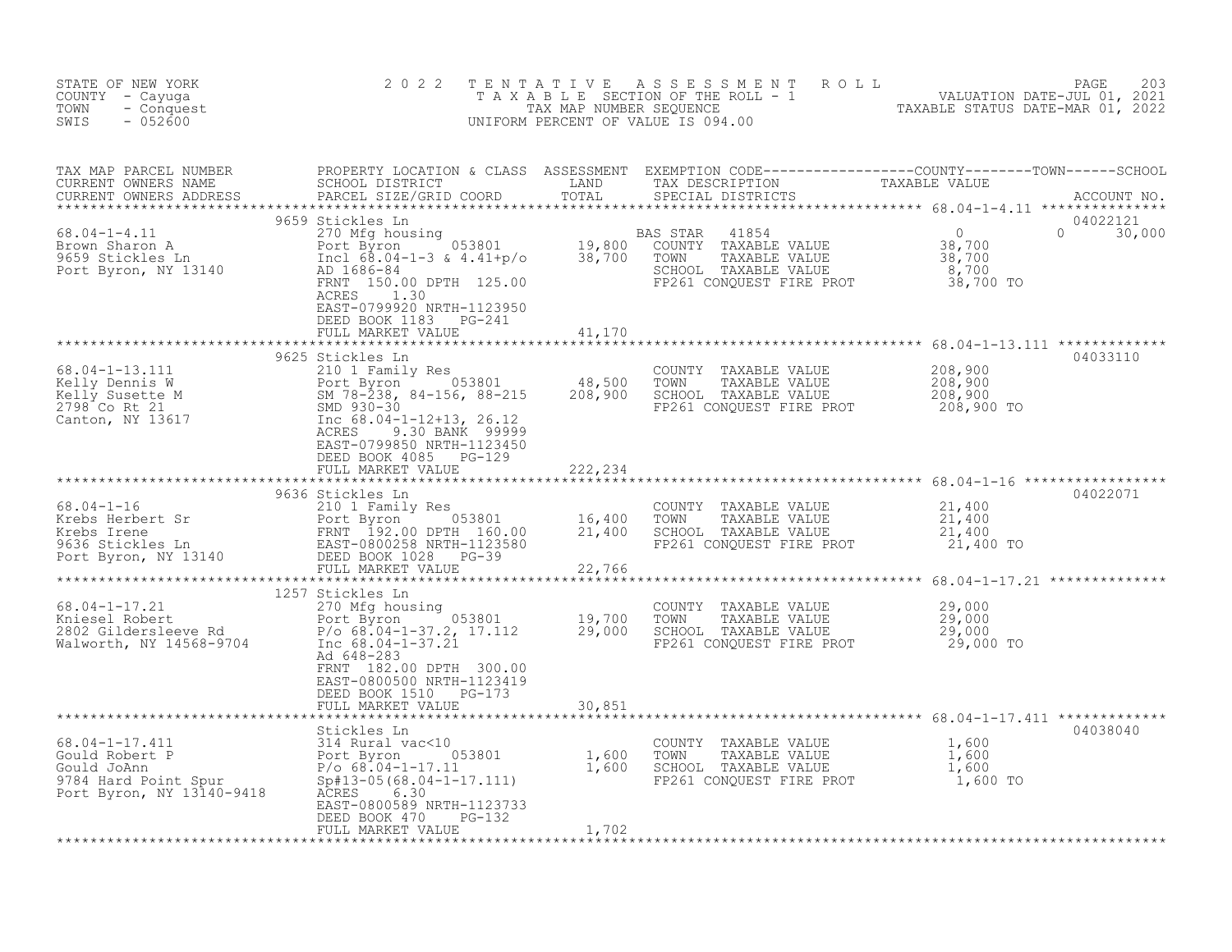STATE OF NEW YORK
COUNTY - Cayuga
TOWN - Conquest
SWIS - 052600

# 2022 TENTATIVE ASSESSMENT ROLL

TAXABLE SECTION OF THE ROLL - 1
TAX MAP NUMBER SEQUENCE
UNIFORM PERCENT OF VALUE IS 094.00

VALUATION DATE-JUL 01, 2021
TAXABLE STATUS DATE-MAR 01, 2022

| TAX MAP PARCEL NUMBER / CURRENT OWNERS NAME / CURRENT OWNERS ADDRESS | PROPERTY LOCATION & CLASS / SCHOOL DISTRICT / PARCEL SIZE/GRID COORD | ASSESSMENT LAND | ASSESSMENT TOTAL | EXEMPTION CODE / TAX DESCRIPTION / SPECIAL DISTRICTS | COUNTY TAXABLE VALUE | TOWN | SCHOOL | ACCOUNT NO. |
|---|---|---|---|---|---|---|---|---|
| 68.04-1-4.11 | 9659 Stickles Ln | | | | | | | 04022121 |
| Brown Sharon A | 270 Mfg housing | | | BAS STAR 41854 | 0 | 0 | 30,000 | |
| 9659 Stickles Ln | Port Byron 053801 | 19,800 | | COUNTY TAXABLE VALUE | 38,700 | | | |
| Port Byron, NY 13140 | Incl 68.04-1-3 & 4.41+p/o | | 38,700 | TOWN TAXABLE VALUE | 38,700 | | | |
| | AD 1686-84 | | | SCHOOL TAXABLE VALUE | 8,700 | | | |
| | FRNT 150.00 DPTH 125.00 | | | FP261 CONQUEST FIRE PROT | 38,700 TO | | | |
| | ACRES 1.30 | | | | | | | |
| | EAST-0799920 NRTH-1123950 | | | | | | | |
| | DEED BOOK 1183 PG-241 | | | | | | | |
| | FULL MARKET VALUE | | 41,170 | | | | | |
| 68.04-1-13.111 | 9625 Stickles Ln | | | | | | | 04033110 |
| Kelly Dennis W | 210 1 Family Res | | | COUNTY TAXABLE VALUE | 208,900 | | | |
| Kelly Susette M | Port Byron 053801 | 48,500 | | TOWN TAXABLE VALUE | 208,900 | | | |
| 2798 Co Rt 21 | SM 78-238, 84-156, 88-215 | | 208,900 | SCHOOL TAXABLE VALUE | 208,900 | | | |
| Canton, NY 13617 | SMD 930-30 | | | FP261 CONQUEST FIRE PROT | 208,900 TO | | | |
| | Inc 68.04-1-12+13, 26.12 | | | | | | | |
| | ACRES 9.30 BANK 99999 | | | | | | | |
| | EAST-0799850 NRTH-1123450 | | | | | | | |
| | DEED BOOK 4085 PG-129 | | | | | | | |
| | FULL MARKET VALUE | | 222,234 | | | | | |
| 68.04-1-16 | 9636 Stickles Ln | | | | | | | 04022071 |
| Krebs Herbert Sr | 210 1 Family Res | | | COUNTY TAXABLE VALUE | 21,400 | | | |
| Krebs Irene | Port Byron 053801 | 16,400 | | TOWN TAXABLE VALUE | 21,400 | | | |
| 9636 Stickles Ln | FRNT 192.00 DPTH 160.00 | | 21,400 | SCHOOL TAXABLE VALUE | 21,400 | | | |
| Port Byron, NY 13140 | EAST-0800258 NRTH-1123580 | | | FP261 CONQUEST FIRE PROT | 21,400 TO | | | |
| | DEED BOOK 1028 PG-39 | | | | | | | |
| | FULL MARKET VALUE | | 22,766 | | | | | |
| 68.04-1-17.21 | 1257 Stickles Ln | | | | | | | |
| Kniesel Robert | 270 Mfg housing | | | COUNTY TAXABLE VALUE | 29,000 | | | |
| 2802 Gildersleeve Rd | Port Byron 053801 | 19,700 | | TOWN TAXABLE VALUE | 29,000 | | | |
| Walworth, NY 14568-9704 | P/o 68.04-1-37.2, 17.112 | | 29,000 | SCHOOL TAXABLE VALUE | 29,000 | | | |
| | Inc 68.04-1-37.21 | | | FP261 CONQUEST FIRE PROT | 29,000 TO | | | |
| | Ad 648-283 | | | | | | | |
| | FRNT 182.00 DPTH 300.00 | | | | | | | |
| | EAST-0800500 NRTH-1123419 | | | | | | | |
| | DEED BOOK 1510 PG-173 | | | | | | | |
| | FULL MARKET VALUE | | 30,851 | | | | | |
| 68.04-1-17.411 | Stickles Ln | | | | | | | 04038040 |
| Gould Robert P | 314 Rural vac<10 | | | COUNTY TAXABLE VALUE | 1,600 | | | |
| Gould JoAnn | Port Byron 053801 | 1,600 | | TOWN TAXABLE VALUE | 1,600 | | | |
| 9784 Hard Point Spur | P/o 68.04-1-17.11 | | 1,600 | SCHOOL TAXABLE VALUE | 1,600 | | | |
| Port Byron, NY 13140-9418 | Sp#13-05(68.04-1-17.111) | | | FP261 CONQUEST FIRE PROT | 1,600 TO | | | |
| | ACRES 6.30 | | | | | | | |
| | EAST-0800589 NRTH-1123733 | | | | | | | |
| | DEED BOOK 470 PG-132 | | | | | | | |
| | FULL MARKET VALUE | | 1,702 | | | | | |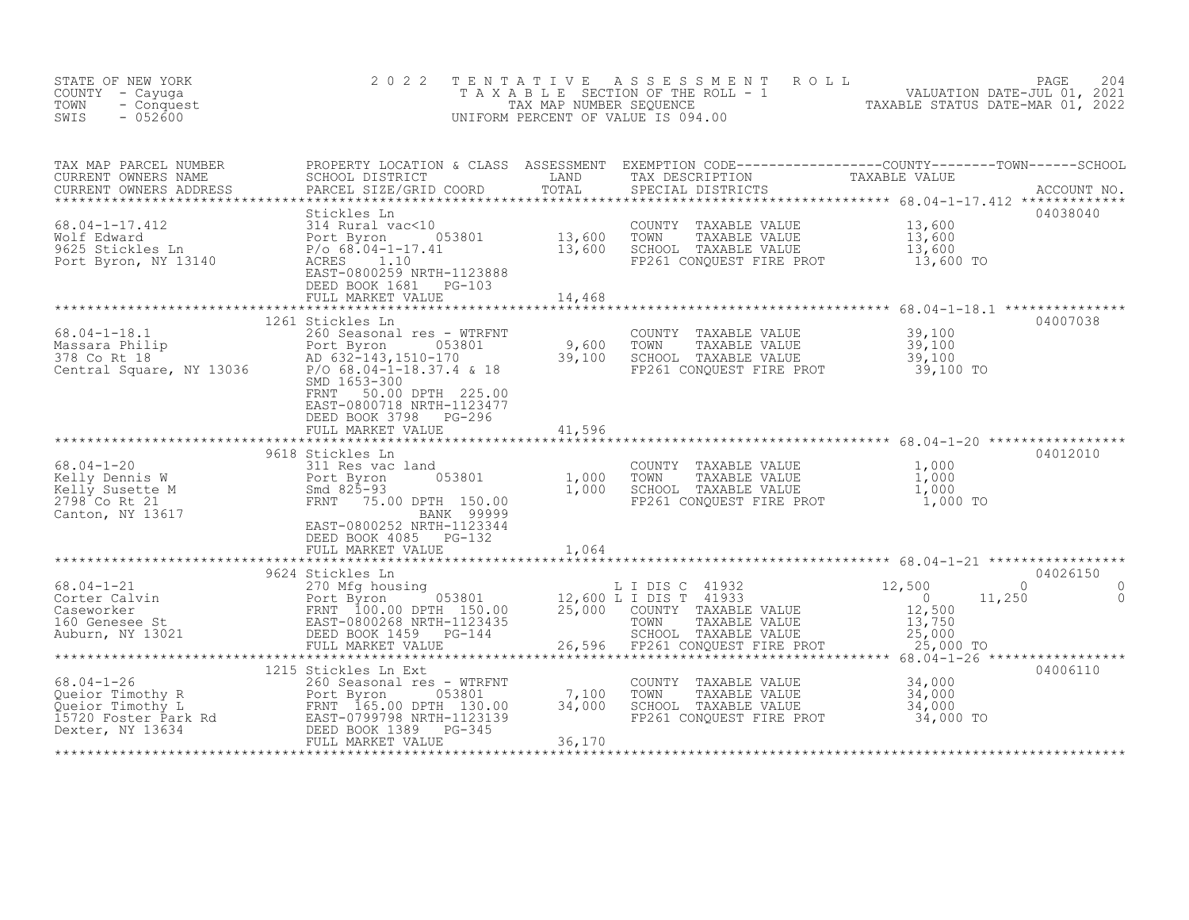STATE OF NEW YORK
COUNTY - Cayuga
TOWN - Conquest
SWIS - 052600

2022 TENTATIVE ASSESSMENT ROLL
TAXABLE SECTION OF THE ROLL - 1
TAX MAP NUMBER SEQUENCE
UNIFORM PERCENT OF VALUE IS 094.00

VALUATION DATE-JUL 01, 2021
TAXABLE STATUS DATE-MAR 01, 2022

| TAX MAP PARCEL NUMBER / CURRENT OWNERS NAME / CURRENT OWNERS ADDRESS | PROPERTY LOCATION & CLASS / SCHOOL DISTRICT / PARCEL SIZE/GRID COORD | ASSESSMENT LAND | TOTAL | EXEMPTION CODE / TAX DESCRIPTION / SPECIAL DISTRICTS | COUNTY | TOWN | SCHOOL | ACCOUNT NO. |
|---|---|---|---|---|---|---|---|---|
| 68.04-1-17.412 | Stickles Ln | | | | | | | 04038040 |
| Wolf Edward | 314 Rural vac<10 | | | COUNTY TAXABLE VALUE | 13,600 | | | |
| 9625 Stickles Ln | Port Byron 053801 | 13,600 | | TOWN TAXABLE VALUE | 13,600 | | | |
| Port Byron, NY 13140 | P/o 68.04-1-17.41 | | 13,600 | SCHOOL TAXABLE VALUE | 13,600 | | | |
| | ACRES 1.10 | | | FP261 CONQUEST FIRE PROT | 13,600 TO | | | |
| | EAST-0800259 NRTH-1123888 | | | | | | | |
| | DEED BOOK 1681 PG-103 | | | | | | | |
| | FULL MARKET VALUE | | 14,468 | | | | | |
| 68.04-1-18.1 | 1261 Stickles Ln | | | | | | | 04007038 |
| Massara Philip | 260 Seasonal res - WTRFNT | | | COUNTY TAXABLE VALUE | 39,100 | | | |
| 378 Co Rt 18 | Port Byron 053801 | 9,600 | | TOWN TAXABLE VALUE | 39,100 | | | |
| Central Square, NY 13036 | AD 632-143,1510-170 | | 39,100 | SCHOOL TAXABLE VALUE | 39,100 | | | |
| | P/O 68.04-1-18.37.4 & 18 | | | FP261 CONQUEST FIRE PROT | 39,100 TO | | | |
| | SMD 1653-300 | | | | | | | |
| | FRNT 50.00 DPTH 225.00 | | | | | | | |
| | EAST-0800718 NRTH-1123477 | | | | | | | |
| | DEED BOOK 3798 PG-296 | | | | | | | |
| | FULL MARKET VALUE | | 41,596 | | | | | |
| 68.04-1-20 | 9618 Stickles Ln | | | | | | | 04012010 |
| Kelly Dennis W | 311 Res vac land | | | COUNTY TAXABLE VALUE | 1,000 | | | |
| Kelly Susette M | Port Byron 053801 | 1,000 | | TOWN TAXABLE VALUE | 1,000 | | | |
| 2798 Co Rt 21 | Smd 825-93 | | 1,000 | SCHOOL TAXABLE VALUE | 1,000 | | | |
| Canton, NY 13617 | FRNT 75.00 DPTH 150.00 | | | FP261 CONQUEST FIRE PROT | 1,000 TO | | | |
| | BANK 99999 | | | | | | | |
| | EAST-0800252 NRTH-1123344 | | | | | | | |
| | DEED BOOK 4085 PG-132 | | | | | | | |
| | FULL MARKET VALUE | | 1,064 | | | | | |
| 68.04-1-21 | 9624 Stickles Ln | | | | | | | 04026150 |
| Corter Calvin | 270 Mfg housing | | | L I DIS C 41932 | 12,500 | 0 | 0 | |
| Caseworker | Port Byron 053801 | 12,600 | | L I DIS T 41933 | 0 | 11,250 | 0 | |
| 160 Genesee St | FRNT 100.00 DPTH 150.00 | | 25,000 | COUNTY TAXABLE VALUE | 12,500 | | | |
| Auburn, NY 13021 | EAST-0800268 NRTH-1123435 | | | TOWN TAXABLE VALUE | 13,750 | | | |
| | DEED BOOK 1459 PG-144 | | | SCHOOL TAXABLE VALUE | 25,000 | | | |
| | FULL MARKET VALUE | | 26,596 | FP261 CONQUEST FIRE PROT | 25,000 TO | | | |
| 68.04-1-26 | 1215 Stickles Ln Ext | | | | | | | 04006110 |
| Queior Timothy R | 260 Seasonal res - WTRFNT | | | COUNTY TAXABLE VALUE | 34,000 | | | |
| Queior Timothy L | Port Byron 053801 | 7,100 | | TOWN TAXABLE VALUE | 34,000 | | | |
| 15720 Foster Park Rd | FRNT 165.00 DPTH 130.00 | | 34,000 | SCHOOL TAXABLE VALUE | 34,000 | | | |
| Dexter, NY 13634 | EAST-0799798 NRTH-1123139 | | | FP261 CONQUEST FIRE PROT | 34,000 TO | | | |
| | DEED BOOK 1389 PG-345 | | | | | | | |
| | FULL MARKET VALUE | | 36,170 | | | | | |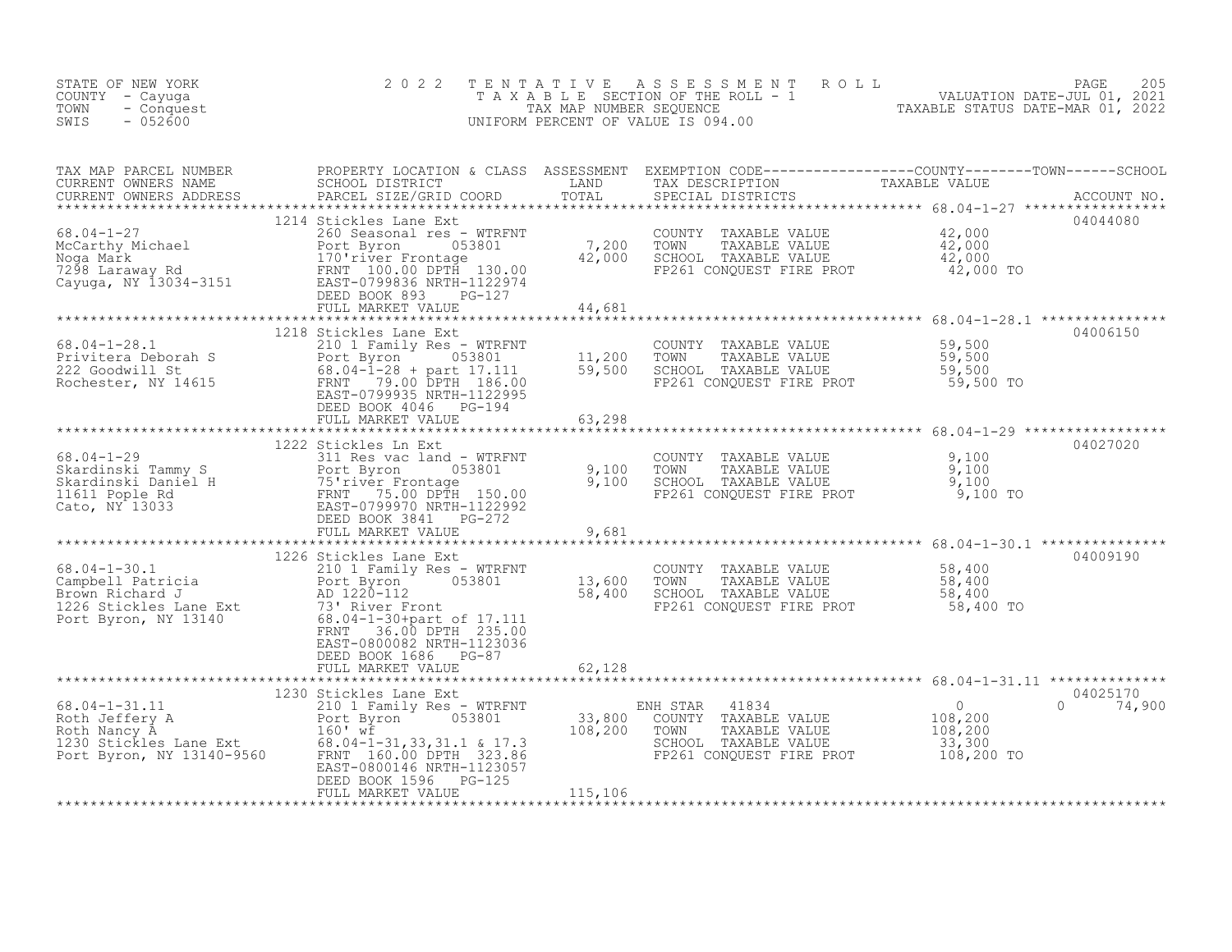STATE OF NEW YORK
COUNTY - Cayuga
TOWN - Conquest
SWIS - 052600

# 2022 TENTATIVE ASSESSMENT ROLL

TAXABLE SECTION OF THE ROLL - 1
TAX MAP NUMBER SEQUENCE
UNIFORM PERCENT OF VALUE IS 094.00

VALUATION DATE-JUL 01, 2021
TAXABLE STATUS DATE-MAR 01, 2022

| TAX MAP PARCEL NUMBER / CURRENT OWNERS NAME / CURRENT OWNERS ADDRESS | PROPERTY LOCATION & CLASS / SCHOOL DISTRICT / PARCEL SIZE/GRID COORD | ASSESSMENT LAND | TOTAL | EXEMPTION CODE / TAX DESCRIPTION / SPECIAL DISTRICTS | COUNTY / TOWN / SCHOOL TAXABLE VALUE | ACCOUNT NO. |
|---|---|---|---|---|---|---|
| 68.04-1-27 | 1214 Stickles Lane Ext | | | | | 04044080 |
| McCarthy Michael | 260 Seasonal res - WTRFNT | | | COUNTY TAXABLE VALUE | 42,000 | |
| Noga Mark | Port Byron 053801 | 7,200 | | TOWN TAXABLE VALUE | 42,000 | |
| 7298 Laraway Rd | 170'river Frontage | | 42,000 | SCHOOL TAXABLE VALUE | 42,000 | |
| Cayuga, NY 13034-3151 | FRNT 100.00 DPTH 130.00 | | | FP261 CONQUEST FIRE PROT | 42,000 TO | |
| | EAST-0799836 NRTH-1122974 | | | | | |
| | DEED BOOK 893 PG-127 | | | | | |
| | FULL MARKET VALUE | | 44,681 | | | |
| 68.04-1-28.1 | 1218 Stickles Lane Ext | | | | | 04006150 |
| Privitera Deborah S | 210 1 Family Res - WTRFNT | | | COUNTY TAXABLE VALUE | 59,500 | |
| 222 Goodwill St | Port Byron 053801 | 11,200 | | TOWN TAXABLE VALUE | 59,500 | |
| Rochester, NY 14615 | 68.04-1-28 + part 17.111 | | 59,500 | SCHOOL TAXABLE VALUE | 59,500 | |
| | FRNT 79.00 DPTH 186.00 | | | FP261 CONQUEST FIRE PROT | 59,500 TO | |
| | EAST-0799935 NRTH-1122995 | | | | | |
| | DEED BOOK 4046 PG-194 | | | | | |
| | FULL MARKET VALUE | | 63,298 | | | |
| 68.04-1-29 | 1222 Stickles Ln Ext | | | | | 04027020 |
| Skardinski Tammy S | 311 Res vac land - WTRFNT | | | COUNTY TAXABLE VALUE | 9,100 | |
| Skardinski Daniel H | Port Byron 053801 | 9,100 | | TOWN TAXABLE VALUE | 9,100 | |
| 11611 Pople Rd | 75'river Frontage | | 9,100 | SCHOOL TAXABLE VALUE | 9,100 | |
| Cato, NY 13033 | FRNT 75.00 DPTH 150.00 | | | FP261 CONQUEST FIRE PROT | 9,100 TO | |
| | EAST-0799970 NRTH-1122992 | | | | | |
| | DEED BOOK 3841 PG-272 | | | | | |
| | FULL MARKET VALUE | | 9,681 | | | |
| 68.04-1-30.1 | 1226 Stickles Lane Ext | | | | | 04009190 |
| Campbell Patricia | 210 1 Family Res - WTRFNT | | | COUNTY TAXABLE VALUE | 58,400 | |
| Brown Richard J | Port Byron 053801 | 13,600 | | TOWN TAXABLE VALUE | 58,400 | |
| 1226 Stickles Lane Ext | AD 1220-112 | | 58,400 | SCHOOL TAXABLE VALUE | 58,400 | |
| Port Byron, NY 13140 | 73' River Front | | | FP261 CONQUEST FIRE PROT | 58,400 TO | |
| | 68.04-1-30+part of 17.111 | | | | | |
| | FRNT 36.00 DPTH 235.00 | | | | | |
| | EAST-0800082 NRTH-1123036 | | | | | |
| | DEED BOOK 1686 PG-87 | | | | | |
| | FULL MARKET VALUE | | 62,128 | | | |
| 68.04-1-31.11 | 1230 Stickles Lane Ext | | | | | 04025170 |
| Roth Jeffery A | 210 1 Family Res - WTRFNT | | | ENH STAR 41834 | 0 / 0 / 74,900 | |
| Roth Nancy A | Port Byron 053801 | 33,800 | | COUNTY TAXABLE VALUE | 108,200 | |
| 1230 Stickles Lane Ext | 160' wf | | 108,200 | TOWN TAXABLE VALUE | 108,200 | |
| Port Byron, NY 13140-9560 | 68.04-1-31,33,31.1 & 17.3 | | | SCHOOL TAXABLE VALUE | 33,300 | |
| | FRNT 160.00 DPTH 323.86 | | | FP261 CONQUEST FIRE PROT | 108,200 TO | |
| | EAST-0800146 NRTH-1123057 | | | | | |
| | DEED BOOK 1596 PG-125 | | | | | |
| | FULL MARKET VALUE | | 115,106 | | | |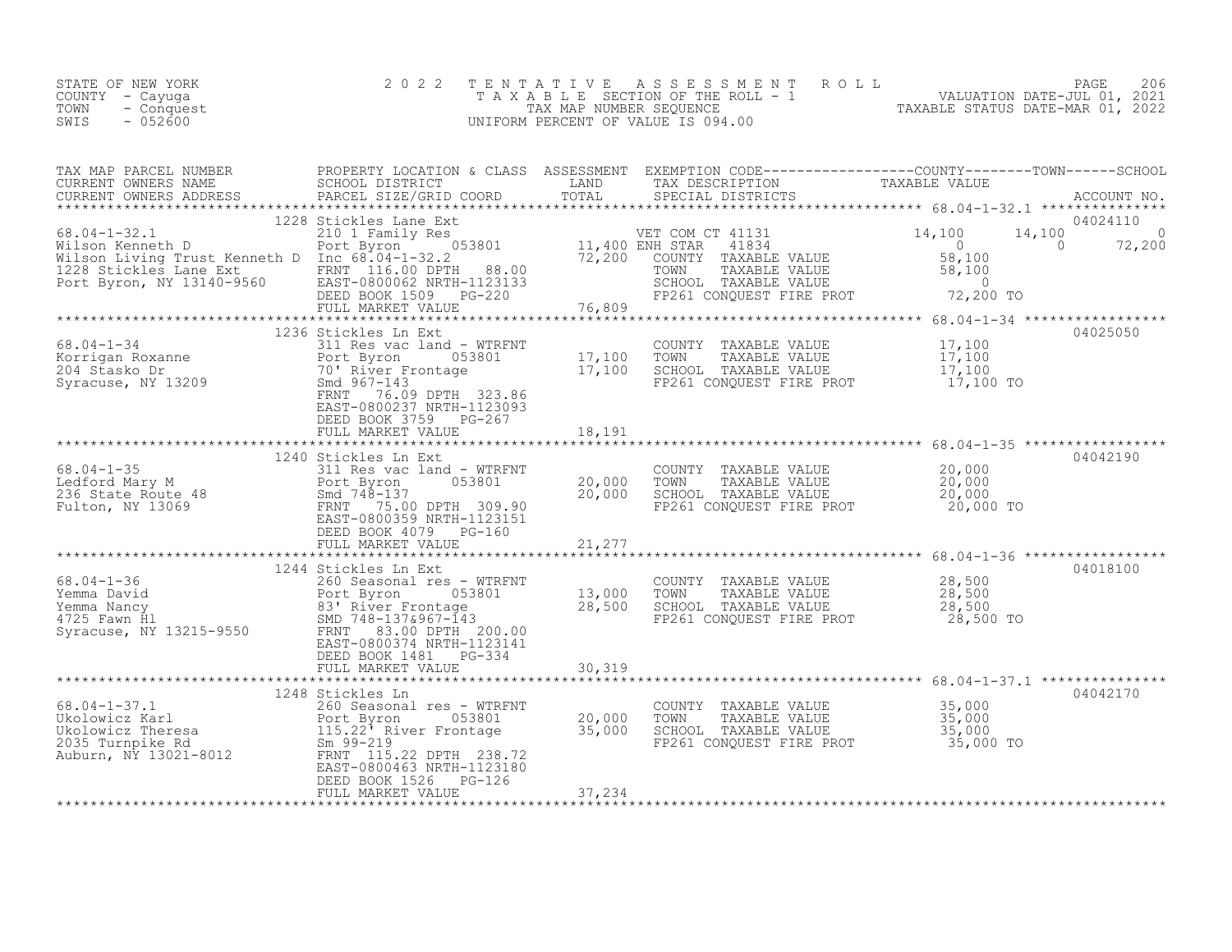STATE OF NEW YORK
COUNTY - Cayuga
TOWN - Conquest
SWIS - 052600

2022 TENTATIVE ASSESSMENT ROLL
TAXABLE SECTION OF THE ROLL - 1
TAX MAP NUMBER SEQUENCE
UNIFORM PERCENT OF VALUE IS 094.00

VALUATION DATE-JUL 01, 2021
TAXABLE STATUS DATE-MAR 01, 2022

| TAX MAP PARCEL NUMBER / CURRENT OWNERS NAME / CURRENT OWNERS ADDRESS | PROPERTY LOCATION & CLASS / SCHOOL DISTRICT / PARCEL SIZE/GRID COORD | ASSESSMENT LAND / TOTAL | EXEMPTION CODE / TAX DESCRIPTION / SPECIAL DISTRICTS | COUNTY TAXABLE VALUE | TOWN | SCHOOL | ACCOUNT NO. |
|---|---|---|---|---|---|---|---|
| 68.04-1-32.1 | 1228 Stickles Lane Ext | | | | | | 04024110 |
| Wilson Kenneth D | 210 1 Family Res | | VET COM CT 41131 | 14,100 | 14,100 | 0 | |
| Wilson Living Trust Kenneth D | Port Byron 053801 | 11,400 | ENH STAR 41834 | 0 | 0 | 72,200 | |
| 1228 Stickles Lane Ext | Inc 68.04-1-32.2 | 72,200 | COUNTY TAXABLE VALUE | 58,100 | | | |
| Port Byron, NY 13140-9560 | FRNT 116.00 DPTH 88.00 | | TOWN TAXABLE VALUE | 58,100 | | | |
| | EAST-0800062 NRTH-1123133 | | SCHOOL TAXABLE VALUE | 0 | | | |
| | DEED BOOK 1509 PG-220 | | FP261 CONQUEST FIRE PROT | 72,200 TO | | | |
| | FULL MARKET VALUE | 76,809 | | | | | |
| 68.04-1-34 | 1236 Stickles Ln Ext | | | | | | 04025050 |
| Korrigan Roxanne | 311 Res vac land - WTRFNT | | COUNTY TAXABLE VALUE | 17,100 | | | |
| 204 Stasko Dr | Port Byron 053801 | 17,100 | TOWN TAXABLE VALUE | 17,100 | | | |
| Syracuse, NY 13209 | 70' River Frontage | 17,100 | SCHOOL TAXABLE VALUE | 17,100 | | | |
| | Smd 967-143 | | FP261 CONQUEST FIRE PROT | 17,100 TO | | | |
| | FRNT 76.09 DPTH 323.86 | | | | | | |
| | EAST-0800237 NRTH-1123093 | | | | | | |
| | DEED BOOK 3759 PG-267 | | | | | | |
| | FULL MARKET VALUE | 18,191 | | | | | |
| 68.04-1-35 | 1240 Stickles Ln Ext | | | | | | 04042190 |
| Ledford Mary M | 311 Res vac land - WTRFNT | | COUNTY TAXABLE VALUE | 20,000 | | | |
| 236 State Route 48 | Port Byron 053801 | 20,000 | TOWN TAXABLE VALUE | 20,000 | | | |
| Fulton, NY 13069 | Smd 748-137 | 20,000 | SCHOOL TAXABLE VALUE | 20,000 | | | |
| | FRNT 75.00 DPTH 309.90 | | FP261 CONQUEST FIRE PROT | 20,000 TO | | | |
| | EAST-0800359 NRTH-1123151 | | | | | | |
| | DEED BOOK 4079 PG-160 | | | | | | |
| | FULL MARKET VALUE | 21,277 | | | | | |
| 68.04-1-36 | 1244 Stickles Ln Ext | | | | | | 04018100 |
| Yemma David | 260 Seasonal res - WTRFNT | | COUNTY TAXABLE VALUE | 28,500 | | | |
| Yemma Nancy | Port Byron 053801 | 13,000 | TOWN TAXABLE VALUE | 28,500 | | | |
| 4725 Fawn Hl | 83' River Frontage | 28,500 | SCHOOL TAXABLE VALUE | 28,500 | | | |
| Syracuse, NY 13215-9550 | SMD 748-137&967-143 | | FP261 CONQUEST FIRE PROT | 28,500 TO | | | |
| | FRNT 83.00 DPTH 200.00 | | | | | | |
| | EAST-0800374 NRTH-1123141 | | | | | | |
| | DEED BOOK 1481 PG-334 | | | | | | |
| | FULL MARKET VALUE | 30,319 | | | | | |
| 68.04-1-37.1 | 1248 Stickles Ln | | | | | | 04042170 |
| Ukolowicz Karl | 260 Seasonal res - WTRFNT | | COUNTY TAXABLE VALUE | 35,000 | | | |
| Ukolowicz Theresa | Port Byron 053801 | 20,000 | TOWN TAXABLE VALUE | 35,000 | | | |
| 2035 Turnpike Rd | 115.22' River Frontage | 35,000 | SCHOOL TAXABLE VALUE | 35,000 | | | |
| Auburn, NY 13021-8012 | Sm 99-219 | | FP261 CONQUEST FIRE PROT | 35,000 TO | | | |
| | FRNT 115.22 DPTH 238.72 | | | | | | |
| | EAST-0800463 NRTH-1123180 | | | | | | |
| | DEED BOOK 1526 PG-126 | | | | | | |
| | FULL MARKET VALUE | 37,234 | | | | | |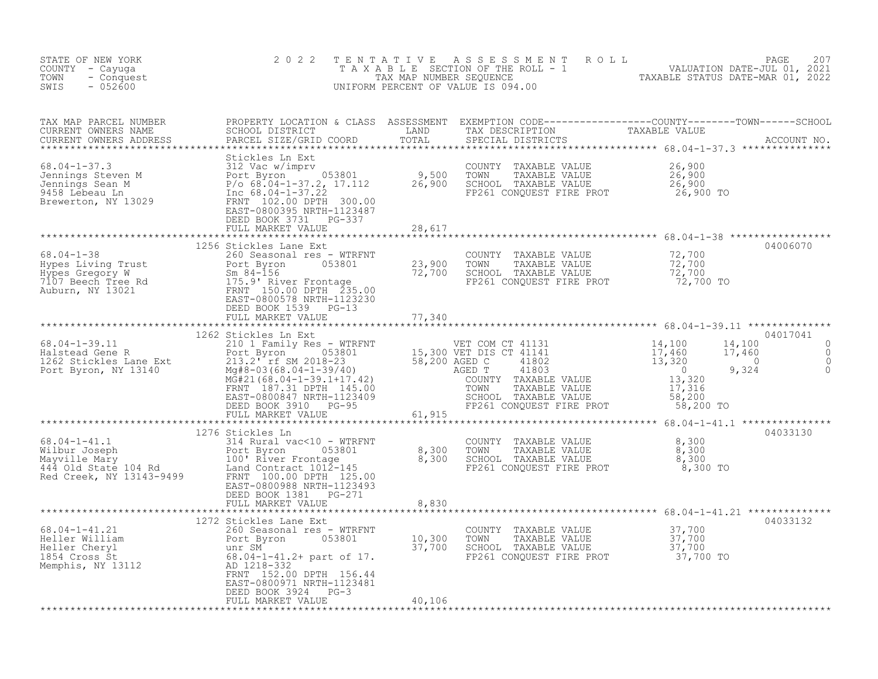STATE OF NEW YORK
COUNTY - Cayuga
TOWN - Conquest
SWIS - 052600

2022 TENTATIVE ASSESSMENT ROLL
TAXABLE SECTION OF THE ROLL - 1
TAX MAP NUMBER SEQUENCE
UNIFORM PERCENT OF VALUE IS 094.00

VALUATION DATE-JUL 01, 2021
TAXABLE STATUS DATE-MAR 01, 2022

| TAX MAP PARCEL NUMBER / CURRENT OWNERS NAME / CURRENT OWNERS ADDRESS | PROPERTY LOCATION & CLASS / SCHOOL DISTRICT / PARCEL SIZE/GRID COORD | ASSESSMENT LAND / TOTAL | EXEMPTION CODE / TAX DESCRIPTION / SPECIAL DISTRICTS | COUNTY | TOWN | SCHOOL | ACCOUNT NO. |
|---|---|---|---|---|---|---|---|
| 68.04-1-37.3 | Stickles Ln Ext | | | | | | |
| Jennings Steven M | 312 Vac w/imprv | | COUNTY TAXABLE VALUE | 26,900 | | | |
| Jennings Sean M | Port Byron 053801 | 9,500 | TOWN TAXABLE VALUE | | 26,900 | | |
| 9458 Lebeau Ln | P/o 68.04-1-37.2, 17.112 | 26,900 | SCHOOL TAXABLE VALUE | | | 26,900 | |
| Brewerton, NY 13029 | Inc 68.04-1-37.22 | | FP261 CONQUEST FIRE PROT | 26,900 TO | | | |
| | FRNT 102.00 DPTH 300.00 | | | | | | |
| | EAST-0800395 NRTH-1123487 | | | | | | |
| | DEED BOOK 3731 PG-337 | | | | | | |
| | FULL MARKET VALUE | 28,617 | | | | | |
| 68.04-1-38 | 1256 Stickles Lane Ext | | | | | | 04006070 |
| Hypes Living Trust | 260 Seasonal res - WTRFNT | | COUNTY TAXABLE VALUE | 72,700 | | | |
| Hypes Gregory W | Port Byron 053801 | 23,900 | TOWN TAXABLE VALUE | | 72,700 | | |
| 7107 Beech Tree Rd | Sm 84-156 | 72,700 | SCHOOL TAXABLE VALUE | | | 72,700 | |
| Auburn, NY 13021 | 175.9' River Frontage | | FP261 CONQUEST FIRE PROT | 72,700 TO | | | |
| | FRNT 150.00 DPTH 235.00 | | | | | | |
| | EAST-0800578 NRTH-1123230 | | | | | | |
| | DEED BOOK 1539 PG-13 | | | | | | |
| | FULL MARKET VALUE | 77,340 | | | | | |
| 68.04-1-39.11 | 1262 Stickles Ln Ext | | | | | | 04017041 |
| Halstead Gene R | 210 1 Family Res - WTRFNT | | VET COM CT 41131 | 14,100 | 14,100 | 0 | |
| 1262 Stickles Lane Ext | Port Byron 053801 | 15,300 | VET DIS CT 41141 | 17,460 | 17,460 | 0 | |
| Port Byron, NY 13140 | 213.2' rf SM 2018-23 | 58,200 | AGED C 41802 | 13,320 | 0 | 0 | |
| | Mg#8-03(68.04-1-39/40) | | AGED T 41803 | 0 | 9,324 | 0 | |
| | MG#21(68.04-1-39.1+17.42) | | COUNTY TAXABLE VALUE | 13,320 | | | |
| | FRNT 187.31 DPTH 145.00 | | TOWN TAXABLE VALUE | | 17,316 | | |
| | EAST-0800847 NRTH-1123409 | | SCHOOL TAXABLE VALUE | | | 58,200 | |
| | DEED BOOK 3910 PG-95 | | FP261 CONQUEST FIRE PROT | 58,200 TO | | | |
| | FULL MARKET VALUE | 61,915 | | | | | |
| 68.04-1-41.1 | 1276 Stickles Ln | | | | | | 04033130 |
| Wilbur Joseph | 314 Rural vac<10 - WTRFNT | | COUNTY TAXABLE VALUE | 8,300 | | | |
| Mayville Mary | Port Byron 053801 | 8,300 | TOWN TAXABLE VALUE | | 8,300 | | |
| 444 Old State 104 Rd | 100' River Frontage | 8,300 | SCHOOL TAXABLE VALUE | | | 8,300 | |
| Red Creek, NY 13143-9499 | Land Contract 1012-145 | | FP261 CONQUEST FIRE PROT | 8,300 TO | | | |
| | FRNT 100.00 DPTH 125.00 | | | | | | |
| | EAST-0800988 NRTH-1123493 | | | | | | |
| | DEED BOOK 1381 PG-271 | | | | | | |
| | FULL MARKET VALUE | 8,830 | | | | | |
| 68.04-1-41.21 | 1272 Stickles Lane Ext | | | | | | 04033132 |
| Heller William | 260 Seasonal res - WTRFNT | | COUNTY TAXABLE VALUE | 37,700 | | | |
| Heller Cheryl | Port Byron 053801 | 10,300 | TOWN TAXABLE VALUE | | 37,700 | | |
| 1854 Cross St | unr SM | 37,700 | SCHOOL TAXABLE VALUE | | | 37,700 | |
| Memphis, NY 13112 | 68.04-1-41.2+ part of 17. | | FP261 CONQUEST FIRE PROT | 37,700 TO | | | |
| | AD 1218-332 | | | | | | |
| | FRNT 152.00 DPTH 156.44 | | | | | | |
| | EAST-0800971 NRTH-1123481 | | | | | | |
| | DEED BOOK 3924 PG-3 | | | | | | |
| | FULL MARKET VALUE | 40,106 | | | | | |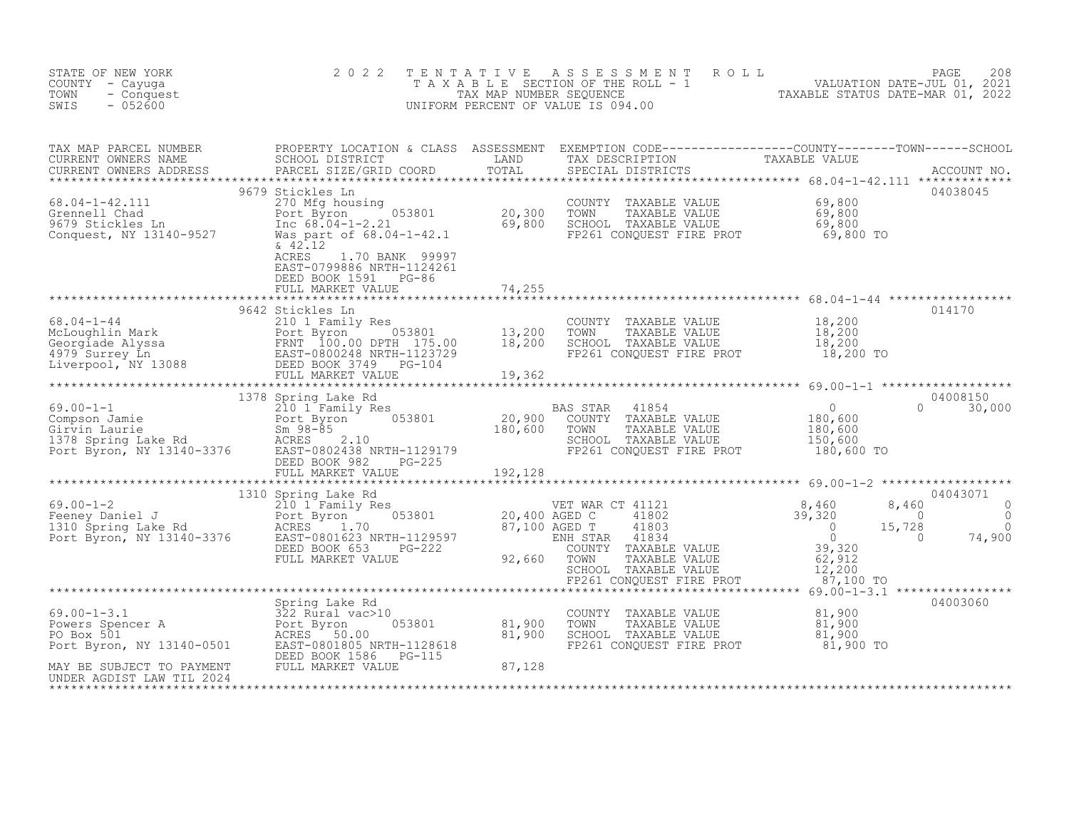STATE OF NEW YORK
COUNTY - Cayuga
TOWN - Conquest
SWIS - 052600

2022 TENTATIVE ASSESSMENT ROLL
TAXABLE SECTION OF THE ROLL - 1
TAX MAP NUMBER SEQUENCE
UNIFORM PERCENT OF VALUE IS 094.00

VALUATION DATE-JUL 01, 2021
TAXABLE STATUS DATE-MAR 01, 2022

| TAX MAP PARCEL NUMBER / CURRENT OWNERS NAME / CURRENT OWNERS ADDRESS | PROPERTY LOCATION & CLASS / SCHOOL DISTRICT / PARCEL SIZE/GRID COORD | ASSESSMENT LAND / TOTAL | EXEMPTION CODE / TAX DESCRIPTION / SPECIAL DISTRICTS | COUNTY TAXABLE VALUE | TOWN | SCHOOL | ACCOUNT NO. |
|---|---|---|---|---|---|---|---|
| | 9679 Stickles Ln | | | | | | 04038045 |
| 68.04-1-42.111 | 270 Mfg housing | | COUNTY TAXABLE VALUE | 69,800 | | | |
| Grennell Chad | Port Byron 053801 | 20,300 | TOWN TAXABLE VALUE | 69,800 | | | |
| 9679 Stickles Ln | Inc 68.04-1-2.21 | 69,800 | SCHOOL TAXABLE VALUE | 69,800 | | | |
| Conquest, NY 13140-9527 | Was part of 68.04-1-42.1 | | FP261 CONQUEST FIRE PROT | 69,800 TO | | | |
| | & 42.12 | | | | | | |
| | ACRES 1.70 BANK 99997 | | | | | | |
| | EAST-0799886 NRTH-1124261 | | | | | | |
| | DEED BOOK 1591 PG-86 | | | | | | |
| | FULL MARKET VALUE | 74,255 | | | | | |
| | 9642 Stickles Ln | | | | | | 014170 |
| 68.04-1-44 | 210 1 Family Res | | COUNTY TAXABLE VALUE | 18,200 | | | |
| McLoughlin Mark | Port Byron 053801 | 13,200 | TOWN TAXABLE VALUE | 18,200 | | | |
| Georgiade Alyssa | FRNT 100.00 DPTH 175.00 | 18,200 | SCHOOL TAXABLE VALUE | 18,200 | | | |
| 4979 Surrey Ln | EAST-0800248 NRTH-1123729 | | FP261 CONQUEST FIRE PROT | 18,200 TO | | | |
| Liverpool, NY 13088 | DEED BOOK 3749 PG-104 | | | | | | |
| | FULL MARKET VALUE | 19,362 | | | | | |
| | 1378 Spring Lake Rd | | | | | | 04008150 |
| 69.00-1-1 | 210 1 Family Res | | BAS STAR 41854 | 0 | 0 | 30,000 | |
| Compson Jamie | Port Byron 053801 | 20,900 | COUNTY TAXABLE VALUE | 180,600 | | | |
| Girvin Laurie | Sm 98-85 | 180,600 | TOWN TAXABLE VALUE | 180,600 | | | |
| 1378 Spring Lake Rd | ACRES 2.10 | | SCHOOL TAXABLE VALUE | 150,600 | | | |
| Port Byron, NY 13140-3376 | EAST-0802438 NRTH-1129179 | | FP261 CONQUEST FIRE PROT | 180,600 TO | | | |
| | DEED BOOK 982 PG-225 | | | | | | |
| | FULL MARKET VALUE | 192,128 | | | | | |
| | 1310 Spring Lake Rd | | | | | | 04043071 |
| 69.00-1-2 | 210 1 Family Res | | VET WAR CT 41121 | 8,460 | 8,460 | 0 | |
| Feeney Daniel J | Port Byron 053801 | 20,400 | AGED C 41802 | 39,320 | 0 | 0 | |
| 1310 Spring Lake Rd | ACRES 1.70 | 87,100 | AGED T 41803 | 0 | 15,728 | 0 | |
| Port Byron, NY 13140-3376 | EAST-0801623 NRTH-1129597 | | ENH STAR 41834 | 0 | 0 | 74,900 | |
| | DEED BOOK 653 PG-222 | | COUNTY TAXABLE VALUE | 39,320 | | | |
| | FULL MARKET VALUE | 92,660 | TOWN TAXABLE VALUE | 62,912 | | | |
| | | | SCHOOL TAXABLE VALUE | 12,200 | | | |
| | | | FP261 CONQUEST FIRE PROT | 87,100 TO | | | |
| | Spring Lake Rd | | | | | | 04003060 |
| 69.00-1-3.1 | 322 Rural vac>10 | | COUNTY TAXABLE VALUE | 81,900 | | | |
| Powers Spencer A | Port Byron 053801 | 81,900 | TOWN TAXABLE VALUE | 81,900 | | | |
| PO Box 501 | ACRES 50.00 | 81,900 | SCHOOL TAXABLE VALUE | 81,900 | | | |
| Port Byron, NY 13140-0501 | EAST-0801805 NRTH-1128618 | | FP261 CONQUEST FIRE PROT | 81,900 TO | | | |
| | DEED BOOK 1586 PG-115 | | | | | | |
| MAY BE SUBJECT TO PAYMENT | FULL MARKET VALUE | 87,128 | | | | | |
| UNDER AGDIST LAW TIL 2024 | | | | | | | |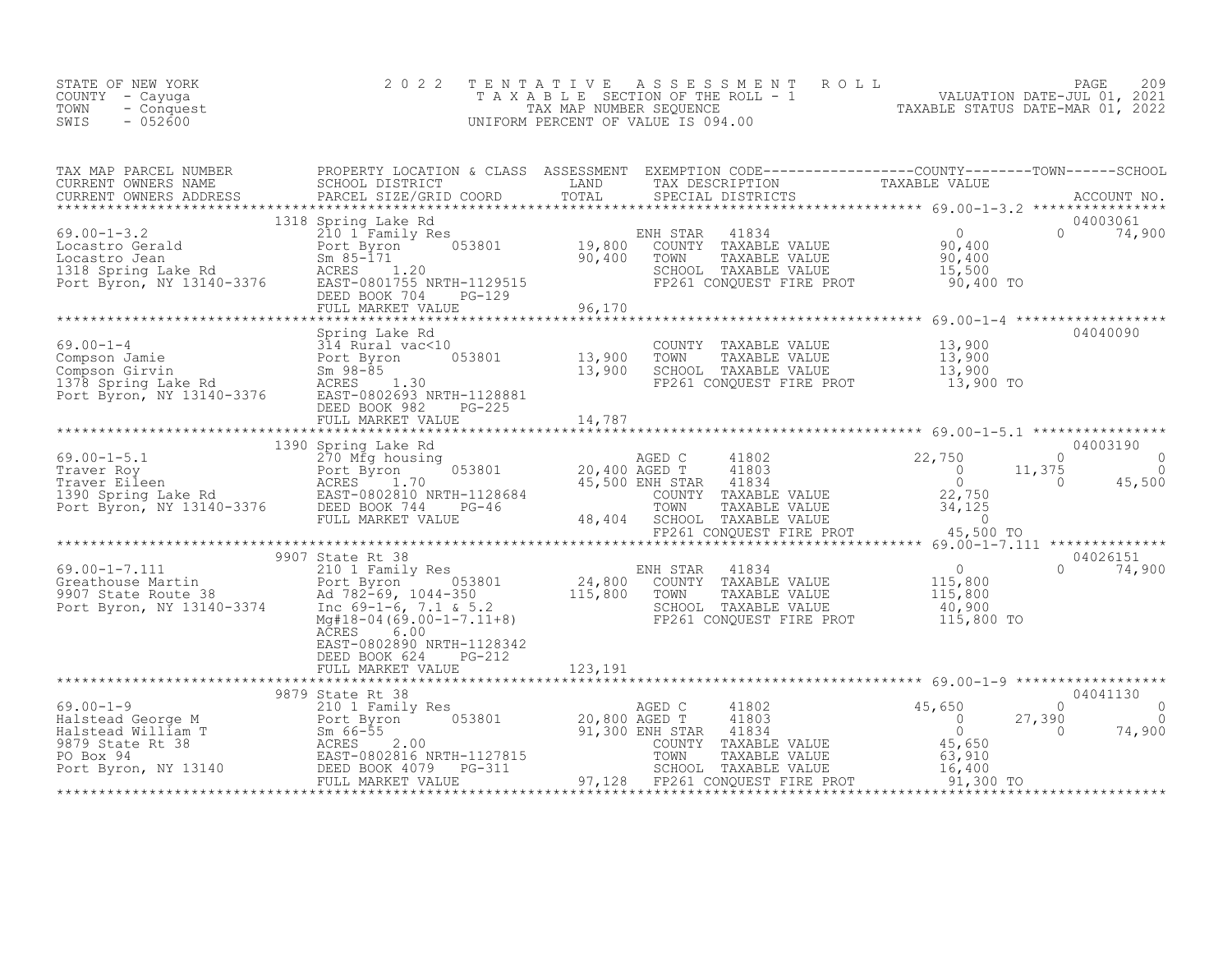STATE OF NEW YORK
COUNTY - Cayuga
TOWN - Conquest
SWIS - 052600

2022 TENTATIVE ASSESSMENT ROLL
TAXABLE SECTION OF THE ROLL - 1
TAX MAP NUMBER SEQUENCE
UNIFORM PERCENT OF VALUE IS 094.00

VALUATION DATE-JUL 01, 2021
TAXABLE STATUS DATE-MAR 01, 2022

| TAX MAP PARCEL NUMBER / CURRENT OWNERS NAME / CURRENT OWNERS ADDRESS | PROPERTY LOCATION & CLASS / SCHOOL DISTRICT / PARCEL SIZE/GRID COORD | ASSESSMENT LAND / TOTAL | EXEMPTION CODE / TAX DESCRIPTION / SPECIAL DISTRICTS | COUNTY TAXABLE VALUE | TOWN | SCHOOL | ACCOUNT NO. |
|---|---|---|---|---|---|---|---|
| **69.00-1-3.2** | 1318 Spring Lake Rd | | | | | | 04003061 |
| Locastro Gerald | 210 1 Family Res | | ENH STAR 41834 | 0 | 0 | 74,900 | |
| Locastro Jean | Port Byron 053801 | 19,800 | COUNTY TAXABLE VALUE | 90,400 | | | |
| 1318 Spring Lake Rd | Sm 85-171 | 90,400 | TOWN TAXABLE VALUE | 90,400 | | | |
| Port Byron, NY 13140-3376 | ACRES 1.20 | | SCHOOL TAXABLE VALUE | 15,500 | | | |
| | EAST-0801755 NRTH-1129515 | | FP261 CONQUEST FIRE PROT | 90,400 TO | | | |
| | DEED BOOK 704 PG-129 | | | | | | |
| | FULL MARKET VALUE | 96,170 | | | | | |
| **69.00-1-4** | Spring Lake Rd | | | | | | 04040090 |
| Compson Jamie | 314 Rural vac<10 | | COUNTY TAXABLE VALUE | 13,900 | | | |
| Compson Girvin | Port Byron 053801 | 13,900 | TOWN TAXABLE VALUE | 13,900 | | | |
| 1378 Spring Lake Rd | Sm 98-85 | 13,900 | SCHOOL TAXABLE VALUE | 13,900 | | | |
| Port Byron, NY 13140-3376 | ACRES 1.30 | | FP261 CONQUEST FIRE PROT | 13,900 TO | | | |
| | EAST-0802693 NRTH-1128881 | | | | | | |
| | DEED BOOK 982 PG-225 | | | | | | |
| | FULL MARKET VALUE | 14,787 | | | | | |
| **69.00-1-5.1** | 1390 Spring Lake Rd | | | | | | 04003190 |
| Traver Roy | 270 Mfg housing | | AGED C 41802 | 22,750 | 0 | 0 | |
| Traver Eileen | Port Byron 053801 | 20,400 | AGED T 41803 | 0 | 11,375 | 0 | |
| 1390 Spring Lake Rd | ACRES 1.70 | 45,500 | ENH STAR 41834 | 0 | 0 | 45,500 | |
| Port Byron, NY 13140-3376 | EAST-0802810 NRTH-1128684 | | COUNTY TAXABLE VALUE | 22,750 | | | |
| | DEED BOOK 744 PG-46 | | TOWN TAXABLE VALUE | 34,125 | | | |
| | FULL MARKET VALUE | 48,404 | SCHOOL TAXABLE VALUE | 0 | | | |
| | | | FP261 CONQUEST FIRE PROT | 45,500 TO | | | |
| **69.00-1-7.111** | 9907 State Rt 38 | | | | | | 04026151 |
| Greathouse Martin | 210 1 Family Res | | ENH STAR 41834 | 0 | 0 | 74,900 | |
| 9907 State Route 38 | Port Byron 053801 | 24,800 | COUNTY TAXABLE VALUE | 115,800 | | | |
| Port Byron, NY 13140-3374 | Ad 782-69, 1044-350 | 115,800 | TOWN TAXABLE VALUE | 115,800 | | | |
| | Inc 69-1-6, 7.1 & 5.2 | | SCHOOL TAXABLE VALUE | 40,900 | | | |
| | Mg#18-04(69.00-1-7.11+8) | | FP261 CONQUEST FIRE PROT | 115,800 TO | | | |
| | ACRES 6.00 | | | | | | |
| | EAST-0802890 NRTH-1128342 | | | | | | |
| | DEED BOOK 624 PG-212 | | | | | | |
| | FULL MARKET VALUE | 123,191 | | | | | |
| **69.00-1-9** | 9879 State Rt 38 | | | | | | 04041130 |
| Halstead George M | 210 1 Family Res | | AGED C 41802 | 45,650 | 0 | 0 | |
| Halstead William T | Port Byron 053801 | 20,800 | AGED T 41803 | 0 | 27,390 | 0 | |
| 9879 State Rt 38 | Sm 66-55 | 91,300 | ENH STAR 41834 | 0 | 0 | 74,900 | |
| PO Box 94 | ACRES 2.00 | | COUNTY TAXABLE VALUE | 45,650 | | | |
| Port Byron, NY 13140 | EAST-0802816 NRTH-1127815 | | TOWN TAXABLE VALUE | 63,910 | | | |
| | DEED BOOK 4079 PG-311 | | SCHOOL TAXABLE VALUE | 16,400 | | | |
| | FULL MARKET VALUE | 97,128 | FP261 CONQUEST FIRE PROT | 91,300 TO | | | |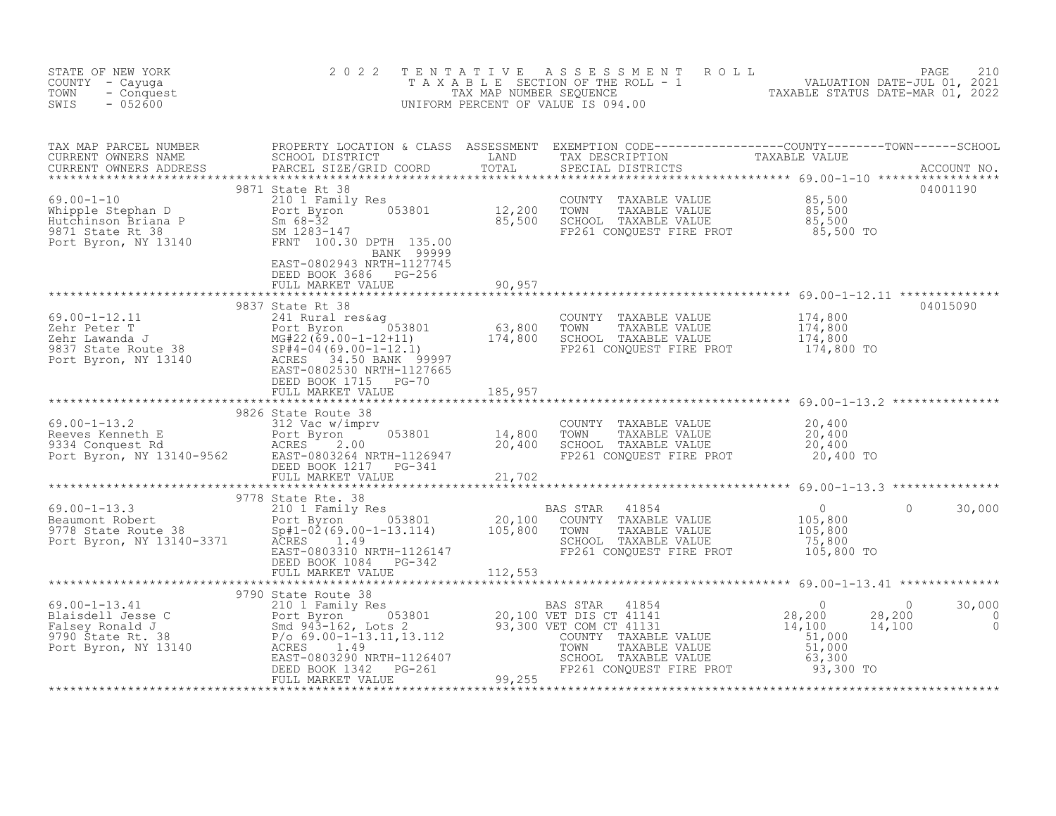STATE OF NEW YORK
COUNTY - Cayuga
TOWN - Conquest
SWIS - 052600

# 2022 TENTATIVE ASSESSMENT ROLL
TAXABLE SECTION OF THE ROLL - 1
TAX MAP NUMBER SEQUENCE
UNIFORM PERCENT OF VALUE IS 094.00

VALUATION DATE-JUL 01, 2021
TAXABLE STATUS DATE-MAR 01, 2022

| TAX MAP PARCEL NUMBER / CURRENT OWNERS NAME / CURRENT OWNERS ADDRESS | PROPERTY LOCATION & CLASS / SCHOOL DISTRICT / PARCEL SIZE/GRID COORD | ASSESSMENT LAND / TOTAL | EXEMPTION CODE / TAX DESCRIPTION / SPECIAL DISTRICTS | COUNTY | TOWN | SCHOOL | ACCOUNT NO. |
|---|---|---|---|---|---|---|---|
| **69.00-1-10** | 9871 State Rt 38 | | | | | | 04001190 |
| Whipple Stephan D | 210 1 Family Res | | COUNTY TAXABLE VALUE | 85,500 | | | |
| Hutchinson Briana P | Port Byron 053801 | 12,200 | TOWN TAXABLE VALUE | | 85,500 | | |
| 9871 State Rt 38 | Sm 68-32 | 85,500 | SCHOOL TAXABLE VALUE | | | 85,500 | |
| Port Byron, NY 13140 | SM 1283-147 | | FP261 CONQUEST FIRE PROT | 85,500 TO | | | |
| | FRNT 100.30 DPTH 135.00 | | | | | | |
| | BANK 99999 | | | | | | |
| | EAST-0802943 NRTH-1127745 | | | | | | |
| | DEED BOOK 3686 PG-256 | | | | | | |
| | FULL MARKET VALUE | 90,957 | | | | | |
| **69.00-1-12.11** | 9837 State Rt 38 | | | | | | 04015090 |
| Zehr Peter T | 241 Rural res&ag | | COUNTY TAXABLE VALUE | 174,800 | | | |
| Zehr Lawanda J | Port Byron 053801 | 63,800 | TOWN TAXABLE VALUE | | 174,800 | | |
| 9837 State Route 38 | MG#22(69.00-1-12+11) | 174,800 | SCHOOL TAXABLE VALUE | | | 174,800 | |
| Port Byron, NY 13140 | SP#4-04(69.00-1-12.1) | | FP261 CONQUEST FIRE PROT | 174,800 TO | | | |
| | ACRES 34.50 BANK 99997 | | | | | | |
| | EAST-0802530 NRTH-1127665 | | | | | | |
| | DEED BOOK 1715 PG-70 | | | | | | |
| | FULL MARKET VALUE | 185,957 | | | | | |
| **69.00-1-13.2** | 9826 State Route 38 | | | | | | |
| Reeves Kenneth E | 312 Vac w/imprv | | COUNTY TAXABLE VALUE | 20,400 | | | |
| 9334 Conquest Rd | Port Byron 053801 | 14,800 | TOWN TAXABLE VALUE | | 20,400 | | |
| Port Byron, NY 13140-9562 | ACRES 2.00 | 20,400 | SCHOOL TAXABLE VALUE | | | 20,400 | |
| | EAST-0803264 NRTH-1126947 | | FP261 CONQUEST FIRE PROT | 20,400 TO | | | |
| | DEED BOOK 1217 PG-341 | | | | | | |
| | FULL MARKET VALUE | 21,702 | | | | | |
| **69.00-1-13.3** | 9778 State Rte. 38 | | | | | | |
| Beaumont Robert | 210 1 Family Res | | BAS STAR 41854 | 0 | 0 | 30,000 | |
| 9778 State Route 38 | Port Byron 053801 | 20,100 | COUNTY TAXABLE VALUE | 105,800 | | | |
| Port Byron, NY 13140-3371 | Sp#1-02(69.00-1-13.114) | 105,800 | TOWN TAXABLE VALUE | | 105,800 | | |
| | ACRES 1.49 | | SCHOOL TAXABLE VALUE | | | 75,800 | |
| | EAST-0803310 NRTH-1126147 | | FP261 CONQUEST FIRE PROT | 105,800 TO | | | |
| | DEED BOOK 1084 PG-342 | | | | | | |
| | FULL MARKET VALUE | 112,553 | | | | | |
| **69.00-1-13.41** | 9790 State Route 38 | | | | | | |
| Blaisdell Jesse C | 210 1 Family Res | | BAS STAR 41854 | 0 | 0 | 30,000 | |
| Falsey Ronald J | Port Byron 053801 | 20,100 | VET DIS CT 41141 | 28,200 | 28,200 | 0 | |
| 9790 State Rt. 38 | Smd 943-162, Lots 2 | 93,300 | VET COM CT 41131 | 14,100 | 14,100 | 0 | |
| Port Byron, NY 13140 | P/o 69.00-1-13.11,13.112 | | COUNTY TAXABLE VALUE | 51,000 | | | |
| | ACRES 1.49 | | TOWN TAXABLE VALUE | | 51,000 | | |
| | EAST-0803290 NRTH-1126407 | | SCHOOL TAXABLE VALUE | | | 63,300 | |
| | DEED BOOK 1342 PG-261 | | FP261 CONQUEST FIRE PROT | 93,300 TO | | | |
| | FULL MARKET VALUE | 99,255 | | | | | |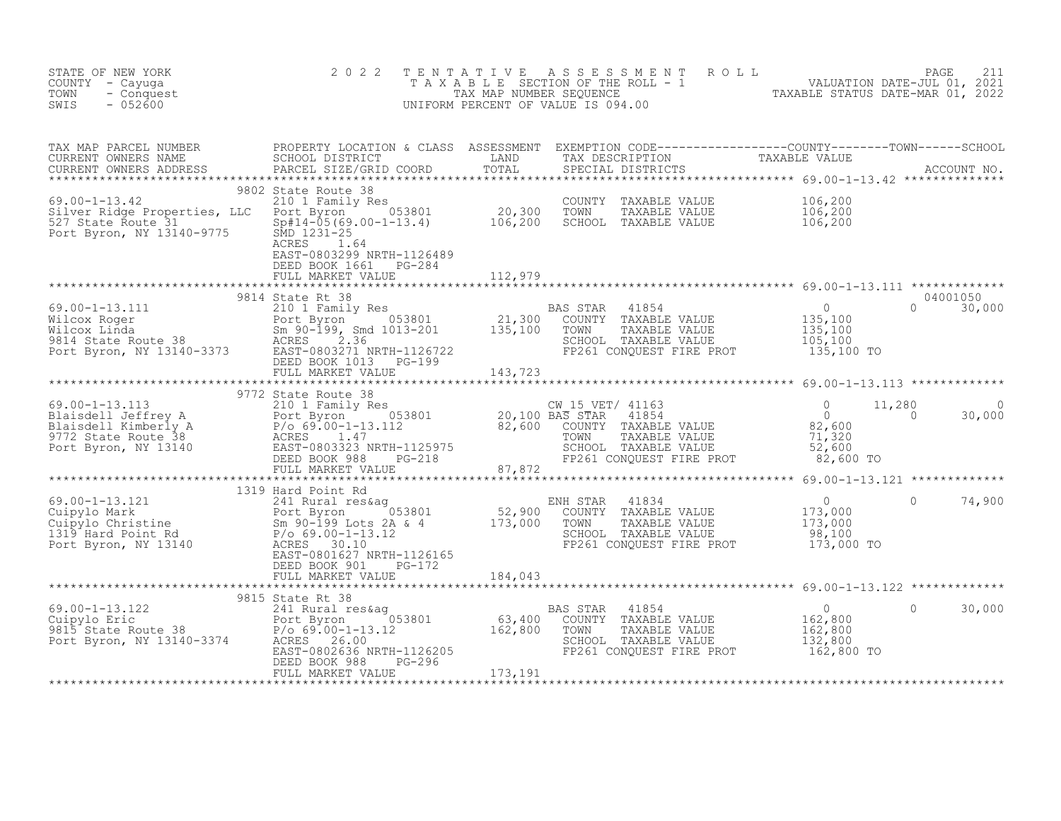STATE OF NEW YORK
COUNTY - Cayuga
TOWN - Conquest
SWIS - 052600

2 0 2 2 T E N T A T I V E A S S E S S M E N T R O L L
T A X A B L E SECTION OF THE ROLL - 1
TAX MAP NUMBER SEQUENCE
UNIFORM PERCENT OF VALUE IS 094.00

VALUATION DATE-JUL 01, 2021
TAXABLE STATUS DATE-MAR 01, 2022

| TAX MAP PARCEL NUMBER / CURRENT OWNERS NAME / CURRENT OWNERS ADDRESS | PROPERTY LOCATION & CLASS / SCHOOL DISTRICT / PARCEL SIZE/GRID COORD | ASSESSMENT LAND / TOTAL | EXEMPTION CODE / TAX DESCRIPTION / SPECIAL DISTRICTS | COUNTY TAXABLE VALUE | TOWN | SCHOOL | ACCOUNT NO. |
|---|---|---|---|---|---|---|---|
| **69.00-1-13.42** | 9802 State Route 38 | | | | | | |
| Silver Ridge Properties, LLC | 210 1 Family Res | | COUNTY TAXABLE VALUE | 106,200 | | | |
| 527 State Route 31 | Port Byron 053801 | 20,300 | TOWN TAXABLE VALUE | 106,200 | | | |
| Port Byron, NY 13140-9775 | Sp#14-05(69.00-1-13.4) | 106,200 | SCHOOL TAXABLE VALUE | 106,200 | | | |
| | SMD 1231-25 | | | | | | |
| | ACRES 1.64 | | | | | | |
| | EAST-0803299 NRTH-1126489 | | | | | | |
| | DEED BOOK 1661 PG-284 | | | | | | |
| | FULL MARKET VALUE | 112,979 | | | | | |
| **69.00-1-13.111** | 9814 State Rt 38 | | | | | | 04001050 |
| Wilcox Roger | 210 1 Family Res | | BAS STAR 41854 | 0 | 0 | 30,000 | |
| Wilcox Linda | Port Byron 053801 | 21,300 | COUNTY TAXABLE VALUE | 135,100 | | | |
| 9814 State Route 38 | Sm 90-199, Smd 1013-201 | 135,100 | TOWN TAXABLE VALUE | 135,100 | | | |
| Port Byron, NY 13140-3373 | ACRES 2.36 | | SCHOOL TAXABLE VALUE | 105,100 | | | |
| | EAST-0803271 NRTH-1126722 | | FP261 CONQUEST FIRE PROT | 135,100 TO | | | |
| | DEED BOOK 1013 PG-199 | | | | | | |
| | FULL MARKET VALUE | 143,723 | | | | | |
| **69.00-1-13.113** | 9772 State Route 38 | | | | | | |
| Blaisdell Jeffrey A | 210 1 Family Res | | CW_15_VET/ 41163 | 0 | 11,280 | 0 | |
| Blaisdell Kimberly A | Port Byron 053801 | 20,100 | BAS STAR 41854 | 0 | 0 | 30,000 | |
| 9772 State Route 38 | P/o 69.00-1-13.112 | 82,600 | COUNTY TAXABLE VALUE | 82,600 | | | |
| Port Byron, NY 13140 | ACRES 1.47 | | TOWN TAXABLE VALUE | 71,320 | | | |
| | EAST-0803323 NRTH-1125975 | | SCHOOL TAXABLE VALUE | 52,600 | | | |
| | DEED BOOK 988 PG-218 | | FP261 CONQUEST FIRE PROT | 82,600 TO | | | |
| | FULL MARKET VALUE | 87,872 | | | | | |
| **69.00-1-13.121** | 1319 Hard Point Rd | | | | | | |
| Cuipylo Mark | 241 Rural res&ag | | ENH STAR 41834 | 0 | 0 | 74,900 | |
| Cuipylo Christine | Port Byron 053801 | 52,900 | COUNTY TAXABLE VALUE | 173,000 | | | |
| 1319 Hard Point Rd | Sm 90-199 Lots 2A & 4 | 173,000 | TOWN TAXABLE VALUE | 173,000 | | | |
| Port Byron, NY 13140 | P/o 69.00-1-13.12 | | SCHOOL TAXABLE VALUE | 98,100 | | | |
| | ACRES 30.10 | | FP261 CONQUEST FIRE PROT | 173,000 TO | | | |
| | EAST-0801627 NRTH-1126165 | | | | | | |
| | DEED BOOK 901 PG-172 | | | | | | |
| | FULL MARKET VALUE | 184,043 | | | | | |
| **69.00-1-13.122** | 9815 State Rt 38 | | | | | | |
| Cuipylo Eric | 241 Rural res&ag | | BAS STAR 41854 | 0 | 0 | 30,000 | |
| 9815 State Route 38 | Port Byron 053801 | 63,400 | COUNTY TAXABLE VALUE | 162,800 | | | |
| Port Byron, NY 13140-3374 | P/o 69.00-1-13.12 | 162,800 | TOWN TAXABLE VALUE | 162,800 | | | |
| | ACRES 26.00 | | SCHOOL TAXABLE VALUE | 132,800 | | | |
| | EAST-0802636 NRTH-1126205 | | FP261 CONQUEST FIRE PROT | 162,800 TO | | | |
| | DEED BOOK 988 PG-296 | | | | | | |
| | FULL MARKET VALUE | 173,191 | | | | | |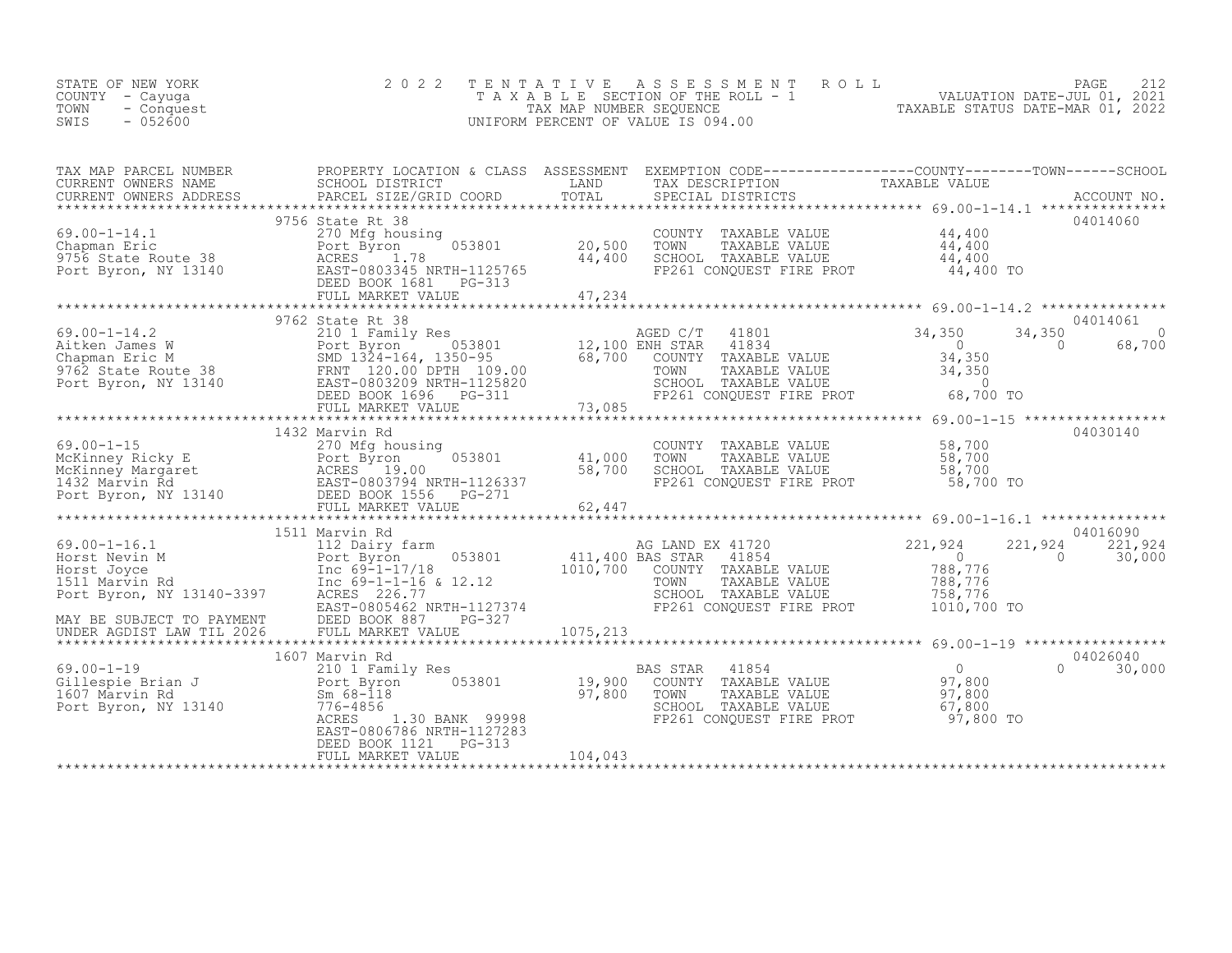STATE OF NEW YORK
COUNTY - Cayuga
TOWN - Conquest
SWIS - 052600

# 2022 TENTATIVE ASSESSMENT ROLL

TAXABLE SECTION OF THE ROLL - 1
TAX MAP NUMBER SEQUENCE
UNIFORM PERCENT OF VALUE IS 094.00

VALUATION DATE-JUL 01, 2021
TAXABLE STATUS DATE-MAR 01, 2022

| TAX MAP PARCEL NUMBER / CURRENT OWNERS NAME / CURRENT OWNERS ADDRESS | PROPERTY LOCATION & CLASS / SCHOOL DISTRICT / PARCEL SIZE/GRID COORD | ASSESSMENT LAND / TOTAL | EXEMPTION CODE / TAX DESCRIPTION / SPECIAL DISTRICTS | COUNTY TAXABLE VALUE | TOWN | SCHOOL | ACCOUNT NO. |
|---|---|---|---|---|---|---|---|
| 69.00-1-14.1 | 9756 State Rt 38 | | | | | | 04014060 |
| Chapman Eric | 270 Mfg housing | | COUNTY TAXABLE VALUE | 44,400 | | | |
| 9756 State Route 38 | Port Byron 053801 | 20,500 | TOWN TAXABLE VALUE | 44,400 | | | |
| Port Byron, NY 13140 | ACRES 1.78 | 44,400 | SCHOOL TAXABLE VALUE | 44,400 | | | |
| | EAST-0803345 NRTH-1125765 | | FP261 CONQUEST FIRE PROT | 44,400 TO | | | |
| | DEED BOOK 1681 PG-313 | | | | | | |
| | FULL MARKET VALUE | 47,234 | | | | | |
| 69.00-1-14.2 | 9762 State Rt 38 | | | | | | 04014061 |
| Aitken James W | 210 1 Family Res | | AGED C/T 41801 | 34,350 | 34,350 | 0 | |
| Chapman Eric M | Port Byron 053801 | 12,100 | ENH STAR 41834 | 0 | 0 | 68,700 | |
| 9762 State Route 38 | SMD 1324-164, 1350-95 | 68,700 | COUNTY TAXABLE VALUE | 34,350 | | | |
| Port Byron, NY 13140 | FRNT 120.00 DPTH 109.00 | | TOWN TAXABLE VALUE | 34,350 | | | |
| | EAST-0803209 NRTH-1125820 | | SCHOOL TAXABLE VALUE | 0 | | | |
| | DEED BOOK 1696 PG-311 | | FP261 CONQUEST FIRE PROT | 68,700 TO | | | |
| | FULL MARKET VALUE | 73,085 | | | | | |
| 69.00-1-15 | 1432 Marvin Rd | | | | | | 04030140 |
| McKinney Ricky E | 270 Mfg housing | | COUNTY TAXABLE VALUE | 58,700 | | | |
| McKinney Margaret | Port Byron 053801 | 41,000 | TOWN TAXABLE VALUE | 58,700 | | | |
| 1432 Marvin Rd | ACRES 19.00 | 58,700 | SCHOOL TAXABLE VALUE | 58,700 | | | |
| Port Byron, NY 13140 | EAST-0803794 NRTH-1126337 | | FP261 CONQUEST FIRE PROT | 58,700 TO | | | |
| | DEED BOOK 1556 PG-271 | | | | | | |
| | FULL MARKET VALUE | 62,447 | | | | | |
| 69.00-1-16.1 | 1511 Marvin Rd | | | | | | 04016090 |
| Horst Nevin M | 112 Dairy farm | | AG LAND EX 41720 | 221,924 | 221,924 | 221,924 | |
| Horst Joyce | Port Byron 053801 | 411,400 | BAS STAR 41854 | 0 | 0 | 30,000 | |
| 1511 Marvin Rd | Inc 69-1-17/18 | 1010,700 | COUNTY TAXABLE VALUE | 788,776 | | | |
| Port Byron, NY 13140-3397 | Inc 69-1-1-16 & 12.12 | | TOWN TAXABLE VALUE | 788,776 | | | |
| | ACRES 226.77 | | SCHOOL TAXABLE VALUE | 758,776 | | | |
| MAY BE SUBJECT TO PAYMENT | EAST-0805462 NRTH-1127374 | | FP261 CONQUEST FIRE PROT | 1010,700 TO | | | |
| UNDER AGDIST LAW TIL 2026 | DEED BOOK 887 PG-327 | | | | | | |
| | FULL MARKET VALUE | 1075,213 | | | | | |
| 69.00-1-19 | 1607 Marvin Rd | | | | | | 04026040 |
| Gillespie Brian J | 210 1 Family Res | | BAS STAR 41854 | 0 | 0 | 30,000 | |
| 1607 Marvin Rd | Port Byron 053801 | 19,900 | COUNTY TAXABLE VALUE | 97,800 | | | |
| Port Byron, NY 13140 | Sm 68-118 | 97,800 | TOWN TAXABLE VALUE | 97,800 | | | |
| | 776-4856 | | SCHOOL TAXABLE VALUE | 67,800 | | | |
| | ACRES 1.30 BANK 99998 | | FP261 CONQUEST FIRE PROT | 97,800 TO | | | |
| | EAST-0806786 NRTH-1127283 | | | | | | |
| | DEED BOOK 1121 PG-313 | | | | | | |
| | FULL MARKET VALUE | 104,043 | | | | | |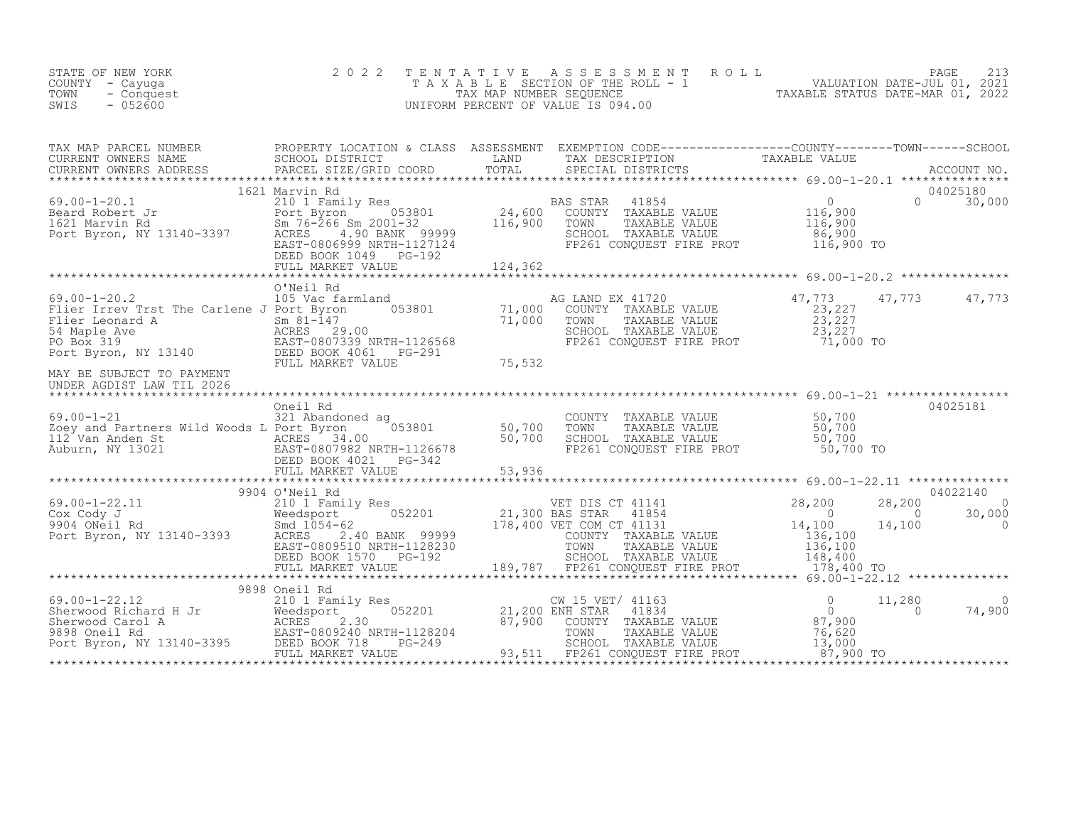STATE OF NEW YORK
COUNTY - Cayuga
TOWN - Conquest
SWIS - 052600

2022 TENTATIVE ASSESSMENT ROLL
TAXABLE SECTION OF THE ROLL - 1
TAX MAP NUMBER SEQUENCE
UNIFORM PERCENT OF VALUE IS 094.00

VALUATION DATE-JUL 01, 2021
TAXABLE STATUS DATE-MAR 01, 2022

| TAX MAP PARCEL NUMBER / CURRENT OWNERS NAME / CURRENT OWNERS ADDRESS | PROPERTY LOCATION & CLASS / SCHOOL DISTRICT / PARCEL SIZE/GRID COORD | ASSESSMENT LAND | TOTAL | EXEMPTION CODE / TAX DESCRIPTION / SPECIAL DISTRICTS | COUNTY TAXABLE VALUE | TOWN | SCHOOL | ACCOUNT NO. |
|---|---|---|---|---|---|---|---|---|
| 69.00-1-20.1 | 1621 Marvin Rd | | | | | | | 04025180 |
| Beard Robert Jr | 210 1 Family Res | | | BAS STAR 41854 | 0 | 0 | 30,000 | |
| 1621 Marvin Rd | Port Byron 053801 | 24,600 | | COUNTY TAXABLE VALUE | 116,900 | | | |
| Port Byron, NY 13140-3397 | Sm 76-266 Sm 2001-32 | | 116,900 | TOWN TAXABLE VALUE | 116,900 | | | |
| | ACRES 4.90 BANK 99999 | | | SCHOOL TAXABLE VALUE | 86,900 | | | |
| | EAST-0806999 NRTH-1127124 | | | FP261 CONQUEST FIRE PROT | 116,900 TO | | | |
| | DEED BOOK 1049 PG-192 | | | | | | | |
| | FULL MARKET VALUE | | 124,362 | | | | | |
| 69.00-1-20.2 | O'Neil Rd | | | | | | | |
| Flier Irrev Trst The Carlene J | 105 Vac farmland | | | AG LAND EX 41720 | 47,773 | 47,773 | 47,773 | |
| Flier Leonard A | Port Byron 053801 | 71,000 | | COUNTY TAXABLE VALUE | 23,227 | | | |
| 54 Maple Ave | Sm 81-147 | | 71,000 | TOWN TAXABLE VALUE | 23,227 | | | |
| PO Box 319 | ACRES 29.00 | | | SCHOOL TAXABLE VALUE | 23,227 | | | |
| Port Byron, NY 13140 | EAST-0807339 NRTH-1126568 | | | FP261 CONQUEST FIRE PROT | 71,000 TO | | | |
| | DEED BOOK 4061 PG-291 | | | | | | | |
| MAY BE SUBJECT TO PAYMENT UNDER AGDIST LAW TIL 2026 | FULL MARKET VALUE | | 75,532 | | | | | |
| 69.00-1-21 | Oneil Rd | | | | | | | 04025181 |
| Zoey and Partners Wild Woods L | 321 Abandoned ag | | | COUNTY TAXABLE VALUE | 50,700 | | | |
| 112 Van Anden St | Port Byron 053801 | 50,700 | | TOWN TAXABLE VALUE | 50,700 | | | |
| Auburn, NY 13021 | ACRES 34.00 | | 50,700 | SCHOOL TAXABLE VALUE | 50,700 | | | |
| | EAST-0807982 NRTH-1126678 | | | FP261 CONQUEST FIRE PROT | 50,700 TO | | | |
| | DEED BOOK 4021 PG-342 | | | | | | | |
| | FULL MARKET VALUE | | 53,936 | | | | | |
| 69.00-1-22.11 | 9904 O'Neil Rd | | | | | | | 04022140 |
| Cox Cody J | 210 1 Family Res | | | VET DIS CT 41141 | 28,200 | 28,200 | 0 | |
| 9904 ONeil Rd | Weedsport 052201 | 21,300 | | BAS STAR 41854 | 0 | 0 | 30,000 | |
| Port Byron, NY 13140-3393 | Smd 1054-62 | | 178,400 | VET COM CT 41131 | 14,100 | 14,100 | 0 | |
| | ACRES 2.40 BANK 99999 | | | COUNTY TAXABLE VALUE | 136,100 | | | |
| | EAST-0809510 NRTH-1128230 | | | TOWN TAXABLE VALUE | 136,100 | | | |
| | DEED BOOK 1570 PG-192 | | | SCHOOL TAXABLE VALUE | 148,400 | | | |
| | FULL MARKET VALUE | | 189,787 | FP261 CONQUEST FIRE PROT | 178,400 TO | | | |
| 69.00-1-22.12 | 9898 Oneil Rd | | | | | | | |
| Sherwood Richard H Jr | 210 1 Family Res | | | CW 15 VET/ 41163 | 0 | 11,280 | 0 | |
| Sherwood Carol A | Weedsport 052201 | 21,200 | | ENH STAR 41834 | 0 | 0 | 74,900 | |
| 9898 Oneil Rd | ACRES 2.30 | | 87,900 | COUNTY TAXABLE VALUE | 87,900 | | | |
| Port Byron, NY 13140-3395 | EAST-0809240 NRTH-1128204 | | | TOWN TAXABLE VALUE | 76,620 | | | |
| | DEED BOOK 718 PG-249 | | | SCHOOL TAXABLE VALUE | 13,000 | | | |
| | FULL MARKET VALUE | | 93,511 | FP261 CONQUEST FIRE PROT | 87,900 TO | | | |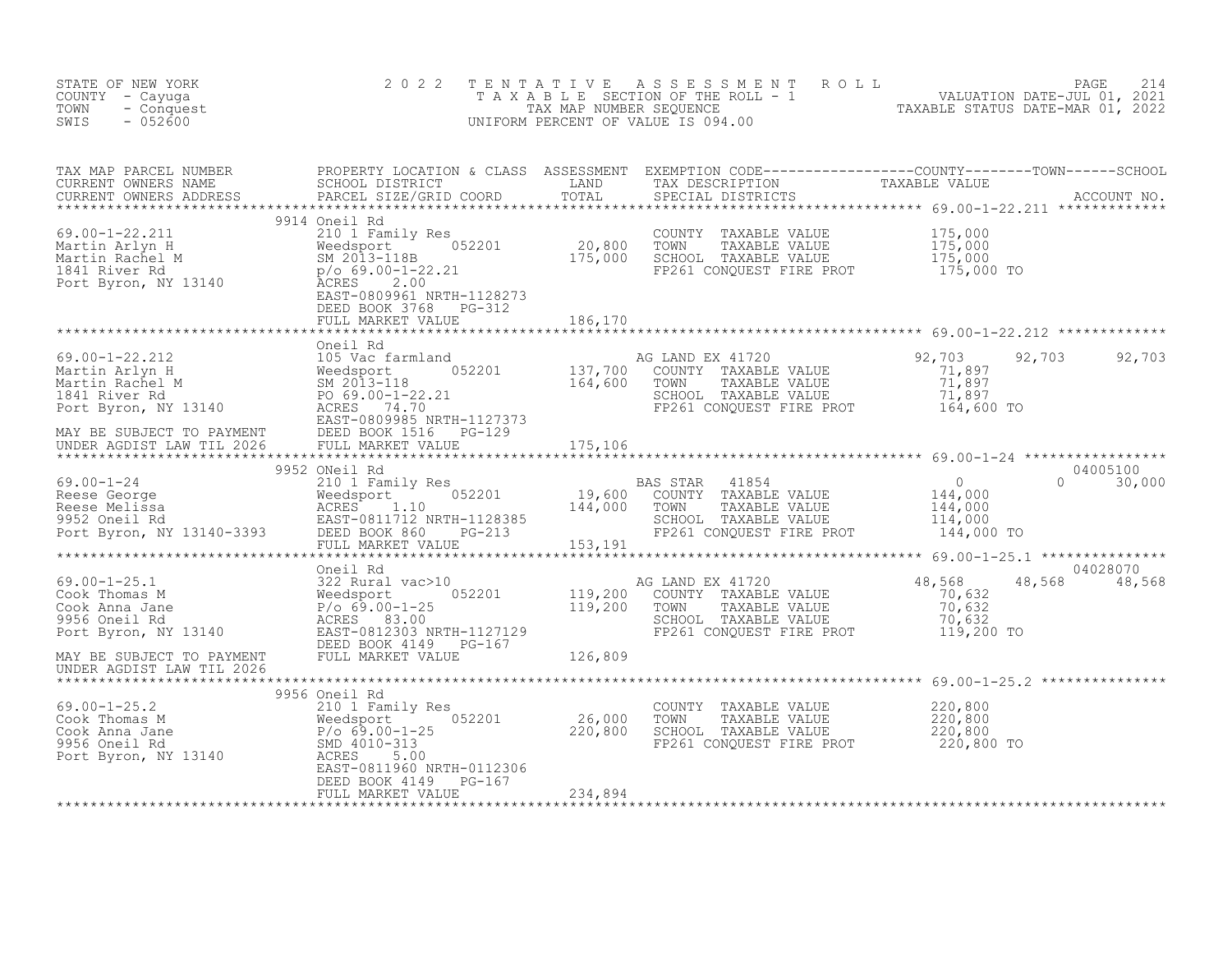STATE OF NEW YORK
COUNTY - Cayuga
TOWN - Conquest
SWIS - 052600

# 2022 TENTATIVE ASSESSMENT ROLL
TAXABLE SECTION OF THE ROLL - 1
TAX MAP NUMBER SEQUENCE
UNIFORM PERCENT OF VALUE IS 094.00

VALUATION DATE-JUL 01, 2021
TAXABLE STATUS DATE-MAR 01, 2022

| TAX MAP PARCEL NUMBER / CURRENT OWNERS NAME / CURRENT OWNERS ADDRESS | PROPERTY LOCATION & CLASS / SCHOOL DISTRICT / PARCEL SIZE/GRID COORD | ASSESSMENT LAND / TOTAL | EXEMPTION CODE / TAX DESCRIPTION / SPECIAL DISTRICTS | COUNTY TAXABLE VALUE | TOWN | SCHOOL | ACCOUNT NO. |
|---|---|---|---|---|---|---|---|
| 69.00-1-22.211 | 9914 Oneil Rd | | | | | | |
| 69.00-1-22.211 | 210 1 Family Res | | COUNTY TAXABLE VALUE | 175,000 | | | |
| Martin Arlyn H | Weedsport 052201 | 20,800 | TOWN TAXABLE VALUE | 175,000 | | | |
| Martin Rachel M | SM 2013-118B | 175,000 | SCHOOL TAXABLE VALUE | 175,000 | | | |
| 1841 River Rd | p/o 69.00-1-22.21 | | FP261 CONQUEST FIRE PROT | 175,000 TO | | | |
| Port Byron, NY 13140 | ACRES 2.00 | | | | | | |
| | EAST-0809961 NRTH-1128273 | | | | | | |
| | DEED BOOK 3768 PG-312 | | | | | | |
| | FULL MARKET VALUE | 186,170 | | | | | |
| 69.00-1-22.212 | Oneil Rd | | | | | | |
| 69.00-1-22.212 | 105 Vac farmland | | AG LAND EX 41720 | 92,703 | 92,703 | 92,703 | |
| Martin Arlyn H | Weedsport 052201 | 137,700 | COUNTY TAXABLE VALUE | 71,897 | | | |
| Martin Rachel M | SM 2013-118 | 164,600 | TOWN TAXABLE VALUE | 71,897 | | | |
| 1841 River Rd | PO 69.00-1-22.21 | | SCHOOL TAXABLE VALUE | 71,897 | | | |
| Port Byron, NY 13140 | ACRES 74.70 | | FP261 CONQUEST FIRE PROT | 164,600 TO | | | |
| | EAST-0809985 NRTH-1127373 | | | | | | |
| MAY BE SUBJECT TO PAYMENT | DEED BOOK 1516 PG-129 | | | | | | |
| UNDER AGDIST LAW TIL 2026 | FULL MARKET VALUE | 175,106 | | | | | |
| 69.00-1-24 | 9952 ONeil Rd | | | | | | 04005100 |
| 69.00-1-24 | 210 1 Family Res | | BAS STAR 41854 | 0 | 0 | 30,000 | |
| Reese George | Weedsport 052201 | 19,600 | COUNTY TAXABLE VALUE | 144,000 | | | |
| Reese Melissa | ACRES 1.10 | 144,000 | TOWN TAXABLE VALUE | 144,000 | | | |
| 9952 Oneil Rd | EAST-0811712 NRTH-1128385 | | SCHOOL TAXABLE VALUE | 114,000 | | | |
| Port Byron, NY 13140-3393 | DEED BOOK 860 PG-213 | | FP261 CONQUEST FIRE PROT | 144,000 TO | | | |
| | FULL MARKET VALUE | 153,191 | | | | | |
| 69.00-1-25.1 | Oneil Rd | | | | | | 04028070 |
| 69.00-1-25.1 | 322 Rural vac>10 | | AG LAND EX 41720 | 48,568 | 48,568 | 48,568 | |
| Cook Thomas M | Weedsport 052201 | 119,200 | COUNTY TAXABLE VALUE | 70,632 | | | |
| Cook Anna Jane | P/o 69.00-1-25 | 119,200 | TOWN TAXABLE VALUE | 70,632 | | | |
| 9956 Oneil Rd | ACRES 83.00 | | SCHOOL TAXABLE VALUE | 70,632 | | | |
| Port Byron, NY 13140 | EAST-0812303 NRTH-1127129 | | FP261 CONQUEST FIRE PROT | 119,200 TO | | | |
| | DEED BOOK 4149 PG-167 | | | | | | |
| MAY BE SUBJECT TO PAYMENT | FULL MARKET VALUE | 126,809 | | | | | |
| UNDER AGDIST LAW TIL 2026 | | | | | | | |
| 69.00-1-25.2 | 9956 Oneil Rd | | | | | | |
| 69.00-1-25.2 | 210 1 Family Res | | COUNTY TAXABLE VALUE | 220,800 | | | |
| Cook Thomas M | Weedsport 052201 | 26,000 | TOWN TAXABLE VALUE | 220,800 | | | |
| Cook Anna Jane | P/o 69.00-1-25 | 220,800 | SCHOOL TAXABLE VALUE | 220,800 | | | |
| 9956 Oneil Rd | SMD 4010-313 | | FP261 CONQUEST FIRE PROT | 220,800 TO | | | |
| Port Byron, NY 13140 | ACRES 5.00 | | | | | | |
| | EAST-0811960 NRTH-0112306 | | | | | | |
| | DEED BOOK 4149 PG-167 | | | | | | |
| | FULL MARKET VALUE | 234,894 | | | | | |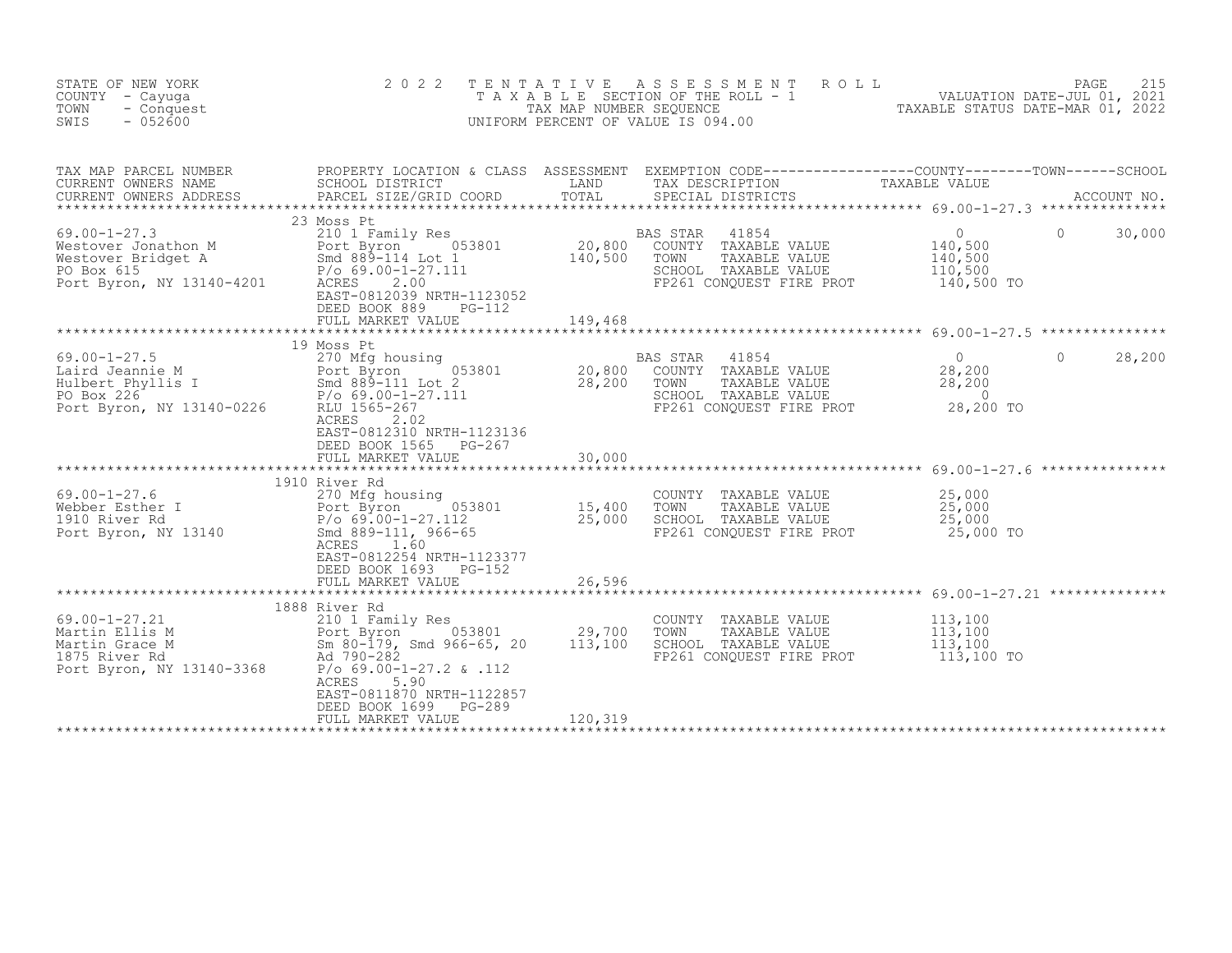STATE OF NEW YORK
COUNTY - Cayuga
TOWN - Conquest
SWIS - 052600

2022 TENTATIVE ASSESSMENT ROLL
TAXABLE SECTION OF THE ROLL - 1
TAX MAP NUMBER SEQUENCE
UNIFORM PERCENT OF VALUE IS 094.00

VALUATION DATE-JUL 01, 2021
TAXABLE STATUS DATE-MAR 01, 2022

| TAX MAP PARCEL NUMBER / CURRENT OWNERS NAME / CURRENT OWNERS ADDRESS | PROPERTY LOCATION & CLASS / SCHOOL DISTRICT / PARCEL SIZE/GRID COORD | ASSESSMENT LAND / TOTAL | EXEMPTION CODE / TAX DESCRIPTION / SPECIAL DISTRICTS | COUNTY TAXABLE VALUE | TOWN | SCHOOL / ACCOUNT NO. |
|---|---|---|---|---|---|---|
| 69.00-1-27.3 | 23 Moss Pt | | | | | |
| | 210 1 Family Res | | BAS STAR 41854 | 0 | 0 | 30,000 |
| Westover Jonathon M | Port Byron 053801 | 20,800 | COUNTY TAXABLE VALUE | 140,500 | | |
| Westover Bridget A | Smd 889-114 Lot 1 | 140,500 | TOWN TAXABLE VALUE | 140,500 | | |
| PO Box 615 | P/o 69.00-1-27.111 | | SCHOOL TAXABLE VALUE | 110,500 | | |
| Port Byron, NY 13140-4201 | ACRES 2.00 | | FP261 CONQUEST FIRE PROT | 140,500 TO | | |
| | EAST-0812039 NRTH-1123052 | | | | | |
| | DEED BOOK 889 PG-112 | | | | | |
| | FULL MARKET VALUE | 149,468 | | | | |
| 69.00-1-27.5 | 19 Moss Pt | | | | | |
| | 270 Mfg housing | | BAS STAR 41854 | 0 | 0 | 28,200 |
| Laird Jeannie M | Port Byron 053801 | 20,800 | COUNTY TAXABLE VALUE | 28,200 | | |
| Hulbert Phyllis I | Smd 889-111 Lot 2 | 28,200 | TOWN TAXABLE VALUE | 28,200 | | |
| PO Box 226 | P/o 69.00-1-27.111 | | SCHOOL TAXABLE VALUE | 0 | | |
| Port Byron, NY 13140-0226 | RLU 1565-267 | | FP261 CONQUEST FIRE PROT | 28,200 TO | | |
| | ACRES 2.02 | | | | | |
| | EAST-0812310 NRTH-1123136 | | | | | |
| | DEED BOOK 1565 PG-267 | | | | | |
| | FULL MARKET VALUE | 30,000 | | | | |
| 69.00-1-27.6 | 1910 River Rd | | | | | |
| | 270 Mfg housing | | COUNTY TAXABLE VALUE | 25,000 | | |
| Webber Esther I | Port Byron 053801 | 15,400 | TOWN TAXABLE VALUE | 25,000 | | |
| 1910 River Rd | P/o 69.00-1-27.112 | 25,000 | SCHOOL TAXABLE VALUE | 25,000 | | |
| Port Byron, NY 13140 | Smd 889-111, 966-65 | | FP261 CONQUEST FIRE PROT | 25,000 TO | | |
| | ACRES 1.60 | | | | | |
| | EAST-0812254 NRTH-1123377 | | | | | |
| | DEED BOOK 1693 PG-152 | | | | | |
| | FULL MARKET VALUE | 26,596 | | | | |
| 69.00-1-27.21 | 1888 River Rd | | | | | |
| | 210 1 Family Res | | COUNTY TAXABLE VALUE | 113,100 | | |
| Martin Ellis M | Port Byron 053801 | 29,700 | TOWN TAXABLE VALUE | 113,100 | | |
| Martin Grace M | Sm 80-179, Smd 966-65, 20 | 113,100 | SCHOOL TAXABLE VALUE | 113,100 | | |
| 1875 River Rd | Ad 790-282 | | FP261 CONQUEST FIRE PROT | 113,100 TO | | |
| Port Byron, NY 13140-3368 | P/o 69.00-1-27.2 & .112 | | | | | |
| | ACRES 5.90 | | | | | |
| | EAST-0811870 NRTH-1122857 | | | | | |
| | DEED BOOK 1699 PG-289 | | | | | |
| | FULL MARKET VALUE | 120,319 | | | | |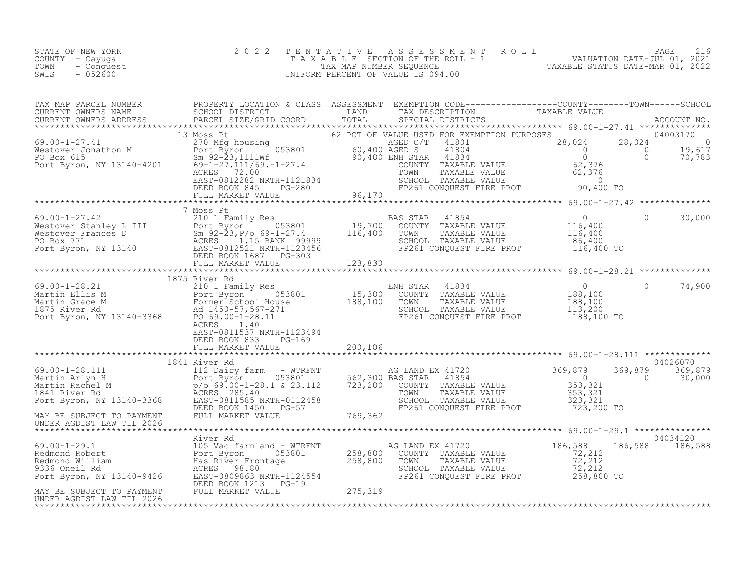STATE OF NEW YORK | COUNTY - Cayuga | TOWN - Conquest | SWIS - 052600

# 2022 TENTATIVE ASSESSMENT ROLL

TAXABLE SECTION OF THE ROLL - 1
TAX MAP NUMBER SEQUENCE
UNIFORM PERCENT OF VALUE IS 094.00

VALUATION DATE-JUL 01, 2021
TAXABLE STATUS DATE-MAR 01, 2022

| TAX MAP PARCEL NUMBER / CURRENT OWNERS NAME / CURRENT OWNERS ADDRESS | PROPERTY LOCATION & CLASS / SCHOOL DISTRICT / PARCEL SIZE/GRID COORD | ASSESSMENT LAND / TOTAL | EXEMPTION CODE / TAX DESCRIPTION / SPECIAL DISTRICTS | COUNTY TAXABLE VALUE | TOWN | SCHOOL | ACCOUNT NO. |
|---|---|---|---|---|---|---|---|
| **69.00-1-27.41** | 13 Moss Pt | | 62 PCT OF VALUE USED FOR EXEMPTION PURPOSES | | | | 04003170 |
| Westover Jonathon M | 270 Mfg housing | | AGED C/T 41801 | 28,024 | 28,024 | 0 | |
| PO Box 615 | Port Byron 053801 | 60,400 | AGED S 41804 | 0 | 0 | 19,617 | |
| Port Byron, NY 13140-4201 | Sm 92-23,1111Wf | 90,400 | ENH STAR 41834 | 0 | 0 | 70,783 | |
| | 69-1-27.111/69.-1-27.4 | | COUNTY TAXABLE VALUE | 62,376 | | | |
| | ACRES 72.00 | | TOWN TAXABLE VALUE | 62,376 | | | |
| | EAST-0812282 NRTH-1121834 | | SCHOOL TAXABLE VALUE | 0 | | | |
| | DEED BOOK 845 PG-280 | | FP261 CONQUEST FIRE PROT | 90,400 TO | | | |
| | FULL MARKET VALUE | 96,170 | | | | | |
| **69.00-1-27.42** | 7 Moss Pt | | | | | | |
| Westover Stanley L III | 210 1 Family Res | | BAS STAR 41854 | 0 | 0 | 30,000 | |
| Westover Frances D | Port Byron 053801 | 19,700 | COUNTY TAXABLE VALUE | 116,400 | | | |
| PO Box 771 | Sm 92-23,P/o 69-1-27.4 | 116,400 | TOWN TAXABLE VALUE | 116,400 | | | |
| Port Byron, NY 13140 | ACRES 1.15 BANK 99999 | | SCHOOL TAXABLE VALUE | 86,400 | | | |
| | EAST-0812521 NRTH-1123456 | | FP261 CONQUEST FIRE PROT | 116,400 TO | | | |
| | DEED BOOK 1687 PG-303 | | | | | | |
| | FULL MARKET VALUE | 123,830 | | | | | |
| **69.00-1-28.21** | 1875 River Rd | | | | | | |
| Martin Ellis M | 210 1 Family Res | | ENH STAR 41834 | 0 | 0 | 74,900 | |
| Martin Grace M | Port Byron 053801 | 15,300 | COUNTY TAXABLE VALUE | 188,100 | | | |
| 1875 River Rd | Former School House | 188,100 | TOWN TAXABLE VALUE | 188,100 | | | |
| Port Byron, NY 13140-3368 | Ad 1450-57,567-271 | | SCHOOL TAXABLE VALUE | 113,200 | | | |
| | PO 69.00-1-28.11 | | FP261 CONQUEST FIRE PROT | 188,100 TO | | | |
| | ACRES 1.40 | | | | | | |
| | EAST-0811537 NRTH-1123494 | | | | | | |
| | DEED BOOK 833 PG-169 | | | | | | |
| | FULL MARKET VALUE | 200,106 | | | | | |
| **69.00-1-28.111** | 1841 River Rd | | | | | | 04026070 |
| Martin Arlyn H | 112 Dairy farm - WTRFNT | | AG LAND EX 41720 | 369,879 | 369,879 | 369,879 | |
| Martin Rachel M | Port Byron 053801 | 562,300 | BAS STAR 41854 | 0 | 0 | 30,000 | |
| 1841 River Rd | p/o 69.00-1-28.1 & 23.112 | 723,200 | COUNTY TAXABLE VALUE | 353,321 | | | |
| Port Byron, NY 13140-3368 | ACRES 285.40 | | TOWN TAXABLE VALUE | 353,321 | | | |
| | EAST-0811585 NRTH-0112458 | | SCHOOL TAXABLE VALUE | 323,321 | | | |
| MAY BE SUBJECT TO PAYMENT | DEED BOOK 1450 PG-57 | | FP261 CONQUEST FIRE PROT | 723,200 TO | | | |
| UNDER AGDIST LAW TIL 2026 | FULL MARKET VALUE | 769,362 | | | | | |
| **69.00-1-29.1** | River Rd | | | | | | 04034120 |
| Redmond Robert | 105 Vac farmland - WTRFNT | | AG LAND EX 41720 | 186,588 | 186,588 | 186,588 | |
| Redmond William | Port Byron 053801 | 258,800 | COUNTY TAXABLE VALUE | 72,212 | | | |
| 9336 Oneil Rd | Has River Frontage | 258,800 | TOWN TAXABLE VALUE | 72,212 | | | |
| Port Byron, NY 13140-9426 | ACRES 98.80 | | SCHOOL TAXABLE VALUE | 72,212 | | | |
| | EAST-0809863 NRTH-1124554 | | FP261 CONQUEST FIRE PROT | 258,800 TO | | | |
| MAY BE SUBJECT TO PAYMENT | DEED BOOK 1213 PG-19 | | | | | | |
| UNDER AGDIST LAW TIL 2026 | FULL MARKET VALUE | 275,319 | | | | | |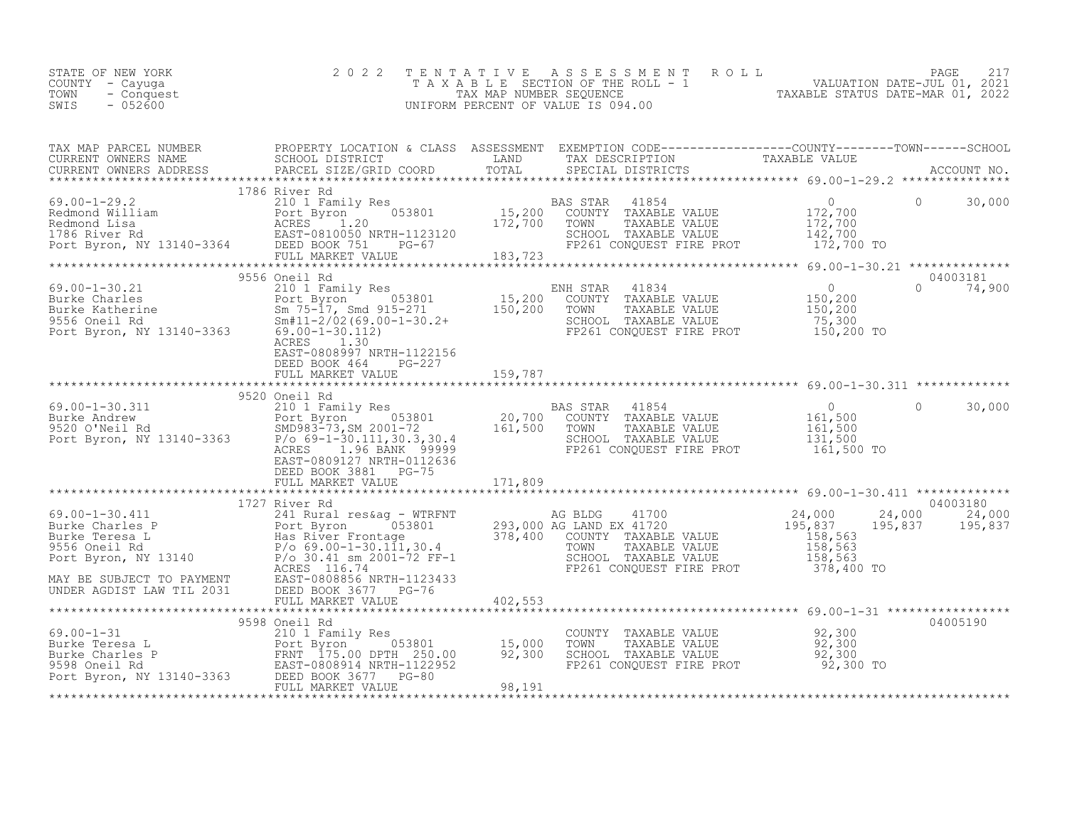STATE OF NEW YORK
COUNTY - Cayuga
TOWN - Conquest
SWIS - 052600

2022 TENTATIVE ASSESSMENT ROLL
TAXABLE SECTION OF THE ROLL - 1
TAX MAP NUMBER SEQUENCE
UNIFORM PERCENT OF VALUE IS 094.00

VALUATION DATE-JUL 01, 2021
TAXABLE STATUS DATE-MAR 01, 2022

| TAX MAP PARCEL NUMBER / CURRENT OWNERS NAME / CURRENT OWNERS ADDRESS | PROPERTY LOCATION & CLASS / SCHOOL DISTRICT / PARCEL SIZE/GRID COORD | ASSESSMENT LAND / TOTAL | EXEMPTION CODE / TAX DESCRIPTION / SPECIAL DISTRICTS | COUNTY TAXABLE VALUE | TOWN | SCHOOL | ACCOUNT NO. |
|---|---|---|---|---|---|---|---|
| **69.00-1-29.2** | 1786 River Rd | | | | | | |
| 69.00-1-29.2 | 210 1 Family Res | | BAS STAR 41854 | 0 | 0 | 30,000 | |
| Redmond William | Port Byron 053801 | 15,200 | COUNTY TAXABLE VALUE | 172,700 | | | |
| Redmond Lisa | ACRES 1.20 | 172,700 | TOWN TAXABLE VALUE | 172,700 | | | |
| 1786 River Rd | EAST-0810050 NRTH-1123120 | | SCHOOL TAXABLE VALUE | 142,700 | | | |
| Port Byron, NY 13140-3364 | DEED BOOK 751 PG-67 | | FP261 CONQUEST FIRE PROT | 172,700 TO | | | |
| | FULL MARKET VALUE | 183,723 | | | | | |
| **69.00-1-30.21** | 9556 Oneil Rd | | | | | | 04003181 |
| 69.00-1-30.21 | 210 1 Family Res | | ENH STAR 41834 | 0 | 0 | 74,900 | |
| Burke Charles | Port Byron 053801 | 15,200 | COUNTY TAXABLE VALUE | 150,200 | | | |
| Burke Katherine | Sm 75-17, Smd 915-271 | 150,200 | TOWN TAXABLE VALUE | 150,200 | | | |
| 9556 Oneil Rd | Sm#11-2/02(69.00-1-30.2+ | | SCHOOL TAXABLE VALUE | 75,300 | | | |
| Port Byron, NY 13140-3363 | 69.00-1-30.112) | | FP261 CONQUEST FIRE PROT | 150,200 TO | | | |
| | ACRES 1.30 | | | | | | |
| | EAST-0808997 NRTH-1122156 | | | | | | |
| | DEED BOOK 464 PG-227 | | | | | | |
| | FULL MARKET VALUE | 159,787 | | | | | |
| **69.00-1-30.311** | 9520 Oneil Rd | | | | | | |
| 69.00-1-30.311 | 210 1 Family Res | | BAS STAR 41854 | 0 | 0 | 30,000 | |
| Burke Andrew | Port Byron 053801 | 20,700 | COUNTY TAXABLE VALUE | 161,500 | | | |
| 9520 O'Neil Rd | SMD983-73,SM 2001-72 | 161,500 | TOWN TAXABLE VALUE | 161,500 | | | |
| Port Byron, NY 13140-3363 | P/o 69-1-30.111,30.3,30.4 | | SCHOOL TAXABLE VALUE | 131,500 | | | |
| | ACRES 1.96 BANK 99999 | | FP261 CONQUEST FIRE PROT | 161,500 TO | | | |
| | EAST-0809127 NRTH-0112636 | | | | | | |
| | DEED BOOK 3881 PG-75 | | | | | | |
| | FULL MARKET VALUE | 171,809 | | | | | |
| **69.00-1-30.411** | 1727 River Rd | | | | | | 04003180 |
| 69.00-1-30.411 | 241 Rural res&ag - WTRFNT | | AG BLDG 41700 | 24,000 | 24,000 | 24,000 | |
| Burke Charles P | Port Byron 053801 | 293,000 | AG LAND EX 41720 | 195,837 | 195,837 | 195,837 | |
| Burke Teresa L | Has River Frontage | 378,400 | COUNTY TAXABLE VALUE | 158,563 | | | |
| 9556 Oneil Rd | P/o 69.00-1-30.111,30.4 | | TOWN TAXABLE VALUE | 158,563 | | | |
| Port Byron, NY 13140 | P/o 30.41 sm 2001-72 FF-1 | | SCHOOL TAXABLE VALUE | 158,563 | | | |
| | ACRES 116.74 | | FP261 CONQUEST FIRE PROT | 378,400 TO | | | |
| MAY BE SUBJECT TO PAYMENT | EAST-0808856 NRTH-1123433 | | | | | | |
| UNDER AGDIST LAW TIL 2031 | DEED BOOK 3677 PG-76 | | | | | | |
| | FULL MARKET VALUE | 402,553 | | | | | |
| **69.00-1-31** | 9598 Oneil Rd | | | | | | 04005190 |
| 69.00-1-31 | 210 1 Family Res | | COUNTY TAXABLE VALUE | 92,300 | | | |
| Burke Teresa L | Port Byron 053801 | 15,000 | TOWN TAXABLE VALUE | 92,300 | | | |
| Burke Charles P | FRNT 175.00 DPTH 250.00 | 92,300 | SCHOOL TAXABLE VALUE | 92,300 | | | |
| 9598 Oneil Rd | EAST-0808914 NRTH-1122952 | | FP261 CONQUEST FIRE PROT | 92,300 TO | | | |
| Port Byron, NY 13140-3363 | DEED BOOK 3677 PG-80 | | | | | | |
| | FULL MARKET VALUE | 98,191 | | | | | |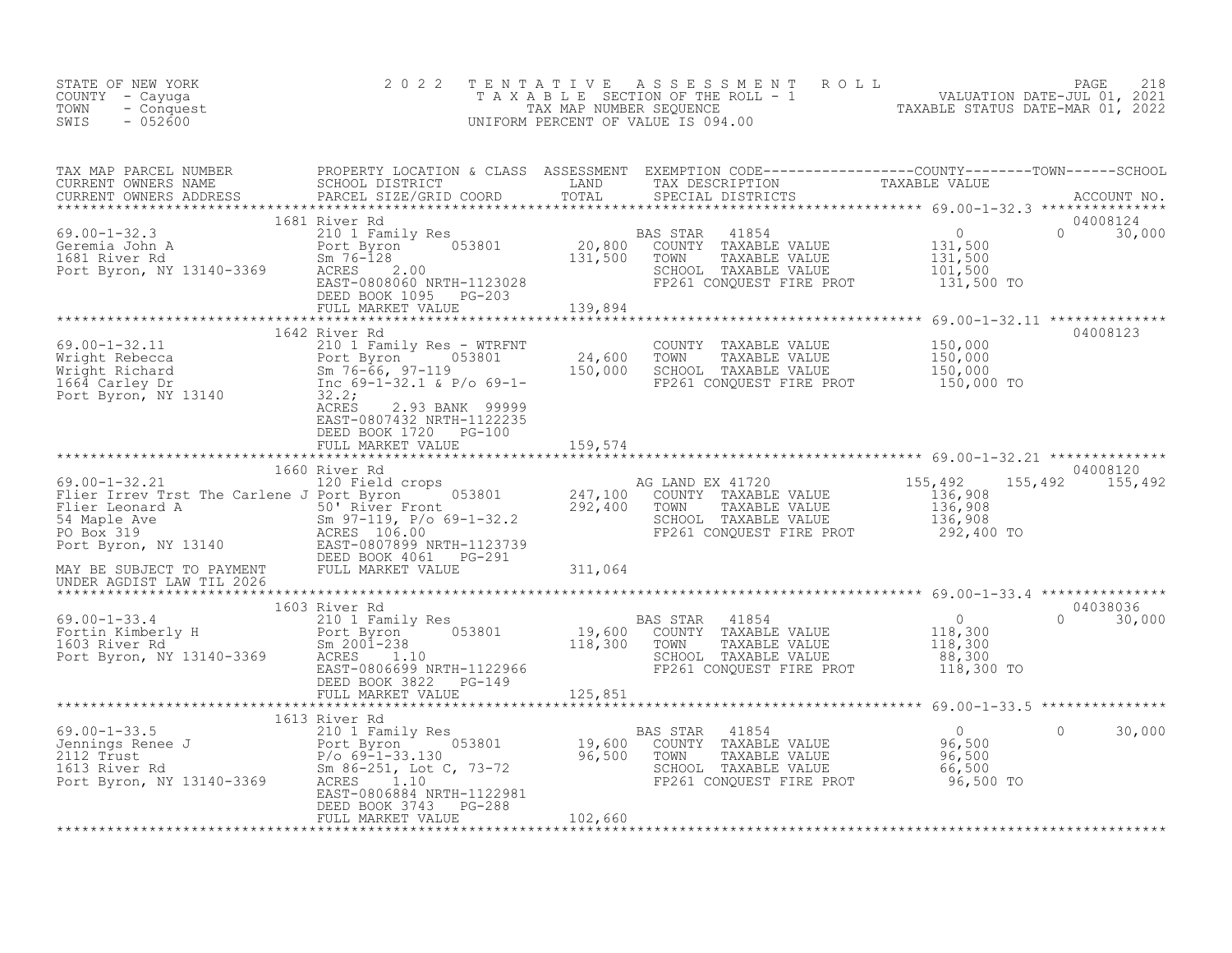STATE OF NEW YORK
COUNTY - Cayuga
TOWN - Conquest
SWIS - 052600

2022 TENTATIVE ASSESSMENT ROLL
TAXABLE SECTION OF THE ROLL - 1
TAX MAP NUMBER SEQUENCE
UNIFORM PERCENT OF VALUE IS 094.00

VALUATION DATE-JUL 01, 2021
TAXABLE STATUS DATE-MAR 01, 2022

| TAX MAP PARCEL NUMBER / CURRENT OWNERS NAME / CURRENT OWNERS ADDRESS | PROPERTY LOCATION & CLASS / SCHOOL DISTRICT / PARCEL SIZE/GRID COORD | ASSESSMENT LAND / TOTAL | EXEMPTION CODE / TAX DESCRIPTION / SPECIAL DISTRICTS | COUNTY | TOWN | SCHOOL | ACCOUNT NO. |
|---|---|---|---|---|---|---|---|
| **69.00-1-32.3** | 1681 River Rd | | | | | | 04008124 |
| 69.00-1-32.3 | 210 1 Family Res | | BAS STAR 41854 | 0 | 0 | 30,000 | |
| Geremia John A | Port Byron 053801 | 20,800 | COUNTY TAXABLE VALUE | 131,500 | | | |
| 1681 River Rd | Sm 76-128 | 131,500 | TOWN TAXABLE VALUE | | 131,500 | | |
| Port Byron, NY 13140-3369 | ACRES 2.00 | | SCHOOL TAXABLE VALUE | | | 101,500 | |
| | EAST-0808060 NRTH-1123028 | | FP261 CONQUEST FIRE PROT | 131,500 TO | | | |
| | DEED BOOK 1095 PG-203 | | | | | | |
| | FULL MARKET VALUE | 139,894 | | | | | |
| **69.00-1-32.11** | 1642 River Rd | | | | | | 04008123 |
| 69.00-1-32.11 | 210 1 Family Res - WTRFNT | | COUNTY TAXABLE VALUE | 150,000 | | | |
| Wright Rebecca | Port Byron 053801 | 24,600 | TOWN TAXABLE VALUE | | 150,000 | | |
| Wright Richard | Sm 76-66, 97-119 | 150,000 | SCHOOL TAXABLE VALUE | | | 150,000 | |
| 1664 Carley Dr | Inc 69-1-32.1 & P/o 69-1-32.2; | | FP261 CONQUEST FIRE PROT | 150,000 TO | | | |
| Port Byron, NY 13140 | ACRES 2.93 BANK 99999 | | | | | | |
| | EAST-0807432 NRTH-1122235 | | | | | | |
| | DEED BOOK 1720 PG-100 | | | | | | |
| | FULL MARKET VALUE | 159,574 | | | | | |
| **69.00-1-32.21** | 1660 River Rd | | | | | | 04008120 |
| 69.00-1-32.21 | 120 Field crops | | AG LAND EX 41720 | 155,492 | 155,492 | 155,492 | |
| Flier Irrev Trst The Carlene J | Port Byron 053801 | 247,100 | COUNTY TAXABLE VALUE | 136,908 | | | |
| Flier Leonard A | 50' River Front | 292,400 | TOWN TAXABLE VALUE | | 136,908 | | |
| 54 Maple Ave | Sm 97-119, P/o 69-1-32.2 | | SCHOOL TAXABLE VALUE | | | 136,908 | |
| PO Box 319 | ACRES 106.00 | | FP261 CONQUEST FIRE PROT | 292,400 TO | | | |
| Port Byron, NY 13140 | EAST-0807899 NRTH-1123739 | | | | | | |
| | DEED BOOK 4061 PG-291 | | | | | | |
| MAY BE SUBJECT TO PAYMENT UNDER AGDIST LAW TIL 2026 | FULL MARKET VALUE | 311,064 | | | | | |
| **69.00-1-33.4** | 1603 River Rd | | | | | | 04038036 |
| 69.00-1-33.4 | 210 1 Family Res | | BAS STAR 41854 | 0 | 0 | 30,000 | |
| Fortin Kimberly H | Port Byron 053801 | 19,600 | COUNTY TAXABLE VALUE | 118,300 | | | |
| 1603 River Rd | Sm 2001-238 | 118,300 | TOWN TAXABLE VALUE | | 118,300 | | |
| Port Byron, NY 13140-3369 | ACRES 1.10 | | SCHOOL TAXABLE VALUE | | | 88,300 | |
| | EAST-0806699 NRTH-1122966 | | FP261 CONQUEST FIRE PROT | 118,300 TO | | | |
| | DEED BOOK 3822 PG-149 | | | | | | |
| | FULL MARKET VALUE | 125,851 | | | | | |
| **69.00-1-33.5** | 1613 River Rd | | | | | | |
| 69.00-1-33.5 | 210 1 Family Res | | BAS STAR 41854 | 0 | 0 | 30,000 | |
| Jennings Renee J | Port Byron 053801 | 19,600 | COUNTY TAXABLE VALUE | 96,500 | | | |
| 2112 Trust | P/o 69-1-33.130 | 96,500 | TOWN TAXABLE VALUE | | 96,500 | | |
| 1613 River Rd | Sm 86-251, Lot C, 73-72 | | SCHOOL TAXABLE VALUE | | | 66,500 | |
| Port Byron, NY 13140-3369 | ACRES 1.10 | | FP261 CONQUEST FIRE PROT | 96,500 TO | | | |
| | EAST-0806884 NRTH-1122981 | | | | | | |
| | DEED BOOK 3743 PG-288 | | | | | | |
| | FULL MARKET VALUE | 102,660 | | | | | |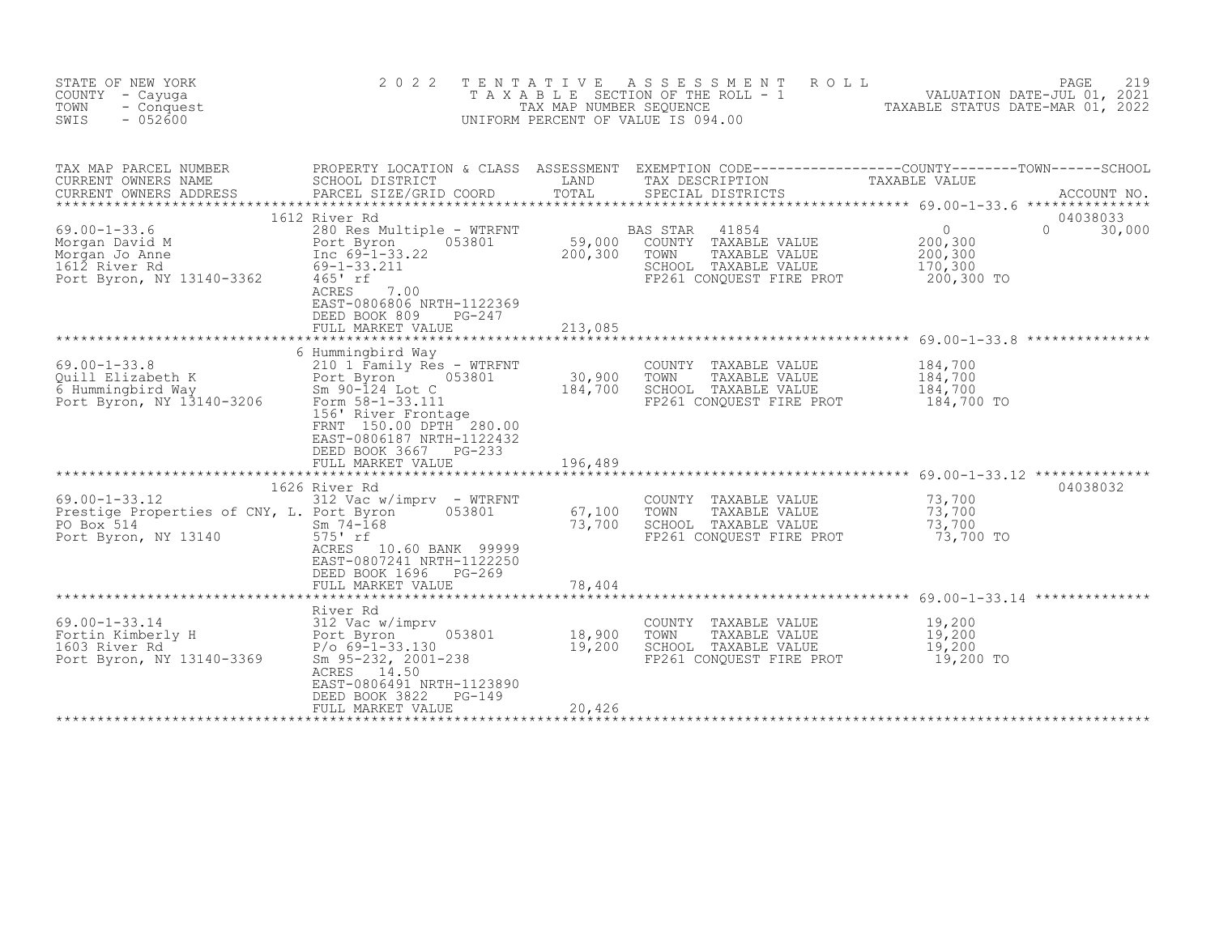STATE OF NEW YORK
COUNTY - Cayuga
TOWN - Conquest
SWIS - 052600

2022 TENTATIVE ASSESSMENT ROLL
TAXABLE SECTION OF THE ROLL - 1
TAX MAP NUMBER SEQUENCE
UNIFORM PERCENT OF VALUE IS 094.00

VALUATION DATE-JUL 01, 2021
TAXABLE STATUS DATE-MAR 01, 2022

| TAX MAP PARCEL NUMBER / CURRENT OWNERS NAME / CURRENT OWNERS ADDRESS | PROPERTY LOCATION & CLASS / SCHOOL DISTRICT / PARCEL SIZE/GRID COORD | ASSESSMENT LAND / TOTAL | EXEMPTION CODE / TAX DESCRIPTION / SPECIAL DISTRICTS | COUNTY | TOWN | SCHOOL / ACCOUNT NO. |
|---|---|---|---|---|---|---|
| | 1612 River Rd | | | | | 04038033 |
| 69.00-1-33.6 | 280 Res Multiple - WTRFNT | | BAS STAR 41854 | 0 | 0 | 30,000 |
| Morgan David M | Port Byron 053801 | 59,000 | COUNTY TAXABLE VALUE | 200,300 | | |
| Morgan Jo Anne | Inc 69-1-33.22 | 200,300 | TOWN TAXABLE VALUE | | 200,300 | |
| 1612 River Rd | 69-1-33.211 | | SCHOOL TAXABLE VALUE | | | 170,300 |
| Port Byron, NY 13140-3362 | 465' rf | | FP261 CONQUEST FIRE PROT | 200,300 TO | | |
| | ACRES 7.00 | | | | | |
| | EAST-0806806 NRTH-1122369 | | | | | |
| | DEED BOOK 809 PG-247 | | | | | |
| | FULL MARKET VALUE | 213,085 | | | | |
| | 6 Hummingbird Way | | | | | |
| 69.00-1-33.8 | 210 1 Family Res - WTRFNT | | COUNTY TAXABLE VALUE | 184,700 | | |
| Quill Elizabeth K | Port Byron 053801 | 30,900 | TOWN TAXABLE VALUE | | 184,700 | |
| 6 Hummingbird Way | Sm 90-124 Lot C | 184,700 | SCHOOL TAXABLE VALUE | | | 184,700 |
| Port Byron, NY 13140-3206 | Form 58-1-33.111 | | FP261 CONQUEST FIRE PROT | 184,700 TO | | |
| | 156' River Frontage | | | | | |
| | FRNT 150.00 DPTH 280.00 | | | | | |
| | EAST-0806187 NRTH-1122432 | | | | | |
| | DEED BOOK 3667 PG-233 | | | | | |
| | FULL MARKET VALUE | 196,489 | | | | |
| | 1626 River Rd | | | | | 04038032 |
| 69.00-1-33.12 | 312 Vac w/imprv - WTRFNT | | COUNTY TAXABLE VALUE | 73,700 | | |
| Prestige Properties of CNY, L. | Port Byron 053801 | 67,100 | TOWN TAXABLE VALUE | | 73,700 | |
| PO Box 514 | Sm 74-168 | 73,700 | SCHOOL TAXABLE VALUE | | | 73,700 |
| Port Byron, NY 13140 | 575' rf | | FP261 CONQUEST FIRE PROT | 73,700 TO | | |
| | ACRES 10.60 BANK 99999 | | | | | |
| | EAST-0807241 NRTH-1122250 | | | | | |
| | DEED BOOK 1696 PG-269 | | | | | |
| | FULL MARKET VALUE | 78,404 | | | | |
| | River Rd | | | | | |
| 69.00-1-33.14 | 312 Vac w/imprv | | COUNTY TAXABLE VALUE | 19,200 | | |
| Fortin Kimberly H | Port Byron 053801 | 18,900 | TOWN TAXABLE VALUE | | 19,200 | |
| 1603 River Rd | P/o 69-1-33.130 | 19,200 | SCHOOL TAXABLE VALUE | | | 19,200 |
| Port Byron, NY 13140-3369 | Sm 95-232, 2001-238 | | FP261 CONQUEST FIRE PROT | 19,200 TO | | |
| | ACRES 14.50 | | | | | |
| | EAST-0806491 NRTH-1123890 | | | | | |
| | DEED BOOK 3822 PG-149 | | | | | |
| | FULL MARKET VALUE | 20,426 | | | | |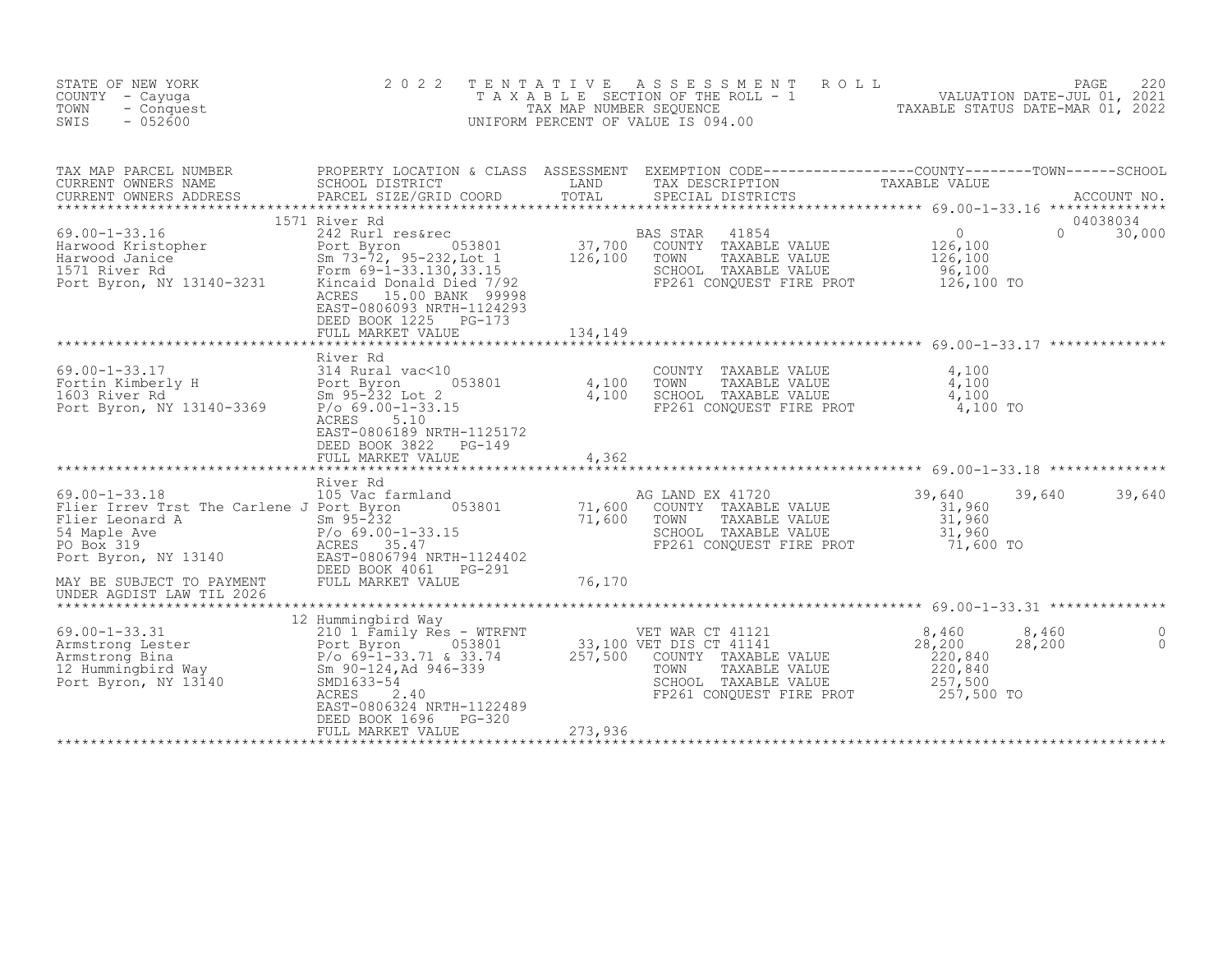STATE OF NEW YORK
COUNTY - Cayuga
TOWN - Conquest
SWIS - 052600

2022 TENTATIVE ASSESSMENT ROLL
TAXABLE SECTION OF THE ROLL - 1
TAX MAP NUMBER SEQUENCE
UNIFORM PERCENT OF VALUE IS 094.00

VALUATION DATE-JUL 01, 2021
TAXABLE STATUS DATE-MAR 01, 2022

| TAX MAP PARCEL NUMBER / CURRENT OWNERS NAME / CURRENT OWNERS ADDRESS | PROPERTY LOCATION & CLASS / SCHOOL DISTRICT / PARCEL SIZE/GRID COORD | ASSESSMENT LAND | ASSESSMENT TOTAL | EXEMPTION CODE / TAX DESCRIPTION / SPECIAL DISTRICTS | COUNTY TAXABLE VALUE | TOWN | SCHOOL / ACCOUNT NO. |
|---|---|---|---|---|---|---|---|
| **69.00-1-33.16** | 1571 River Rd | | | | | | 04038034 |
| 69.00-1-33.16 | 242 Rurl res&rec | | | BAS STAR 41854 | 0 | 0 | 30,000 |
| Harwood Kristopher | Port Byron 053801 | 37,700 | | COUNTY TAXABLE VALUE | 126,100 | | |
| Harwood Janice | Sm 73-72, 95-232,Lot 1 | | 126,100 | TOWN TAXABLE VALUE | 126,100 | | |
| 1571 River Rd | Form 69-1-33.130,33.15 | | | SCHOOL TAXABLE VALUE | 96,100 | | |
| Port Byron, NY 13140-3231 | Kincaid Donald Died 7/92 | | | FP261 CONQUEST FIRE PROT | 126,100 TO | | |
| | ACRES 15.00 BANK 99998 | | | | | | |
| | EAST-0806093 NRTH-1124293 | | | | | | |
| | DEED BOOK 1225 PG-173 | | | | | | |
| | FULL MARKET VALUE | | 134,149 | | | | |
| **69.00-1-33.17** | River Rd | | | | | | |
| 69.00-1-33.17 | 314 Rural vac<10 | | | COUNTY TAXABLE VALUE | 4,100 | | |
| Fortin Kimberly H | Port Byron 053801 | 4,100 | | TOWN TAXABLE VALUE | 4,100 | | |
| 1603 River Rd | Sm 95-232 Lot 2 | | 4,100 | SCHOOL TAXABLE VALUE | 4,100 | | |
| Port Byron, NY 13140-3369 | P/o 69.00-1-33.15 | | | FP261 CONQUEST FIRE PROT | 4,100 TO | | |
| | ACRES 5.10 | | | | | | |
| | EAST-0806189 NRTH-1125172 | | | | | | |
| | DEED BOOK 3822 PG-149 | | | | | | |
| | FULL MARKET VALUE | | 4,362 | | | | |
| **69.00-1-33.18** | River Rd | | | | | | |
| 69.00-1-33.18 | 105 Vac farmland | | | AG LAND EX 41720 | 39,640 | 39,640 | 39,640 |
| Flier Irrev Trst The Carlene J | Port Byron 053801 | 71,600 | | COUNTY TAXABLE VALUE | 31,960 | | |
| Flier Leonard A | Sm 95-232 | | 71,600 | TOWN TAXABLE VALUE | 31,960 | | |
| 54 Maple Ave | P/o 69.00-1-33.15 | | | SCHOOL TAXABLE VALUE | 31,960 | | |
| PO Box 319 | ACRES 35.47 | | | FP261 CONQUEST FIRE PROT | 71,600 TO | | |
| Port Byron, NY 13140 | EAST-0806794 NRTH-1124402 | | | | | | |
| | DEED BOOK 4061 PG-291 | | | | | | |
| MAY BE SUBJECT TO PAYMENT UNDER AGDIST LAW TIL 2026 | FULL MARKET VALUE | | 76,170 | | | | |
| **69.00-1-33.31** | 12 Hummingbird Way | | | | | | |
| 69.00-1-33.31 | 210 1 Family Res - WTRFNT | | | VET WAR CT 41121 | 8,460 | 8,460 | 0 |
| Armstrong Lester | Port Byron 053801 | 33,100 | | VET DIS CT 41141 | 28,200 | 28,200 | 0 |
| Armstrong Bina | P/o 69-1-33.71 & 33.74 | | 257,500 | COUNTY TAXABLE VALUE | 220,840 | | |
| 12 Hummingbird Way | Sm 90-124,Ad 946-339 | | | TOWN TAXABLE VALUE | 220,840 | | |
| Port Byron, NY 13140 | SMD1633-54 | | | SCHOOL TAXABLE VALUE | 257,500 | | |
| | ACRES 2.40 | | | FP261 CONQUEST FIRE PROT | 257,500 TO | | |
| | EAST-0806324 NRTH-1122489 | | | | | | |
| | DEED BOOK 1696 PG-320 | | | | | | |
| | FULL MARKET VALUE | | 273,936 | | | | |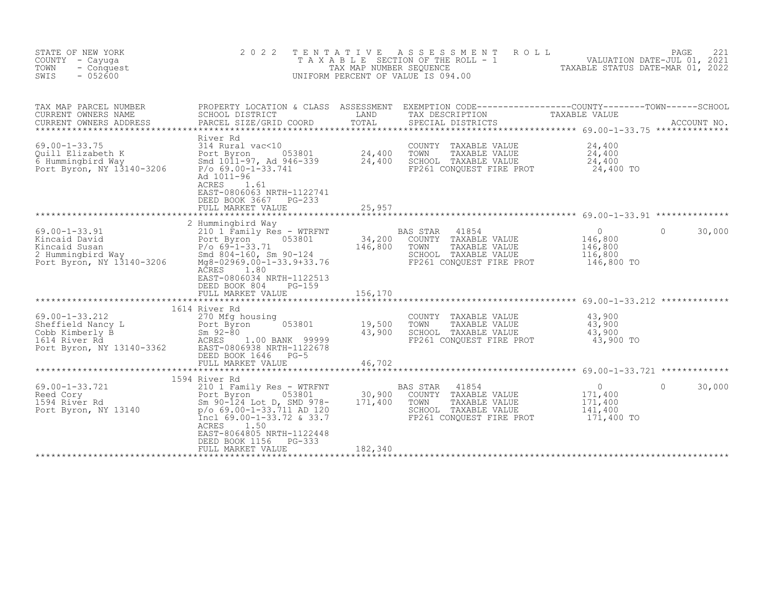STATE OF NEW YORK
COUNTY - Cayuga
TOWN - Conquest
SWIS - 052600

# 2022 TENTATIVE ASSESSMENT ROLL

TAXABLE SECTION OF THE ROLL - 1
TAX MAP NUMBER SEQUENCE
UNIFORM PERCENT OF VALUE IS 094.00

VALUATION DATE-JUL 01, 2021
TAXABLE STATUS DATE-MAR 01, 2022

| TAX MAP PARCEL NUMBER / CURRENT OWNERS NAME / CURRENT OWNERS ADDRESS | PROPERTY LOCATION & CLASS / SCHOOL DISTRICT / PARCEL SIZE/GRID COORD | ASSESSMENT LAND / TOTAL | EXEMPTION CODE / TAX DESCRIPTION / SPECIAL DISTRICTS | COUNTY TAXABLE VALUE | TOWN | SCHOOL / ACCOUNT NO. |
|---|---|---|---|---|---|---|
| **69.00-1-33.75** | River Rd | | | | | |
| 69.00-1-33.75 | 314 Rural vac<10 | | COUNTY TAXABLE VALUE | 24,400 | | |
| Quill Elizabeth K | Port Byron 053801 | 24,400 | TOWN TAXABLE VALUE | 24,400 | | |
| 6 Hummingbird Way | Smd 1011-97, Ad 946-339 | 24,400 | SCHOOL TAXABLE VALUE | 24,400 | | |
| Port Byron, NY 13140-3206 | P/o 69.00-1-33.741 | | FP261 CONQUEST FIRE PROT | 24,400 TO | | |
| | Ad 1011-96 | | | | | |
| | ACRES 1.61 | | | | | |
| | EAST-0806063 NRTH-1122741 | | | | | |
| | DEED BOOK 3667 PG-233 | | | | | |
| | FULL MARKET VALUE | 25,957 | | | | |
| **69.00-1-33.91** | 2 Hummingbird Way | | | | | |
| 69.00-1-33.91 | 210 1 Family Res - WTRFNT | | BAS STAR 41854 | 0 | 0 | 30,000 |
| Kincaid David | Port Byron 053801 | 34,200 | COUNTY TAXABLE VALUE | 146,800 | | |
| Kincaid Susan | P/o 69-1-33.71 | 146,800 | TOWN TAXABLE VALUE | 146,800 | | |
| 2 Hummingbird Way | Smd 804-160, Sm 90-124 | | SCHOOL TAXABLE VALUE | 116,800 | | |
| Port Byron, NY 13140-3206 | Mg8-02969.00-1-33.9+33.76 | | FP261 CONQUEST FIRE PROT | 146,800 TO | | |
| | ACRES 1.80 | | | | | |
| | EAST-0806034 NRTH-1122513 | | | | | |
| | DEED BOOK 804 PG-159 | | | | | |
| | FULL MARKET VALUE | 156,170 | | | | |
| **69.00-1-33.212** | 1614 River Rd | | | | | |
| 69.00-1-33.212 | 270 Mfg housing | | COUNTY TAXABLE VALUE | 43,900 | | |
| Sheffield Nancy L | Port Byron 053801 | 19,500 | TOWN TAXABLE VALUE | 43,900 | | |
| Cobb Kimberly B | Sm 92-80 | 43,900 | SCHOOL TAXABLE VALUE | 43,900 | | |
| 1614 River Rd | ACRES 1.00 BANK 99999 | | FP261 CONQUEST FIRE PROT | 43,900 TO | | |
| Port Byron, NY 13140-3362 | EAST-0806938 NRTH-1122678 | | | | | |
| | DEED BOOK 1646 PG-5 | | | | | |
| | FULL MARKET VALUE | 46,702 | | | | |
| **69.00-1-33.721** | 1594 River Rd | | | | | |
| 69.00-1-33.721 | 210 1 Family Res - WTRFNT | | BAS STAR 41854 | 0 | 0 | 30,000 |
| Reed Cory | Port Byron 053801 | 30,900 | COUNTY TAXABLE VALUE | 171,400 | | |
| 1594 River Rd | Sm 90-124 Lot D, SMD 978- | 171,400 | TOWN TAXABLE VALUE | 171,400 | | |
| Port Byron, NY 13140 | p/o 69.00-1-33.711 AD 120 | | SCHOOL TAXABLE VALUE | 141,400 | | |
| | Incl 69.00-1-33.72 & 33.7 | | FP261 CONQUEST FIRE PROT | 171,400 TO | | |
| | ACRES 1.50 | | | | | |
| | EAST-8064805 NRTH-1122448 | | | | | |
| | DEED BOOK 1156 PG-333 | | | | | |
| | FULL MARKET VALUE | 182,340 | | | | |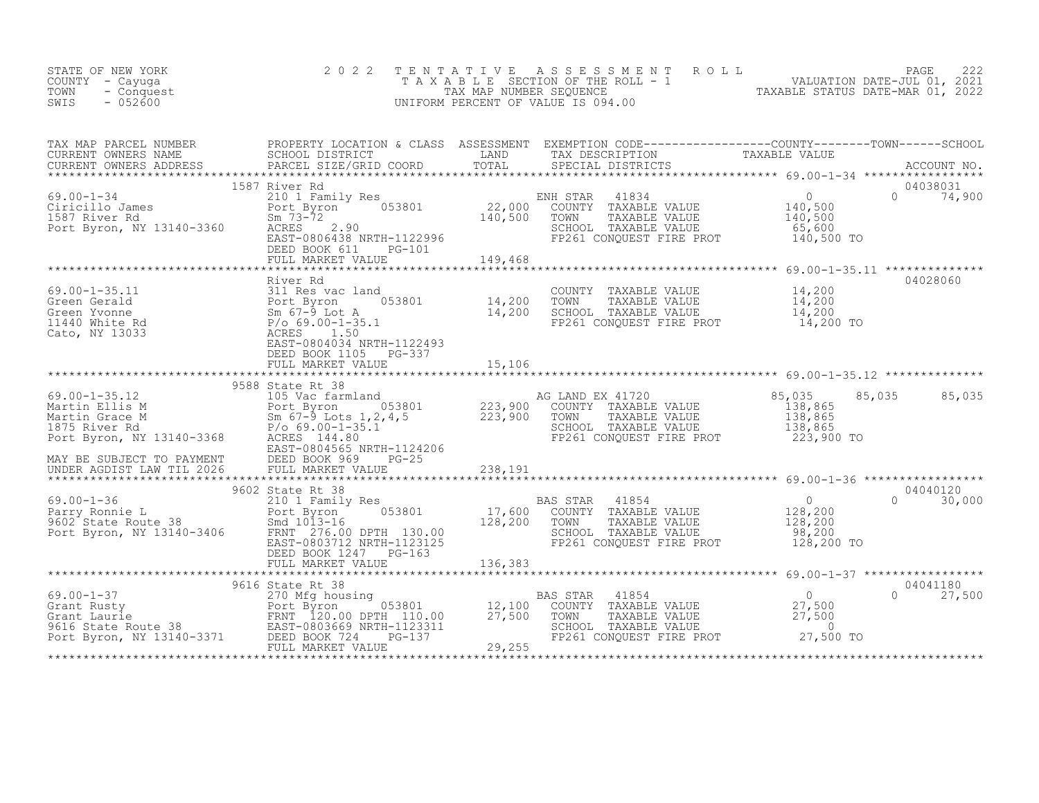STATE OF NEW YORK
COUNTY - Cayuga
TOWN - Conquest
SWIS - 052600

2022 TENTATIVE ASSESSMENT ROLL
TAXABLE SECTION OF THE ROLL - 1
TAX MAP NUMBER SEQUENCE
UNIFORM PERCENT OF VALUE IS 094.00

VALUATION DATE-JUL 01, 2021
TAXABLE STATUS DATE-MAR 01, 2022

| TAX MAP PARCEL NUMBER / CURRENT OWNERS NAME / CURRENT OWNERS ADDRESS | PROPERTY LOCATION & CLASS / SCHOOL DISTRICT / PARCEL SIZE/GRID COORD | ASSESSMENT LAND / TOTAL | EXEMPTION CODE / TAX DESCRIPTION / SPECIAL DISTRICTS | COUNTY TAXABLE VALUE | TOWN | SCHOOL / ACCOUNT NO. |
|---|---|---|---|---|---|---|
| | 1587 River Rd | | | | | 04038031 |
| 69.00-1-34 | 210 1 Family Res | | ENH STAR 41834 | 0 | 0 | 74,900 |
| Ciricillo James | Port Byron 053801 | 22,000 | COUNTY TAXABLE VALUE | 140,500 | | |
| 1587 River Rd | Sm 73-72 | 140,500 | TOWN TAXABLE VALUE | 140,500 | | |
| Port Byron, NY 13140-3360 | ACRES 2.90 | | SCHOOL TAXABLE VALUE | 65,600 | | |
| | EAST-0806438 NRTH-1122996 | | FP261 CONQUEST FIRE PROT | 140,500 TO | | |
| | DEED BOOK 611 PG-101 | | | | | |
| | FULL MARKET VALUE | 149,468 | | | | |
| | River Rd | | | | | 04028060 |
| 69.00-1-35.11 | 311 Res vac land | | COUNTY TAXABLE VALUE | 14,200 | | |
| Green Gerald | Port Byron 053801 | 14,200 | TOWN TAXABLE VALUE | 14,200 | | |
| Green Yvonne | Sm 67-9 Lot A | 14,200 | SCHOOL TAXABLE VALUE | 14,200 | | |
| 11440 White Rd | P/o 69.00-1-35.1 | | FP261 CONQUEST FIRE PROT | 14,200 TO | | |
| Cato, NY 13033 | ACRES 1.50 | | | | | |
| | EAST-0804034 NRTH-1122493 | | | | | |
| | DEED BOOK 1105 PG-337 | | | | | |
| | FULL MARKET VALUE | 15,106 | | | | |
| | 9588 State Rt 38 | | | | | |
| 69.00-1-35.12 | 105 Vac farmland | | AG LAND EX 41720 | 85,035 | 85,035 | 85,035 |
| Martin Ellis M | Port Byron 053801 | 223,900 | COUNTY TAXABLE VALUE | 138,865 | | |
| Martin Grace M | Sm 67-9 Lots 1,2,4,5 | 223,900 | TOWN TAXABLE VALUE | 138,865 | | |
| 1875 River Rd | P/o 69.00-1-35.1 | | SCHOOL TAXABLE VALUE | 138,865 | | |
| Port Byron, NY 13140-3368 | ACRES 144.80 | | FP261 CONQUEST FIRE PROT | 223,900 TO | | |
| | EAST-0804565 NRTH-1124206 | | | | | |
| MAY BE SUBJECT TO PAYMENT | DEED BOOK 969 PG-25 | | | | | |
| UNDER AGDIST LAW TIL 2026 | FULL MARKET VALUE | 238,191 | | | | |
| | 9602 State Rt 38 | | | | | 04040120 |
| 69.00-1-36 | 210 1 Family Res | | BAS STAR 41854 | 0 | 0 | 30,000 |
| Parry Ronnie L | Port Byron 053801 | 17,600 | COUNTY TAXABLE VALUE | 128,200 | | |
| 9602 State Route 38 | Smd 1013-16 | 128,200 | TOWN TAXABLE VALUE | 128,200 | | |
| Port Byron, NY 13140-3406 | FRNT 276.00 DPTH 130.00 | | SCHOOL TAXABLE VALUE | 98,200 | | |
| | EAST-0803712 NRTH-1123125 | | FP261 CONQUEST FIRE PROT | 128,200 TO | | |
| | DEED BOOK 1247 PG-163 | | | | | |
| | FULL MARKET VALUE | 136,383 | | | | |
| | 9616 State Rt 38 | | | | | 04041180 |
| 69.00-1-37 | 270 Mfg housing | | BAS STAR 41854 | 0 | 0 | 27,500 |
| Grant Rusty | Port Byron 053801 | 12,100 | COUNTY TAXABLE VALUE | 27,500 | | |
| Grant Laurie | FRNT 120.00 DPTH 110.00 | 27,500 | TOWN TAXABLE VALUE | 27,500 | | |
| 9616 State Route 38 | EAST-0803669 NRTH-1123311 | | SCHOOL TAXABLE VALUE | 0 | | |
| Port Byron, NY 13140-3371 | DEED BOOK 724 PG-137 | | FP261 CONQUEST FIRE PROT | 27,500 TO | | |
| | FULL MARKET VALUE | 29,255 | | | | |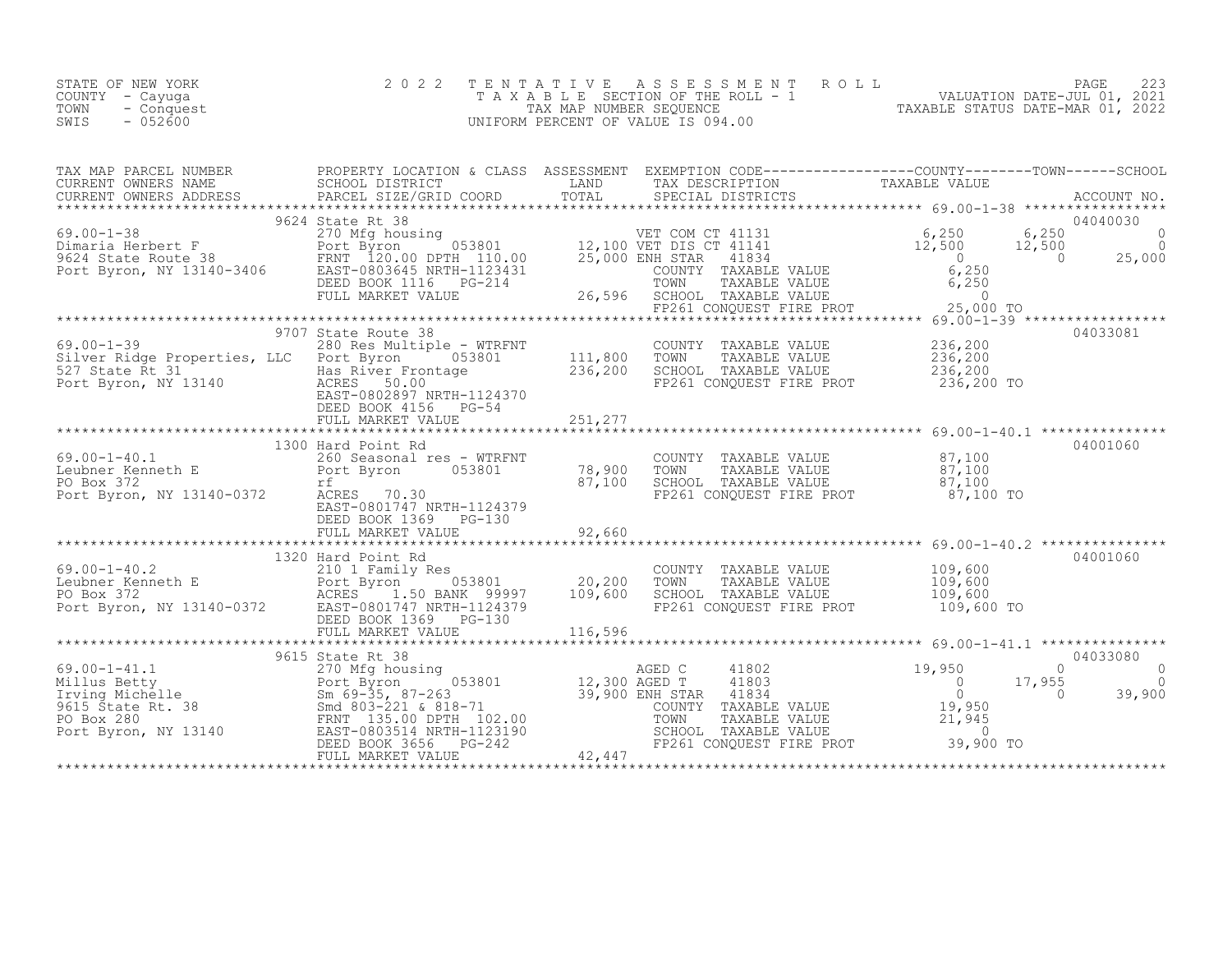STATE OF NEW YORK
COUNTY - Cayuga
TOWN - Conquest
SWIS - 052600

2 0 2 2 T E N T A T I V E A S S E S S M E N T R O L L
T A X A B L E SECTION OF THE ROLL - 1
TAX MAP NUMBER SEQUENCE
UNIFORM PERCENT OF VALUE IS 094.00

VALUATION DATE-JUL 01, 2021
TAXABLE STATUS DATE-MAR 01, 2022

| TAX MAP PARCEL NUMBER / CURRENT OWNERS NAME / CURRENT OWNERS ADDRESS | PROPERTY LOCATION & CLASS / SCHOOL DISTRICT / PARCEL SIZE/GRID COORD | ASSESSMENT LAND / TOTAL | EXEMPTION CODE / TAX DESCRIPTION / SPECIAL DISTRICTS | COUNTY TAXABLE VALUE | TOWN | SCHOOL | ACCOUNT NO. |
|---|---|---|---|---|---|---|---|
| 69.00-1-38 | 9624 State Rt 38 | | | | | | 04040030 |
| Dimaria Herbert F | 270 Mfg housing | | VET COM CT 41131 | 6,250 | 6,250 | 0 | |
| 9624 State Route 38 | Port Byron 053801 | 12,100 | VET DIS CT 41141 | 12,500 | 12,500 | 0 | |
| Port Byron, NY 13140-3406 | FRNT 120.00 DPTH 110.00 | 25,000 | ENH STAR 41834 | 0 | 0 | 25,000 | |
| | EAST-0803645 NRTH-1123431 | | COUNTY TAXABLE VALUE | 6,250 | | | |
| | DEED BOOK 1116 PG-214 | | TOWN TAXABLE VALUE | 6,250 | | | |
| | FULL MARKET VALUE | 26,596 | SCHOOL TAXABLE VALUE | 0 | | | |
| | | | FP261 CONQUEST FIRE PROT | 25,000 TO | | | |
| 69.00-1-39 | 9707 State Route 38 | | | | | | 04033081 |
| Silver Ridge Properties, LLC | 280 Res Multiple - WTRFNT | | COUNTY TAXABLE VALUE | 236,200 | | | |
| 527 State Rt 31 | Port Byron 053801 | 111,800 | TOWN TAXABLE VALUE | 236,200 | | | |
| Port Byron, NY 13140 | Has River Frontage | 236,200 | SCHOOL TAXABLE VALUE | 236,200 | | | |
| | ACRES 50.00 | | FP261 CONQUEST FIRE PROT | 236,200 TO | | | |
| | EAST-0802897 NRTH-1124370 | | | | | | |
| | DEED BOOK 4156 PG-54 | | | | | | |
| | FULL MARKET VALUE | 251,277 | | | | | |
| 69.00-1-40.1 | 1300 Hard Point Rd | | | | | | 04001060 |
| Leubner Kenneth E | 260 Seasonal res - WTRFNT | | COUNTY TAXABLE VALUE | 87,100 | | | |
| PO Box 372 | Port Byron 053801 | 78,900 | TOWN TAXABLE VALUE | 87,100 | | | |
| Port Byron, NY 13140-0372 | rf | 87,100 | SCHOOL TAXABLE VALUE | 87,100 | | | |
| | ACRES 70.30 | | FP261 CONQUEST FIRE PROT | 87,100 TO | | | |
| | EAST-0801747 NRTH-1124379 | | | | | | |
| | DEED BOOK 1369 PG-130 | | | | | | |
| | FULL MARKET VALUE | 92,660 | | | | | |
| 69.00-1-40.2 | 1320 Hard Point Rd | | | | | | 04001060 |
| Leubner Kenneth E | 210 1 Family Res | | COUNTY TAXABLE VALUE | 109,600 | | | |
| PO Box 372 | Port Byron 053801 | 20,200 | TOWN TAXABLE VALUE | 109,600 | | | |
| Port Byron, NY 13140-0372 | ACRES 1.50 BANK 99997 | 109,600 | SCHOOL TAXABLE VALUE | 109,600 | | | |
| | EAST-0801747 NRTH-1124379 | | FP261 CONQUEST FIRE PROT | 109,600 TO | | | |
| | DEED BOOK 1369 PG-130 | | | | | | |
| | FULL MARKET VALUE | 116,596 | | | | | |
| 69.00-1-41.1 | 9615 State Rt 38 | | | | | | 04033080 |
| Millus Betty | 270 Mfg housing | | AGED C 41802 | 19,950 | 0 | 0 | |
| Irving Michelle | Port Byron 053801 | 12,300 | AGED T 41803 | 0 | 17,955 | 0 | |
| 9615 State Rt. 38 | Sm 69-35, 87-263 | 39,900 | ENH STAR 41834 | 0 | 0 | 39,900 | |
| PO Box 280 | Smd 803-221 & 818-71 | | COUNTY TAXABLE VALUE | 19,950 | | | |
| Port Byron, NY 13140 | FRNT 135.00 DPTH 102.00 | | TOWN TAXABLE VALUE | 21,945 | | | |
| | EAST-0803514 NRTH-1123190 | | SCHOOL TAXABLE VALUE | 0 | | | |
| | DEED BOOK 3656 PG-242 | | FP261 CONQUEST FIRE PROT | 39,900 TO | | | |
| | FULL MARKET VALUE | 42,447 | | | | | |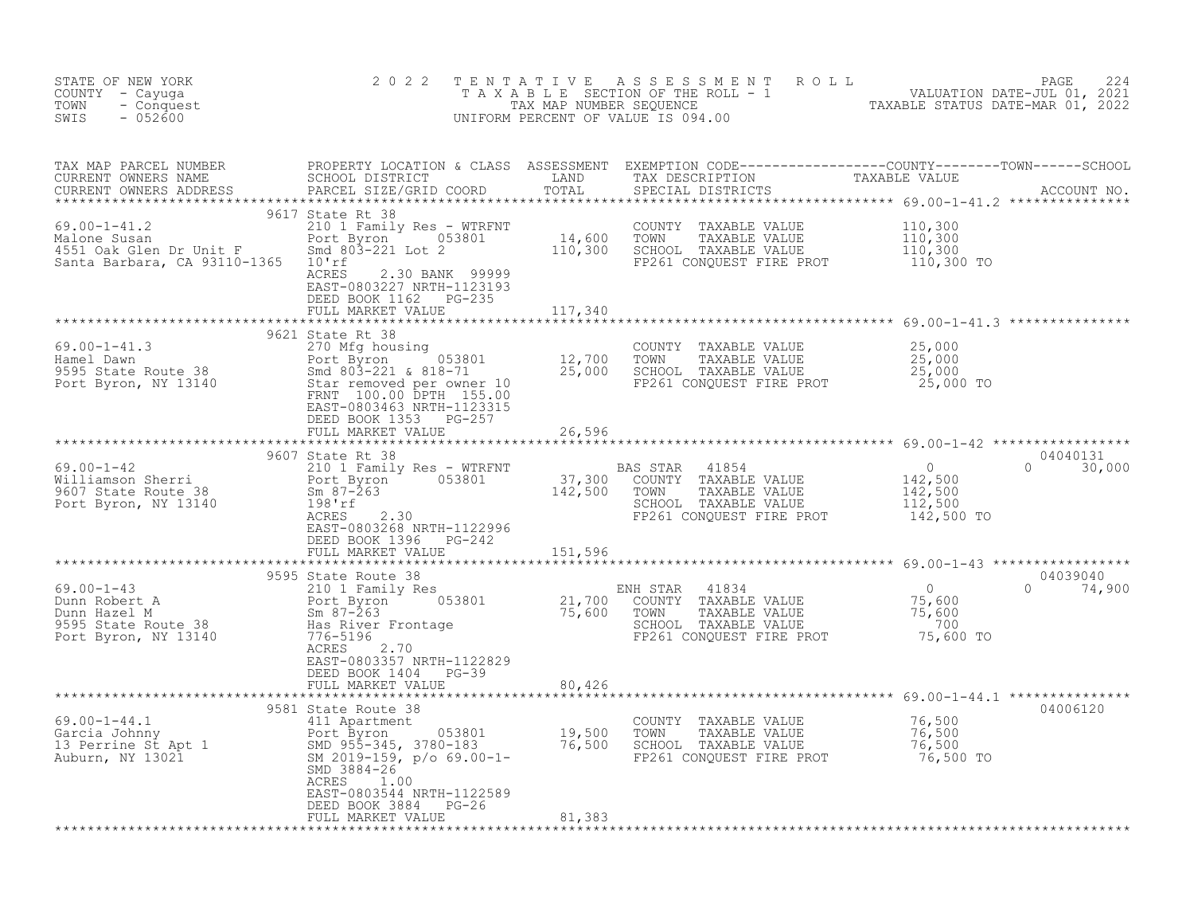STATE OF NEW YORK
COUNTY - Cayuga
TOWN - Conquest
SWIS - 052600

2 0 2 2 T E N T A T I V E A S S E S S M E N T R O L L
T A X A B L E SECTION OF THE ROLL - 1
TAX MAP NUMBER SEQUENCE
UNIFORM PERCENT OF VALUE IS 094.00

VALUATION DATE-JUL 01, 2021
TAXABLE STATUS DATE-MAR 01, 2022

| TAX MAP PARCEL NUMBER / CURRENT OWNERS NAME / CURRENT OWNERS ADDRESS | PROPERTY LOCATION & CLASS / SCHOOL DISTRICT / PARCEL SIZE/GRID COORD | ASSESSMENT LAND / TOTAL | EXEMPTION CODE / TAX DESCRIPTION / SPECIAL DISTRICTS | COUNTY TAXABLE VALUE | TOWN | SCHOOL | ACCOUNT NO. |
|---|---|---|---|---|---|---|---|
| **69.00-1-41.2** | 9617 State Rt 38 | | | | | | |
| Malone Susan | 210 1 Family Res - WTRFNT | | COUNTY TAXABLE VALUE | 110,300 | | | |
| 4551 Oak Glen Dr Unit F | Port Byron 053801 | 14,600 | TOWN TAXABLE VALUE | 110,300 | | | |
| Santa Barbara, CA 93110-1365 | Smd 803-221 Lot 2 | 110,300 | SCHOOL TAXABLE VALUE | 110,300 | | | |
| | 10'rf | | FP261 CONQUEST FIRE PROT | 110,300 TO | | | |
| | ACRES 2.30 BANK 99999 | | | | | | |
| | EAST-0803227 NRTH-1123193 | | | | | | |
| | DEED BOOK 1162 PG-235 | | | | | | |
| | FULL MARKET VALUE | 117,340 | | | | | |
| **69.00-1-41.3** | 9621 State Rt 38 | | | | | | |
| Hamel Dawn | 270 Mfg housing | | COUNTY TAXABLE VALUE | 25,000 | | | |
| 9595 State Route 38 | Port Byron 053801 | 12,700 | TOWN TAXABLE VALUE | 25,000 | | | |
| Port Byron, NY 13140 | Smd 803-221 & 818-71 | 25,000 | SCHOOL TAXABLE VALUE | 25,000 | | | |
| | Star removed per owner 10 | | FP261 CONQUEST FIRE PROT | 25,000 TO | | | |
| | FRNT 100.00 DPTH 155.00 | | | | | | |
| | EAST-0803463 NRTH-1123315 | | | | | | |
| | DEED BOOK 1353 PG-257 | | | | | | |
| | FULL MARKET VALUE | 26,596 | | | | | |
| **69.00-1-42** | 9607 State Rt 38 | | | | | | 04040131 |
| Williamson Sherri | 210 1 Family Res - WTRFNT | | BAS STAR 41854 | 0 | | 0 30,000 | |
| 9607 State Route 38 | Port Byron 053801 | 37,300 | COUNTY TAXABLE VALUE | 142,500 | | | |
| Port Byron, NY 13140 | Sm 87-263 | 142,500 | TOWN TAXABLE VALUE | 142,500 | | | |
| | 198'rf | | SCHOOL TAXABLE VALUE | 112,500 | | | |
| | ACRES 2.30 | | FP261 CONQUEST FIRE PROT | 142,500 TO | | | |
| | EAST-0803268 NRTH-1122996 | | | | | | |
| | DEED BOOK 1396 PG-242 | | | | | | |
| | FULL MARKET VALUE | 151,596 | | | | | |
| **69.00-1-43** | 9595 State Route 38 | | | | | | 04039040 |
| Dunn Robert A | 210 1 Family Res | | ENH STAR 41834 | 0 | | 0 74,900 | |
| Dunn Hazel M | Port Byron 053801 | 21,700 | COUNTY TAXABLE VALUE | 75,600 | | | |
| 9595 State Route 38 | Sm 87-263 | 75,600 | TOWN TAXABLE VALUE | 75,600 | | | |
| Port Byron, NY 13140 | Has River Frontage | | SCHOOL TAXABLE VALUE | 700 | | | |
| | 776-5196 | | FP261 CONQUEST FIRE PROT | 75,600 TO | | | |
| | ACRES 2.70 | | | | | | |
| | EAST-0803357 NRTH-1122829 | | | | | | |
| | DEED BOOK 1404 PG-39 | | | | | | |
| | FULL MARKET VALUE | 80,426 | | | | | |
| **69.00-1-44.1** | 9581 State Route 38 | | | | | | 04006120 |
| Garcia Johnny | 411 Apartment | | COUNTY TAXABLE VALUE | 76,500 | | | |
| 13 Perrine St Apt 1 | Port Byron 053801 | 19,500 | TOWN TAXABLE VALUE | 76,500 | | | |
| Auburn, NY 13021 | SMD 955-345, 3780-183 | 76,500 | SCHOOL TAXABLE VALUE | 76,500 | | | |
| | SM 2019-159, p/o 69.00-1- | | FP261 CONQUEST FIRE PROT | 76,500 TO | | | |
| | SMD 3884-26 | | | | | | |
| | ACRES 1.00 | | | | | | |
| | EAST-0803544 NRTH-1122589 | | | | | | |
| | DEED BOOK 3884 PG-26 | | | | | | |
| | FULL MARKET VALUE | 81,383 | | | | | |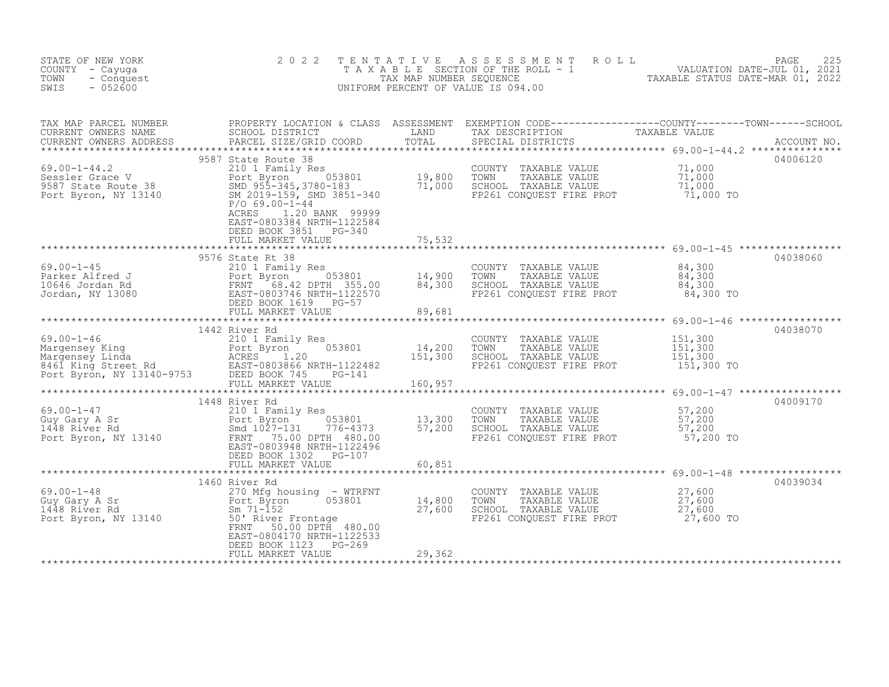STATE OF NEW YORK
COUNTY - Cayuga
TOWN - Conquest
SWIS - 052600

2 0 2 2 TENTATIVE ASSESSMENT ROLL
TAXABLE SECTION OF THE ROLL - 1
TAX MAP NUMBER SEQUENCE
UNIFORM PERCENT OF VALUE IS 094.00

VALUATION DATE-JUL 01, 2021
TAXABLE STATUS DATE-MAR 01, 2022

| TAX MAP PARCEL NUMBER / CURRENT OWNERS NAME / CURRENT OWNERS ADDRESS | PROPERTY LOCATION & CLASS / SCHOOL DISTRICT / PARCEL SIZE/GRID COORD | ASSESSMENT LAND | TOTAL | EXEMPTION CODE / TAX DESCRIPTION / SPECIAL DISTRICTS | TAXABLE VALUE | ACCOUNT NO. |
|---|---|---|---|---|---|---|
| 69.00-1-44.2 | 9587 State Route 38 | | | | | 04006120 |
| Sessler Grace V | 210 1 Family Res | | | COUNTY TAXABLE VALUE | 71,000 | |
| 9587 State Route 38 | Port Byron 053801 | 19,800 | | TOWN TAXABLE VALUE | 71,000 | |
| Port Byron, NY 13140 | SMD 955-345,3780-183 | | 71,000 | SCHOOL TAXABLE VALUE | 71,000 | |
| | SM 2019-159, SMD 3851-340 | | | FP261 CONQUEST FIRE PROT | 71,000 TO | |
| | P/O 69.00-1-44 | | | | | |
| | ACRES 1.20 BANK 99999 | | | | | |
| | EAST-0803384 NRTH-1122584 | | | | | |
| | DEED BOOK 3851 PG-340 | | | | | |
| | FULL MARKET VALUE | | 75,532 | | | |
| 69.00-1-45 | 9576 State Rt 38 | | | | | 04038060 |
| Parker Alfred J | 210 1 Family Res | | | COUNTY TAXABLE VALUE | 84,300 | |
| 10646 Jordan Rd | Port Byron 053801 | 14,900 | | TOWN TAXABLE VALUE | 84,300 | |
| Jordan, NY 13080 | FRNT 68.42 DPTH 355.00 | | 84,300 | SCHOOL TAXABLE VALUE | 84,300 | |
| | EAST-0803746 NRTH-1122570 | | | FP261 CONQUEST FIRE PROT | 84,300 TO | |
| | DEED BOOK 1619 PG-57 | | | | | |
| | FULL MARKET VALUE | | 89,681 | | | |
| 69.00-1-46 | 1442 River Rd | | | | | 04038070 |
| Margensey King | 210 1 Family Res | | | COUNTY TAXABLE VALUE | 151,300 | |
| Margensey Linda | Port Byron 053801 | 14,200 | | TOWN TAXABLE VALUE | 151,300 | |
| 8461 King Street Rd | ACRES 1.20 | | 151,300 | SCHOOL TAXABLE VALUE | 151,300 | |
| Port Byron, NY 13140-9753 | EAST-0803866 NRTH-1122482 | | | FP261 CONQUEST FIRE PROT | 151,300 TO | |
| | DEED BOOK 745 PG-141 | | | | | |
| | FULL MARKET VALUE | | 160,957 | | | |
| 69.00-1-47 | 1448 River Rd | | | | | 04009170 |
| Guy Gary A Sr | 210 1 Family Res | | | COUNTY TAXABLE VALUE | 57,200 | |
| 1448 River Rd | Port Byron 053801 | 13,300 | | TOWN TAXABLE VALUE | 57,200 | |
| Port Byron, NY 13140 | Smd 1027-131 776-4373 | | 57,200 | SCHOOL TAXABLE VALUE | 57,200 | |
| | FRNT 75.00 DPTH 480.00 | | | FP261 CONQUEST FIRE PROT | 57,200 TO | |
| | EAST-0803948 NRTH-1122496 | | | | | |
| | DEED BOOK 1302 PG-107 | | | | | |
| | FULL MARKET VALUE | | 60,851 | | | |
| 69.00-1-48 | 1460 River Rd | | | | | 04039034 |
| Guy Gary A Sr | 270 Mfg housing - WTRFNT | | | COUNTY TAXABLE VALUE | 27,600 | |
| 1448 River Rd | Port Byron 053801 | 14,800 | | TOWN TAXABLE VALUE | 27,600 | |
| Port Byron, NY 13140 | Sm 71-152 | | 27,600 | SCHOOL TAXABLE VALUE | 27,600 | |
| | 50' River Frontage | | | FP261 CONQUEST FIRE PROT | 27,600 TO | |
| | FRNT 50.00 DPTH 480.00 | | | | | |
| | EAST-0804170 NRTH-1122533 | | | | | |
| | DEED BOOK 1123 PG-269 | | | | | |
| | FULL MARKET VALUE | | 29,362 | | | |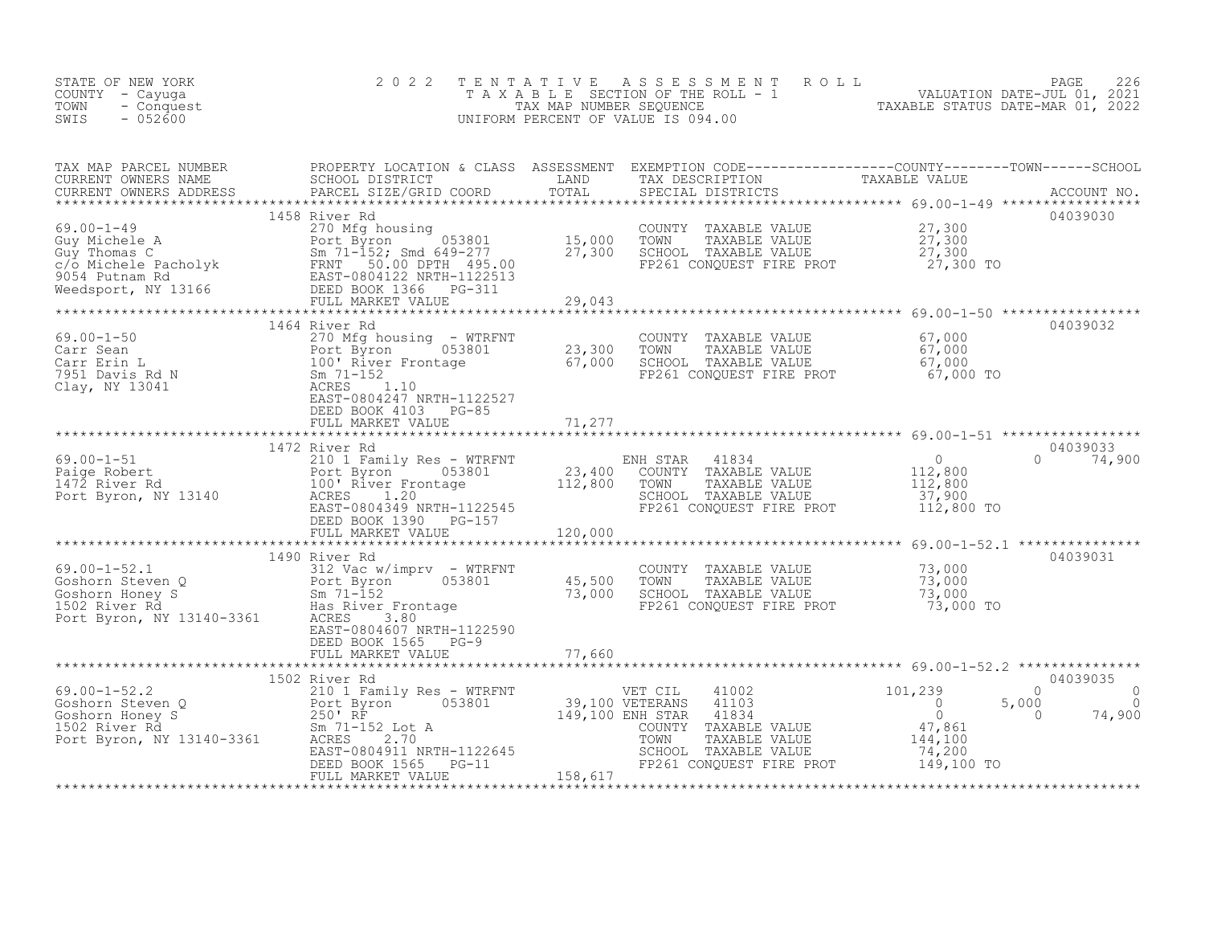STATE OF NEW YORK
COUNTY - Cayuga
TOWN - Conquest
SWIS - 052600

# 2022 TENTATIVE ASSESSMENT ROLL

TAXABLE SECTION OF THE ROLL - 1
TAX MAP NUMBER SEQUENCE
UNIFORM PERCENT OF VALUE IS 094.00

VALUATION DATE-JUL 01, 2021
TAXABLE STATUS DATE-MAR 01, 2022

| TAX MAP PARCEL NUMBER / CURRENT OWNERS NAME / CURRENT OWNERS ADDRESS | PROPERTY LOCATION & CLASS / SCHOOL DISTRICT / PARCEL SIZE/GRID COORD | ASSESSMENT LAND | ASSESSMENT TOTAL | EXEMPTION CODE / TAX DESCRIPTION / SPECIAL DISTRICTS | COUNTY TAXABLE VALUE | TOWN | SCHOOL | ACCOUNT NO. |
|---|---|---|---|---|---|---|---|---|
| **69.00-1-49** | 1458 River Rd | | | | | | | 04039030 |
| Guy Michele A | 270 Mfg housing | | | COUNTY TAXABLE VALUE | 27,300 | | | |
| Guy Thomas C | Port Byron 053801 | 15,000 | | TOWN TAXABLE VALUE | 27,300 | | | |
| c/o Michele Pacholyk | Sm 71-152; Smd 649-277 | | 27,300 | SCHOOL TAXABLE VALUE | 27,300 | | | |
| 9054 Putnam Rd | FRNT 50.00 DPTH 495.00 | | | FP261 CONQUEST FIRE PROT | 27,300 TO | | | |
| Weedsport, NY 13166 | EAST-0804122 NRTH-1122513 | | | | | | | |
| | DEED BOOK 1366 PG-311 | | | | | | | |
| | FULL MARKET VALUE | | 29,043 | | | | | |
| **69.00-1-50** | 1464 River Rd | | | | | | | 04039032 |
| Carr Sean | 270 Mfg housing - WTRFNT | | | COUNTY TAXABLE VALUE | 67,000 | | | |
| Carr Erin L | Port Byron 053801 | 23,300 | | TOWN TAXABLE VALUE | 67,000 | | | |
| 7951 Davis Rd N | 100' River Frontage | | 67,000 | SCHOOL TAXABLE VALUE | 67,000 | | | |
| Clay, NY 13041 | Sm 71-152 | | | FP261 CONQUEST FIRE PROT | 67,000 TO | | | |
| | ACRES 1.10 | | | | | | | |
| | EAST-0804247 NRTH-1122527 | | | | | | | |
| | DEED BOOK 4103 PG-85 | | | | | | | |
| | FULL MARKET VALUE | | 71,277 | | | | | |
| **69.00-1-51** | 1472 River Rd | | | | | | | 04039033 |
| Paige Robert | 210 1 Family Res - WTRFNT | | | ENH STAR 41834 | 0 | 0 | 74,900 | |
| 1472 River Rd | Port Byron 053801 | 23,400 | | COUNTY TAXABLE VALUE | 112,800 | | | |
| Port Byron, NY 13140 | 100' River Frontage | | 112,800 | TOWN TAXABLE VALUE | 112,800 | | | |
| | ACRES 1.20 | | | SCHOOL TAXABLE VALUE | 37,900 | | | |
| | EAST-0804349 NRTH-1122545 | | | FP261 CONQUEST FIRE PROT | 112,800 TO | | | |
| | DEED BOOK 1390 PG-157 | | | | | | | |
| | FULL MARKET VALUE | | 120,000 | | | | | |
| **69.00-1-52.1** | 1490 River Rd | | | | | | | 04039031 |
| Goshorn Steven Q | 312 Vac w/imprv - WTRFNT | | | COUNTY TAXABLE VALUE | 73,000 | | | |
| Goshorn Honey S | Port Byron 053801 | 45,500 | | TOWN TAXABLE VALUE | 73,000 | | | |
| 1502 River Rd | Sm 71-152 | | 73,000 | SCHOOL TAXABLE VALUE | 73,000 | | | |
| Port Byron, NY 13140-3361 | Has River Frontage | | | FP261 CONQUEST FIRE PROT | 73,000 TO | | | |
| | ACRES 3.80 | | | | | | | |
| | EAST-0804607 NRTH-1122590 | | | | | | | |
| | DEED BOOK 1565 PG-9 | | | | | | | |
| | FULL MARKET VALUE | | 77,660 | | | | | |
| **69.00-1-52.2** | 1502 River Rd | | | | | | | 04039035 |
| Goshorn Steven Q | 210 1 Family Res - WTRFNT | | | VET CIL 41002 | 101,239 | 0 | 0 | |
| Goshorn Honey S | Port Byron 053801 | 39,100 | | VETERANS 41103 | 0 | 5,000 | 0 | |
| 1502 River Rd | 250' RF | | 149,100 | ENH STAR 41834 | 0 | 0 | 74,900 | |
| Port Byron, NY 13140-3361 | Sm 71-152 Lot A | | | COUNTY TAXABLE VALUE | 47,861 | | | |
| | ACRES 2.70 | | | TOWN TAXABLE VALUE | 144,100 | | | |
| | EAST-0804911 NRTH-1122645 | | | SCHOOL TAXABLE VALUE | 74,200 | | | |
| | DEED BOOK 1565 PG-11 | | | FP261 CONQUEST FIRE PROT | 149,100 TO | | | |
| | FULL MARKET VALUE | | 158,617 | | | | | |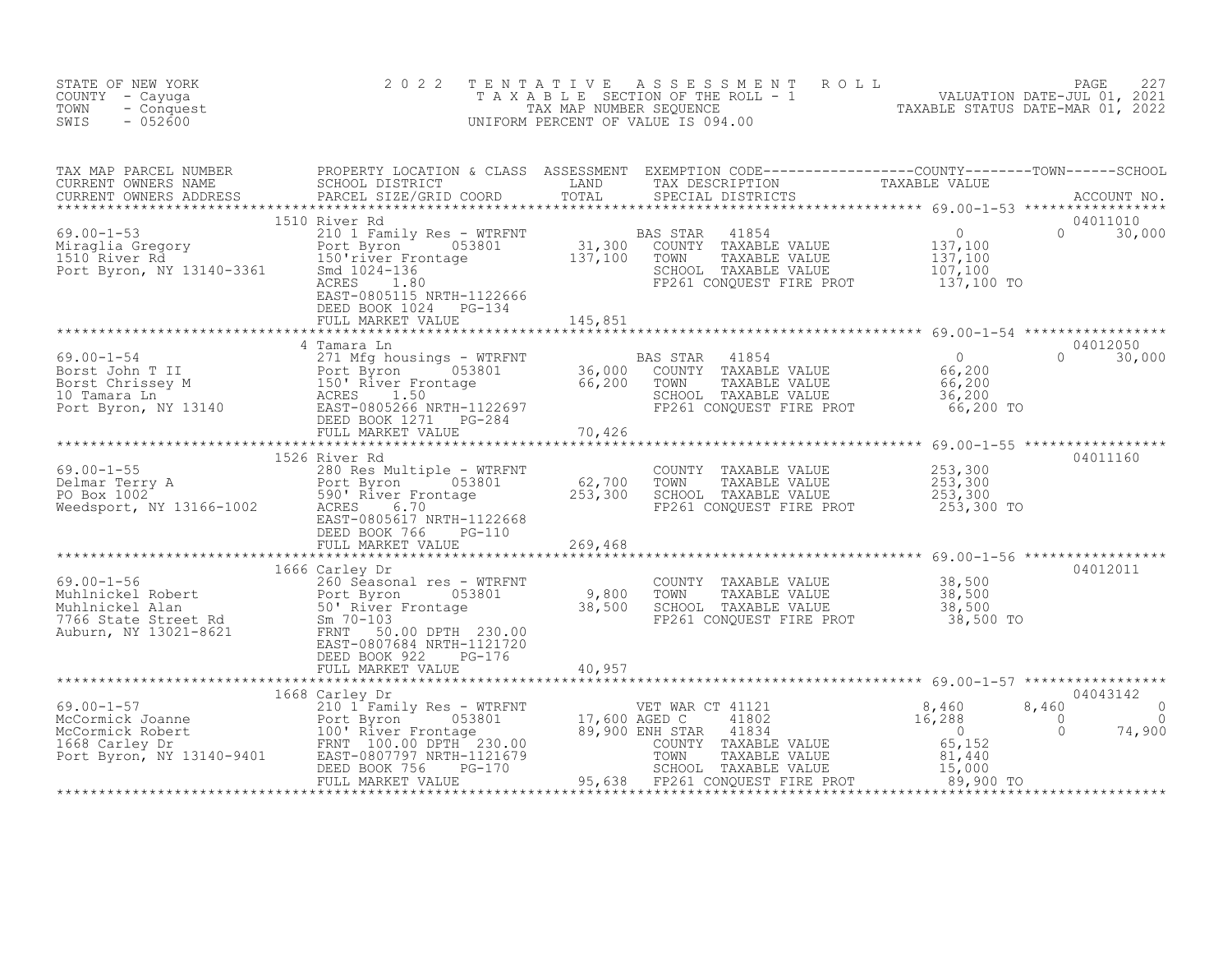STATE OF NEW YORK
COUNTY - Cayuga
TOWN - Conquest
SWIS - 052600

2 0 2 2 T E N T A T I V E A S S E S S M E N T R O L L
T A X A B L E SECTION OF THE ROLL - 1
TAX MAP NUMBER SEQUENCE
UNIFORM PERCENT OF VALUE IS 094.00

VALUATION DATE-JUL 01, 2021
TAXABLE STATUS DATE-MAR 01, 2022

| TAX MAP PARCEL NUMBER / CURRENT OWNERS NAME / CURRENT OWNERS ADDRESS | PROPERTY LOCATION & CLASS / SCHOOL DISTRICT / PARCEL SIZE/GRID COORD | ASSESSMENT LAND / TOTAL | EXEMPTION CODE / TAX DESCRIPTION / SPECIAL DISTRICTS | COUNTY TAXABLE VALUE | TOWN | SCHOOL / ACCOUNT NO. |
|---|---|---|---|---|---|---|
| | 1510 River Rd | | | | | 04011010 |
| 69.00-1-53 | 210 1 Family Res - WTRFNT | | BAS STAR 41854 | 0 | 0 | 30,000 |
| Miraglia Gregory | Port Byron 053801 | 31,300 | COUNTY TAXABLE VALUE | 137,100 | | |
| 1510 River Rd | 150'river Frontage | 137,100 | TOWN TAXABLE VALUE | 137,100 | | |
| Port Byron, NY 13140-3361 | Smd 1024-136 | | SCHOOL TAXABLE VALUE | 107,100 | | |
| | ACRES 1.80 | | FP261 CONQUEST FIRE PROT | 137,100 TO | | |
| | EAST-0805115 NRTH-1122666 | | | | | |
| | DEED BOOK 1024 PG-134 | | | | | |
| | FULL MARKET VALUE | 145,851 | | | | |
| | 4 Tamara Ln | | | | | 04012050 |
| 69.00-1-54 | 271 Mfg housings - WTRFNT | | BAS STAR 41854 | 0 | 0 | 30,000 |
| Borst John T II | Port Byron 053801 | 36,000 | COUNTY TAXABLE VALUE | 66,200 | | |
| Borst Chrissey M | 150' River Frontage | 66,200 | TOWN TAXABLE VALUE | 66,200 | | |
| 10 Tamara Ln | ACRES 1.50 | | SCHOOL TAXABLE VALUE | 36,200 | | |
| Port Byron, NY 13140 | EAST-0805266 NRTH-1122697 | | FP261 CONQUEST FIRE PROT | 66,200 TO | | |
| | DEED BOOK 1271 PG-284 | | | | | |
| | FULL MARKET VALUE | 70,426 | | | | |
| | 1526 River Rd | | | | | 04011160 |
| 69.00-1-55 | 280 Res Multiple - WTRFNT | | COUNTY TAXABLE VALUE | 253,300 | | |
| Delmar Terry A | Port Byron 053801 | 62,700 | TOWN TAXABLE VALUE | 253,300 | | |
| PO Box 1002 | 590' River Frontage | 253,300 | SCHOOL TAXABLE VALUE | 253,300 | | |
| Weedsport, NY 13166-1002 | ACRES 6.70 | | FP261 CONQUEST FIRE PROT | 253,300 TO | | |
| | EAST-0805617 NRTH-1122668 | | | | | |
| | DEED BOOK 766 PG-110 | | | | | |
| | FULL MARKET VALUE | 269,468 | | | | |
| | 1666 Carley Dr | | | | | 04012011 |
| 69.00-1-56 | 260 Seasonal res - WTRFNT | | COUNTY TAXABLE VALUE | 38,500 | | |
| Muhlnickel Robert | Port Byron 053801 | 9,800 | TOWN TAXABLE VALUE | 38,500 | | |
| Muhlnickel Alan | 50' River Frontage | 38,500 | SCHOOL TAXABLE VALUE | 38,500 | | |
| 7766 State Street Rd | Sm 70-103 | | FP261 CONQUEST FIRE PROT | 38,500 TO | | |
| Auburn, NY 13021-8621 | FRNT 50.00 DPTH 230.00 | | | | | |
| | EAST-0807684 NRTH-1121720 | | | | | |
| | DEED BOOK 922 PG-176 | | | | | |
| | FULL MARKET VALUE | 40,957 | | | | |
| | 1668 Carley Dr | | | | | 04043142 |
| 69.00-1-57 | 210 1 Family Res - WTRFNT | | VET WAR CT 41121 | 8,460 | 8,460 | 0 |
| McCormick Joanne | Port Byron 053801 | 17,600 | AGED C 41802 | 16,288 | 0 | 0 |
| McCormick Robert | 100' River Frontage | 89,900 | ENH STAR 41834 | 0 | 0 | 74,900 |
| 1668 Carley Dr | FRNT 100.00 DPTH 230.00 | | COUNTY TAXABLE VALUE | 65,152 | | |
| Port Byron, NY 13140-9401 | EAST-0807797 NRTH-1121679 | | TOWN TAXABLE VALUE | 81,440 | | |
| | DEED BOOK 756 PG-170 | | SCHOOL TAXABLE VALUE | 15,000 | | |
| | FULL MARKET VALUE | 95,638 | FP261 CONQUEST FIRE PROT | 89,900 TO | | |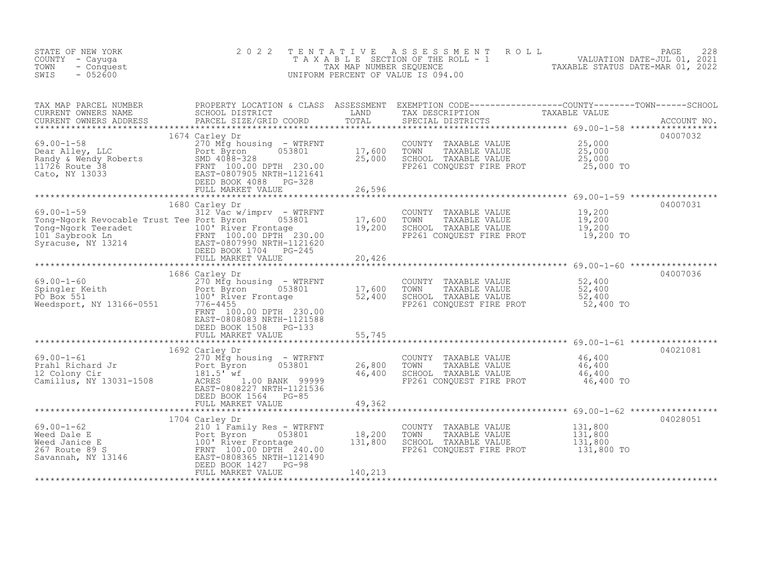STATE OF NEW YORK
COUNTY - Cayuga
TOWN - Conquest
SWIS - 052600

# 2022 TENTATIVE ASSESSMENT ROLL
TAXABLE SECTION OF THE ROLL - 1
TAX MAP NUMBER SEQUENCE
UNIFORM PERCENT OF VALUE IS 094.00

VALUATION DATE-JUL 01, 2021
TAXABLE STATUS DATE-MAR 01, 2022

| TAX MAP PARCEL NUMBER / CURRENT OWNERS NAME / CURRENT OWNERS ADDRESS | PROPERTY LOCATION & CLASS / SCHOOL DISTRICT / PARCEL SIZE/GRID COORD | ASSESSMENT LAND | ASSESSMENT TOTAL | EXEMPTION CODE / TAX DESCRIPTION / SPECIAL DISTRICTS | TAXABLE VALUE (COUNTY / TOWN / SCHOOL) | ACCOUNT NO. |
|---|---|---|---|---|---|---|
| 69.00-1-58 | 1674 Carley Dr | | | | | 04007032 |
| Dear Alley, LLC | 270 Mfg housing - WTRFNT | | | COUNTY TAXABLE VALUE | 25,000 | |
| Randy & Wendy Roberts | Port Byron 053801 | 17,600 | | TOWN TAXABLE VALUE | 25,000 | |
| 11726 Route 38 | SMD 4088-328 | | 25,000 | SCHOOL TAXABLE VALUE | 25,000 | |
| Cato, NY 13033 | FRNT 100.00 DPTH 230.00 | | | FP261 CONQUEST FIRE PROT | 25,000 TO | |
| | EAST-0807905 NRTH-1121641 | | | | | |
| | DEED BOOK 4088 PG-328 | | | | | |
| | FULL MARKET VALUE | | 26,596 | | | |
| 69.00-1-59 | 1680 Carley Dr | | | | | 04007031 |
| Tong-Ngork Revocable Trust Tee | 312 Vac w/imprv - WTRFNT | | | COUNTY TAXABLE VALUE | 19,200 | |
| Tong-Ngork Teeradet | Port Byron 053801 | 17,600 | | TOWN TAXABLE VALUE | 19,200 | |
| 101 Saybrook Ln | 100' River Frontage | | 19,200 | SCHOOL TAXABLE VALUE | 19,200 | |
| Syracuse, NY 13214 | FRNT 100.00 DPTH 230.00 | | | FP261 CONQUEST FIRE PROT | 19,200 TO | |
| | EAST-0807990 NRTH-1121620 | | | | | |
| | DEED BOOK 1704 PG-245 | | | | | |
| | FULL MARKET VALUE | | 20,426 | | | |
| 69.00-1-60 | 1686 Carley Dr | | | | | 04007036 |
| Spingler Keith | 270 Mfg housing - WTRFNT | | | COUNTY TAXABLE VALUE | 52,400 | |
| PO Box 551 | Port Byron 053801 | 17,600 | | TOWN TAXABLE VALUE | 52,400 | |
| Weedsport, NY 13166-0551 | 100' River Frontage | | 52,400 | SCHOOL TAXABLE VALUE | 52,400 | |
| | 776-4455 | | | FP261 CONQUEST FIRE PROT | 52,400 TO | |
| | FRNT 100.00 DPTH 230.00 | | | | | |
| | EAST-0808083 NRTH-1121588 | | | | | |
| | DEED BOOK 1508 PG-133 | | | | | |
| | FULL MARKET VALUE | | 55,745 | | | |
| 69.00-1-61 | 1692 Carley Dr | | | | | 04021081 |
| Prahl Richard Jr | 270 Mfg housing - WTRFNT | | | COUNTY TAXABLE VALUE | 46,400 | |
| 12 Colony Cir | Port Byron 053801 | 26,800 | | TOWN TAXABLE VALUE | 46,400 | |
| Camillus, NY 13031-1508 | 181.5' wf | | 46,400 | SCHOOL TAXABLE VALUE | 46,400 | |
| | ACRES 1.00 BANK 99999 | | | FP261 CONQUEST FIRE PROT | 46,400 TO | |
| | EAST-0808227 NRTH-1121536 | | | | | |
| | DEED BOOK 1564 PG-85 | | | | | |
| | FULL MARKET VALUE | | 49,362 | | | |
| 69.00-1-62 | 1704 Carley Dr | | | | | 04028051 |
| Weed Dale E | 210 1 Family Res - WTRFNT | | | COUNTY TAXABLE VALUE | 131,800 | |
| Weed Janice E | Port Byron 053801 | 18,200 | | TOWN TAXABLE VALUE | 131,800 | |
| 267 Route 89 S | 100' River Frontage | | 131,800 | SCHOOL TAXABLE VALUE | 131,800 | |
| Savannah, NY 13146 | FRNT 100.00 DPTH 240.00 | | | FP261 CONQUEST FIRE PROT | 131,800 TO | |
| | EAST-0808365 NRTH-1121490 | | | | | |
| | DEED BOOK 1427 PG-98 | | | | | |
| | FULL MARKET VALUE | | 140,213 | | | |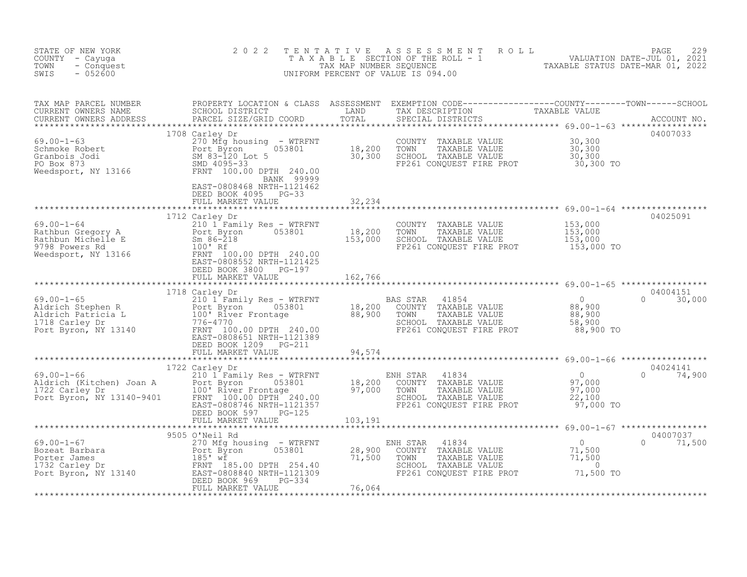STATE OF NEW YORK
COUNTY - Cayuga
TOWN - Conquest
SWIS - 052600

2022 TENTATIVE ASSESSMENT ROLL
TAXABLE SECTION OF THE ROLL - 1
TAX MAP NUMBER SEQUENCE
UNIFORM PERCENT OF VALUE IS 094.00

VALUATION DATE-JUL 01, 2021
TAXABLE STATUS DATE-MAR 01, 2022

| TAX MAP PARCEL NUMBER / CURRENT OWNERS NAME / CURRENT OWNERS ADDRESS | PROPERTY LOCATION & CLASS / SCHOOL DISTRICT / PARCEL SIZE/GRID COORD | ASSESSMENT LAND | TOTAL | EXEMPTION CODE / TAX DESCRIPTION / SPECIAL DISTRICTS | COUNTY / TOWN TAXABLE VALUE | SCHOOL / ACCOUNT NO. |
|---|---|---|---|---|---|---|
| **69.00-1-63** | 1708 Carley Dr | | | | | 04007033 |
| Schmoke Robert | 270 Mfg housing - WTRFNT | | | COUNTY TAXABLE VALUE | 30,300 | |
| Granbois Jodi | Port Byron 053801 | 18,200 | | TOWN TAXABLE VALUE | 30,300 | |
| PO Box 873 | SM 83-120 Lot 5 | | 30,300 | SCHOOL TAXABLE VALUE | 30,300 | |
| Weedsport, NY 13166 | SMD 4095-33 | | | FP261 CONQUEST FIRE PROT | 30,300 TO | |
| | FRNT 100.00 DPTH 240.00 | | | | | |
| | BANK 99999 | | | | | |
| | EAST-0808468 NRTH-1121462 | | | | | |
| | DEED BOOK 4095 PG-33 | | | | | |
| | FULL MARKET VALUE | | 32,234 | | | |
| **69.00-1-64** | 1712 Carley Dr | | | | | 04025091 |
| Rathbun Gregory A | 210 1 Family Res - WTRFNT | | | COUNTY TAXABLE VALUE | 153,000 | |
| Rathbun Michelle E | Port Byron 053801 | 18,200 | | TOWN TAXABLE VALUE | 153,000 | |
| 9798 Powers Rd | Sm 86-218 | | 153,000 | SCHOOL TAXABLE VALUE | 153,000 | |
| Weedsport, NY 13166 | 100' Rf | | | FP261 CONQUEST FIRE PROT | 153,000 TO | |
| | FRNT 100.00 DPTH 240.00 | | | | | |
| | EAST-0808552 NRTH-1121425 | | | | | |
| | DEED BOOK 3800 PG-197 | | | | | |
| | FULL MARKET VALUE | | 162,766 | | | |
| **69.00-1-65** | 1718 Carley Dr | | | | | 04004151 |
| Aldrich Stephen R | 210 1 Family Res - WTRFNT | | | BAS STAR 41854 | 0 | 0 30,000 |
| Aldrich Patricia L | Port Byron 053801 | 18,200 | | COUNTY TAXABLE VALUE | 88,900 | |
| 1718 Carley Dr | 100' River Frontage | | 88,900 | TOWN TAXABLE VALUE | 88,900 | |
| Port Byron, NY 13140 | 776-4770 | | | SCHOOL TAXABLE VALUE | 58,900 | |
| | FRNT 100.00 DPTH 240.00 | | | FP261 CONQUEST FIRE PROT | 88,900 TO | |
| | EAST-0808651 NRTH-1121389 | | | | | |
| | DEED BOOK 1209 PG-211 | | | | | |
| | FULL MARKET VALUE | | 94,574 | | | |
| **69.00-1-66** | 1722 Carley Dr | | | | | 04024141 |
| Aldrich (Kitchen) Joan A | 210 1 Family Res - WTRFNT | | | ENH STAR 41834 | 0 | 0 74,900 |
| 1722 Carley Dr | Port Byron 053801 | 18,200 | | COUNTY TAXABLE VALUE | 97,000 | |
| Port Byron, NY 13140-9401 | 100' River Frontage | | 97,000 | TOWN TAXABLE VALUE | 97,000 | |
| | FRNT 100.00 DPTH 240.00 | | | SCHOOL TAXABLE VALUE | 22,100 | |
| | EAST-0808746 NRTH-1121357 | | | FP261 CONQUEST FIRE PROT | 97,000 TO | |
| | DEED BOOK 597 PG-125 | | | | | |
| | FULL MARKET VALUE | | 103,191 | | | |
| **69.00-1-67** | 9505 O'Neil Rd | | | | | 04007037 |
| Bozeat Barbara | 270 Mfg housing - WTRFNT | | | ENH STAR 41834 | 0 | 0 71,500 |
| Porter James | Port Byron 053801 | 28,900 | | COUNTY TAXABLE VALUE | 71,500 | |
| 1732 Carley Dr | 185' wf | | 71,500 | TOWN TAXABLE VALUE | 71,500 | |
| Port Byron, NY 13140 | FRNT 185.00 DPTH 254.40 | | | SCHOOL TAXABLE VALUE | 0 | |
| | EAST-0808840 NRTH-1121309 | | | FP261 CONQUEST FIRE PROT | 71,500 TO | |
| | DEED BOOK 969 PG-334 | | | | | |
| | FULL MARKET VALUE | | 76,064 | | | |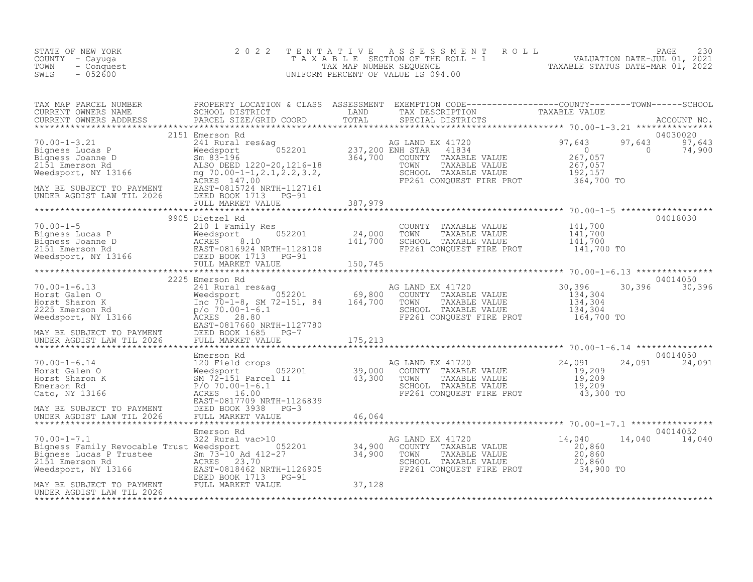STATE OF NEW YORK
COUNTY - Cayuga
TOWN - Conquest
SWIS - 052600

2022 TENTATIVE ASSESSMENT ROLL
TAXABLE SECTION OF THE ROLL - 1
TAX MAP NUMBER SEQUENCE
UNIFORM PERCENT OF VALUE IS 094.00

VALUATION DATE-JUL 01, 2021
TAXABLE STATUS DATE-MAR 01, 2022

| TAX MAP PARCEL NUMBER / CURRENT OWNERS NAME / CURRENT OWNERS ADDRESS | PROPERTY LOCATION & CLASS / SCHOOL DISTRICT / PARCEL SIZE/GRID COORD | ASSESSMENT LAND | ASSESSMENT TOTAL | EXEMPTION CODE / TAX DESCRIPTION / SPECIAL DISTRICTS | COUNTY TAXABLE VALUE | TOWN | SCHOOL | ACCOUNT NO. |
|---|---|---|---|---|---|---|---|---|
| 70.00-1-3.21 | 2151 Emerson Rd | | | | | | | 04030020 |
| Bigness Lucas P | 241 Rural res&ag | | | AG LAND EX 41720 | 97,643 | 97,643 | 97,643 | |
| Bigness Joanne D | Weedsport 052201 | 237,200 | | ENH STAR 41834 | 0 | 0 | 74,900 | |
| 2151 Emerson Rd | Sm 83-196 | | 364,700 | COUNTY TAXABLE VALUE | 267,057 | | | |
| Weedsport, NY 13166 | ALSO DEED 1220-20,1216-18 | | | TOWN TAXABLE VALUE | 267,057 | | | |
| | mg 70.00-1-1,2.1,2.2,3.2, | | | SCHOOL TAXABLE VALUE | 192,157 | | | |
| | ACRES 147.00 | | | FP261 CONQUEST FIRE PROT | 364,700 TO | | | |
| MAY BE SUBJECT TO PAYMENT | EAST-0815724 NRTH-1127161 | | | | | | | |
| UNDER AGDIST LAW TIL 2026 | DEED BOOK 1713 PG-91 | | | | | | | |
| | FULL MARKET VALUE | | 387,979 | | | | | |
| 70.00-1-5 | 9905 Dietzel Rd | | | | | | | 04018030 |
| Bigness Lucas P | 210 1 Family Res | | | COUNTY TAXABLE VALUE | 141,700 | | | |
| Bigness Joanne D | Weedsport 052201 | 24,000 | | TOWN TAXABLE VALUE | 141,700 | | | |
| 2151 Emerson Rd | ACRES 8.10 | | 141,700 | SCHOOL TAXABLE VALUE | 141,700 | | | |
| Weedsport, NY 13166 | EAST-0816924 NRTH-1128108 | | | FP261 CONQUEST FIRE PROT | 141,700 TO | | | |
| | DEED BOOK 1713 PG-91 | | | | | | | |
| | FULL MARKET VALUE | | 150,745 | | | | | |
| 70.00-1-6.13 | 2225 Emerson Rd | | | | | | | 04014050 |
| Horst Galen O | 241 Rural res&ag | | | AG LAND EX 41720 | 30,396 | 30,396 | 30,396 | |
| Horst Sharon K | Weedsport 052201 | 69,800 | | COUNTY TAXABLE VALUE | 134,304 | | | |
| 2225 Emerson Rd | Inc 70-1-8, SM 72-151, 84 | | 164,700 | TOWN TAXABLE VALUE | 134,304 | | | |
| Weedsport, NY 13166 | p/o 70.00-1-6.1 | | | SCHOOL TAXABLE VALUE | 134,304 | | | |
| | ACRES 28.80 | | | FP261 CONQUEST FIRE PROT | 164,700 TO | | | |
| | EAST-0817660 NRTH-1127780 | | | | | | | |
| MAY BE SUBJECT TO PAYMENT | DEED BOOK 1685 PG-7 | | | | | | | |
| UNDER AGDIST LAW TIL 2026 | FULL MARKET VALUE | | 175,213 | | | | | |
| 70.00-1-6.14 | Emerson Rd | | | | | | | 04014050 |
| Horst Galen O | 120 Field crops | | | AG LAND EX 41720 | 24,091 | 24,091 | 24,091 | |
| Horst Sharon K | Weedsport 052201 | 39,000 | | COUNTY TAXABLE VALUE | 19,209 | | | |
| Emerson Rd | SM 72-151 Parcel II | | 43,300 | TOWN TAXABLE VALUE | 19,209 | | | |
| Cato, NY 13166 | P/O 70.00-1-6.1 | | | SCHOOL TAXABLE VALUE | 19,209 | | | |
| | ACRES 16.00 | | | FP261 CONQUEST FIRE PROT | 43,300 TO | | | |
| | EAST-0817709 NRTH-1126839 | | | | | | | |
| MAY BE SUBJECT TO PAYMENT | DEED BOOK 3938 PG-3 | | | | | | | |
| UNDER AGDIST LAW TIL 2026 | FULL MARKET VALUE | | 46,064 | | | | | |
| 70.00-1-7.1 | Emerson Rd | | | | | | | 04014052 |
| Bigness Family Revocable Trust | 322 Rural vac>10 | | | AG LAND EX 41720 | 14,040 | 14,040 | 14,040 | |
| Bigness Lucas P Trustee | Weedsport 052201 | 34,900 | | COUNTY TAXABLE VALUE | 20,860 | | | |
| 2151 Emerson Rd | Sm 73-10 Ad 412-27 | | 34,900 | TOWN TAXABLE VALUE | 20,860 | | | |
| Weedsport, NY 13166 | ACRES 23.70 | | | SCHOOL TAXABLE VALUE | 20,860 | | | |
| | EAST-0818462 NRTH-1126905 | | | FP261 CONQUEST FIRE PROT | 34,900 TO | | | |
| | DEED BOOK 1713 PG-91 | | | | | | | |
| MAY BE SUBJECT TO PAYMENT | FULL MARKET VALUE | | 37,128 | | | | | |
| UNDER AGDIST LAW TIL 2026 | | | | | | | | |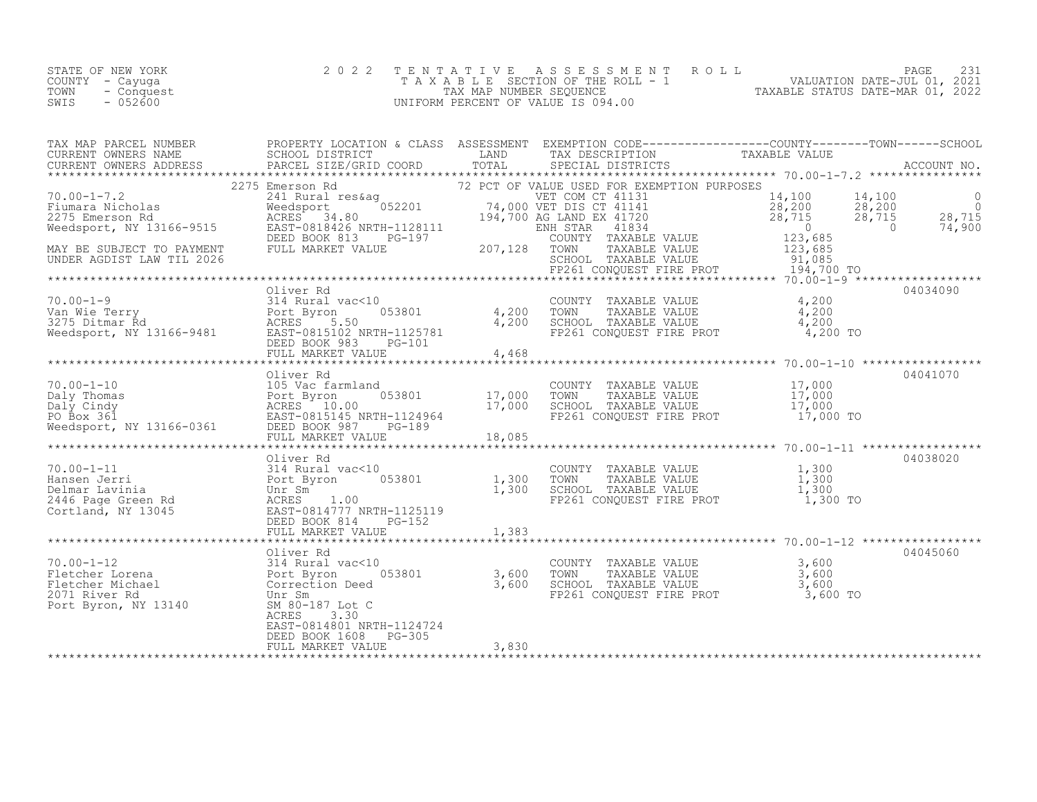STATE OF NEW YORK
COUNTY - Cayuga
TOWN - Conquest
SWIS - 052600

# 2022 TENTATIVE ASSESSMENT ROLL
TAXABLE SECTION OF THE ROLL - 1
TAX MAP NUMBER SEQUENCE
UNIFORM PERCENT OF VALUE IS 094.00

VALUATION DATE-JUL 01, 2021
TAXABLE STATUS DATE-MAR 01, 2022

| TAX MAP PARCEL NUMBER / CURRENT OWNERS NAME / CURRENT OWNERS ADDRESS | PROPERTY LOCATION & CLASS / SCHOOL DISTRICT / PARCEL SIZE/GRID COORD | ASSESSMENT LAND / TOTAL | EXEMPTION CODE / TAX DESCRIPTION / SPECIAL DISTRICTS | COUNTY TAXABLE VALUE | TOWN | SCHOOL | ACCOUNT NO. |
|---|---|---|---|---|---|---|---|
| 70.00-1-7.2 | 2275 Emerson Rd | | 72 PCT OF VALUE USED FOR EXEMPTION PURPOSES | | | | |
| Fiumara Nicholas | 241 Rural res&ag | | VET COM CT 41131 | 14,100 | 14,100 | 0 | |
| 2275 Emerson Rd | Weedsport 052201 | 74,000 | VET DIS CT 41141 | 28,200 | 28,200 | 0 | |
| Weedsport, NY 13166-9515 | ACRES 34.80 | 194,700 | AG LAND EX 41720 | 28,715 | 28,715 | 28,715 | |
| | EAST-0818426 NRTH-1128111 | | ENH STAR 41834 | 0 | 0 | 74,900 | |
| MAY BE SUBJECT TO PAYMENT | DEED BOOK 813 PG-197 | | COUNTY TAXABLE VALUE | 123,685 | | | |
| UNDER AGDIST LAW TIL 2026 | FULL MARKET VALUE | 207,128 | TOWN TAXABLE VALUE | 123,685 | | | |
| | | | SCHOOL TAXABLE VALUE | 91,085 | | | |
| | | | FP261 CONQUEST FIRE PROT | 194,700 TO | | | |
| 70.00-1-9 | Oliver Rd | | | | | | 04034090 |
| Van Wie Terry | 314 Rural vac<10 | | COUNTY TAXABLE VALUE | 4,200 | | | |
| 3275 Ditmar Rd | Port Byron 053801 | 4,200 | TOWN TAXABLE VALUE | 4,200 | | | |
| Weedsport, NY 13166-9481 | ACRES 5.50 | 4,200 | SCHOOL TAXABLE VALUE | 4,200 | | | |
| | EAST-0815102 NRTH-1125781 | | FP261 CONQUEST FIRE PROT | 4,200 TO | | | |
| | DEED BOOK 983 PG-101 | | | | | | |
| | FULL MARKET VALUE | 4,468 | | | | | |
| 70.00-1-10 | Oliver Rd | | | | | | 04041070 |
| Daly Thomas | 105 Vac farmland | | COUNTY TAXABLE VALUE | 17,000 | | | |
| Daly Cindy | Port Byron 053801 | 17,000 | TOWN TAXABLE VALUE | 17,000 | | | |
| PO Box 361 | ACRES 10.00 | 17,000 | SCHOOL TAXABLE VALUE | 17,000 | | | |
| Weedsport, NY 13166-0361 | EAST-0815145 NRTH-1124964 | | FP261 CONQUEST FIRE PROT | 17,000 TO | | | |
| | DEED BOOK 987 PG-189 | | | | | | |
| | FULL MARKET VALUE | 18,085 | | | | | |
| 70.00-1-11 | Oliver Rd | | | | | | 04038020 |
| Hansen Jerri | 314 Rural vac<10 | | COUNTY TAXABLE VALUE | 1,300 | | | |
| Delmar Lavinia | Port Byron 053801 | 1,300 | TOWN TAXABLE VALUE | 1,300 | | | |
| 2446 Page Green Rd | Unr Sm | 1,300 | SCHOOL TAXABLE VALUE | 1,300 | | | |
| Cortland, NY 13045 | ACRES 1.00 | | FP261 CONQUEST FIRE PROT | 1,300 TO | | | |
| | EAST-0814777 NRTH-1125119 | | | | | | |
| | DEED BOOK 814 PG-152 | | | | | | |
| | FULL MARKET VALUE | 1,383 | | | | | |
| 70.00-1-12 | Oliver Rd | | | | | | 04045060 |
| Fletcher Lorena | 314 Rural vac<10 | | COUNTY TAXABLE VALUE | 3,600 | | | |
| Fletcher Michael | Port Byron 053801 | 3,600 | TOWN TAXABLE VALUE | 3,600 | | | |
| 2071 River Rd | Correction Deed | 3,600 | SCHOOL TAXABLE VALUE | 3,600 | | | |
| Port Byron, NY 13140 | Unr Sm | | FP261 CONQUEST FIRE PROT | 3,600 TO | | | |
| | SM 80-187 Lot C | | | | | | |
| | ACRES 3.30 | | | | | | |
| | EAST-0814801 NRTH-1124724 | | | | | | |
| | DEED BOOK 1608 PG-305 | | | | | | |
| | FULL MARKET VALUE | 3,830 | | | | | |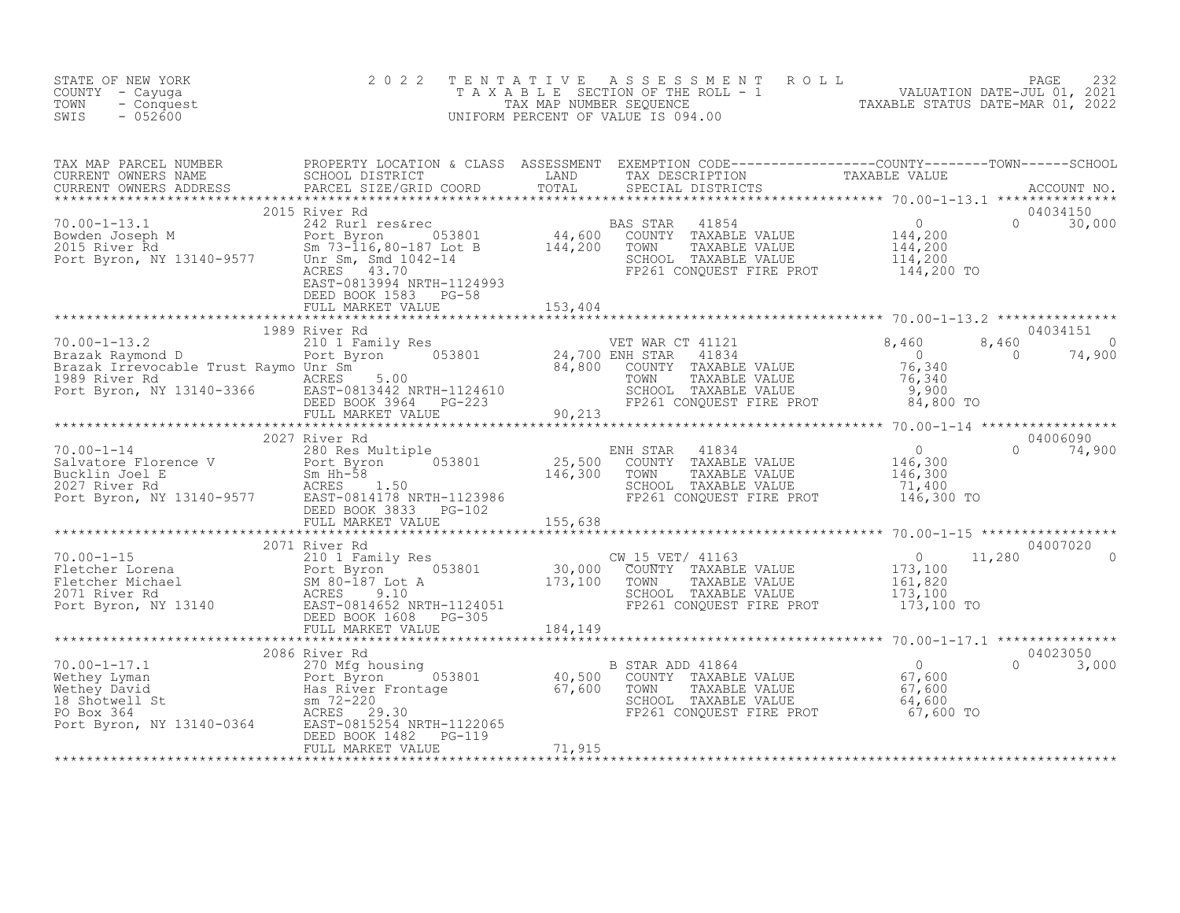STATE OF NEW YORK
COUNTY - Cayuga
TOWN - Conquest
SWIS - 052600

# 2022 TENTATIVE ASSESSMENT ROLL

TAXABLE SECTION OF THE ROLL - 1
TAX MAP NUMBER SEQUENCE
UNIFORM PERCENT OF VALUE IS 094.00

VALUATION DATE-JUL 01, 2021
TAXABLE STATUS DATE-MAR 01, 2022

| TAX MAP PARCEL NUMBER / CURRENT OWNERS NAME / CURRENT OWNERS ADDRESS | PROPERTY LOCATION & CLASS / SCHOOL DISTRICT / PARCEL SIZE/GRID COORD | ASSESSMENT LAND / TOTAL | EXEMPTION CODE / TAX DESCRIPTION / SPECIAL DISTRICTS | COUNTY TAXABLE VALUE | TOWN | SCHOOL | ACCOUNT NO. |
|---|---|---|---|---|---|---|---|
| 70.00-1-13.1 | 2015 River Rd | | | | | | 04034150 |
| Bowden Joseph M | 242 Rurl res&rec | | BAS STAR 41854 | 0 | 0 | 30,000 | |
| 2015 River Rd | Port Byron 053801 | 44,600 | COUNTY TAXABLE VALUE | 144,200 | | | |
| Port Byron, NY 13140-9577 | Sm 73-116,80-187 Lot B | 144,200 | TOWN TAXABLE VALUE | 144,200 | | | |
| | Unr Sm, Smd 1042-14 | | SCHOOL TAXABLE VALUE | 114,200 | | | |
| | ACRES 43.70 | | FP261 CONQUEST FIRE PROT | 144,200 TO | | | |
| | EAST-0813994 NRTH-1124993 | | | | | | |
| | DEED BOOK 1583 PG-58 | | | | | | |
| | FULL MARKET VALUE | 153,404 | | | | | |
| 70.00-1-13.2 | 1989 River Rd | | | | | | 04034151 |
| Brazak Raymond D | 210 1 Family Res | | VET WAR CT 41121 | 8,460 | 8,460 | 0 | |
| Brazak Irrevocable Trust Raymo | Port Byron 053801 | 24,700 | ENH STAR 41834 | 0 | 0 | 74,900 | |
| 1989 River Rd | Unr Sm | 84,800 | COUNTY TAXABLE VALUE | 76,340 | | | |
| Port Byron, NY 13140-3366 | ACRES 5.00 | | TOWN TAXABLE VALUE | 76,340 | | | |
| | EAST-0813442 NRTH-1124610 | | SCHOOL TAXABLE VALUE | 9,900 | | | |
| | DEED BOOK 3964 PG-223 | | FP261 CONQUEST FIRE PROT | 84,800 TO | | | |
| | FULL MARKET VALUE | 90,213 | | | | | |
| 70.00-1-14 | 2027 River Rd | | | | | | 04006090 |
| Salvatore Florence V | 280 Res Multiple | | ENH STAR 41834 | 0 | 0 | 74,900 | |
| Bucklin Joel E | Port Byron 053801 | 25,500 | COUNTY TAXABLE VALUE | 146,300 | | | |
| 2027 River Rd | Sm Hh-58 | 146,300 | TOWN TAXABLE VALUE | 146,300 | | | |
| Port Byron, NY 13140-9577 | ACRES 1.50 | | SCHOOL TAXABLE VALUE | 71,400 | | | |
| | EAST-0814178 NRTH-1123986 | | FP261 CONQUEST FIRE PROT | 146,300 TO | | | |
| | DEED BOOK 3833 PG-102 | | | | | | |
| | FULL MARKET VALUE | 155,638 | | | | | |
| 70.00-1-15 | 2071 River Rd | | | | | | 04007020 |
| Fletcher Lorena | 210 1 Family Res | | CW_15_VET/ 41163 | 0 | 11,280 | 0 | |
| Fletcher Michael | Port Byron 053801 | 30,000 | COUNTY TAXABLE VALUE | 173,100 | | | |
| 2071 River Rd | SM 80-187 Lot A | 173,100 | TOWN TAXABLE VALUE | 161,820 | | | |
| Port Byron, NY 13140 | ACRES 9.10 | | SCHOOL TAXABLE VALUE | 173,100 | | | |
| | EAST-0814652 NRTH-1124051 | | FP261 CONQUEST FIRE PROT | 173,100 TO | | | |
| | DEED BOOK 1608 PG-305 | | | | | | |
| | FULL MARKET VALUE | 184,149 | | | | | |
| 70.00-1-17.1 | 2086 River Rd | | | | | | 04023050 |
| Wethey Lyman | 270 Mfg housing | | B STAR ADD 41864 | 0 | 0 | 3,000 | |
| Wethey David | Port Byron 053801 | 40,500 | COUNTY TAXABLE VALUE | 67,600 | | | |
| 18 Shotwell St | Has River Frontage | 67,600 | TOWN TAXABLE VALUE | 67,600 | | | |
| PO Box 364 | sm 72-220 | | SCHOOL TAXABLE VALUE | 64,600 | | | |
| Port Byron, NY 13140-0364 | ACRES 29.30 | | FP261 CONQUEST FIRE PROT | 67,600 TO | | | |
| | EAST-0815254 NRTH-1122065 | | | | | | |
| | DEED BOOK 1482 PG-119 | | | | | | |
| | FULL MARKET VALUE | 71,915 | | | | | |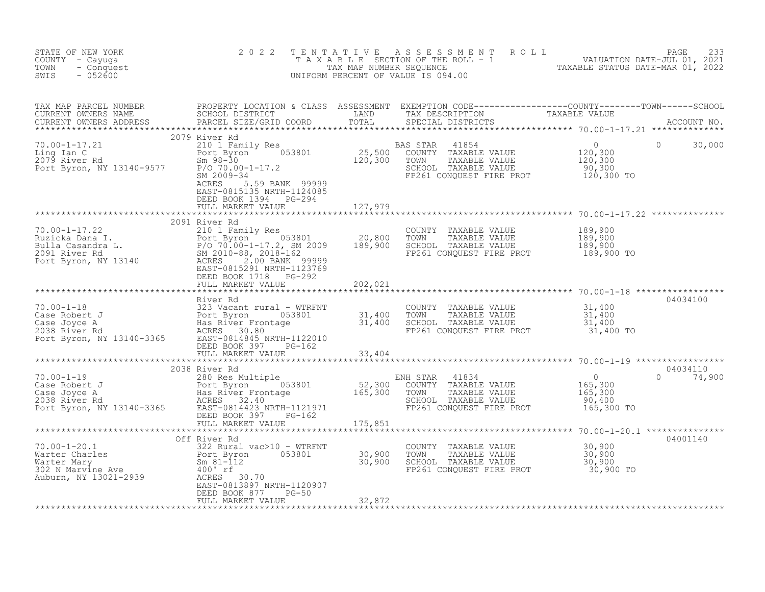STATE OF NEW YORK
COUNTY - Cayuga
TOWN - Conquest
SWIS - 052600

2022 TENTATIVE ASSESSMENT ROLL
TAXABLE SECTION OF THE ROLL - 1
TAX MAP NUMBER SEQUENCE
UNIFORM PERCENT OF VALUE IS 094.00

VALUATION DATE-JUL 01, 2021
TAXABLE STATUS DATE-MAR 01, 2022

| TAX MAP PARCEL NUMBER / CURRENT OWNERS NAME / CURRENT OWNERS ADDRESS | PROPERTY LOCATION & CLASS / SCHOOL DISTRICT / PARCEL SIZE/GRID COORD | ASSESSMENT LAND | TOTAL | EXEMPTION CODE / TAX DESCRIPTION / SPECIAL DISTRICTS | COUNTY TAXABLE VALUE | TOWN | SCHOOL | ACCOUNT NO. |
|---|---|---|---|---|---|---|---|---|
| 70.00-1-17.21 | 2079 River Rd | | | | | | | |
| Ling Ian C | 210 1 Family Res | | | BAS STAR 41854 | 0 | 0 | 30,000 | |
| 2079 River Rd | Port Byron 053801 | 25,500 | | COUNTY TAXABLE VALUE | 120,300 | | | |
| Port Byron, NY 13140-9577 | Sm 98-30 | | 120,300 | TOWN TAXABLE VALUE | 120,300 | | | |
| | P/O 70.00-1-17.2 | | | SCHOOL TAXABLE VALUE | 90,300 | | | |
| | SM 2009-34 | | | FP261 CONQUEST FIRE PROT | 120,300 TO | | | |
| | ACRES 5.59 BANK 99999 | | | | | | | |
| | EAST-0815135 NRTH-1124085 | | | | | | | |
| | DEED BOOK 1394 PG-294 | | | | | | | |
| | FULL MARKET VALUE | | 127,979 | | | | | |
| 70.00-1-17.22 | 2091 River Rd | | | | | | | |
| Ruzicka Dana I. | 210 1 Family Res | | | COUNTY TAXABLE VALUE | 189,900 | | | |
| Bulla Casandra L. | Port Byron 053801 | 20,800 | | TOWN TAXABLE VALUE | 189,900 | | | |
| 2091 River Rd | P/O 70.00-1-17.2, SM 2009 | | 189,900 | SCHOOL TAXABLE VALUE | 189,900 | | | |
| Port Byron, NY 13140 | SM 2010-88, 2018-162 | | | FP261 CONQUEST FIRE PROT | 189,900 TO | | | |
| | ACRES 2.00 BANK 99999 | | | | | | | |
| | EAST-0815291 NRTH-1123769 | | | | | | | |
| | DEED BOOK 1718 PG-292 | | | | | | | |
| | FULL MARKET VALUE | | 202,021 | | | | | |
| 70.00-1-18 | River Rd | | | | | | | 04034100 |
| Case Robert J | 323 Vacant rural - WTRFNT | | | COUNTY TAXABLE VALUE | 31,400 | | | |
| Case Joyce A | Port Byron 053801 | 31,400 | | TOWN TAXABLE VALUE | 31,400 | | | |
| 2038 River Rd | Has River Frontage | | 31,400 | SCHOOL TAXABLE VALUE | 31,400 | | | |
| Port Byron, NY 13140-3365 | ACRES 30.80 | | | FP261 CONQUEST FIRE PROT | 31,400 TO | | | |
| | EAST-0814845 NRTH-1122010 | | | | | | | |
| | DEED BOOK 397 PG-162 | | | | | | | |
| | FULL MARKET VALUE | | 33,404 | | | | | |
| 70.00-1-19 | 2038 River Rd | | | | | | | 04034110 |
| Case Robert J | 280 Res Multiple | | | ENH STAR 41834 | 0 | 0 | 74,900 | |
| Case Joyce A | Port Byron 053801 | 52,300 | | COUNTY TAXABLE VALUE | 165,300 | | | |
| 2038 River Rd | Has River Frontage | | 165,300 | TOWN TAXABLE VALUE | 165,300 | | | |
| Port Byron, NY 13140-3365 | ACRES 32.40 | | | SCHOOL TAXABLE VALUE | 90,400 | | | |
| | EAST-0814423 NRTH-1121971 | | | FP261 CONQUEST FIRE PROT | 165,300 TO | | | |
| | DEED BOOK 397 PG-162 | | | | | | | |
| | FULL MARKET VALUE | | 175,851 | | | | | |
| 70.00-1-20.1 | Off River Rd | | | | | | | 04001140 |
| Warter Charles | 322 Rural vac>10 - WTRFNT | | | COUNTY TAXABLE VALUE | 30,900 | | | |
| Warter Mary | Port Byron 053801 | 30,900 | | TOWN TAXABLE VALUE | 30,900 | | | |
| 302 N Marvine Ave | Sm 81-112 | | 30,900 | SCHOOL TAXABLE VALUE | 30,900 | | | |
| Auburn, NY 13021-2939 | 400' rf | | | FP261 CONQUEST FIRE PROT | 30,900 TO | | | |
| | ACRES 30.70 | | | | | | | |
| | EAST-0813897 NRTH-1120907 | | | | | | | |
| | DEED BOOK 877 PG-50 | | | | | | | |
| | FULL MARKET VALUE | | 32,872 | | | | | |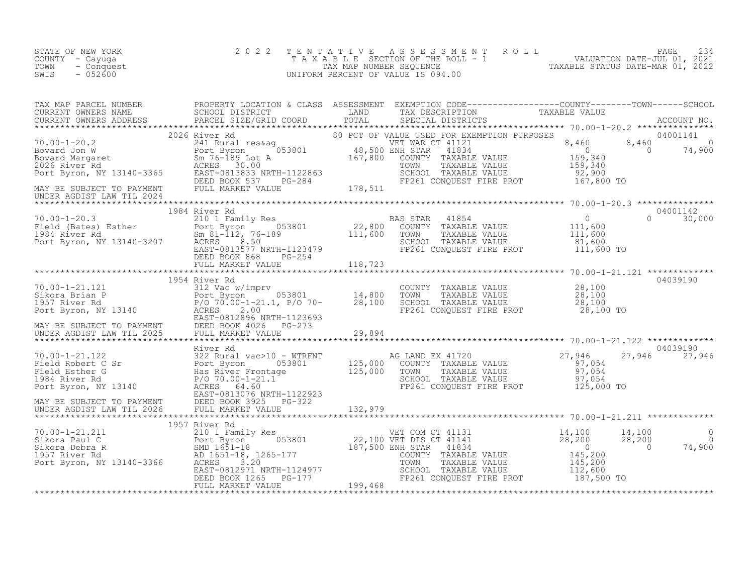STATE OF NEW YORK
COUNTY - Cayuga
TOWN - Conquest
SWIS - 052600

# 2022 TENTATIVE ASSESSMENT ROLL
TAXABLE SECTION OF THE ROLL - 1
TAX MAP NUMBER SEQUENCE
UNIFORM PERCENT OF VALUE IS 094.00

VALUATION DATE-JUL 01, 2021
TAXABLE STATUS DATE-MAR 01, 2022

| TAX MAP PARCEL NUMBER / CURRENT OWNERS NAME / CURRENT OWNERS ADDRESS | PROPERTY LOCATION & CLASS / SCHOOL DISTRICT / PARCEL SIZE/GRID COORD | ASSESSMENT LAND / TOTAL | EXEMPTION CODE / TAX DESCRIPTION / SPECIAL DISTRICTS | COUNTY TAXABLE VALUE | TOWN | SCHOOL / ACCOUNT NO. |
|---|---|---|---|---|---|---|
| **70.00-1-20.2** | 2026 River Rd | | 80 PCT OF VALUE USED FOR EXEMPTION PURPOSES | | | 04001141 |
| 70.00-1-20.2 | 241 Rural res&ag | | VET WAR CT 41121 | 8,460 | 8,460 | 0 |
| Bovard Jon W | Port Byron 053801 | 48,500 | ENH STAR 41834 | 0 | 0 | 74,900 |
| Bovard Margaret | Sm 76-189 Lot A | 167,800 | COUNTY TAXABLE VALUE | 159,340 | | |
| 2026 River Rd | ACRES 30.00 | | TOWN TAXABLE VALUE | 159,340 | | |
| Port Byron, NY 13140-3365 | EAST-0813833 NRTH-1122863 | | SCHOOL TAXABLE VALUE | 92,900 | | |
| | DEED BOOK 537 PG-284 | | FP261 CONQUEST FIRE PROT | 167,800 TO | | |
| MAY BE SUBJECT TO PAYMENT | FULL MARKET VALUE | 178,511 | | | | |
| UNDER AGDIST LAW TIL 2024 | | | | | | |
| **70.00-1-20.3** | 1984 River Rd | | | | | 04001142 |
| 70.00-1-20.3 | 210 1 Family Res | | BAS STAR 41854 | 0 | 0 | 30,000 |
| Field (Bates) Esther | Port Byron 053801 | 22,800 | COUNTY TAXABLE VALUE | 111,600 | | |
| 1984 River Rd | Sm 81-112, 76-189 | 111,600 | TOWN TAXABLE VALUE | 111,600 | | |
| Port Byron, NY 13140-3207 | ACRES 8.50 | | SCHOOL TAXABLE VALUE | 81,600 | | |
| | EAST-0813577 NRTH-1123479 | | FP261 CONQUEST FIRE PROT | 111,600 TO | | |
| | DEED BOOK 868 PG-254 | | | | | |
| | FULL MARKET VALUE | 118,723 | | | | |
| **70.00-1-21.121** | 1954 River Rd | | | | | 04039190 |
| 70.00-1-21.121 | 312 Vac w/imprv | | COUNTY TAXABLE VALUE | 28,100 | | |
| Sikora Brian P | Port Byron 053801 | 14,800 | TOWN TAXABLE VALUE | 28,100 | | |
| 1957 River Rd | P/O 70.00-1-21.1, P/O 70- | 28,100 | SCHOOL TAXABLE VALUE | 28,100 | | |
| Port Byron, NY 13140 | ACRES 2.00 | | FP261 CONQUEST FIRE PROT | 28,100 TO | | |
| | EAST-0812896 NRTH-1123693 | | | | | |
| MAY BE SUBJECT TO PAYMENT | DEED BOOK 4026 PG-273 | | | | | |
| UNDER AGDIST LAW TIL 2025 | FULL MARKET VALUE | 29,894 | | | | |
| **70.00-1-21.122** | River Rd | | | | | 04039190 |
| 70.00-1-21.122 | 322 Rural vac>10 - WTRFNT | | AG LAND EX 41720 | 27,946 | 27,946 | 27,946 |
| Field Robert C Sr | Port Byron 053801 | 125,000 | COUNTY TAXABLE VALUE | 97,054 | | |
| Field Esther G | Has River Frontage | 125,000 | TOWN TAXABLE VALUE | 97,054 | | |
| 1984 River Rd | P/O 70.00-1-21.1 | | SCHOOL TAXABLE VALUE | 97,054 | | |
| Port Byron, NY 13140 | ACRES 64.60 | | FP261 CONQUEST FIRE PROT | 125,000 TO | | |
| | EAST-0813076 NRTH-1122923 | | | | | |
| MAY BE SUBJECT TO PAYMENT | DEED BOOK 3925 PG-322 | | | | | |
| UNDER AGDIST LAW TIL 2026 | FULL MARKET VALUE | 132,979 | | | | |
| **70.00-1-21.211** | 1957 River Rd | | | | | |
| 70.00-1-21.211 | 210 1 Family Res | | VET COM CT 41131 | 14,100 | 14,100 | 0 |
| Sikora Paul C | Port Byron 053801 | 22,100 | VET DIS CT 41141 | 28,200 | 28,200 | 0 |
| Sikora Debra R | SMD 1651-18 | 187,500 | ENH STAR 41834 | 0 | 0 | 74,900 |
| 1957 River Rd | AD 1651-18, 1265-177 | | COUNTY TAXABLE VALUE | 145,200 | | |
| Port Byron, NY 13140-3366 | ACRES 3.20 | | TOWN TAXABLE VALUE | 145,200 | | |
| | EAST-0812971 NRTH-1124977 | | SCHOOL TAXABLE VALUE | 112,600 | | |
| | DEED BOOK 1265 PG-177 | | FP261 CONQUEST FIRE PROT | 187,500 TO | | |
| | FULL MARKET VALUE | 199,468 | | | | |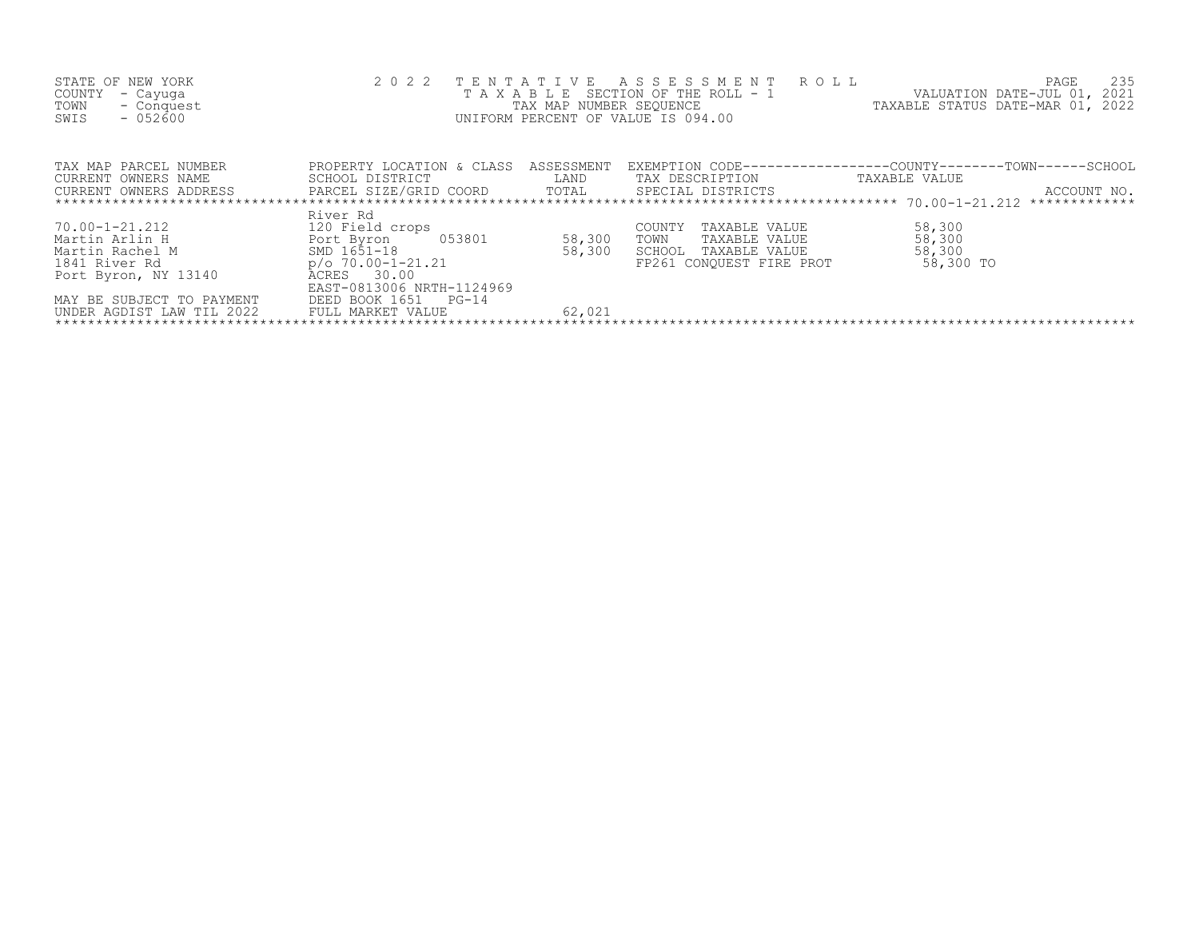STATE OF NEW YORK
COUNTY - Cayuga
TOWN - Conquest
SWIS - 052600

2 0 2 2 T E N T A T I V E A S S E S S M E N T R O L L
T A X A B L E SECTION OF THE ROLL - 1
TAX MAP NUMBER SEQUENCE
UNIFORM PERCENT OF VALUE IS 094.00

VALUATION DATE-JUL 01, 2021
TAXABLE STATUS DATE-MAR 01, 2022

| TAX MAP PARCEL NUMBER / CURRENT OWNERS NAME / CURRENT OWNERS ADDRESS | PROPERTY LOCATION & CLASS / SCHOOL DISTRICT / PARCEL SIZE/GRID COORD | ASSESSMENT LAND / TOTAL | EXEMPTION CODE / TAX DESCRIPTION / SPECIAL DISTRICTS | COUNTY TOWN SCHOOL TAXABLE VALUE | ACCOUNT NO. |
|---|---|---|---|---|---|
| 70.00-1-21.212 | River Rd | | | | |
| | 120 Field crops | | COUNTY TAXABLE VALUE | 58,300 | |
| Martin Arlin H | Port Byron 053801 | 58,300 | TOWN TAXABLE VALUE | 58,300 | |
| Martin Rachel M | SMD 1651-18 | 58,300 | SCHOOL TAXABLE VALUE | 58,300 | |
| 1841 River Rd | p/o 70.00-1-21.21 | | FP261 CONQUEST FIRE PROT | 58,300 TO | |
| Port Byron, NY 13140 | ACRES 30.00 | | | | |
| | EAST-0813006 NRTH-1124969 | | | | |
| MAY BE SUBJECT TO PAYMENT | DEED BOOK 1651 PG-14 | | | | |
| UNDER AGDIST LAW TIL 2022 | FULL MARKET VALUE | 62,021 | | | |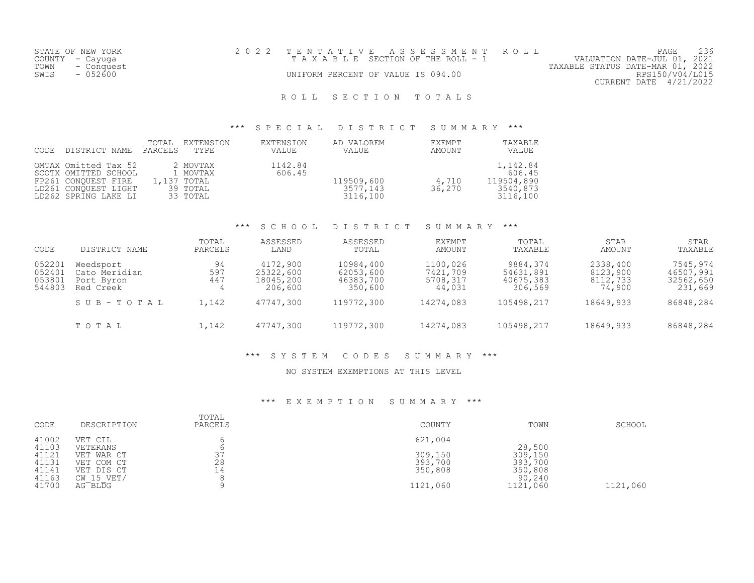STATE OF NEW YORK
COUNTY - Cayuga
TOWN - Conquest
SWIS - 052600

# 2 0 2 2 T E N T A T I V E A S S E S S M E N T R O L L

T A X A B L E SECTION OF THE ROLL - 1

UNIFORM PERCENT OF VALUE IS 094.00

VALUATION DATE-JUL 01, 2021
TAXABLE STATUS DATE-MAR 01, 2022
RPS150/V04/L015
CURRENT DATE 4/21/2022

## R O L L S E C T I O N T O T A L S

### *** S P E C I A L D I S T R I C T S U M M A R Y ***

| CODE | DISTRICT NAME | TOTAL PARCELS | EXTENSION TYPE | EXTENSION VALUE | AD VALOREM VALUE | EXEMPT AMOUNT | TAXABLE VALUE |
|---|---|---|---|---|---|---|---|
| OMTAX | Omitted Tax 52 | 2 | MOVTAX | 1142.84 | | | 1,142.84 |
| SCOTX | OMITTED SCHOOL | 1 | MOVTAX | 606.45 | | | 606.45 |
| FP261 | CONQUEST FIRE | 1,137 | TOTAL | | 119509,600 | 4,710 | 119504,890 |
| LD261 | CONQUEST LIGHT | 39 | TOTAL | | 3577,143 | 36,270 | 3540,873 |
| LD262 | SPRING LAKE LI | 33 | TOTAL | | 3116,100 | | 3116,100 |

### *** S C H O O L D I S T R I C T S U M M A R Y ***

| CODE | DISTRICT NAME | TOTAL PARCELS | ASSESSED LAND | ASSESSED TOTAL | EXEMPT AMOUNT | TOTAL TAXABLE | STAR AMOUNT | STAR TAXABLE |
|---|---|---|---|---|---|---|---|---|
| 052201 | Weedsport | 94 | 4172,900 | 10984,400 | 1100,026 | 9884,374 | 2338,400 | 7545,974 |
| 052401 | Cato Meridian | 597 | 25322,600 | 62053,600 | 7421,709 | 54631,891 | 8123,900 | 46507,991 |
| 053801 | Port Byron | 447 | 18045,200 | 46383,700 | 5708,317 | 40675,383 | 8112,733 | 32562,650 |
| 544803 | Red Creek | 4 | 206,600 | 350,600 | 44,031 | 306,569 | 74,900 | 231,669 |
| | S U B - T O T A L | 1,142 | 47747,300 | 119772,300 | 14274,083 | 105498,217 | 18649,933 | 86848,284 |
| | T O T A L | 1,142 | 47747,300 | 119772,300 | 14274,083 | 105498,217 | 18649,933 | 86848,284 |

### *** S Y S T E M C O D E S S U M M A R Y ***

NO SYSTEM EXEMPTIONS AT THIS LEVEL

### *** E X E M P T I O N S U M M A R Y ***

| CODE | DESCRIPTION | TOTAL PARCELS | COUNTY | TOWN | SCHOOL |
|---|---|---|---|---|---|
| 41002 | VET CIL | 6 | 621,004 | | |
| 41103 | VETERANS | 6 | | 28,500 | |
| 41121 | VET WAR CT | 37 | 309,150 | 309,150 | |
| 41131 | VET COM CT | 28 | 393,700 | 393,700 | |
| 41141 | VET DIS CT | 14 | 350,808 | 350,808 | |
| 41163 | CW_15_VET/ | 8 | | 90,240 | |
| 41700 | AG_BLDG | 9 | 1121,060 | 1121,060 | 1121,060 |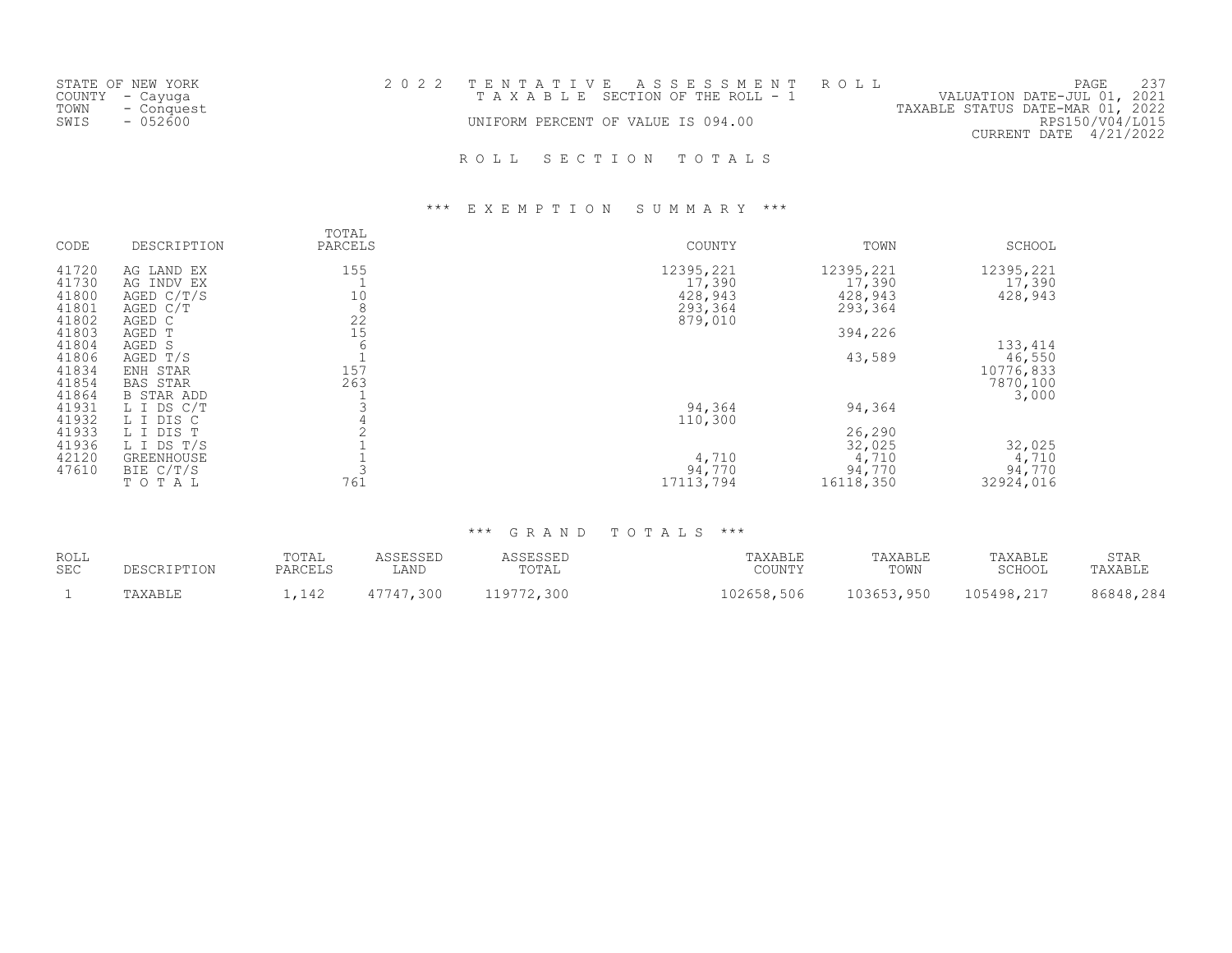STATE OF NEW YORK
COUNTY - Cayuga
TOWN - Conquest
SWIS - 052600

2022 TENTATIVE ASSESSMENT ROLL
TAXABLE SECTION OF THE ROLL - 1
UNIFORM PERCENT OF VALUE IS 094.00

VALUATION DATE-JUL 01, 2021
TAXABLE STATUS DATE-MAR 01, 2022
RPS150/V04/L015
CURRENT DATE 4/21/2022

## ROLL SECTION TOTALS

### *** EXEMPTION SUMMARY ***

| CODE | DESCRIPTION | TOTAL PARCELS | COUNTY | TOWN | SCHOOL |
|---|---|---|---|---|---|
| 41720 | AG LAND EX | 155 | 12395,221 | 12395,221 | 12395,221 |
| 41730 | AG INDV EX | 1 | 17,390 | 17,390 | 17,390 |
| 41800 | AGED C/T/S | 10 | 428,943 | 428,943 | 428,943 |
| 41801 | AGED C/T | 8 | 293,364 | 293,364 | |
| 41802 | AGED C | 22 | 879,010 | | |
| 41803 | AGED T | 15 | | 394,226 | |
| 41804 | AGED S | 6 | | | 133,414 |
| 41806 | AGED T/S | 1 | | 43,589 | 46,550 |
| 41834 | ENH STAR | 157 | | | 10776,833 |
| 41854 | BAS STAR | 263 | | | 7870,100 |
| 41864 | B STAR ADD | 1 | | | 3,000 |
| 41931 | L I DS C/T | 3 | 94,364 | 94,364 | |
| 41932 | L I DIS C | 4 | 110,300 | | |
| 41933 | L I DIS T | 2 | | 26,290 | |
| 41936 | L I DS T/S | 1 | | 32,025 | 32,025 |
| 42120 | GREENHOUSE | 1 | 4,710 | 4,710 | 4,710 |
| 47610 | BIE C/T/S | 3 | 94,770 | 94,770 | 94,770 |
| | TOTAL | 761 | 17113,794 | 16118,350 | 32924,016 |

### *** GRAND TOTALS ***

| ROLL SEC | DESCRIPTION | TOTAL PARCELS | ASSESSED LAND | ASSESSED TOTAL | TAXABLE COUNTY | TAXABLE TOWN | TAXABLE SCHOOL | STAR TAXABLE |
|---|---|---|---|---|---|---|---|---|
| 1 | TAXABLE | 1,142 | 47747,300 | 119772,300 | 102658,506 | 103653,950 | 105498,217 | 86848,284 |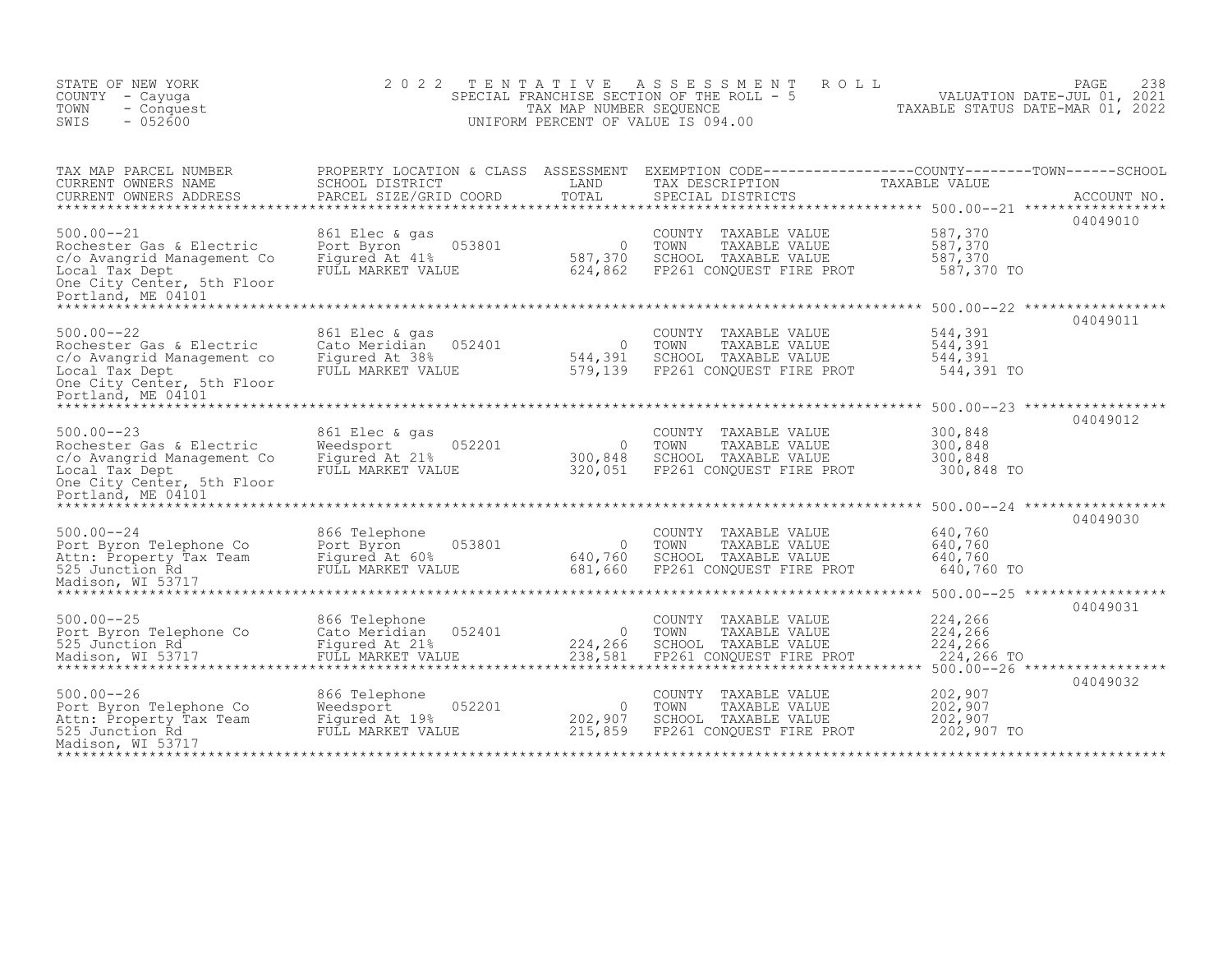STATE OF NEW YORK
COUNTY - Cayuga
TOWN - Conquest
SWIS - 052600

2 0 2 2 T E N T A T I V E A S S E S S M E N T R O L L
SPECIAL FRANCHISE SECTION OF THE ROLL - 5
TAX MAP NUMBER SEQUENCE
UNIFORM PERCENT OF VALUE IS 094.00

VALUATION DATE-JUL 01, 2021
TAXABLE STATUS DATE-MAR 01, 2022

| TAX MAP PARCEL NUMBER / CURRENT OWNERS NAME / CURRENT OWNERS ADDRESS | PROPERTY LOCATION & CLASS / SCHOOL DISTRICT / PARCEL SIZE/GRID COORD | ASSESSMENT LAND / TOTAL | EXEMPTION CODE / TAX DESCRIPTION / SPECIAL DISTRICTS | TAXABLE VALUE (COUNTY / TOWN / SCHOOL) | ACCOUNT NO. |
|---|---|---|---|---|---|
| 500.00--21 | | | | | 04049010 |
| Rochester Gas & Electric | 861 Elec & gas | | COUNTY TAXABLE VALUE | 587,370 | |
| c/o Avangrid Management Co | Port Byron 053801 | 0 | TOWN TAXABLE VALUE | 587,370 | |
| Local Tax Dept | Figured At 41% | 587,370 | SCHOOL TAXABLE VALUE | 587,370 | |
| One City Center, 5th Floor | FULL MARKET VALUE | 624,862 | FP261 CONQUEST FIRE PROT | 587,370 TO | |
| Portland, ME 04101 | | | | | |
| 500.00--22 | | | | | 04049011 |
| Rochester Gas & Electric | 861 Elec & gas | | COUNTY TAXABLE VALUE | 544,391 | |
| c/o Avangrid Management co | Cato Meridian 052401 | 0 | TOWN TAXABLE VALUE | 544,391 | |
| Local Tax Dept | Figured At 38% | 544,391 | SCHOOL TAXABLE VALUE | 544,391 | |
| One City Center, 5th Floor | FULL MARKET VALUE | 579,139 | FP261 CONQUEST FIRE PROT | 544,391 TO | |
| Portland, ME 04101 | | | | | |
| 500.00--23 | | | | | 04049012 |
| Rochester Gas & Electric | 861 Elec & gas | | COUNTY TAXABLE VALUE | 300,848 | |
| c/o Avangrid Management Co | Weedsport 052201 | 0 | TOWN TAXABLE VALUE | 300,848 | |
| Local Tax Dept | Figured At 21% | 300,848 | SCHOOL TAXABLE VALUE | 300,848 | |
| One City Center, 5th Floor | FULL MARKET VALUE | 320,051 | FP261 CONQUEST FIRE PROT | 300,848 TO | |
| Portland, ME 04101 | | | | | |
| 500.00--24 | | | | | 04049030 |
| Port Byron Telephone Co | 866 Telephone | | COUNTY TAXABLE VALUE | 640,760 | |
| Attn: Property Tax Team | Port Byron 053801 | 0 | TOWN TAXABLE VALUE | 640,760 | |
| 525 Junction Rd | Figured At 60% | 640,760 | SCHOOL TAXABLE VALUE | 640,760 | |
| Madison, WI 53717 | FULL MARKET VALUE | 681,660 | FP261 CONQUEST FIRE PROT | 640,760 TO | |
| 500.00--25 | | | | | 04049031 |
| Port Byron Telephone Co | 866 Telephone | | COUNTY TAXABLE VALUE | 224,266 | |
| 525 Junction Rd | Cato Meridian 052401 | 0 | TOWN TAXABLE VALUE | 224,266 | |
| Madison, WI 53717 | Figured At 21% | 224,266 | SCHOOL TAXABLE VALUE | 224,266 | |
| | FULL MARKET VALUE | 238,581 | FP261 CONQUEST FIRE PROT | 224,266 TO | |
| 500.00--26 | | | | | 04049032 |
| Port Byron Telephone Co | 866 Telephone | | COUNTY TAXABLE VALUE | 202,907 | |
| Attn: Property Tax Team | Weedsport 052201 | 0 | TOWN TAXABLE VALUE | 202,907 | |
| 525 Junction Rd | Figured At 19% | 202,907 | SCHOOL TAXABLE VALUE | 202,907 | |
| Madison, WI 53717 | FULL MARKET VALUE | 215,859 | FP261 CONQUEST FIRE PROT | 202,907 TO | |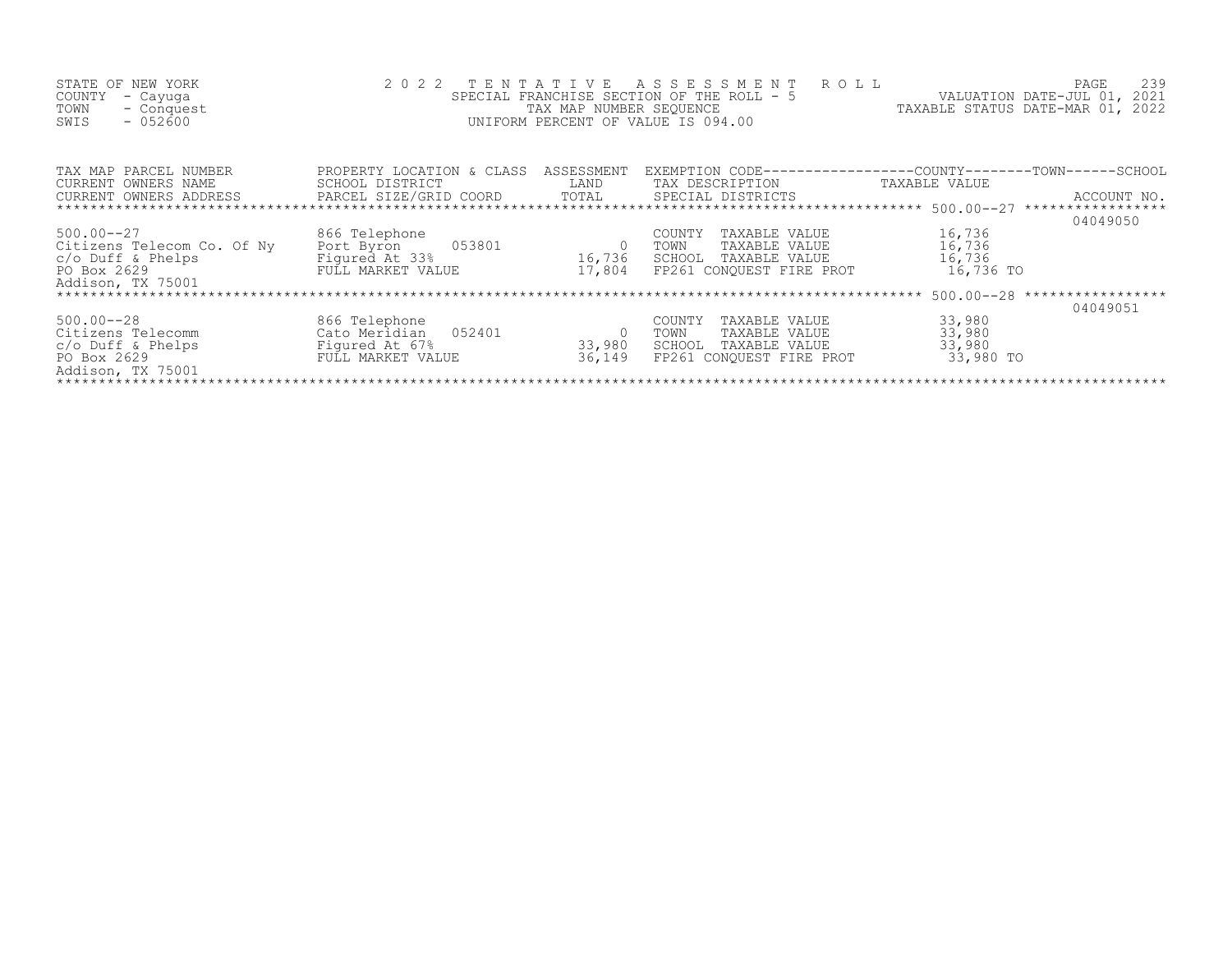STATE OF NEW YORK
COUNTY - Cayuga
TOWN - Conquest
SWIS - 052600

# 2022 TENTATIVE ASSESSMENT ROLL

SPECIAL FRANCHISE SECTION OF THE ROLL - 5
TAX MAP NUMBER SEQUENCE
UNIFORM PERCENT OF VALUE IS 094.00

VALUATION DATE-JUL 01, 2021
TAXABLE STATUS DATE-MAR 01, 2022

| TAX MAP PARCEL NUMBER / CURRENT OWNERS NAME / CURRENT OWNERS ADDRESS | PROPERTY LOCATION & CLASS / SCHOOL DISTRICT / PARCEL SIZE/GRID COORD | ASSESSMENT LAND / TOTAL | EXEMPTION CODE / TAX DESCRIPTION / SPECIAL DISTRICTS | TAXABLE VALUE (COUNTY / TOWN / SCHOOL) | ACCOUNT NO. |
|---|---|---|---|---|---|
| 500.00--27 | 866 Telephone | | COUNTY TAXABLE VALUE | 16,736 | 04049050 |
| Citizens Telecom Co. Of Ny | Port Byron 053801 | 0 | TOWN TAXABLE VALUE | 16,736 | |
| c/o Duff & Phelps | Figured At 33% | 16,736 | SCHOOL TAXABLE VALUE | 16,736 | |
| PO Box 2629 | FULL MARKET VALUE | 17,804 | FP261 CONQUEST FIRE PROT | 16,736 TO | |
| Addison, TX 75001 | | | | | |
| 500.00--28 | 866 Telephone | | COUNTY TAXABLE VALUE | 33,980 | 04049051 |
| Citizens Telecomm | Cato Meridian 052401 | 0 | TOWN TAXABLE VALUE | 33,980 | |
| c/o Duff & Phelps | Figured At 67% | 33,980 | SCHOOL TAXABLE VALUE | 33,980 | |
| PO Box 2629 | FULL MARKET VALUE | 36,149 | FP261 CONQUEST FIRE PROT | 33,980 TO | |
| Addison, TX 75001 | | | | | |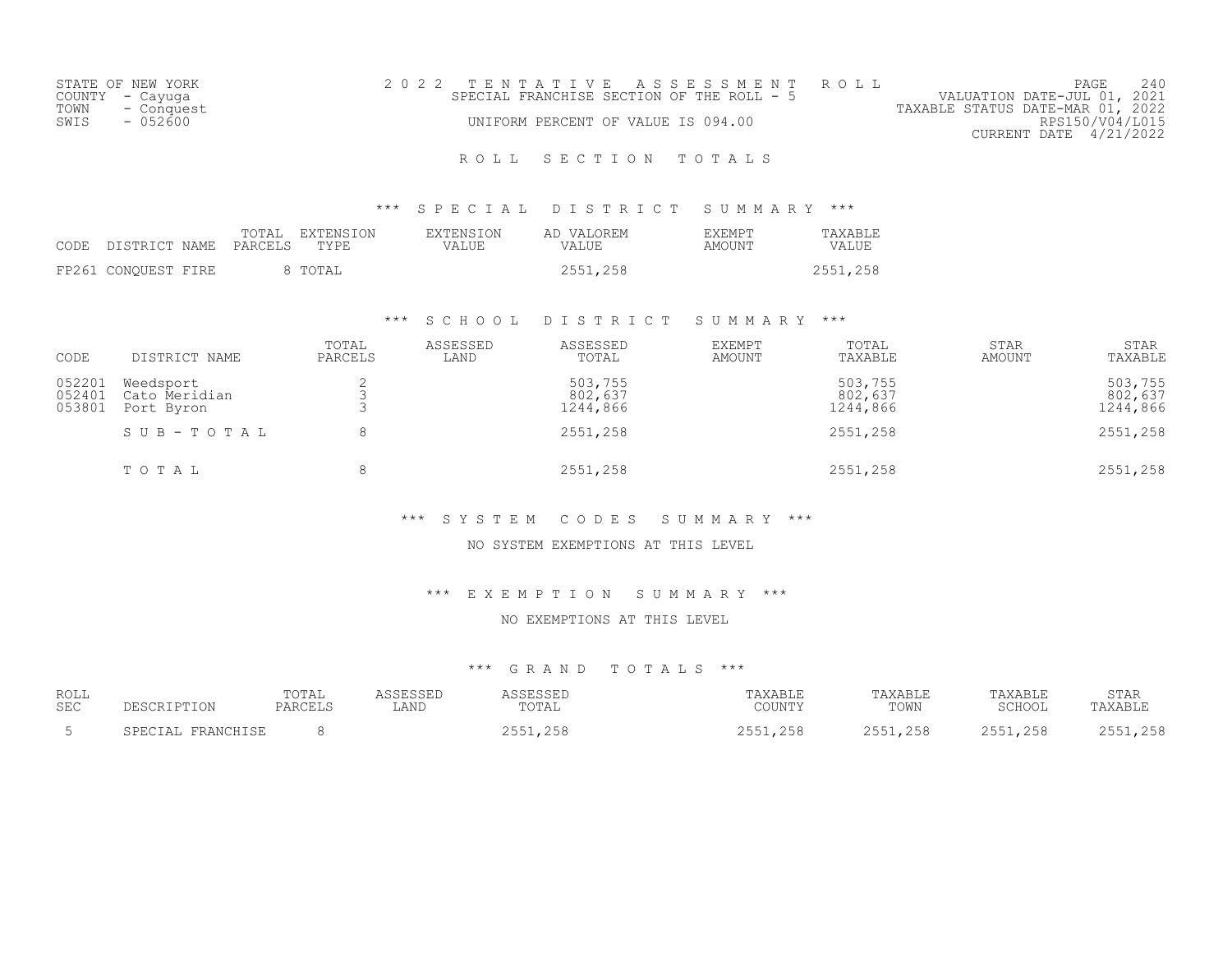STATE OF NEW YORK
COUNTY - Cayuga
TOWN - Conquest
SWIS - 052600

2 0 2 2 T E N T A T I V E A S S E S S M E N T R O L L
SPECIAL FRANCHISE SECTION OF THE ROLL - 5
UNIFORM PERCENT OF VALUE IS 094.00

VALUATION DATE-JUL 01, 2021
TAXABLE STATUS DATE-MAR 01, 2022
RPS150/V04/L015
CURRENT DATE 4/21/2022

## R O L L S E C T I O N T O T A L S

### *** S P E C I A L D I S T R I C T S U M M A R Y ***

| CODE | DISTRICT NAME | TOTAL PARCELS | EXTENSION TYPE | EXTENSION VALUE | AD VALOREM VALUE | EXEMPT AMOUNT | TAXABLE VALUE |
|---|---|---|---|---|---|---|---|
| FP261 | CONQUEST FIRE | 8 | TOTAL | | 2551,258 | | 2551,258 |

### *** S C H O O L D I S T R I C T S U M M A R Y ***

| CODE | DISTRICT NAME | TOTAL PARCELS | ASSESSED LAND | ASSESSED TOTAL | EXEMPT AMOUNT | TOTAL TAXABLE | STAR AMOUNT | STAR TAXABLE |
|---|---|---|---|---|---|---|---|---|
| 052201 | Weedsport | 2 | | 503,755 | | 503,755 | | 503,755 |
| 052401 | Cato Meridian | 3 | | 802,637 | | 802,637 | | 802,637 |
| 053801 | Port Byron | 3 | | 1244,866 | | 1244,866 | | 1244,866 |
| | S U B - T O T A L | 8 | | 2551,258 | | 2551,258 | | 2551,258 |
| | T O T A L | 8 | | 2551,258 | | 2551,258 | | 2551,258 |

### *** S Y S T E M C O D E S S U M M A R Y ***

NO SYSTEM EXEMPTIONS AT THIS LEVEL

### *** E X E M P T I O N S U M M A R Y ***

NO EXEMPTIONS AT THIS LEVEL

### *** G R A N D T O T A L S ***

| ROLL SEC | DESCRIPTION | TOTAL PARCELS | ASSESSED LAND | ASSESSED TOTAL | TAXABLE COUNTY | TAXABLE TOWN | TAXABLE SCHOOL | STAR TAXABLE |
|---|---|---|---|---|---|---|---|---|
| 5 | SPECIAL FRANCHISE | 8 | | 2551,258 | 2551,258 | 2551,258 | 2551,258 | 2551,258 |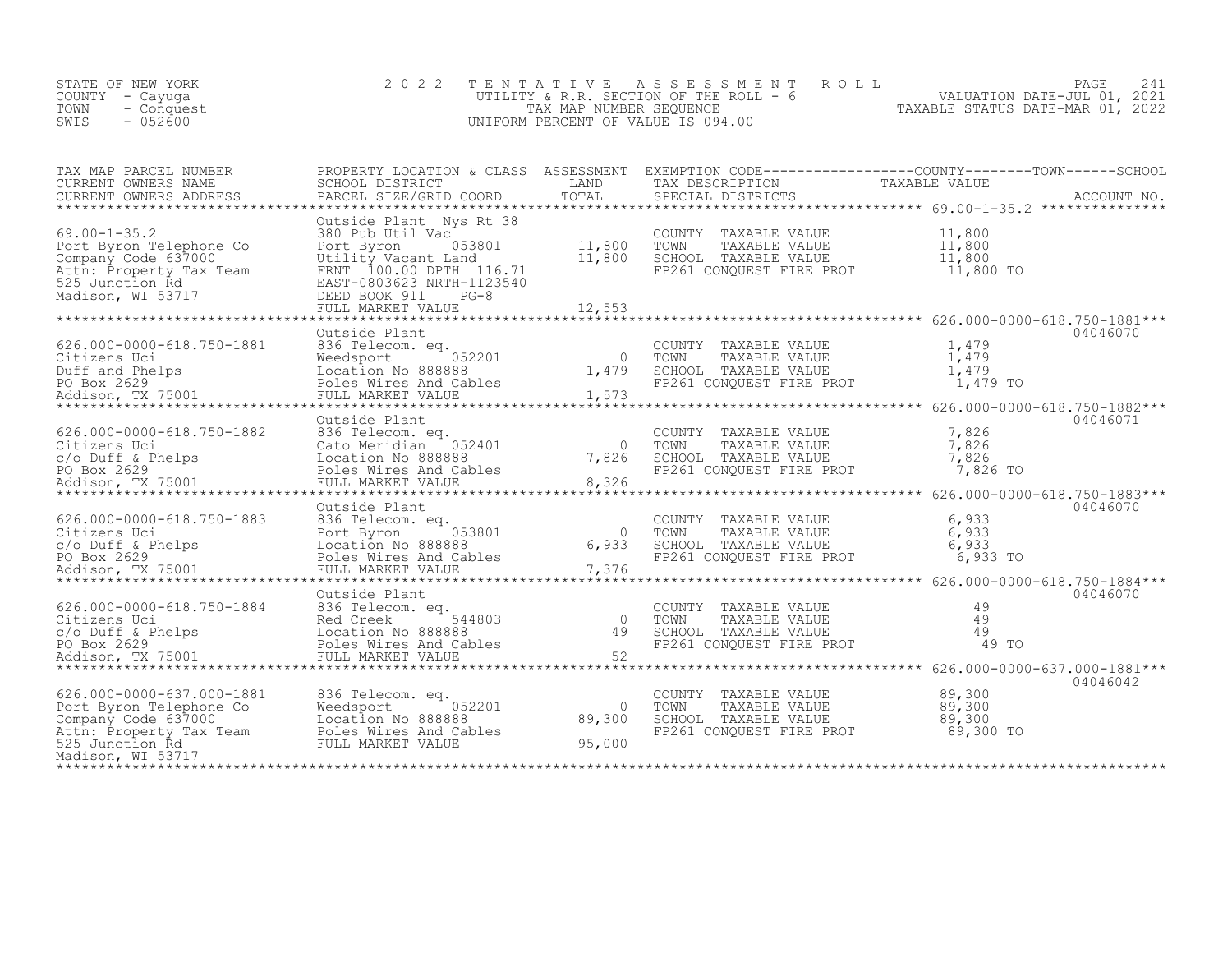STATE OF NEW YORK
COUNTY - Cayuga
TOWN - Conquest
SWIS - 052600

2022 TENTATIVE ASSESSMENT ROLL
UTILITY & R.R. SECTION OF THE ROLL - 6
TAX MAP NUMBER SEQUENCE
UNIFORM PERCENT OF VALUE IS 094.00

VALUATION DATE-JUL 01, 2021
TAXABLE STATUS DATE-MAR 01, 2022

| TAX MAP PARCEL NUMBER / CURRENT OWNERS NAME / CURRENT OWNERS ADDRESS | PROPERTY LOCATION & CLASS / SCHOOL DISTRICT / PARCEL SIZE/GRID COORD | ASSESSMENT LAND / TOTAL | EXEMPTION CODE / TAX DESCRIPTION / SPECIAL DISTRICTS | TAXABLE VALUE (COUNTY / TOWN / SCHOOL) | ACCOUNT NO. |
|---|---|---|---|---|---|
| 69.00-1-35.2 | Outside Plant Nys Rt 38 | | | | |
| Port Byron Telephone Co | 380 Pub Util Vac | | COUNTY TAXABLE VALUE | 11,800 | |
| Company Code 637000 | Port Byron 053801 | 11,800 | TOWN TAXABLE VALUE | 11,800 | |
| Attn: Property Tax Team | Utility Vacant Land | 11,800 | SCHOOL TAXABLE VALUE | 11,800 | |
| 525 Junction Rd | FRNT 100.00 DPTH 116.71 | | FP261 CONQUEST FIRE PROT | 11,800 TO | |
| Madison, WI 53717 | EAST-0803623 NRTH-1123540 | | | | |
| | DEED BOOK 911 PG-8 | | | | |
| | FULL MARKET VALUE | 12,553 | | | |
| 626.000-0000-618.750-1881 | Outside Plant | | | | 04046070 |
| Citizens Uci | 836 Telecom. eq. | | COUNTY TAXABLE VALUE | 1,479 | |
| Duff and Phelps | Weedsport 052201 | 0 | TOWN TAXABLE VALUE | 1,479 | |
| PO Box 2629 | Location No 888888 | 1,479 | SCHOOL TAXABLE VALUE | 1,479 | |
| Addison, TX 75001 | Poles Wires And Cables | | FP261 CONQUEST FIRE PROT | 1,479 TO | |
| | FULL MARKET VALUE | 1,573 | | | |
| 626.000-0000-618.750-1882 | Outside Plant | | | | 04046071 |
| Citizens Uci | 836 Telecom. eq. | | COUNTY TAXABLE VALUE | 7,826 | |
| c/o Duff & Phelps | Cato Meridian 052401 | 0 | TOWN TAXABLE VALUE | 7,826 | |
| PO Box 2629 | Location No 888888 | 7,826 | SCHOOL TAXABLE VALUE | 7,826 | |
| Addison, TX 75001 | Poles Wires And Cables | | FP261 CONQUEST FIRE PROT | 7,826 TO | |
| | FULL MARKET VALUE | 8,326 | | | |
| 626.000-0000-618.750-1883 | Outside Plant | | | | 04046070 |
| Citizens Uci | 836 Telecom. eq. | | COUNTY TAXABLE VALUE | 6,933 | |
| c/o Duff & Phelps | Port Byron 053801 | 0 | TOWN TAXABLE VALUE | 6,933 | |
| PO Box 2629 | Location No 888888 | 6,933 | SCHOOL TAXABLE VALUE | 6,933 | |
| Addison, TX 75001 | Poles Wires And Cables | | FP261 CONQUEST FIRE PROT | 6,933 TO | |
| | FULL MARKET VALUE | 7,376 | | | |
| 626.000-0000-618.750-1884 | Outside Plant | | | | 04046070 |
| Citizens Uci | 836 Telecom. eq. | | COUNTY TAXABLE VALUE | 49 | |
| c/o Duff & Phelps | Red Creek 544803 | 0 | TOWN TAXABLE VALUE | 49 | |
| PO Box 2629 | Location No 888888 | 49 | SCHOOL TAXABLE VALUE | 49 | |
| Addison, TX 75001 | Poles Wires And Cables | | FP261 CONQUEST FIRE PROT | 49 TO | |
| | FULL MARKET VALUE | 52 | | | |
| 626.000-0000-637.000-1881 | | | | | 04046042 |
| Port Byron Telephone Co | 836 Telecom. eq. | | COUNTY TAXABLE VALUE | 89,300 | |
| Company Code 637000 | Weedsport 052201 | 0 | TOWN TAXABLE VALUE | 89,300 | |
| Attn: Property Tax Team | Location No 888888 | 89,300 | SCHOOL TAXABLE VALUE | 89,300 | |
| 525 Junction Rd | Poles Wires And Cables | | FP261 CONQUEST FIRE PROT | 89,300 TO | |
| Madison, WI 53717 | FULL MARKET VALUE | 95,000 | | | |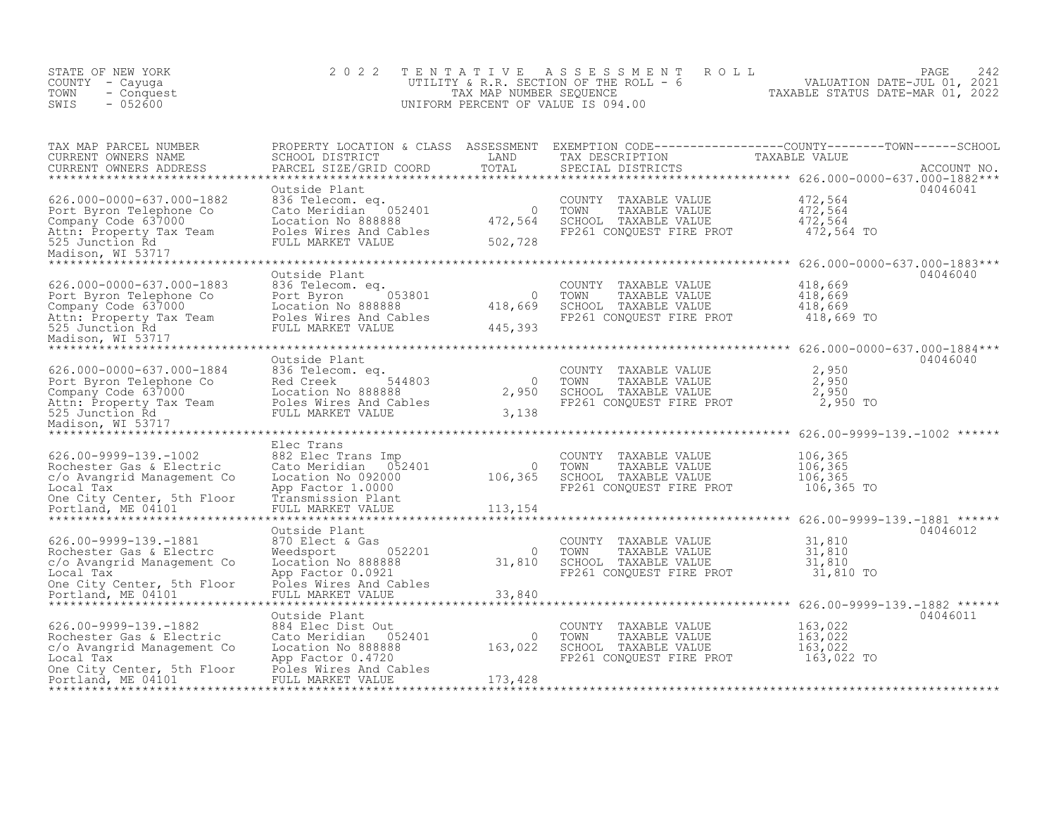STATE OF NEW YORK
COUNTY - Cayuga
TOWN - Conquest
SWIS - 052600

2 0 2 2 T E N T A T I V E A S S E S S M E N T R O L L
UTILITY & R.R. SECTION OF THE ROLL - 6
TAX MAP NUMBER SEQUENCE
UNIFORM PERCENT OF VALUE IS 094.00

VALUATION DATE-JUL 01, 2021
TAXABLE STATUS DATE-MAR 01, 2022

| TAX MAP PARCEL NUMBER / CURRENT OWNERS NAME / CURRENT OWNERS ADDRESS | PROPERTY LOCATION & CLASS / SCHOOL DISTRICT / PARCEL SIZE/GRID COORD | ASSESSMENT LAND / TOTAL | EXEMPTION CODE / TAX DESCRIPTION / SPECIAL DISTRICTS | COUNTY / TOWN / SCHOOL TAXABLE VALUE | ACCOUNT NO. |
|---|---|---|---|---|---|
| **626.000-0000-637.000-1882** | Outside Plant | | | | 04046041 |
| 626.000-0000-637.000-1882 | 836 Telecom. eq. | | COUNTY TAXABLE VALUE | 472,564 | |
| Port Byron Telephone Co | Cato Meridian 052401 | 0 | TOWN TAXABLE VALUE | 472,564 | |
| Company Code 637000 | Location No 888888 | 472,564 | SCHOOL TAXABLE VALUE | 472,564 | |
| Attn: Property Tax Team | Poles Wires And Cables | | FP261 CONQUEST FIRE PROT | 472,564 TO | |
| 525 Junction Rd | FULL MARKET VALUE | 502,728 | | | |
| Madison, WI 53717 | | | | | |
| **626.000-0000-637.000-1883** | Outside Plant | | | | 04046040 |
| 626.000-0000-637.000-1883 | 836 Telecom. eq. | | COUNTY TAXABLE VALUE | 418,669 | |
| Port Byron Telephone Co | Port Byron 053801 | 0 | TOWN TAXABLE VALUE | 418,669 | |
| Company Code 637000 | Location No 888888 | 418,669 | SCHOOL TAXABLE VALUE | 418,669 | |
| Attn: Property Tax Team | Poles Wires And Cables | | FP261 CONQUEST FIRE PROT | 418,669 TO | |
| 525 Junction Rd | FULL MARKET VALUE | 445,393 | | | |
| Madison, WI 53717 | | | | | |
| **626.000-0000-637.000-1884** | Outside Plant | | | | 04046040 |
| 626.000-0000-637.000-1884 | 836 Telecom. eq. | | COUNTY TAXABLE VALUE | 2,950 | |
| Port Byron Telephone Co | Red Creek 544803 | 0 | TOWN TAXABLE VALUE | 2,950 | |
| Company Code 637000 | Location No 888888 | 2,950 | SCHOOL TAXABLE VALUE | 2,950 | |
| Attn: Property Tax Team | Poles Wires And Cables | | FP261 CONQUEST FIRE PROT | 2,950 TO | |
| 525 Junction Rd | FULL MARKET VALUE | 3,138 | | | |
| Madison, WI 53717 | | | | | |
| **626.00-9999-139.-1002** | Elec Trans | | | | |
| 626.00-9999-139.-1002 | 882 Elec Trans Imp | | COUNTY TAXABLE VALUE | 106,365 | |
| Rochester Gas & Electric | Cato Meridian 052401 | 0 | TOWN TAXABLE VALUE | 106,365 | |
| c/o Avangrid Management Co | Location No 092000 | 106,365 | SCHOOL TAXABLE VALUE | 106,365 | |
| Local Tax | App Factor 1.0000 | | FP261 CONQUEST FIRE PROT | 106,365 TO | |
| One City Center, 5th Floor | Transmission Plant | | | | |
| Portland, ME 04101 | FULL MARKET VALUE | 113,154 | | | |
| **626.00-9999-139.-1881** | Outside Plant | | | | 04046012 |
| 626.00-9999-139.-1881 | 870 Elect & Gas | | COUNTY TAXABLE VALUE | 31,810 | |
| Rochester Gas & Electrc | Weedsport 052201 | 0 | TOWN TAXABLE VALUE | 31,810 | |
| c/o Avangrid Management Co | Location No 888888 | 31,810 | SCHOOL TAXABLE VALUE | 31,810 | |
| Local Tax | App Factor 0.0921 | | FP261 CONQUEST FIRE PROT | 31,810 TO | |
| One City Center, 5th Floor | Poles Wires And Cables | | | | |
| Portland, ME 04101 | FULL MARKET VALUE | 33,840 | | | |
| **626.00-9999-139.-1882** | Outside Plant | | | | 04046011 |
| 626.00-9999-139.-1882 | 884 Elec Dist Out | | COUNTY TAXABLE VALUE | 163,022 | |
| Rochester Gas & Electric | Cato Meridian 052401 | 0 | TOWN TAXABLE VALUE | 163,022 | |
| c/o Avangrid Management Co | Location No 888888 | 163,022 | SCHOOL TAXABLE VALUE | 163,022 | |
| Local Tax | App Factor 0.4720 | | FP261 CONQUEST FIRE PROT | 163,022 TO | |
| One City Center, 5th Floor | Poles Wires And Cables | | | | |
| Portland, ME 04101 | FULL MARKET VALUE | 173,428 | | | |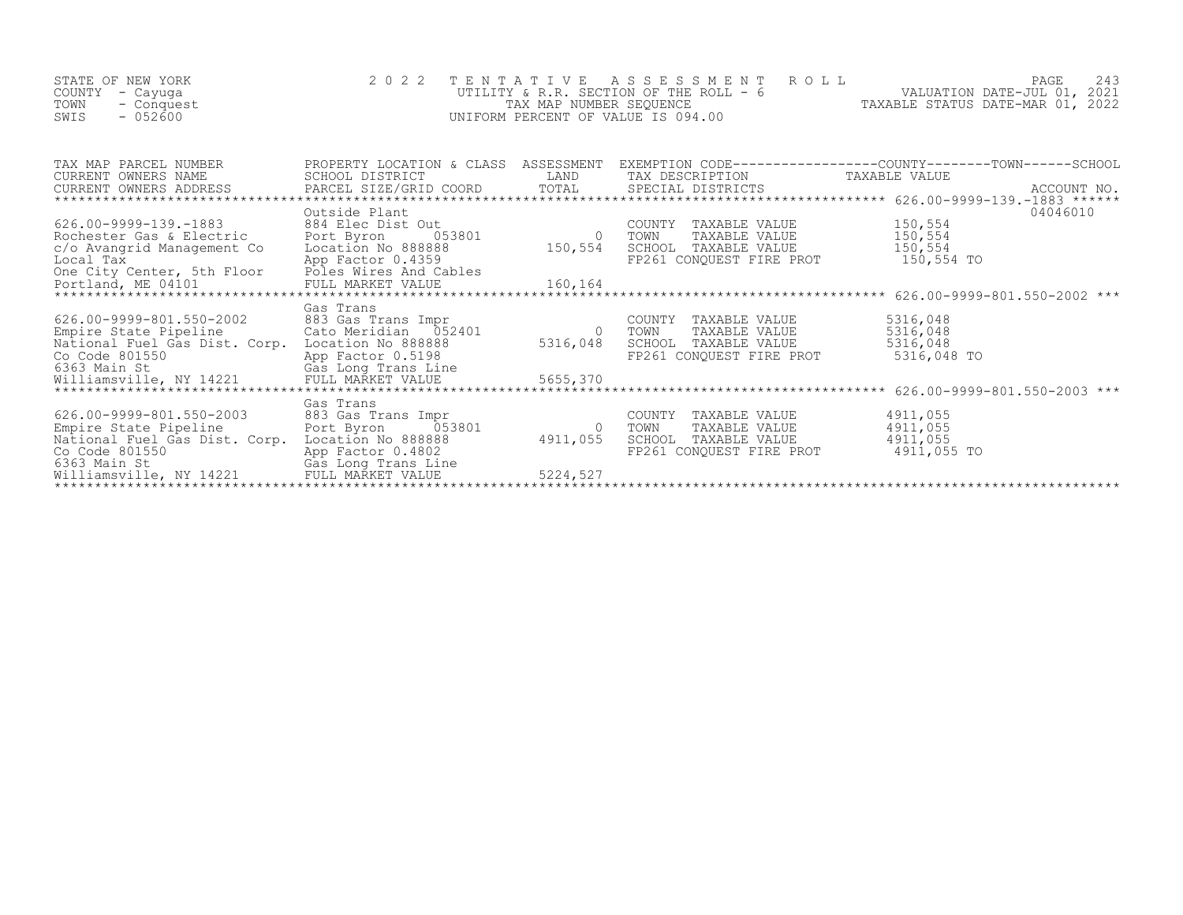STATE OF NEW YORK
COUNTY - Cayuga
TOWN - Conquest
SWIS - 052600

# 2022 TENTATIVE ASSESSMENT ROLL
UTILITY & R.R. SECTION OF THE ROLL - 6
TAX MAP NUMBER SEQUENCE
UNIFORM PERCENT OF VALUE IS 094.00

VALUATION DATE-JUL 01, 2021
TAXABLE STATUS DATE-MAR 01, 2022

| TAX MAP PARCEL NUMBER / CURRENT OWNERS NAME / CURRENT OWNERS ADDRESS | PROPERTY LOCATION & CLASS / SCHOOL DISTRICT / PARCEL SIZE/GRID COORD | ASSESSMENT LAND / TOTAL | EXEMPTION CODE / TAX DESCRIPTION / SPECIAL DISTRICTS | TAXABLE VALUE (COUNTY / TOWN / SCHOOL) | ACCOUNT NO. |
|---|---|---|---|---|---|
| **626.00-9999-139.-1883** | Outside Plant | | | | 04046010 |
| 626.00-9999-139.-1883 | 884 Elec Dist Out | | COUNTY TAXABLE VALUE | 150,554 | |
| Rochester Gas & Electric | Port Byron 053801 | 0 | TOWN TAXABLE VALUE | 150,554 | |
| c/o Avangrid Management Co | Location No 888888 | 150,554 | SCHOOL TAXABLE VALUE | 150,554 | |
| Local Tax | App Factor 0.4359 | | FP261 CONQUEST FIRE PROT | 150,554 TO | |
| One City Center, 5th Floor | Poles Wires And Cables | | | | |
| Portland, ME 04101 | FULL MARKET VALUE | 160,164 | | | |
| **626.00-9999-801.550-2002** | Gas Trans | | | | |
| 626.00-9999-801.550-2002 | 883 Gas Trans Impr | | COUNTY TAXABLE VALUE | 5316,048 | |
| Empire State Pipeline | Cato Meridian 052401 | 0 | TOWN TAXABLE VALUE | 5316,048 | |
| National Fuel Gas Dist. Corp. | Location No 888888 | 5316,048 | SCHOOL TAXABLE VALUE | 5316,048 | |
| Co Code 801550 | App Factor 0.5198 | | FP261 CONQUEST FIRE PROT | 5316,048 TO | |
| 6363 Main St | Gas Long Trans Line | | | | |
| Williamsville, NY 14221 | FULL MARKET VALUE | 5655,370 | | | |
| **626.00-9999-801.550-2003** | Gas Trans | | | | |
| 626.00-9999-801.550-2003 | 883 Gas Trans Impr | | COUNTY TAXABLE VALUE | 4911,055 | |
| Empire State Pipeline | Port Byron 053801 | 0 | TOWN TAXABLE VALUE | 4911,055 | |
| National Fuel Gas Dist. Corp. | Location No 888888 | 4911,055 | SCHOOL TAXABLE VALUE | 4911,055 | |
| Co Code 801550 | App Factor 0.4802 | | FP261 CONQUEST FIRE PROT | 4911,055 TO | |
| 6363 Main St | Gas Long Trans Line | | | | |
| Williamsville, NY 14221 | FULL MARKET VALUE | 5224,527 | | | |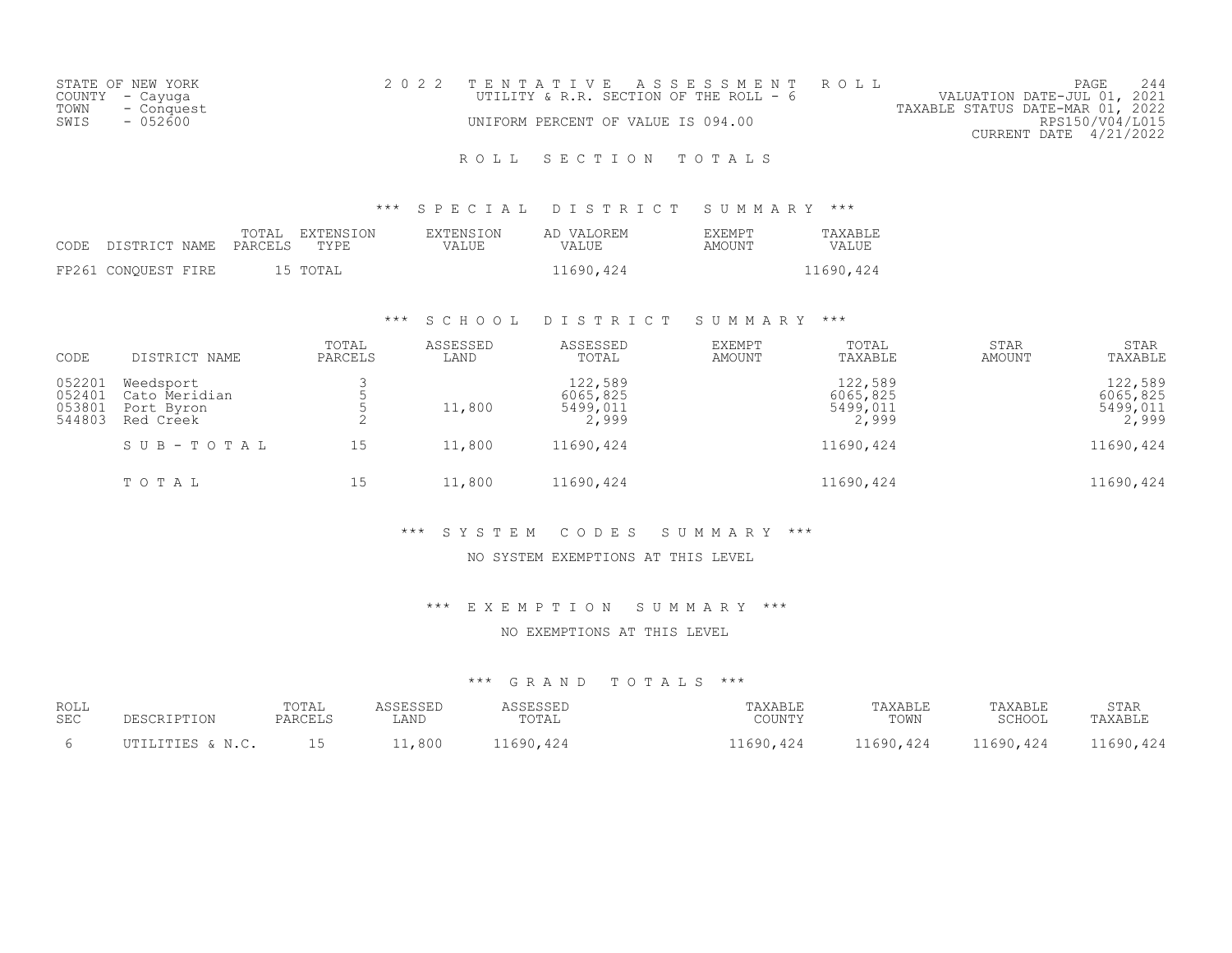STATE OF NEW YORK
COUNTY - Cayuga
TOWN - Conquest
SWIS - 052600

# 2022 TENTATIVE ASSESSMENT ROLL

UTILITY & R.R. SECTION OF THE ROLL - 6

UNIFORM PERCENT OF VALUE IS 094.00

VALUATION DATE-JUL 01, 2021
TAXABLE STATUS DATE-MAR 01, 2022
RPS150/V04/L015
CURRENT DATE 4/21/2022

## ROLL SECTION TOTALS

### *** SPECIAL DISTRICT SUMMARY ***

| CODE | DISTRICT NAME | TOTAL PARCELS | EXTENSION TYPE | EXTENSION VALUE | AD VALOREM VALUE | EXEMPT AMOUNT | TAXABLE VALUE |
|---|---|---|---|---|---|---|---|
| FP261 | CONQUEST FIRE | 15 | TOTAL | | 11690,424 | | 11690,424 |

### *** SCHOOL DISTRICT SUMMARY ***

| CODE | DISTRICT NAME | TOTAL PARCELS | ASSESSED LAND | ASSESSED TOTAL | EXEMPT AMOUNT | TOTAL TAXABLE | STAR AMOUNT | STAR TAXABLE |
|---|---|---|---|---|---|---|---|---|
| 052201 | Weedsport | 3 | | 122,589 | | 122,589 | | 122,589 |
| 052401 | Cato Meridian | 5 | | 6065,825 | | 6065,825 | | 6065,825 |
| 053801 | Port Byron | 5 | 11,800 | 5499,011 | | 5499,011 | | 5499,011 |
| 544803 | Red Creek | 2 | | 2,999 | | 2,999 | | 2,999 |
| | SUB-TOTAL | 15 | 11,800 | 11690,424 | | 11690,424 | | 11690,424 |
| | TOTAL | 15 | 11,800 | 11690,424 | | 11690,424 | | 11690,424 |

### *** SYSTEM CODES SUMMARY ***

NO SYSTEM EXEMPTIONS AT THIS LEVEL

### *** EXEMPTION SUMMARY ***

NO EXEMPTIONS AT THIS LEVEL

### *** GRAND TOTALS ***

| ROLL SEC | DESCRIPTION | TOTAL PARCELS | ASSESSED LAND | ASSESSED TOTAL | TAXABLE COUNTY | TAXABLE TOWN | TAXABLE SCHOOL | STAR TAXABLE |
|---|---|---|---|---|---|---|---|---|
| 6 | UTILITIES & N.C. | 15 | 11,800 | 11690,424 | 11690,424 | 11690,424 | 11690,424 | 11690,424 |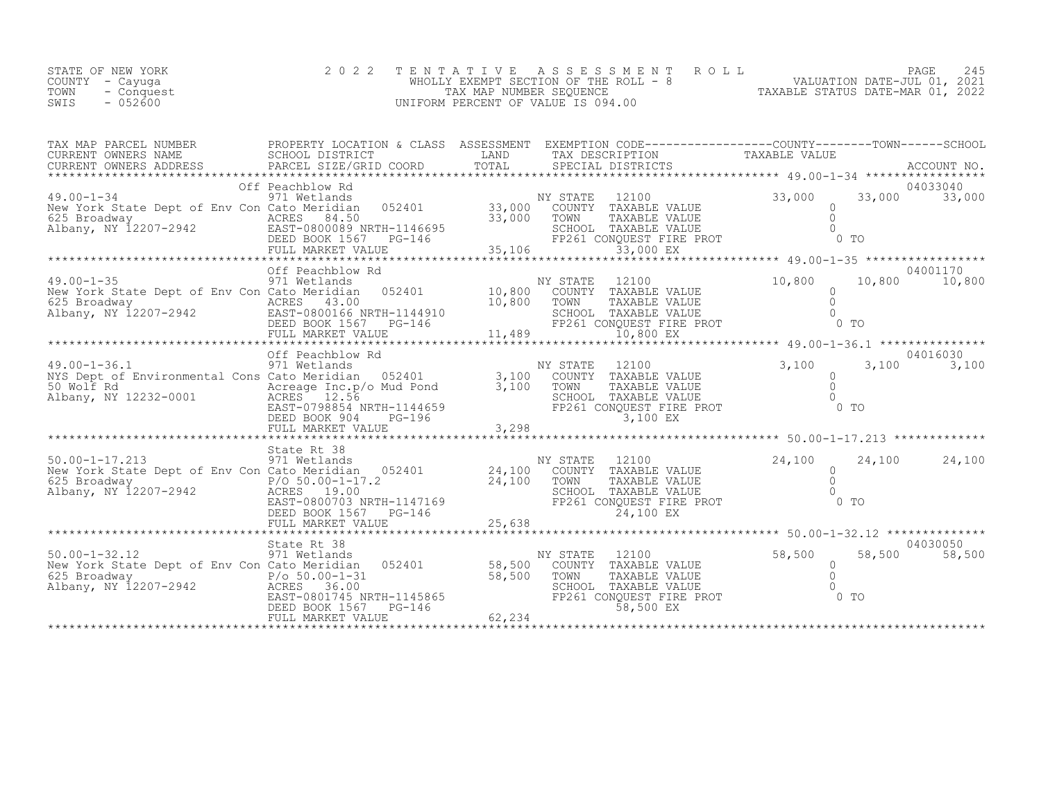STATE OF NEW YORK
COUNTY - Cayuga
TOWN - Conquest
SWIS - 052600

2 0 2 2 T E N T A T I V E A S S E S S M E N T R O L L
WHOLLY EXEMPT SECTION OF THE ROLL - 8
TAX MAP NUMBER SEQUENCE
UNIFORM PERCENT OF VALUE IS 094.00

VALUATION DATE-JUL 01, 2021
TAXABLE STATUS DATE-MAR 01, 2022

| TAX MAP PARCEL NUMBER / CURRENT OWNERS NAME / CURRENT OWNERS ADDRESS | PROPERTY LOCATION & CLASS / SCHOOL DISTRICT / PARCEL SIZE/GRID COORD | ASSESSMENT LAND / TOTAL | EXEMPTION CODE / TAX DESCRIPTION / SPECIAL DISTRICTS | COUNTY TAXABLE VALUE | TOWN | SCHOOL / ACCOUNT NO. |
|---|---|---|---|---|---|---|
| 49.00-1-34 | Off Peachblow Rd | | | | | 04033040 |
| 49.00-1-34 | 971 Wetlands | | NY STATE 12100 | 33,000 | 33,000 | 33,000 |
| New York State Dept of Env Con | Cato Meridian 052401 | 33,000 | COUNTY TAXABLE VALUE | 0 | | |
| 625 Broadway | ACRES 84.50 | 33,000 | TOWN TAXABLE VALUE | 0 | | |
| Albany, NY 12207-2942 | EAST-0800089 NRTH-1146695 | | SCHOOL TAXABLE VALUE | 0 | | |
| | DEED BOOK 1567 PG-146 | | FP261 CONQUEST FIRE PROT | 0 TO | | |
| | FULL MARKET VALUE | 35,106 | 33,000 EX | | | |
| 49.00-1-35 | Off Peachblow Rd | | | | | 04001170 |
| 49.00-1-35 | 971 Wetlands | | NY STATE 12100 | 10,800 | 10,800 | 10,800 |
| New York State Dept of Env Con | Cato Meridian 052401 | 10,800 | COUNTY TAXABLE VALUE | 0 | | |
| 625 Broadway | ACRES 43.00 | 10,800 | TOWN TAXABLE VALUE | 0 | | |
| Albany, NY 12207-2942 | EAST-0800166 NRTH-1144910 | | SCHOOL TAXABLE VALUE | 0 | | |
| | DEED BOOK 1567 PG-146 | | FP261 CONQUEST FIRE PROT | 0 TO | | |
| | FULL MARKET VALUE | 11,489 | 10,800 EX | | | |
| 49.00-1-36.1 | Off Peachblow Rd | | | | | 04016030 |
| 49.00-1-36.1 | 971 Wetlands | | NY STATE 12100 | 3,100 | 3,100 | 3,100 |
| NYS Dept of Environmental Cons | Cato Meridian 052401 | 3,100 | COUNTY TAXABLE VALUE | 0 | | |
| 50 Wolf Rd | Acreage Inc.p/o Mud Pond | 3,100 | TOWN TAXABLE VALUE | 0 | | |
| Albany, NY 12232-0001 | ACRES 12.56 | | SCHOOL TAXABLE VALUE | 0 | | |
| | EAST-0798854 NRTH-1144659 | | FP261 CONQUEST FIRE PROT | 0 TO | | |
| | DEED BOOK 904 PG-196 | | 3,100 EX | | | |
| | FULL MARKET VALUE | 3,298 | | | | |
| 50.00-1-17.213 | State Rt 38 | | | | | |
| 50.00-1-17.213 | 971 Wetlands | | NY STATE 12100 | 24,100 | 24,100 | 24,100 |
| New York State Dept of Env Con | Cato Meridian 052401 | 24,100 | COUNTY TAXABLE VALUE | 0 | | |
| 625 Broadway | P/O 50.00-1-17.2 | 24,100 | TOWN TAXABLE VALUE | 0 | | |
| Albany, NY 12207-2942 | ACRES 19.00 | | SCHOOL TAXABLE VALUE | 0 | | |
| | EAST-0800703 NRTH-1147169 | | FP261 CONQUEST FIRE PROT | 0 TO | | |
| | DEED BOOK 1567 PG-146 | | 24,100 EX | | | |
| | FULL MARKET VALUE | 25,638 | | | | |
| 50.00-1-32.12 | State Rt 38 | | | | | 04030050 |
| 50.00-1-32.12 | 971 Wetlands | | NY STATE 12100 | 58,500 | 58,500 | 58,500 |
| New York State Dept of Env Con | Cato Meridian 052401 | 58,500 | COUNTY TAXABLE VALUE | 0 | | |
| 625 Broadway | P/o 50.00-1-31 | 58,500 | TOWN TAXABLE VALUE | 0 | | |
| Albany, NY 12207-2942 | ACRES 36.00 | | SCHOOL TAXABLE VALUE | 0 | | |
| | EAST-0801745 NRTH-1145865 | | FP261 CONQUEST FIRE PROT | 0 TO | | |
| | DEED BOOK 1567 PG-146 | | 58,500 EX | | | |
| | FULL MARKET VALUE | 62,234 | | | | |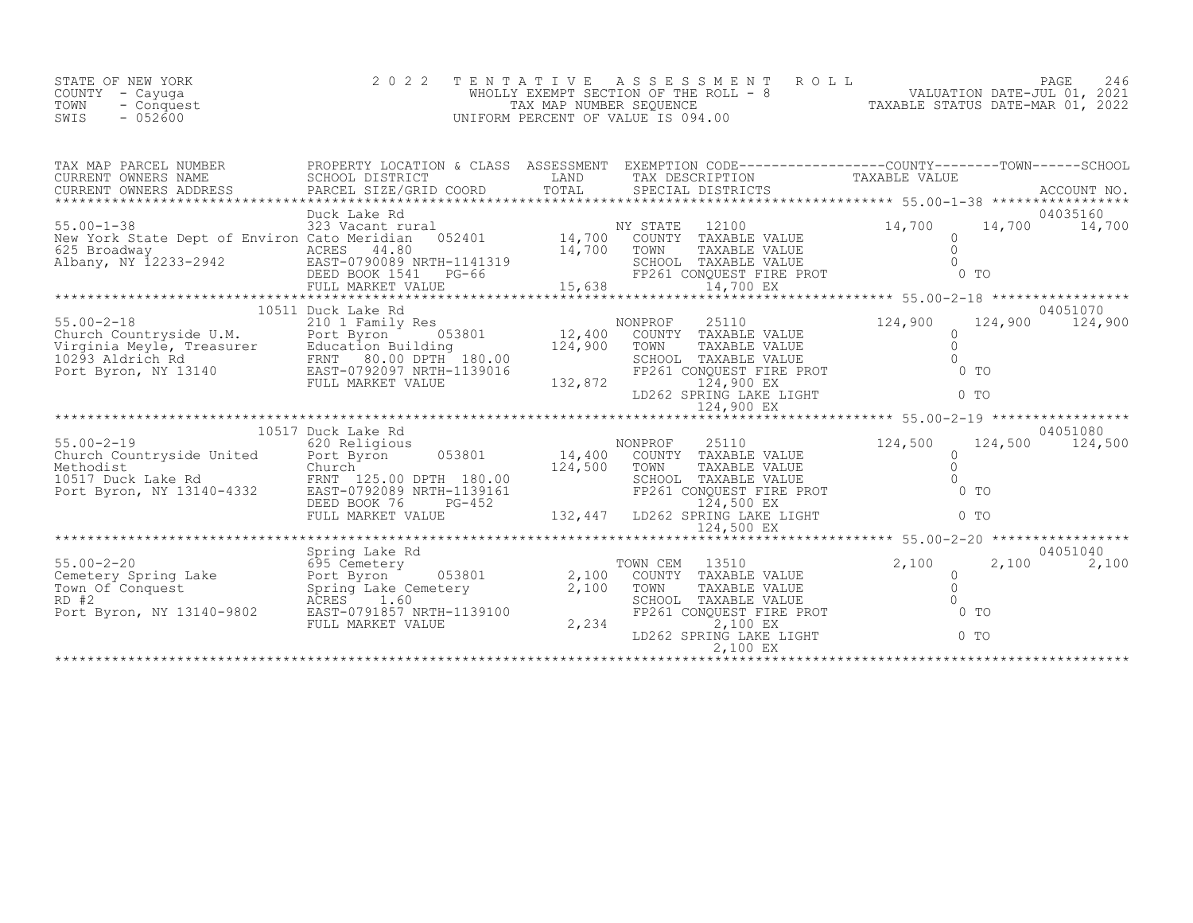STATE OF NEW YORK
COUNTY - Cayuga
TOWN - Conquest
SWIS - 052600

2022 TENTATIVE ASSESSMENT ROLL
WHOLLY EXEMPT SECTION OF THE ROLL - 8
TAX MAP NUMBER SEQUENCE
UNIFORM PERCENT OF VALUE IS 094.00

VALUATION DATE-JUL 01, 2021
TAXABLE STATUS DATE-MAR 01, 2022

| TAX MAP PARCEL NUMBER / CURRENT OWNERS NAME / CURRENT OWNERS ADDRESS | PROPERTY LOCATION & CLASS / SCHOOL DISTRICT / PARCEL SIZE/GRID COORD | ASSESSMENT LAND | ASSESSMENT TOTAL | EXEMPTION CODE / TAX DESCRIPTION / SPECIAL DISTRICTS | COUNTY TAXABLE VALUE | TOWN | SCHOOL / ACCOUNT NO. |
|---|---|---|---|---|---|---|---|
| | Duck Lake Rd | | | | | | 04035160 |
| 55.00-1-38 | 323 Vacant rural | | | NY STATE 12100 | 14,700 | 14,700 | 14,700 |
| New York State Dept of Environ | Cato Meridian 052401 | 14,700 | | COUNTY TAXABLE VALUE | 0 | | |
| 625 Broadway | ACRES 44.80 | | 14,700 | TOWN TAXABLE VALUE | 0 | | |
| Albany, NY 12233-2942 | EAST-0790089 NRTH-1141319 | | | SCHOOL TAXABLE VALUE | 0 | | |
| | DEED BOOK 1541 PG-66 | | | FP261 CONQUEST FIRE PROT | 0 TO | | |
| | FULL MARKET VALUE | | 15,638 | 14,700 EX | | | |
| | 10511 Duck Lake Rd | | | | | | 04051070 |
| 55.00-2-18 | 210 1 Family Res | | | NONPROF 25110 | 124,900 | 124,900 | 124,900 |
| Church Countryside U.M. | Port Byron 053801 | 12,400 | | COUNTY TAXABLE VALUE | 0 | | |
| Virginia Meyle, Treasurer | Education Building | | 124,900 | TOWN TAXABLE VALUE | 0 | | |
| 10293 Aldrich Rd | FRNT 80.00 DPTH 180.00 | | | SCHOOL TAXABLE VALUE | 0 | | |
| Port Byron, NY 13140 | EAST-0792097 NRTH-1139016 | | | FP261 CONQUEST FIRE PROT | 0 TO | | |
| | FULL MARKET VALUE | | 132,872 | 124,900 EX | | | |
| | | | | LD262 SPRING LAKE LIGHT | 0 TO | | |
| | | | | 124,900 EX | | | |
| | 10517 Duck Lake Rd | | | | | | 04051080 |
| 55.00-2-19 | 620 Religious | | | NONPROF 25110 | 124,500 | 124,500 | 124,500 |
| Church Countryside United | Port Byron 053801 | 14,400 | | COUNTY TAXABLE VALUE | 0 | | |
| Methodist | Church | | 124,500 | TOWN TAXABLE VALUE | 0 | | |
| 10517 Duck Lake Rd | FRNT 125.00 DPTH 180.00 | | | SCHOOL TAXABLE VALUE | 0 | | |
| Port Byron, NY 13140-4332 | EAST-0792089 NRTH-1139161 | | | FP261 CONQUEST FIRE PROT | 0 TO | | |
| | DEED BOOK 76 PG-452 | | | 124,500 EX | | | |
| | FULL MARKET VALUE | | 132,447 | LD262 SPRING LAKE LIGHT | 0 TO | | |
| | | | | 124,500 EX | | | |
| | Spring Lake Rd | | | | | | 04051040 |
| 55.00-2-20 | 695 Cemetery | | | TOWN CEM 13510 | 2,100 | 2,100 | 2,100 |
| Cemetery Spring Lake | Port Byron 053801 | 2,100 | | COUNTY TAXABLE VALUE | 0 | | |
| Town Of Conquest | Spring Lake Cemetery | | 2,100 | TOWN TAXABLE VALUE | 0 | | |
| RD #2 | ACRES 1.60 | | | SCHOOL TAXABLE VALUE | 0 | | |
| Port Byron, NY 13140-9802 | EAST-0791857 NRTH-1139100 | | | FP261 CONQUEST FIRE PROT | 0 TO | | |
| | FULL MARKET VALUE | | 2,234 | 2,100 EX | | | |
| | | | | LD262 SPRING LAKE LIGHT | 0 TO | | |
| | | | | 2,100 EX | | | |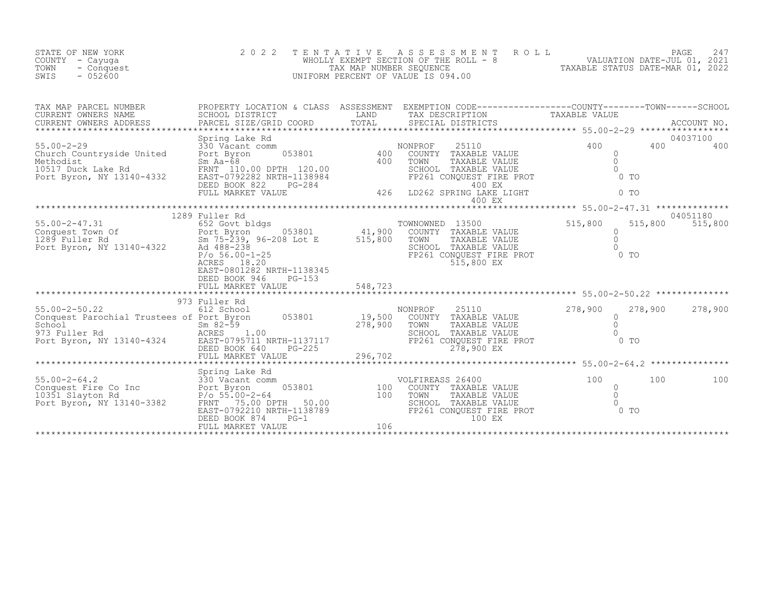STATE OF NEW YORK
COUNTY - Cayuga
TOWN - Conquest
SWIS - 052600

2022 TENTATIVE ASSESSMENT ROLL
WHOLLY EXEMPT SECTION OF THE ROLL - 8
TAX MAP NUMBER SEQUENCE
UNIFORM PERCENT OF VALUE IS 094.00

VALUATION DATE-JUL 01, 2021
TAXABLE STATUS DATE-MAR 01, 2022

| TAX MAP PARCEL NUMBER / CURRENT OWNERS NAME / CURRENT OWNERS ADDRESS | PROPERTY LOCATION & CLASS / SCHOOL DISTRICT / PARCEL SIZE/GRID COORD | ASSESSMENT LAND / TOTAL | EXEMPTION CODE / TAX DESCRIPTION / SPECIAL DISTRICTS | COUNTY TAXABLE VALUE | TOWN | SCHOOL / ACCOUNT NO. |
|---|---|---|---|---|---|---|
| | Spring Lake Rd | | | | | 04037100 |
| 55.00-2-29 | 330 Vacant comm | | NONPROF 25110 | 400 | 400 | 400 |
| Church Countryside United | Port Byron 053801 | 400 | COUNTY TAXABLE VALUE | 0 | | |
| Methodist | Sm Aa-68 | 400 | TOWN TAXABLE VALUE | 0 | | |
| 10517 Duck Lake Rd | FRNT 110.00 DPTH 120.00 | | SCHOOL TAXABLE VALUE | 0 | | |
| Port Byron, NY 13140-4332 | EAST-0792282 NRTH-1138984 | | FP261 CONQUEST FIRE PROT | 0 TO | | |
| | DEED BOOK 822 PG-284 | | 400 EX | | | |
| | FULL MARKET VALUE | 426 | LD262 SPRING LAKE LIGHT | 0 TO | | |
| | | | 400 EX | | | |
| | 1289 Fuller Rd | | | | | 04051180 |
| 55.00-2-47.31 | 652 Govt bldgs | | TOWNOWNED 13500 | 515,800 | 515,800 | 515,800 |
| Conquest Town Of | Port Byron 053801 | 41,900 | COUNTY TAXABLE VALUE | 0 | | |
| 1289 Fuller Rd | Sm 75-239, 96-208 Lot E | 515,800 | TOWN TAXABLE VALUE | 0 | | |
| Port Byron, NY 13140-4322 | Ad 488-238 | | SCHOOL TAXABLE VALUE | 0 | | |
| | P/o 56.00-1-25 | | FP261 CONQUEST FIRE PROT | 0 TO | | |
| | ACRES 18.20 | | 515,800 EX | | | |
| | EAST-0801282 NRTH-1138345 | | | | | |
| | DEED BOOK 946 PG-153 | | | | | |
| | FULL MARKET VALUE | 548,723 | | | | |
| | 973 Fuller Rd | | | | | |
| 55.00-2-50.22 | 612 School | | NONPROF 25110 | 278,900 | 278,900 | 278,900 |
| Conquest Parochial Trustees of | Port Byron 053801 | 19,500 | COUNTY TAXABLE VALUE | 0 | | |
| School | Sm 82-59 | 278,900 | TOWN TAXABLE VALUE | 0 | | |
| 973 Fuller Rd | ACRES 1.00 | | SCHOOL TAXABLE VALUE | 0 | | |
| Port Byron, NY 13140-4324 | EAST-0795711 NRTH-1137117 | | FP261 CONQUEST FIRE PROT | 0 TO | | |
| | DEED BOOK 640 PG-225 | | 278,900 EX | | | |
| | FULL MARKET VALUE | 296,702 | | | | |
| | Spring Lake Rd | | | | | |
| 55.00-2-64.2 | 330 Vacant comm | | VOLFIREASS 26400 | 100 | 100 | 100 |
| Conquest Fire Co Inc | Port Byron 053801 | 100 | COUNTY TAXABLE VALUE | 0 | | |
| 10351 Slayton Rd | P/o 55.00-2-64 | 100 | TOWN TAXABLE VALUE | 0 | | |
| Port Byron, NY 13140-3382 | FRNT 75.00 DPTH 50.00 | | SCHOOL TAXABLE VALUE | 0 | | |
| | EAST-0792210 NRTH-1138789 | | FP261 CONQUEST FIRE PROT | 0 TO | | |
| | DEED BOOK 874 PG-1 | | 100 EX | | | |
| | FULL MARKET VALUE | 106 | | | | |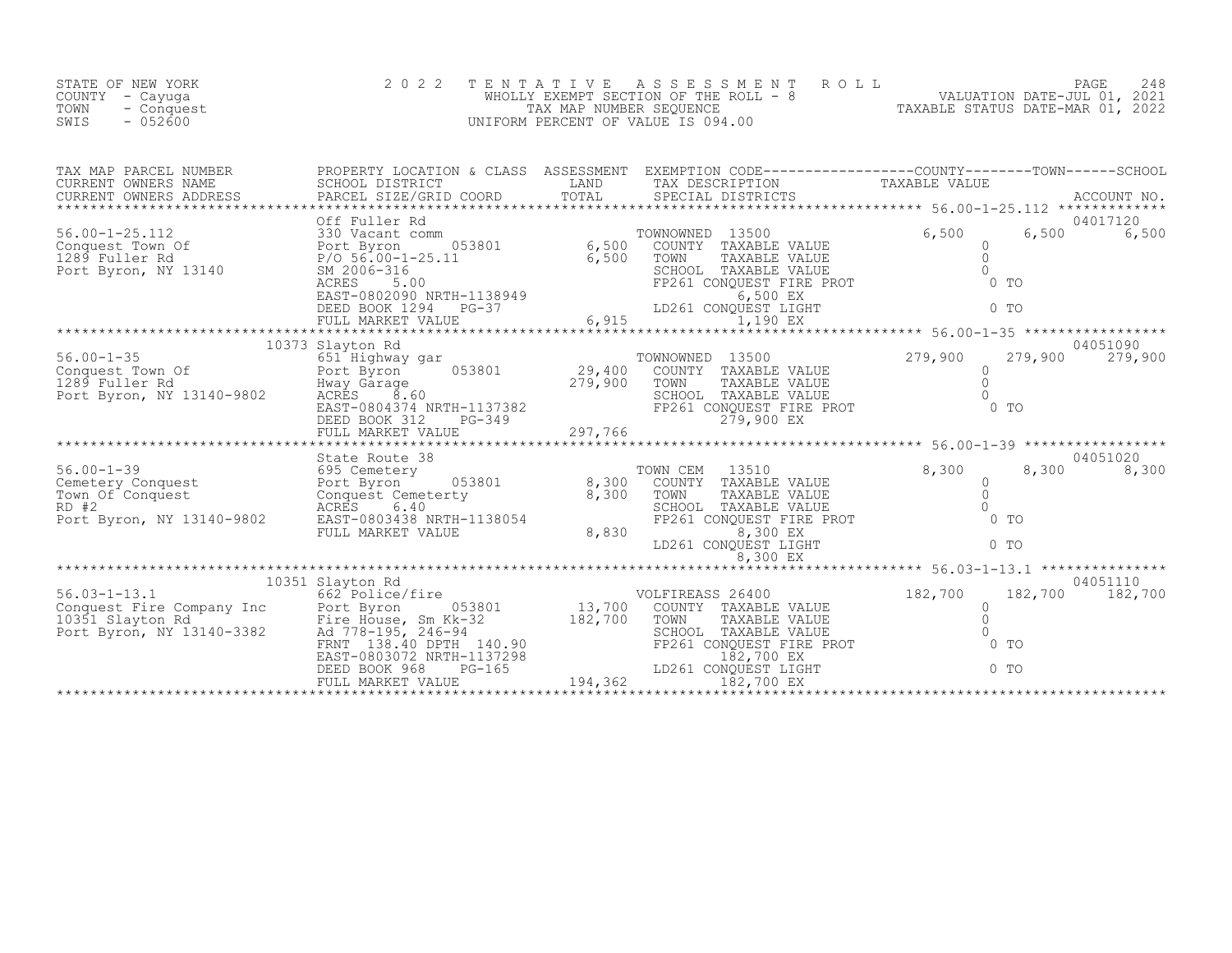STATE OF NEW YORK
COUNTY - Cayuga
TOWN - Conquest
SWIS - 052600

2022 TENTATIVE ASSESSMENT ROLL
WHOLLY EXEMPT SECTION OF THE ROLL - 8
TAX MAP NUMBER SEQUENCE
UNIFORM PERCENT OF VALUE IS 094.00

VALUATION DATE-JUL 01, 2021
TAXABLE STATUS DATE-MAR 01, 2022

| TAX MAP PARCEL NUMBER / CURRENT OWNERS NAME / CURRENT OWNERS ADDRESS | PROPERTY LOCATION & CLASS / SCHOOL DISTRICT / PARCEL SIZE/GRID COORD | ASSESSMENT LAND / TOTAL | EXEMPTION CODE / TAX DESCRIPTION / SPECIAL DISTRICTS | COUNTY TAXABLE VALUE | TOWN | SCHOOL / ACCOUNT NO. |
|---|---|---|---|---|---|---|
| **56.00-1-25.112** | Off Fuller Rd | | | | | 04017120 |
| Conquest Town Of | 330 Vacant comm | | TOWNOWNED 13500 | 6,500 | 6,500 | 6,500 |
| 1289 Fuller Rd | Port Byron 053801 | 6,500 | COUNTY TAXABLE VALUE | 0 | | |
| Port Byron, NY 13140 | P/O 56.00-1-25.11 | 6,500 | TOWN TAXABLE VALUE | 0 | | |
| | SM 2006-316 | | SCHOOL TAXABLE VALUE | 0 | | |
| | ACRES 5.00 | | FP261 Conquest fire prot | 0 TO | | |
| | EAST-0802090 NRTH-1138949 | | 6,500 EX | | | |
| | DEED BOOK 1294 PG-37 | | LD261 Conquest light | 0 TO | | |
| | FULL MARKET VALUE | 6,915 | 1,190 EX | | | |
| **56.00-1-35** | 10373 Slayton Rd | | | | | 04051090 |
| Conquest Town Of | 651 Highway gar | | TOWNOWNED 13500 | 279,900 | 279,900 | 279,900 |
| 1289 Fuller Rd | Port Byron 053801 | 29,400 | COUNTY TAXABLE VALUE | 0 | | |
| Port Byron, NY 13140-9802 | Hway Garage | 279,900 | TOWN TAXABLE VALUE | 0 | | |
| | ACRES 8.60 | | SCHOOL TAXABLE VALUE | 0 | | |
| | EAST-0804374 NRTH-1137382 | | FP261 Conquest fire prot | 0 TO | | |
| | DEED BOOK 312 PG-349 | | 279,900 EX | | | |
| | FULL MARKET VALUE | 297,766 | | | | |
| **56.00-1-39** | State Route 38 | | | | | 04051020 |
| Cemetery Conquest | 695 Cemetery | | TOWN CEM 13510 | 8,300 | 8,300 | 8,300 |
| Town Of Conquest | Port Byron 053801 | 8,300 | COUNTY TAXABLE VALUE | 0 | | |
| RD #2 | Conquest Cemeterty | 8,300 | TOWN TAXABLE VALUE | 0 | | |
| Port Byron, NY 13140-9802 | ACRES 6.40 | | SCHOOL TAXABLE VALUE | 0 | | |
| | EAST-0803438 NRTH-1138054 | | FP261 Conquest fire prot | 0 TO | | |
| | FULL MARKET VALUE | 8,830 | 8,300 EX | | | |
| | | | LD261 Conquest light | 0 TO | | |
| | | | 8,300 EX | | | |
| **56.03-1-13.1** | 10351 Slayton Rd | | | | | 04051110 |
| Conquest Fire Company Inc | 662 Police/fire | | VOLFIREASS 26400 | 182,700 | 182,700 | 182,700 |
| 10351 Slayton Rd | Port Byron 053801 | 13,700 | COUNTY TAXABLE VALUE | 0 | | |
| Port Byron, NY 13140-3382 | Fire House, Sm Kk-32 | 182,700 | TOWN TAXABLE VALUE | 0 | | |
| | Ad 778-195, 246-94 | | SCHOOL TAXABLE VALUE | 0 | | |
| | FRNT 138.40 DPTH 140.90 | | FP261 Conquest fire prot | 0 TO | | |
| | EAST-0803072 NRTH-1137298 | | 182,700 EX | | | |
| | DEED BOOK 968 PG-165 | | LD261 Conquest light | 0 TO | | |
| | FULL MARKET VALUE | 194,362 | 182,700 EX | | | |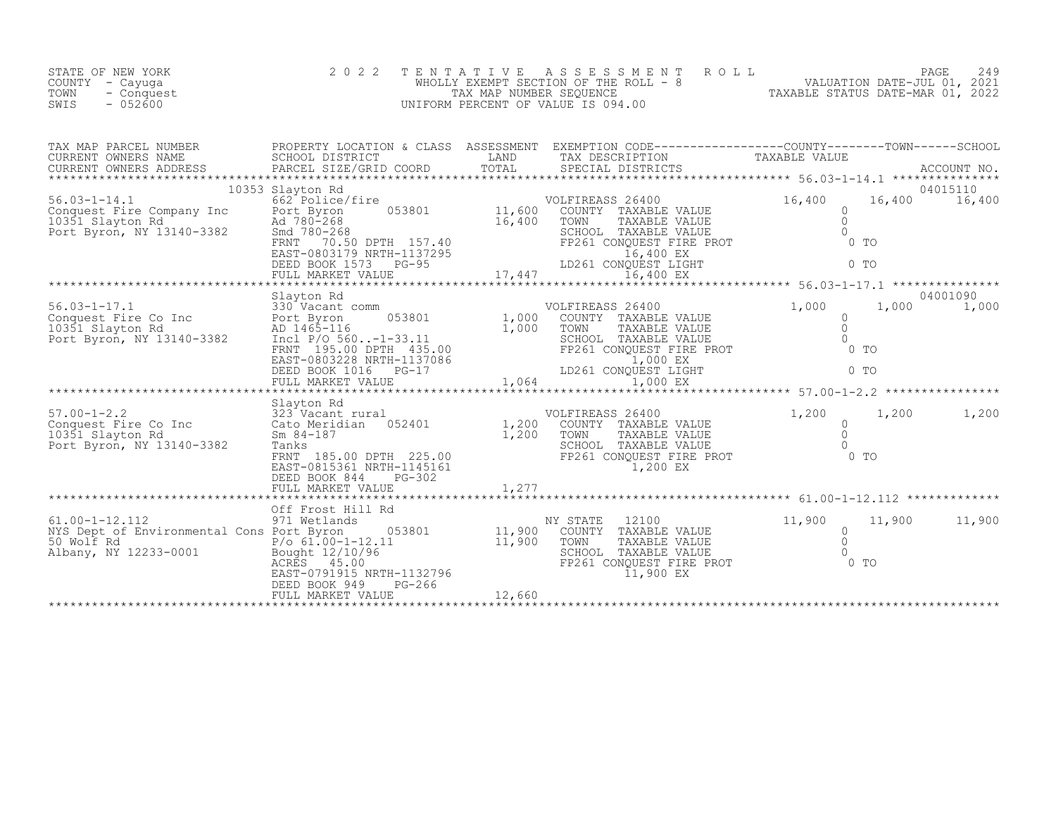STATE OF NEW YORK
COUNTY - Cayuga
TOWN - Conquest
SWIS - 052600

2022 TENTATIVE ASSESSMENT ROLL
WHOLLY EXEMPT SECTION OF THE ROLL - 8
TAX MAP NUMBER SEQUENCE
UNIFORM PERCENT OF VALUE IS 094.00

VALUATION DATE-JUL 01, 2021
TAXABLE STATUS DATE-MAR 01, 2022

| TAX MAP PARCEL NUMBER / CURRENT OWNERS NAME / CURRENT OWNERS ADDRESS | PROPERTY LOCATION & CLASS / SCHOOL DISTRICT / PARCEL SIZE/GRID COORD | ASSESSMENT LAND / TOTAL | EXEMPTION CODE / TAX DESCRIPTION / SPECIAL DISTRICTS | COUNTY TAXABLE VALUE | TOWN | SCHOOL / ACCOUNT NO. |
|---|---|---|---|---|---|---|
| 56.03-1-14.1 | 10353 Slayton Rd | | | | | 04015110 |
| | 662 Police/fire | | VOLFIREASS 26400 | 16,400 | 16,400 | 16,400 |
| Conquest Fire Company Inc | Port Byron 053801 | 11,600 | COUNTY TAXABLE VALUE | 0 | | |
| 10351 Slayton Rd | Ad 780-268 | 16,400 | TOWN TAXABLE VALUE | 0 | | |
| Port Byron, NY 13140-3382 | Smd 780-268 | | SCHOOL TAXABLE VALUE | 0 | | |
| | FRNT 70.50 DPTH 157.40 | | FP261 CONQUEST FIRE PROT | 0 TO | | |
| | EAST-0803179 NRTH-1137295 | | 16,400 EX | | | |
| | DEED BOOK 1573 PG-95 | | LD261 CONQUEST LIGHT | 0 TO | | |
| | FULL MARKET VALUE | 17,447 | 16,400 EX | | | |
| 56.03-1-17.1 | Slayton Rd | | | | | 04001090 |
| | 330 Vacant comm | | VOLFIREASS 26400 | 1,000 | 1,000 | 1,000 |
| Conquest Fire Co Inc | Port Byron 053801 | 1,000 | COUNTY TAXABLE VALUE | 0 | | |
| 10351 Slayton Rd | AD 1465-116 | 1,000 | TOWN TAXABLE VALUE | 0 | | |
| Port Byron, NY 13140-3382 | Incl P/O 560..-1-33.11 | | SCHOOL TAXABLE VALUE | 0 | | |
| | FRNT 195.00 DPTH 435.00 | | FP261 CONQUEST FIRE PROT | 0 TO | | |
| | EAST-0803228 NRTH-1137086 | | 1,000 EX | | | |
| | DEED BOOK 1016 PG-17 | | LD261 CONQUEST LIGHT | 0 TO | | |
| | FULL MARKET VALUE | 1,064 | 1,000 EX | | | |
| 57.00-1-2.2 | Slayton Rd | | | | | |
| | 323 Vacant rural | | VOLFIREASS 26400 | 1,200 | 1,200 | 1,200 |
| Conquest Fire Co Inc | Cato Meridian 052401 | 1,200 | COUNTY TAXABLE VALUE | 0 | | |
| 10351 Slayton Rd | Sm 84-187 | 1,200 | TOWN TAXABLE VALUE | 0 | | |
| Port Byron, NY 13140-3382 | Tanks | | SCHOOL TAXABLE VALUE | 0 | | |
| | FRNT 185.00 DPTH 225.00 | | FP261 CONQUEST FIRE PROT | 0 TO | | |
| | EAST-0815361 NRTH-1145161 | | 1,200 EX | | | |
| | DEED BOOK 844 PG-302 | | | | | |
| | FULL MARKET VALUE | 1,277 | | | | |
| 61.00-1-12.112 | Off Frost Hill Rd | | | | | |
| | 971 Wetlands | | NY STATE 12100 | 11,900 | 11,900 | 11,900 |
| NYS Dept of Environmental Cons | Port Byron 053801 | 11,900 | COUNTY TAXABLE VALUE | 0 | | |
| 50 Wolf Rd | P/o 61.00-1-12.11 | 11,900 | TOWN TAXABLE VALUE | 0 | | |
| Albany, NY 12233-0001 | Bought 12/10/96 | | SCHOOL TAXABLE VALUE | 0 | | |
| | ACRES 45.00 | | FP261 CONQUEST FIRE PROT | 0 TO | | |
| | EAST-0791915 NRTH-1132796 | | 11,900 EX | | | |
| | DEED BOOK 949 PG-266 | | | | | |
| | FULL MARKET VALUE | 12,660 | | | | |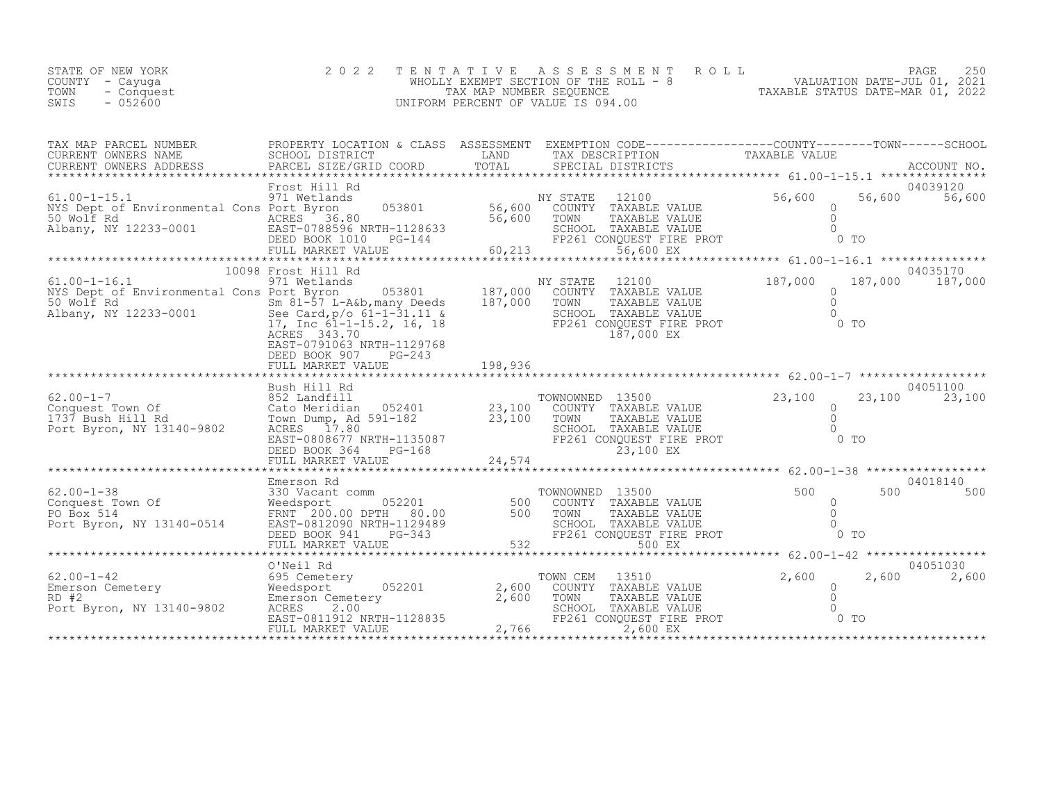STATE OF NEW YORK
COUNTY - Cayuga
TOWN - Conquest
SWIS - 052600

2 0 2 2 T E N T A T I V E A S S E S S M E N T R O L L
WHOLLY EXEMPT SECTION OF THE ROLL - 8
TAX MAP NUMBER SEQUENCE
UNIFORM PERCENT OF VALUE IS 094.00

VALUATION DATE-JUL 01, 2021
TAXABLE STATUS DATE-MAR 01, 2022

| TAX MAP PARCEL NUMBER / CURRENT OWNERS NAME / CURRENT OWNERS ADDRESS | PROPERTY LOCATION & CLASS / SCHOOL DISTRICT / PARCEL SIZE/GRID COORD | ASSESSMENT LAND / TOTAL | EXEMPTION CODE / TAX DESCRIPTION / SPECIAL DISTRICTS | COUNTY TAXABLE VALUE | TOWN | SCHOOL / ACCOUNT NO. |
|---|---|---|---|---|---|---|
| 61.00-1-15.1 | Frost Hill Rd | | | | | 04039120 |
| NYS Dept of Environmental Cons | 971 Wetlands | | NY STATE 12100 | 56,600 | 56,600 | 56,600 |
| 50 Wolf Rd | Port Byron 053801 | 56,600 | COUNTY TAXABLE VALUE | 0 | | |
| Albany, NY 12233-0001 | ACRES 36.80 | 56,600 | TOWN TAXABLE VALUE | 0 | | |
| | EAST-0788596 NRTH-1128633 | | SCHOOL TAXABLE VALUE | 0 | | |
| | DEED BOOK 1010 PG-144 | | FP261 CONQUEST FIRE PROT | 0 TO | | |
| | FULL MARKET VALUE | 60,213 | 56,600 EX | | | |
| 61.00-1-16.1 | 10098 Frost Hill Rd | | | | | 04035170 |
| NYS Dept of Environmental Cons | 971 Wetlands | | NY STATE 12100 | 187,000 | 187,000 | 187,000 |
| 50 Wolf Rd | Port Byron 053801 | 187,000 | COUNTY TAXABLE VALUE | 0 | | |
| Albany, NY 12233-0001 | Sm 81-57 L-A&b,many Deeds | 187,000 | TOWN TAXABLE VALUE | 0 | | |
| | See Card,p/o 61-1-31.11 & | | SCHOOL TAXABLE VALUE | 0 | | |
| | 17, Inc 61-1-15.2, 16, 18 | | FP261 CONQUEST FIRE PROT | 0 TO | | |
| | ACRES 343.70 | | 187,000 EX | | | |
| | EAST-0791063 NRTH-1129768 | | | | | |
| | DEED BOOK 907 PG-243 | | | | | |
| | FULL MARKET VALUE | 198,936 | | | | |
| 62.00-1-7 | Bush Hill Rd | | | | | 04051100 |
| Conquest Town Of | 852 Landfill | | TOWNOWNED 13500 | 23,100 | 23,100 | 23,100 |
| 1737 Bush Hill Rd | Cato Meridian 052401 | 23,100 | COUNTY TAXABLE VALUE | 0 | | |
| Port Byron, NY 13140-9802 | Town Dump, Ad 591-182 | 23,100 | TOWN TAXABLE VALUE | 0 | | |
| | ACRES 17.80 | | SCHOOL TAXABLE VALUE | 0 | | |
| | EAST-0808677 NRTH-1135087 | | FP261 CONQUEST FIRE PROT | 0 TO | | |
| | DEED BOOK 364 PG-168 | | 23,100 EX | | | |
| | FULL MARKET VALUE | 24,574 | | | | |
| 62.00-1-38 | Emerson Rd | | | | | 04018140 |
| Conquest Town Of | 330 Vacant comm | | TOWNOWNED 13500 | 500 | 500 | 500 |
| PO Box 514 | Weedsport 052201 | 500 | COUNTY TAXABLE VALUE | 0 | | |
| Port Byron, NY 13140-0514 | FRNT 200.00 DPTH 80.00 | 500 | TOWN TAXABLE VALUE | 0 | | |
| | EAST-0812090 NRTH-1129489 | | SCHOOL TAXABLE VALUE | 0 | | |
| | DEED BOOK 941 PG-343 | | FP261 CONQUEST FIRE PROT | 0 TO | | |
| | FULL MARKET VALUE | 532 | 500 EX | | | |
| 62.00-1-42 | O'Neil Rd | | | | | 04051030 |
| Emerson Cemetery | 695 Cemetery | | TOWN CEM 13510 | 2,600 | 2,600 | 2,600 |
| RD #2 | Weedsport 052201 | 2,600 | COUNTY TAXABLE VALUE | 0 | | |
| Port Byron, NY 13140-9802 | Emerson Cemetery | 2,600 | TOWN TAXABLE VALUE | 0 | | |
| | ACRES 2.00 | | SCHOOL TAXABLE VALUE | 0 | | |
| | EAST-0811912 NRTH-1128835 | | FP261 CONQUEST FIRE PROT | 0 TO | | |
| | FULL MARKET VALUE | 2,766 | 2,600 EX | | | |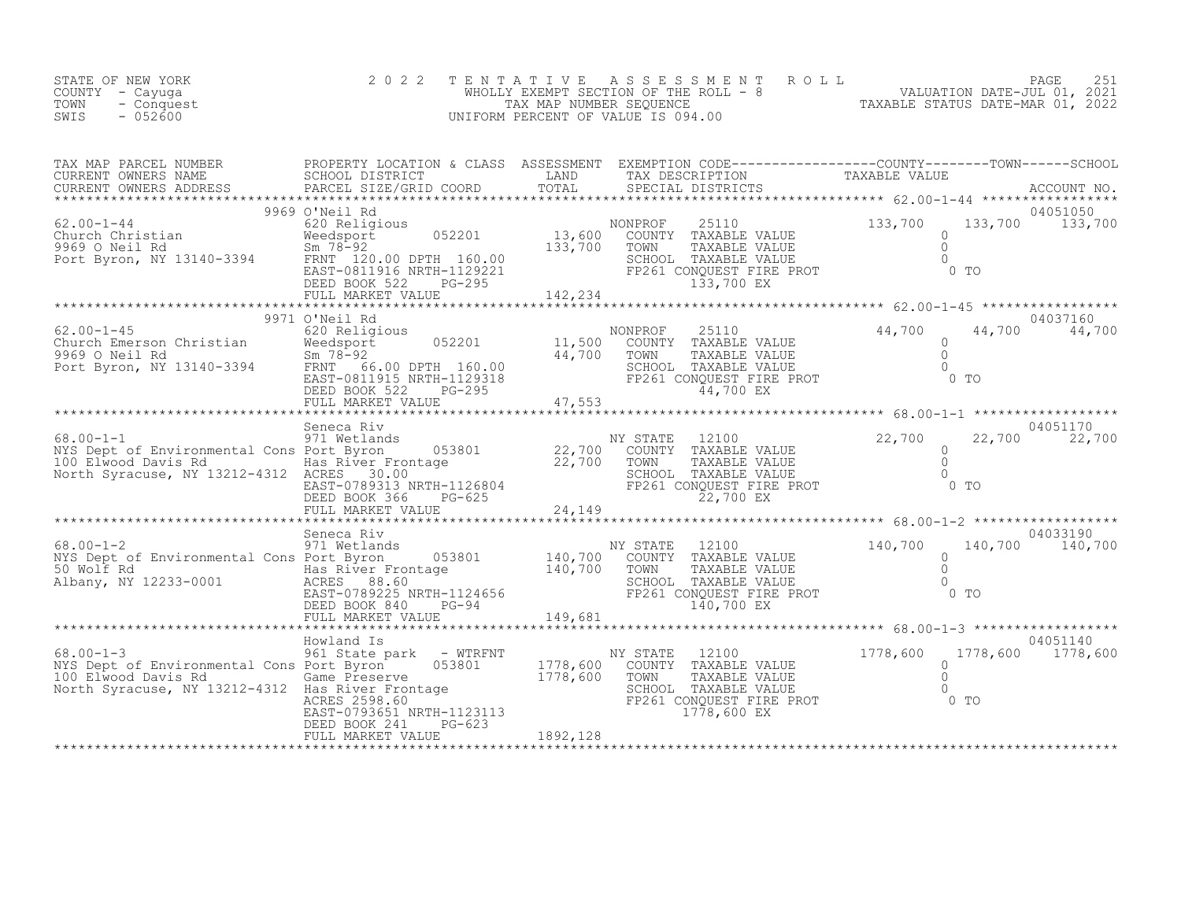STATE OF NEW YORK
COUNTY - Cayuga
TOWN - Conquest
SWIS - 052600

2022 TENTATIVE ASSESSMENT ROLL
WHOLLY EXEMPT SECTION OF THE ROLL - 8
TAX MAP NUMBER SEQUENCE
UNIFORM PERCENT OF VALUE IS 094.00

VALUATION DATE-JUL 01, 2021
TAXABLE STATUS DATE-MAR 01, 2022

| TAX MAP PARCEL NUMBER / CURRENT OWNERS NAME / CURRENT OWNERS ADDRESS | PROPERTY LOCATION & CLASS / SCHOOL DISTRICT / PARCEL SIZE/GRID COORD | ASSESSMENT LAND / TOTAL | EXEMPTION CODE / TAX DESCRIPTION / SPECIAL DISTRICTS | COUNTY TAXABLE VALUE | TOWN | SCHOOL / ACCOUNT NO. |
|---|---|---|---|---|---|---|
| 62.00-1-44 | 9969 O'Neil Rd | | | | | 04051050 |
| 62.00-1-44 | 620 Religious | | NONPROF 25110 | 133,700 | 133,700 | 133,700 |
| Church Christian | Weedsport 052201 | 13,600 | COUNTY TAXABLE VALUE | 0 | | |
| 9969 O Neil Rd | Sm 78-92 | 133,700 | TOWN TAXABLE VALUE | 0 | | |
| Port Byron, NY 13140-3394 | FRNT 120.00 DPTH 160.00 | | SCHOOL TAXABLE VALUE | 0 | | |
| | EAST-0811916 NRTH-1129221 | | FP261 CONQUEST FIRE PROT | 0 TO | | |
| | DEED BOOK 522 PG-295 | | 133,700 EX | | | |
| | FULL MARKET VALUE | 142,234 | | | | |
| 62.00-1-45 | 9971 O'Neil Rd | | | | | 04037160 |
| 62.00-1-45 | 620 Religious | | NONPROF 25110 | 44,700 | 44,700 | 44,700 |
| Church Emerson Christian | Weedsport 052201 | 11,500 | COUNTY TAXABLE VALUE | 0 | | |
| 9969 O Neil Rd | Sm 78-92 | 44,700 | TOWN TAXABLE VALUE | 0 | | |
| Port Byron, NY 13140-3394 | FRNT 66.00 DPTH 160.00 | | SCHOOL TAXABLE VALUE | 0 | | |
| | EAST-0811915 NRTH-1129318 | | FP261 CONQUEST FIRE PROT | 0 TO | | |
| | DEED BOOK 522 PG-295 | | 44,700 EX | | | |
| | FULL MARKET VALUE | 47,553 | | | | |
| 68.00-1-1 | Seneca Riv | | | | | 04051170 |
| 68.00-1-1 | 971 Wetlands | | NY STATE 12100 | 22,700 | 22,700 | 22,700 |
| NYS Dept of Environmental Cons | Port Byron 053801 | 22,700 | COUNTY TAXABLE VALUE | 0 | | |
| 100 Elwood Davis Rd | Has River Frontage | 22,700 | TOWN TAXABLE VALUE | 0 | | |
| North Syracuse, NY 13212-4312 | ACRES 30.00 | | SCHOOL TAXABLE VALUE | 0 | | |
| | EAST-0789313 NRTH-1126804 | | FP261 CONQUEST FIRE PROT | 0 TO | | |
| | DEED BOOK 366 PG-625 | | 22,700 EX | | | |
| | FULL MARKET VALUE | 24,149 | | | | |
| 68.00-1-2 | Seneca Riv | | | | | 04033190 |
| 68.00-1-2 | 971 Wetlands | | NY STATE 12100 | 140,700 | 140,700 | 140,700 |
| NYS Dept of Environmental Cons | Port Byron 053801 | 140,700 | COUNTY TAXABLE VALUE | 0 | | |
| 50 Wolf Rd | Has River Frontage | 140,700 | TOWN TAXABLE VALUE | 0 | | |
| Albany, NY 12233-0001 | ACRES 88.60 | | SCHOOL TAXABLE VALUE | 0 | | |
| | EAST-0789225 NRTH-1124656 | | FP261 CONQUEST FIRE PROT | 0 TO | | |
| | DEED BOOK 840 PG-94 | | 140,700 EX | | | |
| | FULL MARKET VALUE | 149,681 | | | | |
| 68.00-1-3 | Howland Is | | | | | 04051140 |
| 68.00-1-3 | 961 State park - WTRFNT | | NY STATE 12100 | 1778,600 | 1778,600 | 1778,600 |
| NYS Dept of Environmental Cons | Port Byron 053801 | 1778,600 | COUNTY TAXABLE VALUE | 0 | | |
| 100 Elwood Davis Rd | Game Preserve | 1778,600 | TOWN TAXABLE VALUE | 0 | | |
| North Syracuse, NY 13212-4312 | Has River Frontage | | SCHOOL TAXABLE VALUE | 0 | | |
| | ACRES 2598.60 | | FP261 CONQUEST FIRE PROT | 0 TO | | |
| | EAST-0793651 NRTH-1123113 | | 1778,600 EX | | | |
| | DEED BOOK 241 PG-623 | | | | | |
| | FULL MARKET VALUE | 1892,128 | | | | |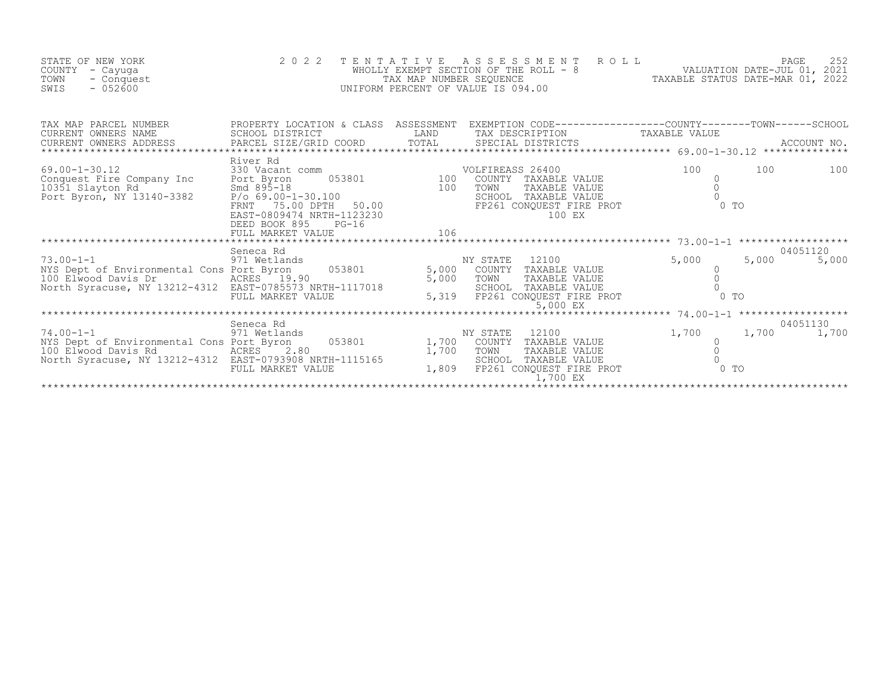STATE OF NEW YORK
COUNTY - Cayuga
TOWN - Conquest
SWIS - 052600

2 0 2 2 T E N T A T I V E A S S E S S M E N T R O L L
WHOLLY EXEMPT SECTION OF THE ROLL - 8
TAX MAP NUMBER SEQUENCE
UNIFORM PERCENT OF VALUE IS 094.00

VALUATION DATE-JUL 01, 2021
TAXABLE STATUS DATE-MAR 01, 2022

| TAX MAP PARCEL NUMBER / CURRENT OWNERS NAME / CURRENT OWNERS ADDRESS | PROPERTY LOCATION & CLASS / SCHOOL DISTRICT / PARCEL SIZE/GRID COORD | ASSESSMENT LAND / TOTAL | EXEMPTION CODE / TAX DESCRIPTION / SPECIAL DISTRICTS | COUNTY TAXABLE VALUE | TOWN | SCHOOL / ACCOUNT NO. |
|---|---|---|---|---|---|---|
| 69.00-1-30.12 | River Rd | | | | | |
| | 330 Vacant comm | | VOLFIREASS 26400 | 100 | 100 | 100 |
| Conquest Fire Company Inc | Port Byron 053801 | 100 | COUNTY TAXABLE VALUE | 0 | | |
| 10351 Slayton Rd | Smd 895-18 | 100 | TOWN TAXABLE VALUE | 0 | | |
| Port Byron, NY 13140-3382 | P/o 69.00-1-30.100 | | SCHOOL TAXABLE VALUE | 0 | | |
| | FRNT 75.00 DPTH 50.00 | | FP261 CONQUEST FIRE PROT | 0 TO | | |
| | EAST-0809474 NRTH-1123230 | | 100 EX | | | |
| | DEED BOOK 895 PG-16 | | | | | |
| | FULL MARKET VALUE | 106 | | | | |
| 73.00-1-1 | Seneca Rd | | | | | 04051120 |
| | 971 Wetlands | | NY STATE 12100 | 5,000 | 5,000 | 5,000 |
| NYS Dept of Environmental Cons | Port Byron 053801 | 5,000 | COUNTY TAXABLE VALUE | 0 | | |
| 100 Elwood Davis Dr | ACRES 19.90 | 5,000 | TOWN TAXABLE VALUE | 0 | | |
| North Syracuse, NY 13212-4312 | EAST-0785573 NRTH-1117018 | | SCHOOL TAXABLE VALUE | 0 | | |
| | FULL MARKET VALUE | 5,319 | FP261 CONQUEST FIRE PROT | 0 TO | | |
| | | | 5,000 EX | | | |
| 74.00-1-1 | Seneca Rd | | | | | 04051130 |
| | 971 Wetlands | | NY STATE 12100 | 1,700 | 1,700 | 1,700 |
| NYS Dept of Environmental Cons | Port Byron 053801 | 1,700 | COUNTY TAXABLE VALUE | 0 | | |
| 100 Elwood Davis Rd | ACRES 2.80 | 1,700 | TOWN TAXABLE VALUE | 0 | | |
| North Syracuse, NY 13212-4312 | EAST-0793908 NRTH-1115165 | | SCHOOL TAXABLE VALUE | 0 | | |
| | FULL MARKET VALUE | 1,809 | FP261 CONQUEST FIRE PROT | 0 TO | | |
| | | | 1,700 EX | | | |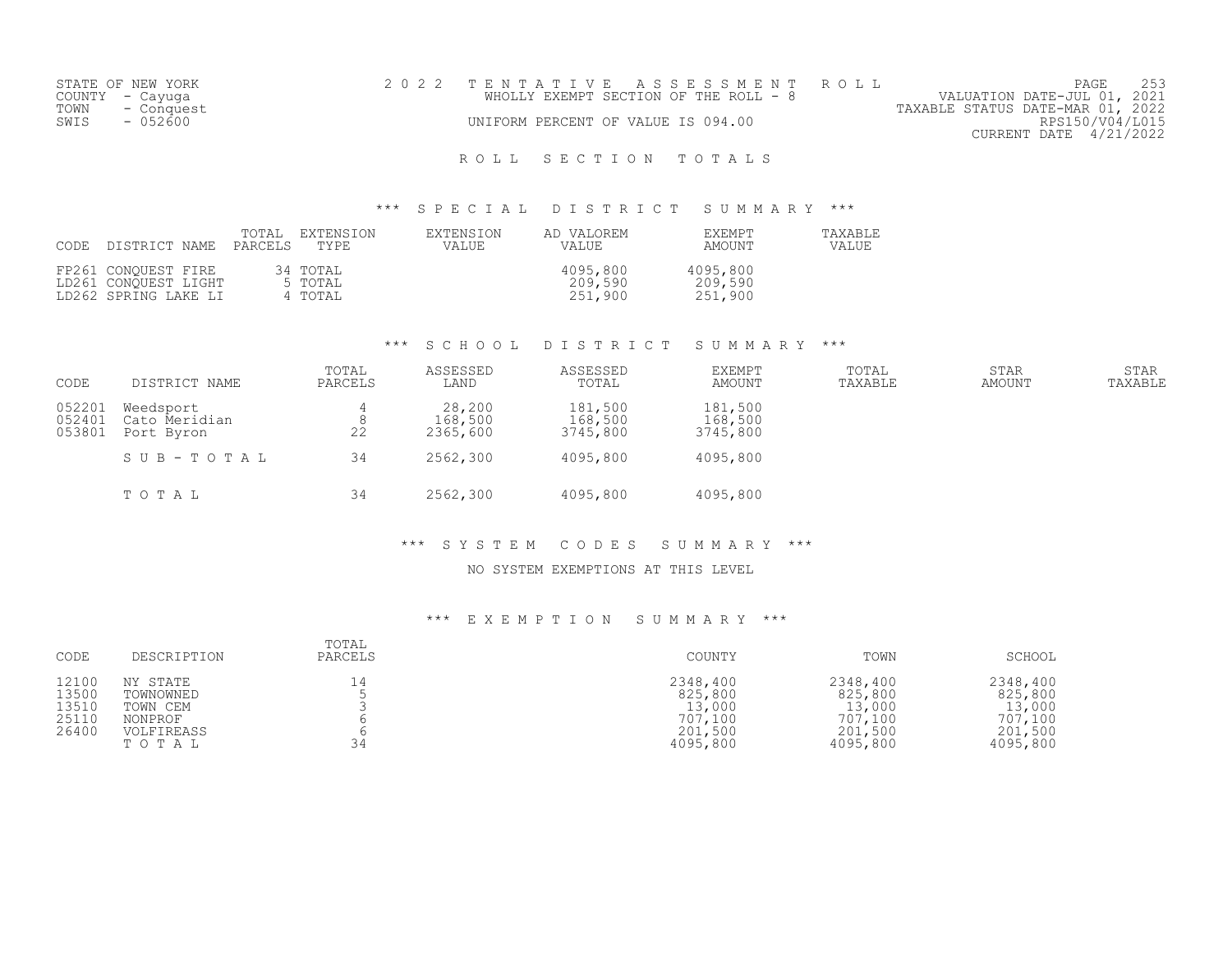STATE OF NEW YORK
COUNTY - Cayuga
TOWN - Conquest
SWIS - 052600

2 0 2 2 T E N T A T I V E A S S E S S M E N T R O L L
WHOLLY EXEMPT SECTION OF THE ROLL - 8
UNIFORM PERCENT OF VALUE IS 094.00

VALUATION DATE-JUL 01, 2021
TAXABLE STATUS DATE-MAR 01, 2022
RPS150/V04/L015
CURRENT DATE 4/21/2022

# R O L L S E C T I O N T O T A L S

## *** S P E C I A L D I S T R I C T S U M M A R Y ***

| CODE | DISTRICT NAME | TOTAL PARCELS | EXTENSION TYPE | EXTENSION VALUE | AD VALOREM VALUE | EXEMPT AMOUNT | TAXABLE VALUE |
|---|---|---|---|---|---|---|---|
| FP261 | CONQUEST FIRE | 34 | TOTAL | | 4095,800 | 4095,800 | |
| LD261 | CONQUEST LIGHT | 5 | TOTAL | | 209,590 | 209,590 | |
| LD262 | SPRING LAKE LI | 4 | TOTAL | | 251,900 | 251,900 | |

## *** S C H O O L D I S T R I C T S U M M A R Y ***

| CODE | DISTRICT NAME | TOTAL PARCELS | ASSESSED LAND | ASSESSED TOTAL | EXEMPT AMOUNT | TOTAL TAXABLE | STAR AMOUNT | STAR TAXABLE |
|---|---|---|---|---|---|---|---|---|
| 052201 | Weedsport | 4 | 28,200 | 181,500 | 181,500 | | | |
| 052401 | Cato Meridian | 8 | 168,500 | 168,500 | 168,500 | | | |
| 053801 | Port Byron | 22 | 2365,600 | 3745,800 | 3745,800 | | | |
| | S U B - T O T A L | 34 | 2562,300 | 4095,800 | 4095,800 | | | |
| | T O T A L | 34 | 2562,300 | 4095,800 | 4095,800 | | | |

## *** S Y S T E M C O D E S S U M M A R Y ***

NO SYSTEM EXEMPTIONS AT THIS LEVEL

## *** E X E M P T I O N S U M M A R Y ***

| CODE | DESCRIPTION | TOTAL PARCELS | COUNTY | TOWN | SCHOOL |
|---|---|---|---|---|---|
| 12100 | NY STATE | 14 | 2348,400 | 2348,400 | 2348,400 |
| 13500 | TOWNOWNED | 5 | 825,800 | 825,800 | 825,800 |
| 13510 | TOWN CEM | 3 | 13,000 | 13,000 | 13,000 |
| 25110 | NONPROF | 6 | 707,100 | 707,100 | 707,100 |
| 26400 | VOLFIREASS | 6 | 201,500 | 201,500 | 201,500 |
| | T O T A L | 34 | 4095,800 | 4095,800 | 4095,800 |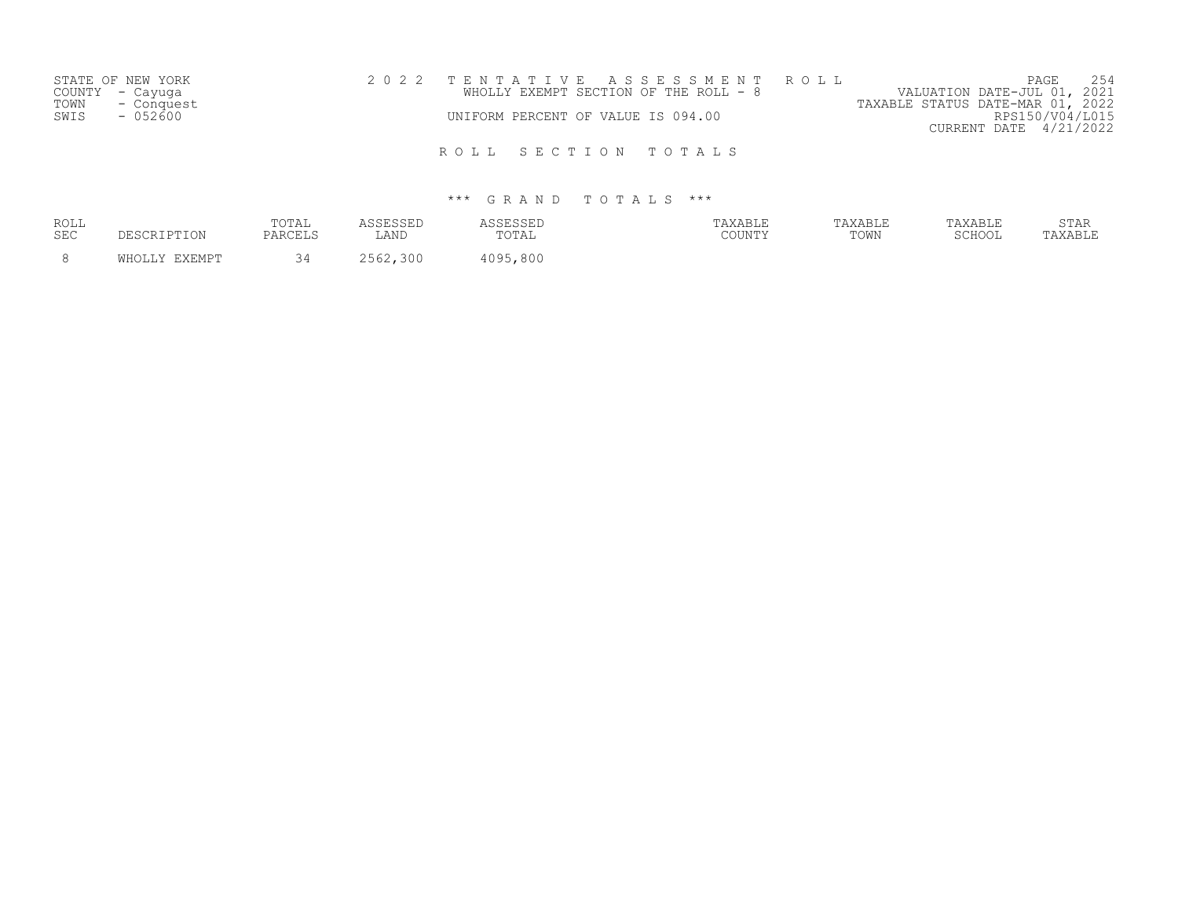STATE OF NEW YORK
COUNTY - Cayuga
TOWN - Conquest
SWIS - 052600

2 0 2 2 T E N T A T I V E A S S E S S M E N T R O L L
WHOLLY EXEMPT SECTION OF THE ROLL - 8
UNIFORM PERCENT OF VALUE IS 094.00

VALUATION DATE-JUL 01, 2021
TAXABLE STATUS DATE-MAR 01, 2022
RPS150/V04/L015
CURRENT DATE 4/21/2022

## R O L L S E C T I O N T O T A L S

### *** G R A N D T O T A L S ***

| ROLL SEC | DESCRIPTION | TOTAL PARCELS | ASSESSED LAND | ASSESSED TOTAL | TAXABLE COUNTY | TAXABLE TOWN | TAXABLE SCHOOL | STAR TAXABLE |
|---|---|---|---|---|---|---|---|---|
| 8 | WHOLLY EXEMPT | 34 | 2562,300 | 4095,800 | | | | |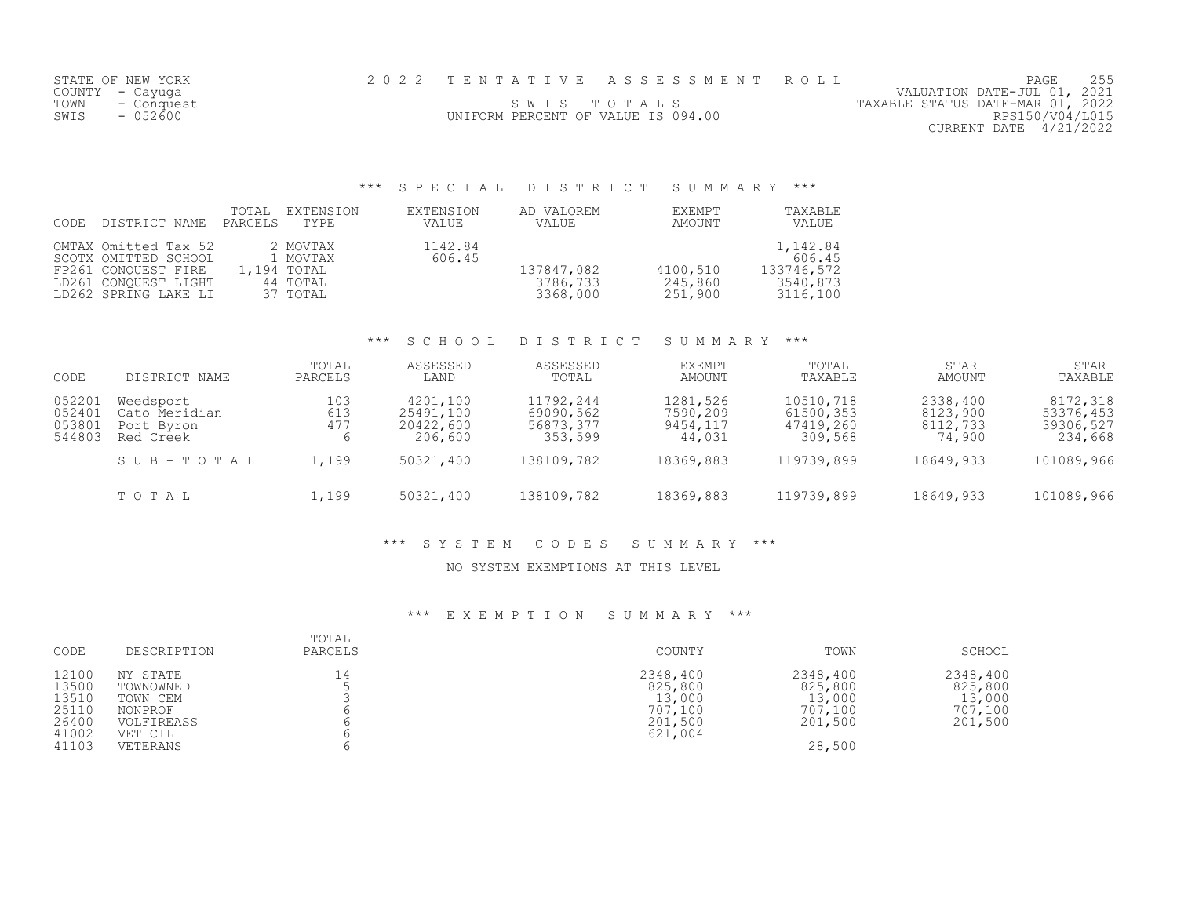STATE OF NEW YORK
COUNTY - Cayuga
TOWN - Conquest
SWIS - 052600

2 0 2 2 T E N T A T I V E A S S E S S M E N T R O L L
S W I S T O T A L S
UNIFORM PERCENT OF VALUE IS 094.00

VALUATION DATE-JUL 01, 2021
TAXABLE STATUS DATE-MAR 01, 2022
RPS150/V04/L015
CURRENT DATE 4/21/2022

### *** S P E C I A L D I S T R I C T S U M M A R Y ***

| CODE | DISTRICT NAME | TOTAL PARCELS | EXTENSION TYPE | EXTENSION VALUE | AD VALOREM VALUE | EXEMPT AMOUNT | TAXABLE VALUE |
|---|---|---|---|---|---|---|---|
| OMTAX | Omitted Tax 52 | 2 | MOVTAX | 1142.84 | | | 1,142.84 |
| SCOTX | OMITTED SCHOOL | 1 | MOVTAX | 606.45 | | | 606.45 |
| FP261 | CONQUEST FIRE | 1,194 | TOTAL | | 137847,082 | 4100,510 | 133746,572 |
| LD261 | CONQUEST LIGHT | 44 | TOTAL | | 3786,733 | 245,860 | 3540,873 |
| LD262 | SPRING LAKE LI | 37 | TOTAL | | 3368,000 | 251,900 | 3116,100 |

### *** S C H O O L D I S T R I C T S U M M A R Y ***

| CODE | DISTRICT NAME | TOTAL PARCELS | ASSESSED LAND | ASSESSED TOTAL | EXEMPT AMOUNT | TOTAL TAXABLE | STAR AMOUNT | STAR TAXABLE |
|---|---|---|---|---|---|---|---|---|
| 052201 | Weedsport | 103 | 4201,100 | 11792,244 | 1281,526 | 10510,718 | 2338,400 | 8172,318 |
| 052401 | Cato Meridian | 613 | 25491,100 | 69090,562 | 7590,209 | 61500,353 | 8123,900 | 53376,453 |
| 053801 | Port Byron | 477 | 20422,600 | 56873,377 | 9454,117 | 47419,260 | 8112,733 | 39306,527 |
| 544803 | Red Creek | 6 | 206,600 | 353,599 | 44,031 | 309,568 | 74,900 | 234,668 |
| | S U B - T O T A L | 1,199 | 50321,400 | 138109,782 | 18369,883 | 119739,899 | 18649,933 | 101089,966 |
| | T O T A L | 1,199 | 50321,400 | 138109,782 | 18369,883 | 119739,899 | 18649,933 | 101089,966 |

### *** S Y S T E M C O D E S S U M M A R Y ***

NO SYSTEM EXEMPTIONS AT THIS LEVEL

### *** E X E M P T I O N S U M M A R Y ***

| CODE | DESCRIPTION | TOTAL PARCELS | COUNTY | TOWN | SCHOOL |
|---|---|---|---|---|---|
| 12100 | NY STATE | 14 | 2348,400 | 2348,400 | 2348,400 |
| 13500 | TOWNOWNED | 5 | 825,800 | 825,800 | 825,800 |
| 13510 | TOWN CEM | 3 | 13,000 | 13,000 | 13,000 |
| 25110 | NONPROF | 6 | 707,100 | 707,100 | 707,100 |
| 26400 | VOLFIREASS | 6 | 201,500 | 201,500 | 201,500 |
| 41002 | VET CIL | 6 | 621,004 | | |
| 41103 | VETERANS | 6 | | 28,500 | |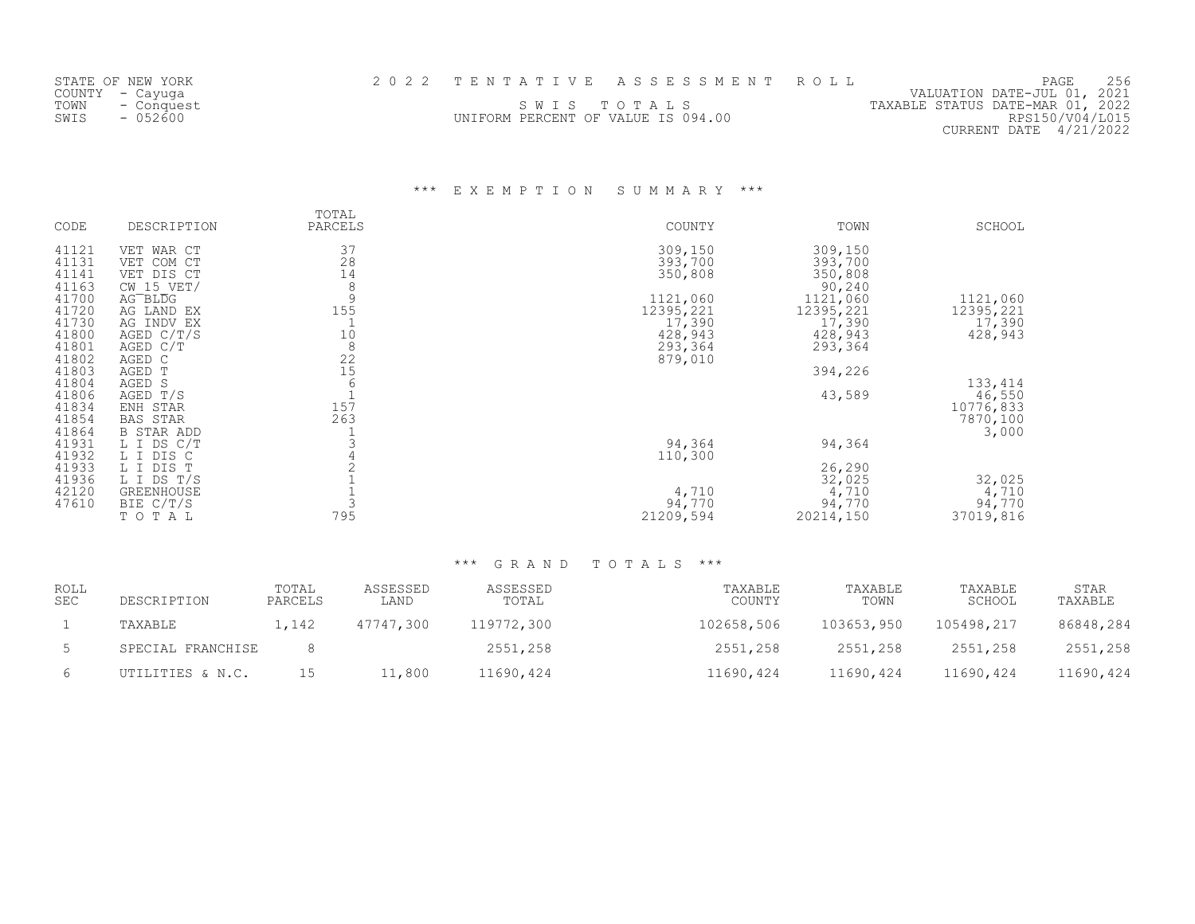STATE OF NEW YORK
COUNTY - Cayuga
TOWN - Conquest
SWIS - 052600

2 0 2 2 T E N T A T I V E A S S E S S M E N T R O L L

S W I S T O T A L S

UNIFORM PERCENT OF VALUE IS 094.00

VALUATION DATE-JUL 01, 2021
TAXABLE STATUS DATE-MAR 01, 2022
RPS150/V04/L015
CURRENT DATE 4/21/2022

## *** E X E M P T I O N S U M M A R Y ***

| CODE | DESCRIPTION | TOTAL PARCELS | COUNTY | TOWN | SCHOOL |
|---|---|---|---|---|---|
| 41121 | VET WAR CT | 37 | 309,150 | 309,150 | |
| 41131 | VET COM CT | 28 | 393,700 | 393,700 | |
| 41141 | VET DIS CT | 14 | 350,808 | 350,808 | |
| 41163 | CW_15_VET/ | 8 | | 90,240 | |
| 41700 | AG BLDG | 9 | 1121,060 | 1121,060 | 1121,060 |
| 41720 | AG LAND EX | 155 | 12395,221 | 12395,221 | 12395,221 |
| 41730 | AG INDV EX | 1 | 17,390 | 17,390 | 17,390 |
| 41800 | AGED C/T/S | 10 | 428,943 | 428,943 | 428,943 |
| 41801 | AGED C/T | 8 | 293,364 | 293,364 | |
| 41802 | AGED C | 22 | 879,010 | | |
| 41803 | AGED T | 15 | | 394,226 | |
| 41804 | AGED S | 6 | | | 133,414 |
| 41806 | AGED T/S | 1 | | 43,589 | 46,550 |
| 41834 | ENH STAR | 157 | | | 10776,833 |
| 41854 | BAS STAR | 263 | | | 7870,100 |
| 41864 | B STAR ADD | 1 | | | 3,000 |
| 41931 | L I DS C/T | 3 | 94,364 | 94,364 | |
| 41932 | L I DIS C | 4 | 110,300 | | |
| 41933 | L I DIS T | 2 | | 26,290 | |
| 41936 | L I DS T/S | 1 | | 32,025 | 32,025 |
| 42120 | GREENHOUSE | 1 | 4,710 | 4,710 | 4,710 |
| 47610 | BIE C/T/S | 3 | 94,770 | 94,770 | 94,770 |
| | T O T A L | 795 | 21209,594 | 20214,150 | 37019,816 |

## *** G R A N D T O T A L S ***

| ROLL SEC | DESCRIPTION | TOTAL PARCELS | ASSESSED LAND | ASSESSED TOTAL | TAXABLE COUNTY | TAXABLE TOWN | TAXABLE SCHOOL | STAR TAXABLE |
|---|---|---|---|---|---|---|---|---|
| 1 | TAXABLE | 1,142 | 47747,300 | 119772,300 | 102658,506 | 103653,950 | 105498,217 | 86848,284 |
| 5 | SPECIAL FRANCHISE | 8 | | 2551,258 | 2551,258 | 2551,258 | 2551,258 | 2551,258 |
| 6 | UTILITIES & N.C. | 15 | 11,800 | 11690,424 | 11690,424 | 11690,424 | 11690,424 | 11690,424 |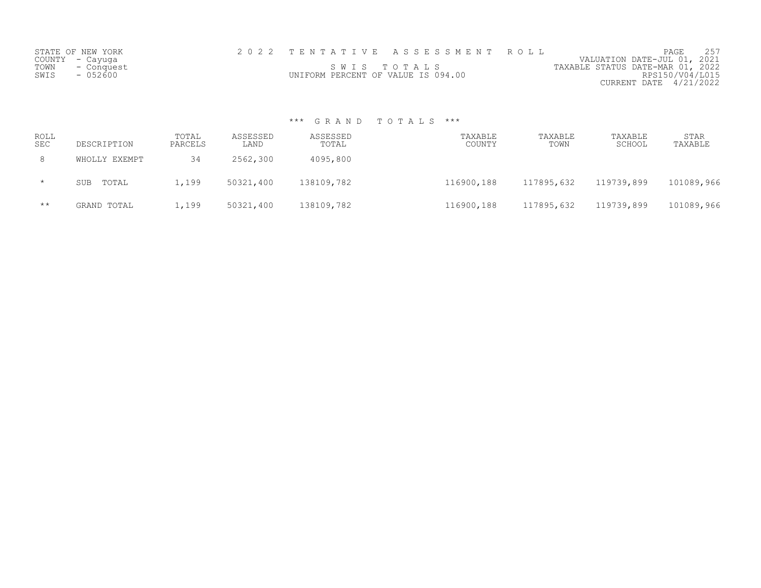STATE OF NEW YORK
COUNTY - Cayuga
TOWN - Conquest
SWIS - 052600

2 0 2 2 T E N T A T I V E A S S E S S M E N T R O L L

S W I S T O T A L S

UNIFORM PERCENT OF VALUE IS 094.00

VALUATION DATE-JUL 01, 2021
TAXABLE STATUS DATE-MAR 01, 2022
RPS150/V04/L015
CURRENT DATE 4/21/2022

### *** G R A N D T O T A L S ***

| ROLL SEC | DESCRIPTION | TOTAL PARCELS | ASSESSED LAND | ASSESSED TOTAL | TAXABLE COUNTY | TAXABLE TOWN | TAXABLE SCHOOL | STAR TAXABLE |
|---|---|---|---|---|---|---|---|---|
| 8 | WHOLLY EXEMPT | 34 | 2562,300 | 4095,800 | | | | |
| * | SUB TOTAL | 1,199 | 50321,400 | 138109,782 | 116900,188 | 117895,632 | 119739,899 | 101089,966 |
| ** | GRAND TOTAL | 1,199 | 50321,400 | 138109,782 | 116900,188 | 117895,632 | 119739,899 | 101089,966 |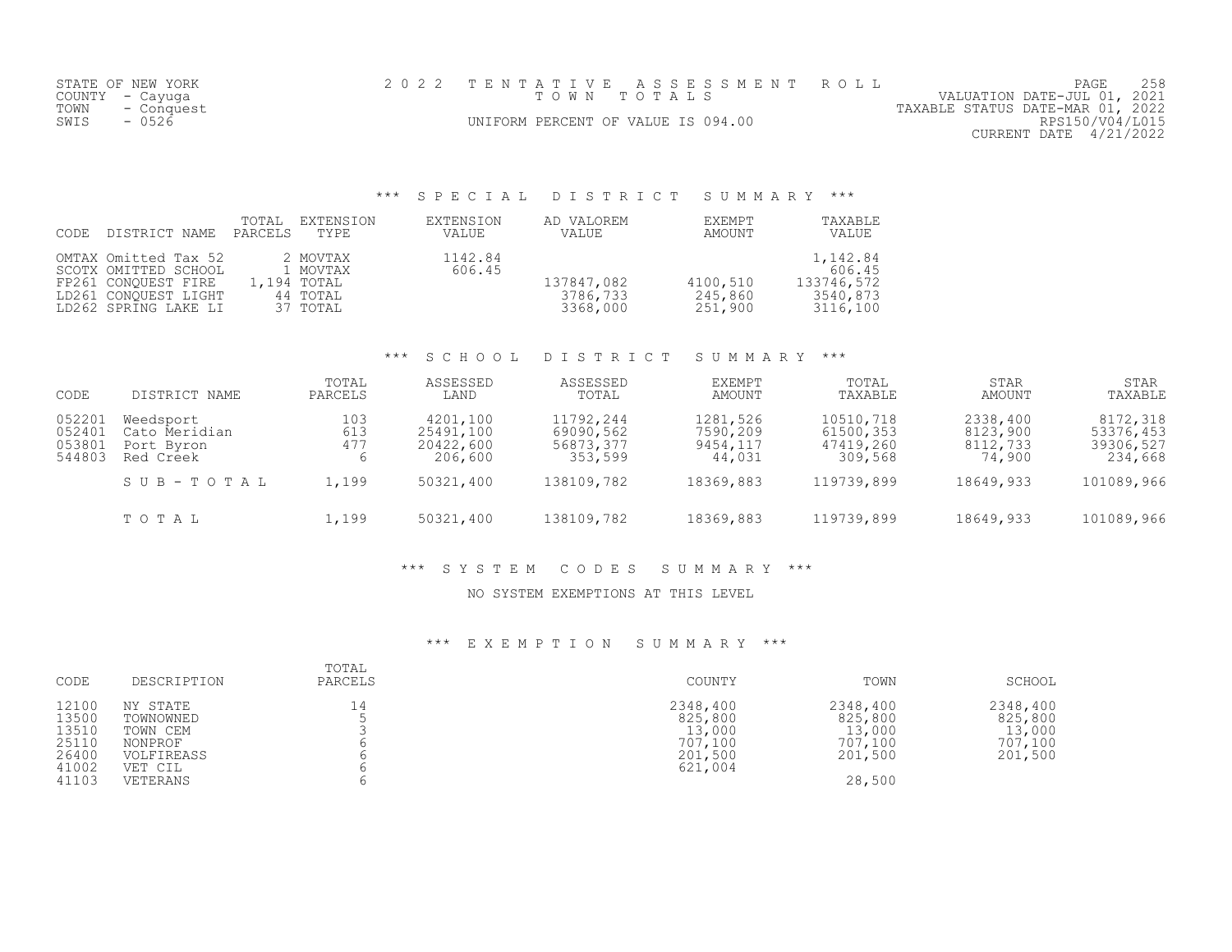STATE OF NEW YORK
COUNTY - Cayuga
TOWN - Conquest
SWIS - 0526

2022 TENTATIVE ASSESSMENT ROLL
TOWN TOTALS
UNIFORM PERCENT OF VALUE IS 094.00

VALUATION DATE-JUL 01, 2021
TAXABLE STATUS DATE-MAR 01, 2022
RPS150/V04/L015
CURRENT DATE 4/21/2022

### *** SPECIAL DISTRICT SUMMARY ***

| CODE | DISTRICT NAME | TOTAL PARCELS | EXTENSION TYPE | EXTENSION VALUE | AD VALOREM VALUE | EXEMPT AMOUNT | TAXABLE VALUE |
|---|---|---|---|---|---|---|---|
| OMTAX | Omitted Tax 52 | 2 | MOVTAX | 1142.84 | | | 1,142.84 |
| SCOTX | OMITTED SCHOOL | 1 | MOVTAX | 606.45 | | | 606.45 |
| FP261 | CONQUEST FIRE | 1,194 | TOTAL | | 137847,082 | 4100,510 | 133746,572 |
| LD261 | CONQUEST LIGHT | 44 | TOTAL | | 3786,733 | 245,860 | 3540,873 |
| LD262 | SPRING LAKE LI | 37 | TOTAL | | 3368,000 | 251,900 | 3116,100 |

### *** SCHOOL DISTRICT SUMMARY ***

| CODE | DISTRICT NAME | TOTAL PARCELS | ASSESSED LAND | ASSESSED TOTAL | EXEMPT AMOUNT | TOTAL TAXABLE | STAR AMOUNT | STAR TAXABLE |
|---|---|---|---|---|---|---|---|---|
| 052201 | Weedsport | 103 | 4201,100 | 11792,244 | 1281,526 | 10510,718 | 2338,400 | 8172,318 |
| 052401 | Cato Meridian | 613 | 25491,100 | 69090,562 | 7590,209 | 61500,353 | 8123,900 | 53376,453 |
| 053801 | Port Byron | 477 | 20422,600 | 56873,377 | 9454,117 | 47419,260 | 8112,733 | 39306,527 |
| 544803 | Red Creek | 6 | 206,600 | 353,599 | 44,031 | 309,568 | 74,900 | 234,668 |
| | SUB-TOTAL | 1,199 | 50321,400 | 138109,782 | 18369,883 | 119739,899 | 18649,933 | 101089,966 |
| | TOTAL | 1,199 | 50321,400 | 138109,782 | 18369,883 | 119739,899 | 18649,933 | 101089,966 |

### *** SYSTEM CODES SUMMARY ***

NO SYSTEM EXEMPTIONS AT THIS LEVEL

### *** EXEMPTION SUMMARY ***

| CODE | DESCRIPTION | TOTAL PARCELS | COUNTY | TOWN | SCHOOL |
|---|---|---|---|---|---|
| 12100 | NY STATE | 14 | 2348,400 | 2348,400 | 2348,400 |
| 13500 | TOWNOWNED | 5 | 825,800 | 825,800 | 825,800 |
| 13510 | TOWN CEM | 3 | 13,000 | 13,000 | 13,000 |
| 25110 | NONPROF | 6 | 707,100 | 707,100 | 707,100 |
| 26400 | VOLFIREASS | 6 | 201,500 | 201,500 | 201,500 |
| 41002 | VET CIL | 6 | 621,004 | | |
| 41103 | VETERANS | 6 | | 28,500 | |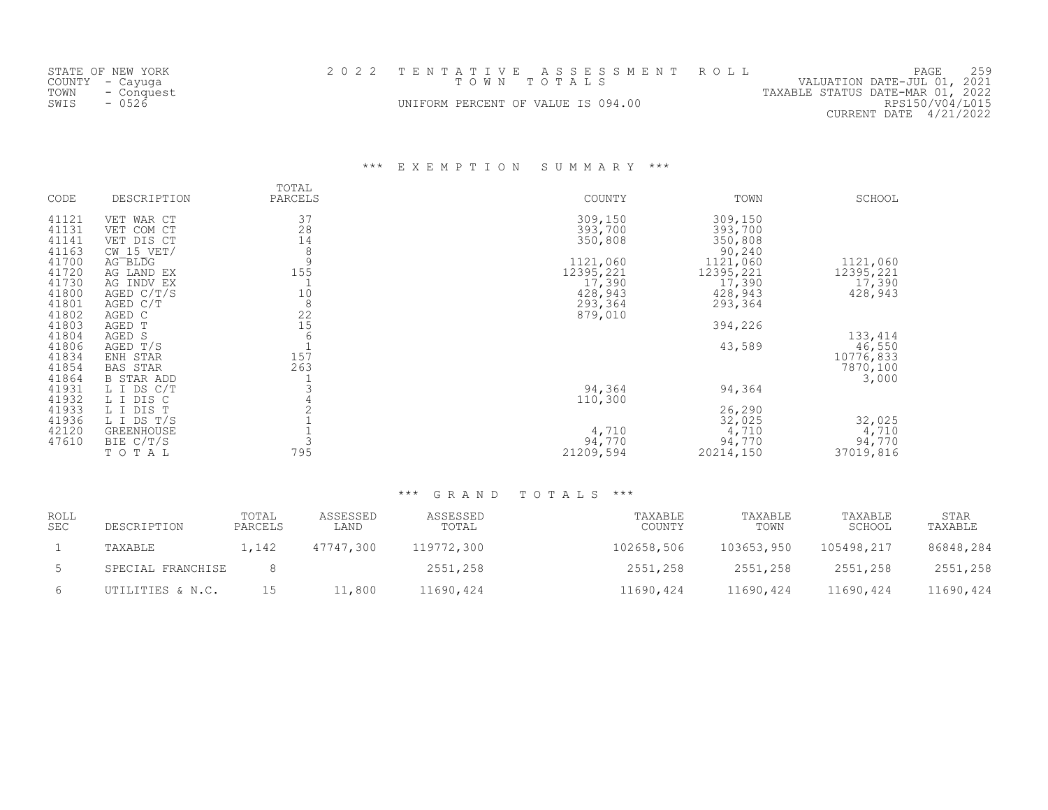STATE OF NEW YORK
COUNTY - Cayuga
TOWN - Conquest
SWIS - 0526

2022 TENTATIVE ASSESSMENT ROLL
TOWN TOTALS
UNIFORM PERCENT OF VALUE IS 094.00

VALUATION DATE-JUL 01, 2021
TAXABLE STATUS DATE-MAR 01, 2022
RPS150/V04/L015
CURRENT DATE 4/21/2022

## *** EXEMPTION SUMMARY ***

| CODE | DESCRIPTION | TOTAL PARCELS | COUNTY | TOWN | SCHOOL |
|---|---|---|---|---|---|
| 41121 | VET WAR CT | 37 | 309,150 | 309,150 | |
| 41131 | VET COM CT | 28 | 393,700 | 393,700 | |
| 41141 | VET DIS CT | 14 | 350,808 | 350,808 | |
| 41163 | CW_15_VET/ | 8 | | 90,240 | |
| 41700 | AG BLDG | 9 | 1121,060 | 1121,060 | 1121,060 |
| 41720 | AG LAND EX | 155 | 12395,221 | 12395,221 | 12395,221 |
| 41730 | AG INDV EX | 1 | 17,390 | 17,390 | 17,390 |
| 41800 | AGED C/T/S | 10 | 428,943 | 428,943 | 428,943 |
| 41801 | AGED C/T | 8 | 293,364 | 293,364 | |
| 41802 | AGED C | 22 | 879,010 | | |
| 41803 | AGED T | 15 | | 394,226 | |
| 41804 | AGED S | 6 | | | 133,414 |
| 41806 | AGED T/S | 1 | | 43,589 | 46,550 |
| 41834 | ENH STAR | 157 | | | 10776,833 |
| 41854 | BAS STAR | 263 | | | 7870,100 |
| 41864 | B STAR ADD | 1 | | | 3,000 |
| 41931 | L I DS C/T | 3 | 94,364 | 94,364 | |
| 41932 | L I DIS C | 4 | 110,300 | | |
| 41933 | L I DIS T | 2 | | 26,290 | |
| 41936 | L I DS T/S | 1 | | 32,025 | 32,025 |
| 42120 | GREENHOUSE | 1 | 4,710 | 4,710 | 4,710 |
| 47610 | BIE C/T/S | 3 | 94,770 | 94,770 | 94,770 |
| | TOTAL | 795 | 21209,594 | 20214,150 | 37019,816 |

## *** GRAND TOTALS ***

| ROLL SEC | DESCRIPTION | TOTAL PARCELS | ASSESSED LAND | ASSESSED TOTAL | TAXABLE COUNTY | TAXABLE TOWN | TAXABLE SCHOOL | STAR TAXABLE |
|---|---|---|---|---|---|---|---|---|
| 1 | TAXABLE | 1,142 | 47747,300 | 119772,300 | 102658,506 | 103653,950 | 105498,217 | 86848,284 |
| 5 | SPECIAL FRANCHISE | 8 | | 2551,258 | 2551,258 | 2551,258 | 2551,258 | 2551,258 |
| 6 | UTILITIES & N.C. | 15 | 11,800 | 11690,424 | 11690,424 | 11690,424 | 11690,424 | 11690,424 |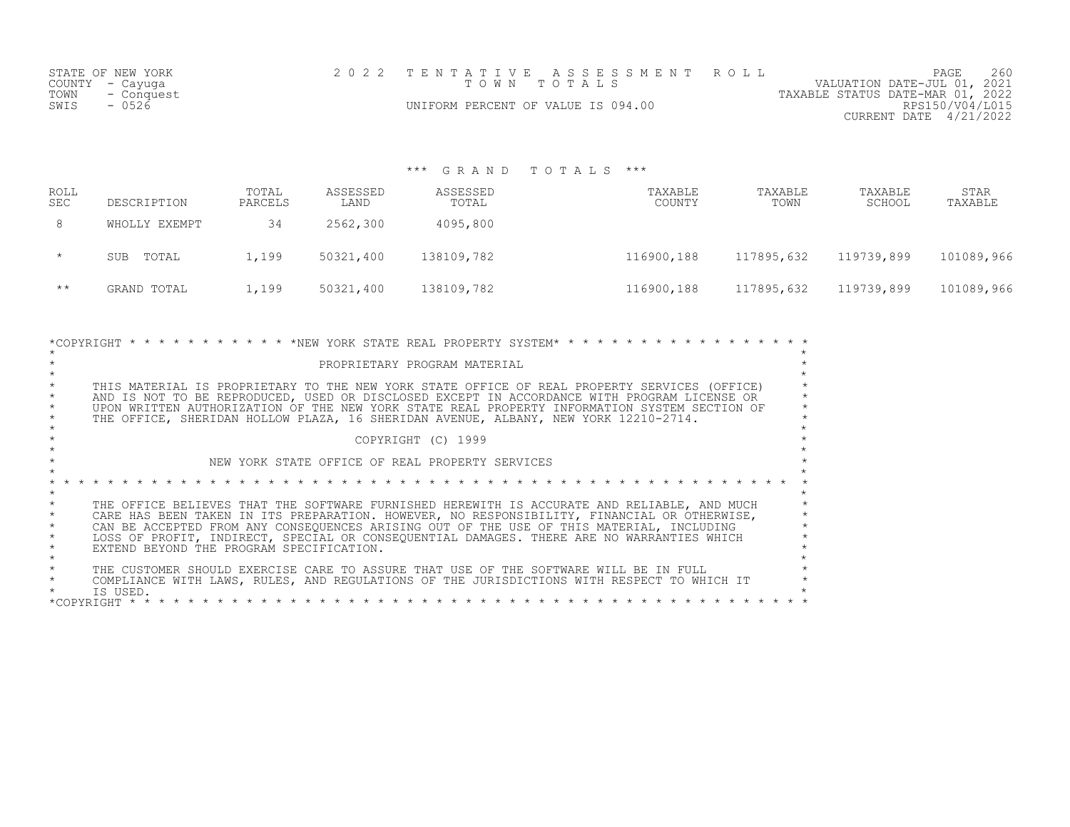STATE OF NEW YORK
COUNTY - Cayuga
TOWN - Conquest
SWIS - 0526

2022 TENTATIVE ASSESSMENT ROLL
TOWN TOTALS
UNIFORM PERCENT OF VALUE IS 094.00

VALUATION DATE-JUL 01, 2021
TAXABLE STATUS DATE-MAR 01, 2022
RPS150/V04/L015
CURRENT DATE 4/21/2022

### *** GRAND TOTALS ***

| ROLL SEC | DESCRIPTION | TOTAL PARCELS | ASSESSED LAND | ASSESSED TOTAL | TAXABLE COUNTY | TAXABLE TOWN | TAXABLE SCHOOL | STAR TAXABLE |
|---|---|---|---|---|---|---|---|---|
| 8 | WHOLLY EXEMPT | 34 | 2562,300 | 4095,800 | | | | |
| * | SUB TOTAL | 1,199 | 50321,400 | 138109,782 | 116900,188 | 117895,632 | 119739,899 | 101089,966 |
| ** | GRAND TOTAL | 1,199 | 50321,400 | 138109,782 | 116900,188 | 117895,632 | 119739,899 | 101089,966 |

*COPYRIGHT * * * * * * * * * * * *NEW YORK STATE REAL PROPERTY SYSTEM* * * * * * * * * * * * * * * * * *

PROPRIETARY PROGRAM MATERIAL

THIS MATERIAL IS PROPRIETARY TO THE NEW YORK STATE OFFICE OF REAL PROPERTY SERVICES (OFFICE) AND IS NOT TO BE REPRODUCED, USED OR DISCLOSED EXCEPT IN ACCORDANCE WITH PROGRAM LICENSE OR UPON WRITTEN AUTHORIZATION OF THE NEW YORK STATE REAL PROPERTY INFORMATION SYSTEM SECTION OF THE OFFICE, SHERIDAN HOLLOW PLAZA, 16 SHERIDAN AVENUE, ALBANY, NEW YORK 12210-2714.

COPYRIGHT (C) 1999

NEW YORK STATE OFFICE OF REAL PROPERTY SERVICES

THE OFFICE BELIEVES THAT THE SOFTWARE FURNISHED HEREWITH IS ACCURATE AND RELIABLE, AND MUCH CARE HAS BEEN TAKEN IN ITS PREPARATION. HOWEVER, NO RESPONSIBILITY, FINANCIAL OR OTHERWISE, CAN BE ACCEPTED FROM ANY CONSEQUENCES ARISING OUT OF THE USE OF THIS MATERIAL, INCLUDING LOSS OF PROFIT, INDIRECT, SPECIAL OR CONSEQUENTIAL DAMAGES. THERE ARE NO WARRANTIES WHICH EXTEND BEYOND THE PROGRAM SPECIFICATION.

THE CUSTOMER SHOULD EXERCISE CARE TO ASSURE THAT USE OF THE SOFTWARE WILL BE IN FULL COMPLIANCE WITH LAWS, RULES, AND REGULATIONS OF THE JURISDICTIONS WITH RESPECT TO WHICH IT IS USED.

*COPYRIGHT * * * * * * * * * * * * * * * * * * * * * * * * * * * * * * * * * * * * * * * * * * * * * *